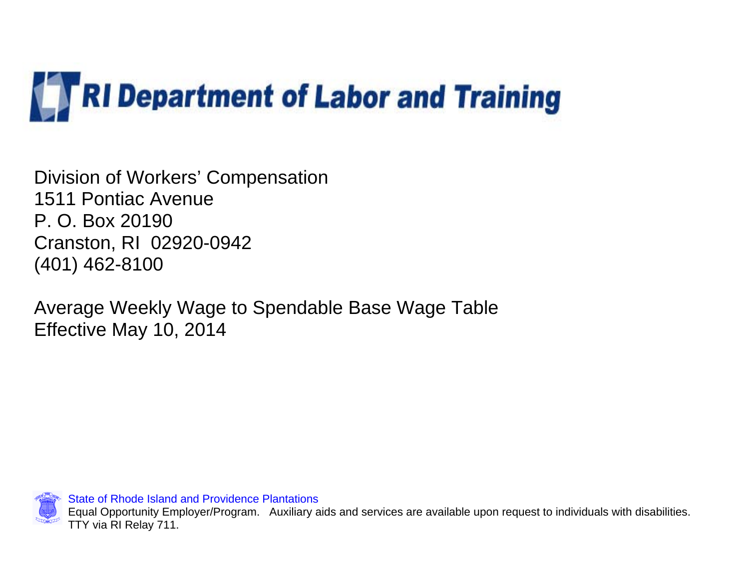# RI Department of Labor and Training

Division of Workers' Compensation
1511 Pontiac Avenue
P. O. Box 20190
Cranston, RI 02920-0942
(401) 462-8100

## Average Weekly Wage to Spendable Base Wage Table
## Effective May 10, 2014

State of Rhode Island and Providence Plantations
Equal Opportunity Employer/Program. Auxiliary aids and services are available upon request to individuals with disabilities.
TTY via RI Relay 711.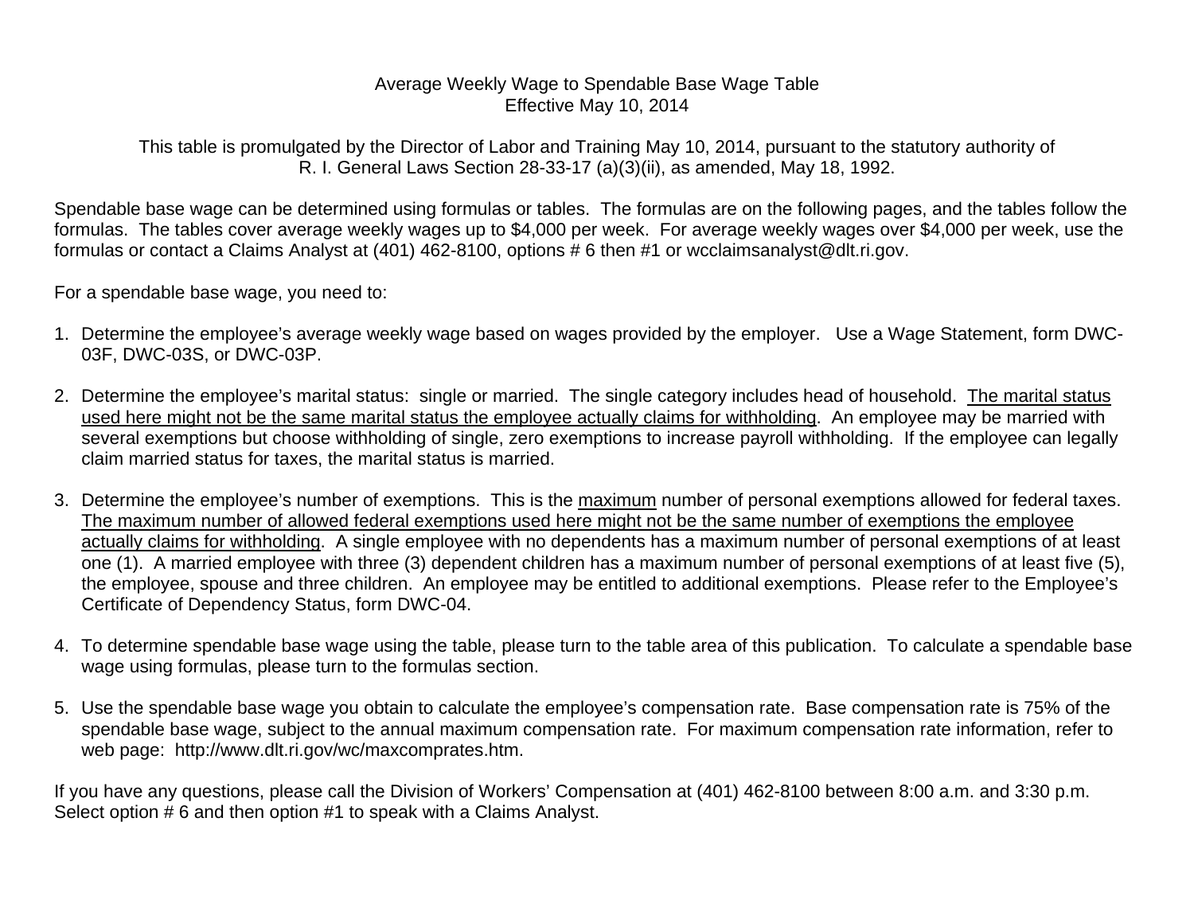# Average Weekly Wage to Spendable Base Wage Table
## Effective May 10, 2014

This table is promulgated by the Director of Labor and Training May 10, 2014, pursuant to the statutory authority of R. I. General Laws Section 28-33-17 (a)(3)(ii), as amended, May 18, 1992.

Spendable base wage can be determined using formulas or tables. The formulas are on the following pages, and the tables follow the formulas. The tables cover average weekly wages up to $4,000 per week. For average weekly wages over $4,000 per week, use the formulas or contact a Claims Analyst at (401) 462-8100, options # 6 then #1 or wcclaimsanalyst@dlt.ri.gov.

For a spendable base wage, you need to:

1. Determine the employee's average weekly wage based on wages provided by the employer. Use a Wage Statement, form DWC-03F, DWC-03S, or DWC-03P.

2. Determine the employee's marital status: single or married. The single category includes head of household. <u>The marital status used here might not be the same marital status the employee actually claims for withholding</u>. An employee may be married with several exemptions but choose withholding of single, zero exemptions to increase payroll withholding. If the employee can legally claim married status for taxes, the marital status is married.

3. Determine the employee's number of exemptions. This is the <u>maximum</u> number of personal exemptions allowed for federal taxes. <u>The maximum number of allowed federal exemptions used here might not be the same number of exemptions the employee actually claims for withholding</u>. A single employee with no dependents has a maximum number of personal exemptions of at least one (1). A married employee with three (3) dependent children has a maximum number of personal exemptions of at least five (5), the employee, spouse and three children. An employee may be entitled to additional exemptions. Please refer to the Employee's Certificate of Dependency Status, form DWC-04.

4. To determine spendable base wage using the table, please turn to the table area of this publication. To calculate a spendable base wage using formulas, please turn to the formulas section.

5. Use the spendable base wage you obtain to calculate the employee's compensation rate. Base compensation rate is 75% of the spendable base wage, subject to the annual maximum compensation rate. For maximum compensation rate information, refer to web page: http://www.dlt.ri.gov/wc/maxcomprates.htm.

If you have any questions, please call the Division of Workers' Compensation at (401) 462-8100 between 8:00 a.m. and 3:30 p.m. Select option # 6 and then option #1 to speak with a Claims Analyst.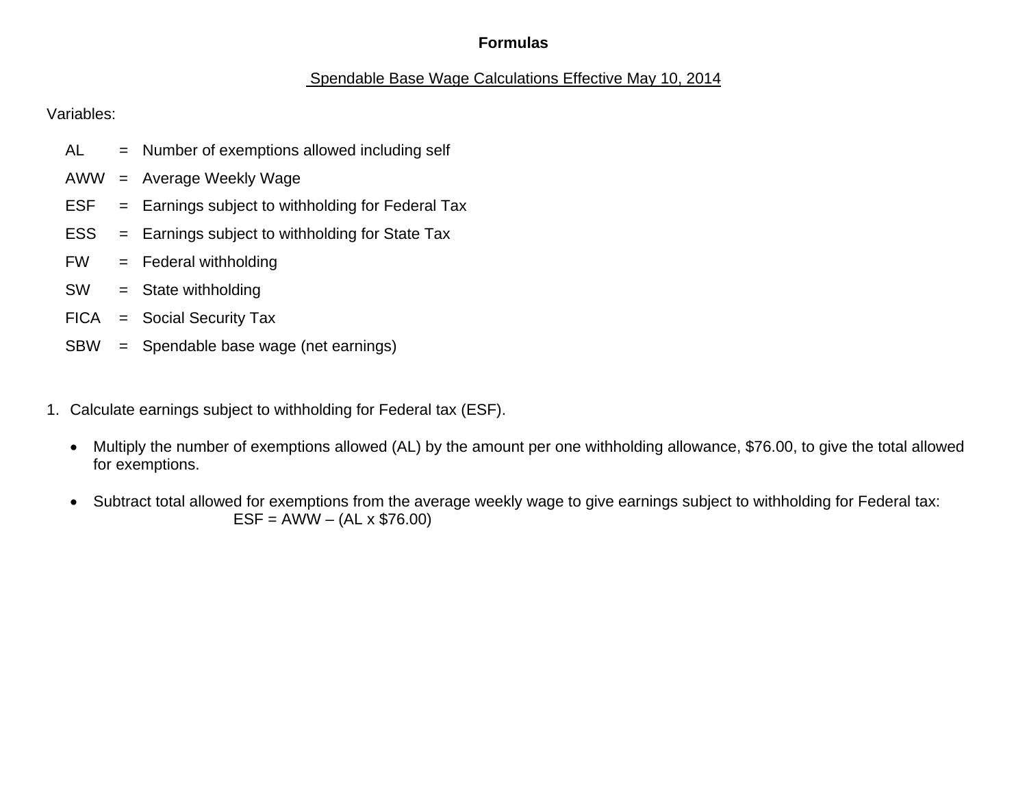**Formulas**

Spendable Base Wage Calculations Effective May 10, 2014

Variables:

| | | |
|---|---|---|
| AL | = | Number of exemptions allowed including self |
| AWW | = | Average Weekly Wage |
| ESF | = | Earnings subject to withholding for Federal Tax |
| ESS | = | Earnings subject to withholding for State Tax |
| FW | = | Federal withholding |
| SW | = | State withholding |
| FICA | = | Social Security Tax |
| SBW | = | Spendable base wage (net earnings) |

1. Calculate earnings subject to withholding for Federal tax (ESF).

   - Multiply the number of exemptions allowed (AL) by the amount per one withholding allowance, $76.00, to give the total allowed for exemptions.

   - Subtract total allowed for exemptions from the average weekly wage to give earnings subject to withholding for Federal tax:

     ESF = AWW – (AL x $76.00)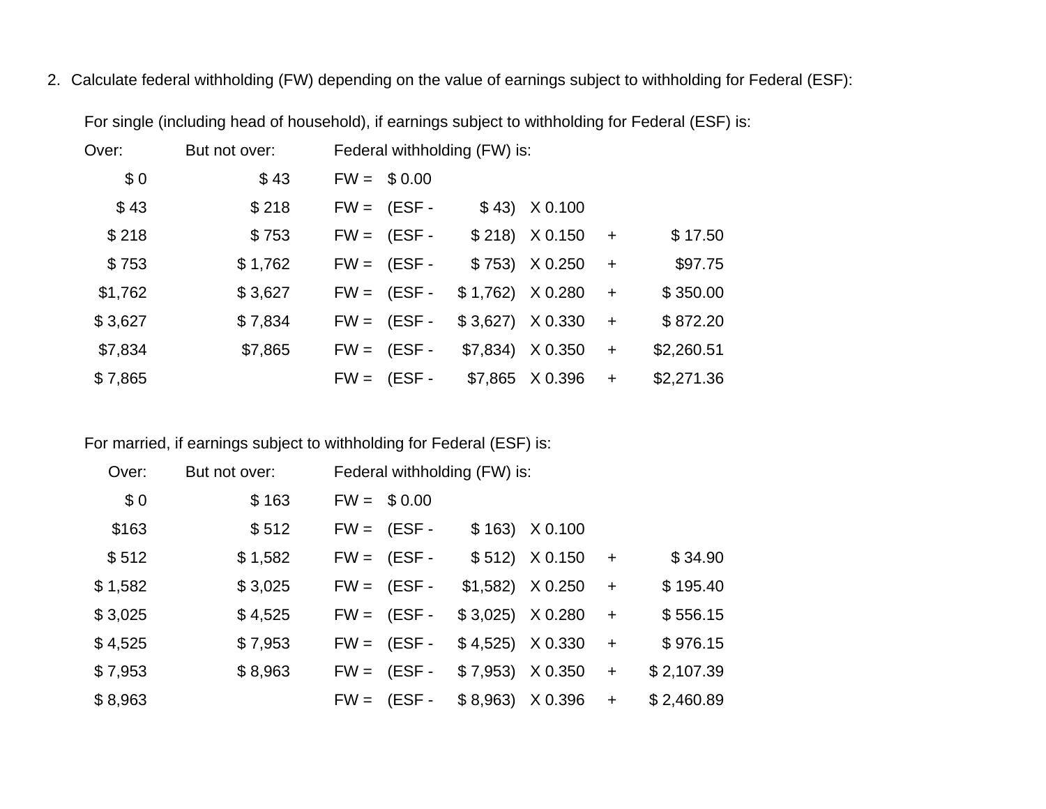2. Calculate federal withholding (FW) depending on the value of earnings subject to withholding for Federal (ESF):

For single (including head of household), if earnings subject to withholding for Federal (ESF) is:

| Over: | But not over: | Federal withholding (FW) is: | | | | | |
|---|---|---|---|---|---|---|---|
| $ 0 | $ 43 | FW = | $ 0.00 | | | | |
| $ 43 | $ 218 | FW = | (ESF - | $ 43) | X 0.100 | | |
| $ 218 | $ 753 | FW = | (ESF - | $ 218) | X 0.150 | + | $ 17.50 |
| $ 753 | $ 1,762 | FW = | (ESF - | $ 753) | X 0.250 | + | $97.75 |
| $1,762 | $ 3,627 | FW = | (ESF - | $ 1,762) | X 0.280 | + | $ 350.00 |
| $ 3,627 | $ 7,834 | FW = | (ESF - | $ 3,627) | X 0.330 | + | $ 872.20 |
| $7,834 | $7,865 | FW = | (ESF - | $7,834) | X 0.350 | + | $2,260.51 |
| $ 7,865 | | FW = | (ESF - | $7,865 | X 0.396 | + | $2,271.36 |

For married, if earnings subject to withholding for Federal (ESF) is:

| Over: | But not over: | Federal withholding (FW) is: | | | | | |
|---|---|---|---|---|---|---|---|
| $ 0 | $ 163 | FW = | $ 0.00 | | | | |
| $163 | $ 512 | FW = | (ESF - | $ 163) | X 0.100 | | |
| $ 512 | $ 1,582 | FW = | (ESF - | $ 512) | X 0.150 | + | $ 34.90 |
| $ 1,582 | $ 3,025 | FW = | (ESF - | $1,582) | X 0.250 | + | $ 195.40 |
| $ 3,025 | $ 4,525 | FW = | (ESF - | $ 3,025) | X 0.280 | + | $ 556.15 |
| $ 4,525 | $ 7,953 | FW = | (ESF - | $ 4,525) | X 0.330 | + | $ 976.15 |
| $ 7,953 | $ 8,963 | FW = | (ESF - | $ 7,953) | X 0.350 | + | $ 2,107.39 |
| $ 8,963 | | FW = | (ESF - | $ 8,963) | X 0.396 | + | $ 2,460.89 |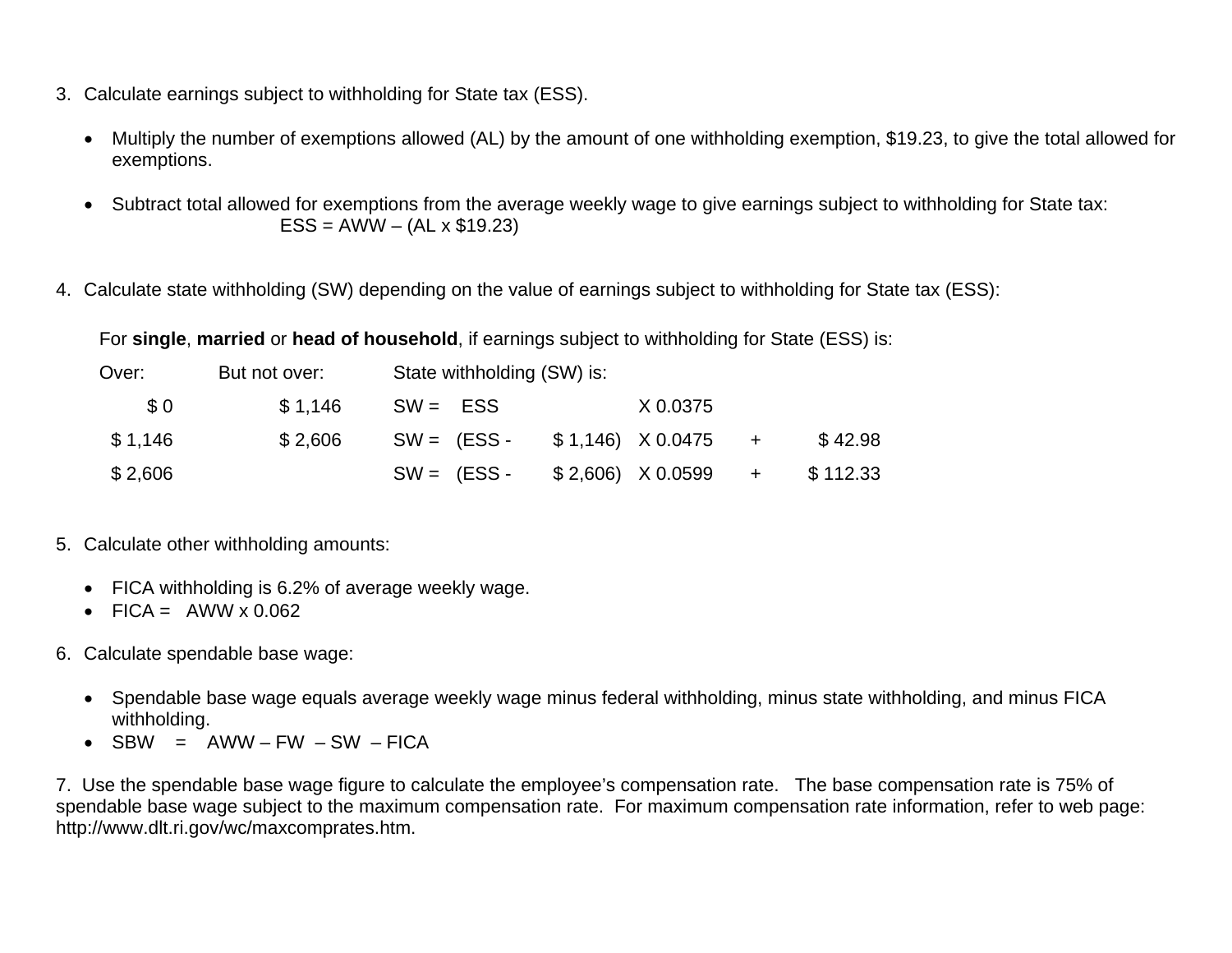3. Calculate earnings subject to withholding for State tax (ESS).

   - Multiply the number of exemptions allowed (AL) by the amount of one withholding exemption, $19.23, to give the total allowed for exemptions.

   - Subtract total allowed for exemptions from the average weekly wage to give earnings subject to withholding for State tax:
     ESS = AWW – (AL x $19.23)

4. Calculate state withholding (SW) depending on the value of earnings subject to withholding for State tax (ESS):

   For **single**, **married** or **head of household**, if earnings subject to withholding for State (ESS) is:

| Over: | But not over: | State withholding (SW) is: | | | | | |
|---|---|---|---|---|---|---|---|
| $ 0 | $ 1,146 | SW = | ESS | | X 0.0375 | | |
| $ 1,146 | $ 2,606 | SW = | (ESS - | $ 1,146) | X 0.0475 | + | $ 42.98 |
| $ 2,606 | | SW = | (ESS - | $ 2,606) | X 0.0599 | + | $ 112.33 |

5. Calculate other withholding amounts:

   - FICA withholding is 6.2% of average weekly wage.
   - FICA = AWW x 0.062

6. Calculate spendable base wage:

   - Spendable base wage equals average weekly wage minus federal withholding, minus state withholding, and minus FICA withholding.
   - SBW = AWW – FW – SW – FICA

7. Use the spendable base wage figure to calculate the employee's compensation rate. The base compensation rate is 75% of spendable base wage subject to the maximum compensation rate. For maximum compensation rate information, refer to web page: http://www.dlt.ri.gov/wc/maxcomprates.htm.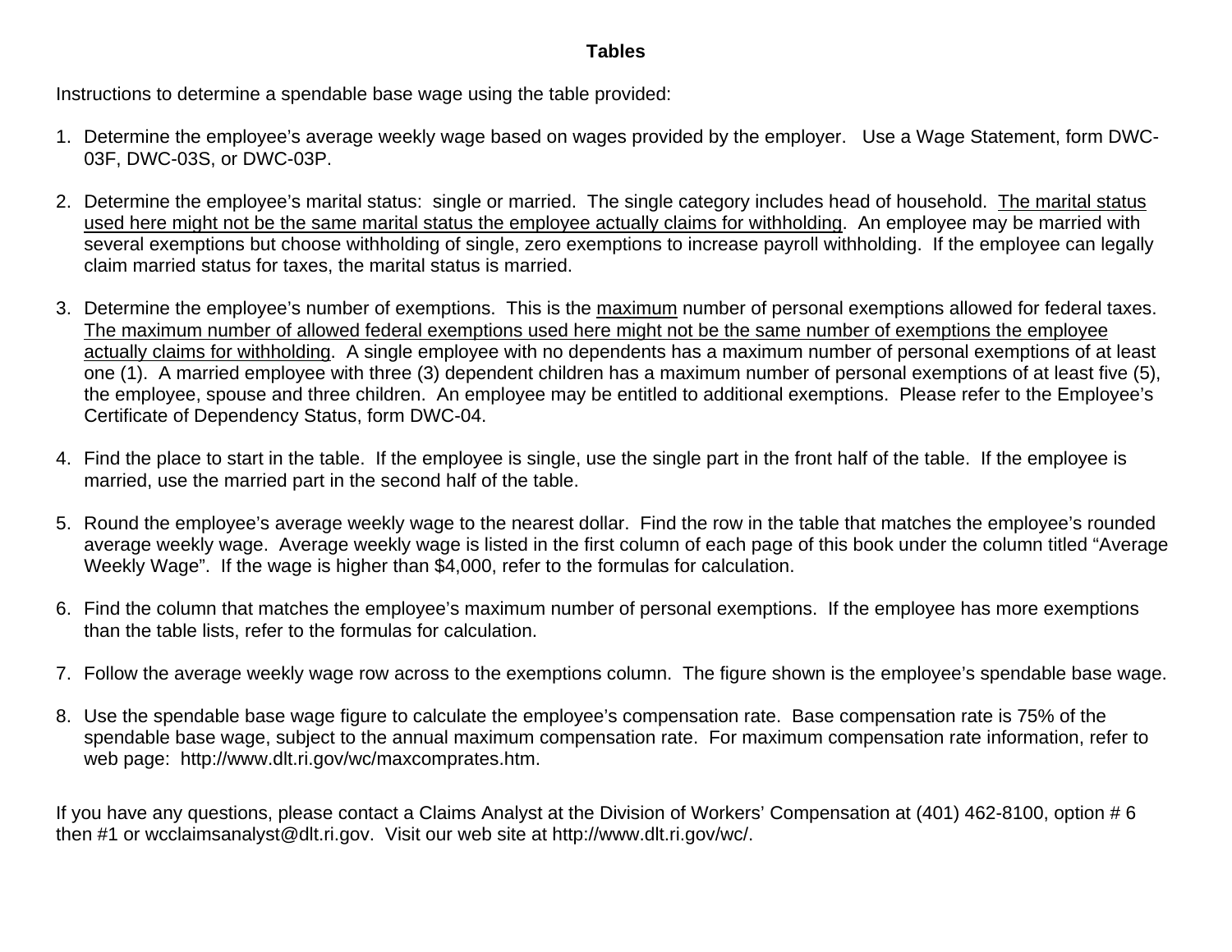# Tables

Instructions to determine a spendable base wage using the table provided:

1. Determine the employee's average weekly wage based on wages provided by the employer. Use a Wage Statement, form DWC-03F, DWC-03S, or DWC-03P.

2. Determine the employee's marital status: single or married. The single category includes head of household. <u>The marital status used here might not be the same marital status the employee actually claims for withholding</u>. An employee may be married with several exemptions but choose withholding of single, zero exemptions to increase payroll withholding. If the employee can legally claim married status for taxes, the marital status is married.

3. Determine the employee's number of exemptions. This is the <u>maximum</u> number of personal exemptions allowed for federal taxes. <u>The maximum number of allowed federal exemptions used here might not be the same number of exemptions the employee actually claims for withholding</u>. A single employee with no dependents has a maximum number of personal exemptions of at least one (1). A married employee with three (3) dependent children has a maximum number of personal exemptions of at least five (5), the employee, spouse and three children. An employee may be entitled to additional exemptions. Please refer to the Employee's Certificate of Dependency Status, form DWC-04.

4. Find the place to start in the table. If the employee is single, use the single part in the front half of the table. If the employee is married, use the married part in the second half of the table.

5. Round the employee's average weekly wage to the nearest dollar. Find the row in the table that matches the employee's rounded average weekly wage. Average weekly wage is listed in the first column of each page of this book under the column titled "Average Weekly Wage". If the wage is higher than $4,000, refer to the formulas for calculation.

6. Find the column that matches the employee's maximum number of personal exemptions. If the employee has more exemptions than the table lists, refer to the formulas for calculation.

7. Follow the average weekly wage row across to the exemptions column. The figure shown is the employee's spendable base wage.

8. Use the spendable base wage figure to calculate the employee's compensation rate. Base compensation rate is 75% of the spendable base wage, subject to the annual maximum compensation rate. For maximum compensation rate information, refer to web page: http://www.dlt.ri.gov/wc/maxcomprates.htm.

If you have any questions, please contact a Claims Analyst at the Division of Workers' Compensation at (401) 462-8100, option # 6 then #1 or wcclaimsanalyst@dlt.ri.gov. Visit our web site at http://www.dlt.ri.gov/wc/.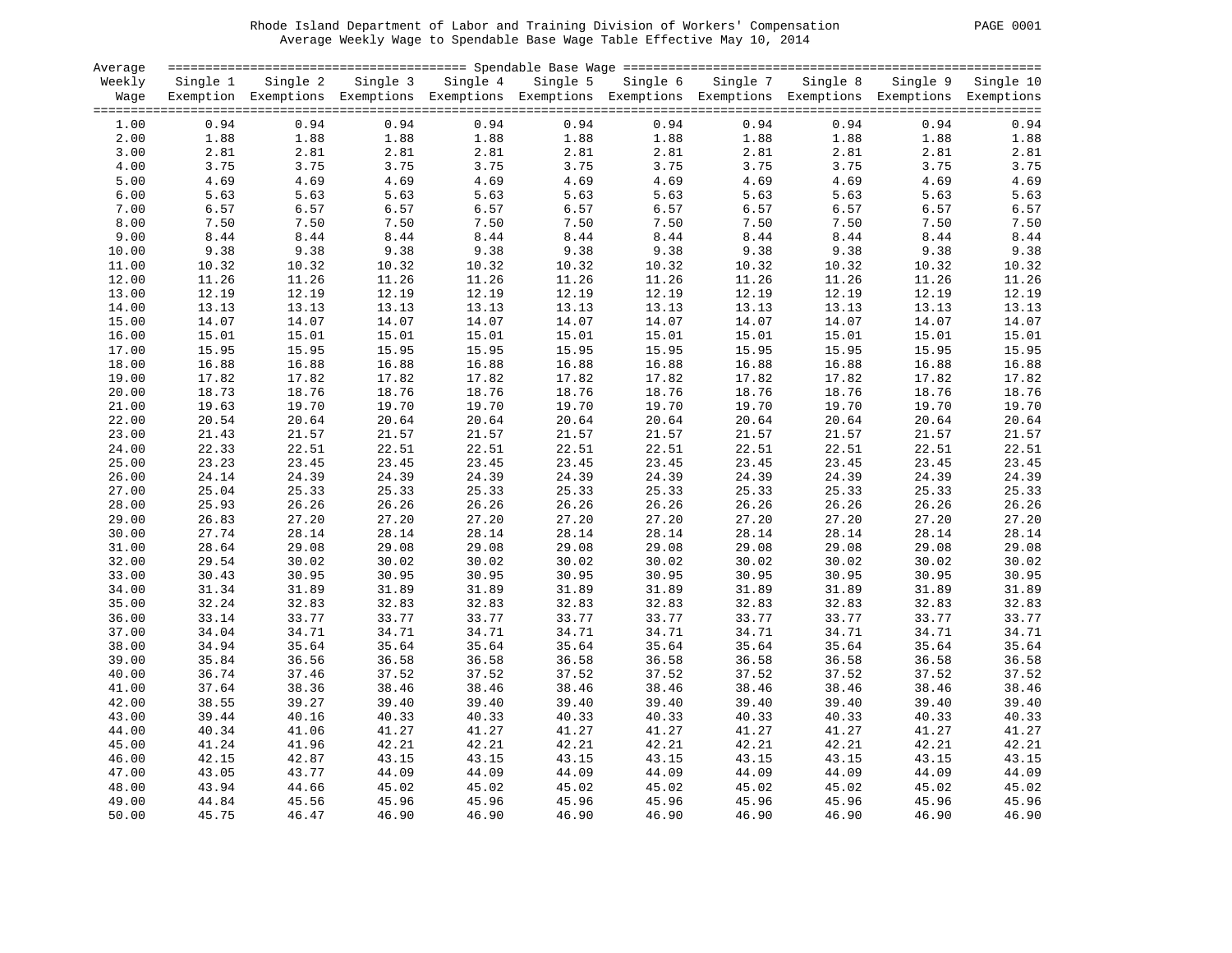Rhode Island Department of Labor and Training Division of Workers' Compensation
Average Weekly Wage to Spendable Base Wage Table Effective May 10, 2014

| Average Weekly Wage | Spendable Base Wage | | | | | | | | | |
|---|---|---|---|---|---|---|---|---|---|---|
| | Single 1 Exemption | Single 2 Exemptions | Single 3 Exemptions | Single 4 Exemptions | Single 5 Exemptions | Single 6 Exemptions | Single 7 Exemptions | Single 8 Exemptions | Single 9 Exemptions | Single 10 Exemptions |
| 1.00 | 0.94 | 0.94 | 0.94 | 0.94 | 0.94 | 0.94 | 0.94 | 0.94 | 0.94 | 0.94 |
| 2.00 | 1.88 | 1.88 | 1.88 | 1.88 | 1.88 | 1.88 | 1.88 | 1.88 | 1.88 | 1.88 |
| 3.00 | 2.81 | 2.81 | 2.81 | 2.81 | 2.81 | 2.81 | 2.81 | 2.81 | 2.81 | 2.81 |
| 4.00 | 3.75 | 3.75 | 3.75 | 3.75 | 3.75 | 3.75 | 3.75 | 3.75 | 3.75 | 3.75 |
| 5.00 | 4.69 | 4.69 | 4.69 | 4.69 | 4.69 | 4.69 | 4.69 | 4.69 | 4.69 | 4.69 |
| 6.00 | 5.63 | 5.63 | 5.63 | 5.63 | 5.63 | 5.63 | 5.63 | 5.63 | 5.63 | 5.63 |
| 7.00 | 6.57 | 6.57 | 6.57 | 6.57 | 6.57 | 6.57 | 6.57 | 6.57 | 6.57 | 6.57 |
| 8.00 | 7.50 | 7.50 | 7.50 | 7.50 | 7.50 | 7.50 | 7.50 | 7.50 | 7.50 | 7.50 |
| 9.00 | 8.44 | 8.44 | 8.44 | 8.44 | 8.44 | 8.44 | 8.44 | 8.44 | 8.44 | 8.44 |
| 10.00 | 9.38 | 9.38 | 9.38 | 9.38 | 9.38 | 9.38 | 9.38 | 9.38 | 9.38 | 9.38 |
| 11.00 | 10.32 | 10.32 | 10.32 | 10.32 | 10.32 | 10.32 | 10.32 | 10.32 | 10.32 | 10.32 |
| 12.00 | 11.26 | 11.26 | 11.26 | 11.26 | 11.26 | 11.26 | 11.26 | 11.26 | 11.26 | 11.26 |
| 13.00 | 12.19 | 12.19 | 12.19 | 12.19 | 12.19 | 12.19 | 12.19 | 12.19 | 12.19 | 12.19 |
| 14.00 | 13.13 | 13.13 | 13.13 | 13.13 | 13.13 | 13.13 | 13.13 | 13.13 | 13.13 | 13.13 |
| 15.00 | 14.07 | 14.07 | 14.07 | 14.07 | 14.07 | 14.07 | 14.07 | 14.07 | 14.07 | 14.07 |
| 16.00 | 15.01 | 15.01 | 15.01 | 15.01 | 15.01 | 15.01 | 15.01 | 15.01 | 15.01 | 15.01 |
| 17.00 | 15.95 | 15.95 | 15.95 | 15.95 | 15.95 | 15.95 | 15.95 | 15.95 | 15.95 | 15.95 |
| 18.00 | 16.88 | 16.88 | 16.88 | 16.88 | 16.88 | 16.88 | 16.88 | 16.88 | 16.88 | 16.88 |
| 19.00 | 17.82 | 17.82 | 17.82 | 17.82 | 17.82 | 17.82 | 17.82 | 17.82 | 17.82 | 17.82 |
| 20.00 | 18.73 | 18.76 | 18.76 | 18.76 | 18.76 | 18.76 | 18.76 | 18.76 | 18.76 | 18.76 |
| 21.00 | 19.63 | 19.70 | 19.70 | 19.70 | 19.70 | 19.70 | 19.70 | 19.70 | 19.70 | 19.70 |
| 22.00 | 20.54 | 20.64 | 20.64 | 20.64 | 20.64 | 20.64 | 20.64 | 20.64 | 20.64 | 20.64 |
| 23.00 | 21.43 | 21.57 | 21.57 | 21.57 | 21.57 | 21.57 | 21.57 | 21.57 | 21.57 | 21.57 |
| 24.00 | 22.33 | 22.51 | 22.51 | 22.51 | 22.51 | 22.51 | 22.51 | 22.51 | 22.51 | 22.51 |
| 25.00 | 23.23 | 23.45 | 23.45 | 23.45 | 23.45 | 23.45 | 23.45 | 23.45 | 23.45 | 23.45 |
| 26.00 | 24.14 | 24.39 | 24.39 | 24.39 | 24.39 | 24.39 | 24.39 | 24.39 | 24.39 | 24.39 |
| 27.00 | 25.04 | 25.33 | 25.33 | 25.33 | 25.33 | 25.33 | 25.33 | 25.33 | 25.33 | 25.33 |
| 28.00 | 25.93 | 26.26 | 26.26 | 26.26 | 26.26 | 26.26 | 26.26 | 26.26 | 26.26 | 26.26 |
| 29.00 | 26.83 | 27.20 | 27.20 | 27.20 | 27.20 | 27.20 | 27.20 | 27.20 | 27.20 | 27.20 |
| 30.00 | 27.74 | 28.14 | 28.14 | 28.14 | 28.14 | 28.14 | 28.14 | 28.14 | 28.14 | 28.14 |
| 31.00 | 28.64 | 29.08 | 29.08 | 29.08 | 29.08 | 29.08 | 29.08 | 29.08 | 29.08 | 29.08 |
| 32.00 | 29.54 | 30.02 | 30.02 | 30.02 | 30.02 | 30.02 | 30.02 | 30.02 | 30.02 | 30.02 |
| 33.00 | 30.43 | 30.95 | 30.95 | 30.95 | 30.95 | 30.95 | 30.95 | 30.95 | 30.95 | 30.95 |
| 34.00 | 31.34 | 31.89 | 31.89 | 31.89 | 31.89 | 31.89 | 31.89 | 31.89 | 31.89 | 31.89 |
| 35.00 | 32.24 | 32.83 | 32.83 | 32.83 | 32.83 | 32.83 | 32.83 | 32.83 | 32.83 | 32.83 |
| 36.00 | 33.14 | 33.77 | 33.77 | 33.77 | 33.77 | 33.77 | 33.77 | 33.77 | 33.77 | 33.77 |
| 37.00 | 34.04 | 34.71 | 34.71 | 34.71 | 34.71 | 34.71 | 34.71 | 34.71 | 34.71 | 34.71 |
| 38.00 | 34.94 | 35.64 | 35.64 | 35.64 | 35.64 | 35.64 | 35.64 | 35.64 | 35.64 | 35.64 |
| 39.00 | 35.84 | 36.56 | 36.58 | 36.58 | 36.58 | 36.58 | 36.58 | 36.58 | 36.58 | 36.58 |
| 40.00 | 36.74 | 37.46 | 37.52 | 37.52 | 37.52 | 37.52 | 37.52 | 37.52 | 37.52 | 37.52 |
| 41.00 | 37.64 | 38.36 | 38.46 | 38.46 | 38.46 | 38.46 | 38.46 | 38.46 | 38.46 | 38.46 |
| 42.00 | 38.55 | 39.27 | 39.40 | 39.40 | 39.40 | 39.40 | 39.40 | 39.40 | 39.40 | 39.40 |
| 43.00 | 39.44 | 40.16 | 40.33 | 40.33 | 40.33 | 40.33 | 40.33 | 40.33 | 40.33 | 40.33 |
| 44.00 | 40.34 | 41.06 | 41.27 | 41.27 | 41.27 | 41.27 | 41.27 | 41.27 | 41.27 | 41.27 |
| 45.00 | 41.24 | 41.96 | 42.21 | 42.21 | 42.21 | 42.21 | 42.21 | 42.21 | 42.21 | 42.21 |
| 46.00 | 42.15 | 42.87 | 43.15 | 43.15 | 43.15 | 43.15 | 43.15 | 43.15 | 43.15 | 43.15 |
| 47.00 | 43.05 | 43.77 | 44.09 | 44.09 | 44.09 | 44.09 | 44.09 | 44.09 | 44.09 | 44.09 |
| 48.00 | 43.94 | 44.66 | 45.02 | 45.02 | 45.02 | 45.02 | 45.02 | 45.02 | 45.02 | 45.02 |
| 49.00 | 44.84 | 45.56 | 45.96 | 45.96 | 45.96 | 45.96 | 45.96 | 45.96 | 45.96 | 45.96 |
| 50.00 | 45.75 | 46.47 | 46.90 | 46.90 | 46.90 | 46.90 | 46.90 | 46.90 | 46.90 | 46.90 |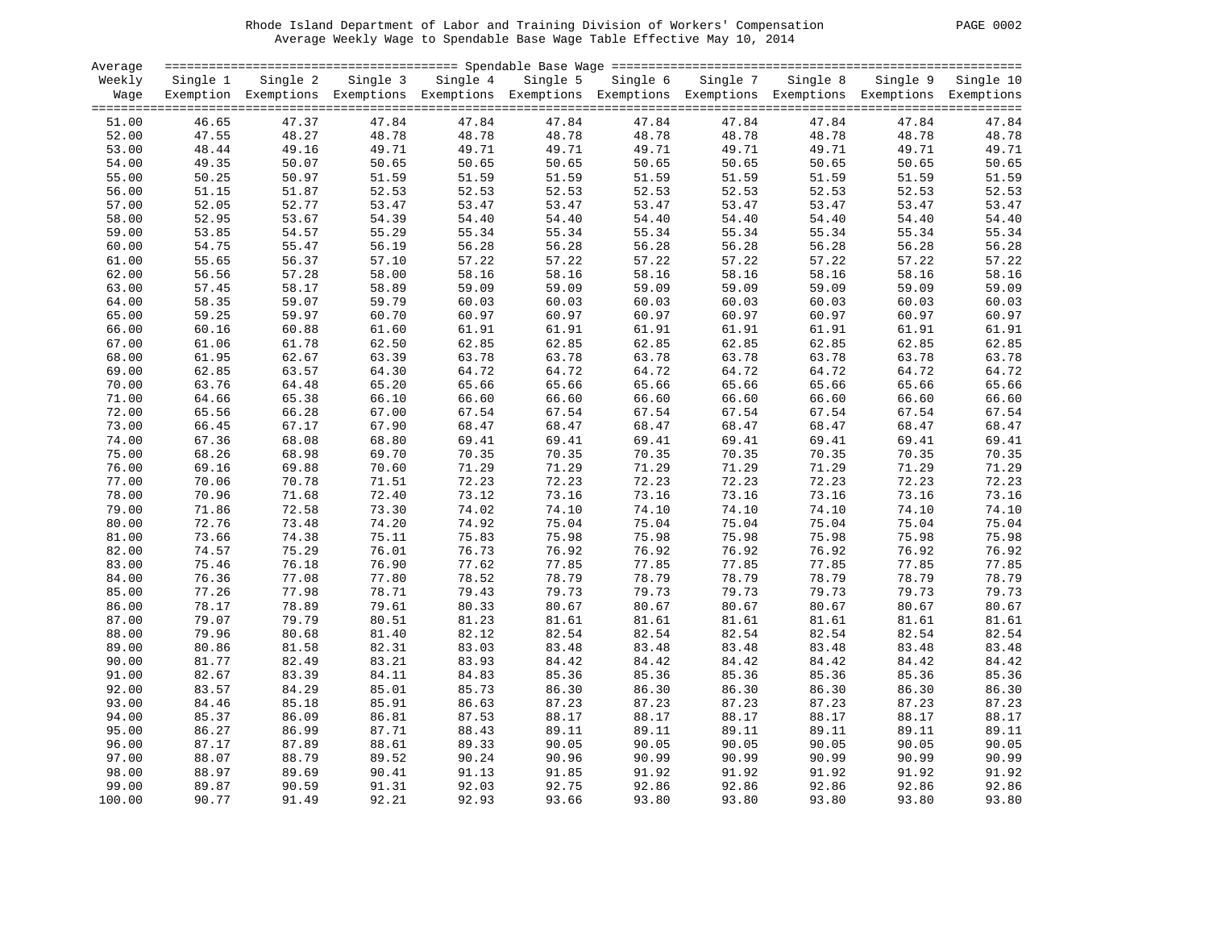Rhode Island Department of Labor and Training Division of Workers' Compensation

Average Weekly Wage to Spendable Base Wage Table Effective May 10, 2014

| Average Weekly Wage | Single 1 Exemption | Single 2 Exemptions | Single 3 Exemptions | Single 4 Exemptions | Single 5 Exemptions | Single 6 Exemptions | Single 7 Exemptions | Single 8 Exemptions | Single 9 Exemptions | Single 10 Exemptions |
|---|---|---|---|---|---|---|---|---|---|---|
| 51.00 | 46.65 | 47.37 | 47.84 | 47.84 | 47.84 | 47.84 | 47.84 | 47.84 | 47.84 | 47.84 |
| 52.00 | 47.55 | 48.27 | 48.78 | 48.78 | 48.78 | 48.78 | 48.78 | 48.78 | 48.78 | 48.78 |
| 53.00 | 48.44 | 49.16 | 49.71 | 49.71 | 49.71 | 49.71 | 49.71 | 49.71 | 49.71 | 49.71 |
| 54.00 | 49.35 | 50.07 | 50.65 | 50.65 | 50.65 | 50.65 | 50.65 | 50.65 | 50.65 | 50.65 |
| 55.00 | 50.25 | 50.97 | 51.59 | 51.59 | 51.59 | 51.59 | 51.59 | 51.59 | 51.59 | 51.59 |
| 56.00 | 51.15 | 51.87 | 52.53 | 52.53 | 52.53 | 52.53 | 52.53 | 52.53 | 52.53 | 52.53 |
| 57.00 | 52.05 | 52.77 | 53.47 | 53.47 | 53.47 | 53.47 | 53.47 | 53.47 | 53.47 | 53.47 |
| 58.00 | 52.95 | 53.67 | 54.39 | 54.40 | 54.40 | 54.40 | 54.40 | 54.40 | 54.40 | 54.40 |
| 59.00 | 53.85 | 54.57 | 55.29 | 55.34 | 55.34 | 55.34 | 55.34 | 55.34 | 55.34 | 55.34 |
| 60.00 | 54.75 | 55.47 | 56.19 | 56.28 | 56.28 | 56.28 | 56.28 | 56.28 | 56.28 | 56.28 |
| 61.00 | 55.65 | 56.37 | 57.10 | 57.22 | 57.22 | 57.22 | 57.22 | 57.22 | 57.22 | 57.22 |
| 62.00 | 56.56 | 57.28 | 58.00 | 58.16 | 58.16 | 58.16 | 58.16 | 58.16 | 58.16 | 58.16 |
| 63.00 | 57.45 | 58.17 | 58.89 | 59.09 | 59.09 | 59.09 | 59.09 | 59.09 | 59.09 | 59.09 |
| 64.00 | 58.35 | 59.07 | 59.79 | 60.03 | 60.03 | 60.03 | 60.03 | 60.03 | 60.03 | 60.03 |
| 65.00 | 59.25 | 59.97 | 60.70 | 60.97 | 60.97 | 60.97 | 60.97 | 60.97 | 60.97 | 60.97 |
| 66.00 | 60.16 | 60.88 | 61.60 | 61.91 | 61.91 | 61.91 | 61.91 | 61.91 | 61.91 | 61.91 |
| 67.00 | 61.06 | 61.78 | 62.50 | 62.85 | 62.85 | 62.85 | 62.85 | 62.85 | 62.85 | 62.85 |
| 68.00 | 61.95 | 62.67 | 63.39 | 63.78 | 63.78 | 63.78 | 63.78 | 63.78 | 63.78 | 63.78 |
| 69.00 | 62.85 | 63.57 | 64.30 | 64.72 | 64.72 | 64.72 | 64.72 | 64.72 | 64.72 | 64.72 |
| 70.00 | 63.76 | 64.48 | 65.20 | 65.66 | 65.66 | 65.66 | 65.66 | 65.66 | 65.66 | 65.66 |
| 71.00 | 64.66 | 65.38 | 66.10 | 66.60 | 66.60 | 66.60 | 66.60 | 66.60 | 66.60 | 66.60 |
| 72.00 | 65.56 | 66.28 | 67.00 | 67.54 | 67.54 | 67.54 | 67.54 | 67.54 | 67.54 | 67.54 |
| 73.00 | 66.45 | 67.17 | 67.90 | 68.47 | 68.47 | 68.47 | 68.47 | 68.47 | 68.47 | 68.47 |
| 74.00 | 67.36 | 68.08 | 68.80 | 69.41 | 69.41 | 69.41 | 69.41 | 69.41 | 69.41 | 69.41 |
| 75.00 | 68.26 | 68.98 | 69.70 | 70.35 | 70.35 | 70.35 | 70.35 | 70.35 | 70.35 | 70.35 |
| 76.00 | 69.16 | 69.88 | 70.60 | 71.29 | 71.29 | 71.29 | 71.29 | 71.29 | 71.29 | 71.29 |
| 77.00 | 70.06 | 70.78 | 71.51 | 72.23 | 72.23 | 72.23 | 72.23 | 72.23 | 72.23 | 72.23 |
| 78.00 | 70.96 | 71.68 | 72.40 | 73.12 | 73.16 | 73.16 | 73.16 | 73.16 | 73.16 | 73.16 |
| 79.00 | 71.86 | 72.58 | 73.30 | 74.02 | 74.10 | 74.10 | 74.10 | 74.10 | 74.10 | 74.10 |
| 80.00 | 72.76 | 73.48 | 74.20 | 74.92 | 75.04 | 75.04 | 75.04 | 75.04 | 75.04 | 75.04 |
| 81.00 | 73.66 | 74.38 | 75.11 | 75.83 | 75.98 | 75.98 | 75.98 | 75.98 | 75.98 | 75.98 |
| 82.00 | 74.57 | 75.29 | 76.01 | 76.73 | 76.92 | 76.92 | 76.92 | 76.92 | 76.92 | 76.92 |
| 83.00 | 75.46 | 76.18 | 76.90 | 77.62 | 77.85 | 77.85 | 77.85 | 77.85 | 77.85 | 77.85 |
| 84.00 | 76.36 | 77.08 | 77.80 | 78.52 | 78.79 | 78.79 | 78.79 | 78.79 | 78.79 | 78.79 |
| 85.00 | 77.26 | 77.98 | 78.71 | 79.43 | 79.73 | 79.73 | 79.73 | 79.73 | 79.73 | 79.73 |
| 86.00 | 78.17 | 78.89 | 79.61 | 80.33 | 80.67 | 80.67 | 80.67 | 80.67 | 80.67 | 80.67 |
| 87.00 | 79.07 | 79.79 | 80.51 | 81.23 | 81.61 | 81.61 | 81.61 | 81.61 | 81.61 | 81.61 |
| 88.00 | 79.96 | 80.68 | 81.40 | 82.12 | 82.54 | 82.54 | 82.54 | 82.54 | 82.54 | 82.54 |
| 89.00 | 80.86 | 81.58 | 82.31 | 83.03 | 83.48 | 83.48 | 83.48 | 83.48 | 83.48 | 83.48 |
| 90.00 | 81.77 | 82.49 | 83.21 | 83.93 | 84.42 | 84.42 | 84.42 | 84.42 | 84.42 | 84.42 |
| 91.00 | 82.67 | 83.39 | 84.11 | 84.83 | 85.36 | 85.36 | 85.36 | 85.36 | 85.36 | 85.36 |
| 92.00 | 83.57 | 84.29 | 85.01 | 85.73 | 86.30 | 86.30 | 86.30 | 86.30 | 86.30 | 86.30 |
| 93.00 | 84.46 | 85.18 | 85.91 | 86.63 | 87.23 | 87.23 | 87.23 | 87.23 | 87.23 | 87.23 |
| 94.00 | 85.37 | 86.09 | 86.81 | 87.53 | 88.17 | 88.17 | 88.17 | 88.17 | 88.17 | 88.17 |
| 95.00 | 86.27 | 86.99 | 87.71 | 88.43 | 89.11 | 89.11 | 89.11 | 89.11 | 89.11 | 89.11 |
| 96.00 | 87.17 | 87.89 | 88.61 | 89.33 | 90.05 | 90.05 | 90.05 | 90.05 | 90.05 | 90.05 |
| 97.00 | 88.07 | 88.79 | 89.52 | 90.24 | 90.96 | 90.99 | 90.99 | 90.99 | 90.99 | 90.99 |
| 98.00 | 88.97 | 89.69 | 90.41 | 91.13 | 91.85 | 91.92 | 91.92 | 91.92 | 91.92 | 91.92 |
| 99.00 | 89.87 | 90.59 | 91.31 | 92.03 | 92.75 | 92.86 | 92.86 | 92.86 | 92.86 | 92.86 |
| 100.00 | 90.77 | 91.49 | 92.21 | 92.93 | 93.66 | 93.80 | 93.80 | 93.80 | 93.80 | 93.80 |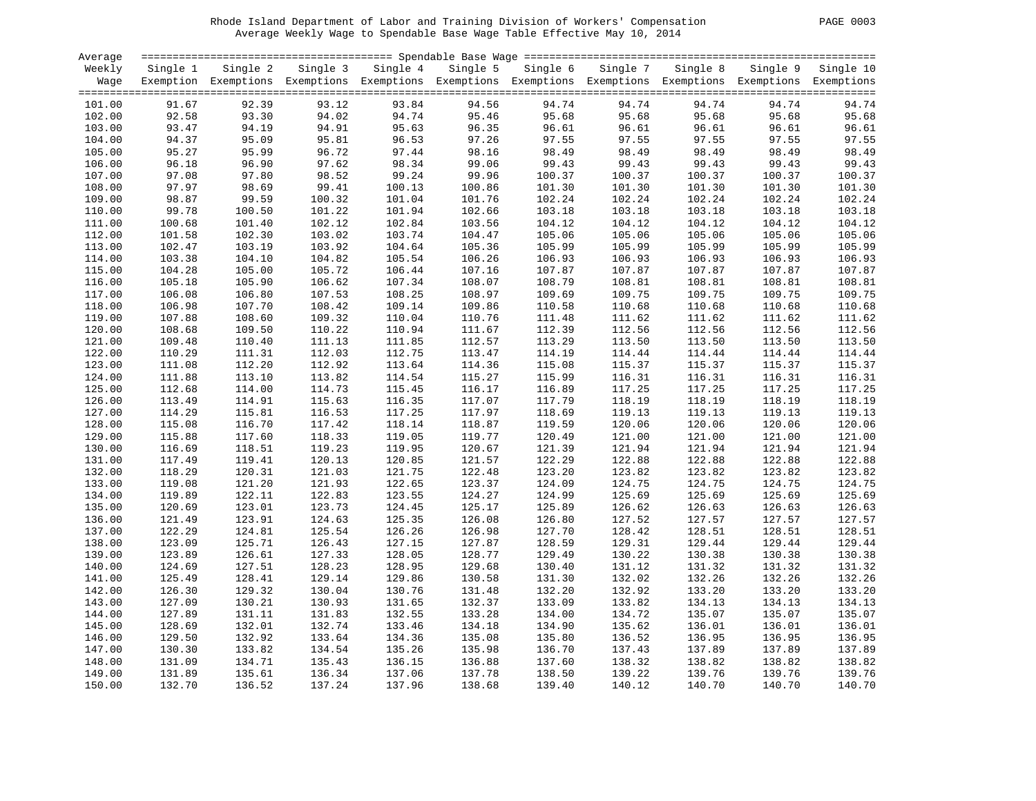Rhode Island Department of Labor and Training Division of Workers' Compensation
Average Weekly Wage to Spendable Base Wage Table Effective May 10, 2014

| Average Weekly Wage | Single 1 Exemption | Single 2 Exemptions | Single 3 Exemptions | Single 4 Exemptions | Single 5 Exemptions | Single 6 Exemptions | Single 7 Exemptions | Single 8 Exemptions | Single 9 Exemptions | Single 10 Exemptions |
|---|---|---|---|---|---|---|---|---|---|---|
| 101.00 | 91.67 | 92.39 | 93.12 | 93.84 | 94.56 | 94.74 | 94.74 | 94.74 | 94.74 | 94.74 |
| 102.00 | 92.58 | 93.30 | 94.02 | 94.74 | 95.46 | 95.68 | 95.68 | 95.68 | 95.68 | 95.68 |
| 103.00 | 93.47 | 94.19 | 94.91 | 95.63 | 96.35 | 96.61 | 96.61 | 96.61 | 96.61 | 96.61 |
| 104.00 | 94.37 | 95.09 | 95.81 | 96.53 | 97.26 | 97.55 | 97.55 | 97.55 | 97.55 | 97.55 |
| 105.00 | 95.27 | 95.99 | 96.72 | 97.44 | 98.16 | 98.49 | 98.49 | 98.49 | 98.49 | 98.49 |
| 106.00 | 96.18 | 96.90 | 97.62 | 98.34 | 99.06 | 99.43 | 99.43 | 99.43 | 99.43 | 99.43 |
| 107.00 | 97.08 | 97.80 | 98.52 | 99.24 | 99.96 | 100.37 | 100.37 | 100.37 | 100.37 | 100.37 |
| 108.00 | 97.97 | 98.69 | 99.41 | 100.13 | 100.86 | 101.30 | 101.30 | 101.30 | 101.30 | 101.30 |
| 109.00 | 98.87 | 99.59 | 100.32 | 101.04 | 101.76 | 102.24 | 102.24 | 102.24 | 102.24 | 102.24 |
| 110.00 | 99.78 | 100.50 | 101.22 | 101.94 | 102.66 | 103.18 | 103.18 | 103.18 | 103.18 | 103.18 |
| 111.00 | 100.68 | 101.40 | 102.12 | 102.84 | 103.56 | 104.12 | 104.12 | 104.12 | 104.12 | 104.12 |
| 112.00 | 101.58 | 102.30 | 103.02 | 103.74 | 104.47 | 105.06 | 105.06 | 105.06 | 105.06 | 105.06 |
| 113.00 | 102.47 | 103.19 | 103.92 | 104.64 | 105.36 | 105.99 | 105.99 | 105.99 | 105.99 | 105.99 |
| 114.00 | 103.38 | 104.10 | 104.82 | 105.54 | 106.26 | 106.93 | 106.93 | 106.93 | 106.93 | 106.93 |
| 115.00 | 104.28 | 105.00 | 105.72 | 106.44 | 107.16 | 107.87 | 107.87 | 107.87 | 107.87 | 107.87 |
| 116.00 | 105.18 | 105.90 | 106.62 | 107.34 | 108.07 | 108.79 | 108.81 | 108.81 | 108.81 | 108.81 |
| 117.00 | 106.08 | 106.80 | 107.53 | 108.25 | 108.97 | 109.69 | 109.75 | 109.75 | 109.75 | 109.75 |
| 118.00 | 106.98 | 107.70 | 108.42 | 109.14 | 109.86 | 110.58 | 110.68 | 110.68 | 110.68 | 110.68 |
| 119.00 | 107.88 | 108.60 | 109.32 | 110.04 | 110.76 | 111.48 | 111.62 | 111.62 | 111.62 | 111.62 |
| 120.00 | 108.68 | 109.50 | 110.22 | 110.94 | 111.67 | 112.39 | 112.56 | 112.56 | 112.56 | 112.56 |
| 121.00 | 109.48 | 110.40 | 111.13 | 111.85 | 112.57 | 113.29 | 113.50 | 113.50 | 113.50 | 113.50 |
| 122.00 | 110.29 | 111.31 | 112.03 | 112.75 | 113.47 | 114.19 | 114.44 | 114.44 | 114.44 | 114.44 |
| 123.00 | 111.08 | 112.20 | 112.92 | 113.64 | 114.36 | 115.08 | 115.37 | 115.37 | 115.37 | 115.37 |
| 124.00 | 111.88 | 113.10 | 113.82 | 114.54 | 115.27 | 115.99 | 116.31 | 116.31 | 116.31 | 116.31 |
| 125.00 | 112.68 | 114.00 | 114.73 | 115.45 | 116.17 | 116.89 | 117.25 | 117.25 | 117.25 | 117.25 |
| 126.00 | 113.49 | 114.91 | 115.63 | 116.35 | 117.07 | 117.79 | 118.19 | 118.19 | 118.19 | 118.19 |
| 127.00 | 114.29 | 115.81 | 116.53 | 117.25 | 117.97 | 118.69 | 119.13 | 119.13 | 119.13 | 119.13 |
| 128.00 | 115.08 | 116.70 | 117.42 | 118.14 | 118.87 | 119.59 | 120.06 | 120.06 | 120.06 | 120.06 |
| 129.00 | 115.88 | 117.60 | 118.33 | 119.05 | 119.77 | 120.49 | 121.00 | 121.00 | 121.00 | 121.00 |
| 130.00 | 116.69 | 118.51 | 119.23 | 119.95 | 120.67 | 121.39 | 121.94 | 121.94 | 121.94 | 121.94 |
| 131.00 | 117.49 | 119.41 | 120.13 | 120.85 | 121.57 | 122.29 | 122.88 | 122.88 | 122.88 | 122.88 |
| 132.00 | 118.29 | 120.31 | 121.03 | 121.75 | 122.48 | 123.20 | 123.82 | 123.82 | 123.82 | 123.82 |
| 133.00 | 119.08 | 121.20 | 121.93 | 122.65 | 123.37 | 124.09 | 124.75 | 124.75 | 124.75 | 124.75 |
| 134.00 | 119.89 | 122.11 | 122.83 | 123.55 | 124.27 | 124.99 | 125.69 | 125.69 | 125.69 | 125.69 |
| 135.00 | 120.69 | 123.01 | 123.73 | 124.45 | 125.17 | 125.89 | 126.62 | 126.63 | 126.63 | 126.63 |
| 136.00 | 121.49 | 123.91 | 124.63 | 125.35 | 126.08 | 126.80 | 127.52 | 127.57 | 127.57 | 127.57 |
| 137.00 | 122.29 | 124.81 | 125.54 | 126.26 | 126.98 | 127.70 | 128.42 | 128.51 | 128.51 | 128.51 |
| 138.00 | 123.09 | 125.71 | 126.43 | 127.15 | 127.87 | 128.59 | 129.31 | 129.44 | 129.44 | 129.44 |
| 139.00 | 123.89 | 126.61 | 127.33 | 128.05 | 128.77 | 129.49 | 130.22 | 130.38 | 130.38 | 130.38 |
| 140.00 | 124.69 | 127.51 | 128.23 | 128.95 | 129.68 | 130.40 | 131.12 | 131.32 | 131.32 | 131.32 |
| 141.00 | 125.49 | 128.41 | 129.14 | 129.86 | 130.58 | 131.30 | 132.02 | 132.26 | 132.26 | 132.26 |
| 142.00 | 126.30 | 129.32 | 130.04 | 130.76 | 131.48 | 132.20 | 132.92 | 133.20 | 133.20 | 133.20 |
| 143.00 | 127.09 | 130.21 | 130.93 | 131.65 | 132.37 | 133.09 | 133.82 | 134.13 | 134.13 | 134.13 |
| 144.00 | 127.89 | 131.11 | 131.83 | 132.55 | 133.28 | 134.00 | 134.72 | 135.07 | 135.07 | 135.07 |
| 145.00 | 128.69 | 132.01 | 132.74 | 133.46 | 134.18 | 134.90 | 135.62 | 136.01 | 136.01 | 136.01 |
| 146.00 | 129.50 | 132.92 | 133.64 | 134.36 | 135.08 | 135.80 | 136.52 | 136.95 | 136.95 | 136.95 |
| 147.00 | 130.30 | 133.82 | 134.54 | 135.26 | 135.98 | 136.70 | 137.43 | 137.89 | 137.89 | 137.89 |
| 148.00 | 131.09 | 134.71 | 135.43 | 136.15 | 136.88 | 137.60 | 138.32 | 138.82 | 138.82 | 138.82 |
| 149.00 | 131.89 | 135.61 | 136.34 | 137.06 | 137.78 | 138.50 | 139.22 | 139.76 | 139.76 | 139.76 |
| 150.00 | 132.70 | 136.52 | 137.24 | 137.96 | 138.68 | 139.40 | 140.12 | 140.70 | 140.70 | 140.70 |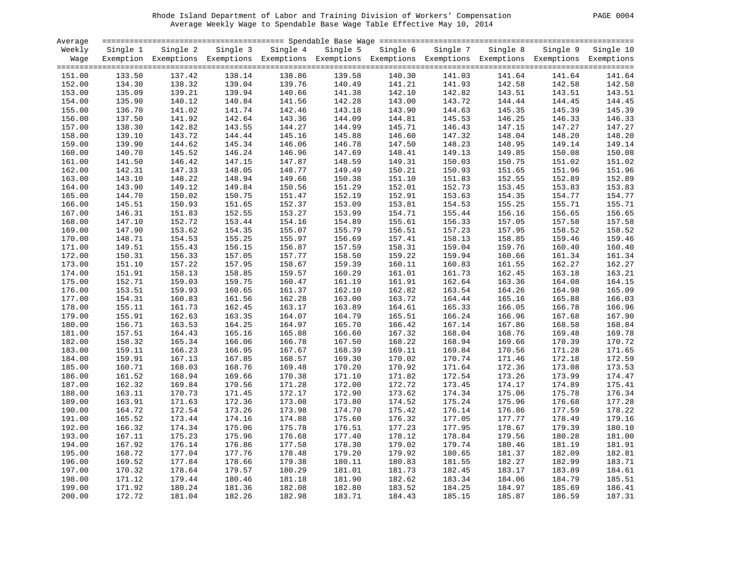Rhode Island Department of Labor and Training Division of Workers' Compensation
Average Weekly Wage to Spendable Base Wage Table Effective May 10, 2014

| Average Weekly Wage | Single 1 Exemption | Single 2 Exemptions | Single 3 Exemptions | Single 4 Exemptions | Single 5 Exemptions | Single 6 Exemptions | Single 7 Exemptions | Single 8 Exemptions | Single 9 Exemptions | Single 10 Exemptions |
|---|---|---|---|---|---|---|---|---|---|---|
| 151.00 | 133.50 | 137.42 | 138.14 | 138.86 | 139.58 | 140.30 | 141.03 | 141.64 | 141.64 | 141.64 |
| 152.00 | 134.30 | 138.32 | 139.04 | 139.76 | 140.49 | 141.21 | 141.93 | 142.58 | 142.58 | 142.58 |
| 153.00 | 135.09 | 139.21 | 139.94 | 140.66 | 141.38 | 142.10 | 142.82 | 143.51 | 143.51 | 143.51 |
| 154.00 | 135.90 | 140.12 | 140.84 | 141.56 | 142.28 | 143.00 | 143.72 | 144.44 | 144.45 | 144.45 |
| 155.00 | 136.70 | 141.02 | 141.74 | 142.46 | 143.18 | 143.90 | 144.63 | 145.35 | 145.39 | 145.39 |
| 156.00 | 137.50 | 141.92 | 142.64 | 143.36 | 144.09 | 144.81 | 145.53 | 146.25 | 146.33 | 146.33 |
| 157.00 | 138.30 | 142.82 | 143.55 | 144.27 | 144.99 | 145.71 | 146.43 | 147.15 | 147.27 | 147.27 |
| 158.00 | 139.10 | 143.72 | 144.44 | 145.16 | 145.88 | 146.60 | 147.32 | 148.04 | 148.20 | 148.20 |
| 159.00 | 139.90 | 144.62 | 145.34 | 146.06 | 146.78 | 147.50 | 148.23 | 148.95 | 149.14 | 149.14 |
| 160.00 | 140.70 | 145.52 | 146.24 | 146.96 | 147.69 | 148.41 | 149.13 | 149.85 | 150.08 | 150.08 |
| 161.00 | 141.50 | 146.42 | 147.15 | 147.87 | 148.59 | 149.31 | 150.03 | 150.75 | 151.02 | 151.02 |
| 162.00 | 142.31 | 147.33 | 148.05 | 148.77 | 149.49 | 150.21 | 150.93 | 151.65 | 151.96 | 151.96 |
| 163.00 | 143.10 | 148.22 | 148.94 | 149.66 | 150.38 | 151.10 | 151.83 | 152.55 | 152.89 | 152.89 |
| 164.00 | 143.90 | 149.12 | 149.84 | 150.56 | 151.29 | 152.01 | 152.73 | 153.45 | 153.83 | 153.83 |
| 165.00 | 144.70 | 150.02 | 150.75 | 151.47 | 152.19 | 152.91 | 153.63 | 154.35 | 154.77 | 154.77 |
| 166.00 | 145.51 | 150.93 | 151.65 | 152.37 | 153.09 | 153.81 | 154.53 | 155.25 | 155.71 | 155.71 |
| 167.00 | 146.31 | 151.83 | 152.55 | 153.27 | 153.99 | 154.71 | 155.44 | 156.16 | 156.65 | 156.65 |
| 168.00 | 147.10 | 152.72 | 153.44 | 154.16 | 154.89 | 155.61 | 156.33 | 157.05 | 157.58 | 157.58 |
| 169.00 | 147.90 | 153.62 | 154.35 | 155.07 | 155.79 | 156.51 | 157.23 | 157.95 | 158.52 | 158.52 |
| 170.00 | 148.71 | 154.53 | 155.25 | 155.97 | 156.69 | 157.41 | 158.13 | 158.85 | 159.46 | 159.46 |
| 171.00 | 149.51 | 155.43 | 156.15 | 156.87 | 157.59 | 158.31 | 159.04 | 159.76 | 160.40 | 160.40 |
| 172.00 | 150.31 | 156.33 | 157.05 | 157.77 | 158.50 | 159.22 | 159.94 | 160.66 | 161.34 | 161.34 |
| 173.00 | 151.10 | 157.22 | 157.95 | 158.67 | 159.39 | 160.11 | 160.83 | 161.55 | 162.27 | 162.27 |
| 174.00 | 151.91 | 158.13 | 158.85 | 159.57 | 160.29 | 161.01 | 161.73 | 162.45 | 163.18 | 163.21 |
| 175.00 | 152.71 | 159.03 | 159.75 | 160.47 | 161.19 | 161.91 | 162.64 | 163.36 | 164.08 | 164.15 |
| 176.00 | 153.51 | 159.93 | 160.65 | 161.37 | 162.10 | 162.82 | 163.54 | 164.26 | 164.98 | 165.09 |
| 177.00 | 154.31 | 160.83 | 161.56 | 162.28 | 163.00 | 163.72 | 164.44 | 165.16 | 165.88 | 166.03 |
| 178.00 | 155.11 | 161.73 | 162.45 | 163.17 | 163.89 | 164.61 | 165.33 | 166.05 | 166.78 | 166.96 |
| 179.00 | 155.91 | 162.63 | 163.35 | 164.07 | 164.79 | 165.51 | 166.24 | 166.96 | 167.68 | 167.90 |
| 180.00 | 156.71 | 163.53 | 164.25 | 164.97 | 165.70 | 166.42 | 167.14 | 167.86 | 168.58 | 168.84 |
| 181.00 | 157.51 | 164.43 | 165.16 | 165.88 | 166.60 | 167.32 | 168.04 | 168.76 | 169.48 | 169.78 |
| 182.00 | 158.32 | 165.34 | 166.06 | 166.78 | 167.50 | 168.22 | 168.94 | 169.66 | 170.39 | 170.72 |
| 183.00 | 159.11 | 166.23 | 166.95 | 167.67 | 168.39 | 169.11 | 169.84 | 170.56 | 171.28 | 171.65 |
| 184.00 | 159.91 | 167.13 | 167.85 | 168.57 | 169.30 | 170.02 | 170.74 | 171.46 | 172.18 | 172.59 |
| 185.00 | 160.71 | 168.03 | 168.76 | 169.48 | 170.20 | 170.92 | 171.64 | 172.36 | 173.08 | 173.53 |
| 186.00 | 161.52 | 168.94 | 169.66 | 170.38 | 171.10 | 171.82 | 172.54 | 173.26 | 173.99 | 174.47 |
| 187.00 | 162.32 | 169.84 | 170.56 | 171.28 | 172.00 | 172.72 | 173.45 | 174.17 | 174.89 | 175.41 |
| 188.00 | 163.11 | 170.73 | 171.45 | 172.17 | 172.90 | 173.62 | 174.34 | 175.06 | 175.78 | 176.34 |
| 189.00 | 163.91 | 171.63 | 172.36 | 173.08 | 173.80 | 174.52 | 175.24 | 175.96 | 176.68 | 177.28 |
| 190.00 | 164.72 | 172.54 | 173.26 | 173.98 | 174.70 | 175.42 | 176.14 | 176.86 | 177.59 | 178.22 |
| 191.00 | 165.52 | 173.44 | 174.16 | 174.88 | 175.60 | 176.32 | 177.05 | 177.77 | 178.49 | 179.16 |
| 192.00 | 166.32 | 174.34 | 175.06 | 175.78 | 176.51 | 177.23 | 177.95 | 178.67 | 179.39 | 180.10 |
| 193.00 | 167.11 | 175.23 | 175.96 | 176.68 | 177.40 | 178.12 | 178.84 | 179.56 | 180.28 | 181.00 |
| 194.00 | 167.92 | 176.14 | 176.86 | 177.58 | 178.30 | 179.02 | 179.74 | 180.46 | 181.19 | 181.91 |
| 195.00 | 168.72 | 177.04 | 177.76 | 178.48 | 179.20 | 179.92 | 180.65 | 181.37 | 182.09 | 182.81 |
| 196.00 | 169.52 | 177.84 | 178.66 | 179.38 | 180.11 | 180.83 | 181.55 | 182.27 | 182.99 | 183.71 |
| 197.00 | 170.32 | 178.64 | 179.57 | 180.29 | 181.01 | 181.73 | 182.45 | 183.17 | 183.89 | 184.61 |
| 198.00 | 171.12 | 179.44 | 180.46 | 181.18 | 181.90 | 182.62 | 183.34 | 184.06 | 184.79 | 185.51 |
| 199.00 | 171.92 | 180.24 | 181.36 | 182.08 | 182.80 | 183.52 | 184.25 | 184.97 | 185.69 | 186.41 |
| 200.00 | 172.72 | 181.04 | 182.26 | 182.98 | 183.71 | 184.43 | 185.15 | 185.87 | 186.59 | 187.31 |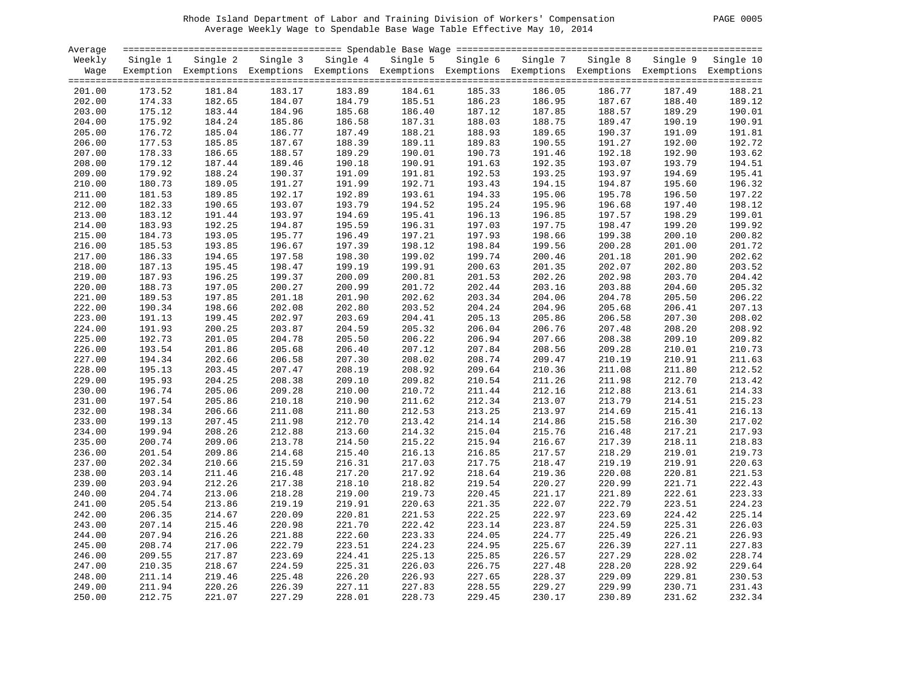Rhode Island Department of Labor and Training Division of Workers' Compensation

Average Weekly Wage to Spendable Base Wage Table Effective May 10, 2014

| Average Weekly Wage | Single 1 Exemption | Single 2 Exemptions | Single 3 Exemptions | Single 4 Exemptions | Single 5 Exemptions | Single 6 Exemptions | Single 7 Exemptions | Single 8 Exemptions | Single 9 Exemptions | Single 10 Exemptions |
|---|---|---|---|---|---|---|---|---|---|---|
| 201.00 | 173.52 | 181.84 | 183.17 | 183.89 | 184.61 | 185.33 | 186.05 | 186.77 | 187.49 | 188.21 |
| 202.00 | 174.33 | 182.65 | 184.07 | 184.79 | 185.51 | 186.23 | 186.95 | 187.67 | 188.40 | 189.12 |
| 203.00 | 175.12 | 183.44 | 184.96 | 185.68 | 186.40 | 187.12 | 187.85 | 188.57 | 189.29 | 190.01 |
| 204.00 | 175.92 | 184.24 | 185.86 | 186.58 | 187.31 | 188.03 | 188.75 | 189.47 | 190.19 | 190.91 |
| 205.00 | 176.72 | 185.04 | 186.77 | 187.49 | 188.21 | 188.93 | 189.65 | 190.37 | 191.09 | 191.81 |
| 206.00 | 177.53 | 185.85 | 187.67 | 188.39 | 189.11 | 189.83 | 190.55 | 191.27 | 192.00 | 192.72 |
| 207.00 | 178.33 | 186.65 | 188.57 | 189.29 | 190.01 | 190.73 | 191.46 | 192.18 | 192.90 | 193.62 |
| 208.00 | 179.12 | 187.44 | 189.46 | 190.18 | 190.91 | 191.63 | 192.35 | 193.07 | 193.79 | 194.51 |
| 209.00 | 179.92 | 188.24 | 190.37 | 191.09 | 191.81 | 192.53 | 193.25 | 193.97 | 194.69 | 195.41 |
| 210.00 | 180.73 | 189.05 | 191.27 | 191.99 | 192.71 | 193.43 | 194.15 | 194.87 | 195.60 | 196.32 |
| 211.00 | 181.53 | 189.85 | 192.17 | 192.89 | 193.61 | 194.33 | 195.06 | 195.78 | 196.50 | 197.22 |
| 212.00 | 182.33 | 190.65 | 193.07 | 193.79 | 194.52 | 195.24 | 195.96 | 196.68 | 197.40 | 198.12 |
| 213.00 | 183.12 | 191.44 | 193.97 | 194.69 | 195.41 | 196.13 | 196.85 | 197.57 | 198.29 | 199.01 |
| 214.00 | 183.93 | 192.25 | 194.87 | 195.59 | 196.31 | 197.03 | 197.75 | 198.47 | 199.20 | 199.92 |
| 215.00 | 184.73 | 193.05 | 195.77 | 196.49 | 197.21 | 197.93 | 198.66 | 199.38 | 200.10 | 200.82 |
| 216.00 | 185.53 | 193.85 | 196.67 | 197.39 | 198.12 | 198.84 | 199.56 | 200.28 | 201.00 | 201.72 |
| 217.00 | 186.33 | 194.65 | 197.58 | 198.30 | 199.02 | 199.74 | 200.46 | 201.18 | 201.90 | 202.62 |
| 218.00 | 187.13 | 195.45 | 198.47 | 199.19 | 199.91 | 200.63 | 201.35 | 202.07 | 202.80 | 203.52 |
| 219.00 | 187.93 | 196.25 | 199.37 | 200.09 | 200.81 | 201.53 | 202.26 | 202.98 | 203.70 | 204.42 |
| 220.00 | 188.73 | 197.05 | 200.27 | 200.99 | 201.72 | 202.44 | 203.16 | 203.88 | 204.60 | 205.32 |
| 221.00 | 189.53 | 197.85 | 201.18 | 201.90 | 202.62 | 203.34 | 204.06 | 204.78 | 205.50 | 206.22 |
| 222.00 | 190.34 | 198.66 | 202.08 | 202.80 | 203.52 | 204.24 | 204.96 | 205.68 | 206.41 | 207.13 |
| 223.00 | 191.13 | 199.45 | 202.97 | 203.69 | 204.41 | 205.13 | 205.86 | 206.58 | 207.30 | 208.02 |
| 224.00 | 191.93 | 200.25 | 203.87 | 204.59 | 205.32 | 206.04 | 206.76 | 207.48 | 208.20 | 208.92 |
| 225.00 | 192.73 | 201.05 | 204.78 | 205.50 | 206.22 | 206.94 | 207.66 | 208.38 | 209.10 | 209.82 |
| 226.00 | 193.54 | 201.86 | 205.68 | 206.40 | 207.12 | 207.84 | 208.56 | 209.28 | 210.01 | 210.73 |
| 227.00 | 194.34 | 202.66 | 206.58 | 207.30 | 208.02 | 208.74 | 209.47 | 210.19 | 210.91 | 211.63 |
| 228.00 | 195.13 | 203.45 | 207.47 | 208.19 | 208.92 | 209.64 | 210.36 | 211.08 | 211.80 | 212.52 |
| 229.00 | 195.93 | 204.25 | 208.38 | 209.10 | 209.82 | 210.54 | 211.26 | 211.98 | 212.70 | 213.42 |
| 230.00 | 196.74 | 205.06 | 209.28 | 210.00 | 210.72 | 211.44 | 212.16 | 212.88 | 213.61 | 214.33 |
| 231.00 | 197.54 | 205.86 | 210.18 | 210.90 | 211.62 | 212.34 | 213.07 | 213.79 | 214.51 | 215.23 |
| 232.00 | 198.34 | 206.66 | 211.08 | 211.80 | 212.53 | 213.25 | 213.97 | 214.69 | 215.41 | 216.13 |
| 233.00 | 199.13 | 207.45 | 211.98 | 212.70 | 213.42 | 214.14 | 214.86 | 215.58 | 216.30 | 217.02 |
| 234.00 | 199.94 | 208.26 | 212.88 | 213.60 | 214.32 | 215.04 | 215.76 | 216.48 | 217.21 | 217.93 |
| 235.00 | 200.74 | 209.06 | 213.78 | 214.50 | 215.22 | 215.94 | 216.67 | 217.39 | 218.11 | 218.83 |
| 236.00 | 201.54 | 209.86 | 214.68 | 215.40 | 216.13 | 216.85 | 217.57 | 218.29 | 219.01 | 219.73 |
| 237.00 | 202.34 | 210.66 | 215.59 | 216.31 | 217.03 | 217.75 | 218.47 | 219.19 | 219.91 | 220.63 |
| 238.00 | 203.14 | 211.46 | 216.48 | 217.20 | 217.92 | 218.64 | 219.36 | 220.08 | 220.81 | 221.53 |
| 239.00 | 203.94 | 212.26 | 217.38 | 218.10 | 218.82 | 219.54 | 220.27 | 220.99 | 221.71 | 222.43 |
| 240.00 | 204.74 | 213.06 | 218.28 | 219.00 | 219.73 | 220.45 | 221.17 | 221.89 | 222.61 | 223.33 |
| 241.00 | 205.54 | 213.86 | 219.19 | 219.91 | 220.63 | 221.35 | 222.07 | 222.79 | 223.51 | 224.23 |
| 242.00 | 206.35 | 214.67 | 220.09 | 220.81 | 221.53 | 222.25 | 222.97 | 223.69 | 224.42 | 225.14 |
| 243.00 | 207.14 | 215.46 | 220.98 | 221.70 | 222.42 | 223.14 | 223.87 | 224.59 | 225.31 | 226.03 |
| 244.00 | 207.94 | 216.26 | 221.88 | 222.60 | 223.33 | 224.05 | 224.77 | 225.49 | 226.21 | 226.93 |
| 245.00 | 208.74 | 217.06 | 222.79 | 223.51 | 224.23 | 224.95 | 225.67 | 226.39 | 227.11 | 227.83 |
| 246.00 | 209.55 | 217.87 | 223.69 | 224.41 | 225.13 | 225.85 | 226.57 | 227.29 | 228.02 | 228.74 |
| 247.00 | 210.35 | 218.67 | 224.59 | 225.31 | 226.03 | 226.75 | 227.48 | 228.20 | 228.92 | 229.64 |
| 248.00 | 211.14 | 219.46 | 225.48 | 226.20 | 226.93 | 227.65 | 228.37 | 229.09 | 229.81 | 230.53 |
| 249.00 | 211.94 | 220.26 | 226.39 | 227.11 | 227.83 | 228.55 | 229.27 | 229.99 | 230.71 | 231.43 |
| 250.00 | 212.75 | 221.07 | 227.29 | 228.01 | 228.73 | 229.45 | 230.17 | 230.89 | 231.62 | 232.34 |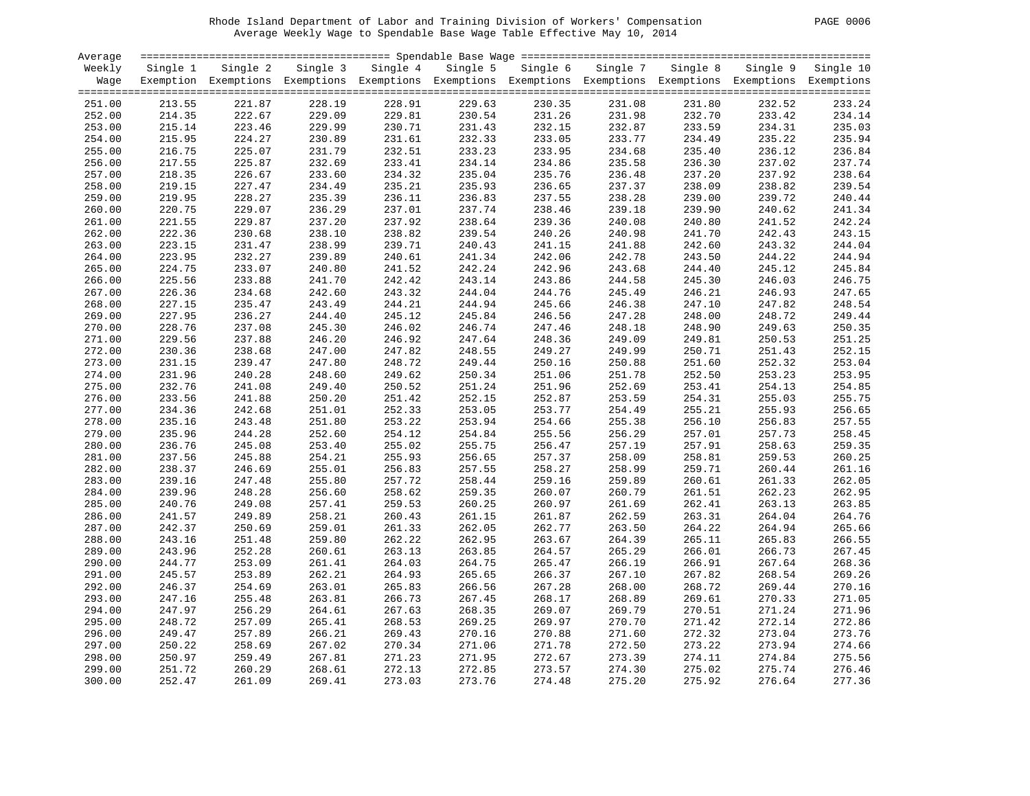Rhode Island Department of Labor and Training Division of Workers' Compensation
Average Weekly Wage to Spendable Base Wage Table Effective May 10, 2014

| Average Weekly Wage | Single 1 Exemption | Single 2 Exemptions | Single 3 Exemptions | Single 4 Exemptions | Single 5 Exemptions | Single 6 Exemptions | Single 7 Exemptions | Single 8 Exemptions | Single 9 Exemptions | Single 10 Exemptions |
|---|---|---|---|---|---|---|---|---|---|---|
| 251.00 | 213.55 | 221.87 | 228.19 | 228.91 | 229.63 | 230.35 | 231.08 | 231.80 | 232.52 | 233.24 |
| 252.00 | 214.35 | 222.67 | 229.09 | 229.81 | 230.54 | 231.26 | 231.98 | 232.70 | 233.42 | 234.14 |
| 253.00 | 215.14 | 223.46 | 229.99 | 230.71 | 231.43 | 232.15 | 232.87 | 233.59 | 234.31 | 235.03 |
| 254.00 | 215.95 | 224.27 | 230.89 | 231.61 | 232.33 | 233.05 | 233.77 | 234.49 | 235.22 | 235.94 |
| 255.00 | 216.75 | 225.07 | 231.79 | 232.51 | 233.23 | 233.95 | 234.68 | 235.40 | 236.12 | 236.84 |
| 256.00 | 217.55 | 225.87 | 232.69 | 233.41 | 234.14 | 234.86 | 235.58 | 236.30 | 237.02 | 237.74 |
| 257.00 | 218.35 | 226.67 | 233.60 | 234.32 | 235.04 | 235.76 | 236.48 | 237.20 | 237.92 | 238.64 |
| 258.00 | 219.15 | 227.47 | 234.49 | 235.21 | 235.93 | 236.65 | 237.37 | 238.09 | 238.82 | 239.54 |
| 259.00 | 219.95 | 228.27 | 235.39 | 236.11 | 236.83 | 237.55 | 238.28 | 239.00 | 239.72 | 240.44 |
| 260.00 | 220.75 | 229.07 | 236.29 | 237.01 | 237.74 | 238.46 | 239.18 | 239.90 | 240.62 | 241.34 |
| 261.00 | 221.55 | 229.87 | 237.20 | 237.92 | 238.64 | 239.36 | 240.08 | 240.80 | 241.52 | 242.24 |
| 262.00 | 222.36 | 230.68 | 238.10 | 238.82 | 239.54 | 240.26 | 240.98 | 241.70 | 242.43 | 243.15 |
| 263.00 | 223.15 | 231.47 | 238.99 | 239.71 | 240.43 | 241.15 | 241.88 | 242.60 | 243.32 | 244.04 |
| 264.00 | 223.95 | 232.27 | 239.89 | 240.61 | 241.34 | 242.06 | 242.78 | 243.50 | 244.22 | 244.94 |
| 265.00 | 224.75 | 233.07 | 240.80 | 241.52 | 242.24 | 242.96 | 243.68 | 244.40 | 245.12 | 245.84 |
| 266.00 | 225.56 | 233.88 | 241.70 | 242.42 | 243.14 | 243.86 | 244.58 | 245.30 | 246.03 | 246.75 |
| 267.00 | 226.36 | 234.68 | 242.60 | 243.32 | 244.04 | 244.76 | 245.49 | 246.21 | 246.93 | 247.65 |
| 268.00 | 227.15 | 235.47 | 243.49 | 244.21 | 244.94 | 245.66 | 246.38 | 247.10 | 247.82 | 248.54 |
| 269.00 | 227.95 | 236.27 | 244.40 | 245.12 | 245.84 | 246.56 | 247.28 | 248.00 | 248.72 | 249.44 |
| 270.00 | 228.76 | 237.08 | 245.30 | 246.02 | 246.74 | 247.46 | 248.18 | 248.90 | 249.63 | 250.35 |
| 271.00 | 229.56 | 237.88 | 246.20 | 246.92 | 247.64 | 248.36 | 249.09 | 249.81 | 250.53 | 251.25 |
| 272.00 | 230.36 | 238.68 | 247.00 | 247.82 | 248.55 | 249.27 | 249.99 | 250.71 | 251.43 | 252.15 |
| 273.00 | 231.15 | 239.47 | 247.80 | 248.72 | 249.44 | 250.16 | 250.88 | 251.60 | 252.32 | 253.04 |
| 274.00 | 231.96 | 240.28 | 248.60 | 249.62 | 250.34 | 251.06 | 251.78 | 252.50 | 253.23 | 253.95 |
| 275.00 | 232.76 | 241.08 | 249.40 | 250.52 | 251.24 | 251.96 | 252.69 | 253.41 | 254.13 | 254.85 |
| 276.00 | 233.56 | 241.88 | 250.20 | 251.42 | 252.15 | 252.87 | 253.59 | 254.31 | 255.03 | 255.75 |
| 277.00 | 234.36 | 242.68 | 251.01 | 252.33 | 253.05 | 253.77 | 254.49 | 255.21 | 255.93 | 256.65 |
| 278.00 | 235.16 | 243.48 | 251.80 | 253.22 | 253.94 | 254.66 | 255.38 | 256.10 | 256.83 | 257.55 |
| 279.00 | 235.96 | 244.28 | 252.60 | 254.12 | 254.84 | 255.56 | 256.29 | 257.01 | 257.73 | 258.45 |
| 280.00 | 236.76 | 245.08 | 253.40 | 255.02 | 255.75 | 256.47 | 257.19 | 257.91 | 258.63 | 259.35 |
| 281.00 | 237.56 | 245.88 | 254.21 | 255.93 | 256.65 | 257.37 | 258.09 | 258.81 | 259.53 | 260.25 |
| 282.00 | 238.37 | 246.69 | 255.01 | 256.83 | 257.55 | 258.27 | 258.99 | 259.71 | 260.44 | 261.16 |
| 283.00 | 239.16 | 247.48 | 255.80 | 257.72 | 258.44 | 259.16 | 259.89 | 260.61 | 261.33 | 262.05 |
| 284.00 | 239.96 | 248.28 | 256.60 | 258.62 | 259.35 | 260.07 | 260.79 | 261.51 | 262.23 | 262.95 |
| 285.00 | 240.76 | 249.08 | 257.41 | 259.53 | 260.25 | 260.97 | 261.69 | 262.41 | 263.13 | 263.85 |
| 286.00 | 241.57 | 249.89 | 258.21 | 260.43 | 261.15 | 261.87 | 262.59 | 263.31 | 264.04 | 264.76 |
| 287.00 | 242.37 | 250.69 | 259.01 | 261.33 | 262.05 | 262.77 | 263.50 | 264.22 | 264.94 | 265.66 |
| 288.00 | 243.16 | 251.48 | 259.80 | 262.22 | 262.95 | 263.67 | 264.39 | 265.11 | 265.83 | 266.55 |
| 289.00 | 243.96 | 252.28 | 260.61 | 263.13 | 263.85 | 264.57 | 265.29 | 266.01 | 266.73 | 267.45 |
| 290.00 | 244.77 | 253.09 | 261.41 | 264.03 | 264.75 | 265.47 | 266.19 | 266.91 | 267.64 | 268.36 |
| 291.00 | 245.57 | 253.89 | 262.21 | 264.93 | 265.65 | 266.37 | 267.10 | 267.82 | 268.54 | 269.26 |
| 292.00 | 246.37 | 254.69 | 263.01 | 265.83 | 266.56 | 267.28 | 268.00 | 268.72 | 269.44 | 270.16 |
| 293.00 | 247.16 | 255.48 | 263.81 | 266.73 | 267.45 | 268.17 | 268.89 | 269.61 | 270.33 | 271.05 |
| 294.00 | 247.97 | 256.29 | 264.61 | 267.63 | 268.35 | 269.07 | 269.79 | 270.51 | 271.24 | 271.96 |
| 295.00 | 248.72 | 257.09 | 265.41 | 268.53 | 269.25 | 269.97 | 270.70 | 271.42 | 272.14 | 272.86 |
| 296.00 | 249.47 | 257.89 | 266.21 | 269.43 | 270.16 | 270.88 | 271.60 | 272.32 | 273.04 | 273.76 |
| 297.00 | 250.22 | 258.69 | 267.02 | 270.34 | 271.06 | 271.78 | 272.50 | 273.22 | 273.94 | 274.66 |
| 298.00 | 250.97 | 259.49 | 267.81 | 271.23 | 271.95 | 272.67 | 273.39 | 274.11 | 274.84 | 275.56 |
| 299.00 | 251.72 | 260.29 | 268.61 | 272.13 | 272.85 | 273.57 | 274.30 | 275.02 | 275.74 | 276.46 |
| 300.00 | 252.47 | 261.09 | 269.41 | 273.03 | 273.76 | 274.48 | 275.20 | 275.92 | 276.64 | 277.36 |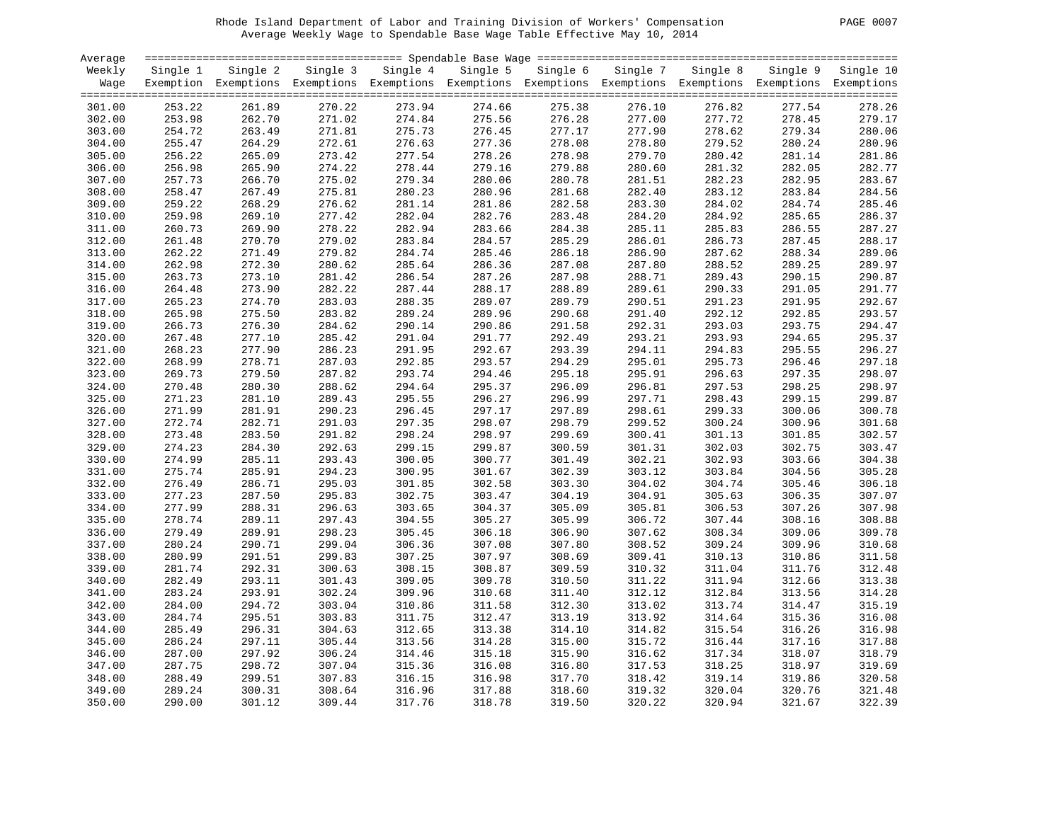Rhode Island Department of Labor and Training Division of Workers' Compensation
Average Weekly Wage to Spendable Base Wage Table Effective May 10, 2014

| Average Weekly Wage | Single 1 Exemption | Single 2 Exemptions | Single 3 Exemptions | Single 4 Exemptions | Single 5 Exemptions | Single 6 Exemptions | Single 7 Exemptions | Single 8 Exemptions | Single 9 Exemptions | Single 10 Exemptions |
|---|---|---|---|---|---|---|---|---|---|---|
| 301.00 | 253.22 | 261.89 | 270.22 | 273.94 | 274.66 | 275.38 | 276.10 | 276.82 | 277.54 | 278.26 |
| 302.00 | 253.98 | 262.70 | 271.02 | 274.84 | 275.56 | 276.28 | 277.00 | 277.72 | 278.45 | 279.17 |
| 303.00 | 254.72 | 263.49 | 271.81 | 275.73 | 276.45 | 277.17 | 277.90 | 278.62 | 279.34 | 280.06 |
| 304.00 | 255.47 | 264.29 | 272.61 | 276.63 | 277.36 | 278.08 | 278.80 | 279.52 | 280.24 | 280.96 |
| 305.00 | 256.22 | 265.09 | 273.42 | 277.54 | 278.26 | 278.98 | 279.70 | 280.42 | 281.14 | 281.86 |
| 306.00 | 256.98 | 265.90 | 274.22 | 278.44 | 279.16 | 279.88 | 280.60 | 281.32 | 282.05 | 282.77 |
| 307.00 | 257.73 | 266.70 | 275.02 | 279.34 | 280.06 | 280.78 | 281.51 | 282.23 | 282.95 | 283.67 |
| 308.00 | 258.47 | 267.49 | 275.81 | 280.23 | 280.96 | 281.68 | 282.40 | 283.12 | 283.84 | 284.56 |
| 309.00 | 259.22 | 268.29 | 276.62 | 281.14 | 281.86 | 282.58 | 283.30 | 284.02 | 284.74 | 285.46 |
| 310.00 | 259.98 | 269.10 | 277.42 | 282.04 | 282.76 | 283.48 | 284.20 | 284.92 | 285.65 | 286.37 |
| 311.00 | 260.73 | 269.90 | 278.22 | 282.94 | 283.66 | 284.38 | 285.11 | 285.83 | 286.55 | 287.27 |
| 312.00 | 261.48 | 270.70 | 279.02 | 283.84 | 284.57 | 285.29 | 286.01 | 286.73 | 287.45 | 288.17 |
| 313.00 | 262.22 | 271.49 | 279.82 | 284.74 | 285.46 | 286.18 | 286.90 | 287.62 | 288.34 | 289.06 |
| 314.00 | 262.98 | 272.30 | 280.62 | 285.64 | 286.36 | 287.08 | 287.80 | 288.52 | 289.25 | 289.97 |
| 315.00 | 263.73 | 273.10 | 281.42 | 286.54 | 287.26 | 287.98 | 288.71 | 289.43 | 290.15 | 290.87 |
| 316.00 | 264.48 | 273.90 | 282.22 | 287.44 | 288.17 | 288.89 | 289.61 | 290.33 | 291.05 | 291.77 |
| 317.00 | 265.23 | 274.70 | 283.03 | 288.35 | 289.07 | 289.79 | 290.51 | 291.23 | 291.95 | 292.67 |
| 318.00 | 265.98 | 275.50 | 283.82 | 289.24 | 289.96 | 290.68 | 291.40 | 292.12 | 292.85 | 293.57 |
| 319.00 | 266.73 | 276.30 | 284.62 | 290.14 | 290.86 | 291.58 | 292.31 | 293.03 | 293.75 | 294.47 |
| 320.00 | 267.48 | 277.10 | 285.42 | 291.04 | 291.77 | 292.49 | 293.21 | 293.93 | 294.65 | 295.37 |
| 321.00 | 268.23 | 277.90 | 286.23 | 291.95 | 292.67 | 293.39 | 294.11 | 294.83 | 295.55 | 296.27 |
| 322.00 | 268.99 | 278.71 | 287.03 | 292.85 | 293.57 | 294.29 | 295.01 | 295.73 | 296.46 | 297.18 |
| 323.00 | 269.73 | 279.50 | 287.82 | 293.74 | 294.46 | 295.18 | 295.91 | 296.63 | 297.35 | 298.07 |
| 324.00 | 270.48 | 280.30 | 288.62 | 294.64 | 295.37 | 296.09 | 296.81 | 297.53 | 298.25 | 298.97 |
| 325.00 | 271.23 | 281.10 | 289.43 | 295.55 | 296.27 | 296.99 | 297.71 | 298.43 | 299.15 | 299.87 |
| 326.00 | 271.99 | 281.91 | 290.23 | 296.45 | 297.17 | 297.89 | 298.61 | 299.33 | 300.06 | 300.78 |
| 327.00 | 272.74 | 282.71 | 291.03 | 297.35 | 298.07 | 298.79 | 299.52 | 300.24 | 300.96 | 301.68 |
| 328.00 | 273.48 | 283.50 | 291.82 | 298.24 | 298.97 | 299.69 | 300.41 | 301.13 | 301.85 | 302.57 |
| 329.00 | 274.23 | 284.30 | 292.63 | 299.15 | 299.87 | 300.59 | 301.31 | 302.03 | 302.75 | 303.47 |
| 330.00 | 274.99 | 285.11 | 293.43 | 300.05 | 300.77 | 301.49 | 302.21 | 302.93 | 303.66 | 304.38 |
| 331.00 | 275.74 | 285.91 | 294.23 | 300.95 | 301.67 | 302.39 | 303.12 | 303.84 | 304.56 | 305.28 |
| 332.00 | 276.49 | 286.71 | 295.03 | 301.85 | 302.58 | 303.30 | 304.02 | 304.74 | 305.46 | 306.18 |
| 333.00 | 277.23 | 287.50 | 295.83 | 302.75 | 303.47 | 304.19 | 304.91 | 305.63 | 306.35 | 307.07 |
| 334.00 | 277.99 | 288.31 | 296.63 | 303.65 | 304.37 | 305.09 | 305.81 | 306.53 | 307.26 | 307.98 |
| 335.00 | 278.74 | 289.11 | 297.43 | 304.55 | 305.27 | 305.99 | 306.72 | 307.44 | 308.16 | 308.88 |
| 336.00 | 279.49 | 289.91 | 298.23 | 305.45 | 306.18 | 306.90 | 307.62 | 308.34 | 309.06 | 309.78 |
| 337.00 | 280.24 | 290.71 | 299.04 | 306.36 | 307.08 | 307.80 | 308.52 | 309.24 | 309.96 | 310.68 |
| 338.00 | 280.99 | 291.51 | 299.83 | 307.25 | 307.97 | 308.69 | 309.41 | 310.13 | 310.86 | 311.58 |
| 339.00 | 281.74 | 292.31 | 300.63 | 308.15 | 308.87 | 309.59 | 310.32 | 311.04 | 311.76 | 312.48 |
| 340.00 | 282.49 | 293.11 | 301.43 | 309.05 | 309.78 | 310.50 | 311.22 | 311.94 | 312.66 | 313.38 |
| 341.00 | 283.24 | 293.91 | 302.24 | 309.96 | 310.68 | 311.40 | 312.12 | 312.84 | 313.56 | 314.28 |
| 342.00 | 284.00 | 294.72 | 303.04 | 310.86 | 311.58 | 312.30 | 313.02 | 313.74 | 314.47 | 315.19 |
| 343.00 | 284.74 | 295.51 | 303.83 | 311.75 | 312.47 | 313.19 | 313.92 | 314.64 | 315.36 | 316.08 |
| 344.00 | 285.49 | 296.31 | 304.63 | 312.65 | 313.38 | 314.10 | 314.82 | 315.54 | 316.26 | 316.98 |
| 345.00 | 286.24 | 297.11 | 305.44 | 313.56 | 314.28 | 315.00 | 315.72 | 316.44 | 317.16 | 317.88 |
| 346.00 | 287.00 | 297.92 | 306.24 | 314.46 | 315.18 | 315.90 | 316.62 | 317.34 | 318.07 | 318.79 |
| 347.00 | 287.75 | 298.72 | 307.04 | 315.36 | 316.08 | 316.80 | 317.53 | 318.25 | 318.97 | 319.69 |
| 348.00 | 288.49 | 299.51 | 307.83 | 316.15 | 316.98 | 317.70 | 318.42 | 319.14 | 319.86 | 320.58 |
| 349.00 | 289.24 | 300.31 | 308.64 | 316.96 | 317.88 | 318.60 | 319.32 | 320.04 | 320.76 | 321.48 |
| 350.00 | 290.00 | 301.12 | 309.44 | 317.76 | 318.78 | 319.50 | 320.22 | 320.94 | 321.67 | 322.39 |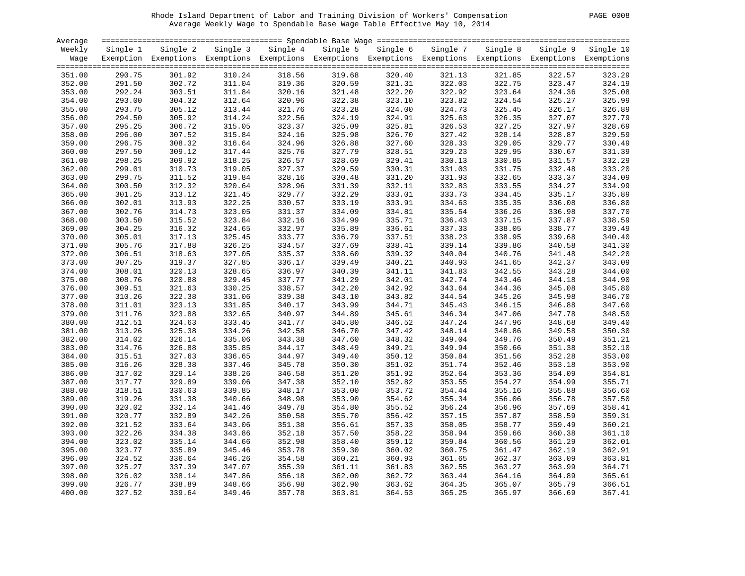Rhode Island Department of Labor and Training Division of Workers' Compensation

Average Weekly Wage to Spendable Base Wage Table Effective May 10, 2014

| Average Weekly Wage | Spendable Base Wage | | | | | | | | | |
|---|---|---|---|---|---|---|---|---|---|---|
| | Single 1 Exemption | Single 2 Exemptions | Single 3 Exemptions | Single 4 Exemptions | Single 5 Exemptions | Single 6 Exemptions | Single 7 Exemptions | Single 8 Exemptions | Single 9 Exemptions | Single 10 Exemptions |
| 351.00 | 290.75 | 301.92 | 310.24 | 318.56 | 319.68 | 320.40 | 321.13 | 321.85 | 322.57 | 323.29 |
| 352.00 | 291.50 | 302.72 | 311.04 | 319.36 | 320.59 | 321.31 | 322.03 | 322.75 | 323.47 | 324.19 |
| 353.00 | 292.24 | 303.51 | 311.84 | 320.16 | 321.48 | 322.20 | 322.92 | 323.64 | 324.36 | 325.08 |
| 354.00 | 293.00 | 304.32 | 312.64 | 320.96 | 322.38 | 323.10 | 323.82 | 324.54 | 325.27 | 325.99 |
| 355.00 | 293.75 | 305.12 | 313.44 | 321.76 | 323.28 | 324.00 | 324.73 | 325.45 | 326.17 | 326.89 |
| 356.00 | 294.50 | 305.92 | 314.24 | 322.56 | 324.19 | 324.91 | 325.63 | 326.35 | 327.07 | 327.79 |
| 357.00 | 295.25 | 306.72 | 315.05 | 323.37 | 325.09 | 325.81 | 326.53 | 327.25 | 327.97 | 328.69 |
| 358.00 | 296.00 | 307.52 | 315.84 | 324.16 | 325.98 | 326.70 | 327.42 | 328.14 | 328.87 | 329.59 |
| 359.00 | 296.75 | 308.32 | 316.64 | 324.96 | 326.88 | 327.60 | 328.33 | 329.05 | 329.77 | 330.49 |
| 360.00 | 297.50 | 309.12 | 317.44 | 325.76 | 327.79 | 328.51 | 329.23 | 329.95 | 330.67 | 331.39 |
| 361.00 | 298.25 | 309.92 | 318.25 | 326.57 | 328.69 | 329.41 | 330.13 | 330.85 | 331.57 | 332.29 |
| 362.00 | 299.01 | 310.73 | 319.05 | 327.37 | 329.59 | 330.31 | 331.03 | 331.75 | 332.48 | 333.20 |
| 363.00 | 299.75 | 311.52 | 319.84 | 328.16 | 330.48 | 331.20 | 331.93 | 332.65 | 333.37 | 334.09 |
| 364.00 | 300.50 | 312.32 | 320.64 | 328.96 | 331.39 | 332.11 | 332.83 | 333.55 | 334.27 | 334.99 |
| 365.00 | 301.25 | 313.12 | 321.45 | 329.77 | 332.29 | 333.01 | 333.73 | 334.45 | 335.17 | 335.89 |
| 366.00 | 302.01 | 313.93 | 322.25 | 330.57 | 333.19 | 333.91 | 334.63 | 335.35 | 336.08 | 336.80 |
| 367.00 | 302.76 | 314.73 | 323.05 | 331.37 | 334.09 | 334.81 | 335.54 | 336.26 | 336.98 | 337.70 |
| 368.00 | 303.50 | 315.52 | 323.84 | 332.16 | 334.99 | 335.71 | 336.43 | 337.15 | 337.87 | 338.59 |
| 369.00 | 304.25 | 316.32 | 324.65 | 332.97 | 335.89 | 336.61 | 337.33 | 338.05 | 338.77 | 339.49 |
| 370.00 | 305.01 | 317.13 | 325.45 | 333.77 | 336.79 | 337.51 | 338.23 | 338.95 | 339.68 | 340.40 |
| 371.00 | 305.76 | 317.88 | 326.25 | 334.57 | 337.69 | 338.41 | 339.14 | 339.86 | 340.58 | 341.30 |
| 372.00 | 306.51 | 318.63 | 327.05 | 335.37 | 338.60 | 339.32 | 340.04 | 340.76 | 341.48 | 342.20 |
| 373.00 | 307.25 | 319.37 | 327.85 | 336.17 | 339.49 | 340.21 | 340.93 | 341.65 | 342.37 | 343.09 |
| 374.00 | 308.01 | 320.13 | 328.65 | 336.97 | 340.39 | 341.11 | 341.83 | 342.55 | 343.28 | 344.00 |
| 375.00 | 308.76 | 320.88 | 329.45 | 337.77 | 341.29 | 342.01 | 342.74 | 343.46 | 344.18 | 344.90 |
| 376.00 | 309.51 | 321.63 | 330.25 | 338.57 | 342.20 | 342.92 | 343.64 | 344.36 | 345.08 | 345.80 |
| 377.00 | 310.26 | 322.38 | 331.06 | 339.38 | 343.10 | 343.82 | 344.54 | 345.26 | 345.98 | 346.70 |
| 378.00 | 311.01 | 323.13 | 331.85 | 340.17 | 343.99 | 344.71 | 345.43 | 346.15 | 346.88 | 347.60 |
| 379.00 | 311.76 | 323.88 | 332.65 | 340.97 | 344.89 | 345.61 | 346.34 | 347.06 | 347.78 | 348.50 |
| 380.00 | 312.51 | 324.63 | 333.45 | 341.77 | 345.80 | 346.52 | 347.24 | 347.96 | 348.68 | 349.40 |
| 381.00 | 313.26 | 325.38 | 334.26 | 342.58 | 346.70 | 347.42 | 348.14 | 348.86 | 349.58 | 350.30 |
| 382.00 | 314.02 | 326.14 | 335.06 | 343.38 | 347.60 | 348.32 | 349.04 | 349.76 | 350.49 | 351.21 |
| 383.00 | 314.76 | 326.88 | 335.85 | 344.17 | 348.49 | 349.21 | 349.94 | 350.66 | 351.38 | 352.10 |
| 384.00 | 315.51 | 327.63 | 336.65 | 344.97 | 349.40 | 350.12 | 350.84 | 351.56 | 352.28 | 353.00 |
| 385.00 | 316.26 | 328.38 | 337.46 | 345.78 | 350.30 | 351.02 | 351.74 | 352.46 | 353.18 | 353.90 |
| 386.00 | 317.02 | 329.14 | 338.26 | 346.58 | 351.20 | 351.92 | 352.64 | 353.36 | 354.09 | 354.81 |
| 387.00 | 317.77 | 329.89 | 339.06 | 347.38 | 352.10 | 352.82 | 353.55 | 354.27 | 354.99 | 355.71 |
| 388.00 | 318.51 | 330.63 | 339.85 | 348.17 | 353.00 | 353.72 | 354.44 | 355.16 | 355.88 | 356.60 |
| 389.00 | 319.26 | 331.38 | 340.66 | 348.98 | 353.90 | 354.62 | 355.34 | 356.06 | 356.78 | 357.50 |
| 390.00 | 320.02 | 332.14 | 341.46 | 349.78 | 354.80 | 355.52 | 356.24 | 356.96 | 357.69 | 358.41 |
| 391.00 | 320.77 | 332.89 | 342.26 | 350.58 | 355.70 | 356.42 | 357.15 | 357.87 | 358.59 | 359.31 |
| 392.00 | 321.52 | 333.64 | 343.06 | 351.38 | 356.61 | 357.33 | 358.05 | 358.77 | 359.49 | 360.21 |
| 393.00 | 322.26 | 334.38 | 343.86 | 352.18 | 357.50 | 358.22 | 358.94 | 359.66 | 360.38 | 361.10 |
| 394.00 | 323.02 | 335.14 | 344.66 | 352.98 | 358.40 | 359.12 | 359.84 | 360.56 | 361.29 | 362.01 |
| 395.00 | 323.77 | 335.89 | 345.46 | 353.78 | 359.30 | 360.02 | 360.75 | 361.47 | 362.19 | 362.91 |
| 396.00 | 324.52 | 336.64 | 346.26 | 354.58 | 360.21 | 360.93 | 361.65 | 362.37 | 363.09 | 363.81 |
| 397.00 | 325.27 | 337.39 | 347.07 | 355.39 | 361.11 | 361.83 | 362.55 | 363.27 | 363.99 | 364.71 |
| 398.00 | 326.02 | 338.14 | 347.86 | 356.18 | 362.00 | 362.72 | 363.44 | 364.16 | 364.89 | 365.61 |
| 399.00 | 326.77 | 338.89 | 348.66 | 356.98 | 362.90 | 363.62 | 364.35 | 365.07 | 365.79 | 366.51 |
| 400.00 | 327.52 | 339.64 | 349.46 | 357.78 | 363.81 | 364.53 | 365.25 | 365.97 | 366.69 | 367.41 |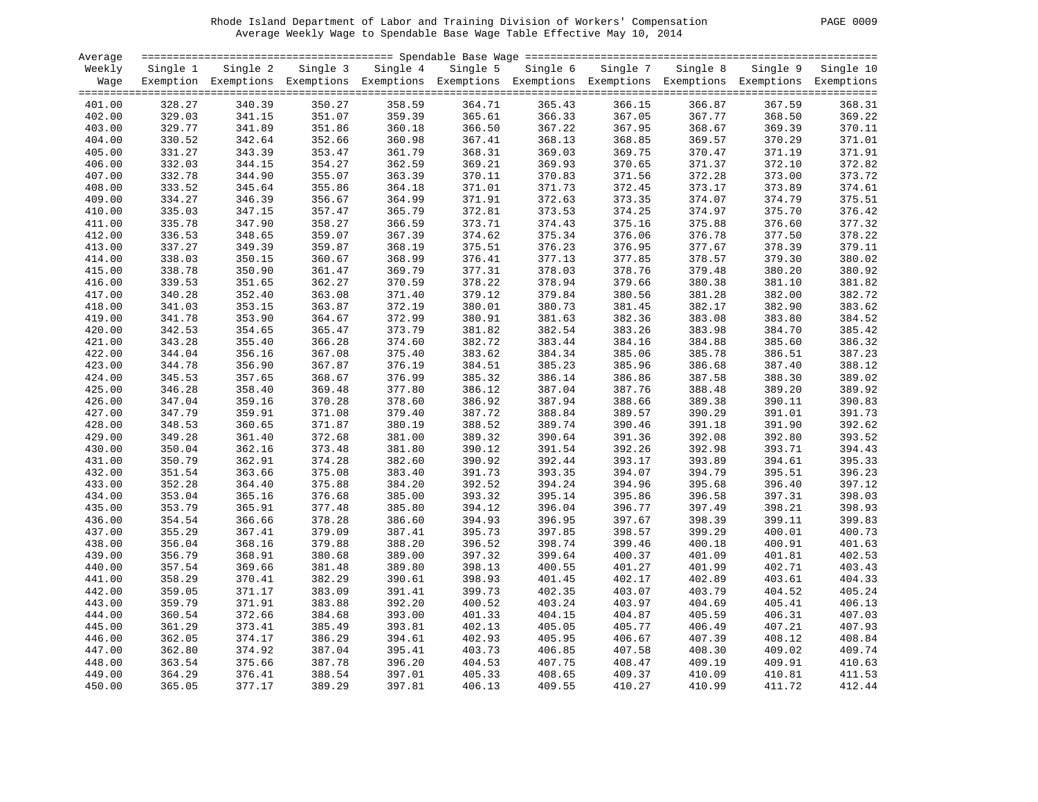Rhode Island Department of Labor and Training Division of Workers' Compensation
Average Weekly Wage to Spendable Base Wage Table Effective May 10, 2014

| Average Weekly Wage | Single 1 Exemption | Single 2 Exemptions | Single 3 Exemptions | Single 4 Exemptions | Single 5 Exemptions | Single 6 Exemptions | Single 7 Exemptions | Single 8 Exemptions | Single 9 Exemptions | Single 10 Exemptions |
|---|---|---|---|---|---|---|---|---|---|---|
| 401.00 | 328.27 | 340.39 | 350.27 | 358.59 | 364.71 | 365.43 | 366.15 | 366.87 | 367.59 | 368.31 |
| 402.00 | 329.03 | 341.15 | 351.07 | 359.39 | 365.61 | 366.33 | 367.05 | 367.77 | 368.50 | 369.22 |
| 403.00 | 329.77 | 341.89 | 351.86 | 360.18 | 366.50 | 367.22 | 367.95 | 368.67 | 369.39 | 370.11 |
| 404.00 | 330.52 | 342.64 | 352.66 | 360.98 | 367.41 | 368.13 | 368.85 | 369.57 | 370.29 | 371.01 |
| 405.00 | 331.27 | 343.39 | 353.47 | 361.79 | 368.31 | 369.03 | 369.75 | 370.47 | 371.19 | 371.91 |
| 406.00 | 332.03 | 344.15 | 354.27 | 362.59 | 369.21 | 369.93 | 370.65 | 371.37 | 372.10 | 372.82 |
| 407.00 | 332.78 | 344.90 | 355.07 | 363.39 | 370.11 | 370.83 | 371.56 | 372.28 | 373.00 | 373.72 |
| 408.00 | 333.52 | 345.64 | 355.86 | 364.18 | 371.01 | 371.73 | 372.45 | 373.17 | 373.89 | 374.61 |
| 409.00 | 334.27 | 346.39 | 356.67 | 364.99 | 371.91 | 372.63 | 373.35 | 374.07 | 374.79 | 375.51 |
| 410.00 | 335.03 | 347.15 | 357.47 | 365.79 | 372.81 | 373.53 | 374.25 | 374.97 | 375.70 | 376.42 |
| 411.00 | 335.78 | 347.90 | 358.27 | 366.59 | 373.71 | 374.43 | 375.16 | 375.88 | 376.60 | 377.32 |
| 412.00 | 336.53 | 348.65 | 359.07 | 367.39 | 374.62 | 375.34 | 376.06 | 376.78 | 377.50 | 378.22 |
| 413.00 | 337.27 | 349.39 | 359.87 | 368.19 | 375.51 | 376.23 | 376.95 | 377.67 | 378.39 | 379.11 |
| 414.00 | 338.03 | 350.15 | 360.67 | 368.99 | 376.41 | 377.13 | 377.85 | 378.57 | 379.30 | 380.02 |
| 415.00 | 338.78 | 350.90 | 361.47 | 369.79 | 377.31 | 378.03 | 378.76 | 379.48 | 380.20 | 380.92 |
| 416.00 | 339.53 | 351.65 | 362.27 | 370.59 | 378.22 | 378.94 | 379.66 | 380.38 | 381.10 | 381.82 |
| 417.00 | 340.28 | 352.40 | 363.08 | 371.40 | 379.12 | 379.84 | 380.56 | 381.28 | 382.00 | 382.72 |
| 418.00 | 341.03 | 353.15 | 363.87 | 372.19 | 380.01 | 380.73 | 381.45 | 382.17 | 382.90 | 383.62 |
| 419.00 | 341.78 | 353.90 | 364.67 | 372.99 | 380.91 | 381.63 | 382.36 | 383.08 | 383.80 | 384.52 |
| 420.00 | 342.53 | 354.65 | 365.47 | 373.79 | 381.82 | 382.54 | 383.26 | 383.98 | 384.70 | 385.42 |
| 421.00 | 343.28 | 355.40 | 366.28 | 374.60 | 382.72 | 383.44 | 384.16 | 384.88 | 385.60 | 386.32 |
| 422.00 | 344.04 | 356.16 | 367.08 | 375.40 | 383.62 | 384.34 | 385.06 | 385.78 | 386.51 | 387.23 |
| 423.00 | 344.78 | 356.90 | 367.87 | 376.19 | 384.51 | 385.23 | 385.96 | 386.68 | 387.40 | 388.12 |
| 424.00 | 345.53 | 357.65 | 368.67 | 376.99 | 385.32 | 386.14 | 386.86 | 387.58 | 388.30 | 389.02 |
| 425.00 | 346.28 | 358.40 | 369.48 | 377.80 | 386.12 | 387.04 | 387.76 | 388.48 | 389.20 | 389.92 |
| 426.00 | 347.04 | 359.16 | 370.28 | 378.60 | 386.92 | 387.94 | 388.66 | 389.38 | 390.11 | 390.83 |
| 427.00 | 347.79 | 359.91 | 371.08 | 379.40 | 387.72 | 388.84 | 389.57 | 390.29 | 391.01 | 391.73 |
| 428.00 | 348.53 | 360.65 | 371.87 | 380.19 | 388.52 | 389.74 | 390.46 | 391.18 | 391.90 | 392.62 |
| 429.00 | 349.28 | 361.40 | 372.68 | 381.00 | 389.32 | 390.64 | 391.36 | 392.08 | 392.80 | 393.52 |
| 430.00 | 350.04 | 362.16 | 373.48 | 381.80 | 390.12 | 391.54 | 392.26 | 392.98 | 393.71 | 394.43 |
| 431.00 | 350.79 | 362.91 | 374.28 | 382.60 | 390.92 | 392.44 | 393.17 | 393.89 | 394.61 | 395.33 |
| 432.00 | 351.54 | 363.66 | 375.08 | 383.40 | 391.73 | 393.35 | 394.07 | 394.79 | 395.51 | 396.23 |
| 433.00 | 352.28 | 364.40 | 375.88 | 384.20 | 392.52 | 394.24 | 394.96 | 395.68 | 396.40 | 397.12 |
| 434.00 | 353.04 | 365.16 | 376.68 | 385.00 | 393.32 | 395.14 | 395.86 | 396.58 | 397.31 | 398.03 |
| 435.00 | 353.79 | 365.91 | 377.48 | 385.80 | 394.12 | 396.04 | 396.77 | 397.49 | 398.21 | 398.93 |
| 436.00 | 354.54 | 366.66 | 378.28 | 386.60 | 394.93 | 396.95 | 397.67 | 398.39 | 399.11 | 399.83 |
| 437.00 | 355.29 | 367.41 | 379.09 | 387.41 | 395.73 | 397.85 | 398.57 | 399.29 | 400.01 | 400.73 |
| 438.00 | 356.04 | 368.16 | 379.88 | 388.20 | 396.52 | 398.74 | 399.46 | 400.18 | 400.91 | 401.63 |
| 439.00 | 356.79 | 368.91 | 380.68 | 389.00 | 397.32 | 399.64 | 400.37 | 401.09 | 401.81 | 402.53 |
| 440.00 | 357.54 | 369.66 | 381.48 | 389.80 | 398.13 | 400.55 | 401.27 | 401.99 | 402.71 | 403.43 |
| 441.00 | 358.29 | 370.41 | 382.29 | 390.61 | 398.93 | 401.45 | 402.17 | 402.89 | 403.61 | 404.33 |
| 442.00 | 359.05 | 371.17 | 383.09 | 391.41 | 399.73 | 402.35 | 403.07 | 403.79 | 404.52 | 405.24 |
| 443.00 | 359.79 | 371.91 | 383.88 | 392.20 | 400.52 | 403.24 | 403.97 | 404.69 | 405.41 | 406.13 |
| 444.00 | 360.54 | 372.66 | 384.68 | 393.00 | 401.33 | 404.15 | 404.87 | 405.59 | 406.31 | 407.03 |
| 445.00 | 361.29 | 373.41 | 385.49 | 393.81 | 402.13 | 405.05 | 405.77 | 406.49 | 407.21 | 407.93 |
| 446.00 | 362.05 | 374.17 | 386.29 | 394.61 | 402.93 | 405.95 | 406.67 | 407.39 | 408.12 | 408.84 |
| 447.00 | 362.80 | 374.92 | 387.04 | 395.41 | 403.73 | 406.85 | 407.58 | 408.30 | 409.02 | 409.74 |
| 448.00 | 363.54 | 375.66 | 387.78 | 396.20 | 404.53 | 407.75 | 408.47 | 409.19 | 409.91 | 410.63 |
| 449.00 | 364.29 | 376.41 | 388.54 | 397.01 | 405.33 | 408.65 | 409.37 | 410.09 | 410.81 | 411.53 |
| 450.00 | 365.05 | 377.17 | 389.29 | 397.81 | 406.13 | 409.55 | 410.27 | 410.99 | 411.72 | 412.44 |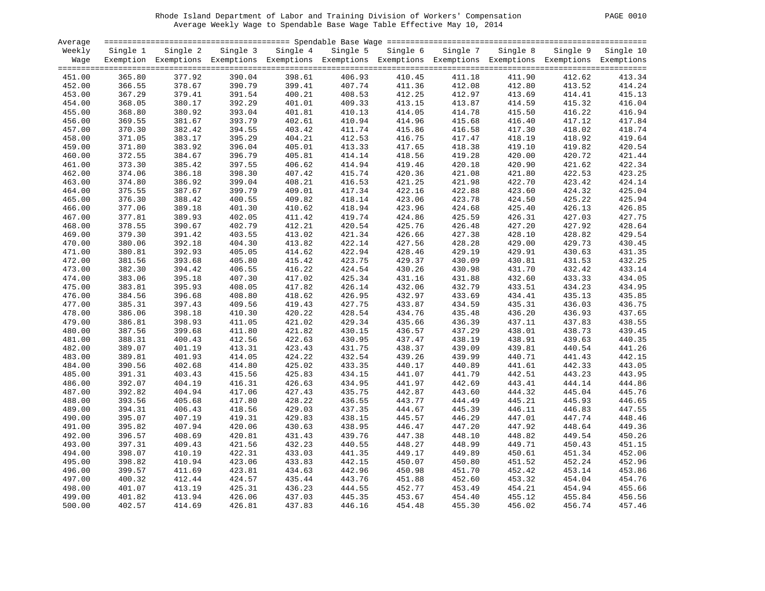Rhode Island Department of Labor and Training Division of Workers' Compensation

Average Weekly Wage to Spendable Base Wage Table Effective May 10, 2014

| Average Weekly Wage | Single 1 Exemption | Single 2 Exemptions | Single 3 Exemptions | Single 4 Exemptions | Single 5 Exemptions | Single 6 Exemptions | Single 7 Exemptions | Single 8 Exemptions | Single 9 Exemptions | Single 10 Exemptions |
|---|---|---|---|---|---|---|---|---|---|---|
| 451.00 | 365.80 | 377.92 | 390.04 | 398.61 | 406.93 | 410.45 | 411.18 | 411.90 | 412.62 | 413.34 |
| 452.00 | 366.55 | 378.67 | 390.79 | 399.41 | 407.74 | 411.36 | 412.08 | 412.80 | 413.52 | 414.24 |
| 453.00 | 367.29 | 379.41 | 391.54 | 400.21 | 408.53 | 412.25 | 412.97 | 413.69 | 414.41 | 415.13 |
| 454.00 | 368.05 | 380.17 | 392.29 | 401.01 | 409.33 | 413.15 | 413.87 | 414.59 | 415.32 | 416.04 |
| 455.00 | 368.80 | 380.92 | 393.04 | 401.81 | 410.13 | 414.05 | 414.78 | 415.50 | 416.22 | 416.94 |
| 456.00 | 369.55 | 381.67 | 393.79 | 402.61 | 410.94 | 414.96 | 415.68 | 416.40 | 417.12 | 417.84 |
| 457.00 | 370.30 | 382.42 | 394.55 | 403.42 | 411.74 | 415.86 | 416.58 | 417.30 | 418.02 | 418.74 |
| 458.00 | 371.05 | 383.17 | 395.29 | 404.21 | 412.53 | 416.75 | 417.47 | 418.19 | 418.92 | 419.64 |
| 459.00 | 371.80 | 383.92 | 396.04 | 405.01 | 413.33 | 417.65 | 418.38 | 419.10 | 419.82 | 420.54 |
| 460.00 | 372.55 | 384.67 | 396.79 | 405.81 | 414.14 | 418.56 | 419.28 | 420.00 | 420.72 | 421.44 |
| 461.00 | 373.30 | 385.42 | 397.55 | 406.62 | 414.94 | 419.46 | 420.18 | 420.90 | 421.62 | 422.34 |
| 462.00 | 374.06 | 386.18 | 398.30 | 407.42 | 415.74 | 420.36 | 421.08 | 421.80 | 422.53 | 423.25 |
| 463.00 | 374.80 | 386.92 | 399.04 | 408.21 | 416.53 | 421.25 | 421.98 | 422.70 | 423.42 | 424.14 |
| 464.00 | 375.55 | 387.67 | 399.79 | 409.01 | 417.34 | 422.16 | 422.88 | 423.60 | 424.32 | 425.04 |
| 465.00 | 376.30 | 388.42 | 400.55 | 409.82 | 418.14 | 423.06 | 423.78 | 424.50 | 425.22 | 425.94 |
| 466.00 | 377.06 | 389.18 | 401.30 | 410.62 | 418.94 | 423.96 | 424.68 | 425.40 | 426.13 | 426.85 |
| 467.00 | 377.81 | 389.93 | 402.05 | 411.42 | 419.74 | 424.86 | 425.59 | 426.31 | 427.03 | 427.75 |
| 468.00 | 378.55 | 390.67 | 402.79 | 412.21 | 420.54 | 425.76 | 426.48 | 427.20 | 427.92 | 428.64 |
| 469.00 | 379.30 | 391.42 | 403.55 | 413.02 | 421.34 | 426.66 | 427.38 | 428.10 | 428.82 | 429.54 |
| 470.00 | 380.06 | 392.18 | 404.30 | 413.82 | 422.14 | 427.56 | 428.28 | 429.00 | 429.73 | 430.45 |
| 471.00 | 380.81 | 392.93 | 405.05 | 414.62 | 422.94 | 428.46 | 429.19 | 429.91 | 430.63 | 431.35 |
| 472.00 | 381.56 | 393.68 | 405.80 | 415.42 | 423.75 | 429.37 | 430.09 | 430.81 | 431.53 | 432.25 |
| 473.00 | 382.30 | 394.42 | 406.55 | 416.22 | 424.54 | 430.26 | 430.98 | 431.70 | 432.42 | 433.14 |
| 474.00 | 383.06 | 395.18 | 407.30 | 417.02 | 425.34 | 431.16 | 431.88 | 432.60 | 433.33 | 434.05 |
| 475.00 | 383.81 | 395.93 | 408.05 | 417.82 | 426.14 | 432.06 | 432.79 | 433.51 | 434.23 | 434.95 |
| 476.00 | 384.56 | 396.68 | 408.80 | 418.62 | 426.95 | 432.97 | 433.69 | 434.41 | 435.13 | 435.85 |
| 477.00 | 385.31 | 397.43 | 409.56 | 419.43 | 427.75 | 433.87 | 434.59 | 435.31 | 436.03 | 436.75 |
| 478.00 | 386.06 | 398.18 | 410.30 | 420.22 | 428.54 | 434.76 | 435.48 | 436.20 | 436.93 | 437.65 |
| 479.00 | 386.81 | 398.93 | 411.05 | 421.02 | 429.34 | 435.66 | 436.39 | 437.11 | 437.83 | 438.55 |
| 480.00 | 387.56 | 399.68 | 411.80 | 421.82 | 430.15 | 436.57 | 437.29 | 438.01 | 438.73 | 439.45 |
| 481.00 | 388.31 | 400.43 | 412.56 | 422.63 | 430.95 | 437.47 | 438.19 | 438.91 | 439.63 | 440.35 |
| 482.00 | 389.07 | 401.19 | 413.31 | 423.43 | 431.75 | 438.37 | 439.09 | 439.81 | 440.54 | 441.26 |
| 483.00 | 389.81 | 401.93 | 414.05 | 424.22 | 432.54 | 439.26 | 439.99 | 440.71 | 441.43 | 442.15 |
| 484.00 | 390.56 | 402.68 | 414.80 | 425.02 | 433.35 | 440.17 | 440.89 | 441.61 | 442.33 | 443.05 |
| 485.00 | 391.31 | 403.43 | 415.56 | 425.83 | 434.15 | 441.07 | 441.79 | 442.51 | 443.23 | 443.95 |
| 486.00 | 392.07 | 404.19 | 416.31 | 426.63 | 434.95 | 441.97 | 442.69 | 443.41 | 444.14 | 444.86 |
| 487.00 | 392.82 | 404.94 | 417.06 | 427.43 | 435.75 | 442.87 | 443.60 | 444.32 | 445.04 | 445.76 |
| 488.00 | 393.56 | 405.68 | 417.80 | 428.22 | 436.55 | 443.77 | 444.49 | 445.21 | 445.93 | 446.65 |
| 489.00 | 394.31 | 406.43 | 418.56 | 429.03 | 437.35 | 444.67 | 445.39 | 446.11 | 446.83 | 447.55 |
| 490.00 | 395.07 | 407.19 | 419.31 | 429.83 | 438.15 | 445.57 | 446.29 | 447.01 | 447.74 | 448.46 |
| 491.00 | 395.82 | 407.94 | 420.06 | 430.63 | 438.95 | 446.47 | 447.20 | 447.92 | 448.64 | 449.36 |
| 492.00 | 396.57 | 408.69 | 420.81 | 431.43 | 439.76 | 447.38 | 448.10 | 448.82 | 449.54 | 450.26 |
| 493.00 | 397.31 | 409.43 | 421.56 | 432.23 | 440.55 | 448.27 | 448.99 | 449.71 | 450.43 | 451.15 |
| 494.00 | 398.07 | 410.19 | 422.31 | 433.03 | 441.35 | 449.17 | 449.89 | 450.61 | 451.34 | 452.06 |
| 495.00 | 398.82 | 410.94 | 423.06 | 433.83 | 442.15 | 450.07 | 450.80 | 451.52 | 452.24 | 452.96 |
| 496.00 | 399.57 | 411.69 | 423.81 | 434.63 | 442.96 | 450.98 | 451.70 | 452.42 | 453.14 | 453.86 |
| 497.00 | 400.32 | 412.44 | 424.57 | 435.44 | 443.76 | 451.88 | 452.60 | 453.32 | 454.04 | 454.76 |
| 498.00 | 401.07 | 413.19 | 425.31 | 436.23 | 444.55 | 452.77 | 453.49 | 454.21 | 454.94 | 455.66 |
| 499.00 | 401.82 | 413.94 | 426.06 | 437.03 | 445.35 | 453.67 | 454.40 | 455.12 | 455.84 | 456.56 |
| 500.00 | 402.57 | 414.69 | 426.81 | 437.83 | 446.16 | 454.48 | 455.30 | 456.02 | 456.74 | 457.46 |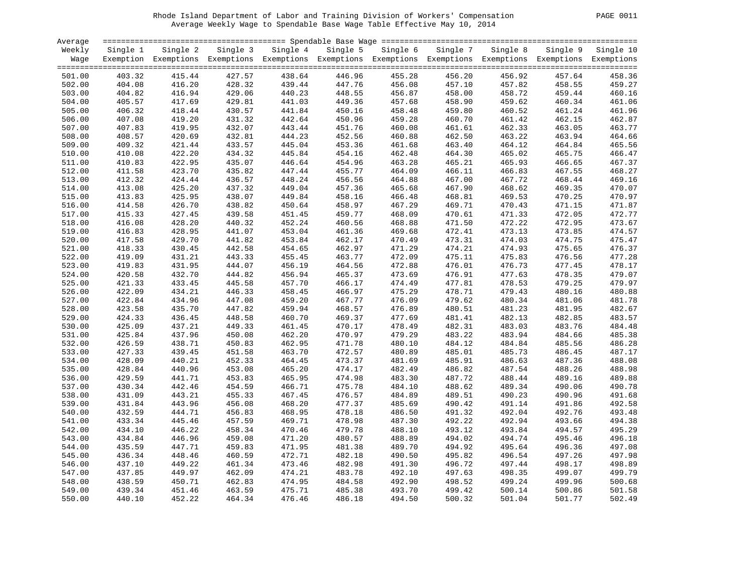Rhode Island Department of Labor and Training Division of Workers' Compensation

Average Weekly Wage to Spendable Base Wage Table Effective May 10, 2014

| Average Weekly Wage | Single 1 Exemption | Single 2 Exemptions | Single 3 Exemptions | Single 4 Exemptions | Single 5 Exemptions | Single 6 Exemptions | Single 7 Exemptions | Single 8 Exemptions | Single 9 Exemptions | Single 10 Exemptions |
|---|---|---|---|---|---|---|---|---|---|---|
| 501.00 | 403.32 | 415.44 | 427.57 | 438.64 | 446.96 | 455.28 | 456.20 | 456.92 | 457.64 | 458.36 |
| 502.00 | 404.08 | 416.20 | 428.32 | 439.44 | 447.76 | 456.08 | 457.10 | 457.82 | 458.55 | 459.27 |
| 503.00 | 404.82 | 416.94 | 429.06 | 440.23 | 448.55 | 456.87 | 458.00 | 458.72 | 459.44 | 460.16 |
| 504.00 | 405.57 | 417.69 | 429.81 | 441.03 | 449.36 | 457.68 | 458.90 | 459.62 | 460.34 | 461.06 |
| 505.00 | 406.32 | 418.44 | 430.57 | 441.84 | 450.16 | 458.48 | 459.80 | 460.52 | 461.24 | 461.96 |
| 506.00 | 407.08 | 419.20 | 431.32 | 442.64 | 450.96 | 459.28 | 460.70 | 461.42 | 462.15 | 462.87 |
| 507.00 | 407.83 | 419.95 | 432.07 | 443.44 | 451.76 | 460.08 | 461.61 | 462.33 | 463.05 | 463.77 |
| 508.00 | 408.57 | 420.69 | 432.81 | 444.23 | 452.56 | 460.88 | 462.50 | 463.22 | 463.94 | 464.66 |
| 509.00 | 409.32 | 421.44 | 433.57 | 445.04 | 453.36 | 461.68 | 463.40 | 464.12 | 464.84 | 465.56 |
| 510.00 | 410.08 | 422.20 | 434.32 | 445.84 | 454.16 | 462.48 | 464.30 | 465.02 | 465.75 | 466.47 |
| 511.00 | 410.83 | 422.95 | 435.07 | 446.64 | 454.96 | 463.28 | 465.21 | 465.93 | 466.65 | 467.37 |
| 512.00 | 411.58 | 423.70 | 435.82 | 447.44 | 455.77 | 464.09 | 466.11 | 466.83 | 467.55 | 468.27 |
| 513.00 | 412.32 | 424.44 | 436.57 | 448.24 | 456.56 | 464.88 | 467.00 | 467.72 | 468.44 | 469.16 |
| 514.00 | 413.08 | 425.20 | 437.32 | 449.04 | 457.36 | 465.68 | 467.90 | 468.62 | 469.35 | 470.07 |
| 515.00 | 413.83 | 425.95 | 438.07 | 449.84 | 458.16 | 466.48 | 468.81 | 469.53 | 470.25 | 470.97 |
| 516.00 | 414.58 | 426.70 | 438.82 | 450.64 | 458.97 | 467.29 | 469.71 | 470.43 | 471.15 | 471.87 |
| 517.00 | 415.33 | 427.45 | 439.58 | 451.45 | 459.77 | 468.09 | 470.61 | 471.33 | 472.05 | 472.77 |
| 518.00 | 416.08 | 428.20 | 440.32 | 452.24 | 460.56 | 468.88 | 471.50 | 472.22 | 472.95 | 473.67 |
| 519.00 | 416.83 | 428.95 | 441.07 | 453.04 | 461.36 | 469.68 | 472.41 | 473.13 | 473.85 | 474.57 |
| 520.00 | 417.58 | 429.70 | 441.82 | 453.84 | 462.17 | 470.49 | 473.31 | 474.03 | 474.75 | 475.47 |
| 521.00 | 418.33 | 430.45 | 442.58 | 454.65 | 462.97 | 471.29 | 474.21 | 474.93 | 475.65 | 476.37 |
| 522.00 | 419.09 | 431.21 | 443.33 | 455.45 | 463.77 | 472.09 | 475.11 | 475.83 | 476.56 | 477.28 |
| 523.00 | 419.83 | 431.95 | 444.07 | 456.19 | 464.56 | 472.88 | 476.01 | 476.73 | 477.45 | 478.17 |
| 524.00 | 420.58 | 432.70 | 444.82 | 456.94 | 465.37 | 473.69 | 476.91 | 477.63 | 478.35 | 479.07 |
| 525.00 | 421.33 | 433.45 | 445.58 | 457.70 | 466.17 | 474.49 | 477.81 | 478.53 | 479.25 | 479.97 |
| 526.00 | 422.09 | 434.21 | 446.33 | 458.45 | 466.97 | 475.29 | 478.71 | 479.43 | 480.16 | 480.88 |
| 527.00 | 422.84 | 434.96 | 447.08 | 459.20 | 467.77 | 476.09 | 479.62 | 480.34 | 481.06 | 481.78 |
| 528.00 | 423.58 | 435.70 | 447.82 | 459.94 | 468.57 | 476.89 | 480.51 | 481.23 | 481.95 | 482.67 |
| 529.00 | 424.33 | 436.45 | 448.58 | 460.70 | 469.37 | 477.69 | 481.41 | 482.13 | 482.85 | 483.57 |
| 530.00 | 425.09 | 437.21 | 449.33 | 461.45 | 470.17 | 478.49 | 482.31 | 483.03 | 483.76 | 484.48 |
| 531.00 | 425.84 | 437.96 | 450.08 | 462.20 | 470.97 | 479.29 | 483.22 | 483.94 | 484.66 | 485.38 |
| 532.00 | 426.59 | 438.71 | 450.83 | 462.95 | 471.78 | 480.10 | 484.12 | 484.84 | 485.56 | 486.28 |
| 533.00 | 427.33 | 439.45 | 451.58 | 463.70 | 472.57 | 480.89 | 485.01 | 485.73 | 486.45 | 487.17 |
| 534.00 | 428.09 | 440.21 | 452.33 | 464.45 | 473.37 | 481.69 | 485.91 | 486.63 | 487.36 | 488.08 |
| 535.00 | 428.84 | 440.96 | 453.08 | 465.20 | 474.17 | 482.49 | 486.82 | 487.54 | 488.26 | 488.98 |
| 536.00 | 429.59 | 441.71 | 453.83 | 465.95 | 474.98 | 483.30 | 487.72 | 488.44 | 489.16 | 489.88 |
| 537.00 | 430.34 | 442.46 | 454.59 | 466.71 | 475.78 | 484.10 | 488.62 | 489.34 | 490.06 | 490.78 |
| 538.00 | 431.09 | 443.21 | 455.33 | 467.45 | 476.57 | 484.89 | 489.51 | 490.23 | 490.96 | 491.68 |
| 539.00 | 431.84 | 443.96 | 456.08 | 468.20 | 477.37 | 485.69 | 490.42 | 491.14 | 491.86 | 492.58 |
| 540.00 | 432.59 | 444.71 | 456.83 | 468.95 | 478.18 | 486.50 | 491.32 | 492.04 | 492.76 | 493.48 |
| 541.00 | 433.34 | 445.46 | 457.59 | 469.71 | 478.98 | 487.30 | 492.22 | 492.94 | 493.66 | 494.38 |
| 542.00 | 434.10 | 446.22 | 458.34 | 470.46 | 479.78 | 488.10 | 493.12 | 493.84 | 494.57 | 495.29 |
| 543.00 | 434.84 | 446.96 | 459.08 | 471.20 | 480.57 | 488.89 | 494.02 | 494.74 | 495.46 | 496.18 |
| 544.00 | 435.59 | 447.71 | 459.83 | 471.95 | 481.38 | 489.70 | 494.92 | 495.64 | 496.36 | 497.08 |
| 545.00 | 436.34 | 448.46 | 460.59 | 472.71 | 482.18 | 490.50 | 495.82 | 496.54 | 497.26 | 497.98 |
| 546.00 | 437.10 | 449.22 | 461.34 | 473.46 | 482.98 | 491.30 | 496.72 | 497.44 | 498.17 | 498.89 |
| 547.00 | 437.85 | 449.97 | 462.09 | 474.21 | 483.78 | 492.10 | 497.63 | 498.35 | 499.07 | 499.79 |
| 548.00 | 438.59 | 450.71 | 462.83 | 474.95 | 484.58 | 492.90 | 498.52 | 499.24 | 499.96 | 500.68 |
| 549.00 | 439.34 | 451.46 | 463.59 | 475.71 | 485.38 | 493.70 | 499.42 | 500.14 | 500.86 | 501.58 |
| 550.00 | 440.10 | 452.22 | 464.34 | 476.46 | 486.18 | 494.50 | 500.32 | 501.04 | 501.77 | 502.49 |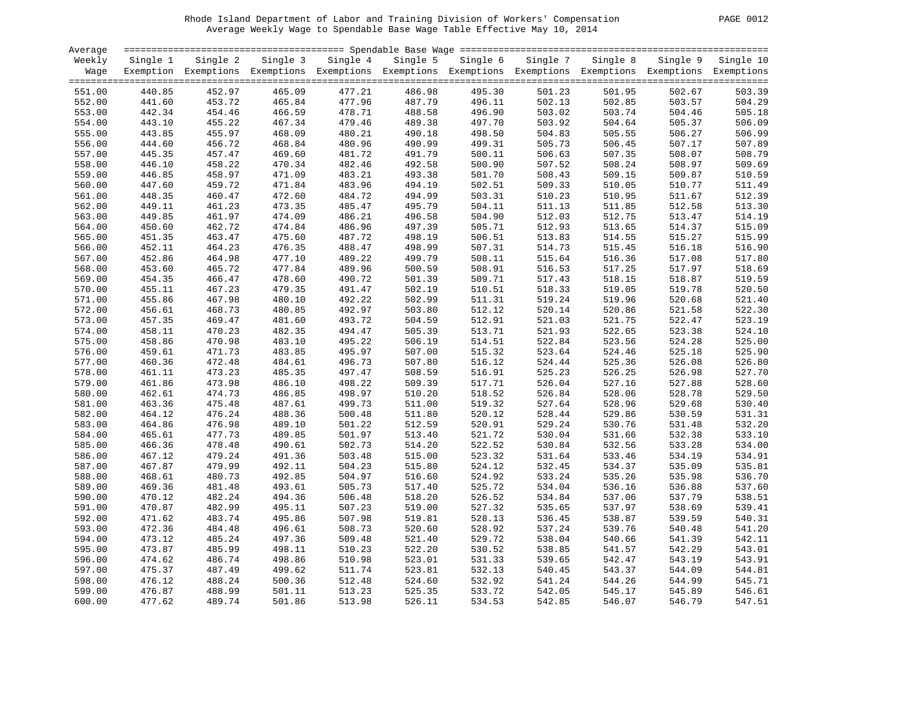Rhode Island Department of Labor and Training Division of Workers' Compensation
Average Weekly Wage to Spendable Base Wage Table Effective May 10, 2014

| Average Weekly Wage | Single 1 Exemption | Single 2 Exemptions | Single 3 Exemptions | Single 4 Exemptions | Single 5 Exemptions | Single 6 Exemptions | Single 7 Exemptions | Single 8 Exemptions | Single 9 Exemptions | Single 10 Exemptions |
|---|---|---|---|---|---|---|---|---|---|---|
| 551.00 | 440.85 | 452.97 | 465.09 | 477.21 | 486.98 | 495.30 | 501.23 | 501.95 | 502.67 | 503.39 |
| 552.00 | 441.60 | 453.72 | 465.84 | 477.96 | 487.79 | 496.11 | 502.13 | 502.85 | 503.57 | 504.29 |
| 553.00 | 442.34 | 454.46 | 466.59 | 478.71 | 488.58 | 496.90 | 503.02 | 503.74 | 504.46 | 505.18 |
| 554.00 | 443.10 | 455.22 | 467.34 | 479.46 | 489.38 | 497.70 | 503.92 | 504.64 | 505.37 | 506.09 |
| 555.00 | 443.85 | 455.97 | 468.09 | 480.21 | 490.18 | 498.50 | 504.83 | 505.55 | 506.27 | 506.99 |
| 556.00 | 444.60 | 456.72 | 468.84 | 480.96 | 490.99 | 499.31 | 505.73 | 506.45 | 507.17 | 507.89 |
| 557.00 | 445.35 | 457.47 | 469.60 | 481.72 | 491.79 | 500.11 | 506.63 | 507.35 | 508.07 | 508.79 |
| 558.00 | 446.10 | 458.22 | 470.34 | 482.46 | 492.58 | 500.90 | 507.52 | 508.24 | 508.97 | 509.69 |
| 559.00 | 446.85 | 458.97 | 471.09 | 483.21 | 493.38 | 501.70 | 508.43 | 509.15 | 509.87 | 510.59 |
| 560.00 | 447.60 | 459.72 | 471.84 | 483.96 | 494.19 | 502.51 | 509.33 | 510.05 | 510.77 | 511.49 |
| 561.00 | 448.35 | 460.47 | 472.60 | 484.72 | 494.99 | 503.31 | 510.23 | 510.95 | 511.67 | 512.39 |
| 562.00 | 449.11 | 461.23 | 473.35 | 485.47 | 495.79 | 504.11 | 511.13 | 511.85 | 512.58 | 513.30 |
| 563.00 | 449.85 | 461.97 | 474.09 | 486.21 | 496.58 | 504.90 | 512.03 | 512.75 | 513.47 | 514.19 |
| 564.00 | 450.60 | 462.72 | 474.84 | 486.96 | 497.39 | 505.71 | 512.93 | 513.65 | 514.37 | 515.09 |
| 565.00 | 451.35 | 463.47 | 475.60 | 487.72 | 498.19 | 506.51 | 513.83 | 514.55 | 515.27 | 515.99 |
| 566.00 | 452.11 | 464.23 | 476.35 | 488.47 | 498.99 | 507.31 | 514.73 | 515.45 | 516.18 | 516.90 |
| 567.00 | 452.86 | 464.98 | 477.10 | 489.22 | 499.79 | 508.11 | 515.64 | 516.36 | 517.08 | 517.80 |
| 568.00 | 453.60 | 465.72 | 477.84 | 489.96 | 500.59 | 508.91 | 516.53 | 517.25 | 517.97 | 518.69 |
| 569.00 | 454.35 | 466.47 | 478.60 | 490.72 | 501.39 | 509.71 | 517.43 | 518.15 | 518.87 | 519.59 |
| 570.00 | 455.11 | 467.23 | 479.35 | 491.47 | 502.19 | 510.51 | 518.33 | 519.05 | 519.78 | 520.50 |
| 571.00 | 455.86 | 467.98 | 480.10 | 492.22 | 502.99 | 511.31 | 519.24 | 519.96 | 520.68 | 521.40 |
| 572.00 | 456.61 | 468.73 | 480.85 | 492.97 | 503.80 | 512.12 | 520.14 | 520.86 | 521.58 | 522.30 |
| 573.00 | 457.35 | 469.47 | 481.60 | 493.72 | 504.59 | 512.91 | 521.03 | 521.75 | 522.47 | 523.19 |
| 574.00 | 458.11 | 470.23 | 482.35 | 494.47 | 505.39 | 513.71 | 521.93 | 522.65 | 523.38 | 524.10 |
| 575.00 | 458.86 | 470.98 | 483.10 | 495.22 | 506.19 | 514.51 | 522.84 | 523.56 | 524.28 | 525.00 |
| 576.00 | 459.61 | 471.73 | 483.85 | 495.97 | 507.00 | 515.32 | 523.64 | 524.46 | 525.18 | 525.90 |
| 577.00 | 460.36 | 472.48 | 484.61 | 496.73 | 507.80 | 516.12 | 524.44 | 525.36 | 526.08 | 526.80 |
| 578.00 | 461.11 | 473.23 | 485.35 | 497.47 | 508.59 | 516.91 | 525.23 | 526.25 | 526.98 | 527.70 |
| 579.00 | 461.86 | 473.98 | 486.10 | 498.22 | 509.39 | 517.71 | 526.04 | 527.16 | 527.88 | 528.60 |
| 580.00 | 462.61 | 474.73 | 486.85 | 498.97 | 510.20 | 518.52 | 526.84 | 528.06 | 528.78 | 529.50 |
| 581.00 | 463.36 | 475.48 | 487.61 | 499.73 | 511.00 | 519.32 | 527.64 | 528.96 | 529.68 | 530.40 |
| 582.00 | 464.12 | 476.24 | 488.36 | 500.48 | 511.80 | 520.12 | 528.44 | 529.86 | 530.59 | 531.31 |
| 583.00 | 464.86 | 476.98 | 489.10 | 501.22 | 512.59 | 520.91 | 529.24 | 530.76 | 531.48 | 532.20 |
| 584.00 | 465.61 | 477.73 | 489.85 | 501.97 | 513.40 | 521.72 | 530.04 | 531.66 | 532.38 | 533.10 |
| 585.00 | 466.36 | 478.48 | 490.61 | 502.73 | 514.20 | 522.52 | 530.84 | 532.56 | 533.28 | 534.00 |
| 586.00 | 467.12 | 479.24 | 491.36 | 503.48 | 515.00 | 523.32 | 531.64 | 533.46 | 534.19 | 534.91 |
| 587.00 | 467.87 | 479.99 | 492.11 | 504.23 | 515.80 | 524.12 | 532.45 | 534.37 | 535.09 | 535.81 |
| 588.00 | 468.61 | 480.73 | 492.85 | 504.97 | 516.60 | 524.92 | 533.24 | 535.26 | 535.98 | 536.70 |
| 589.00 | 469.36 | 481.48 | 493.61 | 505.73 | 517.40 | 525.72 | 534.04 | 536.16 | 536.88 | 537.60 |
| 590.00 | 470.12 | 482.24 | 494.36 | 506.48 | 518.20 | 526.52 | 534.84 | 537.06 | 537.79 | 538.51 |
| 591.00 | 470.87 | 482.99 | 495.11 | 507.23 | 519.00 | 527.32 | 535.65 | 537.97 | 538.69 | 539.41 |
| 592.00 | 471.62 | 483.74 | 495.86 | 507.98 | 519.81 | 528.13 | 536.45 | 538.87 | 539.59 | 540.31 |
| 593.00 | 472.36 | 484.48 | 496.61 | 508.73 | 520.60 | 528.92 | 537.24 | 539.76 | 540.48 | 541.20 |
| 594.00 | 473.12 | 485.24 | 497.36 | 509.48 | 521.40 | 529.72 | 538.04 | 540.66 | 541.39 | 542.11 |
| 595.00 | 473.87 | 485.99 | 498.11 | 510.23 | 522.20 | 530.52 | 538.85 | 541.57 | 542.29 | 543.01 |
| 596.00 | 474.62 | 486.74 | 498.86 | 510.98 | 523.01 | 531.33 | 539.65 | 542.47 | 543.19 | 543.91 |
| 597.00 | 475.37 | 487.49 | 499.62 | 511.74 | 523.81 | 532.13 | 540.45 | 543.37 | 544.09 | 544.81 |
| 598.00 | 476.12 | 488.24 | 500.36 | 512.48 | 524.60 | 532.92 | 541.24 | 544.26 | 544.99 | 545.71 |
| 599.00 | 476.87 | 488.99 | 501.11 | 513.23 | 525.35 | 533.72 | 542.05 | 545.17 | 545.89 | 546.61 |
| 600.00 | 477.62 | 489.74 | 501.86 | 513.98 | 526.11 | 534.53 | 542.85 | 546.07 | 546.79 | 547.51 |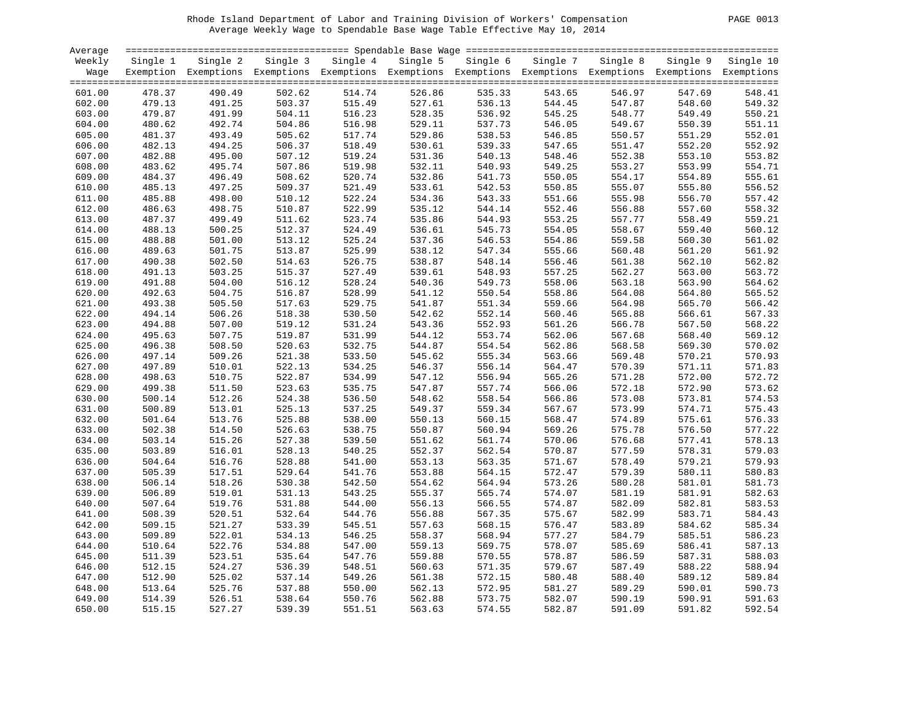Rhode Island Department of Labor and Training Division of Workers' Compensation
Average Weekly Wage to Spendable Base Wage Table Effective May 10, 2014

| Average Weekly Wage | Spendable Base Wage | | | | | | | | | |
|---|---|---|---|---|---|---|---|---|---|---|
| | Single 1 Exemption | Single 2 Exemptions | Single 3 Exemptions | Single 4 Exemptions | Single 5 Exemptions | Single 6 Exemptions | Single 7 Exemptions | Single 8 Exemptions | Single 9 Exemptions | Single 10 Exemptions |
| 601.00 | 478.37 | 490.49 | 502.62 | 514.74 | 526.86 | 535.33 | 543.65 | 546.97 | 547.69 | 548.41 |
| 602.00 | 479.13 | 491.25 | 503.37 | 515.49 | 527.61 | 536.13 | 544.45 | 547.87 | 548.60 | 549.32 |
| 603.00 | 479.87 | 491.99 | 504.11 | 516.23 | 528.35 | 536.92 | 545.25 | 548.77 | 549.49 | 550.21 |
| 604.00 | 480.62 | 492.74 | 504.86 | 516.98 | 529.11 | 537.73 | 546.05 | 549.67 | 550.39 | 551.11 |
| 605.00 | 481.37 | 493.49 | 505.62 | 517.74 | 529.86 | 538.53 | 546.85 | 550.57 | 551.29 | 552.01 |
| 606.00 | 482.13 | 494.25 | 506.37 | 518.49 | 530.61 | 539.33 | 547.65 | 551.47 | 552.20 | 552.92 |
| 607.00 | 482.88 | 495.00 | 507.12 | 519.24 | 531.36 | 540.13 | 548.46 | 552.38 | 553.10 | 553.82 |
| 608.00 | 483.62 | 495.74 | 507.86 | 519.98 | 532.11 | 540.93 | 549.25 | 553.27 | 553.99 | 554.71 |
| 609.00 | 484.37 | 496.49 | 508.62 | 520.74 | 532.86 | 541.73 | 550.05 | 554.17 | 554.89 | 555.61 |
| 610.00 | 485.13 | 497.25 | 509.37 | 521.49 | 533.61 | 542.53 | 550.85 | 555.07 | 555.80 | 556.52 |
| 611.00 | 485.88 | 498.00 | 510.12 | 522.24 | 534.36 | 543.33 | 551.66 | 555.98 | 556.70 | 557.42 |
| 612.00 | 486.63 | 498.75 | 510.87 | 522.99 | 535.12 | 544.14 | 552.46 | 556.88 | 557.60 | 558.32 |
| 613.00 | 487.37 | 499.49 | 511.62 | 523.74 | 535.86 | 544.93 | 553.25 | 557.77 | 558.49 | 559.21 |
| 614.00 | 488.13 | 500.25 | 512.37 | 524.49 | 536.61 | 545.73 | 554.05 | 558.67 | 559.40 | 560.12 |
| 615.00 | 488.88 | 501.00 | 513.12 | 525.24 | 537.36 | 546.53 | 554.86 | 559.58 | 560.30 | 561.02 |
| 616.00 | 489.63 | 501.75 | 513.87 | 525.99 | 538.12 | 547.34 | 555.66 | 560.48 | 561.20 | 561.92 |
| 617.00 | 490.38 | 502.50 | 514.63 | 526.75 | 538.87 | 548.14 | 556.46 | 561.38 | 562.10 | 562.82 |
| 618.00 | 491.13 | 503.25 | 515.37 | 527.49 | 539.61 | 548.93 | 557.25 | 562.27 | 563.00 | 563.72 |
| 619.00 | 491.88 | 504.00 | 516.12 | 528.24 | 540.36 | 549.73 | 558.06 | 563.18 | 563.90 | 564.62 |
| 620.00 | 492.63 | 504.75 | 516.87 | 528.99 | 541.12 | 550.54 | 558.86 | 564.08 | 564.80 | 565.52 |
| 621.00 | 493.38 | 505.50 | 517.63 | 529.75 | 541.87 | 551.34 | 559.66 | 564.98 | 565.70 | 566.42 |
| 622.00 | 494.14 | 506.26 | 518.38 | 530.50 | 542.62 | 552.14 | 560.46 | 565.88 | 566.61 | 567.33 |
| 623.00 | 494.88 | 507.00 | 519.12 | 531.24 | 543.36 | 552.93 | 561.26 | 566.78 | 567.50 | 568.22 |
| 624.00 | 495.63 | 507.75 | 519.87 | 531.99 | 544.12 | 553.74 | 562.06 | 567.68 | 568.40 | 569.12 |
| 625.00 | 496.38 | 508.50 | 520.63 | 532.75 | 544.87 | 554.54 | 562.86 | 568.58 | 569.30 | 570.02 |
| 626.00 | 497.14 | 509.26 | 521.38 | 533.50 | 545.62 | 555.34 | 563.66 | 569.48 | 570.21 | 570.93 |
| 627.00 | 497.89 | 510.01 | 522.13 | 534.25 | 546.37 | 556.14 | 564.47 | 570.39 | 571.11 | 571.83 |
| 628.00 | 498.63 | 510.75 | 522.87 | 534.99 | 547.12 | 556.94 | 565.26 | 571.28 | 572.00 | 572.72 |
| 629.00 | 499.38 | 511.50 | 523.63 | 535.75 | 547.87 | 557.74 | 566.06 | 572.18 | 572.90 | 573.62 |
| 630.00 | 500.14 | 512.26 | 524.38 | 536.50 | 548.62 | 558.54 | 566.86 | 573.08 | 573.81 | 574.53 |
| 631.00 | 500.89 | 513.01 | 525.13 | 537.25 | 549.37 | 559.34 | 567.67 | 573.99 | 574.71 | 575.43 |
| 632.00 | 501.64 | 513.76 | 525.88 | 538.00 | 550.13 | 560.15 | 568.47 | 574.89 | 575.61 | 576.33 |
| 633.00 | 502.38 | 514.50 | 526.63 | 538.75 | 550.87 | 560.94 | 569.26 | 575.78 | 576.50 | 577.22 |
| 634.00 | 503.14 | 515.26 | 527.38 | 539.50 | 551.62 | 561.74 | 570.06 | 576.68 | 577.41 | 578.13 |
| 635.00 | 503.89 | 516.01 | 528.13 | 540.25 | 552.37 | 562.54 | 570.87 | 577.59 | 578.31 | 579.03 |
| 636.00 | 504.64 | 516.76 | 528.88 | 541.00 | 553.13 | 563.35 | 571.67 | 578.49 | 579.21 | 579.93 |
| 637.00 | 505.39 | 517.51 | 529.64 | 541.76 | 553.88 | 564.15 | 572.47 | 579.39 | 580.11 | 580.83 |
| 638.00 | 506.14 | 518.26 | 530.38 | 542.50 | 554.62 | 564.94 | 573.26 | 580.28 | 581.01 | 581.73 |
| 639.00 | 506.89 | 519.01 | 531.13 | 543.25 | 555.37 | 565.74 | 574.07 | 581.19 | 581.91 | 582.63 |
| 640.00 | 507.64 | 519.76 | 531.88 | 544.00 | 556.13 | 566.55 | 574.87 | 582.09 | 582.81 | 583.53 |
| 641.00 | 508.39 | 520.51 | 532.64 | 544.76 | 556.88 | 567.35 | 575.67 | 582.99 | 583.71 | 584.43 |
| 642.00 | 509.15 | 521.27 | 533.39 | 545.51 | 557.63 | 568.15 | 576.47 | 583.89 | 584.62 | 585.34 |
| 643.00 | 509.89 | 522.01 | 534.13 | 546.25 | 558.37 | 568.94 | 577.27 | 584.79 | 585.51 | 586.23 |
| 644.00 | 510.64 | 522.76 | 534.88 | 547.00 | 559.13 | 569.75 | 578.07 | 585.69 | 586.41 | 587.13 |
| 645.00 | 511.39 | 523.51 | 535.64 | 547.76 | 559.88 | 570.55 | 578.87 | 586.59 | 587.31 | 588.03 |
| 646.00 | 512.15 | 524.27 | 536.39 | 548.51 | 560.63 | 571.35 | 579.67 | 587.49 | 588.22 | 588.94 |
| 647.00 | 512.90 | 525.02 | 537.14 | 549.26 | 561.38 | 572.15 | 580.48 | 588.40 | 589.12 | 589.84 |
| 648.00 | 513.64 | 525.76 | 537.88 | 550.00 | 562.13 | 572.95 | 581.27 | 589.29 | 590.01 | 590.73 |
| 649.00 | 514.39 | 526.51 | 538.64 | 550.76 | 562.88 | 573.75 | 582.07 | 590.19 | 590.91 | 591.63 |
| 650.00 | 515.15 | 527.27 | 539.39 | 551.51 | 563.63 | 574.55 | 582.87 | 591.09 | 591.82 | 592.54 |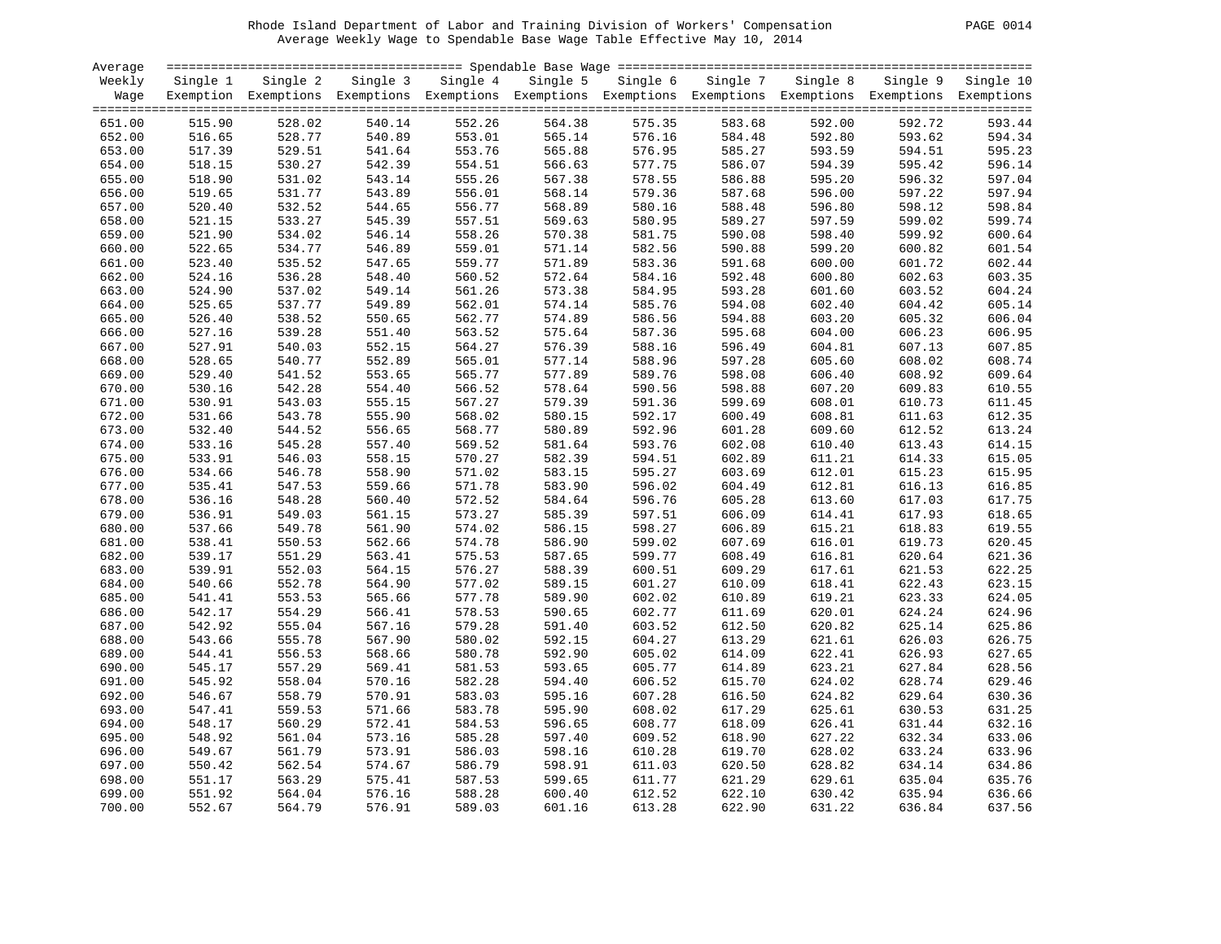Rhode Island Department of Labor and Training Division of Workers' Compensation
Average Weekly Wage to Spendable Base Wage Table Effective May 10, 2014

| Average Weekly Wage | Single 1 Exemption | Single 2 Exemptions | Single 3 Exemptions | Single 4 Exemptions | Single 5 Exemptions | Single 6 Exemptions | Single 7 Exemptions | Single 8 Exemptions | Single 9 Exemptions | Single 10 Exemptions |
|---|---|---|---|---|---|---|---|---|---|---|
| 651.00 | 515.90 | 528.02 | 540.14 | 552.26 | 564.38 | 575.35 | 583.68 | 592.00 | 592.72 | 593.44 |
| 652.00 | 516.65 | 528.77 | 540.89 | 553.01 | 565.14 | 576.16 | 584.48 | 592.80 | 593.62 | 594.34 |
| 653.00 | 517.39 | 529.51 | 541.64 | 553.76 | 565.88 | 576.95 | 585.27 | 593.59 | 594.51 | 595.23 |
| 654.00 | 518.15 | 530.27 | 542.39 | 554.51 | 566.63 | 577.75 | 586.07 | 594.39 | 595.42 | 596.14 |
| 655.00 | 518.90 | 531.02 | 543.14 | 555.26 | 567.38 | 578.55 | 586.88 | 595.20 | 596.32 | 597.04 |
| 656.00 | 519.65 | 531.77 | 543.89 | 556.01 | 568.14 | 579.36 | 587.68 | 596.00 | 597.22 | 597.94 |
| 657.00 | 520.40 | 532.52 | 544.65 | 556.77 | 568.89 | 580.16 | 588.48 | 596.80 | 598.12 | 598.84 |
| 658.00 | 521.15 | 533.27 | 545.39 | 557.51 | 569.63 | 580.95 | 589.27 | 597.59 | 599.02 | 599.74 |
| 659.00 | 521.90 | 534.02 | 546.14 | 558.26 | 570.38 | 581.75 | 590.08 | 598.40 | 599.92 | 600.64 |
| 660.00 | 522.65 | 534.77 | 546.89 | 559.01 | 571.14 | 582.56 | 590.88 | 599.20 | 600.82 | 601.54 |
| 661.00 | 523.40 | 535.52 | 547.65 | 559.77 | 571.89 | 583.36 | 591.68 | 600.00 | 601.72 | 602.44 |
| 662.00 | 524.16 | 536.28 | 548.40 | 560.52 | 572.64 | 584.16 | 592.48 | 600.80 | 602.63 | 603.35 |
| 663.00 | 524.90 | 537.02 | 549.14 | 561.26 | 573.38 | 584.95 | 593.28 | 601.60 | 603.52 | 604.24 |
| 664.00 | 525.65 | 537.77 | 549.89 | 562.01 | 574.14 | 585.76 | 594.08 | 602.40 | 604.42 | 605.14 |
| 665.00 | 526.40 | 538.52 | 550.65 | 562.77 | 574.89 | 586.56 | 594.88 | 603.20 | 605.32 | 606.04 |
| 666.00 | 527.16 | 539.28 | 551.40 | 563.52 | 575.64 | 587.36 | 595.68 | 604.00 | 606.23 | 606.95 |
| 667.00 | 527.91 | 540.03 | 552.15 | 564.27 | 576.39 | 588.16 | 596.49 | 604.81 | 607.13 | 607.85 |
| 668.00 | 528.65 | 540.77 | 552.89 | 565.01 | 577.14 | 588.96 | 597.28 | 605.60 | 608.02 | 608.74 |
| 669.00 | 529.40 | 541.52 | 553.65 | 565.77 | 577.89 | 589.76 | 598.08 | 606.40 | 608.92 | 609.64 |
| 670.00 | 530.16 | 542.28 | 554.40 | 566.52 | 578.64 | 590.56 | 598.88 | 607.20 | 609.83 | 610.55 |
| 671.00 | 530.91 | 543.03 | 555.15 | 567.27 | 579.39 | 591.36 | 599.69 | 608.01 | 610.73 | 611.45 |
| 672.00 | 531.66 | 543.78 | 555.90 | 568.02 | 580.15 | 592.17 | 600.49 | 608.81 | 611.63 | 612.35 |
| 673.00 | 532.40 | 544.52 | 556.65 | 568.77 | 580.89 | 592.96 | 601.28 | 609.60 | 612.52 | 613.24 |
| 674.00 | 533.16 | 545.28 | 557.40 | 569.52 | 581.64 | 593.76 | 602.08 | 610.40 | 613.43 | 614.15 |
| 675.00 | 533.91 | 546.03 | 558.15 | 570.27 | 582.39 | 594.51 | 602.89 | 611.21 | 614.33 | 615.05 |
| 676.00 | 534.66 | 546.78 | 558.90 | 571.02 | 583.15 | 595.27 | 603.69 | 612.01 | 615.23 | 615.95 |
| 677.00 | 535.41 | 547.53 | 559.66 | 571.78 | 583.90 | 596.02 | 604.49 | 612.81 | 616.13 | 616.85 |
| 678.00 | 536.16 | 548.28 | 560.40 | 572.52 | 584.64 | 596.76 | 605.28 | 613.60 | 617.03 | 617.75 |
| 679.00 | 536.91 | 549.03 | 561.15 | 573.27 | 585.39 | 597.51 | 606.09 | 614.41 | 617.93 | 618.65 |
| 680.00 | 537.66 | 549.78 | 561.90 | 574.02 | 586.15 | 598.27 | 606.89 | 615.21 | 618.83 | 619.55 |
| 681.00 | 538.41 | 550.53 | 562.66 | 574.78 | 586.90 | 599.02 | 607.69 | 616.01 | 619.73 | 620.45 |
| 682.00 | 539.17 | 551.29 | 563.41 | 575.53 | 587.65 | 599.77 | 608.49 | 616.81 | 620.64 | 621.36 |
| 683.00 | 539.91 | 552.03 | 564.15 | 576.27 | 588.39 | 600.51 | 609.29 | 617.61 | 621.53 | 622.25 |
| 684.00 | 540.66 | 552.78 | 564.90 | 577.02 | 589.15 | 601.27 | 610.09 | 618.41 | 622.43 | 623.15 |
| 685.00 | 541.41 | 553.53 | 565.66 | 577.78 | 589.90 | 602.02 | 610.89 | 619.21 | 623.33 | 624.05 |
| 686.00 | 542.17 | 554.29 | 566.41 | 578.53 | 590.65 | 602.77 | 611.69 | 620.01 | 624.24 | 624.96 |
| 687.00 | 542.92 | 555.04 | 567.16 | 579.28 | 591.40 | 603.52 | 612.50 | 620.82 | 625.14 | 625.86 |
| 688.00 | 543.66 | 555.78 | 567.90 | 580.02 | 592.15 | 604.27 | 613.29 | 621.61 | 626.03 | 626.75 |
| 689.00 | 544.41 | 556.53 | 568.66 | 580.78 | 592.90 | 605.02 | 614.09 | 622.41 | 626.93 | 627.65 |
| 690.00 | 545.17 | 557.29 | 569.41 | 581.53 | 593.65 | 605.77 | 614.89 | 623.21 | 627.84 | 628.56 |
| 691.00 | 545.92 | 558.04 | 570.16 | 582.28 | 594.40 | 606.52 | 615.70 | 624.02 | 628.74 | 629.46 |
| 692.00 | 546.67 | 558.79 | 570.91 | 583.03 | 595.16 | 607.28 | 616.50 | 624.82 | 629.64 | 630.36 |
| 693.00 | 547.41 | 559.53 | 571.66 | 583.78 | 595.90 | 608.02 | 617.29 | 625.61 | 630.53 | 631.25 |
| 694.00 | 548.17 | 560.29 | 572.41 | 584.53 | 596.65 | 608.77 | 618.09 | 626.41 | 631.44 | 632.16 |
| 695.00 | 548.92 | 561.04 | 573.16 | 585.28 | 597.40 | 609.52 | 618.90 | 627.22 | 632.34 | 633.06 |
| 696.00 | 549.67 | 561.79 | 573.91 | 586.03 | 598.16 | 610.28 | 619.70 | 628.02 | 633.24 | 633.96 |
| 697.00 | 550.42 | 562.54 | 574.67 | 586.79 | 598.91 | 611.03 | 620.50 | 628.82 | 634.14 | 634.86 |
| 698.00 | 551.17 | 563.29 | 575.41 | 587.53 | 599.65 | 611.77 | 621.29 | 629.61 | 635.04 | 635.76 |
| 699.00 | 551.92 | 564.04 | 576.16 | 588.28 | 600.40 | 612.52 | 622.10 | 630.42 | 635.94 | 636.66 |
| 700.00 | 552.67 | 564.79 | 576.91 | 589.03 | 601.16 | 613.28 | 622.90 | 631.22 | 636.84 | 637.56 |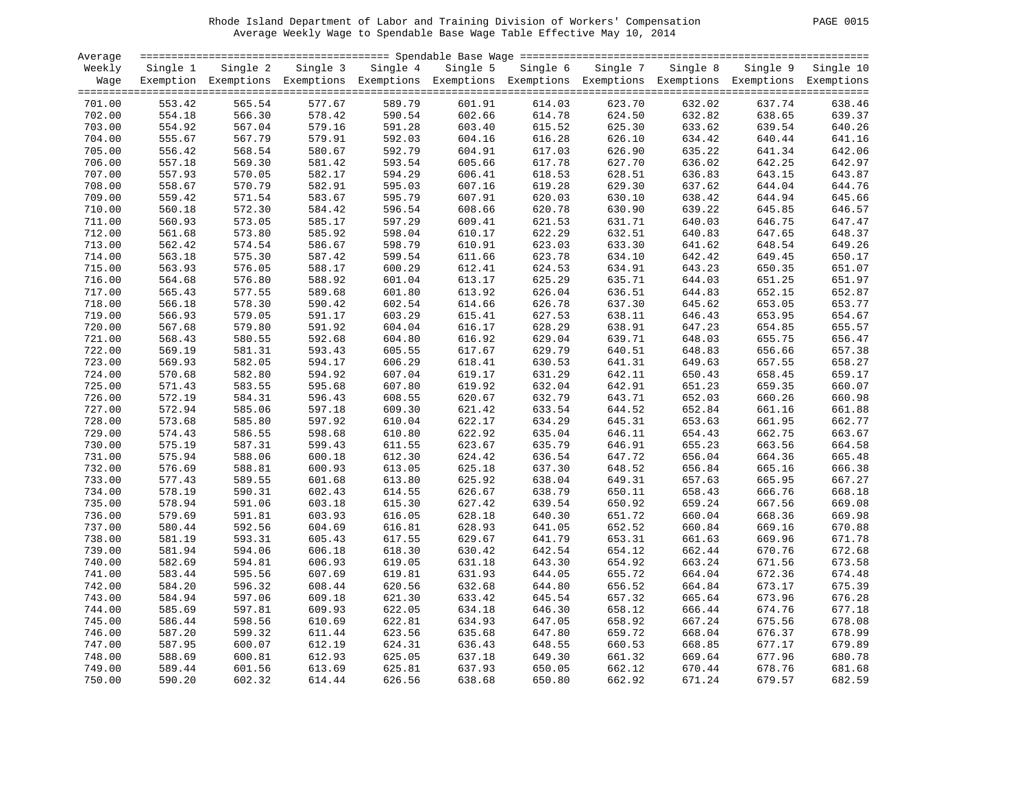Rhode Island Department of Labor and Training Division of Workers' Compensation
Average Weekly Wage to Spendable Base Wage Table Effective May 10, 2014

| Average Weekly Wage | Single 1 Exemption | Single 2 Exemptions | Single 3 Exemptions | Single 4 Exemptions | Single 5 Exemptions | Single 6 Exemptions | Single 7 Exemptions | Single 8 Exemptions | Single 9 Exemptions | Single 10 Exemptions |
|---|---|---|---|---|---|---|---|---|---|---|
| 701.00 | 553.42 | 565.54 | 577.67 | 589.79 | 601.91 | 614.03 | 623.70 | 632.02 | 637.74 | 638.46 |
| 702.00 | 554.18 | 566.30 | 578.42 | 590.54 | 602.66 | 614.78 | 624.50 | 632.82 | 638.65 | 639.37 |
| 703.00 | 554.92 | 567.04 | 579.16 | 591.28 | 603.40 | 615.52 | 625.30 | 633.62 | 639.54 | 640.26 |
| 704.00 | 555.67 | 567.79 | 579.91 | 592.03 | 604.16 | 616.28 | 626.10 | 634.42 | 640.44 | 641.16 |
| 705.00 | 556.42 | 568.54 | 580.67 | 592.79 | 604.91 | 617.03 | 626.90 | 635.22 | 641.34 | 642.06 |
| 706.00 | 557.18 | 569.30 | 581.42 | 593.54 | 605.66 | 617.78 | 627.70 | 636.02 | 642.25 | 642.97 |
| 707.00 | 557.93 | 570.05 | 582.17 | 594.29 | 606.41 | 618.53 | 628.51 | 636.83 | 643.15 | 643.87 |
| 708.00 | 558.67 | 570.79 | 582.91 | 595.03 | 607.16 | 619.28 | 629.30 | 637.62 | 644.04 | 644.76 |
| 709.00 | 559.42 | 571.54 | 583.67 | 595.79 | 607.91 | 620.03 | 630.10 | 638.42 | 644.94 | 645.66 |
| 710.00 | 560.18 | 572.30 | 584.42 | 596.54 | 608.66 | 620.78 | 630.90 | 639.22 | 645.85 | 646.57 |
| 711.00 | 560.93 | 573.05 | 585.17 | 597.29 | 609.41 | 621.53 | 631.71 | 640.03 | 646.75 | 647.47 |
| 712.00 | 561.68 | 573.80 | 585.92 | 598.04 | 610.17 | 622.29 | 632.51 | 640.83 | 647.65 | 648.37 |
| 713.00 | 562.42 | 574.54 | 586.67 | 598.79 | 610.91 | 623.03 | 633.30 | 641.62 | 648.54 | 649.26 |
| 714.00 | 563.18 | 575.30 | 587.42 | 599.54 | 611.66 | 623.78 | 634.10 | 642.42 | 649.45 | 650.17 |
| 715.00 | 563.93 | 576.05 | 588.17 | 600.29 | 612.41 | 624.53 | 634.91 | 643.23 | 650.35 | 651.07 |
| 716.00 | 564.68 | 576.80 | 588.92 | 601.04 | 613.17 | 625.29 | 635.71 | 644.03 | 651.25 | 651.97 |
| 717.00 | 565.43 | 577.55 | 589.68 | 601.80 | 613.92 | 626.04 | 636.51 | 644.83 | 652.15 | 652.87 |
| 718.00 | 566.18 | 578.30 | 590.42 | 602.54 | 614.66 | 626.78 | 637.30 | 645.62 | 653.05 | 653.77 |
| 719.00 | 566.93 | 579.05 | 591.17 | 603.29 | 615.41 | 627.53 | 638.11 | 646.43 | 653.95 | 654.67 |
| 720.00 | 567.68 | 579.80 | 591.92 | 604.04 | 616.17 | 628.29 | 638.91 | 647.23 | 654.85 | 655.57 |
| 721.00 | 568.43 | 580.55 | 592.68 | 604.80 | 616.92 | 629.04 | 639.71 | 648.03 | 655.75 | 656.47 |
| 722.00 | 569.19 | 581.31 | 593.43 | 605.55 | 617.67 | 629.79 | 640.51 | 648.83 | 656.66 | 657.38 |
| 723.00 | 569.93 | 582.05 | 594.17 | 606.29 | 618.41 | 630.53 | 641.31 | 649.63 | 657.55 | 658.27 |
| 724.00 | 570.68 | 582.80 | 594.92 | 607.04 | 619.17 | 631.29 | 642.11 | 650.43 | 658.45 | 659.17 |
| 725.00 | 571.43 | 583.55 | 595.68 | 607.80 | 619.92 | 632.04 | 642.91 | 651.23 | 659.35 | 660.07 |
| 726.00 | 572.19 | 584.31 | 596.43 | 608.55 | 620.67 | 632.79 | 643.71 | 652.03 | 660.26 | 660.98 |
| 727.00 | 572.94 | 585.06 | 597.18 | 609.30 | 621.42 | 633.54 | 644.52 | 652.84 | 661.16 | 661.88 |
| 728.00 | 573.68 | 585.80 | 597.92 | 610.04 | 622.17 | 634.29 | 645.31 | 653.63 | 661.95 | 662.77 |
| 729.00 | 574.43 | 586.55 | 598.68 | 610.80 | 622.92 | 635.04 | 646.11 | 654.43 | 662.75 | 663.67 |
| 730.00 | 575.19 | 587.31 | 599.43 | 611.55 | 623.67 | 635.79 | 646.91 | 655.23 | 663.56 | 664.58 |
| 731.00 | 575.94 | 588.06 | 600.18 | 612.30 | 624.42 | 636.54 | 647.72 | 656.04 | 664.36 | 665.48 |
| 732.00 | 576.69 | 588.81 | 600.93 | 613.05 | 625.18 | 637.30 | 648.52 | 656.84 | 665.16 | 666.38 |
| 733.00 | 577.43 | 589.55 | 601.68 | 613.80 | 625.92 | 638.04 | 649.31 | 657.63 | 665.95 | 667.27 |
| 734.00 | 578.19 | 590.31 | 602.43 | 614.55 | 626.67 | 638.79 | 650.11 | 658.43 | 666.76 | 668.18 |
| 735.00 | 578.94 | 591.06 | 603.18 | 615.30 | 627.42 | 639.54 | 650.92 | 659.24 | 667.56 | 669.08 |
| 736.00 | 579.69 | 591.81 | 603.93 | 616.05 | 628.18 | 640.30 | 651.72 | 660.04 | 668.36 | 669.98 |
| 737.00 | 580.44 | 592.56 | 604.69 | 616.81 | 628.93 | 641.05 | 652.52 | 660.84 | 669.16 | 670.88 |
| 738.00 | 581.19 | 593.31 | 605.43 | 617.55 | 629.67 | 641.79 | 653.31 | 661.63 | 669.96 | 671.78 |
| 739.00 | 581.94 | 594.06 | 606.18 | 618.30 | 630.42 | 642.54 | 654.12 | 662.44 | 670.76 | 672.68 |
| 740.00 | 582.69 | 594.81 | 606.93 | 619.05 | 631.18 | 643.30 | 654.92 | 663.24 | 671.56 | 673.58 |
| 741.00 | 583.44 | 595.56 | 607.69 | 619.81 | 631.93 | 644.05 | 655.72 | 664.04 | 672.36 | 674.48 |
| 742.00 | 584.20 | 596.32 | 608.44 | 620.56 | 632.68 | 644.80 | 656.52 | 664.84 | 673.17 | 675.39 |
| 743.00 | 584.94 | 597.06 | 609.18 | 621.30 | 633.42 | 645.54 | 657.32 | 665.64 | 673.96 | 676.28 |
| 744.00 | 585.69 | 597.81 | 609.93 | 622.05 | 634.18 | 646.30 | 658.12 | 666.44 | 674.76 | 677.18 |
| 745.00 | 586.44 | 598.56 | 610.69 | 622.81 | 634.93 | 647.05 | 658.92 | 667.24 | 675.56 | 678.08 |
| 746.00 | 587.20 | 599.32 | 611.44 | 623.56 | 635.68 | 647.80 | 659.72 | 668.04 | 676.37 | 678.99 |
| 747.00 | 587.95 | 600.07 | 612.19 | 624.31 | 636.43 | 648.55 | 660.53 | 668.85 | 677.17 | 679.89 |
| 748.00 | 588.69 | 600.81 | 612.93 | 625.05 | 637.18 | 649.30 | 661.32 | 669.64 | 677.96 | 680.78 |
| 749.00 | 589.44 | 601.56 | 613.69 | 625.81 | 637.93 | 650.05 | 662.12 | 670.44 | 678.76 | 681.68 |
| 750.00 | 590.20 | 602.32 | 614.44 | 626.56 | 638.68 | 650.80 | 662.92 | 671.24 | 679.57 | 682.59 |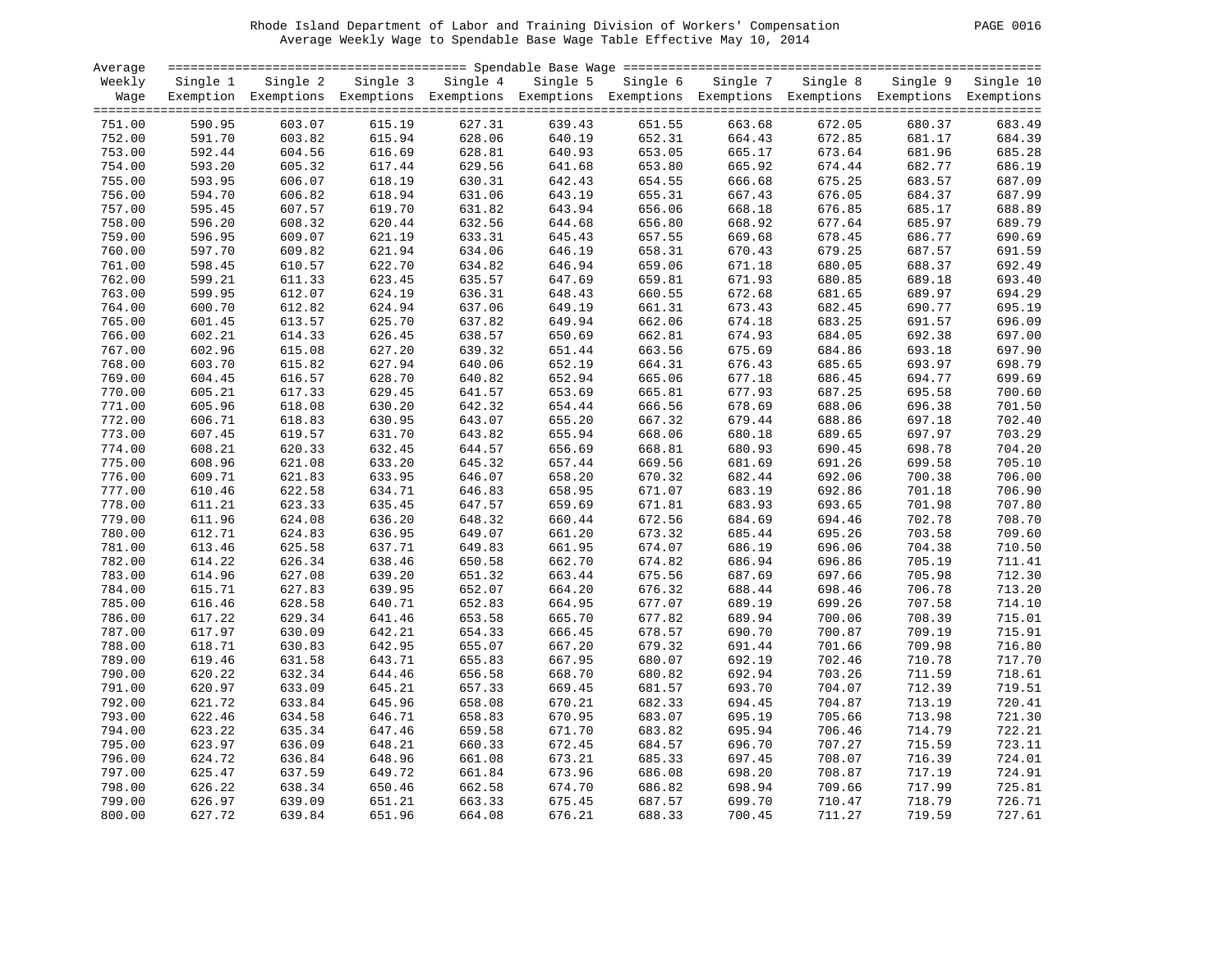Rhode Island Department of Labor and Training Division of Workers' Compensation

Average Weekly Wage to Spendable Base Wage Table Effective May 10, 2014

| Average Weekly Wage | Spendable Base Wage | | | | | | | | | |
|---|---|---|---|---|---|---|---|---|---|---|
| | Single 1 Exemption | Single 2 Exemptions | Single 3 Exemptions | Single 4 Exemptions | Single 5 Exemptions | Single 6 Exemptions | Single 7 Exemptions | Single 8 Exemptions | Single 9 Exemptions | Single 10 Exemptions |
| 751.00 | 590.95 | 603.07 | 615.19 | 627.31 | 639.43 | 651.55 | 663.68 | 672.05 | 680.37 | 683.49 |
| 752.00 | 591.70 | 603.82 | 615.94 | 628.06 | 640.19 | 652.31 | 664.43 | 672.85 | 681.17 | 684.39 |
| 753.00 | 592.44 | 604.56 | 616.69 | 628.81 | 640.93 | 653.05 | 665.17 | 673.64 | 681.96 | 685.28 |
| 754.00 | 593.20 | 605.32 | 617.44 | 629.56 | 641.68 | 653.80 | 665.92 | 674.44 | 682.77 | 686.19 |
| 755.00 | 593.95 | 606.07 | 618.19 | 630.31 | 642.43 | 654.55 | 666.68 | 675.25 | 683.57 | 687.09 |
| 756.00 | 594.70 | 606.82 | 618.94 | 631.06 | 643.19 | 655.31 | 667.43 | 676.05 | 684.37 | 687.99 |
| 757.00 | 595.45 | 607.57 | 619.70 | 631.82 | 643.94 | 656.06 | 668.18 | 676.85 | 685.17 | 688.89 |
| 758.00 | 596.20 | 608.32 | 620.44 | 632.56 | 644.68 | 656.80 | 668.92 | 677.64 | 685.97 | 689.79 |
| 759.00 | 596.95 | 609.07 | 621.19 | 633.31 | 645.43 | 657.55 | 669.68 | 678.45 | 686.77 | 690.69 |
| 760.00 | 597.70 | 609.82 | 621.94 | 634.06 | 646.19 | 658.31 | 670.43 | 679.25 | 687.57 | 691.59 |
| 761.00 | 598.45 | 610.57 | 622.70 | 634.82 | 646.94 | 659.06 | 671.18 | 680.05 | 688.37 | 692.49 |
| 762.00 | 599.21 | 611.33 | 623.45 | 635.57 | 647.69 | 659.81 | 671.93 | 680.85 | 689.18 | 693.40 |
| 763.00 | 599.95 | 612.07 | 624.19 | 636.31 | 648.43 | 660.55 | 672.68 | 681.65 | 689.97 | 694.29 |
| 764.00 | 600.70 | 612.82 | 624.94 | 637.06 | 649.19 | 661.31 | 673.43 | 682.45 | 690.77 | 695.19 |
| 765.00 | 601.45 | 613.57 | 625.70 | 637.82 | 649.94 | 662.06 | 674.18 | 683.25 | 691.57 | 696.09 |
| 766.00 | 602.21 | 614.33 | 626.45 | 638.57 | 650.69 | 662.81 | 674.93 | 684.05 | 692.38 | 697.00 |
| 767.00 | 602.96 | 615.08 | 627.20 | 639.32 | 651.44 | 663.56 | 675.69 | 684.86 | 693.18 | 697.90 |
| 768.00 | 603.70 | 615.82 | 627.94 | 640.06 | 652.19 | 664.31 | 676.43 | 685.65 | 693.97 | 698.79 |
| 769.00 | 604.45 | 616.57 | 628.70 | 640.82 | 652.94 | 665.06 | 677.18 | 686.45 | 694.77 | 699.69 |
| 770.00 | 605.21 | 617.33 | 629.45 | 641.57 | 653.69 | 665.81 | 677.93 | 687.25 | 695.58 | 700.60 |
| 771.00 | 605.96 | 618.08 | 630.20 | 642.32 | 654.44 | 666.56 | 678.69 | 688.06 | 696.38 | 701.50 |
| 772.00 | 606.71 | 618.83 | 630.95 | 643.07 | 655.20 | 667.32 | 679.44 | 688.86 | 697.18 | 702.40 |
| 773.00 | 607.45 | 619.57 | 631.70 | 643.82 | 655.94 | 668.06 | 680.18 | 689.65 | 697.97 | 703.29 |
| 774.00 | 608.21 | 620.33 | 632.45 | 644.57 | 656.69 | 668.81 | 680.93 | 690.45 | 698.78 | 704.20 |
| 775.00 | 608.96 | 621.08 | 633.20 | 645.32 | 657.44 | 669.56 | 681.69 | 691.26 | 699.58 | 705.10 |
| 776.00 | 609.71 | 621.83 | 633.95 | 646.07 | 658.20 | 670.32 | 682.44 | 692.06 | 700.38 | 706.00 |
| 777.00 | 610.46 | 622.58 | 634.71 | 646.83 | 658.95 | 671.07 | 683.19 | 692.86 | 701.18 | 706.90 |
| 778.00 | 611.21 | 623.33 | 635.45 | 647.57 | 659.69 | 671.81 | 683.93 | 693.65 | 701.98 | 707.80 |
| 779.00 | 611.96 | 624.08 | 636.20 | 648.32 | 660.44 | 672.56 | 684.69 | 694.46 | 702.78 | 708.70 |
| 780.00 | 612.71 | 624.83 | 636.95 | 649.07 | 661.20 | 673.32 | 685.44 | 695.26 | 703.58 | 709.60 |
| 781.00 | 613.46 | 625.58 | 637.71 | 649.83 | 661.95 | 674.07 | 686.19 | 696.06 | 704.38 | 710.50 |
| 782.00 | 614.22 | 626.34 | 638.46 | 650.58 | 662.70 | 674.82 | 686.94 | 696.86 | 705.19 | 711.41 |
| 783.00 | 614.96 | 627.08 | 639.20 | 651.32 | 663.44 | 675.56 | 687.69 | 697.66 | 705.98 | 712.30 |
| 784.00 | 615.71 | 627.83 | 639.95 | 652.07 | 664.20 | 676.32 | 688.44 | 698.46 | 706.78 | 713.20 |
| 785.00 | 616.46 | 628.58 | 640.71 | 652.83 | 664.95 | 677.07 | 689.19 | 699.26 | 707.58 | 714.10 |
| 786.00 | 617.22 | 629.34 | 641.46 | 653.58 | 665.70 | 677.82 | 689.94 | 700.06 | 708.39 | 715.01 |
| 787.00 | 617.97 | 630.09 | 642.21 | 654.33 | 666.45 | 678.57 | 690.70 | 700.87 | 709.19 | 715.91 |
| 788.00 | 618.71 | 630.83 | 642.95 | 655.07 | 667.20 | 679.32 | 691.44 | 701.66 | 709.98 | 716.80 |
| 789.00 | 619.46 | 631.58 | 643.71 | 655.83 | 667.95 | 680.07 | 692.19 | 702.46 | 710.78 | 717.70 |
| 790.00 | 620.22 | 632.34 | 644.46 | 656.58 | 668.70 | 680.82 | 692.94 | 703.26 | 711.59 | 718.61 |
| 791.00 | 620.97 | 633.09 | 645.21 | 657.33 | 669.45 | 681.57 | 693.70 | 704.07 | 712.39 | 719.51 |
| 792.00 | 621.72 | 633.84 | 645.96 | 658.08 | 670.21 | 682.33 | 694.45 | 704.87 | 713.19 | 720.41 |
| 793.00 | 622.46 | 634.58 | 646.71 | 658.83 | 670.95 | 683.07 | 695.19 | 705.66 | 713.98 | 721.30 |
| 794.00 | 623.22 | 635.34 | 647.46 | 659.58 | 671.70 | 683.82 | 695.94 | 706.46 | 714.79 | 722.21 |
| 795.00 | 623.97 | 636.09 | 648.21 | 660.33 | 672.45 | 684.57 | 696.70 | 707.27 | 715.59 | 723.11 |
| 796.00 | 624.72 | 636.84 | 648.96 | 661.08 | 673.21 | 685.33 | 697.45 | 708.07 | 716.39 | 724.01 |
| 797.00 | 625.47 | 637.59 | 649.72 | 661.84 | 673.96 | 686.08 | 698.20 | 708.87 | 717.19 | 724.91 |
| 798.00 | 626.22 | 638.34 | 650.46 | 662.58 | 674.70 | 686.82 | 698.94 | 709.66 | 717.99 | 725.81 |
| 799.00 | 626.97 | 639.09 | 651.21 | 663.33 | 675.45 | 687.57 | 699.70 | 710.47 | 718.79 | 726.71 |
| 800.00 | 627.72 | 639.84 | 651.96 | 664.08 | 676.21 | 688.33 | 700.45 | 711.27 | 719.59 | 727.61 |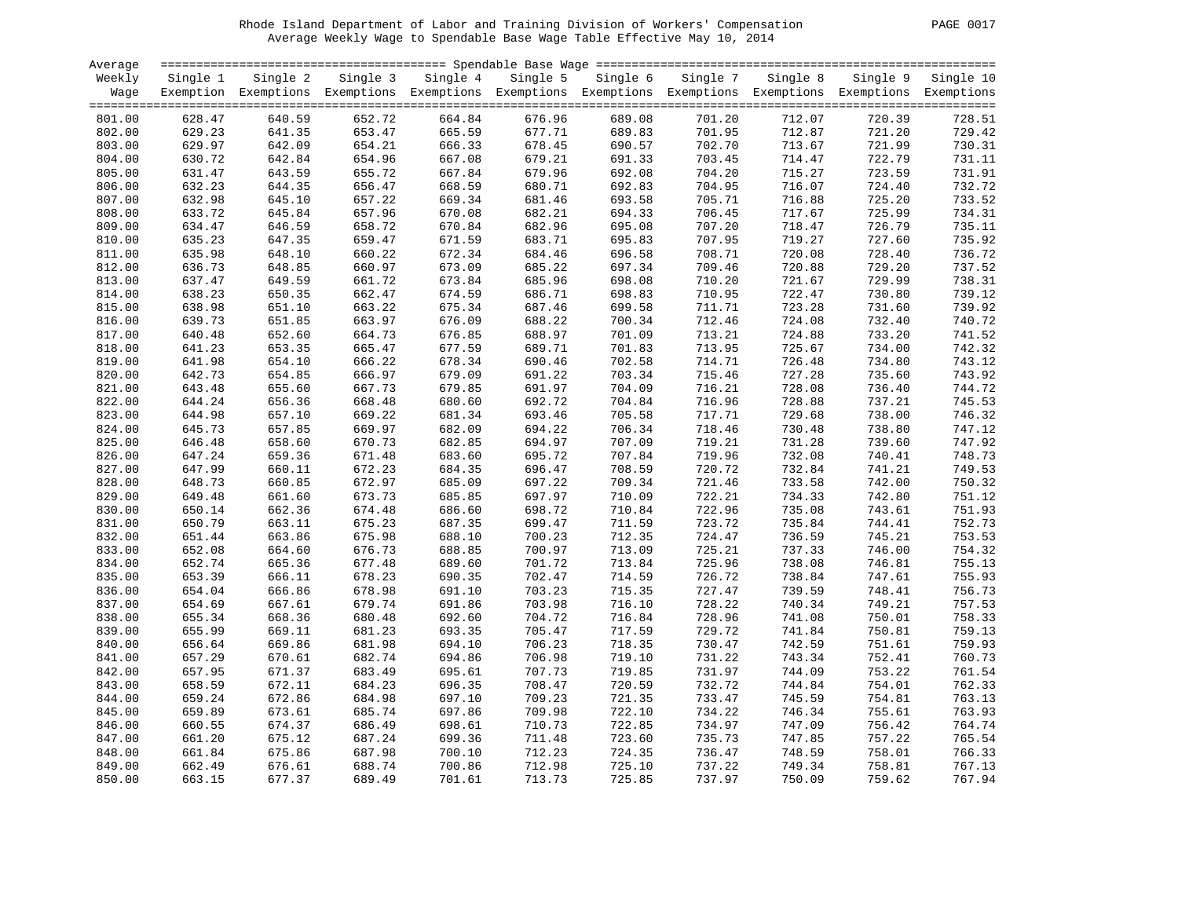Rhode Island Department of Labor and Training Division of Workers' Compensation
Average Weekly Wage to Spendable Base Wage Table Effective May 10, 2014

| Average Weekly Wage | Single 1 Exemption | Single 2 Exemptions | Single 3 Exemptions | Single 4 Exemptions | Single 5 Exemptions | Single 6 Exemptions | Single 7 Exemptions | Single 8 Exemptions | Single 9 Exemptions | Single 10 Exemptions |
|---|---|---|---|---|---|---|---|---|---|---|
| 801.00 | 628.47 | 640.59 | 652.72 | 664.84 | 676.96 | 689.08 | 701.20 | 712.07 | 720.39 | 728.51 |
| 802.00 | 629.23 | 641.35 | 653.47 | 665.59 | 677.71 | 689.83 | 701.95 | 712.87 | 721.20 | 729.42 |
| 803.00 | 629.97 | 642.09 | 654.21 | 666.33 | 678.45 | 690.57 | 702.70 | 713.67 | 721.99 | 730.31 |
| 804.00 | 630.72 | 642.84 | 654.96 | 667.08 | 679.21 | 691.33 | 703.45 | 714.47 | 722.79 | 731.11 |
| 805.00 | 631.47 | 643.59 | 655.72 | 667.84 | 679.96 | 692.08 | 704.20 | 715.27 | 723.59 | 731.91 |
| 806.00 | 632.23 | 644.35 | 656.47 | 668.59 | 680.71 | 692.83 | 704.95 | 716.07 | 724.40 | 732.72 |
| 807.00 | 632.98 | 645.10 | 657.22 | 669.34 | 681.46 | 693.58 | 705.71 | 716.88 | 725.20 | 733.52 |
| 808.00 | 633.72 | 645.84 | 657.96 | 670.08 | 682.21 | 694.33 | 706.45 | 717.67 | 725.99 | 734.31 |
| 809.00 | 634.47 | 646.59 | 658.72 | 670.84 | 682.96 | 695.08 | 707.20 | 718.47 | 726.79 | 735.11 |
| 810.00 | 635.23 | 647.35 | 659.47 | 671.59 | 683.71 | 695.83 | 707.95 | 719.27 | 727.60 | 735.92 |
| 811.00 | 635.98 | 648.10 | 660.22 | 672.34 | 684.46 | 696.58 | 708.71 | 720.08 | 728.40 | 736.72 |
| 812.00 | 636.73 | 648.85 | 660.97 | 673.09 | 685.22 | 697.34 | 709.46 | 720.88 | 729.20 | 737.52 |
| 813.00 | 637.47 | 649.59 | 661.72 | 673.84 | 685.96 | 698.08 | 710.20 | 721.67 | 729.99 | 738.31 |
| 814.00 | 638.23 | 650.35 | 662.47 | 674.59 | 686.71 | 698.83 | 710.95 | 722.47 | 730.80 | 739.12 |
| 815.00 | 638.98 | 651.10 | 663.22 | 675.34 | 687.46 | 699.58 | 711.71 | 723.28 | 731.60 | 739.92 |
| 816.00 | 639.73 | 651.85 | 663.97 | 676.09 | 688.22 | 700.34 | 712.46 | 724.08 | 732.40 | 740.72 |
| 817.00 | 640.48 | 652.60 | 664.73 | 676.85 | 688.97 | 701.09 | 713.21 | 724.88 | 733.20 | 741.52 |
| 818.00 | 641.23 | 653.35 | 665.47 | 677.59 | 689.71 | 701.83 | 713.95 | 725.67 | 734.00 | 742.32 |
| 819.00 | 641.98 | 654.10 | 666.22 | 678.34 | 690.46 | 702.58 | 714.71 | 726.48 | 734.80 | 743.12 |
| 820.00 | 642.73 | 654.85 | 666.97 | 679.09 | 691.22 | 703.34 | 715.46 | 727.28 | 735.60 | 743.92 |
| 821.00 | 643.48 | 655.60 | 667.73 | 679.85 | 691.97 | 704.09 | 716.21 | 728.08 | 736.40 | 744.72 |
| 822.00 | 644.24 | 656.36 | 668.48 | 680.60 | 692.72 | 704.84 | 716.96 | 728.88 | 737.21 | 745.53 |
| 823.00 | 644.98 | 657.10 | 669.22 | 681.34 | 693.46 | 705.58 | 717.71 | 729.68 | 738.00 | 746.32 |
| 824.00 | 645.73 | 657.85 | 669.97 | 682.09 | 694.22 | 706.34 | 718.46 | 730.48 | 738.80 | 747.12 |
| 825.00 | 646.48 | 658.60 | 670.73 | 682.85 | 694.97 | 707.09 | 719.21 | 731.28 | 739.60 | 747.92 |
| 826.00 | 647.24 | 659.36 | 671.48 | 683.60 | 695.72 | 707.84 | 719.96 | 732.08 | 740.41 | 748.73 |
| 827.00 | 647.99 | 660.11 | 672.23 | 684.35 | 696.47 | 708.59 | 720.72 | 732.84 | 741.21 | 749.53 |
| 828.00 | 648.73 | 660.85 | 672.97 | 685.09 | 697.22 | 709.34 | 721.46 | 733.58 | 742.00 | 750.32 |
| 829.00 | 649.48 | 661.60 | 673.73 | 685.85 | 697.97 | 710.09 | 722.21 | 734.33 | 742.80 | 751.12 |
| 830.00 | 650.14 | 662.36 | 674.48 | 686.60 | 698.72 | 710.84 | 722.96 | 735.08 | 743.61 | 751.93 |
| 831.00 | 650.79 | 663.11 | 675.23 | 687.35 | 699.47 | 711.59 | 723.72 | 735.84 | 744.41 | 752.73 |
| 832.00 | 651.44 | 663.86 | 675.98 | 688.10 | 700.23 | 712.35 | 724.47 | 736.59 | 745.21 | 753.53 |
| 833.00 | 652.08 | 664.60 | 676.73 | 688.85 | 700.97 | 713.09 | 725.21 | 737.33 | 746.00 | 754.32 |
| 834.00 | 652.74 | 665.36 | 677.48 | 689.60 | 701.72 | 713.84 | 725.96 | 738.08 | 746.81 | 755.13 |
| 835.00 | 653.39 | 666.11 | 678.23 | 690.35 | 702.47 | 714.59 | 726.72 | 738.84 | 747.61 | 755.93 |
| 836.00 | 654.04 | 666.86 | 678.98 | 691.10 | 703.23 | 715.35 | 727.47 | 739.59 | 748.41 | 756.73 |
| 837.00 | 654.69 | 667.61 | 679.74 | 691.86 | 703.98 | 716.10 | 728.22 | 740.34 | 749.21 | 757.53 |
| 838.00 | 655.34 | 668.36 | 680.48 | 692.60 | 704.72 | 716.84 | 728.96 | 741.08 | 750.01 | 758.33 |
| 839.00 | 655.99 | 669.11 | 681.23 | 693.35 | 705.47 | 717.59 | 729.72 | 741.84 | 750.81 | 759.13 |
| 840.00 | 656.64 | 669.86 | 681.98 | 694.10 | 706.23 | 718.35 | 730.47 | 742.59 | 751.61 | 759.93 |
| 841.00 | 657.29 | 670.61 | 682.74 | 694.86 | 706.98 | 719.10 | 731.22 | 743.34 | 752.41 | 760.73 |
| 842.00 | 657.95 | 671.37 | 683.49 | 695.61 | 707.73 | 719.85 | 731.97 | 744.09 | 753.22 | 761.54 |
| 843.00 | 658.59 | 672.11 | 684.23 | 696.35 | 708.47 | 720.59 | 732.72 | 744.84 | 754.01 | 762.33 |
| 844.00 | 659.24 | 672.86 | 684.98 | 697.10 | 709.23 | 721.35 | 733.47 | 745.59 | 754.81 | 763.13 |
| 845.00 | 659.89 | 673.61 | 685.74 | 697.86 | 709.98 | 722.10 | 734.22 | 746.34 | 755.61 | 763.93 |
| 846.00 | 660.55 | 674.37 | 686.49 | 698.61 | 710.73 | 722.85 | 734.97 | 747.09 | 756.42 | 764.74 |
| 847.00 | 661.20 | 675.12 | 687.24 | 699.36 | 711.48 | 723.60 | 735.73 | 747.85 | 757.22 | 765.54 |
| 848.00 | 661.84 | 675.86 | 687.98 | 700.10 | 712.23 | 724.35 | 736.47 | 748.59 | 758.01 | 766.33 |
| 849.00 | 662.49 | 676.61 | 688.74 | 700.86 | 712.98 | 725.10 | 737.22 | 749.34 | 758.81 | 767.13 |
| 850.00 | 663.15 | 677.37 | 689.49 | 701.61 | 713.73 | 725.85 | 737.97 | 750.09 | 759.62 | 767.94 |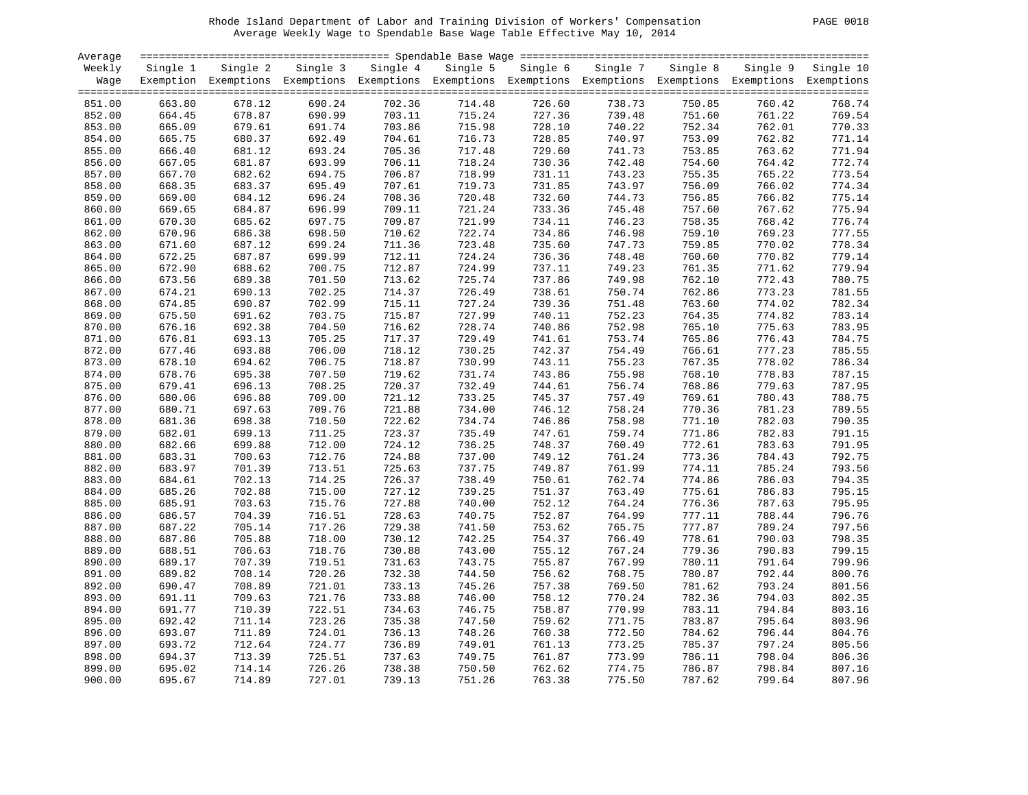# Rhode Island Department of Labor and Training Division of Workers' Compensation

## Average Weekly Wage to Spendable Base Wage Table Effective May 10, 2014

| Average Weekly Wage | Spendable Base Wage | | | | | | | | | |
|---|---|---|---|---|---|---|---|---|---|---|
| | Single 1 Exemption | Single 2 Exemptions | Single 3 Exemptions | Single 4 Exemptions | Single 5 Exemptions | Single 6 Exemptions | Single 7 Exemptions | Single 8 Exemptions | Single 9 Exemptions | Single 10 Exemptions |
| 851.00 | 663.80 | 678.12 | 690.24 | 702.36 | 714.48 | 726.60 | 738.73 | 750.85 | 760.42 | 768.74 |
| 852.00 | 664.45 | 678.87 | 690.99 | 703.11 | 715.24 | 727.36 | 739.48 | 751.60 | 761.22 | 769.54 |
| 853.00 | 665.09 | 679.61 | 691.74 | 703.86 | 715.98 | 728.10 | 740.22 | 752.34 | 762.01 | 770.33 |
| 854.00 | 665.75 | 680.37 | 692.49 | 704.61 | 716.73 | 728.85 | 740.97 | 753.09 | 762.82 | 771.14 |
| 855.00 | 666.40 | 681.12 | 693.24 | 705.36 | 717.48 | 729.60 | 741.73 | 753.85 | 763.62 | 771.94 |
| 856.00 | 667.05 | 681.87 | 693.99 | 706.11 | 718.24 | 730.36 | 742.48 | 754.60 | 764.42 | 772.74 |
| 857.00 | 667.70 | 682.62 | 694.75 | 706.87 | 718.99 | 731.11 | 743.23 | 755.35 | 765.22 | 773.54 |
| 858.00 | 668.35 | 683.37 | 695.49 | 707.61 | 719.73 | 731.85 | 743.97 | 756.09 | 766.02 | 774.34 |
| 859.00 | 669.00 | 684.12 | 696.24 | 708.36 | 720.48 | 732.60 | 744.73 | 756.85 | 766.82 | 775.14 |
| 860.00 | 669.65 | 684.87 | 696.99 | 709.11 | 721.24 | 733.36 | 745.48 | 757.60 | 767.62 | 775.94 |
| 861.00 | 670.30 | 685.62 | 697.75 | 709.87 | 721.99 | 734.11 | 746.23 | 758.35 | 768.42 | 776.74 |
| 862.00 | 670.96 | 686.38 | 698.50 | 710.62 | 722.74 | 734.86 | 746.98 | 759.10 | 769.23 | 777.55 |
| 863.00 | 671.60 | 687.12 | 699.24 | 711.36 | 723.48 | 735.60 | 747.73 | 759.85 | 770.02 | 778.34 |
| 864.00 | 672.25 | 687.87 | 699.99 | 712.11 | 724.24 | 736.36 | 748.48 | 760.60 | 770.82 | 779.14 |
| 865.00 | 672.90 | 688.62 | 700.75 | 712.87 | 724.99 | 737.11 | 749.23 | 761.35 | 771.62 | 779.94 |
| 866.00 | 673.56 | 689.38 | 701.50 | 713.62 | 725.74 | 737.86 | 749.98 | 762.10 | 772.43 | 780.75 |
| 867.00 | 674.21 | 690.13 | 702.25 | 714.37 | 726.49 | 738.61 | 750.74 | 762.86 | 773.23 | 781.55 |
| 868.00 | 674.85 | 690.87 | 702.99 | 715.11 | 727.24 | 739.36 | 751.48 | 763.60 | 774.02 | 782.34 |
| 869.00 | 675.50 | 691.62 | 703.75 | 715.87 | 727.99 | 740.11 | 752.23 | 764.35 | 774.82 | 783.14 |
| 870.00 | 676.16 | 692.38 | 704.50 | 716.62 | 728.74 | 740.86 | 752.98 | 765.10 | 775.63 | 783.95 |
| 871.00 | 676.81 | 693.13 | 705.25 | 717.37 | 729.49 | 741.61 | 753.74 | 765.86 | 776.43 | 784.75 |
| 872.00 | 677.46 | 693.88 | 706.00 | 718.12 | 730.25 | 742.37 | 754.49 | 766.61 | 777.23 | 785.55 |
| 873.00 | 678.10 | 694.62 | 706.75 | 718.87 | 730.99 | 743.11 | 755.23 | 767.35 | 778.02 | 786.34 |
| 874.00 | 678.76 | 695.38 | 707.50 | 719.62 | 731.74 | 743.86 | 755.98 | 768.10 | 778.83 | 787.15 |
| 875.00 | 679.41 | 696.13 | 708.25 | 720.37 | 732.49 | 744.61 | 756.74 | 768.86 | 779.63 | 787.95 |
| 876.00 | 680.06 | 696.88 | 709.00 | 721.12 | 733.25 | 745.37 | 757.49 | 769.61 | 780.43 | 788.75 |
| 877.00 | 680.71 | 697.63 | 709.76 | 721.88 | 734.00 | 746.12 | 758.24 | 770.36 | 781.23 | 789.55 |
| 878.00 | 681.36 | 698.38 | 710.50 | 722.62 | 734.74 | 746.86 | 758.98 | 771.10 | 782.03 | 790.35 |
| 879.00 | 682.01 | 699.13 | 711.25 | 723.37 | 735.49 | 747.61 | 759.74 | 771.86 | 782.83 | 791.15 |
| 880.00 | 682.66 | 699.88 | 712.00 | 724.12 | 736.25 | 748.37 | 760.49 | 772.61 | 783.63 | 791.95 |
| 881.00 | 683.31 | 700.63 | 712.76 | 724.88 | 737.00 | 749.12 | 761.24 | 773.36 | 784.43 | 792.75 |
| 882.00 | 683.97 | 701.39 | 713.51 | 725.63 | 737.75 | 749.87 | 761.99 | 774.11 | 785.24 | 793.56 |
| 883.00 | 684.61 | 702.13 | 714.25 | 726.37 | 738.49 | 750.61 | 762.74 | 774.86 | 786.03 | 794.35 |
| 884.00 | 685.26 | 702.88 | 715.00 | 727.12 | 739.25 | 751.37 | 763.49 | 775.61 | 786.83 | 795.15 |
| 885.00 | 685.91 | 703.63 | 715.76 | 727.88 | 740.00 | 752.12 | 764.24 | 776.36 | 787.63 | 795.95 |
| 886.00 | 686.57 | 704.39 | 716.51 | 728.63 | 740.75 | 752.87 | 764.99 | 777.11 | 788.44 | 796.76 |
| 887.00 | 687.22 | 705.14 | 717.26 | 729.38 | 741.50 | 753.62 | 765.75 | 777.87 | 789.24 | 797.56 |
| 888.00 | 687.86 | 705.88 | 718.00 | 730.12 | 742.25 | 754.37 | 766.49 | 778.61 | 790.03 | 798.35 |
| 889.00 | 688.51 | 706.63 | 718.76 | 730.88 | 743.00 | 755.12 | 767.24 | 779.36 | 790.83 | 799.15 |
| 890.00 | 689.17 | 707.39 | 719.51 | 731.63 | 743.75 | 755.87 | 767.99 | 780.11 | 791.64 | 799.96 |
| 891.00 | 689.82 | 708.14 | 720.26 | 732.38 | 744.50 | 756.62 | 768.75 | 780.87 | 792.44 | 800.76 |
| 892.00 | 690.47 | 708.89 | 721.01 | 733.13 | 745.26 | 757.38 | 769.50 | 781.62 | 793.24 | 801.56 |
| 893.00 | 691.11 | 709.63 | 721.76 | 733.88 | 746.00 | 758.12 | 770.24 | 782.36 | 794.03 | 802.35 |
| 894.00 | 691.77 | 710.39 | 722.51 | 734.63 | 746.75 | 758.87 | 770.99 | 783.11 | 794.84 | 803.16 |
| 895.00 | 692.42 | 711.14 | 723.26 | 735.38 | 747.50 | 759.62 | 771.75 | 783.87 | 795.64 | 803.96 |
| 896.00 | 693.07 | 711.89 | 724.01 | 736.13 | 748.26 | 760.38 | 772.50 | 784.62 | 796.44 | 804.76 |
| 897.00 | 693.72 | 712.64 | 724.77 | 736.89 | 749.01 | 761.13 | 773.25 | 785.37 | 797.24 | 805.56 |
| 898.00 | 694.37 | 713.39 | 725.51 | 737.63 | 749.75 | 761.87 | 773.99 | 786.11 | 798.04 | 806.36 |
| 899.00 | 695.02 | 714.14 | 726.26 | 738.38 | 750.50 | 762.62 | 774.75 | 786.87 | 798.84 | 807.16 |
| 900.00 | 695.67 | 714.89 | 727.01 | 739.13 | 751.26 | 763.38 | 775.50 | 787.62 | 799.64 | 807.96 |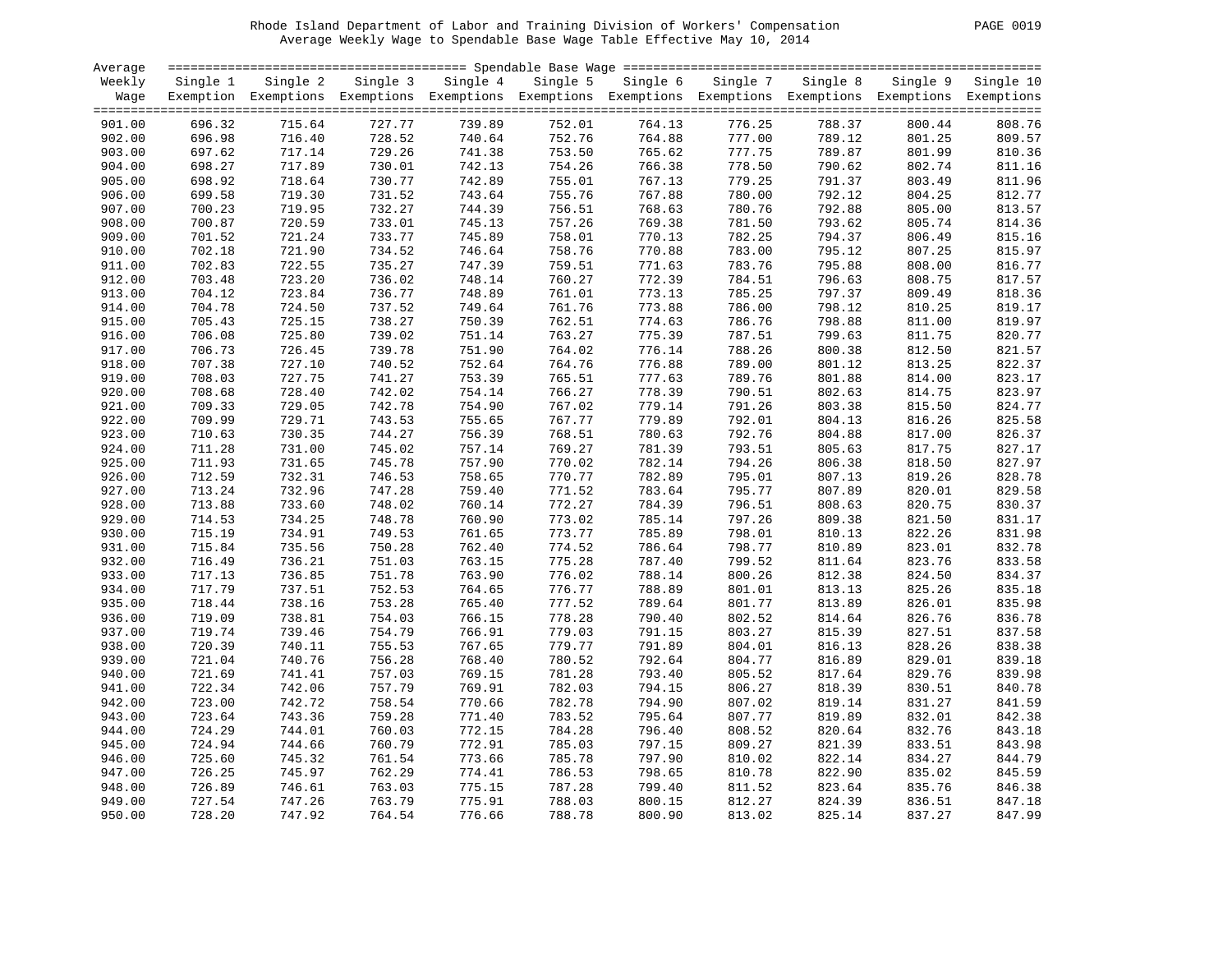Rhode Island Department of Labor and Training Division of Workers' Compensation
Average Weekly Wage to Spendable Base Wage Table Effective May 10, 2014

| Average Weekly Wage | Single 1 Exemption | Single 2 Exemptions | Single 3 Exemptions | Single 4 Exemptions | Single 5 Exemptions | Single 6 Exemptions | Single 7 Exemptions | Single 8 Exemptions | Single 9 Exemptions | Single 10 Exemptions |
|---|---|---|---|---|---|---|---|---|---|---|
| 901.00 | 696.32 | 715.64 | 727.77 | 739.89 | 752.01 | 764.13 | 776.25 | 788.37 | 800.44 | 808.76 |
| 902.00 | 696.98 | 716.40 | 728.52 | 740.64 | 752.76 | 764.88 | 777.00 | 789.12 | 801.25 | 809.57 |
| 903.00 | 697.62 | 717.14 | 729.26 | 741.38 | 753.50 | 765.62 | 777.75 | 789.87 | 801.99 | 810.36 |
| 904.00 | 698.27 | 717.89 | 730.01 | 742.13 | 754.26 | 766.38 | 778.50 | 790.62 | 802.74 | 811.16 |
| 905.00 | 698.92 | 718.64 | 730.77 | 742.89 | 755.01 | 767.13 | 779.25 | 791.37 | 803.49 | 811.96 |
| 906.00 | 699.58 | 719.30 | 731.52 | 743.64 | 755.76 | 767.88 | 780.00 | 792.12 | 804.25 | 812.77 |
| 907.00 | 700.23 | 719.95 | 732.27 | 744.39 | 756.51 | 768.63 | 780.76 | 792.88 | 805.00 | 813.57 |
| 908.00 | 700.87 | 720.59 | 733.01 | 745.13 | 757.26 | 769.38 | 781.50 | 793.62 | 805.74 | 814.36 |
| 909.00 | 701.52 | 721.24 | 733.77 | 745.89 | 758.01 | 770.13 | 782.25 | 794.37 | 806.49 | 815.16 |
| 910.00 | 702.18 | 721.90 | 734.52 | 746.64 | 758.76 | 770.88 | 783.00 | 795.12 | 807.25 | 815.97 |
| 911.00 | 702.83 | 722.55 | 735.27 | 747.39 | 759.51 | 771.63 | 783.76 | 795.88 | 808.00 | 816.77 |
| 912.00 | 703.48 | 723.20 | 736.02 | 748.14 | 760.27 | 772.39 | 784.51 | 796.63 | 808.75 | 817.57 |
| 913.00 | 704.12 | 723.84 | 736.77 | 748.89 | 761.01 | 773.13 | 785.25 | 797.37 | 809.49 | 818.36 |
| 914.00 | 704.78 | 724.50 | 737.52 | 749.64 | 761.76 | 773.88 | 786.00 | 798.12 | 810.25 | 819.17 |
| 915.00 | 705.43 | 725.15 | 738.27 | 750.39 | 762.51 | 774.63 | 786.76 | 798.88 | 811.00 | 819.97 |
| 916.00 | 706.08 | 725.80 | 739.02 | 751.14 | 763.27 | 775.39 | 787.51 | 799.63 | 811.75 | 820.77 |
| 917.00 | 706.73 | 726.45 | 739.78 | 751.90 | 764.02 | 776.14 | 788.26 | 800.38 | 812.50 | 821.57 |
| 918.00 | 707.38 | 727.10 | 740.52 | 752.64 | 764.76 | 776.88 | 789.00 | 801.12 | 813.25 | 822.37 |
| 919.00 | 708.03 | 727.75 | 741.27 | 753.39 | 765.51 | 777.63 | 789.76 | 801.88 | 814.00 | 823.17 |
| 920.00 | 708.68 | 728.40 | 742.02 | 754.14 | 766.27 | 778.39 | 790.51 | 802.63 | 814.75 | 823.97 |
| 921.00 | 709.33 | 729.05 | 742.78 | 754.90 | 767.02 | 779.14 | 791.26 | 803.38 | 815.50 | 824.77 |
| 922.00 | 709.99 | 729.71 | 743.53 | 755.65 | 767.77 | 779.89 | 792.01 | 804.13 | 816.26 | 825.58 |
| 923.00 | 710.63 | 730.35 | 744.27 | 756.39 | 768.51 | 780.63 | 792.76 | 804.88 | 817.00 | 826.37 |
| 924.00 | 711.28 | 731.00 | 745.02 | 757.14 | 769.27 | 781.39 | 793.51 | 805.63 | 817.75 | 827.17 |
| 925.00 | 711.93 | 731.65 | 745.78 | 757.90 | 770.02 | 782.14 | 794.26 | 806.38 | 818.50 | 827.97 |
| 926.00 | 712.59 | 732.31 | 746.53 | 758.65 | 770.77 | 782.89 | 795.01 | 807.13 | 819.26 | 828.78 |
| 927.00 | 713.24 | 732.96 | 747.28 | 759.40 | 771.52 | 783.64 | 795.77 | 807.89 | 820.01 | 829.58 |
| 928.00 | 713.88 | 733.60 | 748.02 | 760.14 | 772.27 | 784.39 | 796.51 | 808.63 | 820.75 | 830.37 |
| 929.00 | 714.53 | 734.25 | 748.78 | 760.90 | 773.02 | 785.14 | 797.26 | 809.38 | 821.50 | 831.17 |
| 930.00 | 715.19 | 734.91 | 749.53 | 761.65 | 773.77 | 785.89 | 798.01 | 810.13 | 822.26 | 831.98 |
| 931.00 | 715.84 | 735.56 | 750.28 | 762.40 | 774.52 | 786.64 | 798.77 | 810.89 | 823.01 | 832.78 |
| 932.00 | 716.49 | 736.21 | 751.03 | 763.15 | 775.28 | 787.40 | 799.52 | 811.64 | 823.76 | 833.58 |
| 933.00 | 717.13 | 736.85 | 751.78 | 763.90 | 776.02 | 788.14 | 800.26 | 812.38 | 824.50 | 834.37 |
| 934.00 | 717.79 | 737.51 | 752.53 | 764.65 | 776.77 | 788.89 | 801.01 | 813.13 | 825.26 | 835.18 |
| 935.00 | 718.44 | 738.16 | 753.28 | 765.40 | 777.52 | 789.64 | 801.77 | 813.89 | 826.01 | 835.98 |
| 936.00 | 719.09 | 738.81 | 754.03 | 766.15 | 778.28 | 790.40 | 802.52 | 814.64 | 826.76 | 836.78 |
| 937.00 | 719.74 | 739.46 | 754.79 | 766.91 | 779.03 | 791.15 | 803.27 | 815.39 | 827.51 | 837.58 |
| 938.00 | 720.39 | 740.11 | 755.53 | 767.65 | 779.77 | 791.89 | 804.01 | 816.13 | 828.26 | 838.38 |
| 939.00 | 721.04 | 740.76 | 756.28 | 768.40 | 780.52 | 792.64 | 804.77 | 816.89 | 829.01 | 839.18 |
| 940.00 | 721.69 | 741.41 | 757.03 | 769.15 | 781.28 | 793.40 | 805.52 | 817.64 | 829.76 | 839.98 |
| 941.00 | 722.34 | 742.06 | 757.79 | 769.91 | 782.03 | 794.15 | 806.27 | 818.39 | 830.51 | 840.78 |
| 942.00 | 723.00 | 742.72 | 758.54 | 770.66 | 782.78 | 794.90 | 807.02 | 819.14 | 831.27 | 841.59 |
| 943.00 | 723.64 | 743.36 | 759.28 | 771.40 | 783.52 | 795.64 | 807.77 | 819.89 | 832.01 | 842.38 |
| 944.00 | 724.29 | 744.01 | 760.03 | 772.15 | 784.28 | 796.40 | 808.52 | 820.64 | 832.76 | 843.18 |
| 945.00 | 724.94 | 744.66 | 760.79 | 772.91 | 785.03 | 797.15 | 809.27 | 821.39 | 833.51 | 843.98 |
| 946.00 | 725.60 | 745.32 | 761.54 | 773.66 | 785.78 | 797.90 | 810.02 | 822.14 | 834.27 | 844.79 |
| 947.00 | 726.25 | 745.97 | 762.29 | 774.41 | 786.53 | 798.65 | 810.78 | 822.90 | 835.02 | 845.59 |
| 948.00 | 726.89 | 746.61 | 763.03 | 775.15 | 787.28 | 799.40 | 811.52 | 823.64 | 835.76 | 846.38 |
| 949.00 | 727.54 | 747.26 | 763.79 | 775.91 | 788.03 | 800.15 | 812.27 | 824.39 | 836.51 | 847.18 |
| 950.00 | 728.20 | 747.92 | 764.54 | 776.66 | 788.78 | 800.90 | 813.02 | 825.14 | 837.27 | 847.99 |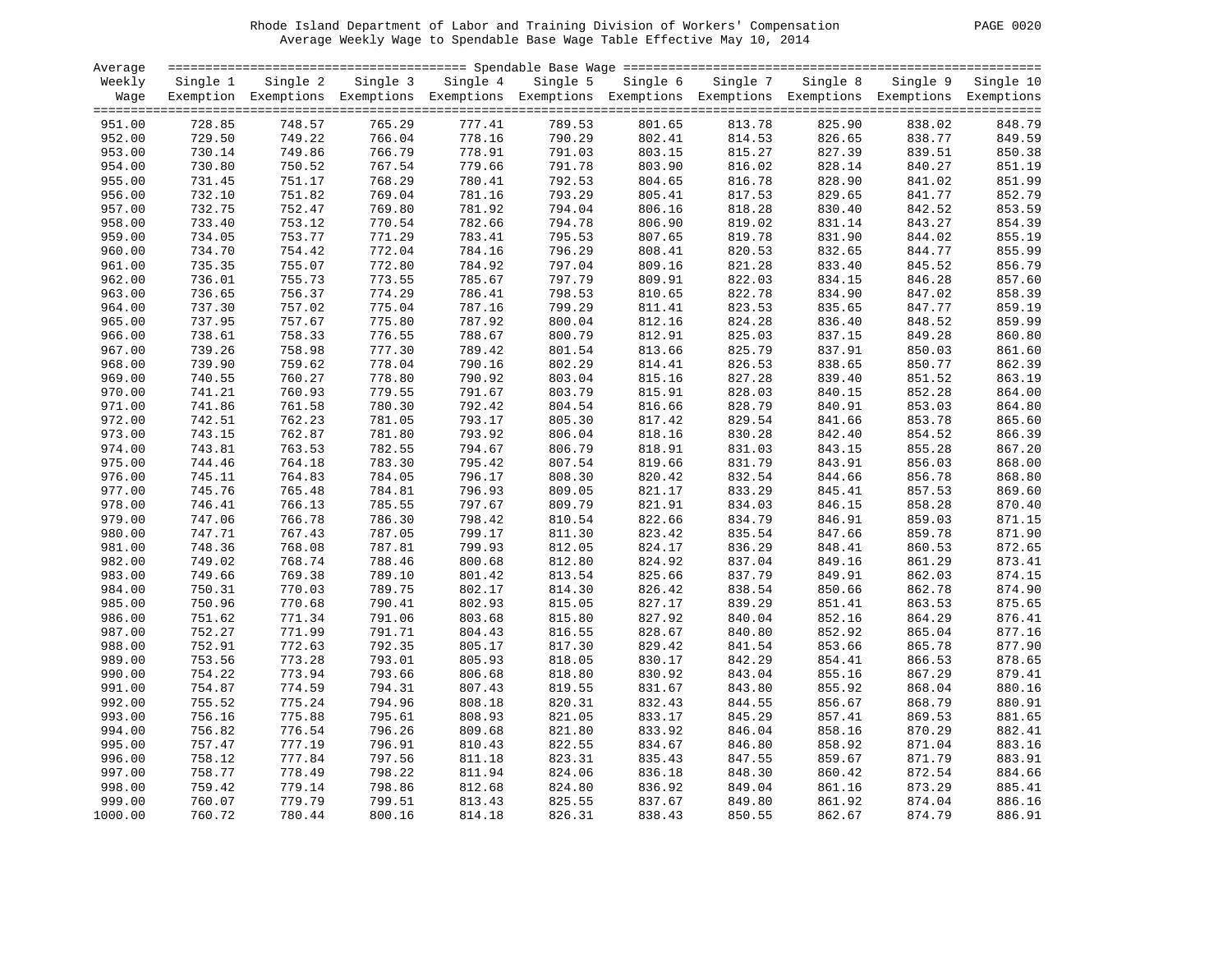Rhode Island Department of Labor and Training Division of Workers' Compensation

Average Weekly Wage to Spendable Base Wage Table Effective May 10, 2014

| Average Weekly Wage | Single 1 Exemption | Single 2 Exemptions | Single 3 Exemptions | Single 4 Exemptions | Single 5 Exemptions | Single 6 Exemptions | Single 7 Exemptions | Single 8 Exemptions | Single 9 Exemptions | Single 10 Exemptions |
|---|---|---|---|---|---|---|---|---|---|---|
| 951.00 | 728.85 | 748.57 | 765.29 | 777.41 | 789.53 | 801.65 | 813.78 | 825.90 | 838.02 | 848.79 |
| 952.00 | 729.50 | 749.22 | 766.04 | 778.16 | 790.29 | 802.41 | 814.53 | 826.65 | 838.77 | 849.59 |
| 953.00 | 730.14 | 749.86 | 766.79 | 778.91 | 791.03 | 803.15 | 815.27 | 827.39 | 839.51 | 850.38 |
| 954.00 | 730.80 | 750.52 | 767.54 | 779.66 | 791.78 | 803.90 | 816.02 | 828.14 | 840.27 | 851.19 |
| 955.00 | 731.45 | 751.17 | 768.29 | 780.41 | 792.53 | 804.65 | 816.78 | 828.90 | 841.02 | 851.99 |
| 956.00 | 732.10 | 751.82 | 769.04 | 781.16 | 793.29 | 805.41 | 817.53 | 829.65 | 841.77 | 852.79 |
| 957.00 | 732.75 | 752.47 | 769.80 | 781.92 | 794.04 | 806.16 | 818.28 | 830.40 | 842.52 | 853.59 |
| 958.00 | 733.40 | 753.12 | 770.54 | 782.66 | 794.78 | 806.90 | 819.02 | 831.14 | 843.27 | 854.39 |
| 959.00 | 734.05 | 753.77 | 771.29 | 783.41 | 795.53 | 807.65 | 819.78 | 831.90 | 844.02 | 855.19 |
| 960.00 | 734.70 | 754.42 | 772.04 | 784.16 | 796.29 | 808.41 | 820.53 | 832.65 | 844.77 | 855.99 |
| 961.00 | 735.35 | 755.07 | 772.80 | 784.92 | 797.04 | 809.16 | 821.28 | 833.40 | 845.52 | 856.79 |
| 962.00 | 736.01 | 755.73 | 773.55 | 785.67 | 797.79 | 809.91 | 822.03 | 834.15 | 846.28 | 857.60 |
| 963.00 | 736.65 | 756.37 | 774.29 | 786.41 | 798.53 | 810.65 | 822.78 | 834.90 | 847.02 | 858.39 |
| 964.00 | 737.30 | 757.02 | 775.04 | 787.16 | 799.29 | 811.41 | 823.53 | 835.65 | 847.77 | 859.19 |
| 965.00 | 737.95 | 757.67 | 775.80 | 787.92 | 800.04 | 812.16 | 824.28 | 836.40 | 848.52 | 859.99 |
| 966.00 | 738.61 | 758.33 | 776.55 | 788.67 | 800.79 | 812.91 | 825.03 | 837.15 | 849.28 | 860.80 |
| 967.00 | 739.26 | 758.98 | 777.30 | 789.42 | 801.54 | 813.66 | 825.79 | 837.91 | 850.03 | 861.60 |
| 968.00 | 739.90 | 759.62 | 778.04 | 790.16 | 802.29 | 814.41 | 826.53 | 838.65 | 850.77 | 862.39 |
| 969.00 | 740.55 | 760.27 | 778.80 | 790.92 | 803.04 | 815.16 | 827.28 | 839.40 | 851.52 | 863.19 |
| 970.00 | 741.21 | 760.93 | 779.55 | 791.67 | 803.79 | 815.91 | 828.03 | 840.15 | 852.28 | 864.00 |
| 971.00 | 741.86 | 761.58 | 780.30 | 792.42 | 804.54 | 816.66 | 828.79 | 840.91 | 853.03 | 864.80 |
| 972.00 | 742.51 | 762.23 | 781.05 | 793.17 | 805.30 | 817.42 | 829.54 | 841.66 | 853.78 | 865.60 |
| 973.00 | 743.15 | 762.87 | 781.80 | 793.92 | 806.04 | 818.16 | 830.28 | 842.40 | 854.52 | 866.39 |
| 974.00 | 743.81 | 763.53 | 782.55 | 794.67 | 806.79 | 818.91 | 831.03 | 843.15 | 855.28 | 867.20 |
| 975.00 | 744.46 | 764.18 | 783.30 | 795.42 | 807.54 | 819.66 | 831.79 | 843.91 | 856.03 | 868.00 |
| 976.00 | 745.11 | 764.83 | 784.05 | 796.17 | 808.30 | 820.42 | 832.54 | 844.66 | 856.78 | 868.80 |
| 977.00 | 745.76 | 765.48 | 784.81 | 796.93 | 809.05 | 821.17 | 833.29 | 845.41 | 857.53 | 869.60 |
| 978.00 | 746.41 | 766.13 | 785.55 | 797.67 | 809.79 | 821.91 | 834.03 | 846.15 | 858.28 | 870.40 |
| 979.00 | 747.06 | 766.78 | 786.30 | 798.42 | 810.54 | 822.66 | 834.79 | 846.91 | 859.03 | 871.15 |
| 980.00 | 747.71 | 767.43 | 787.05 | 799.17 | 811.30 | 823.42 | 835.54 | 847.66 | 859.78 | 871.90 |
| 981.00 | 748.36 | 768.08 | 787.81 | 799.93 | 812.05 | 824.17 | 836.29 | 848.41 | 860.53 | 872.65 |
| 982.00 | 749.02 | 768.74 | 788.46 | 800.68 | 812.80 | 824.92 | 837.04 | 849.16 | 861.29 | 873.41 |
| 983.00 | 749.66 | 769.38 | 789.10 | 801.42 | 813.54 | 825.66 | 837.79 | 849.91 | 862.03 | 874.15 |
| 984.00 | 750.31 | 770.03 | 789.75 | 802.17 | 814.30 | 826.42 | 838.54 | 850.66 | 862.78 | 874.90 |
| 985.00 | 750.96 | 770.68 | 790.41 | 802.93 | 815.05 | 827.17 | 839.29 | 851.41 | 863.53 | 875.65 |
| 986.00 | 751.62 | 771.34 | 791.06 | 803.68 | 815.80 | 827.92 | 840.04 | 852.16 | 864.29 | 876.41 |
| 987.00 | 752.27 | 771.99 | 791.71 | 804.43 | 816.55 | 828.67 | 840.80 | 852.92 | 865.04 | 877.16 |
| 988.00 | 752.91 | 772.63 | 792.35 | 805.17 | 817.30 | 829.42 | 841.54 | 853.66 | 865.78 | 877.90 |
| 989.00 | 753.56 | 773.28 | 793.01 | 805.93 | 818.05 | 830.17 | 842.29 | 854.41 | 866.53 | 878.65 |
| 990.00 | 754.22 | 773.94 | 793.66 | 806.68 | 818.80 | 830.92 | 843.04 | 855.16 | 867.29 | 879.41 |
| 991.00 | 754.87 | 774.59 | 794.31 | 807.43 | 819.55 | 831.67 | 843.80 | 855.92 | 868.04 | 880.16 |
| 992.00 | 755.52 | 775.24 | 794.96 | 808.18 | 820.31 | 832.43 | 844.55 | 856.67 | 868.79 | 880.91 |
| 993.00 | 756.16 | 775.88 | 795.61 | 808.93 | 821.05 | 833.17 | 845.29 | 857.41 | 869.53 | 881.65 |
| 994.00 | 756.82 | 776.54 | 796.26 | 809.68 | 821.80 | 833.92 | 846.04 | 858.16 | 870.29 | 882.41 |
| 995.00 | 757.47 | 777.19 | 796.91 | 810.43 | 822.55 | 834.67 | 846.80 | 858.92 | 871.04 | 883.16 |
| 996.00 | 758.12 | 777.84 | 797.56 | 811.18 | 823.31 | 835.43 | 847.55 | 859.67 | 871.79 | 883.91 |
| 997.00 | 758.77 | 778.49 | 798.22 | 811.94 | 824.06 | 836.18 | 848.30 | 860.42 | 872.54 | 884.66 |
| 998.00 | 759.42 | 779.14 | 798.86 | 812.68 | 824.80 | 836.92 | 849.04 | 861.16 | 873.29 | 885.41 |
| 999.00 | 760.07 | 779.79 | 799.51 | 813.43 | 825.55 | 837.67 | 849.80 | 861.92 | 874.04 | 886.16 |
| 1000.00 | 760.72 | 780.44 | 800.16 | 814.18 | 826.31 | 838.43 | 850.55 | 862.67 | 874.79 | 886.91 |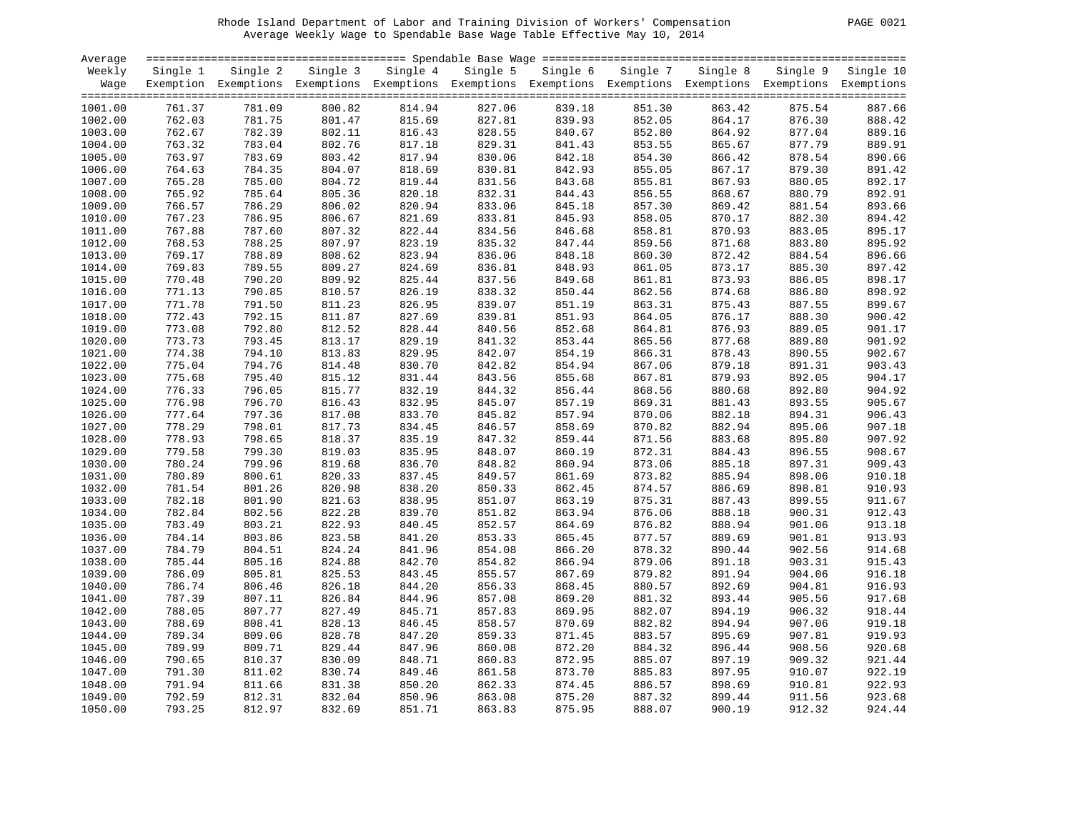Rhode Island Department of Labor and Training Division of Workers' Compensation

Average Weekly Wage to Spendable Base Wage Table Effective May 10, 2014

| Average Weekly Wage | Spendable Base Wage | | | | | | | | | |
|---|---|---|---|---|---|---|---|---|---|---|
| | Single 1 Exemption | Single 2 Exemptions | Single 3 Exemptions | Single 4 Exemptions | Single 5 Exemptions | Single 6 Exemptions | Single 7 Exemptions | Single 8 Exemptions | Single 9 Exemptions | Single 10 Exemptions |
| 1001.00 | 761.37 | 781.09 | 800.82 | 814.94 | 827.06 | 839.18 | 851.30 | 863.42 | 875.54 | 887.66 |
| 1002.00 | 762.03 | 781.75 | 801.47 | 815.69 | 827.81 | 839.93 | 852.05 | 864.17 | 876.30 | 888.42 |
| 1003.00 | 762.67 | 782.39 | 802.11 | 816.43 | 828.55 | 840.67 | 852.80 | 864.92 | 877.04 | 889.16 |
| 1004.00 | 763.32 | 783.04 | 802.76 | 817.18 | 829.31 | 841.43 | 853.55 | 865.67 | 877.79 | 889.91 |
| 1005.00 | 763.97 | 783.69 | 803.42 | 817.94 | 830.06 | 842.18 | 854.30 | 866.42 | 878.54 | 890.66 |
| 1006.00 | 764.63 | 784.35 | 804.07 | 818.69 | 830.81 | 842.93 | 855.05 | 867.17 | 879.30 | 891.42 |
| 1007.00 | 765.28 | 785.00 | 804.72 | 819.44 | 831.56 | 843.68 | 855.81 | 867.93 | 880.05 | 892.17 |
| 1008.00 | 765.92 | 785.64 | 805.36 | 820.18 | 832.31 | 844.43 | 856.55 | 868.67 | 880.79 | 892.91 |
| 1009.00 | 766.57 | 786.29 | 806.02 | 820.94 | 833.06 | 845.18 | 857.30 | 869.42 | 881.54 | 893.66 |
| 1010.00 | 767.23 | 786.95 | 806.67 | 821.69 | 833.81 | 845.93 | 858.05 | 870.17 | 882.30 | 894.42 |
| 1011.00 | 767.88 | 787.60 | 807.32 | 822.44 | 834.56 | 846.68 | 858.81 | 870.93 | 883.05 | 895.17 |
| 1012.00 | 768.53 | 788.25 | 807.97 | 823.19 | 835.32 | 847.44 | 859.56 | 871.68 | 883.80 | 895.92 |
| 1013.00 | 769.17 | 788.89 | 808.62 | 823.94 | 836.06 | 848.18 | 860.30 | 872.42 | 884.54 | 896.66 |
| 1014.00 | 769.83 | 789.55 | 809.27 | 824.69 | 836.81 | 848.93 | 861.05 | 873.17 | 885.30 | 897.42 |
| 1015.00 | 770.48 | 790.20 | 809.92 | 825.44 | 837.56 | 849.68 | 861.81 | 873.93 | 886.05 | 898.17 |
| 1016.00 | 771.13 | 790.85 | 810.57 | 826.19 | 838.32 | 850.44 | 862.56 | 874.68 | 886.80 | 898.92 |
| 1017.00 | 771.78 | 791.50 | 811.23 | 826.95 | 839.07 | 851.19 | 863.31 | 875.43 | 887.55 | 899.67 |
| 1018.00 | 772.43 | 792.15 | 811.87 | 827.69 | 839.81 | 851.93 | 864.05 | 876.17 | 888.30 | 900.42 |
| 1019.00 | 773.08 | 792.80 | 812.52 | 828.44 | 840.56 | 852.68 | 864.81 | 876.93 | 889.05 | 901.17 |
| 1020.00 | 773.73 | 793.45 | 813.17 | 829.19 | 841.32 | 853.44 | 865.56 | 877.68 | 889.80 | 901.92 |
| 1021.00 | 774.38 | 794.10 | 813.83 | 829.95 | 842.07 | 854.19 | 866.31 | 878.43 | 890.55 | 902.67 |
| 1022.00 | 775.04 | 794.76 | 814.48 | 830.70 | 842.82 | 854.94 | 867.06 | 879.18 | 891.31 | 903.43 |
| 1023.00 | 775.68 | 795.40 | 815.12 | 831.44 | 843.56 | 855.68 | 867.81 | 879.93 | 892.05 | 904.17 |
| 1024.00 | 776.33 | 796.05 | 815.77 | 832.19 | 844.32 | 856.44 | 868.56 | 880.68 | 892.80 | 904.92 |
| 1025.00 | 776.98 | 796.70 | 816.43 | 832.95 | 845.07 | 857.19 | 869.31 | 881.43 | 893.55 | 905.67 |
| 1026.00 | 777.64 | 797.36 | 817.08 | 833.70 | 845.82 | 857.94 | 870.06 | 882.18 | 894.31 | 906.43 |
| 1027.00 | 778.29 | 798.01 | 817.73 | 834.45 | 846.57 | 858.69 | 870.82 | 882.94 | 895.06 | 907.18 |
| 1028.00 | 778.93 | 798.65 | 818.37 | 835.19 | 847.32 | 859.44 | 871.56 | 883.68 | 895.80 | 907.92 |
| 1029.00 | 779.58 | 799.30 | 819.03 | 835.95 | 848.07 | 860.19 | 872.31 | 884.43 | 896.55 | 908.67 |
| 1030.00 | 780.24 | 799.96 | 819.68 | 836.70 | 848.82 | 860.94 | 873.06 | 885.18 | 897.31 | 909.43 |
| 1031.00 | 780.89 | 800.61 | 820.33 | 837.45 | 849.57 | 861.69 | 873.82 | 885.94 | 898.06 | 910.18 |
| 1032.00 | 781.54 | 801.26 | 820.98 | 838.20 | 850.33 | 862.45 | 874.57 | 886.69 | 898.81 | 910.93 |
| 1033.00 | 782.18 | 801.90 | 821.63 | 838.95 | 851.07 | 863.19 | 875.31 | 887.43 | 899.55 | 911.67 |
| 1034.00 | 782.84 | 802.56 | 822.28 | 839.70 | 851.82 | 863.94 | 876.06 | 888.18 | 900.31 | 912.43 |
| 1035.00 | 783.49 | 803.21 | 822.93 | 840.45 | 852.57 | 864.69 | 876.82 | 888.94 | 901.06 | 913.18 |
| 1036.00 | 784.14 | 803.86 | 823.58 | 841.20 | 853.33 | 865.45 | 877.57 | 889.69 | 901.81 | 913.93 |
| 1037.00 | 784.79 | 804.51 | 824.24 | 841.96 | 854.08 | 866.20 | 878.32 | 890.44 | 902.56 | 914.68 |
| 1038.00 | 785.44 | 805.16 | 824.88 | 842.70 | 854.82 | 866.94 | 879.06 | 891.18 | 903.31 | 915.43 |
| 1039.00 | 786.09 | 805.81 | 825.53 | 843.45 | 855.57 | 867.69 | 879.82 | 891.94 | 904.06 | 916.18 |
| 1040.00 | 786.74 | 806.46 | 826.18 | 844.20 | 856.33 | 868.45 | 880.57 | 892.69 | 904.81 | 916.93 |
| 1041.00 | 787.39 | 807.11 | 826.84 | 844.96 | 857.08 | 869.20 | 881.32 | 893.44 | 905.56 | 917.68 |
| 1042.00 | 788.05 | 807.77 | 827.49 | 845.71 | 857.83 | 869.95 | 882.07 | 894.19 | 906.32 | 918.44 |
| 1043.00 | 788.69 | 808.41 | 828.13 | 846.45 | 858.57 | 870.69 | 882.82 | 894.94 | 907.06 | 919.18 |
| 1044.00 | 789.34 | 809.06 | 828.78 | 847.20 | 859.33 | 871.45 | 883.57 | 895.69 | 907.81 | 919.93 |
| 1045.00 | 789.99 | 809.71 | 829.44 | 847.96 | 860.08 | 872.20 | 884.32 | 896.44 | 908.56 | 920.68 |
| 1046.00 | 790.65 | 810.37 | 830.09 | 848.71 | 860.83 | 872.95 | 885.07 | 897.19 | 909.32 | 921.44 |
| 1047.00 | 791.30 | 811.02 | 830.74 | 849.46 | 861.58 | 873.70 | 885.83 | 897.95 | 910.07 | 922.19 |
| 1048.00 | 791.94 | 811.66 | 831.38 | 850.20 | 862.33 | 874.45 | 886.57 | 898.69 | 910.81 | 922.93 |
| 1049.00 | 792.59 | 812.31 | 832.04 | 850.96 | 863.08 | 875.20 | 887.32 | 899.44 | 911.56 | 923.68 |
| 1050.00 | 793.25 | 812.97 | 832.69 | 851.71 | 863.83 | 875.95 | 888.07 | 900.19 | 912.32 | 924.44 |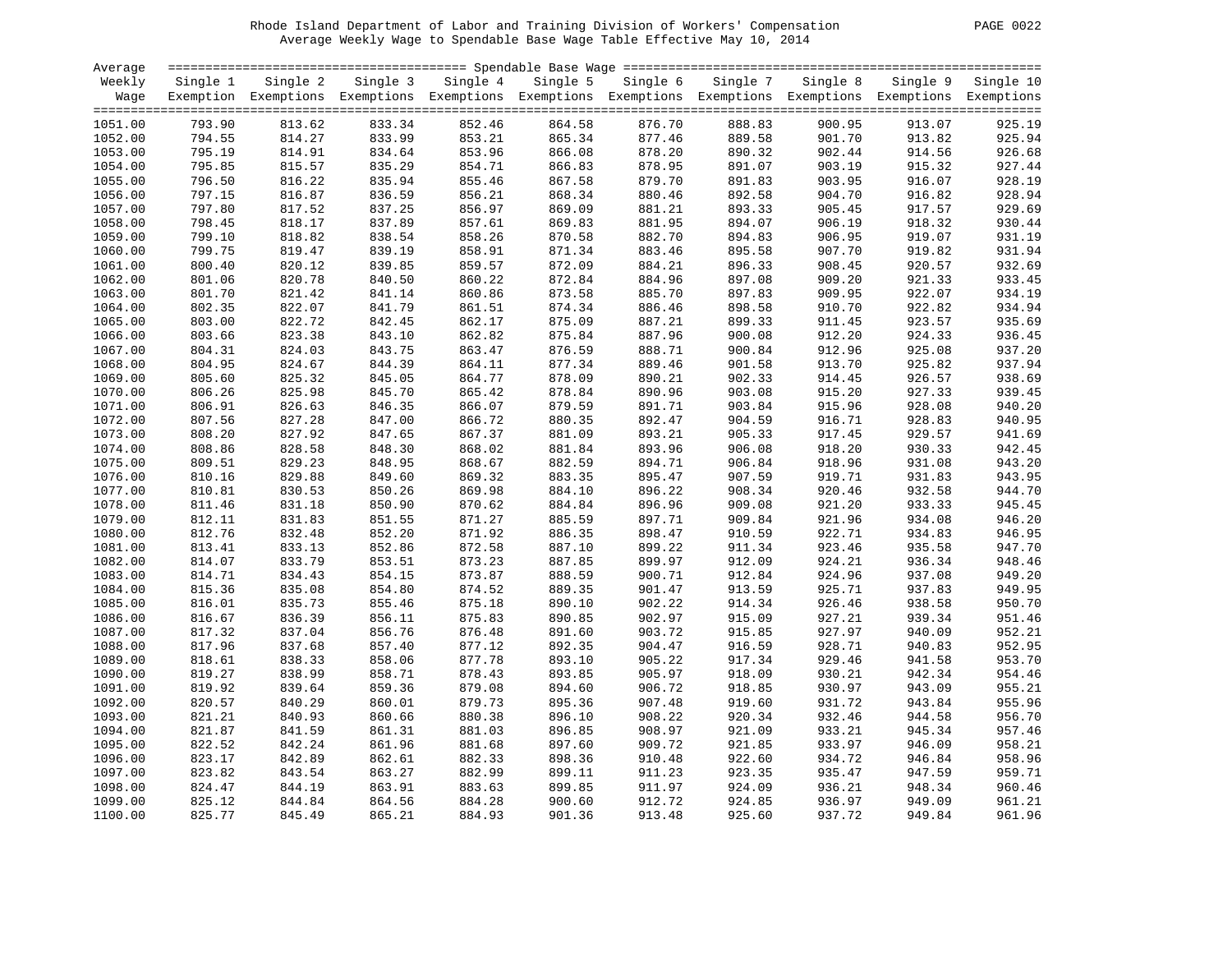Rhode Island Department of Labor and Training Division of Workers' Compensation
Average Weekly Wage to Spendable Base Wage Table Effective May 10, 2014

| Average Weekly Wage | Spendable Base Wage | | | | | | | | | |
|---|---|---|---|---|---|---|---|---|---|---|
| | Single 1 Exemption | Single 2 Exemptions | Single 3 Exemptions | Single 4 Exemptions | Single 5 Exemptions | Single 6 Exemptions | Single 7 Exemptions | Single 8 Exemptions | Single 9 Exemptions | Single 10 Exemptions |
| 1051.00 | 793.90 | 813.62 | 833.34 | 852.46 | 864.58 | 876.70 | 888.83 | 900.95 | 913.07 | 925.19 |
| 1052.00 | 794.55 | 814.27 | 833.99 | 853.21 | 865.34 | 877.46 | 889.58 | 901.70 | 913.82 | 925.94 |
| 1053.00 | 795.19 | 814.91 | 834.64 | 853.96 | 866.08 | 878.20 | 890.32 | 902.44 | 914.56 | 926.68 |
| 1054.00 | 795.85 | 815.57 | 835.29 | 854.71 | 866.83 | 878.95 | 891.07 | 903.19 | 915.32 | 927.44 |
| 1055.00 | 796.50 | 816.22 | 835.94 | 855.46 | 867.58 | 879.70 | 891.83 | 903.95 | 916.07 | 928.19 |
| 1056.00 | 797.15 | 816.87 | 836.59 | 856.21 | 868.34 | 880.46 | 892.58 | 904.70 | 916.82 | 928.94 |
| 1057.00 | 797.80 | 817.52 | 837.25 | 856.97 | 869.09 | 881.21 | 893.33 | 905.45 | 917.57 | 929.69 |
| 1058.00 | 798.45 | 818.17 | 837.89 | 857.61 | 869.83 | 881.95 | 894.07 | 906.19 | 918.32 | 930.44 |
| 1059.00 | 799.10 | 818.82 | 838.54 | 858.26 | 870.58 | 882.70 | 894.83 | 906.95 | 919.07 | 931.19 |
| 1060.00 | 799.75 | 819.47 | 839.19 | 858.91 | 871.34 | 883.46 | 895.58 | 907.70 | 919.82 | 931.94 |
| 1061.00 | 800.40 | 820.12 | 839.85 | 859.57 | 872.09 | 884.21 | 896.33 | 908.45 | 920.57 | 932.69 |
| 1062.00 | 801.06 | 820.78 | 840.50 | 860.22 | 872.84 | 884.96 | 897.08 | 909.20 | 921.33 | 933.45 |
| 1063.00 | 801.70 | 821.42 | 841.14 | 860.86 | 873.58 | 885.70 | 897.83 | 909.95 | 922.07 | 934.19 |
| 1064.00 | 802.35 | 822.07 | 841.79 | 861.51 | 874.34 | 886.46 | 898.58 | 910.70 | 922.82 | 934.94 |
| 1065.00 | 803.00 | 822.72 | 842.45 | 862.17 | 875.09 | 887.21 | 899.33 | 911.45 | 923.57 | 935.69 |
| 1066.00 | 803.66 | 823.38 | 843.10 | 862.82 | 875.84 | 887.96 | 900.08 | 912.20 | 924.33 | 936.45 |
| 1067.00 | 804.31 | 824.03 | 843.75 | 863.47 | 876.59 | 888.71 | 900.84 | 912.96 | 925.08 | 937.20 |
| 1068.00 | 804.95 | 824.67 | 844.39 | 864.11 | 877.34 | 889.46 | 901.58 | 913.70 | 925.82 | 937.94 |
| 1069.00 | 805.60 | 825.32 | 845.05 | 864.77 | 878.09 | 890.21 | 902.33 | 914.45 | 926.57 | 938.69 |
| 1070.00 | 806.26 | 825.98 | 845.70 | 865.42 | 878.84 | 890.96 | 903.08 | 915.20 | 927.33 | 939.45 |
| 1071.00 | 806.91 | 826.63 | 846.35 | 866.07 | 879.59 | 891.71 | 903.84 | 915.96 | 928.08 | 940.20 |
| 1072.00 | 807.56 | 827.28 | 847.00 | 866.72 | 880.35 | 892.47 | 904.59 | 916.71 | 928.83 | 940.95 |
| 1073.00 | 808.20 | 827.92 | 847.65 | 867.37 | 881.09 | 893.21 | 905.33 | 917.45 | 929.57 | 941.69 |
| 1074.00 | 808.86 | 828.58 | 848.30 | 868.02 | 881.84 | 893.96 | 906.08 | 918.20 | 930.33 | 942.45 |
| 1075.00 | 809.51 | 829.23 | 848.95 | 868.67 | 882.59 | 894.71 | 906.84 | 918.96 | 931.08 | 943.20 |
| 1076.00 | 810.16 | 829.88 | 849.60 | 869.32 | 883.35 | 895.47 | 907.59 | 919.71 | 931.83 | 943.95 |
| 1077.00 | 810.81 | 830.53 | 850.26 | 869.98 | 884.10 | 896.22 | 908.34 | 920.46 | 932.58 | 944.70 |
| 1078.00 | 811.46 | 831.18 | 850.90 | 870.62 | 884.84 | 896.96 | 909.08 | 921.20 | 933.33 | 945.45 |
| 1079.00 | 812.11 | 831.83 | 851.55 | 871.27 | 885.59 | 897.71 | 909.84 | 921.96 | 934.08 | 946.20 |
| 1080.00 | 812.76 | 832.48 | 852.20 | 871.92 | 886.35 | 898.47 | 910.59 | 922.71 | 934.83 | 946.95 |
| 1081.00 | 813.41 | 833.13 | 852.86 | 872.58 | 887.10 | 899.22 | 911.34 | 923.46 | 935.58 | 947.70 |
| 1082.00 | 814.07 | 833.79 | 853.51 | 873.23 | 887.85 | 899.97 | 912.09 | 924.21 | 936.34 | 948.46 |
| 1083.00 | 814.71 | 834.43 | 854.15 | 873.87 | 888.59 | 900.71 | 912.84 | 924.96 | 937.08 | 949.20 |
| 1084.00 | 815.36 | 835.08 | 854.80 | 874.52 | 889.35 | 901.47 | 913.59 | 925.71 | 937.83 | 949.95 |
| 1085.00 | 816.01 | 835.73 | 855.46 | 875.18 | 890.10 | 902.22 | 914.34 | 926.46 | 938.58 | 950.70 |
| 1086.00 | 816.67 | 836.39 | 856.11 | 875.83 | 890.85 | 902.97 | 915.09 | 927.21 | 939.34 | 951.46 |
| 1087.00 | 817.32 | 837.04 | 856.76 | 876.48 | 891.60 | 903.72 | 915.85 | 927.97 | 940.09 | 952.21 |
| 1088.00 | 817.96 | 837.68 | 857.40 | 877.12 | 892.35 | 904.47 | 916.59 | 928.71 | 940.83 | 952.95 |
| 1089.00 | 818.61 | 838.33 | 858.06 | 877.78 | 893.10 | 905.22 | 917.34 | 929.46 | 941.58 | 953.70 |
| 1090.00 | 819.27 | 838.99 | 858.71 | 878.43 | 893.85 | 905.97 | 918.09 | 930.21 | 942.34 | 954.46 |
| 1091.00 | 819.92 | 839.64 | 859.36 | 879.08 | 894.60 | 906.72 | 918.85 | 930.97 | 943.09 | 955.21 |
| 1092.00 | 820.57 | 840.29 | 860.01 | 879.73 | 895.36 | 907.48 | 919.60 | 931.72 | 943.84 | 955.96 |
| 1093.00 | 821.21 | 840.93 | 860.66 | 880.38 | 896.10 | 908.22 | 920.34 | 932.46 | 944.58 | 956.70 |
| 1094.00 | 821.87 | 841.59 | 861.31 | 881.03 | 896.85 | 908.97 | 921.09 | 933.21 | 945.34 | 957.46 |
| 1095.00 | 822.52 | 842.24 | 861.96 | 881.68 | 897.60 | 909.72 | 921.85 | 933.97 | 946.09 | 958.21 |
| 1096.00 | 823.17 | 842.89 | 862.61 | 882.33 | 898.36 | 910.48 | 922.60 | 934.72 | 946.84 | 958.96 |
| 1097.00 | 823.82 | 843.54 | 863.27 | 882.99 | 899.11 | 911.23 | 923.35 | 935.47 | 947.59 | 959.71 |
| 1098.00 | 824.47 | 844.19 | 863.91 | 883.63 | 899.85 | 911.97 | 924.09 | 936.21 | 948.34 | 960.46 |
| 1099.00 | 825.12 | 844.84 | 864.56 | 884.28 | 900.60 | 912.72 | 924.85 | 936.97 | 949.09 | 961.21 |
| 1100.00 | 825.77 | 845.49 | 865.21 | 884.93 | 901.36 | 913.48 | 925.60 | 937.72 | 949.84 | 961.96 |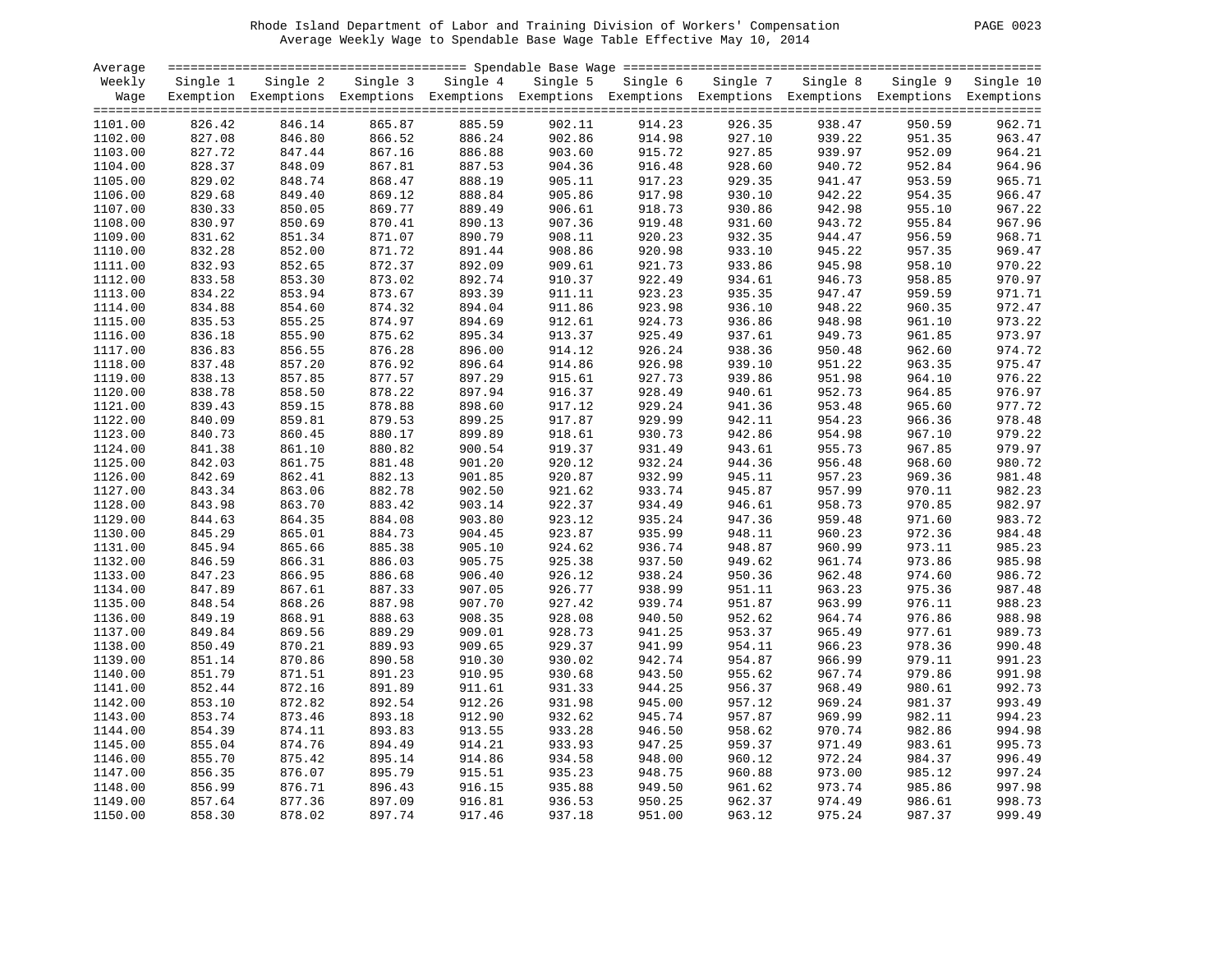# Rhode Island Department of Labor and Training Division of Workers' Compensation

## Average Weekly Wage to Spendable Base Wage Table Effective May 10, 2014

| Average Weekly Wage | Single 1 Exemption | Single 2 Exemptions | Single 3 Exemptions | Single 4 Exemptions | Single 5 Exemptions | Single 6 Exemptions | Single 7 Exemptions | Single 8 Exemptions | Single 9 Exemptions | Single 10 Exemptions |
|---|---|---|---|---|---|---|---|---|---|---|
| 1101.00 | 826.42 | 846.14 | 865.87 | 885.59 | 902.11 | 914.23 | 926.35 | 938.47 | 950.59 | 962.71 |
| 1102.00 | 827.08 | 846.80 | 866.52 | 886.24 | 902.86 | 914.98 | 927.10 | 939.22 | 951.35 | 963.47 |
| 1103.00 | 827.72 | 847.44 | 867.16 | 886.88 | 903.60 | 915.72 | 927.85 | 939.97 | 952.09 | 964.21 |
| 1104.00 | 828.37 | 848.09 | 867.81 | 887.53 | 904.36 | 916.48 | 928.60 | 940.72 | 952.84 | 964.96 |
| 1105.00 | 829.02 | 848.74 | 868.47 | 888.19 | 905.11 | 917.23 | 929.35 | 941.47 | 953.59 | 965.71 |
| 1106.00 | 829.68 | 849.40 | 869.12 | 888.84 | 905.86 | 917.98 | 930.10 | 942.22 | 954.35 | 966.47 |
| 1107.00 | 830.33 | 850.05 | 869.77 | 889.49 | 906.61 | 918.73 | 930.86 | 942.98 | 955.10 | 967.22 |
| 1108.00 | 830.97 | 850.69 | 870.41 | 890.13 | 907.36 | 919.48 | 931.60 | 943.72 | 955.84 | 967.96 |
| 1109.00 | 831.62 | 851.34 | 871.07 | 890.79 | 908.11 | 920.23 | 932.35 | 944.47 | 956.59 | 968.71 |
| 1110.00 | 832.28 | 852.00 | 871.72 | 891.44 | 908.86 | 920.98 | 933.10 | 945.22 | 957.35 | 969.47 |
| 1111.00 | 832.93 | 852.65 | 872.37 | 892.09 | 909.61 | 921.73 | 933.86 | 945.98 | 958.10 | 970.22 |
| 1112.00 | 833.58 | 853.30 | 873.02 | 892.74 | 910.37 | 922.49 | 934.61 | 946.73 | 958.85 | 970.97 |
| 1113.00 | 834.22 | 853.94 | 873.67 | 893.39 | 911.11 | 923.23 | 935.35 | 947.47 | 959.59 | 971.71 |
| 1114.00 | 834.88 | 854.60 | 874.32 | 894.04 | 911.86 | 923.98 | 936.10 | 948.22 | 960.35 | 972.47 |
| 1115.00 | 835.53 | 855.25 | 874.97 | 894.69 | 912.61 | 924.73 | 936.86 | 948.98 | 961.10 | 973.22 |
| 1116.00 | 836.18 | 855.90 | 875.62 | 895.34 | 913.37 | 925.49 | 937.61 | 949.73 | 961.85 | 973.97 |
| 1117.00 | 836.83 | 856.55 | 876.28 | 896.00 | 914.12 | 926.24 | 938.36 | 950.48 | 962.60 | 974.72 |
| 1118.00 | 837.48 | 857.20 | 876.92 | 896.64 | 914.86 | 926.98 | 939.10 | 951.22 | 963.35 | 975.47 |
| 1119.00 | 838.13 | 857.85 | 877.57 | 897.29 | 915.61 | 927.73 | 939.86 | 951.98 | 964.10 | 976.22 |
| 1120.00 | 838.78 | 858.50 | 878.22 | 897.94 | 916.37 | 928.49 | 940.61 | 952.73 | 964.85 | 976.97 |
| 1121.00 | 839.43 | 859.15 | 878.88 | 898.60 | 917.12 | 929.24 | 941.36 | 953.48 | 965.60 | 977.72 |
| 1122.00 | 840.09 | 859.81 | 879.53 | 899.25 | 917.87 | 929.99 | 942.11 | 954.23 | 966.36 | 978.48 |
| 1123.00 | 840.73 | 860.45 | 880.17 | 899.89 | 918.61 | 930.73 | 942.86 | 954.98 | 967.10 | 979.22 |
| 1124.00 | 841.38 | 861.10 | 880.82 | 900.54 | 919.37 | 931.49 | 943.61 | 955.73 | 967.85 | 979.97 |
| 1125.00 | 842.03 | 861.75 | 881.48 | 901.20 | 920.12 | 932.24 | 944.36 | 956.48 | 968.60 | 980.72 |
| 1126.00 | 842.69 | 862.41 | 882.13 | 901.85 | 920.87 | 932.99 | 945.11 | 957.23 | 969.36 | 981.48 |
| 1127.00 | 843.34 | 863.06 | 882.78 | 902.50 | 921.62 | 933.74 | 945.87 | 957.99 | 970.11 | 982.23 |
| 1128.00 | 843.98 | 863.70 | 883.42 | 903.14 | 922.37 | 934.49 | 946.61 | 958.73 | 970.85 | 982.97 |
| 1129.00 | 844.63 | 864.35 | 884.08 | 903.80 | 923.12 | 935.24 | 947.36 | 959.48 | 971.60 | 983.72 |
| 1130.00 | 845.29 | 865.01 | 884.73 | 904.45 | 923.87 | 935.99 | 948.11 | 960.23 | 972.36 | 984.48 |
| 1131.00 | 845.94 | 865.66 | 885.38 | 905.10 | 924.62 | 936.74 | 948.87 | 960.99 | 973.11 | 985.23 |
| 1132.00 | 846.59 | 866.31 | 886.03 | 905.75 | 925.38 | 937.50 | 949.62 | 961.74 | 973.86 | 985.98 |
| 1133.00 | 847.23 | 866.95 | 886.68 | 906.40 | 926.12 | 938.24 | 950.36 | 962.48 | 974.60 | 986.72 |
| 1134.00 | 847.89 | 867.61 | 887.33 | 907.05 | 926.77 | 938.99 | 951.11 | 963.23 | 975.36 | 987.48 |
| 1135.00 | 848.54 | 868.26 | 887.98 | 907.70 | 927.42 | 939.74 | 951.87 | 963.99 | 976.11 | 988.23 |
| 1136.00 | 849.19 | 868.91 | 888.63 | 908.35 | 928.08 | 940.50 | 952.62 | 964.74 | 976.86 | 988.98 |
| 1137.00 | 849.84 | 869.56 | 889.29 | 909.01 | 928.73 | 941.25 | 953.37 | 965.49 | 977.61 | 989.73 |
| 1138.00 | 850.49 | 870.21 | 889.93 | 909.65 | 929.37 | 941.99 | 954.11 | 966.23 | 978.36 | 990.48 |
| 1139.00 | 851.14 | 870.86 | 890.58 | 910.30 | 930.02 | 942.74 | 954.87 | 966.99 | 979.11 | 991.23 |
| 1140.00 | 851.79 | 871.51 | 891.23 | 910.95 | 930.68 | 943.50 | 955.62 | 967.74 | 979.86 | 991.98 |
| 1141.00 | 852.44 | 872.16 | 891.89 | 911.61 | 931.33 | 944.25 | 956.37 | 968.49 | 980.61 | 992.73 |
| 1142.00 | 853.10 | 872.82 | 892.54 | 912.26 | 931.98 | 945.00 | 957.12 | 969.24 | 981.37 | 993.49 |
| 1143.00 | 853.74 | 873.46 | 893.18 | 912.90 | 932.62 | 945.74 | 957.87 | 969.99 | 982.11 | 994.23 |
| 1144.00 | 854.39 | 874.11 | 893.83 | 913.55 | 933.28 | 946.50 | 958.62 | 970.74 | 982.86 | 994.98 |
| 1145.00 | 855.04 | 874.76 | 894.49 | 914.21 | 933.93 | 947.25 | 959.37 | 971.49 | 983.61 | 995.73 |
| 1146.00 | 855.70 | 875.42 | 895.14 | 914.86 | 934.58 | 948.00 | 960.12 | 972.24 | 984.37 | 996.49 |
| 1147.00 | 856.35 | 876.07 | 895.79 | 915.51 | 935.23 | 948.75 | 960.88 | 973.00 | 985.12 | 997.24 |
| 1148.00 | 856.99 | 876.71 | 896.43 | 916.15 | 935.88 | 949.50 | 961.62 | 973.74 | 985.86 | 997.98 |
| 1149.00 | 857.64 | 877.36 | 897.09 | 916.81 | 936.53 | 950.25 | 962.37 | 974.49 | 986.61 | 998.73 |
| 1150.00 | 858.30 | 878.02 | 897.74 | 917.46 | 937.18 | 951.00 | 963.12 | 975.24 | 987.37 | 999.49 |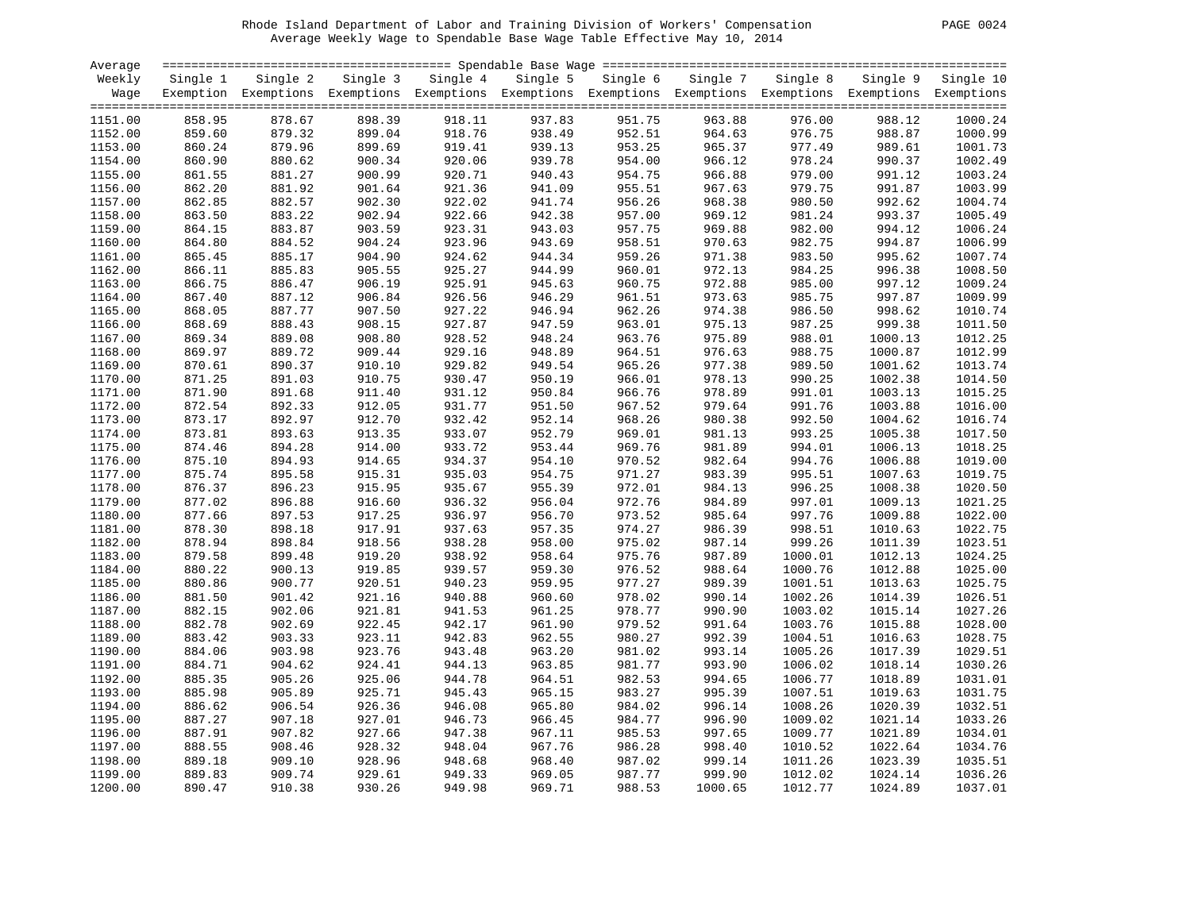Rhode Island Department of Labor and Training Division of Workers' Compensation
Average Weekly Wage to Spendable Base Wage Table Effective May 10, 2014

| Average Weekly Wage | Single 1 Exemption | Single 2 Exemptions | Single 3 Exemptions | Single 4 Exemptions | Single 5 Exemptions | Single 6 Exemptions | Single 7 Exemptions | Single 8 Exemptions | Single 9 Exemptions | Single 10 Exemptions |
|---|---|---|---|---|---|---|---|---|---|---|
| 1151.00 | 858.95 | 878.67 | 898.39 | 918.11 | 937.83 | 951.75 | 963.88 | 976.00 | 988.12 | 1000.24 |
| 1152.00 | 859.60 | 879.32 | 899.04 | 918.76 | 938.49 | 952.51 | 964.63 | 976.75 | 988.87 | 1000.99 |
| 1153.00 | 860.24 | 879.96 | 899.69 | 919.41 | 939.13 | 953.25 | 965.37 | 977.49 | 989.61 | 1001.73 |
| 1154.00 | 860.90 | 880.62 | 900.34 | 920.06 | 939.78 | 954.00 | 966.12 | 978.24 | 990.37 | 1002.49 |
| 1155.00 | 861.55 | 881.27 | 900.99 | 920.71 | 940.43 | 954.75 | 966.88 | 979.00 | 991.12 | 1003.24 |
| 1156.00 | 862.20 | 881.92 | 901.64 | 921.36 | 941.09 | 955.51 | 967.63 | 979.75 | 991.87 | 1003.99 |
| 1157.00 | 862.85 | 882.57 | 902.30 | 922.02 | 941.74 | 956.26 | 968.38 | 980.50 | 992.62 | 1004.74 |
| 1158.00 | 863.50 | 883.22 | 902.94 | 922.66 | 942.38 | 957.00 | 969.12 | 981.24 | 993.37 | 1005.49 |
| 1159.00 | 864.15 | 883.87 | 903.59 | 923.31 | 943.03 | 957.75 | 969.88 | 982.00 | 994.12 | 1006.24 |
| 1160.00 | 864.80 | 884.52 | 904.24 | 923.96 | 943.69 | 958.51 | 970.63 | 982.75 | 994.87 | 1006.99 |
| 1161.00 | 865.45 | 885.17 | 904.90 | 924.62 | 944.34 | 959.26 | 971.38 | 983.50 | 995.62 | 1007.74 |
| 1162.00 | 866.11 | 885.83 | 905.55 | 925.27 | 944.99 | 960.01 | 972.13 | 984.25 | 996.38 | 1008.50 |
| 1163.00 | 866.75 | 886.47 | 906.19 | 925.91 | 945.63 | 960.75 | 972.88 | 985.00 | 997.12 | 1009.24 |
| 1164.00 | 867.40 | 887.12 | 906.84 | 926.56 | 946.29 | 961.51 | 973.63 | 985.75 | 997.87 | 1009.99 |
| 1165.00 | 868.05 | 887.77 | 907.50 | 927.22 | 946.94 | 962.26 | 974.38 | 986.50 | 998.62 | 1010.74 |
| 1166.00 | 868.69 | 888.43 | 908.15 | 927.87 | 947.59 | 963.01 | 975.13 | 987.25 | 999.38 | 1011.50 |
| 1167.00 | 869.34 | 889.08 | 908.80 | 928.52 | 948.24 | 963.76 | 975.89 | 988.01 | 1000.13 | 1012.25 |
| 1168.00 | 869.97 | 889.72 | 909.44 | 929.16 | 948.89 | 964.51 | 976.63 | 988.75 | 1000.87 | 1012.99 |
| 1169.00 | 870.61 | 890.37 | 910.10 | 929.82 | 949.54 | 965.26 | 977.38 | 989.50 | 1001.62 | 1013.74 |
| 1170.00 | 871.25 | 891.03 | 910.75 | 930.47 | 950.19 | 966.01 | 978.13 | 990.25 | 1002.38 | 1014.50 |
| 1171.00 | 871.90 | 891.68 | 911.40 | 931.12 | 950.84 | 966.76 | 978.89 | 991.01 | 1003.13 | 1015.25 |
| 1172.00 | 872.54 | 892.33 | 912.05 | 931.77 | 951.50 | 967.52 | 979.64 | 991.76 | 1003.88 | 1016.00 |
| 1173.00 | 873.17 | 892.97 | 912.70 | 932.42 | 952.14 | 968.26 | 980.38 | 992.50 | 1004.62 | 1016.74 |
| 1174.00 | 873.81 | 893.63 | 913.35 | 933.07 | 952.79 | 969.01 | 981.13 | 993.25 | 1005.38 | 1017.50 |
| 1175.00 | 874.46 | 894.28 | 914.00 | 933.72 | 953.44 | 969.76 | 981.89 | 994.01 | 1006.13 | 1018.25 |
| 1176.00 | 875.10 | 894.93 | 914.65 | 934.37 | 954.10 | 970.52 | 982.64 | 994.76 | 1006.88 | 1019.00 |
| 1177.00 | 875.74 | 895.58 | 915.31 | 935.03 | 954.75 | 971.27 | 983.39 | 995.51 | 1007.63 | 1019.75 |
| 1178.00 | 876.37 | 896.23 | 915.95 | 935.67 | 955.39 | 972.01 | 984.13 | 996.25 | 1008.38 | 1020.50 |
| 1179.00 | 877.02 | 896.88 | 916.60 | 936.32 | 956.04 | 972.76 | 984.89 | 997.01 | 1009.13 | 1021.25 |
| 1180.00 | 877.66 | 897.53 | 917.25 | 936.97 | 956.70 | 973.52 | 985.64 | 997.76 | 1009.88 | 1022.00 |
| 1181.00 | 878.30 | 898.18 | 917.91 | 937.63 | 957.35 | 974.27 | 986.39 | 998.51 | 1010.63 | 1022.75 |
| 1182.00 | 878.94 | 898.84 | 918.56 | 938.28 | 958.00 | 975.02 | 987.14 | 999.26 | 1011.39 | 1023.51 |
| 1183.00 | 879.58 | 899.48 | 919.20 | 938.92 | 958.64 | 975.76 | 987.89 | 1000.01 | 1012.13 | 1024.25 |
| 1184.00 | 880.22 | 900.13 | 919.85 | 939.57 | 959.30 | 976.52 | 988.64 | 1000.76 | 1012.88 | 1025.00 |
| 1185.00 | 880.86 | 900.77 | 920.51 | 940.23 | 959.95 | 977.27 | 989.39 | 1001.51 | 1013.63 | 1025.75 |
| 1186.00 | 881.50 | 901.42 | 921.16 | 940.88 | 960.60 | 978.02 | 990.14 | 1002.26 | 1014.39 | 1026.51 |
| 1187.00 | 882.15 | 902.06 | 921.81 | 941.53 | 961.25 | 978.77 | 990.90 | 1003.02 | 1015.14 | 1027.26 |
| 1188.00 | 882.78 | 902.69 | 922.45 | 942.17 | 961.90 | 979.52 | 991.64 | 1003.76 | 1015.88 | 1028.00 |
| 1189.00 | 883.42 | 903.33 | 923.11 | 942.83 | 962.55 | 980.27 | 992.39 | 1004.51 | 1016.63 | 1028.75 |
| 1190.00 | 884.06 | 903.98 | 923.76 | 943.48 | 963.20 | 981.02 | 993.14 | 1005.26 | 1017.39 | 1029.51 |
| 1191.00 | 884.71 | 904.62 | 924.41 | 944.13 | 963.85 | 981.77 | 993.90 | 1006.02 | 1018.14 | 1030.26 |
| 1192.00 | 885.35 | 905.26 | 925.06 | 944.78 | 964.51 | 982.53 | 994.65 | 1006.77 | 1018.89 | 1031.01 |
| 1193.00 | 885.98 | 905.89 | 925.71 | 945.43 | 965.15 | 983.27 | 995.39 | 1007.51 | 1019.63 | 1031.75 |
| 1194.00 | 886.62 | 906.54 | 926.36 | 946.08 | 965.80 | 984.02 | 996.14 | 1008.26 | 1020.39 | 1032.51 |
| 1195.00 | 887.27 | 907.18 | 927.01 | 946.73 | 966.45 | 984.77 | 996.90 | 1009.02 | 1021.14 | 1033.26 |
| 1196.00 | 887.91 | 907.82 | 927.66 | 947.38 | 967.11 | 985.53 | 997.65 | 1009.77 | 1021.89 | 1034.01 |
| 1197.00 | 888.55 | 908.46 | 928.32 | 948.04 | 967.76 | 986.28 | 998.40 | 1010.52 | 1022.64 | 1034.76 |
| 1198.00 | 889.18 | 909.10 | 928.96 | 948.68 | 968.40 | 987.02 | 999.14 | 1011.26 | 1023.39 | 1035.51 |
| 1199.00 | 889.83 | 909.74 | 929.61 | 949.33 | 969.05 | 987.77 | 999.90 | 1012.02 | 1024.14 | 1036.26 |
| 1200.00 | 890.47 | 910.38 | 930.26 | 949.98 | 969.71 | 988.53 | 1000.65 | 1012.77 | 1024.89 | 1037.01 |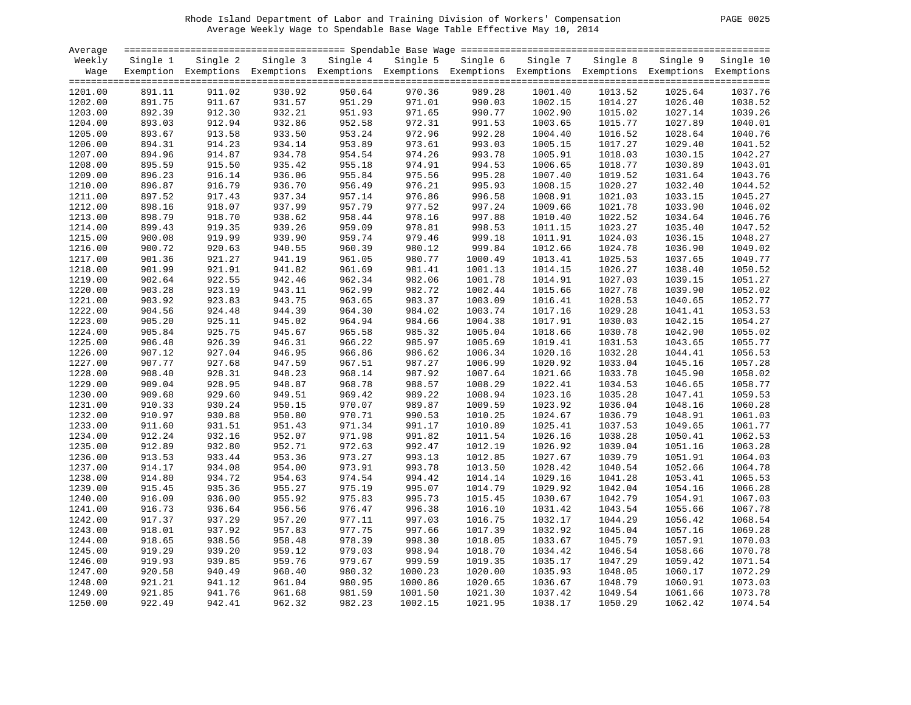Rhode Island Department of Labor and Training Division of Workers' Compensation

Average Weekly Wage to Spendable Base Wage Table Effective May 10, 2014

| Average Weekly Wage | Single 1 Exemption | Single 2 Exemptions | Single 3 Exemptions | Single 4 Exemptions | Single 5 Exemptions | Single 6 Exemptions | Single 7 Exemptions | Single 8 Exemptions | Single 9 Exemptions | Single 10 Exemptions |
|---|---|---|---|---|---|---|---|---|---|---|
| 1201.00 | 891.11 | 911.02 | 930.92 | 950.64 | 970.36 | 989.28 | 1001.40 | 1013.52 | 1025.64 | 1037.76 |
| 1202.00 | 891.75 | 911.67 | 931.57 | 951.29 | 971.01 | 990.03 | 1002.15 | 1014.27 | 1026.40 | 1038.52 |
| 1203.00 | 892.39 | 912.30 | 932.21 | 951.93 | 971.65 | 990.77 | 1002.90 | 1015.02 | 1027.14 | 1039.26 |
| 1204.00 | 893.03 | 912.94 | 932.86 | 952.58 | 972.31 | 991.53 | 1003.65 | 1015.77 | 1027.89 | 1040.01 |
| 1205.00 | 893.67 | 913.58 | 933.50 | 953.24 | 972.96 | 992.28 | 1004.40 | 1016.52 | 1028.64 | 1040.76 |
| 1206.00 | 894.31 | 914.23 | 934.14 | 953.89 | 973.61 | 993.03 | 1005.15 | 1017.27 | 1029.40 | 1041.52 |
| 1207.00 | 894.96 | 914.87 | 934.78 | 954.54 | 974.26 | 993.78 | 1005.91 | 1018.03 | 1030.15 | 1042.27 |
| 1208.00 | 895.59 | 915.50 | 935.42 | 955.18 | 974.91 | 994.53 | 1006.65 | 1018.77 | 1030.89 | 1043.01 |
| 1209.00 | 896.23 | 916.14 | 936.06 | 955.84 | 975.56 | 995.28 | 1007.40 | 1019.52 | 1031.64 | 1043.76 |
| 1210.00 | 896.87 | 916.79 | 936.70 | 956.49 | 976.21 | 995.93 | 1008.15 | 1020.27 | 1032.40 | 1044.52 |
| 1211.00 | 897.52 | 917.43 | 937.34 | 957.14 | 976.86 | 996.58 | 1008.91 | 1021.03 | 1033.15 | 1045.27 |
| 1212.00 | 898.16 | 918.07 | 937.99 | 957.79 | 977.52 | 997.24 | 1009.66 | 1021.78 | 1033.90 | 1046.02 |
| 1213.00 | 898.79 | 918.70 | 938.62 | 958.44 | 978.16 | 997.88 | 1010.40 | 1022.52 | 1034.64 | 1046.76 |
| 1214.00 | 899.43 | 919.35 | 939.26 | 959.09 | 978.81 | 998.53 | 1011.15 | 1023.27 | 1035.40 | 1047.52 |
| 1215.00 | 900.08 | 919.99 | 939.90 | 959.74 | 979.46 | 999.18 | 1011.91 | 1024.03 | 1036.15 | 1048.27 |
| 1216.00 | 900.72 | 920.63 | 940.55 | 960.39 | 980.12 | 999.84 | 1012.66 | 1024.78 | 1036.90 | 1049.02 |
| 1217.00 | 901.36 | 921.27 | 941.19 | 961.05 | 980.77 | 1000.49 | 1013.41 | 1025.53 | 1037.65 | 1049.77 |
| 1218.00 | 901.99 | 921.91 | 941.82 | 961.69 | 981.41 | 1001.13 | 1014.15 | 1026.27 | 1038.40 | 1050.52 |
| 1219.00 | 902.64 | 922.55 | 942.46 | 962.34 | 982.06 | 1001.78 | 1014.91 | 1027.03 | 1039.15 | 1051.27 |
| 1220.00 | 903.28 | 923.19 | 943.11 | 962.99 | 982.72 | 1002.44 | 1015.66 | 1027.78 | 1039.90 | 1052.02 |
| 1221.00 | 903.92 | 923.83 | 943.75 | 963.65 | 983.37 | 1003.09 | 1016.41 | 1028.53 | 1040.65 | 1052.77 |
| 1222.00 | 904.56 | 924.48 | 944.39 | 964.30 | 984.02 | 1003.74 | 1017.16 | 1029.28 | 1041.41 | 1053.53 |
| 1223.00 | 905.20 | 925.11 | 945.02 | 964.94 | 984.66 | 1004.38 | 1017.91 | 1030.03 | 1042.15 | 1054.27 |
| 1224.00 | 905.84 | 925.75 | 945.67 | 965.58 | 985.32 | 1005.04 | 1018.66 | 1030.78 | 1042.90 | 1055.02 |
| 1225.00 | 906.48 | 926.39 | 946.31 | 966.22 | 985.97 | 1005.69 | 1019.41 | 1031.53 | 1043.65 | 1055.77 |
| 1226.00 | 907.12 | 927.04 | 946.95 | 966.86 | 986.62 | 1006.34 | 1020.16 | 1032.28 | 1044.41 | 1056.53 |
| 1227.00 | 907.77 | 927.68 | 947.59 | 967.51 | 987.27 | 1006.99 | 1020.92 | 1033.04 | 1045.16 | 1057.28 |
| 1228.00 | 908.40 | 928.31 | 948.23 | 968.14 | 987.92 | 1007.64 | 1021.66 | 1033.78 | 1045.90 | 1058.02 |
| 1229.00 | 909.04 | 928.95 | 948.87 | 968.78 | 988.57 | 1008.29 | 1022.41 | 1034.53 | 1046.65 | 1058.77 |
| 1230.00 | 909.68 | 929.60 | 949.51 | 969.42 | 989.22 | 1008.94 | 1023.16 | 1035.28 | 1047.41 | 1059.53 |
| 1231.00 | 910.33 | 930.24 | 950.15 | 970.07 | 989.87 | 1009.59 | 1023.92 | 1036.04 | 1048.16 | 1060.28 |
| 1232.00 | 910.97 | 930.88 | 950.80 | 970.71 | 990.53 | 1010.25 | 1024.67 | 1036.79 | 1048.91 | 1061.03 |
| 1233.00 | 911.60 | 931.51 | 951.43 | 971.34 | 991.17 | 1010.89 | 1025.41 | 1037.53 | 1049.65 | 1061.77 |
| 1234.00 | 912.24 | 932.16 | 952.07 | 971.98 | 991.82 | 1011.54 | 1026.16 | 1038.28 | 1050.41 | 1062.53 |
| 1235.00 | 912.89 | 932.80 | 952.71 | 972.63 | 992.47 | 1012.19 | 1026.92 | 1039.04 | 1051.16 | 1063.28 |
| 1236.00 | 913.53 | 933.44 | 953.36 | 973.27 | 993.13 | 1012.85 | 1027.67 | 1039.79 | 1051.91 | 1064.03 |
| 1237.00 | 914.17 | 934.08 | 954.00 | 973.91 | 993.78 | 1013.50 | 1028.42 | 1040.54 | 1052.66 | 1064.78 |
| 1238.00 | 914.80 | 934.72 | 954.63 | 974.54 | 994.42 | 1014.14 | 1029.16 | 1041.28 | 1053.41 | 1065.53 |
| 1239.00 | 915.45 | 935.36 | 955.27 | 975.19 | 995.07 | 1014.79 | 1029.92 | 1042.04 | 1054.16 | 1066.28 |
| 1240.00 | 916.09 | 936.00 | 955.92 | 975.83 | 995.73 | 1015.45 | 1030.67 | 1042.79 | 1054.91 | 1067.03 |
| 1241.00 | 916.73 | 936.64 | 956.56 | 976.47 | 996.38 | 1016.10 | 1031.42 | 1043.54 | 1055.66 | 1067.78 |
| 1242.00 | 917.37 | 937.29 | 957.20 | 977.11 | 997.03 | 1016.75 | 1032.17 | 1044.29 | 1056.42 | 1068.54 |
| 1243.00 | 918.01 | 937.92 | 957.83 | 977.75 | 997.66 | 1017.39 | 1032.92 | 1045.04 | 1057.16 | 1069.28 |
| 1244.00 | 918.65 | 938.56 | 958.48 | 978.39 | 998.30 | 1018.05 | 1033.67 | 1045.79 | 1057.91 | 1070.03 |
| 1245.00 | 919.29 | 939.20 | 959.12 | 979.03 | 998.94 | 1018.70 | 1034.42 | 1046.54 | 1058.66 | 1070.78 |
| 1246.00 | 919.93 | 939.85 | 959.76 | 979.67 | 999.59 | 1019.35 | 1035.17 | 1047.29 | 1059.42 | 1071.54 |
| 1247.00 | 920.58 | 940.49 | 960.40 | 980.32 | 1000.23 | 1020.00 | 1035.93 | 1048.05 | 1060.17 | 1072.29 |
| 1248.00 | 921.21 | 941.12 | 961.04 | 980.95 | 1000.86 | 1020.65 | 1036.67 | 1048.79 | 1060.91 | 1073.03 |
| 1249.00 | 921.85 | 941.76 | 961.68 | 981.59 | 1001.50 | 1021.30 | 1037.42 | 1049.54 | 1061.66 | 1073.78 |
| 1250.00 | 922.49 | 942.41 | 962.32 | 982.23 | 1002.15 | 1021.95 | 1038.17 | 1050.29 | 1062.42 | 1074.54 |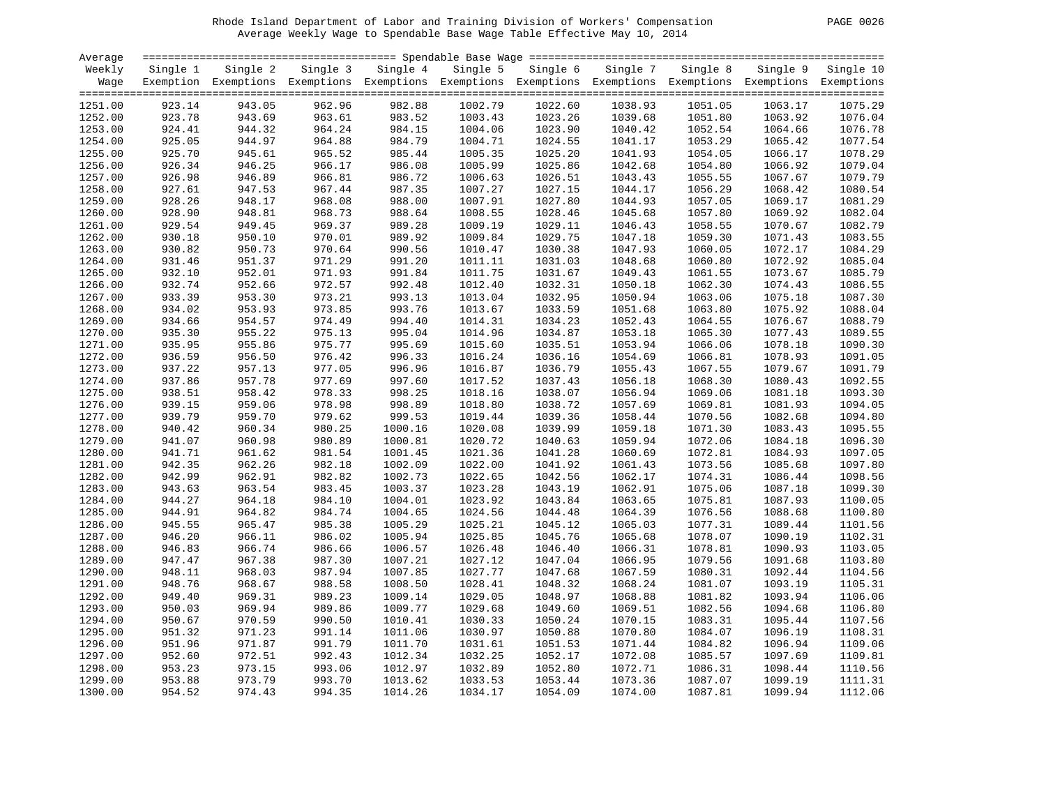Rhode Island Department of Labor and Training Division of Workers' Compensation
Average Weekly Wage to Spendable Base Wage Table Effective May 10, 2014

| Average Weekly Wage | Spendable Base Wage | | | | | | | | | |
|---|---|---|---|---|---|---|---|---|---|---|
| | Single 1 Exemption | Single 2 Exemptions | Single 3 Exemptions | Single 4 Exemptions | Single 5 Exemptions | Single 6 Exemptions | Single 7 Exemptions | Single 8 Exemptions | Single 9 Exemptions | Single 10 Exemptions |
| 1251.00 | 923.14 | 943.05 | 962.96 | 982.88 | 1002.79 | 1022.60 | 1038.93 | 1051.05 | 1063.17 | 1075.29 |
| 1252.00 | 923.78 | 943.69 | 963.61 | 983.52 | 1003.43 | 1023.26 | 1039.68 | 1051.80 | 1063.92 | 1076.04 |
| 1253.00 | 924.41 | 944.32 | 964.24 | 984.15 | 1004.06 | 1023.90 | 1040.42 | 1052.54 | 1064.66 | 1076.78 |
| 1254.00 | 925.05 | 944.97 | 964.88 | 984.79 | 1004.71 | 1024.55 | 1041.17 | 1053.29 | 1065.42 | 1077.54 |
| 1255.00 | 925.70 | 945.61 | 965.52 | 985.44 | 1005.35 | 1025.20 | 1041.93 | 1054.05 | 1066.17 | 1078.29 |
| 1256.00 | 926.34 | 946.25 | 966.17 | 986.08 | 1005.99 | 1025.86 | 1042.68 | 1054.80 | 1066.92 | 1079.04 |
| 1257.00 | 926.98 | 946.89 | 966.81 | 986.72 | 1006.63 | 1026.51 | 1043.43 | 1055.55 | 1067.67 | 1079.79 |
| 1258.00 | 927.61 | 947.53 | 967.44 | 987.35 | 1007.27 | 1027.15 | 1044.17 | 1056.29 | 1068.42 | 1080.54 |
| 1259.00 | 928.26 | 948.17 | 968.08 | 988.00 | 1007.91 | 1027.80 | 1044.93 | 1057.05 | 1069.17 | 1081.29 |
| 1260.00 | 928.90 | 948.81 | 968.73 | 988.64 | 1008.55 | 1028.46 | 1045.68 | 1057.80 | 1069.92 | 1082.04 |
| 1261.00 | 929.54 | 949.45 | 969.37 | 989.28 | 1009.19 | 1029.11 | 1046.43 | 1058.55 | 1070.67 | 1082.79 |
| 1262.00 | 930.18 | 950.10 | 970.01 | 989.92 | 1009.84 | 1029.75 | 1047.18 | 1059.30 | 1071.43 | 1083.55 |
| 1263.00 | 930.82 | 950.73 | 970.64 | 990.56 | 1010.47 | 1030.38 | 1047.93 | 1060.05 | 1072.17 | 1084.29 |
| 1264.00 | 931.46 | 951.37 | 971.29 | 991.20 | 1011.11 | 1031.03 | 1048.68 | 1060.80 | 1072.92 | 1085.04 |
| 1265.00 | 932.10 | 952.01 | 971.93 | 991.84 | 1011.75 | 1031.67 | 1049.43 | 1061.55 | 1073.67 | 1085.79 |
| 1266.00 | 932.74 | 952.66 | 972.57 | 992.48 | 1012.40 | 1032.31 | 1050.18 | 1062.30 | 1074.43 | 1086.55 |
| 1267.00 | 933.39 | 953.30 | 973.21 | 993.13 | 1013.04 | 1032.95 | 1050.94 | 1063.06 | 1075.18 | 1087.30 |
| 1268.00 | 934.02 | 953.93 | 973.85 | 993.76 | 1013.67 | 1033.59 | 1051.68 | 1063.80 | 1075.92 | 1088.04 |
| 1269.00 | 934.66 | 954.57 | 974.49 | 994.40 | 1014.31 | 1034.23 | 1052.43 | 1064.55 | 1076.67 | 1088.79 |
| 1270.00 | 935.30 | 955.22 | 975.13 | 995.04 | 1014.96 | 1034.87 | 1053.18 | 1065.30 | 1077.43 | 1089.55 |
| 1271.00 | 935.95 | 955.86 | 975.77 | 995.69 | 1015.60 | 1035.51 | 1053.94 | 1066.06 | 1078.18 | 1090.30 |
| 1272.00 | 936.59 | 956.50 | 976.42 | 996.33 | 1016.24 | 1036.16 | 1054.69 | 1066.81 | 1078.93 | 1091.05 |
| 1273.00 | 937.22 | 957.13 | 977.05 | 996.96 | 1016.87 | 1036.79 | 1055.43 | 1067.55 | 1079.67 | 1091.79 |
| 1274.00 | 937.86 | 957.78 | 977.69 | 997.60 | 1017.52 | 1037.43 | 1056.18 | 1068.30 | 1080.43 | 1092.55 |
| 1275.00 | 938.51 | 958.42 | 978.33 | 998.25 | 1018.16 | 1038.07 | 1056.94 | 1069.06 | 1081.18 | 1093.30 |
| 1276.00 | 939.15 | 959.06 | 978.98 | 998.89 | 1018.80 | 1038.72 | 1057.69 | 1069.81 | 1081.93 | 1094.05 |
| 1277.00 | 939.79 | 959.70 | 979.62 | 999.53 | 1019.44 | 1039.36 | 1058.44 | 1070.56 | 1082.68 | 1094.80 |
| 1278.00 | 940.42 | 960.34 | 980.25 | 1000.16 | 1020.08 | 1039.99 | 1059.18 | 1071.30 | 1083.43 | 1095.55 |
| 1279.00 | 941.07 | 960.98 | 980.89 | 1000.81 | 1020.72 | 1040.63 | 1059.94 | 1072.06 | 1084.18 | 1096.30 |
| 1280.00 | 941.71 | 961.62 | 981.54 | 1001.45 | 1021.36 | 1041.28 | 1060.69 | 1072.81 | 1084.93 | 1097.05 |
| 1281.00 | 942.35 | 962.26 | 982.18 | 1002.09 | 1022.00 | 1041.92 | 1061.43 | 1073.56 | 1085.68 | 1097.80 |
| 1282.00 | 942.99 | 962.91 | 982.82 | 1002.73 | 1022.65 | 1042.56 | 1062.17 | 1074.31 | 1086.44 | 1098.56 |
| 1283.00 | 943.63 | 963.54 | 983.45 | 1003.37 | 1023.28 | 1043.19 | 1062.91 | 1075.06 | 1087.18 | 1099.30 |
| 1284.00 | 944.27 | 964.18 | 984.10 | 1004.01 | 1023.92 | 1043.84 | 1063.65 | 1075.81 | 1087.93 | 1100.05 |
| 1285.00 | 944.91 | 964.82 | 984.74 | 1004.65 | 1024.56 | 1044.48 | 1064.39 | 1076.56 | 1088.68 | 1100.80 |
| 1286.00 | 945.55 | 965.47 | 985.38 | 1005.29 | 1025.21 | 1045.12 | 1065.03 | 1077.31 | 1089.44 | 1101.56 |
| 1287.00 | 946.20 | 966.11 | 986.02 | 1005.94 | 1025.85 | 1045.76 | 1065.68 | 1078.07 | 1090.19 | 1102.31 |
| 1288.00 | 946.83 | 966.74 | 986.66 | 1006.57 | 1026.48 | 1046.40 | 1066.31 | 1078.81 | 1090.93 | 1103.05 |
| 1289.00 | 947.47 | 967.38 | 987.30 | 1007.21 | 1027.12 | 1047.04 | 1066.95 | 1079.56 | 1091.68 | 1103.80 |
| 1290.00 | 948.11 | 968.03 | 987.94 | 1007.85 | 1027.77 | 1047.68 | 1067.59 | 1080.31 | 1092.44 | 1104.56 |
| 1291.00 | 948.76 | 968.67 | 988.58 | 1008.50 | 1028.41 | 1048.32 | 1068.24 | 1081.07 | 1093.19 | 1105.31 |
| 1292.00 | 949.40 | 969.31 | 989.23 | 1009.14 | 1029.05 | 1048.97 | 1068.88 | 1081.82 | 1093.94 | 1106.06 |
| 1293.00 | 950.03 | 969.94 | 989.86 | 1009.77 | 1029.68 | 1049.60 | 1069.51 | 1082.56 | 1094.68 | 1106.80 |
| 1294.00 | 950.67 | 970.59 | 990.50 | 1010.41 | 1030.33 | 1050.24 | 1070.15 | 1083.31 | 1095.44 | 1107.56 |
| 1295.00 | 951.32 | 971.23 | 991.14 | 1011.06 | 1030.97 | 1050.88 | 1070.80 | 1084.07 | 1096.19 | 1108.31 |
| 1296.00 | 951.96 | 971.87 | 991.79 | 1011.70 | 1031.61 | 1051.53 | 1071.44 | 1084.82 | 1096.94 | 1109.06 |
| 1297.00 | 952.60 | 972.51 | 992.43 | 1012.34 | 1032.25 | 1052.17 | 1072.08 | 1085.57 | 1097.69 | 1109.81 |
| 1298.00 | 953.23 | 973.15 | 993.06 | 1012.97 | 1032.89 | 1052.80 | 1072.71 | 1086.31 | 1098.44 | 1110.56 |
| 1299.00 | 953.88 | 973.79 | 993.70 | 1013.62 | 1033.53 | 1053.44 | 1073.36 | 1087.07 | 1099.19 | 1111.31 |
| 1300.00 | 954.52 | 974.43 | 994.35 | 1014.26 | 1034.17 | 1054.09 | 1074.00 | 1087.81 | 1099.94 | 1112.06 |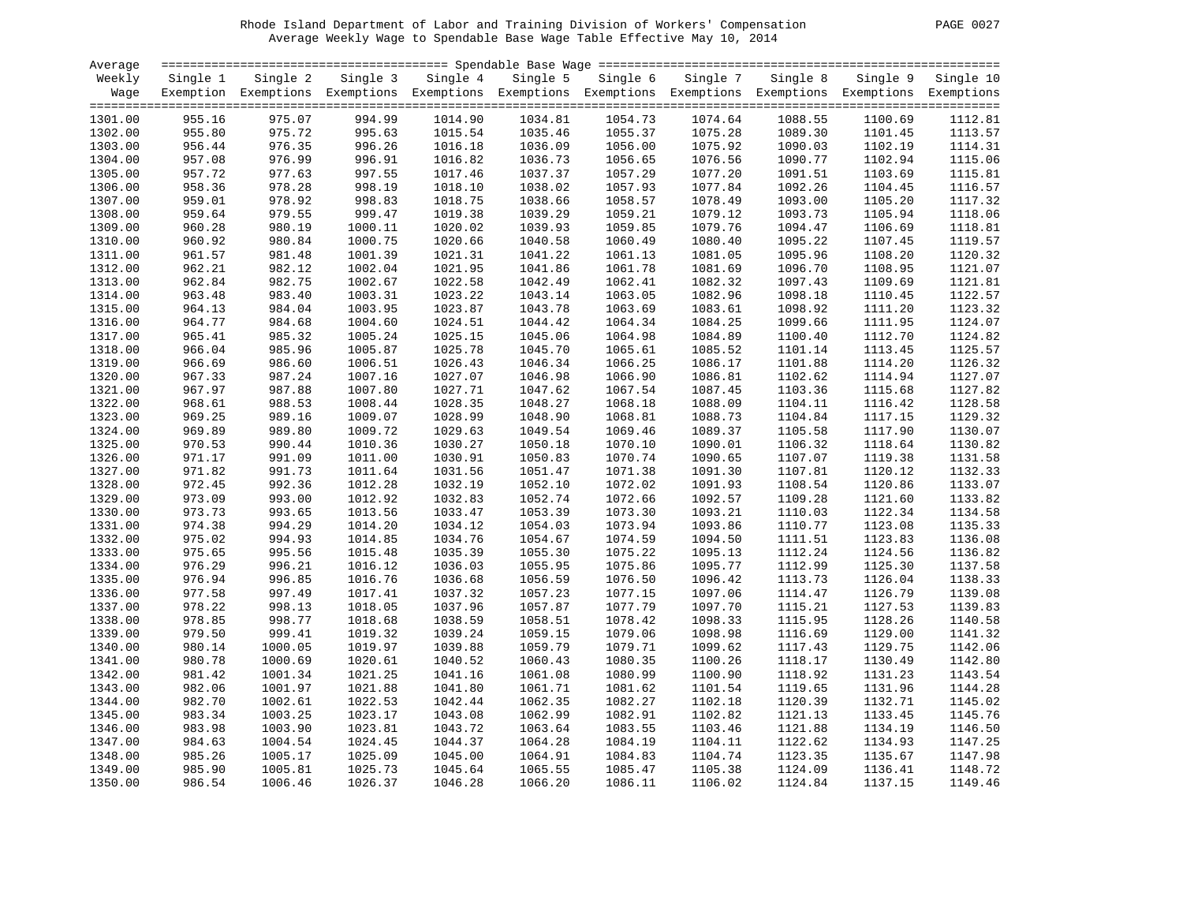Rhode Island Department of Labor and Training Division of Workers' Compensation

Average Weekly Wage to Spendable Base Wage Table Effective May 10, 2014

| Average Weekly Wage | Spendable Base Wage | | | | | | | | | |
|---|---|---|---|---|---|---|---|---|---|---|
| | Single 1 Exemption | Single 2 Exemptions | Single 3 Exemptions | Single 4 Exemptions | Single 5 Exemptions | Single 6 Exemptions | Single 7 Exemptions | Single 8 Exemptions | Single 9 Exemptions | Single 10 Exemptions |
| 1301.00 | 955.16 | 975.07 | 994.99 | 1014.90 | 1034.81 | 1054.73 | 1074.64 | 1088.55 | 1100.69 | 1112.81 |
| 1302.00 | 955.80 | 975.72 | 995.63 | 1015.54 | 1035.46 | 1055.37 | 1075.28 | 1089.30 | 1101.45 | 1113.57 |
| 1303.00 | 956.44 | 976.35 | 996.26 | 1016.18 | 1036.09 | 1056.00 | 1075.92 | 1090.03 | 1102.19 | 1114.31 |
| 1304.00 | 957.08 | 976.99 | 996.91 | 1016.82 | 1036.73 | 1056.65 | 1076.56 | 1090.77 | 1102.94 | 1115.06 |
| 1305.00 | 957.72 | 977.63 | 997.55 | 1017.46 | 1037.37 | 1057.29 | 1077.20 | 1091.51 | 1103.69 | 1115.81 |
| 1306.00 | 958.36 | 978.28 | 998.19 | 1018.10 | 1038.02 | 1057.93 | 1077.84 | 1092.26 | 1104.45 | 1116.57 |
| 1307.00 | 959.01 | 978.92 | 998.83 | 1018.75 | 1038.66 | 1058.57 | 1078.49 | 1093.00 | 1105.20 | 1117.32 |
| 1308.00 | 959.64 | 979.55 | 999.47 | 1019.38 | 1039.29 | 1059.21 | 1079.12 | 1093.73 | 1105.94 | 1118.06 |
| 1309.00 | 960.28 | 980.19 | 1000.11 | 1020.02 | 1039.93 | 1059.85 | 1079.76 | 1094.47 | 1106.69 | 1118.81 |
| 1310.00 | 960.92 | 980.84 | 1000.75 | 1020.66 | 1040.58 | 1060.49 | 1080.40 | 1095.22 | 1107.45 | 1119.57 |
| 1311.00 | 961.57 | 981.48 | 1001.39 | 1021.31 | 1041.22 | 1061.13 | 1081.05 | 1095.96 | 1108.20 | 1120.32 |
| 1312.00 | 962.21 | 982.12 | 1002.04 | 1021.95 | 1041.86 | 1061.78 | 1081.69 | 1096.70 | 1108.95 | 1121.07 |
| 1313.00 | 962.84 | 982.75 | 1002.67 | 1022.58 | 1042.49 | 1062.41 | 1082.32 | 1097.43 | 1109.69 | 1121.81 |
| 1314.00 | 963.48 | 983.40 | 1003.31 | 1023.22 | 1043.14 | 1063.05 | 1082.96 | 1098.18 | 1110.45 | 1122.57 |
| 1315.00 | 964.13 | 984.04 | 1003.95 | 1023.87 | 1043.78 | 1063.69 | 1083.61 | 1098.92 | 1111.20 | 1123.32 |
| 1316.00 | 964.77 | 984.68 | 1004.60 | 1024.51 | 1044.42 | 1064.34 | 1084.25 | 1099.66 | 1111.95 | 1124.07 |
| 1317.00 | 965.41 | 985.32 | 1005.24 | 1025.15 | 1045.06 | 1064.98 | 1084.89 | 1100.40 | 1112.70 | 1124.82 |
| 1318.00 | 966.04 | 985.96 | 1005.87 | 1025.78 | 1045.70 | 1065.61 | 1085.52 | 1101.14 | 1113.45 | 1125.57 |
| 1319.00 | 966.69 | 986.60 | 1006.51 | 1026.43 | 1046.34 | 1066.25 | 1086.17 | 1101.88 | 1114.20 | 1126.32 |
| 1320.00 | 967.33 | 987.24 | 1007.16 | 1027.07 | 1046.98 | 1066.90 | 1086.81 | 1102.62 | 1114.94 | 1127.07 |
| 1321.00 | 967.97 | 987.88 | 1007.80 | 1027.71 | 1047.62 | 1067.54 | 1087.45 | 1103.36 | 1115.68 | 1127.82 |
| 1322.00 | 968.61 | 988.53 | 1008.44 | 1028.35 | 1048.27 | 1068.18 | 1088.09 | 1104.11 | 1116.42 | 1128.58 |
| 1323.00 | 969.25 | 989.16 | 1009.07 | 1028.99 | 1048.90 | 1068.81 | 1088.73 | 1104.84 | 1117.15 | 1129.32 |
| 1324.00 | 969.89 | 989.80 | 1009.72 | 1029.63 | 1049.54 | 1069.46 | 1089.37 | 1105.58 | 1117.90 | 1130.07 |
| 1325.00 | 970.53 | 990.44 | 1010.36 | 1030.27 | 1050.18 | 1070.10 | 1090.01 | 1106.32 | 1118.64 | 1130.82 |
| 1326.00 | 971.17 | 991.09 | 1011.00 | 1030.91 | 1050.83 | 1070.74 | 1090.65 | 1107.07 | 1119.38 | 1131.58 |
| 1327.00 | 971.82 | 991.73 | 1011.64 | 1031.56 | 1051.47 | 1071.38 | 1091.30 | 1107.81 | 1120.12 | 1132.33 |
| 1328.00 | 972.45 | 992.36 | 1012.28 | 1032.19 | 1052.10 | 1072.02 | 1091.93 | 1108.54 | 1120.86 | 1133.07 |
| 1329.00 | 973.09 | 993.00 | 1012.92 | 1032.83 | 1052.74 | 1072.66 | 1092.57 | 1109.28 | 1121.60 | 1133.82 |
| 1330.00 | 973.73 | 993.65 | 1013.56 | 1033.47 | 1053.39 | 1073.30 | 1093.21 | 1110.03 | 1122.34 | 1134.58 |
| 1331.00 | 974.38 | 994.29 | 1014.20 | 1034.12 | 1054.03 | 1073.94 | 1093.86 | 1110.77 | 1123.08 | 1135.33 |
| 1332.00 | 975.02 | 994.93 | 1014.85 | 1034.76 | 1054.67 | 1074.59 | 1094.50 | 1111.51 | 1123.83 | 1136.08 |
| 1333.00 | 975.65 | 995.56 | 1015.48 | 1035.39 | 1055.30 | 1075.22 | 1095.13 | 1112.24 | 1124.56 | 1136.82 |
| 1334.00 | 976.29 | 996.21 | 1016.12 | 1036.03 | 1055.95 | 1075.86 | 1095.77 | 1112.99 | 1125.30 | 1137.58 |
| 1335.00 | 976.94 | 996.85 | 1016.76 | 1036.68 | 1056.59 | 1076.50 | 1096.42 | 1113.73 | 1126.04 | 1138.33 |
| 1336.00 | 977.58 | 997.49 | 1017.41 | 1037.32 | 1057.23 | 1077.15 | 1097.06 | 1114.47 | 1126.79 | 1139.08 |
| 1337.00 | 978.22 | 998.13 | 1018.05 | 1037.96 | 1057.87 | 1077.79 | 1097.70 | 1115.21 | 1127.53 | 1139.83 |
| 1338.00 | 978.85 | 998.77 | 1018.68 | 1038.59 | 1058.51 | 1078.42 | 1098.33 | 1115.95 | 1128.26 | 1140.58 |
| 1339.00 | 979.50 | 999.41 | 1019.32 | 1039.24 | 1059.15 | 1079.06 | 1098.98 | 1116.69 | 1129.00 | 1141.32 |
| 1340.00 | 980.14 | 1000.05 | 1019.97 | 1039.88 | 1059.79 | 1079.71 | 1099.62 | 1117.43 | 1129.75 | 1142.06 |
| 1341.00 | 980.78 | 1000.69 | 1020.61 | 1040.52 | 1060.43 | 1080.35 | 1100.26 | 1118.17 | 1130.49 | 1142.80 |
| 1342.00 | 981.42 | 1001.34 | 1021.25 | 1041.16 | 1061.08 | 1080.99 | 1100.90 | 1118.92 | 1131.23 | 1143.54 |
| 1343.00 | 982.06 | 1001.97 | 1021.88 | 1041.80 | 1061.71 | 1081.62 | 1101.54 | 1119.65 | 1131.96 | 1144.28 |
| 1344.00 | 982.70 | 1002.61 | 1022.53 | 1042.44 | 1062.35 | 1082.27 | 1102.18 | 1120.39 | 1132.71 | 1145.02 |
| 1345.00 | 983.34 | 1003.25 | 1023.17 | 1043.08 | 1062.99 | 1082.91 | 1102.82 | 1121.13 | 1133.45 | 1145.76 |
| 1346.00 | 983.98 | 1003.90 | 1023.81 | 1043.72 | 1063.64 | 1083.55 | 1103.46 | 1121.88 | 1134.19 | 1146.50 |
| 1347.00 | 984.63 | 1004.54 | 1024.45 | 1044.37 | 1064.28 | 1084.19 | 1104.11 | 1122.62 | 1134.93 | 1147.25 |
| 1348.00 | 985.26 | 1005.17 | 1025.09 | 1045.00 | 1064.91 | 1084.83 | 1104.74 | 1123.35 | 1135.67 | 1147.98 |
| 1349.00 | 985.90 | 1005.81 | 1025.73 | 1045.64 | 1065.55 | 1085.47 | 1105.38 | 1124.09 | 1136.41 | 1148.72 |
| 1350.00 | 986.54 | 1006.46 | 1026.37 | 1046.28 | 1066.20 | 1086.11 | 1106.02 | 1124.84 | 1137.15 | 1149.46 |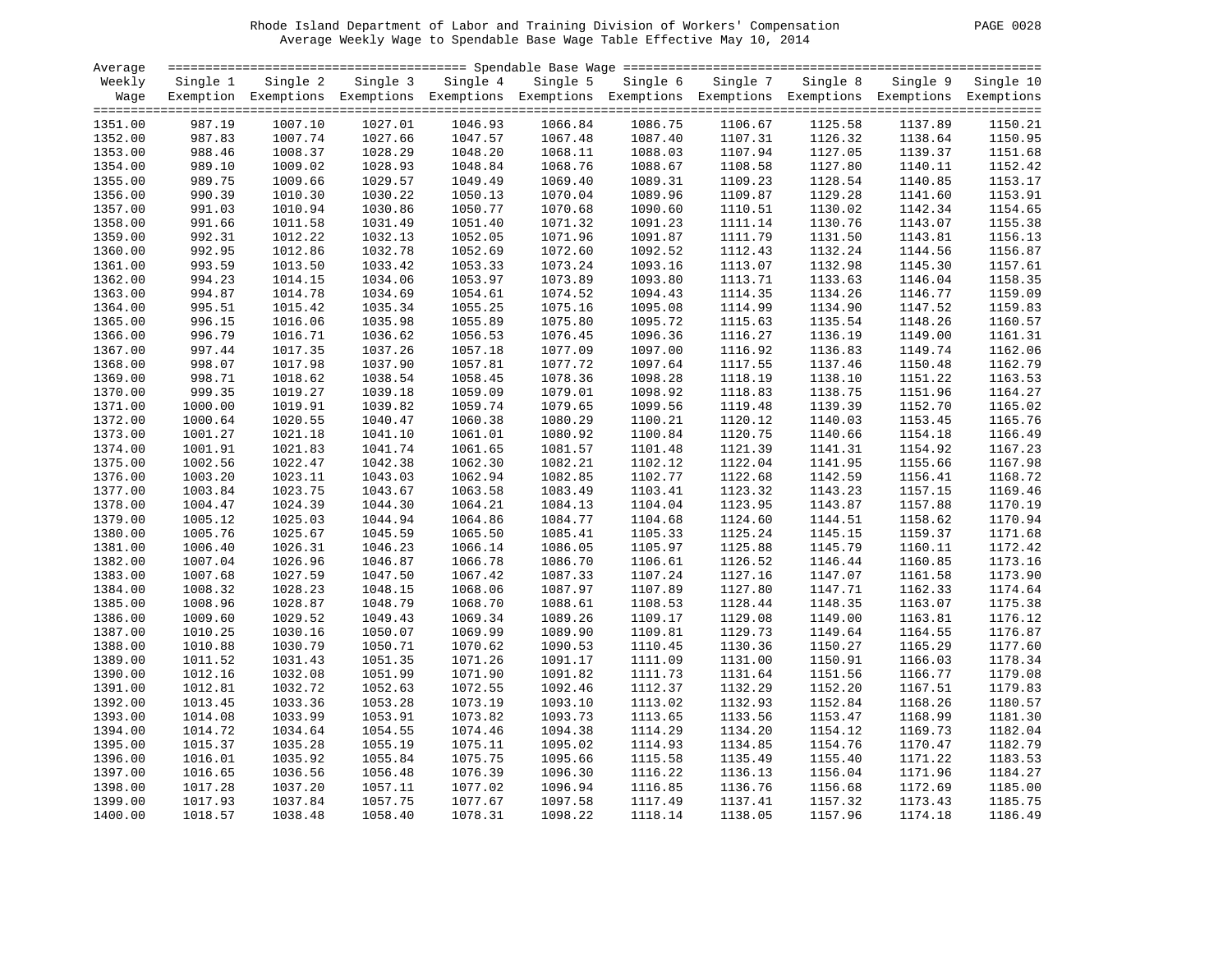Rhode Island Department of Labor and Training Division of Workers' Compensation

Average Weekly Wage to Spendable Base Wage Table Effective May 10, 2014

| Average Weekly Wage | Spendable Base Wage | | | | | | | | | |
|---|---|---|---|---|---|---|---|---|---|---|
| | Single 1 Exemption | Single 2 Exemptions | Single 3 Exemptions | Single 4 Exemptions | Single 5 Exemptions | Single 6 Exemptions | Single 7 Exemptions | Single 8 Exemptions | Single 9 Exemptions | Single 10 Exemptions |
| 1351.00 | 987.19 | 1007.10 | 1027.01 | 1046.93 | 1066.84 | 1086.75 | 1106.67 | 1125.58 | 1137.89 | 1150.21 |
| 1352.00 | 987.83 | 1007.74 | 1027.66 | 1047.57 | 1067.48 | 1087.40 | 1107.31 | 1126.32 | 1138.64 | 1150.95 |
| 1353.00 | 988.46 | 1008.37 | 1028.29 | 1048.20 | 1068.11 | 1088.03 | 1107.94 | 1127.05 | 1139.37 | 1151.68 |
| 1354.00 | 989.10 | 1009.02 | 1028.93 | 1048.84 | 1068.76 | 1088.67 | 1108.58 | 1127.80 | 1140.11 | 1152.42 |
| 1355.00 | 989.75 | 1009.66 | 1029.57 | 1049.49 | 1069.40 | 1089.31 | 1109.23 | 1128.54 | 1140.85 | 1153.17 |
| 1356.00 | 990.39 | 1010.30 | 1030.22 | 1050.13 | 1070.04 | 1089.96 | 1109.87 | 1129.28 | 1141.60 | 1153.91 |
| 1357.00 | 991.03 | 1010.94 | 1030.86 | 1050.77 | 1070.68 | 1090.60 | 1110.51 | 1130.02 | 1142.34 | 1154.65 |
| 1358.00 | 991.66 | 1011.58 | 1031.49 | 1051.40 | 1071.32 | 1091.23 | 1111.14 | 1130.76 | 1143.07 | 1155.38 |
| 1359.00 | 992.31 | 1012.22 | 1032.13 | 1052.05 | 1071.96 | 1091.87 | 1111.79 | 1131.50 | 1143.81 | 1156.13 |
| 1360.00 | 992.95 | 1012.86 | 1032.78 | 1052.69 | 1072.60 | 1092.52 | 1112.43 | 1132.24 | 1144.56 | 1156.87 |
| 1361.00 | 993.59 | 1013.50 | 1033.42 | 1053.33 | 1073.24 | 1093.16 | 1113.07 | 1132.98 | 1145.30 | 1157.61 |
| 1362.00 | 994.23 | 1014.15 | 1034.06 | 1053.97 | 1073.89 | 1093.80 | 1113.71 | 1133.63 | 1146.04 | 1158.35 |
| 1363.00 | 994.87 | 1014.78 | 1034.69 | 1054.61 | 1074.52 | 1094.43 | 1114.35 | 1134.26 | 1146.77 | 1159.09 |
| 1364.00 | 995.51 | 1015.42 | 1035.34 | 1055.25 | 1075.16 | 1095.08 | 1114.99 | 1134.90 | 1147.52 | 1159.83 |
| 1365.00 | 996.15 | 1016.06 | 1035.98 | 1055.89 | 1075.80 | 1095.72 | 1115.63 | 1135.54 | 1148.26 | 1160.57 |
| 1366.00 | 996.79 | 1016.71 | 1036.62 | 1056.53 | 1076.45 | 1096.36 | 1116.27 | 1136.19 | 1149.00 | 1161.31 |
| 1367.00 | 997.44 | 1017.35 | 1037.26 | 1057.18 | 1077.09 | 1097.00 | 1116.92 | 1136.83 | 1149.74 | 1162.06 |
| 1368.00 | 998.07 | 1017.98 | 1037.90 | 1057.81 | 1077.72 | 1097.64 | 1117.55 | 1137.46 | 1150.48 | 1162.79 |
| 1369.00 | 998.71 | 1018.62 | 1038.54 | 1058.45 | 1078.36 | 1098.28 | 1118.19 | 1138.10 | 1151.22 | 1163.53 |
| 1370.00 | 999.35 | 1019.27 | 1039.18 | 1059.09 | 1079.01 | 1098.92 | 1118.83 | 1138.75 | 1151.96 | 1164.27 |
| 1371.00 | 1000.00 | 1019.91 | 1039.82 | 1059.74 | 1079.65 | 1099.56 | 1119.48 | 1139.39 | 1152.70 | 1165.02 |
| 1372.00 | 1000.64 | 1020.55 | 1040.47 | 1060.38 | 1080.29 | 1100.21 | 1120.12 | 1140.03 | 1153.45 | 1165.76 |
| 1373.00 | 1001.27 | 1021.18 | 1041.10 | 1061.01 | 1080.92 | 1100.84 | 1120.75 | 1140.66 | 1154.18 | 1166.49 |
| 1374.00 | 1001.91 | 1021.83 | 1041.74 | 1061.65 | 1081.57 | 1101.48 | 1121.39 | 1141.31 | 1154.92 | 1167.23 |
| 1375.00 | 1002.56 | 1022.47 | 1042.38 | 1062.30 | 1082.21 | 1102.12 | 1122.04 | 1141.95 | 1155.66 | 1167.98 |
| 1376.00 | 1003.20 | 1023.11 | 1043.03 | 1062.94 | 1082.85 | 1102.77 | 1122.68 | 1142.59 | 1156.41 | 1168.72 |
| 1377.00 | 1003.84 | 1023.75 | 1043.67 | 1063.58 | 1083.49 | 1103.41 | 1123.32 | 1143.23 | 1157.15 | 1169.46 |
| 1378.00 | 1004.47 | 1024.39 | 1044.30 | 1064.21 | 1084.13 | 1104.04 | 1123.95 | 1143.87 | 1157.88 | 1170.19 |
| 1379.00 | 1005.12 | 1025.03 | 1044.94 | 1064.86 | 1084.77 | 1104.68 | 1124.60 | 1144.51 | 1158.62 | 1170.94 |
| 1380.00 | 1005.76 | 1025.67 | 1045.59 | 1065.50 | 1085.41 | 1105.33 | 1125.24 | 1145.15 | 1159.37 | 1171.68 |
| 1381.00 | 1006.40 | 1026.31 | 1046.23 | 1066.14 | 1086.05 | 1105.97 | 1125.88 | 1145.79 | 1160.11 | 1172.42 |
| 1382.00 | 1007.04 | 1026.96 | 1046.87 | 1066.78 | 1086.70 | 1106.61 | 1126.52 | 1146.44 | 1160.85 | 1173.16 |
| 1383.00 | 1007.68 | 1027.59 | 1047.50 | 1067.42 | 1087.33 | 1107.24 | 1127.16 | 1147.07 | 1161.58 | 1173.90 |
| 1384.00 | 1008.32 | 1028.23 | 1048.15 | 1068.06 | 1087.97 | 1107.89 | 1127.80 | 1147.71 | 1162.33 | 1174.64 |
| 1385.00 | 1008.96 | 1028.87 | 1048.79 | 1068.70 | 1088.61 | 1108.53 | 1128.44 | 1148.35 | 1163.07 | 1175.38 |
| 1386.00 | 1009.60 | 1029.52 | 1049.43 | 1069.34 | 1089.26 | 1109.17 | 1129.08 | 1149.00 | 1163.81 | 1176.12 |
| 1387.00 | 1010.25 | 1030.16 | 1050.07 | 1069.99 | 1089.90 | 1109.81 | 1129.73 | 1149.64 | 1164.55 | 1176.87 |
| 1388.00 | 1010.88 | 1030.79 | 1050.71 | 1070.62 | 1090.53 | 1110.45 | 1130.36 | 1150.27 | 1165.29 | 1177.60 |
| 1389.00 | 1011.52 | 1031.43 | 1051.35 | 1071.26 | 1091.17 | 1111.09 | 1131.00 | 1150.91 | 1166.03 | 1178.34 |
| 1390.00 | 1012.16 | 1032.08 | 1051.99 | 1071.90 | 1091.82 | 1111.73 | 1131.64 | 1151.56 | 1166.77 | 1179.08 |
| 1391.00 | 1012.81 | 1032.72 | 1052.63 | 1072.55 | 1092.46 | 1112.37 | 1132.29 | 1152.20 | 1167.51 | 1179.83 |
| 1392.00 | 1013.45 | 1033.36 | 1053.28 | 1073.19 | 1093.10 | 1113.02 | 1132.93 | 1152.84 | 1168.26 | 1180.57 |
| 1393.00 | 1014.08 | 1033.99 | 1053.91 | 1073.82 | 1093.73 | 1113.65 | 1133.56 | 1153.47 | 1168.99 | 1181.30 |
| 1394.00 | 1014.72 | 1034.64 | 1054.55 | 1074.46 | 1094.38 | 1114.29 | 1134.20 | 1154.12 | 1169.73 | 1182.04 |
| 1395.00 | 1015.37 | 1035.28 | 1055.19 | 1075.11 | 1095.02 | 1114.93 | 1134.85 | 1154.76 | 1170.47 | 1182.79 |
| 1396.00 | 1016.01 | 1035.92 | 1055.84 | 1075.75 | 1095.66 | 1115.58 | 1135.49 | 1155.40 | 1171.22 | 1183.53 |
| 1397.00 | 1016.65 | 1036.56 | 1056.48 | 1076.39 | 1096.30 | 1116.22 | 1136.13 | 1156.04 | 1171.96 | 1184.27 |
| 1398.00 | 1017.28 | 1037.20 | 1057.11 | 1077.02 | 1096.94 | 1116.85 | 1136.76 | 1156.68 | 1172.69 | 1185.00 |
| 1399.00 | 1017.93 | 1037.84 | 1057.75 | 1077.67 | 1097.58 | 1117.49 | 1137.41 | 1157.32 | 1173.43 | 1185.75 |
| 1400.00 | 1018.57 | 1038.48 | 1058.40 | 1078.31 | 1098.22 | 1118.14 | 1138.05 | 1157.96 | 1174.18 | 1186.49 |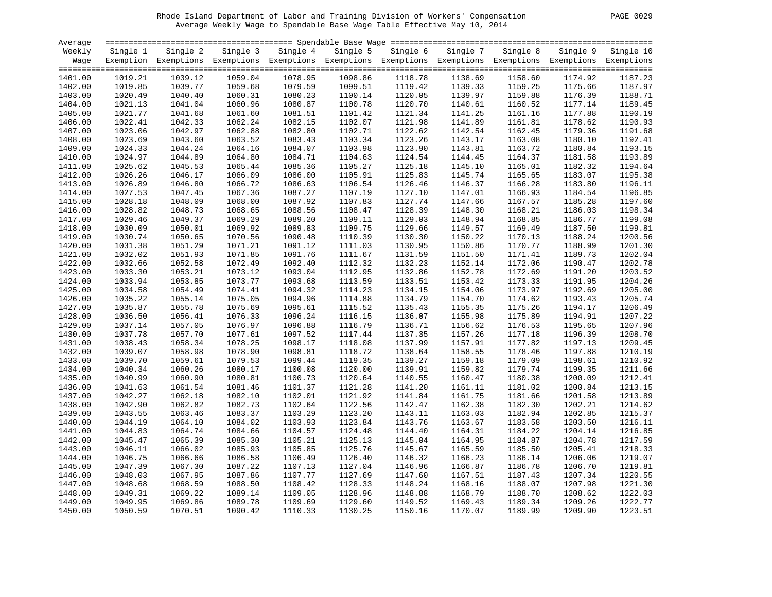Rhode Island Department of Labor and Training Division of Workers' Compensation

Average Weekly Wage to Spendable Base Wage Table Effective May 10, 2014

| Average Weekly Wage | Single 1 Exemption | Single 2 Exemptions | Single 3 Exemptions | Single 4 Exemptions | Single 5 Exemptions | Single 6 Exemptions | Single 7 Exemptions | Single 8 Exemptions | Single 9 Exemptions | Single 10 Exemptions |
|---|---|---|---|---|---|---|---|---|---|---|
| 1401.00 | 1019.21 | 1039.12 | 1059.04 | 1078.95 | 1098.86 | 1118.78 | 1138.69 | 1158.60 | 1174.92 | 1187.23 |
| 1402.00 | 1019.85 | 1039.77 | 1059.68 | 1079.59 | 1099.51 | 1119.42 | 1139.33 | 1159.25 | 1175.66 | 1187.97 |
| 1403.00 | 1020.49 | 1040.40 | 1060.31 | 1080.23 | 1100.14 | 1120.05 | 1139.97 | 1159.88 | 1176.39 | 1188.71 |
| 1404.00 | 1021.13 | 1041.04 | 1060.96 | 1080.87 | 1100.78 | 1120.70 | 1140.61 | 1160.52 | 1177.14 | 1189.45 |
| 1405.00 | 1021.77 | 1041.68 | 1061.60 | 1081.51 | 1101.42 | 1121.34 | 1141.25 | 1161.16 | 1177.88 | 1190.19 |
| 1406.00 | 1022.41 | 1042.33 | 1062.24 | 1082.15 | 1102.07 | 1121.98 | 1141.89 | 1161.81 | 1178.62 | 1190.93 |
| 1407.00 | 1023.06 | 1042.97 | 1062.88 | 1082.80 | 1102.71 | 1122.62 | 1142.54 | 1162.45 | 1179.36 | 1191.68 |
| 1408.00 | 1023.69 | 1043.60 | 1063.52 | 1083.43 | 1103.34 | 1123.26 | 1143.17 | 1163.08 | 1180.10 | 1192.41 |
| 1409.00 | 1024.33 | 1044.24 | 1064.16 | 1084.07 | 1103.98 | 1123.90 | 1143.81 | 1163.72 | 1180.84 | 1193.15 |
| 1410.00 | 1024.97 | 1044.89 | 1064.80 | 1084.71 | 1104.63 | 1124.54 | 1144.45 | 1164.37 | 1181.58 | 1193.89 |
| 1411.00 | 1025.62 | 1045.53 | 1065.44 | 1085.36 | 1105.27 | 1125.18 | 1145.10 | 1165.01 | 1182.32 | 1194.64 |
| 1412.00 | 1026.26 | 1046.17 | 1066.09 | 1086.00 | 1105.91 | 1125.83 | 1145.74 | 1165.65 | 1183.07 | 1195.38 |
| 1413.00 | 1026.89 | 1046.80 | 1066.72 | 1086.63 | 1106.54 | 1126.46 | 1146.37 | 1166.28 | 1183.80 | 1196.11 |
| 1414.00 | 1027.53 | 1047.45 | 1067.36 | 1087.27 | 1107.19 | 1127.10 | 1147.01 | 1166.93 | 1184.54 | 1196.85 |
| 1415.00 | 1028.18 | 1048.09 | 1068.00 | 1087.92 | 1107.83 | 1127.74 | 1147.66 | 1167.57 | 1185.28 | 1197.60 |
| 1416.00 | 1028.82 | 1048.73 | 1068.65 | 1088.56 | 1108.47 | 1128.39 | 1148.30 | 1168.21 | 1186.03 | 1198.34 |
| 1417.00 | 1029.46 | 1049.37 | 1069.29 | 1089.20 | 1109.11 | 1129.03 | 1148.94 | 1168.85 | 1186.77 | 1199.08 |
| 1418.00 | 1030.09 | 1050.01 | 1069.92 | 1089.83 | 1109.75 | 1129.66 | 1149.57 | 1169.49 | 1187.50 | 1199.81 |
| 1419.00 | 1030.74 | 1050.65 | 1070.56 | 1090.48 | 1110.39 | 1130.30 | 1150.22 | 1170.13 | 1188.24 | 1200.56 |
| 1420.00 | 1031.38 | 1051.29 | 1071.21 | 1091.12 | 1111.03 | 1130.95 | 1150.86 | 1170.77 | 1188.99 | 1201.30 |
| 1421.00 | 1032.02 | 1051.93 | 1071.85 | 1091.76 | 1111.67 | 1131.59 | 1151.50 | 1171.41 | 1189.73 | 1202.04 |
| 1422.00 | 1032.66 | 1052.58 | 1072.49 | 1092.40 | 1112.32 | 1132.23 | 1152.14 | 1172.06 | 1190.47 | 1202.78 |
| 1423.00 | 1033.30 | 1053.21 | 1073.12 | 1093.04 | 1112.95 | 1132.86 | 1152.78 | 1172.69 | 1191.20 | 1203.52 |
| 1424.00 | 1033.94 | 1053.85 | 1073.77 | 1093.68 | 1113.59 | 1133.51 | 1153.42 | 1173.33 | 1191.95 | 1204.26 |
| 1425.00 | 1034.58 | 1054.49 | 1074.41 | 1094.32 | 1114.23 | 1134.15 | 1154.06 | 1173.97 | 1192.69 | 1205.00 |
| 1426.00 | 1035.22 | 1055.14 | 1075.05 | 1094.96 | 1114.88 | 1134.79 | 1154.70 | 1174.62 | 1193.43 | 1205.74 |
| 1427.00 | 1035.87 | 1055.78 | 1075.69 | 1095.61 | 1115.52 | 1135.43 | 1155.35 | 1175.26 | 1194.17 | 1206.49 |
| 1428.00 | 1036.50 | 1056.41 | 1076.33 | 1096.24 | 1116.15 | 1136.07 | 1155.98 | 1175.89 | 1194.91 | 1207.22 |
| 1429.00 | 1037.14 | 1057.05 | 1076.97 | 1096.88 | 1116.79 | 1136.71 | 1156.62 | 1176.53 | 1195.65 | 1207.96 |
| 1430.00 | 1037.78 | 1057.70 | 1077.61 | 1097.52 | 1117.44 | 1137.35 | 1157.26 | 1177.18 | 1196.39 | 1208.70 |
| 1431.00 | 1038.43 | 1058.34 | 1078.25 | 1098.17 | 1118.08 | 1137.99 | 1157.91 | 1177.82 | 1197.13 | 1209.45 |
| 1432.00 | 1039.07 | 1058.98 | 1078.90 | 1098.81 | 1118.72 | 1138.64 | 1158.55 | 1178.46 | 1197.88 | 1210.19 |
| 1433.00 | 1039.70 | 1059.61 | 1079.53 | 1099.44 | 1119.35 | 1139.27 | 1159.18 | 1179.09 | 1198.61 | 1210.92 |
| 1434.00 | 1040.34 | 1060.26 | 1080.17 | 1100.08 | 1120.00 | 1139.91 | 1159.82 | 1179.74 | 1199.35 | 1211.66 |
| 1435.00 | 1040.99 | 1060.90 | 1080.81 | 1100.73 | 1120.64 | 1140.55 | 1160.47 | 1180.38 | 1200.09 | 1212.41 |
| 1436.00 | 1041.63 | 1061.54 | 1081.46 | 1101.37 | 1121.28 | 1141.20 | 1161.11 | 1181.02 | 1200.84 | 1213.15 |
| 1437.00 | 1042.27 | 1062.18 | 1082.10 | 1102.01 | 1121.92 | 1141.84 | 1161.75 | 1181.66 | 1201.58 | 1213.89 |
| 1438.00 | 1042.90 | 1062.82 | 1082.73 | 1102.64 | 1122.56 | 1142.47 | 1162.38 | 1182.30 | 1202.21 | 1214.62 |
| 1439.00 | 1043.55 | 1063.46 | 1083.37 | 1103.29 | 1123.20 | 1143.11 | 1163.03 | 1182.94 | 1202.85 | 1215.37 |
| 1440.00 | 1044.19 | 1064.10 | 1084.02 | 1103.93 | 1123.84 | 1143.76 | 1163.67 | 1183.58 | 1203.50 | 1216.11 |
| 1441.00 | 1044.83 | 1064.74 | 1084.66 | 1104.57 | 1124.48 | 1144.40 | 1164.31 | 1184.22 | 1204.14 | 1216.85 |
| 1442.00 | 1045.47 | 1065.39 | 1085.30 | 1105.21 | 1125.13 | 1145.04 | 1164.95 | 1184.87 | 1204.78 | 1217.59 |
| 1443.00 | 1046.11 | 1066.02 | 1085.93 | 1105.85 | 1125.76 | 1145.67 | 1165.59 | 1185.50 | 1205.41 | 1218.33 |
| 1444.00 | 1046.75 | 1066.66 | 1086.58 | 1106.49 | 1126.40 | 1146.32 | 1166.23 | 1186.14 | 1206.06 | 1219.07 |
| 1445.00 | 1047.39 | 1067.30 | 1087.22 | 1107.13 | 1127.04 | 1146.96 | 1166.87 | 1186.78 | 1206.70 | 1219.81 |
| 1446.00 | 1048.03 | 1067.95 | 1087.86 | 1107.77 | 1127.69 | 1147.60 | 1167.51 | 1187.43 | 1207.34 | 1220.55 |
| 1447.00 | 1048.68 | 1068.59 | 1088.50 | 1108.42 | 1128.33 | 1148.24 | 1168.16 | 1188.07 | 1207.98 | 1221.30 |
| 1448.00 | 1049.31 | 1069.22 | 1089.14 | 1109.05 | 1128.96 | 1148.88 | 1168.79 | 1188.70 | 1208.62 | 1222.03 |
| 1449.00 | 1049.95 | 1069.86 | 1089.78 | 1109.69 | 1129.60 | 1149.52 | 1169.43 | 1189.34 | 1209.26 | 1222.77 |
| 1450.00 | 1050.59 | 1070.51 | 1090.42 | 1110.33 | 1130.25 | 1150.16 | 1170.07 | 1189.99 | 1209.90 | 1223.51 |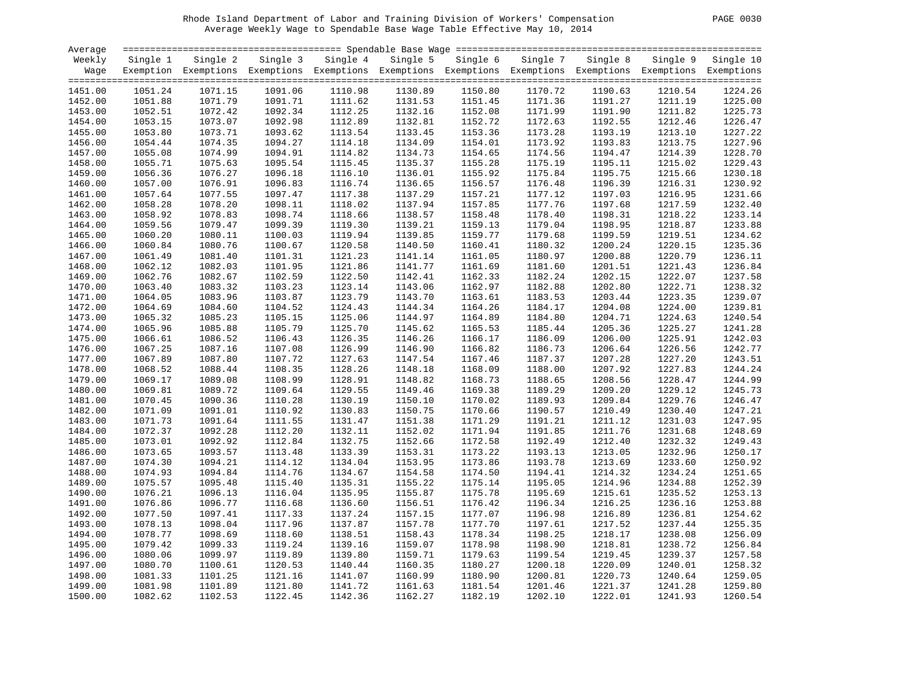Rhode Island Department of Labor and Training Division of Workers' Compensation

Average Weekly Wage to Spendable Base Wage Table Effective May 10, 2014

| Average Weekly Wage | Single 1 Exemption | Single 2 Exemptions | Single 3 Exemptions | Single 4 Exemptions | Single 5 Exemptions | Single 6 Exemptions | Single 7 Exemptions | Single 8 Exemptions | Single 9 Exemptions | Single 10 Exemptions |
|---|---|---|---|---|---|---|---|---|---|---|
| 1451.00 | 1051.24 | 1071.15 | 1091.06 | 1110.98 | 1130.89 | 1150.80 | 1170.72 | 1190.63 | 1210.54 | 1224.26 |
| 1452.00 | 1051.88 | 1071.79 | 1091.71 | 1111.62 | 1131.53 | 1151.45 | 1171.36 | 1191.27 | 1211.19 | 1225.00 |
| 1453.00 | 1052.51 | 1072.42 | 1092.34 | 1112.25 | 1132.16 | 1152.08 | 1171.99 | 1191.90 | 1211.82 | 1225.73 |
| 1454.00 | 1053.15 | 1073.07 | 1092.98 | 1112.89 | 1132.81 | 1152.72 | 1172.63 | 1192.55 | 1212.46 | 1226.47 |
| 1455.00 | 1053.80 | 1073.71 | 1093.62 | 1113.54 | 1133.45 | 1153.36 | 1173.28 | 1193.19 | 1213.10 | 1227.22 |
| 1456.00 | 1054.44 | 1074.35 | 1094.27 | 1114.18 | 1134.09 | 1154.01 | 1173.92 | 1193.83 | 1213.75 | 1227.96 |
| 1457.00 | 1055.08 | 1074.99 | 1094.91 | 1114.82 | 1134.73 | 1154.65 | 1174.56 | 1194.47 | 1214.39 | 1228.70 |
| 1458.00 | 1055.71 | 1075.63 | 1095.54 | 1115.45 | 1135.37 | 1155.28 | 1175.19 | 1195.11 | 1215.02 | 1229.43 |
| 1459.00 | 1056.36 | 1076.27 | 1096.18 | 1116.10 | 1136.01 | 1155.92 | 1175.84 | 1195.75 | 1215.66 | 1230.18 |
| 1460.00 | 1057.00 | 1076.91 | 1096.83 | 1116.74 | 1136.65 | 1156.57 | 1176.48 | 1196.39 | 1216.31 | 1230.92 |
| 1461.00 | 1057.64 | 1077.55 | 1097.47 | 1117.38 | 1137.29 | 1157.21 | 1177.12 | 1197.03 | 1216.95 | 1231.66 |
| 1462.00 | 1058.28 | 1078.20 | 1098.11 | 1118.02 | 1137.94 | 1157.85 | 1177.76 | 1197.68 | 1217.59 | 1232.40 |
| 1463.00 | 1058.92 | 1078.83 | 1098.74 | 1118.66 | 1138.57 | 1158.48 | 1178.40 | 1198.31 | 1218.22 | 1233.14 |
| 1464.00 | 1059.56 | 1079.47 | 1099.39 | 1119.30 | 1139.21 | 1159.13 | 1179.04 | 1198.95 | 1218.87 | 1233.88 |
| 1465.00 | 1060.20 | 1080.11 | 1100.03 | 1119.94 | 1139.85 | 1159.77 | 1179.68 | 1199.59 | 1219.51 | 1234.62 |
| 1466.00 | 1060.84 | 1080.76 | 1100.67 | 1120.58 | 1140.50 | 1160.41 | 1180.32 | 1200.24 | 1220.15 | 1235.36 |
| 1467.00 | 1061.49 | 1081.40 | 1101.31 | 1121.23 | 1141.14 | 1161.05 | 1180.97 | 1200.88 | 1220.79 | 1236.11 |
| 1468.00 | 1062.12 | 1082.03 | 1101.95 | 1121.86 | 1141.77 | 1161.69 | 1181.60 | 1201.51 | 1221.43 | 1236.84 |
| 1469.00 | 1062.76 | 1082.67 | 1102.59 | 1122.50 | 1142.41 | 1162.33 | 1182.24 | 1202.15 | 1222.07 | 1237.58 |
| 1470.00 | 1063.40 | 1083.32 | 1103.23 | 1123.14 | 1143.06 | 1162.97 | 1182.88 | 1202.80 | 1222.71 | 1238.32 |
| 1471.00 | 1064.05 | 1083.96 | 1103.87 | 1123.79 | 1143.70 | 1163.61 | 1183.53 | 1203.44 | 1223.35 | 1239.07 |
| 1472.00 | 1064.69 | 1084.60 | 1104.52 | 1124.43 | 1144.34 | 1164.26 | 1184.17 | 1204.08 | 1224.00 | 1239.81 |
| 1473.00 | 1065.32 | 1085.23 | 1105.15 | 1125.06 | 1144.97 | 1164.89 | 1184.80 | 1204.71 | 1224.63 | 1240.54 |
| 1474.00 | 1065.96 | 1085.88 | 1105.79 | 1125.70 | 1145.62 | 1165.53 | 1185.44 | 1205.36 | 1225.27 | 1241.28 |
| 1475.00 | 1066.61 | 1086.52 | 1106.43 | 1126.35 | 1146.26 | 1166.17 | 1186.09 | 1206.00 | 1225.91 | 1242.03 |
| 1476.00 | 1067.25 | 1087.16 | 1107.08 | 1126.99 | 1146.90 | 1166.82 | 1186.73 | 1206.64 | 1226.56 | 1242.77 |
| 1477.00 | 1067.89 | 1087.80 | 1107.72 | 1127.63 | 1147.54 | 1167.46 | 1187.37 | 1207.28 | 1227.20 | 1243.51 |
| 1478.00 | 1068.52 | 1088.44 | 1108.35 | 1128.26 | 1148.18 | 1168.09 | 1188.00 | 1207.92 | 1227.83 | 1244.24 |
| 1479.00 | 1069.17 | 1089.08 | 1108.99 | 1128.91 | 1148.82 | 1168.73 | 1188.65 | 1208.56 | 1228.47 | 1244.99 |
| 1480.00 | 1069.81 | 1089.72 | 1109.64 | 1129.55 | 1149.46 | 1169.38 | 1189.29 | 1209.20 | 1229.12 | 1245.73 |
| 1481.00 | 1070.45 | 1090.36 | 1110.28 | 1130.19 | 1150.10 | 1170.02 | 1189.93 | 1209.84 | 1229.76 | 1246.47 |
| 1482.00 | 1071.09 | 1091.01 | 1110.92 | 1130.83 | 1150.75 | 1170.66 | 1190.57 | 1210.49 | 1230.40 | 1247.21 |
| 1483.00 | 1071.73 | 1091.64 | 1111.55 | 1131.47 | 1151.38 | 1171.29 | 1191.21 | 1211.12 | 1231.03 | 1247.95 |
| 1484.00 | 1072.37 | 1092.28 | 1112.20 | 1132.11 | 1152.02 | 1171.94 | 1191.85 | 1211.76 | 1231.68 | 1248.69 |
| 1485.00 | 1073.01 | 1092.92 | 1112.84 | 1132.75 | 1152.66 | 1172.58 | 1192.49 | 1212.40 | 1232.32 | 1249.43 |
| 1486.00 | 1073.65 | 1093.57 | 1113.48 | 1133.39 | 1153.31 | 1173.22 | 1193.13 | 1213.05 | 1232.96 | 1250.17 |
| 1487.00 | 1074.30 | 1094.21 | 1114.12 | 1134.04 | 1153.95 | 1173.86 | 1193.78 | 1213.69 | 1233.60 | 1250.92 |
| 1488.00 | 1074.93 | 1094.84 | 1114.76 | 1134.67 | 1154.58 | 1174.50 | 1194.41 | 1214.32 | 1234.24 | 1251.65 |
| 1489.00 | 1075.57 | 1095.48 | 1115.40 | 1135.31 | 1155.22 | 1175.14 | 1195.05 | 1214.96 | 1234.88 | 1252.39 |
| 1490.00 | 1076.21 | 1096.13 | 1116.04 | 1135.95 | 1155.87 | 1175.78 | 1195.69 | 1215.61 | 1235.52 | 1253.13 |
| 1491.00 | 1076.86 | 1096.77 | 1116.68 | 1136.60 | 1156.51 | 1176.42 | 1196.34 | 1216.25 | 1236.16 | 1253.88 |
| 1492.00 | 1077.50 | 1097.41 | 1117.33 | 1137.24 | 1157.15 | 1177.07 | 1196.98 | 1216.89 | 1236.81 | 1254.62 |
| 1493.00 | 1078.13 | 1098.04 | 1117.96 | 1137.87 | 1157.78 | 1177.70 | 1197.61 | 1217.52 | 1237.44 | 1255.35 |
| 1494.00 | 1078.77 | 1098.69 | 1118.60 | 1138.51 | 1158.43 | 1178.34 | 1198.25 | 1218.17 | 1238.08 | 1256.09 |
| 1495.00 | 1079.42 | 1099.33 | 1119.24 | 1139.16 | 1159.07 | 1178.98 | 1198.90 | 1218.81 | 1238.72 | 1256.84 |
| 1496.00 | 1080.06 | 1099.97 | 1119.89 | 1139.80 | 1159.71 | 1179.63 | 1199.54 | 1219.45 | 1239.37 | 1257.58 |
| 1497.00 | 1080.70 | 1100.61 | 1120.53 | 1140.44 | 1160.35 | 1180.27 | 1200.18 | 1220.09 | 1240.01 | 1258.32 |
| 1498.00 | 1081.33 | 1101.25 | 1121.16 | 1141.07 | 1160.99 | 1180.90 | 1200.81 | 1220.73 | 1240.64 | 1259.05 |
| 1499.00 | 1081.98 | 1101.89 | 1121.80 | 1141.72 | 1161.63 | 1181.54 | 1201.46 | 1221.37 | 1241.28 | 1259.80 |
| 1500.00 | 1082.62 | 1102.53 | 1122.45 | 1142.36 | 1162.27 | 1182.19 | 1202.10 | 1222.01 | 1241.93 | 1260.54 |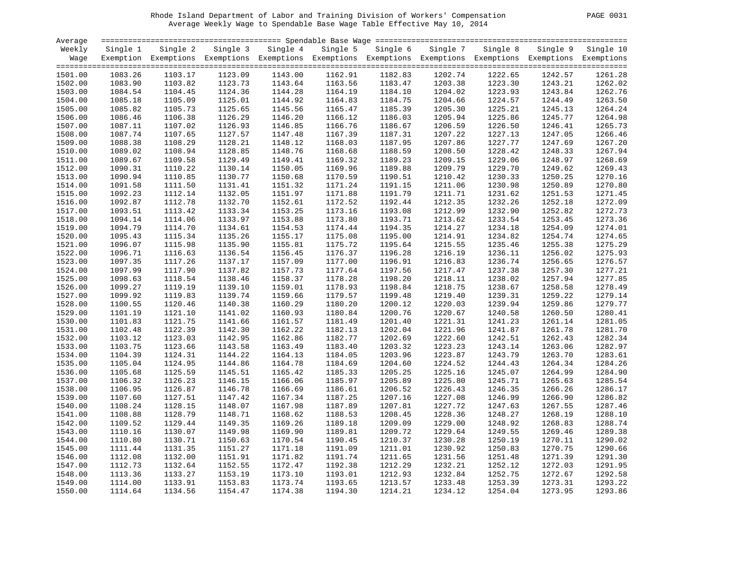Rhode Island Department of Labor and Training Division of Workers' Compensation

Average Weekly Wage to Spendable Base Wage Table Effective May 10, 2014

| Average Weekly Wage | Single 1 Exemption | Single 2 Exemptions | Single 3 Exemptions | Single 4 Exemptions | Single 5 Exemptions | Single 6 Exemptions | Single 7 Exemptions | Single 8 Exemptions | Single 9 Exemptions | Single 10 Exemptions |
|---|---|---|---|---|---|---|---|---|---|---|
| 1501.00 | 1083.26 | 1103.17 | 1123.09 | 1143.00 | 1162.91 | 1182.83 | 1202.74 | 1222.65 | 1242.57 | 1261.28 |
| 1502.00 | 1083.90 | 1103.82 | 1123.73 | 1143.64 | 1163.56 | 1183.47 | 1203.38 | 1223.30 | 1243.21 | 1262.02 |
| 1503.00 | 1084.54 | 1104.45 | 1124.36 | 1144.28 | 1164.19 | 1184.10 | 1204.02 | 1223.93 | 1243.84 | 1262.76 |
| 1504.00 | 1085.18 | 1105.09 | 1125.01 | 1144.92 | 1164.83 | 1184.75 | 1204.66 | 1224.57 | 1244.49 | 1263.50 |
| 1505.00 | 1085.82 | 1105.73 | 1125.65 | 1145.56 | 1165.47 | 1185.39 | 1205.30 | 1225.21 | 1245.13 | 1264.24 |
| 1506.00 | 1086.46 | 1106.38 | 1126.29 | 1146.20 | 1166.12 | 1186.03 | 1205.94 | 1225.86 | 1245.77 | 1264.98 |
| 1507.00 | 1087.11 | 1107.02 | 1126.93 | 1146.85 | 1166.76 | 1186.67 | 1206.59 | 1226.50 | 1246.41 | 1265.73 |
| 1508.00 | 1087.74 | 1107.65 | 1127.57 | 1147.48 | 1167.39 | 1187.31 | 1207.22 | 1227.13 | 1247.05 | 1266.46 |
| 1509.00 | 1088.38 | 1108.29 | 1128.21 | 1148.12 | 1168.03 | 1187.95 | 1207.86 | 1227.77 | 1247.69 | 1267.20 |
| 1510.00 | 1089.02 | 1108.94 | 1128.85 | 1148.76 | 1168.68 | 1188.59 | 1208.50 | 1228.42 | 1248.33 | 1267.94 |
| 1511.00 | 1089.67 | 1109.58 | 1129.49 | 1149.41 | 1169.32 | 1189.23 | 1209.15 | 1229.06 | 1248.97 | 1268.69 |
| 1512.00 | 1090.31 | 1110.22 | 1130.14 | 1150.05 | 1169.96 | 1189.88 | 1209.79 | 1229.70 | 1249.62 | 1269.43 |
| 1513.00 | 1090.94 | 1110.85 | 1130.77 | 1150.68 | 1170.59 | 1190.51 | 1210.42 | 1230.33 | 1250.25 | 1270.16 |
| 1514.00 | 1091.58 | 1111.50 | 1131.41 | 1151.32 | 1171.24 | 1191.15 | 1211.06 | 1230.98 | 1250.89 | 1270.80 |
| 1515.00 | 1092.23 | 1112.14 | 1132.05 | 1151.97 | 1171.88 | 1191.79 | 1211.71 | 1231.62 | 1251.53 | 1271.45 |
| 1516.00 | 1092.87 | 1112.78 | 1132.70 | 1152.61 | 1172.52 | 1192.44 | 1212.35 | 1232.26 | 1252.18 | 1272.09 |
| 1517.00 | 1093.51 | 1113.42 | 1133.34 | 1153.25 | 1173.16 | 1193.08 | 1212.99 | 1232.90 | 1252.82 | 1272.73 |
| 1518.00 | 1094.14 | 1114.06 | 1133.97 | 1153.88 | 1173.80 | 1193.71 | 1213.62 | 1233.54 | 1253.45 | 1273.36 |
| 1519.00 | 1094.79 | 1114.70 | 1134.61 | 1154.53 | 1174.44 | 1194.35 | 1214.27 | 1234.18 | 1254.09 | 1274.01 |
| 1520.00 | 1095.43 | 1115.34 | 1135.26 | 1155.17 | 1175.08 | 1195.00 | 1214.91 | 1234.82 | 1254.74 | 1274.65 |
| 1521.00 | 1096.07 | 1115.98 | 1135.90 | 1155.81 | 1175.72 | 1195.64 | 1215.55 | 1235.46 | 1255.38 | 1275.29 |
| 1522.00 | 1096.71 | 1116.63 | 1136.54 | 1156.45 | 1176.37 | 1196.28 | 1216.19 | 1236.11 | 1256.02 | 1275.93 |
| 1523.00 | 1097.35 | 1117.26 | 1137.17 | 1157.09 | 1177.00 | 1196.91 | 1216.83 | 1236.74 | 1256.65 | 1276.57 |
| 1524.00 | 1097.99 | 1117.90 | 1137.82 | 1157.73 | 1177.64 | 1197.56 | 1217.47 | 1237.38 | 1257.30 | 1277.21 |
| 1525.00 | 1098.63 | 1118.54 | 1138.46 | 1158.37 | 1178.28 | 1198.20 | 1218.11 | 1238.02 | 1257.94 | 1277.85 |
| 1526.00 | 1099.27 | 1119.19 | 1139.10 | 1159.01 | 1178.93 | 1198.84 | 1218.75 | 1238.67 | 1258.58 | 1278.49 |
| 1527.00 | 1099.92 | 1119.83 | 1139.74 | 1159.66 | 1179.57 | 1199.48 | 1219.40 | 1239.31 | 1259.22 | 1279.14 |
| 1528.00 | 1100.55 | 1120.46 | 1140.38 | 1160.29 | 1180.20 | 1200.12 | 1220.03 | 1239.94 | 1259.86 | 1279.77 |
| 1529.00 | 1101.19 | 1121.10 | 1141.02 | 1160.93 | 1180.84 | 1200.76 | 1220.67 | 1240.58 | 1260.50 | 1280.41 |
| 1530.00 | 1101.83 | 1121.75 | 1141.66 | 1161.57 | 1181.49 | 1201.40 | 1221.31 | 1241.23 | 1261.14 | 1281.05 |
| 1531.00 | 1102.48 | 1122.39 | 1142.30 | 1162.22 | 1182.13 | 1202.04 | 1221.96 | 1241.87 | 1261.78 | 1281.70 |
| 1532.00 | 1103.12 | 1123.03 | 1142.95 | 1162.86 | 1182.77 | 1202.69 | 1222.60 | 1242.51 | 1262.43 | 1282.34 |
| 1533.00 | 1103.75 | 1123.66 | 1143.58 | 1163.49 | 1183.40 | 1203.32 | 1223.23 | 1243.14 | 1263.06 | 1282.97 |
| 1534.00 | 1104.39 | 1124.31 | 1144.22 | 1164.13 | 1184.05 | 1203.96 | 1223.87 | 1243.79 | 1263.70 | 1283.61 |
| 1535.00 | 1105.04 | 1124.95 | 1144.86 | 1164.78 | 1184.69 | 1204.60 | 1224.52 | 1244.43 | 1264.34 | 1284.26 |
| 1536.00 | 1105.68 | 1125.59 | 1145.51 | 1165.42 | 1185.33 | 1205.25 | 1225.16 | 1245.07 | 1264.99 | 1284.90 |
| 1537.00 | 1106.32 | 1126.23 | 1146.15 | 1166.06 | 1185.97 | 1205.89 | 1225.80 | 1245.71 | 1265.63 | 1285.54 |
| 1538.00 | 1106.95 | 1126.87 | 1146.78 | 1166.69 | 1186.61 | 1206.52 | 1226.43 | 1246.35 | 1266.26 | 1286.17 |
| 1539.00 | 1107.60 | 1127.51 | 1147.42 | 1167.34 | 1187.25 | 1207.16 | 1227.08 | 1246.99 | 1266.90 | 1286.82 |
| 1540.00 | 1108.24 | 1128.15 | 1148.07 | 1167.98 | 1187.89 | 1207.81 | 1227.72 | 1247.63 | 1267.55 | 1287.46 |
| 1541.00 | 1108.88 | 1128.79 | 1148.71 | 1168.62 | 1188.53 | 1208.45 | 1228.36 | 1248.27 | 1268.19 | 1288.10 |
| 1542.00 | 1109.52 | 1129.44 | 1149.35 | 1169.26 | 1189.18 | 1209.09 | 1229.00 | 1248.92 | 1268.83 | 1288.74 |
| 1543.00 | 1110.16 | 1130.07 | 1149.98 | 1169.90 | 1189.81 | 1209.72 | 1229.64 | 1249.55 | 1269.46 | 1289.38 |
| 1544.00 | 1110.80 | 1130.71 | 1150.63 | 1170.54 | 1190.45 | 1210.37 | 1230.28 | 1250.19 | 1270.11 | 1290.02 |
| 1545.00 | 1111.44 | 1131.35 | 1151.27 | 1171.18 | 1191.09 | 1211.01 | 1230.92 | 1250.83 | 1270.75 | 1290.66 |
| 1546.00 | 1112.08 | 1132.00 | 1151.91 | 1171.82 | 1191.74 | 1211.65 | 1231.56 | 1251.48 | 1271.39 | 1291.30 |
| 1547.00 | 1112.73 | 1132.64 | 1152.55 | 1172.47 | 1192.38 | 1212.29 | 1232.21 | 1252.12 | 1272.03 | 1291.95 |
| 1548.00 | 1113.36 | 1133.27 | 1153.19 | 1173.10 | 1193.01 | 1212.93 | 1232.84 | 1252.75 | 1272.67 | 1292.58 |
| 1549.00 | 1114.00 | 1133.91 | 1153.83 | 1173.74 | 1193.65 | 1213.57 | 1233.48 | 1253.39 | 1273.31 | 1293.22 |
| 1550.00 | 1114.64 | 1134.56 | 1154.47 | 1174.38 | 1194.30 | 1214.21 | 1234.12 | 1254.04 | 1273.95 | 1293.86 |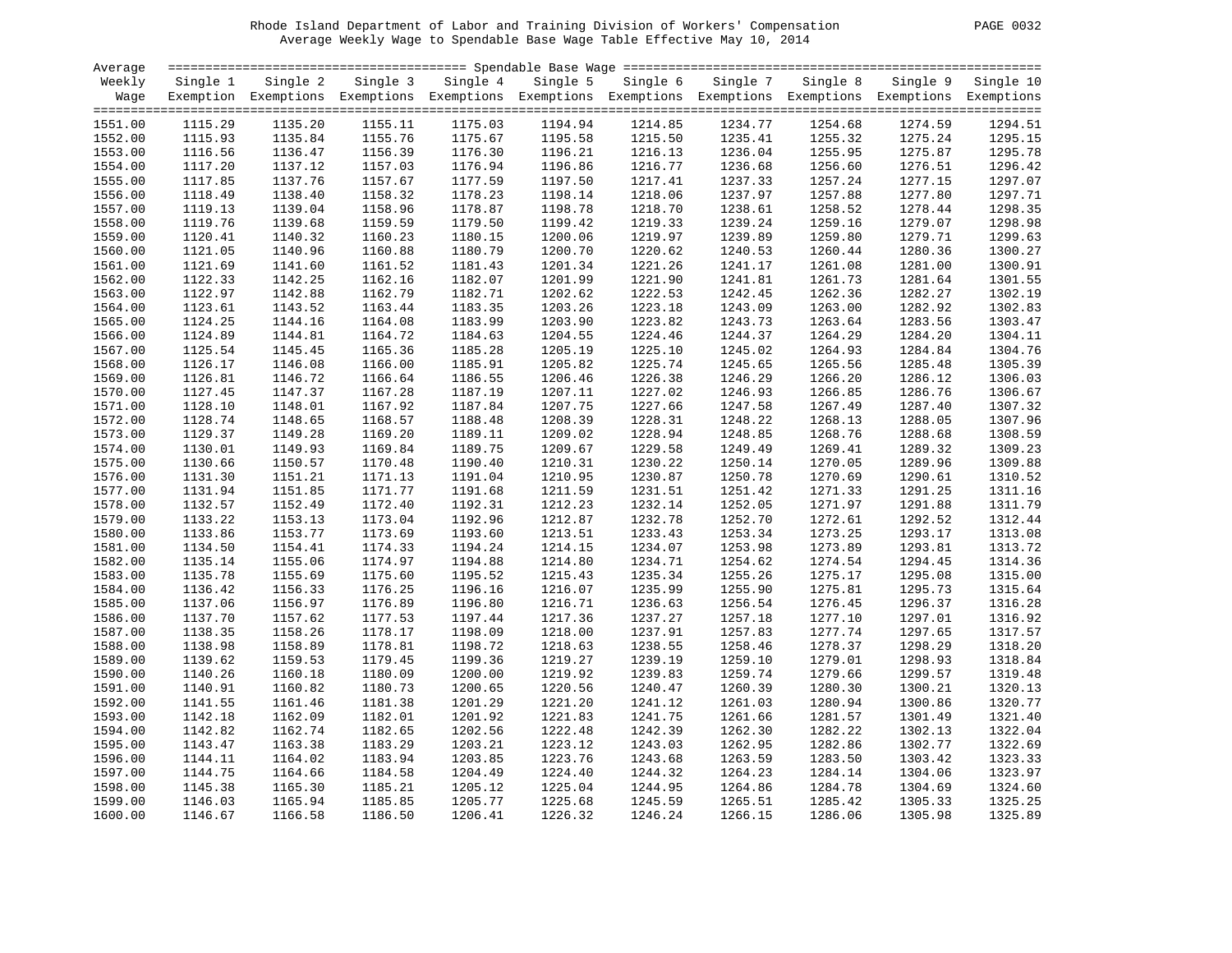Rhode Island Department of Labor and Training Division of Workers' Compensation

Average Weekly Wage to Spendable Base Wage Table Effective May 10, 2014

| Average Weekly Wage | Single 1 Exemption | Single 2 Exemptions | Single 3 Exemptions | Single 4 Exemptions | Single 5 Exemptions | Single 6 Exemptions | Single 7 Exemptions | Single 8 Exemptions | Single 9 Exemptions | Single 10 Exemptions |
|---|---|---|---|---|---|---|---|---|---|---|
| 1551.00 | 1115.29 | 1135.20 | 1155.11 | 1175.03 | 1194.94 | 1214.85 | 1234.77 | 1254.68 | 1274.59 | 1294.51 |
| 1552.00 | 1115.93 | 1135.84 | 1155.76 | 1175.67 | 1195.58 | 1215.50 | 1235.41 | 1255.32 | 1275.24 | 1295.15 |
| 1553.00 | 1116.56 | 1136.47 | 1156.39 | 1176.30 | 1196.21 | 1216.13 | 1236.04 | 1255.95 | 1275.87 | 1295.78 |
| 1554.00 | 1117.20 | 1137.12 | 1157.03 | 1176.94 | 1196.86 | 1216.77 | 1236.68 | 1256.60 | 1276.51 | 1296.42 |
| 1555.00 | 1117.85 | 1137.76 | 1157.67 | 1177.59 | 1197.50 | 1217.41 | 1237.33 | 1257.24 | 1277.15 | 1297.07 |
| 1556.00 | 1118.49 | 1138.40 | 1158.32 | 1178.23 | 1198.14 | 1218.06 | 1237.97 | 1257.88 | 1277.80 | 1297.71 |
| 1557.00 | 1119.13 | 1139.04 | 1158.96 | 1178.87 | 1198.78 | 1218.70 | 1238.61 | 1258.52 | 1278.44 | 1298.35 |
| 1558.00 | 1119.76 | 1139.68 | 1159.59 | 1179.50 | 1199.42 | 1219.33 | 1239.24 | 1259.16 | 1279.07 | 1298.98 |
| 1559.00 | 1120.41 | 1140.32 | 1160.23 | 1180.15 | 1200.06 | 1219.97 | 1239.89 | 1259.80 | 1279.71 | 1299.63 |
| 1560.00 | 1121.05 | 1140.96 | 1160.88 | 1180.79 | 1200.70 | 1220.62 | 1240.53 | 1260.44 | 1280.36 | 1300.27 |
| 1561.00 | 1121.69 | 1141.60 | 1161.52 | 1181.43 | 1201.34 | 1221.26 | 1241.17 | 1261.08 | 1281.00 | 1300.91 |
| 1562.00 | 1122.33 | 1142.25 | 1162.16 | 1182.07 | 1201.99 | 1221.90 | 1241.81 | 1261.73 | 1281.64 | 1301.55 |
| 1563.00 | 1122.97 | 1142.88 | 1162.79 | 1182.71 | 1202.62 | 1222.53 | 1242.45 | 1262.36 | 1282.27 | 1302.19 |
| 1564.00 | 1123.61 | 1143.52 | 1163.44 | 1183.35 | 1203.26 | 1223.18 | 1243.09 | 1263.00 | 1282.92 | 1302.83 |
| 1565.00 | 1124.25 | 1144.16 | 1164.08 | 1183.99 | 1203.90 | 1223.82 | 1243.73 | 1263.64 | 1283.56 | 1303.47 |
| 1566.00 | 1124.89 | 1144.81 | 1164.72 | 1184.63 | 1204.55 | 1224.46 | 1244.37 | 1264.29 | 1284.20 | 1304.11 |
| 1567.00 | 1125.54 | 1145.45 | 1165.36 | 1185.28 | 1205.19 | 1225.10 | 1245.02 | 1264.93 | 1284.84 | 1304.76 |
| 1568.00 | 1126.17 | 1146.08 | 1166.00 | 1185.91 | 1205.82 | 1225.74 | 1245.65 | 1265.56 | 1285.48 | 1305.39 |
| 1569.00 | 1126.81 | 1146.72 | 1166.64 | 1186.55 | 1206.46 | 1226.38 | 1246.29 | 1266.20 | 1286.12 | 1306.03 |
| 1570.00 | 1127.45 | 1147.37 | 1167.28 | 1187.19 | 1207.11 | 1227.02 | 1246.93 | 1266.85 | 1286.76 | 1306.67 |
| 1571.00 | 1128.10 | 1148.01 | 1167.92 | 1187.84 | 1207.75 | 1227.66 | 1247.58 | 1267.49 | 1287.40 | 1307.32 |
| 1572.00 | 1128.74 | 1148.65 | 1168.57 | 1188.48 | 1208.39 | 1228.31 | 1248.22 | 1268.13 | 1288.05 | 1307.96 |
| 1573.00 | 1129.37 | 1149.28 | 1169.20 | 1189.11 | 1209.02 | 1228.94 | 1248.85 | 1268.76 | 1288.68 | 1308.59 |
| 1574.00 | 1130.01 | 1149.93 | 1169.84 | 1189.75 | 1209.67 | 1229.58 | 1249.49 | 1269.41 | 1289.32 | 1309.23 |
| 1575.00 | 1130.66 | 1150.57 | 1170.48 | 1190.40 | 1210.31 | 1230.22 | 1250.14 | 1270.05 | 1289.96 | 1309.88 |
| 1576.00 | 1131.30 | 1151.21 | 1171.13 | 1191.04 | 1210.95 | 1230.87 | 1250.78 | 1270.69 | 1290.61 | 1310.52 |
| 1577.00 | 1131.94 | 1151.85 | 1171.77 | 1191.68 | 1211.59 | 1231.51 | 1251.42 | 1271.33 | 1291.25 | 1311.16 |
| 1578.00 | 1132.57 | 1152.49 | 1172.40 | 1192.31 | 1212.23 | 1232.14 | 1252.05 | 1271.97 | 1291.88 | 1311.79 |
| 1579.00 | 1133.22 | 1153.13 | 1173.04 | 1192.96 | 1212.87 | 1232.78 | 1252.70 | 1272.61 | 1292.52 | 1312.44 |
| 1580.00 | 1133.86 | 1153.77 | 1173.69 | 1193.60 | 1213.51 | 1233.43 | 1253.34 | 1273.25 | 1293.17 | 1313.08 |
| 1581.00 | 1134.50 | 1154.41 | 1174.33 | 1194.24 | 1214.15 | 1234.07 | 1253.98 | 1273.89 | 1293.81 | 1313.72 |
| 1582.00 | 1135.14 | 1155.06 | 1174.97 | 1194.88 | 1214.80 | 1234.71 | 1254.62 | 1274.54 | 1294.45 | 1314.36 |
| 1583.00 | 1135.78 | 1155.69 | 1175.60 | 1195.52 | 1215.43 | 1235.34 | 1255.26 | 1275.17 | 1295.08 | 1315.00 |
| 1584.00 | 1136.42 | 1156.33 | 1176.25 | 1196.16 | 1216.07 | 1235.99 | 1255.90 | 1275.81 | 1295.73 | 1315.64 |
| 1585.00 | 1137.06 | 1156.97 | 1176.89 | 1196.80 | 1216.71 | 1236.63 | 1256.54 | 1276.45 | 1296.37 | 1316.28 |
| 1586.00 | 1137.70 | 1157.62 | 1177.53 | 1197.44 | 1217.36 | 1237.27 | 1257.18 | 1277.10 | 1297.01 | 1316.92 |
| 1587.00 | 1138.35 | 1158.26 | 1178.17 | 1198.09 | 1218.00 | 1237.91 | 1257.83 | 1277.74 | 1297.65 | 1317.57 |
| 1588.00 | 1138.98 | 1158.89 | 1178.81 | 1198.72 | 1218.63 | 1238.55 | 1258.46 | 1278.37 | 1298.29 | 1318.20 |
| 1589.00 | 1139.62 | 1159.53 | 1179.45 | 1199.36 | 1219.27 | 1239.19 | 1259.10 | 1279.01 | 1298.93 | 1318.84 |
| 1590.00 | 1140.26 | 1160.18 | 1180.09 | 1200.00 | 1219.92 | 1239.83 | 1259.74 | 1279.66 | 1299.57 | 1319.48 |
| 1591.00 | 1140.91 | 1160.82 | 1180.73 | 1200.65 | 1220.56 | 1240.47 | 1260.39 | 1280.30 | 1300.21 | 1320.13 |
| 1592.00 | 1141.55 | 1161.46 | 1181.38 | 1201.29 | 1221.20 | 1241.12 | 1261.03 | 1280.94 | 1300.86 | 1320.77 |
| 1593.00 | 1142.18 | 1162.09 | 1182.01 | 1201.92 | 1221.83 | 1241.75 | 1261.66 | 1281.57 | 1301.49 | 1321.40 |
| 1594.00 | 1142.82 | 1162.74 | 1182.65 | 1202.56 | 1222.48 | 1242.39 | 1262.30 | 1282.22 | 1302.13 | 1322.04 |
| 1595.00 | 1143.47 | 1163.38 | 1183.29 | 1203.21 | 1223.12 | 1243.03 | 1262.95 | 1282.86 | 1302.77 | 1322.69 |
| 1596.00 | 1144.11 | 1164.02 | 1183.94 | 1203.85 | 1223.76 | 1243.68 | 1263.59 | 1283.50 | 1303.42 | 1323.33 |
| 1597.00 | 1144.75 | 1164.66 | 1184.58 | 1204.49 | 1224.40 | 1244.32 | 1264.23 | 1284.14 | 1304.06 | 1323.97 |
| 1598.00 | 1145.38 | 1165.30 | 1185.21 | 1205.12 | 1225.04 | 1244.95 | 1264.86 | 1284.78 | 1304.69 | 1324.60 |
| 1599.00 | 1146.03 | 1165.94 | 1185.85 | 1205.77 | 1225.68 | 1245.59 | 1265.51 | 1285.42 | 1305.33 | 1325.25 |
| 1600.00 | 1146.67 | 1166.58 | 1186.50 | 1206.41 | 1226.32 | 1246.24 | 1266.15 | 1286.06 | 1305.98 | 1325.89 |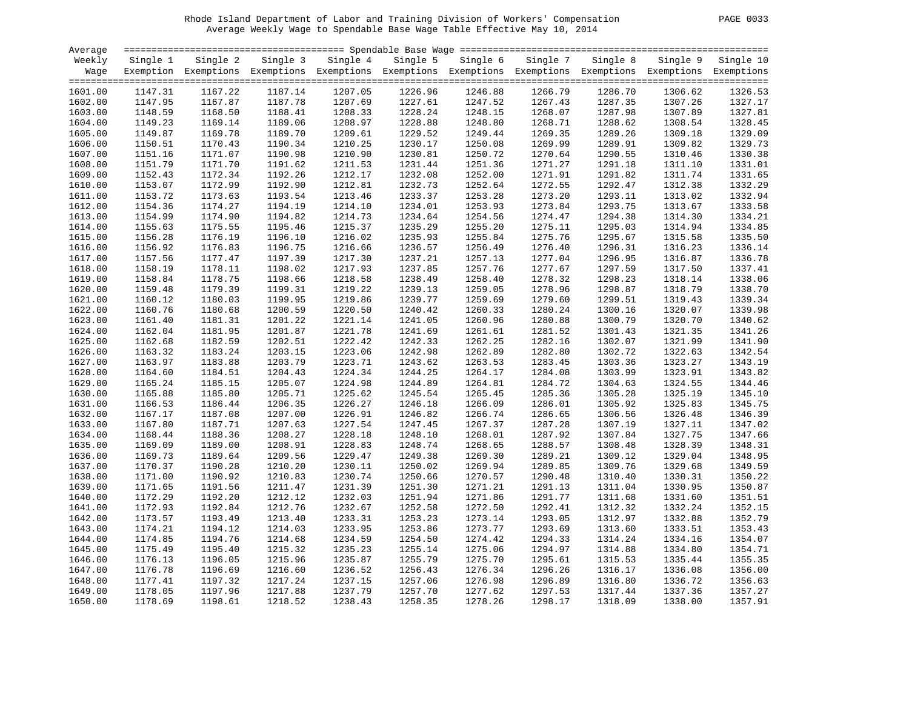Rhode Island Department of Labor and Training Division of Workers' Compensation

Average Weekly Wage to Spendable Base Wage Table Effective May 10, 2014

| Average Weekly Wage | Single 1 Exemption | Single 2 Exemptions | Single 3 Exemptions | Single 4 Exemptions | Single 5 Exemptions | Single 6 Exemptions | Single 7 Exemptions | Single 8 Exemptions | Single 9 Exemptions | Single 10 Exemptions |
|---|---|---|---|---|---|---|---|---|---|---|
| 1601.00 | 1147.31 | 1167.22 | 1187.14 | 1207.05 | 1226.96 | 1246.88 | 1266.79 | 1286.70 | 1306.62 | 1326.53 |
| 1602.00 | 1147.95 | 1167.87 | 1187.78 | 1207.69 | 1227.61 | 1247.52 | 1267.43 | 1287.35 | 1307.26 | 1327.17 |
| 1603.00 | 1148.59 | 1168.50 | 1188.41 | 1208.33 | 1228.24 | 1248.15 | 1268.07 | 1287.98 | 1307.89 | 1327.81 |
| 1604.00 | 1149.23 | 1169.14 | 1189.06 | 1208.97 | 1228.88 | 1248.80 | 1268.71 | 1288.62 | 1308.54 | 1328.45 |
| 1605.00 | 1149.87 | 1169.78 | 1189.70 | 1209.61 | 1229.52 | 1249.44 | 1269.35 | 1289.26 | 1309.18 | 1329.09 |
| 1606.00 | 1150.51 | 1170.43 | 1190.34 | 1210.25 | 1230.17 | 1250.08 | 1269.99 | 1289.91 | 1309.82 | 1329.73 |
| 1607.00 | 1151.16 | 1171.07 | 1190.98 | 1210.90 | 1230.81 | 1250.72 | 1270.64 | 1290.55 | 1310.46 | 1330.38 |
| 1608.00 | 1151.79 | 1171.70 | 1191.62 | 1211.53 | 1231.44 | 1251.36 | 1271.27 | 1291.18 | 1311.10 | 1331.01 |
| 1609.00 | 1152.43 | 1172.34 | 1192.26 | 1212.17 | 1232.08 | 1252.00 | 1271.91 | 1291.82 | 1311.74 | 1331.65 |
| 1610.00 | 1153.07 | 1172.99 | 1192.90 | 1212.81 | 1232.73 | 1252.64 | 1272.55 | 1292.47 | 1312.38 | 1332.29 |
| 1611.00 | 1153.72 | 1173.63 | 1193.54 | 1213.46 | 1233.37 | 1253.28 | 1273.20 | 1293.11 | 1313.02 | 1332.94 |
| 1612.00 | 1154.36 | 1174.27 | 1194.19 | 1214.10 | 1234.01 | 1253.93 | 1273.84 | 1293.75 | 1313.67 | 1333.58 |
| 1613.00 | 1154.99 | 1174.90 | 1194.82 | 1214.73 | 1234.64 | 1254.56 | 1274.47 | 1294.38 | 1314.30 | 1334.21 |
| 1614.00 | 1155.63 | 1175.55 | 1195.46 | 1215.37 | 1235.29 | 1255.20 | 1275.11 | 1295.03 | 1314.94 | 1334.85 |
| 1615.00 | 1156.28 | 1176.19 | 1196.10 | 1216.02 | 1235.93 | 1255.84 | 1275.76 | 1295.67 | 1315.58 | 1335.50 |
| 1616.00 | 1156.92 | 1176.83 | 1196.75 | 1216.66 | 1236.57 | 1256.49 | 1276.40 | 1296.31 | 1316.23 | 1336.14 |
| 1617.00 | 1157.56 | 1177.47 | 1197.39 | 1217.30 | 1237.21 | 1257.13 | 1277.04 | 1296.95 | 1316.87 | 1336.78 |
| 1618.00 | 1158.19 | 1178.11 | 1198.02 | 1217.93 | 1237.85 | 1257.76 | 1277.67 | 1297.59 | 1317.50 | 1337.41 |
| 1619.00 | 1158.84 | 1178.75 | 1198.66 | 1218.58 | 1238.49 | 1258.40 | 1278.32 | 1298.23 | 1318.14 | 1338.06 |
| 1620.00 | 1159.48 | 1179.39 | 1199.31 | 1219.22 | 1239.13 | 1259.05 | 1278.96 | 1298.87 | 1318.79 | 1338.70 |
| 1621.00 | 1160.12 | 1180.03 | 1199.95 | 1219.86 | 1239.77 | 1259.69 | 1279.60 | 1299.51 | 1319.43 | 1339.34 |
| 1622.00 | 1160.76 | 1180.68 | 1200.59 | 1220.50 | 1240.42 | 1260.33 | 1280.24 | 1300.16 | 1320.07 | 1339.98 |
| 1623.00 | 1161.40 | 1181.31 | 1201.22 | 1221.14 | 1241.05 | 1260.96 | 1280.88 | 1300.79 | 1320.70 | 1340.62 |
| 1624.00 | 1162.04 | 1181.95 | 1201.87 | 1221.78 | 1241.69 | 1261.61 | 1281.52 | 1301.43 | 1321.35 | 1341.26 |
| 1625.00 | 1162.68 | 1182.59 | 1202.51 | 1222.42 | 1242.33 | 1262.25 | 1282.16 | 1302.07 | 1321.99 | 1341.90 |
| 1626.00 | 1163.32 | 1183.24 | 1203.15 | 1223.06 | 1242.98 | 1262.89 | 1282.80 | 1302.72 | 1322.63 | 1342.54 |
| 1627.00 | 1163.97 | 1183.88 | 1203.79 | 1223.71 | 1243.62 | 1263.53 | 1283.45 | 1303.36 | 1323.27 | 1343.19 |
| 1628.00 | 1164.60 | 1184.51 | 1204.43 | 1224.34 | 1244.25 | 1264.17 | 1284.08 | 1303.99 | 1323.91 | 1343.82 |
| 1629.00 | 1165.24 | 1185.15 | 1205.07 | 1224.98 | 1244.89 | 1264.81 | 1284.72 | 1304.63 | 1324.55 | 1344.46 |
| 1630.00 | 1165.88 | 1185.80 | 1205.71 | 1225.62 | 1245.54 | 1265.45 | 1285.36 | 1305.28 | 1325.19 | 1345.10 |
| 1631.00 | 1166.53 | 1186.44 | 1206.35 | 1226.27 | 1246.18 | 1266.09 | 1286.01 | 1305.92 | 1325.83 | 1345.75 |
| 1632.00 | 1167.17 | 1187.08 | 1207.00 | 1226.91 | 1246.82 | 1266.74 | 1286.65 | 1306.56 | 1326.48 | 1346.39 |
| 1633.00 | 1167.80 | 1187.71 | 1207.63 | 1227.54 | 1247.45 | 1267.37 | 1287.28 | 1307.19 | 1327.11 | 1347.02 |
| 1634.00 | 1168.44 | 1188.36 | 1208.27 | 1228.18 | 1248.10 | 1268.01 | 1287.92 | 1307.84 | 1327.75 | 1347.66 |
| 1635.00 | 1169.09 | 1189.00 | 1208.91 | 1228.83 | 1248.74 | 1268.65 | 1288.57 | 1308.48 | 1328.39 | 1348.31 |
| 1636.00 | 1169.73 | 1189.64 | 1209.56 | 1229.47 | 1249.38 | 1269.30 | 1289.21 | 1309.12 | 1329.04 | 1348.95 |
| 1637.00 | 1170.37 | 1190.28 | 1210.20 | 1230.11 | 1250.02 | 1269.94 | 1289.85 | 1309.76 | 1329.68 | 1349.59 |
| 1638.00 | 1171.00 | 1190.92 | 1210.83 | 1230.74 | 1250.66 | 1270.57 | 1290.48 | 1310.40 | 1330.31 | 1350.22 |
| 1639.00 | 1171.65 | 1191.56 | 1211.47 | 1231.39 | 1251.30 | 1271.21 | 1291.13 | 1311.04 | 1330.95 | 1350.87 |
| 1640.00 | 1172.29 | 1192.20 | 1212.12 | 1232.03 | 1251.94 | 1271.86 | 1291.77 | 1311.68 | 1331.60 | 1351.51 |
| 1641.00 | 1172.93 | 1192.84 | 1212.76 | 1232.67 | 1252.58 | 1272.50 | 1292.41 | 1312.32 | 1332.24 | 1352.15 |
| 1642.00 | 1173.57 | 1193.49 | 1213.40 | 1233.31 | 1253.23 | 1273.14 | 1293.05 | 1312.97 | 1332.88 | 1352.79 |
| 1643.00 | 1174.21 | 1194.12 | 1214.03 | 1233.95 | 1253.86 | 1273.77 | 1293.69 | 1313.60 | 1333.51 | 1353.43 |
| 1644.00 | 1174.85 | 1194.76 | 1214.68 | 1234.59 | 1254.50 | 1274.42 | 1294.33 | 1314.24 | 1334.16 | 1354.07 |
| 1645.00 | 1175.49 | 1195.40 | 1215.32 | 1235.23 | 1255.14 | 1275.06 | 1294.97 | 1314.88 | 1334.80 | 1354.71 |
| 1646.00 | 1176.13 | 1196.05 | 1215.96 | 1235.87 | 1255.79 | 1275.70 | 1295.61 | 1315.53 | 1335.44 | 1355.35 |
| 1647.00 | 1176.78 | 1196.69 | 1216.60 | 1236.52 | 1256.43 | 1276.34 | 1296.26 | 1316.17 | 1336.08 | 1356.00 |
| 1648.00 | 1177.41 | 1197.32 | 1217.24 | 1237.15 | 1257.06 | 1276.98 | 1296.89 | 1316.80 | 1336.72 | 1356.63 |
| 1649.00 | 1178.05 | 1197.96 | 1217.88 | 1237.79 | 1257.70 | 1277.62 | 1297.53 | 1317.44 | 1337.36 | 1357.27 |
| 1650.00 | 1178.69 | 1198.61 | 1218.52 | 1238.43 | 1258.35 | 1278.26 | 1298.17 | 1318.09 | 1338.00 | 1357.91 |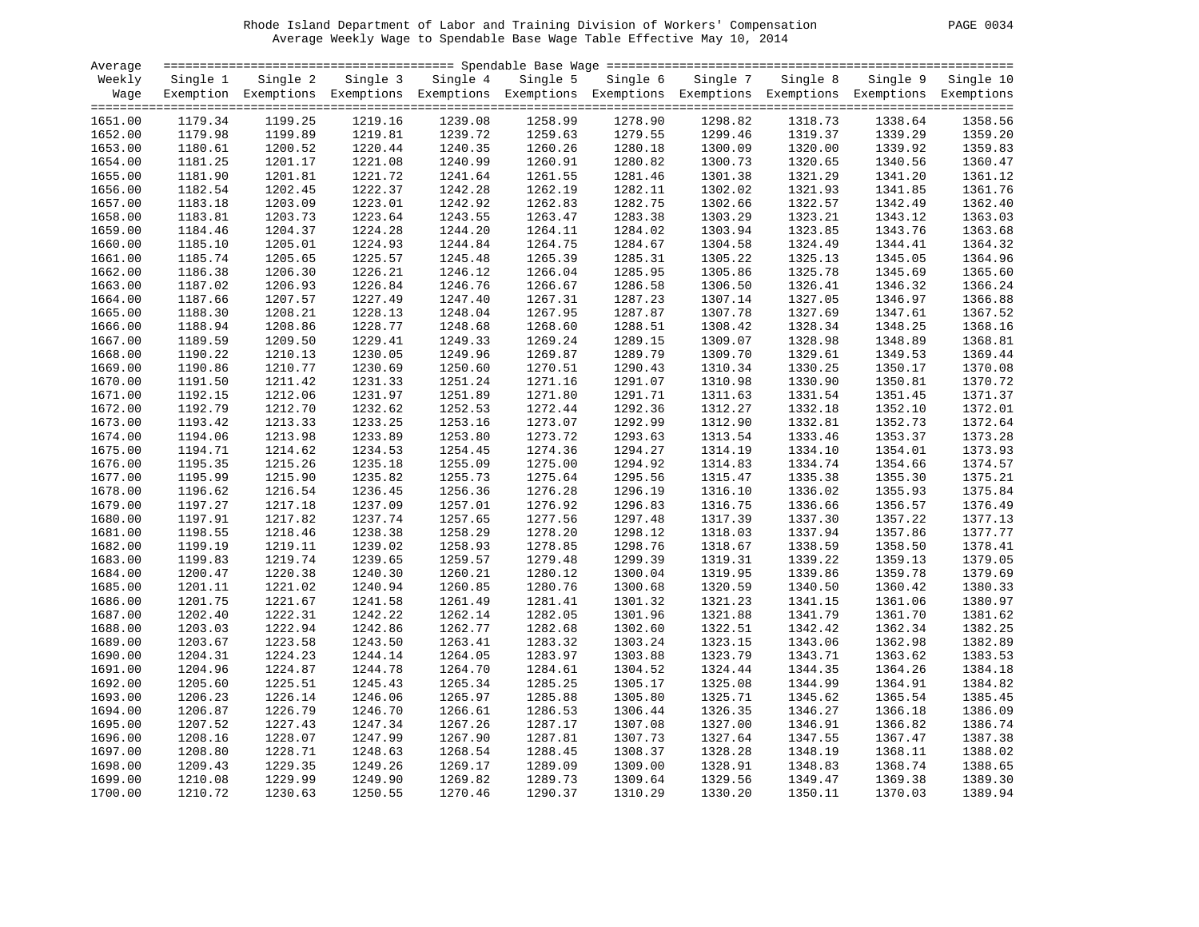Rhode Island Department of Labor and Training Division of Workers' Compensation
Average Weekly Wage to Spendable Base Wage Table Effective May 10, 2014

| Average Weekly Wage | Spendable Base Wage Single 1 Exemption | Single 2 Exemptions | Single 3 Exemptions | Single 4 Exemptions | Single 5 Exemptions | Single 6 Exemptions | Single 7 Exemptions | Single 8 Exemptions | Single 9 Exemptions | Single 10 Exemptions |
|---|---|---|---|---|---|---|---|---|---|---|
| 1651.00 | 1179.34 | 1199.25 | 1219.16 | 1239.08 | 1258.99 | 1278.90 | 1298.82 | 1318.73 | 1338.64 | 1358.56 |
| 1652.00 | 1179.98 | 1199.89 | 1219.81 | 1239.72 | 1259.63 | 1279.55 | 1299.46 | 1319.37 | 1339.29 | 1359.20 |
| 1653.00 | 1180.61 | 1200.52 | 1220.44 | 1240.35 | 1260.26 | 1280.18 | 1300.09 | 1320.00 | 1339.92 | 1359.83 |
| 1654.00 | 1181.25 | 1201.17 | 1221.08 | 1240.99 | 1260.91 | 1280.82 | 1300.73 | 1320.65 | 1340.56 | 1360.47 |
| 1655.00 | 1181.90 | 1201.81 | 1221.72 | 1241.64 | 1261.55 | 1281.46 | 1301.38 | 1321.29 | 1341.20 | 1361.12 |
| 1656.00 | 1182.54 | 1202.45 | 1222.37 | 1242.28 | 1262.19 | 1282.11 | 1302.02 | 1321.93 | 1341.85 | 1361.76 |
| 1657.00 | 1183.18 | 1203.09 | 1223.01 | 1242.92 | 1262.83 | 1282.75 | 1302.66 | 1322.57 | 1342.49 | 1362.40 |
| 1658.00 | 1183.81 | 1203.73 | 1223.64 | 1243.55 | 1263.47 | 1283.38 | 1303.29 | 1323.21 | 1343.12 | 1363.03 |
| 1659.00 | 1184.46 | 1204.37 | 1224.28 | 1244.20 | 1264.11 | 1284.02 | 1303.94 | 1323.85 | 1343.76 | 1363.68 |
| 1660.00 | 1185.10 | 1205.01 | 1224.93 | 1244.84 | 1264.75 | 1284.67 | 1304.58 | 1324.49 | 1344.41 | 1364.32 |
| 1661.00 | 1185.74 | 1205.65 | 1225.57 | 1245.48 | 1265.39 | 1285.31 | 1305.22 | 1325.13 | 1345.05 | 1364.96 |
| 1662.00 | 1186.38 | 1206.30 | 1226.21 | 1246.12 | 1266.04 | 1285.95 | 1305.86 | 1325.78 | 1345.69 | 1365.60 |
| 1663.00 | 1187.02 | 1206.93 | 1226.84 | 1246.76 | 1266.67 | 1286.58 | 1306.50 | 1326.41 | 1346.32 | 1366.24 |
| 1664.00 | 1187.66 | 1207.57 | 1227.49 | 1247.40 | 1267.31 | 1287.23 | 1307.14 | 1327.05 | 1346.97 | 1366.88 |
| 1665.00 | 1188.30 | 1208.21 | 1228.13 | 1248.04 | 1267.95 | 1287.87 | 1307.78 | 1327.69 | 1347.61 | 1367.52 |
| 1666.00 | 1188.94 | 1208.86 | 1228.77 | 1248.68 | 1268.60 | 1288.51 | 1308.42 | 1328.34 | 1348.25 | 1368.16 |
| 1667.00 | 1189.59 | 1209.50 | 1229.41 | 1249.33 | 1269.24 | 1289.15 | 1309.07 | 1328.98 | 1348.89 | 1368.81 |
| 1668.00 | 1190.22 | 1210.13 | 1230.05 | 1249.96 | 1269.87 | 1289.79 | 1309.70 | 1329.61 | 1349.53 | 1369.44 |
| 1669.00 | 1190.86 | 1210.77 | 1230.69 | 1250.60 | 1270.51 | 1290.43 | 1310.34 | 1330.25 | 1350.17 | 1370.08 |
| 1670.00 | 1191.50 | 1211.42 | 1231.33 | 1251.24 | 1271.16 | 1291.07 | 1310.98 | 1330.90 | 1350.81 | 1370.72 |
| 1671.00 | 1192.15 | 1212.06 | 1231.97 | 1251.89 | 1271.80 | 1291.71 | 1311.63 | 1331.54 | 1351.45 | 1371.37 |
| 1672.00 | 1192.79 | 1212.70 | 1232.62 | 1252.53 | 1272.44 | 1292.36 | 1312.27 | 1332.18 | 1352.10 | 1372.01 |
| 1673.00 | 1193.42 | 1213.33 | 1233.25 | 1253.16 | 1273.07 | 1292.99 | 1312.90 | 1332.81 | 1352.73 | 1372.64 |
| 1674.00 | 1194.06 | 1213.98 | 1233.89 | 1253.80 | 1273.72 | 1293.63 | 1313.54 | 1333.46 | 1353.37 | 1373.28 |
| 1675.00 | 1194.71 | 1214.62 | 1234.53 | 1254.45 | 1274.36 | 1294.27 | 1314.19 | 1334.10 | 1354.01 | 1373.93 |
| 1676.00 | 1195.35 | 1215.26 | 1235.18 | 1255.09 | 1275.00 | 1294.92 | 1314.83 | 1334.74 | 1354.66 | 1374.57 |
| 1677.00 | 1195.99 | 1215.90 | 1235.82 | 1255.73 | 1275.64 | 1295.56 | 1315.47 | 1335.38 | 1355.30 | 1375.21 |
| 1678.00 | 1196.62 | 1216.54 | 1236.45 | 1256.36 | 1276.28 | 1296.19 | 1316.10 | 1336.02 | 1355.93 | 1375.84 |
| 1679.00 | 1197.27 | 1217.18 | 1237.09 | 1257.01 | 1276.92 | 1296.83 | 1316.75 | 1336.66 | 1356.57 | 1376.49 |
| 1680.00 | 1197.91 | 1217.82 | 1237.74 | 1257.65 | 1277.56 | 1297.48 | 1317.39 | 1337.30 | 1357.22 | 1377.13 |
| 1681.00 | 1198.55 | 1218.46 | 1238.38 | 1258.29 | 1278.20 | 1298.12 | 1318.03 | 1337.94 | 1357.86 | 1377.77 |
| 1682.00 | 1199.19 | 1219.11 | 1239.02 | 1258.93 | 1278.85 | 1298.76 | 1318.67 | 1338.59 | 1358.50 | 1378.41 |
| 1683.00 | 1199.83 | 1219.74 | 1239.65 | 1259.57 | 1279.48 | 1299.39 | 1319.31 | 1339.22 | 1359.13 | 1379.05 |
| 1684.00 | 1200.47 | 1220.38 | 1240.30 | 1260.21 | 1280.12 | 1300.04 | 1319.95 | 1339.86 | 1359.78 | 1379.69 |
| 1685.00 | 1201.11 | 1221.02 | 1240.94 | 1260.85 | 1280.76 | 1300.68 | 1320.59 | 1340.50 | 1360.42 | 1380.33 |
| 1686.00 | 1201.75 | 1221.67 | 1241.58 | 1261.49 | 1281.41 | 1301.32 | 1321.23 | 1341.15 | 1361.06 | 1380.97 |
| 1687.00 | 1202.40 | 1222.31 | 1242.22 | 1262.14 | 1282.05 | 1301.96 | 1321.88 | 1341.79 | 1361.70 | 1381.62 |
| 1688.00 | 1203.03 | 1222.94 | 1242.86 | 1262.77 | 1282.68 | 1302.60 | 1322.51 | 1342.42 | 1362.34 | 1382.25 |
| 1689.00 | 1203.67 | 1223.58 | 1243.50 | 1263.41 | 1283.32 | 1303.24 | 1323.15 | 1343.06 | 1362.98 | 1382.89 |
| 1690.00 | 1204.31 | 1224.23 | 1244.14 | 1264.05 | 1283.97 | 1303.88 | 1323.79 | 1343.71 | 1363.62 | 1383.53 |
| 1691.00 | 1204.96 | 1224.87 | 1244.78 | 1264.70 | 1284.61 | 1304.52 | 1324.44 | 1344.35 | 1364.26 | 1384.18 |
| 1692.00 | 1205.60 | 1225.51 | 1245.43 | 1265.34 | 1285.25 | 1305.17 | 1325.08 | 1344.99 | 1364.91 | 1384.82 |
| 1693.00 | 1206.23 | 1226.14 | 1246.06 | 1265.97 | 1285.88 | 1305.80 | 1325.71 | 1345.62 | 1365.54 | 1385.45 |
| 1694.00 | 1206.87 | 1226.79 | 1246.70 | 1266.61 | 1286.53 | 1306.44 | 1326.35 | 1346.27 | 1366.18 | 1386.09 |
| 1695.00 | 1207.52 | 1227.43 | 1247.34 | 1267.26 | 1287.17 | 1307.08 | 1327.00 | 1346.91 | 1366.82 | 1386.74 |
| 1696.00 | 1208.16 | 1228.07 | 1247.99 | 1267.90 | 1287.81 | 1307.73 | 1327.64 | 1347.55 | 1367.47 | 1387.38 |
| 1697.00 | 1208.80 | 1228.71 | 1248.63 | 1268.54 | 1288.45 | 1308.37 | 1328.28 | 1348.19 | 1368.11 | 1388.02 |
| 1698.00 | 1209.43 | 1229.35 | 1249.26 | 1269.17 | 1289.09 | 1309.00 | 1328.91 | 1348.83 | 1368.74 | 1388.65 |
| 1699.00 | 1210.08 | 1229.99 | 1249.90 | 1269.82 | 1289.73 | 1309.64 | 1329.56 | 1349.47 | 1369.38 | 1389.30 |
| 1700.00 | 1210.72 | 1230.63 | 1250.55 | 1270.46 | 1290.37 | 1310.29 | 1330.20 | 1350.11 | 1370.03 | 1389.94 |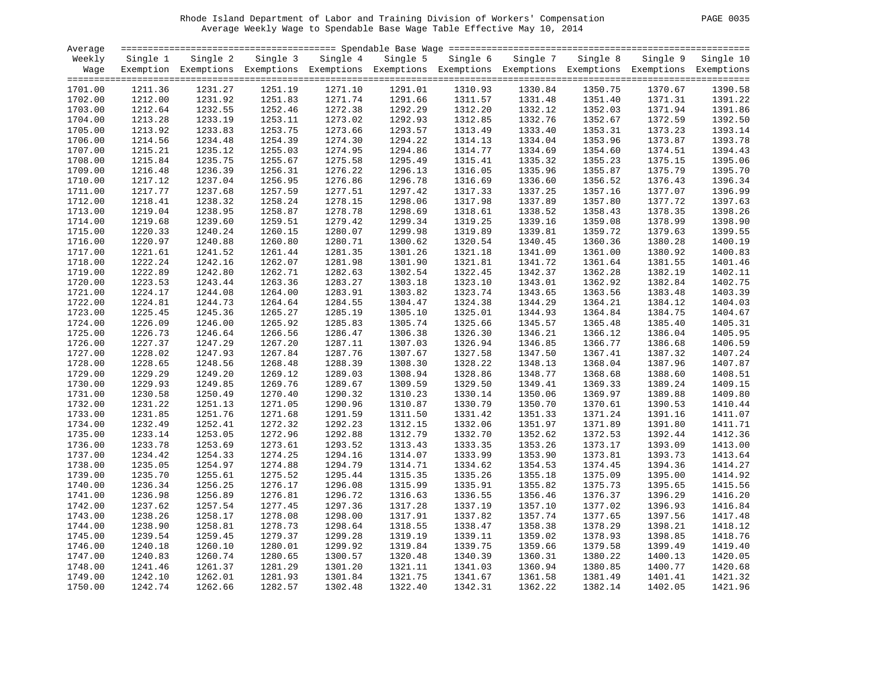Rhode Island Department of Labor and Training Division of Workers' Compensation

Average Weekly Wage to Spendable Base Wage Table Effective May 10, 2014

| Average Weekly Wage | Single 1 Exemption | Single 2 Exemptions | Single 3 Exemptions | Single 4 Exemptions | Single 5 Exemptions | Single 6 Exemptions | Single 7 Exemptions | Single 8 Exemptions | Single 9 Exemptions | Single 10 Exemptions |
|---|---|---|---|---|---|---|---|---|---|---|
| 1701.00 | 1211.36 | 1231.27 | 1251.19 | 1271.10 | 1291.01 | 1310.93 | 1330.84 | 1350.75 | 1370.67 | 1390.58 |
| 1702.00 | 1212.00 | 1231.92 | 1251.83 | 1271.74 | 1291.66 | 1311.57 | 1331.48 | 1351.40 | 1371.31 | 1391.22 |
| 1703.00 | 1212.64 | 1232.55 | 1252.46 | 1272.38 | 1292.29 | 1312.20 | 1332.12 | 1352.03 | 1371.94 | 1391.86 |
| 1704.00 | 1213.28 | 1233.19 | 1253.11 | 1273.02 | 1292.93 | 1312.85 | 1332.76 | 1352.67 | 1372.59 | 1392.50 |
| 1705.00 | 1213.92 | 1233.83 | 1253.75 | 1273.66 | 1293.57 | 1313.49 | 1333.40 | 1353.31 | 1373.23 | 1393.14 |
| 1706.00 | 1214.56 | 1234.48 | 1254.39 | 1274.30 | 1294.22 | 1314.13 | 1334.04 | 1353.96 | 1373.87 | 1393.78 |
| 1707.00 | 1215.21 | 1235.12 | 1255.03 | 1274.95 | 1294.86 | 1314.77 | 1334.69 | 1354.60 | 1374.51 | 1394.43 |
| 1708.00 | 1215.84 | 1235.75 | 1255.67 | 1275.58 | 1295.49 | 1315.41 | 1335.32 | 1355.23 | 1375.15 | 1395.06 |
| 1709.00 | 1216.48 | 1236.39 | 1256.31 | 1276.22 | 1296.13 | 1316.05 | 1335.96 | 1355.87 | 1375.79 | 1395.70 |
| 1710.00 | 1217.12 | 1237.04 | 1256.95 | 1276.86 | 1296.78 | 1316.69 | 1336.60 | 1356.52 | 1376.43 | 1396.34 |
| 1711.00 | 1217.77 | 1237.68 | 1257.59 | 1277.51 | 1297.42 | 1317.33 | 1337.25 | 1357.16 | 1377.07 | 1396.99 |
| 1712.00 | 1218.41 | 1238.32 | 1258.24 | 1278.15 | 1298.06 | 1317.98 | 1337.89 | 1357.80 | 1377.72 | 1397.63 |
| 1713.00 | 1219.04 | 1238.95 | 1258.87 | 1278.78 | 1298.69 | 1318.61 | 1338.52 | 1358.43 | 1378.35 | 1398.26 |
| 1714.00 | 1219.68 | 1239.60 | 1259.51 | 1279.42 | 1299.34 | 1319.25 | 1339.16 | 1359.08 | 1378.99 | 1398.90 |
| 1715.00 | 1220.33 | 1240.24 | 1260.15 | 1280.07 | 1299.98 | 1319.89 | 1339.81 | 1359.72 | 1379.63 | 1399.55 |
| 1716.00 | 1220.97 | 1240.88 | 1260.80 | 1280.71 | 1300.62 | 1320.54 | 1340.45 | 1360.36 | 1380.28 | 1400.19 |
| 1717.00 | 1221.61 | 1241.52 | 1261.44 | 1281.35 | 1301.26 | 1321.18 | 1341.09 | 1361.00 | 1380.92 | 1400.83 |
| 1718.00 | 1222.24 | 1242.16 | 1262.07 | 1281.98 | 1301.90 | 1321.81 | 1341.72 | 1361.64 | 1381.55 | 1401.46 |
| 1719.00 | 1222.89 | 1242.80 | 1262.71 | 1282.63 | 1302.54 | 1322.45 | 1342.37 | 1362.28 | 1382.19 | 1402.11 |
| 1720.00 | 1223.53 | 1243.44 | 1263.36 | 1283.27 | 1303.18 | 1323.10 | 1343.01 | 1362.92 | 1382.84 | 1402.75 |
| 1721.00 | 1224.17 | 1244.08 | 1264.00 | 1283.91 | 1303.82 | 1323.74 | 1343.65 | 1363.56 | 1383.48 | 1403.39 |
| 1722.00 | 1224.81 | 1244.73 | 1264.64 | 1284.55 | 1304.47 | 1324.38 | 1344.29 | 1364.21 | 1384.12 | 1404.03 |
| 1723.00 | 1225.45 | 1245.36 | 1265.27 | 1285.19 | 1305.10 | 1325.01 | 1344.93 | 1364.84 | 1384.75 | 1404.67 |
| 1724.00 | 1226.09 | 1246.00 | 1265.92 | 1285.83 | 1305.74 | 1325.66 | 1345.57 | 1365.48 | 1385.40 | 1405.31 |
| 1725.00 | 1226.73 | 1246.64 | 1266.56 | 1286.47 | 1306.38 | 1326.30 | 1346.21 | 1366.12 | 1386.04 | 1405.95 |
| 1726.00 | 1227.37 | 1247.29 | 1267.20 | 1287.11 | 1307.03 | 1326.94 | 1346.85 | 1366.77 | 1386.68 | 1406.59 |
| 1727.00 | 1228.02 | 1247.93 | 1267.84 | 1287.76 | 1307.67 | 1327.58 | 1347.50 | 1367.41 | 1387.32 | 1407.24 |
| 1728.00 | 1228.65 | 1248.56 | 1268.48 | 1288.39 | 1308.30 | 1328.22 | 1348.13 | 1368.04 | 1387.96 | 1407.87 |
| 1729.00 | 1229.29 | 1249.20 | 1269.12 | 1289.03 | 1308.94 | 1328.86 | 1348.77 | 1368.68 | 1388.60 | 1408.51 |
| 1730.00 | 1229.93 | 1249.85 | 1269.76 | 1289.67 | 1309.59 | 1329.50 | 1349.41 | 1369.33 | 1389.24 | 1409.15 |
| 1731.00 | 1230.58 | 1250.49 | 1270.40 | 1290.32 | 1310.23 | 1330.14 | 1350.06 | 1369.97 | 1389.88 | 1409.80 |
| 1732.00 | 1231.22 | 1251.13 | 1271.05 | 1290.96 | 1310.87 | 1330.79 | 1350.70 | 1370.61 | 1390.53 | 1410.44 |
| 1733.00 | 1231.85 | 1251.76 | 1271.68 | 1291.59 | 1311.50 | 1331.42 | 1351.33 | 1371.24 | 1391.16 | 1411.07 |
| 1734.00 | 1232.49 | 1252.41 | 1272.32 | 1292.23 | 1312.15 | 1332.06 | 1351.97 | 1371.89 | 1391.80 | 1411.71 |
| 1735.00 | 1233.14 | 1253.05 | 1272.96 | 1292.88 | 1312.79 | 1332.70 | 1352.62 | 1372.53 | 1392.44 | 1412.36 |
| 1736.00 | 1233.78 | 1253.69 | 1273.61 | 1293.52 | 1313.43 | 1333.35 | 1353.26 | 1373.17 | 1393.09 | 1413.00 |
| 1737.00 | 1234.42 | 1254.33 | 1274.25 | 1294.16 | 1314.07 | 1333.99 | 1353.90 | 1373.81 | 1393.73 | 1413.64 |
| 1738.00 | 1235.05 | 1254.97 | 1274.88 | 1294.79 | 1314.71 | 1334.62 | 1354.53 | 1374.45 | 1394.36 | 1414.27 |
| 1739.00 | 1235.70 | 1255.61 | 1275.52 | 1295.44 | 1315.35 | 1335.26 | 1355.18 | 1375.09 | 1395.00 | 1414.92 |
| 1740.00 | 1236.34 | 1256.25 | 1276.17 | 1296.08 | 1315.99 | 1335.91 | 1355.82 | 1375.73 | 1395.65 | 1415.56 |
| 1741.00 | 1236.98 | 1256.89 | 1276.81 | 1296.72 | 1316.63 | 1336.55 | 1356.46 | 1376.37 | 1396.29 | 1416.20 |
| 1742.00 | 1237.62 | 1257.54 | 1277.45 | 1297.36 | 1317.28 | 1337.19 | 1357.10 | 1377.02 | 1396.93 | 1416.84 |
| 1743.00 | 1238.26 | 1258.17 | 1278.08 | 1298.00 | 1317.91 | 1337.82 | 1357.74 | 1377.65 | 1397.56 | 1417.48 |
| 1744.00 | 1238.90 | 1258.81 | 1278.73 | 1298.64 | 1318.55 | 1338.47 | 1358.38 | 1378.29 | 1398.21 | 1418.12 |
| 1745.00 | 1239.54 | 1259.45 | 1279.37 | 1299.28 | 1319.19 | 1339.11 | 1359.02 | 1378.93 | 1398.85 | 1418.76 |
| 1746.00 | 1240.18 | 1260.10 | 1280.01 | 1299.92 | 1319.84 | 1339.75 | 1359.66 | 1379.58 | 1399.49 | 1419.40 |
| 1747.00 | 1240.83 | 1260.74 | 1280.65 | 1300.57 | 1320.48 | 1340.39 | 1360.31 | 1380.22 | 1400.13 | 1420.05 |
| 1748.00 | 1241.46 | 1261.37 | 1281.29 | 1301.20 | 1321.11 | 1341.03 | 1360.94 | 1380.85 | 1400.77 | 1420.68 |
| 1749.00 | 1242.10 | 1262.01 | 1281.93 | 1301.84 | 1321.75 | 1341.67 | 1361.58 | 1381.49 | 1401.41 | 1421.32 |
| 1750.00 | 1242.74 | 1262.66 | 1282.57 | 1302.48 | 1322.40 | 1342.31 | 1362.22 | 1382.14 | 1402.05 | 1421.96 |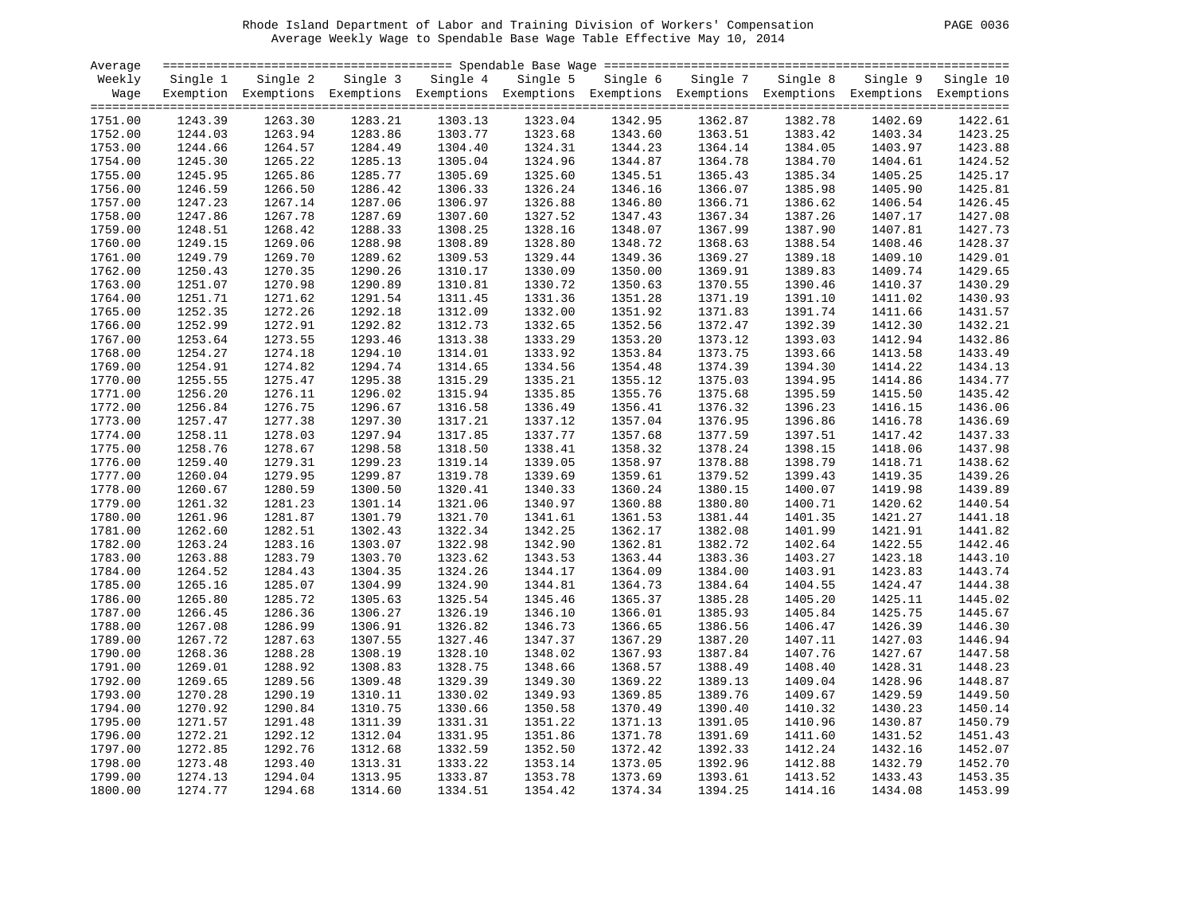Rhode Island Department of Labor and Training Division of Workers' Compensation

Average Weekly Wage to Spendable Base Wage Table Effective May 10, 2014

| Average Weekly Wage | Single 1 Exemption | Single 2 Exemptions | Single 3 Exemptions | Single 4 Exemptions | Single 5 Exemptions | Single 6 Exemptions | Single 7 Exemptions | Single 8 Exemptions | Single 9 Exemptions | Single 10 Exemptions |
|---|---|---|---|---|---|---|---|---|---|---|
| 1751.00 | 1243.39 | 1263.30 | 1283.21 | 1303.13 | 1323.04 | 1342.95 | 1362.87 | 1382.78 | 1402.69 | 1422.61 |
| 1752.00 | 1244.03 | 1263.94 | 1283.86 | 1303.77 | 1323.68 | 1343.60 | 1363.51 | 1383.42 | 1403.34 | 1423.25 |
| 1753.00 | 1244.66 | 1264.57 | 1284.49 | 1304.40 | 1324.31 | 1344.23 | 1364.14 | 1384.05 | 1403.97 | 1423.88 |
| 1754.00 | 1245.30 | 1265.22 | 1285.13 | 1305.04 | 1324.96 | 1344.87 | 1364.78 | 1384.70 | 1404.61 | 1424.52 |
| 1755.00 | 1245.95 | 1265.86 | 1285.77 | 1305.69 | 1325.60 | 1345.51 | 1365.43 | 1385.34 | 1405.25 | 1425.17 |
| 1756.00 | 1246.59 | 1266.50 | 1286.42 | 1306.33 | 1326.24 | 1346.16 | 1366.07 | 1385.98 | 1405.90 | 1425.81 |
| 1757.00 | 1247.23 | 1267.14 | 1287.06 | 1306.97 | 1326.88 | 1346.80 | 1366.71 | 1386.62 | 1406.54 | 1426.45 |
| 1758.00 | 1247.86 | 1267.78 | 1287.69 | 1307.60 | 1327.52 | 1347.43 | 1367.34 | 1387.26 | 1407.17 | 1427.08 |
| 1759.00 | 1248.51 | 1268.42 | 1288.33 | 1308.25 | 1328.16 | 1348.07 | 1367.99 | 1387.90 | 1407.81 | 1427.73 |
| 1760.00 | 1249.15 | 1269.06 | 1288.98 | 1308.89 | 1328.80 | 1348.72 | 1368.63 | 1388.54 | 1408.46 | 1428.37 |
| 1761.00 | 1249.79 | 1269.70 | 1289.62 | 1309.53 | 1329.44 | 1349.36 | 1369.27 | 1389.18 | 1409.10 | 1429.01 |
| 1762.00 | 1250.43 | 1270.35 | 1290.26 | 1310.17 | 1330.09 | 1350.00 | 1369.91 | 1389.83 | 1409.74 | 1429.65 |
| 1763.00 | 1251.07 | 1270.98 | 1290.89 | 1310.81 | 1330.72 | 1350.63 | 1370.55 | 1390.46 | 1410.37 | 1430.29 |
| 1764.00 | 1251.71 | 1271.62 | 1291.54 | 1311.45 | 1331.36 | 1351.28 | 1371.19 | 1391.10 | 1411.02 | 1430.93 |
| 1765.00 | 1252.35 | 1272.26 | 1292.18 | 1312.09 | 1332.00 | 1351.92 | 1371.83 | 1391.74 | 1411.66 | 1431.57 |
| 1766.00 | 1252.99 | 1272.91 | 1292.82 | 1312.73 | 1332.65 | 1352.56 | 1372.47 | 1392.39 | 1412.30 | 1432.21 |
| 1767.00 | 1253.64 | 1273.55 | 1293.46 | 1313.38 | 1333.29 | 1353.20 | 1373.12 | 1393.03 | 1412.94 | 1432.86 |
| 1768.00 | 1254.27 | 1274.18 | 1294.10 | 1314.01 | 1333.92 | 1353.84 | 1373.75 | 1393.66 | 1413.58 | 1433.49 |
| 1769.00 | 1254.91 | 1274.82 | 1294.74 | 1314.65 | 1334.56 | 1354.48 | 1374.39 | 1394.30 | 1414.22 | 1434.13 |
| 1770.00 | 1255.55 | 1275.47 | 1295.38 | 1315.29 | 1335.21 | 1355.12 | 1375.03 | 1394.95 | 1414.86 | 1434.77 |
| 1771.00 | 1256.20 | 1276.11 | 1296.02 | 1315.94 | 1335.85 | 1355.76 | 1375.68 | 1395.59 | 1415.50 | 1435.42 |
| 1772.00 | 1256.84 | 1276.75 | 1296.67 | 1316.58 | 1336.49 | 1356.41 | 1376.32 | 1396.23 | 1416.15 | 1436.06 |
| 1773.00 | 1257.47 | 1277.38 | 1297.30 | 1317.21 | 1337.12 | 1357.04 | 1376.95 | 1396.86 | 1416.78 | 1436.69 |
| 1774.00 | 1258.11 | 1278.03 | 1297.94 | 1317.85 | 1337.77 | 1357.68 | 1377.59 | 1397.51 | 1417.42 | 1437.33 |
| 1775.00 | 1258.76 | 1278.67 | 1298.58 | 1318.50 | 1338.41 | 1358.32 | 1378.24 | 1398.15 | 1418.06 | 1437.98 |
| 1776.00 | 1259.40 | 1279.31 | 1299.23 | 1319.14 | 1339.05 | 1358.97 | 1378.88 | 1398.79 | 1418.71 | 1438.62 |
| 1777.00 | 1260.04 | 1279.95 | 1299.87 | 1319.78 | 1339.69 | 1359.61 | 1379.52 | 1399.43 | 1419.35 | 1439.26 |
| 1778.00 | 1260.67 | 1280.59 | 1300.50 | 1320.41 | 1340.33 | 1360.24 | 1380.15 | 1400.07 | 1419.98 | 1439.89 |
| 1779.00 | 1261.32 | 1281.23 | 1301.14 | 1321.06 | 1340.97 | 1360.88 | 1380.80 | 1400.71 | 1420.62 | 1440.54 |
| 1780.00 | 1261.96 | 1281.87 | 1301.79 | 1321.70 | 1341.61 | 1361.53 | 1381.44 | 1401.35 | 1421.27 | 1441.18 |
| 1781.00 | 1262.60 | 1282.51 | 1302.43 | 1322.34 | 1342.25 | 1362.17 | 1382.08 | 1401.99 | 1421.91 | 1441.82 |
| 1782.00 | 1263.24 | 1283.16 | 1303.07 | 1322.98 | 1342.90 | 1362.81 | 1382.72 | 1402.64 | 1422.55 | 1442.46 |
| 1783.00 | 1263.88 | 1283.79 | 1303.70 | 1323.62 | 1343.53 | 1363.44 | 1383.36 | 1403.27 | 1423.18 | 1443.10 |
| 1784.00 | 1264.52 | 1284.43 | 1304.35 | 1324.26 | 1344.17 | 1364.09 | 1384.00 | 1403.91 | 1423.83 | 1443.74 |
| 1785.00 | 1265.16 | 1285.07 | 1304.99 | 1324.90 | 1344.81 | 1364.73 | 1384.64 | 1404.55 | 1424.47 | 1444.38 |
| 1786.00 | 1265.80 | 1285.72 | 1305.63 | 1325.54 | 1345.46 | 1365.37 | 1385.28 | 1405.20 | 1425.11 | 1445.02 |
| 1787.00 | 1266.45 | 1286.36 | 1306.27 | 1326.19 | 1346.10 | 1366.01 | 1385.93 | 1405.84 | 1425.75 | 1445.67 |
| 1788.00 | 1267.08 | 1286.99 | 1306.91 | 1326.82 | 1346.73 | 1366.65 | 1386.56 | 1406.47 | 1426.39 | 1446.30 |
| 1789.00 | 1267.72 | 1287.63 | 1307.55 | 1327.46 | 1347.37 | 1367.29 | 1387.20 | 1407.11 | 1427.03 | 1446.94 |
| 1790.00 | 1268.36 | 1288.28 | 1308.19 | 1328.10 | 1348.02 | 1367.93 | 1387.84 | 1407.76 | 1427.67 | 1447.58 |
| 1791.00 | 1269.01 | 1288.92 | 1308.83 | 1328.75 | 1348.66 | 1368.57 | 1388.49 | 1408.40 | 1428.31 | 1448.23 |
| 1792.00 | 1269.65 | 1289.56 | 1309.48 | 1329.39 | 1349.30 | 1369.22 | 1389.13 | 1409.04 | 1428.96 | 1448.87 |
| 1793.00 | 1270.28 | 1290.19 | 1310.11 | 1330.02 | 1349.93 | 1369.85 | 1389.76 | 1409.67 | 1429.59 | 1449.50 |
| 1794.00 | 1270.92 | 1290.84 | 1310.75 | 1330.66 | 1350.58 | 1370.49 | 1390.40 | 1410.32 | 1430.23 | 1450.14 |
| 1795.00 | 1271.57 | 1291.48 | 1311.39 | 1331.31 | 1351.22 | 1371.13 | 1391.05 | 1410.96 | 1430.87 | 1450.79 |
| 1796.00 | 1272.21 | 1292.12 | 1312.04 | 1331.95 | 1351.86 | 1371.78 | 1391.69 | 1411.60 | 1431.52 | 1451.43 |
| 1797.00 | 1272.85 | 1292.76 | 1312.68 | 1332.59 | 1352.50 | 1372.42 | 1392.33 | 1412.24 | 1432.16 | 1452.07 |
| 1798.00 | 1273.48 | 1293.40 | 1313.31 | 1333.22 | 1353.14 | 1373.05 | 1392.96 | 1412.88 | 1432.79 | 1452.70 |
| 1799.00 | 1274.13 | 1294.04 | 1313.95 | 1333.87 | 1353.78 | 1373.69 | 1393.61 | 1413.52 | 1433.43 | 1453.35 |
| 1800.00 | 1274.77 | 1294.68 | 1314.60 | 1334.51 | 1354.42 | 1374.34 | 1394.25 | 1414.16 | 1434.08 | 1453.99 |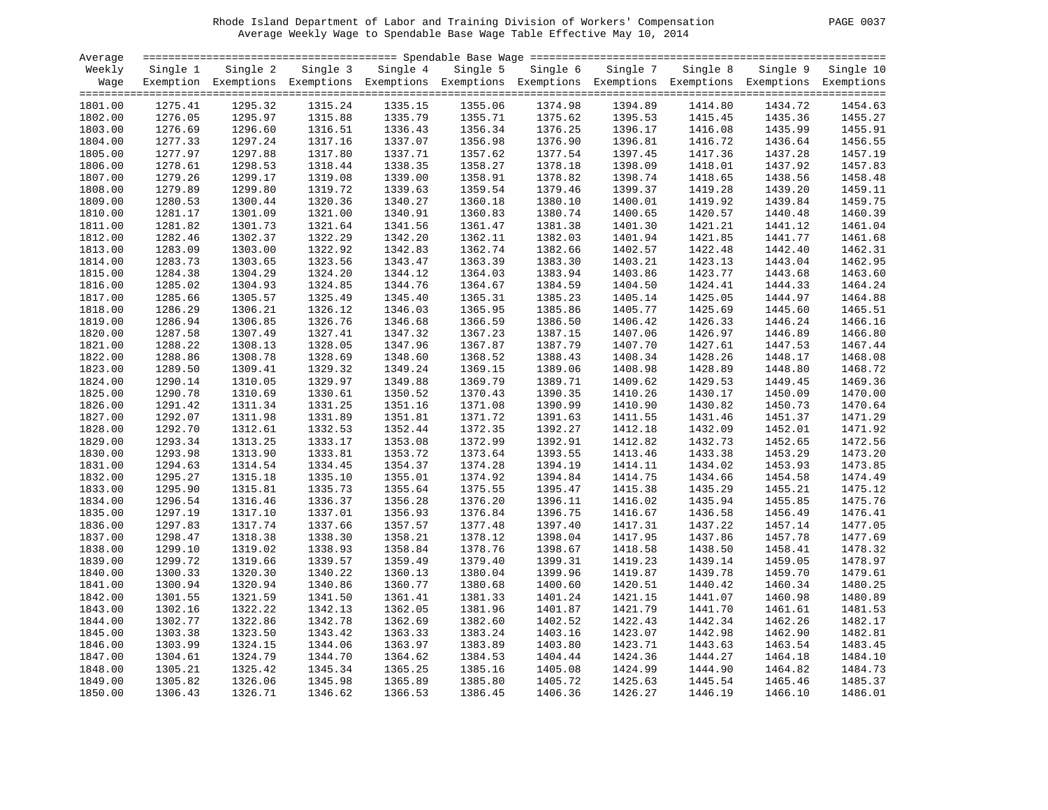Rhode Island Department of Labor and Training Division of Workers' Compensation

Average Weekly Wage to Spendable Base Wage Table Effective May 10, 2014

| Average Weekly Wage | Spendable Base Wage | | | | | | | | | |
|---|---|---|---|---|---|---|---|---|---|---|
| | Single 1 Exemption | Single 2 Exemptions | Single 3 Exemptions | Single 4 Exemptions | Single 5 Exemptions | Single 6 Exemptions | Single 7 Exemptions | Single 8 Exemptions | Single 9 Exemptions | Single 10 Exemptions |
| 1801.00 | 1275.41 | 1295.32 | 1315.24 | 1335.15 | 1355.06 | 1374.98 | 1394.89 | 1414.80 | 1434.72 | 1454.63 |
| 1802.00 | 1276.05 | 1295.97 | 1315.88 | 1335.79 | 1355.71 | 1375.62 | 1395.53 | 1415.45 | 1435.36 | 1455.27 |
| 1803.00 | 1276.69 | 1296.60 | 1316.51 | 1336.43 | 1356.34 | 1376.25 | 1396.17 | 1416.08 | 1435.99 | 1455.91 |
| 1804.00 | 1277.33 | 1297.24 | 1317.16 | 1337.07 | 1356.98 | 1376.90 | 1396.81 | 1416.72 | 1436.64 | 1456.55 |
| 1805.00 | 1277.97 | 1297.88 | 1317.80 | 1337.71 | 1357.62 | 1377.54 | 1397.45 | 1417.36 | 1437.28 | 1457.19 |
| 1806.00 | 1278.61 | 1298.53 | 1318.44 | 1338.35 | 1358.27 | 1378.18 | 1398.09 | 1418.01 | 1437.92 | 1457.83 |
| 1807.00 | 1279.26 | 1299.17 | 1319.08 | 1339.00 | 1358.91 | 1378.82 | 1398.74 | 1418.65 | 1438.56 | 1458.48 |
| 1808.00 | 1279.89 | 1299.80 | 1319.72 | 1339.63 | 1359.54 | 1379.46 | 1399.37 | 1419.28 | 1439.20 | 1459.11 |
| 1809.00 | 1280.53 | 1300.44 | 1320.36 | 1340.27 | 1360.18 | 1380.10 | 1400.01 | 1419.92 | 1439.84 | 1459.75 |
| 1810.00 | 1281.17 | 1301.09 | 1321.00 | 1340.91 | 1360.83 | 1380.74 | 1400.65 | 1420.57 | 1440.48 | 1460.39 |
| 1811.00 | 1281.82 | 1301.73 | 1321.64 | 1341.56 | 1361.47 | 1381.38 | 1401.30 | 1421.21 | 1441.12 | 1461.04 |
| 1812.00 | 1282.46 | 1302.37 | 1322.29 | 1342.20 | 1362.11 | 1382.03 | 1401.94 | 1421.85 | 1441.77 | 1461.68 |
| 1813.00 | 1283.09 | 1303.00 | 1322.92 | 1342.83 | 1362.74 | 1382.66 | 1402.57 | 1422.48 | 1442.40 | 1462.31 |
| 1814.00 | 1283.73 | 1303.65 | 1323.56 | 1343.47 | 1363.39 | 1383.30 | 1403.21 | 1423.13 | 1443.04 | 1462.95 |
| 1815.00 | 1284.38 | 1304.29 | 1324.20 | 1344.12 | 1364.03 | 1383.94 | 1403.86 | 1423.77 | 1443.68 | 1463.60 |
| 1816.00 | 1285.02 | 1304.93 | 1324.85 | 1344.76 | 1364.67 | 1384.59 | 1404.50 | 1424.41 | 1444.33 | 1464.24 |
| 1817.00 | 1285.66 | 1305.57 | 1325.49 | 1345.40 | 1365.31 | 1385.23 | 1405.14 | 1425.05 | 1444.97 | 1464.88 |
| 1818.00 | 1286.29 | 1306.21 | 1326.12 | 1346.03 | 1365.95 | 1385.86 | 1405.77 | 1425.69 | 1445.60 | 1465.51 |
| 1819.00 | 1286.94 | 1306.85 | 1326.76 | 1346.68 | 1366.59 | 1386.50 | 1406.42 | 1426.33 | 1446.24 | 1466.16 |
| 1820.00 | 1287.58 | 1307.49 | 1327.41 | 1347.32 | 1367.23 | 1387.15 | 1407.06 | 1426.97 | 1446.89 | 1466.80 |
| 1821.00 | 1288.22 | 1308.13 | 1328.05 | 1347.96 | 1367.87 | 1387.79 | 1407.70 | 1427.61 | 1447.53 | 1467.44 |
| 1822.00 | 1288.86 | 1308.78 | 1328.69 | 1348.60 | 1368.52 | 1388.43 | 1408.34 | 1428.26 | 1448.17 | 1468.08 |
| 1823.00 | 1289.50 | 1309.41 | 1329.32 | 1349.24 | 1369.15 | 1389.06 | 1408.98 | 1428.89 | 1448.80 | 1468.72 |
| 1824.00 | 1290.14 | 1310.05 | 1329.97 | 1349.88 | 1369.79 | 1389.71 | 1409.62 | 1429.53 | 1449.45 | 1469.36 |
| 1825.00 | 1290.78 | 1310.69 | 1330.61 | 1350.52 | 1370.43 | 1390.35 | 1410.26 | 1430.17 | 1450.09 | 1470.00 |
| 1826.00 | 1291.42 | 1311.34 | 1331.25 | 1351.16 | 1371.08 | 1390.99 | 1410.90 | 1430.82 | 1450.73 | 1470.64 |
| 1827.00 | 1292.07 | 1311.98 | 1331.89 | 1351.81 | 1371.72 | 1391.63 | 1411.55 | 1431.46 | 1451.37 | 1471.29 |
| 1828.00 | 1292.70 | 1312.61 | 1332.53 | 1352.44 | 1372.35 | 1392.27 | 1412.18 | 1432.09 | 1452.01 | 1471.92 |
| 1829.00 | 1293.34 | 1313.25 | 1333.17 | 1353.08 | 1372.99 | 1392.91 | 1412.82 | 1432.73 | 1452.65 | 1472.56 |
| 1830.00 | 1293.98 | 1313.90 | 1333.81 | 1353.72 | 1373.64 | 1393.55 | 1413.46 | 1433.38 | 1453.29 | 1473.20 |
| 1831.00 | 1294.63 | 1314.54 | 1334.45 | 1354.37 | 1374.28 | 1394.19 | 1414.11 | 1434.02 | 1453.93 | 1473.85 |
| 1832.00 | 1295.27 | 1315.18 | 1335.10 | 1355.01 | 1374.92 | 1394.84 | 1414.75 | 1434.66 | 1454.58 | 1474.49 |
| 1833.00 | 1295.90 | 1315.81 | 1335.73 | 1355.64 | 1375.55 | 1395.47 | 1415.38 | 1435.29 | 1455.21 | 1475.12 |
| 1834.00 | 1296.54 | 1316.46 | 1336.37 | 1356.28 | 1376.20 | 1396.11 | 1416.02 | 1435.94 | 1455.85 | 1475.76 |
| 1835.00 | 1297.19 | 1317.10 | 1337.01 | 1356.93 | 1376.84 | 1396.75 | 1416.67 | 1436.58 | 1456.49 | 1476.41 |
| 1836.00 | 1297.83 | 1317.74 | 1337.66 | 1357.57 | 1377.48 | 1397.40 | 1417.31 | 1437.22 | 1457.14 | 1477.05 |
| 1837.00 | 1298.47 | 1318.38 | 1338.30 | 1358.21 | 1378.12 | 1398.04 | 1417.95 | 1437.86 | 1457.78 | 1477.69 |
| 1838.00 | 1299.10 | 1319.02 | 1338.93 | 1358.84 | 1378.76 | 1398.67 | 1418.58 | 1438.50 | 1458.41 | 1478.32 |
| 1839.00 | 1299.72 | 1319.66 | 1339.57 | 1359.49 | 1379.40 | 1399.31 | 1419.23 | 1439.14 | 1459.05 | 1478.97 |
| 1840.00 | 1300.33 | 1320.30 | 1340.22 | 1360.13 | 1380.04 | 1399.96 | 1419.87 | 1439.78 | 1459.70 | 1479.61 |
| 1841.00 | 1300.94 | 1320.94 | 1340.86 | 1360.77 | 1380.68 | 1400.60 | 1420.51 | 1440.42 | 1460.34 | 1480.25 |
| 1842.00 | 1301.55 | 1321.59 | 1341.50 | 1361.41 | 1381.33 | 1401.24 | 1421.15 | 1441.07 | 1460.98 | 1480.89 |
| 1843.00 | 1302.16 | 1322.22 | 1342.13 | 1362.05 | 1381.96 | 1401.87 | 1421.79 | 1441.70 | 1461.61 | 1481.53 |
| 1844.00 | 1302.77 | 1322.86 | 1342.78 | 1362.69 | 1382.60 | 1402.52 | 1422.43 | 1442.34 | 1462.26 | 1482.17 |
| 1845.00 | 1303.38 | 1323.50 | 1343.42 | 1363.33 | 1383.24 | 1403.16 | 1423.07 | 1442.98 | 1462.90 | 1482.81 |
| 1846.00 | 1303.99 | 1324.15 | 1344.06 | 1363.97 | 1383.89 | 1403.80 | 1423.71 | 1443.63 | 1463.54 | 1483.45 |
| 1847.00 | 1304.61 | 1324.79 | 1344.70 | 1364.62 | 1384.53 | 1404.44 | 1424.36 | 1444.27 | 1464.18 | 1484.10 |
| 1848.00 | 1305.21 | 1325.42 | 1345.34 | 1365.25 | 1385.16 | 1405.08 | 1424.99 | 1444.90 | 1464.82 | 1484.73 |
| 1849.00 | 1305.82 | 1326.06 | 1345.98 | 1365.89 | 1385.80 | 1405.72 | 1425.63 | 1445.54 | 1465.46 | 1485.37 |
| 1850.00 | 1306.43 | 1326.71 | 1346.62 | 1366.53 | 1386.45 | 1406.36 | 1426.27 | 1446.19 | 1466.10 | 1486.01 |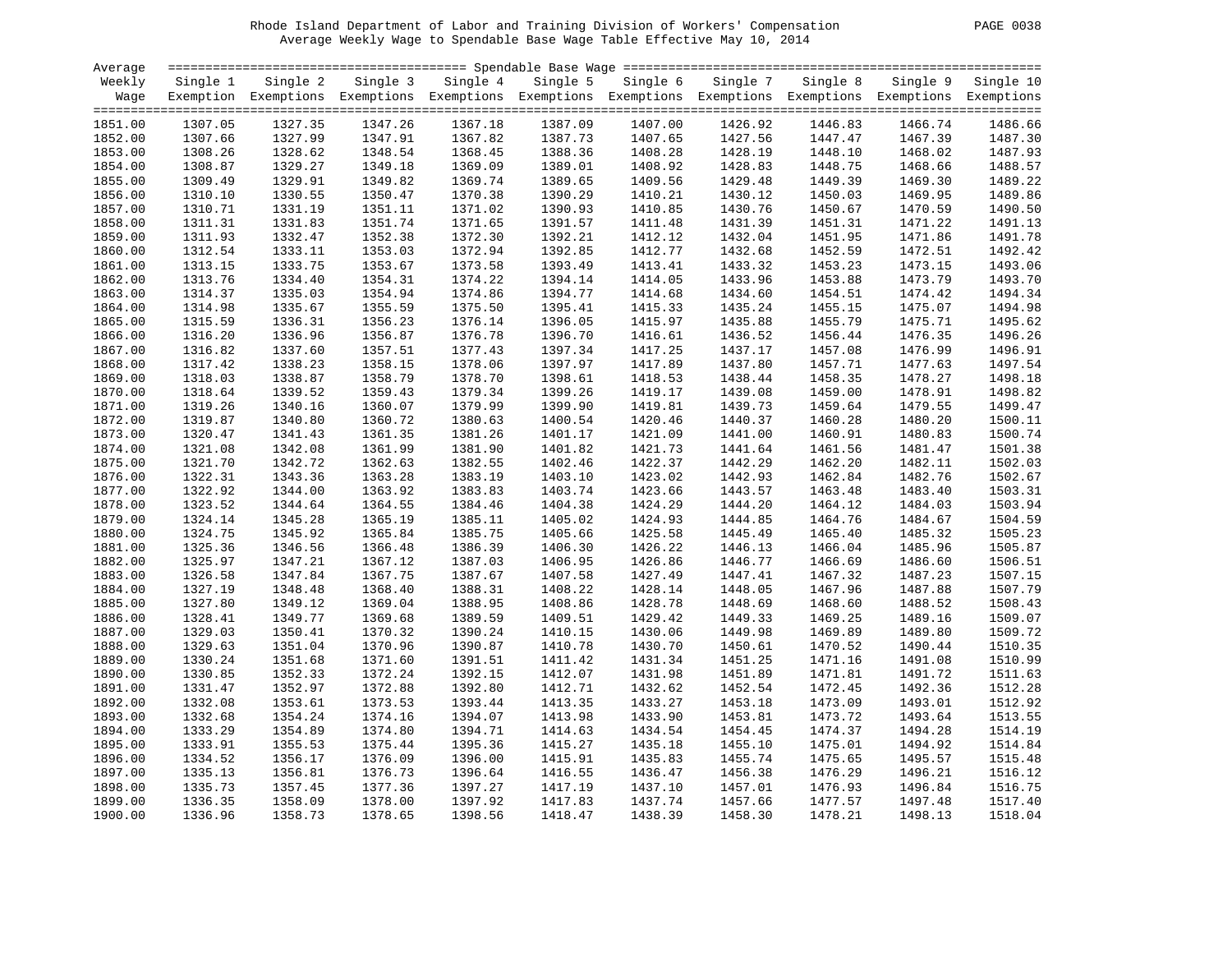Rhode Island Department of Labor and Training Division of Workers' Compensation

Average Weekly Wage to Spendable Base Wage Table Effective May 10, 2014

| Average Weekly Wage | Spendable Base Wage | | | | | | | | | |
|---|---|---|---|---|---|---|---|---|---|---|
| | Single 1 Exemption | Single 2 Exemptions | Single 3 Exemptions | Single 4 Exemptions | Single 5 Exemptions | Single 6 Exemptions | Single 7 Exemptions | Single 8 Exemptions | Single 9 Exemptions | Single 10 Exemptions |
| 1851.00 | 1307.05 | 1327.35 | 1347.26 | 1367.18 | 1387.09 | 1407.00 | 1426.92 | 1446.83 | 1466.74 | 1486.66 |
| 1852.00 | 1307.66 | 1327.99 | 1347.91 | 1367.82 | 1387.73 | 1407.65 | 1427.56 | 1447.47 | 1467.39 | 1487.30 |
| 1853.00 | 1308.26 | 1328.62 | 1348.54 | 1368.45 | 1388.36 | 1408.28 | 1428.19 | 1448.10 | 1468.02 | 1487.93 |
| 1854.00 | 1308.87 | 1329.27 | 1349.18 | 1369.09 | 1389.01 | 1408.92 | 1428.83 | 1448.75 | 1468.66 | 1488.57 |
| 1855.00 | 1309.49 | 1329.91 | 1349.82 | 1369.74 | 1389.65 | 1409.56 | 1429.48 | 1449.39 | 1469.30 | 1489.22 |
| 1856.00 | 1310.10 | 1330.55 | 1350.47 | 1370.38 | 1390.29 | 1410.21 | 1430.12 | 1450.03 | 1469.95 | 1489.86 |
| 1857.00 | 1310.71 | 1331.19 | 1351.11 | 1371.02 | 1390.93 | 1410.85 | 1430.76 | 1450.67 | 1470.59 | 1490.50 |
| 1858.00 | 1311.31 | 1331.83 | 1351.74 | 1371.65 | 1391.57 | 1411.48 | 1431.39 | 1451.31 | 1471.22 | 1491.13 |
| 1859.00 | 1311.93 | 1332.47 | 1352.38 | 1372.30 | 1392.21 | 1412.12 | 1432.04 | 1451.95 | 1471.86 | 1491.78 |
| 1860.00 | 1312.54 | 1333.11 | 1353.03 | 1372.94 | 1392.85 | 1412.77 | 1432.68 | 1452.59 | 1472.51 | 1492.42 |
| 1861.00 | 1313.15 | 1333.75 | 1353.67 | 1373.58 | 1393.49 | 1413.41 | 1433.32 | 1453.23 | 1473.15 | 1493.06 |
| 1862.00 | 1313.76 | 1334.40 | 1354.31 | 1374.22 | 1394.14 | 1414.05 | 1433.96 | 1453.88 | 1473.79 | 1493.70 |
| 1863.00 | 1314.37 | 1335.03 | 1354.94 | 1374.86 | 1394.77 | 1414.68 | 1434.60 | 1454.51 | 1474.42 | 1494.34 |
| 1864.00 | 1314.98 | 1335.67 | 1355.59 | 1375.50 | 1395.41 | 1415.33 | 1435.24 | 1455.15 | 1475.07 | 1494.98 |
| 1865.00 | 1315.59 | 1336.31 | 1356.23 | 1376.14 | 1396.05 | 1415.97 | 1435.88 | 1455.79 | 1475.71 | 1495.62 |
| 1866.00 | 1316.20 | 1336.96 | 1356.87 | 1376.78 | 1396.70 | 1416.61 | 1436.52 | 1456.44 | 1476.35 | 1496.26 |
| 1867.00 | 1316.82 | 1337.60 | 1357.51 | 1377.43 | 1397.34 | 1417.25 | 1437.17 | 1457.08 | 1476.99 | 1496.91 |
| 1868.00 | 1317.42 | 1338.23 | 1358.15 | 1378.06 | 1397.97 | 1417.89 | 1437.80 | 1457.71 | 1477.63 | 1497.54 |
| 1869.00 | 1318.03 | 1338.87 | 1358.79 | 1378.70 | 1398.61 | 1418.53 | 1438.44 | 1458.35 | 1478.27 | 1498.18 |
| 1870.00 | 1318.64 | 1339.52 | 1359.43 | 1379.34 | 1399.26 | 1419.17 | 1439.08 | 1459.00 | 1478.91 | 1498.82 |
| 1871.00 | 1319.26 | 1340.16 | 1360.07 | 1379.99 | 1399.90 | 1419.81 | 1439.73 | 1459.64 | 1479.55 | 1499.47 |
| 1872.00 | 1319.87 | 1340.80 | 1360.72 | 1380.63 | 1400.54 | 1420.46 | 1440.37 | 1460.28 | 1480.20 | 1500.11 |
| 1873.00 | 1320.47 | 1341.43 | 1361.35 | 1381.26 | 1401.17 | 1421.09 | 1441.00 | 1460.91 | 1480.83 | 1500.74 |
| 1874.00 | 1321.08 | 1342.08 | 1361.99 | 1381.90 | 1401.82 | 1421.73 | 1441.64 | 1461.56 | 1481.47 | 1501.38 |
| 1875.00 | 1321.70 | 1342.72 | 1362.63 | 1382.55 | 1402.46 | 1422.37 | 1442.29 | 1462.20 | 1482.11 | 1502.03 |
| 1876.00 | 1322.31 | 1343.36 | 1363.28 | 1383.19 | 1403.10 | 1423.02 | 1442.93 | 1462.84 | 1482.76 | 1502.67 |
| 1877.00 | 1322.92 | 1344.00 | 1363.92 | 1383.83 | 1403.74 | 1423.66 | 1443.57 | 1463.48 | 1483.40 | 1503.31 |
| 1878.00 | 1323.52 | 1344.64 | 1364.55 | 1384.46 | 1404.38 | 1424.29 | 1444.20 | 1464.12 | 1484.03 | 1503.94 |
| 1879.00 | 1324.14 | 1345.28 | 1365.19 | 1385.11 | 1405.02 | 1424.93 | 1444.85 | 1464.76 | 1484.67 | 1504.59 |
| 1880.00 | 1324.75 | 1345.92 | 1365.84 | 1385.75 | 1405.66 | 1425.58 | 1445.49 | 1465.40 | 1485.32 | 1505.23 |
| 1881.00 | 1325.36 | 1346.56 | 1366.48 | 1386.39 | 1406.30 | 1426.22 | 1446.13 | 1466.04 | 1485.96 | 1505.87 |
| 1882.00 | 1325.97 | 1347.21 | 1367.12 | 1387.03 | 1406.95 | 1426.86 | 1446.77 | 1466.69 | 1486.60 | 1506.51 |
| 1883.00 | 1326.58 | 1347.84 | 1367.75 | 1387.67 | 1407.58 | 1427.49 | 1447.41 | 1467.32 | 1487.23 | 1507.15 |
| 1884.00 | 1327.19 | 1348.48 | 1368.40 | 1388.31 | 1408.22 | 1428.14 | 1448.05 | 1467.96 | 1487.88 | 1507.79 |
| 1885.00 | 1327.80 | 1349.12 | 1369.04 | 1388.95 | 1408.86 | 1428.78 | 1448.69 | 1468.60 | 1488.52 | 1508.43 |
| 1886.00 | 1328.41 | 1349.77 | 1369.68 | 1389.59 | 1409.51 | 1429.42 | 1449.33 | 1469.25 | 1489.16 | 1509.07 |
| 1887.00 | 1329.03 | 1350.41 | 1370.32 | 1390.24 | 1410.15 | 1430.06 | 1449.98 | 1469.89 | 1489.80 | 1509.72 |
| 1888.00 | 1329.63 | 1351.04 | 1370.96 | 1390.87 | 1410.78 | 1430.70 | 1450.61 | 1470.52 | 1490.44 | 1510.35 |
| 1889.00 | 1330.24 | 1351.68 | 1371.60 | 1391.51 | 1411.42 | 1431.34 | 1451.25 | 1471.16 | 1491.08 | 1510.99 |
| 1890.00 | 1330.85 | 1352.33 | 1372.24 | 1392.15 | 1412.07 | 1431.98 | 1451.89 | 1471.81 | 1491.72 | 1511.63 |
| 1891.00 | 1331.47 | 1352.97 | 1372.88 | 1392.80 | 1412.71 | 1432.62 | 1452.54 | 1472.45 | 1492.36 | 1512.28 |
| 1892.00 | 1332.08 | 1353.61 | 1373.53 | 1393.44 | 1413.35 | 1433.27 | 1453.18 | 1473.09 | 1493.01 | 1512.92 |
| 1893.00 | 1332.68 | 1354.24 | 1374.16 | 1394.07 | 1413.98 | 1433.90 | 1453.81 | 1473.72 | 1493.64 | 1513.55 |
| 1894.00 | 1333.29 | 1354.89 | 1374.80 | 1394.71 | 1414.63 | 1434.54 | 1454.45 | 1474.37 | 1494.28 | 1514.19 |
| 1895.00 | 1333.91 | 1355.53 | 1375.44 | 1395.36 | 1415.27 | 1435.18 | 1455.10 | 1475.01 | 1494.92 | 1514.84 |
| 1896.00 | 1334.52 | 1356.17 | 1376.09 | 1396.00 | 1415.91 | 1435.83 | 1455.74 | 1475.65 | 1495.57 | 1515.48 |
| 1897.00 | 1335.13 | 1356.81 | 1376.73 | 1396.64 | 1416.55 | 1436.47 | 1456.38 | 1476.29 | 1496.21 | 1516.12 |
| 1898.00 | 1335.73 | 1357.45 | 1377.36 | 1397.27 | 1417.19 | 1437.10 | 1457.01 | 1476.93 | 1496.84 | 1516.75 |
| 1899.00 | 1336.35 | 1358.09 | 1378.00 | 1397.92 | 1417.83 | 1437.74 | 1457.66 | 1477.57 | 1497.48 | 1517.40 |
| 1900.00 | 1336.96 | 1358.73 | 1378.65 | 1398.56 | 1418.47 | 1438.39 | 1458.30 | 1478.21 | 1498.13 | 1518.04 |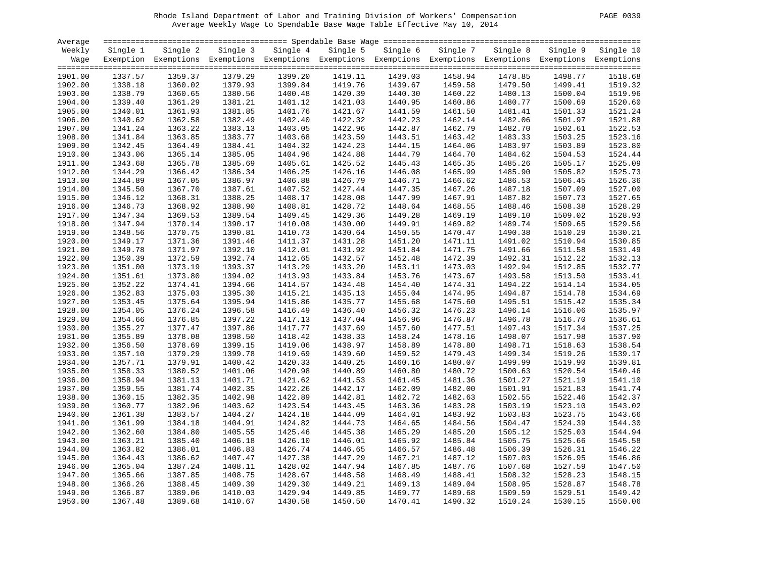Rhode Island Department of Labor and Training Division of Workers' Compensation

Average Weekly Wage to Spendable Base Wage Table Effective May 10, 2014

| Average Weekly Wage | Single 1 Exemption | Single 2 Exemptions | Single 3 Exemptions | Single 4 Exemptions | Single 5 Exemptions | Single 6 Exemptions | Single 7 Exemptions | Single 8 Exemptions | Single 9 Exemptions | Single 10 Exemptions |
|---|---|---|---|---|---|---|---|---|---|---|
| 1901.00 | 1337.57 | 1359.37 | 1379.29 | 1399.20 | 1419.11 | 1439.03 | 1458.94 | 1478.85 | 1498.77 | 1518.68 |
| 1902.00 | 1338.18 | 1360.02 | 1379.93 | 1399.84 | 1419.76 | 1439.67 | 1459.58 | 1479.50 | 1499.41 | 1519.32 |
| 1903.00 | 1338.79 | 1360.65 | 1380.56 | 1400.48 | 1420.39 | 1440.30 | 1460.22 | 1480.13 | 1500.04 | 1519.96 |
| 1904.00 | 1339.40 | 1361.29 | 1381.21 | 1401.12 | 1421.03 | 1440.95 | 1460.86 | 1480.77 | 1500.69 | 1520.60 |
| 1905.00 | 1340.01 | 1361.93 | 1381.85 | 1401.76 | 1421.67 | 1441.59 | 1461.50 | 1481.41 | 1501.33 | 1521.24 |
| 1906.00 | 1340.62 | 1362.58 | 1382.49 | 1402.40 | 1422.32 | 1442.23 | 1462.14 | 1482.06 | 1501.97 | 1521.88 |
| 1907.00 | 1341.24 | 1363.22 | 1383.13 | 1403.05 | 1422.96 | 1442.87 | 1462.79 | 1482.70 | 1502.61 | 1522.53 |
| 1908.00 | 1341.84 | 1363.85 | 1383.77 | 1403.68 | 1423.59 | 1443.51 | 1463.42 | 1483.33 | 1503.25 | 1523.16 |
| 1909.00 | 1342.45 | 1364.49 | 1384.41 | 1404.32 | 1424.23 | 1444.15 | 1464.06 | 1483.97 | 1503.89 | 1523.80 |
| 1910.00 | 1343.06 | 1365.14 | 1385.05 | 1404.96 | 1424.88 | 1444.79 | 1464.70 | 1484.62 | 1504.53 | 1524.44 |
| 1911.00 | 1343.68 | 1365.78 | 1385.69 | 1405.61 | 1425.52 | 1445.43 | 1465.35 | 1485.26 | 1505.17 | 1525.09 |
| 1912.00 | 1344.29 | 1366.42 | 1386.34 | 1406.25 | 1426.16 | 1446.08 | 1465.99 | 1485.90 | 1505.82 | 1525.73 |
| 1913.00 | 1344.89 | 1367.05 | 1386.97 | 1406.88 | 1426.79 | 1446.71 | 1466.62 | 1486.53 | 1506.45 | 1526.36 |
| 1914.00 | 1345.50 | 1367.70 | 1387.61 | 1407.52 | 1427.44 | 1447.35 | 1467.26 | 1487.18 | 1507.09 | 1527.00 |
| 1915.00 | 1346.12 | 1368.31 | 1388.25 | 1408.17 | 1428.08 | 1447.99 | 1467.91 | 1487.82 | 1507.73 | 1527.65 |
| 1916.00 | 1346.73 | 1368.92 | 1388.90 | 1408.81 | 1428.72 | 1448.64 | 1468.55 | 1488.46 | 1508.38 | 1528.29 |
| 1917.00 | 1347.34 | 1369.53 | 1389.54 | 1409.45 | 1429.36 | 1449.28 | 1469.19 | 1489.10 | 1509.02 | 1528.93 |
| 1918.00 | 1347.94 | 1370.14 | 1390.17 | 1410.08 | 1430.00 | 1449.91 | 1469.82 | 1489.74 | 1509.65 | 1529.56 |
| 1919.00 | 1348.56 | 1370.75 | 1390.81 | 1410.73 | 1430.64 | 1450.55 | 1470.47 | 1490.38 | 1510.29 | 1530.21 |
| 1920.00 | 1349.17 | 1371.36 | 1391.46 | 1411.37 | 1431.28 | 1451.20 | 1471.11 | 1491.02 | 1510.94 | 1530.85 |
| 1921.00 | 1349.78 | 1371.97 | 1392.10 | 1412.01 | 1431.92 | 1451.84 | 1471.75 | 1491.66 | 1511.58 | 1531.49 |
| 1922.00 | 1350.39 | 1372.59 | 1392.74 | 1412.65 | 1432.57 | 1452.48 | 1472.39 | 1492.31 | 1512.22 | 1532.13 |
| 1923.00 | 1351.00 | 1373.19 | 1393.37 | 1413.29 | 1433.20 | 1453.11 | 1473.03 | 1492.94 | 1512.85 | 1532.77 |
| 1924.00 | 1351.61 | 1373.80 | 1394.02 | 1413.93 | 1433.84 | 1453.76 | 1473.67 | 1493.58 | 1513.50 | 1533.41 |
| 1925.00 | 1352.22 | 1374.41 | 1394.66 | 1414.57 | 1434.48 | 1454.40 | 1474.31 | 1494.22 | 1514.14 | 1534.05 |
| 1926.00 | 1352.83 | 1375.03 | 1395.30 | 1415.21 | 1435.13 | 1455.04 | 1474.95 | 1494.87 | 1514.78 | 1534.69 |
| 1927.00 | 1353.45 | 1375.64 | 1395.94 | 1415.86 | 1435.77 | 1455.68 | 1475.60 | 1495.51 | 1515.42 | 1535.34 |
| 1928.00 | 1354.05 | 1376.24 | 1396.58 | 1416.49 | 1436.40 | 1456.32 | 1476.23 | 1496.14 | 1516.06 | 1535.97 |
| 1929.00 | 1354.66 | 1376.85 | 1397.22 | 1417.13 | 1437.04 | 1456.96 | 1476.87 | 1496.78 | 1516.70 | 1536.61 |
| 1930.00 | 1355.27 | 1377.47 | 1397.86 | 1417.77 | 1437.69 | 1457.60 | 1477.51 | 1497.43 | 1517.34 | 1537.25 |
| 1931.00 | 1355.89 | 1378.08 | 1398.50 | 1418.42 | 1438.33 | 1458.24 | 1478.16 | 1498.07 | 1517.98 | 1537.90 |
| 1932.00 | 1356.50 | 1378.69 | 1399.15 | 1419.06 | 1438.97 | 1458.89 | 1478.80 | 1498.71 | 1518.63 | 1538.54 |
| 1933.00 | 1357.10 | 1379.29 | 1399.78 | 1419.69 | 1439.60 | 1459.52 | 1479.43 | 1499.34 | 1519.26 | 1539.17 |
| 1934.00 | 1357.71 | 1379.91 | 1400.42 | 1420.33 | 1440.25 | 1460.16 | 1480.07 | 1499.99 | 1519.90 | 1539.81 |
| 1935.00 | 1358.33 | 1380.52 | 1401.06 | 1420.98 | 1440.89 | 1460.80 | 1480.72 | 1500.63 | 1520.54 | 1540.46 |
| 1936.00 | 1358.94 | 1381.13 | 1401.71 | 1421.62 | 1441.53 | 1461.45 | 1481.36 | 1501.27 | 1521.19 | 1541.10 |
| 1937.00 | 1359.55 | 1381.74 | 1402.35 | 1422.26 | 1442.17 | 1462.09 | 1482.00 | 1501.91 | 1521.83 | 1541.74 |
| 1938.00 | 1360.15 | 1382.35 | 1402.98 | 1422.89 | 1442.81 | 1462.72 | 1482.63 | 1502.55 | 1522.46 | 1542.37 |
| 1939.00 | 1360.77 | 1382.96 | 1403.62 | 1423.54 | 1443.45 | 1463.36 | 1483.28 | 1503.19 | 1523.10 | 1543.02 |
| 1940.00 | 1361.38 | 1383.57 | 1404.27 | 1424.18 | 1444.09 | 1464.01 | 1483.92 | 1503.83 | 1523.75 | 1543.66 |
| 1941.00 | 1361.99 | 1384.18 | 1404.91 | 1424.82 | 1444.73 | 1464.65 | 1484.56 | 1504.47 | 1524.39 | 1544.30 |
| 1942.00 | 1362.60 | 1384.80 | 1405.55 | 1425.46 | 1445.38 | 1465.29 | 1485.20 | 1505.12 | 1525.03 | 1544.94 |
| 1943.00 | 1363.21 | 1385.40 | 1406.18 | 1426.10 | 1446.01 | 1465.92 | 1485.84 | 1505.75 | 1525.66 | 1545.58 |
| 1944.00 | 1363.82 | 1386.01 | 1406.83 | 1426.74 | 1446.65 | 1466.57 | 1486.48 | 1506.39 | 1526.31 | 1546.22 |
| 1945.00 | 1364.43 | 1386.62 | 1407.47 | 1427.38 | 1447.29 | 1467.21 | 1487.12 | 1507.03 | 1526.95 | 1546.86 |
| 1946.00 | 1365.04 | 1387.24 | 1408.11 | 1428.02 | 1447.94 | 1467.85 | 1487.76 | 1507.68 | 1527.59 | 1547.50 |
| 1947.00 | 1365.66 | 1387.85 | 1408.75 | 1428.67 | 1448.58 | 1468.49 | 1488.41 | 1508.32 | 1528.23 | 1548.15 |
| 1948.00 | 1366.26 | 1388.45 | 1409.39 | 1429.30 | 1449.21 | 1469.13 | 1489.04 | 1508.95 | 1528.87 | 1548.78 |
| 1949.00 | 1366.87 | 1389.06 | 1410.03 | 1429.94 | 1449.85 | 1469.77 | 1489.68 | 1509.59 | 1529.51 | 1549.42 |
| 1950.00 | 1367.48 | 1389.68 | 1410.67 | 1430.58 | 1450.50 | 1470.41 | 1490.32 | 1510.24 | 1530.15 | 1550.06 |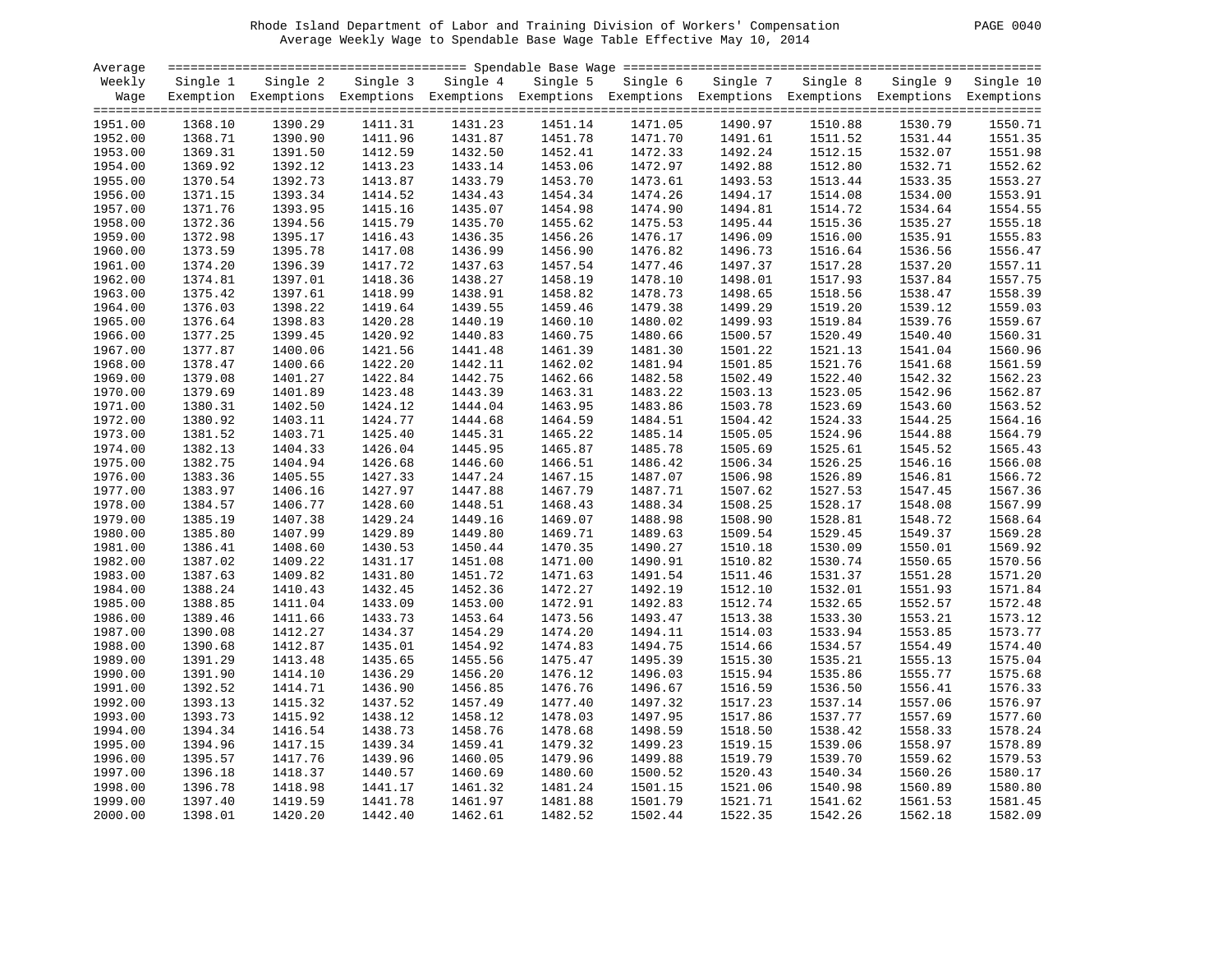Rhode Island Department of Labor and Training Division of Workers' Compensation

Average Weekly Wage to Spendable Base Wage Table Effective May 10, 2014

| Average Weekly Wage | Single 1 Exemption | Single 2 Exemptions | Single 3 Exemptions | Single 4 Exemptions | Single 5 Exemptions | Single 6 Exemptions | Single 7 Exemptions | Single 8 Exemptions | Single 9 Exemptions | Single 10 Exemptions |
|---|---|---|---|---|---|---|---|---|---|---|
| 1951.00 | 1368.10 | 1390.29 | 1411.31 | 1431.23 | 1451.14 | 1471.05 | 1490.97 | 1510.88 | 1530.79 | 1550.71 |
| 1952.00 | 1368.71 | 1390.90 | 1411.96 | 1431.87 | 1451.78 | 1471.70 | 1491.61 | 1511.52 | 1531.44 | 1551.35 |
| 1953.00 | 1369.31 | 1391.50 | 1412.59 | 1432.50 | 1452.41 | 1472.33 | 1492.24 | 1512.15 | 1532.07 | 1551.98 |
| 1954.00 | 1369.92 | 1392.12 | 1413.23 | 1433.14 | 1453.06 | 1472.97 | 1492.88 | 1512.80 | 1532.71 | 1552.62 |
| 1955.00 | 1370.54 | 1392.73 | 1413.87 | 1433.79 | 1453.70 | 1473.61 | 1493.53 | 1513.44 | 1533.35 | 1553.27 |
| 1956.00 | 1371.15 | 1393.34 | 1414.52 | 1434.43 | 1454.34 | 1474.26 | 1494.17 | 1514.08 | 1534.00 | 1553.91 |
| 1957.00 | 1371.76 | 1393.95 | 1415.16 | 1435.07 | 1454.98 | 1474.90 | 1494.81 | 1514.72 | 1534.64 | 1554.55 |
| 1958.00 | 1372.36 | 1394.56 | 1415.79 | 1435.70 | 1455.62 | 1475.53 | 1495.44 | 1515.36 | 1535.27 | 1555.18 |
| 1959.00 | 1372.98 | 1395.17 | 1416.43 | 1436.35 | 1456.26 | 1476.17 | 1496.09 | 1516.00 | 1535.91 | 1555.83 |
| 1960.00 | 1373.59 | 1395.78 | 1417.08 | 1436.99 | 1456.90 | 1476.82 | 1496.73 | 1516.64 | 1536.56 | 1556.47 |
| 1961.00 | 1374.20 | 1396.39 | 1417.72 | 1437.63 | 1457.54 | 1477.46 | 1497.37 | 1517.28 | 1537.20 | 1557.11 |
| 1962.00 | 1374.81 | 1397.01 | 1418.36 | 1438.27 | 1458.19 | 1478.10 | 1498.01 | 1517.93 | 1537.84 | 1557.75 |
| 1963.00 | 1375.42 | 1397.61 | 1418.99 | 1438.91 | 1458.82 | 1478.73 | 1498.65 | 1518.56 | 1538.47 | 1558.39 |
| 1964.00 | 1376.03 | 1398.22 | 1419.64 | 1439.55 | 1459.46 | 1479.38 | 1499.29 | 1519.20 | 1539.12 | 1559.03 |
| 1965.00 | 1376.64 | 1398.83 | 1420.28 | 1440.19 | 1460.10 | 1480.02 | 1499.93 | 1519.84 | 1539.76 | 1559.67 |
| 1966.00 | 1377.25 | 1399.45 | 1420.92 | 1440.83 | 1460.75 | 1480.66 | 1500.57 | 1520.49 | 1540.40 | 1560.31 |
| 1967.00 | 1377.87 | 1400.06 | 1421.56 | 1441.48 | 1461.39 | 1481.30 | 1501.22 | 1521.13 | 1541.04 | 1560.96 |
| 1968.00 | 1378.47 | 1400.66 | 1422.20 | 1442.11 | 1462.02 | 1481.94 | 1501.85 | 1521.76 | 1541.68 | 1561.59 |
| 1969.00 | 1379.08 | 1401.27 | 1422.84 | 1442.75 | 1462.66 | 1482.58 | 1502.49 | 1522.40 | 1542.32 | 1562.23 |
| 1970.00 | 1379.69 | 1401.89 | 1423.48 | 1443.39 | 1463.31 | 1483.22 | 1503.13 | 1523.05 | 1542.96 | 1562.87 |
| 1971.00 | 1380.31 | 1402.50 | 1424.12 | 1444.04 | 1463.95 | 1483.86 | 1503.78 | 1523.69 | 1543.60 | 1563.52 |
| 1972.00 | 1380.92 | 1403.11 | 1424.77 | 1444.68 | 1464.59 | 1484.51 | 1504.42 | 1524.33 | 1544.25 | 1564.16 |
| 1973.00 | 1381.52 | 1403.71 | 1425.40 | 1445.31 | 1465.22 | 1485.14 | 1505.05 | 1524.96 | 1544.88 | 1564.79 |
| 1974.00 | 1382.13 | 1404.33 | 1426.04 | 1445.95 | 1465.87 | 1485.78 | 1505.69 | 1525.61 | 1545.52 | 1565.43 |
| 1975.00 | 1382.75 | 1404.94 | 1426.68 | 1446.60 | 1466.51 | 1486.42 | 1506.34 | 1526.25 | 1546.16 | 1566.08 |
| 1976.00 | 1383.36 | 1405.55 | 1427.33 | 1447.24 | 1467.15 | 1487.07 | 1506.98 | 1526.89 | 1546.81 | 1566.72 |
| 1977.00 | 1383.97 | 1406.16 | 1427.97 | 1447.88 | 1467.79 | 1487.71 | 1507.62 | 1527.53 | 1547.45 | 1567.36 |
| 1978.00 | 1384.57 | 1406.77 | 1428.60 | 1448.51 | 1468.43 | 1488.34 | 1508.25 | 1528.17 | 1548.08 | 1567.99 |
| 1979.00 | 1385.19 | 1407.38 | 1429.24 | 1449.16 | 1469.07 | 1488.98 | 1508.90 | 1528.81 | 1548.72 | 1568.64 |
| 1980.00 | 1385.80 | 1407.99 | 1429.89 | 1449.80 | 1469.71 | 1489.63 | 1509.54 | 1529.45 | 1549.37 | 1569.28 |
| 1981.00 | 1386.41 | 1408.60 | 1430.53 | 1450.44 | 1470.35 | 1490.27 | 1510.18 | 1530.09 | 1550.01 | 1569.92 |
| 1982.00 | 1387.02 | 1409.22 | 1431.17 | 1451.08 | 1471.00 | 1490.91 | 1510.82 | 1530.74 | 1550.65 | 1570.56 |
| 1983.00 | 1387.63 | 1409.82 | 1431.80 | 1451.72 | 1471.63 | 1491.54 | 1511.46 | 1531.37 | 1551.28 | 1571.20 |
| 1984.00 | 1388.24 | 1410.43 | 1432.45 | 1452.36 | 1472.27 | 1492.19 | 1512.10 | 1532.01 | 1551.93 | 1571.84 |
| 1985.00 | 1388.85 | 1411.04 | 1433.09 | 1453.00 | 1472.91 | 1492.83 | 1512.74 | 1532.65 | 1552.57 | 1572.48 |
| 1986.00 | 1389.46 | 1411.66 | 1433.73 | 1453.64 | 1473.56 | 1493.47 | 1513.38 | 1533.30 | 1553.21 | 1573.12 |
| 1987.00 | 1390.08 | 1412.27 | 1434.37 | 1454.29 | 1474.20 | 1494.11 | 1514.03 | 1533.94 | 1553.85 | 1573.77 |
| 1988.00 | 1390.68 | 1412.87 | 1435.01 | 1454.92 | 1474.83 | 1494.75 | 1514.66 | 1534.57 | 1554.49 | 1574.40 |
| 1989.00 | 1391.29 | 1413.48 | 1435.65 | 1455.56 | 1475.47 | 1495.39 | 1515.30 | 1535.21 | 1555.13 | 1575.04 |
| 1990.00 | 1391.90 | 1414.10 | 1436.29 | 1456.20 | 1476.12 | 1496.03 | 1515.94 | 1535.86 | 1555.77 | 1575.68 |
| 1991.00 | 1392.52 | 1414.71 | 1436.90 | 1456.85 | 1476.76 | 1496.67 | 1516.59 | 1536.50 | 1556.41 | 1576.33 |
| 1992.00 | 1393.13 | 1415.32 | 1437.52 | 1457.49 | 1477.40 | 1497.32 | 1517.23 | 1537.14 | 1557.06 | 1576.97 |
| 1993.00 | 1393.73 | 1415.92 | 1438.12 | 1458.12 | 1478.03 | 1497.95 | 1517.86 | 1537.77 | 1557.69 | 1577.60 |
| 1994.00 | 1394.34 | 1416.54 | 1438.73 | 1458.76 | 1478.68 | 1498.59 | 1518.50 | 1538.42 | 1558.33 | 1578.24 |
| 1995.00 | 1394.96 | 1417.15 | 1439.34 | 1459.41 | 1479.32 | 1499.23 | 1519.15 | 1539.06 | 1558.97 | 1578.89 |
| 1996.00 | 1395.57 | 1417.76 | 1439.96 | 1460.05 | 1479.96 | 1499.88 | 1519.79 | 1539.70 | 1559.62 | 1579.53 |
| 1997.00 | 1396.18 | 1418.37 | 1440.57 | 1460.69 | 1480.60 | 1500.52 | 1520.43 | 1540.34 | 1560.26 | 1580.17 |
| 1998.00 | 1396.78 | 1418.98 | 1441.17 | 1461.32 | 1481.24 | 1501.15 | 1521.06 | 1540.98 | 1560.89 | 1580.80 |
| 1999.00 | 1397.40 | 1419.59 | 1441.78 | 1461.97 | 1481.88 | 1501.79 | 1521.71 | 1541.62 | 1561.53 | 1581.45 |
| 2000.00 | 1398.01 | 1420.20 | 1442.40 | 1462.61 | 1482.52 | 1502.44 | 1522.35 | 1542.26 | 1562.18 | 1582.09 |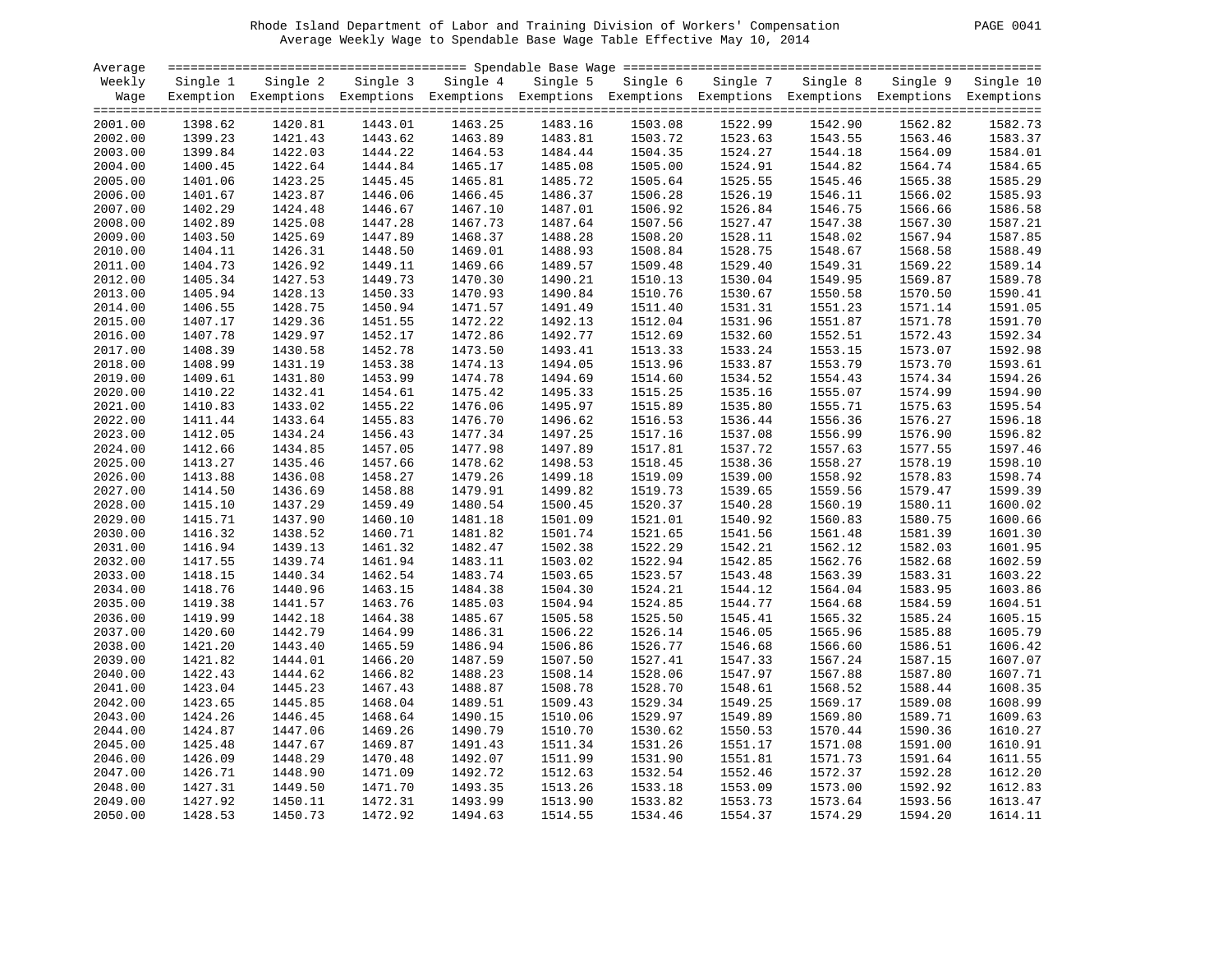Rhode Island Department of Labor and Training Division of Workers' Compensation

Average Weekly Wage to Spendable Base Wage Table Effective May 10, 2014

| Average Weekly Wage | Single 1 Exemption | Single 2 Exemptions | Single 3 Exemptions | Single 4 Exemptions | Single 5 Exemptions | Single 6 Exemptions | Single 7 Exemptions | Single 8 Exemptions | Single 9 Exemptions | Single 10 Exemptions |
|---|---|---|---|---|---|---|---|---|---|---|
| 2001.00 | 1398.62 | 1420.81 | 1443.01 | 1463.25 | 1483.16 | 1503.08 | 1522.99 | 1542.90 | 1562.82 | 1582.73 |
| 2002.00 | 1399.23 | 1421.43 | 1443.62 | 1463.89 | 1483.81 | 1503.72 | 1523.63 | 1543.55 | 1563.46 | 1583.37 |
| 2003.00 | 1399.84 | 1422.03 | 1444.22 | 1464.53 | 1484.44 | 1504.35 | 1524.27 | 1544.18 | 1564.09 | 1584.01 |
| 2004.00 | 1400.45 | 1422.64 | 1444.84 | 1465.17 | 1485.08 | 1505.00 | 1524.91 | 1544.82 | 1564.74 | 1584.65 |
| 2005.00 | 1401.06 | 1423.25 | 1445.45 | 1465.81 | 1485.72 | 1505.64 | 1525.55 | 1545.46 | 1565.38 | 1585.29 |
| 2006.00 | 1401.67 | 1423.87 | 1446.06 | 1466.45 | 1486.37 | 1506.28 | 1526.19 | 1546.11 | 1566.02 | 1585.93 |
| 2007.00 | 1402.29 | 1424.48 | 1446.67 | 1467.10 | 1487.01 | 1506.92 | 1526.84 | 1546.75 | 1566.66 | 1586.58 |
| 2008.00 | 1402.89 | 1425.08 | 1447.28 | 1467.73 | 1487.64 | 1507.56 | 1527.47 | 1547.38 | 1567.30 | 1587.21 |
| 2009.00 | 1403.50 | 1425.69 | 1447.89 | 1468.37 | 1488.28 | 1508.20 | 1528.11 | 1548.02 | 1567.94 | 1587.85 |
| 2010.00 | 1404.11 | 1426.31 | 1448.50 | 1469.01 | 1488.93 | 1508.84 | 1528.75 | 1548.67 | 1568.58 | 1588.49 |
| 2011.00 | 1404.73 | 1426.92 | 1449.11 | 1469.66 | 1489.57 | 1509.48 | 1529.40 | 1549.31 | 1569.22 | 1589.14 |
| 2012.00 | 1405.34 | 1427.53 | 1449.73 | 1470.30 | 1490.21 | 1510.13 | 1530.04 | 1549.95 | 1569.87 | 1589.78 |
| 2013.00 | 1405.94 | 1428.13 | 1450.33 | 1470.93 | 1490.84 | 1510.76 | 1530.67 | 1550.58 | 1570.50 | 1590.41 |
| 2014.00 | 1406.55 | 1428.75 | 1450.94 | 1471.57 | 1491.49 | 1511.40 | 1531.31 | 1551.23 | 1571.14 | 1591.05 |
| 2015.00 | 1407.17 | 1429.36 | 1451.55 | 1472.22 | 1492.13 | 1512.04 | 1531.96 | 1551.87 | 1571.78 | 1591.70 |
| 2016.00 | 1407.78 | 1429.97 | 1452.17 | 1472.86 | 1492.77 | 1512.69 | 1532.60 | 1552.51 | 1572.43 | 1592.34 |
| 2017.00 | 1408.39 | 1430.58 | 1452.78 | 1473.50 | 1493.41 | 1513.33 | 1533.24 | 1553.15 | 1573.07 | 1592.98 |
| 2018.00 | 1408.99 | 1431.19 | 1453.38 | 1474.13 | 1494.05 | 1513.96 | 1533.87 | 1553.79 | 1573.70 | 1593.61 |
| 2019.00 | 1409.61 | 1431.80 | 1453.99 | 1474.78 | 1494.69 | 1514.60 | 1534.52 | 1554.43 | 1574.34 | 1594.26 |
| 2020.00 | 1410.22 | 1432.41 | 1454.61 | 1475.42 | 1495.33 | 1515.25 | 1535.16 | 1555.07 | 1574.99 | 1594.90 |
| 2021.00 | 1410.83 | 1433.02 | 1455.22 | 1476.06 | 1495.97 | 1515.89 | 1535.80 | 1555.71 | 1575.63 | 1595.54 |
| 2022.00 | 1411.44 | 1433.64 | 1455.83 | 1476.70 | 1496.62 | 1516.53 | 1536.44 | 1556.36 | 1576.27 | 1596.18 |
| 2023.00 | 1412.05 | 1434.24 | 1456.43 | 1477.34 | 1497.25 | 1517.16 | 1537.08 | 1556.99 | 1576.90 | 1596.82 |
| 2024.00 | 1412.66 | 1434.85 | 1457.05 | 1477.98 | 1497.89 | 1517.81 | 1537.72 | 1557.63 | 1577.55 | 1597.46 |
| 2025.00 | 1413.27 | 1435.46 | 1457.66 | 1478.62 | 1498.53 | 1518.45 | 1538.36 | 1558.27 | 1578.19 | 1598.10 |
| 2026.00 | 1413.88 | 1436.08 | 1458.27 | 1479.26 | 1499.18 | 1519.09 | 1539.00 | 1558.92 | 1578.83 | 1598.74 |
| 2027.00 | 1414.50 | 1436.69 | 1458.88 | 1479.91 | 1499.82 | 1519.73 | 1539.65 | 1559.56 | 1579.47 | 1599.39 |
| 2028.00 | 1415.10 | 1437.29 | 1459.49 | 1480.54 | 1500.45 | 1520.37 | 1540.28 | 1560.19 | 1580.11 | 1600.02 |
| 2029.00 | 1415.71 | 1437.90 | 1460.10 | 1481.18 | 1501.09 | 1521.01 | 1540.92 | 1560.83 | 1580.75 | 1600.66 |
| 2030.00 | 1416.32 | 1438.52 | 1460.71 | 1481.82 | 1501.74 | 1521.65 | 1541.56 | 1561.48 | 1581.39 | 1601.30 |
| 2031.00 | 1416.94 | 1439.13 | 1461.32 | 1482.47 | 1502.38 | 1522.29 | 1542.21 | 1562.12 | 1582.03 | 1601.95 |
| 2032.00 | 1417.55 | 1439.74 | 1461.94 | 1483.11 | 1503.02 | 1522.94 | 1542.85 | 1562.76 | 1582.68 | 1602.59 |
| 2033.00 | 1418.15 | 1440.34 | 1462.54 | 1483.74 | 1503.65 | 1523.57 | 1543.48 | 1563.39 | 1583.31 | 1603.22 |
| 2034.00 | 1418.76 | 1440.96 | 1463.15 | 1484.38 | 1504.30 | 1524.21 | 1544.12 | 1564.04 | 1583.95 | 1603.86 |
| 2035.00 | 1419.38 | 1441.57 | 1463.76 | 1485.03 | 1504.94 | 1524.85 | 1544.77 | 1564.68 | 1584.59 | 1604.51 |
| 2036.00 | 1419.99 | 1442.18 | 1464.38 | 1485.67 | 1505.58 | 1525.50 | 1545.41 | 1565.32 | 1585.24 | 1605.15 |
| 2037.00 | 1420.60 | 1442.79 | 1464.99 | 1486.31 | 1506.22 | 1526.14 | 1546.05 | 1565.96 | 1585.88 | 1605.79 |
| 2038.00 | 1421.20 | 1443.40 | 1465.59 | 1486.94 | 1506.86 | 1526.77 | 1546.68 | 1566.60 | 1586.51 | 1606.42 |
| 2039.00 | 1421.82 | 1444.01 | 1466.20 | 1487.59 | 1507.50 | 1527.41 | 1547.33 | 1567.24 | 1587.15 | 1607.07 |
| 2040.00 | 1422.43 | 1444.62 | 1466.82 | 1488.23 | 1508.14 | 1528.06 | 1547.97 | 1567.88 | 1587.80 | 1607.71 |
| 2041.00 | 1423.04 | 1445.23 | 1467.43 | 1488.87 | 1508.78 | 1528.70 | 1548.61 | 1568.52 | 1588.44 | 1608.35 |
| 2042.00 | 1423.65 | 1445.85 | 1468.04 | 1489.51 | 1509.43 | 1529.34 | 1549.25 | 1569.17 | 1589.08 | 1608.99 |
| 2043.00 | 1424.26 | 1446.45 | 1468.64 | 1490.15 | 1510.06 | 1529.97 | 1549.89 | 1569.80 | 1589.71 | 1609.63 |
| 2044.00 | 1424.87 | 1447.06 | 1469.26 | 1490.79 | 1510.70 | 1530.62 | 1550.53 | 1570.44 | 1590.36 | 1610.27 |
| 2045.00 | 1425.48 | 1447.67 | 1469.87 | 1491.43 | 1511.34 | 1531.26 | 1551.17 | 1571.08 | 1591.00 | 1610.91 |
| 2046.00 | 1426.09 | 1448.29 | 1470.48 | 1492.07 | 1511.99 | 1531.90 | 1551.81 | 1571.73 | 1591.64 | 1611.55 |
| 2047.00 | 1426.71 | 1448.90 | 1471.09 | 1492.72 | 1512.63 | 1532.54 | 1552.46 | 1572.37 | 1592.28 | 1612.20 |
| 2048.00 | 1427.31 | 1449.50 | 1471.70 | 1493.35 | 1513.26 | 1533.18 | 1553.09 | 1573.00 | 1592.92 | 1612.83 |
| 2049.00 | 1427.92 | 1450.11 | 1472.31 | 1493.99 | 1513.90 | 1533.82 | 1553.73 | 1573.64 | 1593.56 | 1613.47 |
| 2050.00 | 1428.53 | 1450.73 | 1472.92 | 1494.63 | 1514.55 | 1534.46 | 1554.37 | 1574.29 | 1594.20 | 1614.11 |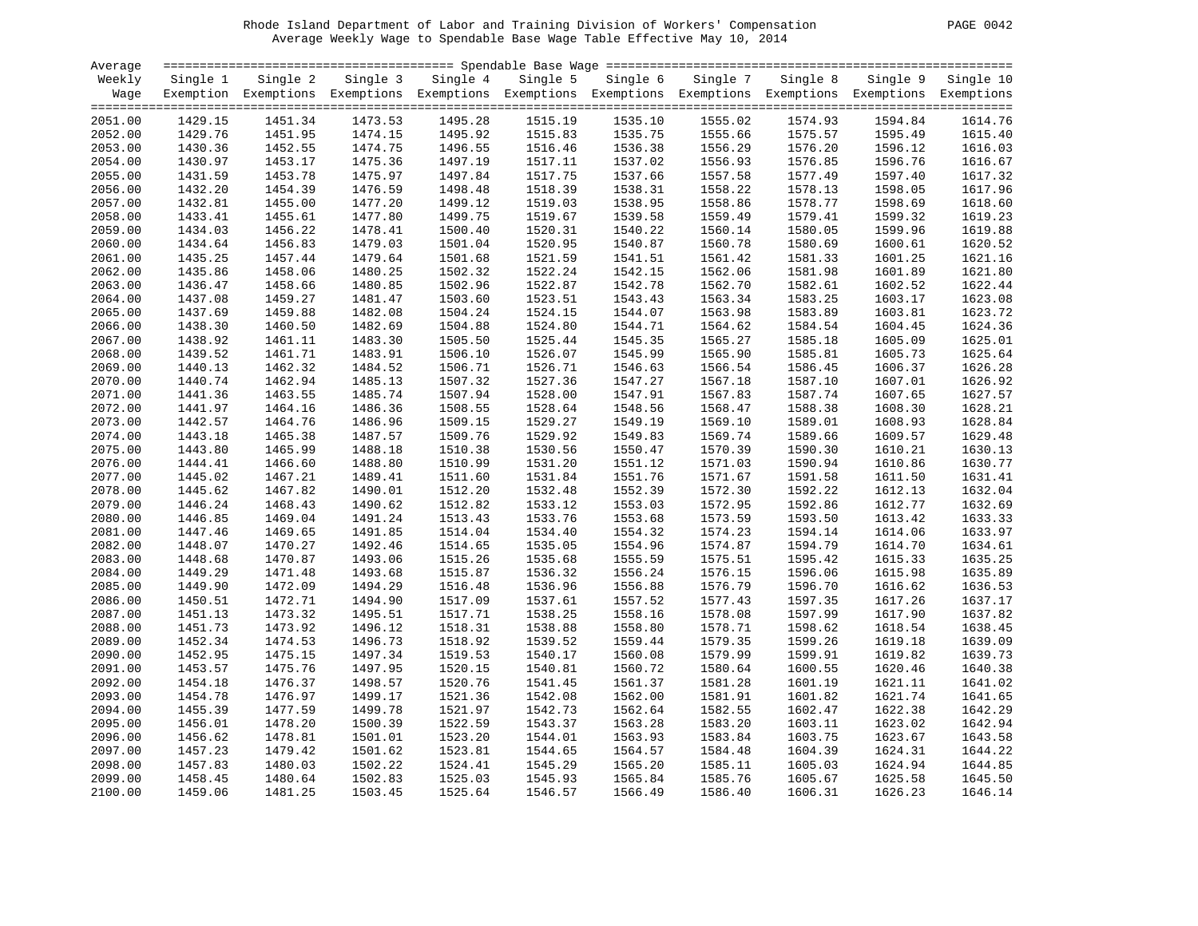Rhode Island Department of Labor and Training Division of Workers' Compensation
Average Weekly Wage to Spendable Base Wage Table Effective May 10, 2014

| Average Weekly Wage | Single 1 Exemption | Single 2 Exemptions | Single 3 Exemptions | Single 4 Exemptions | Single 5 Exemptions | Single 6 Exemptions | Single 7 Exemptions | Single 8 Exemptions | Single 9 Exemptions | Single 10 Exemptions |
|---|---|---|---|---|---|---|---|---|---|---|
| 2051.00 | 1429.15 | 1451.34 | 1473.53 | 1495.28 | 1515.19 | 1535.10 | 1555.02 | 1574.93 | 1594.84 | 1614.76 |
| 2052.00 | 1429.76 | 1451.95 | 1474.15 | 1495.92 | 1515.83 | 1535.75 | 1555.66 | 1575.57 | 1595.49 | 1615.40 |
| 2053.00 | 1430.36 | 1452.55 | 1474.75 | 1496.55 | 1516.46 | 1536.38 | 1556.29 | 1576.20 | 1596.12 | 1616.03 |
| 2054.00 | 1430.97 | 1453.17 | 1475.36 | 1497.19 | 1517.11 | 1537.02 | 1556.93 | 1576.85 | 1596.76 | 1616.67 |
| 2055.00 | 1431.59 | 1453.78 | 1475.97 | 1497.84 | 1517.75 | 1537.66 | 1557.58 | 1577.49 | 1597.40 | 1617.32 |
| 2056.00 | 1432.20 | 1454.39 | 1476.59 | 1498.48 | 1518.39 | 1538.31 | 1558.22 | 1578.13 | 1598.05 | 1617.96 |
| 2057.00 | 1432.81 | 1455.00 | 1477.20 | 1499.12 | 1519.03 | 1538.95 | 1558.86 | 1578.77 | 1598.69 | 1618.60 |
| 2058.00 | 1433.41 | 1455.61 | 1477.80 | 1499.75 | 1519.67 | 1539.58 | 1559.49 | 1579.41 | 1599.32 | 1619.23 |
| 2059.00 | 1434.03 | 1456.22 | 1478.41 | 1500.40 | 1520.31 | 1540.22 | 1560.14 | 1580.05 | 1599.96 | 1619.88 |
| 2060.00 | 1434.64 | 1456.83 | 1479.03 | 1501.04 | 1520.95 | 1540.87 | 1560.78 | 1580.69 | 1600.61 | 1620.52 |
| 2061.00 | 1435.25 | 1457.44 | 1479.64 | 1501.68 | 1521.59 | 1541.51 | 1561.42 | 1581.33 | 1601.25 | 1621.16 |
| 2062.00 | 1435.86 | 1458.06 | 1480.25 | 1502.32 | 1522.24 | 1542.15 | 1562.06 | 1581.98 | 1601.89 | 1621.80 |
| 2063.00 | 1436.47 | 1458.66 | 1480.85 | 1502.96 | 1522.87 | 1542.78 | 1562.70 | 1582.61 | 1602.52 | 1622.44 |
| 2064.00 | 1437.08 | 1459.27 | 1481.47 | 1503.60 | 1523.51 | 1543.43 | 1563.34 | 1583.25 | 1603.17 | 1623.08 |
| 2065.00 | 1437.69 | 1459.88 | 1482.08 | 1504.24 | 1524.15 | 1544.07 | 1563.98 | 1583.89 | 1603.81 | 1623.72 |
| 2066.00 | 1438.30 | 1460.50 | 1482.69 | 1504.88 | 1524.80 | 1544.71 | 1564.62 | 1584.54 | 1604.45 | 1624.36 |
| 2067.00 | 1438.92 | 1461.11 | 1483.30 | 1505.50 | 1525.44 | 1545.35 | 1565.27 | 1585.18 | 1605.09 | 1625.01 |
| 2068.00 | 1439.52 | 1461.71 | 1483.91 | 1506.10 | 1526.07 | 1545.99 | 1565.90 | 1585.81 | 1605.73 | 1625.64 |
| 2069.00 | 1440.13 | 1462.32 | 1484.52 | 1506.71 | 1526.71 | 1546.63 | 1566.54 | 1586.45 | 1606.37 | 1626.28 |
| 2070.00 | 1440.74 | 1462.94 | 1485.13 | 1507.32 | 1527.36 | 1547.27 | 1567.18 | 1587.10 | 1607.01 | 1626.92 |
| 2071.00 | 1441.36 | 1463.55 | 1485.74 | 1507.94 | 1528.00 | 1547.91 | 1567.83 | 1587.74 | 1607.65 | 1627.57 |
| 2072.00 | 1441.97 | 1464.16 | 1486.36 | 1508.55 | 1528.64 | 1548.56 | 1568.47 | 1588.38 | 1608.30 | 1628.21 |
| 2073.00 | 1442.57 | 1464.76 | 1486.96 | 1509.15 | 1529.27 | 1549.19 | 1569.10 | 1589.01 | 1608.93 | 1628.84 |
| 2074.00 | 1443.18 | 1465.38 | 1487.57 | 1509.76 | 1529.92 | 1549.83 | 1569.74 | 1589.66 | 1609.57 | 1629.48 |
| 2075.00 | 1443.80 | 1465.99 | 1488.18 | 1510.38 | 1530.56 | 1550.47 | 1570.39 | 1590.30 | 1610.21 | 1630.13 |
| 2076.00 | 1444.41 | 1466.60 | 1488.80 | 1510.99 | 1531.20 | 1551.12 | 1571.03 | 1590.94 | 1610.86 | 1630.77 |
| 2077.00 | 1445.02 | 1467.21 | 1489.41 | 1511.60 | 1531.84 | 1551.76 | 1571.67 | 1591.58 | 1611.50 | 1631.41 |
| 2078.00 | 1445.62 | 1467.82 | 1490.01 | 1512.20 | 1532.48 | 1552.39 | 1572.30 | 1592.22 | 1612.13 | 1632.04 |
| 2079.00 | 1446.24 | 1468.43 | 1490.62 | 1512.82 | 1533.12 | 1553.03 | 1572.95 | 1592.86 | 1612.77 | 1632.69 |
| 2080.00 | 1446.85 | 1469.04 | 1491.24 | 1513.43 | 1533.76 | 1553.68 | 1573.59 | 1593.50 | 1613.42 | 1633.33 |
| 2081.00 | 1447.46 | 1469.65 | 1491.85 | 1514.04 | 1534.40 | 1554.32 | 1574.23 | 1594.14 | 1614.06 | 1633.97 |
| 2082.00 | 1448.07 | 1470.27 | 1492.46 | 1514.65 | 1535.05 | 1554.96 | 1574.87 | 1594.79 | 1614.70 | 1634.61 |
| 2083.00 | 1448.68 | 1470.87 | 1493.06 | 1515.26 | 1535.68 | 1555.59 | 1575.51 | 1595.42 | 1615.33 | 1635.25 |
| 2084.00 | 1449.29 | 1471.48 | 1493.68 | 1515.87 | 1536.32 | 1556.24 | 1576.15 | 1596.06 | 1615.98 | 1635.89 |
| 2085.00 | 1449.90 | 1472.09 | 1494.29 | 1516.48 | 1536.96 | 1556.88 | 1576.79 | 1596.70 | 1616.62 | 1636.53 |
| 2086.00 | 1450.51 | 1472.71 | 1494.90 | 1517.09 | 1537.61 | 1557.52 | 1577.43 | 1597.35 | 1617.26 | 1637.17 |
| 2087.00 | 1451.13 | 1473.32 | 1495.51 | 1517.71 | 1538.25 | 1558.16 | 1578.08 | 1597.99 | 1617.90 | 1637.82 |
| 2088.00 | 1451.73 | 1473.92 | 1496.12 | 1518.31 | 1538.88 | 1558.80 | 1578.71 | 1598.62 | 1618.54 | 1638.45 |
| 2089.00 | 1452.34 | 1474.53 | 1496.73 | 1518.92 | 1539.52 | 1559.44 | 1579.35 | 1599.26 | 1619.18 | 1639.09 |
| 2090.00 | 1452.95 | 1475.15 | 1497.34 | 1519.53 | 1540.17 | 1560.08 | 1579.99 | 1599.91 | 1619.82 | 1639.73 |
| 2091.00 | 1453.57 | 1475.76 | 1497.95 | 1520.15 | 1540.81 | 1560.72 | 1580.64 | 1600.55 | 1620.46 | 1640.38 |
| 2092.00 | 1454.18 | 1476.37 | 1498.57 | 1520.76 | 1541.45 | 1561.37 | 1581.28 | 1601.19 | 1621.11 | 1641.02 |
| 2093.00 | 1454.78 | 1476.97 | 1499.17 | 1521.36 | 1542.08 | 1562.00 | 1581.91 | 1601.82 | 1621.74 | 1641.65 |
| 2094.00 | 1455.39 | 1477.59 | 1499.78 | 1521.97 | 1542.73 | 1562.64 | 1582.55 | 1602.47 | 1622.38 | 1642.29 |
| 2095.00 | 1456.01 | 1478.20 | 1500.39 | 1522.59 | 1543.37 | 1563.28 | 1583.20 | 1603.11 | 1623.02 | 1642.94 |
| 2096.00 | 1456.62 | 1478.81 | 1501.01 | 1523.20 | 1544.01 | 1563.93 | 1583.84 | 1603.75 | 1623.67 | 1643.58 |
| 2097.00 | 1457.23 | 1479.42 | 1501.62 | 1523.81 | 1544.65 | 1564.57 | 1584.48 | 1604.39 | 1624.31 | 1644.22 |
| 2098.00 | 1457.83 | 1480.03 | 1502.22 | 1524.41 | 1545.29 | 1565.20 | 1585.11 | 1605.03 | 1624.94 | 1644.85 |
| 2099.00 | 1458.45 | 1480.64 | 1502.83 | 1525.03 | 1545.93 | 1565.84 | 1585.76 | 1605.67 | 1625.58 | 1645.50 |
| 2100.00 | 1459.06 | 1481.25 | 1503.45 | 1525.64 | 1546.57 | 1566.49 | 1586.40 | 1606.31 | 1626.23 | 1646.14 |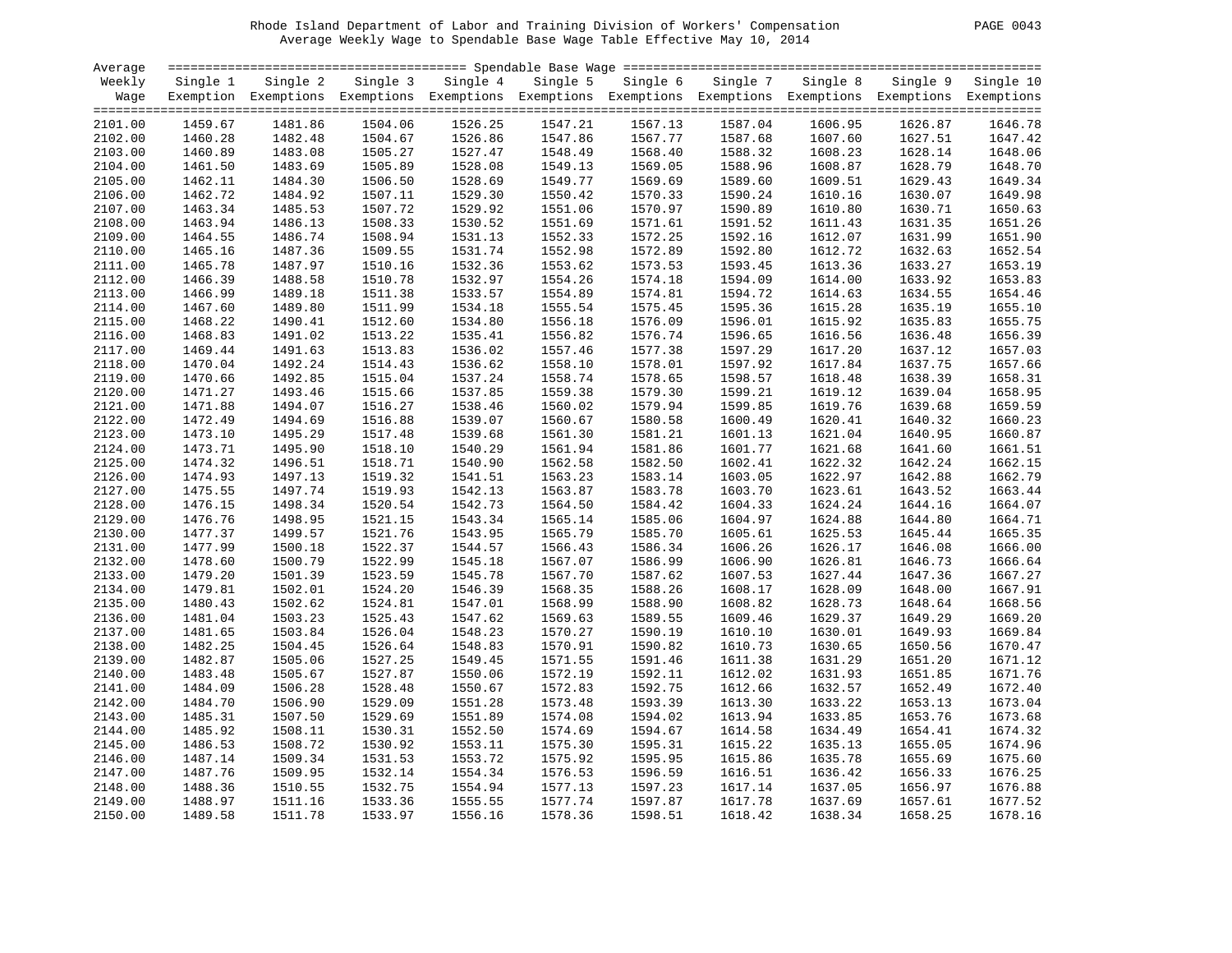# Rhode Island Department of Labor and Training Division of Workers' Compensation

## Average Weekly Wage to Spendable Base Wage Table Effective May 10, 2014

| Average Weekly Wage | Single 1 Exemption | Single 2 Exemptions | Single 3 Exemptions | Single 4 Exemptions | Single 5 Exemptions | Single 6 Exemptions | Single 7 Exemptions | Single 8 Exemptions | Single 9 Exemptions | Single 10 Exemptions |
|---|---|---|---|---|---|---|---|---|---|---|
| 2101.00 | 1459.67 | 1481.86 | 1504.06 | 1526.25 | 1547.21 | 1567.13 | 1587.04 | 1606.95 | 1626.87 | 1646.78 |
| 2102.00 | 1460.28 | 1482.48 | 1504.67 | 1526.86 | 1547.86 | 1567.77 | 1587.68 | 1607.60 | 1627.51 | 1647.42 |
| 2103.00 | 1460.89 | 1483.08 | 1505.27 | 1527.47 | 1548.49 | 1568.40 | 1588.32 | 1608.23 | 1628.14 | 1648.06 |
| 2104.00 | 1461.50 | 1483.69 | 1505.89 | 1528.08 | 1549.13 | 1569.05 | 1588.96 | 1608.87 | 1628.79 | 1648.70 |
| 2105.00 | 1462.11 | 1484.30 | 1506.50 | 1528.69 | 1549.77 | 1569.69 | 1589.60 | 1609.51 | 1629.43 | 1649.34 |
| 2106.00 | 1462.72 | 1484.92 | 1507.11 | 1529.30 | 1550.42 | 1570.33 | 1590.24 | 1610.16 | 1630.07 | 1649.98 |
| 2107.00 | 1463.34 | 1485.53 | 1507.72 | 1529.92 | 1551.06 | 1570.97 | 1590.89 | 1610.80 | 1630.71 | 1650.63 |
| 2108.00 | 1463.94 | 1486.13 | 1508.33 | 1530.52 | 1551.69 | 1571.61 | 1591.52 | 1611.43 | 1631.35 | 1651.26 |
| 2109.00 | 1464.55 | 1486.74 | 1508.94 | 1531.13 | 1552.33 | 1572.25 | 1592.16 | 1612.07 | 1631.99 | 1651.90 |
| 2110.00 | 1465.16 | 1487.36 | 1509.55 | 1531.74 | 1552.98 | 1572.89 | 1592.80 | 1612.72 | 1632.63 | 1652.54 |
| 2111.00 | 1465.78 | 1487.97 | 1510.16 | 1532.36 | 1553.62 | 1573.53 | 1593.45 | 1613.36 | 1633.27 | 1653.19 |
| 2112.00 | 1466.39 | 1488.58 | 1510.78 | 1532.97 | 1554.26 | 1574.18 | 1594.09 | 1614.00 | 1633.92 | 1653.83 |
| 2113.00 | 1466.99 | 1489.18 | 1511.38 | 1533.57 | 1554.89 | 1574.81 | 1594.72 | 1614.63 | 1634.55 | 1654.46 |
| 2114.00 | 1467.60 | 1489.80 | 1511.99 | 1534.18 | 1555.54 | 1575.45 | 1595.36 | 1615.28 | 1635.19 | 1655.10 |
| 2115.00 | 1468.22 | 1490.41 | 1512.60 | 1534.80 | 1556.18 | 1576.09 | 1596.01 | 1615.92 | 1635.83 | 1655.75 |
| 2116.00 | 1468.83 | 1491.02 | 1513.22 | 1535.41 | 1556.82 | 1576.74 | 1596.65 | 1616.56 | 1636.48 | 1656.39 |
| 2117.00 | 1469.44 | 1491.63 | 1513.83 | 1536.02 | 1557.46 | 1577.38 | 1597.29 | 1617.20 | 1637.12 | 1657.03 |
| 2118.00 | 1470.04 | 1492.24 | 1514.43 | 1536.62 | 1558.10 | 1578.01 | 1597.92 | 1617.84 | 1637.75 | 1657.66 |
| 2119.00 | 1470.66 | 1492.85 | 1515.04 | 1537.24 | 1558.74 | 1578.65 | 1598.57 | 1618.48 | 1638.39 | 1658.31 |
| 2120.00 | 1471.27 | 1493.46 | 1515.66 | 1537.85 | 1559.38 | 1579.30 | 1599.21 | 1619.12 | 1639.04 | 1658.95 |
| 2121.00 | 1471.88 | 1494.07 | 1516.27 | 1538.46 | 1560.02 | 1579.94 | 1599.85 | 1619.76 | 1639.68 | 1659.59 |
| 2122.00 | 1472.49 | 1494.69 | 1516.88 | 1539.07 | 1560.67 | 1580.58 | 1600.49 | 1620.41 | 1640.32 | 1660.23 |
| 2123.00 | 1473.10 | 1495.29 | 1517.48 | 1539.68 | 1561.30 | 1581.21 | 1601.13 | 1621.04 | 1640.95 | 1660.87 |
| 2124.00 | 1473.71 | 1495.90 | 1518.10 | 1540.29 | 1561.94 | 1581.86 | 1601.77 | 1621.68 | 1641.60 | 1661.51 |
| 2125.00 | 1474.32 | 1496.51 | 1518.71 | 1540.90 | 1562.58 | 1582.50 | 1602.41 | 1622.32 | 1642.24 | 1662.15 |
| 2126.00 | 1474.93 | 1497.13 | 1519.32 | 1541.51 | 1563.23 | 1583.14 | 1603.05 | 1622.97 | 1642.88 | 1662.79 |
| 2127.00 | 1475.55 | 1497.74 | 1519.93 | 1542.13 | 1563.87 | 1583.78 | 1603.70 | 1623.61 | 1643.52 | 1663.44 |
| 2128.00 | 1476.15 | 1498.34 | 1520.54 | 1542.73 | 1564.50 | 1584.42 | 1604.33 | 1624.24 | 1644.16 | 1664.07 |
| 2129.00 | 1476.76 | 1498.95 | 1521.15 | 1543.34 | 1565.14 | 1585.06 | 1604.97 | 1624.88 | 1644.80 | 1664.71 |
| 2130.00 | 1477.37 | 1499.57 | 1521.76 | 1543.95 | 1565.79 | 1585.70 | 1605.61 | 1625.53 | 1645.44 | 1665.35 |
| 2131.00 | 1477.99 | 1500.18 | 1522.37 | 1544.57 | 1566.43 | 1586.34 | 1606.26 | 1626.17 | 1646.08 | 1666.00 |
| 2132.00 | 1478.60 | 1500.79 | 1522.99 | 1545.18 | 1567.07 | 1586.99 | 1606.90 | 1626.81 | 1646.73 | 1666.64 |
| 2133.00 | 1479.20 | 1501.39 | 1523.59 | 1545.78 | 1567.70 | 1587.62 | 1607.53 | 1627.44 | 1647.36 | 1667.27 |
| 2134.00 | 1479.81 | 1502.01 | 1524.20 | 1546.39 | 1568.35 | 1588.26 | 1608.17 | 1628.09 | 1648.00 | 1667.91 |
| 2135.00 | 1480.43 | 1502.62 | 1524.81 | 1547.01 | 1568.99 | 1588.90 | 1608.82 | 1628.73 | 1648.64 | 1668.56 |
| 2136.00 | 1481.04 | 1503.23 | 1525.43 | 1547.62 | 1569.63 | 1589.55 | 1609.46 | 1629.37 | 1649.29 | 1669.20 |
| 2137.00 | 1481.65 | 1503.84 | 1526.04 | 1548.23 | 1570.27 | 1590.19 | 1610.10 | 1630.01 | 1649.93 | 1669.84 |
| 2138.00 | 1482.25 | 1504.45 | 1526.64 | 1548.83 | 1570.91 | 1590.82 | 1610.73 | 1630.65 | 1650.56 | 1670.47 |
| 2139.00 | 1482.87 | 1505.06 | 1527.25 | 1549.45 | 1571.55 | 1591.46 | 1611.38 | 1631.29 | 1651.20 | 1671.12 |
| 2140.00 | 1483.48 | 1505.67 | 1527.87 | 1550.06 | 1572.19 | 1592.11 | 1612.02 | 1631.93 | 1651.85 | 1671.76 |
| 2141.00 | 1484.09 | 1506.28 | 1528.48 | 1550.67 | 1572.83 | 1592.75 | 1612.66 | 1632.57 | 1652.49 | 1672.40 |
| 2142.00 | 1484.70 | 1506.90 | 1529.09 | 1551.28 | 1573.48 | 1593.39 | 1613.30 | 1633.22 | 1653.13 | 1673.04 |
| 2143.00 | 1485.31 | 1507.50 | 1529.69 | 1551.89 | 1574.08 | 1594.02 | 1613.94 | 1633.85 | 1653.76 | 1673.68 |
| 2144.00 | 1485.92 | 1508.11 | 1530.31 | 1552.50 | 1574.69 | 1594.67 | 1614.58 | 1634.49 | 1654.41 | 1674.32 |
| 2145.00 | 1486.53 | 1508.72 | 1530.92 | 1553.11 | 1575.30 | 1595.31 | 1615.22 | 1635.13 | 1655.05 | 1674.96 |
| 2146.00 | 1487.14 | 1509.34 | 1531.53 | 1553.72 | 1575.92 | 1595.95 | 1615.86 | 1635.78 | 1655.69 | 1675.60 |
| 2147.00 | 1487.76 | 1509.95 | 1532.14 | 1554.34 | 1576.53 | 1596.59 | 1616.51 | 1636.42 | 1656.33 | 1676.25 |
| 2148.00 | 1488.36 | 1510.55 | 1532.75 | 1554.94 | 1577.13 | 1597.23 | 1617.14 | 1637.05 | 1656.97 | 1676.88 |
| 2149.00 | 1488.97 | 1511.16 | 1533.36 | 1555.55 | 1577.74 | 1597.87 | 1617.78 | 1637.69 | 1657.61 | 1677.52 |
| 2150.00 | 1489.58 | 1511.78 | 1533.97 | 1556.16 | 1578.36 | 1598.51 | 1618.42 | 1638.34 | 1658.25 | 1678.16 |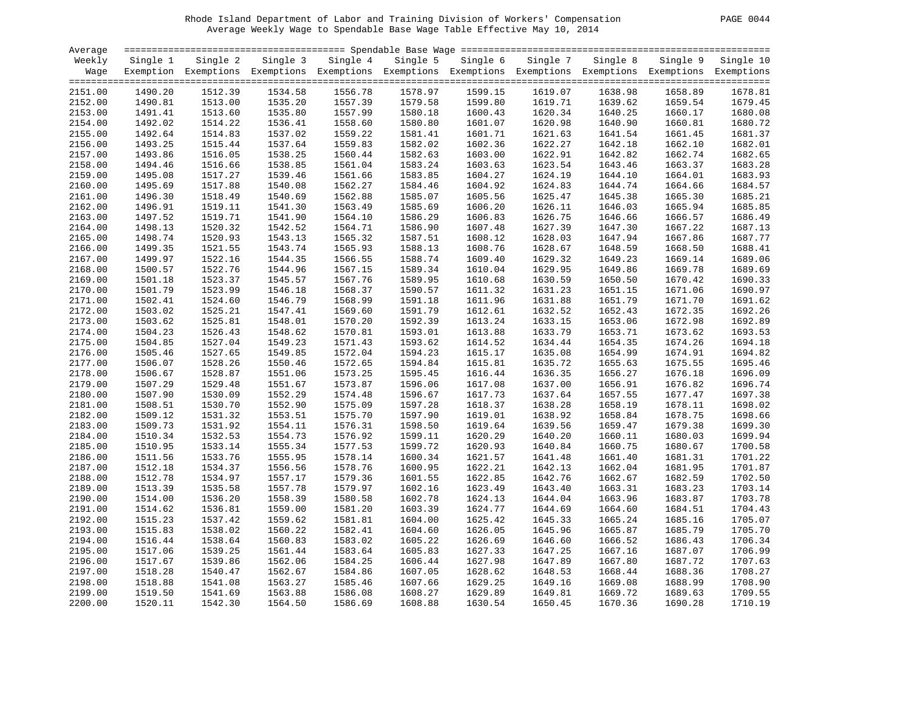Rhode Island Department of Labor and Training Division of Workers' Compensation

Average Weekly Wage to Spendable Base Wage Table Effective May 10, 2014

| Average Weekly Wage | Single 1 Exemption | Single 2 Exemptions | Single 3 Exemptions | Single 4 Exemptions | Single 5 Exemptions | Single 6 Exemptions | Single 7 Exemptions | Single 8 Exemptions | Single 9 Exemptions | Single 10 Exemptions |
|---|---|---|---|---|---|---|---|---|---|---|
| 2151.00 | 1490.20 | 1512.39 | 1534.58 | 1556.78 | 1578.97 | 1599.15 | 1619.07 | 1638.98 | 1658.89 | 1678.81 |
| 2152.00 | 1490.81 | 1513.00 | 1535.20 | 1557.39 | 1579.58 | 1599.80 | 1619.71 | 1639.62 | 1659.54 | 1679.45 |
| 2153.00 | 1491.41 | 1513.60 | 1535.80 | 1557.99 | 1580.18 | 1600.43 | 1620.34 | 1640.25 | 1660.17 | 1680.08 |
| 2154.00 | 1492.02 | 1514.22 | 1536.41 | 1558.60 | 1580.80 | 1601.07 | 1620.98 | 1640.90 | 1660.81 | 1680.72 |
| 2155.00 | 1492.64 | 1514.83 | 1537.02 | 1559.22 | 1581.41 | 1601.71 | 1621.63 | 1641.54 | 1661.45 | 1681.37 |
| 2156.00 | 1493.25 | 1515.44 | 1537.64 | 1559.83 | 1582.02 | 1602.36 | 1622.27 | 1642.18 | 1662.10 | 1682.01 |
| 2157.00 | 1493.86 | 1516.05 | 1538.25 | 1560.44 | 1582.63 | 1603.00 | 1622.91 | 1642.82 | 1662.74 | 1682.65 |
| 2158.00 | 1494.46 | 1516.66 | 1538.85 | 1561.04 | 1583.24 | 1603.63 | 1623.54 | 1643.46 | 1663.37 | 1683.28 |
| 2159.00 | 1495.08 | 1517.27 | 1539.46 | 1561.66 | 1583.85 | 1604.27 | 1624.19 | 1644.10 | 1664.01 | 1683.93 |
| 2160.00 | 1495.69 | 1517.88 | 1540.08 | 1562.27 | 1584.46 | 1604.92 | 1624.83 | 1644.74 | 1664.66 | 1684.57 |
| 2161.00 | 1496.30 | 1518.49 | 1540.69 | 1562.88 | 1585.07 | 1605.56 | 1625.47 | 1645.38 | 1665.30 | 1685.21 |
| 2162.00 | 1496.91 | 1519.11 | 1541.30 | 1563.49 | 1585.69 | 1606.20 | 1626.11 | 1646.03 | 1665.94 | 1685.85 |
| 2163.00 | 1497.52 | 1519.71 | 1541.90 | 1564.10 | 1586.29 | 1606.83 | 1626.75 | 1646.66 | 1666.57 | 1686.49 |
| 2164.00 | 1498.13 | 1520.32 | 1542.52 | 1564.71 | 1586.90 | 1607.48 | 1627.39 | 1647.30 | 1667.22 | 1687.13 |
| 2165.00 | 1498.74 | 1520.93 | 1543.13 | 1565.32 | 1587.51 | 1608.12 | 1628.03 | 1647.94 | 1667.86 | 1687.77 |
| 2166.00 | 1499.35 | 1521.55 | 1543.74 | 1565.93 | 1588.13 | 1608.76 | 1628.67 | 1648.59 | 1668.50 | 1688.41 |
| 2167.00 | 1499.97 | 1522.16 | 1544.35 | 1566.55 | 1588.74 | 1609.40 | 1629.32 | 1649.23 | 1669.14 | 1689.06 |
| 2168.00 | 1500.57 | 1522.76 | 1544.96 | 1567.15 | 1589.34 | 1610.04 | 1629.95 | 1649.86 | 1669.78 | 1689.69 |
| 2169.00 | 1501.18 | 1523.37 | 1545.57 | 1567.76 | 1589.95 | 1610.68 | 1630.59 | 1650.50 | 1670.42 | 1690.33 |
| 2170.00 | 1501.79 | 1523.99 | 1546.18 | 1568.37 | 1590.57 | 1611.32 | 1631.23 | 1651.15 | 1671.06 | 1690.97 |
| 2171.00 | 1502.41 | 1524.60 | 1546.79 | 1568.99 | 1591.18 | 1611.96 | 1631.88 | 1651.79 | 1671.70 | 1691.62 |
| 2172.00 | 1503.02 | 1525.21 | 1547.41 | 1569.60 | 1591.79 | 1612.61 | 1632.52 | 1652.43 | 1672.35 | 1692.26 |
| 2173.00 | 1503.62 | 1525.81 | 1548.01 | 1570.20 | 1592.39 | 1613.24 | 1633.15 | 1653.06 | 1672.98 | 1692.89 |
| 2174.00 | 1504.23 | 1526.43 | 1548.62 | 1570.81 | 1593.01 | 1613.88 | 1633.79 | 1653.71 | 1673.62 | 1693.53 |
| 2175.00 | 1504.85 | 1527.04 | 1549.23 | 1571.43 | 1593.62 | 1614.52 | 1634.44 | 1654.35 | 1674.26 | 1694.18 |
| 2176.00 | 1505.46 | 1527.65 | 1549.85 | 1572.04 | 1594.23 | 1615.17 | 1635.08 | 1654.99 | 1674.91 | 1694.82 |
| 2177.00 | 1506.07 | 1528.26 | 1550.46 | 1572.65 | 1594.84 | 1615.81 | 1635.72 | 1655.63 | 1675.55 | 1695.46 |
| 2178.00 | 1506.67 | 1528.87 | 1551.06 | 1573.25 | 1595.45 | 1616.44 | 1636.35 | 1656.27 | 1676.18 | 1696.09 |
| 2179.00 | 1507.29 | 1529.48 | 1551.67 | 1573.87 | 1596.06 | 1617.08 | 1637.00 | 1656.91 | 1676.82 | 1696.74 |
| 2180.00 | 1507.90 | 1530.09 | 1552.29 | 1574.48 | 1596.67 | 1617.73 | 1637.64 | 1657.55 | 1677.47 | 1697.38 |
| 2181.00 | 1508.51 | 1530.70 | 1552.90 | 1575.09 | 1597.28 | 1618.37 | 1638.28 | 1658.19 | 1678.11 | 1698.02 |
| 2182.00 | 1509.12 | 1531.32 | 1553.51 | 1575.70 | 1597.90 | 1619.01 | 1638.92 | 1658.84 | 1678.75 | 1698.66 |
| 2183.00 | 1509.73 | 1531.92 | 1554.11 | 1576.31 | 1598.50 | 1619.64 | 1639.56 | 1659.47 | 1679.38 | 1699.30 |
| 2184.00 | 1510.34 | 1532.53 | 1554.73 | 1576.92 | 1599.11 | 1620.29 | 1640.20 | 1660.11 | 1680.03 | 1699.94 |
| 2185.00 | 1510.95 | 1533.14 | 1555.34 | 1577.53 | 1599.72 | 1620.93 | 1640.84 | 1660.75 | 1680.67 | 1700.58 |
| 2186.00 | 1511.56 | 1533.76 | 1555.95 | 1578.14 | 1600.34 | 1621.57 | 1641.48 | 1661.40 | 1681.31 | 1701.22 |
| 2187.00 | 1512.18 | 1534.37 | 1556.56 | 1578.76 | 1600.95 | 1622.21 | 1642.13 | 1662.04 | 1681.95 | 1701.87 |
| 2188.00 | 1512.78 | 1534.97 | 1557.17 | 1579.36 | 1601.55 | 1622.85 | 1642.76 | 1662.67 | 1682.59 | 1702.50 |
| 2189.00 | 1513.39 | 1535.58 | 1557.78 | 1579.97 | 1602.16 | 1623.49 | 1643.40 | 1663.31 | 1683.23 | 1703.14 |
| 2190.00 | 1514.00 | 1536.20 | 1558.39 | 1580.58 | 1602.78 | 1624.13 | 1644.04 | 1663.96 | 1683.87 | 1703.78 |
| 2191.00 | 1514.62 | 1536.81 | 1559.00 | 1581.20 | 1603.39 | 1624.77 | 1644.69 | 1664.60 | 1684.51 | 1704.43 |
| 2192.00 | 1515.23 | 1537.42 | 1559.62 | 1581.81 | 1604.00 | 1625.42 | 1645.33 | 1665.24 | 1685.16 | 1705.07 |
| 2193.00 | 1515.83 | 1538.02 | 1560.22 | 1582.41 | 1604.60 | 1626.05 | 1645.96 | 1665.87 | 1685.79 | 1705.70 |
| 2194.00 | 1516.44 | 1538.64 | 1560.83 | 1583.02 | 1605.22 | 1626.69 | 1646.60 | 1666.52 | 1686.43 | 1706.34 |
| 2195.00 | 1517.06 | 1539.25 | 1561.44 | 1583.64 | 1605.83 | 1627.33 | 1647.25 | 1667.16 | 1687.07 | 1706.99 |
| 2196.00 | 1517.67 | 1539.86 | 1562.06 | 1584.25 | 1606.44 | 1627.98 | 1647.89 | 1667.80 | 1687.72 | 1707.63 |
| 2197.00 | 1518.28 | 1540.47 | 1562.67 | 1584.86 | 1607.05 | 1628.62 | 1648.53 | 1668.44 | 1688.36 | 1708.27 |
| 2198.00 | 1518.88 | 1541.08 | 1563.27 | 1585.46 | 1607.66 | 1629.25 | 1649.16 | 1669.08 | 1688.99 | 1708.90 |
| 2199.00 | 1519.50 | 1541.69 | 1563.88 | 1586.08 | 1608.27 | 1629.89 | 1649.81 | 1669.72 | 1689.63 | 1709.55 |
| 2200.00 | 1520.11 | 1542.30 | 1564.50 | 1586.69 | 1608.88 | 1630.54 | 1650.45 | 1670.36 | 1690.28 | 1710.19 |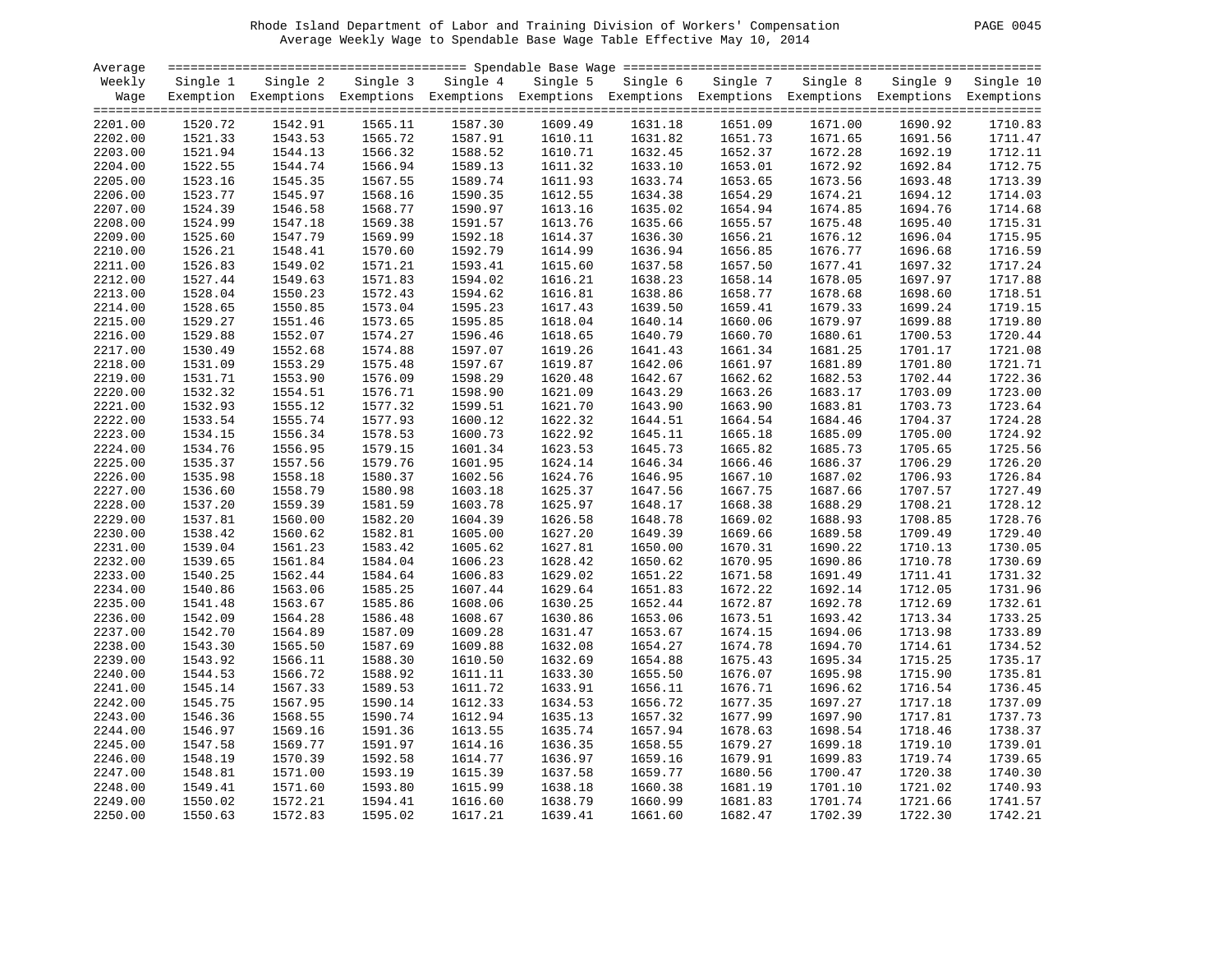Rhode Island Department of Labor and Training Division of Workers' Compensation

Average Weekly Wage to Spendable Base Wage Table Effective May 10, 2014

| Average Weekly Wage | Single 1 Exemption | Single 2 Exemptions | Single 3 Exemptions | Single 4 Exemptions | Single 5 Exemptions | Single 6 Exemptions | Single 7 Exemptions | Single 8 Exemptions | Single 9 Exemptions | Single 10 Exemptions |
|---|---|---|---|---|---|---|---|---|---|---|
| 2201.00 | 1520.72 | 1542.91 | 1565.11 | 1587.30 | 1609.49 | 1631.18 | 1651.09 | 1671.00 | 1690.92 | 1710.83 |
| 2202.00 | 1521.33 | 1543.53 | 1565.72 | 1587.91 | 1610.11 | 1631.82 | 1651.73 | 1671.65 | 1691.56 | 1711.47 |
| 2203.00 | 1521.94 | 1544.13 | 1566.32 | 1588.52 | 1610.71 | 1632.45 | 1652.37 | 1672.28 | 1692.19 | 1712.11 |
| 2204.00 | 1522.55 | 1544.74 | 1566.94 | 1589.13 | 1611.32 | 1633.10 | 1653.01 | 1672.92 | 1692.84 | 1712.75 |
| 2205.00 | 1523.16 | 1545.35 | 1567.55 | 1589.74 | 1611.93 | 1633.74 | 1653.65 | 1673.56 | 1693.48 | 1713.39 |
| 2206.00 | 1523.77 | 1545.97 | 1568.16 | 1590.35 | 1612.55 | 1634.38 | 1654.29 | 1674.21 | 1694.12 | 1714.03 |
| 2207.00 | 1524.39 | 1546.58 | 1568.77 | 1590.97 | 1613.16 | 1635.02 | 1654.94 | 1674.85 | 1694.76 | 1714.68 |
| 2208.00 | 1524.99 | 1547.18 | 1569.38 | 1591.57 | 1613.76 | 1635.66 | 1655.57 | 1675.48 | 1695.40 | 1715.31 |
| 2209.00 | 1525.60 | 1547.79 | 1569.99 | 1592.18 | 1614.37 | 1636.30 | 1656.21 | 1676.12 | 1696.04 | 1715.95 |
| 2210.00 | 1526.21 | 1548.41 | 1570.60 | 1592.79 | 1614.99 | 1636.94 | 1656.85 | 1676.77 | 1696.68 | 1716.59 |
| 2211.00 | 1526.83 | 1549.02 | 1571.21 | 1593.41 | 1615.60 | 1637.58 | 1657.50 | 1677.41 | 1697.32 | 1717.24 |
| 2212.00 | 1527.44 | 1549.63 | 1571.83 | 1594.02 | 1616.21 | 1638.23 | 1658.14 | 1678.05 | 1697.97 | 1717.88 |
| 2213.00 | 1528.04 | 1550.23 | 1572.43 | 1594.62 | 1616.81 | 1638.86 | 1658.77 | 1678.68 | 1698.60 | 1718.51 |
| 2214.00 | 1528.65 | 1550.85 | 1573.04 | 1595.23 | 1617.43 | 1639.50 | 1659.41 | 1679.33 | 1699.24 | 1719.15 |
| 2215.00 | 1529.27 | 1551.46 | 1573.65 | 1595.85 | 1618.04 | 1640.14 | 1660.06 | 1679.97 | 1699.88 | 1719.80 |
| 2216.00 | 1529.88 | 1552.07 | 1574.27 | 1596.46 | 1618.65 | 1640.79 | 1660.70 | 1680.61 | 1700.53 | 1720.44 |
| 2217.00 | 1530.49 | 1552.68 | 1574.88 | 1597.07 | 1619.26 | 1641.43 | 1661.34 | 1681.25 | 1701.17 | 1721.08 |
| 2218.00 | 1531.09 | 1553.29 | 1575.48 | 1597.67 | 1619.87 | 1642.06 | 1661.97 | 1681.89 | 1701.80 | 1721.71 |
| 2219.00 | 1531.71 | 1553.90 | 1576.09 | 1598.29 | 1620.48 | 1642.67 | 1662.62 | 1682.53 | 1702.44 | 1722.36 |
| 2220.00 | 1532.32 | 1554.51 | 1576.71 | 1598.90 | 1621.09 | 1643.29 | 1663.26 | 1683.17 | 1703.09 | 1723.00 |
| 2221.00 | 1532.93 | 1555.12 | 1577.32 | 1599.51 | 1621.70 | 1643.90 | 1663.90 | 1683.81 | 1703.73 | 1723.64 |
| 2222.00 | 1533.54 | 1555.74 | 1577.93 | 1600.12 | 1622.32 | 1644.51 | 1664.54 | 1684.46 | 1704.37 | 1724.28 |
| 2223.00 | 1534.15 | 1556.34 | 1578.53 | 1600.73 | 1622.92 | 1645.11 | 1665.18 | 1685.09 | 1705.00 | 1724.92 |
| 2224.00 | 1534.76 | 1556.95 | 1579.15 | 1601.34 | 1623.53 | 1645.73 | 1665.82 | 1685.73 | 1705.65 | 1725.56 |
| 2225.00 | 1535.37 | 1557.56 | 1579.76 | 1601.95 | 1624.14 | 1646.34 | 1666.46 | 1686.37 | 1706.29 | 1726.20 |
| 2226.00 | 1535.98 | 1558.18 | 1580.37 | 1602.56 | 1624.76 | 1646.95 | 1667.10 | 1687.02 | 1706.93 | 1726.84 |
| 2227.00 | 1536.60 | 1558.79 | 1580.98 | 1603.18 | 1625.37 | 1647.56 | 1667.75 | 1687.66 | 1707.57 | 1727.49 |
| 2228.00 | 1537.20 | 1559.39 | 1581.59 | 1603.78 | 1625.97 | 1648.17 | 1668.38 | 1688.29 | 1708.21 | 1728.12 |
| 2229.00 | 1537.81 | 1560.00 | 1582.20 | 1604.39 | 1626.58 | 1648.78 | 1669.02 | 1688.93 | 1708.85 | 1728.76 |
| 2230.00 | 1538.42 | 1560.62 | 1582.81 | 1605.00 | 1627.20 | 1649.39 | 1669.66 | 1689.58 | 1709.49 | 1729.40 |
| 2231.00 | 1539.04 | 1561.23 | 1583.42 | 1605.62 | 1627.81 | 1650.00 | 1670.31 | 1690.22 | 1710.13 | 1730.05 |
| 2232.00 | 1539.65 | 1561.84 | 1584.04 | 1606.23 | 1628.42 | 1650.62 | 1670.95 | 1690.86 | 1710.78 | 1730.69 |
| 2233.00 | 1540.25 | 1562.44 | 1584.64 | 1606.83 | 1629.02 | 1651.22 | 1671.58 | 1691.49 | 1711.41 | 1731.32 |
| 2234.00 | 1540.86 | 1563.06 | 1585.25 | 1607.44 | 1629.64 | 1651.83 | 1672.22 | 1692.14 | 1712.05 | 1731.96 |
| 2235.00 | 1541.48 | 1563.67 | 1585.86 | 1608.06 | 1630.25 | 1652.44 | 1672.87 | 1692.78 | 1712.69 | 1732.61 |
| 2236.00 | 1542.09 | 1564.28 | 1586.48 | 1608.67 | 1630.86 | 1653.06 | 1673.51 | 1693.42 | 1713.34 | 1733.25 |
| 2237.00 | 1542.70 | 1564.89 | 1587.09 | 1609.28 | 1631.47 | 1653.67 | 1674.15 | 1694.06 | 1713.98 | 1733.89 |
| 2238.00 | 1543.30 | 1565.50 | 1587.69 | 1609.88 | 1632.08 | 1654.27 | 1674.78 | 1694.70 | 1714.61 | 1734.52 |
| 2239.00 | 1543.92 | 1566.11 | 1588.30 | 1610.50 | 1632.69 | 1654.88 | 1675.43 | 1695.34 | 1715.25 | 1735.17 |
| 2240.00 | 1544.53 | 1566.72 | 1588.92 | 1611.11 | 1633.30 | 1655.50 | 1676.07 | 1695.98 | 1715.90 | 1735.81 |
| 2241.00 | 1545.14 | 1567.33 | 1589.53 | 1611.72 | 1633.91 | 1656.11 | 1676.71 | 1696.62 | 1716.54 | 1736.45 |
| 2242.00 | 1545.75 | 1567.95 | 1590.14 | 1612.33 | 1634.53 | 1656.72 | 1677.35 | 1697.27 | 1717.18 | 1737.09 |
| 2243.00 | 1546.36 | 1568.55 | 1590.74 | 1612.94 | 1635.13 | 1657.32 | 1677.99 | 1697.90 | 1717.81 | 1737.73 |
| 2244.00 | 1546.97 | 1569.16 | 1591.36 | 1613.55 | 1635.74 | 1657.94 | 1678.63 | 1698.54 | 1718.46 | 1738.37 |
| 2245.00 | 1547.58 | 1569.77 | 1591.97 | 1614.16 | 1636.35 | 1658.55 | 1679.27 | 1699.18 | 1719.10 | 1739.01 |
| 2246.00 | 1548.19 | 1570.39 | 1592.58 | 1614.77 | 1636.97 | 1659.16 | 1679.91 | 1699.83 | 1719.74 | 1739.65 |
| 2247.00 | 1548.81 | 1571.00 | 1593.19 | 1615.39 | 1637.58 | 1659.77 | 1680.56 | 1700.47 | 1720.38 | 1740.30 |
| 2248.00 | 1549.41 | 1571.60 | 1593.80 | 1615.99 | 1638.18 | 1660.38 | 1681.19 | 1701.10 | 1721.02 | 1740.93 |
| 2249.00 | 1550.02 | 1572.21 | 1594.41 | 1616.60 | 1638.79 | 1660.99 | 1681.83 | 1701.74 | 1721.66 | 1741.57 |
| 2250.00 | 1550.63 | 1572.83 | 1595.02 | 1617.21 | 1639.41 | 1661.60 | 1682.47 | 1702.39 | 1722.30 | 1742.21 |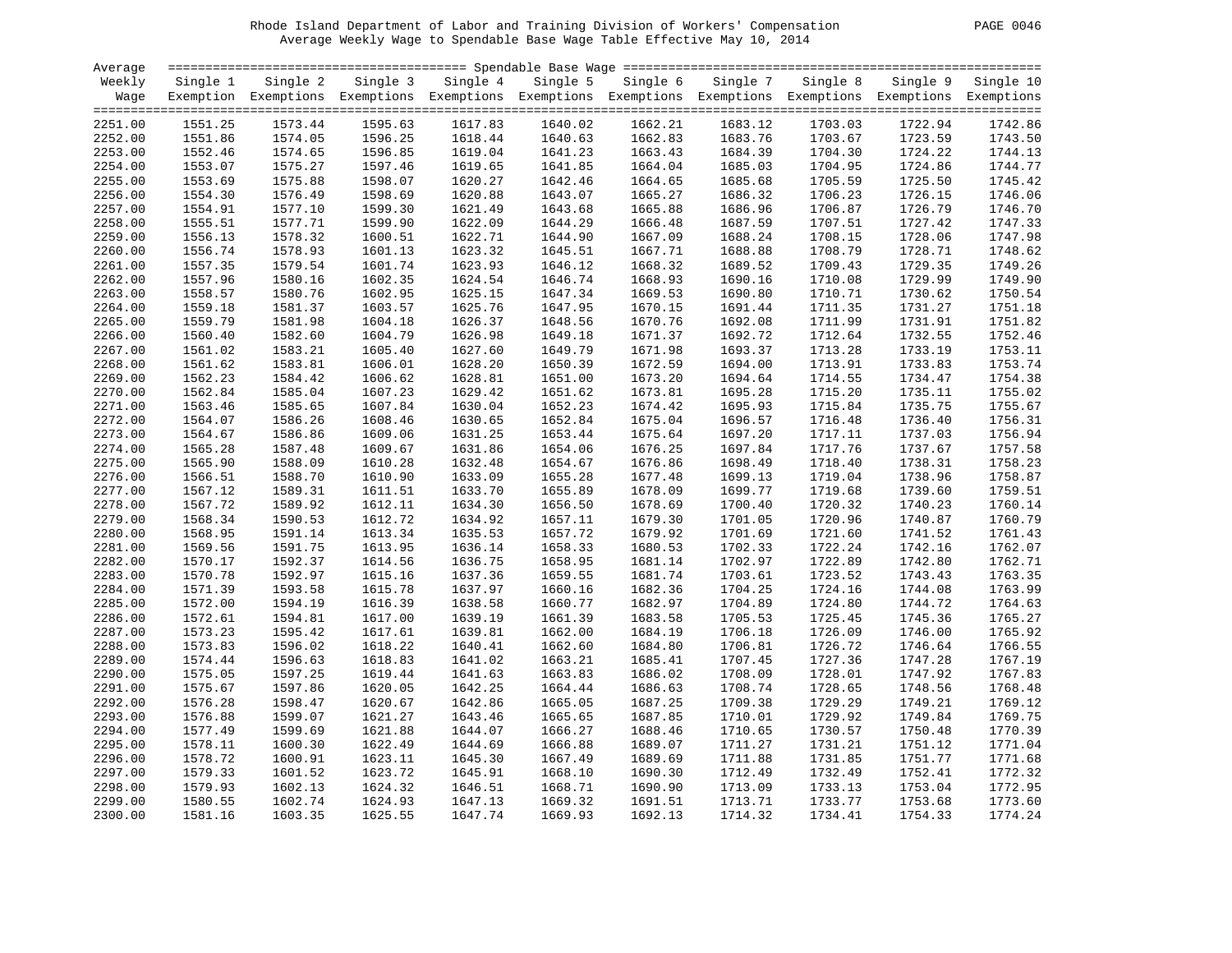Rhode Island Department of Labor and Training Division of Workers' Compensation

Average Weekly Wage to Spendable Base Wage Table Effective May 10, 2014

| Average Weekly Wage | Single 1 Exemption | Single 2 Exemptions | Single 3 Exemptions | Single 4 Exemptions | Single 5 Exemptions | Single 6 Exemptions | Single 7 Exemptions | Single 8 Exemptions | Single 9 Exemptions | Single 10 Exemptions |
|---|---|---|---|---|---|---|---|---|---|---|
| 2251.00 | 1551.25 | 1573.44 | 1595.63 | 1617.83 | 1640.02 | 1662.21 | 1683.12 | 1703.03 | 1722.94 | 1742.86 |
| 2252.00 | 1551.86 | 1574.05 | 1596.25 | 1618.44 | 1640.63 | 1662.83 | 1683.76 | 1703.67 | 1723.59 | 1743.50 |
| 2253.00 | 1552.46 | 1574.65 | 1596.85 | 1619.04 | 1641.23 | 1663.43 | 1684.39 | 1704.30 | 1724.22 | 1744.13 |
| 2254.00 | 1553.07 | 1575.27 | 1597.46 | 1619.65 | 1641.85 | 1664.04 | 1685.03 | 1704.95 | 1724.86 | 1744.77 |
| 2255.00 | 1553.69 | 1575.88 | 1598.07 | 1620.27 | 1642.46 | 1664.65 | 1685.68 | 1705.59 | 1725.50 | 1745.42 |
| 2256.00 | 1554.30 | 1576.49 | 1598.69 | 1620.88 | 1643.07 | 1665.27 | 1686.32 | 1706.23 | 1726.15 | 1746.06 |
| 2257.00 | 1554.91 | 1577.10 | 1599.30 | 1621.49 | 1643.68 | 1665.88 | 1686.96 | 1706.87 | 1726.79 | 1746.70 |
| 2258.00 | 1555.51 | 1577.71 | 1599.90 | 1622.09 | 1644.29 | 1666.48 | 1687.59 | 1707.51 | 1727.42 | 1747.33 |
| 2259.00 | 1556.13 | 1578.32 | 1600.51 | 1622.71 | 1644.90 | 1667.09 | 1688.24 | 1708.15 | 1728.06 | 1747.98 |
| 2260.00 | 1556.74 | 1578.93 | 1601.13 | 1623.32 | 1645.51 | 1667.71 | 1688.88 | 1708.79 | 1728.71 | 1748.62 |
| 2261.00 | 1557.35 | 1579.54 | 1601.74 | 1623.93 | 1646.12 | 1668.32 | 1689.52 | 1709.43 | 1729.35 | 1749.26 |
| 2262.00 | 1557.96 | 1580.16 | 1602.35 | 1624.54 | 1646.74 | 1668.93 | 1690.16 | 1710.08 | 1729.99 | 1749.90 |
| 2263.00 | 1558.57 | 1580.76 | 1602.95 | 1625.15 | 1647.34 | 1669.53 | 1690.80 | 1710.71 | 1730.62 | 1750.54 |
| 2264.00 | 1559.18 | 1581.37 | 1603.57 | 1625.76 | 1647.95 | 1670.15 | 1691.44 | 1711.35 | 1731.27 | 1751.18 |
| 2265.00 | 1559.79 | 1581.98 | 1604.18 | 1626.37 | 1648.56 | 1670.76 | 1692.08 | 1711.99 | 1731.91 | 1751.82 |
| 2266.00 | 1560.40 | 1582.60 | 1604.79 | 1626.98 | 1649.18 | 1671.37 | 1692.72 | 1712.64 | 1732.55 | 1752.46 |
| 2267.00 | 1561.02 | 1583.21 | 1605.40 | 1627.60 | 1649.79 | 1671.98 | 1693.37 | 1713.28 | 1733.19 | 1753.11 |
| 2268.00 | 1561.62 | 1583.81 | 1606.01 | 1628.20 | 1650.39 | 1672.59 | 1694.00 | 1713.91 | 1733.83 | 1753.74 |
| 2269.00 | 1562.23 | 1584.42 | 1606.62 | 1628.81 | 1651.00 | 1673.20 | 1694.64 | 1714.55 | 1734.47 | 1754.38 |
| 2270.00 | 1562.84 | 1585.04 | 1607.23 | 1629.42 | 1651.62 | 1673.81 | 1695.28 | 1715.20 | 1735.11 | 1755.02 |
| 2271.00 | 1563.46 | 1585.65 | 1607.84 | 1630.04 | 1652.23 | 1674.42 | 1695.93 | 1715.84 | 1735.75 | 1755.67 |
| 2272.00 | 1564.07 | 1586.26 | 1608.46 | 1630.65 | 1652.84 | 1675.04 | 1696.57 | 1716.48 | 1736.40 | 1756.31 |
| 2273.00 | 1564.67 | 1586.86 | 1609.06 | 1631.25 | 1653.44 | 1675.64 | 1697.20 | 1717.11 | 1737.03 | 1756.94 |
| 2274.00 | 1565.28 | 1587.48 | 1609.67 | 1631.86 | 1654.06 | 1676.25 | 1697.84 | 1717.76 | 1737.67 | 1757.58 |
| 2275.00 | 1565.90 | 1588.09 | 1610.28 | 1632.48 | 1654.67 | 1676.86 | 1698.49 | 1718.40 | 1738.31 | 1758.23 |
| 2276.00 | 1566.51 | 1588.70 | 1610.90 | 1633.09 | 1655.28 | 1677.48 | 1699.13 | 1719.04 | 1738.96 | 1758.87 |
| 2277.00 | 1567.12 | 1589.31 | 1611.51 | 1633.70 | 1655.89 | 1678.09 | 1699.77 | 1719.68 | 1739.60 | 1759.51 |
| 2278.00 | 1567.72 | 1589.92 | 1612.11 | 1634.30 | 1656.50 | 1678.69 | 1700.40 | 1720.32 | 1740.23 | 1760.14 |
| 2279.00 | 1568.34 | 1590.53 | 1612.72 | 1634.92 | 1657.11 | 1679.30 | 1701.05 | 1720.96 | 1740.87 | 1760.79 |
| 2280.00 | 1568.95 | 1591.14 | 1613.34 | 1635.53 | 1657.72 | 1679.92 | 1701.69 | 1721.60 | 1741.52 | 1761.43 |
| 2281.00 | 1569.56 | 1591.75 | 1613.95 | 1636.14 | 1658.33 | 1680.53 | 1702.33 | 1722.24 | 1742.16 | 1762.07 |
| 2282.00 | 1570.17 | 1592.37 | 1614.56 | 1636.75 | 1658.95 | 1681.14 | 1702.97 | 1722.89 | 1742.80 | 1762.71 |
| 2283.00 | 1570.78 | 1592.97 | 1615.16 | 1637.36 | 1659.55 | 1681.74 | 1703.61 | 1723.52 | 1743.43 | 1763.35 |
| 2284.00 | 1571.39 | 1593.58 | 1615.78 | 1637.97 | 1660.16 | 1682.36 | 1704.25 | 1724.16 | 1744.08 | 1763.99 |
| 2285.00 | 1572.00 | 1594.19 | 1616.39 | 1638.58 | 1660.77 | 1682.97 | 1704.89 | 1724.80 | 1744.72 | 1764.63 |
| 2286.00 | 1572.61 | 1594.81 | 1617.00 | 1639.19 | 1661.39 | 1683.58 | 1705.53 | 1725.45 | 1745.36 | 1765.27 |
| 2287.00 | 1573.23 | 1595.42 | 1617.61 | 1639.81 | 1662.00 | 1684.19 | 1706.18 | 1726.09 | 1746.00 | 1765.92 |
| 2288.00 | 1573.83 | 1596.02 | 1618.22 | 1640.41 | 1662.60 | 1684.80 | 1706.81 | 1726.72 | 1746.64 | 1766.55 |
| 2289.00 | 1574.44 | 1596.63 | 1618.83 | 1641.02 | 1663.21 | 1685.41 | 1707.45 | 1727.36 | 1747.28 | 1767.19 |
| 2290.00 | 1575.05 | 1597.25 | 1619.44 | 1641.63 | 1663.83 | 1686.02 | 1708.09 | 1728.01 | 1747.92 | 1767.83 |
| 2291.00 | 1575.67 | 1597.86 | 1620.05 | 1642.25 | 1664.44 | 1686.63 | 1708.74 | 1728.65 | 1748.56 | 1768.48 |
| 2292.00 | 1576.28 | 1598.47 | 1620.67 | 1642.86 | 1665.05 | 1687.25 | 1709.38 | 1729.29 | 1749.21 | 1769.12 |
| 2293.00 | 1576.88 | 1599.07 | 1621.27 | 1643.46 | 1665.65 | 1687.85 | 1710.01 | 1729.92 | 1749.84 | 1769.75 |
| 2294.00 | 1577.49 | 1599.69 | 1621.88 | 1644.07 | 1666.27 | 1688.46 | 1710.65 | 1730.57 | 1750.48 | 1770.39 |
| 2295.00 | 1578.11 | 1600.30 | 1622.49 | 1644.69 | 1666.88 | 1689.07 | 1711.27 | 1731.21 | 1751.12 | 1771.04 |
| 2296.00 | 1578.72 | 1600.91 | 1623.11 | 1645.30 | 1667.49 | 1689.69 | 1711.88 | 1731.85 | 1751.77 | 1771.68 |
| 2297.00 | 1579.33 | 1601.52 | 1623.72 | 1645.91 | 1668.10 | 1690.30 | 1712.49 | 1732.49 | 1752.41 | 1772.32 |
| 2298.00 | 1579.93 | 1602.13 | 1624.32 | 1646.51 | 1668.71 | 1690.90 | 1713.09 | 1733.13 | 1753.04 | 1772.95 |
| 2299.00 | 1580.55 | 1602.74 | 1624.93 | 1647.13 | 1669.32 | 1691.51 | 1713.71 | 1733.77 | 1753.68 | 1773.60 |
| 2300.00 | 1581.16 | 1603.35 | 1625.55 | 1647.74 | 1669.93 | 1692.13 | 1714.32 | 1734.41 | 1754.33 | 1774.24 |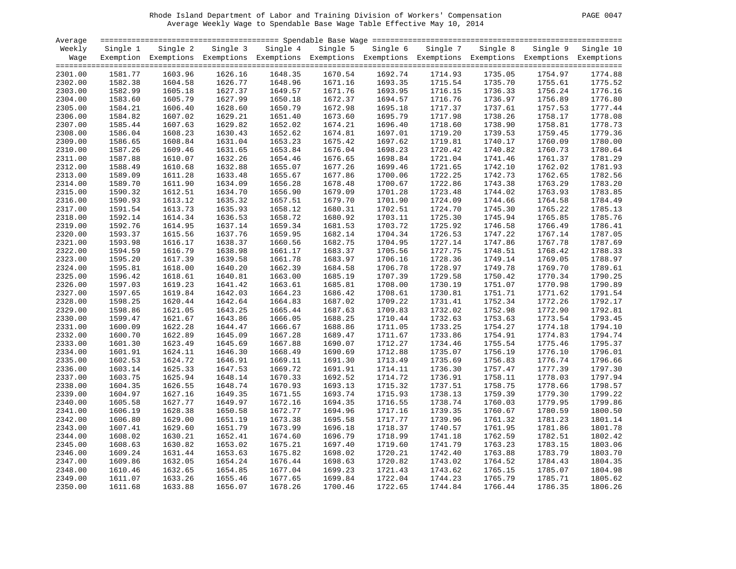Rhode Island Department of Labor and Training Division of Workers' Compensation

Average Weekly Wage to Spendable Base Wage Table Effective May 10, 2014

| Average Weekly Wage | Single 1 Exemption | Single 2 Exemptions | Single 3 Exemptions | Single 4 Exemptions | Single 5 Exemptions | Single 6 Exemptions | Single 7 Exemptions | Single 8 Exemptions | Single 9 Exemptions | Single 10 Exemptions |
|---|---|---|---|---|---|---|---|---|---|---|
| 2301.00 | 1581.77 | 1603.96 | 1626.16 | 1648.35 | 1670.54 | 1692.74 | 1714.93 | 1735.05 | 1754.97 | 1774.88 |
| 2302.00 | 1582.38 | 1604.58 | 1626.77 | 1648.96 | 1671.16 | 1693.35 | 1715.54 | 1735.70 | 1755.61 | 1775.52 |
| 2303.00 | 1582.99 | 1605.18 | 1627.37 | 1649.57 | 1671.76 | 1693.95 | 1716.15 | 1736.33 | 1756.24 | 1776.16 |
| 2304.00 | 1583.60 | 1605.79 | 1627.99 | 1650.18 | 1672.37 | 1694.57 | 1716.76 | 1736.97 | 1756.89 | 1776.80 |
| 2305.00 | 1584.21 | 1606.40 | 1628.60 | 1650.79 | 1672.98 | 1695.18 | 1717.37 | 1737.61 | 1757.53 | 1777.44 |
| 2306.00 | 1584.82 | 1607.02 | 1629.21 | 1651.40 | 1673.60 | 1695.79 | 1717.98 | 1738.26 | 1758.17 | 1778.08 |
| 2307.00 | 1585.44 | 1607.63 | 1629.82 | 1652.02 | 1674.21 | 1696.40 | 1718.60 | 1738.90 | 1758.81 | 1778.73 |
| 2308.00 | 1586.04 | 1608.23 | 1630.43 | 1652.62 | 1674.81 | 1697.01 | 1719.20 | 1739.53 | 1759.45 | 1779.36 |
| 2309.00 | 1586.65 | 1608.84 | 1631.04 | 1653.23 | 1675.42 | 1697.62 | 1719.81 | 1740.17 | 1760.09 | 1780.00 |
| 2310.00 | 1587.26 | 1609.46 | 1631.65 | 1653.84 | 1676.04 | 1698.23 | 1720.42 | 1740.82 | 1760.73 | 1780.64 |
| 2311.00 | 1587.88 | 1610.07 | 1632.26 | 1654.46 | 1676.65 | 1698.84 | 1721.04 | 1741.46 | 1761.37 | 1781.29 |
| 2312.00 | 1588.49 | 1610.68 | 1632.88 | 1655.07 | 1677.26 | 1699.46 | 1721.65 | 1742.10 | 1762.02 | 1781.93 |
| 2313.00 | 1589.09 | 1611.28 | 1633.48 | 1655.67 | 1677.86 | 1700.06 | 1722.25 | 1742.73 | 1762.65 | 1782.56 |
| 2314.00 | 1589.70 | 1611.90 | 1634.09 | 1656.28 | 1678.48 | 1700.67 | 1722.86 | 1743.38 | 1763.29 | 1783.20 |
| 2315.00 | 1590.32 | 1612.51 | 1634.70 | 1656.90 | 1679.09 | 1701.28 | 1723.48 | 1744.02 | 1763.93 | 1783.85 |
| 2316.00 | 1590.93 | 1613.12 | 1635.32 | 1657.51 | 1679.70 | 1701.90 | 1724.09 | 1744.66 | 1764.58 | 1784.49 |
| 2317.00 | 1591.54 | 1613.73 | 1635.93 | 1658.12 | 1680.31 | 1702.51 | 1724.70 | 1745.30 | 1765.22 | 1785.13 |
| 2318.00 | 1592.14 | 1614.34 | 1636.53 | 1658.72 | 1680.92 | 1703.11 | 1725.30 | 1745.94 | 1765.85 | 1785.76 |
| 2319.00 | 1592.76 | 1614.95 | 1637.14 | 1659.34 | 1681.53 | 1703.72 | 1725.92 | 1746.58 | 1766.49 | 1786.41 |
| 2320.00 | 1593.37 | 1615.56 | 1637.76 | 1659.95 | 1682.14 | 1704.34 | 1726.53 | 1747.22 | 1767.14 | 1787.05 |
| 2321.00 | 1593.98 | 1616.17 | 1638.37 | 1660.56 | 1682.75 | 1704.95 | 1727.14 | 1747.86 | 1767.78 | 1787.69 |
| 2322.00 | 1594.59 | 1616.79 | 1638.98 | 1661.17 | 1683.37 | 1705.56 | 1727.75 | 1748.51 | 1768.42 | 1788.33 |
| 2323.00 | 1595.20 | 1617.39 | 1639.58 | 1661.78 | 1683.97 | 1706.16 | 1728.36 | 1749.14 | 1769.05 | 1788.97 |
| 2324.00 | 1595.81 | 1618.00 | 1640.20 | 1662.39 | 1684.58 | 1706.78 | 1728.97 | 1749.78 | 1769.70 | 1789.61 |
| 2325.00 | 1596.42 | 1618.61 | 1640.81 | 1663.00 | 1685.19 | 1707.39 | 1729.58 | 1750.42 | 1770.34 | 1790.25 |
| 2326.00 | 1597.03 | 1619.23 | 1641.42 | 1663.61 | 1685.81 | 1708.00 | 1730.19 | 1751.07 | 1770.98 | 1790.89 |
| 2327.00 | 1597.65 | 1619.84 | 1642.03 | 1664.23 | 1686.42 | 1708.61 | 1730.81 | 1751.71 | 1771.62 | 1791.54 |
| 2328.00 | 1598.25 | 1620.44 | 1642.64 | 1664.83 | 1687.02 | 1709.22 | 1731.41 | 1752.34 | 1772.26 | 1792.17 |
| 2329.00 | 1598.86 | 1621.05 | 1643.25 | 1665.44 | 1687.63 | 1709.83 | 1732.02 | 1752.98 | 1772.90 | 1792.81 |
| 2330.00 | 1599.47 | 1621.67 | 1643.86 | 1666.05 | 1688.25 | 1710.44 | 1732.63 | 1753.63 | 1773.54 | 1793.45 |
| 2331.00 | 1600.09 | 1622.28 | 1644.47 | 1666.67 | 1688.86 | 1711.05 | 1733.25 | 1754.27 | 1774.18 | 1794.10 |
| 2332.00 | 1600.70 | 1622.89 | 1645.09 | 1667.28 | 1689.47 | 1711.67 | 1733.86 | 1754.91 | 1774.83 | 1794.74 |
| 2333.00 | 1601.30 | 1623.49 | 1645.69 | 1667.88 | 1690.07 | 1712.27 | 1734.46 | 1755.54 | 1775.46 | 1795.37 |
| 2334.00 | 1601.91 | 1624.11 | 1646.30 | 1668.49 | 1690.69 | 1712.88 | 1735.07 | 1756.19 | 1776.10 | 1796.01 |
| 2335.00 | 1602.53 | 1624.72 | 1646.91 | 1669.11 | 1691.30 | 1713.49 | 1735.69 | 1756.83 | 1776.74 | 1796.66 |
| 2336.00 | 1603.14 | 1625.33 | 1647.53 | 1669.72 | 1691.91 | 1714.11 | 1736.30 | 1757.47 | 1777.39 | 1797.30 |
| 2337.00 | 1603.75 | 1625.94 | 1648.14 | 1670.33 | 1692.52 | 1714.72 | 1736.91 | 1758.11 | 1778.03 | 1797.94 |
| 2338.00 | 1604.35 | 1626.55 | 1648.74 | 1670.93 | 1693.13 | 1715.32 | 1737.51 | 1758.75 | 1778.66 | 1798.57 |
| 2339.00 | 1604.97 | 1627.16 | 1649.35 | 1671.55 | 1693.74 | 1715.93 | 1738.13 | 1759.39 | 1779.30 | 1799.22 |
| 2340.00 | 1605.58 | 1627.77 | 1649.97 | 1672.16 | 1694.35 | 1716.55 | 1738.74 | 1760.03 | 1779.95 | 1799.86 |
| 2341.00 | 1606.19 | 1628.38 | 1650.58 | 1672.77 | 1694.96 | 1717.16 | 1739.35 | 1760.67 | 1780.59 | 1800.50 |
| 2342.00 | 1606.80 | 1629.00 | 1651.19 | 1673.38 | 1695.58 | 1717.77 | 1739.96 | 1761.32 | 1781.23 | 1801.14 |
| 2343.00 | 1607.41 | 1629.60 | 1651.79 | 1673.99 | 1696.18 | 1718.37 | 1740.57 | 1761.95 | 1781.86 | 1801.78 |
| 2344.00 | 1608.02 | 1630.21 | 1652.41 | 1674.60 | 1696.79 | 1718.99 | 1741.18 | 1762.59 | 1782.51 | 1802.42 |
| 2345.00 | 1608.63 | 1630.82 | 1653.02 | 1675.21 | 1697.40 | 1719.60 | 1741.79 | 1763.23 | 1783.15 | 1803.06 |
| 2346.00 | 1609.24 | 1631.44 | 1653.63 | 1675.82 | 1698.02 | 1720.21 | 1742.40 | 1763.88 | 1783.79 | 1803.70 |
| 2347.00 | 1609.86 | 1632.05 | 1654.24 | 1676.44 | 1698.63 | 1720.82 | 1743.02 | 1764.52 | 1784.43 | 1804.35 |
| 2348.00 | 1610.46 | 1632.65 | 1654.85 | 1677.04 | 1699.23 | 1721.43 | 1743.62 | 1765.15 | 1785.07 | 1804.98 |
| 2349.00 | 1611.07 | 1633.26 | 1655.46 | 1677.65 | 1699.84 | 1722.04 | 1744.23 | 1765.79 | 1785.71 | 1805.62 |
| 2350.00 | 1611.68 | 1633.88 | 1656.07 | 1678.26 | 1700.46 | 1722.65 | 1744.84 | 1766.44 | 1786.35 | 1806.26 |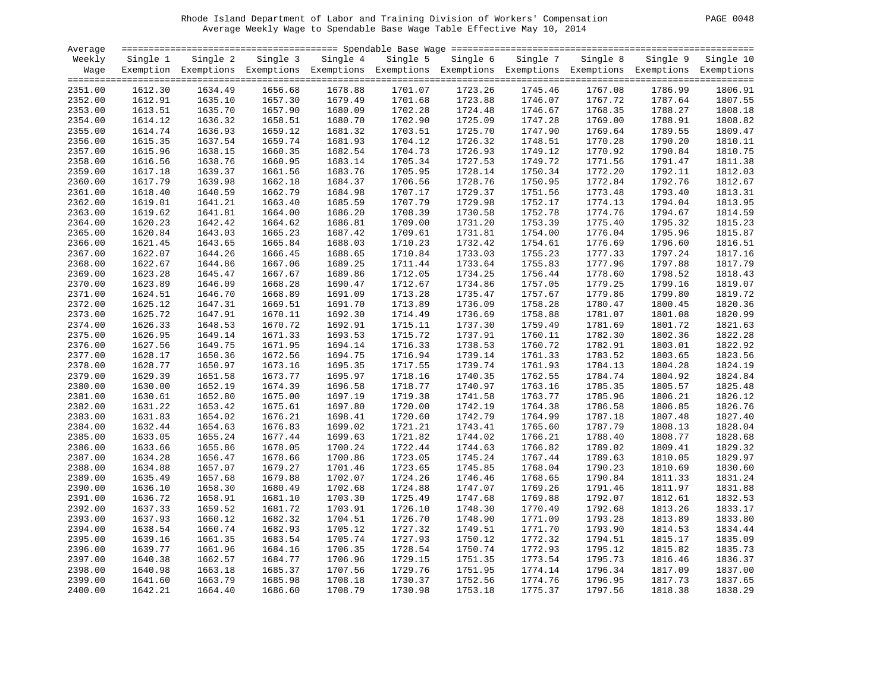Rhode Island Department of Labor and Training Division of Workers' Compensation

Average Weekly Wage to Spendable Base Wage Table Effective May 10, 2014

| Average Weekly Wage | Single 1 Exemption | Single 2 Exemptions | Single 3 Exemptions | Single 4 Exemptions | Single 5 Exemptions | Single 6 Exemptions | Single 7 Exemptions | Single 8 Exemptions | Single 9 Exemptions | Single 10 Exemptions |
|---|---|---|---|---|---|---|---|---|---|---|
| 2351.00 | 1612.30 | 1634.49 | 1656.68 | 1678.88 | 1701.07 | 1723.26 | 1745.46 | 1767.08 | 1786.99 | 1806.91 |
| 2352.00 | 1612.91 | 1635.10 | 1657.30 | 1679.49 | 1701.68 | 1723.88 | 1746.07 | 1767.72 | 1787.64 | 1807.55 |
| 2353.00 | 1613.51 | 1635.70 | 1657.90 | 1680.09 | 1702.28 | 1724.48 | 1746.67 | 1768.35 | 1788.27 | 1808.18 |
| 2354.00 | 1614.12 | 1636.32 | 1658.51 | 1680.70 | 1702.90 | 1725.09 | 1747.28 | 1769.00 | 1788.91 | 1808.82 |
| 2355.00 | 1614.74 | 1636.93 | 1659.12 | 1681.32 | 1703.51 | 1725.70 | 1747.90 | 1769.64 | 1789.55 | 1809.47 |
| 2356.00 | 1615.35 | 1637.54 | 1659.74 | 1681.93 | 1704.12 | 1726.32 | 1748.51 | 1770.28 | 1790.20 | 1810.11 |
| 2357.00 | 1615.96 | 1638.15 | 1660.35 | 1682.54 | 1704.73 | 1726.93 | 1749.12 | 1770.92 | 1790.84 | 1810.75 |
| 2358.00 | 1616.56 | 1638.76 | 1660.95 | 1683.14 | 1705.34 | 1727.53 | 1749.72 | 1771.56 | 1791.47 | 1811.38 |
| 2359.00 | 1617.18 | 1639.37 | 1661.56 | 1683.76 | 1705.95 | 1728.14 | 1750.34 | 1772.20 | 1792.11 | 1812.03 |
| 2360.00 | 1617.79 | 1639.98 | 1662.18 | 1684.37 | 1706.56 | 1728.76 | 1750.95 | 1772.84 | 1792.76 | 1812.67 |
| 2361.00 | 1618.40 | 1640.59 | 1662.79 | 1684.98 | 1707.17 | 1729.37 | 1751.56 | 1773.48 | 1793.40 | 1813.31 |
| 2362.00 | 1619.01 | 1641.21 | 1663.40 | 1685.59 | 1707.79 | 1729.98 | 1752.17 | 1774.13 | 1794.04 | 1813.95 |
| 2363.00 | 1619.62 | 1641.81 | 1664.00 | 1686.20 | 1708.39 | 1730.58 | 1752.78 | 1774.76 | 1794.67 | 1814.59 |
| 2364.00 | 1620.23 | 1642.42 | 1664.62 | 1686.81 | 1709.00 | 1731.20 | 1753.39 | 1775.40 | 1795.32 | 1815.23 |
| 2365.00 | 1620.84 | 1643.03 | 1665.23 | 1687.42 | 1709.61 | 1731.81 | 1754.00 | 1776.04 | 1795.96 | 1815.87 |
| 2366.00 | 1621.45 | 1643.65 | 1665.84 | 1688.03 | 1710.23 | 1732.42 | 1754.61 | 1776.69 | 1796.60 | 1816.51 |
| 2367.00 | 1622.07 | 1644.26 | 1666.45 | 1688.65 | 1710.84 | 1733.03 | 1755.23 | 1777.33 | 1797.24 | 1817.16 |
| 2368.00 | 1622.67 | 1644.86 | 1667.06 | 1689.25 | 1711.44 | 1733.64 | 1755.83 | 1777.96 | 1797.88 | 1817.79 |
| 2369.00 | 1623.28 | 1645.47 | 1667.67 | 1689.86 | 1712.05 | 1734.25 | 1756.44 | 1778.60 | 1798.52 | 1818.43 |
| 2370.00 | 1623.89 | 1646.09 | 1668.28 | 1690.47 | 1712.67 | 1734.86 | 1757.05 | 1779.25 | 1799.16 | 1819.07 |
| 2371.00 | 1624.51 | 1646.70 | 1668.89 | 1691.09 | 1713.28 | 1735.47 | 1757.67 | 1779.86 | 1799.80 | 1819.72 |
| 2372.00 | 1625.12 | 1647.31 | 1669.51 | 1691.70 | 1713.89 | 1736.09 | 1758.28 | 1780.47 | 1800.45 | 1820.36 |
| 2373.00 | 1625.72 | 1647.91 | 1670.11 | 1692.30 | 1714.49 | 1736.69 | 1758.88 | 1781.07 | 1801.08 | 1820.99 |
| 2374.00 | 1626.33 | 1648.53 | 1670.72 | 1692.91 | 1715.11 | 1737.30 | 1759.49 | 1781.69 | 1801.72 | 1821.63 |
| 2375.00 | 1626.95 | 1649.14 | 1671.33 | 1693.53 | 1715.72 | 1737.91 | 1760.11 | 1782.30 | 1802.36 | 1822.28 |
| 2376.00 | 1627.56 | 1649.75 | 1671.95 | 1694.14 | 1716.33 | 1738.53 | 1760.72 | 1782.91 | 1803.01 | 1822.92 |
| 2377.00 | 1628.17 | 1650.36 | 1672.56 | 1694.75 | 1716.94 | 1739.14 | 1761.33 | 1783.52 | 1803.65 | 1823.56 |
| 2378.00 | 1628.77 | 1650.97 | 1673.16 | 1695.35 | 1717.55 | 1739.74 | 1761.93 | 1784.13 | 1804.28 | 1824.19 |
| 2379.00 | 1629.39 | 1651.58 | 1673.77 | 1695.97 | 1718.16 | 1740.35 | 1762.55 | 1784.74 | 1804.92 | 1824.84 |
| 2380.00 | 1630.00 | 1652.19 | 1674.39 | 1696.58 | 1718.77 | 1740.97 | 1763.16 | 1785.35 | 1805.57 | 1825.48 |
| 2381.00 | 1630.61 | 1652.80 | 1675.00 | 1697.19 | 1719.38 | 1741.58 | 1763.77 | 1785.96 | 1806.21 | 1826.12 |
| 2382.00 | 1631.22 | 1653.42 | 1675.61 | 1697.80 | 1720.00 | 1742.19 | 1764.38 | 1786.58 | 1806.85 | 1826.76 |
| 2383.00 | 1631.83 | 1654.02 | 1676.21 | 1698.41 | 1720.60 | 1742.79 | 1764.99 | 1787.18 | 1807.48 | 1827.40 |
| 2384.00 | 1632.44 | 1654.63 | 1676.83 | 1699.02 | 1721.21 | 1743.41 | 1765.60 | 1787.79 | 1808.13 | 1828.04 |
| 2385.00 | 1633.05 | 1655.24 | 1677.44 | 1699.63 | 1721.82 | 1744.02 | 1766.21 | 1788.40 | 1808.77 | 1828.68 |
| 2386.00 | 1633.66 | 1655.86 | 1678.05 | 1700.24 | 1722.44 | 1744.63 | 1766.82 | 1789.02 | 1809.41 | 1829.32 |
| 2387.00 | 1634.28 | 1656.47 | 1678.66 | 1700.86 | 1723.05 | 1745.24 | 1767.44 | 1789.63 | 1810.05 | 1829.97 |
| 2388.00 | 1634.88 | 1657.07 | 1679.27 | 1701.46 | 1723.65 | 1745.85 | 1768.04 | 1790.23 | 1810.69 | 1830.60 |
| 2389.00 | 1635.49 | 1657.68 | 1679.88 | 1702.07 | 1724.26 | 1746.46 | 1768.65 | 1790.84 | 1811.33 | 1831.24 |
| 2390.00 | 1636.10 | 1658.30 | 1680.49 | 1702.68 | 1724.88 | 1747.07 | 1769.26 | 1791.46 | 1811.97 | 1831.88 |
| 2391.00 | 1636.72 | 1658.91 | 1681.10 | 1703.30 | 1725.49 | 1747.68 | 1769.88 | 1792.07 | 1812.61 | 1832.53 |
| 2392.00 | 1637.33 | 1659.52 | 1681.72 | 1703.91 | 1726.10 | 1748.30 | 1770.49 | 1792.68 | 1813.26 | 1833.17 |
| 2393.00 | 1637.93 | 1660.12 | 1682.32 | 1704.51 | 1726.70 | 1748.90 | 1771.09 | 1793.28 | 1813.89 | 1833.80 |
| 2394.00 | 1638.54 | 1660.74 | 1682.93 | 1705.12 | 1727.32 | 1749.51 | 1771.70 | 1793.90 | 1814.53 | 1834.44 |
| 2395.00 | 1639.16 | 1661.35 | 1683.54 | 1705.74 | 1727.93 | 1750.12 | 1772.32 | 1794.51 | 1815.17 | 1835.09 |
| 2396.00 | 1639.77 | 1661.96 | 1684.16 | 1706.35 | 1728.54 | 1750.74 | 1772.93 | 1795.12 | 1815.82 | 1835.73 |
| 2397.00 | 1640.38 | 1662.57 | 1684.77 | 1706.96 | 1729.15 | 1751.35 | 1773.54 | 1795.73 | 1816.46 | 1836.37 |
| 2398.00 | 1640.98 | 1663.18 | 1685.37 | 1707.56 | 1729.76 | 1751.95 | 1774.14 | 1796.34 | 1817.09 | 1837.00 |
| 2399.00 | 1641.60 | 1663.79 | 1685.98 | 1708.18 | 1730.37 | 1752.56 | 1774.76 | 1796.95 | 1817.73 | 1837.65 |
| 2400.00 | 1642.21 | 1664.40 | 1686.60 | 1708.79 | 1730.98 | 1753.18 | 1775.37 | 1797.56 | 1818.38 | 1838.29 |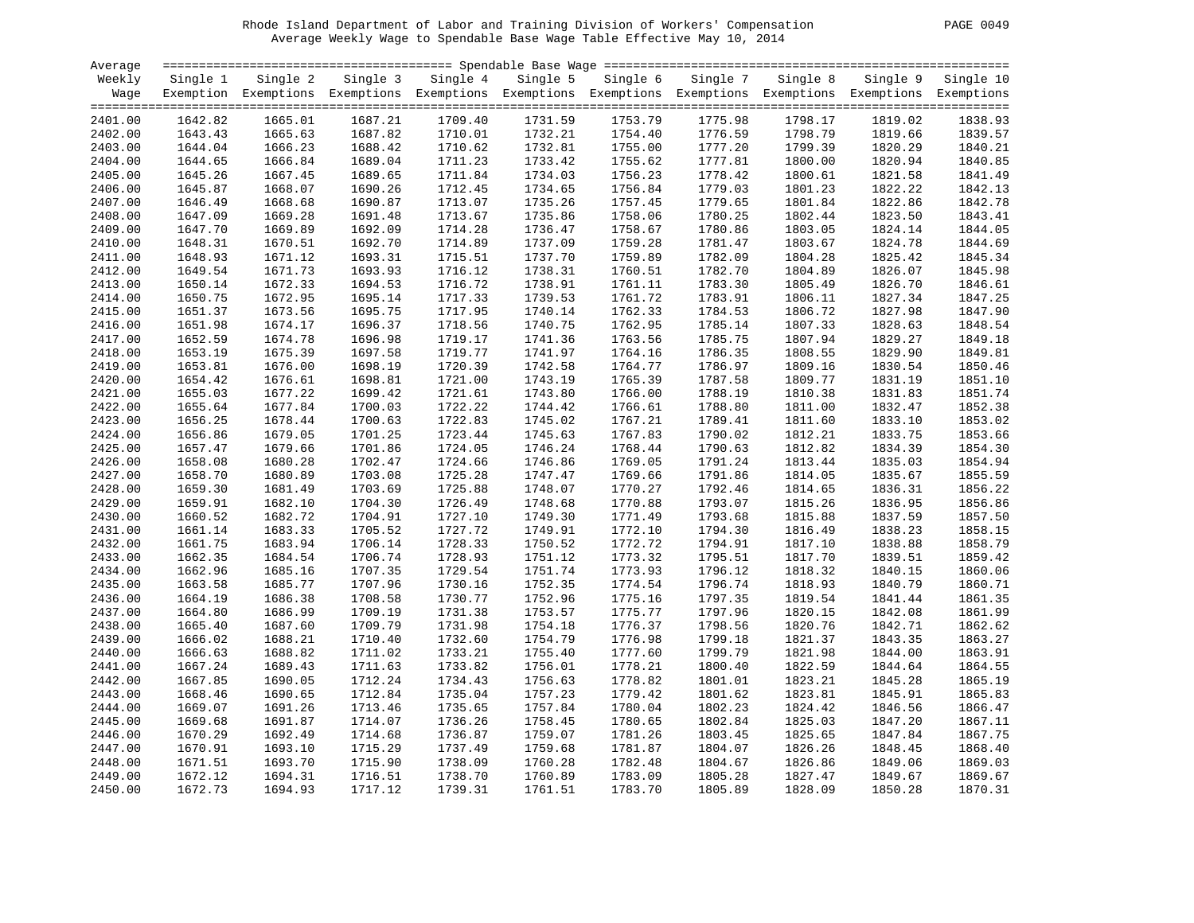Rhode Island Department of Labor and Training Division of Workers' Compensation

Average Weekly Wage to Spendable Base Wage Table Effective May 10, 2014

| Average Weekly Wage | Single 1 Exemption | Single 2 Exemptions | Single 3 Exemptions | Single 4 Exemptions | Single 5 Exemptions | Single 6 Exemptions | Single 7 Exemptions | Single 8 Exemptions | Single 9 Exemptions | Single 10 Exemptions |
|---|---|---|---|---|---|---|---|---|---|---|
| 2401.00 | 1642.82 | 1665.01 | 1687.21 | 1709.40 | 1731.59 | 1753.79 | 1775.98 | 1798.17 | 1819.02 | 1838.93 |
| 2402.00 | 1643.43 | 1665.63 | 1687.82 | 1710.01 | 1732.21 | 1754.40 | 1776.59 | 1798.79 | 1819.66 | 1839.57 |
| 2403.00 | 1644.04 | 1666.23 | 1688.42 | 1710.62 | 1732.81 | 1755.00 | 1777.20 | 1799.39 | 1820.29 | 1840.21 |
| 2404.00 | 1644.65 | 1666.84 | 1689.04 | 1711.23 | 1733.42 | 1755.62 | 1777.81 | 1800.00 | 1820.94 | 1840.85 |
| 2405.00 | 1645.26 | 1667.45 | 1689.65 | 1711.84 | 1734.03 | 1756.23 | 1778.42 | 1800.61 | 1821.58 | 1841.49 |
| 2406.00 | 1645.87 | 1668.07 | 1690.26 | 1712.45 | 1734.65 | 1756.84 | 1779.03 | 1801.23 | 1822.22 | 1842.13 |
| 2407.00 | 1646.49 | 1668.68 | 1690.87 | 1713.07 | 1735.26 | 1757.45 | 1779.65 | 1801.84 | 1822.86 | 1842.78 |
| 2408.00 | 1647.09 | 1669.28 | 1691.48 | 1713.67 | 1735.86 | 1758.06 | 1780.25 | 1802.44 | 1823.50 | 1843.41 |
| 2409.00 | 1647.70 | 1669.89 | 1692.09 | 1714.28 | 1736.47 | 1758.67 | 1780.86 | 1803.05 | 1824.14 | 1844.05 |
| 2410.00 | 1648.31 | 1670.51 | 1692.70 | 1714.89 | 1737.09 | 1759.28 | 1781.47 | 1803.67 | 1824.78 | 1844.69 |
| 2411.00 | 1648.93 | 1671.12 | 1693.31 | 1715.51 | 1737.70 | 1759.89 | 1782.09 | 1804.28 | 1825.42 | 1845.34 |
| 2412.00 | 1649.54 | 1671.73 | 1693.93 | 1716.12 | 1738.31 | 1760.51 | 1782.70 | 1804.89 | 1826.07 | 1845.98 |
| 2413.00 | 1650.14 | 1672.33 | 1694.53 | 1716.72 | 1738.91 | 1761.11 | 1783.30 | 1805.49 | 1826.70 | 1846.61 |
| 2414.00 | 1650.75 | 1672.95 | 1695.14 | 1717.33 | 1739.53 | 1761.72 | 1783.91 | 1806.11 | 1827.34 | 1847.25 |
| 2415.00 | 1651.37 | 1673.56 | 1695.75 | 1717.95 | 1740.14 | 1762.33 | 1784.53 | 1806.72 | 1827.98 | 1847.90 |
| 2416.00 | 1651.98 | 1674.17 | 1696.37 | 1718.56 | 1740.75 | 1762.95 | 1785.14 | 1807.33 | 1828.63 | 1848.54 |
| 2417.00 | 1652.59 | 1674.78 | 1696.98 | 1719.17 | 1741.36 | 1763.56 | 1785.75 | 1807.94 | 1829.27 | 1849.18 |
| 2418.00 | 1653.19 | 1675.39 | 1697.58 | 1719.77 | 1741.97 | 1764.16 | 1786.35 | 1808.55 | 1829.90 | 1849.81 |
| 2419.00 | 1653.81 | 1676.00 | 1698.19 | 1720.39 | 1742.58 | 1764.77 | 1786.97 | 1809.16 | 1830.54 | 1850.46 |
| 2420.00 | 1654.42 | 1676.61 | 1698.81 | 1721.00 | 1743.19 | 1765.39 | 1787.58 | 1809.77 | 1831.19 | 1851.10 |
| 2421.00 | 1655.03 | 1677.22 | 1699.42 | 1721.61 | 1743.80 | 1766.00 | 1788.19 | 1810.38 | 1831.83 | 1851.74 |
| 2422.00 | 1655.64 | 1677.84 | 1700.03 | 1722.22 | 1744.42 | 1766.61 | 1788.80 | 1811.00 | 1832.47 | 1852.38 |
| 2423.00 | 1656.25 | 1678.44 | 1700.63 | 1722.83 | 1745.02 | 1767.21 | 1789.41 | 1811.60 | 1833.10 | 1853.02 |
| 2424.00 | 1656.86 | 1679.05 | 1701.25 | 1723.44 | 1745.63 | 1767.83 | 1790.02 | 1812.21 | 1833.75 | 1853.66 |
| 2425.00 | 1657.47 | 1679.66 | 1701.86 | 1724.05 | 1746.24 | 1768.44 | 1790.63 | 1812.82 | 1834.39 | 1854.30 |
| 2426.00 | 1658.08 | 1680.28 | 1702.47 | 1724.66 | 1746.86 | 1769.05 | 1791.24 | 1813.44 | 1835.03 | 1854.94 |
| 2427.00 | 1658.70 | 1680.89 | 1703.08 | 1725.28 | 1747.47 | 1769.66 | 1791.86 | 1814.05 | 1835.67 | 1855.59 |
| 2428.00 | 1659.30 | 1681.49 | 1703.69 | 1725.88 | 1748.07 | 1770.27 | 1792.46 | 1814.65 | 1836.31 | 1856.22 |
| 2429.00 | 1659.91 | 1682.10 | 1704.30 | 1726.49 | 1748.68 | 1770.88 | 1793.07 | 1815.26 | 1836.95 | 1856.86 |
| 2430.00 | 1660.52 | 1682.72 | 1704.91 | 1727.10 | 1749.30 | 1771.49 | 1793.68 | 1815.88 | 1837.59 | 1857.50 |
| 2431.00 | 1661.14 | 1683.33 | 1705.52 | 1727.72 | 1749.91 | 1772.10 | 1794.30 | 1816.49 | 1838.23 | 1858.15 |
| 2432.00 | 1661.75 | 1683.94 | 1706.14 | 1728.33 | 1750.52 | 1772.72 | 1794.91 | 1817.10 | 1838.88 | 1858.79 |
| 2433.00 | 1662.35 | 1684.54 | 1706.74 | 1728.93 | 1751.12 | 1773.32 | 1795.51 | 1817.70 | 1839.51 | 1859.42 |
| 2434.00 | 1662.96 | 1685.16 | 1707.35 | 1729.54 | 1751.74 | 1773.93 | 1796.12 | 1818.32 | 1840.15 | 1860.06 |
| 2435.00 | 1663.58 | 1685.77 | 1707.96 | 1730.16 | 1752.35 | 1774.54 | 1796.74 | 1818.93 | 1840.79 | 1860.71 |
| 2436.00 | 1664.19 | 1686.38 | 1708.58 | 1730.77 | 1752.96 | 1775.16 | 1797.35 | 1819.54 | 1841.44 | 1861.35 |
| 2437.00 | 1664.80 | 1686.99 | 1709.19 | 1731.38 | 1753.57 | 1775.77 | 1797.96 | 1820.15 | 1842.08 | 1861.99 |
| 2438.00 | 1665.40 | 1687.60 | 1709.79 | 1731.98 | 1754.18 | 1776.37 | 1798.56 | 1820.76 | 1842.71 | 1862.62 |
| 2439.00 | 1666.02 | 1688.21 | 1710.40 | 1732.60 | 1754.79 | 1776.98 | 1799.18 | 1821.37 | 1843.35 | 1863.27 |
| 2440.00 | 1666.63 | 1688.82 | 1711.02 | 1733.21 | 1755.40 | 1777.60 | 1799.79 | 1821.98 | 1844.00 | 1863.91 |
| 2441.00 | 1667.24 | 1689.43 | 1711.63 | 1733.82 | 1756.01 | 1778.21 | 1800.40 | 1822.59 | 1844.64 | 1864.55 |
| 2442.00 | 1667.85 | 1690.05 | 1712.24 | 1734.43 | 1756.63 | 1778.82 | 1801.01 | 1823.21 | 1845.28 | 1865.19 |
| 2443.00 | 1668.46 | 1690.65 | 1712.84 | 1735.04 | 1757.23 | 1779.42 | 1801.62 | 1823.81 | 1845.91 | 1865.83 |
| 2444.00 | 1669.07 | 1691.26 | 1713.46 | 1735.65 | 1757.84 | 1780.04 | 1802.23 | 1824.42 | 1846.56 | 1866.47 |
| 2445.00 | 1669.68 | 1691.87 | 1714.07 | 1736.26 | 1758.45 | 1780.65 | 1802.84 | 1825.03 | 1847.20 | 1867.11 |
| 2446.00 | 1670.29 | 1692.49 | 1714.68 | 1736.87 | 1759.07 | 1781.26 | 1803.45 | 1825.65 | 1847.84 | 1867.75 |
| 2447.00 | 1670.91 | 1693.10 | 1715.29 | 1737.49 | 1759.68 | 1781.87 | 1804.07 | 1826.26 | 1848.45 | 1868.40 |
| 2448.00 | 1671.51 | 1693.70 | 1715.90 | 1738.09 | 1760.28 | 1782.48 | 1804.67 | 1826.86 | 1849.06 | 1869.03 |
| 2449.00 | 1672.12 | 1694.31 | 1716.51 | 1738.70 | 1760.89 | 1783.09 | 1805.28 | 1827.47 | 1849.67 | 1869.67 |
| 2450.00 | 1672.73 | 1694.93 | 1717.12 | 1739.31 | 1761.51 | 1783.70 | 1805.89 | 1828.09 | 1850.28 | 1870.31 |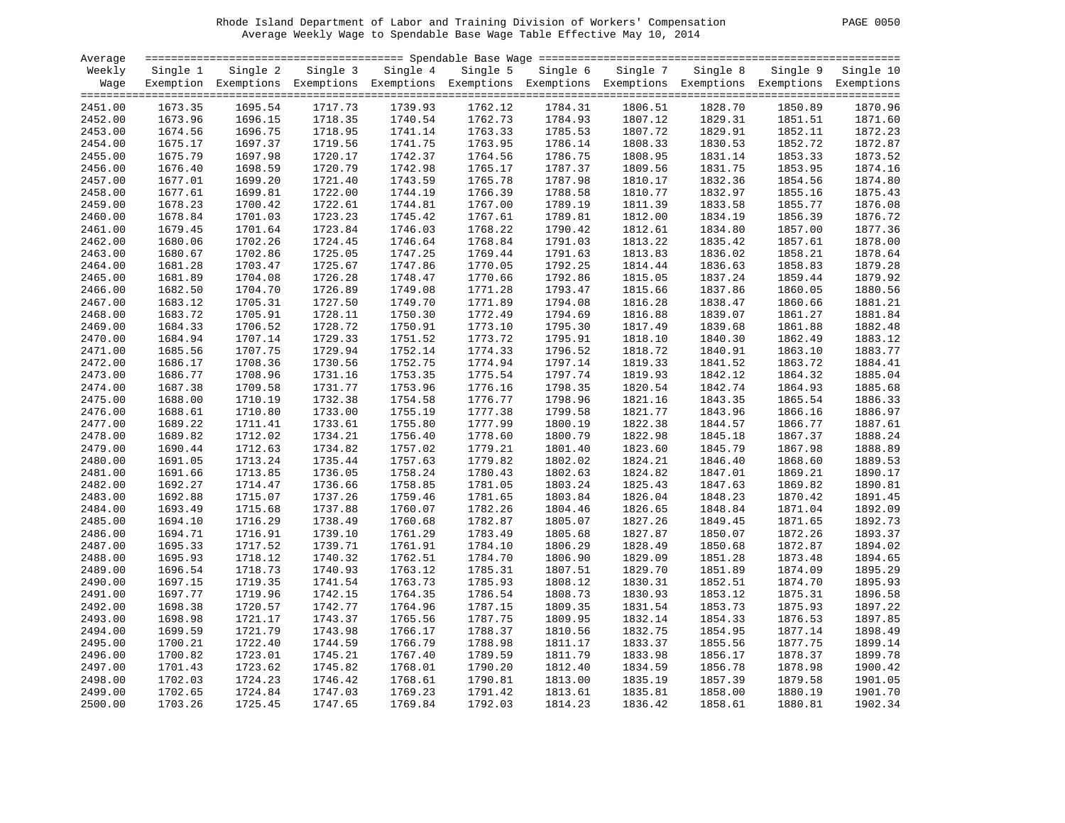Rhode Island Department of Labor and Training Division of Workers' Compensation
Average Weekly Wage to Spendable Base Wage Table Effective May 10, 2014

| Average Weekly Wage | Single 1 Exemption | Single 2 Exemptions | Single 3 Exemptions | Single 4 Exemptions | Single 5 Exemptions | Single 6 Exemptions | Single 7 Exemptions | Single 8 Exemptions | Single 9 Exemptions | Single 10 Exemptions |
|---|---|---|---|---|---|---|---|---|---|---|
| 2451.00 | 1673.35 | 1695.54 | 1717.73 | 1739.93 | 1762.12 | 1784.31 | 1806.51 | 1828.70 | 1850.89 | 1870.96 |
| 2452.00 | 1673.96 | 1696.15 | 1718.35 | 1740.54 | 1762.73 | 1784.93 | 1807.12 | 1829.31 | 1851.51 | 1871.60 |
| 2453.00 | 1674.56 | 1696.75 | 1718.95 | 1741.14 | 1763.33 | 1785.53 | 1807.72 | 1829.91 | 1852.11 | 1872.23 |
| 2454.00 | 1675.17 | 1697.37 | 1719.56 | 1741.75 | 1763.95 | 1786.14 | 1808.33 | 1830.53 | 1852.72 | 1872.87 |
| 2455.00 | 1675.79 | 1697.98 | 1720.17 | 1742.37 | 1764.56 | 1786.75 | 1808.95 | 1831.14 | 1853.33 | 1873.52 |
| 2456.00 | 1676.40 | 1698.59 | 1720.79 | 1742.98 | 1765.17 | 1787.37 | 1809.56 | 1831.75 | 1853.95 | 1874.16 |
| 2457.00 | 1677.01 | 1699.20 | 1721.40 | 1743.59 | 1765.78 | 1787.98 | 1810.17 | 1832.36 | 1854.56 | 1874.80 |
| 2458.00 | 1677.61 | 1699.81 | 1722.00 | 1744.19 | 1766.39 | 1788.58 | 1810.77 | 1832.97 | 1855.16 | 1875.43 |
| 2459.00 | 1678.23 | 1700.42 | 1722.61 | 1744.81 | 1767.00 | 1789.19 | 1811.39 | 1833.58 | 1855.77 | 1876.08 |
| 2460.00 | 1678.84 | 1701.03 | 1723.23 | 1745.42 | 1767.61 | 1789.81 | 1812.00 | 1834.19 | 1856.39 | 1876.72 |
| 2461.00 | 1679.45 | 1701.64 | 1723.84 | 1746.03 | 1768.22 | 1790.42 | 1812.61 | 1834.80 | 1857.00 | 1877.36 |
| 2462.00 | 1680.06 | 1702.26 | 1724.45 | 1746.64 | 1768.84 | 1791.03 | 1813.22 | 1835.42 | 1857.61 | 1878.00 |
| 2463.00 | 1680.67 | 1702.86 | 1725.05 | 1747.25 | 1769.44 | 1791.63 | 1813.83 | 1836.02 | 1858.21 | 1878.64 |
| 2464.00 | 1681.28 | 1703.47 | 1725.67 | 1747.86 | 1770.05 | 1792.25 | 1814.44 | 1836.63 | 1858.83 | 1879.28 |
| 2465.00 | 1681.89 | 1704.08 | 1726.28 | 1748.47 | 1770.66 | 1792.86 | 1815.05 | 1837.24 | 1859.44 | 1879.92 |
| 2466.00 | 1682.50 | 1704.70 | 1726.89 | 1749.08 | 1771.28 | 1793.47 | 1815.66 | 1837.86 | 1860.05 | 1880.56 |
| 2467.00 | 1683.12 | 1705.31 | 1727.50 | 1749.70 | 1771.89 | 1794.08 | 1816.28 | 1838.47 | 1860.66 | 1881.21 |
| 2468.00 | 1683.72 | 1705.91 | 1728.11 | 1750.30 | 1772.49 | 1794.69 | 1816.88 | 1839.07 | 1861.27 | 1881.84 |
| 2469.00 | 1684.33 | 1706.52 | 1728.72 | 1750.91 | 1773.10 | 1795.30 | 1817.49 | 1839.68 | 1861.88 | 1882.48 |
| 2470.00 | 1684.94 | 1707.14 | 1729.33 | 1751.52 | 1773.72 | 1795.91 | 1818.10 | 1840.30 | 1862.49 | 1883.12 |
| 2471.00 | 1685.56 | 1707.75 | 1729.94 | 1752.14 | 1774.33 | 1796.52 | 1818.72 | 1840.91 | 1863.10 | 1883.77 |
| 2472.00 | 1686.17 | 1708.36 | 1730.56 | 1752.75 | 1774.94 | 1797.14 | 1819.33 | 1841.52 | 1863.72 | 1884.41 |
| 2473.00 | 1686.77 | 1708.96 | 1731.16 | 1753.35 | 1775.54 | 1797.74 | 1819.93 | 1842.12 | 1864.32 | 1885.04 |
| 2474.00 | 1687.38 | 1709.58 | 1731.77 | 1753.96 | 1776.16 | 1798.35 | 1820.54 | 1842.74 | 1864.93 | 1885.68 |
| 2475.00 | 1688.00 | 1710.19 | 1732.38 | 1754.58 | 1776.77 | 1798.96 | 1821.16 | 1843.35 | 1865.54 | 1886.33 |
| 2476.00 | 1688.61 | 1710.80 | 1733.00 | 1755.19 | 1777.38 | 1799.58 | 1821.77 | 1843.96 | 1866.16 | 1886.97 |
| 2477.00 | 1689.22 | 1711.41 | 1733.61 | 1755.80 | 1777.99 | 1800.19 | 1822.38 | 1844.57 | 1866.77 | 1887.61 |
| 2478.00 | 1689.82 | 1712.02 | 1734.21 | 1756.40 | 1778.60 | 1800.79 | 1822.98 | 1845.18 | 1867.37 | 1888.24 |
| 2479.00 | 1690.44 | 1712.63 | 1734.82 | 1757.02 | 1779.21 | 1801.40 | 1823.60 | 1845.79 | 1867.98 | 1888.89 |
| 2480.00 | 1691.05 | 1713.24 | 1735.44 | 1757.63 | 1779.82 | 1802.02 | 1824.21 | 1846.40 | 1868.60 | 1889.53 |
| 2481.00 | 1691.66 | 1713.85 | 1736.05 | 1758.24 | 1780.43 | 1802.63 | 1824.82 | 1847.01 | 1869.21 | 1890.17 |
| 2482.00 | 1692.27 | 1714.47 | 1736.66 | 1758.85 | 1781.05 | 1803.24 | 1825.43 | 1847.63 | 1869.82 | 1890.81 |
| 2483.00 | 1692.88 | 1715.07 | 1737.26 | 1759.46 | 1781.65 | 1803.84 | 1826.04 | 1848.23 | 1870.42 | 1891.45 |
| 2484.00 | 1693.49 | 1715.68 | 1737.88 | 1760.07 | 1782.26 | 1804.46 | 1826.65 | 1848.84 | 1871.04 | 1892.09 |
| 2485.00 | 1694.10 | 1716.29 | 1738.49 | 1760.68 | 1782.87 | 1805.07 | 1827.26 | 1849.45 | 1871.65 | 1892.73 |
| 2486.00 | 1694.71 | 1716.91 | 1739.10 | 1761.29 | 1783.49 | 1805.68 | 1827.87 | 1850.07 | 1872.26 | 1893.37 |
| 2487.00 | 1695.33 | 1717.52 | 1739.71 | 1761.91 | 1784.10 | 1806.29 | 1828.49 | 1850.68 | 1872.87 | 1894.02 |
| 2488.00 | 1695.93 | 1718.12 | 1740.32 | 1762.51 | 1784.70 | 1806.90 | 1829.09 | 1851.28 | 1873.48 | 1894.65 |
| 2489.00 | 1696.54 | 1718.73 | 1740.93 | 1763.12 | 1785.31 | 1807.51 | 1829.70 | 1851.89 | 1874.09 | 1895.29 |
| 2490.00 | 1697.15 | 1719.35 | 1741.54 | 1763.73 | 1785.93 | 1808.12 | 1830.31 | 1852.51 | 1874.70 | 1895.93 |
| 2491.00 | 1697.77 | 1719.96 | 1742.15 | 1764.35 | 1786.54 | 1808.73 | 1830.93 | 1853.12 | 1875.31 | 1896.58 |
| 2492.00 | 1698.38 | 1720.57 | 1742.77 | 1764.96 | 1787.15 | 1809.35 | 1831.54 | 1853.73 | 1875.93 | 1897.22 |
| 2493.00 | 1698.98 | 1721.17 | 1743.37 | 1765.56 | 1787.75 | 1809.95 | 1832.14 | 1854.33 | 1876.53 | 1897.85 |
| 2494.00 | 1699.59 | 1721.79 | 1743.98 | 1766.17 | 1788.37 | 1810.56 | 1832.75 | 1854.95 | 1877.14 | 1898.49 |
| 2495.00 | 1700.21 | 1722.40 | 1744.59 | 1766.79 | 1788.98 | 1811.17 | 1833.37 | 1855.56 | 1877.75 | 1899.14 |
| 2496.00 | 1700.82 | 1723.01 | 1745.21 | 1767.40 | 1789.59 | 1811.79 | 1833.98 | 1856.17 | 1878.37 | 1899.78 |
| 2497.00 | 1701.43 | 1723.62 | 1745.82 | 1768.01 | 1790.20 | 1812.40 | 1834.59 | 1856.78 | 1878.98 | 1900.42 |
| 2498.00 | 1702.03 | 1724.23 | 1746.42 | 1768.61 | 1790.81 | 1813.00 | 1835.19 | 1857.39 | 1879.58 | 1901.05 |
| 2499.00 | 1702.65 | 1724.84 | 1747.03 | 1769.23 | 1791.42 | 1813.61 | 1835.81 | 1858.00 | 1880.19 | 1901.70 |
| 2500.00 | 1703.26 | 1725.45 | 1747.65 | 1769.84 | 1792.03 | 1814.23 | 1836.42 | 1858.61 | 1880.81 | 1902.34 |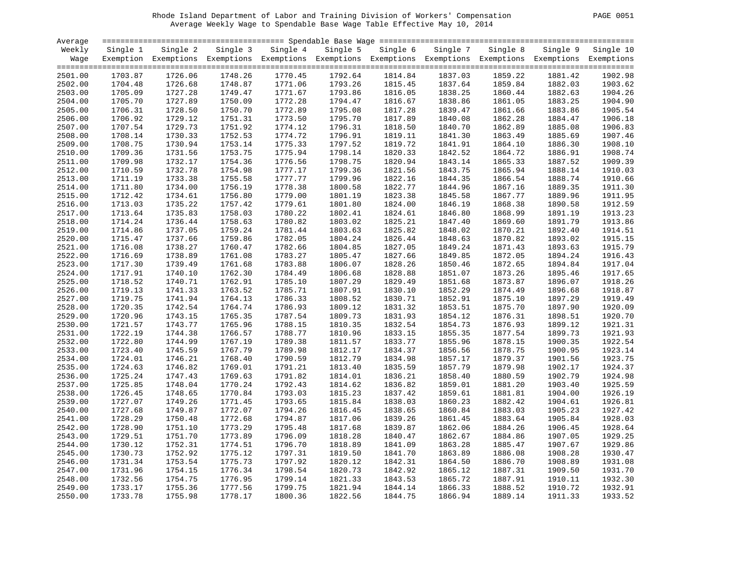Rhode Island Department of Labor and Training Division of Workers' Compensation

Average Weekly Wage to Spendable Base Wage Table Effective May 10, 2014

| Average Weekly Wage | Spendable Base Wage | | | | | | | | | |
|---|---|---|---|---|---|---|---|---|---|---|
| | Single 1 Exemption | Single 2 Exemptions | Single 3 Exemptions | Single 4 Exemptions | Single 5 Exemptions | Single 6 Exemptions | Single 7 Exemptions | Single 8 Exemptions | Single 9 Exemptions | Single 10 Exemptions |
| 2501.00 | 1703.87 | 1726.06 | 1748.26 | 1770.45 | 1792.64 | 1814.84 | 1837.03 | 1859.22 | 1881.42 | 1902.98 |
| 2502.00 | 1704.48 | 1726.68 | 1748.87 | 1771.06 | 1793.26 | 1815.45 | 1837.64 | 1859.84 | 1882.03 | 1903.62 |
| 2503.00 | 1705.09 | 1727.28 | 1749.47 | 1771.67 | 1793.86 | 1816.05 | 1838.25 | 1860.44 | 1882.63 | 1904.26 |
| 2504.00 | 1705.70 | 1727.89 | 1750.09 | 1772.28 | 1794.47 | 1816.67 | 1838.86 | 1861.05 | 1883.25 | 1904.90 |
| 2505.00 | 1706.31 | 1728.50 | 1750.70 | 1772.89 | 1795.08 | 1817.28 | 1839.47 | 1861.66 | 1883.86 | 1905.54 |
| 2506.00 | 1706.92 | 1729.12 | 1751.31 | 1773.50 | 1795.70 | 1817.89 | 1840.08 | 1862.28 | 1884.47 | 1906.18 |
| 2507.00 | 1707.54 | 1729.73 | 1751.92 | 1774.12 | 1796.31 | 1818.50 | 1840.70 | 1862.89 | 1885.08 | 1906.83 |
| 2508.00 | 1708.14 | 1730.33 | 1752.53 | 1774.72 | 1796.91 | 1819.11 | 1841.30 | 1863.49 | 1885.69 | 1907.46 |
| 2509.00 | 1708.75 | 1730.94 | 1753.14 | 1775.33 | 1797.52 | 1819.72 | 1841.91 | 1864.10 | 1886.30 | 1908.10 |
| 2510.00 | 1709.36 | 1731.56 | 1753.75 | 1775.94 | 1798.14 | 1820.33 | 1842.52 | 1864.72 | 1886.91 | 1908.74 |
| 2511.00 | 1709.98 | 1732.17 | 1754.36 | 1776.56 | 1798.75 | 1820.94 | 1843.14 | 1865.33 | 1887.52 | 1909.39 |
| 2512.00 | 1710.59 | 1732.78 | 1754.98 | 1777.17 | 1799.36 | 1821.56 | 1843.75 | 1865.94 | 1888.14 | 1910.03 |
| 2513.00 | 1711.19 | 1733.38 | 1755.58 | 1777.77 | 1799.96 | 1822.16 | 1844.35 | 1866.54 | 1888.74 | 1910.66 |
| 2514.00 | 1711.80 | 1734.00 | 1756.19 | 1778.38 | 1800.58 | 1822.77 | 1844.96 | 1867.16 | 1889.35 | 1911.30 |
| 2515.00 | 1712.42 | 1734.61 | 1756.80 | 1779.00 | 1801.19 | 1823.38 | 1845.58 | 1867.77 | 1889.96 | 1911.95 |
| 2516.00 | 1713.03 | 1735.22 | 1757.42 | 1779.61 | 1801.80 | 1824.00 | 1846.19 | 1868.38 | 1890.58 | 1912.59 |
| 2517.00 | 1713.64 | 1735.83 | 1758.03 | 1780.22 | 1802.41 | 1824.61 | 1846.80 | 1868.99 | 1891.19 | 1913.23 |
| 2518.00 | 1714.24 | 1736.44 | 1758.63 | 1780.82 | 1803.02 | 1825.21 | 1847.40 | 1869.60 | 1891.79 | 1913.86 |
| 2519.00 | 1714.86 | 1737.05 | 1759.24 | 1781.44 | 1803.63 | 1825.82 | 1848.02 | 1870.21 | 1892.40 | 1914.51 |
| 2520.00 | 1715.47 | 1737.66 | 1759.86 | 1782.05 | 1804.24 | 1826.44 | 1848.63 | 1870.82 | 1893.02 | 1915.15 |
| 2521.00 | 1716.08 | 1738.27 | 1760.47 | 1782.66 | 1804.85 | 1827.05 | 1849.24 | 1871.43 | 1893.63 | 1915.79 |
| 2522.00 | 1716.69 | 1738.89 | 1761.08 | 1783.27 | 1805.47 | 1827.66 | 1849.85 | 1872.05 | 1894.24 | 1916.43 |
| 2523.00 | 1717.30 | 1739.49 | 1761.68 | 1783.88 | 1806.07 | 1828.26 | 1850.46 | 1872.65 | 1894.84 | 1917.04 |
| 2524.00 | 1717.91 | 1740.10 | 1762.30 | 1784.49 | 1806.68 | 1828.88 | 1851.07 | 1873.26 | 1895.46 | 1917.65 |
| 2525.00 | 1718.52 | 1740.71 | 1762.91 | 1785.10 | 1807.29 | 1829.49 | 1851.68 | 1873.87 | 1896.07 | 1918.26 |
| 2526.00 | 1719.13 | 1741.33 | 1763.52 | 1785.71 | 1807.91 | 1830.10 | 1852.29 | 1874.49 | 1896.68 | 1918.87 |
| 2527.00 | 1719.75 | 1741.94 | 1764.13 | 1786.33 | 1808.52 | 1830.71 | 1852.91 | 1875.10 | 1897.29 | 1919.49 |
| 2528.00 | 1720.35 | 1742.54 | 1764.74 | 1786.93 | 1809.12 | 1831.32 | 1853.51 | 1875.70 | 1897.90 | 1920.09 |
| 2529.00 | 1720.96 | 1743.15 | 1765.35 | 1787.54 | 1809.73 | 1831.93 | 1854.12 | 1876.31 | 1898.51 | 1920.70 |
| 2530.00 | 1721.57 | 1743.77 | 1765.96 | 1788.15 | 1810.35 | 1832.54 | 1854.73 | 1876.93 | 1899.12 | 1921.31 |
| 2531.00 | 1722.19 | 1744.38 | 1766.57 | 1788.77 | 1810.96 | 1833.15 | 1855.35 | 1877.54 | 1899.73 | 1921.93 |
| 2532.00 | 1722.80 | 1744.99 | 1767.19 | 1789.38 | 1811.57 | 1833.77 | 1855.96 | 1878.15 | 1900.35 | 1922.54 |
| 2533.00 | 1723.40 | 1745.59 | 1767.79 | 1789.98 | 1812.17 | 1834.37 | 1856.56 | 1878.75 | 1900.95 | 1923.14 |
| 2534.00 | 1724.01 | 1746.21 | 1768.40 | 1790.59 | 1812.79 | 1834.98 | 1857.17 | 1879.37 | 1901.56 | 1923.75 |
| 2535.00 | 1724.63 | 1746.82 | 1769.01 | 1791.21 | 1813.40 | 1835.59 | 1857.79 | 1879.98 | 1902.17 | 1924.37 |
| 2536.00 | 1725.24 | 1747.43 | 1769.63 | 1791.82 | 1814.01 | 1836.21 | 1858.40 | 1880.59 | 1902.79 | 1924.98 |
| 2537.00 | 1725.85 | 1748.04 | 1770.24 | 1792.43 | 1814.62 | 1836.82 | 1859.01 | 1881.20 | 1903.40 | 1925.59 |
| 2538.00 | 1726.45 | 1748.65 | 1770.84 | 1793.03 | 1815.23 | 1837.42 | 1859.61 | 1881.81 | 1904.00 | 1926.19 |
| 2539.00 | 1727.07 | 1749.26 | 1771.45 | 1793.65 | 1815.84 | 1838.03 | 1860.23 | 1882.42 | 1904.61 | 1926.81 |
| 2540.00 | 1727.68 | 1749.87 | 1772.07 | 1794.26 | 1816.45 | 1838.65 | 1860.84 | 1883.03 | 1905.23 | 1927.42 |
| 2541.00 | 1728.29 | 1750.48 | 1772.68 | 1794.87 | 1817.06 | 1839.26 | 1861.45 | 1883.64 | 1905.84 | 1928.03 |
| 2542.00 | 1728.90 | 1751.10 | 1773.29 | 1795.48 | 1817.68 | 1839.87 | 1862.06 | 1884.26 | 1906.45 | 1928.64 |
| 2543.00 | 1729.51 | 1751.70 | 1773.89 | 1796.09 | 1818.28 | 1840.47 | 1862.67 | 1884.86 | 1907.05 | 1929.25 |
| 2544.00 | 1730.12 | 1752.31 | 1774.51 | 1796.70 | 1818.89 | 1841.09 | 1863.28 | 1885.47 | 1907.67 | 1929.86 |
| 2545.00 | 1730.73 | 1752.92 | 1775.12 | 1797.31 | 1819.50 | 1841.70 | 1863.89 | 1886.08 | 1908.28 | 1930.47 |
| 2546.00 | 1731.34 | 1753.54 | 1775.73 | 1797.92 | 1820.12 | 1842.31 | 1864.50 | 1886.70 | 1908.89 | 1931.08 |
| 2547.00 | 1731.96 | 1754.15 | 1776.34 | 1798.54 | 1820.73 | 1842.92 | 1865.12 | 1887.31 | 1909.50 | 1931.70 |
| 2548.00 | 1732.56 | 1754.75 | 1776.95 | 1799.14 | 1821.33 | 1843.53 | 1865.72 | 1887.91 | 1910.11 | 1932.30 |
| 2549.00 | 1733.17 | 1755.36 | 1777.56 | 1799.75 | 1821.94 | 1844.14 | 1866.33 | 1888.52 | 1910.72 | 1932.91 |
| 2550.00 | 1733.78 | 1755.98 | 1778.17 | 1800.36 | 1822.56 | 1844.75 | 1866.94 | 1889.14 | 1911.33 | 1933.52 |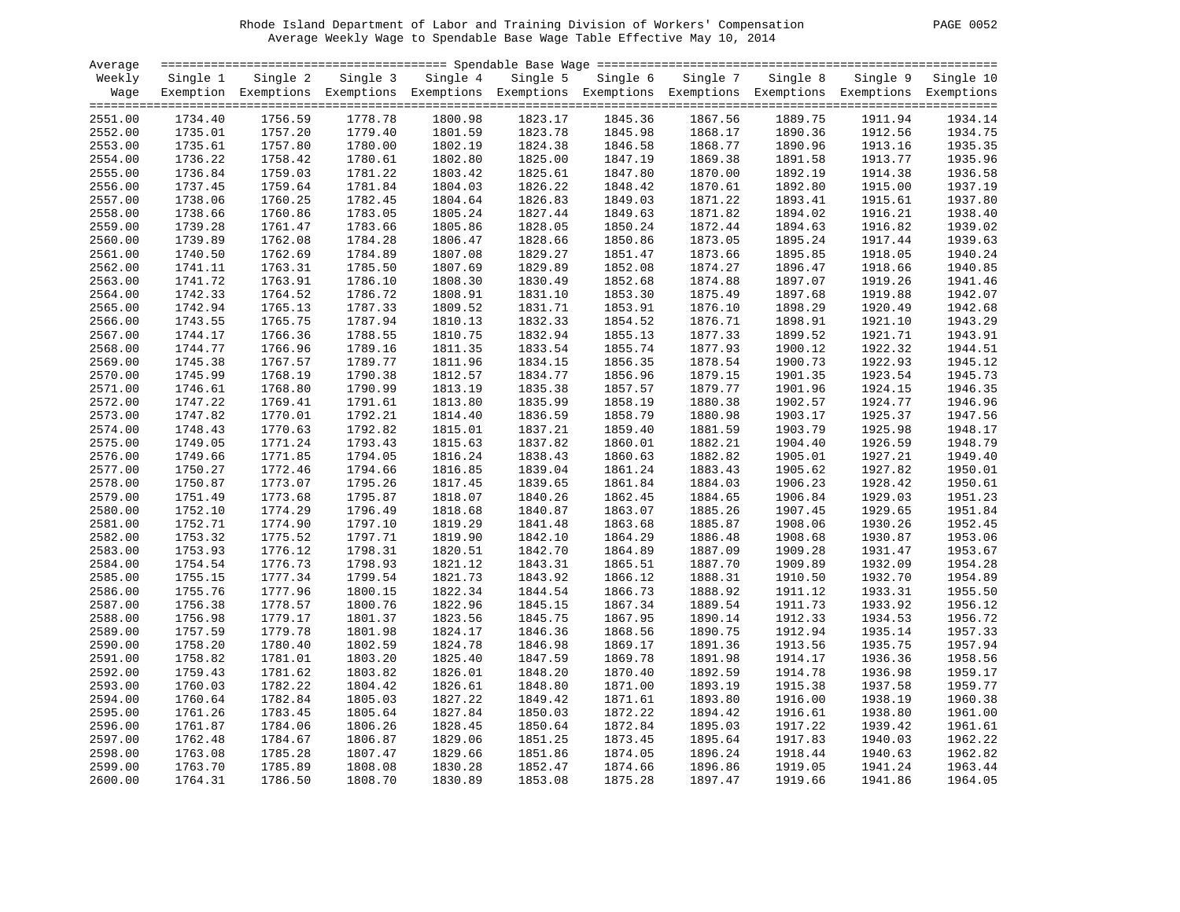Rhode Island Department of Labor and Training Division of Workers' Compensation

Average Weekly Wage to Spendable Base Wage Table Effective May 10, 2014

| Average Weekly Wage | Single 1 Exemption | Single 2 Exemptions | Single 3 Exemptions | Single 4 Exemptions | Single 5 Exemptions | Single 6 Exemptions | Single 7 Exemptions | Single 8 Exemptions | Single 9 Exemptions | Single 10 Exemptions |
|---|---|---|---|---|---|---|---|---|---|---|
| 2551.00 | 1734.40 | 1756.59 | 1778.78 | 1800.98 | 1823.17 | 1845.36 | 1867.56 | 1889.75 | 1911.94 | 1934.14 |
| 2552.00 | 1735.01 | 1757.20 | 1779.40 | 1801.59 | 1823.78 | 1845.98 | 1868.17 | 1890.36 | 1912.56 | 1934.75 |
| 2553.00 | 1735.61 | 1757.80 | 1780.00 | 1802.19 | 1824.38 | 1846.58 | 1868.77 | 1890.96 | 1913.16 | 1935.35 |
| 2554.00 | 1736.22 | 1758.42 | 1780.61 | 1802.80 | 1825.00 | 1847.19 | 1869.38 | 1891.58 | 1913.77 | 1935.96 |
| 2555.00 | 1736.84 | 1759.03 | 1781.22 | 1803.42 | 1825.61 | 1847.80 | 1870.00 | 1892.19 | 1914.38 | 1936.58 |
| 2556.00 | 1737.45 | 1759.64 | 1781.84 | 1804.03 | 1826.22 | 1848.42 | 1870.61 | 1892.80 | 1915.00 | 1937.19 |
| 2557.00 | 1738.06 | 1760.25 | 1782.45 | 1804.64 | 1826.83 | 1849.03 | 1871.22 | 1893.41 | 1915.61 | 1937.80 |
| 2558.00 | 1738.66 | 1760.86 | 1783.05 | 1805.24 | 1827.44 | 1849.63 | 1871.82 | 1894.02 | 1916.21 | 1938.40 |
| 2559.00 | 1739.28 | 1761.47 | 1783.66 | 1805.86 | 1828.05 | 1850.24 | 1872.44 | 1894.63 | 1916.82 | 1939.02 |
| 2560.00 | 1739.89 | 1762.08 | 1784.28 | 1806.47 | 1828.66 | 1850.86 | 1873.05 | 1895.24 | 1917.44 | 1939.63 |
| 2561.00 | 1740.50 | 1762.69 | 1784.89 | 1807.08 | 1829.27 | 1851.47 | 1873.66 | 1895.85 | 1918.05 | 1940.24 |
| 2562.00 | 1741.11 | 1763.31 | 1785.50 | 1807.69 | 1829.89 | 1852.08 | 1874.27 | 1896.47 | 1918.66 | 1940.85 |
| 2563.00 | 1741.72 | 1763.91 | 1786.10 | 1808.30 | 1830.49 | 1852.68 | 1874.88 | 1897.07 | 1919.26 | 1941.46 |
| 2564.00 | 1742.33 | 1764.52 | 1786.72 | 1808.91 | 1831.10 | 1853.30 | 1875.49 | 1897.68 | 1919.88 | 1942.07 |
| 2565.00 | 1742.94 | 1765.13 | 1787.33 | 1809.52 | 1831.71 | 1853.91 | 1876.10 | 1898.29 | 1920.49 | 1942.68 |
| 2566.00 | 1743.55 | 1765.75 | 1787.94 | 1810.13 | 1832.33 | 1854.52 | 1876.71 | 1898.91 | 1921.10 | 1943.29 |
| 2567.00 | 1744.17 | 1766.36 | 1788.55 | 1810.75 | 1832.94 | 1855.13 | 1877.33 | 1899.52 | 1921.71 | 1943.91 |
| 2568.00 | 1744.77 | 1766.96 | 1789.16 | 1811.35 | 1833.54 | 1855.74 | 1877.93 | 1900.12 | 1922.32 | 1944.51 |
| 2569.00 | 1745.38 | 1767.57 | 1789.77 | 1811.96 | 1834.15 | 1856.35 | 1878.54 | 1900.73 | 1922.93 | 1945.12 |
| 2570.00 | 1745.99 | 1768.19 | 1790.38 | 1812.57 | 1834.77 | 1856.96 | 1879.15 | 1901.35 | 1923.54 | 1945.73 |
| 2571.00 | 1746.61 | 1768.80 | 1790.99 | 1813.19 | 1835.38 | 1857.57 | 1879.77 | 1901.96 | 1924.15 | 1946.35 |
| 2572.00 | 1747.22 | 1769.41 | 1791.61 | 1813.80 | 1835.99 | 1858.19 | 1880.38 | 1902.57 | 1924.77 | 1946.96 |
| 2573.00 | 1747.82 | 1770.01 | 1792.21 | 1814.40 | 1836.59 | 1858.79 | 1880.98 | 1903.17 | 1925.37 | 1947.56 |
| 2574.00 | 1748.43 | 1770.63 | 1792.82 | 1815.01 | 1837.21 | 1859.40 | 1881.59 | 1903.79 | 1925.98 | 1948.17 |
| 2575.00 | 1749.05 | 1771.24 | 1793.43 | 1815.63 | 1837.82 | 1860.01 | 1882.21 | 1904.40 | 1926.59 | 1948.79 |
| 2576.00 | 1749.66 | 1771.85 | 1794.05 | 1816.24 | 1838.43 | 1860.63 | 1882.82 | 1905.01 | 1927.21 | 1949.40 |
| 2577.00 | 1750.27 | 1772.46 | 1794.66 | 1816.85 | 1839.04 | 1861.24 | 1883.43 | 1905.62 | 1927.82 | 1950.01 |
| 2578.00 | 1750.87 | 1773.07 | 1795.26 | 1817.45 | 1839.65 | 1861.84 | 1884.03 | 1906.23 | 1928.42 | 1950.61 |
| 2579.00 | 1751.49 | 1773.68 | 1795.87 | 1818.07 | 1840.26 | 1862.45 | 1884.65 | 1906.84 | 1929.03 | 1951.23 |
| 2580.00 | 1752.10 | 1774.29 | 1796.49 | 1818.68 | 1840.87 | 1863.07 | 1885.26 | 1907.45 | 1929.65 | 1951.84 |
| 2581.00 | 1752.71 | 1774.90 | 1797.10 | 1819.29 | 1841.48 | 1863.68 | 1885.87 | 1908.06 | 1930.26 | 1952.45 |
| 2582.00 | 1753.32 | 1775.52 | 1797.71 | 1819.90 | 1842.10 | 1864.29 | 1886.48 | 1908.68 | 1930.87 | 1953.06 |
| 2583.00 | 1753.93 | 1776.12 | 1798.31 | 1820.51 | 1842.70 | 1864.89 | 1887.09 | 1909.28 | 1931.47 | 1953.67 |
| 2584.00 | 1754.54 | 1776.73 | 1798.93 | 1821.12 | 1843.31 | 1865.51 | 1887.70 | 1909.89 | 1932.09 | 1954.28 |
| 2585.00 | 1755.15 | 1777.34 | 1799.54 | 1821.73 | 1843.92 | 1866.12 | 1888.31 | 1910.50 | 1932.70 | 1954.89 |
| 2586.00 | 1755.76 | 1777.96 | 1800.15 | 1822.34 | 1844.54 | 1866.73 | 1888.92 | 1911.12 | 1933.31 | 1955.50 |
| 2587.00 | 1756.38 | 1778.57 | 1800.76 | 1822.96 | 1845.15 | 1867.34 | 1889.54 | 1911.73 | 1933.92 | 1956.12 |
| 2588.00 | 1756.98 | 1779.17 | 1801.37 | 1823.56 | 1845.75 | 1867.95 | 1890.14 | 1912.33 | 1934.53 | 1956.72 |
| 2589.00 | 1757.59 | 1779.78 | 1801.98 | 1824.17 | 1846.36 | 1868.56 | 1890.75 | 1912.94 | 1935.14 | 1957.33 |
| 2590.00 | 1758.20 | 1780.40 | 1802.59 | 1824.78 | 1846.98 | 1869.17 | 1891.36 | 1913.56 | 1935.75 | 1957.94 |
| 2591.00 | 1758.82 | 1781.01 | 1803.20 | 1825.40 | 1847.59 | 1869.78 | 1891.98 | 1914.17 | 1936.36 | 1958.56 |
| 2592.00 | 1759.43 | 1781.62 | 1803.82 | 1826.01 | 1848.20 | 1870.40 | 1892.59 | 1914.78 | 1936.98 | 1959.17 |
| 2593.00 | 1760.03 | 1782.22 | 1804.42 | 1826.61 | 1848.80 | 1871.00 | 1893.19 | 1915.38 | 1937.58 | 1959.77 |
| 2594.00 | 1760.64 | 1782.84 | 1805.03 | 1827.22 | 1849.42 | 1871.61 | 1893.80 | 1916.00 | 1938.19 | 1960.38 |
| 2595.00 | 1761.26 | 1783.45 | 1805.64 | 1827.84 | 1850.03 | 1872.22 | 1894.42 | 1916.61 | 1938.80 | 1961.00 |
| 2596.00 | 1761.87 | 1784.06 | 1806.26 | 1828.45 | 1850.64 | 1872.84 | 1895.03 | 1917.22 | 1939.42 | 1961.61 |
| 2597.00 | 1762.48 | 1784.67 | 1806.87 | 1829.06 | 1851.25 | 1873.45 | 1895.64 | 1917.83 | 1940.03 | 1962.22 |
| 2598.00 | 1763.08 | 1785.28 | 1807.47 | 1829.66 | 1851.86 | 1874.05 | 1896.24 | 1918.44 | 1940.63 | 1962.82 |
| 2599.00 | 1763.70 | 1785.89 | 1808.08 | 1830.28 | 1852.47 | 1874.66 | 1896.86 | 1919.05 | 1941.24 | 1963.44 |
| 2600.00 | 1764.31 | 1786.50 | 1808.70 | 1830.89 | 1853.08 | 1875.28 | 1897.47 | 1919.66 | 1941.86 | 1964.05 |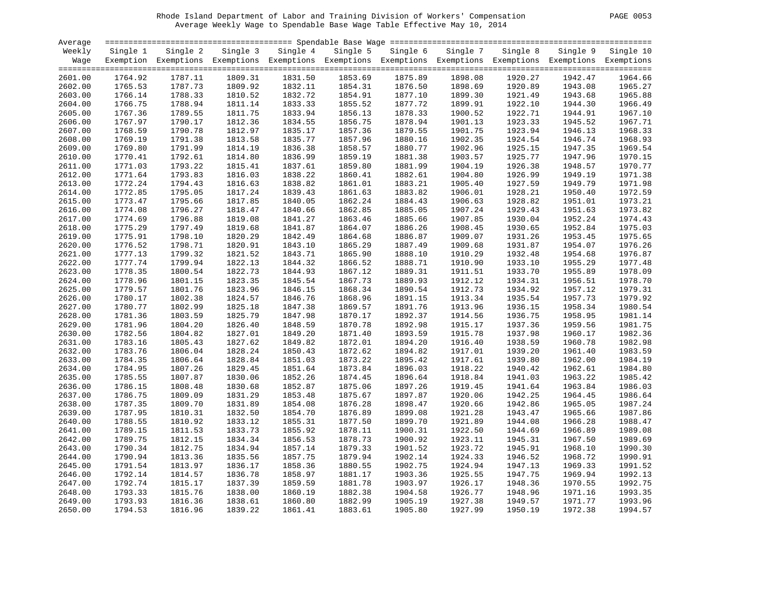Rhode Island Department of Labor and Training Division of Workers' Compensation
Average Weekly Wage to Spendable Base Wage Table Effective May 10, 2014

| Average Weekly Wage | Single 1 Exemption | Single 2 Exemptions | Single 3 Exemptions | Single 4 Exemptions | Single 5 Exemptions | Single 6 Exemptions | Single 7 Exemptions | Single 8 Exemptions | Single 9 Exemptions | Single 10 Exemptions |
|---|---|---|---|---|---|---|---|---|---|---|
| 2601.00 | 1764.92 | 1787.11 | 1809.31 | 1831.50 | 1853.69 | 1875.89 | 1898.08 | 1920.27 | 1942.47 | 1964.66 |
| 2602.00 | 1765.53 | 1787.73 | 1809.92 | 1832.11 | 1854.31 | 1876.50 | 1898.69 | 1920.89 | 1943.08 | 1965.27 |
| 2603.00 | 1766.14 | 1788.33 | 1810.52 | 1832.72 | 1854.91 | 1877.10 | 1899.30 | 1921.49 | 1943.68 | 1965.88 |
| 2604.00 | 1766.75 | 1788.94 | 1811.14 | 1833.33 | 1855.52 | 1877.72 | 1899.91 | 1922.10 | 1944.30 | 1966.49 |
| 2605.00 | 1767.36 | 1789.55 | 1811.75 | 1833.94 | 1856.13 | 1878.33 | 1900.52 | 1922.71 | 1944.91 | 1967.10 |
| 2606.00 | 1767.97 | 1790.17 | 1812.36 | 1834.55 | 1856.75 | 1878.94 | 1901.13 | 1923.33 | 1945.52 | 1967.71 |
| 2607.00 | 1768.59 | 1790.78 | 1812.97 | 1835.17 | 1857.36 | 1879.55 | 1901.75 | 1923.94 | 1946.13 | 1968.33 |
| 2608.00 | 1769.19 | 1791.38 | 1813.58 | 1835.77 | 1857.96 | 1880.16 | 1902.35 | 1924.54 | 1946.74 | 1968.93 |
| 2609.00 | 1769.80 | 1791.99 | 1814.19 | 1836.38 | 1858.57 | 1880.77 | 1902.96 | 1925.15 | 1947.35 | 1969.54 |
| 2610.00 | 1770.41 | 1792.61 | 1814.80 | 1836.99 | 1859.19 | 1881.38 | 1903.57 | 1925.77 | 1947.96 | 1970.15 |
| 2611.00 | 1771.03 | 1793.22 | 1815.41 | 1837.61 | 1859.80 | 1881.99 | 1904.19 | 1926.38 | 1948.57 | 1970.77 |
| 2612.00 | 1771.64 | 1793.83 | 1816.03 | 1838.22 | 1860.41 | 1882.61 | 1904.80 | 1926.99 | 1949.19 | 1971.38 |
| 2613.00 | 1772.24 | 1794.43 | 1816.63 | 1838.82 | 1861.01 | 1883.21 | 1905.40 | 1927.59 | 1949.79 | 1971.98 |
| 2614.00 | 1772.85 | 1795.05 | 1817.24 | 1839.43 | 1861.63 | 1883.82 | 1906.01 | 1928.21 | 1950.40 | 1972.59 |
| 2615.00 | 1773.47 | 1795.66 | 1817.85 | 1840.05 | 1862.24 | 1884.43 | 1906.63 | 1928.82 | 1951.01 | 1973.21 |
| 2616.00 | 1774.08 | 1796.27 | 1818.47 | 1840.66 | 1862.85 | 1885.05 | 1907.24 | 1929.43 | 1951.63 | 1973.82 |
| 2617.00 | 1774.69 | 1796.88 | 1819.08 | 1841.27 | 1863.46 | 1885.66 | 1907.85 | 1930.04 | 1952.24 | 1974.43 |
| 2618.00 | 1775.29 | 1797.49 | 1819.68 | 1841.87 | 1864.07 | 1886.26 | 1908.45 | 1930.65 | 1952.84 | 1975.03 |
| 2619.00 | 1775.91 | 1798.10 | 1820.29 | 1842.49 | 1864.68 | 1886.87 | 1909.07 | 1931.26 | 1953.45 | 1975.65 |
| 2620.00 | 1776.52 | 1798.71 | 1820.91 | 1843.10 | 1865.29 | 1887.49 | 1909.68 | 1931.87 | 1954.07 | 1976.26 |
| 2621.00 | 1777.13 | 1799.32 | 1821.52 | 1843.71 | 1865.90 | 1888.10 | 1910.29 | 1932.48 | 1954.68 | 1976.87 |
| 2622.00 | 1777.74 | 1799.94 | 1822.13 | 1844.32 | 1866.52 | 1888.71 | 1910.90 | 1933.10 | 1955.29 | 1977.48 |
| 2623.00 | 1778.35 | 1800.54 | 1822.73 | 1844.93 | 1867.12 | 1889.31 | 1911.51 | 1933.70 | 1955.89 | 1978.09 |
| 2624.00 | 1778.96 | 1801.15 | 1823.35 | 1845.54 | 1867.73 | 1889.93 | 1912.12 | 1934.31 | 1956.51 | 1978.70 |
| 2625.00 | 1779.57 | 1801.76 | 1823.96 | 1846.15 | 1868.34 | 1890.54 | 1912.73 | 1934.92 | 1957.12 | 1979.31 |
| 2626.00 | 1780.17 | 1802.38 | 1824.57 | 1846.76 | 1868.96 | 1891.15 | 1913.34 | 1935.54 | 1957.73 | 1979.92 |
| 2627.00 | 1780.77 | 1802.99 | 1825.18 | 1847.38 | 1869.57 | 1891.76 | 1913.96 | 1936.15 | 1958.34 | 1980.54 |
| 2628.00 | 1781.36 | 1803.59 | 1825.79 | 1847.98 | 1870.17 | 1892.37 | 1914.56 | 1936.75 | 1958.95 | 1981.14 |
| 2629.00 | 1781.96 | 1804.20 | 1826.40 | 1848.59 | 1870.78 | 1892.98 | 1915.17 | 1937.36 | 1959.56 | 1981.75 |
| 2630.00 | 1782.56 | 1804.82 | 1827.01 | 1849.20 | 1871.40 | 1893.59 | 1915.78 | 1937.98 | 1960.17 | 1982.36 |
| 2631.00 | 1783.16 | 1805.43 | 1827.62 | 1849.82 | 1872.01 | 1894.20 | 1916.40 | 1938.59 | 1960.78 | 1982.98 |
| 2632.00 | 1783.76 | 1806.04 | 1828.24 | 1850.43 | 1872.62 | 1894.82 | 1917.01 | 1939.20 | 1961.40 | 1983.59 |
| 2633.00 | 1784.35 | 1806.64 | 1828.84 | 1851.03 | 1873.22 | 1895.42 | 1917.61 | 1939.80 | 1962.00 | 1984.19 |
| 2634.00 | 1784.95 | 1807.26 | 1829.45 | 1851.64 | 1873.84 | 1896.03 | 1918.22 | 1940.42 | 1962.61 | 1984.80 |
| 2635.00 | 1785.55 | 1807.87 | 1830.06 | 1852.26 | 1874.45 | 1896.64 | 1918.84 | 1941.03 | 1963.22 | 1985.42 |
| 2636.00 | 1786.15 | 1808.48 | 1830.68 | 1852.87 | 1875.06 | 1897.26 | 1919.45 | 1941.64 | 1963.84 | 1986.03 |
| 2637.00 | 1786.75 | 1809.09 | 1831.29 | 1853.48 | 1875.67 | 1897.87 | 1920.06 | 1942.25 | 1964.45 | 1986.64 |
| 2638.00 | 1787.35 | 1809.70 | 1831.89 | 1854.08 | 1876.28 | 1898.47 | 1920.66 | 1942.86 | 1965.05 | 1987.24 |
| 2639.00 | 1787.95 | 1810.31 | 1832.50 | 1854.70 | 1876.89 | 1899.08 | 1921.28 | 1943.47 | 1965.66 | 1987.86 |
| 2640.00 | 1788.55 | 1810.92 | 1833.12 | 1855.31 | 1877.50 | 1899.70 | 1921.89 | 1944.08 | 1966.28 | 1988.47 |
| 2641.00 | 1789.15 | 1811.53 | 1833.73 | 1855.92 | 1878.11 | 1900.31 | 1922.50 | 1944.69 | 1966.89 | 1989.08 |
| 2642.00 | 1789.75 | 1812.15 | 1834.34 | 1856.53 | 1878.73 | 1900.92 | 1923.11 | 1945.31 | 1967.50 | 1989.69 |
| 2643.00 | 1790.34 | 1812.75 | 1834.94 | 1857.14 | 1879.33 | 1901.52 | 1923.72 | 1945.91 | 1968.10 | 1990.30 |
| 2644.00 | 1790.94 | 1813.36 | 1835.56 | 1857.75 | 1879.94 | 1902.14 | 1924.33 | 1946.52 | 1968.72 | 1990.91 |
| 2645.00 | 1791.54 | 1813.97 | 1836.17 | 1858.36 | 1880.55 | 1902.75 | 1924.94 | 1947.13 | 1969.33 | 1991.52 |
| 2646.00 | 1792.14 | 1814.57 | 1836.78 | 1858.97 | 1881.17 | 1903.36 | 1925.55 | 1947.75 | 1969.94 | 1992.13 |
| 2647.00 | 1792.74 | 1815.17 | 1837.39 | 1859.59 | 1881.78 | 1903.97 | 1926.17 | 1948.36 | 1970.55 | 1992.75 |
| 2648.00 | 1793.33 | 1815.76 | 1838.00 | 1860.19 | 1882.38 | 1904.58 | 1926.77 | 1948.96 | 1971.16 | 1993.35 |
| 2649.00 | 1793.93 | 1816.36 | 1838.61 | 1860.80 | 1882.99 | 1905.19 | 1927.38 | 1949.57 | 1971.77 | 1993.96 |
| 2650.00 | 1794.53 | 1816.96 | 1839.22 | 1861.41 | 1883.61 | 1905.80 | 1927.99 | 1950.19 | 1972.38 | 1994.57 |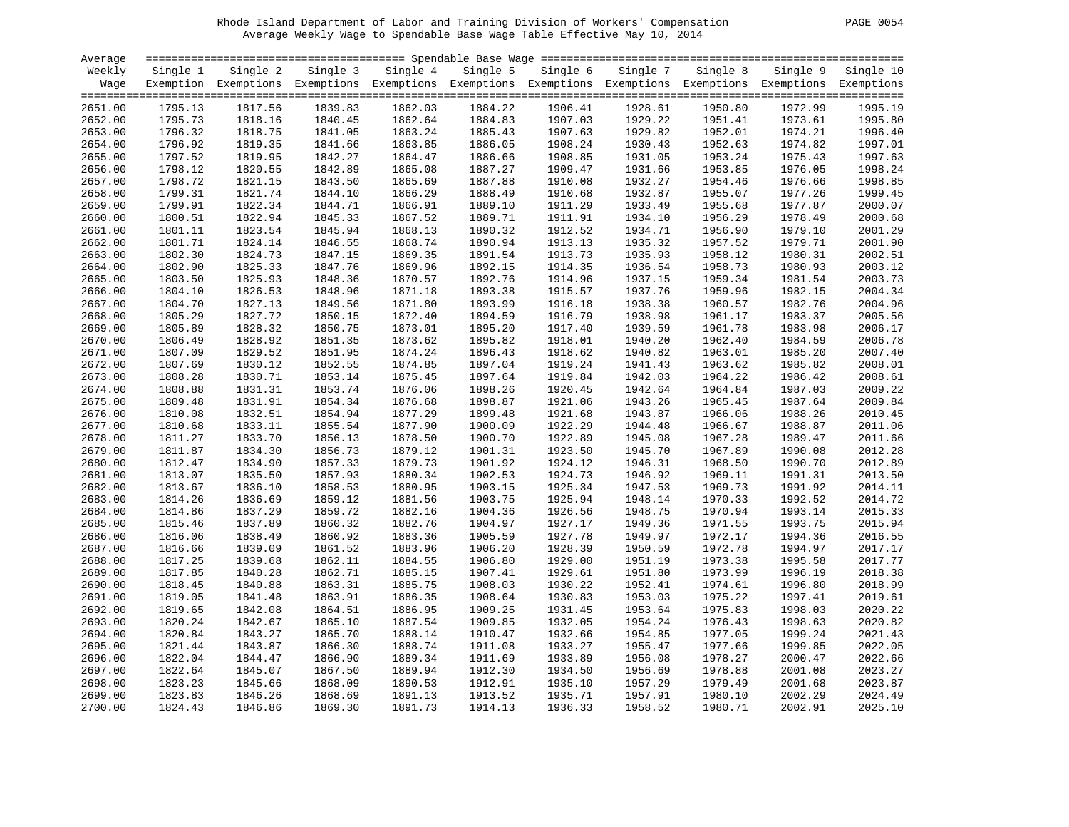Rhode Island Department of Labor and Training Division of Workers' Compensation
Average Weekly Wage to Spendable Base Wage Table Effective May 10, 2014

| Average Weekly Wage | Single 1 Exemption | Single 2 Exemptions | Single 3 Exemptions | Single 4 Exemptions | Single 5 Exemptions | Single 6 Exemptions | Single 7 Exemptions | Single 8 Exemptions | Single 9 Exemptions | Single 10 Exemptions |
|---|---|---|---|---|---|---|---|---|---|---|
| 2651.00 | 1795.13 | 1817.56 | 1839.83 | 1862.03 | 1884.22 | 1906.41 | 1928.61 | 1950.80 | 1972.99 | 1995.19 |
| 2652.00 | 1795.73 | 1818.16 | 1840.45 | 1862.64 | 1884.83 | 1907.03 | 1929.22 | 1951.41 | 1973.61 | 1995.80 |
| 2653.00 | 1796.32 | 1818.75 | 1841.05 | 1863.24 | 1885.43 | 1907.63 | 1929.82 | 1952.01 | 1974.21 | 1996.40 |
| 2654.00 | 1796.92 | 1819.35 | 1841.66 | 1863.85 | 1886.05 | 1908.24 | 1930.43 | 1952.63 | 1974.82 | 1997.01 |
| 2655.00 | 1797.52 | 1819.95 | 1842.27 | 1864.47 | 1886.66 | 1908.85 | 1931.05 | 1953.24 | 1975.43 | 1997.63 |
| 2656.00 | 1798.12 | 1820.55 | 1842.89 | 1865.08 | 1887.27 | 1909.47 | 1931.66 | 1953.85 | 1976.05 | 1998.24 |
| 2657.00 | 1798.72 | 1821.15 | 1843.50 | 1865.69 | 1887.88 | 1910.08 | 1932.27 | 1954.46 | 1976.66 | 1998.85 |
| 2658.00 | 1799.31 | 1821.74 | 1844.10 | 1866.29 | 1888.49 | 1910.68 | 1932.87 | 1955.07 | 1977.26 | 1999.45 |
| 2659.00 | 1799.91 | 1822.34 | 1844.71 | 1866.91 | 1889.10 | 1911.29 | 1933.49 | 1955.68 | 1977.87 | 2000.07 |
| 2660.00 | 1800.51 | 1822.94 | 1845.33 | 1867.52 | 1889.71 | 1911.91 | 1934.10 | 1956.29 | 1978.49 | 2000.68 |
| 2661.00 | 1801.11 | 1823.54 | 1845.94 | 1868.13 | 1890.32 | 1912.52 | 1934.71 | 1956.90 | 1979.10 | 2001.29 |
| 2662.00 | 1801.71 | 1824.14 | 1846.55 | 1868.74 | 1890.94 | 1913.13 | 1935.32 | 1957.52 | 1979.71 | 2001.90 |
| 2663.00 | 1802.30 | 1824.73 | 1847.15 | 1869.35 | 1891.54 | 1913.73 | 1935.93 | 1958.12 | 1980.31 | 2002.51 |
| 2664.00 | 1802.90 | 1825.33 | 1847.76 | 1869.96 | 1892.15 | 1914.35 | 1936.54 | 1958.73 | 1980.93 | 2003.12 |
| 2665.00 | 1803.50 | 1825.93 | 1848.36 | 1870.57 | 1892.76 | 1914.96 | 1937.15 | 1959.34 | 1981.54 | 2003.73 |
| 2666.00 | 1804.10 | 1826.53 | 1848.96 | 1871.18 | 1893.38 | 1915.57 | 1937.76 | 1959.96 | 1982.15 | 2004.34 |
| 2667.00 | 1804.70 | 1827.13 | 1849.56 | 1871.80 | 1893.99 | 1916.18 | 1938.38 | 1960.57 | 1982.76 | 2004.96 |
| 2668.00 | 1805.29 | 1827.72 | 1850.15 | 1872.40 | 1894.59 | 1916.79 | 1938.98 | 1961.17 | 1983.37 | 2005.56 |
| 2669.00 | 1805.89 | 1828.32 | 1850.75 | 1873.01 | 1895.20 | 1917.40 | 1939.59 | 1961.78 | 1983.98 | 2006.17 |
| 2670.00 | 1806.49 | 1828.92 | 1851.35 | 1873.62 | 1895.82 | 1918.01 | 1940.20 | 1962.40 | 1984.59 | 2006.78 |
| 2671.00 | 1807.09 | 1829.52 | 1851.95 | 1874.24 | 1896.43 | 1918.62 | 1940.82 | 1963.01 | 1985.20 | 2007.40 |
| 2672.00 | 1807.69 | 1830.12 | 1852.55 | 1874.85 | 1897.04 | 1919.24 | 1941.43 | 1963.62 | 1985.82 | 2008.01 |
| 2673.00 | 1808.28 | 1830.71 | 1853.14 | 1875.45 | 1897.64 | 1919.84 | 1942.03 | 1964.22 | 1986.42 | 2008.61 |
| 2674.00 | 1808.88 | 1831.31 | 1853.74 | 1876.06 | 1898.26 | 1920.45 | 1942.64 | 1964.84 | 1987.03 | 2009.22 |
| 2675.00 | 1809.48 | 1831.91 | 1854.34 | 1876.68 | 1898.87 | 1921.06 | 1943.26 | 1965.45 | 1987.64 | 2009.84 |
| 2676.00 | 1810.08 | 1832.51 | 1854.94 | 1877.29 | 1899.48 | 1921.68 | 1943.87 | 1966.06 | 1988.26 | 2010.45 |
| 2677.00 | 1810.68 | 1833.11 | 1855.54 | 1877.90 | 1900.09 | 1922.29 | 1944.48 | 1966.67 | 1988.87 | 2011.06 |
| 2678.00 | 1811.27 | 1833.70 | 1856.13 | 1878.50 | 1900.70 | 1922.89 | 1945.08 | 1967.28 | 1989.47 | 2011.66 |
| 2679.00 | 1811.87 | 1834.30 | 1856.73 | 1879.12 | 1901.31 | 1923.50 | 1945.70 | 1967.89 | 1990.08 | 2012.28 |
| 2680.00 | 1812.47 | 1834.90 | 1857.33 | 1879.73 | 1901.92 | 1924.12 | 1946.31 | 1968.50 | 1990.70 | 2012.89 |
| 2681.00 | 1813.07 | 1835.50 | 1857.93 | 1880.34 | 1902.53 | 1924.73 | 1946.92 | 1969.11 | 1991.31 | 2013.50 |
| 2682.00 | 1813.67 | 1836.10 | 1858.53 | 1880.95 | 1903.15 | 1925.34 | 1947.53 | 1969.73 | 1991.92 | 2014.11 |
| 2683.00 | 1814.26 | 1836.69 | 1859.12 | 1881.56 | 1903.75 | 1925.94 | 1948.14 | 1970.33 | 1992.52 | 2014.72 |
| 2684.00 | 1814.86 | 1837.29 | 1859.72 | 1882.16 | 1904.36 | 1926.56 | 1948.75 | 1970.94 | 1993.14 | 2015.33 |
| 2685.00 | 1815.46 | 1837.89 | 1860.32 | 1882.76 | 1904.97 | 1927.17 | 1949.36 | 1971.55 | 1993.75 | 2015.94 |
| 2686.00 | 1816.06 | 1838.49 | 1860.92 | 1883.36 | 1905.59 | 1927.78 | 1949.97 | 1972.17 | 1994.36 | 2016.55 |
| 2687.00 | 1816.66 | 1839.09 | 1861.52 | 1883.96 | 1906.20 | 1928.39 | 1950.59 | 1972.78 | 1994.97 | 2017.17 |
| 2688.00 | 1817.25 | 1839.68 | 1862.11 | 1884.55 | 1906.80 | 1929.00 | 1951.19 | 1973.38 | 1995.58 | 2017.77 |
| 2689.00 | 1817.85 | 1840.28 | 1862.71 | 1885.15 | 1907.41 | 1929.61 | 1951.80 | 1973.99 | 1996.19 | 2018.38 |
| 2690.00 | 1818.45 | 1840.88 | 1863.31 | 1885.75 | 1908.03 | 1930.22 | 1952.41 | 1974.61 | 1996.80 | 2018.99 |
| 2691.00 | 1819.05 | 1841.48 | 1863.91 | 1886.35 | 1908.64 | 1930.83 | 1953.03 | 1975.22 | 1997.41 | 2019.61 |
| 2692.00 | 1819.65 | 1842.08 | 1864.51 | 1886.95 | 1909.25 | 1931.45 | 1953.64 | 1975.83 | 1998.03 | 2020.22 |
| 2693.00 | 1820.24 | 1842.67 | 1865.10 | 1887.54 | 1909.85 | 1932.05 | 1954.24 | 1976.43 | 1998.63 | 2020.82 |
| 2694.00 | 1820.84 | 1843.27 | 1865.70 | 1888.14 | 1910.47 | 1932.66 | 1954.85 | 1977.05 | 1999.24 | 2021.43 |
| 2695.00 | 1821.44 | 1843.87 | 1866.30 | 1888.74 | 1911.08 | 1933.27 | 1955.47 | 1977.66 | 1999.85 | 2022.05 |
| 2696.00 | 1822.04 | 1844.47 | 1866.90 | 1889.34 | 1911.69 | 1933.89 | 1956.08 | 1978.27 | 2000.47 | 2022.66 |
| 2697.00 | 1822.64 | 1845.07 | 1867.50 | 1889.94 | 1912.30 | 1934.50 | 1956.69 | 1978.88 | 2001.08 | 2023.27 |
| 2698.00 | 1823.23 | 1845.66 | 1868.09 | 1890.53 | 1912.91 | 1935.10 | 1957.29 | 1979.49 | 2001.68 | 2023.87 |
| 2699.00 | 1823.83 | 1846.26 | 1868.69 | 1891.13 | 1913.52 | 1935.71 | 1957.91 | 1980.10 | 2002.29 | 2024.49 |
| 2700.00 | 1824.43 | 1846.86 | 1869.30 | 1891.73 | 1914.13 | 1936.33 | 1958.52 | 1980.71 | 2002.91 | 2025.10 |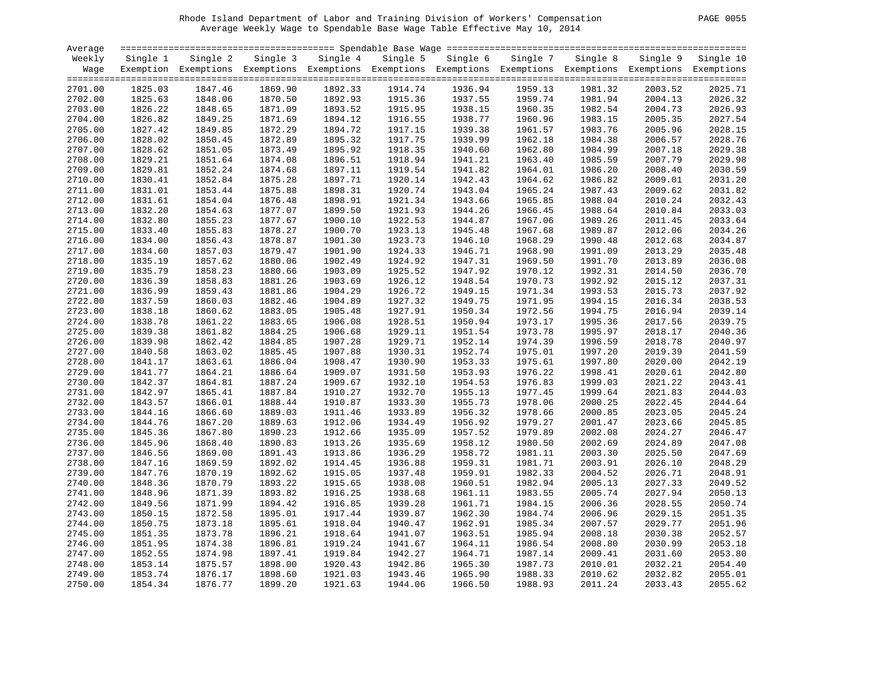Rhode Island Department of Labor and Training Division of Workers' Compensation
Average Weekly Wage to Spendable Base Wage Table Effective May 10, 2014

| Average Weekly Wage | Single 1 Exemption | Single 2 Exemptions | Single 3 Exemptions | Single 4 Exemptions | Single 5 Exemptions | Single 6 Exemptions | Single 7 Exemptions | Single 8 Exemptions | Single 9 Exemptions | Single 10 Exemptions |
|---|---|---|---|---|---|---|---|---|---|---|
| 2701.00 | 1825.03 | 1847.46 | 1869.90 | 1892.33 | 1914.74 | 1936.94 | 1959.13 | 1981.32 | 2003.52 | 2025.71 |
| 2702.00 | 1825.63 | 1848.06 | 1870.50 | 1892.93 | 1915.36 | 1937.55 | 1959.74 | 1981.94 | 2004.13 | 2026.32 |
| 2703.00 | 1826.22 | 1848.65 | 1871.09 | 1893.52 | 1915.95 | 1938.15 | 1960.35 | 1982.54 | 2004.73 | 2026.93 |
| 2704.00 | 1826.82 | 1849.25 | 1871.69 | 1894.12 | 1916.55 | 1938.77 | 1960.96 | 1983.15 | 2005.35 | 2027.54 |
| 2705.00 | 1827.42 | 1849.85 | 1872.29 | 1894.72 | 1917.15 | 1939.38 | 1961.57 | 1983.76 | 2005.96 | 2028.15 |
| 2706.00 | 1828.02 | 1850.45 | 1872.89 | 1895.32 | 1917.75 | 1939.99 | 1962.18 | 1984.38 | 2006.57 | 2028.76 |
| 2707.00 | 1828.62 | 1851.05 | 1873.49 | 1895.92 | 1918.35 | 1940.60 | 1962.80 | 1984.99 | 2007.18 | 2029.38 |
| 2708.00 | 1829.21 | 1851.64 | 1874.08 | 1896.51 | 1918.94 | 1941.21 | 1963.40 | 1985.59 | 2007.79 | 2029.98 |
| 2709.00 | 1829.81 | 1852.24 | 1874.68 | 1897.11 | 1919.54 | 1941.82 | 1964.01 | 1986.20 | 2008.40 | 2030.59 |
| 2710.00 | 1830.41 | 1852.84 | 1875.28 | 1897.71 | 1920.14 | 1942.43 | 1964.62 | 1986.82 | 2009.01 | 2031.20 |
| 2711.00 | 1831.01 | 1853.44 | 1875.88 | 1898.31 | 1920.74 | 1943.04 | 1965.24 | 1987.43 | 2009.62 | 2031.82 |
| 2712.00 | 1831.61 | 1854.04 | 1876.48 | 1898.91 | 1921.34 | 1943.66 | 1965.85 | 1988.04 | 2010.24 | 2032.43 |
| 2713.00 | 1832.20 | 1854.63 | 1877.07 | 1899.50 | 1921.93 | 1944.26 | 1966.45 | 1988.64 | 2010.84 | 2033.03 |
| 2714.00 | 1832.80 | 1855.23 | 1877.67 | 1900.10 | 1922.53 | 1944.87 | 1967.06 | 1989.26 | 2011.45 | 2033.64 |
| 2715.00 | 1833.40 | 1855.83 | 1878.27 | 1900.70 | 1923.13 | 1945.48 | 1967.68 | 1989.87 | 2012.06 | 2034.26 |
| 2716.00 | 1834.00 | 1856.43 | 1878.87 | 1901.30 | 1923.73 | 1946.10 | 1968.29 | 1990.48 | 2012.68 | 2034.87 |
| 2717.00 | 1834.60 | 1857.03 | 1879.47 | 1901.90 | 1924.33 | 1946.71 | 1968.90 | 1991.09 | 2013.29 | 2035.48 |
| 2718.00 | 1835.19 | 1857.62 | 1880.06 | 1902.49 | 1924.92 | 1947.31 | 1969.50 | 1991.70 | 2013.89 | 2036.08 |
| 2719.00 | 1835.79 | 1858.23 | 1880.66 | 1903.09 | 1925.52 | 1947.92 | 1970.12 | 1992.31 | 2014.50 | 2036.70 |
| 2720.00 | 1836.39 | 1858.83 | 1881.26 | 1903.69 | 1926.12 | 1948.54 | 1970.73 | 1992.92 | 2015.12 | 2037.31 |
| 2721.00 | 1836.99 | 1859.43 | 1881.86 | 1904.29 | 1926.72 | 1949.15 | 1971.34 | 1993.53 | 2015.73 | 2037.92 |
| 2722.00 | 1837.59 | 1860.03 | 1882.46 | 1904.89 | 1927.32 | 1949.75 | 1971.95 | 1994.15 | 2016.34 | 2038.53 |
| 2723.00 | 1838.18 | 1860.62 | 1883.05 | 1905.48 | 1927.91 | 1950.34 | 1972.56 | 1994.75 | 2016.94 | 2039.14 |
| 2724.00 | 1838.78 | 1861.22 | 1883.65 | 1906.08 | 1928.51 | 1950.94 | 1973.17 | 1995.36 | 2017.56 | 2039.75 |
| 2725.00 | 1839.38 | 1861.82 | 1884.25 | 1906.68 | 1929.11 | 1951.54 | 1973.78 | 1995.97 | 2018.17 | 2040.36 |
| 2726.00 | 1839.98 | 1862.42 | 1884.85 | 1907.28 | 1929.71 | 1952.14 | 1974.39 | 1996.59 | 2018.78 | 2040.97 |
| 2727.00 | 1840.58 | 1863.02 | 1885.45 | 1907.88 | 1930.31 | 1952.74 | 1975.01 | 1997.20 | 2019.39 | 2041.59 |
| 2728.00 | 1841.17 | 1863.61 | 1886.04 | 1908.47 | 1930.90 | 1953.33 | 1975.61 | 1997.80 | 2020.00 | 2042.19 |
| 2729.00 | 1841.77 | 1864.21 | 1886.64 | 1909.07 | 1931.50 | 1953.93 | 1976.22 | 1998.41 | 2020.61 | 2042.80 |
| 2730.00 | 1842.37 | 1864.81 | 1887.24 | 1909.67 | 1932.10 | 1954.53 | 1976.83 | 1999.03 | 2021.22 | 2043.41 |
| 2731.00 | 1842.97 | 1865.41 | 1887.84 | 1910.27 | 1932.70 | 1955.13 | 1977.45 | 1999.64 | 2021.83 | 2044.03 |
| 2732.00 | 1843.57 | 1866.01 | 1888.44 | 1910.87 | 1933.30 | 1955.73 | 1978.06 | 2000.25 | 2022.45 | 2044.64 |
| 2733.00 | 1844.16 | 1866.60 | 1889.03 | 1911.46 | 1933.89 | 1956.32 | 1978.66 | 2000.85 | 2023.05 | 2045.24 |
| 2734.00 | 1844.76 | 1867.20 | 1889.63 | 1912.06 | 1934.49 | 1956.92 | 1979.27 | 2001.47 | 2023.66 | 2045.85 |
| 2735.00 | 1845.36 | 1867.80 | 1890.23 | 1912.66 | 1935.09 | 1957.52 | 1979.89 | 2002.08 | 2024.27 | 2046.47 |
| 2736.00 | 1845.96 | 1868.40 | 1890.83 | 1913.26 | 1935.69 | 1958.12 | 1980.50 | 2002.69 | 2024.89 | 2047.08 |
| 2737.00 | 1846.56 | 1869.00 | 1891.43 | 1913.86 | 1936.29 | 1958.72 | 1981.11 | 2003.30 | 2025.50 | 2047.69 |
| 2738.00 | 1847.16 | 1869.59 | 1892.02 | 1914.45 | 1936.88 | 1959.31 | 1981.71 | 2003.91 | 2026.10 | 2048.29 |
| 2739.00 | 1847.76 | 1870.19 | 1892.62 | 1915.05 | 1937.48 | 1959.91 | 1982.33 | 2004.52 | 2026.71 | 2048.91 |
| 2740.00 | 1848.36 | 1870.79 | 1893.22 | 1915.65 | 1938.08 | 1960.51 | 1982.94 | 2005.13 | 2027.33 | 2049.52 |
| 2741.00 | 1848.96 | 1871.39 | 1893.82 | 1916.25 | 1938.68 | 1961.11 | 1983.55 | 2005.74 | 2027.94 | 2050.13 |
| 2742.00 | 1849.56 | 1871.99 | 1894.42 | 1916.85 | 1939.28 | 1961.71 | 1984.15 | 2006.36 | 2028.55 | 2050.74 |
| 2743.00 | 1850.15 | 1872.58 | 1895.01 | 1917.44 | 1939.87 | 1962.30 | 1984.74 | 2006.96 | 2029.15 | 2051.35 |
| 2744.00 | 1850.75 | 1873.18 | 1895.61 | 1918.04 | 1940.47 | 1962.91 | 1985.34 | 2007.57 | 2029.77 | 2051.96 |
| 2745.00 | 1851.35 | 1873.78 | 1896.21 | 1918.64 | 1941.07 | 1963.51 | 1985.94 | 2008.18 | 2030.38 | 2052.57 |
| 2746.00 | 1851.95 | 1874.38 | 1896.81 | 1919.24 | 1941.67 | 1964.11 | 1986.54 | 2008.80 | 2030.99 | 2053.18 |
| 2747.00 | 1852.55 | 1874.98 | 1897.41 | 1919.84 | 1942.27 | 1964.71 | 1987.14 | 2009.41 | 2031.60 | 2053.80 |
| 2748.00 | 1853.14 | 1875.57 | 1898.00 | 1920.43 | 1942.86 | 1965.30 | 1987.73 | 2010.01 | 2032.21 | 2054.40 |
| 2749.00 | 1853.74 | 1876.17 | 1898.60 | 1921.03 | 1943.46 | 1965.90 | 1988.33 | 2010.62 | 2032.82 | 2055.01 |
| 2750.00 | 1854.34 | 1876.77 | 1899.20 | 1921.63 | 1944.06 | 1966.50 | 1988.93 | 2011.24 | 2033.43 | 2055.62 |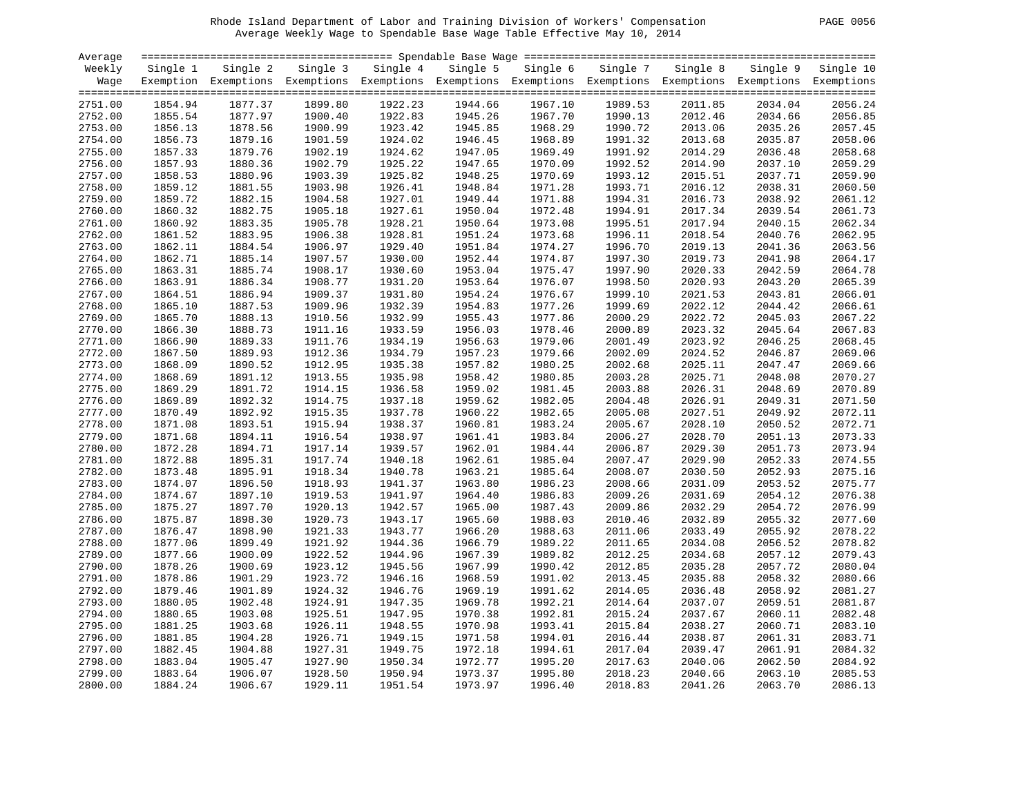Rhode Island Department of Labor and Training Division of Workers' Compensation

Average Weekly Wage to Spendable Base Wage Table Effective May 10, 2014

| Average Weekly Wage | Single 1 Exemption | Single 2 Exemptions | Single 3 Exemptions | Single 4 Exemptions | Single 5 Exemptions | Single 6 Exemptions | Single 7 Exemptions | Single 8 Exemptions | Single 9 Exemptions | Single 10 Exemptions |
|---|---|---|---|---|---|---|---|---|---|---|
| 2751.00 | 1854.94 | 1877.37 | 1899.80 | 1922.23 | 1944.66 | 1967.10 | 1989.53 | 2011.85 | 2034.04 | 2056.24 |
| 2752.00 | 1855.54 | 1877.97 | 1900.40 | 1922.83 | 1945.26 | 1967.70 | 1990.13 | 2012.46 | 2034.66 | 2056.85 |
| 2753.00 | 1856.13 | 1878.56 | 1900.99 | 1923.42 | 1945.85 | 1968.29 | 1990.72 | 2013.06 | 2035.26 | 2057.45 |
| 2754.00 | 1856.73 | 1879.16 | 1901.59 | 1924.02 | 1946.45 | 1968.89 | 1991.32 | 2013.68 | 2035.87 | 2058.06 |
| 2755.00 | 1857.33 | 1879.76 | 1902.19 | 1924.62 | 1947.05 | 1969.49 | 1991.92 | 2014.29 | 2036.48 | 2058.68 |
| 2756.00 | 1857.93 | 1880.36 | 1902.79 | 1925.22 | 1947.65 | 1970.09 | 1992.52 | 2014.90 | 2037.10 | 2059.29 |
| 2757.00 | 1858.53 | 1880.96 | 1903.39 | 1925.82 | 1948.25 | 1970.69 | 1993.12 | 2015.51 | 2037.71 | 2059.90 |
| 2758.00 | 1859.12 | 1881.55 | 1903.98 | 1926.41 | 1948.84 | 1971.28 | 1993.71 | 2016.12 | 2038.31 | 2060.50 |
| 2759.00 | 1859.72 | 1882.15 | 1904.58 | 1927.01 | 1949.44 | 1971.88 | 1994.31 | 2016.73 | 2038.92 | 2061.12 |
| 2760.00 | 1860.32 | 1882.75 | 1905.18 | 1927.61 | 1950.04 | 1972.48 | 1994.91 | 2017.34 | 2039.54 | 2061.73 |
| 2761.00 | 1860.92 | 1883.35 | 1905.78 | 1928.21 | 1950.64 | 1973.08 | 1995.51 | 2017.94 | 2040.15 | 2062.34 |
| 2762.00 | 1861.52 | 1883.95 | 1906.38 | 1928.81 | 1951.24 | 1973.68 | 1996.11 | 2018.54 | 2040.76 | 2062.95 |
| 2763.00 | 1862.11 | 1884.54 | 1906.97 | 1929.40 | 1951.84 | 1974.27 | 1996.70 | 2019.13 | 2041.36 | 2063.56 |
| 2764.00 | 1862.71 | 1885.14 | 1907.57 | 1930.00 | 1952.44 | 1974.87 | 1997.30 | 2019.73 | 2041.98 | 2064.17 |
| 2765.00 | 1863.31 | 1885.74 | 1908.17 | 1930.60 | 1953.04 | 1975.47 | 1997.90 | 2020.33 | 2042.59 | 2064.78 |
| 2766.00 | 1863.91 | 1886.34 | 1908.77 | 1931.20 | 1953.64 | 1976.07 | 1998.50 | 2020.93 | 2043.20 | 2065.39 |
| 2767.00 | 1864.51 | 1886.94 | 1909.37 | 1931.80 | 1954.24 | 1976.67 | 1999.10 | 2021.53 | 2043.81 | 2066.01 |
| 2768.00 | 1865.10 | 1887.53 | 1909.96 | 1932.39 | 1954.83 | 1977.26 | 1999.69 | 2022.12 | 2044.42 | 2066.61 |
| 2769.00 | 1865.70 | 1888.13 | 1910.56 | 1932.99 | 1955.43 | 1977.86 | 2000.29 | 2022.72 | 2045.03 | 2067.22 |
| 2770.00 | 1866.30 | 1888.73 | 1911.16 | 1933.59 | 1956.03 | 1978.46 | 2000.89 | 2023.32 | 2045.64 | 2067.83 |
| 2771.00 | 1866.90 | 1889.33 | 1911.76 | 1934.19 | 1956.63 | 1979.06 | 2001.49 | 2023.92 | 2046.25 | 2068.45 |
| 2772.00 | 1867.50 | 1889.93 | 1912.36 | 1934.79 | 1957.23 | 1979.66 | 2002.09 | 2024.52 | 2046.87 | 2069.06 |
| 2773.00 | 1868.09 | 1890.52 | 1912.95 | 1935.38 | 1957.82 | 1980.25 | 2002.68 | 2025.11 | 2047.47 | 2069.66 |
| 2774.00 | 1868.69 | 1891.12 | 1913.55 | 1935.98 | 1958.42 | 1980.85 | 2003.28 | 2025.71 | 2048.08 | 2070.27 |
| 2775.00 | 1869.29 | 1891.72 | 1914.15 | 1936.58 | 1959.02 | 1981.45 | 2003.88 | 2026.31 | 2048.69 | 2070.89 |
| 2776.00 | 1869.89 | 1892.32 | 1914.75 | 1937.18 | 1959.62 | 1982.05 | 2004.48 | 2026.91 | 2049.31 | 2071.50 |
| 2777.00 | 1870.49 | 1892.92 | 1915.35 | 1937.78 | 1960.22 | 1982.65 | 2005.08 | 2027.51 | 2049.92 | 2072.11 |
| 2778.00 | 1871.08 | 1893.51 | 1915.94 | 1938.37 | 1960.81 | 1983.24 | 2005.67 | 2028.10 | 2050.52 | 2072.71 |
| 2779.00 | 1871.68 | 1894.11 | 1916.54 | 1938.97 | 1961.41 | 1983.84 | 2006.27 | 2028.70 | 2051.13 | 2073.33 |
| 2780.00 | 1872.28 | 1894.71 | 1917.14 | 1939.57 | 1962.01 | 1984.44 | 2006.87 | 2029.30 | 2051.73 | 2073.94 |
| 2781.00 | 1872.88 | 1895.31 | 1917.74 | 1940.18 | 1962.61 | 1985.04 | 2007.47 | 2029.90 | 2052.33 | 2074.55 |
| 2782.00 | 1873.48 | 1895.91 | 1918.34 | 1940.78 | 1963.21 | 1985.64 | 2008.07 | 2030.50 | 2052.93 | 2075.16 |
| 2783.00 | 1874.07 | 1896.50 | 1918.93 | 1941.37 | 1963.80 | 1986.23 | 2008.66 | 2031.09 | 2053.52 | 2075.77 |
| 2784.00 | 1874.67 | 1897.10 | 1919.53 | 1941.97 | 1964.40 | 1986.83 | 2009.26 | 2031.69 | 2054.12 | 2076.38 |
| 2785.00 | 1875.27 | 1897.70 | 1920.13 | 1942.57 | 1965.00 | 1987.43 | 2009.86 | 2032.29 | 2054.72 | 2076.99 |
| 2786.00 | 1875.87 | 1898.30 | 1920.73 | 1943.17 | 1965.60 | 1988.03 | 2010.46 | 2032.89 | 2055.32 | 2077.60 |
| 2787.00 | 1876.47 | 1898.90 | 1921.33 | 1943.77 | 1966.20 | 1988.63 | 2011.06 | 2033.49 | 2055.92 | 2078.22 |
| 2788.00 | 1877.06 | 1899.49 | 1921.92 | 1944.36 | 1966.79 | 1989.22 | 2011.65 | 2034.08 | 2056.52 | 2078.82 |
| 2789.00 | 1877.66 | 1900.09 | 1922.52 | 1944.96 | 1967.39 | 1989.82 | 2012.25 | 2034.68 | 2057.12 | 2079.43 |
| 2790.00 | 1878.26 | 1900.69 | 1923.12 | 1945.56 | 1967.99 | 1990.42 | 2012.85 | 2035.28 | 2057.72 | 2080.04 |
| 2791.00 | 1878.86 | 1901.29 | 1923.72 | 1946.16 | 1968.59 | 1991.02 | 2013.45 | 2035.88 | 2058.32 | 2080.66 |
| 2792.00 | 1879.46 | 1901.89 | 1924.32 | 1946.76 | 1969.19 | 1991.62 | 2014.05 | 2036.48 | 2058.92 | 2081.27 |
| 2793.00 | 1880.05 | 1902.48 | 1924.91 | 1947.35 | 1969.78 | 1992.21 | 2014.64 | 2037.07 | 2059.51 | 2081.87 |
| 2794.00 | 1880.65 | 1903.08 | 1925.51 | 1947.95 | 1970.38 | 1992.81 | 2015.24 | 2037.67 | 2060.11 | 2082.48 |
| 2795.00 | 1881.25 | 1903.68 | 1926.11 | 1948.55 | 1970.98 | 1993.41 | 2015.84 | 2038.27 | 2060.71 | 2083.10 |
| 2796.00 | 1881.85 | 1904.28 | 1926.71 | 1949.15 | 1971.58 | 1994.01 | 2016.44 | 2038.87 | 2061.31 | 2083.71 |
| 2797.00 | 1882.45 | 1904.88 | 1927.31 | 1949.75 | 1972.18 | 1994.61 | 2017.04 | 2039.47 | 2061.91 | 2084.32 |
| 2798.00 | 1883.04 | 1905.47 | 1927.90 | 1950.34 | 1972.77 | 1995.20 | 2017.63 | 2040.06 | 2062.50 | 2084.92 |
| 2799.00 | 1883.64 | 1906.07 | 1928.50 | 1950.94 | 1973.37 | 1995.80 | 2018.23 | 2040.66 | 2063.10 | 2085.53 |
| 2800.00 | 1884.24 | 1906.67 | 1929.11 | 1951.54 | 1973.97 | 1996.40 | 2018.83 | 2041.26 | 2063.70 | 2086.13 |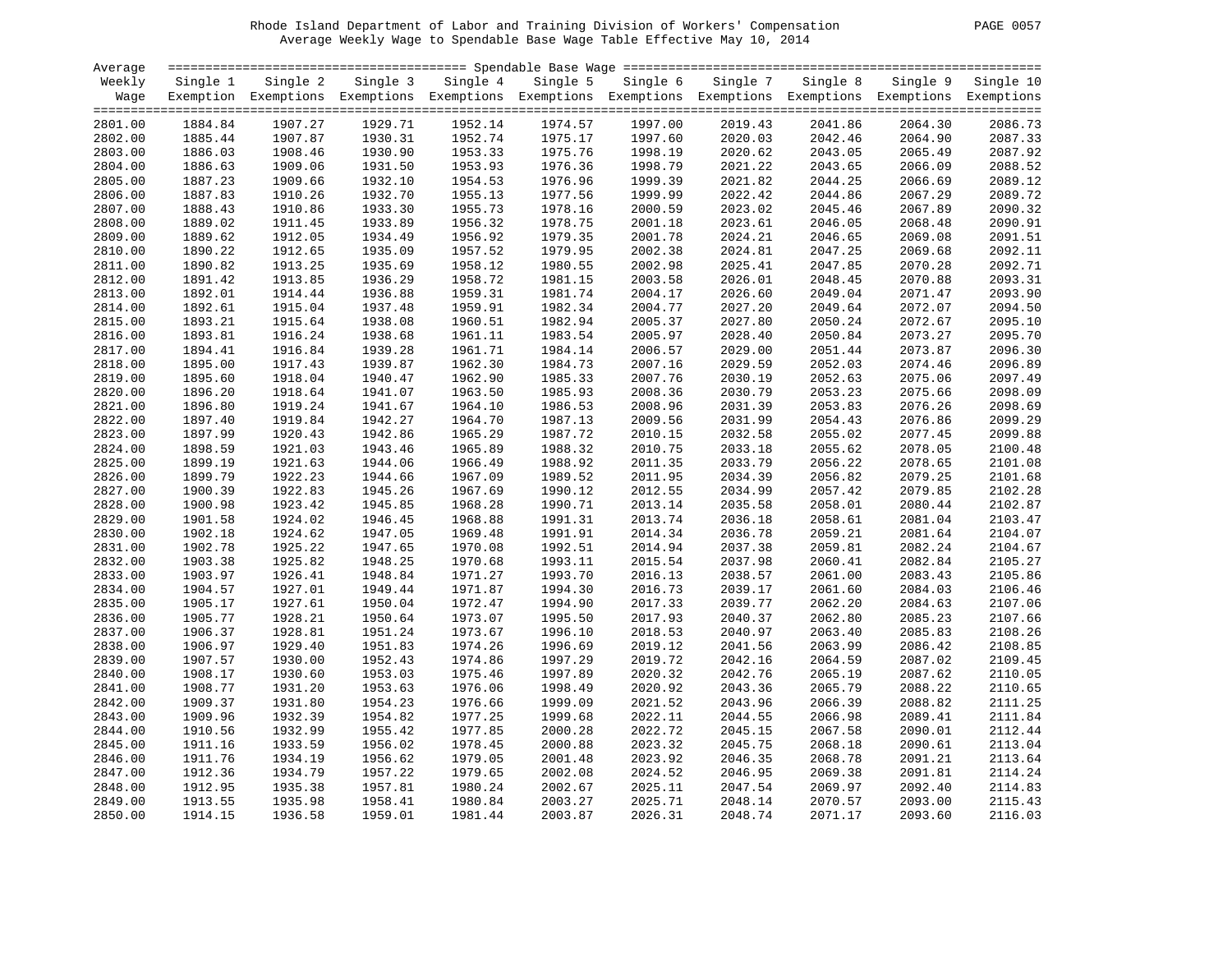Rhode Island Department of Labor and Training Division of Workers' Compensation
Average Weekly Wage to Spendable Base Wage Table Effective May 10, 2014

| Average Weekly Wage | Single 1 Exemption | Single 2 Exemptions | Single 3 Exemptions | Single 4 Exemptions | Single 5 Exemptions | Single 6 Exemptions | Single 7 Exemptions | Single 8 Exemptions | Single 9 Exemptions | Single 10 Exemptions |
|---|---|---|---|---|---|---|---|---|---|---|
| 2801.00 | 1884.84 | 1907.27 | 1929.71 | 1952.14 | 1974.57 | 1997.00 | 2019.43 | 2041.86 | 2064.30 | 2086.73 |
| 2802.00 | 1885.44 | 1907.87 | 1930.31 | 1952.74 | 1975.17 | 1997.60 | 2020.03 | 2042.46 | 2064.90 | 2087.33 |
| 2803.00 | 1886.03 | 1908.46 | 1930.90 | 1953.33 | 1975.76 | 1998.19 | 2020.62 | 2043.05 | 2065.49 | 2087.92 |
| 2804.00 | 1886.63 | 1909.06 | 1931.50 | 1953.93 | 1976.36 | 1998.79 | 2021.22 | 2043.65 | 2066.09 | 2088.52 |
| 2805.00 | 1887.23 | 1909.66 | 1932.10 | 1954.53 | 1976.96 | 1999.39 | 2021.82 | 2044.25 | 2066.69 | 2089.12 |
| 2806.00 | 1887.83 | 1910.26 | 1932.70 | 1955.13 | 1977.56 | 1999.99 | 2022.42 | 2044.86 | 2067.29 | 2089.72 |
| 2807.00 | 1888.43 | 1910.86 | 1933.30 | 1955.73 | 1978.16 | 2000.59 | 2023.02 | 2045.46 | 2067.89 | 2090.32 |
| 2808.00 | 1889.02 | 1911.45 | 1933.89 | 1956.32 | 1978.75 | 2001.18 | 2023.61 | 2046.05 | 2068.48 | 2090.91 |
| 2809.00 | 1889.62 | 1912.05 | 1934.49 | 1956.92 | 1979.35 | 2001.78 | 2024.21 | 2046.65 | 2069.08 | 2091.51 |
| 2810.00 | 1890.22 | 1912.65 | 1935.09 | 1957.52 | 1979.95 | 2002.38 | 2024.81 | 2047.25 | 2069.68 | 2092.11 |
| 2811.00 | 1890.82 | 1913.25 | 1935.69 | 1958.12 | 1980.55 | 2002.98 | 2025.41 | 2047.85 | 2070.28 | 2092.71 |
| 2812.00 | 1891.42 | 1913.85 | 1936.29 | 1958.72 | 1981.15 | 2003.58 | 2026.01 | 2048.45 | 2070.88 | 2093.31 |
| 2813.00 | 1892.01 | 1914.44 | 1936.88 | 1959.31 | 1981.74 | 2004.17 | 2026.60 | 2049.04 | 2071.47 | 2093.90 |
| 2814.00 | 1892.61 | 1915.04 | 1937.48 | 1959.91 | 1982.34 | 2004.77 | 2027.20 | 2049.64 | 2072.07 | 2094.50 |
| 2815.00 | 1893.21 | 1915.64 | 1938.08 | 1960.51 | 1982.94 | 2005.37 | 2027.80 | 2050.24 | 2072.67 | 2095.10 |
| 2816.00 | 1893.81 | 1916.24 | 1938.68 | 1961.11 | 1983.54 | 2005.97 | 2028.40 | 2050.84 | 2073.27 | 2095.70 |
| 2817.00 | 1894.41 | 1916.84 | 1939.28 | 1961.71 | 1984.14 | 2006.57 | 2029.00 | 2051.44 | 2073.87 | 2096.30 |
| 2818.00 | 1895.00 | 1917.43 | 1939.87 | 1962.30 | 1984.73 | 2007.16 | 2029.59 | 2052.03 | 2074.46 | 2096.89 |
| 2819.00 | 1895.60 | 1918.04 | 1940.47 | 1962.90 | 1985.33 | 2007.76 | 2030.19 | 2052.63 | 2075.06 | 2097.49 |
| 2820.00 | 1896.20 | 1918.64 | 1941.07 | 1963.50 | 1985.93 | 2008.36 | 2030.79 | 2053.23 | 2075.66 | 2098.09 |
| 2821.00 | 1896.80 | 1919.24 | 1941.67 | 1964.10 | 1986.53 | 2008.96 | 2031.39 | 2053.83 | 2076.26 | 2098.69 |
| 2822.00 | 1897.40 | 1919.84 | 1942.27 | 1964.70 | 1987.13 | 2009.56 | 2031.99 | 2054.43 | 2076.86 | 2099.29 |
| 2823.00 | 1897.99 | 1920.43 | 1942.86 | 1965.29 | 1987.72 | 2010.15 | 2032.58 | 2055.02 | 2077.45 | 2099.88 |
| 2824.00 | 1898.59 | 1921.03 | 1943.46 | 1965.89 | 1988.32 | 2010.75 | 2033.18 | 2055.62 | 2078.05 | 2100.48 |
| 2825.00 | 1899.19 | 1921.63 | 1944.06 | 1966.49 | 1988.92 | 2011.35 | 2033.79 | 2056.22 | 2078.65 | 2101.08 |
| 2826.00 | 1899.79 | 1922.23 | 1944.66 | 1967.09 | 1989.52 | 2011.95 | 2034.39 | 2056.82 | 2079.25 | 2101.68 |
| 2827.00 | 1900.39 | 1922.83 | 1945.26 | 1967.69 | 1990.12 | 2012.55 | 2034.99 | 2057.42 | 2079.85 | 2102.28 |
| 2828.00 | 1900.98 | 1923.42 | 1945.85 | 1968.28 | 1990.71 | 2013.14 | 2035.58 | 2058.01 | 2080.44 | 2102.87 |
| 2829.00 | 1901.58 | 1924.02 | 1946.45 | 1968.88 | 1991.31 | 2013.74 | 2036.18 | 2058.61 | 2081.04 | 2103.47 |
| 2830.00 | 1902.18 | 1924.62 | 1947.05 | 1969.48 | 1991.91 | 2014.34 | 2036.78 | 2059.21 | 2081.64 | 2104.07 |
| 2831.00 | 1902.78 | 1925.22 | 1947.65 | 1970.08 | 1992.51 | 2014.94 | 2037.38 | 2059.81 | 2082.24 | 2104.67 |
| 2832.00 | 1903.38 | 1925.82 | 1948.25 | 1970.68 | 1993.11 | 2015.54 | 2037.98 | 2060.41 | 2082.84 | 2105.27 |
| 2833.00 | 1903.97 | 1926.41 | 1948.84 | 1971.27 | 1993.70 | 2016.13 | 2038.57 | 2061.00 | 2083.43 | 2105.86 |
| 2834.00 | 1904.57 | 1927.01 | 1949.44 | 1971.87 | 1994.30 | 2016.73 | 2039.17 | 2061.60 | 2084.03 | 2106.46 |
| 2835.00 | 1905.17 | 1927.61 | 1950.04 | 1972.47 | 1994.90 | 2017.33 | 2039.77 | 2062.20 | 2084.63 | 2107.06 |
| 2836.00 | 1905.77 | 1928.21 | 1950.64 | 1973.07 | 1995.50 | 2017.93 | 2040.37 | 2062.80 | 2085.23 | 2107.66 |
| 2837.00 | 1906.37 | 1928.81 | 1951.24 | 1973.67 | 1996.10 | 2018.53 | 2040.97 | 2063.40 | 2085.83 | 2108.26 |
| 2838.00 | 1906.97 | 1929.40 | 1951.83 | 1974.26 | 1996.69 | 2019.12 | 2041.56 | 2063.99 | 2086.42 | 2108.85 |
| 2839.00 | 1907.57 | 1930.00 | 1952.43 | 1974.86 | 1997.29 | 2019.72 | 2042.16 | 2064.59 | 2087.02 | 2109.45 |
| 2840.00 | 1908.17 | 1930.60 | 1953.03 | 1975.46 | 1997.89 | 2020.32 | 2042.76 | 2065.19 | 2087.62 | 2110.05 |
| 2841.00 | 1908.77 | 1931.20 | 1953.63 | 1976.06 | 1998.49 | 2020.92 | 2043.36 | 2065.79 | 2088.22 | 2110.65 |
| 2842.00 | 1909.37 | 1931.80 | 1954.23 | 1976.66 | 1999.09 | 2021.52 | 2043.96 | 2066.39 | 2088.82 | 2111.25 |
| 2843.00 | 1909.96 | 1932.39 | 1954.82 | 1977.25 | 1999.68 | 2022.11 | 2044.55 | 2066.98 | 2089.41 | 2111.84 |
| 2844.00 | 1910.56 | 1932.99 | 1955.42 | 1977.85 | 2000.28 | 2022.72 | 2045.15 | 2067.58 | 2090.01 | 2112.44 |
| 2845.00 | 1911.16 | 1933.59 | 1956.02 | 1978.45 | 2000.88 | 2023.32 | 2045.75 | 2068.18 | 2090.61 | 2113.04 |
| 2846.00 | 1911.76 | 1934.19 | 1956.62 | 1979.05 | 2001.48 | 2023.92 | 2046.35 | 2068.78 | 2091.21 | 2113.64 |
| 2847.00 | 1912.36 | 1934.79 | 1957.22 | 1979.65 | 2002.08 | 2024.52 | 2046.95 | 2069.38 | 2091.81 | 2114.24 |
| 2848.00 | 1912.95 | 1935.38 | 1957.81 | 1980.24 | 2002.67 | 2025.11 | 2047.54 | 2069.97 | 2092.40 | 2114.83 |
| 2849.00 | 1913.55 | 1935.98 | 1958.41 | 1980.84 | 2003.27 | 2025.71 | 2048.14 | 2070.57 | 2093.00 | 2115.43 |
| 2850.00 | 1914.15 | 1936.58 | 1959.01 | 1981.44 | 2003.87 | 2026.31 | 2048.74 | 2071.17 | 2093.60 | 2116.03 |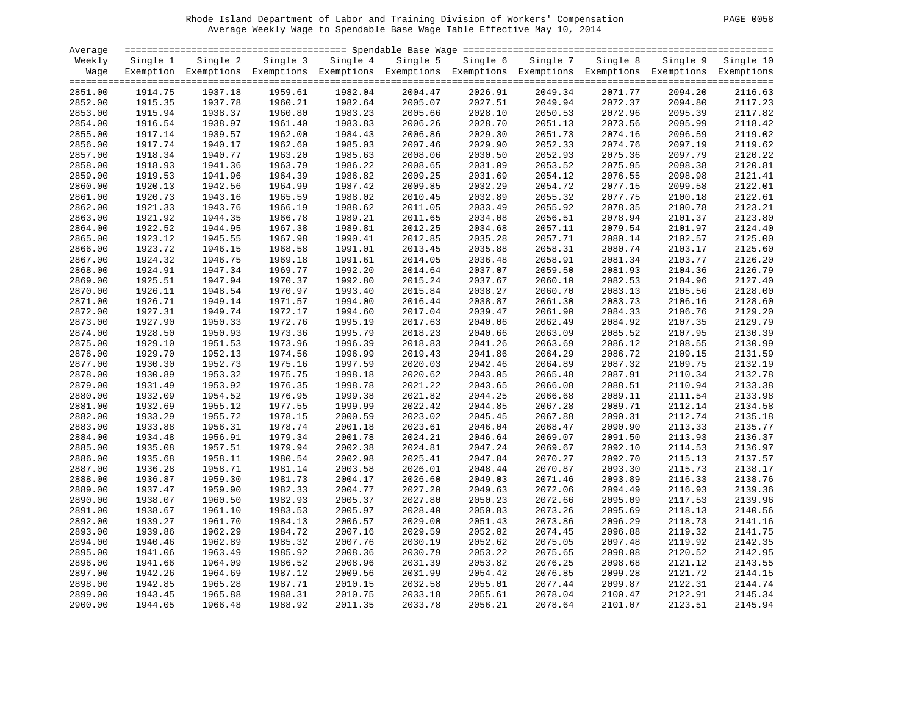Rhode Island Department of Labor and Training Division of Workers' Compensation

Average Weekly Wage to Spendable Base Wage Table Effective May 10, 2014

| Average Weekly Wage | Single 1 Exemption | Single 2 Exemptions | Single 3 Exemptions | Single 4 Exemptions | Single 5 Exemptions | Single 6 Exemptions | Single 7 Exemptions | Single 8 Exemptions | Single 9 Exemptions | Single 10 Exemptions |
|---|---|---|---|---|---|---|---|---|---|---|
| 2851.00 | 1914.75 | 1937.18 | 1959.61 | 1982.04 | 2004.47 | 2026.91 | 2049.34 | 2071.77 | 2094.20 | 2116.63 |
| 2852.00 | 1915.35 | 1937.78 | 1960.21 | 1982.64 | 2005.07 | 2027.51 | 2049.94 | 2072.37 | 2094.80 | 2117.23 |
| 2853.00 | 1915.94 | 1938.37 | 1960.80 | 1983.23 | 2005.66 | 2028.10 | 2050.53 | 2072.96 | 2095.39 | 2117.82 |
| 2854.00 | 1916.54 | 1938.97 | 1961.40 | 1983.83 | 2006.26 | 2028.70 | 2051.13 | 2073.56 | 2095.99 | 2118.42 |
| 2855.00 | 1917.14 | 1939.57 | 1962.00 | 1984.43 | 2006.86 | 2029.30 | 2051.73 | 2074.16 | 2096.59 | 2119.02 |
| 2856.00 | 1917.74 | 1940.17 | 1962.60 | 1985.03 | 2007.46 | 2029.90 | 2052.33 | 2074.76 | 2097.19 | 2119.62 |
| 2857.00 | 1918.34 | 1940.77 | 1963.20 | 1985.63 | 2008.06 | 2030.50 | 2052.93 | 2075.36 | 2097.79 | 2120.22 |
| 2858.00 | 1918.93 | 1941.36 | 1963.79 | 1986.22 | 2008.65 | 2031.09 | 2053.52 | 2075.95 | 2098.38 | 2120.81 |
| 2859.00 | 1919.53 | 1941.96 | 1964.39 | 1986.82 | 2009.25 | 2031.69 | 2054.12 | 2076.55 | 2098.98 | 2121.41 |
| 2860.00 | 1920.13 | 1942.56 | 1964.99 | 1987.42 | 2009.85 | 2032.29 | 2054.72 | 2077.15 | 2099.58 | 2122.01 |
| 2861.00 | 1920.73 | 1943.16 | 1965.59 | 1988.02 | 2010.45 | 2032.89 | 2055.32 | 2077.75 | 2100.18 | 2122.61 |
| 2862.00 | 1921.33 | 1943.76 | 1966.19 | 1988.62 | 2011.05 | 2033.49 | 2055.92 | 2078.35 | 2100.78 | 2123.21 |
| 2863.00 | 1921.92 | 1944.35 | 1966.78 | 1989.21 | 2011.65 | 2034.08 | 2056.51 | 2078.94 | 2101.37 | 2123.80 |
| 2864.00 | 1922.52 | 1944.95 | 1967.38 | 1989.81 | 2012.25 | 2034.68 | 2057.11 | 2079.54 | 2101.97 | 2124.40 |
| 2865.00 | 1923.12 | 1945.55 | 1967.98 | 1990.41 | 2012.85 | 2035.28 | 2057.71 | 2080.14 | 2102.57 | 2125.00 |
| 2866.00 | 1923.72 | 1946.15 | 1968.58 | 1991.01 | 2013.45 | 2035.88 | 2058.31 | 2080.74 | 2103.17 | 2125.60 |
| 2867.00 | 1924.32 | 1946.75 | 1969.18 | 1991.61 | 2014.05 | 2036.48 | 2058.91 | 2081.34 | 2103.77 | 2126.20 |
| 2868.00 | 1924.91 | 1947.34 | 1969.77 | 1992.20 | 2014.64 | 2037.07 | 2059.50 | 2081.93 | 2104.36 | 2126.79 |
| 2869.00 | 1925.51 | 1947.94 | 1970.37 | 1992.80 | 2015.24 | 2037.67 | 2060.10 | 2082.53 | 2104.96 | 2127.40 |
| 2870.00 | 1926.11 | 1948.54 | 1970.97 | 1993.40 | 2015.84 | 2038.27 | 2060.70 | 2083.13 | 2105.56 | 2128.00 |
| 2871.00 | 1926.71 | 1949.14 | 1971.57 | 1994.00 | 2016.44 | 2038.87 | 2061.30 | 2083.73 | 2106.16 | 2128.60 |
| 2872.00 | 1927.31 | 1949.74 | 1972.17 | 1994.60 | 2017.04 | 2039.47 | 2061.90 | 2084.33 | 2106.76 | 2129.20 |
| 2873.00 | 1927.90 | 1950.33 | 1972.76 | 1995.19 | 2017.63 | 2040.06 | 2062.49 | 2084.92 | 2107.35 | 2129.79 |
| 2874.00 | 1928.50 | 1950.93 | 1973.36 | 1995.79 | 2018.23 | 2040.66 | 2063.09 | 2085.52 | 2107.95 | 2130.39 |
| 2875.00 | 1929.10 | 1951.53 | 1973.96 | 1996.39 | 2018.83 | 2041.26 | 2063.69 | 2086.12 | 2108.55 | 2130.99 |
| 2876.00 | 1929.70 | 1952.13 | 1974.56 | 1996.99 | 2019.43 | 2041.86 | 2064.29 | 2086.72 | 2109.15 | 2131.59 |
| 2877.00 | 1930.30 | 1952.73 | 1975.16 | 1997.59 | 2020.03 | 2042.46 | 2064.89 | 2087.32 | 2109.75 | 2132.19 |
| 2878.00 | 1930.89 | 1953.32 | 1975.75 | 1998.18 | 2020.62 | 2043.05 | 2065.48 | 2087.91 | 2110.34 | 2132.78 |
| 2879.00 | 1931.49 | 1953.92 | 1976.35 | 1998.78 | 2021.22 | 2043.65 | 2066.08 | 2088.51 | 2110.94 | 2133.38 |
| 2880.00 | 1932.09 | 1954.52 | 1976.95 | 1999.38 | 2021.82 | 2044.25 | 2066.68 | 2089.11 | 2111.54 | 2133.98 |
| 2881.00 | 1932.69 | 1955.12 | 1977.55 | 1999.99 | 2022.42 | 2044.85 | 2067.28 | 2089.71 | 2112.14 | 2134.58 |
| 2882.00 | 1933.29 | 1955.72 | 1978.15 | 2000.59 | 2023.02 | 2045.45 | 2067.88 | 2090.31 | 2112.74 | 2135.18 |
| 2883.00 | 1933.88 | 1956.31 | 1978.74 | 2001.18 | 2023.61 | 2046.04 | 2068.47 | 2090.90 | 2113.33 | 2135.77 |
| 2884.00 | 1934.48 | 1956.91 | 1979.34 | 2001.78 | 2024.21 | 2046.64 | 2069.07 | 2091.50 | 2113.93 | 2136.37 |
| 2885.00 | 1935.08 | 1957.51 | 1979.94 | 2002.38 | 2024.81 | 2047.24 | 2069.67 | 2092.10 | 2114.53 | 2136.97 |
| 2886.00 | 1935.68 | 1958.11 | 1980.54 | 2002.98 | 2025.41 | 2047.84 | 2070.27 | 2092.70 | 2115.13 | 2137.57 |
| 2887.00 | 1936.28 | 1958.71 | 1981.14 | 2003.58 | 2026.01 | 2048.44 | 2070.87 | 2093.30 | 2115.73 | 2138.17 |
| 2888.00 | 1936.87 | 1959.30 | 1981.73 | 2004.17 | 2026.60 | 2049.03 | 2071.46 | 2093.89 | 2116.33 | 2138.76 |
| 2889.00 | 1937.47 | 1959.90 | 1982.33 | 2004.77 | 2027.20 | 2049.63 | 2072.06 | 2094.49 | 2116.93 | 2139.36 |
| 2890.00 | 1938.07 | 1960.50 | 1982.93 | 2005.37 | 2027.80 | 2050.23 | 2072.66 | 2095.09 | 2117.53 | 2139.96 |
| 2891.00 | 1938.67 | 1961.10 | 1983.53 | 2005.97 | 2028.40 | 2050.83 | 2073.26 | 2095.69 | 2118.13 | 2140.56 |
| 2892.00 | 1939.27 | 1961.70 | 1984.13 | 2006.57 | 2029.00 | 2051.43 | 2073.86 | 2096.29 | 2118.73 | 2141.16 |
| 2893.00 | 1939.86 | 1962.29 | 1984.72 | 2007.16 | 2029.59 | 2052.02 | 2074.45 | 2096.88 | 2119.32 | 2141.75 |
| 2894.00 | 1940.46 | 1962.89 | 1985.32 | 2007.76 | 2030.19 | 2052.62 | 2075.05 | 2097.48 | 2119.92 | 2142.35 |
| 2895.00 | 1941.06 | 1963.49 | 1985.92 | 2008.36 | 2030.79 | 2053.22 | 2075.65 | 2098.08 | 2120.52 | 2142.95 |
| 2896.00 | 1941.66 | 1964.09 | 1986.52 | 2008.96 | 2031.39 | 2053.82 | 2076.25 | 2098.68 | 2121.12 | 2143.55 |
| 2897.00 | 1942.26 | 1964.69 | 1987.12 | 2009.56 | 2031.99 | 2054.42 | 2076.85 | 2099.28 | 2121.72 | 2144.15 |
| 2898.00 | 1942.85 | 1965.28 | 1987.71 | 2010.15 | 2032.58 | 2055.01 | 2077.44 | 2099.87 | 2122.31 | 2144.74 |
| 2899.00 | 1943.45 | 1965.88 | 1988.31 | 2010.75 | 2033.18 | 2055.61 | 2078.04 | 2100.47 | 2122.91 | 2145.34 |
| 2900.00 | 1944.05 | 1966.48 | 1988.92 | 2011.35 | 2033.78 | 2056.21 | 2078.64 | 2101.07 | 2123.51 | 2145.94 |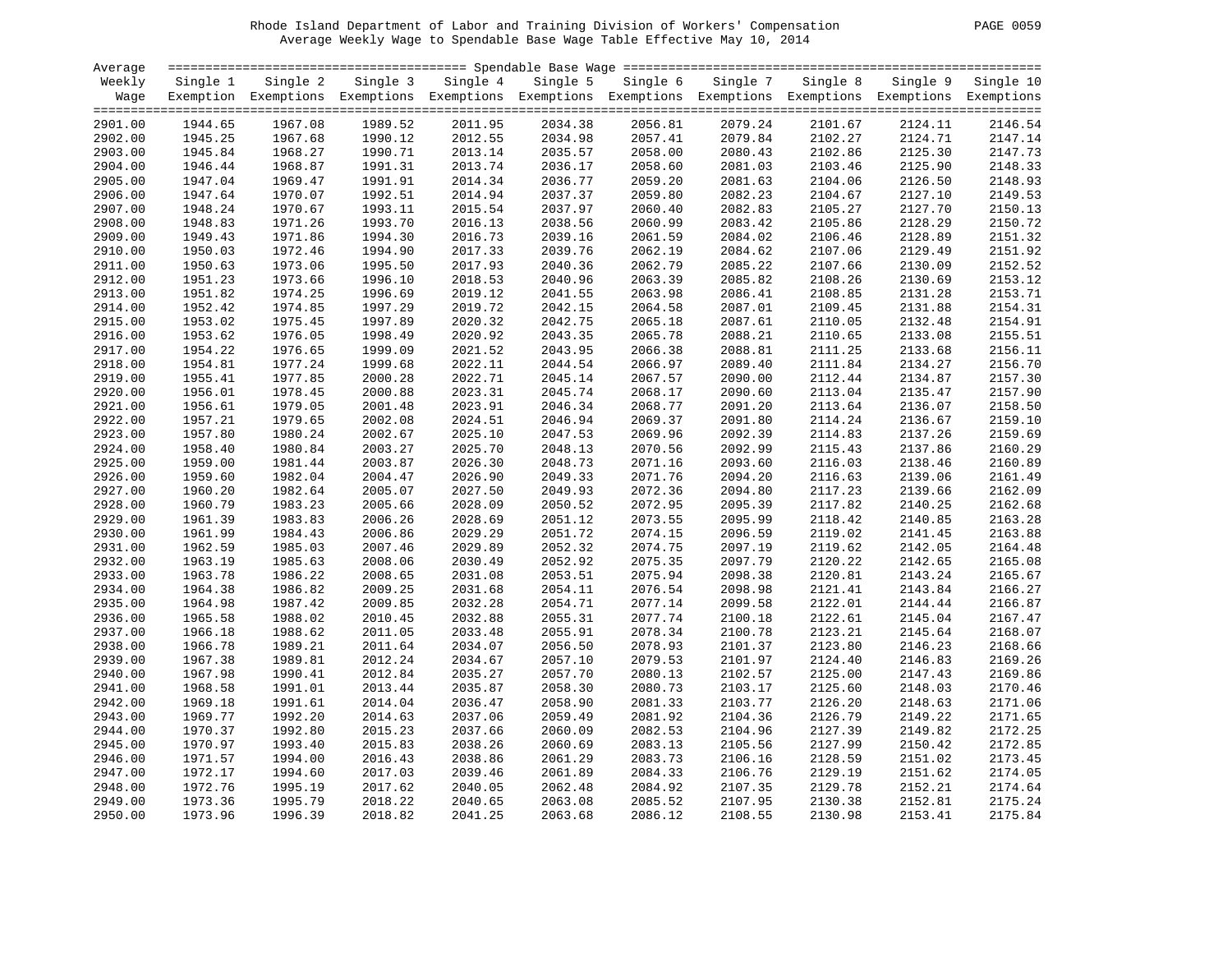Rhode Island Department of Labor and Training Division of Workers' Compensation

Average Weekly Wage to Spendable Base Wage Table Effective May 10, 2014

| Average Weekly Wage | Single 1 Exemption | Single 2 Exemptions | Single 3 Exemptions | Single 4 Exemptions | Single 5 Exemptions | Single 6 Exemptions | Single 7 Exemptions | Single 8 Exemptions | Single 9 Exemptions | Single 10 Exemptions |
|---|---|---|---|---|---|---|---|---|---|---|
| 2901.00 | 1944.65 | 1967.08 | 1989.52 | 2011.95 | 2034.38 | 2056.81 | 2079.24 | 2101.67 | 2124.11 | 2146.54 |
| 2902.00 | 1945.25 | 1967.68 | 1990.12 | 2012.55 | 2034.98 | 2057.41 | 2079.84 | 2102.27 | 2124.71 | 2147.14 |
| 2903.00 | 1945.84 | 1968.27 | 1990.71 | 2013.14 | 2035.57 | 2058.00 | 2080.43 | 2102.86 | 2125.30 | 2147.73 |
| 2904.00 | 1946.44 | 1968.87 | 1991.31 | 2013.74 | 2036.17 | 2058.60 | 2081.03 | 2103.46 | 2125.90 | 2148.33 |
| 2905.00 | 1947.04 | 1969.47 | 1991.91 | 2014.34 | 2036.77 | 2059.20 | 2081.63 | 2104.06 | 2126.50 | 2148.93 |
| 2906.00 | 1947.64 | 1970.07 | 1992.51 | 2014.94 | 2037.37 | 2059.80 | 2082.23 | 2104.67 | 2127.10 | 2149.53 |
| 2907.00 | 1948.24 | 1970.67 | 1993.11 | 2015.54 | 2037.97 | 2060.40 | 2082.83 | 2105.27 | 2127.70 | 2150.13 |
| 2908.00 | 1948.83 | 1971.26 | 1993.70 | 2016.13 | 2038.56 | 2060.99 | 2083.42 | 2105.86 | 2128.29 | 2150.72 |
| 2909.00 | 1949.43 | 1971.86 | 1994.30 | 2016.73 | 2039.16 | 2061.59 | 2084.02 | 2106.46 | 2128.89 | 2151.32 |
| 2910.00 | 1950.03 | 1972.46 | 1994.90 | 2017.33 | 2039.76 | 2062.19 | 2084.62 | 2107.06 | 2129.49 | 2151.92 |
| 2911.00 | 1950.63 | 1973.06 | 1995.50 | 2017.93 | 2040.36 | 2062.79 | 2085.22 | 2107.66 | 2130.09 | 2152.52 |
| 2912.00 | 1951.23 | 1973.66 | 1996.10 | 2018.53 | 2040.96 | 2063.39 | 2085.82 | 2108.26 | 2130.69 | 2153.12 |
| 2913.00 | 1951.82 | 1974.25 | 1996.69 | 2019.12 | 2041.55 | 2063.98 | 2086.41 | 2108.85 | 2131.28 | 2153.71 |
| 2914.00 | 1952.42 | 1974.85 | 1997.29 | 2019.72 | 2042.15 | 2064.58 | 2087.01 | 2109.45 | 2131.88 | 2154.31 |
| 2915.00 | 1953.02 | 1975.45 | 1997.89 | 2020.32 | 2042.75 | 2065.18 | 2087.61 | 2110.05 | 2132.48 | 2154.91 |
| 2916.00 | 1953.62 | 1976.05 | 1998.49 | 2020.92 | 2043.35 | 2065.78 | 2088.21 | 2110.65 | 2133.08 | 2155.51 |
| 2917.00 | 1954.22 | 1976.65 | 1999.09 | 2021.52 | 2043.95 | 2066.38 | 2088.81 | 2111.25 | 2133.68 | 2156.11 |
| 2918.00 | 1954.81 | 1977.24 | 1999.68 | 2022.11 | 2044.54 | 2066.97 | 2089.40 | 2111.84 | 2134.27 | 2156.70 |
| 2919.00 | 1955.41 | 1977.85 | 2000.28 | 2022.71 | 2045.14 | 2067.57 | 2090.00 | 2112.44 | 2134.87 | 2157.30 |
| 2920.00 | 1956.01 | 1978.45 | 2000.88 | 2023.31 | 2045.74 | 2068.17 | 2090.60 | 2113.04 | 2135.47 | 2157.90 |
| 2921.00 | 1956.61 | 1979.05 | 2001.48 | 2023.91 | 2046.34 | 2068.77 | 2091.20 | 2113.64 | 2136.07 | 2158.50 |
| 2922.00 | 1957.21 | 1979.65 | 2002.08 | 2024.51 | 2046.94 | 2069.37 | 2091.80 | 2114.24 | 2136.67 | 2159.10 |
| 2923.00 | 1957.80 | 1980.24 | 2002.67 | 2025.10 | 2047.53 | 2069.96 | 2092.39 | 2114.83 | 2137.26 | 2159.69 |
| 2924.00 | 1958.40 | 1980.84 | 2003.27 | 2025.70 | 2048.13 | 2070.56 | 2092.99 | 2115.43 | 2137.86 | 2160.29 |
| 2925.00 | 1959.00 | 1981.44 | 2003.87 | 2026.30 | 2048.73 | 2071.16 | 2093.60 | 2116.03 | 2138.46 | 2160.89 |
| 2926.00 | 1959.60 | 1982.04 | 2004.47 | 2026.90 | 2049.33 | 2071.76 | 2094.20 | 2116.63 | 2139.06 | 2161.49 |
| 2927.00 | 1960.20 | 1982.64 | 2005.07 | 2027.50 | 2049.93 | 2072.36 | 2094.80 | 2117.23 | 2139.66 | 2162.09 |
| 2928.00 | 1960.79 | 1983.23 | 2005.66 | 2028.09 | 2050.52 | 2072.95 | 2095.39 | 2117.82 | 2140.25 | 2162.68 |
| 2929.00 | 1961.39 | 1983.83 | 2006.26 | 2028.69 | 2051.12 | 2073.55 | 2095.99 | 2118.42 | 2140.85 | 2163.28 |
| 2930.00 | 1961.99 | 1984.43 | 2006.86 | 2029.29 | 2051.72 | 2074.15 | 2096.59 | 2119.02 | 2141.45 | 2163.88 |
| 2931.00 | 1962.59 | 1985.03 | 2007.46 | 2029.89 | 2052.32 | 2074.75 | 2097.19 | 2119.62 | 2142.05 | 2164.48 |
| 2932.00 | 1963.19 | 1985.63 | 2008.06 | 2030.49 | 2052.92 | 2075.35 | 2097.79 | 2120.22 | 2142.65 | 2165.08 |
| 2933.00 | 1963.78 | 1986.22 | 2008.65 | 2031.08 | 2053.51 | 2075.94 | 2098.38 | 2120.81 | 2143.24 | 2165.67 |
| 2934.00 | 1964.38 | 1986.82 | 2009.25 | 2031.68 | 2054.11 | 2076.54 | 2098.98 | 2121.41 | 2143.84 | 2166.27 |
| 2935.00 | 1964.98 | 1987.42 | 2009.85 | 2032.28 | 2054.71 | 2077.14 | 2099.58 | 2122.01 | 2144.44 | 2166.87 |
| 2936.00 | 1965.58 | 1988.02 | 2010.45 | 2032.88 | 2055.31 | 2077.74 | 2100.18 | 2122.61 | 2145.04 | 2167.47 |
| 2937.00 | 1966.18 | 1988.62 | 2011.05 | 2033.48 | 2055.91 | 2078.34 | 2100.78 | 2123.21 | 2145.64 | 2168.07 |
| 2938.00 | 1966.78 | 1989.21 | 2011.64 | 2034.07 | 2056.50 | 2078.93 | 2101.37 | 2123.80 | 2146.23 | 2168.66 |
| 2939.00 | 1967.38 | 1989.81 | 2012.24 | 2034.67 | 2057.10 | 2079.53 | 2101.97 | 2124.40 | 2146.83 | 2169.26 |
| 2940.00 | 1967.98 | 1990.41 | 2012.84 | 2035.27 | 2057.70 | 2080.13 | 2102.57 | 2125.00 | 2147.43 | 2169.86 |
| 2941.00 | 1968.58 | 1991.01 | 2013.44 | 2035.87 | 2058.30 | 2080.73 | 2103.17 | 2125.60 | 2148.03 | 2170.46 |
| 2942.00 | 1969.18 | 1991.61 | 2014.04 | 2036.47 | 2058.90 | 2081.33 | 2103.77 | 2126.20 | 2148.63 | 2171.06 |
| 2943.00 | 1969.77 | 1992.20 | 2014.63 | 2037.06 | 2059.49 | 2081.92 | 2104.36 | 2126.79 | 2149.22 | 2171.65 |
| 2944.00 | 1970.37 | 1992.80 | 2015.23 | 2037.66 | 2060.09 | 2082.53 | 2104.96 | 2127.39 | 2149.82 | 2172.25 |
| 2945.00 | 1970.97 | 1993.40 | 2015.83 | 2038.26 | 2060.69 | 2083.13 | 2105.56 | 2127.99 | 2150.42 | 2172.85 |
| 2946.00 | 1971.57 | 1994.00 | 2016.43 | 2038.86 | 2061.29 | 2083.73 | 2106.16 | 2128.59 | 2151.02 | 2173.45 |
| 2947.00 | 1972.17 | 1994.60 | 2017.03 | 2039.46 | 2061.89 | 2084.33 | 2106.76 | 2129.19 | 2151.62 | 2174.05 |
| 2948.00 | 1972.76 | 1995.19 | 2017.62 | 2040.05 | 2062.48 | 2084.92 | 2107.35 | 2129.78 | 2152.21 | 2174.64 |
| 2949.00 | 1973.36 | 1995.79 | 2018.22 | 2040.65 | 2063.08 | 2085.52 | 2107.95 | 2130.38 | 2152.81 | 2175.24 |
| 2950.00 | 1973.96 | 1996.39 | 2018.82 | 2041.25 | 2063.68 | 2086.12 | 2108.55 | 2130.98 | 2153.41 | 2175.84 |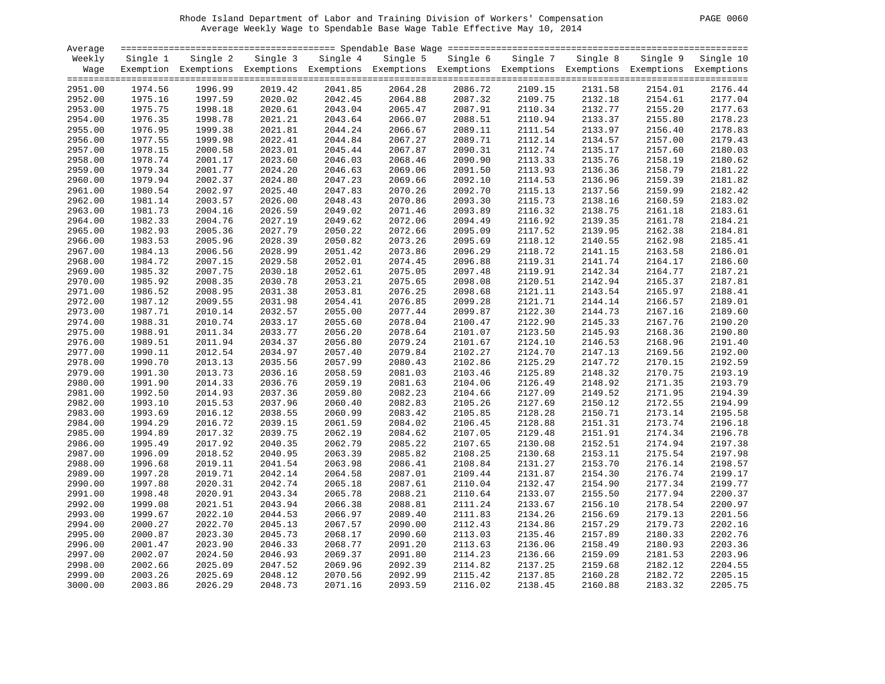Rhode Island Department of Labor and Training Division of Workers' Compensation
Average Weekly Wage to Spendable Base Wage Table Effective May 10, 2014

| Average Weekly Wage | Single 1 Exemption | Single 2 Exemptions | Single 3 Exemptions | Single 4 Exemptions | Single 5 Exemptions | Single 6 Exemptions | Single 7 Exemptions | Single 8 Exemptions | Single 9 Exemptions | Single 10 Exemptions |
|---|---|---|---|---|---|---|---|---|---|---|
| 2951.00 | 1974.56 | 1996.99 | 2019.42 | 2041.85 | 2064.28 | 2086.72 | 2109.15 | 2131.58 | 2154.01 | 2176.44 |
| 2952.00 | 1975.16 | 1997.59 | 2020.02 | 2042.45 | 2064.88 | 2087.32 | 2109.75 | 2132.18 | 2154.61 | 2177.04 |
| 2953.00 | 1975.75 | 1998.18 | 2020.61 | 2043.04 | 2065.47 | 2087.91 | 2110.34 | 2132.77 | 2155.20 | 2177.63 |
| 2954.00 | 1976.35 | 1998.78 | 2021.21 | 2043.64 | 2066.07 | 2088.51 | 2110.94 | 2133.37 | 2155.80 | 2178.23 |
| 2955.00 | 1976.95 | 1999.38 | 2021.81 | 2044.24 | 2066.67 | 2089.11 | 2111.54 | 2133.97 | 2156.40 | 2178.83 |
| 2956.00 | 1977.55 | 1999.98 | 2022.41 | 2044.84 | 2067.27 | 2089.71 | 2112.14 | 2134.57 | 2157.00 | 2179.43 |
| 2957.00 | 1978.15 | 2000.58 | 2023.01 | 2045.44 | 2067.87 | 2090.31 | 2112.74 | 2135.17 | 2157.60 | 2180.03 |
| 2958.00 | 1978.74 | 2001.17 | 2023.60 | 2046.03 | 2068.46 | 2090.90 | 2113.33 | 2135.76 | 2158.19 | 2180.62 |
| 2959.00 | 1979.34 | 2001.77 | 2024.20 | 2046.63 | 2069.06 | 2091.50 | 2113.93 | 2136.36 | 2158.79 | 2181.22 |
| 2960.00 | 1979.94 | 2002.37 | 2024.80 | 2047.23 | 2069.66 | 2092.10 | 2114.53 | 2136.96 | 2159.39 | 2181.82 |
| 2961.00 | 1980.54 | 2002.97 | 2025.40 | 2047.83 | 2070.26 | 2092.70 | 2115.13 | 2137.56 | 2159.99 | 2182.42 |
| 2962.00 | 1981.14 | 2003.57 | 2026.00 | 2048.43 | 2070.86 | 2093.30 | 2115.73 | 2138.16 | 2160.59 | 2183.02 |
| 2963.00 | 1981.73 | 2004.16 | 2026.59 | 2049.02 | 2071.46 | 2093.89 | 2116.32 | 2138.75 | 2161.18 | 2183.61 |
| 2964.00 | 1982.33 | 2004.76 | 2027.19 | 2049.62 | 2072.06 | 2094.49 | 2116.92 | 2139.35 | 2161.78 | 2184.21 |
| 2965.00 | 1982.93 | 2005.36 | 2027.79 | 2050.22 | 2072.66 | 2095.09 | 2117.52 | 2139.95 | 2162.38 | 2184.81 |
| 2966.00 | 1983.53 | 2005.96 | 2028.39 | 2050.82 | 2073.26 | 2095.69 | 2118.12 | 2140.55 | 2162.98 | 2185.41 |
| 2967.00 | 1984.13 | 2006.56 | 2028.99 | 2051.42 | 2073.86 | 2096.29 | 2118.72 | 2141.15 | 2163.58 | 2186.01 |
| 2968.00 | 1984.72 | 2007.15 | 2029.58 | 2052.01 | 2074.45 | 2096.88 | 2119.31 | 2141.74 | 2164.17 | 2186.60 |
| 2969.00 | 1985.32 | 2007.75 | 2030.18 | 2052.61 | 2075.05 | 2097.48 | 2119.91 | 2142.34 | 2164.77 | 2187.21 |
| 2970.00 | 1985.92 | 2008.35 | 2030.78 | 2053.21 | 2075.65 | 2098.08 | 2120.51 | 2142.94 | 2165.37 | 2187.81 |
| 2971.00 | 1986.52 | 2008.95 | 2031.38 | 2053.81 | 2076.25 | 2098.68 | 2121.11 | 2143.54 | 2165.97 | 2188.41 |
| 2972.00 | 1987.12 | 2009.55 | 2031.98 | 2054.41 | 2076.85 | 2099.28 | 2121.71 | 2144.14 | 2166.57 | 2189.01 |
| 2973.00 | 1987.71 | 2010.14 | 2032.57 | 2055.00 | 2077.44 | 2099.87 | 2122.30 | 2144.73 | 2167.16 | 2189.60 |
| 2974.00 | 1988.31 | 2010.74 | 2033.17 | 2055.60 | 2078.04 | 2100.47 | 2122.90 | 2145.33 | 2167.76 | 2190.20 |
| 2975.00 | 1988.91 | 2011.34 | 2033.77 | 2056.20 | 2078.64 | 2101.07 | 2123.50 | 2145.93 | 2168.36 | 2190.80 |
| 2976.00 | 1989.51 | 2011.94 | 2034.37 | 2056.80 | 2079.24 | 2101.67 | 2124.10 | 2146.53 | 2168.96 | 2191.40 |
| 2977.00 | 1990.11 | 2012.54 | 2034.97 | 2057.40 | 2079.84 | 2102.27 | 2124.70 | 2147.13 | 2169.56 | 2192.00 |
| 2978.00 | 1990.70 | 2013.13 | 2035.56 | 2057.99 | 2080.43 | 2102.86 | 2125.29 | 2147.72 | 2170.15 | 2192.59 |
| 2979.00 | 1991.30 | 2013.73 | 2036.16 | 2058.59 | 2081.03 | 2103.46 | 2125.89 | 2148.32 | 2170.75 | 2193.19 |
| 2980.00 | 1991.90 | 2014.33 | 2036.76 | 2059.19 | 2081.63 | 2104.06 | 2126.49 | 2148.92 | 2171.35 | 2193.79 |
| 2981.00 | 1992.50 | 2014.93 | 2037.36 | 2059.80 | 2082.23 | 2104.66 | 2127.09 | 2149.52 | 2171.95 | 2194.39 |
| 2982.00 | 1993.10 | 2015.53 | 2037.96 | 2060.40 | 2082.83 | 2105.26 | 2127.69 | 2150.12 | 2172.55 | 2194.99 |
| 2983.00 | 1993.69 | 2016.12 | 2038.55 | 2060.99 | 2083.42 | 2105.85 | 2128.28 | 2150.71 | 2173.14 | 2195.58 |
| 2984.00 | 1994.29 | 2016.72 | 2039.15 | 2061.59 | 2084.02 | 2106.45 | 2128.88 | 2151.31 | 2173.74 | 2196.18 |
| 2985.00 | 1994.89 | 2017.32 | 2039.75 | 2062.19 | 2084.62 | 2107.05 | 2129.48 | 2151.91 | 2174.34 | 2196.78 |
| 2986.00 | 1995.49 | 2017.92 | 2040.35 | 2062.79 | 2085.22 | 2107.65 | 2130.08 | 2152.51 | 2174.94 | 2197.38 |
| 2987.00 | 1996.09 | 2018.52 | 2040.95 | 2063.39 | 2085.82 | 2108.25 | 2130.68 | 2153.11 | 2175.54 | 2197.98 |
| 2988.00 | 1996.68 | 2019.11 | 2041.54 | 2063.98 | 2086.41 | 2108.84 | 2131.27 | 2153.70 | 2176.14 | 2198.57 |
| 2989.00 | 1997.28 | 2019.71 | 2042.14 | 2064.58 | 2087.01 | 2109.44 | 2131.87 | 2154.30 | 2176.74 | 2199.17 |
| 2990.00 | 1997.88 | 2020.31 | 2042.74 | 2065.18 | 2087.61 | 2110.04 | 2132.47 | 2154.90 | 2177.34 | 2199.77 |
| 2991.00 | 1998.48 | 2020.91 | 2043.34 | 2065.78 | 2088.21 | 2110.64 | 2133.07 | 2155.50 | 2177.94 | 2200.37 |
| 2992.00 | 1999.08 | 2021.51 | 2043.94 | 2066.38 | 2088.81 | 2111.24 | 2133.67 | 2156.10 | 2178.54 | 2200.97 |
| 2993.00 | 1999.67 | 2022.10 | 2044.53 | 2066.97 | 2089.40 | 2111.83 | 2134.26 | 2156.69 | 2179.13 | 2201.56 |
| 2994.00 | 2000.27 | 2022.70 | 2045.13 | 2067.57 | 2090.00 | 2112.43 | 2134.86 | 2157.29 | 2179.73 | 2202.16 |
| 2995.00 | 2000.87 | 2023.30 | 2045.73 | 2068.17 | 2090.60 | 2113.03 | 2135.46 | 2157.89 | 2180.33 | 2202.76 |
| 2996.00 | 2001.47 | 2023.90 | 2046.33 | 2068.77 | 2091.20 | 2113.63 | 2136.06 | 2158.49 | 2180.93 | 2203.36 |
| 2997.00 | 2002.07 | 2024.50 | 2046.93 | 2069.37 | 2091.80 | 2114.23 | 2136.66 | 2159.09 | 2181.53 | 2203.96 |
| 2998.00 | 2002.66 | 2025.09 | 2047.52 | 2069.96 | 2092.39 | 2114.82 | 2137.25 | 2159.68 | 2182.12 | 2204.55 |
| 2999.00 | 2003.26 | 2025.69 | 2048.12 | 2070.56 | 2092.99 | 2115.42 | 2137.85 | 2160.28 | 2182.72 | 2205.15 |
| 3000.00 | 2003.86 | 2026.29 | 2048.73 | 2071.16 | 2093.59 | 2116.02 | 2138.45 | 2160.88 | 2183.32 | 2205.75 |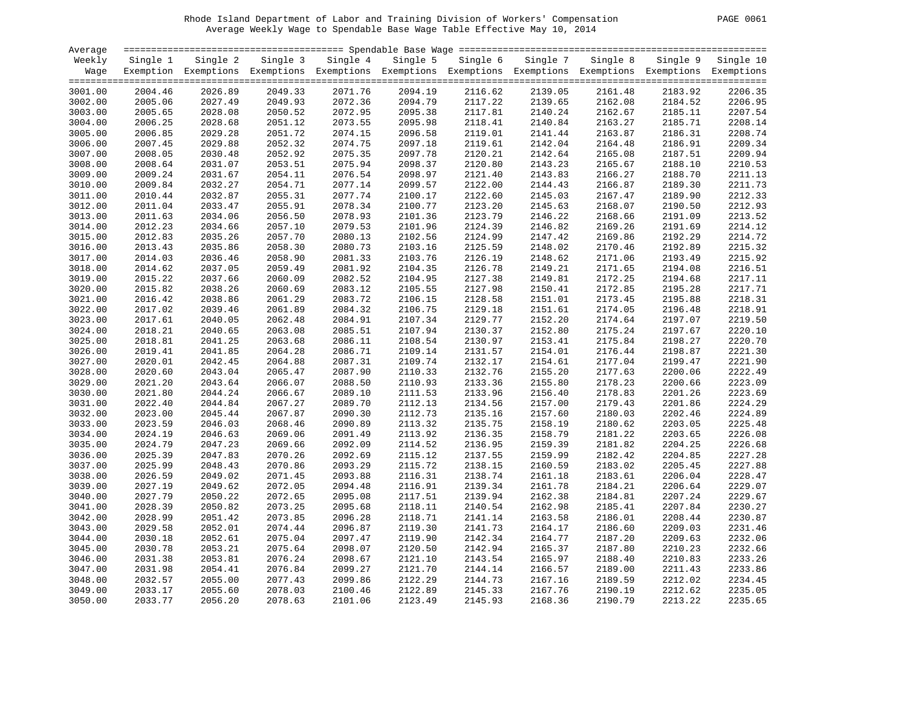Rhode Island Department of Labor and Training Division of Workers' Compensation
Average Weekly Wage to Spendable Base Wage Table Effective May 10, 2014

| Average Weekly Wage | Single 1 Exemption | Single 2 Exemptions | Single 3 Exemptions | Single 4 Exemptions | Single 5 Exemptions | Single 6 Exemptions | Single 7 Exemptions | Single 8 Exemptions | Single 9 Exemptions | Single 10 Exemptions |
|---|---|---|---|---|---|---|---|---|---|---|
| 3001.00 | 2004.46 | 2026.89 | 2049.33 | 2071.76 | 2094.19 | 2116.62 | 2139.05 | 2161.48 | 2183.92 | 2206.35 |
| 3002.00 | 2005.06 | 2027.49 | 2049.93 | 2072.36 | 2094.79 | 2117.22 | 2139.65 | 2162.08 | 2184.52 | 2206.95 |
| 3003.00 | 2005.65 | 2028.08 | 2050.52 | 2072.95 | 2095.38 | 2117.81 | 2140.24 | 2162.67 | 2185.11 | 2207.54 |
| 3004.00 | 2006.25 | 2028.68 | 2051.12 | 2073.55 | 2095.98 | 2118.41 | 2140.84 | 2163.27 | 2185.71 | 2208.14 |
| 3005.00 | 2006.85 | 2029.28 | 2051.72 | 2074.15 | 2096.58 | 2119.01 | 2141.44 | 2163.87 | 2186.31 | 2208.74 |
| 3006.00 | 2007.45 | 2029.88 | 2052.32 | 2074.75 | 2097.18 | 2119.61 | 2142.04 | 2164.48 | 2186.91 | 2209.34 |
| 3007.00 | 2008.05 | 2030.48 | 2052.92 | 2075.35 | 2097.78 | 2120.21 | 2142.64 | 2165.08 | 2187.51 | 2209.94 |
| 3008.00 | 2008.64 | 2031.07 | 2053.51 | 2075.94 | 2098.37 | 2120.80 | 2143.23 | 2165.67 | 2188.10 | 2210.53 |
| 3009.00 | 2009.24 | 2031.67 | 2054.11 | 2076.54 | 2098.97 | 2121.40 | 2143.83 | 2166.27 | 2188.70 | 2211.13 |
| 3010.00 | 2009.84 | 2032.27 | 2054.71 | 2077.14 | 2099.57 | 2122.00 | 2144.43 | 2166.87 | 2189.30 | 2211.73 |
| 3011.00 | 2010.44 | 2032.87 | 2055.31 | 2077.74 | 2100.17 | 2122.60 | 2145.03 | 2167.47 | 2189.90 | 2212.33 |
| 3012.00 | 2011.04 | 2033.47 | 2055.91 | 2078.34 | 2100.77 | 2123.20 | 2145.63 | 2168.07 | 2190.50 | 2212.93 |
| 3013.00 | 2011.63 | 2034.06 | 2056.50 | 2078.93 | 2101.36 | 2123.79 | 2146.22 | 2168.66 | 2191.09 | 2213.52 |
| 3014.00 | 2012.23 | 2034.66 | 2057.10 | 2079.53 | 2101.96 | 2124.39 | 2146.82 | 2169.26 | 2191.69 | 2214.12 |
| 3015.00 | 2012.83 | 2035.26 | 2057.70 | 2080.13 | 2102.56 | 2124.99 | 2147.42 | 2169.86 | 2192.29 | 2214.72 |
| 3016.00 | 2013.43 | 2035.86 | 2058.30 | 2080.73 | 2103.16 | 2125.59 | 2148.02 | 2170.46 | 2192.89 | 2215.32 |
| 3017.00 | 2014.03 | 2036.46 | 2058.90 | 2081.33 | 2103.76 | 2126.19 | 2148.62 | 2171.06 | 2193.49 | 2215.92 |
| 3018.00 | 2014.62 | 2037.05 | 2059.49 | 2081.92 | 2104.35 | 2126.78 | 2149.21 | 2171.65 | 2194.08 | 2216.51 |
| 3019.00 | 2015.22 | 2037.66 | 2060.09 | 2082.52 | 2104.95 | 2127.38 | 2149.81 | 2172.25 | 2194.68 | 2217.11 |
| 3020.00 | 2015.82 | 2038.26 | 2060.69 | 2083.12 | 2105.55 | 2127.98 | 2150.41 | 2172.85 | 2195.28 | 2217.71 |
| 3021.00 | 2016.42 | 2038.86 | 2061.29 | 2083.72 | 2106.15 | 2128.58 | 2151.01 | 2173.45 | 2195.88 | 2218.31 |
| 3022.00 | 2017.02 | 2039.46 | 2061.89 | 2084.32 | 2106.75 | 2129.18 | 2151.61 | 2174.05 | 2196.48 | 2218.91 |
| 3023.00 | 2017.61 | 2040.05 | 2062.48 | 2084.91 | 2107.34 | 2129.77 | 2152.20 | 2174.64 | 2197.07 | 2219.50 |
| 3024.00 | 2018.21 | 2040.65 | 2063.08 | 2085.51 | 2107.94 | 2130.37 | 2152.80 | 2175.24 | 2197.67 | 2220.10 |
| 3025.00 | 2018.81 | 2041.25 | 2063.68 | 2086.11 | 2108.54 | 2130.97 | 2153.41 | 2175.84 | 2198.27 | 2220.70 |
| 3026.00 | 2019.41 | 2041.85 | 2064.28 | 2086.71 | 2109.14 | 2131.57 | 2154.01 | 2176.44 | 2198.87 | 2221.30 |
| 3027.00 | 2020.01 | 2042.45 | 2064.88 | 2087.31 | 2109.74 | 2132.17 | 2154.61 | 2177.04 | 2199.47 | 2221.90 |
| 3028.00 | 2020.60 | 2043.04 | 2065.47 | 2087.90 | 2110.33 | 2132.76 | 2155.20 | 2177.63 | 2200.06 | 2222.49 |
| 3029.00 | 2021.20 | 2043.64 | 2066.07 | 2088.50 | 2110.93 | 2133.36 | 2155.80 | 2178.23 | 2200.66 | 2223.09 |
| 3030.00 | 2021.80 | 2044.24 | 2066.67 | 2089.10 | 2111.53 | 2133.96 | 2156.40 | 2178.83 | 2201.26 | 2223.69 |
| 3031.00 | 2022.40 | 2044.84 | 2067.27 | 2089.70 | 2112.13 | 2134.56 | 2157.00 | 2179.43 | 2201.86 | 2224.29 |
| 3032.00 | 2023.00 | 2045.44 | 2067.87 | 2090.30 | 2112.73 | 2135.16 | 2157.60 | 2180.03 | 2202.46 | 2224.89 |
| 3033.00 | 2023.59 | 2046.03 | 2068.46 | 2090.89 | 2113.32 | 2135.75 | 2158.19 | 2180.62 | 2203.05 | 2225.48 |
| 3034.00 | 2024.19 | 2046.63 | 2069.06 | 2091.49 | 2113.92 | 2136.35 | 2158.79 | 2181.22 | 2203.65 | 2226.08 |
| 3035.00 | 2024.79 | 2047.23 | 2069.66 | 2092.09 | 2114.52 | 2136.95 | 2159.39 | 2181.82 | 2204.25 | 2226.68 |
| 3036.00 | 2025.39 | 2047.83 | 2070.26 | 2092.69 | 2115.12 | 2137.55 | 2159.99 | 2182.42 | 2204.85 | 2227.28 |
| 3037.00 | 2025.99 | 2048.43 | 2070.86 | 2093.29 | 2115.72 | 2138.15 | 2160.59 | 2183.02 | 2205.45 | 2227.88 |
| 3038.00 | 2026.59 | 2049.02 | 2071.45 | 2093.88 | 2116.31 | 2138.74 | 2161.18 | 2183.61 | 2206.04 | 2228.47 |
| 3039.00 | 2027.19 | 2049.62 | 2072.05 | 2094.48 | 2116.91 | 2139.34 | 2161.78 | 2184.21 | 2206.64 | 2229.07 |
| 3040.00 | 2027.79 | 2050.22 | 2072.65 | 2095.08 | 2117.51 | 2139.94 | 2162.38 | 2184.81 | 2207.24 | 2229.67 |
| 3041.00 | 2028.39 | 2050.82 | 2073.25 | 2095.68 | 2118.11 | 2140.54 | 2162.98 | 2185.41 | 2207.84 | 2230.27 |
| 3042.00 | 2028.99 | 2051.42 | 2073.85 | 2096.28 | 2118.71 | 2141.14 | 2163.58 | 2186.01 | 2208.44 | 2230.87 |
| 3043.00 | 2029.58 | 2052.01 | 2074.44 | 2096.87 | 2119.30 | 2141.73 | 2164.17 | 2186.60 | 2209.03 | 2231.46 |
| 3044.00 | 2030.18 | 2052.61 | 2075.04 | 2097.47 | 2119.90 | 2142.34 | 2164.77 | 2187.20 | 2209.63 | 2232.06 |
| 3045.00 | 2030.78 | 2053.21 | 2075.64 | 2098.07 | 2120.50 | 2142.94 | 2165.37 | 2187.80 | 2210.23 | 2232.66 |
| 3046.00 | 2031.38 | 2053.81 | 2076.24 | 2098.67 | 2121.10 | 2143.54 | 2165.97 | 2188.40 | 2210.83 | 2233.26 |
| 3047.00 | 2031.98 | 2054.41 | 2076.84 | 2099.27 | 2121.70 | 2144.14 | 2166.57 | 2189.00 | 2211.43 | 2233.86 |
| 3048.00 | 2032.57 | 2055.00 | 2077.43 | 2099.86 | 2122.29 | 2144.73 | 2167.16 | 2189.59 | 2212.02 | 2234.45 |
| 3049.00 | 2033.17 | 2055.60 | 2078.03 | 2100.46 | 2122.89 | 2145.33 | 2167.76 | 2190.19 | 2212.62 | 2235.05 |
| 3050.00 | 2033.77 | 2056.20 | 2078.63 | 2101.06 | 2123.49 | 2145.93 | 2168.36 | 2190.79 | 2213.22 | 2235.65 |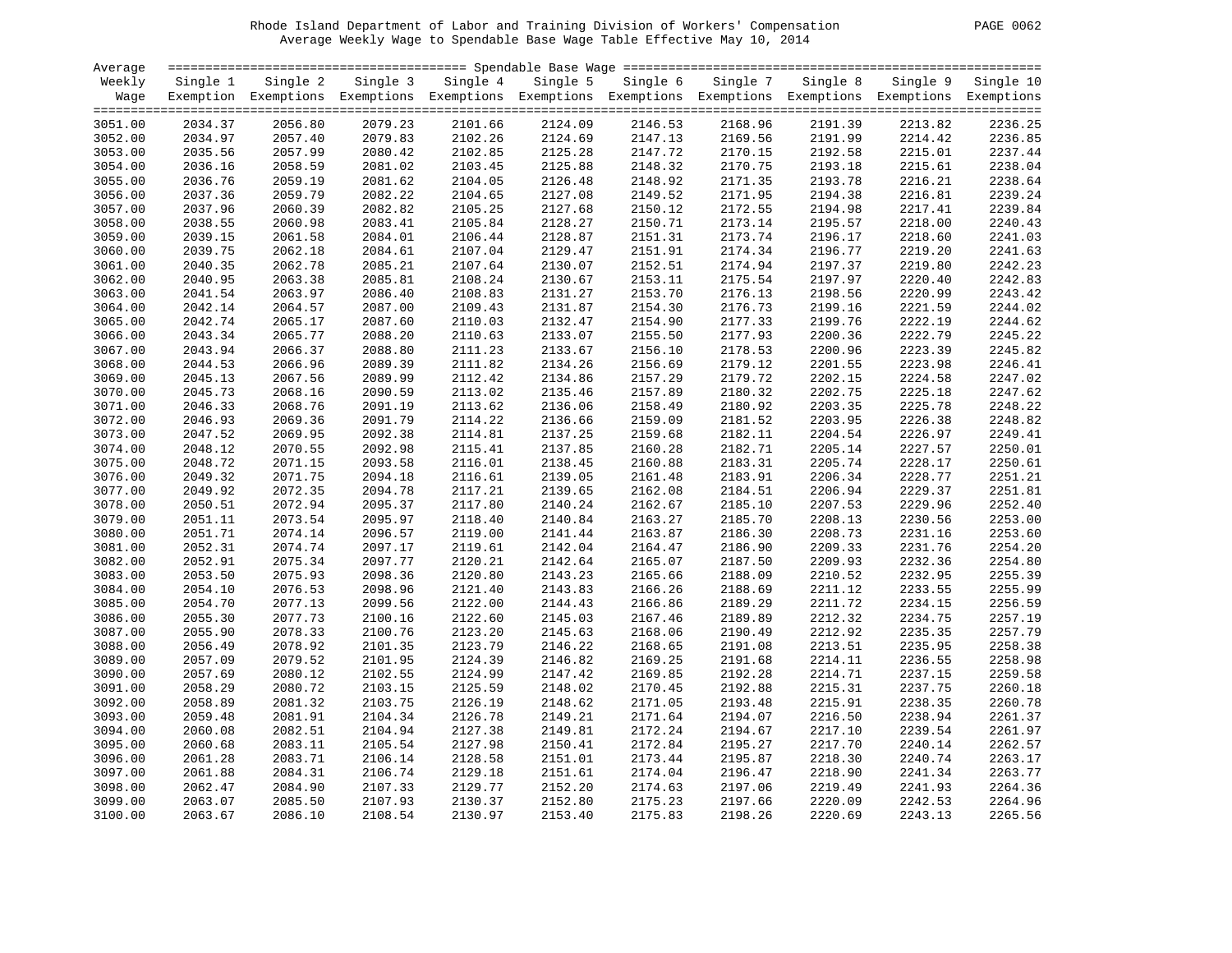Rhode Island Department of Labor and Training Division of Workers' Compensation

Average Weekly Wage to Spendable Base Wage Table Effective May 10, 2014

| Average Weekly Wage | Single 1 Exemption | Single 2 Exemptions | Single 3 Exemptions | Single 4 Exemptions | Single 5 Exemptions | Single 6 Exemptions | Single 7 Exemptions | Single 8 Exemptions | Single 9 Exemptions | Single 10 Exemptions |
|---|---|---|---|---|---|---|---|---|---|---|
| 3051.00 | 2034.37 | 2056.80 | 2079.23 | 2101.66 | 2124.09 | 2146.53 | 2168.96 | 2191.39 | 2213.82 | 2236.25 |
| 3052.00 | 2034.97 | 2057.40 | 2079.83 | 2102.26 | 2124.69 | 2147.13 | 2169.56 | 2191.99 | 2214.42 | 2236.85 |
| 3053.00 | 2035.56 | 2057.99 | 2080.42 | 2102.85 | 2125.28 | 2147.72 | 2170.15 | 2192.58 | 2215.01 | 2237.44 |
| 3054.00 | 2036.16 | 2058.59 | 2081.02 | 2103.45 | 2125.88 | 2148.32 | 2170.75 | 2193.18 | 2215.61 | 2238.04 |
| 3055.00 | 2036.76 | 2059.19 | 2081.62 | 2104.05 | 2126.48 | 2148.92 | 2171.35 | 2193.78 | 2216.21 | 2238.64 |
| 3056.00 | 2037.36 | 2059.79 | 2082.22 | 2104.65 | 2127.08 | 2149.52 | 2171.95 | 2194.38 | 2216.81 | 2239.24 |
| 3057.00 | 2037.96 | 2060.39 | 2082.82 | 2105.25 | 2127.68 | 2150.12 | 2172.55 | 2194.98 | 2217.41 | 2239.84 |
| 3058.00 | 2038.55 | 2060.98 | 2083.41 | 2105.84 | 2128.27 | 2150.71 | 2173.14 | 2195.57 | 2218.00 | 2240.43 |
| 3059.00 | 2039.15 | 2061.58 | 2084.01 | 2106.44 | 2128.87 | 2151.31 | 2173.74 | 2196.17 | 2218.60 | 2241.03 |
| 3060.00 | 2039.75 | 2062.18 | 2084.61 | 2107.04 | 2129.47 | 2151.91 | 2174.34 | 2196.77 | 2219.20 | 2241.63 |
| 3061.00 | 2040.35 | 2062.78 | 2085.21 | 2107.64 | 2130.07 | 2152.51 | 2174.94 | 2197.37 | 2219.80 | 2242.23 |
| 3062.00 | 2040.95 | 2063.38 | 2085.81 | 2108.24 | 2130.67 | 2153.11 | 2175.54 | 2197.97 | 2220.40 | 2242.83 |
| 3063.00 | 2041.54 | 2063.97 | 2086.40 | 2108.83 | 2131.27 | 2153.70 | 2176.13 | 2198.56 | 2220.99 | 2243.42 |
| 3064.00 | 2042.14 | 2064.57 | 2087.00 | 2109.43 | 2131.87 | 2154.30 | 2176.73 | 2199.16 | 2221.59 | 2244.02 |
| 3065.00 | 2042.74 | 2065.17 | 2087.60 | 2110.03 | 2132.47 | 2154.90 | 2177.33 | 2199.76 | 2222.19 | 2244.62 |
| 3066.00 | 2043.34 | 2065.77 | 2088.20 | 2110.63 | 2133.07 | 2155.50 | 2177.93 | 2200.36 | 2222.79 | 2245.22 |
| 3067.00 | 2043.94 | 2066.37 | 2088.80 | 2111.23 | 2133.67 | 2156.10 | 2178.53 | 2200.96 | 2223.39 | 2245.82 |
| 3068.00 | 2044.53 | 2066.96 | 2089.39 | 2111.82 | 2134.26 | 2156.69 | 2179.12 | 2201.55 | 2223.98 | 2246.41 |
| 3069.00 | 2045.13 | 2067.56 | 2089.99 | 2112.42 | 2134.86 | 2157.29 | 2179.72 | 2202.15 | 2224.58 | 2247.02 |
| 3070.00 | 2045.73 | 2068.16 | 2090.59 | 2113.02 | 2135.46 | 2157.89 | 2180.32 | 2202.75 | 2225.18 | 2247.62 |
| 3071.00 | 2046.33 | 2068.76 | 2091.19 | 2113.62 | 2136.06 | 2158.49 | 2180.92 | 2203.35 | 2225.78 | 2248.22 |
| 3072.00 | 2046.93 | 2069.36 | 2091.79 | 2114.22 | 2136.66 | 2159.09 | 2181.52 | 2203.95 | 2226.38 | 2248.82 |
| 3073.00 | 2047.52 | 2069.95 | 2092.38 | 2114.81 | 2137.25 | 2159.68 | 2182.11 | 2204.54 | 2226.97 | 2249.41 |
| 3074.00 | 2048.12 | 2070.55 | 2092.98 | 2115.41 | 2137.85 | 2160.28 | 2182.71 | 2205.14 | 2227.57 | 2250.01 |
| 3075.00 | 2048.72 | 2071.15 | 2093.58 | 2116.01 | 2138.45 | 2160.88 | 2183.31 | 2205.74 | 2228.17 | 2250.61 |
| 3076.00 | 2049.32 | 2071.75 | 2094.18 | 2116.61 | 2139.05 | 2161.48 | 2183.91 | 2206.34 | 2228.77 | 2251.21 |
| 3077.00 | 2049.92 | 2072.35 | 2094.78 | 2117.21 | 2139.65 | 2162.08 | 2184.51 | 2206.94 | 2229.37 | 2251.81 |
| 3078.00 | 2050.51 | 2072.94 | 2095.37 | 2117.80 | 2140.24 | 2162.67 | 2185.10 | 2207.53 | 2229.96 | 2252.40 |
| 3079.00 | 2051.11 | 2073.54 | 2095.97 | 2118.40 | 2140.84 | 2163.27 | 2185.70 | 2208.13 | 2230.56 | 2253.00 |
| 3080.00 | 2051.71 | 2074.14 | 2096.57 | 2119.00 | 2141.44 | 2163.87 | 2186.30 | 2208.73 | 2231.16 | 2253.60 |
| 3081.00 | 2052.31 | 2074.74 | 2097.17 | 2119.61 | 2142.04 | 2164.47 | 2186.90 | 2209.33 | 2231.76 | 2254.20 |
| 3082.00 | 2052.91 | 2075.34 | 2097.77 | 2120.21 | 2142.64 | 2165.07 | 2187.50 | 2209.93 | 2232.36 | 2254.80 |
| 3083.00 | 2053.50 | 2075.93 | 2098.36 | 2120.80 | 2143.23 | 2165.66 | 2188.09 | 2210.52 | 2232.95 | 2255.39 |
| 3084.00 | 2054.10 | 2076.53 | 2098.96 | 2121.40 | 2143.83 | 2166.26 | 2188.69 | 2211.12 | 2233.55 | 2255.99 |
| 3085.00 | 2054.70 | 2077.13 | 2099.56 | 2122.00 | 2144.43 | 2166.86 | 2189.29 | 2211.72 | 2234.15 | 2256.59 |
| 3086.00 | 2055.30 | 2077.73 | 2100.16 | 2122.60 | 2145.03 | 2167.46 | 2189.89 | 2212.32 | 2234.75 | 2257.19 |
| 3087.00 | 2055.90 | 2078.33 | 2100.76 | 2123.20 | 2145.63 | 2168.06 | 2190.49 | 2212.92 | 2235.35 | 2257.79 |
| 3088.00 | 2056.49 | 2078.92 | 2101.35 | 2123.79 | 2146.22 | 2168.65 | 2191.08 | 2213.51 | 2235.95 | 2258.38 |
| 3089.00 | 2057.09 | 2079.52 | 2101.95 | 2124.39 | 2146.82 | 2169.25 | 2191.68 | 2214.11 | 2236.55 | 2258.98 |
| 3090.00 | 2057.69 | 2080.12 | 2102.55 | 2124.99 | 2147.42 | 2169.85 | 2192.28 | 2214.71 | 2237.15 | 2259.58 |
| 3091.00 | 2058.29 | 2080.72 | 2103.15 | 2125.59 | 2148.02 | 2170.45 | 2192.88 | 2215.31 | 2237.75 | 2260.18 |
| 3092.00 | 2058.89 | 2081.32 | 2103.75 | 2126.19 | 2148.62 | 2171.05 | 2193.48 | 2215.91 | 2238.35 | 2260.78 |
| 3093.00 | 2059.48 | 2081.91 | 2104.34 | 2126.78 | 2149.21 | 2171.64 | 2194.07 | 2216.50 | 2238.94 | 2261.37 |
| 3094.00 | 2060.08 | 2082.51 | 2104.94 | 2127.38 | 2149.81 | 2172.24 | 2194.67 | 2217.10 | 2239.54 | 2261.97 |
| 3095.00 | 2060.68 | 2083.11 | 2105.54 | 2127.98 | 2150.41 | 2172.84 | 2195.27 | 2217.70 | 2240.14 | 2262.57 |
| 3096.00 | 2061.28 | 2083.71 | 2106.14 | 2128.58 | 2151.01 | 2173.44 | 2195.87 | 2218.30 | 2240.74 | 2263.17 |
| 3097.00 | 2061.88 | 2084.31 | 2106.74 | 2129.18 | 2151.61 | 2174.04 | 2196.47 | 2218.90 | 2241.34 | 2263.77 |
| 3098.00 | 2062.47 | 2084.90 | 2107.33 | 2129.77 | 2152.20 | 2174.63 | 2197.06 | 2219.49 | 2241.93 | 2264.36 |
| 3099.00 | 2063.07 | 2085.50 | 2107.93 | 2130.37 | 2152.80 | 2175.23 | 2197.66 | 2220.09 | 2242.53 | 2264.96 |
| 3100.00 | 2063.67 | 2086.10 | 2108.54 | 2130.97 | 2153.40 | 2175.83 | 2198.26 | 2220.69 | 2243.13 | 2265.56 |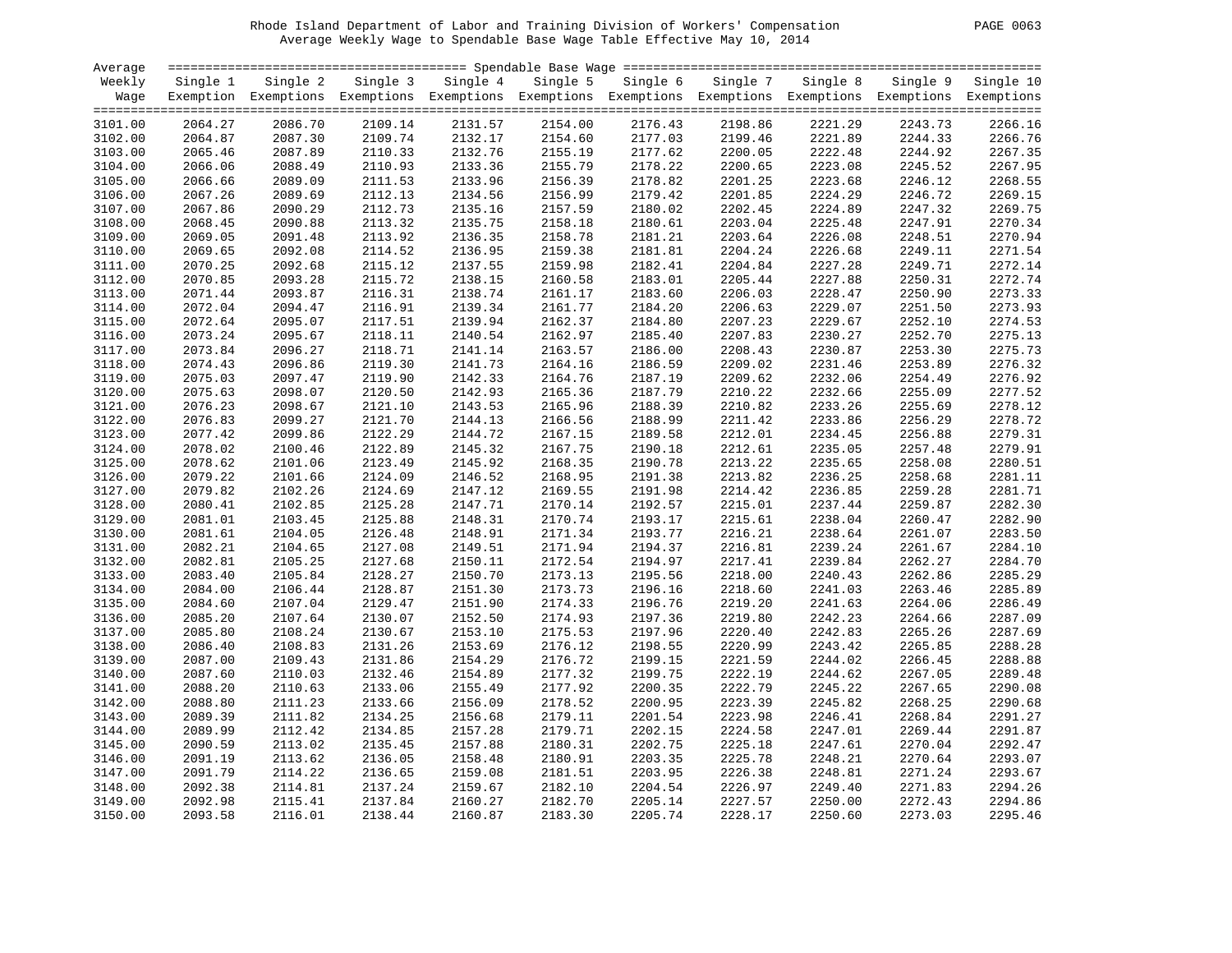# Rhode Island Department of Labor and Training Division of Workers' Compensation

## Average Weekly Wage to Spendable Base Wage Table Effective May 10, 2014

| Average Weekly Wage | Single 1 Exemption | Single 2 Exemptions | Single 3 Exemptions | Single 4 Exemptions | Single 5 Exemptions | Single 6 Exemptions | Single 7 Exemptions | Single 8 Exemptions | Single 9 Exemptions | Single 10 Exemptions |
|---|---|---|---|---|---|---|---|---|---|---|
| 3101.00 | 2064.27 | 2086.70 | 2109.14 | 2131.57 | 2154.00 | 2176.43 | 2198.86 | 2221.29 | 2243.73 | 2266.16 |
| 3102.00 | 2064.87 | 2087.30 | 2109.74 | 2132.17 | 2154.60 | 2177.03 | 2199.46 | 2221.89 | 2244.33 | 2266.76 |
| 3103.00 | 2065.46 | 2087.89 | 2110.33 | 2132.76 | 2155.19 | 2177.62 | 2200.05 | 2222.48 | 2244.92 | 2267.35 |
| 3104.00 | 2066.06 | 2088.49 | 2110.93 | 2133.36 | 2155.79 | 2178.22 | 2200.65 | 2223.08 | 2245.52 | 2267.95 |
| 3105.00 | 2066.66 | 2089.09 | 2111.53 | 2133.96 | 2156.39 | 2178.82 | 2201.25 | 2223.68 | 2246.12 | 2268.55 |
| 3106.00 | 2067.26 | 2089.69 | 2112.13 | 2134.56 | 2156.99 | 2179.42 | 2201.85 | 2224.29 | 2246.72 | 2269.15 |
| 3107.00 | 2067.86 | 2090.29 | 2112.73 | 2135.16 | 2157.59 | 2180.02 | 2202.45 | 2224.89 | 2247.32 | 2269.75 |
| 3108.00 | 2068.45 | 2090.88 | 2113.32 | 2135.75 | 2158.18 | 2180.61 | 2203.04 | 2225.48 | 2247.91 | 2270.34 |
| 3109.00 | 2069.05 | 2091.48 | 2113.92 | 2136.35 | 2158.78 | 2181.21 | 2203.64 | 2226.08 | 2248.51 | 2270.94 |
| 3110.00 | 2069.65 | 2092.08 | 2114.52 | 2136.95 | 2159.38 | 2181.81 | 2204.24 | 2226.68 | 2249.11 | 2271.54 |
| 3111.00 | 2070.25 | 2092.68 | 2115.12 | 2137.55 | 2159.98 | 2182.41 | 2204.84 | 2227.28 | 2249.71 | 2272.14 |
| 3112.00 | 2070.85 | 2093.28 | 2115.72 | 2138.15 | 2160.58 | 2183.01 | 2205.44 | 2227.88 | 2250.31 | 2272.74 |
| 3113.00 | 2071.44 | 2093.87 | 2116.31 | 2138.74 | 2161.17 | 2183.60 | 2206.03 | 2228.47 | 2250.90 | 2273.33 |
| 3114.00 | 2072.04 | 2094.47 | 2116.91 | 2139.34 | 2161.77 | 2184.20 | 2206.63 | 2229.07 | 2251.50 | 2273.93 |
| 3115.00 | 2072.64 | 2095.07 | 2117.51 | 2139.94 | 2162.37 | 2184.80 | 2207.23 | 2229.67 | 2252.10 | 2274.53 |
| 3116.00 | 2073.24 | 2095.67 | 2118.11 | 2140.54 | 2162.97 | 2185.40 | 2207.83 | 2230.27 | 2252.70 | 2275.13 |
| 3117.00 | 2073.84 | 2096.27 | 2118.71 | 2141.14 | 2163.57 | 2186.00 | 2208.43 | 2230.87 | 2253.30 | 2275.73 |
| 3118.00 | 2074.43 | 2096.86 | 2119.30 | 2141.73 | 2164.16 | 2186.59 | 2209.02 | 2231.46 | 2253.89 | 2276.32 |
| 3119.00 | 2075.03 | 2097.47 | 2119.90 | 2142.33 | 2164.76 | 2187.19 | 2209.62 | 2232.06 | 2254.49 | 2276.92 |
| 3120.00 | 2075.63 | 2098.07 | 2120.50 | 2142.93 | 2165.36 | 2187.79 | 2210.22 | 2232.66 | 2255.09 | 2277.52 |
| 3121.00 | 2076.23 | 2098.67 | 2121.10 | 2143.53 | 2165.96 | 2188.39 | 2210.82 | 2233.26 | 2255.69 | 2278.12 |
| 3122.00 | 2076.83 | 2099.27 | 2121.70 | 2144.13 | 2166.56 | 2188.99 | 2211.42 | 2233.86 | 2256.29 | 2278.72 |
| 3123.00 | 2077.42 | 2099.86 | 2122.29 | 2144.72 | 2167.15 | 2189.58 | 2212.01 | 2234.45 | 2256.88 | 2279.31 |
| 3124.00 | 2078.02 | 2100.46 | 2122.89 | 2145.32 | 2167.75 | 2190.18 | 2212.61 | 2235.05 | 2257.48 | 2279.91 |
| 3125.00 | 2078.62 | 2101.06 | 2123.49 | 2145.92 | 2168.35 | 2190.78 | 2213.22 | 2235.65 | 2258.08 | 2280.51 |
| 3126.00 | 2079.22 | 2101.66 | 2124.09 | 2146.52 | 2168.95 | 2191.38 | 2213.82 | 2236.25 | 2258.68 | 2281.11 |
| 3127.00 | 2079.82 | 2102.26 | 2124.69 | 2147.12 | 2169.55 | 2191.98 | 2214.42 | 2236.85 | 2259.28 | 2281.71 |
| 3128.00 | 2080.41 | 2102.85 | 2125.28 | 2147.71 | 2170.14 | 2192.57 | 2215.01 | 2237.44 | 2259.87 | 2282.30 |
| 3129.00 | 2081.01 | 2103.45 | 2125.88 | 2148.31 | 2170.74 | 2193.17 | 2215.61 | 2238.04 | 2260.47 | 2282.90 |
| 3130.00 | 2081.61 | 2104.05 | 2126.48 | 2148.91 | 2171.34 | 2193.77 | 2216.21 | 2238.64 | 2261.07 | 2283.50 |
| 3131.00 | 2082.21 | 2104.65 | 2127.08 | 2149.51 | 2171.94 | 2194.37 | 2216.81 | 2239.24 | 2261.67 | 2284.10 |
| 3132.00 | 2082.81 | 2105.25 | 2127.68 | 2150.11 | 2172.54 | 2194.97 | 2217.41 | 2239.84 | 2262.27 | 2284.70 |
| 3133.00 | 2083.40 | 2105.84 | 2128.27 | 2150.70 | 2173.13 | 2195.56 | 2218.00 | 2240.43 | 2262.86 | 2285.29 |
| 3134.00 | 2084.00 | 2106.44 | 2128.87 | 2151.30 | 2173.73 | 2196.16 | 2218.60 | 2241.03 | 2263.46 | 2285.89 |
| 3135.00 | 2084.60 | 2107.04 | 2129.47 | 2151.90 | 2174.33 | 2196.76 | 2219.20 | 2241.63 | 2264.06 | 2286.49 |
| 3136.00 | 2085.20 | 2107.64 | 2130.07 | 2152.50 | 2174.93 | 2197.36 | 2219.80 | 2242.23 | 2264.66 | 2287.09 |
| 3137.00 | 2085.80 | 2108.24 | 2130.67 | 2153.10 | 2175.53 | 2197.96 | 2220.40 | 2242.83 | 2265.26 | 2287.69 |
| 3138.00 | 2086.40 | 2108.83 | 2131.26 | 2153.69 | 2176.12 | 2198.55 | 2220.99 | 2243.42 | 2265.85 | 2288.28 |
| 3139.00 | 2087.00 | 2109.43 | 2131.86 | 2154.29 | 2176.72 | 2199.15 | 2221.59 | 2244.02 | 2266.45 | 2288.88 |
| 3140.00 | 2087.60 | 2110.03 | 2132.46 | 2154.89 | 2177.32 | 2199.75 | 2222.19 | 2244.62 | 2267.05 | 2289.48 |
| 3141.00 | 2088.20 | 2110.63 | 2133.06 | 2155.49 | 2177.92 | 2200.35 | 2222.79 | 2245.22 | 2267.65 | 2290.08 |
| 3142.00 | 2088.80 | 2111.23 | 2133.66 | 2156.09 | 2178.52 | 2200.95 | 2223.39 | 2245.82 | 2268.25 | 2290.68 |
| 3143.00 | 2089.39 | 2111.82 | 2134.25 | 2156.68 | 2179.11 | 2201.54 | 2223.98 | 2246.41 | 2268.84 | 2291.27 |
| 3144.00 | 2089.99 | 2112.42 | 2134.85 | 2157.28 | 2179.71 | 2202.15 | 2224.58 | 2247.01 | 2269.44 | 2291.87 |
| 3145.00 | 2090.59 | 2113.02 | 2135.45 | 2157.88 | 2180.31 | 2202.75 | 2225.18 | 2247.61 | 2270.04 | 2292.47 |
| 3146.00 | 2091.19 | 2113.62 | 2136.05 | 2158.48 | 2180.91 | 2203.35 | 2225.78 | 2248.21 | 2270.64 | 2293.07 |
| 3147.00 | 2091.79 | 2114.22 | 2136.65 | 2159.08 | 2181.51 | 2203.95 | 2226.38 | 2248.81 | 2271.24 | 2293.67 |
| 3148.00 | 2092.38 | 2114.81 | 2137.24 | 2159.67 | 2182.10 | 2204.54 | 2226.97 | 2249.40 | 2271.83 | 2294.26 |
| 3149.00 | 2092.98 | 2115.41 | 2137.84 | 2160.27 | 2182.70 | 2205.14 | 2227.57 | 2250.00 | 2272.43 | 2294.86 |
| 3150.00 | 2093.58 | 2116.01 | 2138.44 | 2160.87 | 2183.30 | 2205.74 | 2228.17 | 2250.60 | 2273.03 | 2295.46 |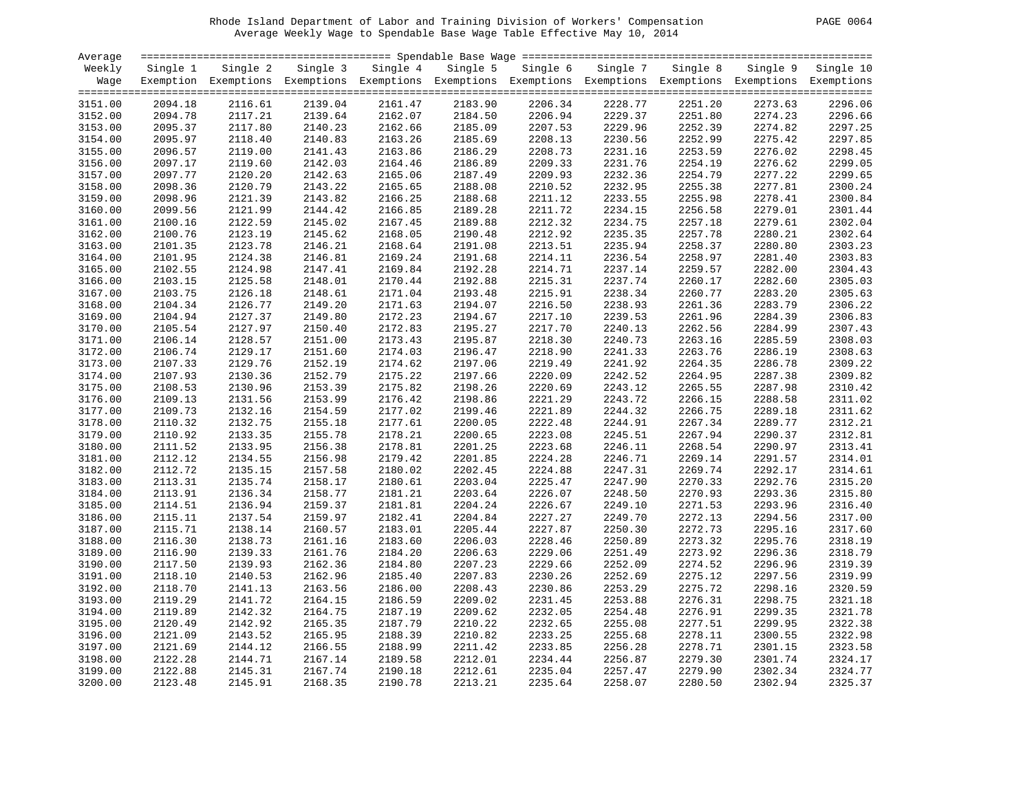Rhode Island Department of Labor and Training Division of Workers' Compensation

Average Weekly Wage to Spendable Base Wage Table Effective May 10, 2014

| Average Weekly Wage | Single 1 Exemption | Single 2 Exemptions | Single 3 Exemptions | Single 4 Exemptions | Single 5 Exemptions | Single 6 Exemptions | Single 7 Exemptions | Single 8 Exemptions | Single 9 Exemptions | Single 10 Exemptions |
|---|---|---|---|---|---|---|---|---|---|---|
| 3151.00 | 2094.18 | 2116.61 | 2139.04 | 2161.47 | 2183.90 | 2206.34 | 2228.77 | 2251.20 | 2273.63 | 2296.06 |
| 3152.00 | 2094.78 | 2117.21 | 2139.64 | 2162.07 | 2184.50 | 2206.94 | 2229.37 | 2251.80 | 2274.23 | 2296.66 |
| 3153.00 | 2095.37 | 2117.80 | 2140.23 | 2162.66 | 2185.09 | 2207.53 | 2229.96 | 2252.39 | 2274.82 | 2297.25 |
| 3154.00 | 2095.97 | 2118.40 | 2140.83 | 2163.26 | 2185.69 | 2208.13 | 2230.56 | 2252.99 | 2275.42 | 2297.85 |
| 3155.00 | 2096.57 | 2119.00 | 2141.43 | 2163.86 | 2186.29 | 2208.73 | 2231.16 | 2253.59 | 2276.02 | 2298.45 |
| 3156.00 | 2097.17 | 2119.60 | 2142.03 | 2164.46 | 2186.89 | 2209.33 | 2231.76 | 2254.19 | 2276.62 | 2299.05 |
| 3157.00 | 2097.77 | 2120.20 | 2142.63 | 2165.06 | 2187.49 | 2209.93 | 2232.36 | 2254.79 | 2277.22 | 2299.65 |
| 3158.00 | 2098.36 | 2120.79 | 2143.22 | 2165.65 | 2188.08 | 2210.52 | 2232.95 | 2255.38 | 2277.81 | 2300.24 |
| 3159.00 | 2098.96 | 2121.39 | 2143.82 | 2166.25 | 2188.68 | 2211.12 | 2233.55 | 2255.98 | 2278.41 | 2300.84 |
| 3160.00 | 2099.56 | 2121.99 | 2144.42 | 2166.85 | 2189.28 | 2211.72 | 2234.15 | 2256.58 | 2279.01 | 2301.44 |
| 3161.00 | 2100.16 | 2122.59 | 2145.02 | 2167.45 | 2189.88 | 2212.32 | 2234.75 | 2257.18 | 2279.61 | 2302.04 |
| 3162.00 | 2100.76 | 2123.19 | 2145.62 | 2168.05 | 2190.48 | 2212.92 | 2235.35 | 2257.78 | 2280.21 | 2302.64 |
| 3163.00 | 2101.35 | 2123.78 | 2146.21 | 2168.64 | 2191.08 | 2213.51 | 2235.94 | 2258.37 | 2280.80 | 2303.23 |
| 3164.00 | 2101.95 | 2124.38 | 2146.81 | 2169.24 | 2191.68 | 2214.11 | 2236.54 | 2258.97 | 2281.40 | 2303.83 |
| 3165.00 | 2102.55 | 2124.98 | 2147.41 | 2169.84 | 2192.28 | 2214.71 | 2237.14 | 2259.57 | 2282.00 | 2304.43 |
| 3166.00 | 2103.15 | 2125.58 | 2148.01 | 2170.44 | 2192.88 | 2215.31 | 2237.74 | 2260.17 | 2282.60 | 2305.03 |
| 3167.00 | 2103.75 | 2126.18 | 2148.61 | 2171.04 | 2193.48 | 2215.91 | 2238.34 | 2260.77 | 2283.20 | 2305.63 |
| 3168.00 | 2104.34 | 2126.77 | 2149.20 | 2171.63 | 2194.07 | 2216.50 | 2238.93 | 2261.36 | 2283.79 | 2306.22 |
| 3169.00 | 2104.94 | 2127.37 | 2149.80 | 2172.23 | 2194.67 | 2217.10 | 2239.53 | 2261.96 | 2284.39 | 2306.83 |
| 3170.00 | 2105.54 | 2127.97 | 2150.40 | 2172.83 | 2195.27 | 2217.70 | 2240.13 | 2262.56 | 2284.99 | 2307.43 |
| 3171.00 | 2106.14 | 2128.57 | 2151.00 | 2173.43 | 2195.87 | 2218.30 | 2240.73 | 2263.16 | 2285.59 | 2308.03 |
| 3172.00 | 2106.74 | 2129.17 | 2151.60 | 2174.03 | 2196.47 | 2218.90 | 2241.33 | 2263.76 | 2286.19 | 2308.63 |
| 3173.00 | 2107.33 | 2129.76 | 2152.19 | 2174.62 | 2197.06 | 2219.49 | 2241.92 | 2264.35 | 2286.78 | 2309.22 |
| 3174.00 | 2107.93 | 2130.36 | 2152.79 | 2175.22 | 2197.66 | 2220.09 | 2242.52 | 2264.95 | 2287.38 | 2309.82 |
| 3175.00 | 2108.53 | 2130.96 | 2153.39 | 2175.82 | 2198.26 | 2220.69 | 2243.12 | 2265.55 | 2287.98 | 2310.42 |
| 3176.00 | 2109.13 | 2131.56 | 2153.99 | 2176.42 | 2198.86 | 2221.29 | 2243.72 | 2266.15 | 2288.58 | 2311.02 |
| 3177.00 | 2109.73 | 2132.16 | 2154.59 | 2177.02 | 2199.46 | 2221.89 | 2244.32 | 2266.75 | 2289.18 | 2311.62 |
| 3178.00 | 2110.32 | 2132.75 | 2155.18 | 2177.61 | 2200.05 | 2222.48 | 2244.91 | 2267.34 | 2289.77 | 2312.21 |
| 3179.00 | 2110.92 | 2133.35 | 2155.78 | 2178.21 | 2200.65 | 2223.08 | 2245.51 | 2267.94 | 2290.37 | 2312.81 |
| 3180.00 | 2111.52 | 2133.95 | 2156.38 | 2178.81 | 2201.25 | 2223.68 | 2246.11 | 2268.54 | 2290.97 | 2313.41 |
| 3181.00 | 2112.12 | 2134.55 | 2156.98 | 2179.42 | 2201.85 | 2224.28 | 2246.71 | 2269.14 | 2291.57 | 2314.01 |
| 3182.00 | 2112.72 | 2135.15 | 2157.58 | 2180.02 | 2202.45 | 2224.88 | 2247.31 | 2269.74 | 2292.17 | 2314.61 |
| 3183.00 | 2113.31 | 2135.74 | 2158.17 | 2180.61 | 2203.04 | 2225.47 | 2247.90 | 2270.33 | 2292.76 | 2315.20 |
| 3184.00 | 2113.91 | 2136.34 | 2158.77 | 2181.21 | 2203.64 | 2226.07 | 2248.50 | 2270.93 | 2293.36 | 2315.80 |
| 3185.00 | 2114.51 | 2136.94 | 2159.37 | 2181.81 | 2204.24 | 2226.67 | 2249.10 | 2271.53 | 2293.96 | 2316.40 |
| 3186.00 | 2115.11 | 2137.54 | 2159.97 | 2182.41 | 2204.84 | 2227.27 | 2249.70 | 2272.13 | 2294.56 | 2317.00 |
| 3187.00 | 2115.71 | 2138.14 | 2160.57 | 2183.01 | 2205.44 | 2227.87 | 2250.30 | 2272.73 | 2295.16 | 2317.60 |
| 3188.00 | 2116.30 | 2138.73 | 2161.16 | 2183.60 | 2206.03 | 2228.46 | 2250.89 | 2273.32 | 2295.76 | 2318.19 |
| 3189.00 | 2116.90 | 2139.33 | 2161.76 | 2184.20 | 2206.63 | 2229.06 | 2251.49 | 2273.92 | 2296.36 | 2318.79 |
| 3190.00 | 2117.50 | 2139.93 | 2162.36 | 2184.80 | 2207.23 | 2229.66 | 2252.09 | 2274.52 | 2296.96 | 2319.39 |
| 3191.00 | 2118.10 | 2140.53 | 2162.96 | 2185.40 | 2207.83 | 2230.26 | 2252.69 | 2275.12 | 2297.56 | 2319.99 |
| 3192.00 | 2118.70 | 2141.13 | 2163.56 | 2186.00 | 2208.43 | 2230.86 | 2253.29 | 2275.72 | 2298.16 | 2320.59 |
| 3193.00 | 2119.29 | 2141.72 | 2164.15 | 2186.59 | 2209.02 | 2231.45 | 2253.88 | 2276.31 | 2298.75 | 2321.18 |
| 3194.00 | 2119.89 | 2142.32 | 2164.75 | 2187.19 | 2209.62 | 2232.05 | 2254.48 | 2276.91 | 2299.35 | 2321.78 |
| 3195.00 | 2120.49 | 2142.92 | 2165.35 | 2187.79 | 2210.22 | 2232.65 | 2255.08 | 2277.51 | 2299.95 | 2322.38 |
| 3196.00 | 2121.09 | 2143.52 | 2165.95 | 2188.39 | 2210.82 | 2233.25 | 2255.68 | 2278.11 | 2300.55 | 2322.98 |
| 3197.00 | 2121.69 | 2144.12 | 2166.55 | 2188.99 | 2211.42 | 2233.85 | 2256.28 | 2278.71 | 2301.15 | 2323.58 |
| 3198.00 | 2122.28 | 2144.71 | 2167.14 | 2189.58 | 2212.01 | 2234.44 | 2256.87 | 2279.30 | 2301.74 | 2324.17 |
| 3199.00 | 2122.88 | 2145.31 | 2167.74 | 2190.18 | 2212.61 | 2235.04 | 2257.47 | 2279.90 | 2302.34 | 2324.77 |
| 3200.00 | 2123.48 | 2145.91 | 2168.35 | 2190.78 | 2213.21 | 2235.64 | 2258.07 | 2280.50 | 2302.94 | 2325.37 |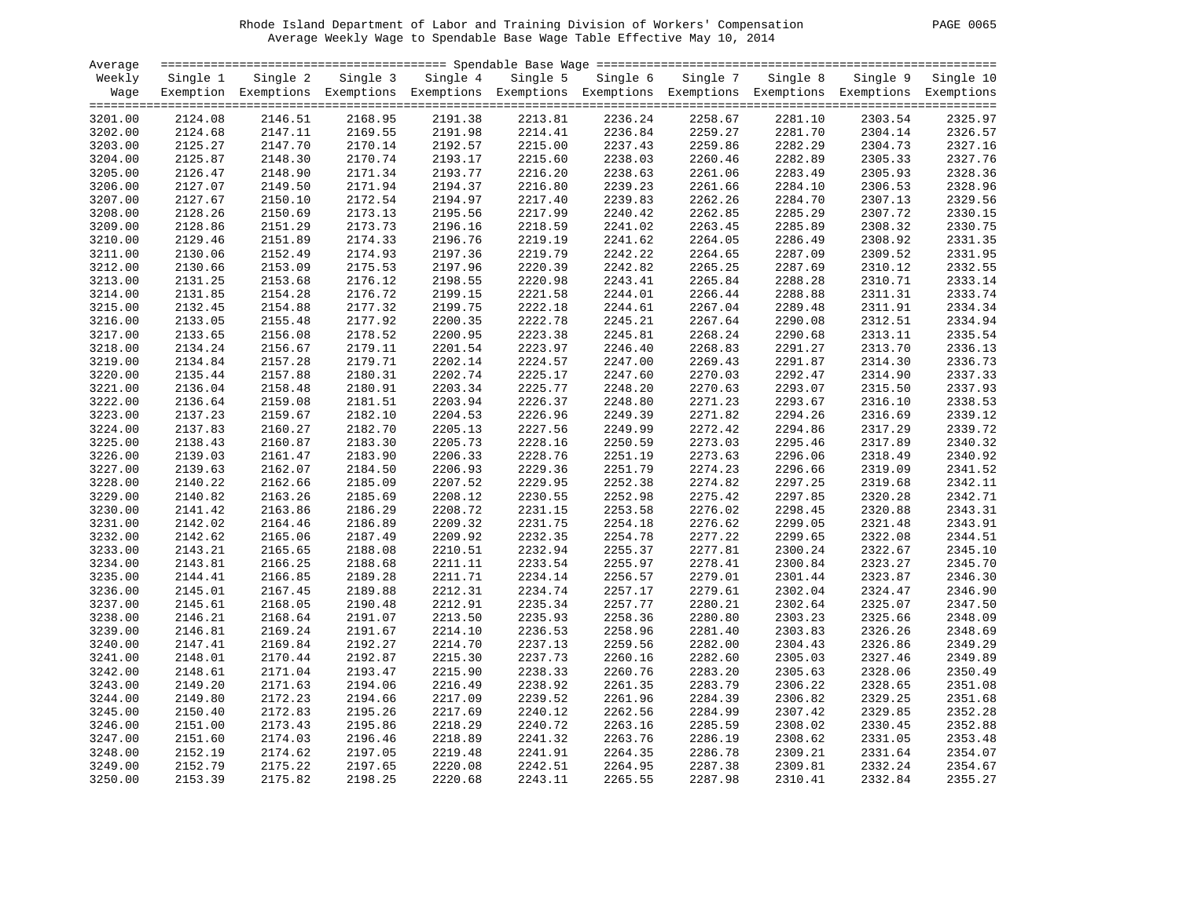Rhode Island Department of Labor and Training Division of Workers' Compensation

Average Weekly Wage to Spendable Base Wage Table Effective May 10, 2014

| Average Weekly Wage | Single 1 Exemption | Single 2 Exemptions | Single 3 Exemptions | Single 4 Exemptions | Single 5 Exemptions | Single 6 Exemptions | Single 7 Exemptions | Single 8 Exemptions | Single 9 Exemptions | Single 10 Exemptions |
|---|---|---|---|---|---|---|---|---|---|---|
| 3201.00 | 2124.08 | 2146.51 | 2168.95 | 2191.38 | 2213.81 | 2236.24 | 2258.67 | 2281.10 | 2303.54 | 2325.97 |
| 3202.00 | 2124.68 | 2147.11 | 2169.55 | 2191.98 | 2214.41 | 2236.84 | 2259.27 | 2281.70 | 2304.14 | 2326.57 |
| 3203.00 | 2125.27 | 2147.70 | 2170.14 | 2192.57 | 2215.00 | 2237.43 | 2259.86 | 2282.29 | 2304.73 | 2327.16 |
| 3204.00 | 2125.87 | 2148.30 | 2170.74 | 2193.17 | 2215.60 | 2238.03 | 2260.46 | 2282.89 | 2305.33 | 2327.76 |
| 3205.00 | 2126.47 | 2148.90 | 2171.34 | 2193.77 | 2216.20 | 2238.63 | 2261.06 | 2283.49 | 2305.93 | 2328.36 |
| 3206.00 | 2127.07 | 2149.50 | 2171.94 | 2194.37 | 2216.80 | 2239.23 | 2261.66 | 2284.10 | 2306.53 | 2328.96 |
| 3207.00 | 2127.67 | 2150.10 | 2172.54 | 2194.97 | 2217.40 | 2239.83 | 2262.26 | 2284.70 | 2307.13 | 2329.56 |
| 3208.00 | 2128.26 | 2150.69 | 2173.13 | 2195.56 | 2217.99 | 2240.42 | 2262.85 | 2285.29 | 2307.72 | 2330.15 |
| 3209.00 | 2128.86 | 2151.29 | 2173.73 | 2196.16 | 2218.59 | 2241.02 | 2263.45 | 2285.89 | 2308.32 | 2330.75 |
| 3210.00 | 2129.46 | 2151.89 | 2174.33 | 2196.76 | 2219.19 | 2241.62 | 2264.05 | 2286.49 | 2308.92 | 2331.35 |
| 3211.00 | 2130.06 | 2152.49 | 2174.93 | 2197.36 | 2219.79 | 2242.22 | 2264.65 | 2287.09 | 2309.52 | 2331.95 |
| 3212.00 | 2130.66 | 2153.09 | 2175.53 | 2197.96 | 2220.39 | 2242.82 | 2265.25 | 2287.69 | 2310.12 | 2332.55 |
| 3213.00 | 2131.25 | 2153.68 | 2176.12 | 2198.55 | 2220.98 | 2243.41 | 2265.84 | 2288.28 | 2310.71 | 2333.14 |
| 3214.00 | 2131.85 | 2154.28 | 2176.72 | 2199.15 | 2221.58 | 2244.01 | 2266.44 | 2288.88 | 2311.31 | 2333.74 |
| 3215.00 | 2132.45 | 2154.88 | 2177.32 | 2199.75 | 2222.18 | 2244.61 | 2267.04 | 2289.48 | 2311.91 | 2334.34 |
| 3216.00 | 2133.05 | 2155.48 | 2177.92 | 2200.35 | 2222.78 | 2245.21 | 2267.64 | 2290.08 | 2312.51 | 2334.94 |
| 3217.00 | 2133.65 | 2156.08 | 2178.52 | 2200.95 | 2223.38 | 2245.81 | 2268.24 | 2290.68 | 2313.11 | 2335.54 |
| 3218.00 | 2134.24 | 2156.67 | 2179.11 | 2201.54 | 2223.97 | 2246.40 | 2268.83 | 2291.27 | 2313.70 | 2336.13 |
| 3219.00 | 2134.84 | 2157.28 | 2179.71 | 2202.14 | 2224.57 | 2247.00 | 2269.43 | 2291.87 | 2314.30 | 2336.73 |
| 3220.00 | 2135.44 | 2157.88 | 2180.31 | 2202.74 | 2225.17 | 2247.60 | 2270.03 | 2292.47 | 2314.90 | 2337.33 |
| 3221.00 | 2136.04 | 2158.48 | 2180.91 | 2203.34 | 2225.77 | 2248.20 | 2270.63 | 2293.07 | 2315.50 | 2337.93 |
| 3222.00 | 2136.64 | 2159.08 | 2181.51 | 2203.94 | 2226.37 | 2248.80 | 2271.23 | 2293.67 | 2316.10 | 2338.53 |
| 3223.00 | 2137.23 | 2159.67 | 2182.10 | 2204.53 | 2226.96 | 2249.39 | 2271.82 | 2294.26 | 2316.69 | 2339.12 |
| 3224.00 | 2137.83 | 2160.27 | 2182.70 | 2205.13 | 2227.56 | 2249.99 | 2272.42 | 2294.86 | 2317.29 | 2339.72 |
| 3225.00 | 2138.43 | 2160.87 | 2183.30 | 2205.73 | 2228.16 | 2250.59 | 2273.03 | 2295.46 | 2317.89 | 2340.32 |
| 3226.00 | 2139.03 | 2161.47 | 2183.90 | 2206.33 | 2228.76 | 2251.19 | 2273.63 | 2296.06 | 2318.49 | 2340.92 |
| 3227.00 | 2139.63 | 2162.07 | 2184.50 | 2206.93 | 2229.36 | 2251.79 | 2274.23 | 2296.66 | 2319.09 | 2341.52 |
| 3228.00 | 2140.22 | 2162.66 | 2185.09 | 2207.52 | 2229.95 | 2252.38 | 2274.82 | 2297.25 | 2319.68 | 2342.11 |
| 3229.00 | 2140.82 | 2163.26 | 2185.69 | 2208.12 | 2230.55 | 2252.98 | 2275.42 | 2297.85 | 2320.28 | 2342.71 |
| 3230.00 | 2141.42 | 2163.86 | 2186.29 | 2208.72 | 2231.15 | 2253.58 | 2276.02 | 2298.45 | 2320.88 | 2343.31 |
| 3231.00 | 2142.02 | 2164.46 | 2186.89 | 2209.32 | 2231.75 | 2254.18 | 2276.62 | 2299.05 | 2321.48 | 2343.91 |
| 3232.00 | 2142.62 | 2165.06 | 2187.49 | 2209.92 | 2232.35 | 2254.78 | 2277.22 | 2299.65 | 2322.08 | 2344.51 |
| 3233.00 | 2143.21 | 2165.65 | 2188.08 | 2210.51 | 2232.94 | 2255.37 | 2277.81 | 2300.24 | 2322.67 | 2345.10 |
| 3234.00 | 2143.81 | 2166.25 | 2188.68 | 2211.11 | 2233.54 | 2255.97 | 2278.41 | 2300.84 | 2323.27 | 2345.70 |
| 3235.00 | 2144.41 | 2166.85 | 2189.28 | 2211.71 | 2234.14 | 2256.57 | 2279.01 | 2301.44 | 2323.87 | 2346.30 |
| 3236.00 | 2145.01 | 2167.45 | 2189.88 | 2212.31 | 2234.74 | 2257.17 | 2279.61 | 2302.04 | 2324.47 | 2346.90 |
| 3237.00 | 2145.61 | 2168.05 | 2190.48 | 2212.91 | 2235.34 | 2257.77 | 2280.21 | 2302.64 | 2325.07 | 2347.50 |
| 3238.00 | 2146.21 | 2168.64 | 2191.07 | 2213.50 | 2235.93 | 2258.36 | 2280.80 | 2303.23 | 2325.66 | 2348.09 |
| 3239.00 | 2146.81 | 2169.24 | 2191.67 | 2214.10 | 2236.53 | 2258.96 | 2281.40 | 2303.83 | 2326.26 | 2348.69 |
| 3240.00 | 2147.41 | 2169.84 | 2192.27 | 2214.70 | 2237.13 | 2259.56 | 2282.00 | 2304.43 | 2326.86 | 2349.29 |
| 3241.00 | 2148.01 | 2170.44 | 2192.87 | 2215.30 | 2237.73 | 2260.16 | 2282.60 | 2305.03 | 2327.46 | 2349.89 |
| 3242.00 | 2148.61 | 2171.04 | 2193.47 | 2215.90 | 2238.33 | 2260.76 | 2283.20 | 2305.63 | 2328.06 | 2350.49 |
| 3243.00 | 2149.20 | 2171.63 | 2194.06 | 2216.49 | 2238.92 | 2261.35 | 2283.79 | 2306.22 | 2328.65 | 2351.08 |
| 3244.00 | 2149.80 | 2172.23 | 2194.66 | 2217.09 | 2239.52 | 2261.96 | 2284.39 | 2306.82 | 2329.25 | 2351.68 |
| 3245.00 | 2150.40 | 2172.83 | 2195.26 | 2217.69 | 2240.12 | 2262.56 | 2284.99 | 2307.42 | 2329.85 | 2352.28 |
| 3246.00 | 2151.00 | 2173.43 | 2195.86 | 2218.29 | 2240.72 | 2263.16 | 2285.59 | 2308.02 | 2330.45 | 2352.88 |
| 3247.00 | 2151.60 | 2174.03 | 2196.46 | 2218.89 | 2241.32 | 2263.76 | 2286.19 | 2308.62 | 2331.05 | 2353.48 |
| 3248.00 | 2152.19 | 2174.62 | 2197.05 | 2219.48 | 2241.91 | 2264.35 | 2286.78 | 2309.21 | 2331.64 | 2354.07 |
| 3249.00 | 2152.79 | 2175.22 | 2197.65 | 2220.08 | 2242.51 | 2264.95 | 2287.38 | 2309.81 | 2332.24 | 2354.67 |
| 3250.00 | 2153.39 | 2175.82 | 2198.25 | 2220.68 | 2243.11 | 2265.55 | 2287.98 | 2310.41 | 2332.84 | 2355.27 |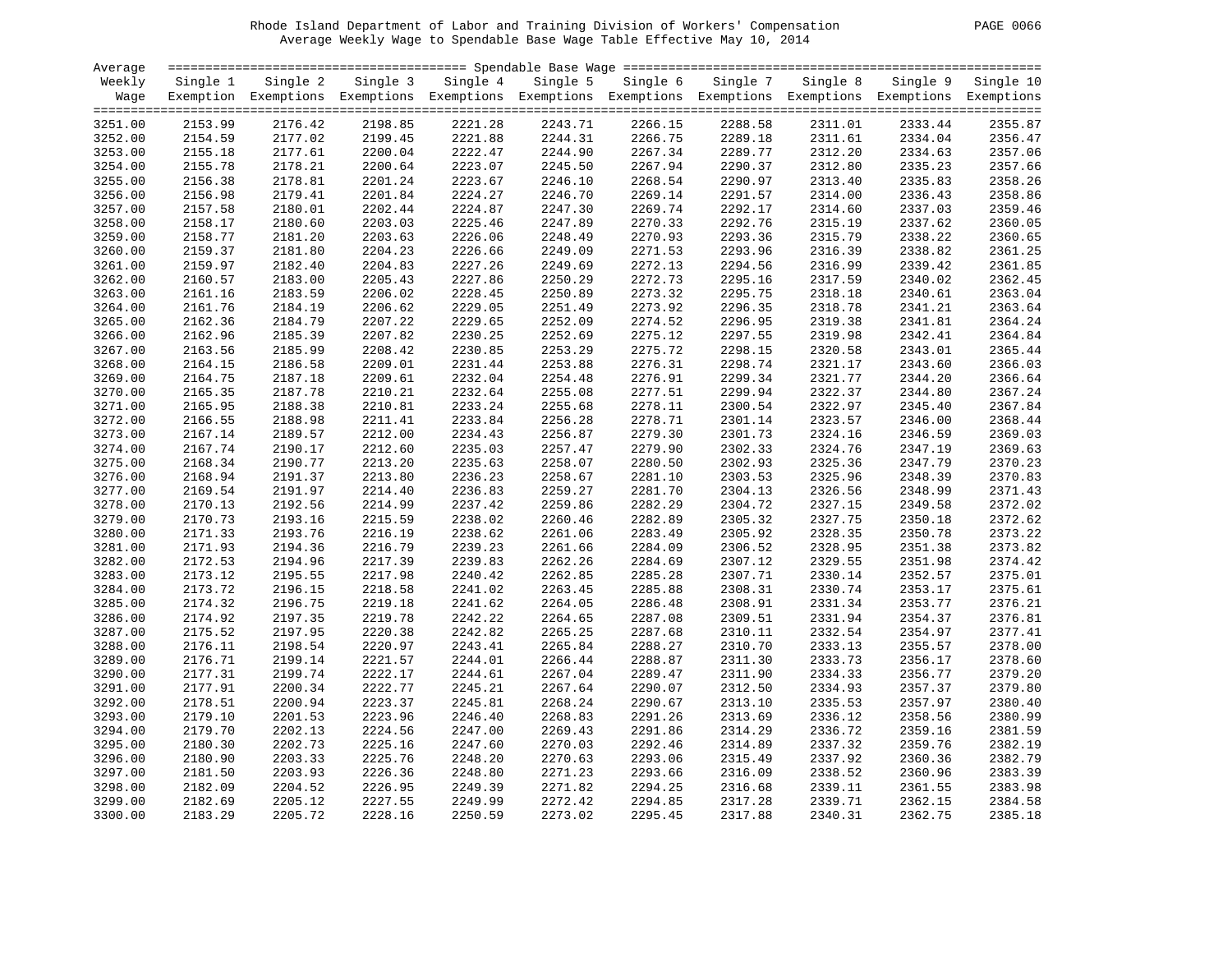Rhode Island Department of Labor and Training Division of Workers' Compensation

Average Weekly Wage to Spendable Base Wage Table Effective May 10, 2014

| Average Weekly Wage | Single 1 Exemption | Single 2 Exemptions | Single 3 Exemptions | Single 4 Exemptions | Single 5 Exemptions | Single 6 Exemptions | Single 7 Exemptions | Single 8 Exemptions | Single 9 Exemptions | Single 10 Exemptions |
|---|---|---|---|---|---|---|---|---|---|---|
| 3251.00 | 2153.99 | 2176.42 | 2198.85 | 2221.28 | 2243.71 | 2266.15 | 2288.58 | 2311.01 | 2333.44 | 2355.87 |
| 3252.00 | 2154.59 | 2177.02 | 2199.45 | 2221.88 | 2244.31 | 2266.75 | 2289.18 | 2311.61 | 2334.04 | 2356.47 |
| 3253.00 | 2155.18 | 2177.61 | 2200.04 | 2222.47 | 2244.90 | 2267.34 | 2289.77 | 2312.20 | 2334.63 | 2357.06 |
| 3254.00 | 2155.78 | 2178.21 | 2200.64 | 2223.07 | 2245.50 | 2267.94 | 2290.37 | 2312.80 | 2335.23 | 2357.66 |
| 3255.00 | 2156.38 | 2178.81 | 2201.24 | 2223.67 | 2246.10 | 2268.54 | 2290.97 | 2313.40 | 2335.83 | 2358.26 |
| 3256.00 | 2156.98 | 2179.41 | 2201.84 | 2224.27 | 2246.70 | 2269.14 | 2291.57 | 2314.00 | 2336.43 | 2358.86 |
| 3257.00 | 2157.58 | 2180.01 | 2202.44 | 2224.87 | 2247.30 | 2269.74 | 2292.17 | 2314.60 | 2337.03 | 2359.46 |
| 3258.00 | 2158.17 | 2180.60 | 2203.03 | 2225.46 | 2247.89 | 2270.33 | 2292.76 | 2315.19 | 2337.62 | 2360.05 |
| 3259.00 | 2158.77 | 2181.20 | 2203.63 | 2226.06 | 2248.49 | 2270.93 | 2293.36 | 2315.79 | 2338.22 | 2360.65 |
| 3260.00 | 2159.37 | 2181.80 | 2204.23 | 2226.66 | 2249.09 | 2271.53 | 2293.96 | 2316.39 | 2338.82 | 2361.25 |
| 3261.00 | 2159.97 | 2182.40 | 2204.83 | 2227.26 | 2249.69 | 2272.13 | 2294.56 | 2316.99 | 2339.42 | 2361.85 |
| 3262.00 | 2160.57 | 2183.00 | 2205.43 | 2227.86 | 2250.29 | 2272.73 | 2295.16 | 2317.59 | 2340.02 | 2362.45 |
| 3263.00 | 2161.16 | 2183.59 | 2206.02 | 2228.45 | 2250.89 | 2273.32 | 2295.75 | 2318.18 | 2340.61 | 2363.04 |
| 3264.00 | 2161.76 | 2184.19 | 2206.62 | 2229.05 | 2251.49 | 2273.92 | 2296.35 | 2318.78 | 2341.21 | 2363.64 |
| 3265.00 | 2162.36 | 2184.79 | 2207.22 | 2229.65 | 2252.09 | 2274.52 | 2296.95 | 2319.38 | 2341.81 | 2364.24 |
| 3266.00 | 2162.96 | 2185.39 | 2207.82 | 2230.25 | 2252.69 | 2275.12 | 2297.55 | 2319.98 | 2342.41 | 2364.84 |
| 3267.00 | 2163.56 | 2185.99 | 2208.42 | 2230.85 | 2253.29 | 2275.72 | 2298.15 | 2320.58 | 2343.01 | 2365.44 |
| 3268.00 | 2164.15 | 2186.58 | 2209.01 | 2231.44 | 2253.88 | 2276.31 | 2298.74 | 2321.17 | 2343.60 | 2366.03 |
| 3269.00 | 2164.75 | 2187.18 | 2209.61 | 2232.04 | 2254.48 | 2276.91 | 2299.34 | 2321.77 | 2344.20 | 2366.64 |
| 3270.00 | 2165.35 | 2187.78 | 2210.21 | 2232.64 | 2255.08 | 2277.51 | 2299.94 | 2322.37 | 2344.80 | 2367.24 |
| 3271.00 | 2165.95 | 2188.38 | 2210.81 | 2233.24 | 2255.68 | 2278.11 | 2300.54 | 2322.97 | 2345.40 | 2367.84 |
| 3272.00 | 2166.55 | 2188.98 | 2211.41 | 2233.84 | 2256.28 | 2278.71 | 2301.14 | 2323.57 | 2346.00 | 2368.44 |
| 3273.00 | 2167.14 | 2189.57 | 2212.00 | 2234.43 | 2256.87 | 2279.30 | 2301.73 | 2324.16 | 2346.59 | 2369.03 |
| 3274.00 | 2167.74 | 2190.17 | 2212.60 | 2235.03 | 2257.47 | 2279.90 | 2302.33 | 2324.76 | 2347.19 | 2369.63 |
| 3275.00 | 2168.34 | 2190.77 | 2213.20 | 2235.63 | 2258.07 | 2280.50 | 2302.93 | 2325.36 | 2347.79 | 2370.23 |
| 3276.00 | 2168.94 | 2191.37 | 2213.80 | 2236.23 | 2258.67 | 2281.10 | 2303.53 | 2325.96 | 2348.39 | 2370.83 |
| 3277.00 | 2169.54 | 2191.97 | 2214.40 | 2236.83 | 2259.27 | 2281.70 | 2304.13 | 2326.56 | 2348.99 | 2371.43 |
| 3278.00 | 2170.13 | 2192.56 | 2214.99 | 2237.42 | 2259.86 | 2282.29 | 2304.72 | 2327.15 | 2349.58 | 2372.02 |
| 3279.00 | 2170.73 | 2193.16 | 2215.59 | 2238.02 | 2260.46 | 2282.89 | 2305.32 | 2327.75 | 2350.18 | 2372.62 |
| 3280.00 | 2171.33 | 2193.76 | 2216.19 | 2238.62 | 2261.06 | 2283.49 | 2305.92 | 2328.35 | 2350.78 | 2373.22 |
| 3281.00 | 2171.93 | 2194.36 | 2216.79 | 2239.23 | 2261.66 | 2284.09 | 2306.52 | 2328.95 | 2351.38 | 2373.82 |
| 3282.00 | 2172.53 | 2194.96 | 2217.39 | 2239.83 | 2262.26 | 2284.69 | 2307.12 | 2329.55 | 2351.98 | 2374.42 |
| 3283.00 | 2173.12 | 2195.55 | 2217.98 | 2240.42 | 2262.85 | 2285.28 | 2307.71 | 2330.14 | 2352.57 | 2375.01 |
| 3284.00 | 2173.72 | 2196.15 | 2218.58 | 2241.02 | 2263.45 | 2285.88 | 2308.31 | 2330.74 | 2353.17 | 2375.61 |
| 3285.00 | 2174.32 | 2196.75 | 2219.18 | 2241.62 | 2264.05 | 2286.48 | 2308.91 | 2331.34 | 2353.77 | 2376.21 |
| 3286.00 | 2174.92 | 2197.35 | 2219.78 | 2242.22 | 2264.65 | 2287.08 | 2309.51 | 2331.94 | 2354.37 | 2376.81 |
| 3287.00 | 2175.52 | 2197.95 | 2220.38 | 2242.82 | 2265.25 | 2287.68 | 2310.11 | 2332.54 | 2354.97 | 2377.41 |
| 3288.00 | 2176.11 | 2198.54 | 2220.97 | 2243.41 | 2265.84 | 2288.27 | 2310.70 | 2333.13 | 2355.57 | 2378.00 |
| 3289.00 | 2176.71 | 2199.14 | 2221.57 | 2244.01 | 2266.44 | 2288.87 | 2311.30 | 2333.73 | 2356.17 | 2378.60 |
| 3290.00 | 2177.31 | 2199.74 | 2222.17 | 2244.61 | 2267.04 | 2289.47 | 2311.90 | 2334.33 | 2356.77 | 2379.20 |
| 3291.00 | 2177.91 | 2200.34 | 2222.77 | 2245.21 | 2267.64 | 2290.07 | 2312.50 | 2334.93 | 2357.37 | 2379.80 |
| 3292.00 | 2178.51 | 2200.94 | 2223.37 | 2245.81 | 2268.24 | 2290.67 | 2313.10 | 2335.53 | 2357.97 | 2380.40 |
| 3293.00 | 2179.10 | 2201.53 | 2223.96 | 2246.40 | 2268.83 | 2291.26 | 2313.69 | 2336.12 | 2358.56 | 2380.99 |
| 3294.00 | 2179.70 | 2202.13 | 2224.56 | 2247.00 | 2269.43 | 2291.86 | 2314.29 | 2336.72 | 2359.16 | 2381.59 |
| 3295.00 | 2180.30 | 2202.73 | 2225.16 | 2247.60 | 2270.03 | 2292.46 | 2314.89 | 2337.32 | 2359.76 | 2382.19 |
| 3296.00 | 2180.90 | 2203.33 | 2225.76 | 2248.20 | 2270.63 | 2293.06 | 2315.49 | 2337.92 | 2360.36 | 2382.79 |
| 3297.00 | 2181.50 | 2203.93 | 2226.36 | 2248.80 | 2271.23 | 2293.66 | 2316.09 | 2338.52 | 2360.96 | 2383.39 |
| 3298.00 | 2182.09 | 2204.52 | 2226.95 | 2249.39 | 2271.82 | 2294.25 | 2316.68 | 2339.11 | 2361.55 | 2383.98 |
| 3299.00 | 2182.69 | 2205.12 | 2227.55 | 2249.99 | 2272.42 | 2294.85 | 2317.28 | 2339.71 | 2362.15 | 2384.58 |
| 3300.00 | 2183.29 | 2205.72 | 2228.16 | 2250.59 | 2273.02 | 2295.45 | 2317.88 | 2340.31 | 2362.75 | 2385.18 |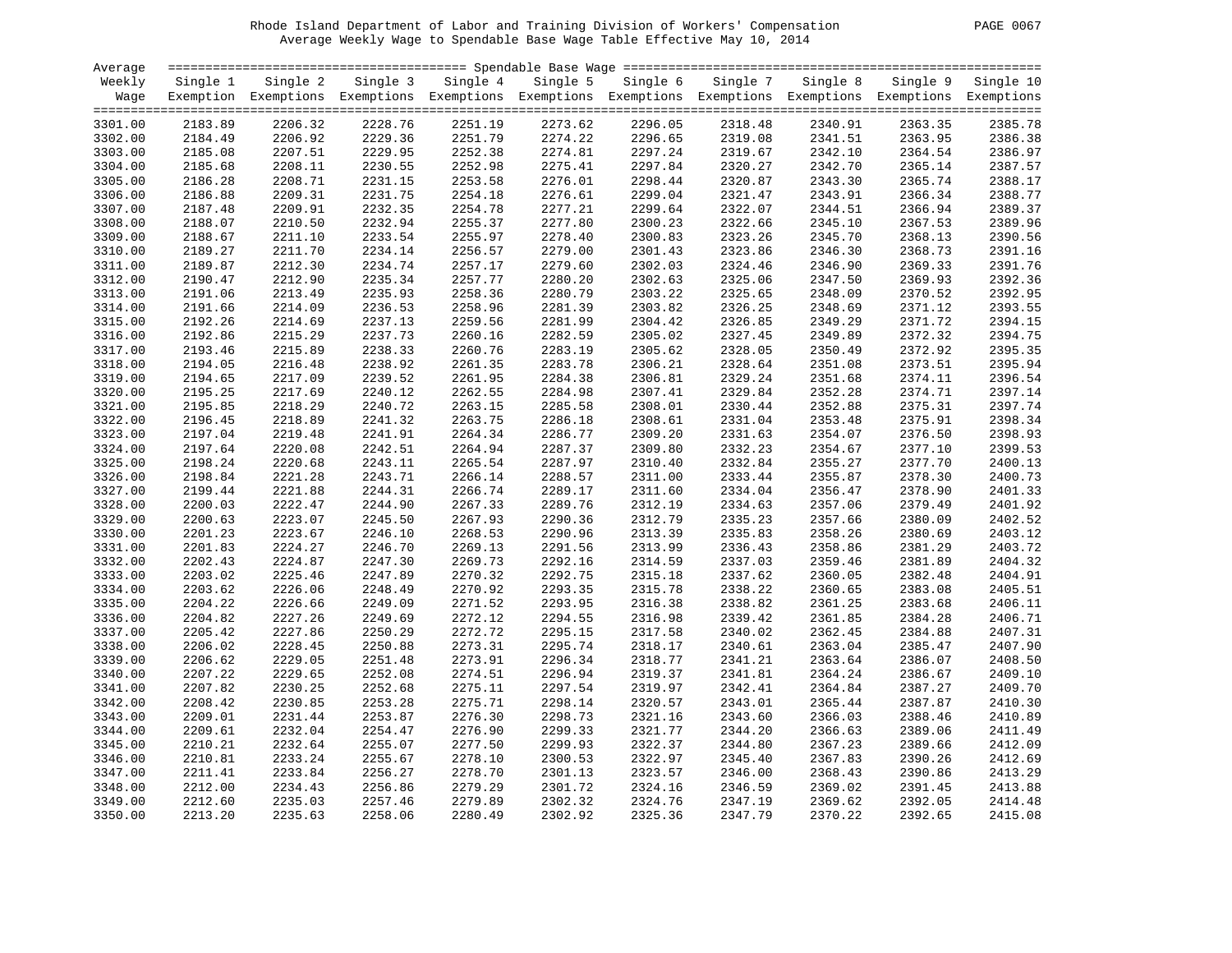Rhode Island Department of Labor and Training Division of Workers' Compensation

Average Weekly Wage to Spendable Base Wage Table Effective May 10, 2014

| Average Weekly Wage | Single 1 Exemption | Single 2 Exemptions | Single 3 Exemptions | Single 4 Exemptions | Single 5 Exemptions | Single 6 Exemptions | Single 7 Exemptions | Single 8 Exemptions | Single 9 Exemptions | Single 10 Exemptions |
|---|---|---|---|---|---|---|---|---|---|---|
| 3301.00 | 2183.89 | 2206.32 | 2228.76 | 2251.19 | 2273.62 | 2296.05 | 2318.48 | 2340.91 | 2363.35 | 2385.78 |
| 3302.00 | 2184.49 | 2206.92 | 2229.36 | 2251.79 | 2274.22 | 2296.65 | 2319.08 | 2341.51 | 2363.95 | 2386.38 |
| 3303.00 | 2185.08 | 2207.51 | 2229.95 | 2252.38 | 2274.81 | 2297.24 | 2319.67 | 2342.10 | 2364.54 | 2386.97 |
| 3304.00 | 2185.68 | 2208.11 | 2230.55 | 2252.98 | 2275.41 | 2297.84 | 2320.27 | 2342.70 | 2365.14 | 2387.57 |
| 3305.00 | 2186.28 | 2208.71 | 2231.15 | 2253.58 | 2276.01 | 2298.44 | 2320.87 | 2343.30 | 2365.74 | 2388.17 |
| 3306.00 | 2186.88 | 2209.31 | 2231.75 | 2254.18 | 2276.61 | 2299.04 | 2321.47 | 2343.91 | 2366.34 | 2388.77 |
| 3307.00 | 2187.48 | 2209.91 | 2232.35 | 2254.78 | 2277.21 | 2299.64 | 2322.07 | 2344.51 | 2366.94 | 2389.37 |
| 3308.00 | 2188.07 | 2210.50 | 2232.94 | 2255.37 | 2277.80 | 2300.23 | 2322.66 | 2345.10 | 2367.53 | 2389.96 |
| 3309.00 | 2188.67 | 2211.10 | 2233.54 | 2255.97 | 2278.40 | 2300.83 | 2323.26 | 2345.70 | 2368.13 | 2390.56 |
| 3310.00 | 2189.27 | 2211.70 | 2234.14 | 2256.57 | 2279.00 | 2301.43 | 2323.86 | 2346.30 | 2368.73 | 2391.16 |
| 3311.00 | 2189.87 | 2212.30 | 2234.74 | 2257.17 | 2279.60 | 2302.03 | 2324.46 | 2346.90 | 2369.33 | 2391.76 |
| 3312.00 | 2190.47 | 2212.90 | 2235.34 | 2257.77 | 2280.20 | 2302.63 | 2325.06 | 2347.50 | 2369.93 | 2392.36 |
| 3313.00 | 2191.06 | 2213.49 | 2235.93 | 2258.36 | 2280.79 | 2303.22 | 2325.65 | 2348.09 | 2370.52 | 2392.95 |
| 3314.00 | 2191.66 | 2214.09 | 2236.53 | 2258.96 | 2281.39 | 2303.82 | 2326.25 | 2348.69 | 2371.12 | 2393.55 |
| 3315.00 | 2192.26 | 2214.69 | 2237.13 | 2259.56 | 2281.99 | 2304.42 | 2326.85 | 2349.29 | 2371.72 | 2394.15 |
| 3316.00 | 2192.86 | 2215.29 | 2237.73 | 2260.16 | 2282.59 | 2305.02 | 2327.45 | 2349.89 | 2372.32 | 2394.75 |
| 3317.00 | 2193.46 | 2215.89 | 2238.33 | 2260.76 | 2283.19 | 2305.62 | 2328.05 | 2350.49 | 2372.92 | 2395.35 |
| 3318.00 | 2194.05 | 2216.48 | 2238.92 | 2261.35 | 2283.78 | 2306.21 | 2328.64 | 2351.08 | 2373.51 | 2395.94 |
| 3319.00 | 2194.65 | 2217.09 | 2239.52 | 2261.95 | 2284.38 | 2306.81 | 2329.24 | 2351.68 | 2374.11 | 2396.54 |
| 3320.00 | 2195.25 | 2217.69 | 2240.12 | 2262.55 | 2284.98 | 2307.41 | 2329.84 | 2352.28 | 2374.71 | 2397.14 |
| 3321.00 | 2195.85 | 2218.29 | 2240.72 | 2263.15 | 2285.58 | 2308.01 | 2330.44 | 2352.88 | 2375.31 | 2397.74 |
| 3322.00 | 2196.45 | 2218.89 | 2241.32 | 2263.75 | 2286.18 | 2308.61 | 2331.04 | 2353.48 | 2375.91 | 2398.34 |
| 3323.00 | 2197.04 | 2219.48 | 2241.91 | 2264.34 | 2286.77 | 2309.20 | 2331.63 | 2354.07 | 2376.50 | 2398.93 |
| 3324.00 | 2197.64 | 2220.08 | 2242.51 | 2264.94 | 2287.37 | 2309.80 | 2332.23 | 2354.67 | 2377.10 | 2399.53 |
| 3325.00 | 2198.24 | 2220.68 | 2243.11 | 2265.54 | 2287.97 | 2310.40 | 2332.84 | 2355.27 | 2377.70 | 2400.13 |
| 3326.00 | 2198.84 | 2221.28 | 2243.71 | 2266.14 | 2288.57 | 2311.00 | 2333.44 | 2355.87 | 2378.30 | 2400.73 |
| 3327.00 | 2199.44 | 2221.88 | 2244.31 | 2266.74 | 2289.17 | 2311.60 | 2334.04 | 2356.47 | 2378.90 | 2401.33 |
| 3328.00 | 2200.03 | 2222.47 | 2244.90 | 2267.33 | 2289.76 | 2312.19 | 2334.63 | 2357.06 | 2379.49 | 2401.92 |
| 3329.00 | 2200.63 | 2223.07 | 2245.50 | 2267.93 | 2290.36 | 2312.79 | 2335.23 | 2357.66 | 2380.09 | 2402.52 |
| 3330.00 | 2201.23 | 2223.67 | 2246.10 | 2268.53 | 2290.96 | 2313.39 | 2335.83 | 2358.26 | 2380.69 | 2403.12 |
| 3331.00 | 2201.83 | 2224.27 | 2246.70 | 2269.13 | 2291.56 | 2313.99 | 2336.43 | 2358.86 | 2381.29 | 2403.72 |
| 3332.00 | 2202.43 | 2224.87 | 2247.30 | 2269.73 | 2292.16 | 2314.59 | 2337.03 | 2359.46 | 2381.89 | 2404.32 |
| 3333.00 | 2203.02 | 2225.46 | 2247.89 | 2270.32 | 2292.75 | 2315.18 | 2337.62 | 2360.05 | 2382.48 | 2404.91 |
| 3334.00 | 2203.62 | 2226.06 | 2248.49 | 2270.92 | 2293.35 | 2315.78 | 2338.22 | 2360.65 | 2383.08 | 2405.51 |
| 3335.00 | 2204.22 | 2226.66 | 2249.09 | 2271.52 | 2293.95 | 2316.38 | 2338.82 | 2361.25 | 2383.68 | 2406.11 |
| 3336.00 | 2204.82 | 2227.26 | 2249.69 | 2272.12 | 2294.55 | 2316.98 | 2339.42 | 2361.85 | 2384.28 | 2406.71 |
| 3337.00 | 2205.42 | 2227.86 | 2250.29 | 2272.72 | 2295.15 | 2317.58 | 2340.02 | 2362.45 | 2384.88 | 2407.31 |
| 3338.00 | 2206.02 | 2228.45 | 2250.88 | 2273.31 | 2295.74 | 2318.17 | 2340.61 | 2363.04 | 2385.47 | 2407.90 |
| 3339.00 | 2206.62 | 2229.05 | 2251.48 | 2273.91 | 2296.34 | 2318.77 | 2341.21 | 2363.64 | 2386.07 | 2408.50 |
| 3340.00 | 2207.22 | 2229.65 | 2252.08 | 2274.51 | 2296.94 | 2319.37 | 2341.81 | 2364.24 | 2386.67 | 2409.10 |
| 3341.00 | 2207.82 | 2230.25 | 2252.68 | 2275.11 | 2297.54 | 2319.97 | 2342.41 | 2364.84 | 2387.27 | 2409.70 |
| 3342.00 | 2208.42 | 2230.85 | 2253.28 | 2275.71 | 2298.14 | 2320.57 | 2343.01 | 2365.44 | 2387.87 | 2410.30 |
| 3343.00 | 2209.01 | 2231.44 | 2253.87 | 2276.30 | 2298.73 | 2321.16 | 2343.60 | 2366.03 | 2388.46 | 2410.89 |
| 3344.00 | 2209.61 | 2232.04 | 2254.47 | 2276.90 | 2299.33 | 2321.77 | 2344.20 | 2366.63 | 2389.06 | 2411.49 |
| 3345.00 | 2210.21 | 2232.64 | 2255.07 | 2277.50 | 2299.93 | 2322.37 | 2344.80 | 2367.23 | 2389.66 | 2412.09 |
| 3346.00 | 2210.81 | 2233.24 | 2255.67 | 2278.10 | 2300.53 | 2322.97 | 2345.40 | 2367.83 | 2390.26 | 2412.69 |
| 3347.00 | 2211.41 | 2233.84 | 2256.27 | 2278.70 | 2301.13 | 2323.57 | 2346.00 | 2368.43 | 2390.86 | 2413.29 |
| 3348.00 | 2212.00 | 2234.43 | 2256.86 | 2279.29 | 2301.72 | 2324.16 | 2346.59 | 2369.02 | 2391.45 | 2413.88 |
| 3349.00 | 2212.60 | 2235.03 | 2257.46 | 2279.89 | 2302.32 | 2324.76 | 2347.19 | 2369.62 | 2392.05 | 2414.48 |
| 3350.00 | 2213.20 | 2235.63 | 2258.06 | 2280.49 | 2302.92 | 2325.36 | 2347.79 | 2370.22 | 2392.65 | 2415.08 |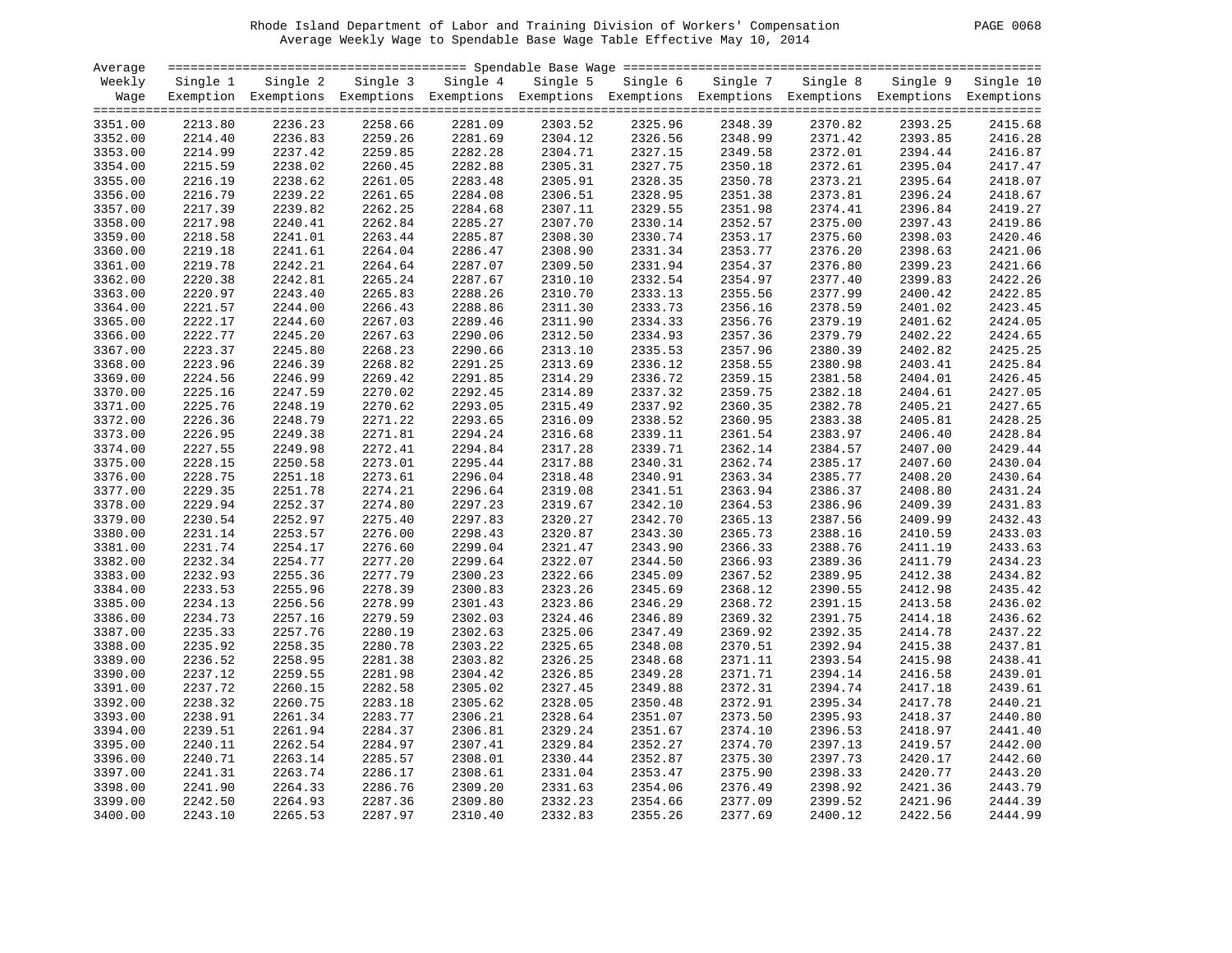Rhode Island Department of Labor and Training Division of Workers' Compensation
Average Weekly Wage to Spendable Base Wage Table Effective May 10, 2014

| Average Weekly Wage | Single 1 Exemption | Single 2 Exemptions | Single 3 Exemptions | Single 4 Exemptions | Single 5 Exemptions | Single 6 Exemptions | Single 7 Exemptions | Single 8 Exemptions | Single 9 Exemptions | Single 10 Exemptions |
|---|---|---|---|---|---|---|---|---|---|---|
| 3351.00 | 2213.80 | 2236.23 | 2258.66 | 2281.09 | 2303.52 | 2325.96 | 2348.39 | 2370.82 | 2393.25 | 2415.68 |
| 3352.00 | 2214.40 | 2236.83 | 2259.26 | 2281.69 | 2304.12 | 2326.56 | 2348.99 | 2371.42 | 2393.85 | 2416.28 |
| 3353.00 | 2214.99 | 2237.42 | 2259.85 | 2282.28 | 2304.71 | 2327.15 | 2349.58 | 2372.01 | 2394.44 | 2416.87 |
| 3354.00 | 2215.59 | 2238.02 | 2260.45 | 2282.88 | 2305.31 | 2327.75 | 2350.18 | 2372.61 | 2395.04 | 2417.47 |
| 3355.00 | 2216.19 | 2238.62 | 2261.05 | 2283.48 | 2305.91 | 2328.35 | 2350.78 | 2373.21 | 2395.64 | 2418.07 |
| 3356.00 | 2216.79 | 2239.22 | 2261.65 | 2284.08 | 2306.51 | 2328.95 | 2351.38 | 2373.81 | 2396.24 | 2418.67 |
| 3357.00 | 2217.39 | 2239.82 | 2262.25 | 2284.68 | 2307.11 | 2329.55 | 2351.98 | 2374.41 | 2396.84 | 2419.27 |
| 3358.00 | 2217.98 | 2240.41 | 2262.84 | 2285.27 | 2307.70 | 2330.14 | 2352.57 | 2375.00 | 2397.43 | 2419.86 |
| 3359.00 | 2218.58 | 2241.01 | 2263.44 | 2285.87 | 2308.30 | 2330.74 | 2353.17 | 2375.60 | 2398.03 | 2420.46 |
| 3360.00 | 2219.18 | 2241.61 | 2264.04 | 2286.47 | 2308.90 | 2331.34 | 2353.77 | 2376.20 | 2398.63 | 2421.06 |
| 3361.00 | 2219.78 | 2242.21 | 2264.64 | 2287.07 | 2309.50 | 2331.94 | 2354.37 | 2376.80 | 2399.23 | 2421.66 |
| 3362.00 | 2220.38 | 2242.81 | 2265.24 | 2287.67 | 2310.10 | 2332.54 | 2354.97 | 2377.40 | 2399.83 | 2422.26 |
| 3363.00 | 2220.97 | 2243.40 | 2265.83 | 2288.26 | 2310.70 | 2333.13 | 2355.56 | 2377.99 | 2400.42 | 2422.85 |
| 3364.00 | 2221.57 | 2244.00 | 2266.43 | 2288.86 | 2311.30 | 2333.73 | 2356.16 | 2378.59 | 2401.02 | 2423.45 |
| 3365.00 | 2222.17 | 2244.60 | 2267.03 | 2289.46 | 2311.90 | 2334.33 | 2356.76 | 2379.19 | 2401.62 | 2424.05 |
| 3366.00 | 2222.77 | 2245.20 | 2267.63 | 2290.06 | 2312.50 | 2334.93 | 2357.36 | 2379.79 | 2402.22 | 2424.65 |
| 3367.00 | 2223.37 | 2245.80 | 2268.23 | 2290.66 | 2313.10 | 2335.53 | 2357.96 | 2380.39 | 2402.82 | 2425.25 |
| 3368.00 | 2223.96 | 2246.39 | 2268.82 | 2291.25 | 2313.69 | 2336.12 | 2358.55 | 2380.98 | 2403.41 | 2425.84 |
| 3369.00 | 2224.56 | 2246.99 | 2269.42 | 2291.85 | 2314.29 | 2336.72 | 2359.15 | 2381.58 | 2404.01 | 2426.45 |
| 3370.00 | 2225.16 | 2247.59 | 2270.02 | 2292.45 | 2314.89 | 2337.32 | 2359.75 | 2382.18 | 2404.61 | 2427.05 |
| 3371.00 | 2225.76 | 2248.19 | 2270.62 | 2293.05 | 2315.49 | 2337.92 | 2360.35 | 2382.78 | 2405.21 | 2427.65 |
| 3372.00 | 2226.36 | 2248.79 | 2271.22 | 2293.65 | 2316.09 | 2338.52 | 2360.95 | 2383.38 | 2405.81 | 2428.25 |
| 3373.00 | 2226.95 | 2249.38 | 2271.81 | 2294.24 | 2316.68 | 2339.11 | 2361.54 | 2383.97 | 2406.40 | 2428.84 |
| 3374.00 | 2227.55 | 2249.98 | 2272.41 | 2294.84 | 2317.28 | 2339.71 | 2362.14 | 2384.57 | 2407.00 | 2429.44 |
| 3375.00 | 2228.15 | 2250.58 | 2273.01 | 2295.44 | 2317.88 | 2340.31 | 2362.74 | 2385.17 | 2407.60 | 2430.04 |
| 3376.00 | 2228.75 | 2251.18 | 2273.61 | 2296.04 | 2318.48 | 2340.91 | 2363.34 | 2385.77 | 2408.20 | 2430.64 |
| 3377.00 | 2229.35 | 2251.78 | 2274.21 | 2296.64 | 2319.08 | 2341.51 | 2363.94 | 2386.37 | 2408.80 | 2431.24 |
| 3378.00 | 2229.94 | 2252.37 | 2274.80 | 2297.23 | 2319.67 | 2342.10 | 2364.53 | 2386.96 | 2409.39 | 2431.83 |
| 3379.00 | 2230.54 | 2252.97 | 2275.40 | 2297.83 | 2320.27 | 2342.70 | 2365.13 | 2387.56 | 2409.99 | 2432.43 |
| 3380.00 | 2231.14 | 2253.57 | 2276.00 | 2298.43 | 2320.87 | 2343.30 | 2365.73 | 2388.16 | 2410.59 | 2433.03 |
| 3381.00 | 2231.74 | 2254.17 | 2276.60 | 2299.04 | 2321.47 | 2343.90 | 2366.33 | 2388.76 | 2411.19 | 2433.63 |
| 3382.00 | 2232.34 | 2254.77 | 2277.20 | 2299.64 | 2322.07 | 2344.50 | 2366.93 | 2389.36 | 2411.79 | 2434.23 |
| 3383.00 | 2232.93 | 2255.36 | 2277.79 | 2300.23 | 2322.66 | 2345.09 | 2367.52 | 2389.95 | 2412.38 | 2434.82 |
| 3384.00 | 2233.53 | 2255.96 | 2278.39 | 2300.83 | 2323.26 | 2345.69 | 2368.12 | 2390.55 | 2412.98 | 2435.42 |
| 3385.00 | 2234.13 | 2256.56 | 2278.99 | 2301.43 | 2323.86 | 2346.29 | 2368.72 | 2391.15 | 2413.58 | 2436.02 |
| 3386.00 | 2234.73 | 2257.16 | 2279.59 | 2302.03 | 2324.46 | 2346.89 | 2369.32 | 2391.75 | 2414.18 | 2436.62 |
| 3387.00 | 2235.33 | 2257.76 | 2280.19 | 2302.63 | 2325.06 | 2347.49 | 2369.92 | 2392.35 | 2414.78 | 2437.22 |
| 3388.00 | 2235.92 | 2258.35 | 2280.78 | 2303.22 | 2325.65 | 2348.08 | 2370.51 | 2392.94 | 2415.38 | 2437.81 |
| 3389.00 | 2236.52 | 2258.95 | 2281.38 | 2303.82 | 2326.25 | 2348.68 | 2371.11 | 2393.54 | 2415.98 | 2438.41 |
| 3390.00 | 2237.12 | 2259.55 | 2281.98 | 2304.42 | 2326.85 | 2349.28 | 2371.71 | 2394.14 | 2416.58 | 2439.01 |
| 3391.00 | 2237.72 | 2260.15 | 2282.58 | 2305.02 | 2327.45 | 2349.88 | 2372.31 | 2394.74 | 2417.18 | 2439.61 |
| 3392.00 | 2238.32 | 2260.75 | 2283.18 | 2305.62 | 2328.05 | 2350.48 | 2372.91 | 2395.34 | 2417.78 | 2440.21 |
| 3393.00 | 2238.91 | 2261.34 | 2283.77 | 2306.21 | 2328.64 | 2351.07 | 2373.50 | 2395.93 | 2418.37 | 2440.80 |
| 3394.00 | 2239.51 | 2261.94 | 2284.37 | 2306.81 | 2329.24 | 2351.67 | 2374.10 | 2396.53 | 2418.97 | 2441.40 |
| 3395.00 | 2240.11 | 2262.54 | 2284.97 | 2307.41 | 2329.84 | 2352.27 | 2374.70 | 2397.13 | 2419.57 | 2442.00 |
| 3396.00 | 2240.71 | 2263.14 | 2285.57 | 2308.01 | 2330.44 | 2352.87 | 2375.30 | 2397.73 | 2420.17 | 2442.60 |
| 3397.00 | 2241.31 | 2263.74 | 2286.17 | 2308.61 | 2331.04 | 2353.47 | 2375.90 | 2398.33 | 2420.77 | 2443.20 |
| 3398.00 | 2241.90 | 2264.33 | 2286.76 | 2309.20 | 2331.63 | 2354.06 | 2376.49 | 2398.92 | 2421.36 | 2443.79 |
| 3399.00 | 2242.50 | 2264.93 | 2287.36 | 2309.80 | 2332.23 | 2354.66 | 2377.09 | 2399.52 | 2421.96 | 2444.39 |
| 3400.00 | 2243.10 | 2265.53 | 2287.97 | 2310.40 | 2332.83 | 2355.26 | 2377.69 | 2400.12 | 2422.56 | 2444.99 |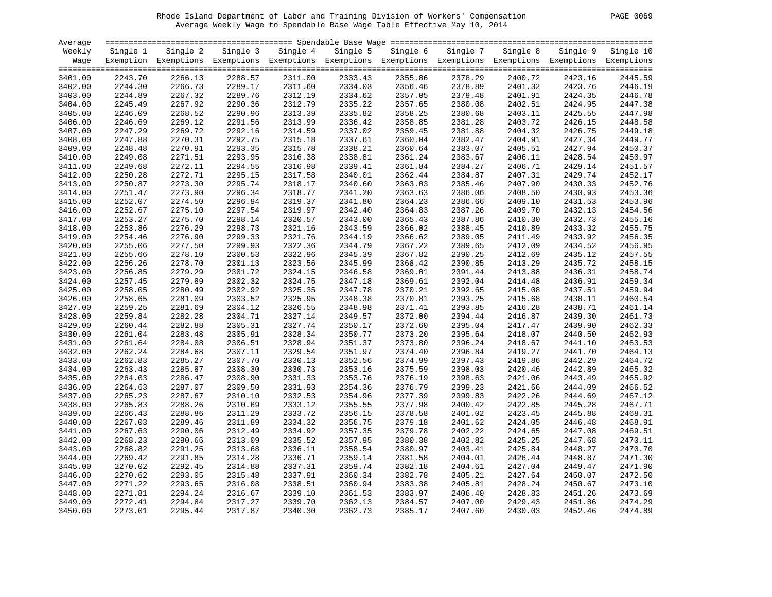# Rhode Island Department of Labor and Training Division of Workers' Compensation
## Average Weekly Wage to Spendable Base Wage Table Effective May 10, 2014

| Average Weekly Wage | Single 1 Exemption | Single 2 Exemptions | Single 3 Exemptions | Single 4 Exemptions | Single 5 Exemptions | Single 6 Exemptions | Single 7 Exemptions | Single 8 Exemptions | Single 9 Exemptions | Single 10 Exemptions |
|---|---|---|---|---|---|---|---|---|---|---|
| 3401.00 | 2243.70 | 2266.13 | 2288.57 | 2311.00 | 2333.43 | 2355.86 | 2378.29 | 2400.72 | 2423.16 | 2445.59 |
| 3402.00 | 2244.30 | 2266.73 | 2289.17 | 2311.60 | 2334.03 | 2356.46 | 2378.89 | 2401.32 | 2423.76 | 2446.19 |
| 3403.00 | 2244.89 | 2267.32 | 2289.76 | 2312.19 | 2334.62 | 2357.05 | 2379.48 | 2401.91 | 2424.35 | 2446.78 |
| 3404.00 | 2245.49 | 2267.92 | 2290.36 | 2312.79 | 2335.22 | 2357.65 | 2380.08 | 2402.51 | 2424.95 | 2447.38 |
| 3405.00 | 2246.09 | 2268.52 | 2290.96 | 2313.39 | 2335.82 | 2358.25 | 2380.68 | 2403.11 | 2425.55 | 2447.98 |
| 3406.00 | 2246.69 | 2269.12 | 2291.56 | 2313.99 | 2336.42 | 2358.85 | 2381.28 | 2403.72 | 2426.15 | 2448.58 |
| 3407.00 | 2247.29 | 2269.72 | 2292.16 | 2314.59 | 2337.02 | 2359.45 | 2381.88 | 2404.32 | 2426.75 | 2449.18 |
| 3408.00 | 2247.88 | 2270.31 | 2292.75 | 2315.18 | 2337.61 | 2360.04 | 2382.47 | 2404.91 | 2427.34 | 2449.77 |
| 3409.00 | 2248.48 | 2270.91 | 2293.35 | 2315.78 | 2338.21 | 2360.64 | 2383.07 | 2405.51 | 2427.94 | 2450.37 |
| 3410.00 | 2249.08 | 2271.51 | 2293.95 | 2316.38 | 2338.81 | 2361.24 | 2383.67 | 2406.11 | 2428.54 | 2450.97 |
| 3411.00 | 2249.68 | 2272.11 | 2294.55 | 2316.98 | 2339.41 | 2361.84 | 2384.27 | 2406.71 | 2429.14 | 2451.57 |
| 3412.00 | 2250.28 | 2272.71 | 2295.15 | 2317.58 | 2340.01 | 2362.44 | 2384.87 | 2407.31 | 2429.74 | 2452.17 |
| 3413.00 | 2250.87 | 2273.30 | 2295.74 | 2318.17 | 2340.60 | 2363.03 | 2385.46 | 2407.90 | 2430.33 | 2452.76 |
| 3414.00 | 2251.47 | 2273.90 | 2296.34 | 2318.77 | 2341.20 | 2363.63 | 2386.06 | 2408.50 | 2430.93 | 2453.36 |
| 3415.00 | 2252.07 | 2274.50 | 2296.94 | 2319.37 | 2341.80 | 2364.23 | 2386.66 | 2409.10 | 2431.53 | 2453.96 |
| 3416.00 | 2252.67 | 2275.10 | 2297.54 | 2319.97 | 2342.40 | 2364.83 | 2387.26 | 2409.70 | 2432.13 | 2454.56 |
| 3417.00 | 2253.27 | 2275.70 | 2298.14 | 2320.57 | 2343.00 | 2365.43 | 2387.86 | 2410.30 | 2432.73 | 2455.16 |
| 3418.00 | 2253.86 | 2276.29 | 2298.73 | 2321.16 | 2343.59 | 2366.02 | 2388.45 | 2410.89 | 2433.32 | 2455.75 |
| 3419.00 | 2254.46 | 2276.90 | 2299.33 | 2321.76 | 2344.19 | 2366.62 | 2389.05 | 2411.49 | 2433.92 | 2456.35 |
| 3420.00 | 2255.06 | 2277.50 | 2299.93 | 2322.36 | 2344.79 | 2367.22 | 2389.65 | 2412.09 | 2434.52 | 2456.95 |
| 3421.00 | 2255.66 | 2278.10 | 2300.53 | 2322.96 | 2345.39 | 2367.82 | 2390.25 | 2412.69 | 2435.12 | 2457.55 |
| 3422.00 | 2256.26 | 2278.70 | 2301.13 | 2323.56 | 2345.99 | 2368.42 | 2390.85 | 2413.29 | 2435.72 | 2458.15 |
| 3423.00 | 2256.85 | 2279.29 | 2301.72 | 2324.15 | 2346.58 | 2369.01 | 2391.44 | 2413.88 | 2436.31 | 2458.74 |
| 3424.00 | 2257.45 | 2279.89 | 2302.32 | 2324.75 | 2347.18 | 2369.61 | 2392.04 | 2414.48 | 2436.91 | 2459.34 |
| 3425.00 | 2258.05 | 2280.49 | 2302.92 | 2325.35 | 2347.78 | 2370.21 | 2392.65 | 2415.08 | 2437.51 | 2459.94 |
| 3426.00 | 2258.65 | 2281.09 | 2303.52 | 2325.95 | 2348.38 | 2370.81 | 2393.25 | 2415.68 | 2438.11 | 2460.54 |
| 3427.00 | 2259.25 | 2281.69 | 2304.12 | 2326.55 | 2348.98 | 2371.41 | 2393.85 | 2416.28 | 2438.71 | 2461.14 |
| 3428.00 | 2259.84 | 2282.28 | 2304.71 | 2327.14 | 2349.57 | 2372.00 | 2394.44 | 2416.87 | 2439.30 | 2461.73 |
| 3429.00 | 2260.44 | 2282.88 | 2305.31 | 2327.74 | 2350.17 | 2372.60 | 2395.04 | 2417.47 | 2439.90 | 2462.33 |
| 3430.00 | 2261.04 | 2283.48 | 2305.91 | 2328.34 | 2350.77 | 2373.20 | 2395.64 | 2418.07 | 2440.50 | 2462.93 |
| 3431.00 | 2261.64 | 2284.08 | 2306.51 | 2328.94 | 2351.37 | 2373.80 | 2396.24 | 2418.67 | 2441.10 | 2463.53 |
| 3432.00 | 2262.24 | 2284.68 | 2307.11 | 2329.54 | 2351.97 | 2374.40 | 2396.84 | 2419.27 | 2441.70 | 2464.13 |
| 3433.00 | 2262.83 | 2285.27 | 2307.70 | 2330.13 | 2352.56 | 2374.99 | 2397.43 | 2419.86 | 2442.29 | 2464.72 |
| 3434.00 | 2263.43 | 2285.87 | 2308.30 | 2330.73 | 2353.16 | 2375.59 | 2398.03 | 2420.46 | 2442.89 | 2465.32 |
| 3435.00 | 2264.03 | 2286.47 | 2308.90 | 2331.33 | 2353.76 | 2376.19 | 2398.63 | 2421.06 | 2443.49 | 2465.92 |
| 3436.00 | 2264.63 | 2287.07 | 2309.50 | 2331.93 | 2354.36 | 2376.79 | 2399.23 | 2421.66 | 2444.09 | 2466.52 |
| 3437.00 | 2265.23 | 2287.67 | 2310.10 | 2332.53 | 2354.96 | 2377.39 | 2399.83 | 2422.26 | 2444.69 | 2467.12 |
| 3438.00 | 2265.83 | 2288.26 | 2310.69 | 2333.12 | 2355.55 | 2377.98 | 2400.42 | 2422.85 | 2445.28 | 2467.71 |
| 3439.00 | 2266.43 | 2288.86 | 2311.29 | 2333.72 | 2356.15 | 2378.58 | 2401.02 | 2423.45 | 2445.88 | 2468.31 |
| 3440.00 | 2267.03 | 2289.46 | 2311.89 | 2334.32 | 2356.75 | 2379.18 | 2401.62 | 2424.05 | 2446.48 | 2468.91 |
| 3441.00 | 2267.63 | 2290.06 | 2312.49 | 2334.92 | 2357.35 | 2379.78 | 2402.22 | 2424.65 | 2447.08 | 2469.51 |
| 3442.00 | 2268.23 | 2290.66 | 2313.09 | 2335.52 | 2357.95 | 2380.38 | 2402.82 | 2425.25 | 2447.68 | 2470.11 |
| 3443.00 | 2268.82 | 2291.25 | 2313.68 | 2336.11 | 2358.54 | 2380.97 | 2403.41 | 2425.84 | 2448.27 | 2470.70 |
| 3444.00 | 2269.42 | 2291.85 | 2314.28 | 2336.71 | 2359.14 | 2381.58 | 2404.01 | 2426.44 | 2448.87 | 2471.30 |
| 3445.00 | 2270.02 | 2292.45 | 2314.88 | 2337.31 | 2359.74 | 2382.18 | 2404.61 | 2427.04 | 2449.47 | 2471.90 |
| 3446.00 | 2270.62 | 2293.05 | 2315.48 | 2337.91 | 2360.34 | 2382.78 | 2405.21 | 2427.64 | 2450.07 | 2472.50 |
| 3447.00 | 2271.22 | 2293.65 | 2316.08 | 2338.51 | 2360.94 | 2383.38 | 2405.81 | 2428.24 | 2450.67 | 2473.10 |
| 3448.00 | 2271.81 | 2294.24 | 2316.67 | 2339.10 | 2361.53 | 2383.97 | 2406.40 | 2428.83 | 2451.26 | 2473.69 |
| 3449.00 | 2272.41 | 2294.84 | 2317.27 | 2339.70 | 2362.13 | 2384.57 | 2407.00 | 2429.43 | 2451.86 | 2474.29 |
| 3450.00 | 2273.01 | 2295.44 | 2317.87 | 2340.30 | 2362.73 | 2385.17 | 2407.60 | 2430.03 | 2452.46 | 2474.89 |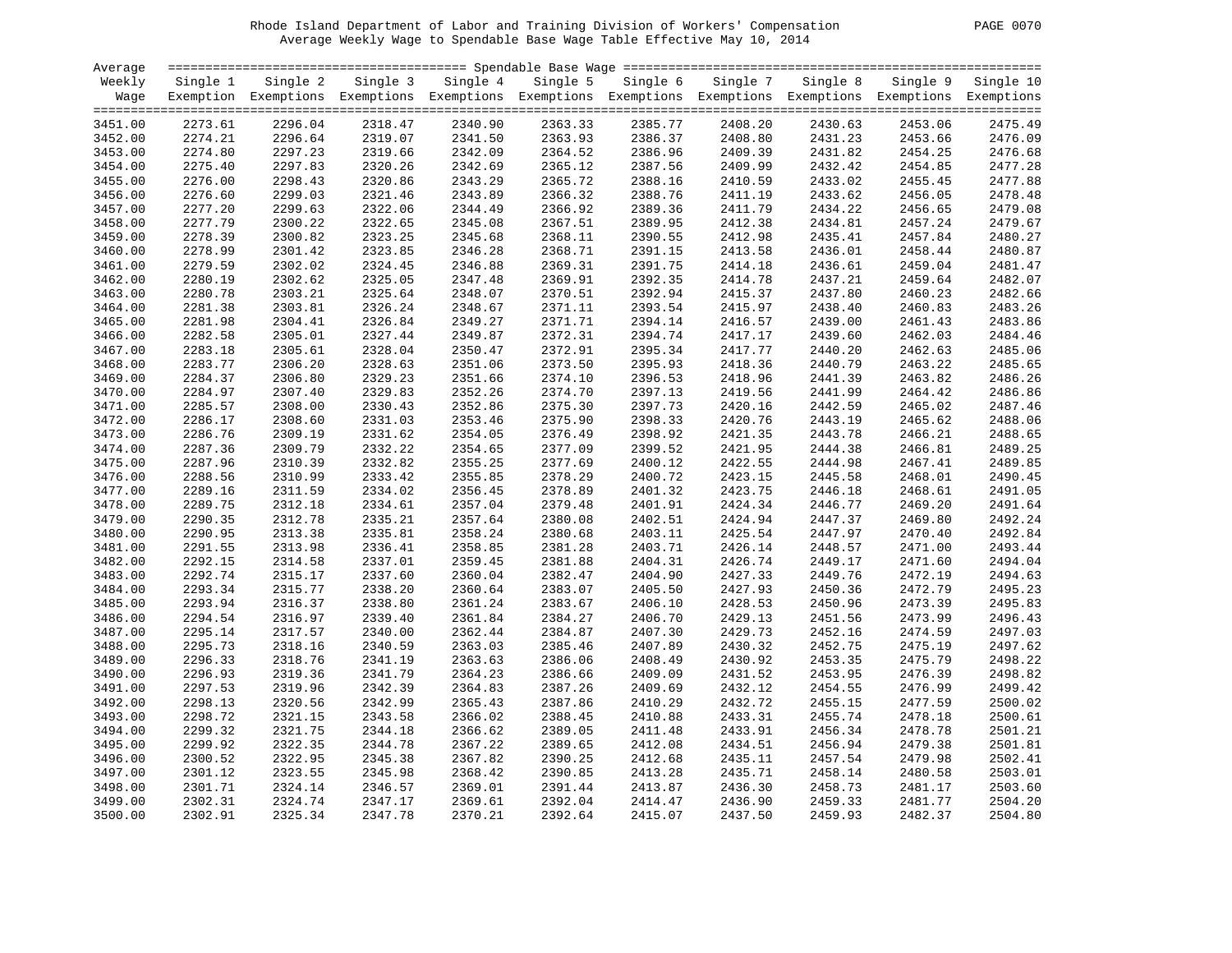Rhode Island Department of Labor and Training Division of Workers' Compensation

Average Weekly Wage to Spendable Base Wage Table Effective May 10, 2014

| Average Weekly Wage | Single 1 Exemption | Single 2 Exemptions | Single 3 Exemptions | Single 4 Exemptions | Single 5 Exemptions | Single 6 Exemptions | Single 7 Exemptions | Single 8 Exemptions | Single 9 Exemptions | Single 10 Exemptions |
|---|---|---|---|---|---|---|---|---|---|---|
| 3451.00 | 2273.61 | 2296.04 | 2318.47 | 2340.90 | 2363.33 | 2385.77 | 2408.20 | 2430.63 | 2453.06 | 2475.49 |
| 3452.00 | 2274.21 | 2296.64 | 2319.07 | 2341.50 | 2363.93 | 2386.37 | 2408.80 | 2431.23 | 2453.66 | 2476.09 |
| 3453.00 | 2274.80 | 2297.23 | 2319.66 | 2342.09 | 2364.52 | 2386.96 | 2409.39 | 2431.82 | 2454.25 | 2476.68 |
| 3454.00 | 2275.40 | 2297.83 | 2320.26 | 2342.69 | 2365.12 | 2387.56 | 2409.99 | 2432.42 | 2454.85 | 2477.28 |
| 3455.00 | 2276.00 | 2298.43 | 2320.86 | 2343.29 | 2365.72 | 2388.16 | 2410.59 | 2433.02 | 2455.45 | 2477.88 |
| 3456.00 | 2276.60 | 2299.03 | 2321.46 | 2343.89 | 2366.32 | 2388.76 | 2411.19 | 2433.62 | 2456.05 | 2478.48 |
| 3457.00 | 2277.20 | 2299.63 | 2322.06 | 2344.49 | 2366.92 | 2389.36 | 2411.79 | 2434.22 | 2456.65 | 2479.08 |
| 3458.00 | 2277.79 | 2300.22 | 2322.65 | 2345.08 | 2367.51 | 2389.95 | 2412.38 | 2434.81 | 2457.24 | 2479.67 |
| 3459.00 | 2278.39 | 2300.82 | 2323.25 | 2345.68 | 2368.11 | 2390.55 | 2412.98 | 2435.41 | 2457.84 | 2480.27 |
| 3460.00 | 2278.99 | 2301.42 | 2323.85 | 2346.28 | 2368.71 | 2391.15 | 2413.58 | 2436.01 | 2458.44 | 2480.87 |
| 3461.00 | 2279.59 | 2302.02 | 2324.45 | 2346.88 | 2369.31 | 2391.75 | 2414.18 | 2436.61 | 2459.04 | 2481.47 |
| 3462.00 | 2280.19 | 2302.62 | 2325.05 | 2347.48 | 2369.91 | 2392.35 | 2414.78 | 2437.21 | 2459.64 | 2482.07 |
| 3463.00 | 2280.78 | 2303.21 | 2325.64 | 2348.07 | 2370.51 | 2392.94 | 2415.37 | 2437.80 | 2460.23 | 2482.66 |
| 3464.00 | 2281.38 | 2303.81 | 2326.24 | 2348.67 | 2371.11 | 2393.54 | 2415.97 | 2438.40 | 2460.83 | 2483.26 |
| 3465.00 | 2281.98 | 2304.41 | 2326.84 | 2349.27 | 2371.71 | 2394.14 | 2416.57 | 2439.00 | 2461.43 | 2483.86 |
| 3466.00 | 2282.58 | 2305.01 | 2327.44 | 2349.87 | 2372.31 | 2394.74 | 2417.17 | 2439.60 | 2462.03 | 2484.46 |
| 3467.00 | 2283.18 | 2305.61 | 2328.04 | 2350.47 | 2372.91 | 2395.34 | 2417.77 | 2440.20 | 2462.63 | 2485.06 |
| 3468.00 | 2283.77 | 2306.20 | 2328.63 | 2351.06 | 2373.50 | 2395.93 | 2418.36 | 2440.79 | 2463.22 | 2485.65 |
| 3469.00 | 2284.37 | 2306.80 | 2329.23 | 2351.66 | 2374.10 | 2396.53 | 2418.96 | 2441.39 | 2463.82 | 2486.26 |
| 3470.00 | 2284.97 | 2307.40 | 2329.83 | 2352.26 | 2374.70 | 2397.13 | 2419.56 | 2441.99 | 2464.42 | 2486.86 |
| 3471.00 | 2285.57 | 2308.00 | 2330.43 | 2352.86 | 2375.30 | 2397.73 | 2420.16 | 2442.59 | 2465.02 | 2487.46 |
| 3472.00 | 2286.17 | 2308.60 | 2331.03 | 2353.46 | 2375.90 | 2398.33 | 2420.76 | 2443.19 | 2465.62 | 2488.06 |
| 3473.00 | 2286.76 | 2309.19 | 2331.62 | 2354.05 | 2376.49 | 2398.92 | 2421.35 | 2443.78 | 2466.21 | 2488.65 |
| 3474.00 | 2287.36 | 2309.79 | 2332.22 | 2354.65 | 2377.09 | 2399.52 | 2421.95 | 2444.38 | 2466.81 | 2489.25 |
| 3475.00 | 2287.96 | 2310.39 | 2332.82 | 2355.25 | 2377.69 | 2400.12 | 2422.55 | 2444.98 | 2467.41 | 2489.85 |
| 3476.00 | 2288.56 | 2310.99 | 2333.42 | 2355.85 | 2378.29 | 2400.72 | 2423.15 | 2445.58 | 2468.01 | 2490.45 |
| 3477.00 | 2289.16 | 2311.59 | 2334.02 | 2356.45 | 2378.89 | 2401.32 | 2423.75 | 2446.18 | 2468.61 | 2491.05 |
| 3478.00 | 2289.75 | 2312.18 | 2334.61 | 2357.04 | 2379.48 | 2401.91 | 2424.34 | 2446.77 | 2469.20 | 2491.64 |
| 3479.00 | 2290.35 | 2312.78 | 2335.21 | 2357.64 | 2380.08 | 2402.51 | 2424.94 | 2447.37 | 2469.80 | 2492.24 |
| 3480.00 | 2290.95 | 2313.38 | 2335.81 | 2358.24 | 2380.68 | 2403.11 | 2425.54 | 2447.97 | 2470.40 | 2492.84 |
| 3481.00 | 2291.55 | 2313.98 | 2336.41 | 2358.85 | 2381.28 | 2403.71 | 2426.14 | 2448.57 | 2471.00 | 2493.44 |
| 3482.00 | 2292.15 | 2314.58 | 2337.01 | 2359.45 | 2381.88 | 2404.31 | 2426.74 | 2449.17 | 2471.60 | 2494.04 |
| 3483.00 | 2292.74 | 2315.17 | 2337.60 | 2360.04 | 2382.47 | 2404.90 | 2427.33 | 2449.76 | 2472.19 | 2494.63 |
| 3484.00 | 2293.34 | 2315.77 | 2338.20 | 2360.64 | 2383.07 | 2405.50 | 2427.93 | 2450.36 | 2472.79 | 2495.23 |
| 3485.00 | 2293.94 | 2316.37 | 2338.80 | 2361.24 | 2383.67 | 2406.10 | 2428.53 | 2450.96 | 2473.39 | 2495.83 |
| 3486.00 | 2294.54 | 2316.97 | 2339.40 | 2361.84 | 2384.27 | 2406.70 | 2429.13 | 2451.56 | 2473.99 | 2496.43 |
| 3487.00 | 2295.14 | 2317.57 | 2340.00 | 2362.44 | 2384.87 | 2407.30 | 2429.73 | 2452.16 | 2474.59 | 2497.03 |
| 3488.00 | 2295.73 | 2318.16 | 2340.59 | 2363.03 | 2385.46 | 2407.89 | 2430.32 | 2452.75 | 2475.19 | 2497.62 |
| 3489.00 | 2296.33 | 2318.76 | 2341.19 | 2363.63 | 2386.06 | 2408.49 | 2430.92 | 2453.35 | 2475.79 | 2498.22 |
| 3490.00 | 2296.93 | 2319.36 | 2341.79 | 2364.23 | 2386.66 | 2409.09 | 2431.52 | 2453.95 | 2476.39 | 2498.82 |
| 3491.00 | 2297.53 | 2319.96 | 2342.39 | 2364.83 | 2387.26 | 2409.69 | 2432.12 | 2454.55 | 2476.99 | 2499.42 |
| 3492.00 | 2298.13 | 2320.56 | 2342.99 | 2365.43 | 2387.86 | 2410.29 | 2432.72 | 2455.15 | 2477.59 | 2500.02 |
| 3493.00 | 2298.72 | 2321.15 | 2343.58 | 2366.02 | 2388.45 | 2410.88 | 2433.31 | 2455.74 | 2478.18 | 2500.61 |
| 3494.00 | 2299.32 | 2321.75 | 2344.18 | 2366.62 | 2389.05 | 2411.48 | 2433.91 | 2456.34 | 2478.78 | 2501.21 |
| 3495.00 | 2299.92 | 2322.35 | 2344.78 | 2367.22 | 2389.65 | 2412.08 | 2434.51 | 2456.94 | 2479.38 | 2501.81 |
| 3496.00 | 2300.52 | 2322.95 | 2345.38 | 2367.82 | 2390.25 | 2412.68 | 2435.11 | 2457.54 | 2479.98 | 2502.41 |
| 3497.00 | 2301.12 | 2323.55 | 2345.98 | 2368.42 | 2390.85 | 2413.28 | 2435.71 | 2458.14 | 2480.58 | 2503.01 |
| 3498.00 | 2301.71 | 2324.14 | 2346.57 | 2369.01 | 2391.44 | 2413.87 | 2436.30 | 2458.73 | 2481.17 | 2503.60 |
| 3499.00 | 2302.31 | 2324.74 | 2347.17 | 2369.61 | 2392.04 | 2414.47 | 2436.90 | 2459.33 | 2481.77 | 2504.20 |
| 3500.00 | 2302.91 | 2325.34 | 2347.78 | 2370.21 | 2392.64 | 2415.07 | 2437.50 | 2459.93 | 2482.37 | 2504.80 |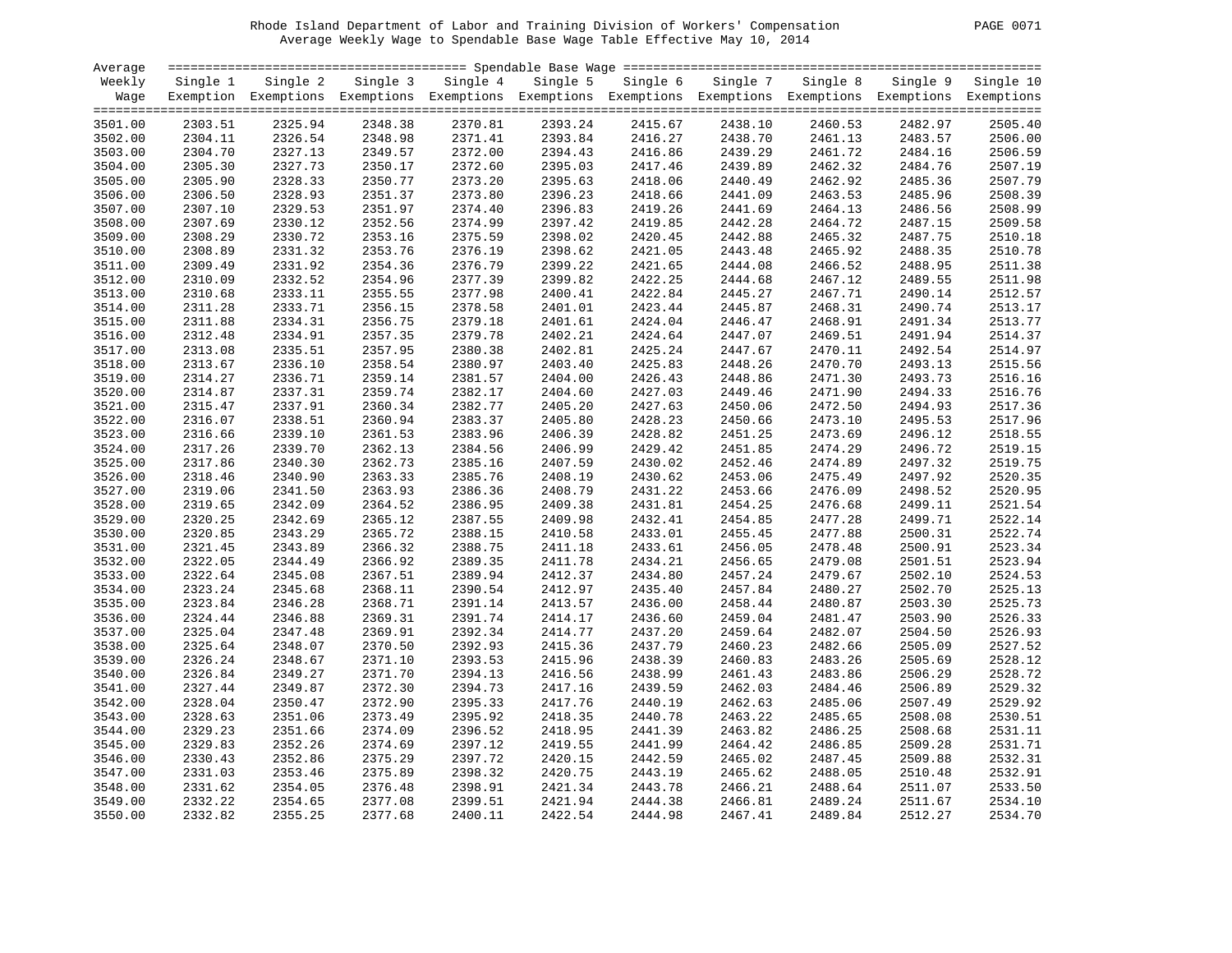Rhode Island Department of Labor and Training Division of Workers' Compensation

Average Weekly Wage to Spendable Base Wage Table Effective May 10, 2014

| Average Weekly Wage | Single 1 Exemption | Single 2 Exemptions | Single 3 Exemptions | Single 4 Exemptions | Single 5 Exemptions | Single 6 Exemptions | Single 7 Exemptions | Single 8 Exemptions | Single 9 Exemptions | Single 10 Exemptions |
|---|---|---|---|---|---|---|---|---|---|---|
| 3501.00 | 2303.51 | 2325.94 | 2348.38 | 2370.81 | 2393.24 | 2415.67 | 2438.10 | 2460.53 | 2482.97 | 2505.40 |
| 3502.00 | 2304.11 | 2326.54 | 2348.98 | 2371.41 | 2393.84 | 2416.27 | 2438.70 | 2461.13 | 2483.57 | 2506.00 |
| 3503.00 | 2304.70 | 2327.13 | 2349.57 | 2372.00 | 2394.43 | 2416.86 | 2439.29 | 2461.72 | 2484.16 | 2506.59 |
| 3504.00 | 2305.30 | 2327.73 | 2350.17 | 2372.60 | 2395.03 | 2417.46 | 2439.89 | 2462.32 | 2484.76 | 2507.19 |
| 3505.00 | 2305.90 | 2328.33 | 2350.77 | 2373.20 | 2395.63 | 2418.06 | 2440.49 | 2462.92 | 2485.36 | 2507.79 |
| 3506.00 | 2306.50 | 2328.93 | 2351.37 | 2373.80 | 2396.23 | 2418.66 | 2441.09 | 2463.53 | 2485.96 | 2508.39 |
| 3507.00 | 2307.10 | 2329.53 | 2351.97 | 2374.40 | 2396.83 | 2419.26 | 2441.69 | 2464.13 | 2486.56 | 2508.99 |
| 3508.00 | 2307.69 | 2330.12 | 2352.56 | 2374.99 | 2397.42 | 2419.85 | 2442.28 | 2464.72 | 2487.15 | 2509.58 |
| 3509.00 | 2308.29 | 2330.72 | 2353.16 | 2375.59 | 2398.02 | 2420.45 | 2442.88 | 2465.32 | 2487.75 | 2510.18 |
| 3510.00 | 2308.89 | 2331.32 | 2353.76 | 2376.19 | 2398.62 | 2421.05 | 2443.48 | 2465.92 | 2488.35 | 2510.78 |
| 3511.00 | 2309.49 | 2331.92 | 2354.36 | 2376.79 | 2399.22 | 2421.65 | 2444.08 | 2466.52 | 2488.95 | 2511.38 |
| 3512.00 | 2310.09 | 2332.52 | 2354.96 | 2377.39 | 2399.82 | 2422.25 | 2444.68 | 2467.12 | 2489.55 | 2511.98 |
| 3513.00 | 2310.68 | 2333.11 | 2355.55 | 2377.98 | 2400.41 | 2422.84 | 2445.27 | 2467.71 | 2490.14 | 2512.57 |
| 3514.00 | 2311.28 | 2333.71 | 2356.15 | 2378.58 | 2401.01 | 2423.44 | 2445.87 | 2468.31 | 2490.74 | 2513.17 |
| 3515.00 | 2311.88 | 2334.31 | 2356.75 | 2379.18 | 2401.61 | 2424.04 | 2446.47 | 2468.91 | 2491.34 | 2513.77 |
| 3516.00 | 2312.48 | 2334.91 | 2357.35 | 2379.78 | 2402.21 | 2424.64 | 2447.07 | 2469.51 | 2491.94 | 2514.37 |
| 3517.00 | 2313.08 | 2335.51 | 2357.95 | 2380.38 | 2402.81 | 2425.24 | 2447.67 | 2470.11 | 2492.54 | 2514.97 |
| 3518.00 | 2313.67 | 2336.10 | 2358.54 | 2380.97 | 2403.40 | 2425.83 | 2448.26 | 2470.70 | 2493.13 | 2515.56 |
| 3519.00 | 2314.27 | 2336.71 | 2359.14 | 2381.57 | 2404.00 | 2426.43 | 2448.86 | 2471.30 | 2493.73 | 2516.16 |
| 3520.00 | 2314.87 | 2337.31 | 2359.74 | 2382.17 | 2404.60 | 2427.03 | 2449.46 | 2471.90 | 2494.33 | 2516.76 |
| 3521.00 | 2315.47 | 2337.91 | 2360.34 | 2382.77 | 2405.20 | 2427.63 | 2450.06 | 2472.50 | 2494.93 | 2517.36 |
| 3522.00 | 2316.07 | 2338.51 | 2360.94 | 2383.37 | 2405.80 | 2428.23 | 2450.66 | 2473.10 | 2495.53 | 2517.96 |
| 3523.00 | 2316.66 | 2339.10 | 2361.53 | 2383.96 | 2406.39 | 2428.82 | 2451.25 | 2473.69 | 2496.12 | 2518.55 |
| 3524.00 | 2317.26 | 2339.70 | 2362.13 | 2384.56 | 2406.99 | 2429.42 | 2451.85 | 2474.29 | 2496.72 | 2519.15 |
| 3525.00 | 2317.86 | 2340.30 | 2362.73 | 2385.16 | 2407.59 | 2430.02 | 2452.46 | 2474.89 | 2497.32 | 2519.75 |
| 3526.00 | 2318.46 | 2340.90 | 2363.33 | 2385.76 | 2408.19 | 2430.62 | 2453.06 | 2475.49 | 2497.92 | 2520.35 |
| 3527.00 | 2319.06 | 2341.50 | 2363.93 | 2386.36 | 2408.79 | 2431.22 | 2453.66 | 2476.09 | 2498.52 | 2520.95 |
| 3528.00 | 2319.65 | 2342.09 | 2364.52 | 2386.95 | 2409.38 | 2431.81 | 2454.25 | 2476.68 | 2499.11 | 2521.54 |
| 3529.00 | 2320.25 | 2342.69 | 2365.12 | 2387.55 | 2409.98 | 2432.41 | 2454.85 | 2477.28 | 2499.71 | 2522.14 |
| 3530.00 | 2320.85 | 2343.29 | 2365.72 | 2388.15 | 2410.58 | 2433.01 | 2455.45 | 2477.88 | 2500.31 | 2522.74 |
| 3531.00 | 2321.45 | 2343.89 | 2366.32 | 2388.75 | 2411.18 | 2433.61 | 2456.05 | 2478.48 | 2500.91 | 2523.34 |
| 3532.00 | 2322.05 | 2344.49 | 2366.92 | 2389.35 | 2411.78 | 2434.21 | 2456.65 | 2479.08 | 2501.51 | 2523.94 |
| 3533.00 | 2322.64 | 2345.08 | 2367.51 | 2389.94 | 2412.37 | 2434.80 | 2457.24 | 2479.67 | 2502.10 | 2524.53 |
| 3534.00 | 2323.24 | 2345.68 | 2368.11 | 2390.54 | 2412.97 | 2435.40 | 2457.84 | 2480.27 | 2502.70 | 2525.13 |
| 3535.00 | 2323.84 | 2346.28 | 2368.71 | 2391.14 | 2413.57 | 2436.00 | 2458.44 | 2480.87 | 2503.30 | 2525.73 |
| 3536.00 | 2324.44 | 2346.88 | 2369.31 | 2391.74 | 2414.17 | 2436.60 | 2459.04 | 2481.47 | 2503.90 | 2526.33 |
| 3537.00 | 2325.04 | 2347.48 | 2369.91 | 2392.34 | 2414.77 | 2437.20 | 2459.64 | 2482.07 | 2504.50 | 2526.93 |
| 3538.00 | 2325.64 | 2348.07 | 2370.50 | 2392.93 | 2415.36 | 2437.79 | 2460.23 | 2482.66 | 2505.09 | 2527.52 |
| 3539.00 | 2326.24 | 2348.67 | 2371.10 | 2393.53 | 2415.96 | 2438.39 | 2460.83 | 2483.26 | 2505.69 | 2528.12 |
| 3540.00 | 2326.84 | 2349.27 | 2371.70 | 2394.13 | 2416.56 | 2438.99 | 2461.43 | 2483.86 | 2506.29 | 2528.72 |
| 3541.00 | 2327.44 | 2349.87 | 2372.30 | 2394.73 | 2417.16 | 2439.59 | 2462.03 | 2484.46 | 2506.89 | 2529.32 |
| 3542.00 | 2328.04 | 2350.47 | 2372.90 | 2395.33 | 2417.76 | 2440.19 | 2462.63 | 2485.06 | 2507.49 | 2529.92 |
| 3543.00 | 2328.63 | 2351.06 | 2373.49 | 2395.92 | 2418.35 | 2440.78 | 2463.22 | 2485.65 | 2508.08 | 2530.51 |
| 3544.00 | 2329.23 | 2351.66 | 2374.09 | 2396.52 | 2418.95 | 2441.39 | 2463.82 | 2486.25 | 2508.68 | 2531.11 |
| 3545.00 | 2329.83 | 2352.26 | 2374.69 | 2397.12 | 2419.55 | 2441.99 | 2464.42 | 2486.85 | 2509.28 | 2531.71 |
| 3546.00 | 2330.43 | 2352.86 | 2375.29 | 2397.72 | 2420.15 | 2442.59 | 2465.02 | 2487.45 | 2509.88 | 2532.31 |
| 3547.00 | 2331.03 | 2353.46 | 2375.89 | 2398.32 | 2420.75 | 2443.19 | 2465.62 | 2488.05 | 2510.48 | 2532.91 |
| 3548.00 | 2331.62 | 2354.05 | 2376.48 | 2398.91 | 2421.34 | 2443.78 | 2466.21 | 2488.64 | 2511.07 | 2533.50 |
| 3549.00 | 2332.22 | 2354.65 | 2377.08 | 2399.51 | 2421.94 | 2444.38 | 2466.81 | 2489.24 | 2511.67 | 2534.10 |
| 3550.00 | 2332.82 | 2355.25 | 2377.68 | 2400.11 | 2422.54 | 2444.98 | 2467.41 | 2489.84 | 2512.27 | 2534.70 |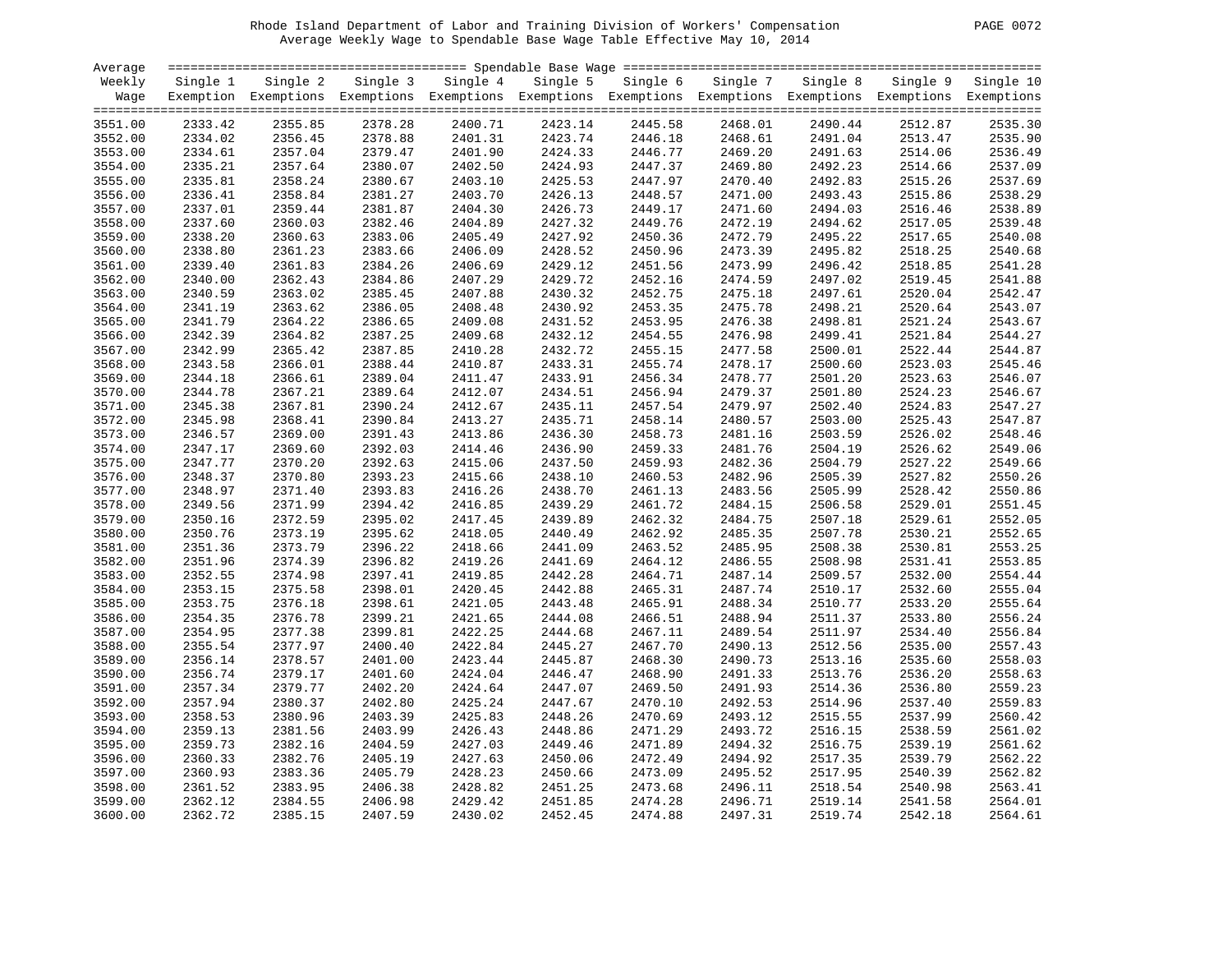Rhode Island Department of Labor and Training Division of Workers' Compensation

Average Weekly Wage to Spendable Base Wage Table Effective May 10, 2014

| Average Weekly Wage | Single 1 Exemption | Single 2 Exemptions | Single 3 Exemptions | Single 4 Exemptions | Single 5 Exemptions | Single 6 Exemptions | Single 7 Exemptions | Single 8 Exemptions | Single 9 Exemptions | Single 10 Exemptions |
|---|---|---|---|---|---|---|---|---|---|---|
| 3551.00 | 2333.42 | 2355.85 | 2378.28 | 2400.71 | 2423.14 | 2445.58 | 2468.01 | 2490.44 | 2512.87 | 2535.30 |
| 3552.00 | 2334.02 | 2356.45 | 2378.88 | 2401.31 | 2423.74 | 2446.18 | 2468.61 | 2491.04 | 2513.47 | 2535.90 |
| 3553.00 | 2334.61 | 2357.04 | 2379.47 | 2401.90 | 2424.33 | 2446.77 | 2469.20 | 2491.63 | 2514.06 | 2536.49 |
| 3554.00 | 2335.21 | 2357.64 | 2380.07 | 2402.50 | 2424.93 | 2447.37 | 2469.80 | 2492.23 | 2514.66 | 2537.09 |
| 3555.00 | 2335.81 | 2358.24 | 2380.67 | 2403.10 | 2425.53 | 2447.97 | 2470.40 | 2492.83 | 2515.26 | 2537.69 |
| 3556.00 | 2336.41 | 2358.84 | 2381.27 | 2403.70 | 2426.13 | 2448.57 | 2471.00 | 2493.43 | 2515.86 | 2538.29 |
| 3557.00 | 2337.01 | 2359.44 | 2381.87 | 2404.30 | 2426.73 | 2449.17 | 2471.60 | 2494.03 | 2516.46 | 2538.89 |
| 3558.00 | 2337.60 | 2360.03 | 2382.46 | 2404.89 | 2427.32 | 2449.76 | 2472.19 | 2494.62 | 2517.05 | 2539.48 |
| 3559.00 | 2338.20 | 2360.63 | 2383.06 | 2405.49 | 2427.92 | 2450.36 | 2472.79 | 2495.22 | 2517.65 | 2540.08 |
| 3560.00 | 2338.80 | 2361.23 | 2383.66 | 2406.09 | 2428.52 | 2450.96 | 2473.39 | 2495.82 | 2518.25 | 2540.68 |
| 3561.00 | 2339.40 | 2361.83 | 2384.26 | 2406.69 | 2429.12 | 2451.56 | 2473.99 | 2496.42 | 2518.85 | 2541.28 |
| 3562.00 | 2340.00 | 2362.43 | 2384.86 | 2407.29 | 2429.72 | 2452.16 | 2474.59 | 2497.02 | 2519.45 | 2541.88 |
| 3563.00 | 2340.59 | 2363.02 | 2385.45 | 2407.88 | 2430.32 | 2452.75 | 2475.18 | 2497.61 | 2520.04 | 2542.47 |
| 3564.00 | 2341.19 | 2363.62 | 2386.05 | 2408.48 | 2430.92 | 2453.35 | 2475.78 | 2498.21 | 2520.64 | 2543.07 |
| 3565.00 | 2341.79 | 2364.22 | 2386.65 | 2409.08 | 2431.52 | 2453.95 | 2476.38 | 2498.81 | 2521.24 | 2543.67 |
| 3566.00 | 2342.39 | 2364.82 | 2387.25 | 2409.68 | 2432.12 | 2454.55 | 2476.98 | 2499.41 | 2521.84 | 2544.27 |
| 3567.00 | 2342.99 | 2365.42 | 2387.85 | 2410.28 | 2432.72 | 2455.15 | 2477.58 | 2500.01 | 2522.44 | 2544.87 |
| 3568.00 | 2343.58 | 2366.01 | 2388.44 | 2410.87 | 2433.31 | 2455.74 | 2478.17 | 2500.60 | 2523.03 | 2545.46 |
| 3569.00 | 2344.18 | 2366.61 | 2389.04 | 2411.47 | 2433.91 | 2456.34 | 2478.77 | 2501.20 | 2523.63 | 2546.07 |
| 3570.00 | 2344.78 | 2367.21 | 2389.64 | 2412.07 | 2434.51 | 2456.94 | 2479.37 | 2501.80 | 2524.23 | 2546.67 |
| 3571.00 | 2345.38 | 2367.81 | 2390.24 | 2412.67 | 2435.11 | 2457.54 | 2479.97 | 2502.40 | 2524.83 | 2547.27 |
| 3572.00 | 2345.98 | 2368.41 | 2390.84 | 2413.27 | 2435.71 | 2458.14 | 2480.57 | 2503.00 | 2525.43 | 2547.87 |
| 3573.00 | 2346.57 | 2369.00 | 2391.43 | 2413.86 | 2436.30 | 2458.73 | 2481.16 | 2503.59 | 2526.02 | 2548.46 |
| 3574.00 | 2347.17 | 2369.60 | 2392.03 | 2414.46 | 2436.90 | 2459.33 | 2481.76 | 2504.19 | 2526.62 | 2549.06 |
| 3575.00 | 2347.77 | 2370.20 | 2392.63 | 2415.06 | 2437.50 | 2459.93 | 2482.36 | 2504.79 | 2527.22 | 2549.66 |
| 3576.00 | 2348.37 | 2370.80 | 2393.23 | 2415.66 | 2438.10 | 2460.53 | 2482.96 | 2505.39 | 2527.82 | 2550.26 |
| 3577.00 | 2348.97 | 2371.40 | 2393.83 | 2416.26 | 2438.70 | 2461.13 | 2483.56 | 2505.99 | 2528.42 | 2550.86 |
| 3578.00 | 2349.56 | 2371.99 | 2394.42 | 2416.85 | 2439.29 | 2461.72 | 2484.15 | 2506.58 | 2529.01 | 2551.45 |
| 3579.00 | 2350.16 | 2372.59 | 2395.02 | 2417.45 | 2439.89 | 2462.32 | 2484.75 | 2507.18 | 2529.61 | 2552.05 |
| 3580.00 | 2350.76 | 2373.19 | 2395.62 | 2418.05 | 2440.49 | 2462.92 | 2485.35 | 2507.78 | 2530.21 | 2552.65 |
| 3581.00 | 2351.36 | 2373.79 | 2396.22 | 2418.66 | 2441.09 | 2463.52 | 2485.95 | 2508.38 | 2530.81 | 2553.25 |
| 3582.00 | 2351.96 | 2374.39 | 2396.82 | 2419.26 | 2441.69 | 2464.12 | 2486.55 | 2508.98 | 2531.41 | 2553.85 |
| 3583.00 | 2352.55 | 2374.98 | 2397.41 | 2419.85 | 2442.28 | 2464.71 | 2487.14 | 2509.57 | 2532.00 | 2554.44 |
| 3584.00 | 2353.15 | 2375.58 | 2398.01 | 2420.45 | 2442.88 | 2465.31 | 2487.74 | 2510.17 | 2532.60 | 2555.04 |
| 3585.00 | 2353.75 | 2376.18 | 2398.61 | 2421.05 | 2443.48 | 2465.91 | 2488.34 | 2510.77 | 2533.20 | 2555.64 |
| 3586.00 | 2354.35 | 2376.78 | 2399.21 | 2421.65 | 2444.08 | 2466.51 | 2488.94 | 2511.37 | 2533.80 | 2556.24 |
| 3587.00 | 2354.95 | 2377.38 | 2399.81 | 2422.25 | 2444.68 | 2467.11 | 2489.54 | 2511.97 | 2534.40 | 2556.84 |
| 3588.00 | 2355.54 | 2377.97 | 2400.40 | 2422.84 | 2445.27 | 2467.70 | 2490.13 | 2512.56 | 2535.00 | 2557.43 |
| 3589.00 | 2356.14 | 2378.57 | 2401.00 | 2423.44 | 2445.87 | 2468.30 | 2490.73 | 2513.16 | 2535.60 | 2558.03 |
| 3590.00 | 2356.74 | 2379.17 | 2401.60 | 2424.04 | 2446.47 | 2468.90 | 2491.33 | 2513.76 | 2536.20 | 2558.63 |
| 3591.00 | 2357.34 | 2379.77 | 2402.20 | 2424.64 | 2447.07 | 2469.50 | 2491.93 | 2514.36 | 2536.80 | 2559.23 |
| 3592.00 | 2357.94 | 2380.37 | 2402.80 | 2425.24 | 2447.67 | 2470.10 | 2492.53 | 2514.96 | 2537.40 | 2559.83 |
| 3593.00 | 2358.53 | 2380.96 | 2403.39 | 2425.83 | 2448.26 | 2470.69 | 2493.12 | 2515.55 | 2537.99 | 2560.42 |
| 3594.00 | 2359.13 | 2381.56 | 2403.99 | 2426.43 | 2448.86 | 2471.29 | 2493.72 | 2516.15 | 2538.59 | 2561.02 |
| 3595.00 | 2359.73 | 2382.16 | 2404.59 | 2427.03 | 2449.46 | 2471.89 | 2494.32 | 2516.75 | 2539.19 | 2561.62 |
| 3596.00 | 2360.33 | 2382.76 | 2405.19 | 2427.63 | 2450.06 | 2472.49 | 2494.92 | 2517.35 | 2539.79 | 2562.22 |
| 3597.00 | 2360.93 | 2383.36 | 2405.79 | 2428.23 | 2450.66 | 2473.09 | 2495.52 | 2517.95 | 2540.39 | 2562.82 |
| 3598.00 | 2361.52 | 2383.95 | 2406.38 | 2428.82 | 2451.25 | 2473.68 | 2496.11 | 2518.54 | 2540.98 | 2563.41 |
| 3599.00 | 2362.12 | 2384.55 | 2406.98 | 2429.42 | 2451.85 | 2474.28 | 2496.71 | 2519.14 | 2541.58 | 2564.01 |
| 3600.00 | 2362.72 | 2385.15 | 2407.59 | 2430.02 | 2452.45 | 2474.88 | 2497.31 | 2519.74 | 2542.18 | 2564.61 |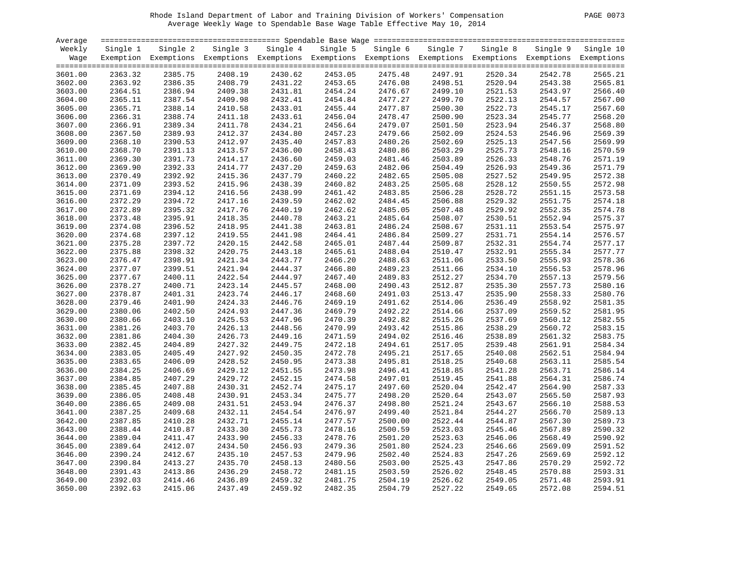Rhode Island Department of Labor and Training Division of Workers' Compensation

Average Weekly Wage to Spendable Base Wage Table Effective May 10, 2014

| Average Weekly Wage | Single 1 Exemption | Single 2 Exemptions | Single 3 Exemptions | Single 4 Exemptions | Single 5 Exemptions | Single 6 Exemptions | Single 7 Exemptions | Single 8 Exemptions | Single 9 Exemptions | Single 10 Exemptions |
|---|---|---|---|---|---|---|---|---|---|---|
| 3601.00 | 2363.32 | 2385.75 | 2408.19 | 2430.62 | 2453.05 | 2475.48 | 2497.91 | 2520.34 | 2542.78 | 2565.21 |
| 3602.00 | 2363.92 | 2386.35 | 2408.79 | 2431.22 | 2453.65 | 2476.08 | 2498.51 | 2520.94 | 2543.38 | 2565.81 |
| 3603.00 | 2364.51 | 2386.94 | 2409.38 | 2431.81 | 2454.24 | 2476.67 | 2499.10 | 2521.53 | 2543.97 | 2566.40 |
| 3604.00 | 2365.11 | 2387.54 | 2409.98 | 2432.41 | 2454.84 | 2477.27 | 2499.70 | 2522.13 | 2544.57 | 2567.00 |
| 3605.00 | 2365.71 | 2388.14 | 2410.58 | 2433.01 | 2455.44 | 2477.87 | 2500.30 | 2522.73 | 2545.17 | 2567.60 |
| 3606.00 | 2366.31 | 2388.74 | 2411.18 | 2433.61 | 2456.04 | 2478.47 | 2500.90 | 2523.34 | 2545.77 | 2568.20 |
| 3607.00 | 2366.91 | 2389.34 | 2411.78 | 2434.21 | 2456.64 | 2479.07 | 2501.50 | 2523.94 | 2546.37 | 2568.80 |
| 3608.00 | 2367.50 | 2389.93 | 2412.37 | 2434.80 | 2457.23 | 2479.66 | 2502.09 | 2524.53 | 2546.96 | 2569.39 |
| 3609.00 | 2368.10 | 2390.53 | 2412.97 | 2435.40 | 2457.83 | 2480.26 | 2502.69 | 2525.13 | 2547.56 | 2569.99 |
| 3610.00 | 2368.70 | 2391.13 | 2413.57 | 2436.00 | 2458.43 | 2480.86 | 2503.29 | 2525.73 | 2548.16 | 2570.59 |
| 3611.00 | 2369.30 | 2391.73 | 2414.17 | 2436.60 | 2459.03 | 2481.46 | 2503.89 | 2526.33 | 2548.76 | 2571.19 |
| 3612.00 | 2369.90 | 2392.33 | 2414.77 | 2437.20 | 2459.63 | 2482.06 | 2504.49 | 2526.93 | 2549.36 | 2571.79 |
| 3613.00 | 2370.49 | 2392.92 | 2415.36 | 2437.79 | 2460.22 | 2482.65 | 2505.08 | 2527.52 | 2549.95 | 2572.38 |
| 3614.00 | 2371.09 | 2393.52 | 2415.96 | 2438.39 | 2460.82 | 2483.25 | 2505.68 | 2528.12 | 2550.55 | 2572.98 |
| 3615.00 | 2371.69 | 2394.12 | 2416.56 | 2438.99 | 2461.42 | 2483.85 | 2506.28 | 2528.72 | 2551.15 | 2573.58 |
| 3616.00 | 2372.29 | 2394.72 | 2417.16 | 2439.59 | 2462.02 | 2484.45 | 2506.88 | 2529.32 | 2551.75 | 2574.18 |
| 3617.00 | 2372.89 | 2395.32 | 2417.76 | 2440.19 | 2462.62 | 2485.05 | 2507.48 | 2529.92 | 2552.35 | 2574.78 |
| 3618.00 | 2373.48 | 2395.91 | 2418.35 | 2440.78 | 2463.21 | 2485.64 | 2508.07 | 2530.51 | 2552.94 | 2575.37 |
| 3619.00 | 2374.08 | 2396.52 | 2418.95 | 2441.38 | 2463.81 | 2486.24 | 2508.67 | 2531.11 | 2553.54 | 2575.97 |
| 3620.00 | 2374.68 | 2397.12 | 2419.55 | 2441.98 | 2464.41 | 2486.84 | 2509.27 | 2531.71 | 2554.14 | 2576.57 |
| 3621.00 | 2375.28 | 2397.72 | 2420.15 | 2442.58 | 2465.01 | 2487.44 | 2509.87 | 2532.31 | 2554.74 | 2577.17 |
| 3622.00 | 2375.88 | 2398.32 | 2420.75 | 2443.18 | 2465.61 | 2488.04 | 2510.47 | 2532.91 | 2555.34 | 2577.77 |
| 3623.00 | 2376.47 | 2398.91 | 2421.34 | 2443.77 | 2466.20 | 2488.63 | 2511.06 | 2533.50 | 2555.93 | 2578.36 |
| 3624.00 | 2377.07 | 2399.51 | 2421.94 | 2444.37 | 2466.80 | 2489.23 | 2511.66 | 2534.10 | 2556.53 | 2578.96 |
| 3625.00 | 2377.67 | 2400.11 | 2422.54 | 2444.97 | 2467.40 | 2489.83 | 2512.27 | 2534.70 | 2557.13 | 2579.56 |
| 3626.00 | 2378.27 | 2400.71 | 2423.14 | 2445.57 | 2468.00 | 2490.43 | 2512.87 | 2535.30 | 2557.73 | 2580.16 |
| 3627.00 | 2378.87 | 2401.31 | 2423.74 | 2446.17 | 2468.60 | 2491.03 | 2513.47 | 2535.90 | 2558.33 | 2580.76 |
| 3628.00 | 2379.46 | 2401.90 | 2424.33 | 2446.76 | 2469.19 | 2491.62 | 2514.06 | 2536.49 | 2558.92 | 2581.35 |
| 3629.00 | 2380.06 | 2402.50 | 2424.93 | 2447.36 | 2469.79 | 2492.22 | 2514.66 | 2537.09 | 2559.52 | 2581.95 |
| 3630.00 | 2380.66 | 2403.10 | 2425.53 | 2447.96 | 2470.39 | 2492.82 | 2515.26 | 2537.69 | 2560.12 | 2582.55 |
| 3631.00 | 2381.26 | 2403.70 | 2426.13 | 2448.56 | 2470.99 | 2493.42 | 2515.86 | 2538.29 | 2560.72 | 2583.15 |
| 3632.00 | 2381.86 | 2404.30 | 2426.73 | 2449.16 | 2471.59 | 2494.02 | 2516.46 | 2538.89 | 2561.32 | 2583.75 |
| 3633.00 | 2382.45 | 2404.89 | 2427.32 | 2449.75 | 2472.18 | 2494.61 | 2517.05 | 2539.48 | 2561.91 | 2584.34 |
| 3634.00 | 2383.05 | 2405.49 | 2427.92 | 2450.35 | 2472.78 | 2495.21 | 2517.65 | 2540.08 | 2562.51 | 2584.94 |
| 3635.00 | 2383.65 | 2406.09 | 2428.52 | 2450.95 | 2473.38 | 2495.81 | 2518.25 | 2540.68 | 2563.11 | 2585.54 |
| 3636.00 | 2384.25 | 2406.69 | 2429.12 | 2451.55 | 2473.98 | 2496.41 | 2518.85 | 2541.28 | 2563.71 | 2586.14 |
| 3637.00 | 2384.85 | 2407.29 | 2429.72 | 2452.15 | 2474.58 | 2497.01 | 2519.45 | 2541.88 | 2564.31 | 2586.74 |
| 3638.00 | 2385.45 | 2407.88 | 2430.31 | 2452.74 | 2475.17 | 2497.60 | 2520.04 | 2542.47 | 2564.90 | 2587.33 |
| 3639.00 | 2386.05 | 2408.48 | 2430.91 | 2453.34 | 2475.77 | 2498.20 | 2520.64 | 2543.07 | 2565.50 | 2587.93 |
| 3640.00 | 2386.65 | 2409.08 | 2431.51 | 2453.94 | 2476.37 | 2498.80 | 2521.24 | 2543.67 | 2566.10 | 2588.53 |
| 3641.00 | 2387.25 | 2409.68 | 2432.11 | 2454.54 | 2476.97 | 2499.40 | 2521.84 | 2544.27 | 2566.70 | 2589.13 |
| 3642.00 | 2387.85 | 2410.28 | 2432.71 | 2455.14 | 2477.57 | 2500.00 | 2522.44 | 2544.87 | 2567.30 | 2589.73 |
| 3643.00 | 2388.44 | 2410.87 | 2433.30 | 2455.73 | 2478.16 | 2500.59 | 2523.03 | 2545.46 | 2567.89 | 2590.32 |
| 3644.00 | 2389.04 | 2411.47 | 2433.90 | 2456.33 | 2478.76 | 2501.20 | 2523.63 | 2546.06 | 2568.49 | 2590.92 |
| 3645.00 | 2389.64 | 2412.07 | 2434.50 | 2456.93 | 2479.36 | 2501.80 | 2524.23 | 2546.66 | 2569.09 | 2591.52 |
| 3646.00 | 2390.24 | 2412.67 | 2435.10 | 2457.53 | 2479.96 | 2502.40 | 2524.83 | 2547.26 | 2569.69 | 2592.12 |
| 3647.00 | 2390.84 | 2413.27 | 2435.70 | 2458.13 | 2480.56 | 2503.00 | 2525.43 | 2547.86 | 2570.29 | 2592.72 |
| 3648.00 | 2391.43 | 2413.86 | 2436.29 | 2458.72 | 2481.15 | 2503.59 | 2526.02 | 2548.45 | 2570.88 | 2593.31 |
| 3649.00 | 2392.03 | 2414.46 | 2436.89 | 2459.32 | 2481.75 | 2504.19 | 2526.62 | 2549.05 | 2571.48 | 2593.91 |
| 3650.00 | 2392.63 | 2415.06 | 2437.49 | 2459.92 | 2482.35 | 2504.79 | 2527.22 | 2549.65 | 2572.08 | 2594.51 |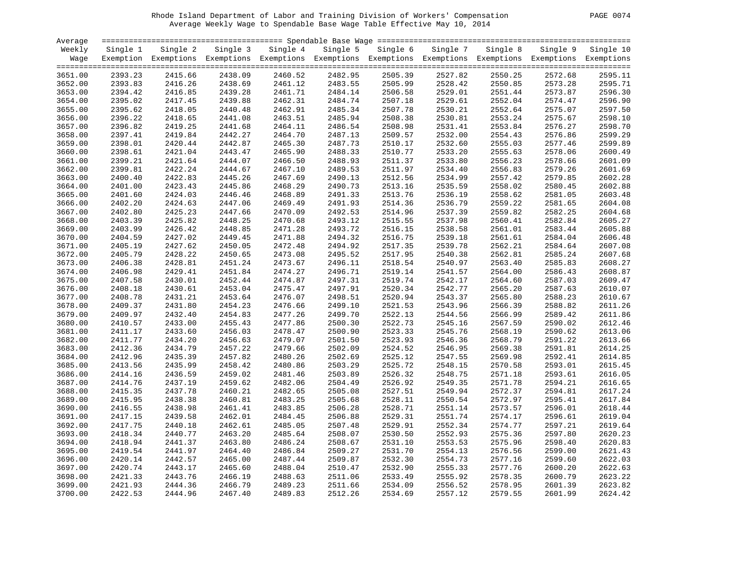Rhode Island Department of Labor and Training Division of Workers' Compensation

Average Weekly Wage to Spendable Base Wage Table Effective May 10, 2014

| Average Weekly Wage | Single 1 Exemption | Single 2 Exemptions | Single 3 Exemptions | Single 4 Exemptions | Single 5 Exemptions | Single 6 Exemptions | Single 7 Exemptions | Single 8 Exemptions | Single 9 Exemptions | Single 10 Exemptions |
|---|---|---|---|---|---|---|---|---|---|---|
| 3651.00 | 2393.23 | 2415.66 | 2438.09 | 2460.52 | 2482.95 | 2505.39 | 2527.82 | 2550.25 | 2572.68 | 2595.11 |
| 3652.00 | 2393.83 | 2416.26 | 2438.69 | 2461.12 | 2483.55 | 2505.99 | 2528.42 | 2550.85 | 2573.28 | 2595.71 |
| 3653.00 | 2394.42 | 2416.85 | 2439.28 | 2461.71 | 2484.14 | 2506.58 | 2529.01 | 2551.44 | 2573.87 | 2596.30 |
| 3654.00 | 2395.02 | 2417.45 | 2439.88 | 2462.31 | 2484.74 | 2507.18 | 2529.61 | 2552.04 | 2574.47 | 2596.90 |
| 3655.00 | 2395.62 | 2418.05 | 2440.48 | 2462.91 | 2485.34 | 2507.78 | 2530.21 | 2552.64 | 2575.07 | 2597.50 |
| 3656.00 | 2396.22 | 2418.65 | 2441.08 | 2463.51 | 2485.94 | 2508.38 | 2530.81 | 2553.24 | 2575.67 | 2598.10 |
| 3657.00 | 2396.82 | 2419.25 | 2441.68 | 2464.11 | 2486.54 | 2508.98 | 2531.41 | 2553.84 | 2576.27 | 2598.70 |
| 3658.00 | 2397.41 | 2419.84 | 2442.27 | 2464.70 | 2487.13 | 2509.57 | 2532.00 | 2554.43 | 2576.86 | 2599.29 |
| 3659.00 | 2398.01 | 2420.44 | 2442.87 | 2465.30 | 2487.73 | 2510.17 | 2532.60 | 2555.03 | 2577.46 | 2599.89 |
| 3660.00 | 2398.61 | 2421.04 | 2443.47 | 2465.90 | 2488.33 | 2510.77 | 2533.20 | 2555.63 | 2578.06 | 2600.49 |
| 3661.00 | 2399.21 | 2421.64 | 2444.07 | 2466.50 | 2488.93 | 2511.37 | 2533.80 | 2556.23 | 2578.66 | 2601.09 |
| 3662.00 | 2399.81 | 2422.24 | 2444.67 | 2467.10 | 2489.53 | 2511.97 | 2534.40 | 2556.83 | 2579.26 | 2601.69 |
| 3663.00 | 2400.40 | 2422.83 | 2445.26 | 2467.69 | 2490.13 | 2512.56 | 2534.99 | 2557.42 | 2579.85 | 2602.28 |
| 3664.00 | 2401.00 | 2423.43 | 2445.86 | 2468.29 | 2490.73 | 2513.16 | 2535.59 | 2558.02 | 2580.45 | 2602.88 |
| 3665.00 | 2401.60 | 2424.03 | 2446.46 | 2468.89 | 2491.33 | 2513.76 | 2536.19 | 2558.62 | 2581.05 | 2603.48 |
| 3666.00 | 2402.20 | 2424.63 | 2447.06 | 2469.49 | 2491.93 | 2514.36 | 2536.79 | 2559.22 | 2581.65 | 2604.08 |
| 3667.00 | 2402.80 | 2425.23 | 2447.66 | 2470.09 | 2492.53 | 2514.96 | 2537.39 | 2559.82 | 2582.25 | 2604.68 |
| 3668.00 | 2403.39 | 2425.82 | 2448.25 | 2470.68 | 2493.12 | 2515.55 | 2537.98 | 2560.41 | 2582.84 | 2605.27 |
| 3669.00 | 2403.99 | 2426.42 | 2448.85 | 2471.28 | 2493.72 | 2516.15 | 2538.58 | 2561.01 | 2583.44 | 2605.88 |
| 3670.00 | 2404.59 | 2427.02 | 2449.45 | 2471.88 | 2494.32 | 2516.75 | 2539.18 | 2561.61 | 2584.04 | 2606.48 |
| 3671.00 | 2405.19 | 2427.62 | 2450.05 | 2472.48 | 2494.92 | 2517.35 | 2539.78 | 2562.21 | 2584.64 | 2607.08 |
| 3672.00 | 2405.79 | 2428.22 | 2450.65 | 2473.08 | 2495.52 | 2517.95 | 2540.38 | 2562.81 | 2585.24 | 2607.68 |
| 3673.00 | 2406.38 | 2428.81 | 2451.24 | 2473.67 | 2496.11 | 2518.54 | 2540.97 | 2563.40 | 2585.83 | 2608.27 |
| 3674.00 | 2406.98 | 2429.41 | 2451.84 | 2474.27 | 2496.71 | 2519.14 | 2541.57 | 2564.00 | 2586.43 | 2608.87 |
| 3675.00 | 2407.58 | 2430.01 | 2452.44 | 2474.87 | 2497.31 | 2519.74 | 2542.17 | 2564.60 | 2587.03 | 2609.47 |
| 3676.00 | 2408.18 | 2430.61 | 2453.04 | 2475.47 | 2497.91 | 2520.34 | 2542.77 | 2565.20 | 2587.63 | 2610.07 |
| 3677.00 | 2408.78 | 2431.21 | 2453.64 | 2476.07 | 2498.51 | 2520.94 | 2543.37 | 2565.80 | 2588.23 | 2610.67 |
| 3678.00 | 2409.37 | 2431.80 | 2454.23 | 2476.66 | 2499.10 | 2521.53 | 2543.96 | 2566.39 | 2588.82 | 2611.26 |
| 3679.00 | 2409.97 | 2432.40 | 2454.83 | 2477.26 | 2499.70 | 2522.13 | 2544.56 | 2566.99 | 2589.42 | 2611.86 |
| 3680.00 | 2410.57 | 2433.00 | 2455.43 | 2477.86 | 2500.30 | 2522.73 | 2545.16 | 2567.59 | 2590.02 | 2612.46 |
| 3681.00 | 2411.17 | 2433.60 | 2456.03 | 2478.47 | 2500.90 | 2523.33 | 2545.76 | 2568.19 | 2590.62 | 2613.06 |
| 3682.00 | 2411.77 | 2434.20 | 2456.63 | 2479.07 | 2501.50 | 2523.93 | 2546.36 | 2568.79 | 2591.22 | 2613.66 |
| 3683.00 | 2412.36 | 2434.79 | 2457.22 | 2479.66 | 2502.09 | 2524.52 | 2546.95 | 2569.38 | 2591.81 | 2614.25 |
| 3684.00 | 2412.96 | 2435.39 | 2457.82 | 2480.26 | 2502.69 | 2525.12 | 2547.55 | 2569.98 | 2592.41 | 2614.85 |
| 3685.00 | 2413.56 | 2435.99 | 2458.42 | 2480.86 | 2503.29 | 2525.72 | 2548.15 | 2570.58 | 2593.01 | 2615.45 |
| 3686.00 | 2414.16 | 2436.59 | 2459.02 | 2481.46 | 2503.89 | 2526.32 | 2548.75 | 2571.18 | 2593.61 | 2616.05 |
| 3687.00 | 2414.76 | 2437.19 | 2459.62 | 2482.06 | 2504.49 | 2526.92 | 2549.35 | 2571.78 | 2594.21 | 2616.65 |
| 3688.00 | 2415.35 | 2437.78 | 2460.21 | 2482.65 | 2505.08 | 2527.51 | 2549.94 | 2572.37 | 2594.81 | 2617.24 |
| 3689.00 | 2415.95 | 2438.38 | 2460.81 | 2483.25 | 2505.68 | 2528.11 | 2550.54 | 2572.97 | 2595.41 | 2617.84 |
| 3690.00 | 2416.55 | 2438.98 | 2461.41 | 2483.85 | 2506.28 | 2528.71 | 2551.14 | 2573.57 | 2596.01 | 2618.44 |
| 3691.00 | 2417.15 | 2439.58 | 2462.01 | 2484.45 | 2506.88 | 2529.31 | 2551.74 | 2574.17 | 2596.61 | 2619.04 |
| 3692.00 | 2417.75 | 2440.18 | 2462.61 | 2485.05 | 2507.48 | 2529.91 | 2552.34 | 2574.77 | 2597.21 | 2619.64 |
| 3693.00 | 2418.34 | 2440.77 | 2463.20 | 2485.64 | 2508.07 | 2530.50 | 2552.93 | 2575.36 | 2597.80 | 2620.23 |
| 3694.00 | 2418.94 | 2441.37 | 2463.80 | 2486.24 | 2508.67 | 2531.10 | 2553.53 | 2575.96 | 2598.40 | 2620.83 |
| 3695.00 | 2419.54 | 2441.97 | 2464.40 | 2486.84 | 2509.27 | 2531.70 | 2554.13 | 2576.56 | 2599.00 | 2621.43 |
| 3696.00 | 2420.14 | 2442.57 | 2465.00 | 2487.44 | 2509.87 | 2532.30 | 2554.73 | 2577.16 | 2599.60 | 2622.03 |
| 3697.00 | 2420.74 | 2443.17 | 2465.60 | 2488.04 | 2510.47 | 2532.90 | 2555.33 | 2577.76 | 2600.20 | 2622.63 |
| 3698.00 | 2421.33 | 2443.76 | 2466.19 | 2488.63 | 2511.06 | 2533.49 | 2555.92 | 2578.35 | 2600.79 | 2623.22 |
| 3699.00 | 2421.93 | 2444.36 | 2466.79 | 2489.23 | 2511.66 | 2534.09 | 2556.52 | 2578.95 | 2601.39 | 2623.82 |
| 3700.00 | 2422.53 | 2444.96 | 2467.40 | 2489.83 | 2512.26 | 2534.69 | 2557.12 | 2579.55 | 2601.99 | 2624.42 |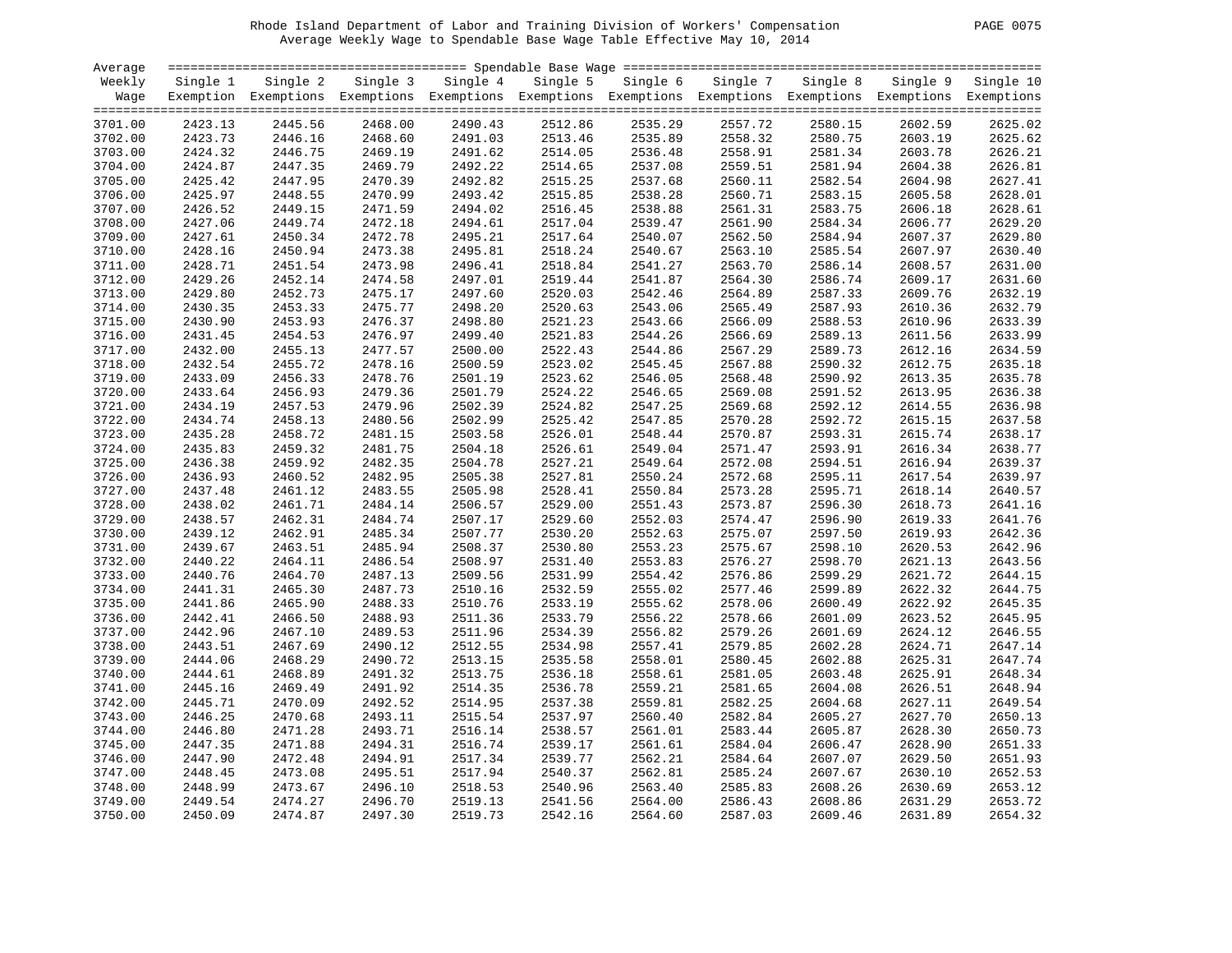Rhode Island Department of Labor and Training Division of Workers' Compensation

Average Weekly Wage to Spendable Base Wage Table Effective May 10, 2014

| Average Weekly Wage | Single 1 Exemption | Single 2 Exemptions | Single 3 Exemptions | Single 4 Exemptions | Single 5 Exemptions | Single 6 Exemptions | Single 7 Exemptions | Single 8 Exemptions | Single 9 Exemptions | Single 10 Exemptions |
|---|---|---|---|---|---|---|---|---|---|---|
| 3701.00 | 2423.13 | 2445.56 | 2468.00 | 2490.43 | 2512.86 | 2535.29 | 2557.72 | 2580.15 | 2602.59 | 2625.02 |
| 3702.00 | 2423.73 | 2446.16 | 2468.60 | 2491.03 | 2513.46 | 2535.89 | 2558.32 | 2580.75 | 2603.19 | 2625.62 |
| 3703.00 | 2424.32 | 2446.75 | 2469.19 | 2491.62 | 2514.05 | 2536.48 | 2558.91 | 2581.34 | 2603.78 | 2626.21 |
| 3704.00 | 2424.87 | 2447.35 | 2469.79 | 2492.22 | 2514.65 | 2537.08 | 2559.51 | 2581.94 | 2604.38 | 2626.81 |
| 3705.00 | 2425.42 | 2447.95 | 2470.39 | 2492.82 | 2515.25 | 2537.68 | 2560.11 | 2582.54 | 2604.98 | 2627.41 |
| 3706.00 | 2425.97 | 2448.55 | 2470.99 | 2493.42 | 2515.85 | 2538.28 | 2560.71 | 2583.15 | 2605.58 | 2628.01 |
| 3707.00 | 2426.52 | 2449.15 | 2471.59 | 2494.02 | 2516.45 | 2538.88 | 2561.31 | 2583.75 | 2606.18 | 2628.61 |
| 3708.00 | 2427.06 | 2449.74 | 2472.18 | 2494.61 | 2517.04 | 2539.47 | 2561.90 | 2584.34 | 2606.77 | 2629.20 |
| 3709.00 | 2427.61 | 2450.34 | 2472.78 | 2495.21 | 2517.64 | 2540.07 | 2562.50 | 2584.94 | 2607.37 | 2629.80 |
| 3710.00 | 2428.16 | 2450.94 | 2473.38 | 2495.81 | 2518.24 | 2540.67 | 2563.10 | 2585.54 | 2607.97 | 2630.40 |
| 3711.00 | 2428.71 | 2451.54 | 2473.98 | 2496.41 | 2518.84 | 2541.27 | 2563.70 | 2586.14 | 2608.57 | 2631.00 |
| 3712.00 | 2429.26 | 2452.14 | 2474.58 | 2497.01 | 2519.44 | 2541.87 | 2564.30 | 2586.74 | 2609.17 | 2631.60 |
| 3713.00 | 2429.80 | 2452.73 | 2475.17 | 2497.60 | 2520.03 | 2542.46 | 2564.89 | 2587.33 | 2609.76 | 2632.19 |
| 3714.00 | 2430.35 | 2453.33 | 2475.77 | 2498.20 | 2520.63 | 2543.06 | 2565.49 | 2587.93 | 2610.36 | 2632.79 |
| 3715.00 | 2430.90 | 2453.93 | 2476.37 | 2498.80 | 2521.23 | 2543.66 | 2566.09 | 2588.53 | 2610.96 | 2633.39 |
| 3716.00 | 2431.45 | 2454.53 | 2476.97 | 2499.40 | 2521.83 | 2544.26 | 2566.69 | 2589.13 | 2611.56 | 2633.99 |
| 3717.00 | 2432.00 | 2455.13 | 2477.57 | 2500.00 | 2522.43 | 2544.86 | 2567.29 | 2589.73 | 2612.16 | 2634.59 |
| 3718.00 | 2432.54 | 2455.72 | 2478.16 | 2500.59 | 2523.02 | 2545.45 | 2567.88 | 2590.32 | 2612.75 | 2635.18 |
| 3719.00 | 2433.09 | 2456.33 | 2478.76 | 2501.19 | 2523.62 | 2546.05 | 2568.48 | 2590.92 | 2613.35 | 2635.78 |
| 3720.00 | 2433.64 | 2456.93 | 2479.36 | 2501.79 | 2524.22 | 2546.65 | 2569.08 | 2591.52 | 2613.95 | 2636.38 |
| 3721.00 | 2434.19 | 2457.53 | 2479.96 | 2502.39 | 2524.82 | 2547.25 | 2569.68 | 2592.12 | 2614.55 | 2636.98 |
| 3722.00 | 2434.74 | 2458.13 | 2480.56 | 2502.99 | 2525.42 | 2547.85 | 2570.28 | 2592.72 | 2615.15 | 2637.58 |
| 3723.00 | 2435.28 | 2458.72 | 2481.15 | 2503.58 | 2526.01 | 2548.44 | 2570.87 | 2593.31 | 2615.74 | 2638.17 |
| 3724.00 | 2435.83 | 2459.32 | 2481.75 | 2504.18 | 2526.61 | 2549.04 | 2571.47 | 2593.91 | 2616.34 | 2638.77 |
| 3725.00 | 2436.38 | 2459.92 | 2482.35 | 2504.78 | 2527.21 | 2549.64 | 2572.08 | 2594.51 | 2616.94 | 2639.37 |
| 3726.00 | 2436.93 | 2460.52 | 2482.95 | 2505.38 | 2527.81 | 2550.24 | 2572.68 | 2595.11 | 2617.54 | 2639.97 |
| 3727.00 | 2437.48 | 2461.12 | 2483.55 | 2505.98 | 2528.41 | 2550.84 | 2573.28 | 2595.71 | 2618.14 | 2640.57 |
| 3728.00 | 2438.02 | 2461.71 | 2484.14 | 2506.57 | 2529.00 | 2551.43 | 2573.87 | 2596.30 | 2618.73 | 2641.16 |
| 3729.00 | 2438.57 | 2462.31 | 2484.74 | 2507.17 | 2529.60 | 2552.03 | 2574.47 | 2596.90 | 2619.33 | 2641.76 |
| 3730.00 | 2439.12 | 2462.91 | 2485.34 | 2507.77 | 2530.20 | 2552.63 | 2575.07 | 2597.50 | 2619.93 | 2642.36 |
| 3731.00 | 2439.67 | 2463.51 | 2485.94 | 2508.37 | 2530.80 | 2553.23 | 2575.67 | 2598.10 | 2620.53 | 2642.96 |
| 3732.00 | 2440.22 | 2464.11 | 2486.54 | 2508.97 | 2531.40 | 2553.83 | 2576.27 | 2598.70 | 2621.13 | 2643.56 |
| 3733.00 | 2440.76 | 2464.70 | 2487.13 | 2509.56 | 2531.99 | 2554.42 | 2576.86 | 2599.29 | 2621.72 | 2644.15 |
| 3734.00 | 2441.31 | 2465.30 | 2487.73 | 2510.16 | 2532.59 | 2555.02 | 2577.46 | 2599.89 | 2622.32 | 2644.75 |
| 3735.00 | 2441.86 | 2465.90 | 2488.33 | 2510.76 | 2533.19 | 2555.62 | 2578.06 | 2600.49 | 2622.92 | 2645.35 |
| 3736.00 | 2442.41 | 2466.50 | 2488.93 | 2511.36 | 2533.79 | 2556.22 | 2578.66 | 2601.09 | 2623.52 | 2645.95 |
| 3737.00 | 2442.96 | 2467.10 | 2489.53 | 2511.96 | 2534.39 | 2556.82 | 2579.26 | 2601.69 | 2624.12 | 2646.55 |
| 3738.00 | 2443.51 | 2467.69 | 2490.12 | 2512.55 | 2534.98 | 2557.41 | 2579.85 | 2602.28 | 2624.71 | 2647.14 |
| 3739.00 | 2444.06 | 2468.29 | 2490.72 | 2513.15 | 2535.58 | 2558.01 | 2580.45 | 2602.88 | 2625.31 | 2647.74 |
| 3740.00 | 2444.61 | 2468.89 | 2491.32 | 2513.75 | 2536.18 | 2558.61 | 2581.05 | 2603.48 | 2625.91 | 2648.34 |
| 3741.00 | 2445.16 | 2469.49 | 2491.92 | 2514.35 | 2536.78 | 2559.21 | 2581.65 | 2604.08 | 2626.51 | 2648.94 |
| 3742.00 | 2445.71 | 2470.09 | 2492.52 | 2514.95 | 2537.38 | 2559.81 | 2582.25 | 2604.68 | 2627.11 | 2649.54 |
| 3743.00 | 2446.25 | 2470.68 | 2493.11 | 2515.54 | 2537.97 | 2560.40 | 2582.84 | 2605.27 | 2627.70 | 2650.13 |
| 3744.00 | 2446.80 | 2471.28 | 2493.71 | 2516.14 | 2538.57 | 2561.01 | 2583.44 | 2605.87 | 2628.30 | 2650.73 |
| 3745.00 | 2447.35 | 2471.88 | 2494.31 | 2516.74 | 2539.17 | 2561.61 | 2584.04 | 2606.47 | 2628.90 | 2651.33 |
| 3746.00 | 2447.90 | 2472.48 | 2494.91 | 2517.34 | 2539.77 | 2562.21 | 2584.64 | 2607.07 | 2629.50 | 2651.93 |
| 3747.00 | 2448.45 | 2473.08 | 2495.51 | 2517.94 | 2540.37 | 2562.81 | 2585.24 | 2607.67 | 2630.10 | 2652.53 |
| 3748.00 | 2448.99 | 2473.67 | 2496.10 | 2518.53 | 2540.96 | 2563.40 | 2585.83 | 2608.26 | 2630.69 | 2653.12 |
| 3749.00 | 2449.54 | 2474.27 | 2496.70 | 2519.13 | 2541.56 | 2564.00 | 2586.43 | 2608.86 | 2631.29 | 2653.72 |
| 3750.00 | 2450.09 | 2474.87 | 2497.30 | 2519.73 | 2542.16 | 2564.60 | 2587.03 | 2609.46 | 2631.89 | 2654.32 |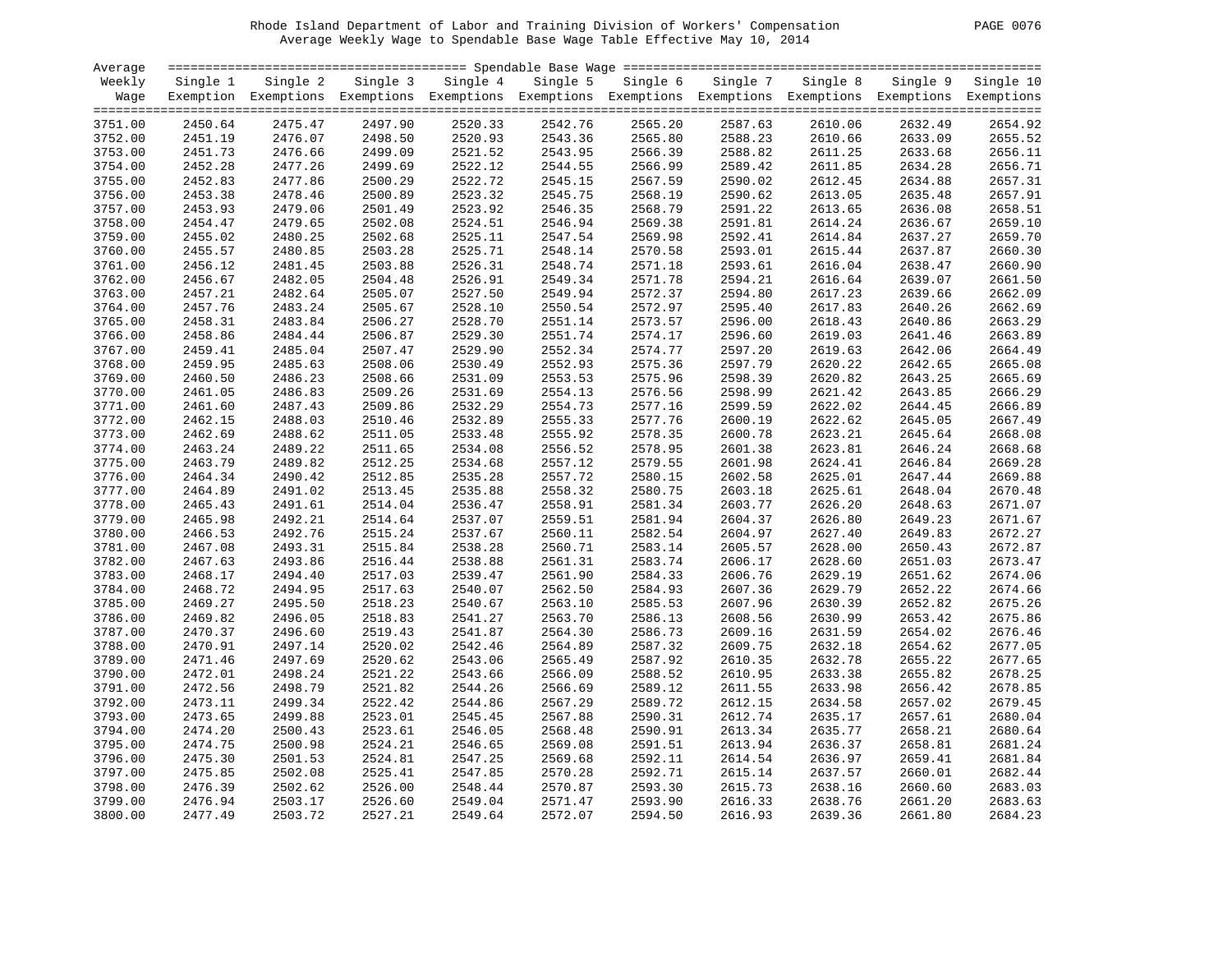Rhode Island Department of Labor and Training Division of Workers' Compensation

Average Weekly Wage to Spendable Base Wage Table Effective May 10, 2014

| Average Weekly Wage | Single 1 Exemption | Single 2 Exemptions | Single 3 Exemptions | Single 4 Exemptions | Single 5 Exemptions | Single 6 Exemptions | Single 7 Exemptions | Single 8 Exemptions | Single 9 Exemptions | Single 10 Exemptions |
|---|---|---|---|---|---|---|---|---|---|---|
| 3751.00 | 2450.64 | 2475.47 | 2497.90 | 2520.33 | 2542.76 | 2565.20 | 2587.63 | 2610.06 | 2632.49 | 2654.92 |
| 3752.00 | 2451.19 | 2476.07 | 2498.50 | 2520.93 | 2543.36 | 2565.80 | 2588.23 | 2610.66 | 2633.09 | 2655.52 |
| 3753.00 | 2451.73 | 2476.66 | 2499.09 | 2521.52 | 2543.95 | 2566.39 | 2588.82 | 2611.25 | 2633.68 | 2656.11 |
| 3754.00 | 2452.28 | 2477.26 | 2499.69 | 2522.12 | 2544.55 | 2566.99 | 2589.42 | 2611.85 | 2634.28 | 2656.71 |
| 3755.00 | 2452.83 | 2477.86 | 2500.29 | 2522.72 | 2545.15 | 2567.59 | 2590.02 | 2612.45 | 2634.88 | 2657.31 |
| 3756.00 | 2453.38 | 2478.46 | 2500.89 | 2523.32 | 2545.75 | 2568.19 | 2590.62 | 2613.05 | 2635.48 | 2657.91 |
| 3757.00 | 2453.93 | 2479.06 | 2501.49 | 2523.92 | 2546.35 | 2568.79 | 2591.22 | 2613.65 | 2636.08 | 2658.51 |
| 3758.00 | 2454.47 | 2479.65 | 2502.08 | 2524.51 | 2546.94 | 2569.38 | 2591.81 | 2614.24 | 2636.67 | 2659.10 |
| 3759.00 | 2455.02 | 2480.25 | 2502.68 | 2525.11 | 2547.54 | 2569.98 | 2592.41 | 2614.84 | 2637.27 | 2659.70 |
| 3760.00 | 2455.57 | 2480.85 | 2503.28 | 2525.71 | 2548.14 | 2570.58 | 2593.01 | 2615.44 | 2637.87 | 2660.30 |
| 3761.00 | 2456.12 | 2481.45 | 2503.88 | 2526.31 | 2548.74 | 2571.18 | 2593.61 | 2616.04 | 2638.47 | 2660.90 |
| 3762.00 | 2456.67 | 2482.05 | 2504.48 | 2526.91 | 2549.34 | 2571.78 | 2594.21 | 2616.64 | 2639.07 | 2661.50 |
| 3763.00 | 2457.21 | 2482.64 | 2505.07 | 2527.50 | 2549.94 | 2572.37 | 2594.80 | 2617.23 | 2639.66 | 2662.09 |
| 3764.00 | 2457.76 | 2483.24 | 2505.67 | 2528.10 | 2550.54 | 2572.97 | 2595.40 | 2617.83 | 2640.26 | 2662.69 |
| 3765.00 | 2458.31 | 2483.84 | 2506.27 | 2528.70 | 2551.14 | 2573.57 | 2596.00 | 2618.43 | 2640.86 | 2663.29 |
| 3766.00 | 2458.86 | 2484.44 | 2506.87 | 2529.30 | 2551.74 | 2574.17 | 2596.60 | 2619.03 | 2641.46 | 2663.89 |
| 3767.00 | 2459.41 | 2485.04 | 2507.47 | 2529.90 | 2552.34 | 2574.77 | 2597.20 | 2619.63 | 2642.06 | 2664.49 |
| 3768.00 | 2459.95 | 2485.63 | 2508.06 | 2530.49 | 2552.93 | 2575.36 | 2597.79 | 2620.22 | 2642.65 | 2665.08 |
| 3769.00 | 2460.50 | 2486.23 | 2508.66 | 2531.09 | 2553.53 | 2575.96 | 2598.39 | 2620.82 | 2643.25 | 2665.69 |
| 3770.00 | 2461.05 | 2486.83 | 2509.26 | 2531.69 | 2554.13 | 2576.56 | 2598.99 | 2621.42 | 2643.85 | 2666.29 |
| 3771.00 | 2461.60 | 2487.43 | 2509.86 | 2532.29 | 2554.73 | 2577.16 | 2599.59 | 2622.02 | 2644.45 | 2666.89 |
| 3772.00 | 2462.15 | 2488.03 | 2510.46 | 2532.89 | 2555.33 | 2577.76 | 2600.19 | 2622.62 | 2645.05 | 2667.49 |
| 3773.00 | 2462.69 | 2488.62 | 2511.05 | 2533.48 | 2555.92 | 2578.35 | 2600.78 | 2623.21 | 2645.64 | 2668.08 |
| 3774.00 | 2463.24 | 2489.22 | 2511.65 | 2534.08 | 2556.52 | 2578.95 | 2601.38 | 2623.81 | 2646.24 | 2668.68 |
| 3775.00 | 2463.79 | 2489.82 | 2512.25 | 2534.68 | 2557.12 | 2579.55 | 2601.98 | 2624.41 | 2646.84 | 2669.28 |
| 3776.00 | 2464.34 | 2490.42 | 2512.85 | 2535.28 | 2557.72 | 2580.15 | 2602.58 | 2625.01 | 2647.44 | 2669.88 |
| 3777.00 | 2464.89 | 2491.02 | 2513.45 | 2535.88 | 2558.32 | 2580.75 | 2603.18 | 2625.61 | 2648.04 | 2670.48 |
| 3778.00 | 2465.43 | 2491.61 | 2514.04 | 2536.47 | 2558.91 | 2581.34 | 2603.77 | 2626.20 | 2648.63 | 2671.07 |
| 3779.00 | 2465.98 | 2492.21 | 2514.64 | 2537.07 | 2559.51 | 2581.94 | 2604.37 | 2626.80 | 2649.23 | 2671.67 |
| 3780.00 | 2466.53 | 2492.76 | 2515.24 | 2537.67 | 2560.11 | 2582.54 | 2604.97 | 2627.40 | 2649.83 | 2672.27 |
| 3781.00 | 2467.08 | 2493.31 | 2515.84 | 2538.28 | 2560.71 | 2583.14 | 2605.57 | 2628.00 | 2650.43 | 2672.87 |
| 3782.00 | 2467.63 | 2493.86 | 2516.44 | 2538.88 | 2561.31 | 2583.74 | 2606.17 | 2628.60 | 2651.03 | 2673.47 |
| 3783.00 | 2468.17 | 2494.40 | 2517.03 | 2539.47 | 2561.90 | 2584.33 | 2606.76 | 2629.19 | 2651.62 | 2674.06 |
| 3784.00 | 2468.72 | 2494.95 | 2517.63 | 2540.07 | 2562.50 | 2584.93 | 2607.36 | 2629.79 | 2652.22 | 2674.66 |
| 3785.00 | 2469.27 | 2495.50 | 2518.23 | 2540.67 | 2563.10 | 2585.53 | 2607.96 | 2630.39 | 2652.82 | 2675.26 |
| 3786.00 | 2469.82 | 2496.05 | 2518.83 | 2541.27 | 2563.70 | 2586.13 | 2608.56 | 2630.99 | 2653.42 | 2675.86 |
| 3787.00 | 2470.37 | 2496.60 | 2519.43 | 2541.87 | 2564.30 | 2586.73 | 2609.16 | 2631.59 | 2654.02 | 2676.46 |
| 3788.00 | 2470.91 | 2497.14 | 2520.02 | 2542.46 | 2564.89 | 2587.32 | 2609.75 | 2632.18 | 2654.62 | 2677.05 |
| 3789.00 | 2471.46 | 2497.69 | 2520.62 | 2543.06 | 2565.49 | 2587.92 | 2610.35 | 2632.78 | 2655.22 | 2677.65 |
| 3790.00 | 2472.01 | 2498.24 | 2521.22 | 2543.66 | 2566.09 | 2588.52 | 2610.95 | 2633.38 | 2655.82 | 2678.25 |
| 3791.00 | 2472.56 | 2498.79 | 2521.82 | 2544.26 | 2566.69 | 2589.12 | 2611.55 | 2633.98 | 2656.42 | 2678.85 |
| 3792.00 | 2473.11 | 2499.34 | 2522.42 | 2544.86 | 2567.29 | 2589.72 | 2612.15 | 2634.58 | 2657.02 | 2679.45 |
| 3793.00 | 2473.65 | 2499.88 | 2523.01 | 2545.45 | 2567.88 | 2590.31 | 2612.74 | 2635.17 | 2657.61 | 2680.04 |
| 3794.00 | 2474.20 | 2500.43 | 2523.61 | 2546.05 | 2568.48 | 2590.91 | 2613.34 | 2635.77 | 2658.21 | 2680.64 |
| 3795.00 | 2474.75 | 2500.98 | 2524.21 | 2546.65 | 2569.08 | 2591.51 | 2613.94 | 2636.37 | 2658.81 | 2681.24 |
| 3796.00 | 2475.30 | 2501.53 | 2524.81 | 2547.25 | 2569.68 | 2592.11 | 2614.54 | 2636.97 | 2659.41 | 2681.84 |
| 3797.00 | 2475.85 | 2502.08 | 2525.41 | 2547.85 | 2570.28 | 2592.71 | 2615.14 | 2637.57 | 2660.01 | 2682.44 |
| 3798.00 | 2476.39 | 2502.62 | 2526.00 | 2548.44 | 2570.87 | 2593.30 | 2615.73 | 2638.16 | 2660.60 | 2683.03 |
| 3799.00 | 2476.94 | 2503.17 | 2526.60 | 2549.04 | 2571.47 | 2593.90 | 2616.33 | 2638.76 | 2661.20 | 2683.63 |
| 3800.00 | 2477.49 | 2503.72 | 2527.21 | 2549.64 | 2572.07 | 2594.50 | 2616.93 | 2639.36 | 2661.80 | 2684.23 |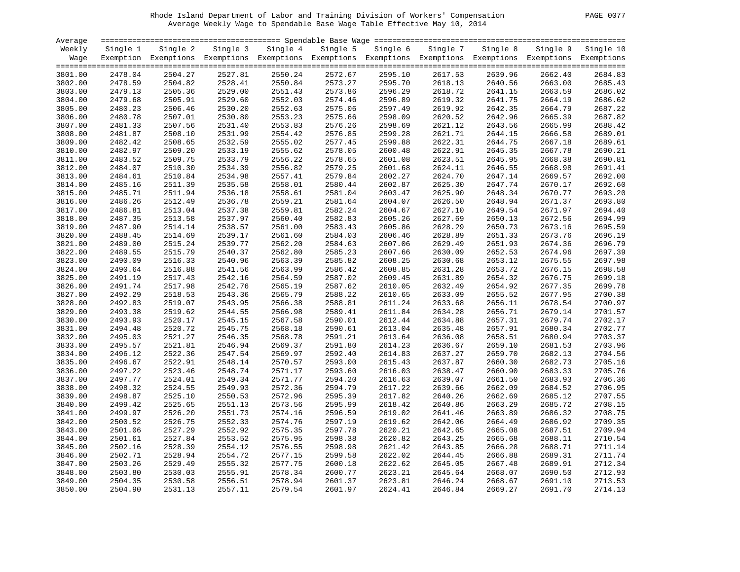Rhode Island Department of Labor and Training Division of Workers' Compensation
Average Weekly Wage to Spendable Base Wage Table Effective May 10, 2014

| Average Weekly Wage | Spendable Base Wage | | | | | | | | | |
|---|---|---|---|---|---|---|---|---|---|---|
| | Single 1 Exemption | Single 2 Exemptions | Single 3 Exemptions | Single 4 Exemptions | Single 5 Exemptions | Single 6 Exemptions | Single 7 Exemptions | Single 8 Exemptions | Single 9 Exemptions | Single 10 Exemptions |
| 3801.00 | 2478.04 | 2504.27 | 2527.81 | 2550.24 | 2572.67 | 2595.10 | 2617.53 | 2639.96 | 2662.40 | 2684.83 |
| 3802.00 | 2478.59 | 2504.82 | 2528.41 | 2550.84 | 2573.27 | 2595.70 | 2618.13 | 2640.56 | 2663.00 | 2685.43 |
| 3803.00 | 2479.13 | 2505.36 | 2529.00 | 2551.43 | 2573.86 | 2596.29 | 2618.72 | 2641.15 | 2663.59 | 2686.02 |
| 3804.00 | 2479.68 | 2505.91 | 2529.60 | 2552.03 | 2574.46 | 2596.89 | 2619.32 | 2641.75 | 2664.19 | 2686.62 |
| 3805.00 | 2480.23 | 2506.46 | 2530.20 | 2552.63 | 2575.06 | 2597.49 | 2619.92 | 2642.35 | 2664.79 | 2687.22 |
| 3806.00 | 2480.78 | 2507.01 | 2530.80 | 2553.23 | 2575.66 | 2598.09 | 2620.52 | 2642.96 | 2665.39 | 2687.82 |
| 3807.00 | 2481.33 | 2507.56 | 2531.40 | 2553.83 | 2576.26 | 2598.69 | 2621.12 | 2643.56 | 2665.99 | 2688.42 |
| 3808.00 | 2481.87 | 2508.10 | 2531.99 | 2554.42 | 2576.85 | 2599.28 | 2621.71 | 2644.15 | 2666.58 | 2689.01 |
| 3809.00 | 2482.42 | 2508.65 | 2532.59 | 2555.02 | 2577.45 | 2599.88 | 2622.31 | 2644.75 | 2667.18 | 2689.61 |
| 3810.00 | 2482.97 | 2509.20 | 2533.19 | 2555.62 | 2578.05 | 2600.48 | 2622.91 | 2645.35 | 2667.78 | 2690.21 |
| 3811.00 | 2483.52 | 2509.75 | 2533.79 | 2556.22 | 2578.65 | 2601.08 | 2623.51 | 2645.95 | 2668.38 | 2690.81 |
| 3812.00 | 2484.07 | 2510.30 | 2534.39 | 2556.82 | 2579.25 | 2601.68 | 2624.11 | 2646.55 | 2668.98 | 2691.41 |
| 3813.00 | 2484.61 | 2510.84 | 2534.98 | 2557.41 | 2579.84 | 2602.27 | 2624.70 | 2647.14 | 2669.57 | 2692.00 |
| 3814.00 | 2485.16 | 2511.39 | 2535.58 | 2558.01 | 2580.44 | 2602.87 | 2625.30 | 2647.74 | 2670.17 | 2692.60 |
| 3815.00 | 2485.71 | 2511.94 | 2536.18 | 2558.61 | 2581.04 | 2603.47 | 2625.90 | 2648.34 | 2670.77 | 2693.20 |
| 3816.00 | 2486.26 | 2512.49 | 2536.78 | 2559.21 | 2581.64 | 2604.07 | 2626.50 | 2648.94 | 2671.37 | 2693.80 |
| 3817.00 | 2486.81 | 2513.04 | 2537.38 | 2559.81 | 2582.24 | 2604.67 | 2627.10 | 2649.54 | 2671.97 | 2694.40 |
| 3818.00 | 2487.35 | 2513.58 | 2537.97 | 2560.40 | 2582.83 | 2605.26 | 2627.69 | 2650.13 | 2672.56 | 2694.99 |
| 3819.00 | 2487.90 | 2514.14 | 2538.57 | 2561.00 | 2583.43 | 2605.86 | 2628.29 | 2650.73 | 2673.16 | 2695.59 |
| 3820.00 | 2488.45 | 2514.69 | 2539.17 | 2561.60 | 2584.03 | 2606.46 | 2628.89 | 2651.33 | 2673.76 | 2696.19 |
| 3821.00 | 2489.00 | 2515.24 | 2539.77 | 2562.20 | 2584.63 | 2607.06 | 2629.49 | 2651.93 | 2674.36 | 2696.79 |
| 3822.00 | 2489.55 | 2515.79 | 2540.37 | 2562.80 | 2585.23 | 2607.66 | 2630.09 | 2652.53 | 2674.96 | 2697.39 |
| 3823.00 | 2490.09 | 2516.33 | 2540.96 | 2563.39 | 2585.82 | 2608.25 | 2630.68 | 2653.12 | 2675.55 | 2697.98 |
| 3824.00 | 2490.64 | 2516.88 | 2541.56 | 2563.99 | 2586.42 | 2608.85 | 2631.28 | 2653.72 | 2676.15 | 2698.58 |
| 3825.00 | 2491.19 | 2517.43 | 2542.16 | 2564.59 | 2587.02 | 2609.45 | 2631.89 | 2654.32 | 2676.75 | 2699.18 |
| 3826.00 | 2491.74 | 2517.98 | 2542.76 | 2565.19 | 2587.62 | 2610.05 | 2632.49 | 2654.92 | 2677.35 | 2699.78 |
| 3827.00 | 2492.29 | 2518.53 | 2543.36 | 2565.79 | 2588.22 | 2610.65 | 2633.09 | 2655.52 | 2677.95 | 2700.38 |
| 3828.00 | 2492.83 | 2519.07 | 2543.95 | 2566.38 | 2588.81 | 2611.24 | 2633.68 | 2656.11 | 2678.54 | 2700.97 |
| 3829.00 | 2493.38 | 2519.62 | 2544.55 | 2566.98 | 2589.41 | 2611.84 | 2634.28 | 2656.71 | 2679.14 | 2701.57 |
| 3830.00 | 2493.93 | 2520.17 | 2545.15 | 2567.58 | 2590.01 | 2612.44 | 2634.88 | 2657.31 | 2679.74 | 2702.17 |
| 3831.00 | 2494.48 | 2520.72 | 2545.75 | 2568.18 | 2590.61 | 2613.04 | 2635.48 | 2657.91 | 2680.34 | 2702.77 |
| 3832.00 | 2495.03 | 2521.27 | 2546.35 | 2568.78 | 2591.21 | 2613.64 | 2636.08 | 2658.51 | 2680.94 | 2703.37 |
| 3833.00 | 2495.57 | 2521.81 | 2546.94 | 2569.37 | 2591.80 | 2614.23 | 2636.67 | 2659.10 | 2681.53 | 2703.96 |
| 3834.00 | 2496.12 | 2522.36 | 2547.54 | 2569.97 | 2592.40 | 2614.83 | 2637.27 | 2659.70 | 2682.13 | 2704.56 |
| 3835.00 | 2496.67 | 2522.91 | 2548.14 | 2570.57 | 2593.00 | 2615.43 | 2637.87 | 2660.30 | 2682.73 | 2705.16 |
| 3836.00 | 2497.22 | 2523.46 | 2548.74 | 2571.17 | 2593.60 | 2616.03 | 2638.47 | 2660.90 | 2683.33 | 2705.76 |
| 3837.00 | 2497.77 | 2524.01 | 2549.34 | 2571.77 | 2594.20 | 2616.63 | 2639.07 | 2661.50 | 2683.93 | 2706.36 |
| 3838.00 | 2498.32 | 2524.55 | 2549.93 | 2572.36 | 2594.79 | 2617.22 | 2639.66 | 2662.09 | 2684.52 | 2706.95 |
| 3839.00 | 2498.87 | 2525.10 | 2550.53 | 2572.96 | 2595.39 | 2617.82 | 2640.26 | 2662.69 | 2685.12 | 2707.55 |
| 3840.00 | 2499.42 | 2525.65 | 2551.13 | 2573.56 | 2595.99 | 2618.42 | 2640.86 | 2663.29 | 2685.72 | 2708.15 |
| 3841.00 | 2499.97 | 2526.20 | 2551.73 | 2574.16 | 2596.59 | 2619.02 | 2641.46 | 2663.89 | 2686.32 | 2708.75 |
| 3842.00 | 2500.52 | 2526.75 | 2552.33 | 2574.76 | 2597.19 | 2619.62 | 2642.06 | 2664.49 | 2686.92 | 2709.35 |
| 3843.00 | 2501.06 | 2527.29 | 2552.92 | 2575.35 | 2597.78 | 2620.21 | 2642.65 | 2665.08 | 2687.51 | 2709.94 |
| 3844.00 | 2501.61 | 2527.84 | 2553.52 | 2575.95 | 2598.38 | 2620.82 | 2643.25 | 2665.68 | 2688.11 | 2710.54 |
| 3845.00 | 2502.16 | 2528.39 | 2554.12 | 2576.55 | 2598.98 | 2621.42 | 2643.85 | 2666.28 | 2688.71 | 2711.14 |
| 3846.00 | 2502.71 | 2528.94 | 2554.72 | 2577.15 | 2599.58 | 2622.02 | 2644.45 | 2666.88 | 2689.31 | 2711.74 |
| 3847.00 | 2503.26 | 2529.49 | 2555.32 | 2577.75 | 2600.18 | 2622.62 | 2645.05 | 2667.48 | 2689.91 | 2712.34 |
| 3848.00 | 2503.80 | 2530.03 | 2555.91 | 2578.34 | 2600.77 | 2623.21 | 2645.64 | 2668.07 | 2690.50 | 2712.93 |
| 3849.00 | 2504.35 | 2530.58 | 2556.51 | 2578.94 | 2601.37 | 2623.81 | 2646.24 | 2668.67 | 2691.10 | 2713.53 |
| 3850.00 | 2504.90 | 2531.13 | 2557.11 | 2579.54 | 2601.97 | 2624.41 | 2646.84 | 2669.27 | 2691.70 | 2714.13 |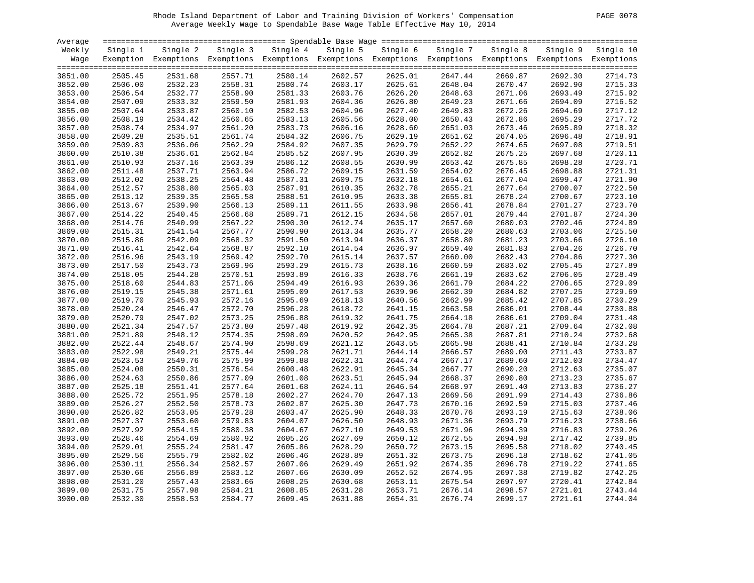Rhode Island Department of Labor and Training Division of Workers' Compensation

Average Weekly Wage to Spendable Base Wage Table Effective May 10, 2014

| Average Weekly Wage | Single 1 Exemption | Single 2 Exemptions | Single 3 Exemptions | Single 4 Exemptions | Single 5 Exemptions | Single 6 Exemptions | Single 7 Exemptions | Single 8 Exemptions | Single 9 Exemptions | Single 10 Exemptions |
|---|---|---|---|---|---|---|---|---|---|---|
| 3851.00 | 2505.45 | 2531.68 | 2557.71 | 2580.14 | 2602.57 | 2625.01 | 2647.44 | 2669.87 | 2692.30 | 2714.73 |
| 3852.00 | 2506.00 | 2532.23 | 2558.31 | 2580.74 | 2603.17 | 2625.61 | 2648.04 | 2670.47 | 2692.90 | 2715.33 |
| 3853.00 | 2506.54 | 2532.77 | 2558.90 | 2581.33 | 2603.76 | 2626.20 | 2648.63 | 2671.06 | 2693.49 | 2715.92 |
| 3854.00 | 2507.09 | 2533.32 | 2559.50 | 2581.93 | 2604.36 | 2626.80 | 2649.23 | 2671.66 | 2694.09 | 2716.52 |
| 3855.00 | 2507.64 | 2533.87 | 2560.10 | 2582.53 | 2604.96 | 2627.40 | 2649.83 | 2672.26 | 2694.69 | 2717.12 |
| 3856.00 | 2508.19 | 2534.42 | 2560.65 | 2583.13 | 2605.56 | 2628.00 | 2650.43 | 2672.86 | 2695.29 | 2717.72 |
| 3857.00 | 2508.74 | 2534.97 | 2561.20 | 2583.73 | 2606.16 | 2628.60 | 2651.03 | 2673.46 | 2695.89 | 2718.32 |
| 3858.00 | 2509.28 | 2535.51 | 2561.74 | 2584.32 | 2606.75 | 2629.19 | 2651.62 | 2674.05 | 2696.48 | 2718.91 |
| 3859.00 | 2509.83 | 2536.06 | 2562.29 | 2584.92 | 2607.35 | 2629.79 | 2652.22 | 2674.65 | 2697.08 | 2719.51 |
| 3860.00 | 2510.38 | 2536.61 | 2562.84 | 2585.52 | 2607.95 | 2630.39 | 2652.82 | 2675.25 | 2697.68 | 2720.11 |
| 3861.00 | 2510.93 | 2537.16 | 2563.39 | 2586.12 | 2608.55 | 2630.99 | 2653.42 | 2675.85 | 2698.28 | 2720.71 |
| 3862.00 | 2511.48 | 2537.71 | 2563.94 | 2586.72 | 2609.15 | 2631.59 | 2654.02 | 2676.45 | 2698.88 | 2721.31 |
| 3863.00 | 2512.02 | 2538.25 | 2564.48 | 2587.31 | 2609.75 | 2632.18 | 2654.61 | 2677.04 | 2699.47 | 2721.90 |
| 3864.00 | 2512.57 | 2538.80 | 2565.03 | 2587.91 | 2610.35 | 2632.78 | 2655.21 | 2677.64 | 2700.07 | 2722.50 |
| 3865.00 | 2513.12 | 2539.35 | 2565.58 | 2588.51 | 2610.95 | 2633.38 | 2655.81 | 2678.24 | 2700.67 | 2723.10 |
| 3866.00 | 2513.67 | 2539.90 | 2566.13 | 2589.11 | 2611.55 | 2633.98 | 2656.41 | 2678.84 | 2701.27 | 2723.70 |
| 3867.00 | 2514.22 | 2540.45 | 2566.68 | 2589.71 | 2612.15 | 2634.58 | 2657.01 | 2679.44 | 2701.87 | 2724.30 |
| 3868.00 | 2514.76 | 2540.99 | 2567.22 | 2590.30 | 2612.74 | 2635.17 | 2657.60 | 2680.03 | 2702.46 | 2724.89 |
| 3869.00 | 2515.31 | 2541.54 | 2567.77 | 2590.90 | 2613.34 | 2635.77 | 2658.20 | 2680.63 | 2703.06 | 2725.50 |
| 3870.00 | 2515.86 | 2542.09 | 2568.32 | 2591.50 | 2613.94 | 2636.37 | 2658.80 | 2681.23 | 2703.66 | 2726.10 |
| 3871.00 | 2516.41 | 2542.64 | 2568.87 | 2592.10 | 2614.54 | 2636.97 | 2659.40 | 2681.83 | 2704.26 | 2726.70 |
| 3872.00 | 2516.96 | 2543.19 | 2569.42 | 2592.70 | 2615.14 | 2637.57 | 2660.00 | 2682.43 | 2704.86 | 2727.30 |
| 3873.00 | 2517.50 | 2543.73 | 2569.96 | 2593.29 | 2615.73 | 2638.16 | 2660.59 | 2683.02 | 2705.45 | 2727.89 |
| 3874.00 | 2518.05 | 2544.28 | 2570.51 | 2593.89 | 2616.33 | 2638.76 | 2661.19 | 2683.62 | 2706.05 | 2728.49 |
| 3875.00 | 2518.60 | 2544.83 | 2571.06 | 2594.49 | 2616.93 | 2639.36 | 2661.79 | 2684.22 | 2706.65 | 2729.09 |
| 3876.00 | 2519.15 | 2545.38 | 2571.61 | 2595.09 | 2617.53 | 2639.96 | 2662.39 | 2684.82 | 2707.25 | 2729.69 |
| 3877.00 | 2519.70 | 2545.93 | 2572.16 | 2595.69 | 2618.13 | 2640.56 | 2662.99 | 2685.42 | 2707.85 | 2730.29 |
| 3878.00 | 2520.24 | 2546.47 | 2572.70 | 2596.28 | 2618.72 | 2641.15 | 2663.58 | 2686.01 | 2708.44 | 2730.88 |
| 3879.00 | 2520.79 | 2547.02 | 2573.25 | 2596.88 | 2619.32 | 2641.75 | 2664.18 | 2686.61 | 2709.04 | 2731.48 |
| 3880.00 | 2521.34 | 2547.57 | 2573.80 | 2597.48 | 2619.92 | 2642.35 | 2664.78 | 2687.21 | 2709.64 | 2732.08 |
| 3881.00 | 2521.89 | 2548.12 | 2574.35 | 2598.09 | 2620.52 | 2642.95 | 2665.38 | 2687.81 | 2710.24 | 2732.68 |
| 3882.00 | 2522.44 | 2548.67 | 2574.90 | 2598.69 | 2621.12 | 2643.55 | 2665.98 | 2688.41 | 2710.84 | 2733.28 |
| 3883.00 | 2522.98 | 2549.21 | 2575.44 | 2599.28 | 2621.71 | 2644.14 | 2666.57 | 2689.00 | 2711.43 | 2733.87 |
| 3884.00 | 2523.53 | 2549.76 | 2575.99 | 2599.88 | 2622.31 | 2644.74 | 2667.17 | 2689.60 | 2712.03 | 2734.47 |
| 3885.00 | 2524.08 | 2550.31 | 2576.54 | 2600.48 | 2622.91 | 2645.34 | 2667.77 | 2690.20 | 2712.63 | 2735.07 |
| 3886.00 | 2524.63 | 2550.86 | 2577.09 | 2601.08 | 2623.51 | 2645.94 | 2668.37 | 2690.80 | 2713.23 | 2735.67 |
| 3887.00 | 2525.18 | 2551.41 | 2577.64 | 2601.68 | 2624.11 | 2646.54 | 2668.97 | 2691.40 | 2713.83 | 2736.27 |
| 3888.00 | 2525.72 | 2551.95 | 2578.18 | 2602.27 | 2624.70 | 2647.13 | 2669.56 | 2691.99 | 2714.43 | 2736.86 |
| 3889.00 | 2526.27 | 2552.50 | 2578.73 | 2602.87 | 2625.30 | 2647.73 | 2670.16 | 2692.59 | 2715.03 | 2737.46 |
| 3890.00 | 2526.82 | 2553.05 | 2579.28 | 2603.47 | 2625.90 | 2648.33 | 2670.76 | 2693.19 | 2715.63 | 2738.06 |
| 3891.00 | 2527.37 | 2553.60 | 2579.83 | 2604.07 | 2626.50 | 2648.93 | 2671.36 | 2693.79 | 2716.23 | 2738.66 |
| 3892.00 | 2527.92 | 2554.15 | 2580.38 | 2604.67 | 2627.10 | 2649.53 | 2671.96 | 2694.39 | 2716.83 | 2739.26 |
| 3893.00 | 2528.46 | 2554.69 | 2580.92 | 2605.26 | 2627.69 | 2650.12 | 2672.55 | 2694.98 | 2717.42 | 2739.85 |
| 3894.00 | 2529.01 | 2555.24 | 2581.47 | 2605.86 | 2628.29 | 2650.72 | 2673.15 | 2695.58 | 2718.02 | 2740.45 |
| 3895.00 | 2529.56 | 2555.79 | 2582.02 | 2606.46 | 2628.89 | 2651.32 | 2673.75 | 2696.18 | 2718.62 | 2741.05 |
| 3896.00 | 2530.11 | 2556.34 | 2582.57 | 2607.06 | 2629.49 | 2651.92 | 2674.35 | 2696.78 | 2719.22 | 2741.65 |
| 3897.00 | 2530.66 | 2556.89 | 2583.12 | 2607.66 | 2630.09 | 2652.52 | 2674.95 | 2697.38 | 2719.82 | 2742.25 |
| 3898.00 | 2531.20 | 2557.43 | 2583.66 | 2608.25 | 2630.68 | 2653.11 | 2675.54 | 2697.97 | 2720.41 | 2742.84 |
| 3899.00 | 2531.75 | 2557.98 | 2584.21 | 2608.85 | 2631.28 | 2653.71 | 2676.14 | 2698.57 | 2721.01 | 2743.44 |
| 3900.00 | 2532.30 | 2558.53 | 2584.77 | 2609.45 | 2631.88 | 2654.31 | 2676.74 | 2699.17 | 2721.61 | 2744.04 |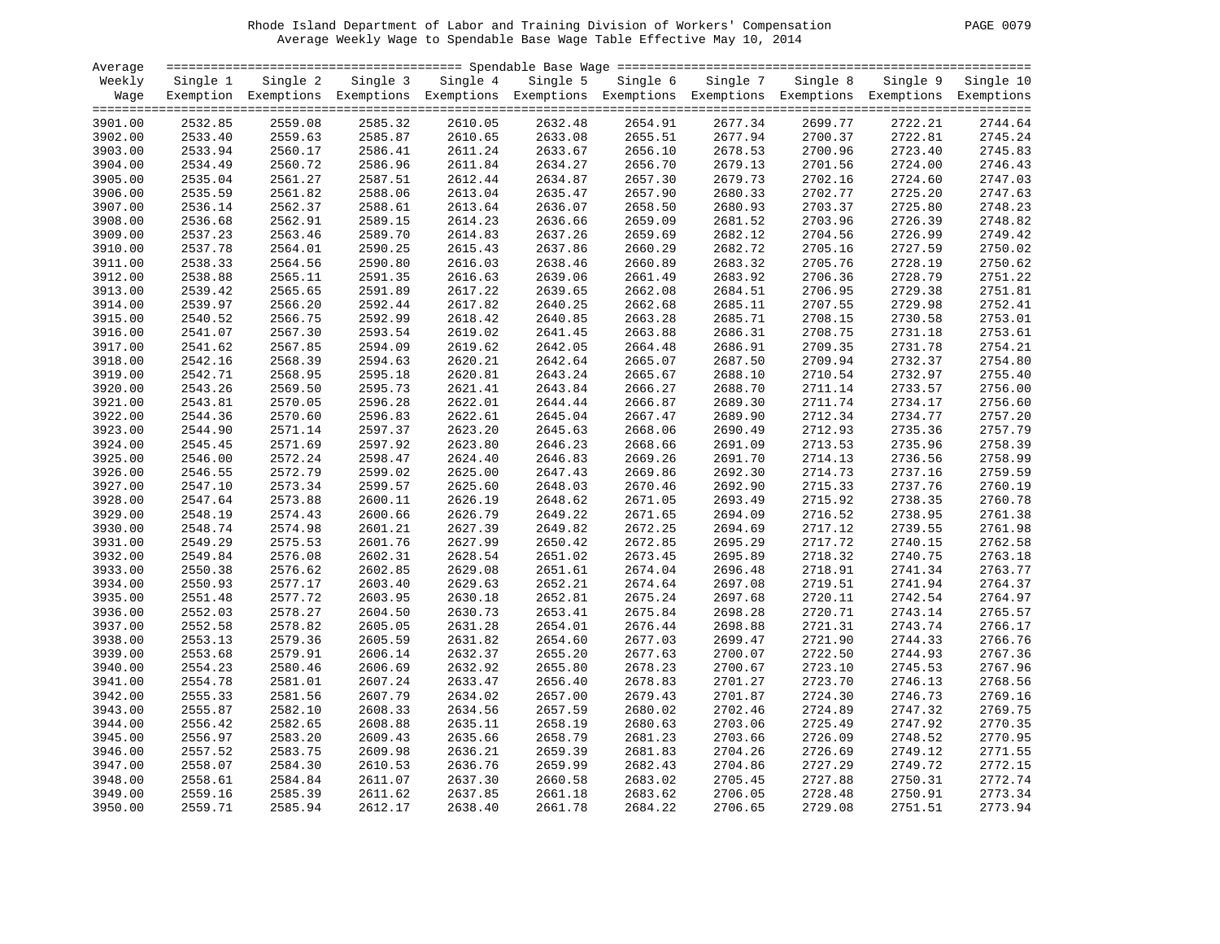Rhode Island Department of Labor and Training Division of Workers' Compensation

Average Weekly Wage to Spendable Base Wage Table Effective May 10, 2014

| Average Weekly Wage | Spendable Base Wage | | | | | | | | | |
|---|---|---|---|---|---|---|---|---|---|---|
| | Single 1 Exemption | Single 2 Exemptions | Single 3 Exemptions | Single 4 Exemptions | Single 5 Exemptions | Single 6 Exemptions | Single 7 Exemptions | Single 8 Exemptions | Single 9 Exemptions | Single 10 Exemptions |
| 3901.00 | 2532.85 | 2559.08 | 2585.32 | 2610.05 | 2632.48 | 2654.91 | 2677.34 | 2699.77 | 2722.21 | 2744.64 |
| 3902.00 | 2533.40 | 2559.63 | 2585.87 | 2610.65 | 2633.08 | 2655.51 | 2677.94 | 2700.37 | 2722.81 | 2745.24 |
| 3903.00 | 2533.94 | 2560.17 | 2586.41 | 2611.24 | 2633.67 | 2656.10 | 2678.53 | 2700.96 | 2723.40 | 2745.83 |
| 3904.00 | 2534.49 | 2560.72 | 2586.96 | 2611.84 | 2634.27 | 2656.70 | 2679.13 | 2701.56 | 2724.00 | 2746.43 |
| 3905.00 | 2535.04 | 2561.27 | 2587.51 | 2612.44 | 2634.87 | 2657.30 | 2679.73 | 2702.16 | 2724.60 | 2747.03 |
| 3906.00 | 2535.59 | 2561.82 | 2588.06 | 2613.04 | 2635.47 | 2657.90 | 2680.33 | 2702.77 | 2725.20 | 2747.63 |
| 3907.00 | 2536.14 | 2562.37 | 2588.61 | 2613.64 | 2636.07 | 2658.50 | 2680.93 | 2703.37 | 2725.80 | 2748.23 |
| 3908.00 | 2536.68 | 2562.91 | 2589.15 | 2614.23 | 2636.66 | 2659.09 | 2681.52 | 2703.96 | 2726.39 | 2748.82 |
| 3909.00 | 2537.23 | 2563.46 | 2589.70 | 2614.83 | 2637.26 | 2659.69 | 2682.12 | 2704.56 | 2726.99 | 2749.42 |
| 3910.00 | 2537.78 | 2564.01 | 2590.25 | 2615.43 | 2637.86 | 2660.29 | 2682.72 | 2705.16 | 2727.59 | 2750.02 |
| 3911.00 | 2538.33 | 2564.56 | 2590.80 | 2616.03 | 2638.46 | 2660.89 | 2683.32 | 2705.76 | 2728.19 | 2750.62 |
| 3912.00 | 2538.88 | 2565.11 | 2591.35 | 2616.63 | 2639.06 | 2661.49 | 2683.92 | 2706.36 | 2728.79 | 2751.22 |
| 3913.00 | 2539.42 | 2565.65 | 2591.89 | 2617.22 | 2639.65 | 2662.08 | 2684.51 | 2706.95 | 2729.38 | 2751.81 |
| 3914.00 | 2539.97 | 2566.20 | 2592.44 | 2617.82 | 2640.25 | 2662.68 | 2685.11 | 2707.55 | 2729.98 | 2752.41 |
| 3915.00 | 2540.52 | 2566.75 | 2592.99 | 2618.42 | 2640.85 | 2663.28 | 2685.71 | 2708.15 | 2730.58 | 2753.01 |
| 3916.00 | 2541.07 | 2567.30 | 2593.54 | 2619.02 | 2641.45 | 2663.88 | 2686.31 | 2708.75 | 2731.18 | 2753.61 |
| 3917.00 | 2541.62 | 2567.85 | 2594.09 | 2619.62 | 2642.05 | 2664.48 | 2686.91 | 2709.35 | 2731.78 | 2754.21 |
| 3918.00 | 2542.16 | 2568.39 | 2594.63 | 2620.21 | 2642.64 | 2665.07 | 2687.50 | 2709.94 | 2732.37 | 2754.80 |
| 3919.00 | 2542.71 | 2568.95 | 2595.18 | 2620.81 | 2643.24 | 2665.67 | 2688.10 | 2710.54 | 2732.97 | 2755.40 |
| 3920.00 | 2543.26 | 2569.50 | 2595.73 | 2621.41 | 2643.84 | 2666.27 | 2688.70 | 2711.14 | 2733.57 | 2756.00 |
| 3921.00 | 2543.81 | 2570.05 | 2596.28 | 2622.01 | 2644.44 | 2666.87 | 2689.30 | 2711.74 | 2734.17 | 2756.60 |
| 3922.00 | 2544.36 | 2570.60 | 2596.83 | 2622.61 | 2645.04 | 2667.47 | 2689.90 | 2712.34 | 2734.77 | 2757.20 |
| 3923.00 | 2544.90 | 2571.14 | 2597.37 | 2623.20 | 2645.63 | 2668.06 | 2690.49 | 2712.93 | 2735.36 | 2757.79 |
| 3924.00 | 2545.45 | 2571.69 | 2597.92 | 2623.80 | 2646.23 | 2668.66 | 2691.09 | 2713.53 | 2735.96 | 2758.39 |
| 3925.00 | 2546.00 | 2572.24 | 2598.47 | 2624.40 | 2646.83 | 2669.26 | 2691.70 | 2714.13 | 2736.56 | 2758.99 |
| 3926.00 | 2546.55 | 2572.79 | 2599.02 | 2625.00 | 2647.43 | 2669.86 | 2692.30 | 2714.73 | 2737.16 | 2759.59 |
| 3927.00 | 2547.10 | 2573.34 | 2599.57 | 2625.60 | 2648.03 | 2670.46 | 2692.90 | 2715.33 | 2737.76 | 2760.19 |
| 3928.00 | 2547.64 | 2573.88 | 2600.11 | 2626.19 | 2648.62 | 2671.05 | 2693.49 | 2715.92 | 2738.35 | 2760.78 |
| 3929.00 | 2548.19 | 2574.43 | 2600.66 | 2626.79 | 2649.22 | 2671.65 | 2694.09 | 2716.52 | 2738.95 | 2761.38 |
| 3930.00 | 2548.74 | 2574.98 | 2601.21 | 2627.39 | 2649.82 | 2672.25 | 2694.69 | 2717.12 | 2739.55 | 2761.98 |
| 3931.00 | 2549.29 | 2575.53 | 2601.76 | 2627.99 | 2650.42 | 2672.85 | 2695.29 | 2717.72 | 2740.15 | 2762.58 |
| 3932.00 | 2549.84 | 2576.08 | 2602.31 | 2628.54 | 2651.02 | 2673.45 | 2695.89 | 2718.32 | 2740.75 | 2763.18 |
| 3933.00 | 2550.38 | 2576.62 | 2602.85 | 2629.08 | 2651.61 | 2674.04 | 2696.48 | 2718.91 | 2741.34 | 2763.77 |
| 3934.00 | 2550.93 | 2577.17 | 2603.40 | 2629.63 | 2652.21 | 2674.64 | 2697.08 | 2719.51 | 2741.94 | 2764.37 |
| 3935.00 | 2551.48 | 2577.72 | 2603.95 | 2630.18 | 2652.81 | 2675.24 | 2697.68 | 2720.11 | 2742.54 | 2764.97 |
| 3936.00 | 2552.03 | 2578.27 | 2604.50 | 2630.73 | 2653.41 | 2675.84 | 2698.28 | 2720.71 | 2743.14 | 2765.57 |
| 3937.00 | 2552.58 | 2578.82 | 2605.05 | 2631.28 | 2654.01 | 2676.44 | 2698.88 | 2721.31 | 2743.74 | 2766.17 |
| 3938.00 | 2553.13 | 2579.36 | 2605.59 | 2631.82 | 2654.60 | 2677.03 | 2699.47 | 2721.90 | 2744.33 | 2766.76 |
| 3939.00 | 2553.68 | 2579.91 | 2606.14 | 2632.37 | 2655.20 | 2677.63 | 2700.07 | 2722.50 | 2744.93 | 2767.36 |
| 3940.00 | 2554.23 | 2580.46 | 2606.69 | 2632.92 | 2655.80 | 2678.23 | 2700.67 | 2723.10 | 2745.53 | 2767.96 |
| 3941.00 | 2554.78 | 2581.01 | 2607.24 | 2633.47 | 2656.40 | 2678.83 | 2701.27 | 2723.70 | 2746.13 | 2768.56 |
| 3942.00 | 2555.33 | 2581.56 | 2607.79 | 2634.02 | 2657.00 | 2679.43 | 2701.87 | 2724.30 | 2746.73 | 2769.16 |
| 3943.00 | 2555.87 | 2582.10 | 2608.33 | 2634.56 | 2657.59 | 2680.02 | 2702.46 | 2724.89 | 2747.32 | 2769.75 |
| 3944.00 | 2556.42 | 2582.65 | 2608.88 | 2635.11 | 2658.19 | 2680.63 | 2703.06 | 2725.49 | 2747.92 | 2770.35 |
| 3945.00 | 2556.97 | 2583.20 | 2609.43 | 2635.66 | 2658.79 | 2681.23 | 2703.66 | 2726.09 | 2748.52 | 2770.95 |
| 3946.00 | 2557.52 | 2583.75 | 2609.98 | 2636.21 | 2659.39 | 2681.83 | 2704.26 | 2726.69 | 2749.12 | 2771.55 |
| 3947.00 | 2558.07 | 2584.30 | 2610.53 | 2636.76 | 2659.99 | 2682.43 | 2704.86 | 2727.29 | 2749.72 | 2772.15 |
| 3948.00 | 2558.61 | 2584.84 | 2611.07 | 2637.30 | 2660.58 | 2683.02 | 2705.45 | 2727.88 | 2750.31 | 2772.74 |
| 3949.00 | 2559.16 | 2585.39 | 2611.62 | 2637.85 | 2661.18 | 2683.62 | 2706.05 | 2728.48 | 2750.91 | 2773.34 |
| 3950.00 | 2559.71 | 2585.94 | 2612.17 | 2638.40 | 2661.78 | 2684.22 | 2706.65 | 2729.08 | 2751.51 | 2773.94 |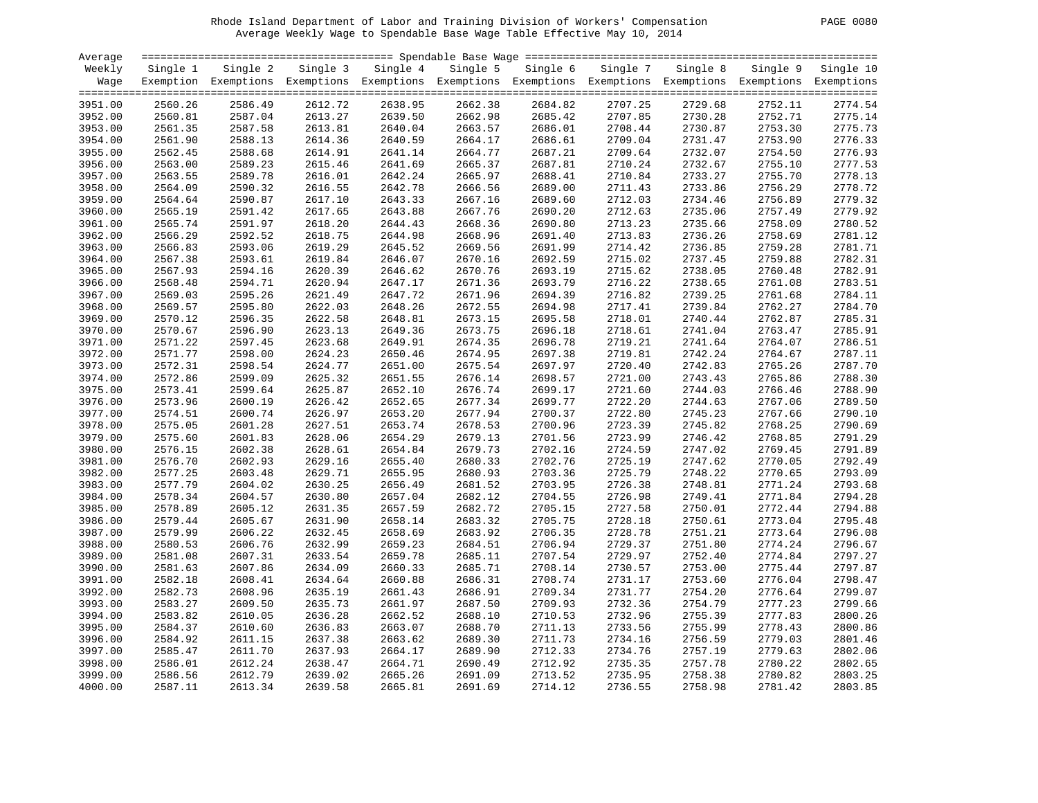Rhode Island Department of Labor and Training Division of Workers' Compensation
Average Weekly Wage to Spendable Base Wage Table Effective May 10, 2014

| Average Weekly Wage | Single 1 Exemption | Single 2 Exemptions | Single 3 Exemptions | Single 4 Exemptions | Single 5 Exemptions | Single 6 Exemptions | Single 7 Exemptions | Single 8 Exemptions | Single 9 Exemptions | Single 10 Exemptions |
|---|---|---|---|---|---|---|---|---|---|---|
| 3951.00 | 2560.26 | 2586.49 | 2612.72 | 2638.95 | 2662.38 | 2684.82 | 2707.25 | 2729.68 | 2752.11 | 2774.54 |
| 3952.00 | 2560.81 | 2587.04 | 2613.27 | 2639.50 | 2662.98 | 2685.42 | 2707.85 | 2730.28 | 2752.71 | 2775.14 |
| 3953.00 | 2561.35 | 2587.58 | 2613.81 | 2640.04 | 2663.57 | 2686.01 | 2708.44 | 2730.87 | 2753.30 | 2775.73 |
| 3954.00 | 2561.90 | 2588.13 | 2614.36 | 2640.59 | 2664.17 | 2686.61 | 2709.04 | 2731.47 | 2753.90 | 2776.33 |
| 3955.00 | 2562.45 | 2588.68 | 2614.91 | 2641.14 | 2664.77 | 2687.21 | 2709.64 | 2732.07 | 2754.50 | 2776.93 |
| 3956.00 | 2563.00 | 2589.23 | 2615.46 | 2641.69 | 2665.37 | 2687.81 | 2710.24 | 2732.67 | 2755.10 | 2777.53 |
| 3957.00 | 2563.55 | 2589.78 | 2616.01 | 2642.24 | 2665.97 | 2688.41 | 2710.84 | 2733.27 | 2755.70 | 2778.13 |
| 3958.00 | 2564.09 | 2590.32 | 2616.55 | 2642.78 | 2666.56 | 2689.00 | 2711.43 | 2733.86 | 2756.29 | 2778.72 |
| 3959.00 | 2564.64 | 2590.87 | 2617.10 | 2643.33 | 2667.16 | 2689.60 | 2712.03 | 2734.46 | 2756.89 | 2779.32 |
| 3960.00 | 2565.19 | 2591.42 | 2617.65 | 2643.88 | 2667.76 | 2690.20 | 2712.63 | 2735.06 | 2757.49 | 2779.92 |
| 3961.00 | 2565.74 | 2591.97 | 2618.20 | 2644.43 | 2668.36 | 2690.80 | 2713.23 | 2735.66 | 2758.09 | 2780.52 |
| 3962.00 | 2566.29 | 2592.52 | 2618.75 | 2644.98 | 2668.96 | 2691.40 | 2713.83 | 2736.26 | 2758.69 | 2781.12 |
| 3963.00 | 2566.83 | 2593.06 | 2619.29 | 2645.52 | 2669.56 | 2691.99 | 2714.42 | 2736.85 | 2759.28 | 2781.71 |
| 3964.00 | 2567.38 | 2593.61 | 2619.84 | 2646.07 | 2670.16 | 2692.59 | 2715.02 | 2737.45 | 2759.88 | 2782.31 |
| 3965.00 | 2567.93 | 2594.16 | 2620.39 | 2646.62 | 2670.76 | 2693.19 | 2715.62 | 2738.05 | 2760.48 | 2782.91 |
| 3966.00 | 2568.48 | 2594.71 | 2620.94 | 2647.17 | 2671.36 | 2693.79 | 2716.22 | 2738.65 | 2761.08 | 2783.51 |
| 3967.00 | 2569.03 | 2595.26 | 2621.49 | 2647.72 | 2671.96 | 2694.39 | 2716.82 | 2739.25 | 2761.68 | 2784.11 |
| 3968.00 | 2569.57 | 2595.80 | 2622.03 | 2648.26 | 2672.55 | 2694.98 | 2717.41 | 2739.84 | 2762.27 | 2784.70 |
| 3969.00 | 2570.12 | 2596.35 | 2622.58 | 2648.81 | 2673.15 | 2695.58 | 2718.01 | 2740.44 | 2762.87 | 2785.31 |
| 3970.00 | 2570.67 | 2596.90 | 2623.13 | 2649.36 | 2673.75 | 2696.18 | 2718.61 | 2741.04 | 2763.47 | 2785.91 |
| 3971.00 | 2571.22 | 2597.45 | 2623.68 | 2649.91 | 2674.35 | 2696.78 | 2719.21 | 2741.64 | 2764.07 | 2786.51 |
| 3972.00 | 2571.77 | 2598.00 | 2624.23 | 2650.46 | 2674.95 | 2697.38 | 2719.81 | 2742.24 | 2764.67 | 2787.11 |
| 3973.00 | 2572.31 | 2598.54 | 2624.77 | 2651.00 | 2675.54 | 2697.97 | 2720.40 | 2742.83 | 2765.26 | 2787.70 |
| 3974.00 | 2572.86 | 2599.09 | 2625.32 | 2651.55 | 2676.14 | 2698.57 | 2721.00 | 2743.43 | 2765.86 | 2788.30 |
| 3975.00 | 2573.41 | 2599.64 | 2625.87 | 2652.10 | 2676.74 | 2699.17 | 2721.60 | 2744.03 | 2766.46 | 2788.90 |
| 3976.00 | 2573.96 | 2600.19 | 2626.42 | 2652.65 | 2677.34 | 2699.77 | 2722.20 | 2744.63 | 2767.06 | 2789.50 |
| 3977.00 | 2574.51 | 2600.74 | 2626.97 | 2653.20 | 2677.94 | 2700.37 | 2722.80 | 2745.23 | 2767.66 | 2790.10 |
| 3978.00 | 2575.05 | 2601.28 | 2627.51 | 2653.74 | 2678.53 | 2700.96 | 2723.39 | 2745.82 | 2768.25 | 2790.69 |
| 3979.00 | 2575.60 | 2601.83 | 2628.06 | 2654.29 | 2679.13 | 2701.56 | 2723.99 | 2746.42 | 2768.85 | 2791.29 |
| 3980.00 | 2576.15 | 2602.38 | 2628.61 | 2654.84 | 2679.73 | 2702.16 | 2724.59 | 2747.02 | 2769.45 | 2791.89 |
| 3981.00 | 2576.70 | 2602.93 | 2629.16 | 2655.40 | 2680.33 | 2702.76 | 2725.19 | 2747.62 | 2770.05 | 2792.49 |
| 3982.00 | 2577.25 | 2603.48 | 2629.71 | 2655.95 | 2680.93 | 2703.36 | 2725.79 | 2748.22 | 2770.65 | 2793.09 |
| 3983.00 | 2577.79 | 2604.02 | 2630.25 | 2656.49 | 2681.52 | 2703.95 | 2726.38 | 2748.81 | 2771.24 | 2793.68 |
| 3984.00 | 2578.34 | 2604.57 | 2630.80 | 2657.04 | 2682.12 | 2704.55 | 2726.98 | 2749.41 | 2771.84 | 2794.28 |
| 3985.00 | 2578.89 | 2605.12 | 2631.35 | 2657.59 | 2682.72 | 2705.15 | 2727.58 | 2750.01 | 2772.44 | 2794.88 |
| 3986.00 | 2579.44 | 2605.67 | 2631.90 | 2658.14 | 2683.32 | 2705.75 | 2728.18 | 2750.61 | 2773.04 | 2795.48 |
| 3987.00 | 2579.99 | 2606.22 | 2632.45 | 2658.69 | 2683.92 | 2706.35 | 2728.78 | 2751.21 | 2773.64 | 2796.08 |
| 3988.00 | 2580.53 | 2606.76 | 2632.99 | 2659.23 | 2684.51 | 2706.94 | 2729.37 | 2751.80 | 2774.24 | 2796.67 |
| 3989.00 | 2581.08 | 2607.31 | 2633.54 | 2659.78 | 2685.11 | 2707.54 | 2729.97 | 2752.40 | 2774.84 | 2797.27 |
| 3990.00 | 2581.63 | 2607.86 | 2634.09 | 2660.33 | 2685.71 | 2708.14 | 2730.57 | 2753.00 | 2775.44 | 2797.87 |
| 3991.00 | 2582.18 | 2608.41 | 2634.64 | 2660.88 | 2686.31 | 2708.74 | 2731.17 | 2753.60 | 2776.04 | 2798.47 |
| 3992.00 | 2582.73 | 2608.96 | 2635.19 | 2661.43 | 2686.91 | 2709.34 | 2731.77 | 2754.20 | 2776.64 | 2799.07 |
| 3993.00 | 2583.27 | 2609.50 | 2635.73 | 2661.97 | 2687.50 | 2709.93 | 2732.36 | 2754.79 | 2777.23 | 2799.66 |
| 3994.00 | 2583.82 | 2610.05 | 2636.28 | 2662.52 | 2688.10 | 2710.53 | 2732.96 | 2755.39 | 2777.83 | 2800.26 |
| 3995.00 | 2584.37 | 2610.60 | 2636.83 | 2663.07 | 2688.70 | 2711.13 | 2733.56 | 2755.99 | 2778.43 | 2800.86 |
| 3996.00 | 2584.92 | 2611.15 | 2637.38 | 2663.62 | 2689.30 | 2711.73 | 2734.16 | 2756.59 | 2779.03 | 2801.46 |
| 3997.00 | 2585.47 | 2611.70 | 2637.93 | 2664.17 | 2689.90 | 2712.33 | 2734.76 | 2757.19 | 2779.63 | 2802.06 |
| 3998.00 | 2586.01 | 2612.24 | 2638.47 | 2664.71 | 2690.49 | 2712.92 | 2735.35 | 2757.78 | 2780.22 | 2802.65 |
| 3999.00 | 2586.56 | 2612.79 | 2639.02 | 2665.26 | 2691.09 | 2713.52 | 2735.95 | 2758.38 | 2780.82 | 2803.25 |
| 4000.00 | 2587.11 | 2613.34 | 2639.58 | 2665.81 | 2691.69 | 2714.12 | 2736.55 | 2758.98 | 2781.42 | 2803.85 |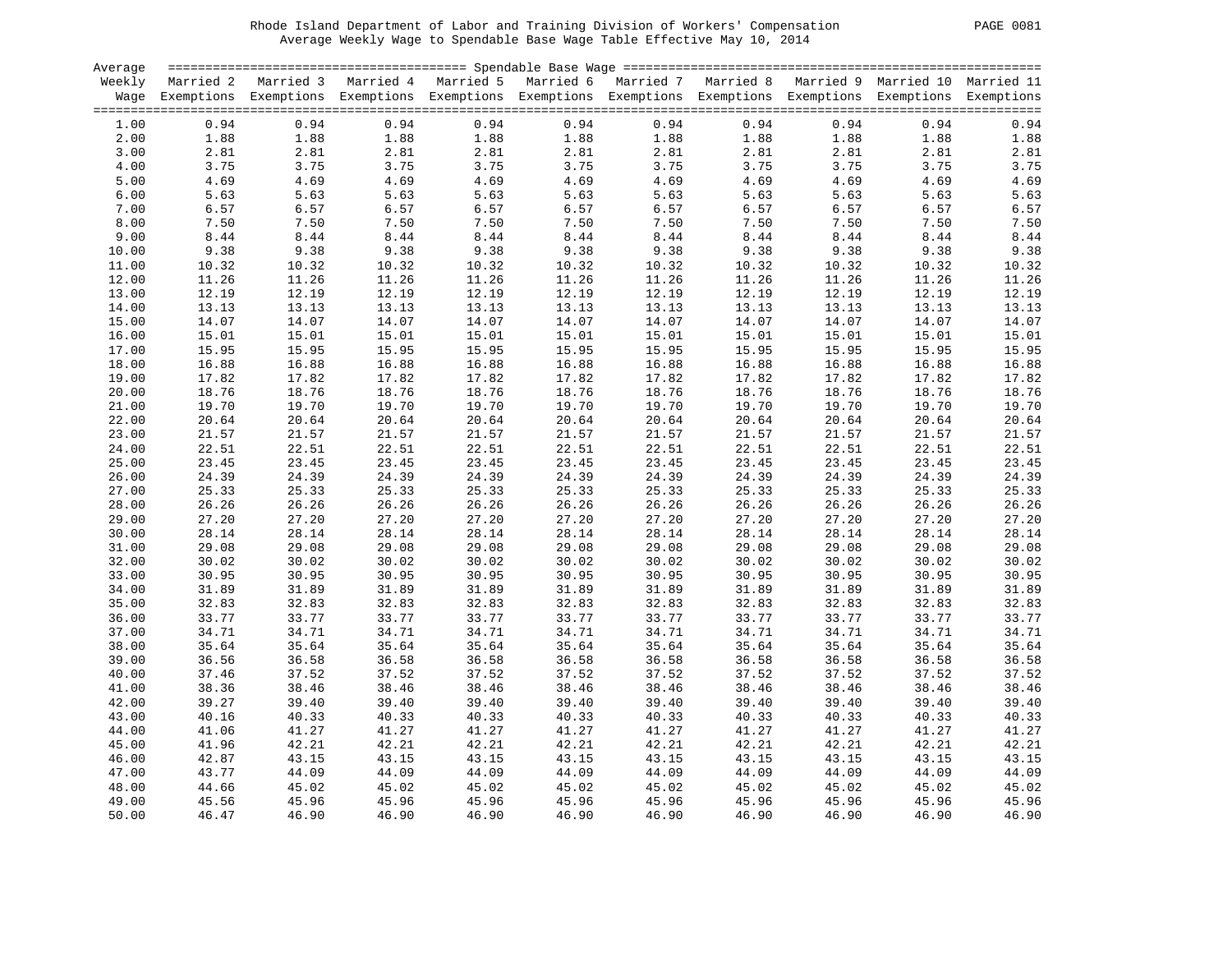Rhode Island Department of Labor and Training Division of Workers' Compensation

Average Weekly Wage to Spendable Base Wage Table Effective May 10, 2014

| Average Weekly Wage | Spendable Base Wage | | | | | | | | | |
|---|---|---|---|---|---|---|---|---|---|---|
| | Married 2 Exemptions | Married 3 Exemptions | Married 4 Exemptions | Married 5 Exemptions | Married 6 Exemptions | Married 7 Exemptions | Married 8 Exemptions | Married 9 Exemptions | Married 10 Exemptions | Married 11 Exemptions |
| 1.00 | 0.94 | 0.94 | 0.94 | 0.94 | 0.94 | 0.94 | 0.94 | 0.94 | 0.94 | 0.94 |
| 2.00 | 1.88 | 1.88 | 1.88 | 1.88 | 1.88 | 1.88 | 1.88 | 1.88 | 1.88 | 1.88 |
| 3.00 | 2.81 | 2.81 | 2.81 | 2.81 | 2.81 | 2.81 | 2.81 | 2.81 | 2.81 | 2.81 |
| 4.00 | 3.75 | 3.75 | 3.75 | 3.75 | 3.75 | 3.75 | 3.75 | 3.75 | 3.75 | 3.75 |
| 5.00 | 4.69 | 4.69 | 4.69 | 4.69 | 4.69 | 4.69 | 4.69 | 4.69 | 4.69 | 4.69 |
| 6.00 | 5.63 | 5.63 | 5.63 | 5.63 | 5.63 | 5.63 | 5.63 | 5.63 | 5.63 | 5.63 |
| 7.00 | 6.57 | 6.57 | 6.57 | 6.57 | 6.57 | 6.57 | 6.57 | 6.57 | 6.57 | 6.57 |
| 8.00 | 7.50 | 7.50 | 7.50 | 7.50 | 7.50 | 7.50 | 7.50 | 7.50 | 7.50 | 7.50 |
| 9.00 | 8.44 | 8.44 | 8.44 | 8.44 | 8.44 | 8.44 | 8.44 | 8.44 | 8.44 | 8.44 |
| 10.00 | 9.38 | 9.38 | 9.38 | 9.38 | 9.38 | 9.38 | 9.38 | 9.38 | 9.38 | 9.38 |
| 11.00 | 10.32 | 10.32 | 10.32 | 10.32 | 10.32 | 10.32 | 10.32 | 10.32 | 10.32 | 10.32 |
| 12.00 | 11.26 | 11.26 | 11.26 | 11.26 | 11.26 | 11.26 | 11.26 | 11.26 | 11.26 | 11.26 |
| 13.00 | 12.19 | 12.19 | 12.19 | 12.19 | 12.19 | 12.19 | 12.19 | 12.19 | 12.19 | 12.19 |
| 14.00 | 13.13 | 13.13 | 13.13 | 13.13 | 13.13 | 13.13 | 13.13 | 13.13 | 13.13 | 13.13 |
| 15.00 | 14.07 | 14.07 | 14.07 | 14.07 | 14.07 | 14.07 | 14.07 | 14.07 | 14.07 | 14.07 |
| 16.00 | 15.01 | 15.01 | 15.01 | 15.01 | 15.01 | 15.01 | 15.01 | 15.01 | 15.01 | 15.01 |
| 17.00 | 15.95 | 15.95 | 15.95 | 15.95 | 15.95 | 15.95 | 15.95 | 15.95 | 15.95 | 15.95 |
| 18.00 | 16.88 | 16.88 | 16.88 | 16.88 | 16.88 | 16.88 | 16.88 | 16.88 | 16.88 | 16.88 |
| 19.00 | 17.82 | 17.82 | 17.82 | 17.82 | 17.82 | 17.82 | 17.82 | 17.82 | 17.82 | 17.82 |
| 20.00 | 18.76 | 18.76 | 18.76 | 18.76 | 18.76 | 18.76 | 18.76 | 18.76 | 18.76 | 18.76 |
| 21.00 | 19.70 | 19.70 | 19.70 | 19.70 | 19.70 | 19.70 | 19.70 | 19.70 | 19.70 | 19.70 |
| 22.00 | 20.64 | 20.64 | 20.64 | 20.64 | 20.64 | 20.64 | 20.64 | 20.64 | 20.64 | 20.64 |
| 23.00 | 21.57 | 21.57 | 21.57 | 21.57 | 21.57 | 21.57 | 21.57 | 21.57 | 21.57 | 21.57 |
| 24.00 | 22.51 | 22.51 | 22.51 | 22.51 | 22.51 | 22.51 | 22.51 | 22.51 | 22.51 | 22.51 |
| 25.00 | 23.45 | 23.45 | 23.45 | 23.45 | 23.45 | 23.45 | 23.45 | 23.45 | 23.45 | 23.45 |
| 26.00 | 24.39 | 24.39 | 24.39 | 24.39 | 24.39 | 24.39 | 24.39 | 24.39 | 24.39 | 24.39 |
| 27.00 | 25.33 | 25.33 | 25.33 | 25.33 | 25.33 | 25.33 | 25.33 | 25.33 | 25.33 | 25.33 |
| 28.00 | 26.26 | 26.26 | 26.26 | 26.26 | 26.26 | 26.26 | 26.26 | 26.26 | 26.26 | 26.26 |
| 29.00 | 27.20 | 27.20 | 27.20 | 27.20 | 27.20 | 27.20 | 27.20 | 27.20 | 27.20 | 27.20 |
| 30.00 | 28.14 | 28.14 | 28.14 | 28.14 | 28.14 | 28.14 | 28.14 | 28.14 | 28.14 | 28.14 |
| 31.00 | 29.08 | 29.08 | 29.08 | 29.08 | 29.08 | 29.08 | 29.08 | 29.08 | 29.08 | 29.08 |
| 32.00 | 30.02 | 30.02 | 30.02 | 30.02 | 30.02 | 30.02 | 30.02 | 30.02 | 30.02 | 30.02 |
| 33.00 | 30.95 | 30.95 | 30.95 | 30.95 | 30.95 | 30.95 | 30.95 | 30.95 | 30.95 | 30.95 |
| 34.00 | 31.89 | 31.89 | 31.89 | 31.89 | 31.89 | 31.89 | 31.89 | 31.89 | 31.89 | 31.89 |
| 35.00 | 32.83 | 32.83 | 32.83 | 32.83 | 32.83 | 32.83 | 32.83 | 32.83 | 32.83 | 32.83 |
| 36.00 | 33.77 | 33.77 | 33.77 | 33.77 | 33.77 | 33.77 | 33.77 | 33.77 | 33.77 | 33.77 |
| 37.00 | 34.71 | 34.71 | 34.71 | 34.71 | 34.71 | 34.71 | 34.71 | 34.71 | 34.71 | 34.71 |
| 38.00 | 35.64 | 35.64 | 35.64 | 35.64 | 35.64 | 35.64 | 35.64 | 35.64 | 35.64 | 35.64 |
| 39.00 | 36.56 | 36.58 | 36.58 | 36.58 | 36.58 | 36.58 | 36.58 | 36.58 | 36.58 | 36.58 |
| 40.00 | 37.46 | 37.52 | 37.52 | 37.52 | 37.52 | 37.52 | 37.52 | 37.52 | 37.52 | 37.52 |
| 41.00 | 38.36 | 38.46 | 38.46 | 38.46 | 38.46 | 38.46 | 38.46 | 38.46 | 38.46 | 38.46 |
| 42.00 | 39.27 | 39.40 | 39.40 | 39.40 | 39.40 | 39.40 | 39.40 | 39.40 | 39.40 | 39.40 |
| 43.00 | 40.16 | 40.33 | 40.33 | 40.33 | 40.33 | 40.33 | 40.33 | 40.33 | 40.33 | 40.33 |
| 44.00 | 41.06 | 41.27 | 41.27 | 41.27 | 41.27 | 41.27 | 41.27 | 41.27 | 41.27 | 41.27 |
| 45.00 | 41.96 | 42.21 | 42.21 | 42.21 | 42.21 | 42.21 | 42.21 | 42.21 | 42.21 | 42.21 |
| 46.00 | 42.87 | 43.15 | 43.15 | 43.15 | 43.15 | 43.15 | 43.15 | 43.15 | 43.15 | 43.15 |
| 47.00 | 43.77 | 44.09 | 44.09 | 44.09 | 44.09 | 44.09 | 44.09 | 44.09 | 44.09 | 44.09 |
| 48.00 | 44.66 | 45.02 | 45.02 | 45.02 | 45.02 | 45.02 | 45.02 | 45.02 | 45.02 | 45.02 |
| 49.00 | 45.56 | 45.96 | 45.96 | 45.96 | 45.96 | 45.96 | 45.96 | 45.96 | 45.96 | 45.96 |
| 50.00 | 46.47 | 46.90 | 46.90 | 46.90 | 46.90 | 46.90 | 46.90 | 46.90 | 46.90 | 46.90 |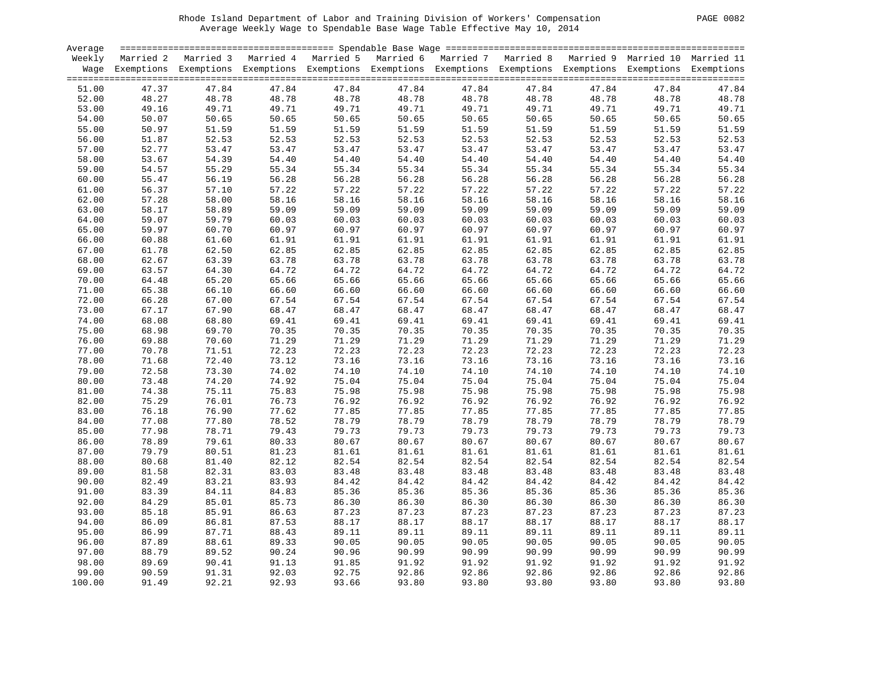Rhode Island Department of Labor and Training Division of Workers' Compensation

Average Weekly Wage to Spendable Base Wage Table Effective May 10, 2014

| Average Weekly Wage | Spendable Base Wage | | | | | | | | | |
|---|---|---|---|---|---|---|---|---|---|---|
| | Married 2 Exemptions | Married 3 Exemptions | Married 4 Exemptions | Married 5 Exemptions | Married 6 Exemptions | Married 7 Exemptions | Married 8 Exemptions | Married 9 Exemptions | Married 10 Exemptions | Married 11 Exemptions |
| 51.00 | 47.37 | 47.84 | 47.84 | 47.84 | 47.84 | 47.84 | 47.84 | 47.84 | 47.84 | 47.84 |
| 52.00 | 48.27 | 48.78 | 48.78 | 48.78 | 48.78 | 48.78 | 48.78 | 48.78 | 48.78 | 48.78 |
| 53.00 | 49.16 | 49.71 | 49.71 | 49.71 | 49.71 | 49.71 | 49.71 | 49.71 | 49.71 | 49.71 |
| 54.00 | 50.07 | 50.65 | 50.65 | 50.65 | 50.65 | 50.65 | 50.65 | 50.65 | 50.65 | 50.65 |
| 55.00 | 50.97 | 51.59 | 51.59 | 51.59 | 51.59 | 51.59 | 51.59 | 51.59 | 51.59 | 51.59 |
| 56.00 | 51.87 | 52.53 | 52.53 | 52.53 | 52.53 | 52.53 | 52.53 | 52.53 | 52.53 | 52.53 |
| 57.00 | 52.77 | 53.47 | 53.47 | 53.47 | 53.47 | 53.47 | 53.47 | 53.47 | 53.47 | 53.47 |
| 58.00 | 53.67 | 54.39 | 54.40 | 54.40 | 54.40 | 54.40 | 54.40 | 54.40 | 54.40 | 54.40 |
| 59.00 | 54.57 | 55.29 | 55.34 | 55.34 | 55.34 | 55.34 | 55.34 | 55.34 | 55.34 | 55.34 |
| 60.00 | 55.47 | 56.19 | 56.28 | 56.28 | 56.28 | 56.28 | 56.28 | 56.28 | 56.28 | 56.28 |
| 61.00 | 56.37 | 57.10 | 57.22 | 57.22 | 57.22 | 57.22 | 57.22 | 57.22 | 57.22 | 57.22 |
| 62.00 | 57.28 | 58.00 | 58.16 | 58.16 | 58.16 | 58.16 | 58.16 | 58.16 | 58.16 | 58.16 |
| 63.00 | 58.17 | 58.89 | 59.09 | 59.09 | 59.09 | 59.09 | 59.09 | 59.09 | 59.09 | 59.09 |
| 64.00 | 59.07 | 59.79 | 60.03 | 60.03 | 60.03 | 60.03 | 60.03 | 60.03 | 60.03 | 60.03 |
| 65.00 | 59.97 | 60.70 | 60.97 | 60.97 | 60.97 | 60.97 | 60.97 | 60.97 | 60.97 | 60.97 |
| 66.00 | 60.88 | 61.60 | 61.91 | 61.91 | 61.91 | 61.91 | 61.91 | 61.91 | 61.91 | 61.91 |
| 67.00 | 61.78 | 62.50 | 62.85 | 62.85 | 62.85 | 62.85 | 62.85 | 62.85 | 62.85 | 62.85 |
| 68.00 | 62.67 | 63.39 | 63.78 | 63.78 | 63.78 | 63.78 | 63.78 | 63.78 | 63.78 | 63.78 |
| 69.00 | 63.57 | 64.30 | 64.72 | 64.72 | 64.72 | 64.72 | 64.72 | 64.72 | 64.72 | 64.72 |
| 70.00 | 64.48 | 65.20 | 65.66 | 65.66 | 65.66 | 65.66 | 65.66 | 65.66 | 65.66 | 65.66 |
| 71.00 | 65.38 | 66.10 | 66.60 | 66.60 | 66.60 | 66.60 | 66.60 | 66.60 | 66.60 | 66.60 |
| 72.00 | 66.28 | 67.00 | 67.54 | 67.54 | 67.54 | 67.54 | 67.54 | 67.54 | 67.54 | 67.54 |
| 73.00 | 67.17 | 67.90 | 68.47 | 68.47 | 68.47 | 68.47 | 68.47 | 68.47 | 68.47 | 68.47 |
| 74.00 | 68.08 | 68.80 | 69.41 | 69.41 | 69.41 | 69.41 | 69.41 | 69.41 | 69.41 | 69.41 |
| 75.00 | 68.98 | 69.70 | 70.35 | 70.35 | 70.35 | 70.35 | 70.35 | 70.35 | 70.35 | 70.35 |
| 76.00 | 69.88 | 70.60 | 71.29 | 71.29 | 71.29 | 71.29 | 71.29 | 71.29 | 71.29 | 71.29 |
| 77.00 | 70.78 | 71.51 | 72.23 | 72.23 | 72.23 | 72.23 | 72.23 | 72.23 | 72.23 | 72.23 |
| 78.00 | 71.68 | 72.40 | 73.12 | 73.16 | 73.16 | 73.16 | 73.16 | 73.16 | 73.16 | 73.16 |
| 79.00 | 72.58 | 73.30 | 74.02 | 74.10 | 74.10 | 74.10 | 74.10 | 74.10 | 74.10 | 74.10 |
| 80.00 | 73.48 | 74.20 | 74.92 | 75.04 | 75.04 | 75.04 | 75.04 | 75.04 | 75.04 | 75.04 |
| 81.00 | 74.38 | 75.11 | 75.83 | 75.98 | 75.98 | 75.98 | 75.98 | 75.98 | 75.98 | 75.98 |
| 82.00 | 75.29 | 76.01 | 76.73 | 76.92 | 76.92 | 76.92 | 76.92 | 76.92 | 76.92 | 76.92 |
| 83.00 | 76.18 | 76.90 | 77.62 | 77.85 | 77.85 | 77.85 | 77.85 | 77.85 | 77.85 | 77.85 |
| 84.00 | 77.08 | 77.80 | 78.52 | 78.79 | 78.79 | 78.79 | 78.79 | 78.79 | 78.79 | 78.79 |
| 85.00 | 77.98 | 78.71 | 79.43 | 79.73 | 79.73 | 79.73 | 79.73 | 79.73 | 79.73 | 79.73 |
| 86.00 | 78.89 | 79.61 | 80.33 | 80.67 | 80.67 | 80.67 | 80.67 | 80.67 | 80.67 | 80.67 |
| 87.00 | 79.79 | 80.51 | 81.23 | 81.61 | 81.61 | 81.61 | 81.61 | 81.61 | 81.61 | 81.61 |
| 88.00 | 80.68 | 81.40 | 82.12 | 82.54 | 82.54 | 82.54 | 82.54 | 82.54 | 82.54 | 82.54 |
| 89.00 | 81.58 | 82.31 | 83.03 | 83.48 | 83.48 | 83.48 | 83.48 | 83.48 | 83.48 | 83.48 |
| 90.00 | 82.49 | 83.21 | 83.93 | 84.42 | 84.42 | 84.42 | 84.42 | 84.42 | 84.42 | 84.42 |
| 91.00 | 83.39 | 84.11 | 84.83 | 85.36 | 85.36 | 85.36 | 85.36 | 85.36 | 85.36 | 85.36 |
| 92.00 | 84.29 | 85.01 | 85.73 | 86.30 | 86.30 | 86.30 | 86.30 | 86.30 | 86.30 | 86.30 |
| 93.00 | 85.18 | 85.91 | 86.63 | 87.23 | 87.23 | 87.23 | 87.23 | 87.23 | 87.23 | 87.23 |
| 94.00 | 86.09 | 86.81 | 87.53 | 88.17 | 88.17 | 88.17 | 88.17 | 88.17 | 88.17 | 88.17 |
| 95.00 | 86.99 | 87.71 | 88.43 | 89.11 | 89.11 | 89.11 | 89.11 | 89.11 | 89.11 | 89.11 |
| 96.00 | 87.89 | 88.61 | 89.33 | 90.05 | 90.05 | 90.05 | 90.05 | 90.05 | 90.05 | 90.05 |
| 97.00 | 88.79 | 89.52 | 90.24 | 90.96 | 90.99 | 90.99 | 90.99 | 90.99 | 90.99 | 90.99 |
| 98.00 | 89.69 | 90.41 | 91.13 | 91.85 | 91.92 | 91.92 | 91.92 | 91.92 | 91.92 | 91.92 |
| 99.00 | 90.59 | 91.31 | 92.03 | 92.75 | 92.86 | 92.86 | 92.86 | 92.86 | 92.86 | 92.86 |
| 100.00 | 91.49 | 92.21 | 92.93 | 93.66 | 93.80 | 93.80 | 93.80 | 93.80 | 93.80 | 93.80 |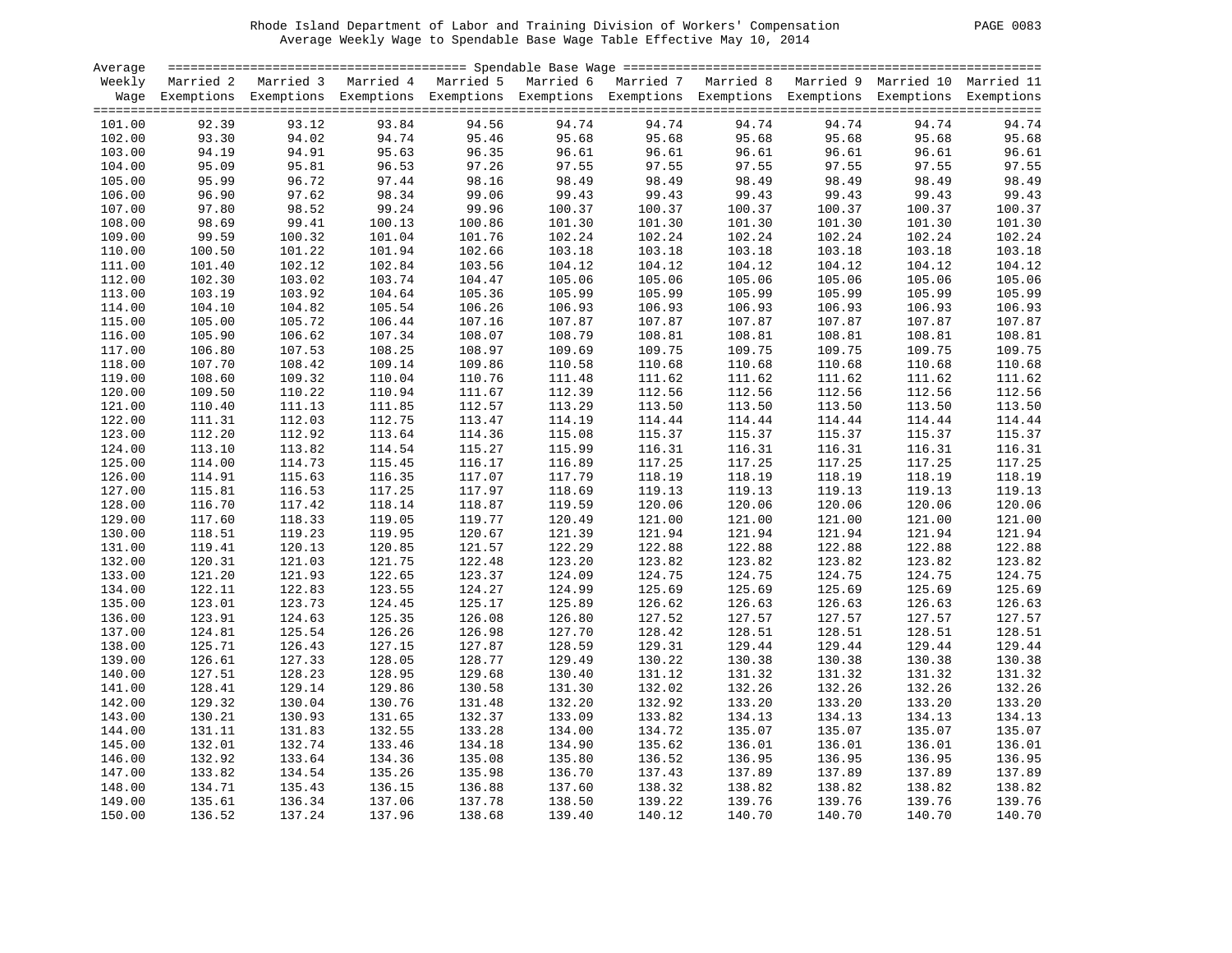Rhode Island Department of Labor and Training Division of Workers' Compensation

Average Weekly Wage to Spendable Base Wage Table Effective May 10, 2014

| Average Weekly Wage | Spendable Base Wage | | | | | | | | | |
|---|---|---|---|---|---|---|---|---|---|---|
| | Married 2 Exemptions | Married 3 Exemptions | Married 4 Exemptions | Married 5 Exemptions | Married 6 Exemptions | Married 7 Exemptions | Married 8 Exemptions | Married 9 Exemptions | Married 10 Exemptions | Married 11 Exemptions |
| 101.00 | 92.39 | 93.12 | 93.84 | 94.56 | 94.74 | 94.74 | 94.74 | 94.74 | 94.74 | 94.74 |
| 102.00 | 93.30 | 94.02 | 94.74 | 95.46 | 95.68 | 95.68 | 95.68 | 95.68 | 95.68 | 95.68 |
| 103.00 | 94.19 | 94.91 | 95.63 | 96.35 | 96.61 | 96.61 | 96.61 | 96.61 | 96.61 | 96.61 |
| 104.00 | 95.09 | 95.81 | 96.53 | 97.26 | 97.55 | 97.55 | 97.55 | 97.55 | 97.55 | 97.55 |
| 105.00 | 95.99 | 96.72 | 97.44 | 98.16 | 98.49 | 98.49 | 98.49 | 98.49 | 98.49 | 98.49 |
| 106.00 | 96.90 | 97.62 | 98.34 | 99.06 | 99.43 | 99.43 | 99.43 | 99.43 | 99.43 | 99.43 |
| 107.00 | 97.80 | 98.52 | 99.24 | 99.96 | 100.37 | 100.37 | 100.37 | 100.37 | 100.37 | 100.37 |
| 108.00 | 98.69 | 99.41 | 100.13 | 100.86 | 101.30 | 101.30 | 101.30 | 101.30 | 101.30 | 101.30 |
| 109.00 | 99.59 | 100.32 | 101.04 | 101.76 | 102.24 | 102.24 | 102.24 | 102.24 | 102.24 | 102.24 |
| 110.00 | 100.50 | 101.22 | 101.94 | 102.66 | 103.18 | 103.18 | 103.18 | 103.18 | 103.18 | 103.18 |
| 111.00 | 101.40 | 102.12 | 102.84 | 103.56 | 104.12 | 104.12 | 104.12 | 104.12 | 104.12 | 104.12 |
| 112.00 | 102.30 | 103.02 | 103.74 | 104.47 | 105.06 | 105.06 | 105.06 | 105.06 | 105.06 | 105.06 |
| 113.00 | 103.19 | 103.92 | 104.64 | 105.36 | 105.99 | 105.99 | 105.99 | 105.99 | 105.99 | 105.99 |
| 114.00 | 104.10 | 104.82 | 105.54 | 106.26 | 106.93 | 106.93 | 106.93 | 106.93 | 106.93 | 106.93 |
| 115.00 | 105.00 | 105.72 | 106.44 | 107.16 | 107.87 | 107.87 | 107.87 | 107.87 | 107.87 | 107.87 |
| 116.00 | 105.90 | 106.62 | 107.34 | 108.07 | 108.79 | 108.81 | 108.81 | 108.81 | 108.81 | 108.81 |
| 117.00 | 106.80 | 107.53 | 108.25 | 108.97 | 109.69 | 109.75 | 109.75 | 109.75 | 109.75 | 109.75 |
| 118.00 | 107.70 | 108.42 | 109.14 | 109.86 | 110.58 | 110.68 | 110.68 | 110.68 | 110.68 | 110.68 |
| 119.00 | 108.60 | 109.32 | 110.04 | 110.76 | 111.48 | 111.62 | 111.62 | 111.62 | 111.62 | 111.62 |
| 120.00 | 109.50 | 110.22 | 110.94 | 111.67 | 112.39 | 112.56 | 112.56 | 112.56 | 112.56 | 112.56 |
| 121.00 | 110.40 | 111.13 | 111.85 | 112.57 | 113.29 | 113.50 | 113.50 | 113.50 | 113.50 | 113.50 |
| 122.00 | 111.31 | 112.03 | 112.75 | 113.47 | 114.19 | 114.44 | 114.44 | 114.44 | 114.44 | 114.44 |
| 123.00 | 112.20 | 112.92 | 113.64 | 114.36 | 115.08 | 115.37 | 115.37 | 115.37 | 115.37 | 115.37 |
| 124.00 | 113.10 | 113.82 | 114.54 | 115.27 | 115.99 | 116.31 | 116.31 | 116.31 | 116.31 | 116.31 |
| 125.00 | 114.00 | 114.73 | 115.45 | 116.17 | 116.89 | 117.25 | 117.25 | 117.25 | 117.25 | 117.25 |
| 126.00 | 114.91 | 115.63 | 116.35 | 117.07 | 117.79 | 118.19 | 118.19 | 118.19 | 118.19 | 118.19 |
| 127.00 | 115.81 | 116.53 | 117.25 | 117.97 | 118.69 | 119.13 | 119.13 | 119.13 | 119.13 | 119.13 |
| 128.00 | 116.70 | 117.42 | 118.14 | 118.87 | 119.59 | 120.06 | 120.06 | 120.06 | 120.06 | 120.06 |
| 129.00 | 117.60 | 118.33 | 119.05 | 119.77 | 120.49 | 121.00 | 121.00 | 121.00 | 121.00 | 121.00 |
| 130.00 | 118.51 | 119.23 | 119.95 | 120.67 | 121.39 | 121.94 | 121.94 | 121.94 | 121.94 | 121.94 |
| 131.00 | 119.41 | 120.13 | 120.85 | 121.57 | 122.29 | 122.88 | 122.88 | 122.88 | 122.88 | 122.88 |
| 132.00 | 120.31 | 121.03 | 121.75 | 122.48 | 123.20 | 123.82 | 123.82 | 123.82 | 123.82 | 123.82 |
| 133.00 | 121.20 | 121.93 | 122.65 | 123.37 | 124.09 | 124.75 | 124.75 | 124.75 | 124.75 | 124.75 |
| 134.00 | 122.11 | 122.83 | 123.55 | 124.27 | 124.99 | 125.69 | 125.69 | 125.69 | 125.69 | 125.69 |
| 135.00 | 123.01 | 123.73 | 124.45 | 125.17 | 125.89 | 126.62 | 126.63 | 126.63 | 126.63 | 126.63 |
| 136.00 | 123.91 | 124.63 | 125.35 | 126.08 | 126.80 | 127.52 | 127.57 | 127.57 | 127.57 | 127.57 |
| 137.00 | 124.81 | 125.54 | 126.26 | 126.98 | 127.70 | 128.42 | 128.51 | 128.51 | 128.51 | 128.51 |
| 138.00 | 125.71 | 126.43 | 127.15 | 127.87 | 128.59 | 129.31 | 129.44 | 129.44 | 129.44 | 129.44 |
| 139.00 | 126.61 | 127.33 | 128.05 | 128.77 | 129.49 | 130.22 | 130.38 | 130.38 | 130.38 | 130.38 |
| 140.00 | 127.51 | 128.23 | 128.95 | 129.68 | 130.40 | 131.12 | 131.32 | 131.32 | 131.32 | 131.32 |
| 141.00 | 128.41 | 129.14 | 129.86 | 130.58 | 131.30 | 132.02 | 132.26 | 132.26 | 132.26 | 132.26 |
| 142.00 | 129.32 | 130.04 | 130.76 | 131.48 | 132.20 | 132.92 | 133.20 | 133.20 | 133.20 | 133.20 |
| 143.00 | 130.21 | 130.93 | 131.65 | 132.37 | 133.09 | 133.82 | 134.13 | 134.13 | 134.13 | 134.13 |
| 144.00 | 131.11 | 131.83 | 132.55 | 133.28 | 134.00 | 134.72 | 135.07 | 135.07 | 135.07 | 135.07 |
| 145.00 | 132.01 | 132.74 | 133.46 | 134.18 | 134.90 | 135.62 | 136.01 | 136.01 | 136.01 | 136.01 |
| 146.00 | 132.92 | 133.64 | 134.36 | 135.08 | 135.80 | 136.52 | 136.95 | 136.95 | 136.95 | 136.95 |
| 147.00 | 133.82 | 134.54 | 135.26 | 135.98 | 136.70 | 137.43 | 137.89 | 137.89 | 137.89 | 137.89 |
| 148.00 | 134.71 | 135.43 | 136.15 | 136.88 | 137.60 | 138.32 | 138.82 | 138.82 | 138.82 | 138.82 |
| 149.00 | 135.61 | 136.34 | 137.06 | 137.78 | 138.50 | 139.22 | 139.76 | 139.76 | 139.76 | 139.76 |
| 150.00 | 136.52 | 137.24 | 137.96 | 138.68 | 139.40 | 140.12 | 140.70 | 140.70 | 140.70 | 140.70 |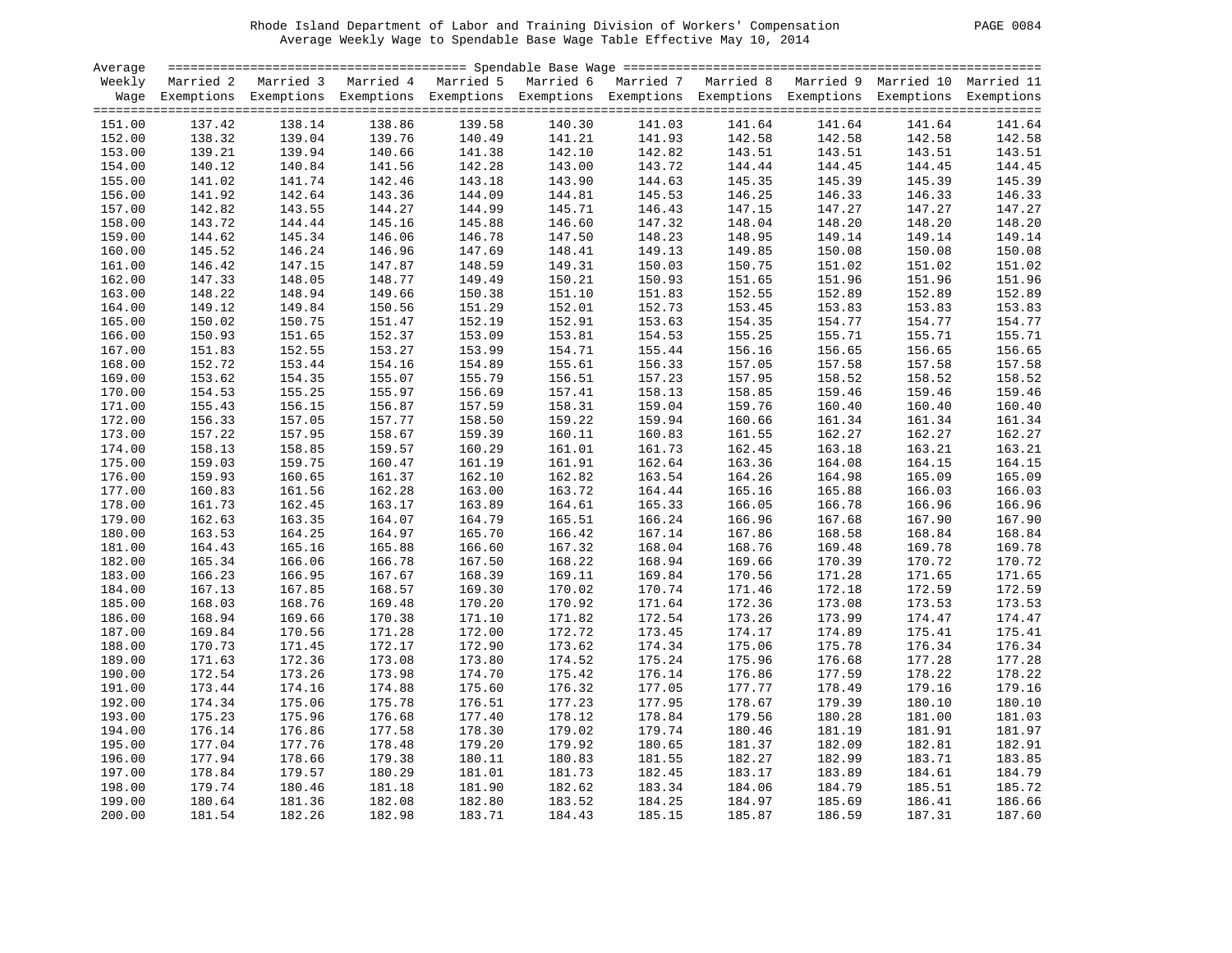Rhode Island Department of Labor and Training Division of Workers' Compensation
Average Weekly Wage to Spendable Base Wage Table Effective May 10, 2014

| Average Weekly Wage | Married 2 Exemptions | Married 3 Exemptions | Married 4 Exemptions | Married 5 Exemptions | Married 6 Exemptions | Married 7 Exemptions | Married 8 Exemptions | Married 9 Exemptions | Married 10 Exemptions | Married 11 Exemptions |
|---|---|---|---|---|---|---|---|---|---|---|
| 151.00 | 137.42 | 138.14 | 138.86 | 139.58 | 140.30 | 141.03 | 141.64 | 141.64 | 141.64 | 141.64 |
| 152.00 | 138.32 | 139.04 | 139.76 | 140.49 | 141.21 | 141.93 | 142.58 | 142.58 | 142.58 | 142.58 |
| 153.00 | 139.21 | 139.94 | 140.66 | 141.38 | 142.10 | 142.82 | 143.51 | 143.51 | 143.51 | 143.51 |
| 154.00 | 140.12 | 140.84 | 141.56 | 142.28 | 143.00 | 143.72 | 144.44 | 144.45 | 144.45 | 144.45 |
| 155.00 | 141.02 | 141.74 | 142.46 | 143.18 | 143.90 | 144.63 | 145.35 | 145.39 | 145.39 | 145.39 |
| 156.00 | 141.92 | 142.64 | 143.36 | 144.09 | 144.81 | 145.53 | 146.25 | 146.33 | 146.33 | 146.33 |
| 157.00 | 142.82 | 143.55 | 144.27 | 144.99 | 145.71 | 146.43 | 147.15 | 147.27 | 147.27 | 147.27 |
| 158.00 | 143.72 | 144.44 | 145.16 | 145.88 | 146.60 | 147.32 | 148.04 | 148.20 | 148.20 | 148.20 |
| 159.00 | 144.62 | 145.34 | 146.06 | 146.78 | 147.50 | 148.23 | 148.95 | 149.14 | 149.14 | 149.14 |
| 160.00 | 145.52 | 146.24 | 146.96 | 147.69 | 148.41 | 149.13 | 149.85 | 150.08 | 150.08 | 150.08 |
| 161.00 | 146.42 | 147.15 | 147.87 | 148.59 | 149.31 | 150.03 | 150.75 | 151.02 | 151.02 | 151.02 |
| 162.00 | 147.33 | 148.05 | 148.77 | 149.49 | 150.21 | 150.93 | 151.65 | 151.96 | 151.96 | 151.96 |
| 163.00 | 148.22 | 148.94 | 149.66 | 150.38 | 151.10 | 151.83 | 152.55 | 152.89 | 152.89 | 152.89 |
| 164.00 | 149.12 | 149.84 | 150.56 | 151.29 | 152.01 | 152.73 | 153.45 | 153.83 | 153.83 | 153.83 |
| 165.00 | 150.02 | 150.75 | 151.47 | 152.19 | 152.91 | 153.63 | 154.35 | 154.77 | 154.77 | 154.77 |
| 166.00 | 150.93 | 151.65 | 152.37 | 153.09 | 153.81 | 154.53 | 155.25 | 155.71 | 155.71 | 155.71 |
| 167.00 | 151.83 | 152.55 | 153.27 | 153.99 | 154.71 | 155.44 | 156.16 | 156.65 | 156.65 | 156.65 |
| 168.00 | 152.72 | 153.44 | 154.16 | 154.89 | 155.61 | 156.33 | 157.05 | 157.58 | 157.58 | 157.58 |
| 169.00 | 153.62 | 154.35 | 155.07 | 155.79 | 156.51 | 157.23 | 157.95 | 158.52 | 158.52 | 158.52 |
| 170.00 | 154.53 | 155.25 | 155.97 | 156.69 | 157.41 | 158.13 | 158.85 | 159.46 | 159.46 | 159.46 |
| 171.00 | 155.43 | 156.15 | 156.87 | 157.59 | 158.31 | 159.04 | 159.76 | 160.40 | 160.40 | 160.40 |
| 172.00 | 156.33 | 157.05 | 157.77 | 158.50 | 159.22 | 159.94 | 160.66 | 161.34 | 161.34 | 161.34 |
| 173.00 | 157.22 | 157.95 | 158.67 | 159.39 | 160.11 | 160.83 | 161.55 | 162.27 | 162.27 | 162.27 |
| 174.00 | 158.13 | 158.85 | 159.57 | 160.29 | 161.01 | 161.73 | 162.45 | 163.18 | 163.21 | 163.21 |
| 175.00 | 159.03 | 159.75 | 160.47 | 161.19 | 161.91 | 162.64 | 163.36 | 164.08 | 164.15 | 164.15 |
| 176.00 | 159.93 | 160.65 | 161.37 | 162.10 | 162.82 | 163.54 | 164.26 | 164.98 | 165.09 | 165.09 |
| 177.00 | 160.83 | 161.56 | 162.28 | 163.00 | 163.72 | 164.44 | 165.16 | 165.88 | 166.03 | 166.03 |
| 178.00 | 161.73 | 162.45 | 163.17 | 163.89 | 164.61 | 165.33 | 166.05 | 166.78 | 166.96 | 166.96 |
| 179.00 | 162.63 | 163.35 | 164.07 | 164.79 | 165.51 | 166.24 | 166.96 | 167.68 | 167.90 | 167.90 |
| 180.00 | 163.53 | 164.25 | 164.97 | 165.70 | 166.42 | 167.14 | 167.86 | 168.58 | 168.84 | 168.84 |
| 181.00 | 164.43 | 165.16 | 165.88 | 166.60 | 167.32 | 168.04 | 168.76 | 169.48 | 169.78 | 169.78 |
| 182.00 | 165.34 | 166.06 | 166.78 | 167.50 | 168.22 | 168.94 | 169.66 | 170.39 | 170.72 | 170.72 |
| 183.00 | 166.23 | 166.95 | 167.67 | 168.39 | 169.11 | 169.84 | 170.56 | 171.28 | 171.65 | 171.65 |
| 184.00 | 167.13 | 167.85 | 168.57 | 169.30 | 170.02 | 170.74 | 171.46 | 172.18 | 172.59 | 172.59 |
| 185.00 | 168.03 | 168.76 | 169.48 | 170.20 | 170.92 | 171.64 | 172.36 | 173.08 | 173.53 | 173.53 |
| 186.00 | 168.94 | 169.66 | 170.38 | 171.10 | 171.82 | 172.54 | 173.26 | 173.99 | 174.47 | 174.47 |
| 187.00 | 169.84 | 170.56 | 171.28 | 172.00 | 172.72 | 173.45 | 174.17 | 174.89 | 175.41 | 175.41 |
| 188.00 | 170.73 | 171.45 | 172.17 | 172.90 | 173.62 | 174.34 | 175.06 | 175.78 | 176.34 | 176.34 |
| 189.00 | 171.63 | 172.36 | 173.08 | 173.80 | 174.52 | 175.24 | 175.96 | 176.68 | 177.28 | 177.28 |
| 190.00 | 172.54 | 173.26 | 173.98 | 174.70 | 175.42 | 176.14 | 176.86 | 177.59 | 178.22 | 178.22 |
| 191.00 | 173.44 | 174.16 | 174.88 | 175.60 | 176.32 | 177.05 | 177.77 | 178.49 | 179.16 | 179.16 |
| 192.00 | 174.34 | 175.06 | 175.78 | 176.51 | 177.23 | 177.95 | 178.67 | 179.39 | 180.10 | 180.10 |
| 193.00 | 175.23 | 175.96 | 176.68 | 177.40 | 178.12 | 178.84 | 179.56 | 180.28 | 181.00 | 181.03 |
| 194.00 | 176.14 | 176.86 | 177.58 | 178.30 | 179.02 | 179.74 | 180.46 | 181.19 | 181.91 | 181.97 |
| 195.00 | 177.04 | 177.76 | 178.48 | 179.20 | 179.92 | 180.65 | 181.37 | 182.09 | 182.81 | 182.91 |
| 196.00 | 177.94 | 178.66 | 179.38 | 180.11 | 180.83 | 181.55 | 182.27 | 182.99 | 183.71 | 183.85 |
| 197.00 | 178.84 | 179.57 | 180.29 | 181.01 | 181.73 | 182.45 | 183.17 | 183.89 | 184.61 | 184.79 |
| 198.00 | 179.74 | 180.46 | 181.18 | 181.90 | 182.62 | 183.34 | 184.06 | 184.79 | 185.51 | 185.72 |
| 199.00 | 180.64 | 181.36 | 182.08 | 182.80 | 183.52 | 184.25 | 184.97 | 185.69 | 186.41 | 186.66 |
| 200.00 | 181.54 | 182.26 | 182.98 | 183.71 | 184.43 | 185.15 | 185.87 | 186.59 | 187.31 | 187.60 |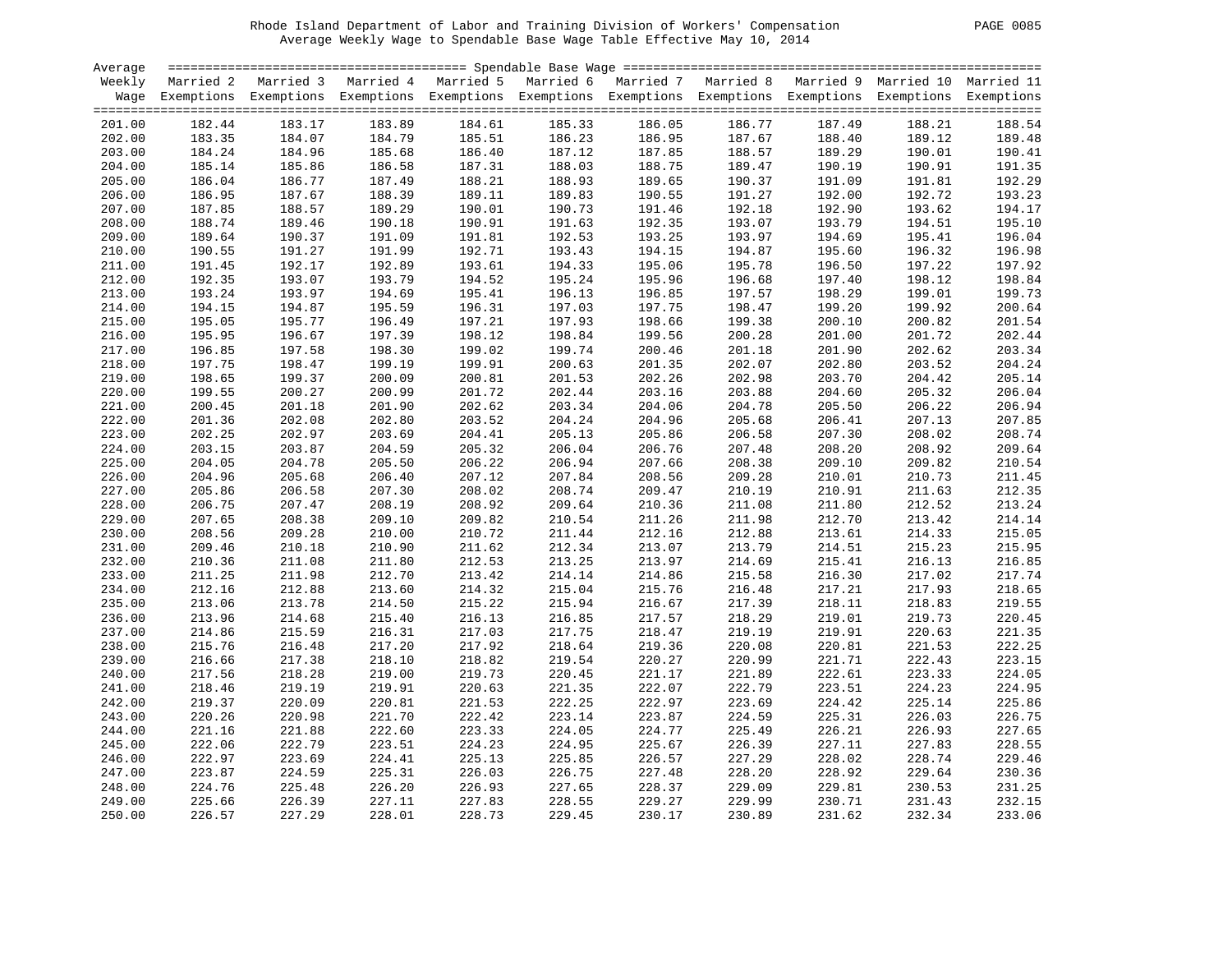Rhode Island Department of Labor and Training Division of Workers' Compensation

Average Weekly Wage to Spendable Base Wage Table Effective May 10, 2014

| Average Weekly Wage | Spendable Base Wage | | | | | | | | | |
|---|---|---|---|---|---|---|---|---|---|---|
| | Married 2 Exemptions | Married 3 Exemptions | Married 4 Exemptions | Married 5 Exemptions | Married 6 Exemptions | Married 7 Exemptions | Married 8 Exemptions | Married 9 Exemptions | Married 10 Exemptions | Married 11 Exemptions |
| 201.00 | 182.44 | 183.17 | 183.89 | 184.61 | 185.33 | 186.05 | 186.77 | 187.49 | 188.21 | 188.54 |
| 202.00 | 183.35 | 184.07 | 184.79 | 185.51 | 186.23 | 186.95 | 187.67 | 188.40 | 189.12 | 189.48 |
| 203.00 | 184.24 | 184.96 | 185.68 | 186.40 | 187.12 | 187.85 | 188.57 | 189.29 | 190.01 | 190.41 |
| 204.00 | 185.14 | 185.86 | 186.58 | 187.31 | 188.03 | 188.75 | 189.47 | 190.19 | 190.91 | 191.35 |
| 205.00 | 186.04 | 186.77 | 187.49 | 188.21 | 188.93 | 189.65 | 190.37 | 191.09 | 191.81 | 192.29 |
| 206.00 | 186.95 | 187.67 | 188.39 | 189.11 | 189.83 | 190.55 | 191.27 | 192.00 | 192.72 | 193.23 |
| 207.00 | 187.85 | 188.57 | 189.29 | 190.01 | 190.73 | 191.46 | 192.18 | 192.90 | 193.62 | 194.17 |
| 208.00 | 188.74 | 189.46 | 190.18 | 190.91 | 191.63 | 192.35 | 193.07 | 193.79 | 194.51 | 195.10 |
| 209.00 | 189.64 | 190.37 | 191.09 | 191.81 | 192.53 | 193.25 | 193.97 | 194.69 | 195.41 | 196.04 |
| 210.00 | 190.55 | 191.27 | 191.99 | 192.71 | 193.43 | 194.15 | 194.87 | 195.60 | 196.32 | 196.98 |
| 211.00 | 191.45 | 192.17 | 192.89 | 193.61 | 194.33 | 195.06 | 195.78 | 196.50 | 197.22 | 197.92 |
| 212.00 | 192.35 | 193.07 | 193.79 | 194.52 | 195.24 | 195.96 | 196.68 | 197.40 | 198.12 | 198.84 |
| 213.00 | 193.24 | 193.97 | 194.69 | 195.41 | 196.13 | 196.85 | 197.57 | 198.29 | 199.01 | 199.73 |
| 214.00 | 194.15 | 194.87 | 195.59 | 196.31 | 197.03 | 197.75 | 198.47 | 199.20 | 199.92 | 200.64 |
| 215.00 | 195.05 | 195.77 | 196.49 | 197.21 | 197.93 | 198.66 | 199.38 | 200.10 | 200.82 | 201.54 |
| 216.00 | 195.95 | 196.67 | 197.39 | 198.12 | 198.84 | 199.56 | 200.28 | 201.00 | 201.72 | 202.44 |
| 217.00 | 196.85 | 197.58 | 198.30 | 199.02 | 199.74 | 200.46 | 201.18 | 201.90 | 202.62 | 203.34 |
| 218.00 | 197.75 | 198.47 | 199.19 | 199.91 | 200.63 | 201.35 | 202.07 | 202.80 | 203.52 | 204.24 |
| 219.00 | 198.65 | 199.37 | 200.09 | 200.81 | 201.53 | 202.26 | 202.98 | 203.70 | 204.42 | 205.14 |
| 220.00 | 199.55 | 200.27 | 200.99 | 201.72 | 202.44 | 203.16 | 203.88 | 204.60 | 205.32 | 206.04 |
| 221.00 | 200.45 | 201.18 | 201.90 | 202.62 | 203.34 | 204.06 | 204.78 | 205.50 | 206.22 | 206.94 |
| 222.00 | 201.36 | 202.08 | 202.80 | 203.52 | 204.24 | 204.96 | 205.68 | 206.41 | 207.13 | 207.85 |
| 223.00 | 202.25 | 202.97 | 203.69 | 204.41 | 205.13 | 205.86 | 206.58 | 207.30 | 208.02 | 208.74 |
| 224.00 | 203.15 | 203.87 | 204.59 | 205.32 | 206.04 | 206.76 | 207.48 | 208.20 | 208.92 | 209.64 |
| 225.00 | 204.05 | 204.78 | 205.50 | 206.22 | 206.94 | 207.66 | 208.38 | 209.10 | 209.82 | 210.54 |
| 226.00 | 204.96 | 205.68 | 206.40 | 207.12 | 207.84 | 208.56 | 209.28 | 210.01 | 210.73 | 211.45 |
| 227.00 | 205.86 | 206.58 | 207.30 | 208.02 | 208.74 | 209.47 | 210.19 | 210.91 | 211.63 | 212.35 |
| 228.00 | 206.75 | 207.47 | 208.19 | 208.92 | 209.64 | 210.36 | 211.08 | 211.80 | 212.52 | 213.24 |
| 229.00 | 207.65 | 208.38 | 209.10 | 209.82 | 210.54 | 211.26 | 211.98 | 212.70 | 213.42 | 214.14 |
| 230.00 | 208.56 | 209.28 | 210.00 | 210.72 | 211.44 | 212.16 | 212.88 | 213.61 | 214.33 | 215.05 |
| 231.00 | 209.46 | 210.18 | 210.90 | 211.62 | 212.34 | 213.07 | 213.79 | 214.51 | 215.23 | 215.95 |
| 232.00 | 210.36 | 211.08 | 211.80 | 212.53 | 213.25 | 213.97 | 214.69 | 215.41 | 216.13 | 216.85 |
| 233.00 | 211.25 | 211.98 | 212.70 | 213.42 | 214.14 | 214.86 | 215.58 | 216.30 | 217.02 | 217.74 |
| 234.00 | 212.16 | 212.88 | 213.60 | 214.32 | 215.04 | 215.76 | 216.48 | 217.21 | 217.93 | 218.65 |
| 235.00 | 213.06 | 213.78 | 214.50 | 215.22 | 215.94 | 216.67 | 217.39 | 218.11 | 218.83 | 219.55 |
| 236.00 | 213.96 | 214.68 | 215.40 | 216.13 | 216.85 | 217.57 | 218.29 | 219.01 | 219.73 | 220.45 |
| 237.00 | 214.86 | 215.59 | 216.31 | 217.03 | 217.75 | 218.47 | 219.19 | 219.91 | 220.63 | 221.35 |
| 238.00 | 215.76 | 216.48 | 217.20 | 217.92 | 218.64 | 219.36 | 220.08 | 220.81 | 221.53 | 222.25 |
| 239.00 | 216.66 | 217.38 | 218.10 | 218.82 | 219.54 | 220.27 | 220.99 | 221.71 | 222.43 | 223.15 |
| 240.00 | 217.56 | 218.28 | 219.00 | 219.73 | 220.45 | 221.17 | 221.89 | 222.61 | 223.33 | 224.05 |
| 241.00 | 218.46 | 219.19 | 219.91 | 220.63 | 221.35 | 222.07 | 222.79 | 223.51 | 224.23 | 224.95 |
| 242.00 | 219.37 | 220.09 | 220.81 | 221.53 | 222.25 | 222.97 | 223.69 | 224.42 | 225.14 | 225.86 |
| 243.00 | 220.26 | 220.98 | 221.70 | 222.42 | 223.14 | 223.87 | 224.59 | 225.31 | 226.03 | 226.75 |
| 244.00 | 221.16 | 221.88 | 222.60 | 223.33 | 224.05 | 224.77 | 225.49 | 226.21 | 226.93 | 227.65 |
| 245.00 | 222.06 | 222.79 | 223.51 | 224.23 | 224.95 | 225.67 | 226.39 | 227.11 | 227.83 | 228.55 |
| 246.00 | 222.97 | 223.69 | 224.41 | 225.13 | 225.85 | 226.57 | 227.29 | 228.02 | 228.74 | 229.46 |
| 247.00 | 223.87 | 224.59 | 225.31 | 226.03 | 226.75 | 227.48 | 228.20 | 228.92 | 229.64 | 230.36 |
| 248.00 | 224.76 | 225.48 | 226.20 | 226.93 | 227.65 | 228.37 | 229.09 | 229.81 | 230.53 | 231.25 |
| 249.00 | 225.66 | 226.39 | 227.11 | 227.83 | 228.55 | 229.27 | 229.99 | 230.71 | 231.43 | 232.15 |
| 250.00 | 226.57 | 227.29 | 228.01 | 228.73 | 229.45 | 230.17 | 230.89 | 231.62 | 232.34 | 233.06 |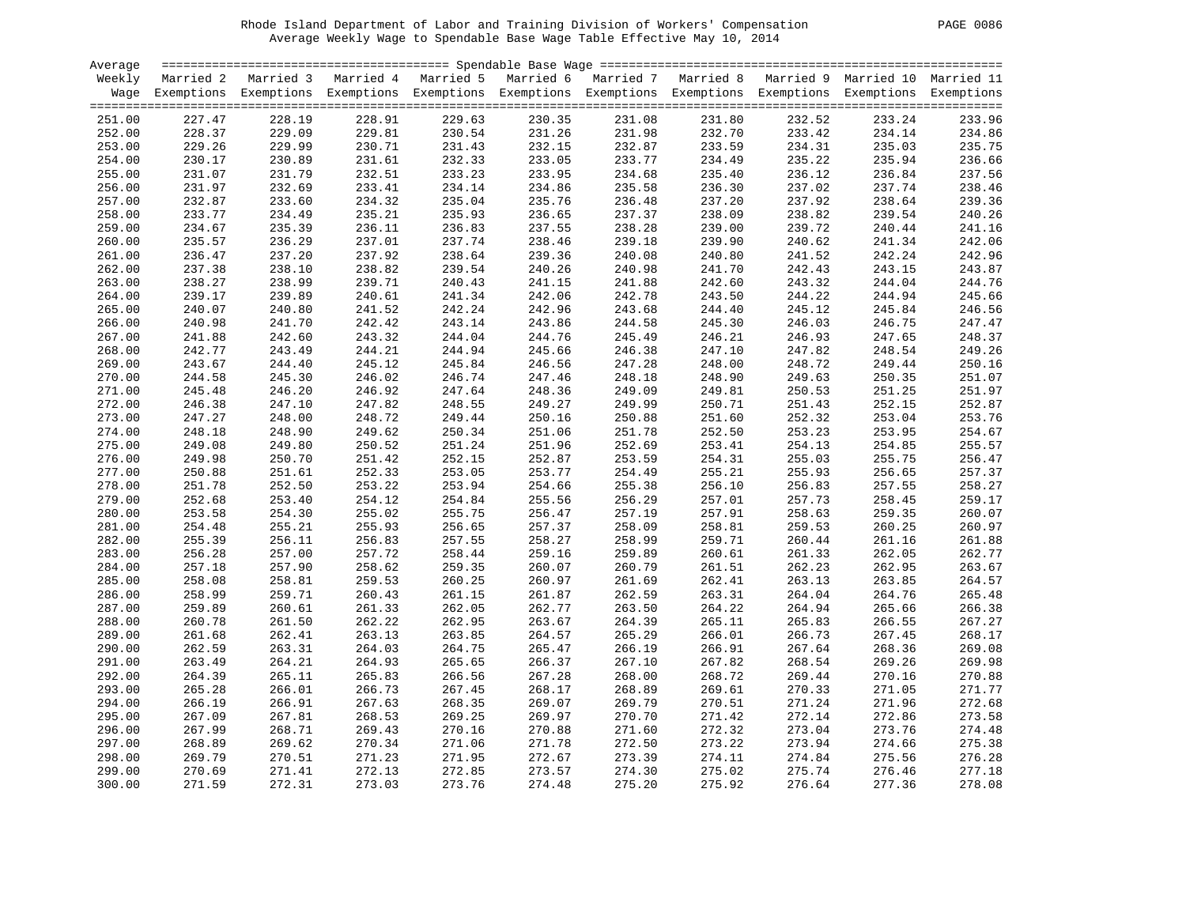Rhode Island Department of Labor and Training Division of Workers' Compensation

Average Weekly Wage to Spendable Base Wage Table Effective May 10, 2014

| Average Weekly Wage | Married 2 Exemptions | Married 3 Exemptions | Married 4 Exemptions | Married 5 Exemptions | Married 6 Exemptions | Married 7 Exemptions | Married 8 Exemptions | Married 9 Exemptions | Married 10 Exemptions | Married 11 Exemptions |
|---|---|---|---|---|---|---|---|---|---|---|
| 251.00 | 227.47 | 228.19 | 228.91 | 229.63 | 230.35 | 231.08 | 231.80 | 232.52 | 233.24 | 233.96 |
| 252.00 | 228.37 | 229.09 | 229.81 | 230.54 | 231.26 | 231.98 | 232.70 | 233.42 | 234.14 | 234.86 |
| 253.00 | 229.26 | 229.99 | 230.71 | 231.43 | 232.15 | 232.87 | 233.59 | 234.31 | 235.03 | 235.75 |
| 254.00 | 230.17 | 230.89 | 231.61 | 232.33 | 233.05 | 233.77 | 234.49 | 235.22 | 235.94 | 236.66 |
| 255.00 | 231.07 | 231.79 | 232.51 | 233.23 | 233.95 | 234.68 | 235.40 | 236.12 | 236.84 | 237.56 |
| 256.00 | 231.97 | 232.69 | 233.41 | 234.14 | 234.86 | 235.58 | 236.30 | 237.02 | 237.74 | 238.46 |
| 257.00 | 232.87 | 233.60 | 234.32 | 235.04 | 235.76 | 236.48 | 237.20 | 237.92 | 238.64 | 239.36 |
| 258.00 | 233.77 | 234.49 | 235.21 | 235.93 | 236.65 | 237.37 | 238.09 | 238.82 | 239.54 | 240.26 |
| 259.00 | 234.67 | 235.39 | 236.11 | 236.83 | 237.55 | 238.28 | 239.00 | 239.72 | 240.44 | 241.16 |
| 260.00 | 235.57 | 236.29 | 237.01 | 237.74 | 238.46 | 239.18 | 239.90 | 240.62 | 241.34 | 242.06 |
| 261.00 | 236.47 | 237.20 | 237.92 | 238.64 | 239.36 | 240.08 | 240.80 | 241.52 | 242.24 | 242.96 |
| 262.00 | 237.38 | 238.10 | 238.82 | 239.54 | 240.26 | 240.98 | 241.70 | 242.43 | 243.15 | 243.87 |
| 263.00 | 238.27 | 238.99 | 239.71 | 240.43 | 241.15 | 241.88 | 242.60 | 243.32 | 244.04 | 244.76 |
| 264.00 | 239.17 | 239.89 | 240.61 | 241.34 | 242.06 | 242.78 | 243.50 | 244.22 | 244.94 | 245.66 |
| 265.00 | 240.07 | 240.80 | 241.52 | 242.24 | 242.96 | 243.68 | 244.40 | 245.12 | 245.84 | 246.56 |
| 266.00 | 240.98 | 241.70 | 242.42 | 243.14 | 243.86 | 244.58 | 245.30 | 246.03 | 246.75 | 247.47 |
| 267.00 | 241.88 | 242.60 | 243.32 | 244.04 | 244.76 | 245.49 | 246.21 | 246.93 | 247.65 | 248.37 |
| 268.00 | 242.77 | 243.49 | 244.21 | 244.94 | 245.66 | 246.38 | 247.10 | 247.82 | 248.54 | 249.26 |
| 269.00 | 243.67 | 244.40 | 245.12 | 245.84 | 246.56 | 247.28 | 248.00 | 248.72 | 249.44 | 250.16 |
| 270.00 | 244.58 | 245.30 | 246.02 | 246.74 | 247.46 | 248.18 | 248.90 | 249.63 | 250.35 | 251.07 |
| 271.00 | 245.48 | 246.20 | 246.92 | 247.64 | 248.36 | 249.09 | 249.81 | 250.53 | 251.25 | 251.97 |
| 272.00 | 246.38 | 247.10 | 247.82 | 248.55 | 249.27 | 249.99 | 250.71 | 251.43 | 252.15 | 252.87 |
| 273.00 | 247.27 | 248.00 | 248.72 | 249.44 | 250.16 | 250.88 | 251.60 | 252.32 | 253.04 | 253.76 |
| 274.00 | 248.18 | 248.90 | 249.62 | 250.34 | 251.06 | 251.78 | 252.50 | 253.23 | 253.95 | 254.67 |
| 275.00 | 249.08 | 249.80 | 250.52 | 251.24 | 251.96 | 252.69 | 253.41 | 254.13 | 254.85 | 255.57 |
| 276.00 | 249.98 | 250.70 | 251.42 | 252.15 | 252.87 | 253.59 | 254.31 | 255.03 | 255.75 | 256.47 |
| 277.00 | 250.88 | 251.61 | 252.33 | 253.05 | 253.77 | 254.49 | 255.21 | 255.93 | 256.65 | 257.37 |
| 278.00 | 251.78 | 252.50 | 253.22 | 253.94 | 254.66 | 255.38 | 256.10 | 256.83 | 257.55 | 258.27 |
| 279.00 | 252.68 | 253.40 | 254.12 | 254.84 | 255.56 | 256.29 | 257.01 | 257.73 | 258.45 | 259.17 |
| 280.00 | 253.58 | 254.30 | 255.02 | 255.75 | 256.47 | 257.19 | 257.91 | 258.63 | 259.35 | 260.07 |
| 281.00 | 254.48 | 255.21 | 255.93 | 256.65 | 257.37 | 258.09 | 258.81 | 259.53 | 260.25 | 260.97 |
| 282.00 | 255.39 | 256.11 | 256.83 | 257.55 | 258.27 | 258.99 | 259.71 | 260.44 | 261.16 | 261.88 |
| 283.00 | 256.28 | 257.00 | 257.72 | 258.44 | 259.16 | 259.89 | 260.61 | 261.33 | 262.05 | 262.77 |
| 284.00 | 257.18 | 257.90 | 258.62 | 259.35 | 260.07 | 260.79 | 261.51 | 262.23 | 262.95 | 263.67 |
| 285.00 | 258.08 | 258.81 | 259.53 | 260.25 | 260.97 | 261.69 | 262.41 | 263.13 | 263.85 | 264.57 |
| 286.00 | 258.99 | 259.71 | 260.43 | 261.15 | 261.87 | 262.59 | 263.31 | 264.04 | 264.76 | 265.48 |
| 287.00 | 259.89 | 260.61 | 261.33 | 262.05 | 262.77 | 263.50 | 264.22 | 264.94 | 265.66 | 266.38 |
| 288.00 | 260.78 | 261.50 | 262.22 | 262.95 | 263.67 | 264.39 | 265.11 | 265.83 | 266.55 | 267.27 |
| 289.00 | 261.68 | 262.41 | 263.13 | 263.85 | 264.57 | 265.29 | 266.01 | 266.73 | 267.45 | 268.17 |
| 290.00 | 262.59 | 263.31 | 264.03 | 264.75 | 265.47 | 266.19 | 266.91 | 267.64 | 268.36 | 269.08 |
| 291.00 | 263.49 | 264.21 | 264.93 | 265.65 | 266.37 | 267.10 | 267.82 | 268.54 | 269.26 | 269.98 |
| 292.00 | 264.39 | 265.11 | 265.83 | 266.56 | 267.28 | 268.00 | 268.72 | 269.44 | 270.16 | 270.88 |
| 293.00 | 265.28 | 266.01 | 266.73 | 267.45 | 268.17 | 268.89 | 269.61 | 270.33 | 271.05 | 271.77 |
| 294.00 | 266.19 | 266.91 | 267.63 | 268.35 | 269.07 | 269.79 | 270.51 | 271.24 | 271.96 | 272.68 |
| 295.00 | 267.09 | 267.81 | 268.53 | 269.25 | 269.97 | 270.70 | 271.42 | 272.14 | 272.86 | 273.58 |
| 296.00 | 267.99 | 268.71 | 269.43 | 270.16 | 270.88 | 271.60 | 272.32 | 273.04 | 273.76 | 274.48 |
| 297.00 | 268.89 | 269.62 | 270.34 | 271.06 | 271.78 | 272.50 | 273.22 | 273.94 | 274.66 | 275.38 |
| 298.00 | 269.79 | 270.51 | 271.23 | 271.95 | 272.67 | 273.39 | 274.11 | 274.84 | 275.56 | 276.28 |
| 299.00 | 270.69 | 271.41 | 272.13 | 272.85 | 273.57 | 274.30 | 275.02 | 275.74 | 276.46 | 277.18 |
| 300.00 | 271.59 | 272.31 | 273.03 | 273.76 | 274.48 | 275.20 | 275.92 | 276.64 | 277.36 | 278.08 |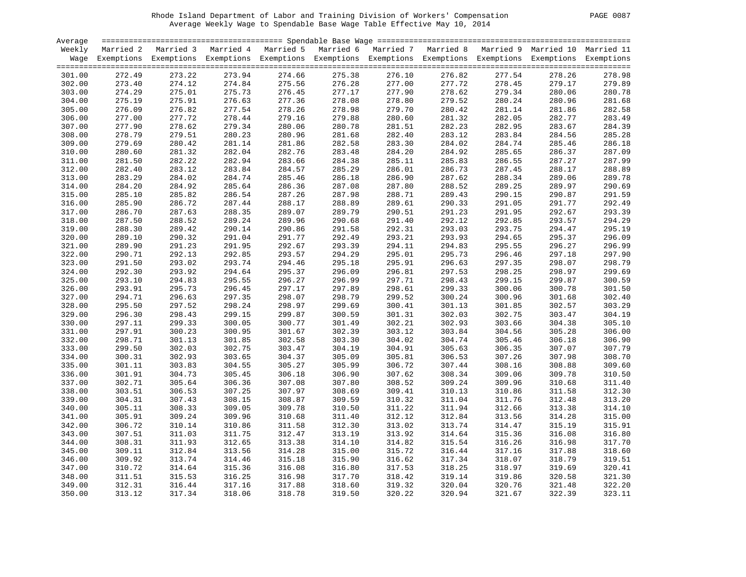Rhode Island Department of Labor and Training Division of Workers' Compensation

Average Weekly Wage to Spendable Base Wage Table Effective May 10, 2014

| Average Weekly Wage | Married 2 Exemptions | Married 3 Exemptions | Married 4 Exemptions | Married 5 Exemptions | Married 6 Exemptions | Married 7 Exemptions | Married 8 Exemptions | Married 9 Exemptions | Married 10 Exemptions | Married 11 Exemptions |
|---|---|---|---|---|---|---|---|---|---|---|
| 301.00 | 272.49 | 273.22 | 273.94 | 274.66 | 275.38 | 276.10 | 276.82 | 277.54 | 278.26 | 278.98 |
| 302.00 | 273.40 | 274.12 | 274.84 | 275.56 | 276.28 | 277.00 | 277.72 | 278.45 | 279.17 | 279.89 |
| 303.00 | 274.29 | 275.01 | 275.73 | 276.45 | 277.17 | 277.90 | 278.62 | 279.34 | 280.06 | 280.78 |
| 304.00 | 275.19 | 275.91 | 276.63 | 277.36 | 278.08 | 278.80 | 279.52 | 280.24 | 280.96 | 281.68 |
| 305.00 | 276.09 | 276.82 | 277.54 | 278.26 | 278.98 | 279.70 | 280.42 | 281.14 | 281.86 | 282.58 |
| 306.00 | 277.00 | 277.72 | 278.44 | 279.16 | 279.88 | 280.60 | 281.32 | 282.05 | 282.77 | 283.49 |
| 307.00 | 277.90 | 278.62 | 279.34 | 280.06 | 280.78 | 281.51 | 282.23 | 282.95 | 283.67 | 284.39 |
| 308.00 | 278.79 | 279.51 | 280.23 | 280.96 | 281.68 | 282.40 | 283.12 | 283.84 | 284.56 | 285.28 |
| 309.00 | 279.69 | 280.42 | 281.14 | 281.86 | 282.58 | 283.30 | 284.02 | 284.74 | 285.46 | 286.18 |
| 310.00 | 280.60 | 281.32 | 282.04 | 282.76 | 283.48 | 284.20 | 284.92 | 285.65 | 286.37 | 287.09 |
| 311.00 | 281.50 | 282.22 | 282.94 | 283.66 | 284.38 | 285.11 | 285.83 | 286.55 | 287.27 | 287.99 |
| 312.00 | 282.40 | 283.12 | 283.84 | 284.57 | 285.29 | 286.01 | 286.73 | 287.45 | 288.17 | 288.89 |
| 313.00 | 283.29 | 284.02 | 284.74 | 285.46 | 286.18 | 286.90 | 287.62 | 288.34 | 289.06 | 289.78 |
| 314.00 | 284.20 | 284.92 | 285.64 | 286.36 | 287.08 | 287.80 | 288.52 | 289.25 | 289.97 | 290.69 |
| 315.00 | 285.10 | 285.82 | 286.54 | 287.26 | 287.98 | 288.71 | 289.43 | 290.15 | 290.87 | 291.59 |
| 316.00 | 285.90 | 286.72 | 287.44 | 288.17 | 288.89 | 289.61 | 290.33 | 291.05 | 291.77 | 292.49 |
| 317.00 | 286.70 | 287.63 | 288.35 | 289.07 | 289.79 | 290.51 | 291.23 | 291.95 | 292.67 | 293.39 |
| 318.00 | 287.50 | 288.52 | 289.24 | 289.96 | 290.68 | 291.40 | 292.12 | 292.85 | 293.57 | 294.29 |
| 319.00 | 288.30 | 289.42 | 290.14 | 290.86 | 291.58 | 292.31 | 293.03 | 293.75 | 294.47 | 295.19 |
| 320.00 | 289.10 | 290.32 | 291.04 | 291.77 | 292.49 | 293.21 | 293.93 | 294.65 | 295.37 | 296.09 |
| 321.00 | 289.90 | 291.23 | 291.95 | 292.67 | 293.39 | 294.11 | 294.83 | 295.55 | 296.27 | 296.99 |
| 322.00 | 290.71 | 292.13 | 292.85 | 293.57 | 294.29 | 295.01 | 295.73 | 296.46 | 297.18 | 297.90 |
| 323.00 | 291.50 | 293.02 | 293.74 | 294.46 | 295.18 | 295.91 | 296.63 | 297.35 | 298.07 | 298.79 |
| 324.00 | 292.30 | 293.92 | 294.64 | 295.37 | 296.09 | 296.81 | 297.53 | 298.25 | 298.97 | 299.69 |
| 325.00 | 293.10 | 294.83 | 295.55 | 296.27 | 296.99 | 297.71 | 298.43 | 299.15 | 299.87 | 300.59 |
| 326.00 | 293.91 | 295.73 | 296.45 | 297.17 | 297.89 | 298.61 | 299.33 | 300.06 | 300.78 | 301.50 |
| 327.00 | 294.71 | 296.63 | 297.35 | 298.07 | 298.79 | 299.52 | 300.24 | 300.96 | 301.68 | 302.40 |
| 328.00 | 295.50 | 297.52 | 298.24 | 298.97 | 299.69 | 300.41 | 301.13 | 301.85 | 302.57 | 303.29 |
| 329.00 | 296.30 | 298.43 | 299.15 | 299.87 | 300.59 | 301.31 | 302.03 | 302.75 | 303.47 | 304.19 |
| 330.00 | 297.11 | 299.33 | 300.05 | 300.77 | 301.49 | 302.21 | 302.93 | 303.66 | 304.38 | 305.10 |
| 331.00 | 297.91 | 300.23 | 300.95 | 301.67 | 302.39 | 303.12 | 303.84 | 304.56 | 305.28 | 306.00 |
| 332.00 | 298.71 | 301.13 | 301.85 | 302.58 | 303.30 | 304.02 | 304.74 | 305.46 | 306.18 | 306.90 |
| 333.00 | 299.50 | 302.03 | 302.75 | 303.47 | 304.19 | 304.91 | 305.63 | 306.35 | 307.07 | 307.79 |
| 334.00 | 300.31 | 302.93 | 303.65 | 304.37 | 305.09 | 305.81 | 306.53 | 307.26 | 307.98 | 308.70 |
| 335.00 | 301.11 | 303.83 | 304.55 | 305.27 | 305.99 | 306.72 | 307.44 | 308.16 | 308.88 | 309.60 |
| 336.00 | 301.91 | 304.73 | 305.45 | 306.18 | 306.90 | 307.62 | 308.34 | 309.06 | 309.78 | 310.50 |
| 337.00 | 302.71 | 305.64 | 306.36 | 307.08 | 307.80 | 308.52 | 309.24 | 309.96 | 310.68 | 311.40 |
| 338.00 | 303.51 | 306.53 | 307.25 | 307.97 | 308.69 | 309.41 | 310.13 | 310.86 | 311.58 | 312.30 |
| 339.00 | 304.31 | 307.43 | 308.15 | 308.87 | 309.59 | 310.32 | 311.04 | 311.76 | 312.48 | 313.20 |
| 340.00 | 305.11 | 308.33 | 309.05 | 309.78 | 310.50 | 311.22 | 311.94 | 312.66 | 313.38 | 314.10 |
| 341.00 | 305.91 | 309.24 | 309.96 | 310.68 | 311.40 | 312.12 | 312.84 | 313.56 | 314.28 | 315.00 |
| 342.00 | 306.72 | 310.14 | 310.86 | 311.58 | 312.30 | 313.02 | 313.74 | 314.47 | 315.19 | 315.91 |
| 343.00 | 307.51 | 311.03 | 311.75 | 312.47 | 313.19 | 313.92 | 314.64 | 315.36 | 316.08 | 316.80 |
| 344.00 | 308.31 | 311.93 | 312.65 | 313.38 | 314.10 | 314.82 | 315.54 | 316.26 | 316.98 | 317.70 |
| 345.00 | 309.11 | 312.84 | 313.56 | 314.28 | 315.00 | 315.72 | 316.44 | 317.16 | 317.88 | 318.60 |
| 346.00 | 309.92 | 313.74 | 314.46 | 315.18 | 315.90 | 316.62 | 317.34 | 318.07 | 318.79 | 319.51 |
| 347.00 | 310.72 | 314.64 | 315.36 | 316.08 | 316.80 | 317.53 | 318.25 | 318.97 | 319.69 | 320.41 |
| 348.00 | 311.51 | 315.53 | 316.25 | 316.98 | 317.70 | 318.42 | 319.14 | 319.86 | 320.58 | 321.30 |
| 349.00 | 312.31 | 316.44 | 317.16 | 317.88 | 318.60 | 319.32 | 320.04 | 320.76 | 321.48 | 322.20 |
| 350.00 | 313.12 | 317.34 | 318.06 | 318.78 | 319.50 | 320.22 | 320.94 | 321.67 | 322.39 | 323.11 |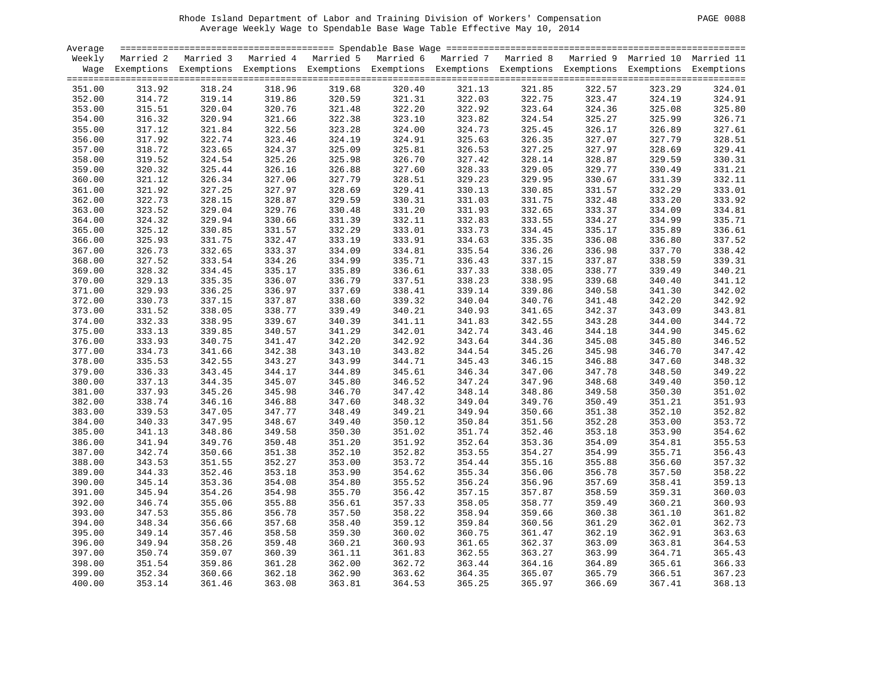Rhode Island Department of Labor and Training Division of Workers' Compensation

Average Weekly Wage to Spendable Base Wage Table Effective May 10, 2014

| Average Weekly Wage | Spendable Base Wage | | | | | | | | | |
|---|---|---|---|---|---|---|---|---|---|---|
| | Married 2 Exemptions | Married 3 Exemptions | Married 4 Exemptions | Married 5 Exemptions | Married 6 Exemptions | Married 7 Exemptions | Married 8 Exemptions | Married 9 Exemptions | Married 10 Exemptions | Married 11 Exemptions |
| 351.00 | 313.92 | 318.24 | 318.96 | 319.68 | 320.40 | 321.13 | 321.85 | 322.57 | 323.29 | 324.01 |
| 352.00 | 314.72 | 319.14 | 319.86 | 320.59 | 321.31 | 322.03 | 322.75 | 323.47 | 324.19 | 324.91 |
| 353.00 | 315.51 | 320.04 | 320.76 | 321.48 | 322.20 | 322.92 | 323.64 | 324.36 | 325.08 | 325.80 |
| 354.00 | 316.32 | 320.94 | 321.66 | 322.38 | 323.10 | 323.82 | 324.54 | 325.27 | 325.99 | 326.71 |
| 355.00 | 317.12 | 321.84 | 322.56 | 323.28 | 324.00 | 324.73 | 325.45 | 326.17 | 326.89 | 327.61 |
| 356.00 | 317.92 | 322.74 | 323.46 | 324.19 | 324.91 | 325.63 | 326.35 | 327.07 | 327.79 | 328.51 |
| 357.00 | 318.72 | 323.65 | 324.37 | 325.09 | 325.81 | 326.53 | 327.25 | 327.97 | 328.69 | 329.41 |
| 358.00 | 319.52 | 324.54 | 325.26 | 325.98 | 326.70 | 327.42 | 328.14 | 328.87 | 329.59 | 330.31 |
| 359.00 | 320.32 | 325.44 | 326.16 | 326.88 | 327.60 | 328.33 | 329.05 | 329.77 | 330.49 | 331.21 |
| 360.00 | 321.12 | 326.34 | 327.06 | 327.79 | 328.51 | 329.23 | 329.95 | 330.67 | 331.39 | 332.11 |
| 361.00 | 321.92 | 327.25 | 327.97 | 328.69 | 329.41 | 330.13 | 330.85 | 331.57 | 332.29 | 333.01 |
| 362.00 | 322.73 | 328.15 | 328.87 | 329.59 | 330.31 | 331.03 | 331.75 | 332.48 | 333.20 | 333.92 |
| 363.00 | 323.52 | 329.04 | 329.76 | 330.48 | 331.20 | 331.93 | 332.65 | 333.37 | 334.09 | 334.81 |
| 364.00 | 324.32 | 329.94 | 330.66 | 331.39 | 332.11 | 332.83 | 333.55 | 334.27 | 334.99 | 335.71 |
| 365.00 | 325.12 | 330.85 | 331.57 | 332.29 | 333.01 | 333.73 | 334.45 | 335.17 | 335.89 | 336.61 |
| 366.00 | 325.93 | 331.75 | 332.47 | 333.19 | 333.91 | 334.63 | 335.35 | 336.08 | 336.80 | 337.52 |
| 367.00 | 326.73 | 332.65 | 333.37 | 334.09 | 334.81 | 335.54 | 336.26 | 336.98 | 337.70 | 338.42 |
| 368.00 | 327.52 | 333.54 | 334.26 | 334.99 | 335.71 | 336.43 | 337.15 | 337.87 | 338.59 | 339.31 |
| 369.00 | 328.32 | 334.45 | 335.17 | 335.89 | 336.61 | 337.33 | 338.05 | 338.77 | 339.49 | 340.21 |
| 370.00 | 329.13 | 335.35 | 336.07 | 336.79 | 337.51 | 338.23 | 338.95 | 339.68 | 340.40 | 341.12 |
| 371.00 | 329.93 | 336.25 | 336.97 | 337.69 | 338.41 | 339.14 | 339.86 | 340.58 | 341.30 | 342.02 |
| 372.00 | 330.73 | 337.15 | 337.87 | 338.60 | 339.32 | 340.04 | 340.76 | 341.48 | 342.20 | 342.92 |
| 373.00 | 331.52 | 338.05 | 338.77 | 339.49 | 340.21 | 340.93 | 341.65 | 342.37 | 343.09 | 343.81 |
| 374.00 | 332.33 | 338.95 | 339.67 | 340.39 | 341.11 | 341.83 | 342.55 | 343.28 | 344.00 | 344.72 |
| 375.00 | 333.13 | 339.85 | 340.57 | 341.29 | 342.01 | 342.74 | 343.46 | 344.18 | 344.90 | 345.62 |
| 376.00 | 333.93 | 340.75 | 341.47 | 342.20 | 342.92 | 343.64 | 344.36 | 345.08 | 345.80 | 346.52 |
| 377.00 | 334.73 | 341.66 | 342.38 | 343.10 | 343.82 | 344.54 | 345.26 | 345.98 | 346.70 | 347.42 |
| 378.00 | 335.53 | 342.55 | 343.27 | 343.99 | 344.71 | 345.43 | 346.15 | 346.88 | 347.60 | 348.32 |
| 379.00 | 336.33 | 343.45 | 344.17 | 344.89 | 345.61 | 346.34 | 347.06 | 347.78 | 348.50 | 349.22 |
| 380.00 | 337.13 | 344.35 | 345.07 | 345.80 | 346.52 | 347.24 | 347.96 | 348.68 | 349.40 | 350.12 |
| 381.00 | 337.93 | 345.26 | 345.98 | 346.70 | 347.42 | 348.14 | 348.86 | 349.58 | 350.30 | 351.02 |
| 382.00 | 338.74 | 346.16 | 346.88 | 347.60 | 348.32 | 349.04 | 349.76 | 350.49 | 351.21 | 351.93 |
| 383.00 | 339.53 | 347.05 | 347.77 | 348.49 | 349.21 | 349.94 | 350.66 | 351.38 | 352.10 | 352.82 |
| 384.00 | 340.33 | 347.95 | 348.67 | 349.40 | 350.12 | 350.84 | 351.56 | 352.28 | 353.00 | 353.72 |
| 385.00 | 341.13 | 348.86 | 349.58 | 350.30 | 351.02 | 351.74 | 352.46 | 353.18 | 353.90 | 354.62 |
| 386.00 | 341.94 | 349.76 | 350.48 | 351.20 | 351.92 | 352.64 | 353.36 | 354.09 | 354.81 | 355.53 |
| 387.00 | 342.74 | 350.66 | 351.38 | 352.10 | 352.82 | 353.55 | 354.27 | 354.99 | 355.71 | 356.43 |
| 388.00 | 343.53 | 351.55 | 352.27 | 353.00 | 353.72 | 354.44 | 355.16 | 355.88 | 356.60 | 357.32 |
| 389.00 | 344.33 | 352.46 | 353.18 | 353.90 | 354.62 | 355.34 | 356.06 | 356.78 | 357.50 | 358.22 |
| 390.00 | 345.14 | 353.36 | 354.08 | 354.80 | 355.52 | 356.24 | 356.96 | 357.69 | 358.41 | 359.13 |
| 391.00 | 345.94 | 354.26 | 354.98 | 355.70 | 356.42 | 357.15 | 357.87 | 358.59 | 359.31 | 360.03 |
| 392.00 | 346.74 | 355.06 | 355.88 | 356.61 | 357.33 | 358.05 | 358.77 | 359.49 | 360.21 | 360.93 |
| 393.00 | 347.53 | 355.86 | 356.78 | 357.50 | 358.22 | 358.94 | 359.66 | 360.38 | 361.10 | 361.82 |
| 394.00 | 348.34 | 356.66 | 357.68 | 358.40 | 359.12 | 359.84 | 360.56 | 361.29 | 362.01 | 362.73 |
| 395.00 | 349.14 | 357.46 | 358.58 | 359.30 | 360.02 | 360.75 | 361.47 | 362.19 | 362.91 | 363.63 |
| 396.00 | 349.94 | 358.26 | 359.48 | 360.21 | 360.93 | 361.65 | 362.37 | 363.09 | 363.81 | 364.53 |
| 397.00 | 350.74 | 359.07 | 360.39 | 361.11 | 361.83 | 362.55 | 363.27 | 363.99 | 364.71 | 365.43 |
| 398.00 | 351.54 | 359.86 | 361.28 | 362.00 | 362.72 | 363.44 | 364.16 | 364.89 | 365.61 | 366.33 |
| 399.00 | 352.34 | 360.66 | 362.18 | 362.90 | 363.62 | 364.35 | 365.07 | 365.79 | 366.51 | 367.23 |
| 400.00 | 353.14 | 361.46 | 363.08 | 363.81 | 364.53 | 365.25 | 365.97 | 366.69 | 367.41 | 368.13 |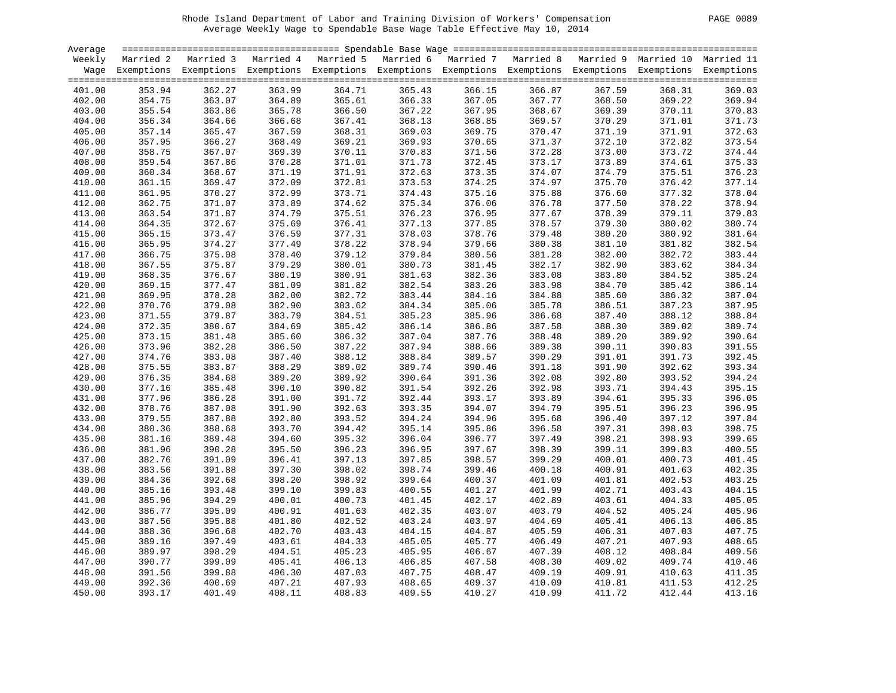Rhode Island Department of Labor and Training Division of Workers' Compensation
Average Weekly Wage to Spendable Base Wage Table Effective May 10, 2014

| Average Weekly Wage | Married 2 Exemptions | Married 3 Exemptions | Married 4 Exemptions | Married 5 Exemptions | Married 6 Exemptions | Married 7 Exemptions | Married 8 Exemptions | Married 9 Exemptions | Married 10 Exemptions | Married 11 Exemptions |
|---|---|---|---|---|---|---|---|---|---|---|
| 401.00 | 353.94 | 362.27 | 363.99 | 364.71 | 365.43 | 366.15 | 366.87 | 367.59 | 368.31 | 369.03 |
| 402.00 | 354.75 | 363.07 | 364.89 | 365.61 | 366.33 | 367.05 | 367.77 | 368.50 | 369.22 | 369.94 |
| 403.00 | 355.54 | 363.86 | 365.78 | 366.50 | 367.22 | 367.95 | 368.67 | 369.39 | 370.11 | 370.83 |
| 404.00 | 356.34 | 364.66 | 366.68 | 367.41 | 368.13 | 368.85 | 369.57 | 370.29 | 371.01 | 371.73 |
| 405.00 | 357.14 | 365.47 | 367.59 | 368.31 | 369.03 | 369.75 | 370.47 | 371.19 | 371.91 | 372.63 |
| 406.00 | 357.95 | 366.27 | 368.49 | 369.21 | 369.93 | 370.65 | 371.37 | 372.10 | 372.82 | 373.54 |
| 407.00 | 358.75 | 367.07 | 369.39 | 370.11 | 370.83 | 371.56 | 372.28 | 373.00 | 373.72 | 374.44 |
| 408.00 | 359.54 | 367.86 | 370.28 | 371.01 | 371.73 | 372.45 | 373.17 | 373.89 | 374.61 | 375.33 |
| 409.00 | 360.34 | 368.67 | 371.19 | 371.91 | 372.63 | 373.35 | 374.07 | 374.79 | 375.51 | 376.23 |
| 410.00 | 361.15 | 369.47 | 372.09 | 372.81 | 373.53 | 374.25 | 374.97 | 375.70 | 376.42 | 377.14 |
| 411.00 | 361.95 | 370.27 | 372.99 | 373.71 | 374.43 | 375.16 | 375.88 | 376.60 | 377.32 | 378.04 |
| 412.00 | 362.75 | 371.07 | 373.89 | 374.62 | 375.34 | 376.06 | 376.78 | 377.50 | 378.22 | 378.94 |
| 413.00 | 363.54 | 371.87 | 374.79 | 375.51 | 376.23 | 376.95 | 377.67 | 378.39 | 379.11 | 379.83 |
| 414.00 | 364.35 | 372.67 | 375.69 | 376.41 | 377.13 | 377.85 | 378.57 | 379.30 | 380.02 | 380.74 |
| 415.00 | 365.15 | 373.47 | 376.59 | 377.31 | 378.03 | 378.76 | 379.48 | 380.20 | 380.92 | 381.64 |
| 416.00 | 365.95 | 374.27 | 377.49 | 378.22 | 378.94 | 379.66 | 380.38 | 381.10 | 381.82 | 382.54 |
| 417.00 | 366.75 | 375.08 | 378.40 | 379.12 | 379.84 | 380.56 | 381.28 | 382.00 | 382.72 | 383.44 |
| 418.00 | 367.55 | 375.87 | 379.29 | 380.01 | 380.73 | 381.45 | 382.17 | 382.90 | 383.62 | 384.34 |
| 419.00 | 368.35 | 376.67 | 380.19 | 380.91 | 381.63 | 382.36 | 383.08 | 383.80 | 384.52 | 385.24 |
| 420.00 | 369.15 | 377.47 | 381.09 | 381.82 | 382.54 | 383.26 | 383.98 | 384.70 | 385.42 | 386.14 |
| 421.00 | 369.95 | 378.28 | 382.00 | 382.72 | 383.44 | 384.16 | 384.88 | 385.60 | 386.32 | 387.04 |
| 422.00 | 370.76 | 379.08 | 382.90 | 383.62 | 384.34 | 385.06 | 385.78 | 386.51 | 387.23 | 387.95 |
| 423.00 | 371.55 | 379.87 | 383.79 | 384.51 | 385.23 | 385.96 | 386.68 | 387.40 | 388.12 | 388.84 |
| 424.00 | 372.35 | 380.67 | 384.69 | 385.42 | 386.14 | 386.86 | 387.58 | 388.30 | 389.02 | 389.74 |
| 425.00 | 373.15 | 381.48 | 385.60 | 386.32 | 387.04 | 387.76 | 388.48 | 389.20 | 389.92 | 390.64 |
| 426.00 | 373.96 | 382.28 | 386.50 | 387.22 | 387.94 | 388.66 | 389.38 | 390.11 | 390.83 | 391.55 |
| 427.00 | 374.76 | 383.08 | 387.40 | 388.12 | 388.84 | 389.57 | 390.29 | 391.01 | 391.73 | 392.45 |
| 428.00 | 375.55 | 383.87 | 388.29 | 389.02 | 389.74 | 390.46 | 391.18 | 391.90 | 392.62 | 393.34 |
| 429.00 | 376.35 | 384.68 | 389.20 | 389.92 | 390.64 | 391.36 | 392.08 | 392.80 | 393.52 | 394.24 |
| 430.00 | 377.16 | 385.48 | 390.10 | 390.82 | 391.54 | 392.26 | 392.98 | 393.71 | 394.43 | 395.15 |
| 431.00 | 377.96 | 386.28 | 391.00 | 391.72 | 392.44 | 393.17 | 393.89 | 394.61 | 395.33 | 396.05 |
| 432.00 | 378.76 | 387.08 | 391.90 | 392.63 | 393.35 | 394.07 | 394.79 | 395.51 | 396.23 | 396.95 |
| 433.00 | 379.55 | 387.88 | 392.80 | 393.52 | 394.24 | 394.96 | 395.68 | 396.40 | 397.12 | 397.84 |
| 434.00 | 380.36 | 388.68 | 393.70 | 394.42 | 395.14 | 395.86 | 396.58 | 397.31 | 398.03 | 398.75 |
| 435.00 | 381.16 | 389.48 | 394.60 | 395.32 | 396.04 | 396.77 | 397.49 | 398.21 | 398.93 | 399.65 |
| 436.00 | 381.96 | 390.28 | 395.50 | 396.23 | 396.95 | 397.67 | 398.39 | 399.11 | 399.83 | 400.55 |
| 437.00 | 382.76 | 391.09 | 396.41 | 397.13 | 397.85 | 398.57 | 399.29 | 400.01 | 400.73 | 401.45 |
| 438.00 | 383.56 | 391.88 | 397.30 | 398.02 | 398.74 | 399.46 | 400.18 | 400.91 | 401.63 | 402.35 |
| 439.00 | 384.36 | 392.68 | 398.20 | 398.92 | 399.64 | 400.37 | 401.09 | 401.81 | 402.53 | 403.25 |
| 440.00 | 385.16 | 393.48 | 399.10 | 399.83 | 400.55 | 401.27 | 401.99 | 402.71 | 403.43 | 404.15 |
| 441.00 | 385.96 | 394.29 | 400.01 | 400.73 | 401.45 | 402.17 | 402.89 | 403.61 | 404.33 | 405.05 |
| 442.00 | 386.77 | 395.09 | 400.91 | 401.63 | 402.35 | 403.07 | 403.79 | 404.52 | 405.24 | 405.96 |
| 443.00 | 387.56 | 395.88 | 401.80 | 402.52 | 403.24 | 403.97 | 404.69 | 405.41 | 406.13 | 406.85 |
| 444.00 | 388.36 | 396.68 | 402.70 | 403.43 | 404.15 | 404.87 | 405.59 | 406.31 | 407.03 | 407.75 |
| 445.00 | 389.16 | 397.49 | 403.61 | 404.33 | 405.05 | 405.77 | 406.49 | 407.21 | 407.93 | 408.65 |
| 446.00 | 389.97 | 398.29 | 404.51 | 405.23 | 405.95 | 406.67 | 407.39 | 408.12 | 408.84 | 409.56 |
| 447.00 | 390.77 | 399.09 | 405.41 | 406.13 | 406.85 | 407.58 | 408.30 | 409.02 | 409.74 | 410.46 |
| 448.00 | 391.56 | 399.88 | 406.30 | 407.03 | 407.75 | 408.47 | 409.19 | 409.91 | 410.63 | 411.35 |
| 449.00 | 392.36 | 400.69 | 407.21 | 407.93 | 408.65 | 409.37 | 410.09 | 410.81 | 411.53 | 412.25 |
| 450.00 | 393.17 | 401.49 | 408.11 | 408.83 | 409.55 | 410.27 | 410.99 | 411.72 | 412.44 | 413.16 |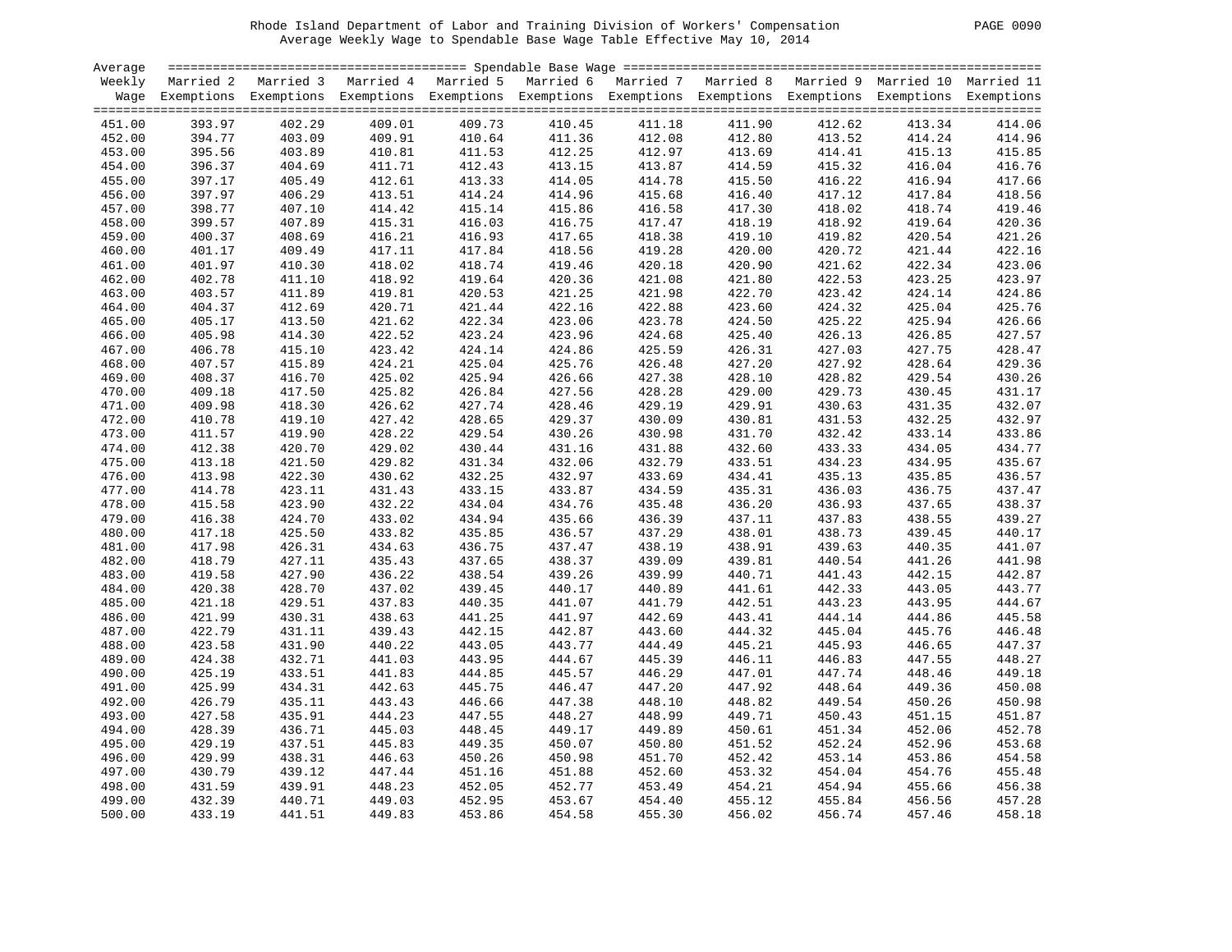Rhode Island Department of Labor and Training Division of Workers' Compensation
Average Weekly Wage to Spendable Base Wage Table Effective May 10, 2014

| Average Weekly Wage | Spendable Base Wage | | | | | | | | | |
|---|---|---|---|---|---|---|---|---|---|---|
| | Married 2 Exemptions | Married 3 Exemptions | Married 4 Exemptions | Married 5 Exemptions | Married 6 Exemptions | Married 7 Exemptions | Married 8 Exemptions | Married 9 Exemptions | Married 10 Exemptions | Married 11 Exemptions |
| 451.00 | 393.97 | 402.29 | 409.01 | 409.73 | 410.45 | 411.18 | 411.90 | 412.62 | 413.34 | 414.06 |
| 452.00 | 394.77 | 403.09 | 409.91 | 410.64 | 411.36 | 412.08 | 412.80 | 413.52 | 414.24 | 414.96 |
| 453.00 | 395.56 | 403.89 | 410.81 | 411.53 | 412.25 | 412.97 | 413.69 | 414.41 | 415.13 | 415.85 |
| 454.00 | 396.37 | 404.69 | 411.71 | 412.43 | 413.15 | 413.87 | 414.59 | 415.32 | 416.04 | 416.76 |
| 455.00 | 397.17 | 405.49 | 412.61 | 413.33 | 414.05 | 414.78 | 415.50 | 416.22 | 416.94 | 417.66 |
| 456.00 | 397.97 | 406.29 | 413.51 | 414.24 | 414.96 | 415.68 | 416.40 | 417.12 | 417.84 | 418.56 |
| 457.00 | 398.77 | 407.10 | 414.42 | 415.14 | 415.86 | 416.58 | 417.30 | 418.02 | 418.74 | 419.46 |
| 458.00 | 399.57 | 407.89 | 415.31 | 416.03 | 416.75 | 417.47 | 418.19 | 418.92 | 419.64 | 420.36 |
| 459.00 | 400.37 | 408.69 | 416.21 | 416.93 | 417.65 | 418.38 | 419.10 | 419.82 | 420.54 | 421.26 |
| 460.00 | 401.17 | 409.49 | 417.11 | 417.84 | 418.56 | 419.28 | 420.00 | 420.72 | 421.44 | 422.16 |
| 461.00 | 401.97 | 410.30 | 418.02 | 418.74 | 419.46 | 420.18 | 420.90 | 421.62 | 422.34 | 423.06 |
| 462.00 | 402.78 | 411.10 | 418.92 | 419.64 | 420.36 | 421.08 | 421.80 | 422.53 | 423.25 | 423.97 |
| 463.00 | 403.57 | 411.89 | 419.81 | 420.53 | 421.25 | 421.98 | 422.70 | 423.42 | 424.14 | 424.86 |
| 464.00 | 404.37 | 412.69 | 420.71 | 421.44 | 422.16 | 422.88 | 423.60 | 424.32 | 425.04 | 425.76 |
| 465.00 | 405.17 | 413.50 | 421.62 | 422.34 | 423.06 | 423.78 | 424.50 | 425.22 | 425.94 | 426.66 |
| 466.00 | 405.98 | 414.30 | 422.52 | 423.24 | 423.96 | 424.68 | 425.40 | 426.13 | 426.85 | 427.57 |
| 467.00 | 406.78 | 415.10 | 423.42 | 424.14 | 424.86 | 425.59 | 426.31 | 427.03 | 427.75 | 428.47 |
| 468.00 | 407.57 | 415.89 | 424.21 | 425.04 | 425.76 | 426.48 | 427.20 | 427.92 | 428.64 | 429.36 |
| 469.00 | 408.37 | 416.70 | 425.02 | 425.94 | 426.66 | 427.38 | 428.10 | 428.82 | 429.54 | 430.26 |
| 470.00 | 409.18 | 417.50 | 425.82 | 426.84 | 427.56 | 428.28 | 429.00 | 429.73 | 430.45 | 431.17 |
| 471.00 | 409.98 | 418.30 | 426.62 | 427.74 | 428.46 | 429.19 | 429.91 | 430.63 | 431.35 | 432.07 |
| 472.00 | 410.78 | 419.10 | 427.42 | 428.65 | 429.37 | 430.09 | 430.81 | 431.53 | 432.25 | 432.97 |
| 473.00 | 411.57 | 419.90 | 428.22 | 429.54 | 430.26 | 430.98 | 431.70 | 432.42 | 433.14 | 433.86 |
| 474.00 | 412.38 | 420.70 | 429.02 | 430.44 | 431.16 | 431.88 | 432.60 | 433.33 | 434.05 | 434.77 |
| 475.00 | 413.18 | 421.50 | 429.82 | 431.34 | 432.06 | 432.79 | 433.51 | 434.23 | 434.95 | 435.67 |
| 476.00 | 413.98 | 422.30 | 430.62 | 432.25 | 432.97 | 433.69 | 434.41 | 435.13 | 435.85 | 436.57 |
| 477.00 | 414.78 | 423.11 | 431.43 | 433.15 | 433.87 | 434.59 | 435.31 | 436.03 | 436.75 | 437.47 |
| 478.00 | 415.58 | 423.90 | 432.22 | 434.04 | 434.76 | 435.48 | 436.20 | 436.93 | 437.65 | 438.37 |
| 479.00 | 416.38 | 424.70 | 433.02 | 434.94 | 435.66 | 436.39 | 437.11 | 437.83 | 438.55 | 439.27 |
| 480.00 | 417.18 | 425.50 | 433.82 | 435.85 | 436.57 | 437.29 | 438.01 | 438.73 | 439.45 | 440.17 |
| 481.00 | 417.98 | 426.31 | 434.63 | 436.75 | 437.47 | 438.19 | 438.91 | 439.63 | 440.35 | 441.07 |
| 482.00 | 418.79 | 427.11 | 435.43 | 437.65 | 438.37 | 439.09 | 439.81 | 440.54 | 441.26 | 441.98 |
| 483.00 | 419.58 | 427.90 | 436.22 | 438.54 | 439.26 | 439.99 | 440.71 | 441.43 | 442.15 | 442.87 |
| 484.00 | 420.38 | 428.70 | 437.02 | 439.45 | 440.17 | 440.89 | 441.61 | 442.33 | 443.05 | 443.77 |
| 485.00 | 421.18 | 429.51 | 437.83 | 440.35 | 441.07 | 441.79 | 442.51 | 443.23 | 443.95 | 444.67 |
| 486.00 | 421.99 | 430.31 | 438.63 | 441.25 | 441.97 | 442.69 | 443.41 | 444.14 | 444.86 | 445.58 |
| 487.00 | 422.79 | 431.11 | 439.43 | 442.15 | 442.87 | 443.60 | 444.32 | 445.04 | 445.76 | 446.48 |
| 488.00 | 423.58 | 431.90 | 440.22 | 443.05 | 443.77 | 444.49 | 445.21 | 445.93 | 446.65 | 447.37 |
| 489.00 | 424.38 | 432.71 | 441.03 | 443.95 | 444.67 | 445.39 | 446.11 | 446.83 | 447.55 | 448.27 |
| 490.00 | 425.19 | 433.51 | 441.83 | 444.85 | 445.57 | 446.29 | 447.01 | 447.74 | 448.46 | 449.18 |
| 491.00 | 425.99 | 434.31 | 442.63 | 445.75 | 446.47 | 447.20 | 447.92 | 448.64 | 449.36 | 450.08 |
| 492.00 | 426.79 | 435.11 | 443.43 | 446.66 | 447.38 | 448.10 | 448.82 | 449.54 | 450.26 | 450.98 |
| 493.00 | 427.58 | 435.91 | 444.23 | 447.55 | 448.27 | 448.99 | 449.71 | 450.43 | 451.15 | 451.87 |
| 494.00 | 428.39 | 436.71 | 445.03 | 448.45 | 449.17 | 449.89 | 450.61 | 451.34 | 452.06 | 452.78 |
| 495.00 | 429.19 | 437.51 | 445.83 | 449.35 | 450.07 | 450.80 | 451.52 | 452.24 | 452.96 | 453.68 |
| 496.00 | 429.99 | 438.31 | 446.63 | 450.26 | 450.98 | 451.70 | 452.42 | 453.14 | 453.86 | 454.58 |
| 497.00 | 430.79 | 439.12 | 447.44 | 451.16 | 451.88 | 452.60 | 453.32 | 454.04 | 454.76 | 455.48 |
| 498.00 | 431.59 | 439.91 | 448.23 | 452.05 | 452.77 | 453.49 | 454.21 | 454.94 | 455.66 | 456.38 |
| 499.00 | 432.39 | 440.71 | 449.03 | 452.95 | 453.67 | 454.40 | 455.12 | 455.84 | 456.56 | 457.28 |
| 500.00 | 433.19 | 441.51 | 449.83 | 453.86 | 454.58 | 455.30 | 456.02 | 456.74 | 457.46 | 458.18 |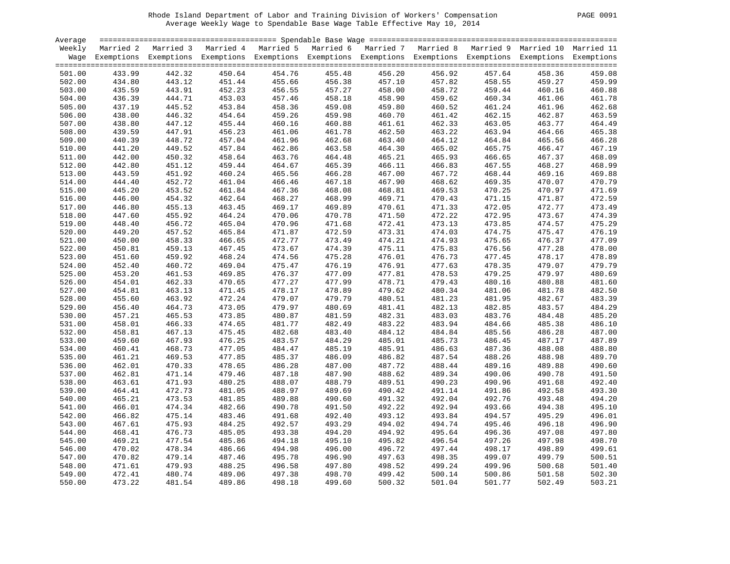Rhode Island Department of Labor and Training Division of Workers' Compensation
Average Weekly Wage to Spendable Base Wage Table Effective May 10, 2014

| Average Weekly Wage | Married 2 Exemptions | Married 3 Exemptions | Married 4 Exemptions | Married 5 Exemptions | Married 6 Exemptions | Married 7 Exemptions | Married 8 Exemptions | Married 9 Exemptions | Married 10 Exemptions | Married 11 Exemptions |
|---|---|---|---|---|---|---|---|---|---|---|
| 501.00 | 433.99 | 442.32 | 450.64 | 454.76 | 455.48 | 456.20 | 456.92 | 457.64 | 458.36 | 459.08 |
| 502.00 | 434.80 | 443.12 | 451.44 | 455.66 | 456.38 | 457.10 | 457.82 | 458.55 | 459.27 | 459.99 |
| 503.00 | 435.59 | 443.91 | 452.23 | 456.55 | 457.27 | 458.00 | 458.72 | 459.44 | 460.16 | 460.88 |
| 504.00 | 436.39 | 444.71 | 453.03 | 457.46 | 458.18 | 458.90 | 459.62 | 460.34 | 461.06 | 461.78 |
| 505.00 | 437.19 | 445.52 | 453.84 | 458.36 | 459.08 | 459.80 | 460.52 | 461.24 | 461.96 | 462.68 |
| 506.00 | 438.00 | 446.32 | 454.64 | 459.26 | 459.98 | 460.70 | 461.42 | 462.15 | 462.87 | 463.59 |
| 507.00 | 438.80 | 447.12 | 455.44 | 460.16 | 460.88 | 461.61 | 462.33 | 463.05 | 463.77 | 464.49 |
| 508.00 | 439.59 | 447.91 | 456.23 | 461.06 | 461.78 | 462.50 | 463.22 | 463.94 | 464.66 | 465.38 |
| 509.00 | 440.39 | 448.72 | 457.04 | 461.96 | 462.68 | 463.40 | 464.12 | 464.84 | 465.56 | 466.28 |
| 510.00 | 441.20 | 449.52 | 457.84 | 462.86 | 463.58 | 464.30 | 465.02 | 465.75 | 466.47 | 467.19 |
| 511.00 | 442.00 | 450.32 | 458.64 | 463.76 | 464.48 | 465.21 | 465.93 | 466.65 | 467.37 | 468.09 |
| 512.00 | 442.80 | 451.12 | 459.44 | 464.67 | 465.39 | 466.11 | 466.83 | 467.55 | 468.27 | 468.99 |
| 513.00 | 443.59 | 451.92 | 460.24 | 465.56 | 466.28 | 467.00 | 467.72 | 468.44 | 469.16 | 469.88 |
| 514.00 | 444.40 | 452.72 | 461.04 | 466.46 | 467.18 | 467.90 | 468.62 | 469.35 | 470.07 | 470.79 |
| 515.00 | 445.20 | 453.52 | 461.84 | 467.36 | 468.08 | 468.81 | 469.53 | 470.25 | 470.97 | 471.69 |
| 516.00 | 446.00 | 454.32 | 462.64 | 468.27 | 468.99 | 469.71 | 470.43 | 471.15 | 471.87 | 472.59 |
| 517.00 | 446.80 | 455.13 | 463.45 | 469.17 | 469.89 | 470.61 | 471.33 | 472.05 | 472.77 | 473.49 |
| 518.00 | 447.60 | 455.92 | 464.24 | 470.06 | 470.78 | 471.50 | 472.22 | 472.95 | 473.67 | 474.39 |
| 519.00 | 448.40 | 456.72 | 465.04 | 470.96 | 471.68 | 472.41 | 473.13 | 473.85 | 474.57 | 475.29 |
| 520.00 | 449.20 | 457.52 | 465.84 | 471.87 | 472.59 | 473.31 | 474.03 | 474.75 | 475.47 | 476.19 |
| 521.00 | 450.00 | 458.33 | 466.65 | 472.77 | 473.49 | 474.21 | 474.93 | 475.65 | 476.37 | 477.09 |
| 522.00 | 450.81 | 459.13 | 467.45 | 473.67 | 474.39 | 475.11 | 475.83 | 476.56 | 477.28 | 478.00 |
| 523.00 | 451.60 | 459.92 | 468.24 | 474.56 | 475.28 | 476.01 | 476.73 | 477.45 | 478.17 | 478.89 |
| 524.00 | 452.40 | 460.72 | 469.04 | 475.47 | 476.19 | 476.91 | 477.63 | 478.35 | 479.07 | 479.79 |
| 525.00 | 453.20 | 461.53 | 469.85 | 476.37 | 477.09 | 477.81 | 478.53 | 479.25 | 479.97 | 480.69 |
| 526.00 | 454.01 | 462.33 | 470.65 | 477.27 | 477.99 | 478.71 | 479.43 | 480.16 | 480.88 | 481.60 |
| 527.00 | 454.81 | 463.13 | 471.45 | 478.17 | 478.89 | 479.62 | 480.34 | 481.06 | 481.78 | 482.50 |
| 528.00 | 455.60 | 463.92 | 472.24 | 479.07 | 479.79 | 480.51 | 481.23 | 481.95 | 482.67 | 483.39 |
| 529.00 | 456.40 | 464.73 | 473.05 | 479.97 | 480.69 | 481.41 | 482.13 | 482.85 | 483.57 | 484.29 |
| 530.00 | 457.21 | 465.53 | 473.85 | 480.87 | 481.59 | 482.31 | 483.03 | 483.76 | 484.48 | 485.20 |
| 531.00 | 458.01 | 466.33 | 474.65 | 481.77 | 482.49 | 483.22 | 483.94 | 484.66 | 485.38 | 486.10 |
| 532.00 | 458.81 | 467.13 | 475.45 | 482.68 | 483.40 | 484.12 | 484.84 | 485.56 | 486.28 | 487.00 |
| 533.00 | 459.60 | 467.93 | 476.25 | 483.57 | 484.29 | 485.01 | 485.73 | 486.45 | 487.17 | 487.89 |
| 534.00 | 460.41 | 468.73 | 477.05 | 484.47 | 485.19 | 485.91 | 486.63 | 487.36 | 488.08 | 488.80 |
| 535.00 | 461.21 | 469.53 | 477.85 | 485.37 | 486.09 | 486.82 | 487.54 | 488.26 | 488.98 | 489.70 |
| 536.00 | 462.01 | 470.33 | 478.65 | 486.28 | 487.00 | 487.72 | 488.44 | 489.16 | 489.88 | 490.60 |
| 537.00 | 462.81 | 471.14 | 479.46 | 487.18 | 487.90 | 488.62 | 489.34 | 490.06 | 490.78 | 491.50 |
| 538.00 | 463.61 | 471.93 | 480.25 | 488.07 | 488.79 | 489.51 | 490.23 | 490.96 | 491.68 | 492.40 |
| 539.00 | 464.41 | 472.73 | 481.05 | 488.97 | 489.69 | 490.42 | 491.14 | 491.86 | 492.58 | 493.30 |
| 540.00 | 465.21 | 473.53 | 481.85 | 489.88 | 490.60 | 491.32 | 492.04 | 492.76 | 493.48 | 494.20 |
| 541.00 | 466.01 | 474.34 | 482.66 | 490.78 | 491.50 | 492.22 | 492.94 | 493.66 | 494.38 | 495.10 |
| 542.00 | 466.82 | 475.14 | 483.46 | 491.68 | 492.40 | 493.12 | 493.84 | 494.57 | 495.29 | 496.01 |
| 543.00 | 467.61 | 475.93 | 484.25 | 492.57 | 493.29 | 494.02 | 494.74 | 495.46 | 496.18 | 496.90 |
| 544.00 | 468.41 | 476.73 | 485.05 | 493.38 | 494.20 | 494.92 | 495.64 | 496.36 | 497.08 | 497.80 |
| 545.00 | 469.21 | 477.54 | 485.86 | 494.18 | 495.10 | 495.82 | 496.54 | 497.26 | 497.98 | 498.70 |
| 546.00 | 470.02 | 478.34 | 486.66 | 494.98 | 496.00 | 496.72 | 497.44 | 498.17 | 498.89 | 499.61 |
| 547.00 | 470.82 | 479.14 | 487.46 | 495.78 | 496.90 | 497.63 | 498.35 | 499.07 | 499.79 | 500.51 |
| 548.00 | 471.61 | 479.93 | 488.25 | 496.58 | 497.80 | 498.52 | 499.24 | 499.96 | 500.68 | 501.40 |
| 549.00 | 472.41 | 480.74 | 489.06 | 497.38 | 498.70 | 499.42 | 500.14 | 500.86 | 501.58 | 502.30 |
| 550.00 | 473.22 | 481.54 | 489.86 | 498.18 | 499.60 | 500.32 | 501.04 | 501.77 | 502.49 | 503.21 |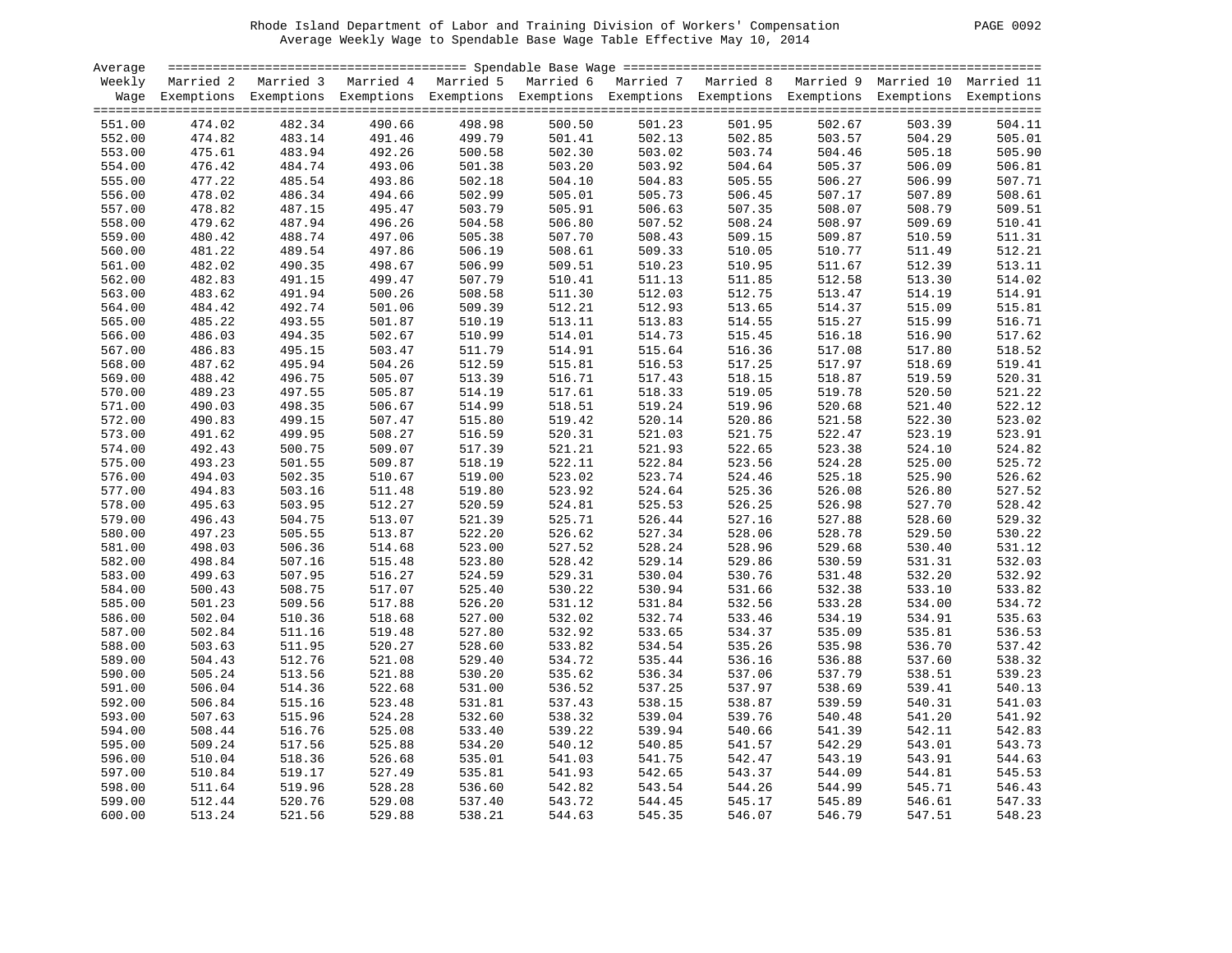Rhode Island Department of Labor and Training Division of Workers' Compensation

Average Weekly Wage to Spendable Base Wage Table Effective May 10, 2014

| Average Weekly Wage | Married 2 Exemptions | Married 3 Exemptions | Married 4 Exemptions | Married 5 Exemptions | Married 6 Exemptions | Married 7 Exemptions | Married 8 Exemptions | Married 9 Exemptions | Married 10 Exemptions | Married 11 Exemptions |
|---|---|---|---|---|---|---|---|---|---|---|
| | Spendable Base Wage | | | | | | | | | |
| 551.00 | 474.02 | 482.34 | 490.66 | 498.98 | 500.50 | 501.23 | 501.95 | 502.67 | 503.39 | 504.11 |
| 552.00 | 474.82 | 483.14 | 491.46 | 499.79 | 501.41 | 502.13 | 502.85 | 503.57 | 504.29 | 505.01 |
| 553.00 | 475.61 | 483.94 | 492.26 | 500.58 | 502.30 | 503.02 | 503.74 | 504.46 | 505.18 | 505.90 |
| 554.00 | 476.42 | 484.74 | 493.06 | 501.38 | 503.20 | 503.92 | 504.64 | 505.37 | 506.09 | 506.81 |
| 555.00 | 477.22 | 485.54 | 493.86 | 502.18 | 504.10 | 504.83 | 505.55 | 506.27 | 506.99 | 507.71 |
| 556.00 | 478.02 | 486.34 | 494.66 | 502.99 | 505.01 | 505.73 | 506.45 | 507.17 | 507.89 | 508.61 |
| 557.00 | 478.82 | 487.15 | 495.47 | 503.79 | 505.91 | 506.63 | 507.35 | 508.07 | 508.79 | 509.51 |
| 558.00 | 479.62 | 487.94 | 496.26 | 504.58 | 506.80 | 507.52 | 508.24 | 508.97 | 509.69 | 510.41 |
| 559.00 | 480.42 | 488.74 | 497.06 | 505.38 | 507.70 | 508.43 | 509.15 | 509.87 | 510.59 | 511.31 |
| 560.00 | 481.22 | 489.54 | 497.86 | 506.19 | 508.61 | 509.33 | 510.05 | 510.77 | 511.49 | 512.21 |
| 561.00 | 482.02 | 490.35 | 498.67 | 506.99 | 509.51 | 510.23 | 510.95 | 511.67 | 512.39 | 513.11 |
| 562.00 | 482.83 | 491.15 | 499.47 | 507.79 | 510.41 | 511.13 | 511.85 | 512.58 | 513.30 | 514.02 |
| 563.00 | 483.62 | 491.94 | 500.26 | 508.58 | 511.30 | 512.03 | 512.75 | 513.47 | 514.19 | 514.91 |
| 564.00 | 484.42 | 492.74 | 501.06 | 509.39 | 512.21 | 512.93 | 513.65 | 514.37 | 515.09 | 515.81 |
| 565.00 | 485.22 | 493.55 | 501.87 | 510.19 | 513.11 | 513.83 | 514.55 | 515.27 | 515.99 | 516.71 |
| 566.00 | 486.03 | 494.35 | 502.67 | 510.99 | 514.01 | 514.73 | 515.45 | 516.18 | 516.90 | 517.62 |
| 567.00 | 486.83 | 495.15 | 503.47 | 511.79 | 514.91 | 515.64 | 516.36 | 517.08 | 517.80 | 518.52 |
| 568.00 | 487.62 | 495.94 | 504.26 | 512.59 | 515.81 | 516.53 | 517.25 | 517.97 | 518.69 | 519.41 |
| 569.00 | 488.42 | 496.75 | 505.07 | 513.39 | 516.71 | 517.43 | 518.15 | 518.87 | 519.59 | 520.31 |
| 570.00 | 489.23 | 497.55 | 505.87 | 514.19 | 517.61 | 518.33 | 519.05 | 519.78 | 520.50 | 521.22 |
| 571.00 | 490.03 | 498.35 | 506.67 | 514.99 | 518.51 | 519.24 | 519.96 | 520.68 | 521.40 | 522.12 |
| 572.00 | 490.83 | 499.15 | 507.47 | 515.80 | 519.42 | 520.14 | 520.86 | 521.58 | 522.30 | 523.02 |
| 573.00 | 491.62 | 499.95 | 508.27 | 516.59 | 520.31 | 521.03 | 521.75 | 522.47 | 523.19 | 523.91 |
| 574.00 | 492.43 | 500.75 | 509.07 | 517.39 | 521.21 | 521.93 | 522.65 | 523.38 | 524.10 | 524.82 |
| 575.00 | 493.23 | 501.55 | 509.87 | 518.19 | 522.11 | 522.84 | 523.56 | 524.28 | 525.00 | 525.72 |
| 576.00 | 494.03 | 502.35 | 510.67 | 519.00 | 523.02 | 523.74 | 524.46 | 525.18 | 525.90 | 526.62 |
| 577.00 | 494.83 | 503.16 | 511.48 | 519.80 | 523.92 | 524.64 | 525.36 | 526.08 | 526.80 | 527.52 |
| 578.00 | 495.63 | 503.95 | 512.27 | 520.59 | 524.81 | 525.53 | 526.25 | 526.98 | 527.70 | 528.42 |
| 579.00 | 496.43 | 504.75 | 513.07 | 521.39 | 525.71 | 526.44 | 527.16 | 527.88 | 528.60 | 529.32 |
| 580.00 | 497.23 | 505.55 | 513.87 | 522.20 | 526.62 | 527.34 | 528.06 | 528.78 | 529.50 | 530.22 |
| 581.00 | 498.03 | 506.36 | 514.68 | 523.00 | 527.52 | 528.24 | 528.96 | 529.68 | 530.40 | 531.12 |
| 582.00 | 498.84 | 507.16 | 515.48 | 523.80 | 528.42 | 529.14 | 529.86 | 530.59 | 531.31 | 532.03 |
| 583.00 | 499.63 | 507.95 | 516.27 | 524.59 | 529.31 | 530.04 | 530.76 | 531.48 | 532.20 | 532.92 |
| 584.00 | 500.43 | 508.75 | 517.07 | 525.40 | 530.22 | 530.94 | 531.66 | 532.38 | 533.10 | 533.82 |
| 585.00 | 501.23 | 509.56 | 517.88 | 526.20 | 531.12 | 531.84 | 532.56 | 533.28 | 534.00 | 534.72 |
| 586.00 | 502.04 | 510.36 | 518.68 | 527.00 | 532.02 | 532.74 | 533.46 | 534.19 | 534.91 | 535.63 |
| 587.00 | 502.84 | 511.16 | 519.48 | 527.80 | 532.92 | 533.65 | 534.37 | 535.09 | 535.81 | 536.53 |
| 588.00 | 503.63 | 511.95 | 520.27 | 528.60 | 533.82 | 534.54 | 535.26 | 535.98 | 536.70 | 537.42 |
| 589.00 | 504.43 | 512.76 | 521.08 | 529.40 | 534.72 | 535.44 | 536.16 | 536.88 | 537.60 | 538.32 |
| 590.00 | 505.24 | 513.56 | 521.88 | 530.20 | 535.62 | 536.34 | 537.06 | 537.79 | 538.51 | 539.23 |
| 591.00 | 506.04 | 514.36 | 522.68 | 531.00 | 536.52 | 537.25 | 537.97 | 538.69 | 539.41 | 540.13 |
| 592.00 | 506.84 | 515.16 | 523.48 | 531.81 | 537.43 | 538.15 | 538.87 | 539.59 | 540.31 | 541.03 |
| 593.00 | 507.63 | 515.96 | 524.28 | 532.60 | 538.32 | 539.04 | 539.76 | 540.48 | 541.20 | 541.92 |
| 594.00 | 508.44 | 516.76 | 525.08 | 533.40 | 539.22 | 539.94 | 540.66 | 541.39 | 542.11 | 542.83 |
| 595.00 | 509.24 | 517.56 | 525.88 | 534.20 | 540.12 | 540.85 | 541.57 | 542.29 | 543.01 | 543.73 |
| 596.00 | 510.04 | 518.36 | 526.68 | 535.01 | 541.03 | 541.75 | 542.47 | 543.19 | 543.91 | 544.63 |
| 597.00 | 510.84 | 519.17 | 527.49 | 535.81 | 541.93 | 542.65 | 543.37 | 544.09 | 544.81 | 545.53 |
| 598.00 | 511.64 | 519.96 | 528.28 | 536.60 | 542.82 | 543.54 | 544.26 | 544.99 | 545.71 | 546.43 |
| 599.00 | 512.44 | 520.76 | 529.08 | 537.40 | 543.72 | 544.45 | 545.17 | 545.89 | 546.61 | 547.33 |
| 600.00 | 513.24 | 521.56 | 529.88 | 538.21 | 544.63 | 545.35 | 546.07 | 546.79 | 547.51 | 548.23 |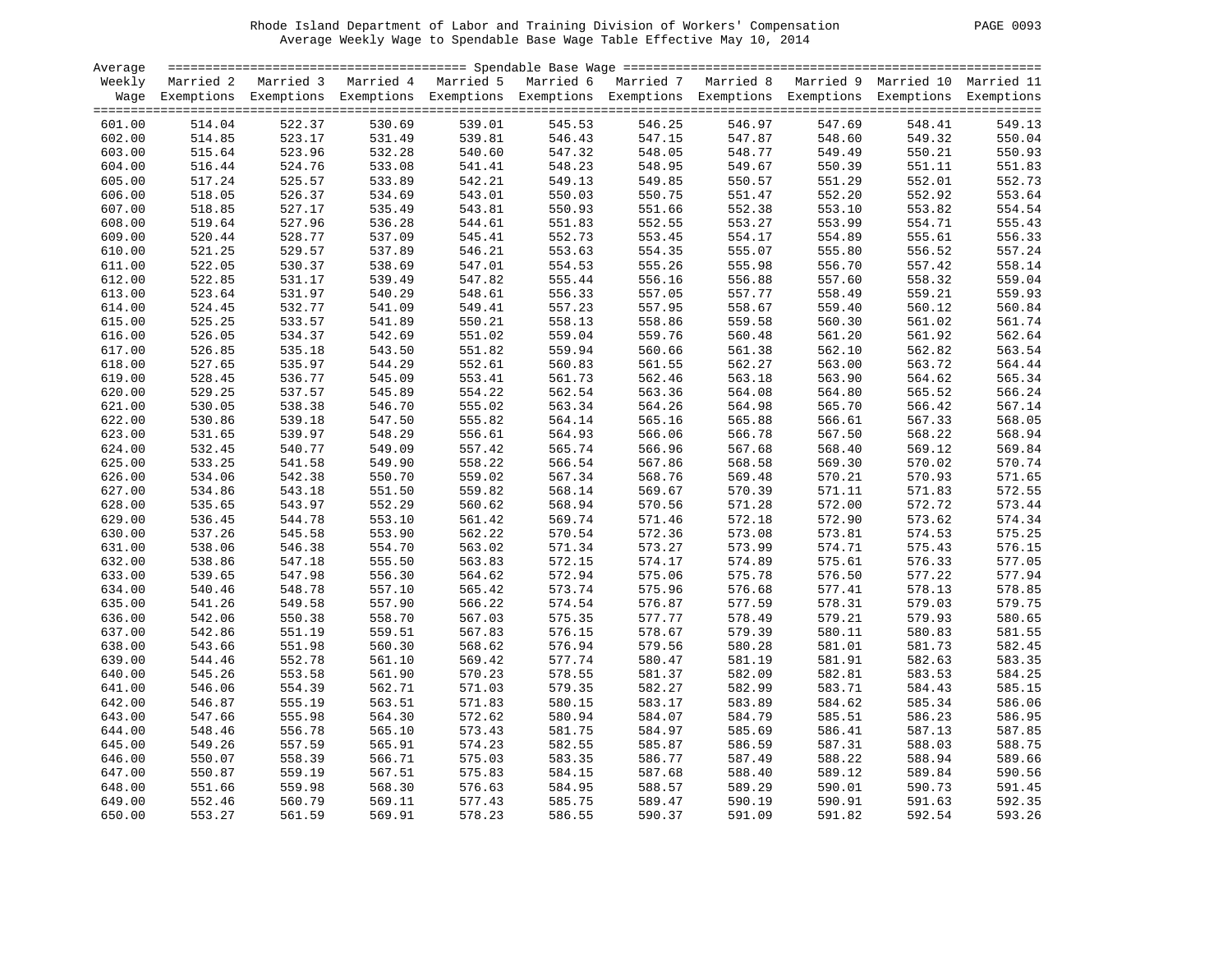Rhode Island Department of Labor and Training Division of Workers' Compensation

Average Weekly Wage to Spendable Base Wage Table Effective May 10, 2014

| Average Weekly Wage | Married 2 Exemptions | Married 3 Exemptions | Married 4 Exemptions | Married 5 Exemptions | Married 6 Exemptions | Married 7 Exemptions | Married 8 Exemptions | Married 9 Exemptions | Married 10 Exemptions | Married 11 Exemptions |
|---|---|---|---|---|---|---|---|---|---|---|
| 601.00 | 514.04 | 522.37 | 530.69 | 539.01 | 545.53 | 546.25 | 546.97 | 547.69 | 548.41 | 549.13 |
| 602.00 | 514.85 | 523.17 | 531.49 | 539.81 | 546.43 | 547.15 | 547.87 | 548.60 | 549.32 | 550.04 |
| 603.00 | 515.64 | 523.96 | 532.28 | 540.60 | 547.32 | 548.05 | 548.77 | 549.49 | 550.21 | 550.93 |
| 604.00 | 516.44 | 524.76 | 533.08 | 541.41 | 548.23 | 548.95 | 549.67 | 550.39 | 551.11 | 551.83 |
| 605.00 | 517.24 | 525.57 | 533.89 | 542.21 | 549.13 | 549.85 | 550.57 | 551.29 | 552.01 | 552.73 |
| 606.00 | 518.05 | 526.37 | 534.69 | 543.01 | 550.03 | 550.75 | 551.47 | 552.20 | 552.92 | 553.64 |
| 607.00 | 518.85 | 527.17 | 535.49 | 543.81 | 550.93 | 551.66 | 552.38 | 553.10 | 553.82 | 554.54 |
| 608.00 | 519.64 | 527.96 | 536.28 | 544.61 | 551.83 | 552.55 | 553.27 | 553.99 | 554.71 | 555.43 |
| 609.00 | 520.44 | 528.77 | 537.09 | 545.41 | 552.73 | 553.45 | 554.17 | 554.89 | 555.61 | 556.33 |
| 610.00 | 521.25 | 529.57 | 537.89 | 546.21 | 553.63 | 554.35 | 555.07 | 555.80 | 556.52 | 557.24 |
| 611.00 | 522.05 | 530.37 | 538.69 | 547.01 | 554.53 | 555.26 | 555.98 | 556.70 | 557.42 | 558.14 |
| 612.00 | 522.85 | 531.17 | 539.49 | 547.82 | 555.44 | 556.16 | 556.88 | 557.60 | 558.32 | 559.04 |
| 613.00 | 523.64 | 531.97 | 540.29 | 548.61 | 556.33 | 557.05 | 557.77 | 558.49 | 559.21 | 559.93 |
| 614.00 | 524.45 | 532.77 | 541.09 | 549.41 | 557.23 | 557.95 | 558.67 | 559.40 | 560.12 | 560.84 |
| 615.00 | 525.25 | 533.57 | 541.89 | 550.21 | 558.13 | 558.86 | 559.58 | 560.30 | 561.02 | 561.74 |
| 616.00 | 526.05 | 534.37 | 542.69 | 551.02 | 559.04 | 559.76 | 560.48 | 561.20 | 561.92 | 562.64 |
| 617.00 | 526.85 | 535.18 | 543.50 | 551.82 | 559.94 | 560.66 | 561.38 | 562.10 | 562.82 | 563.54 |
| 618.00 | 527.65 | 535.97 | 544.29 | 552.61 | 560.83 | 561.55 | 562.27 | 563.00 | 563.72 | 564.44 |
| 619.00 | 528.45 | 536.77 | 545.09 | 553.41 | 561.73 | 562.46 | 563.18 | 563.90 | 564.62 | 565.34 |
| 620.00 | 529.25 | 537.57 | 545.89 | 554.22 | 562.54 | 563.36 | 564.08 | 564.80 | 565.52 | 566.24 |
| 621.00 | 530.05 | 538.38 | 546.70 | 555.02 | 563.34 | 564.26 | 564.98 | 565.70 | 566.42 | 567.14 |
| 622.00 | 530.86 | 539.18 | 547.50 | 555.82 | 564.14 | 565.16 | 565.88 | 566.61 | 567.33 | 568.05 |
| 623.00 | 531.65 | 539.97 | 548.29 | 556.61 | 564.93 | 566.06 | 566.78 | 567.50 | 568.22 | 568.94 |
| 624.00 | 532.45 | 540.77 | 549.09 | 557.42 | 565.74 | 566.96 | 567.68 | 568.40 | 569.12 | 569.84 |
| 625.00 | 533.25 | 541.58 | 549.90 | 558.22 | 566.54 | 567.86 | 568.58 | 569.30 | 570.02 | 570.74 |
| 626.00 | 534.06 | 542.38 | 550.70 | 559.02 | 567.34 | 568.76 | 569.48 | 570.21 | 570.93 | 571.65 |
| 627.00 | 534.86 | 543.18 | 551.50 | 559.82 | 568.14 | 569.67 | 570.39 | 571.11 | 571.83 | 572.55 |
| 628.00 | 535.65 | 543.97 | 552.29 | 560.62 | 568.94 | 570.56 | 571.28 | 572.00 | 572.72 | 573.44 |
| 629.00 | 536.45 | 544.78 | 553.10 | 561.42 | 569.74 | 571.46 | 572.18 | 572.90 | 573.62 | 574.34 |
| 630.00 | 537.26 | 545.58 | 553.90 | 562.22 | 570.54 | 572.36 | 573.08 | 573.81 | 574.53 | 575.25 |
| 631.00 | 538.06 | 546.38 | 554.70 | 563.02 | 571.34 | 573.27 | 573.99 | 574.71 | 575.43 | 576.15 |
| 632.00 | 538.86 | 547.18 | 555.50 | 563.83 | 572.15 | 574.17 | 574.89 | 575.61 | 576.33 | 577.05 |
| 633.00 | 539.65 | 547.98 | 556.30 | 564.62 | 572.94 | 575.06 | 575.78 | 576.50 | 577.22 | 577.94 |
| 634.00 | 540.46 | 548.78 | 557.10 | 565.42 | 573.74 | 575.96 | 576.68 | 577.41 | 578.13 | 578.85 |
| 635.00 | 541.26 | 549.58 | 557.90 | 566.22 | 574.54 | 576.87 | 577.59 | 578.31 | 579.03 | 579.75 |
| 636.00 | 542.06 | 550.38 | 558.70 | 567.03 | 575.35 | 577.77 | 578.49 | 579.21 | 579.93 | 580.65 |
| 637.00 | 542.86 | 551.19 | 559.51 | 567.83 | 576.15 | 578.67 | 579.39 | 580.11 | 580.83 | 581.55 |
| 638.00 | 543.66 | 551.98 | 560.30 | 568.62 | 576.94 | 579.56 | 580.28 | 581.01 | 581.73 | 582.45 |
| 639.00 | 544.46 | 552.78 | 561.10 | 569.42 | 577.74 | 580.47 | 581.19 | 581.91 | 582.63 | 583.35 |
| 640.00 | 545.26 | 553.58 | 561.90 | 570.23 | 578.55 | 581.37 | 582.09 | 582.81 | 583.53 | 584.25 |
| 641.00 | 546.06 | 554.39 | 562.71 | 571.03 | 579.35 | 582.27 | 582.99 | 583.71 | 584.43 | 585.15 |
| 642.00 | 546.87 | 555.19 | 563.51 | 571.83 | 580.15 | 583.17 | 583.89 | 584.62 | 585.34 | 586.06 |
| 643.00 | 547.66 | 555.98 | 564.30 | 572.62 | 580.94 | 584.07 | 584.79 | 585.51 | 586.23 | 586.95 |
| 644.00 | 548.46 | 556.78 | 565.10 | 573.43 | 581.75 | 584.97 | 585.69 | 586.41 | 587.13 | 587.85 |
| 645.00 | 549.26 | 557.59 | 565.91 | 574.23 | 582.55 | 585.87 | 586.59 | 587.31 | 588.03 | 588.75 |
| 646.00 | 550.07 | 558.39 | 566.71 | 575.03 | 583.35 | 586.77 | 587.49 | 588.22 | 588.94 | 589.66 |
| 647.00 | 550.87 | 559.19 | 567.51 | 575.83 | 584.15 | 587.68 | 588.40 | 589.12 | 589.84 | 590.56 |
| 648.00 | 551.66 | 559.98 | 568.30 | 576.63 | 584.95 | 588.57 | 589.29 | 590.01 | 590.73 | 591.45 |
| 649.00 | 552.46 | 560.79 | 569.11 | 577.43 | 585.75 | 589.47 | 590.19 | 590.91 | 591.63 | 592.35 |
| 650.00 | 553.27 | 561.59 | 569.91 | 578.23 | 586.55 | 590.37 | 591.09 | 591.82 | 592.54 | 593.26 |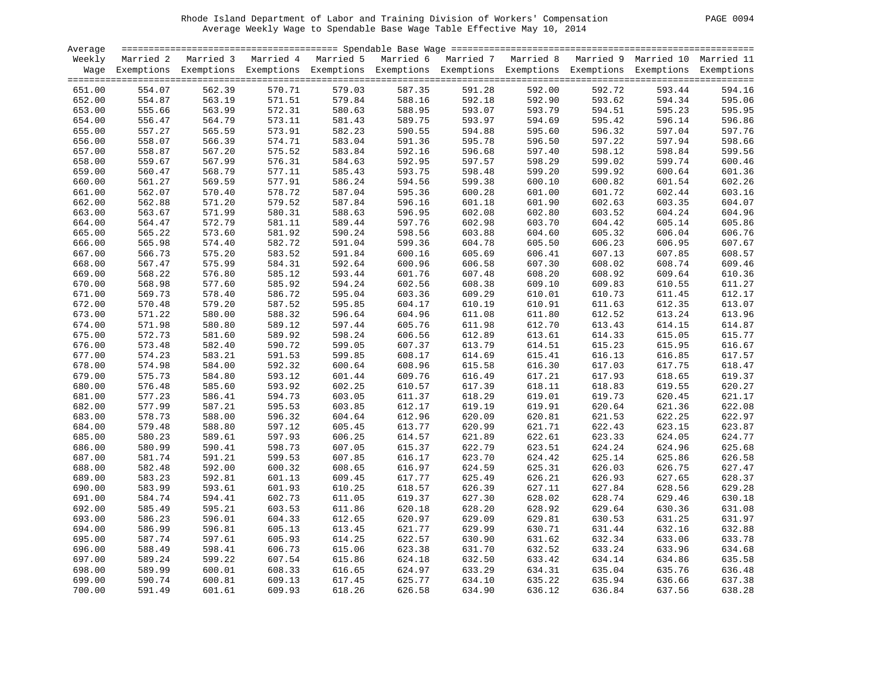Rhode Island Department of Labor and Training Division of Workers' Compensation
Average Weekly Wage to Spendable Base Wage Table Effective May 10, 2014

| Average Weekly Wage | Married 2 Exemptions | Married 3 Exemptions | Married 4 Exemptions | Married 5 Exemptions | Married 6 Exemptions | Married 7 Exemptions | Married 8 Exemptions | Married 9 Exemptions | Married 10 Exemptions | Married 11 Exemptions |
|---|---|---|---|---|---|---|---|---|---|---|
| 651.00 | 554.07 | 562.39 | 570.71 | 579.03 | 587.35 | 591.28 | 592.00 | 592.72 | 593.44 | 594.16 |
| 652.00 | 554.87 | 563.19 | 571.51 | 579.84 | 588.16 | 592.18 | 592.90 | 593.62 | 594.34 | 595.06 |
| 653.00 | 555.66 | 563.99 | 572.31 | 580.63 | 588.95 | 593.07 | 593.79 | 594.51 | 595.23 | 595.95 |
| 654.00 | 556.47 | 564.79 | 573.11 | 581.43 | 589.75 | 593.97 | 594.69 | 595.42 | 596.14 | 596.86 |
| 655.00 | 557.27 | 565.59 | 573.91 | 582.23 | 590.55 | 594.88 | 595.60 | 596.32 | 597.04 | 597.76 |
| 656.00 | 558.07 | 566.39 | 574.71 | 583.04 | 591.36 | 595.78 | 596.50 | 597.22 | 597.94 | 598.66 |
| 657.00 | 558.87 | 567.20 | 575.52 | 583.84 | 592.16 | 596.68 | 597.40 | 598.12 | 598.84 | 599.56 |
| 658.00 | 559.67 | 567.99 | 576.31 | 584.63 | 592.95 | 597.57 | 598.29 | 599.02 | 599.74 | 600.46 |
| 659.00 | 560.47 | 568.79 | 577.11 | 585.43 | 593.75 | 598.48 | 599.20 | 599.92 | 600.64 | 601.36 |
| 660.00 | 561.27 | 569.59 | 577.91 | 586.24 | 594.56 | 599.38 | 600.10 | 600.82 | 601.54 | 602.26 |
| 661.00 | 562.07 | 570.40 | 578.72 | 587.04 | 595.36 | 600.28 | 601.00 | 601.72 | 602.44 | 603.16 |
| 662.00 | 562.88 | 571.20 | 579.52 | 587.84 | 596.16 | 601.18 | 601.90 | 602.63 | 603.35 | 604.07 |
| 663.00 | 563.67 | 571.99 | 580.31 | 588.63 | 596.95 | 602.08 | 602.80 | 603.52 | 604.24 | 604.96 |
| 664.00 | 564.47 | 572.79 | 581.11 | 589.44 | 597.76 | 602.98 | 603.70 | 604.42 | 605.14 | 605.86 |
| 665.00 | 565.22 | 573.60 | 581.92 | 590.24 | 598.56 | 603.88 | 604.60 | 605.32 | 606.04 | 606.76 |
| 666.00 | 565.98 | 574.40 | 582.72 | 591.04 | 599.36 | 604.78 | 605.50 | 606.23 | 606.95 | 607.67 |
| 667.00 | 566.73 | 575.20 | 583.52 | 591.84 | 600.16 | 605.69 | 606.41 | 607.13 | 607.85 | 608.57 |
| 668.00 | 567.47 | 575.99 | 584.31 | 592.64 | 600.96 | 606.58 | 607.30 | 608.02 | 608.74 | 609.46 |
| 669.00 | 568.22 | 576.80 | 585.12 | 593.44 | 601.76 | 607.48 | 608.20 | 608.92 | 609.64 | 610.36 |
| 670.00 | 568.98 | 577.60 | 585.92 | 594.24 | 602.56 | 608.38 | 609.10 | 609.83 | 610.55 | 611.27 |
| 671.00 | 569.73 | 578.40 | 586.72 | 595.04 | 603.36 | 609.29 | 610.01 | 610.73 | 611.45 | 612.17 |
| 672.00 | 570.48 | 579.20 | 587.52 | 595.85 | 604.17 | 610.19 | 610.91 | 611.63 | 612.35 | 613.07 |
| 673.00 | 571.22 | 580.00 | 588.32 | 596.64 | 604.96 | 611.08 | 611.80 | 612.52 | 613.24 | 613.96 |
| 674.00 | 571.98 | 580.80 | 589.12 | 597.44 | 605.76 | 611.98 | 612.70 | 613.43 | 614.15 | 614.87 |
| 675.00 | 572.73 | 581.60 | 589.92 | 598.24 | 606.56 | 612.89 | 613.61 | 614.33 | 615.05 | 615.77 |
| 676.00 | 573.48 | 582.40 | 590.72 | 599.05 | 607.37 | 613.79 | 614.51 | 615.23 | 615.95 | 616.67 |
| 677.00 | 574.23 | 583.21 | 591.53 | 599.85 | 608.17 | 614.69 | 615.41 | 616.13 | 616.85 | 617.57 |
| 678.00 | 574.98 | 584.00 | 592.32 | 600.64 | 608.96 | 615.58 | 616.30 | 617.03 | 617.75 | 618.47 |
| 679.00 | 575.73 | 584.80 | 593.12 | 601.44 | 609.76 | 616.49 | 617.21 | 617.93 | 618.65 | 619.37 |
| 680.00 | 576.48 | 585.60 | 593.92 | 602.25 | 610.57 | 617.39 | 618.11 | 618.83 | 619.55 | 620.27 |
| 681.00 | 577.23 | 586.41 | 594.73 | 603.05 | 611.37 | 618.29 | 619.01 | 619.73 | 620.45 | 621.17 |
| 682.00 | 577.99 | 587.21 | 595.53 | 603.85 | 612.17 | 619.19 | 619.91 | 620.64 | 621.36 | 622.08 |
| 683.00 | 578.73 | 588.00 | 596.32 | 604.64 | 612.96 | 620.09 | 620.81 | 621.53 | 622.25 | 622.97 |
| 684.00 | 579.48 | 588.80 | 597.12 | 605.45 | 613.77 | 620.99 | 621.71 | 622.43 | 623.15 | 623.87 |
| 685.00 | 580.23 | 589.61 | 597.93 | 606.25 | 614.57 | 621.89 | 622.61 | 623.33 | 624.05 | 624.77 |
| 686.00 | 580.99 | 590.41 | 598.73 | 607.05 | 615.37 | 622.79 | 623.51 | 624.24 | 624.96 | 625.68 |
| 687.00 | 581.74 | 591.21 | 599.53 | 607.85 | 616.17 | 623.70 | 624.42 | 625.14 | 625.86 | 626.58 |
| 688.00 | 582.48 | 592.00 | 600.32 | 608.65 | 616.97 | 624.59 | 625.31 | 626.03 | 626.75 | 627.47 |
| 689.00 | 583.23 | 592.81 | 601.13 | 609.45 | 617.77 | 625.49 | 626.21 | 626.93 | 627.65 | 628.37 |
| 690.00 | 583.99 | 593.61 | 601.93 | 610.25 | 618.57 | 626.39 | 627.11 | 627.84 | 628.56 | 629.28 |
| 691.00 | 584.74 | 594.41 | 602.73 | 611.05 | 619.37 | 627.30 | 628.02 | 628.74 | 629.46 | 630.18 |
| 692.00 | 585.49 | 595.21 | 603.53 | 611.86 | 620.18 | 628.20 | 628.92 | 629.64 | 630.36 | 631.08 |
| 693.00 | 586.23 | 596.01 | 604.33 | 612.65 | 620.97 | 629.09 | 629.81 | 630.53 | 631.25 | 631.97 |
| 694.00 | 586.99 | 596.81 | 605.13 | 613.45 | 621.77 | 629.99 | 630.71 | 631.44 | 632.16 | 632.88 |
| 695.00 | 587.74 | 597.61 | 605.93 | 614.25 | 622.57 | 630.90 | 631.62 | 632.34 | 633.06 | 633.78 |
| 696.00 | 588.49 | 598.41 | 606.73 | 615.06 | 623.38 | 631.70 | 632.52 | 633.24 | 633.96 | 634.68 |
| 697.00 | 589.24 | 599.22 | 607.54 | 615.86 | 624.18 | 632.50 | 633.42 | 634.14 | 634.86 | 635.58 |
| 698.00 | 589.99 | 600.01 | 608.33 | 616.65 | 624.97 | 633.29 | 634.31 | 635.04 | 635.76 | 636.48 |
| 699.00 | 590.74 | 600.81 | 609.13 | 617.45 | 625.77 | 634.10 | 635.22 | 635.94 | 636.66 | 637.38 |
| 700.00 | 591.49 | 601.61 | 609.93 | 618.26 | 626.58 | 634.90 | 636.12 | 636.84 | 637.56 | 638.28 |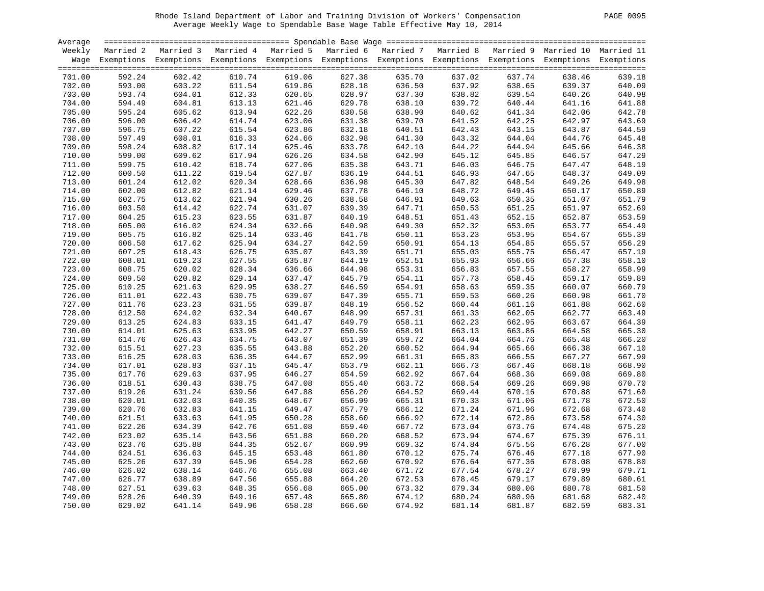Rhode Island Department of Labor and Training Division of Workers' Compensation
Average Weekly Wage to Spendable Base Wage Table Effective May 10, 2014

| Average Weekly Wage | Married 2 Exemptions | Married 3 Exemptions | Married 4 Exemptions | Married 5 Exemptions | Married 6 Exemptions | Married 7 Exemptions | Married 8 Exemptions | Married 9 Exemptions | Married 10 Exemptions | Married 11 Exemptions |
|---|---|---|---|---|---|---|---|---|---|---|
| 701.00 | 592.24 | 602.42 | 610.74 | 619.06 | 627.38 | 635.70 | 637.02 | 637.74 | 638.46 | 639.18 |
| 702.00 | 593.00 | 603.22 | 611.54 | 619.86 | 628.18 | 636.50 | 637.92 | 638.65 | 639.37 | 640.09 |
| 703.00 | 593.74 | 604.01 | 612.33 | 620.65 | 628.97 | 637.30 | 638.82 | 639.54 | 640.26 | 640.98 |
| 704.00 | 594.49 | 604.81 | 613.13 | 621.46 | 629.78 | 638.10 | 639.72 | 640.44 | 641.16 | 641.88 |
| 705.00 | 595.24 | 605.62 | 613.94 | 622.26 | 630.58 | 638.90 | 640.62 | 641.34 | 642.06 | 642.78 |
| 706.00 | 596.00 | 606.42 | 614.74 | 623.06 | 631.38 | 639.70 | 641.52 | 642.25 | 642.97 | 643.69 |
| 707.00 | 596.75 | 607.22 | 615.54 | 623.86 | 632.18 | 640.51 | 642.43 | 643.15 | 643.87 | 644.59 |
| 708.00 | 597.49 | 608.01 | 616.33 | 624.66 | 632.98 | 641.30 | 643.32 | 644.04 | 644.76 | 645.48 |
| 709.00 | 598.24 | 608.82 | 617.14 | 625.46 | 633.78 | 642.10 | 644.22 | 644.94 | 645.66 | 646.38 |
| 710.00 | 599.00 | 609.62 | 617.94 | 626.26 | 634.58 | 642.90 | 645.12 | 645.85 | 646.57 | 647.29 |
| 711.00 | 599.75 | 610.42 | 618.74 | 627.06 | 635.38 | 643.71 | 646.03 | 646.75 | 647.47 | 648.19 |
| 712.00 | 600.50 | 611.22 | 619.54 | 627.87 | 636.19 | 644.51 | 646.93 | 647.65 | 648.37 | 649.09 |
| 713.00 | 601.24 | 612.02 | 620.34 | 628.66 | 636.98 | 645.30 | 647.82 | 648.54 | 649.26 | 649.98 |
| 714.00 | 602.00 | 612.82 | 621.14 | 629.46 | 637.78 | 646.10 | 648.72 | 649.45 | 650.17 | 650.89 |
| 715.00 | 602.75 | 613.62 | 621.94 | 630.26 | 638.58 | 646.91 | 649.63 | 650.35 | 651.07 | 651.79 |
| 716.00 | 603.50 | 614.42 | 622.74 | 631.07 | 639.39 | 647.71 | 650.53 | 651.25 | 651.97 | 652.69 |
| 717.00 | 604.25 | 615.23 | 623.55 | 631.87 | 640.19 | 648.51 | 651.43 | 652.15 | 652.87 | 653.59 |
| 718.00 | 605.00 | 616.02 | 624.34 | 632.66 | 640.98 | 649.30 | 652.32 | 653.05 | 653.77 | 654.49 |
| 719.00 | 605.75 | 616.82 | 625.14 | 633.46 | 641.78 | 650.11 | 653.23 | 653.95 | 654.67 | 655.39 |
| 720.00 | 606.50 | 617.62 | 625.94 | 634.27 | 642.59 | 650.91 | 654.13 | 654.85 | 655.57 | 656.29 |
| 721.00 | 607.25 | 618.43 | 626.75 | 635.07 | 643.39 | 651.71 | 655.03 | 655.75 | 656.47 | 657.19 |
| 722.00 | 608.01 | 619.23 | 627.55 | 635.87 | 644.19 | 652.51 | 655.93 | 656.66 | 657.38 | 658.10 |
| 723.00 | 608.75 | 620.02 | 628.34 | 636.66 | 644.98 | 653.31 | 656.83 | 657.55 | 658.27 | 658.99 |
| 724.00 | 609.50 | 620.82 | 629.14 | 637.47 | 645.79 | 654.11 | 657.73 | 658.45 | 659.17 | 659.89 |
| 725.00 | 610.25 | 621.63 | 629.95 | 638.27 | 646.59 | 654.91 | 658.63 | 659.35 | 660.07 | 660.79 |
| 726.00 | 611.01 | 622.43 | 630.75 | 639.07 | 647.39 | 655.71 | 659.53 | 660.26 | 660.98 | 661.70 |
| 727.00 | 611.76 | 623.23 | 631.55 | 639.87 | 648.19 | 656.52 | 660.44 | 661.16 | 661.88 | 662.60 |
| 728.00 | 612.50 | 624.02 | 632.34 | 640.67 | 648.99 | 657.31 | 661.33 | 662.05 | 662.77 | 663.49 |
| 729.00 | 613.25 | 624.83 | 633.15 | 641.47 | 649.79 | 658.11 | 662.23 | 662.95 | 663.67 | 664.39 |
| 730.00 | 614.01 | 625.63 | 633.95 | 642.27 | 650.59 | 658.91 | 663.13 | 663.86 | 664.58 | 665.30 |
| 731.00 | 614.76 | 626.43 | 634.75 | 643.07 | 651.39 | 659.72 | 664.04 | 664.76 | 665.48 | 666.20 |
| 732.00 | 615.51 | 627.23 | 635.55 | 643.88 | 652.20 | 660.52 | 664.94 | 665.66 | 666.38 | 667.10 |
| 733.00 | 616.25 | 628.03 | 636.35 | 644.67 | 652.99 | 661.31 | 665.83 | 666.55 | 667.27 | 667.99 |
| 734.00 | 617.01 | 628.83 | 637.15 | 645.47 | 653.79 | 662.11 | 666.73 | 667.46 | 668.18 | 668.90 |
| 735.00 | 617.76 | 629.63 | 637.95 | 646.27 | 654.59 | 662.92 | 667.64 | 668.36 | 669.08 | 669.80 |
| 736.00 | 618.51 | 630.43 | 638.75 | 647.08 | 655.40 | 663.72 | 668.54 | 669.26 | 669.98 | 670.70 |
| 737.00 | 619.26 | 631.24 | 639.56 | 647.88 | 656.20 | 664.52 | 669.44 | 670.16 | 670.88 | 671.60 |
| 738.00 | 620.01 | 632.03 | 640.35 | 648.67 | 656.99 | 665.31 | 670.33 | 671.06 | 671.78 | 672.50 |
| 739.00 | 620.76 | 632.83 | 641.15 | 649.47 | 657.79 | 666.12 | 671.24 | 671.96 | 672.68 | 673.40 |
| 740.00 | 621.51 | 633.63 | 641.95 | 650.28 | 658.60 | 666.92 | 672.14 | 672.86 | 673.58 | 674.30 |
| 741.00 | 622.26 | 634.39 | 642.76 | 651.08 | 659.40 | 667.72 | 673.04 | 673.76 | 674.48 | 675.20 |
| 742.00 | 623.02 | 635.14 | 643.56 | 651.88 | 660.20 | 668.52 | 673.94 | 674.67 | 675.39 | 676.11 |
| 743.00 | 623.76 | 635.88 | 644.35 | 652.67 | 660.99 | 669.32 | 674.84 | 675.56 | 676.28 | 677.00 |
| 744.00 | 624.51 | 636.63 | 645.15 | 653.48 | 661.80 | 670.12 | 675.74 | 676.46 | 677.18 | 677.90 |
| 745.00 | 625.26 | 637.39 | 645.96 | 654.28 | 662.60 | 670.92 | 676.64 | 677.36 | 678.08 | 678.80 |
| 746.00 | 626.02 | 638.14 | 646.76 | 655.08 | 663.40 | 671.72 | 677.54 | 678.27 | 678.99 | 679.71 |
| 747.00 | 626.77 | 638.89 | 647.56 | 655.88 | 664.20 | 672.53 | 678.45 | 679.17 | 679.89 | 680.61 |
| 748.00 | 627.51 | 639.63 | 648.35 | 656.68 | 665.00 | 673.32 | 679.34 | 680.06 | 680.78 | 681.50 |
| 749.00 | 628.26 | 640.39 | 649.16 | 657.48 | 665.80 | 674.12 | 680.24 | 680.96 | 681.68 | 682.40 |
| 750.00 | 629.02 | 641.14 | 649.96 | 658.28 | 666.60 | 674.92 | 681.14 | 681.87 | 682.59 | 683.31 |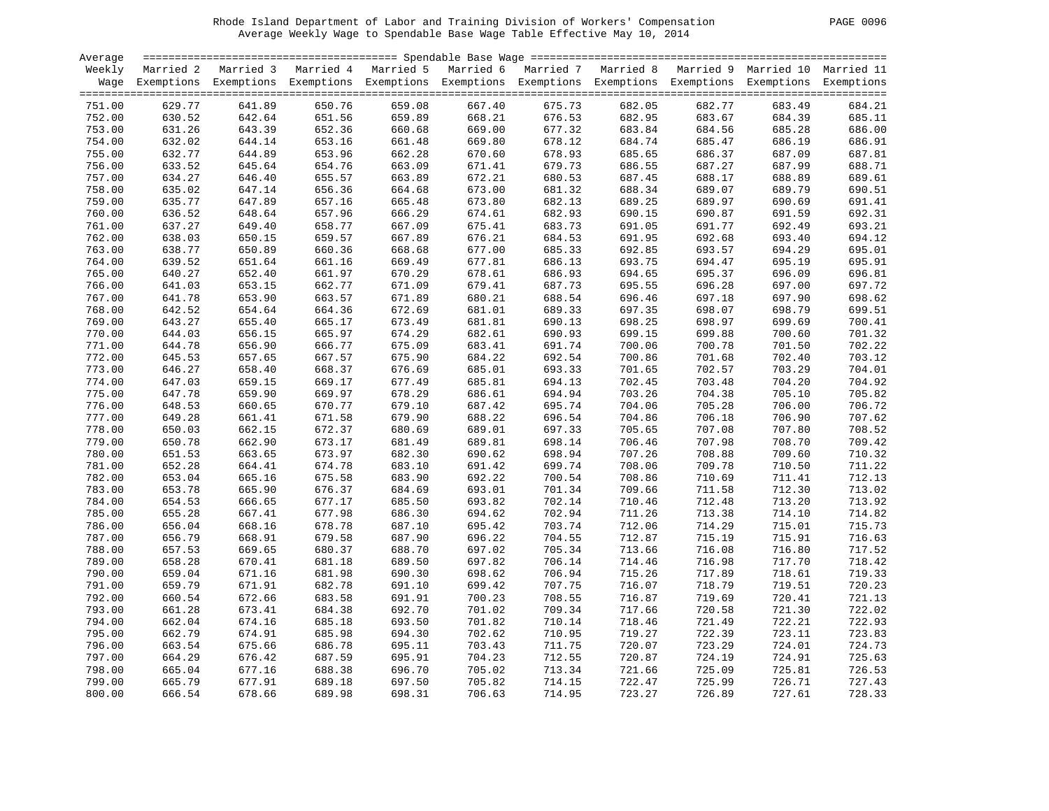Rhode Island Department of Labor and Training Division of Workers' Compensation

Average Weekly Wage to Spendable Base Wage Table Effective May 10, 2014

| Average Weekly Wage | Spendable Base Wage | | | | | | | | | |
|---|---|---|---|---|---|---|---|---|---|---|
| | Married 2 Exemptions | Married 3 Exemptions | Married 4 Exemptions | Married 5 Exemptions | Married 6 Exemptions | Married 7 Exemptions | Married 8 Exemptions | Married 9 Exemptions | Married 10 Exemptions | Married 11 Exemptions |
| 751.00 | 629.77 | 641.89 | 650.76 | 659.08 | 667.40 | 675.73 | 682.05 | 682.77 | 683.49 | 684.21 |
| 752.00 | 630.52 | 642.64 | 651.56 | 659.89 | 668.21 | 676.53 | 682.95 | 683.67 | 684.39 | 685.11 |
| 753.00 | 631.26 | 643.39 | 652.36 | 660.68 | 669.00 | 677.32 | 683.84 | 684.56 | 685.28 | 686.00 |
| 754.00 | 632.02 | 644.14 | 653.16 | 661.48 | 669.80 | 678.12 | 684.74 | 685.47 | 686.19 | 686.91 |
| 755.00 | 632.77 | 644.89 | 653.96 | 662.28 | 670.60 | 678.93 | 685.65 | 686.37 | 687.09 | 687.81 |
| 756.00 | 633.52 | 645.64 | 654.76 | 663.09 | 671.41 | 679.73 | 686.55 | 687.27 | 687.99 | 688.71 |
| 757.00 | 634.27 | 646.40 | 655.57 | 663.89 | 672.21 | 680.53 | 687.45 | 688.17 | 688.89 | 689.61 |
| 758.00 | 635.02 | 647.14 | 656.36 | 664.68 | 673.00 | 681.32 | 688.34 | 689.07 | 689.79 | 690.51 |
| 759.00 | 635.77 | 647.89 | 657.16 | 665.48 | 673.80 | 682.13 | 689.25 | 689.97 | 690.69 | 691.41 |
| 760.00 | 636.52 | 648.64 | 657.96 | 666.29 | 674.61 | 682.93 | 690.15 | 690.87 | 691.59 | 692.31 |
| 761.00 | 637.27 | 649.40 | 658.77 | 667.09 | 675.41 | 683.73 | 691.05 | 691.77 | 692.49 | 693.21 |
| 762.00 | 638.03 | 650.15 | 659.57 | 667.89 | 676.21 | 684.53 | 691.95 | 692.68 | 693.40 | 694.12 |
| 763.00 | 638.77 | 650.89 | 660.36 | 668.68 | 677.00 | 685.33 | 692.85 | 693.57 | 694.29 | 695.01 |
| 764.00 | 639.52 | 651.64 | 661.16 | 669.49 | 677.81 | 686.13 | 693.75 | 694.47 | 695.19 | 695.91 |
| 765.00 | 640.27 | 652.40 | 661.97 | 670.29 | 678.61 | 686.93 | 694.65 | 695.37 | 696.09 | 696.81 |
| 766.00 | 641.03 | 653.15 | 662.77 | 671.09 | 679.41 | 687.73 | 695.55 | 696.28 | 697.00 | 697.72 |
| 767.00 | 641.78 | 653.90 | 663.57 | 671.89 | 680.21 | 688.54 | 696.46 | 697.18 | 697.90 | 698.62 |
| 768.00 | 642.52 | 654.64 | 664.36 | 672.69 | 681.01 | 689.33 | 697.35 | 698.07 | 698.79 | 699.51 |
| 769.00 | 643.27 | 655.40 | 665.17 | 673.49 | 681.81 | 690.13 | 698.25 | 698.97 | 699.69 | 700.41 |
| 770.00 | 644.03 | 656.15 | 665.97 | 674.29 | 682.61 | 690.93 | 699.15 | 699.88 | 700.60 | 701.32 |
| 771.00 | 644.78 | 656.90 | 666.77 | 675.09 | 683.41 | 691.74 | 700.06 | 700.78 | 701.50 | 702.22 |
| 772.00 | 645.53 | 657.65 | 667.57 | 675.90 | 684.22 | 692.54 | 700.86 | 701.68 | 702.40 | 703.12 |
| 773.00 | 646.27 | 658.40 | 668.37 | 676.69 | 685.01 | 693.33 | 701.65 | 702.57 | 703.29 | 704.01 |
| 774.00 | 647.03 | 659.15 | 669.17 | 677.49 | 685.81 | 694.13 | 702.45 | 703.48 | 704.20 | 704.92 |
| 775.00 | 647.78 | 659.90 | 669.97 | 678.29 | 686.61 | 694.94 | 703.26 | 704.38 | 705.10 | 705.82 |
| 776.00 | 648.53 | 660.65 | 670.77 | 679.10 | 687.42 | 695.74 | 704.06 | 705.28 | 706.00 | 706.72 |
| 777.00 | 649.28 | 661.41 | 671.58 | 679.90 | 688.22 | 696.54 | 704.86 | 706.18 | 706.90 | 707.62 |
| 778.00 | 650.03 | 662.15 | 672.37 | 680.69 | 689.01 | 697.33 | 705.65 | 707.08 | 707.80 | 708.52 |
| 779.00 | 650.78 | 662.90 | 673.17 | 681.49 | 689.81 | 698.14 | 706.46 | 707.98 | 708.70 | 709.42 |
| 780.00 | 651.53 | 663.65 | 673.97 | 682.30 | 690.62 | 698.94 | 707.26 | 708.88 | 709.60 | 710.32 |
| 781.00 | 652.28 | 664.41 | 674.78 | 683.10 | 691.42 | 699.74 | 708.06 | 709.78 | 710.50 | 711.22 |
| 782.00 | 653.04 | 665.16 | 675.58 | 683.90 | 692.22 | 700.54 | 708.86 | 710.69 | 711.41 | 712.13 |
| 783.00 | 653.78 | 665.90 | 676.37 | 684.69 | 693.01 | 701.34 | 709.66 | 711.58 | 712.30 | 713.02 |
| 784.00 | 654.53 | 666.65 | 677.17 | 685.50 | 693.82 | 702.14 | 710.46 | 712.48 | 713.20 | 713.92 |
| 785.00 | 655.28 | 667.41 | 677.98 | 686.30 | 694.62 | 702.94 | 711.26 | 713.38 | 714.10 | 714.82 |
| 786.00 | 656.04 | 668.16 | 678.78 | 687.10 | 695.42 | 703.74 | 712.06 | 714.29 | 715.01 | 715.73 |
| 787.00 | 656.79 | 668.91 | 679.58 | 687.90 | 696.22 | 704.55 | 712.87 | 715.19 | 715.91 | 716.63 |
| 788.00 | 657.53 | 669.65 | 680.37 | 688.70 | 697.02 | 705.34 | 713.66 | 716.08 | 716.80 | 717.52 |
| 789.00 | 658.28 | 670.41 | 681.18 | 689.50 | 697.82 | 706.14 | 714.46 | 716.98 | 717.70 | 718.42 |
| 790.00 | 659.04 | 671.16 | 681.98 | 690.30 | 698.62 | 706.94 | 715.26 | 717.89 | 718.61 | 719.33 |
| 791.00 | 659.79 | 671.91 | 682.78 | 691.10 | 699.42 | 707.75 | 716.07 | 718.79 | 719.51 | 720.23 |
| 792.00 | 660.54 | 672.66 | 683.58 | 691.91 | 700.23 | 708.55 | 716.87 | 719.69 | 720.41 | 721.13 |
| 793.00 | 661.28 | 673.41 | 684.38 | 692.70 | 701.02 | 709.34 | 717.66 | 720.58 | 721.30 | 722.02 |
| 794.00 | 662.04 | 674.16 | 685.18 | 693.50 | 701.82 | 710.14 | 718.46 | 721.49 | 722.21 | 722.93 |
| 795.00 | 662.79 | 674.91 | 685.98 | 694.30 | 702.62 | 710.95 | 719.27 | 722.39 | 723.11 | 723.83 |
| 796.00 | 663.54 | 675.66 | 686.78 | 695.11 | 703.43 | 711.75 | 720.07 | 723.29 | 724.01 | 724.73 |
| 797.00 | 664.29 | 676.42 | 687.59 | 695.91 | 704.23 | 712.55 | 720.87 | 724.19 | 724.91 | 725.63 |
| 798.00 | 665.04 | 677.16 | 688.38 | 696.70 | 705.02 | 713.34 | 721.66 | 725.09 | 725.81 | 726.53 |
| 799.00 | 665.79 | 677.91 | 689.18 | 697.50 | 705.82 | 714.15 | 722.47 | 725.99 | 726.71 | 727.43 |
| 800.00 | 666.54 | 678.66 | 689.98 | 698.31 | 706.63 | 714.95 | 723.27 | 726.89 | 727.61 | 728.33 |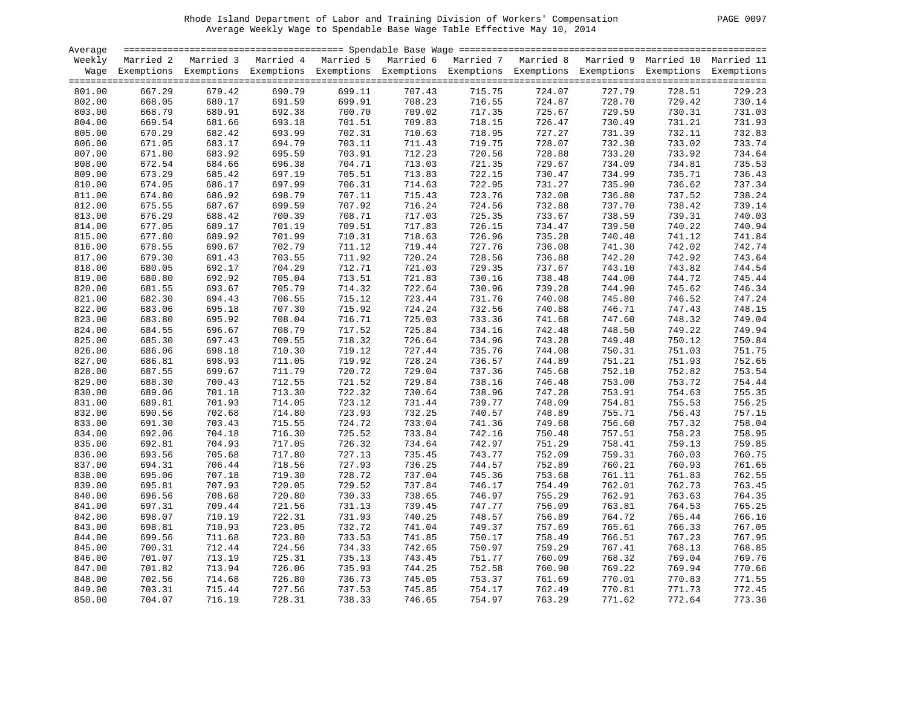Rhode Island Department of Labor and Training Division of Workers' Compensation

Average Weekly Wage to Spendable Base Wage Table Effective May 10, 2014

| Average Weekly Wage | Married 2 Exemptions | Married 3 Exemptions | Married 4 Exemptions | Married 5 Exemptions | Married 6 Exemptions | Married 7 Exemptions | Married 8 Exemptions | Married 9 Exemptions | Married 10 Exemptions | Married 11 Exemptions |
|---|---|---|---|---|---|---|---|---|---|---|
| 801.00 | 667.29 | 679.42 | 690.79 | 699.11 | 707.43 | 715.75 | 724.07 | 727.79 | 728.51 | 729.23 |
| 802.00 | 668.05 | 680.17 | 691.59 | 699.91 | 708.23 | 716.55 | 724.87 | 728.70 | 729.42 | 730.14 |
| 803.00 | 668.79 | 680.91 | 692.38 | 700.70 | 709.02 | 717.35 | 725.67 | 729.59 | 730.31 | 731.03 |
| 804.00 | 669.54 | 681.66 | 693.18 | 701.51 | 709.83 | 718.15 | 726.47 | 730.49 | 731.21 | 731.93 |
| 805.00 | 670.29 | 682.42 | 693.99 | 702.31 | 710.63 | 718.95 | 727.27 | 731.39 | 732.11 | 732.83 |
| 806.00 | 671.05 | 683.17 | 694.79 | 703.11 | 711.43 | 719.75 | 728.07 | 732.30 | 733.02 | 733.74 |
| 807.00 | 671.80 | 683.92 | 695.59 | 703.91 | 712.23 | 720.56 | 728.88 | 733.20 | 733.92 | 734.64 |
| 808.00 | 672.54 | 684.66 | 696.38 | 704.71 | 713.03 | 721.35 | 729.67 | 734.09 | 734.81 | 735.53 |
| 809.00 | 673.29 | 685.42 | 697.19 | 705.51 | 713.83 | 722.15 | 730.47 | 734.99 | 735.71 | 736.43 |
| 810.00 | 674.05 | 686.17 | 697.99 | 706.31 | 714.63 | 722.95 | 731.27 | 735.90 | 736.62 | 737.34 |
| 811.00 | 674.80 | 686.92 | 698.79 | 707.11 | 715.43 | 723.76 | 732.08 | 736.80 | 737.52 | 738.24 |
| 812.00 | 675.55 | 687.67 | 699.59 | 707.92 | 716.24 | 724.56 | 732.88 | 737.70 | 738.42 | 739.14 |
| 813.00 | 676.29 | 688.42 | 700.39 | 708.71 | 717.03 | 725.35 | 733.67 | 738.59 | 739.31 | 740.03 |
| 814.00 | 677.05 | 689.17 | 701.19 | 709.51 | 717.83 | 726.15 | 734.47 | 739.50 | 740.22 | 740.94 |
| 815.00 | 677.80 | 689.92 | 701.99 | 710.31 | 718.63 | 726.96 | 735.28 | 740.40 | 741.12 | 741.84 |
| 816.00 | 678.55 | 690.67 | 702.79 | 711.12 | 719.44 | 727.76 | 736.08 | 741.30 | 742.02 | 742.74 |
| 817.00 | 679.30 | 691.43 | 703.55 | 711.92 | 720.24 | 728.56 | 736.88 | 742.20 | 742.92 | 743.64 |
| 818.00 | 680.05 | 692.17 | 704.29 | 712.71 | 721.03 | 729.35 | 737.67 | 743.10 | 743.82 | 744.54 |
| 819.00 | 680.80 | 692.92 | 705.04 | 713.51 | 721.83 | 730.16 | 738.48 | 744.00 | 744.72 | 745.44 |
| 820.00 | 681.55 | 693.67 | 705.79 | 714.32 | 722.64 | 730.96 | 739.28 | 744.90 | 745.62 | 746.34 |
| 821.00 | 682.30 | 694.43 | 706.55 | 715.12 | 723.44 | 731.76 | 740.08 | 745.80 | 746.52 | 747.24 |
| 822.00 | 683.06 | 695.18 | 707.30 | 715.92 | 724.24 | 732.56 | 740.88 | 746.71 | 747.43 | 748.15 |
| 823.00 | 683.80 | 695.92 | 708.04 | 716.71 | 725.03 | 733.36 | 741.68 | 747.60 | 748.32 | 749.04 |
| 824.00 | 684.55 | 696.67 | 708.79 | 717.52 | 725.84 | 734.16 | 742.48 | 748.50 | 749.22 | 749.94 |
| 825.00 | 685.30 | 697.43 | 709.55 | 718.32 | 726.64 | 734.96 | 743.28 | 749.40 | 750.12 | 750.84 |
| 826.00 | 686.06 | 698.18 | 710.30 | 719.12 | 727.44 | 735.76 | 744.08 | 750.31 | 751.03 | 751.75 |
| 827.00 | 686.81 | 698.93 | 711.05 | 719.92 | 728.24 | 736.57 | 744.89 | 751.21 | 751.93 | 752.65 |
| 828.00 | 687.55 | 699.67 | 711.79 | 720.72 | 729.04 | 737.36 | 745.68 | 752.10 | 752.82 | 753.54 |
| 829.00 | 688.30 | 700.43 | 712.55 | 721.52 | 729.84 | 738.16 | 746.48 | 753.00 | 753.72 | 754.44 |
| 830.00 | 689.06 | 701.18 | 713.30 | 722.32 | 730.64 | 738.96 | 747.28 | 753.91 | 754.63 | 755.35 |
| 831.00 | 689.81 | 701.93 | 714.05 | 723.12 | 731.44 | 739.77 | 748.09 | 754.81 | 755.53 | 756.25 |
| 832.00 | 690.56 | 702.68 | 714.80 | 723.93 | 732.25 | 740.57 | 748.89 | 755.71 | 756.43 | 757.15 |
| 833.00 | 691.30 | 703.43 | 715.55 | 724.72 | 733.04 | 741.36 | 749.68 | 756.60 | 757.32 | 758.04 |
| 834.00 | 692.06 | 704.18 | 716.30 | 725.52 | 733.84 | 742.16 | 750.48 | 757.51 | 758.23 | 758.95 |
| 835.00 | 692.81 | 704.93 | 717.05 | 726.32 | 734.64 | 742.97 | 751.29 | 758.41 | 759.13 | 759.85 |
| 836.00 | 693.56 | 705.68 | 717.80 | 727.13 | 735.45 | 743.77 | 752.09 | 759.31 | 760.03 | 760.75 |
| 837.00 | 694.31 | 706.44 | 718.56 | 727.93 | 736.25 | 744.57 | 752.89 | 760.21 | 760.93 | 761.65 |
| 838.00 | 695.06 | 707.18 | 719.30 | 728.72 | 737.04 | 745.36 | 753.68 | 761.11 | 761.83 | 762.55 |
| 839.00 | 695.81 | 707.93 | 720.05 | 729.52 | 737.84 | 746.17 | 754.49 | 762.01 | 762.73 | 763.45 |
| 840.00 | 696.56 | 708.68 | 720.80 | 730.33 | 738.65 | 746.97 | 755.29 | 762.91 | 763.63 | 764.35 |
| 841.00 | 697.31 | 709.44 | 721.56 | 731.13 | 739.45 | 747.77 | 756.09 | 763.81 | 764.53 | 765.25 |
| 842.00 | 698.07 | 710.19 | 722.31 | 731.93 | 740.25 | 748.57 | 756.89 | 764.72 | 765.44 | 766.16 |
| 843.00 | 698.81 | 710.93 | 723.05 | 732.72 | 741.04 | 749.37 | 757.69 | 765.61 | 766.33 | 767.05 |
| 844.00 | 699.56 | 711.68 | 723.80 | 733.53 | 741.85 | 750.17 | 758.49 | 766.51 | 767.23 | 767.95 |
| 845.00 | 700.31 | 712.44 | 724.56 | 734.33 | 742.65 | 750.97 | 759.29 | 767.41 | 768.13 | 768.85 |
| 846.00 | 701.07 | 713.19 | 725.31 | 735.13 | 743.45 | 751.77 | 760.09 | 768.32 | 769.04 | 769.76 |
| 847.00 | 701.82 | 713.94 | 726.06 | 735.93 | 744.25 | 752.58 | 760.90 | 769.22 | 769.94 | 770.66 |
| 848.00 | 702.56 | 714.68 | 726.80 | 736.73 | 745.05 | 753.37 | 761.69 | 770.01 | 770.83 | 771.55 |
| 849.00 | 703.31 | 715.44 | 727.56 | 737.53 | 745.85 | 754.17 | 762.49 | 770.81 | 771.73 | 772.45 |
| 850.00 | 704.07 | 716.19 | 728.31 | 738.33 | 746.65 | 754.97 | 763.29 | 771.62 | 772.64 | 773.36 |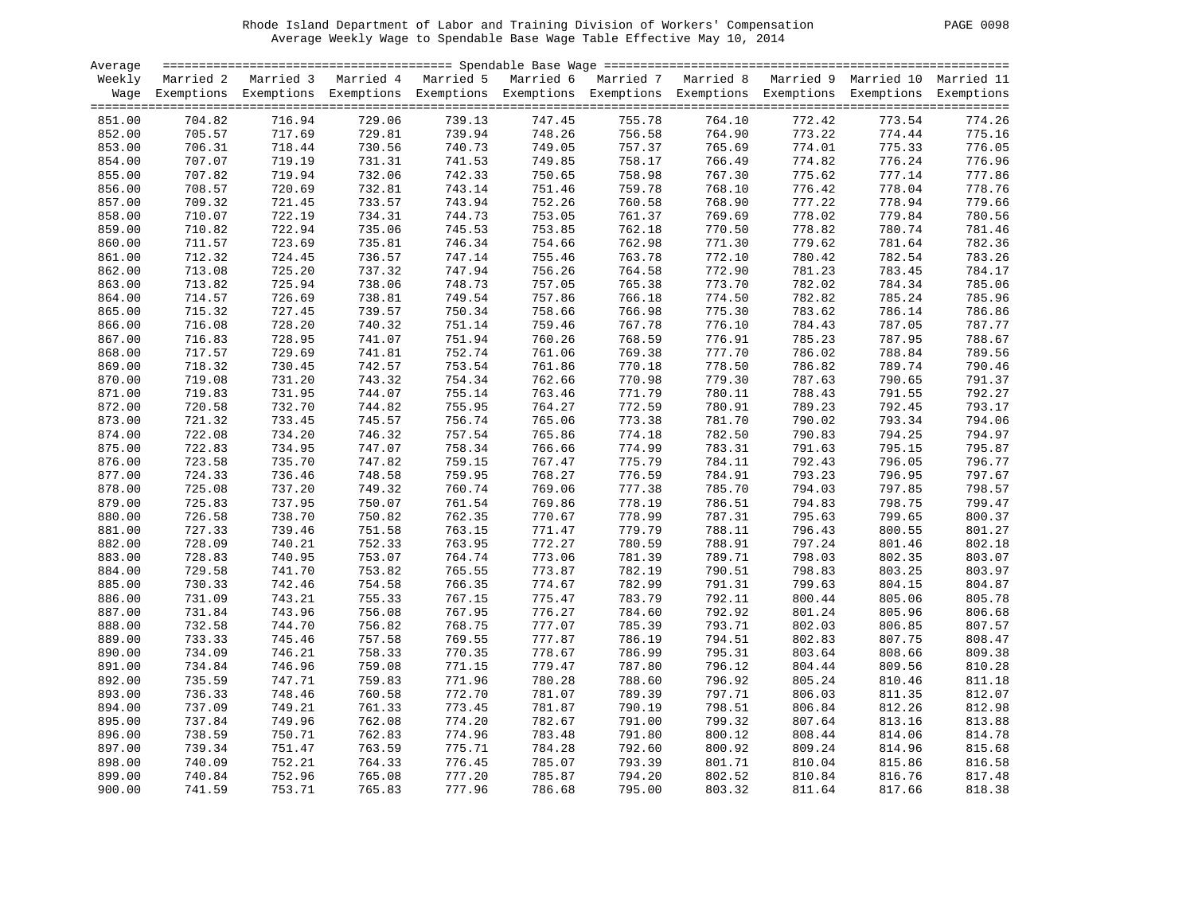Rhode Island Department of Labor and Training Division of Workers' Compensation

Average Weekly Wage to Spendable Base Wage Table Effective May 10, 2014

| Average Weekly Wage | Married 2 Exemptions | Married 3 Exemptions | Married 4 Exemptions | Married 5 Exemptions | Married 6 Exemptions | Married 7 Exemptions | Married 8 Exemptions | Married 9 Exemptions | Married 10 Exemptions | Married 11 Exemptions |
|---|---|---|---|---|---|---|---|---|---|---|
| 851.00 | 704.82 | 716.94 | 729.06 | 739.13 | 747.45 | 755.78 | 764.10 | 772.42 | 773.54 | 774.26 |
| 852.00 | 705.57 | 717.69 | 729.81 | 739.94 | 748.26 | 756.58 | 764.90 | 773.22 | 774.44 | 775.16 |
| 853.00 | 706.31 | 718.44 | 730.56 | 740.73 | 749.05 | 757.37 | 765.69 | 774.01 | 775.33 | 776.05 |
| 854.00 | 707.07 | 719.19 | 731.31 | 741.53 | 749.85 | 758.17 | 766.49 | 774.82 | 776.24 | 776.96 |
| 855.00 | 707.82 | 719.94 | 732.06 | 742.33 | 750.65 | 758.98 | 767.30 | 775.62 | 777.14 | 777.86 |
| 856.00 | 708.57 | 720.69 | 732.81 | 743.14 | 751.46 | 759.78 | 768.10 | 776.42 | 778.04 | 778.76 |
| 857.00 | 709.32 | 721.45 | 733.57 | 743.94 | 752.26 | 760.58 | 768.90 | 777.22 | 778.94 | 779.66 |
| 858.00 | 710.07 | 722.19 | 734.31 | 744.73 | 753.05 | 761.37 | 769.69 | 778.02 | 779.84 | 780.56 |
| 859.00 | 710.82 | 722.94 | 735.06 | 745.53 | 753.85 | 762.18 | 770.50 | 778.82 | 780.74 | 781.46 |
| 860.00 | 711.57 | 723.69 | 735.81 | 746.34 | 754.66 | 762.98 | 771.30 | 779.62 | 781.64 | 782.36 |
| 861.00 | 712.32 | 724.45 | 736.57 | 747.14 | 755.46 | 763.78 | 772.10 | 780.42 | 782.54 | 783.26 |
| 862.00 | 713.08 | 725.20 | 737.32 | 747.94 | 756.26 | 764.58 | 772.90 | 781.23 | 783.45 | 784.17 |
| 863.00 | 713.82 | 725.94 | 738.06 | 748.73 | 757.05 | 765.38 | 773.70 | 782.02 | 784.34 | 785.06 |
| 864.00 | 714.57 | 726.69 | 738.81 | 749.54 | 757.86 | 766.18 | 774.50 | 782.82 | 785.24 | 785.96 |
| 865.00 | 715.32 | 727.45 | 739.57 | 750.34 | 758.66 | 766.98 | 775.30 | 783.62 | 786.14 | 786.86 |
| 866.00 | 716.08 | 728.20 | 740.32 | 751.14 | 759.46 | 767.78 | 776.10 | 784.43 | 787.05 | 787.77 |
| 867.00 | 716.83 | 728.95 | 741.07 | 751.94 | 760.26 | 768.59 | 776.91 | 785.23 | 787.95 | 788.67 |
| 868.00 | 717.57 | 729.69 | 741.81 | 752.74 | 761.06 | 769.38 | 777.70 | 786.02 | 788.84 | 789.56 |
| 869.00 | 718.32 | 730.45 | 742.57 | 753.54 | 761.86 | 770.18 | 778.50 | 786.82 | 789.74 | 790.46 |
| 870.00 | 719.08 | 731.20 | 743.32 | 754.34 | 762.66 | 770.98 | 779.30 | 787.63 | 790.65 | 791.37 |
| 871.00 | 719.83 | 731.95 | 744.07 | 755.14 | 763.46 | 771.79 | 780.11 | 788.43 | 791.55 | 792.27 |
| 872.00 | 720.58 | 732.70 | 744.82 | 755.95 | 764.27 | 772.59 | 780.91 | 789.23 | 792.45 | 793.17 |
| 873.00 | 721.32 | 733.45 | 745.57 | 756.74 | 765.06 | 773.38 | 781.70 | 790.02 | 793.34 | 794.06 |
| 874.00 | 722.08 | 734.20 | 746.32 | 757.54 | 765.86 | 774.18 | 782.50 | 790.83 | 794.25 | 794.97 |
| 875.00 | 722.83 | 734.95 | 747.07 | 758.34 | 766.66 | 774.99 | 783.31 | 791.63 | 795.15 | 795.87 |
| 876.00 | 723.58 | 735.70 | 747.82 | 759.15 | 767.47 | 775.79 | 784.11 | 792.43 | 796.05 | 796.77 |
| 877.00 | 724.33 | 736.46 | 748.58 | 759.95 | 768.27 | 776.59 | 784.91 | 793.23 | 796.95 | 797.67 |
| 878.00 | 725.08 | 737.20 | 749.32 | 760.74 | 769.06 | 777.38 | 785.70 | 794.03 | 797.85 | 798.57 |
| 879.00 | 725.83 | 737.95 | 750.07 | 761.54 | 769.86 | 778.19 | 786.51 | 794.83 | 798.75 | 799.47 |
| 880.00 | 726.58 | 738.70 | 750.82 | 762.35 | 770.67 | 778.99 | 787.31 | 795.63 | 799.65 | 800.37 |
| 881.00 | 727.33 | 739.46 | 751.58 | 763.15 | 771.47 | 779.79 | 788.11 | 796.43 | 800.55 | 801.27 |
| 882.00 | 728.09 | 740.21 | 752.33 | 763.95 | 772.27 | 780.59 | 788.91 | 797.24 | 801.46 | 802.18 |
| 883.00 | 728.83 | 740.95 | 753.07 | 764.74 | 773.06 | 781.39 | 789.71 | 798.03 | 802.35 | 803.07 |
| 884.00 | 729.58 | 741.70 | 753.82 | 765.55 | 773.87 | 782.19 | 790.51 | 798.83 | 803.25 | 803.97 |
| 885.00 | 730.33 | 742.46 | 754.58 | 766.35 | 774.67 | 782.99 | 791.31 | 799.63 | 804.15 | 804.87 |
| 886.00 | 731.09 | 743.21 | 755.33 | 767.15 | 775.47 | 783.79 | 792.11 | 800.44 | 805.06 | 805.78 |
| 887.00 | 731.84 | 743.96 | 756.08 | 767.95 | 776.27 | 784.60 | 792.92 | 801.24 | 805.96 | 806.68 |
| 888.00 | 732.58 | 744.70 | 756.82 | 768.75 | 777.07 | 785.39 | 793.71 | 802.03 | 806.85 | 807.57 |
| 889.00 | 733.33 | 745.46 | 757.58 | 769.55 | 777.87 | 786.19 | 794.51 | 802.83 | 807.75 | 808.47 |
| 890.00 | 734.09 | 746.21 | 758.33 | 770.35 | 778.67 | 786.99 | 795.31 | 803.64 | 808.66 | 809.38 |
| 891.00 | 734.84 | 746.96 | 759.08 | 771.15 | 779.47 | 787.80 | 796.12 | 804.44 | 809.56 | 810.28 |
| 892.00 | 735.59 | 747.71 | 759.83 | 771.96 | 780.28 | 788.60 | 796.92 | 805.24 | 810.46 | 811.18 |
| 893.00 | 736.33 | 748.46 | 760.58 | 772.70 | 781.07 | 789.39 | 797.71 | 806.03 | 811.35 | 812.07 |
| 894.00 | 737.09 | 749.21 | 761.33 | 773.45 | 781.87 | 790.19 | 798.51 | 806.84 | 812.26 | 812.98 |
| 895.00 | 737.84 | 749.96 | 762.08 | 774.20 | 782.67 | 791.00 | 799.32 | 807.64 | 813.16 | 813.88 |
| 896.00 | 738.59 | 750.71 | 762.83 | 774.96 | 783.48 | 791.80 | 800.12 | 808.44 | 814.06 | 814.78 |
| 897.00 | 739.34 | 751.47 | 763.59 | 775.71 | 784.28 | 792.60 | 800.92 | 809.24 | 814.96 | 815.68 |
| 898.00 | 740.09 | 752.21 | 764.33 | 776.45 | 785.07 | 793.39 | 801.71 | 810.04 | 815.86 | 816.58 |
| 899.00 | 740.84 | 752.96 | 765.08 | 777.20 | 785.87 | 794.20 | 802.52 | 810.84 | 816.76 | 817.48 |
| 900.00 | 741.59 | 753.71 | 765.83 | 777.96 | 786.68 | 795.00 | 803.32 | 811.64 | 817.66 | 818.38 |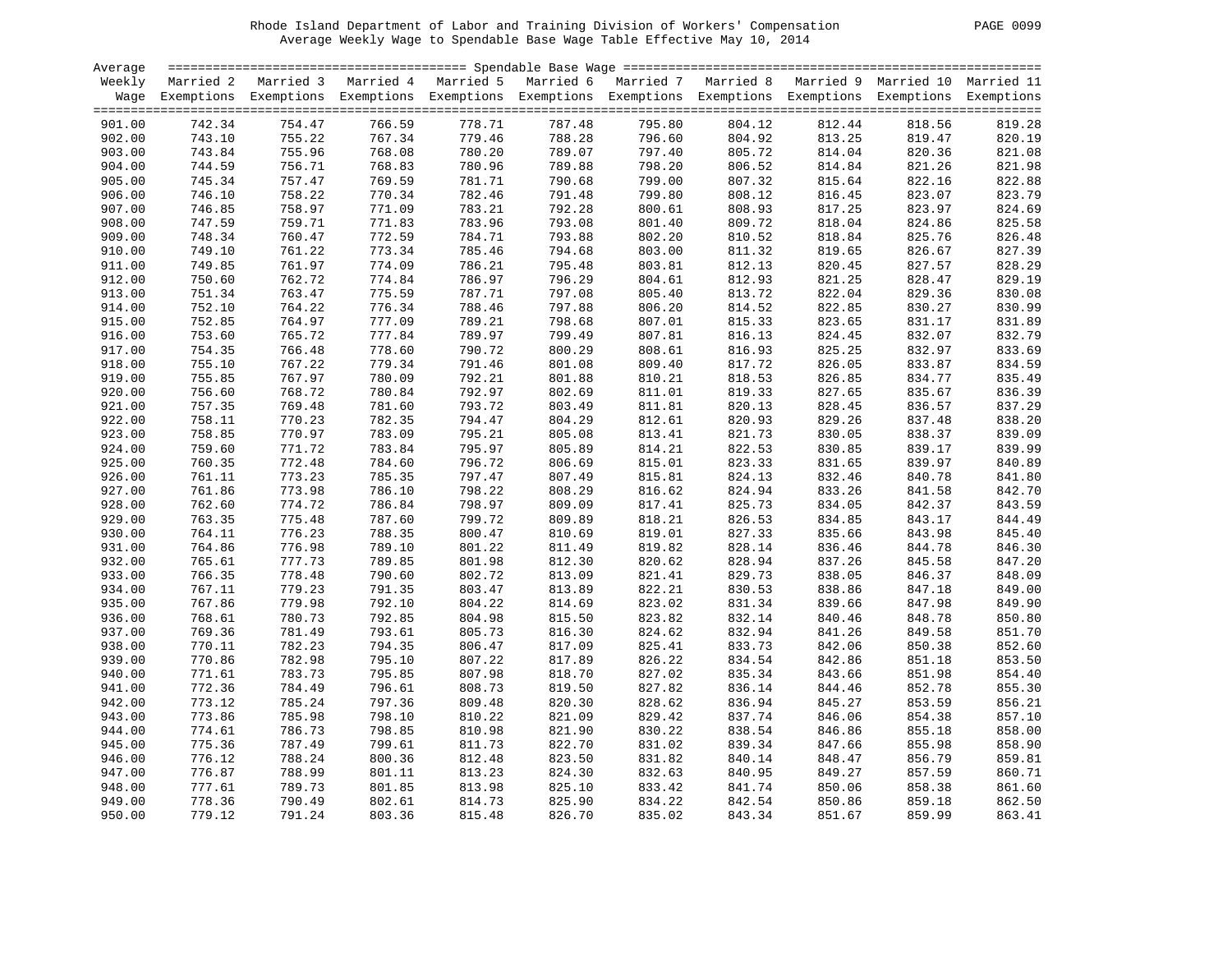Rhode Island Department of Labor and Training Division of Workers' Compensation
Average Weekly Wage to Spendable Base Wage Table Effective May 10, 2014

| Average Weekly Wage | Married 2 Exemptions | Married 3 Exemptions | Married 4 Exemptions | Married 5 Exemptions | Married 6 Exemptions | Married 7 Exemptions | Married 8 Exemptions | Married 9 Exemptions | Married 10 Exemptions | Married 11 Exemptions |
|---|---|---|---|---|---|---|---|---|---|---|
| 901.00 | 742.34 | 754.47 | 766.59 | 778.71 | 787.48 | 795.80 | 804.12 | 812.44 | 818.56 | 819.28 |
| 902.00 | 743.10 | 755.22 | 767.34 | 779.46 | 788.28 | 796.60 | 804.92 | 813.25 | 819.47 | 820.19 |
| 903.00 | 743.84 | 755.96 | 768.08 | 780.20 | 789.07 | 797.40 | 805.72 | 814.04 | 820.36 | 821.08 |
| 904.00 | 744.59 | 756.71 | 768.83 | 780.96 | 789.88 | 798.20 | 806.52 | 814.84 | 821.26 | 821.98 |
| 905.00 | 745.34 | 757.47 | 769.59 | 781.71 | 790.68 | 799.00 | 807.32 | 815.64 | 822.16 | 822.88 |
| 906.00 | 746.10 | 758.22 | 770.34 | 782.46 | 791.48 | 799.80 | 808.12 | 816.45 | 823.07 | 823.79 |
| 907.00 | 746.85 | 758.97 | 771.09 | 783.21 | 792.28 | 800.61 | 808.93 | 817.25 | 823.97 | 824.69 |
| 908.00 | 747.59 | 759.71 | 771.83 | 783.96 | 793.08 | 801.40 | 809.72 | 818.04 | 824.86 | 825.58 |
| 909.00 | 748.34 | 760.47 | 772.59 | 784.71 | 793.88 | 802.20 | 810.52 | 818.84 | 825.76 | 826.48 |
| 910.00 | 749.10 | 761.22 | 773.34 | 785.46 | 794.68 | 803.00 | 811.32 | 819.65 | 826.67 | 827.39 |
| 911.00 | 749.85 | 761.97 | 774.09 | 786.21 | 795.48 | 803.81 | 812.13 | 820.45 | 827.57 | 828.29 |
| 912.00 | 750.60 | 762.72 | 774.84 | 786.97 | 796.29 | 804.61 | 812.93 | 821.25 | 828.47 | 829.19 |
| 913.00 | 751.34 | 763.47 | 775.59 | 787.71 | 797.08 | 805.40 | 813.72 | 822.04 | 829.36 | 830.08 |
| 914.00 | 752.10 | 764.22 | 776.34 | 788.46 | 797.88 | 806.20 | 814.52 | 822.85 | 830.27 | 830.99 |
| 915.00 | 752.85 | 764.97 | 777.09 | 789.21 | 798.68 | 807.01 | 815.33 | 823.65 | 831.17 | 831.89 |
| 916.00 | 753.60 | 765.72 | 777.84 | 789.97 | 799.49 | 807.81 | 816.13 | 824.45 | 832.07 | 832.79 |
| 917.00 | 754.35 | 766.48 | 778.60 | 790.72 | 800.29 | 808.61 | 816.93 | 825.25 | 832.97 | 833.69 |
| 918.00 | 755.10 | 767.22 | 779.34 | 791.46 | 801.08 | 809.40 | 817.72 | 826.05 | 833.87 | 834.59 |
| 919.00 | 755.85 | 767.97 | 780.09 | 792.21 | 801.88 | 810.21 | 818.53 | 826.85 | 834.77 | 835.49 |
| 920.00 | 756.60 | 768.72 | 780.84 | 792.97 | 802.69 | 811.01 | 819.33 | 827.65 | 835.67 | 836.39 |
| 921.00 | 757.35 | 769.48 | 781.60 | 793.72 | 803.49 | 811.81 | 820.13 | 828.45 | 836.57 | 837.29 |
| 922.00 | 758.11 | 770.23 | 782.35 | 794.47 | 804.29 | 812.61 | 820.93 | 829.26 | 837.48 | 838.20 |
| 923.00 | 758.85 | 770.97 | 783.09 | 795.21 | 805.08 | 813.41 | 821.73 | 830.05 | 838.37 | 839.09 |
| 924.00 | 759.60 | 771.72 | 783.84 | 795.97 | 805.89 | 814.21 | 822.53 | 830.85 | 839.17 | 839.99 |
| 925.00 | 760.35 | 772.48 | 784.60 | 796.72 | 806.69 | 815.01 | 823.33 | 831.65 | 839.97 | 840.89 |
| 926.00 | 761.11 | 773.23 | 785.35 | 797.47 | 807.49 | 815.81 | 824.13 | 832.46 | 840.78 | 841.80 |
| 927.00 | 761.86 | 773.98 | 786.10 | 798.22 | 808.29 | 816.62 | 824.94 | 833.26 | 841.58 | 842.70 |
| 928.00 | 762.60 | 774.72 | 786.84 | 798.97 | 809.09 | 817.41 | 825.73 | 834.05 | 842.37 | 843.59 |
| 929.00 | 763.35 | 775.48 | 787.60 | 799.72 | 809.89 | 818.21 | 826.53 | 834.85 | 843.17 | 844.49 |
| 930.00 | 764.11 | 776.23 | 788.35 | 800.47 | 810.69 | 819.01 | 827.33 | 835.66 | 843.98 | 845.40 |
| 931.00 | 764.86 | 776.98 | 789.10 | 801.22 | 811.49 | 819.82 | 828.14 | 836.46 | 844.78 | 846.30 |
| 932.00 | 765.61 | 777.73 | 789.85 | 801.98 | 812.30 | 820.62 | 828.94 | 837.26 | 845.58 | 847.20 |
| 933.00 | 766.35 | 778.48 | 790.60 | 802.72 | 813.09 | 821.41 | 829.73 | 838.05 | 846.37 | 848.09 |
| 934.00 | 767.11 | 779.23 | 791.35 | 803.47 | 813.89 | 822.21 | 830.53 | 838.86 | 847.18 | 849.00 |
| 935.00 | 767.86 | 779.98 | 792.10 | 804.22 | 814.69 | 823.02 | 831.34 | 839.66 | 847.98 | 849.90 |
| 936.00 | 768.61 | 780.73 | 792.85 | 804.98 | 815.50 | 823.82 | 832.14 | 840.46 | 848.78 | 850.80 |
| 937.00 | 769.36 | 781.49 | 793.61 | 805.73 | 816.30 | 824.62 | 832.94 | 841.26 | 849.58 | 851.70 |
| 938.00 | 770.11 | 782.23 | 794.35 | 806.47 | 817.09 | 825.41 | 833.73 | 842.06 | 850.38 | 852.60 |
| 939.00 | 770.86 | 782.98 | 795.10 | 807.22 | 817.89 | 826.22 | 834.54 | 842.86 | 851.18 | 853.50 |
| 940.00 | 771.61 | 783.73 | 795.85 | 807.98 | 818.70 | 827.02 | 835.34 | 843.66 | 851.98 | 854.40 |
| 941.00 | 772.36 | 784.49 | 796.61 | 808.73 | 819.50 | 827.82 | 836.14 | 844.46 | 852.78 | 855.30 |
| 942.00 | 773.12 | 785.24 | 797.36 | 809.48 | 820.30 | 828.62 | 836.94 | 845.27 | 853.59 | 856.21 |
| 943.00 | 773.86 | 785.98 | 798.10 | 810.22 | 821.09 | 829.42 | 837.74 | 846.06 | 854.38 | 857.10 |
| 944.00 | 774.61 | 786.73 | 798.85 | 810.98 | 821.90 | 830.22 | 838.54 | 846.86 | 855.18 | 858.00 |
| 945.00 | 775.36 | 787.49 | 799.61 | 811.73 | 822.70 | 831.02 | 839.34 | 847.66 | 855.98 | 858.90 |
| 946.00 | 776.12 | 788.24 | 800.36 | 812.48 | 823.50 | 831.82 | 840.14 | 848.47 | 856.79 | 859.81 |
| 947.00 | 776.87 | 788.99 | 801.11 | 813.23 | 824.30 | 832.63 | 840.95 | 849.27 | 857.59 | 860.71 |
| 948.00 | 777.61 | 789.73 | 801.85 | 813.98 | 825.10 | 833.42 | 841.74 | 850.06 | 858.38 | 861.60 |
| 949.00 | 778.36 | 790.49 | 802.61 | 814.73 | 825.90 | 834.22 | 842.54 | 850.86 | 859.18 | 862.50 |
| 950.00 | 779.12 | 791.24 | 803.36 | 815.48 | 826.70 | 835.02 | 843.34 | 851.67 | 859.99 | 863.41 |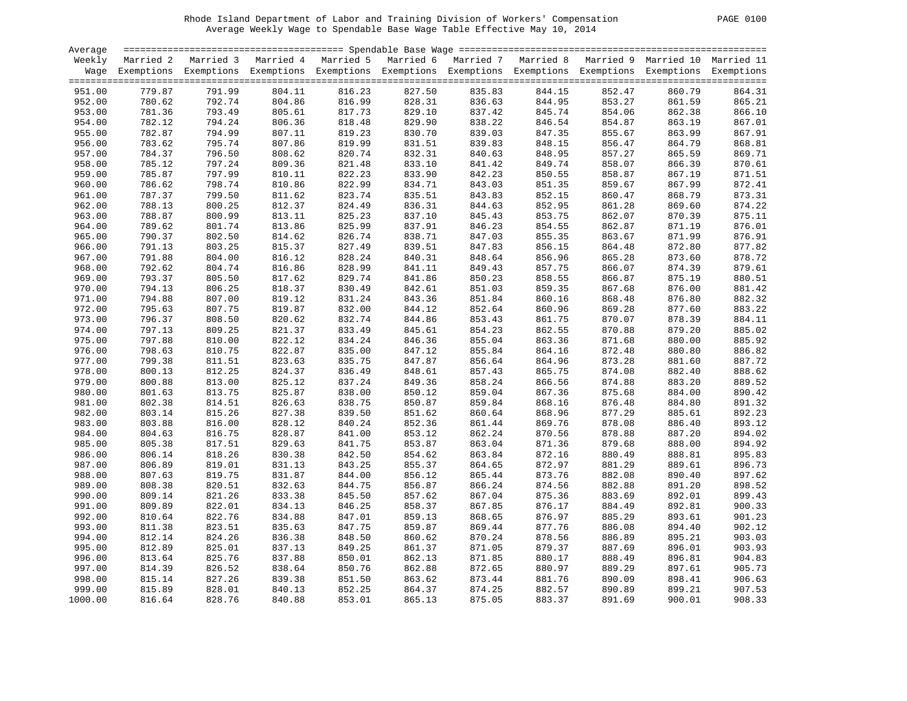Rhode Island Department of Labor and Training Division of Workers' Compensation

Average Weekly Wage to Spendable Base Wage Table Effective May 10, 2014

| Average Weekly Wage | Married 2 Exemptions | Married 3 Exemptions | Married 4 Exemptions | Married 5 Exemptions | Married 6 Exemptions | Married 7 Exemptions | Married 8 Exemptions | Married 9 Exemptions | Married 10 Exemptions | Married 11 Exemptions |
|---|---|---|---|---|---|---|---|---|---|---|
| 951.00 | 779.87 | 791.99 | 804.11 | 816.23 | 827.50 | 835.83 | 844.15 | 852.47 | 860.79 | 864.31 |
| 952.00 | 780.62 | 792.74 | 804.86 | 816.99 | 828.31 | 836.63 | 844.95 | 853.27 | 861.59 | 865.21 |
| 953.00 | 781.36 | 793.49 | 805.61 | 817.73 | 829.10 | 837.42 | 845.74 | 854.06 | 862.38 | 866.10 |
| 954.00 | 782.12 | 794.24 | 806.36 | 818.48 | 829.90 | 838.22 | 846.54 | 854.87 | 863.19 | 867.01 |
| 955.00 | 782.87 | 794.99 | 807.11 | 819.23 | 830.70 | 839.03 | 847.35 | 855.67 | 863.99 | 867.91 |
| 956.00 | 783.62 | 795.74 | 807.86 | 819.99 | 831.51 | 839.83 | 848.15 | 856.47 | 864.79 | 868.81 |
| 957.00 | 784.37 | 796.50 | 808.62 | 820.74 | 832.31 | 840.63 | 848.95 | 857.27 | 865.59 | 869.71 |
| 958.00 | 785.12 | 797.24 | 809.36 | 821.48 | 833.10 | 841.42 | 849.74 | 858.07 | 866.39 | 870.61 |
| 959.00 | 785.87 | 797.99 | 810.11 | 822.23 | 833.90 | 842.23 | 850.55 | 858.87 | 867.19 | 871.51 |
| 960.00 | 786.62 | 798.74 | 810.86 | 822.99 | 834.71 | 843.03 | 851.35 | 859.67 | 867.99 | 872.41 |
| 961.00 | 787.37 | 799.50 | 811.62 | 823.74 | 835.51 | 843.83 | 852.15 | 860.47 | 868.79 | 873.31 |
| 962.00 | 788.13 | 800.25 | 812.37 | 824.49 | 836.31 | 844.63 | 852.95 | 861.28 | 869.60 | 874.22 |
| 963.00 | 788.87 | 800.99 | 813.11 | 825.23 | 837.10 | 845.43 | 853.75 | 862.07 | 870.39 | 875.11 |
| 964.00 | 789.62 | 801.74 | 813.86 | 825.99 | 837.91 | 846.23 | 854.55 | 862.87 | 871.19 | 876.01 |
| 965.00 | 790.37 | 802.50 | 814.62 | 826.74 | 838.71 | 847.03 | 855.35 | 863.67 | 871.99 | 876.91 |
| 966.00 | 791.13 | 803.25 | 815.37 | 827.49 | 839.51 | 847.83 | 856.15 | 864.48 | 872.80 | 877.82 |
| 967.00 | 791.88 | 804.00 | 816.12 | 828.24 | 840.31 | 848.64 | 856.96 | 865.28 | 873.60 | 878.72 |
| 968.00 | 792.62 | 804.74 | 816.86 | 828.99 | 841.11 | 849.43 | 857.75 | 866.07 | 874.39 | 879.61 |
| 969.00 | 793.37 | 805.50 | 817.62 | 829.74 | 841.86 | 850.23 | 858.55 | 866.87 | 875.19 | 880.51 |
| 970.00 | 794.13 | 806.25 | 818.37 | 830.49 | 842.61 | 851.03 | 859.35 | 867.68 | 876.00 | 881.42 |
| 971.00 | 794.88 | 807.00 | 819.12 | 831.24 | 843.36 | 851.84 | 860.16 | 868.48 | 876.80 | 882.32 |
| 972.00 | 795.63 | 807.75 | 819.87 | 832.00 | 844.12 | 852.64 | 860.96 | 869.28 | 877.60 | 883.22 |
| 973.00 | 796.37 | 808.50 | 820.62 | 832.74 | 844.86 | 853.43 | 861.75 | 870.07 | 878.39 | 884.11 |
| 974.00 | 797.13 | 809.25 | 821.37 | 833.49 | 845.61 | 854.23 | 862.55 | 870.88 | 879.20 | 885.02 |
| 975.00 | 797.88 | 810.00 | 822.12 | 834.24 | 846.36 | 855.04 | 863.36 | 871.68 | 880.00 | 885.92 |
| 976.00 | 798.63 | 810.75 | 822.87 | 835.00 | 847.12 | 855.84 | 864.16 | 872.48 | 880.80 | 886.82 |
| 977.00 | 799.38 | 811.51 | 823.63 | 835.75 | 847.87 | 856.64 | 864.96 | 873.28 | 881.60 | 887.72 |
| 978.00 | 800.13 | 812.25 | 824.37 | 836.49 | 848.61 | 857.43 | 865.75 | 874.08 | 882.40 | 888.62 |
| 979.00 | 800.88 | 813.00 | 825.12 | 837.24 | 849.36 | 858.24 | 866.56 | 874.88 | 883.20 | 889.52 |
| 980.00 | 801.63 | 813.75 | 825.87 | 838.00 | 850.12 | 859.04 | 867.36 | 875.68 | 884.00 | 890.42 |
| 981.00 | 802.38 | 814.51 | 826.63 | 838.75 | 850.87 | 859.84 | 868.16 | 876.48 | 884.80 | 891.32 |
| 982.00 | 803.14 | 815.26 | 827.38 | 839.50 | 851.62 | 860.64 | 868.96 | 877.29 | 885.61 | 892.23 |
| 983.00 | 803.88 | 816.00 | 828.12 | 840.24 | 852.36 | 861.44 | 869.76 | 878.08 | 886.40 | 893.12 |
| 984.00 | 804.63 | 816.75 | 828.87 | 841.00 | 853.12 | 862.24 | 870.56 | 878.88 | 887.20 | 894.02 |
| 985.00 | 805.38 | 817.51 | 829.63 | 841.75 | 853.87 | 863.04 | 871.36 | 879.68 | 888.00 | 894.92 |
| 986.00 | 806.14 | 818.26 | 830.38 | 842.50 | 854.62 | 863.84 | 872.16 | 880.49 | 888.81 | 895.83 |
| 987.00 | 806.89 | 819.01 | 831.13 | 843.25 | 855.37 | 864.65 | 872.97 | 881.29 | 889.61 | 896.73 |
| 988.00 | 807.63 | 819.75 | 831.87 | 844.00 | 856.12 | 865.44 | 873.76 | 882.08 | 890.40 | 897.62 |
| 989.00 | 808.38 | 820.51 | 832.63 | 844.75 | 856.87 | 866.24 | 874.56 | 882.88 | 891.20 | 898.52 |
| 990.00 | 809.14 | 821.26 | 833.38 | 845.50 | 857.62 | 867.04 | 875.36 | 883.69 | 892.01 | 899.43 |
| 991.00 | 809.89 | 822.01 | 834.13 | 846.25 | 858.37 | 867.85 | 876.17 | 884.49 | 892.81 | 900.33 |
| 992.00 | 810.64 | 822.76 | 834.88 | 847.01 | 859.13 | 868.65 | 876.97 | 885.29 | 893.61 | 901.23 |
| 993.00 | 811.38 | 823.51 | 835.63 | 847.75 | 859.87 | 869.44 | 877.76 | 886.08 | 894.40 | 902.12 |
| 994.00 | 812.14 | 824.26 | 836.38 | 848.50 | 860.62 | 870.24 | 878.56 | 886.89 | 895.21 | 903.03 |
| 995.00 | 812.89 | 825.01 | 837.13 | 849.25 | 861.37 | 871.05 | 879.37 | 887.69 | 896.01 | 903.93 |
| 996.00 | 813.64 | 825.76 | 837.88 | 850.01 | 862.13 | 871.85 | 880.17 | 888.49 | 896.81 | 904.83 |
| 997.00 | 814.39 | 826.52 | 838.64 | 850.76 | 862.88 | 872.65 | 880.97 | 889.29 | 897.61 | 905.73 |
| 998.00 | 815.14 | 827.26 | 839.38 | 851.50 | 863.62 | 873.44 | 881.76 | 890.09 | 898.41 | 906.63 |
| 999.00 | 815.89 | 828.01 | 840.13 | 852.25 | 864.37 | 874.25 | 882.57 | 890.89 | 899.21 | 907.53 |
| 1000.00 | 816.64 | 828.76 | 840.88 | 853.01 | 865.13 | 875.05 | 883.37 | 891.69 | 900.01 | 908.33 |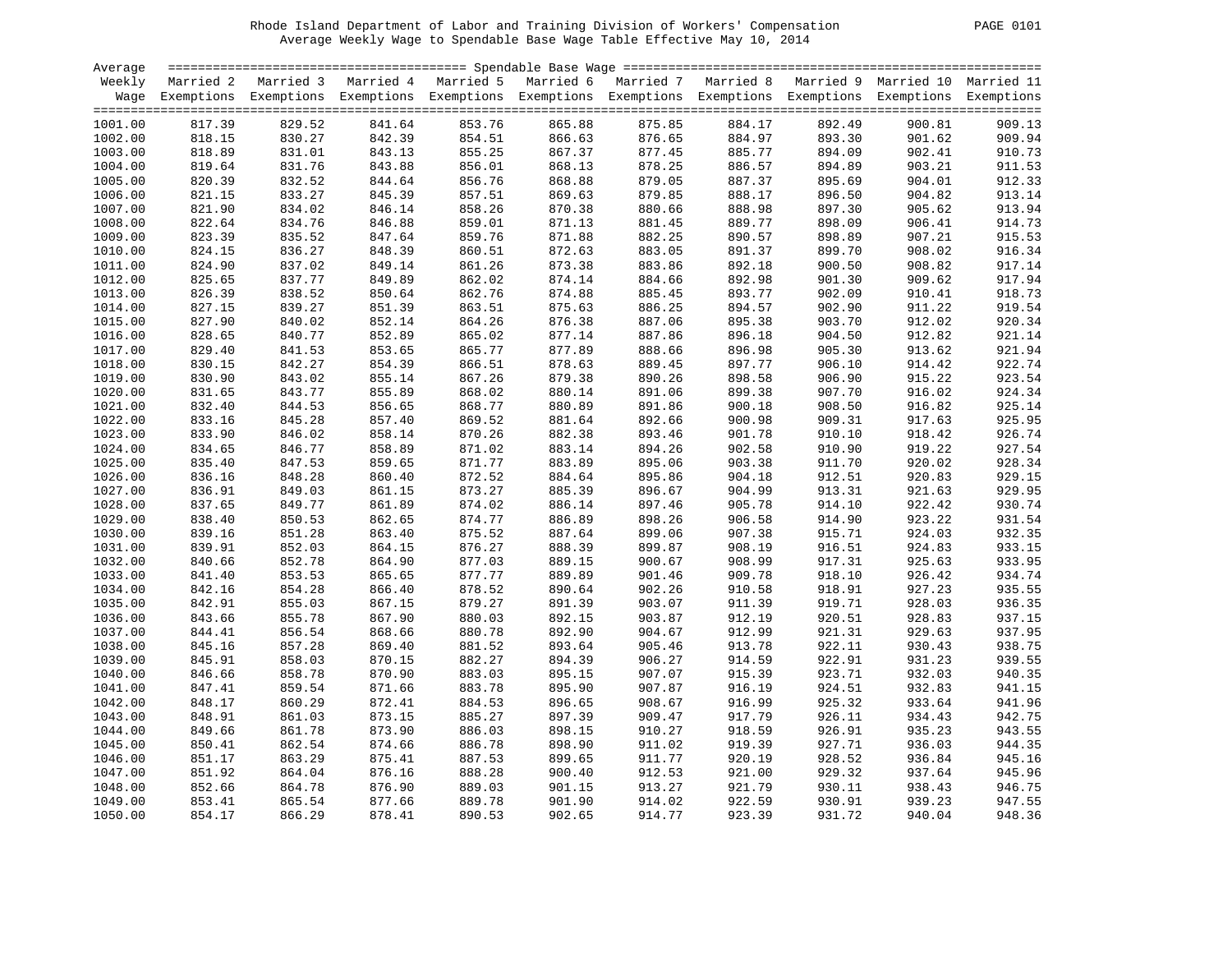Rhode Island Department of Labor and Training Division of Workers' Compensation
Average Weekly Wage to Spendable Base Wage Table Effective May 10, 2014

| Average Weekly Wage | Married 2 Exemptions | Married 3 Exemptions | Married 4 Exemptions | Married 5 Exemptions | Married 6 Exemptions | Married 7 Exemptions | Married 8 Exemptions | Married 9 Exemptions | Married 10 Exemptions | Married 11 Exemptions |
|---|---|---|---|---|---|---|---|---|---|---|
| | Spendable Base Wage | | | | | | | | | |
| 1001.00 | 817.39 | 829.52 | 841.64 | 853.76 | 865.88 | 875.85 | 884.17 | 892.49 | 900.81 | 909.13 |
| 1002.00 | 818.15 | 830.27 | 842.39 | 854.51 | 866.63 | 876.65 | 884.97 | 893.30 | 901.62 | 909.94 |
| 1003.00 | 818.89 | 831.01 | 843.13 | 855.25 | 867.37 | 877.45 | 885.77 | 894.09 | 902.41 | 910.73 |
| 1004.00 | 819.64 | 831.76 | 843.88 | 856.01 | 868.13 | 878.25 | 886.57 | 894.89 | 903.21 | 911.53 |
| 1005.00 | 820.39 | 832.52 | 844.64 | 856.76 | 868.88 | 879.05 | 887.37 | 895.69 | 904.01 | 912.33 |
| 1006.00 | 821.15 | 833.27 | 845.39 | 857.51 | 869.63 | 879.85 | 888.17 | 896.50 | 904.82 | 913.14 |
| 1007.00 | 821.90 | 834.02 | 846.14 | 858.26 | 870.38 | 880.66 | 888.98 | 897.30 | 905.62 | 913.94 |
| 1008.00 | 822.64 | 834.76 | 846.88 | 859.01 | 871.13 | 881.45 | 889.77 | 898.09 | 906.41 | 914.73 |
| 1009.00 | 823.39 | 835.52 | 847.64 | 859.76 | 871.88 | 882.25 | 890.57 | 898.89 | 907.21 | 915.53 |
| 1010.00 | 824.15 | 836.27 | 848.39 | 860.51 | 872.63 | 883.05 | 891.37 | 899.70 | 908.02 | 916.34 |
| 1011.00 | 824.90 | 837.02 | 849.14 | 861.26 | 873.38 | 883.86 | 892.18 | 900.50 | 908.82 | 917.14 |
| 1012.00 | 825.65 | 837.77 | 849.89 | 862.02 | 874.14 | 884.66 | 892.98 | 901.30 | 909.62 | 917.94 |
| 1013.00 | 826.39 | 838.52 | 850.64 | 862.76 | 874.88 | 885.45 | 893.77 | 902.09 | 910.41 | 918.73 |
| 1014.00 | 827.15 | 839.27 | 851.39 | 863.51 | 875.63 | 886.25 | 894.57 | 902.90 | 911.22 | 919.54 |
| 1015.00 | 827.90 | 840.02 | 852.14 | 864.26 | 876.38 | 887.06 | 895.38 | 903.70 | 912.02 | 920.34 |
| 1016.00 | 828.65 | 840.77 | 852.89 | 865.02 | 877.14 | 887.86 | 896.18 | 904.50 | 912.82 | 921.14 |
| 1017.00 | 829.40 | 841.53 | 853.65 | 865.77 | 877.89 | 888.66 | 896.98 | 905.30 | 913.62 | 921.94 |
| 1018.00 | 830.15 | 842.27 | 854.39 | 866.51 | 878.63 | 889.45 | 897.77 | 906.10 | 914.42 | 922.74 |
| 1019.00 | 830.90 | 843.02 | 855.14 | 867.26 | 879.38 | 890.26 | 898.58 | 906.90 | 915.22 | 923.54 |
| 1020.00 | 831.65 | 843.77 | 855.89 | 868.02 | 880.14 | 891.06 | 899.38 | 907.70 | 916.02 | 924.34 |
| 1021.00 | 832.40 | 844.53 | 856.65 | 868.77 | 880.89 | 891.86 | 900.18 | 908.50 | 916.82 | 925.14 |
| 1022.00 | 833.16 | 845.28 | 857.40 | 869.52 | 881.64 | 892.66 | 900.98 | 909.31 | 917.63 | 925.95 |
| 1023.00 | 833.90 | 846.02 | 858.14 | 870.26 | 882.38 | 893.46 | 901.78 | 910.10 | 918.42 | 926.74 |
| 1024.00 | 834.65 | 846.77 | 858.89 | 871.02 | 883.14 | 894.26 | 902.58 | 910.90 | 919.22 | 927.54 |
| 1025.00 | 835.40 | 847.53 | 859.65 | 871.77 | 883.89 | 895.06 | 903.38 | 911.70 | 920.02 | 928.34 |
| 1026.00 | 836.16 | 848.28 | 860.40 | 872.52 | 884.64 | 895.86 | 904.18 | 912.51 | 920.83 | 929.15 |
| 1027.00 | 836.91 | 849.03 | 861.15 | 873.27 | 885.39 | 896.67 | 904.99 | 913.31 | 921.63 | 929.95 |
| 1028.00 | 837.65 | 849.77 | 861.89 | 874.02 | 886.14 | 897.46 | 905.78 | 914.10 | 922.42 | 930.74 |
| 1029.00 | 838.40 | 850.53 | 862.65 | 874.77 | 886.89 | 898.26 | 906.58 | 914.90 | 923.22 | 931.54 |
| 1030.00 | 839.16 | 851.28 | 863.40 | 875.52 | 887.64 | 899.06 | 907.38 | 915.71 | 924.03 | 932.35 |
| 1031.00 | 839.91 | 852.03 | 864.15 | 876.27 | 888.39 | 899.87 | 908.19 | 916.51 | 924.83 | 933.15 |
| 1032.00 | 840.66 | 852.78 | 864.90 | 877.03 | 889.15 | 900.67 | 908.99 | 917.31 | 925.63 | 933.95 |
| 1033.00 | 841.40 | 853.53 | 865.65 | 877.77 | 889.89 | 901.46 | 909.78 | 918.10 | 926.42 | 934.74 |
| 1034.00 | 842.16 | 854.28 | 866.40 | 878.52 | 890.64 | 902.26 | 910.58 | 918.91 | 927.23 | 935.55 |
| 1035.00 | 842.91 | 855.03 | 867.15 | 879.27 | 891.39 | 903.07 | 911.39 | 919.71 | 928.03 | 936.35 |
| 1036.00 | 843.66 | 855.78 | 867.90 | 880.03 | 892.15 | 903.87 | 912.19 | 920.51 | 928.83 | 937.15 |
| 1037.00 | 844.41 | 856.54 | 868.66 | 880.78 | 892.90 | 904.67 | 912.99 | 921.31 | 929.63 | 937.95 |
| 1038.00 | 845.16 | 857.28 | 869.40 | 881.52 | 893.64 | 905.46 | 913.78 | 922.11 | 930.43 | 938.75 |
| 1039.00 | 845.91 | 858.03 | 870.15 | 882.27 | 894.39 | 906.27 | 914.59 | 922.91 | 931.23 | 939.55 |
| 1040.00 | 846.66 | 858.78 | 870.90 | 883.03 | 895.15 | 907.07 | 915.39 | 923.71 | 932.03 | 940.35 |
| 1041.00 | 847.41 | 859.54 | 871.66 | 883.78 | 895.90 | 907.87 | 916.19 | 924.51 | 932.83 | 941.15 |
| 1042.00 | 848.17 | 860.29 | 872.41 | 884.53 | 896.65 | 908.67 | 916.99 | 925.32 | 933.64 | 941.96 |
| 1043.00 | 848.91 | 861.03 | 873.15 | 885.27 | 897.39 | 909.47 | 917.79 | 926.11 | 934.43 | 942.75 |
| 1044.00 | 849.66 | 861.78 | 873.90 | 886.03 | 898.15 | 910.27 | 918.59 | 926.91 | 935.23 | 943.55 |
| 1045.00 | 850.41 | 862.54 | 874.66 | 886.78 | 898.90 | 911.02 | 919.39 | 927.71 | 936.03 | 944.35 |
| 1046.00 | 851.17 | 863.29 | 875.41 | 887.53 | 899.65 | 911.77 | 920.19 | 928.52 | 936.84 | 945.16 |
| 1047.00 | 851.92 | 864.04 | 876.16 | 888.28 | 900.40 | 912.53 | 921.00 | 929.32 | 937.64 | 945.96 |
| 1048.00 | 852.66 | 864.78 | 876.90 | 889.03 | 901.15 | 913.27 | 921.79 | 930.11 | 938.43 | 946.75 |
| 1049.00 | 853.41 | 865.54 | 877.66 | 889.78 | 901.90 | 914.02 | 922.59 | 930.91 | 939.23 | 947.55 |
| 1050.00 | 854.17 | 866.29 | 878.41 | 890.53 | 902.65 | 914.77 | 923.39 | 931.72 | 940.04 | 948.36 |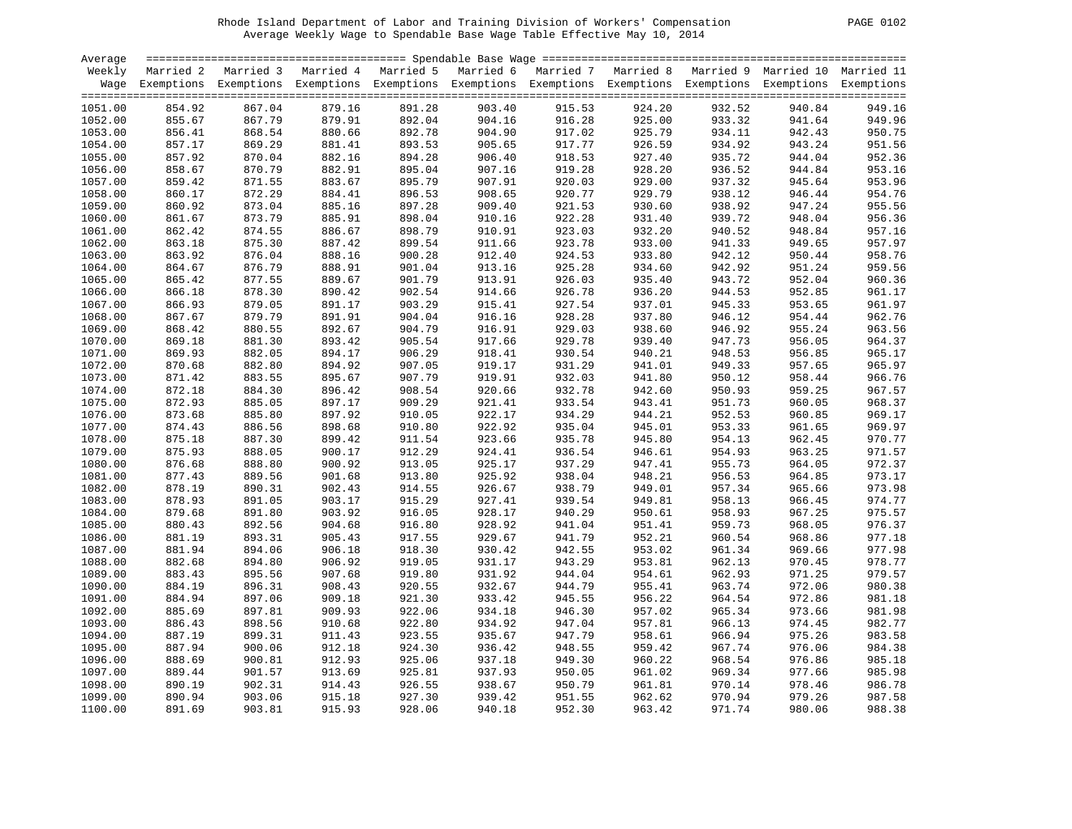Rhode Island Department of Labor and Training Division of Workers' Compensation
Average Weekly Wage to Spendable Base Wage Table Effective May 10, 2014

| Average Weekly Wage | Married 2 Exemptions | Married 3 Exemptions | Married 4 Exemptions | Married 5 Exemptions | Married 6 Exemptions | Married 7 Exemptions | Married 8 Exemptions | Married 9 Exemptions | Married 10 Exemptions | Married 11 Exemptions |
|---|---|---|---|---|---|---|---|---|---|---|
| 1051.00 | 854.92 | 867.04 | 879.16 | 891.28 | 903.40 | 915.53 | 924.20 | 932.52 | 940.84 | 949.16 |
| 1052.00 | 855.67 | 867.79 | 879.91 | 892.04 | 904.16 | 916.28 | 925.00 | 933.32 | 941.64 | 949.96 |
| 1053.00 | 856.41 | 868.54 | 880.66 | 892.78 | 904.90 | 917.02 | 925.79 | 934.11 | 942.43 | 950.75 |
| 1054.00 | 857.17 | 869.29 | 881.41 | 893.53 | 905.65 | 917.77 | 926.59 | 934.92 | 943.24 | 951.56 |
| 1055.00 | 857.92 | 870.04 | 882.16 | 894.28 | 906.40 | 918.53 | 927.40 | 935.72 | 944.04 | 952.36 |
| 1056.00 | 858.67 | 870.79 | 882.91 | 895.04 | 907.16 | 919.28 | 928.20 | 936.52 | 944.84 | 953.16 |
| 1057.00 | 859.42 | 871.55 | 883.67 | 895.79 | 907.91 | 920.03 | 929.00 | 937.32 | 945.64 | 953.96 |
| 1058.00 | 860.17 | 872.29 | 884.41 | 896.53 | 908.65 | 920.77 | 929.79 | 938.12 | 946.44 | 954.76 |
| 1059.00 | 860.92 | 873.04 | 885.16 | 897.28 | 909.40 | 921.53 | 930.60 | 938.92 | 947.24 | 955.56 |
| 1060.00 | 861.67 | 873.79 | 885.91 | 898.04 | 910.16 | 922.28 | 931.40 | 939.72 | 948.04 | 956.36 |
| 1061.00 | 862.42 | 874.55 | 886.67 | 898.79 | 910.91 | 923.03 | 932.20 | 940.52 | 948.84 | 957.16 |
| 1062.00 | 863.18 | 875.30 | 887.42 | 899.54 | 911.66 | 923.78 | 933.00 | 941.33 | 949.65 | 957.97 |
| 1063.00 | 863.92 | 876.04 | 888.16 | 900.28 | 912.40 | 924.53 | 933.80 | 942.12 | 950.44 | 958.76 |
| 1064.00 | 864.67 | 876.79 | 888.91 | 901.04 | 913.16 | 925.28 | 934.60 | 942.92 | 951.24 | 959.56 |
| 1065.00 | 865.42 | 877.55 | 889.67 | 901.79 | 913.91 | 926.03 | 935.40 | 943.72 | 952.04 | 960.36 |
| 1066.00 | 866.18 | 878.30 | 890.42 | 902.54 | 914.66 | 926.78 | 936.20 | 944.53 | 952.85 | 961.17 |
| 1067.00 | 866.93 | 879.05 | 891.17 | 903.29 | 915.41 | 927.54 | 937.01 | 945.33 | 953.65 | 961.97 |
| 1068.00 | 867.67 | 879.79 | 891.91 | 904.04 | 916.16 | 928.28 | 937.80 | 946.12 | 954.44 | 962.76 |
| 1069.00 | 868.42 | 880.55 | 892.67 | 904.79 | 916.91 | 929.03 | 938.60 | 946.92 | 955.24 | 963.56 |
| 1070.00 | 869.18 | 881.30 | 893.42 | 905.54 | 917.66 | 929.78 | 939.40 | 947.73 | 956.05 | 964.37 |
| 1071.00 | 869.93 | 882.05 | 894.17 | 906.29 | 918.41 | 930.54 | 940.21 | 948.53 | 956.85 | 965.17 |
| 1072.00 | 870.68 | 882.80 | 894.92 | 907.05 | 919.17 | 931.29 | 941.01 | 949.33 | 957.65 | 965.97 |
| 1073.00 | 871.42 | 883.55 | 895.67 | 907.79 | 919.91 | 932.03 | 941.80 | 950.12 | 958.44 | 966.76 |
| 1074.00 | 872.18 | 884.30 | 896.42 | 908.54 | 920.66 | 932.78 | 942.60 | 950.93 | 959.25 | 967.57 |
| 1075.00 | 872.93 | 885.05 | 897.17 | 909.29 | 921.41 | 933.54 | 943.41 | 951.73 | 960.05 | 968.37 |
| 1076.00 | 873.68 | 885.80 | 897.92 | 910.05 | 922.17 | 934.29 | 944.21 | 952.53 | 960.85 | 969.17 |
| 1077.00 | 874.43 | 886.56 | 898.68 | 910.80 | 922.92 | 935.04 | 945.01 | 953.33 | 961.65 | 969.97 |
| 1078.00 | 875.18 | 887.30 | 899.42 | 911.54 | 923.66 | 935.78 | 945.80 | 954.13 | 962.45 | 970.77 |
| 1079.00 | 875.93 | 888.05 | 900.17 | 912.29 | 924.41 | 936.54 | 946.61 | 954.93 | 963.25 | 971.57 |
| 1080.00 | 876.68 | 888.80 | 900.92 | 913.05 | 925.17 | 937.29 | 947.41 | 955.73 | 964.05 | 972.37 |
| 1081.00 | 877.43 | 889.56 | 901.68 | 913.80 | 925.92 | 938.04 | 948.21 | 956.53 | 964.85 | 973.17 |
| 1082.00 | 878.19 | 890.31 | 902.43 | 914.55 | 926.67 | 938.79 | 949.01 | 957.34 | 965.66 | 973.98 |
| 1083.00 | 878.93 | 891.05 | 903.17 | 915.29 | 927.41 | 939.54 | 949.81 | 958.13 | 966.45 | 974.77 |
| 1084.00 | 879.68 | 891.80 | 903.92 | 916.05 | 928.17 | 940.29 | 950.61 | 958.93 | 967.25 | 975.57 |
| 1085.00 | 880.43 | 892.56 | 904.68 | 916.80 | 928.92 | 941.04 | 951.41 | 959.73 | 968.05 | 976.37 |
| 1086.00 | 881.19 | 893.31 | 905.43 | 917.55 | 929.67 | 941.79 | 952.21 | 960.54 | 968.86 | 977.18 |
| 1087.00 | 881.94 | 894.06 | 906.18 | 918.30 | 930.42 | 942.55 | 953.02 | 961.34 | 969.66 | 977.98 |
| 1088.00 | 882.68 | 894.80 | 906.92 | 919.05 | 931.17 | 943.29 | 953.81 | 962.13 | 970.45 | 978.77 |
| 1089.00 | 883.43 | 895.56 | 907.68 | 919.80 | 931.92 | 944.04 | 954.61 | 962.93 | 971.25 | 979.57 |
| 1090.00 | 884.19 | 896.31 | 908.43 | 920.55 | 932.67 | 944.79 | 955.41 | 963.74 | 972.06 | 980.38 |
| 1091.00 | 884.94 | 897.06 | 909.18 | 921.30 | 933.42 | 945.55 | 956.22 | 964.54 | 972.86 | 981.18 |
| 1092.00 | 885.69 | 897.81 | 909.93 | 922.06 | 934.18 | 946.30 | 957.02 | 965.34 | 973.66 | 981.98 |
| 1093.00 | 886.43 | 898.56 | 910.68 | 922.80 | 934.92 | 947.04 | 957.81 | 966.13 | 974.45 | 982.77 |
| 1094.00 | 887.19 | 899.31 | 911.43 | 923.55 | 935.67 | 947.79 | 958.61 | 966.94 | 975.26 | 983.58 |
| 1095.00 | 887.94 | 900.06 | 912.18 | 924.30 | 936.42 | 948.55 | 959.42 | 967.74 | 976.06 | 984.38 |
| 1096.00 | 888.69 | 900.81 | 912.93 | 925.06 | 937.18 | 949.30 | 960.22 | 968.54 | 976.86 | 985.18 |
| 1097.00 | 889.44 | 901.57 | 913.69 | 925.81 | 937.93 | 950.05 | 961.02 | 969.34 | 977.66 | 985.98 |
| 1098.00 | 890.19 | 902.31 | 914.43 | 926.55 | 938.67 | 950.79 | 961.81 | 970.14 | 978.46 | 986.78 |
| 1099.00 | 890.94 | 903.06 | 915.18 | 927.30 | 939.42 | 951.55 | 962.62 | 970.94 | 979.26 | 987.58 |
| 1100.00 | 891.69 | 903.81 | 915.93 | 928.06 | 940.18 | 952.30 | 963.42 | 971.74 | 980.06 | 988.38 |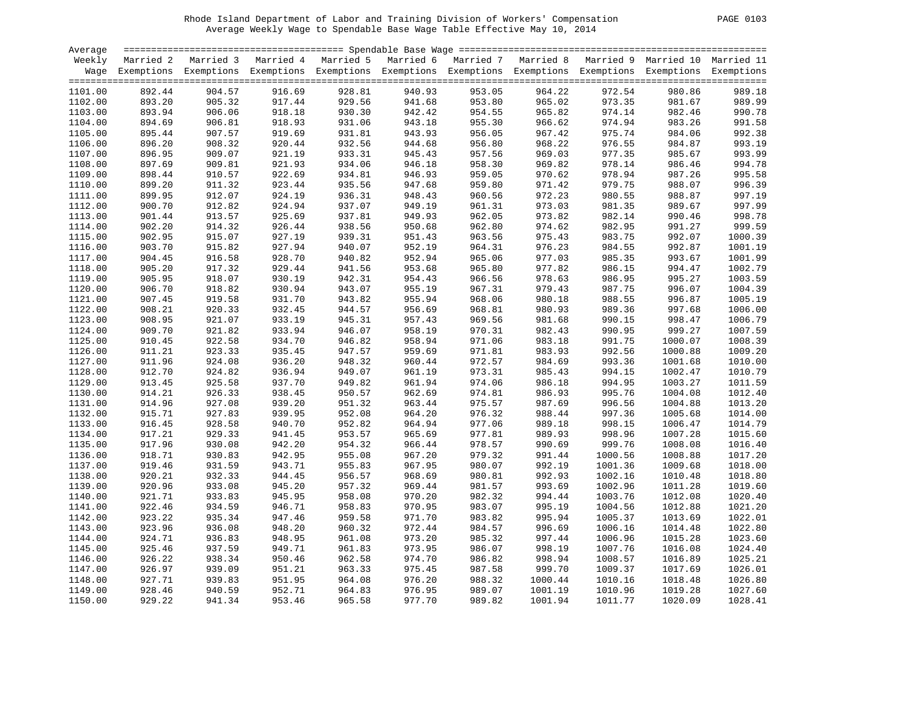Rhode Island Department of Labor and Training Division of Workers' Compensation

Average Weekly Wage to Spendable Base Wage Table Effective May 10, 2014

| Average Weekly Wage | Spendable Base Wage | | | | | | | | | |
|---|---|---|---|---|---|---|---|---|---|---|
| | Married 2 Exemptions | Married 3 Exemptions | Married 4 Exemptions | Married 5 Exemptions | Married 6 Exemptions | Married 7 Exemptions | Married 8 Exemptions | Married 9 Exemptions | Married 10 Exemptions | Married 11 Exemptions |
| 1101.00 | 892.44 | 904.57 | 916.69 | 928.81 | 940.93 | 953.05 | 964.22 | 972.54 | 980.86 | 989.18 |
| 1102.00 | 893.20 | 905.32 | 917.44 | 929.56 | 941.68 | 953.80 | 965.02 | 973.35 | 981.67 | 989.99 |
| 1103.00 | 893.94 | 906.06 | 918.18 | 930.30 | 942.42 | 954.55 | 965.82 | 974.14 | 982.46 | 990.78 |
| 1104.00 | 894.69 | 906.81 | 918.93 | 931.06 | 943.18 | 955.30 | 966.62 | 974.94 | 983.26 | 991.58 |
| 1105.00 | 895.44 | 907.57 | 919.69 | 931.81 | 943.93 | 956.05 | 967.42 | 975.74 | 984.06 | 992.38 |
| 1106.00 | 896.20 | 908.32 | 920.44 | 932.56 | 944.68 | 956.80 | 968.22 | 976.55 | 984.87 | 993.19 |
| 1107.00 | 896.95 | 909.07 | 921.19 | 933.31 | 945.43 | 957.56 | 969.03 | 977.35 | 985.67 | 993.99 |
| 1108.00 | 897.69 | 909.81 | 921.93 | 934.06 | 946.18 | 958.30 | 969.82 | 978.14 | 986.46 | 994.78 |
| 1109.00 | 898.44 | 910.57 | 922.69 | 934.81 | 946.93 | 959.05 | 970.62 | 978.94 | 987.26 | 995.58 |
| 1110.00 | 899.20 | 911.32 | 923.44 | 935.56 | 947.68 | 959.80 | 971.42 | 979.75 | 988.07 | 996.39 |
| 1111.00 | 899.95 | 912.07 | 924.19 | 936.31 | 948.43 | 960.56 | 972.23 | 980.55 | 988.87 | 997.19 |
| 1112.00 | 900.70 | 912.82 | 924.94 | 937.07 | 949.19 | 961.31 | 973.03 | 981.35 | 989.67 | 997.99 |
| 1113.00 | 901.44 | 913.57 | 925.69 | 937.81 | 949.93 | 962.05 | 973.82 | 982.14 | 990.46 | 998.78 |
| 1114.00 | 902.20 | 914.32 | 926.44 | 938.56 | 950.68 | 962.80 | 974.62 | 982.95 | 991.27 | 999.59 |
| 1115.00 | 902.95 | 915.07 | 927.19 | 939.31 | 951.43 | 963.56 | 975.43 | 983.75 | 992.07 | 1000.39 |
| 1116.00 | 903.70 | 915.82 | 927.94 | 940.07 | 952.19 | 964.31 | 976.23 | 984.55 | 992.87 | 1001.19 |
| 1117.00 | 904.45 | 916.58 | 928.70 | 940.82 | 952.94 | 965.06 | 977.03 | 985.35 | 993.67 | 1001.99 |
| 1118.00 | 905.20 | 917.32 | 929.44 | 941.56 | 953.68 | 965.80 | 977.82 | 986.15 | 994.47 | 1002.79 |
| 1119.00 | 905.95 | 918.07 | 930.19 | 942.31 | 954.43 | 966.56 | 978.63 | 986.95 | 995.27 | 1003.59 |
| 1120.00 | 906.70 | 918.82 | 930.94 | 943.07 | 955.19 | 967.31 | 979.43 | 987.75 | 996.07 | 1004.39 |
| 1121.00 | 907.45 | 919.58 | 931.70 | 943.82 | 955.94 | 968.06 | 980.18 | 988.55 | 996.87 | 1005.19 |
| 1122.00 | 908.21 | 920.33 | 932.45 | 944.57 | 956.69 | 968.81 | 980.93 | 989.36 | 997.68 | 1006.00 |
| 1123.00 | 908.95 | 921.07 | 933.19 | 945.31 | 957.43 | 969.56 | 981.68 | 990.15 | 998.47 | 1006.79 |
| 1124.00 | 909.70 | 921.82 | 933.94 | 946.07 | 958.19 | 970.31 | 982.43 | 990.95 | 999.27 | 1007.59 |
| 1125.00 | 910.45 | 922.58 | 934.70 | 946.82 | 958.94 | 971.06 | 983.18 | 991.75 | 1000.07 | 1008.39 |
| 1126.00 | 911.21 | 923.33 | 935.45 | 947.57 | 959.69 | 971.81 | 983.93 | 992.56 | 1000.88 | 1009.20 |
| 1127.00 | 911.96 | 924.08 | 936.20 | 948.32 | 960.44 | 972.57 | 984.69 | 993.36 | 1001.68 | 1010.00 |
| 1128.00 | 912.70 | 924.82 | 936.94 | 949.07 | 961.19 | 973.31 | 985.43 | 994.15 | 1002.47 | 1010.79 |
| 1129.00 | 913.45 | 925.58 | 937.70 | 949.82 | 961.94 | 974.06 | 986.18 | 994.95 | 1003.27 | 1011.59 |
| 1130.00 | 914.21 | 926.33 | 938.45 | 950.57 | 962.69 | 974.81 | 986.93 | 995.76 | 1004.08 | 1012.40 |
| 1131.00 | 914.96 | 927.08 | 939.20 | 951.32 | 963.44 | 975.57 | 987.69 | 996.56 | 1004.88 | 1013.20 |
| 1132.00 | 915.71 | 927.83 | 939.95 | 952.08 | 964.20 | 976.32 | 988.44 | 997.36 | 1005.68 | 1014.00 |
| 1133.00 | 916.45 | 928.58 | 940.70 | 952.82 | 964.94 | 977.06 | 989.18 | 998.15 | 1006.47 | 1014.79 |
| 1134.00 | 917.21 | 929.33 | 941.45 | 953.57 | 965.69 | 977.81 | 989.93 | 998.96 | 1007.28 | 1015.60 |
| 1135.00 | 917.96 | 930.08 | 942.20 | 954.32 | 966.44 | 978.57 | 990.69 | 999.76 | 1008.08 | 1016.40 |
| 1136.00 | 918.71 | 930.83 | 942.95 | 955.08 | 967.20 | 979.32 | 991.44 | 1000.56 | 1008.88 | 1017.20 |
| 1137.00 | 919.46 | 931.59 | 943.71 | 955.83 | 967.95 | 980.07 | 992.19 | 1001.36 | 1009.68 | 1018.00 |
| 1138.00 | 920.21 | 932.33 | 944.45 | 956.57 | 968.69 | 980.81 | 992.93 | 1002.16 | 1010.48 | 1018.80 |
| 1139.00 | 920.96 | 933.08 | 945.20 | 957.32 | 969.44 | 981.57 | 993.69 | 1002.96 | 1011.28 | 1019.60 |
| 1140.00 | 921.71 | 933.83 | 945.95 | 958.08 | 970.20 | 982.32 | 994.44 | 1003.76 | 1012.08 | 1020.40 |
| 1141.00 | 922.46 | 934.59 | 946.71 | 958.83 | 970.95 | 983.07 | 995.19 | 1004.56 | 1012.88 | 1021.20 |
| 1142.00 | 923.22 | 935.34 | 947.46 | 959.58 | 971.70 | 983.82 | 995.94 | 1005.37 | 1013.69 | 1022.01 |
| 1143.00 | 923.96 | 936.08 | 948.20 | 960.32 | 972.44 | 984.57 | 996.69 | 1006.16 | 1014.48 | 1022.80 |
| 1144.00 | 924.71 | 936.83 | 948.95 | 961.08 | 973.20 | 985.32 | 997.44 | 1006.96 | 1015.28 | 1023.60 |
| 1145.00 | 925.46 | 937.59 | 949.71 | 961.83 | 973.95 | 986.07 | 998.19 | 1007.76 | 1016.08 | 1024.40 |
| 1146.00 | 926.22 | 938.34 | 950.46 | 962.58 | 974.70 | 986.82 | 998.94 | 1008.57 | 1016.89 | 1025.21 |
| 1147.00 | 926.97 | 939.09 | 951.21 | 963.33 | 975.45 | 987.58 | 999.70 | 1009.37 | 1017.69 | 1026.01 |
| 1148.00 | 927.71 | 939.83 | 951.95 | 964.08 | 976.20 | 988.32 | 1000.44 | 1010.16 | 1018.48 | 1026.80 |
| 1149.00 | 928.46 | 940.59 | 952.71 | 964.83 | 976.95 | 989.07 | 1001.19 | 1010.96 | 1019.28 | 1027.60 |
| 1150.00 | 929.22 | 941.34 | 953.46 | 965.58 | 977.70 | 989.82 | 1001.94 | 1011.77 | 1020.09 | 1028.41 |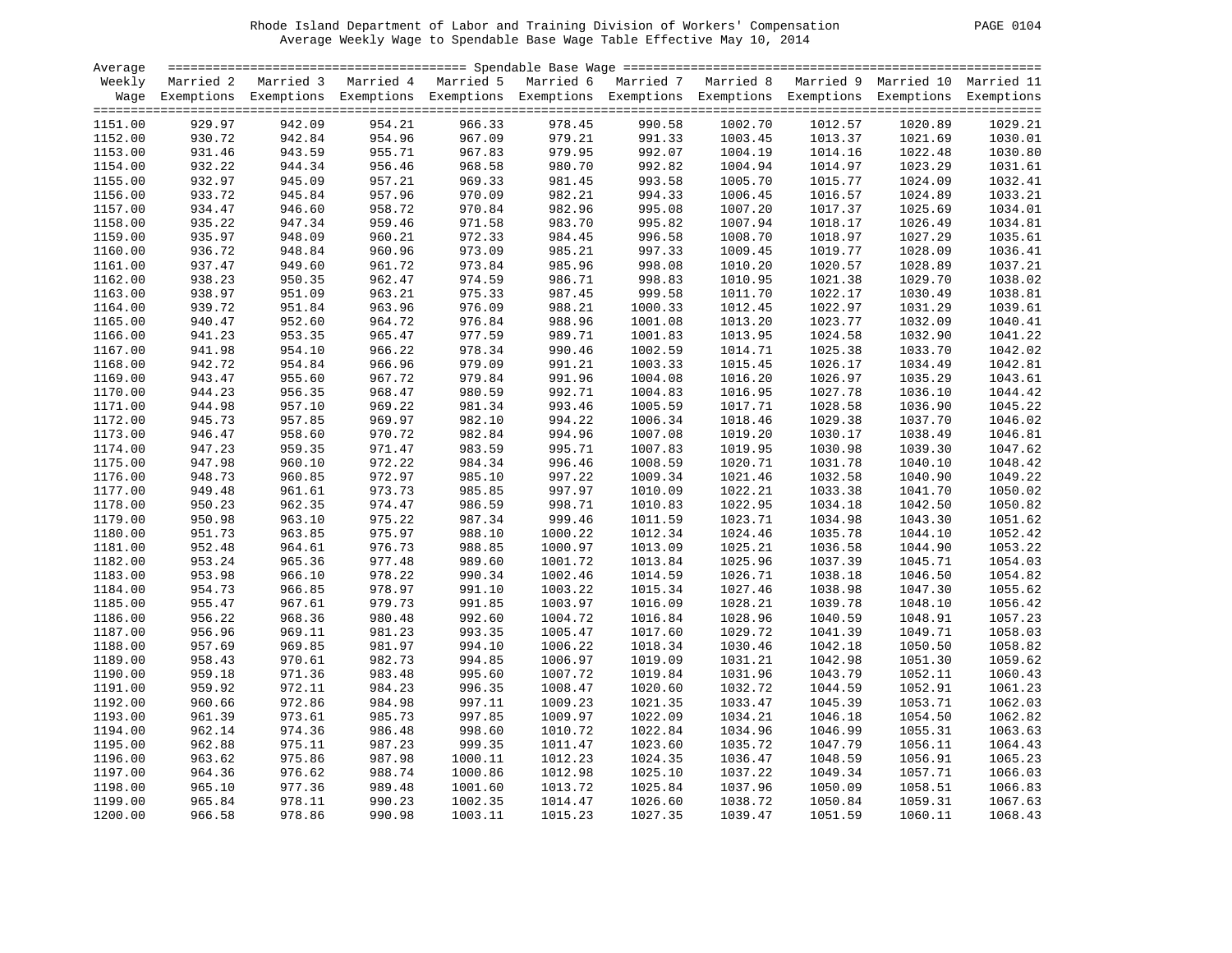Rhode Island Department of Labor and Training Division of Workers' Compensation

Average Weekly Wage to Spendable Base Wage Table Effective May 10, 2014

| Average Weekly Wage | Married 2 Exemptions | Married 3 Exemptions | Married 4 Exemptions | Married 5 Exemptions | Married 6 Exemptions | Married 7 Exemptions | Married 8 Exemptions | Married 9 Exemptions | Married 10 Exemptions | Married 11 Exemptions |
|---|---|---|---|---|---|---|---|---|---|---|
| 1151.00 | 929.97 | 942.09 | 954.21 | 966.33 | 978.45 | 990.58 | 1002.70 | 1012.57 | 1020.89 | 1029.21 |
| 1152.00 | 930.72 | 942.84 | 954.96 | 967.09 | 979.21 | 991.33 | 1003.45 | 1013.37 | 1021.69 | 1030.01 |
| 1153.00 | 931.46 | 943.59 | 955.71 | 967.83 | 979.95 | 992.07 | 1004.19 | 1014.16 | 1022.48 | 1030.80 |
| 1154.00 | 932.22 | 944.34 | 956.46 | 968.58 | 980.70 | 992.82 | 1004.94 | 1014.97 | 1023.29 | 1031.61 |
| 1155.00 | 932.97 | 945.09 | 957.21 | 969.33 | 981.45 | 993.58 | 1005.70 | 1015.77 | 1024.09 | 1032.41 |
| 1156.00 | 933.72 | 945.84 | 957.96 | 970.09 | 982.21 | 994.33 | 1006.45 | 1016.57 | 1024.89 | 1033.21 |
| 1157.00 | 934.47 | 946.60 | 958.72 | 970.84 | 982.96 | 995.08 | 1007.20 | 1017.37 | 1025.69 | 1034.01 |
| 1158.00 | 935.22 | 947.34 | 959.46 | 971.58 | 983.70 | 995.82 | 1007.94 | 1018.17 | 1026.49 | 1034.81 |
| 1159.00 | 935.97 | 948.09 | 960.21 | 972.33 | 984.45 | 996.58 | 1008.70 | 1018.97 | 1027.29 | 1035.61 |
| 1160.00 | 936.72 | 948.84 | 960.96 | 973.09 | 985.21 | 997.33 | 1009.45 | 1019.77 | 1028.09 | 1036.41 |
| 1161.00 | 937.47 | 949.60 | 961.72 | 973.84 | 985.96 | 998.08 | 1010.20 | 1020.57 | 1028.89 | 1037.21 |
| 1162.00 | 938.23 | 950.35 | 962.47 | 974.59 | 986.71 | 998.83 | 1010.95 | 1021.38 | 1029.70 | 1038.02 |
| 1163.00 | 938.97 | 951.09 | 963.21 | 975.33 | 987.45 | 999.58 | 1011.70 | 1022.17 | 1030.49 | 1038.81 |
| 1164.00 | 939.72 | 951.84 | 963.96 | 976.09 | 988.21 | 1000.33 | 1012.45 | 1022.97 | 1031.29 | 1039.61 |
| 1165.00 | 940.47 | 952.60 | 964.72 | 976.84 | 988.96 | 1001.08 | 1013.20 | 1023.77 | 1032.09 | 1040.41 |
| 1166.00 | 941.23 | 953.35 | 965.47 | 977.59 | 989.71 | 1001.83 | 1013.95 | 1024.58 | 1032.90 | 1041.22 |
| 1167.00 | 941.98 | 954.10 | 966.22 | 978.34 | 990.46 | 1002.59 | 1014.71 | 1025.38 | 1033.70 | 1042.02 |
| 1168.00 | 942.72 | 954.84 | 966.96 | 979.09 | 991.21 | 1003.33 | 1015.45 | 1026.17 | 1034.49 | 1042.81 |
| 1169.00 | 943.47 | 955.60 | 967.72 | 979.84 | 991.96 | 1004.08 | 1016.20 | 1026.97 | 1035.29 | 1043.61 |
| 1170.00 | 944.23 | 956.35 | 968.47 | 980.59 | 992.71 | 1004.83 | 1016.95 | 1027.78 | 1036.10 | 1044.42 |
| 1171.00 | 944.98 | 957.10 | 969.22 | 981.34 | 993.46 | 1005.59 | 1017.71 | 1028.58 | 1036.90 | 1045.22 |
| 1172.00 | 945.73 | 957.85 | 969.97 | 982.10 | 994.22 | 1006.34 | 1018.46 | 1029.38 | 1037.70 | 1046.02 |
| 1173.00 | 946.47 | 958.60 | 970.72 | 982.84 | 994.96 | 1007.08 | 1019.20 | 1030.17 | 1038.49 | 1046.81 |
| 1174.00 | 947.23 | 959.35 | 971.47 | 983.59 | 995.71 | 1007.83 | 1019.95 | 1030.98 | 1039.30 | 1047.62 |
| 1175.00 | 947.98 | 960.10 | 972.22 | 984.34 | 996.46 | 1008.59 | 1020.71 | 1031.78 | 1040.10 | 1048.42 |
| 1176.00 | 948.73 | 960.85 | 972.97 | 985.10 | 997.22 | 1009.34 | 1021.46 | 1032.58 | 1040.90 | 1049.22 |
| 1177.00 | 949.48 | 961.61 | 973.73 | 985.85 | 997.97 | 1010.09 | 1022.21 | 1033.38 | 1041.70 | 1050.02 |
| 1178.00 | 950.23 | 962.35 | 974.47 | 986.59 | 998.71 | 1010.83 | 1022.95 | 1034.18 | 1042.50 | 1050.82 |
| 1179.00 | 950.98 | 963.10 | 975.22 | 987.34 | 999.46 | 1011.59 | 1023.71 | 1034.98 | 1043.30 | 1051.62 |
| 1180.00 | 951.73 | 963.85 | 975.97 | 988.10 | 1000.22 | 1012.34 | 1024.46 | 1035.78 | 1044.10 | 1052.42 |
| 1181.00 | 952.48 | 964.61 | 976.73 | 988.85 | 1000.97 | 1013.09 | 1025.21 | 1036.58 | 1044.90 | 1053.22 |
| 1182.00 | 953.24 | 965.36 | 977.48 | 989.60 | 1001.72 | 1013.84 | 1025.96 | 1037.39 | 1045.71 | 1054.03 |
| 1183.00 | 953.98 | 966.10 | 978.22 | 990.34 | 1002.46 | 1014.59 | 1026.71 | 1038.18 | 1046.50 | 1054.82 |
| 1184.00 | 954.73 | 966.85 | 978.97 | 991.10 | 1003.22 | 1015.34 | 1027.46 | 1038.98 | 1047.30 | 1055.62 |
| 1185.00 | 955.47 | 967.61 | 979.73 | 991.85 | 1003.97 | 1016.09 | 1028.21 | 1039.78 | 1048.10 | 1056.42 |
| 1186.00 | 956.22 | 968.36 | 980.48 | 992.60 | 1004.72 | 1016.84 | 1028.96 | 1040.59 | 1048.91 | 1057.23 |
| 1187.00 | 956.96 | 969.11 | 981.23 | 993.35 | 1005.47 | 1017.60 | 1029.72 | 1041.39 | 1049.71 | 1058.03 |
| 1188.00 | 957.69 | 969.85 | 981.97 | 994.10 | 1006.22 | 1018.34 | 1030.46 | 1042.18 | 1050.50 | 1058.82 |
| 1189.00 | 958.43 | 970.61 | 982.73 | 994.85 | 1006.97 | 1019.09 | 1031.21 | 1042.98 | 1051.30 | 1059.62 |
| 1190.00 | 959.18 | 971.36 | 983.48 | 995.60 | 1007.72 | 1019.84 | 1031.96 | 1043.79 | 1052.11 | 1060.43 |
| 1191.00 | 959.92 | 972.11 | 984.23 | 996.35 | 1008.47 | 1020.60 | 1032.72 | 1044.59 | 1052.91 | 1061.23 |
| 1192.00 | 960.66 | 972.86 | 984.98 | 997.11 | 1009.23 | 1021.35 | 1033.47 | 1045.39 | 1053.71 | 1062.03 |
| 1193.00 | 961.39 | 973.61 | 985.73 | 997.85 | 1009.97 | 1022.09 | 1034.21 | 1046.18 | 1054.50 | 1062.82 |
| 1194.00 | 962.14 | 974.36 | 986.48 | 998.60 | 1010.72 | 1022.84 | 1034.96 | 1046.99 | 1055.31 | 1063.63 |
| 1195.00 | 962.88 | 975.11 | 987.23 | 999.35 | 1011.47 | 1023.60 | 1035.72 | 1047.79 | 1056.11 | 1064.43 |
| 1196.00 | 963.62 | 975.86 | 987.98 | 1000.11 | 1012.23 | 1024.35 | 1036.47 | 1048.59 | 1056.91 | 1065.23 |
| 1197.00 | 964.36 | 976.62 | 988.74 | 1000.86 | 1012.98 | 1025.10 | 1037.22 | 1049.34 | 1057.71 | 1066.03 |
| 1198.00 | 965.10 | 977.36 | 989.48 | 1001.60 | 1013.72 | 1025.84 | 1037.96 | 1050.09 | 1058.51 | 1066.83 |
| 1199.00 | 965.84 | 978.11 | 990.23 | 1002.35 | 1014.47 | 1026.60 | 1038.72 | 1050.84 | 1059.31 | 1067.63 |
| 1200.00 | 966.58 | 978.86 | 990.98 | 1003.11 | 1015.23 | 1027.35 | 1039.47 | 1051.59 | 1060.11 | 1068.43 |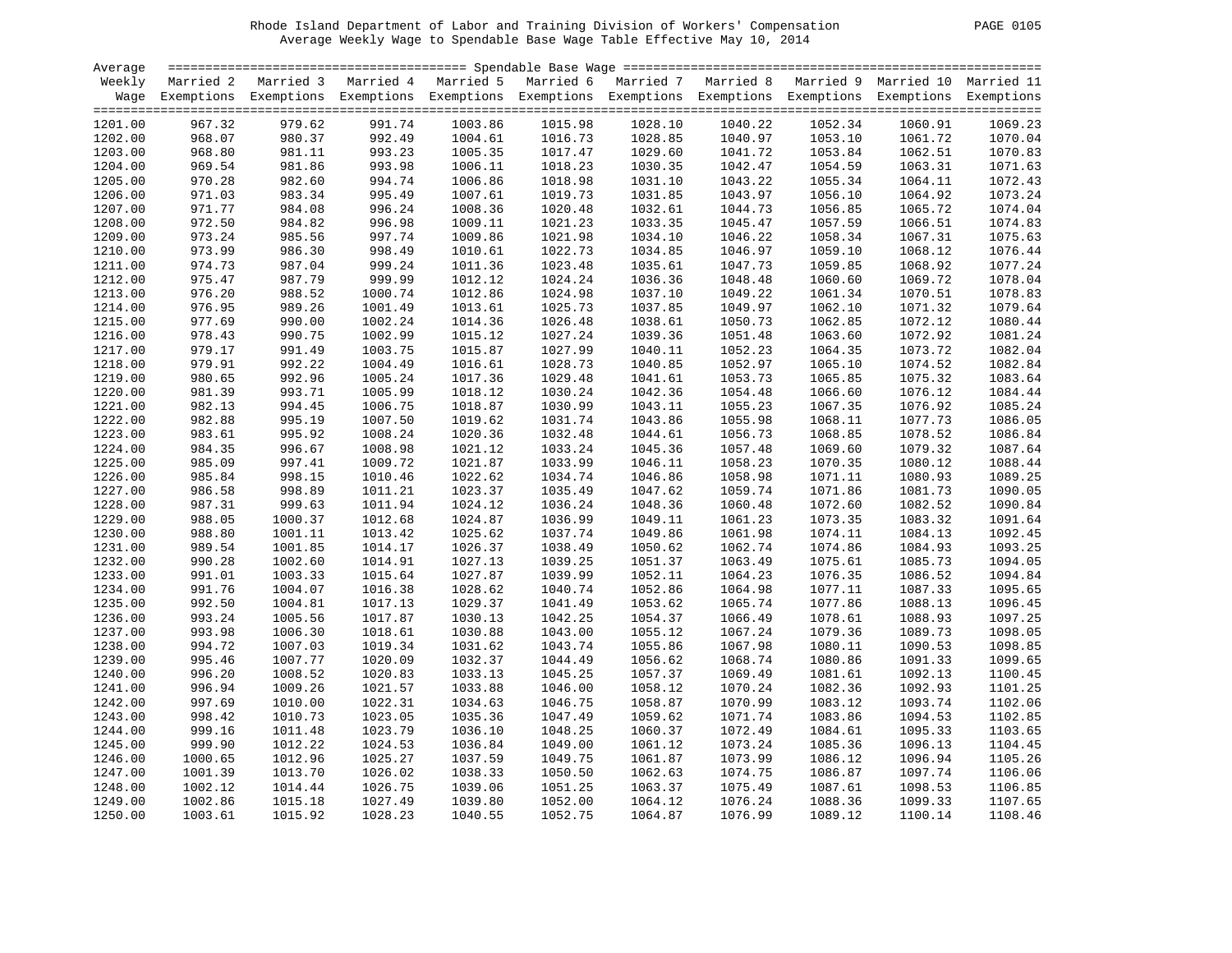Rhode Island Department of Labor and Training Division of Workers' Compensation

Average Weekly Wage to Spendable Base Wage Table Effective May 10, 2014

| Average Weekly Wage | Married 2 Exemptions | Married 3 Exemptions | Married 4 Exemptions | Married 5 Exemptions | Married 6 Exemptions | Married 7 Exemptions | Married 8 Exemptions | Married 9 Exemptions | Married 10 Exemptions | Married 11 Exemptions |
|---|---|---|---|---|---|---|---|---|---|---|
| 1201.00 | 967.32 | 979.62 | 991.74 | 1003.86 | 1015.98 | 1028.10 | 1040.22 | 1052.34 | 1060.91 | 1069.23 |
| 1202.00 | 968.07 | 980.37 | 992.49 | 1004.61 | 1016.73 | 1028.85 | 1040.97 | 1053.10 | 1061.72 | 1070.04 |
| 1203.00 | 968.80 | 981.11 | 993.23 | 1005.35 | 1017.47 | 1029.60 | 1041.72 | 1053.84 | 1062.51 | 1070.83 |
| 1204.00 | 969.54 | 981.86 | 993.98 | 1006.11 | 1018.23 | 1030.35 | 1042.47 | 1054.59 | 1063.31 | 1071.63 |
| 1205.00 | 970.28 | 982.60 | 994.74 | 1006.86 | 1018.98 | 1031.10 | 1043.22 | 1055.34 | 1064.11 | 1072.43 |
| 1206.00 | 971.03 | 983.34 | 995.49 | 1007.61 | 1019.73 | 1031.85 | 1043.97 | 1056.10 | 1064.92 | 1073.24 |
| 1207.00 | 971.77 | 984.08 | 996.24 | 1008.36 | 1020.48 | 1032.61 | 1044.73 | 1056.85 | 1065.72 | 1074.04 |
| 1208.00 | 972.50 | 984.82 | 996.98 | 1009.11 | 1021.23 | 1033.35 | 1045.47 | 1057.59 | 1066.51 | 1074.83 |
| 1209.00 | 973.24 | 985.56 | 997.74 | 1009.86 | 1021.98 | 1034.10 | 1046.22 | 1058.34 | 1067.31 | 1075.63 |
| 1210.00 | 973.99 | 986.30 | 998.49 | 1010.61 | 1022.73 | 1034.85 | 1046.97 | 1059.10 | 1068.12 | 1076.44 |
| 1211.00 | 974.73 | 987.04 | 999.24 | 1011.36 | 1023.48 | 1035.61 | 1047.73 | 1059.85 | 1068.92 | 1077.24 |
| 1212.00 | 975.47 | 987.79 | 999.99 | 1012.12 | 1024.24 | 1036.36 | 1048.48 | 1060.60 | 1069.72 | 1078.04 |
| 1213.00 | 976.20 | 988.52 | 1000.74 | 1012.86 | 1024.98 | 1037.10 | 1049.22 | 1061.34 | 1070.51 | 1078.83 |
| 1214.00 | 976.95 | 989.26 | 1001.49 | 1013.61 | 1025.73 | 1037.85 | 1049.97 | 1062.10 | 1071.32 | 1079.64 |
| 1215.00 | 977.69 | 990.00 | 1002.24 | 1014.36 | 1026.48 | 1038.61 | 1050.73 | 1062.85 | 1072.12 | 1080.44 |
| 1216.00 | 978.43 | 990.75 | 1002.99 | 1015.12 | 1027.24 | 1039.36 | 1051.48 | 1063.60 | 1072.92 | 1081.24 |
| 1217.00 | 979.17 | 991.49 | 1003.75 | 1015.87 | 1027.99 | 1040.11 | 1052.23 | 1064.35 | 1073.72 | 1082.04 |
| 1218.00 | 979.91 | 992.22 | 1004.49 | 1016.61 | 1028.73 | 1040.85 | 1052.97 | 1065.10 | 1074.52 | 1082.84 |
| 1219.00 | 980.65 | 992.96 | 1005.24 | 1017.36 | 1029.48 | 1041.61 | 1053.73 | 1065.85 | 1075.32 | 1083.64 |
| 1220.00 | 981.39 | 993.71 | 1005.99 | 1018.12 | 1030.24 | 1042.36 | 1054.48 | 1066.60 | 1076.12 | 1084.44 |
| 1221.00 | 982.13 | 994.45 | 1006.75 | 1018.87 | 1030.99 | 1043.11 | 1055.23 | 1067.35 | 1076.92 | 1085.24 |
| 1222.00 | 982.88 | 995.19 | 1007.50 | 1019.62 | 1031.74 | 1043.86 | 1055.98 | 1068.11 | 1077.73 | 1086.05 |
| 1223.00 | 983.61 | 995.92 | 1008.24 | 1020.36 | 1032.48 | 1044.61 | 1056.73 | 1068.85 | 1078.52 | 1086.84 |
| 1224.00 | 984.35 | 996.67 | 1008.98 | 1021.12 | 1033.24 | 1045.36 | 1057.48 | 1069.60 | 1079.32 | 1087.64 |
| 1225.00 | 985.09 | 997.41 | 1009.72 | 1021.87 | 1033.99 | 1046.11 | 1058.23 | 1070.35 | 1080.12 | 1088.44 |
| 1226.00 | 985.84 | 998.15 | 1010.46 | 1022.62 | 1034.74 | 1046.86 | 1058.98 | 1071.11 | 1080.93 | 1089.25 |
| 1227.00 | 986.58 | 998.89 | 1011.21 | 1023.37 | 1035.49 | 1047.62 | 1059.74 | 1071.86 | 1081.73 | 1090.05 |
| 1228.00 | 987.31 | 999.63 | 1011.94 | 1024.12 | 1036.24 | 1048.36 | 1060.48 | 1072.60 | 1082.52 | 1090.84 |
| 1229.00 | 988.05 | 1000.37 | 1012.68 | 1024.87 | 1036.99 | 1049.11 | 1061.23 | 1073.35 | 1083.32 | 1091.64 |
| 1230.00 | 988.80 | 1001.11 | 1013.42 | 1025.62 | 1037.74 | 1049.86 | 1061.98 | 1074.11 | 1084.13 | 1092.45 |
| 1231.00 | 989.54 | 1001.85 | 1014.17 | 1026.37 | 1038.49 | 1050.62 | 1062.74 | 1074.86 | 1084.93 | 1093.25 |
| 1232.00 | 990.28 | 1002.60 | 1014.91 | 1027.13 | 1039.25 | 1051.37 | 1063.49 | 1075.61 | 1085.73 | 1094.05 |
| 1233.00 | 991.01 | 1003.33 | 1015.64 | 1027.87 | 1039.99 | 1052.11 | 1064.23 | 1076.35 | 1086.52 | 1094.84 |
| 1234.00 | 991.76 | 1004.07 | 1016.38 | 1028.62 | 1040.74 | 1052.86 | 1064.98 | 1077.11 | 1087.33 | 1095.65 |
| 1235.00 | 992.50 | 1004.81 | 1017.13 | 1029.37 | 1041.49 | 1053.62 | 1065.74 | 1077.86 | 1088.13 | 1096.45 |
| 1236.00 | 993.24 | 1005.56 | 1017.87 | 1030.13 | 1042.25 | 1054.37 | 1066.49 | 1078.61 | 1088.93 | 1097.25 |
| 1237.00 | 993.98 | 1006.30 | 1018.61 | 1030.88 | 1043.00 | 1055.12 | 1067.24 | 1079.36 | 1089.73 | 1098.05 |
| 1238.00 | 994.72 | 1007.03 | 1019.34 | 1031.62 | 1043.74 | 1055.86 | 1067.98 | 1080.11 | 1090.53 | 1098.85 |
| 1239.00 | 995.46 | 1007.77 | 1020.09 | 1032.37 | 1044.49 | 1056.62 | 1068.74 | 1080.86 | 1091.33 | 1099.65 |
| 1240.00 | 996.20 | 1008.52 | 1020.83 | 1033.13 | 1045.25 | 1057.37 | 1069.49 | 1081.61 | 1092.13 | 1100.45 |
| 1241.00 | 996.94 | 1009.26 | 1021.57 | 1033.88 | 1046.00 | 1058.12 | 1070.24 | 1082.36 | 1092.93 | 1101.25 |
| 1242.00 | 997.69 | 1010.00 | 1022.31 | 1034.63 | 1046.75 | 1058.87 | 1070.99 | 1083.12 | 1093.74 | 1102.06 |
| 1243.00 | 998.42 | 1010.73 | 1023.05 | 1035.36 | 1047.49 | 1059.62 | 1071.74 | 1083.86 | 1094.53 | 1102.85 |
| 1244.00 | 999.16 | 1011.48 | 1023.79 | 1036.10 | 1048.25 | 1060.37 | 1072.49 | 1084.61 | 1095.33 | 1103.65 |
| 1245.00 | 999.90 | 1012.22 | 1024.53 | 1036.84 | 1049.00 | 1061.12 | 1073.24 | 1085.36 | 1096.13 | 1104.45 |
| 1246.00 | 1000.65 | 1012.96 | 1025.27 | 1037.59 | 1049.75 | 1061.87 | 1073.99 | 1086.12 | 1096.94 | 1105.26 |
| 1247.00 | 1001.39 | 1013.70 | 1026.02 | 1038.33 | 1050.50 | 1062.63 | 1074.75 | 1086.87 | 1097.74 | 1106.06 |
| 1248.00 | 1002.12 | 1014.44 | 1026.75 | 1039.06 | 1051.25 | 1063.37 | 1075.49 | 1087.61 | 1098.53 | 1106.85 |
| 1249.00 | 1002.86 | 1015.18 | 1027.49 | 1039.80 | 1052.00 | 1064.12 | 1076.24 | 1088.36 | 1099.33 | 1107.65 |
| 1250.00 | 1003.61 | 1015.92 | 1028.23 | 1040.55 | 1052.75 | 1064.87 | 1076.99 | 1089.12 | 1100.14 | 1108.46 |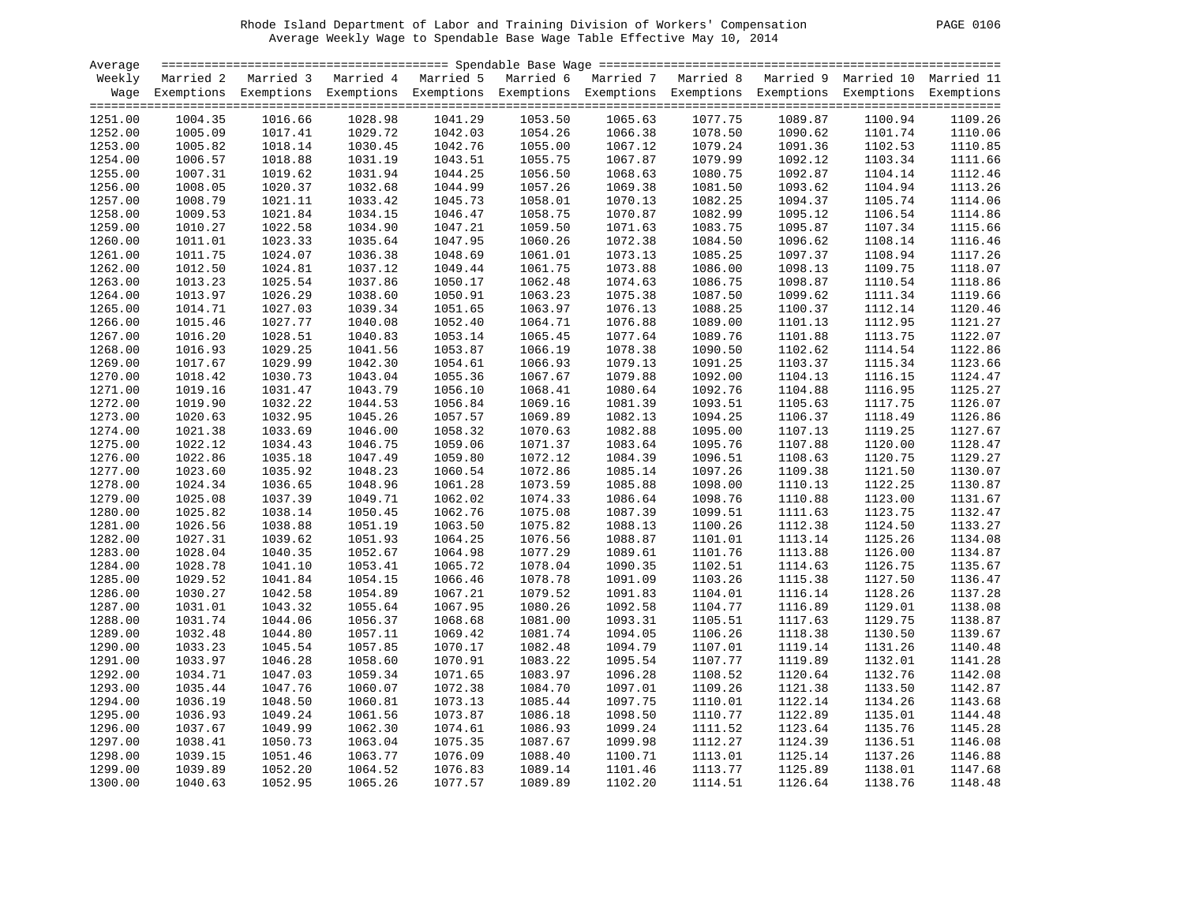Rhode Island Department of Labor and Training Division of Workers' Compensation

Average Weekly Wage to Spendable Base Wage Table Effective May 10, 2014

| Average Weekly Wage | Married 2 Exemptions | Married 3 Exemptions | Married 4 Exemptions | Married 5 Exemptions | Married 6 Exemptions | Married 7 Exemptions | Married 8 Exemptions | Married 9 Exemptions | Married 10 Exemptions | Married 11 Exemptions |
|---|---|---|---|---|---|---|---|---|---|---|
| 1251.00 | 1004.35 | 1016.66 | 1028.98 | 1041.29 | 1053.50 | 1065.63 | 1077.75 | 1089.87 | 1100.94 | 1109.26 |
| 1252.00 | 1005.09 | 1017.41 | 1029.72 | 1042.03 | 1054.26 | 1066.38 | 1078.50 | 1090.62 | 1101.74 | 1110.06 |
| 1253.00 | 1005.82 | 1018.14 | 1030.45 | 1042.76 | 1055.00 | 1067.12 | 1079.24 | 1091.36 | 1102.53 | 1110.85 |
| 1254.00 | 1006.57 | 1018.88 | 1031.19 | 1043.51 | 1055.75 | 1067.87 | 1079.99 | 1092.12 | 1103.34 | 1111.66 |
| 1255.00 | 1007.31 | 1019.62 | 1031.94 | 1044.25 | 1056.50 | 1068.63 | 1080.75 | 1092.87 | 1104.14 | 1112.46 |
| 1256.00 | 1008.05 | 1020.37 | 1032.68 | 1044.99 | 1057.26 | 1069.38 | 1081.50 | 1093.62 | 1104.94 | 1113.26 |
| 1257.00 | 1008.79 | 1021.11 | 1033.42 | 1045.73 | 1058.01 | 1070.13 | 1082.25 | 1094.37 | 1105.74 | 1114.06 |
| 1258.00 | 1009.53 | 1021.84 | 1034.15 | 1046.47 | 1058.75 | 1070.87 | 1082.99 | 1095.12 | 1106.54 | 1114.86 |
| 1259.00 | 1010.27 | 1022.58 | 1034.90 | 1047.21 | 1059.50 | 1071.63 | 1083.75 | 1095.87 | 1107.34 | 1115.66 |
| 1260.00 | 1011.01 | 1023.33 | 1035.64 | 1047.95 | 1060.26 | 1072.38 | 1084.50 | 1096.62 | 1108.14 | 1116.46 |
| 1261.00 | 1011.75 | 1024.07 | 1036.38 | 1048.69 | 1061.01 | 1073.13 | 1085.25 | 1097.37 | 1108.94 | 1117.26 |
| 1262.00 | 1012.50 | 1024.81 | 1037.12 | 1049.44 | 1061.75 | 1073.88 | 1086.00 | 1098.13 | 1109.75 | 1118.07 |
| 1263.00 | 1013.23 | 1025.54 | 1037.86 | 1050.17 | 1062.48 | 1074.63 | 1086.75 | 1098.87 | 1110.54 | 1118.86 |
| 1264.00 | 1013.97 | 1026.29 | 1038.60 | 1050.91 | 1063.23 | 1075.38 | 1087.50 | 1099.62 | 1111.34 | 1119.66 |
| 1265.00 | 1014.71 | 1027.03 | 1039.34 | 1051.65 | 1063.97 | 1076.13 | 1088.25 | 1100.37 | 1112.14 | 1120.46 |
| 1266.00 | 1015.46 | 1027.77 | 1040.08 | 1052.40 | 1064.71 | 1076.88 | 1089.00 | 1101.13 | 1112.95 | 1121.27 |
| 1267.00 | 1016.20 | 1028.51 | 1040.83 | 1053.14 | 1065.45 | 1077.64 | 1089.76 | 1101.88 | 1113.75 | 1122.07 |
| 1268.00 | 1016.93 | 1029.25 | 1041.56 | 1053.87 | 1066.19 | 1078.38 | 1090.50 | 1102.62 | 1114.54 | 1122.86 |
| 1269.00 | 1017.67 | 1029.99 | 1042.30 | 1054.61 | 1066.93 | 1079.13 | 1091.25 | 1103.37 | 1115.34 | 1123.66 |
| 1270.00 | 1018.42 | 1030.73 | 1043.04 | 1055.36 | 1067.67 | 1079.88 | 1092.00 | 1104.13 | 1116.15 | 1124.47 |
| 1271.00 | 1019.16 | 1031.47 | 1043.79 | 1056.10 | 1068.41 | 1080.64 | 1092.76 | 1104.88 | 1116.95 | 1125.27 |
| 1272.00 | 1019.90 | 1032.22 | 1044.53 | 1056.84 | 1069.16 | 1081.39 | 1093.51 | 1105.63 | 1117.75 | 1126.07 |
| 1273.00 | 1020.63 | 1032.95 | 1045.26 | 1057.57 | 1069.89 | 1082.13 | 1094.25 | 1106.37 | 1118.49 | 1126.86 |
| 1274.00 | 1021.38 | 1033.69 | 1046.00 | 1058.32 | 1070.63 | 1082.88 | 1095.00 | 1107.13 | 1119.25 | 1127.67 |
| 1275.00 | 1022.12 | 1034.43 | 1046.75 | 1059.06 | 1071.37 | 1083.64 | 1095.76 | 1107.88 | 1120.00 | 1128.47 |
| 1276.00 | 1022.86 | 1035.18 | 1047.49 | 1059.80 | 1072.12 | 1084.39 | 1096.51 | 1108.63 | 1120.75 | 1129.27 |
| 1277.00 | 1023.60 | 1035.92 | 1048.23 | 1060.54 | 1072.86 | 1085.14 | 1097.26 | 1109.38 | 1121.50 | 1130.07 |
| 1278.00 | 1024.34 | 1036.65 | 1048.96 | 1061.28 | 1073.59 | 1085.88 | 1098.00 | 1110.13 | 1122.25 | 1130.87 |
| 1279.00 | 1025.08 | 1037.39 | 1049.71 | 1062.02 | 1074.33 | 1086.64 | 1098.76 | 1110.88 | 1123.00 | 1131.67 |
| 1280.00 | 1025.82 | 1038.14 | 1050.45 | 1062.76 | 1075.08 | 1087.39 | 1099.51 | 1111.63 | 1123.75 | 1132.47 |
| 1281.00 | 1026.56 | 1038.88 | 1051.19 | 1063.50 | 1075.82 | 1088.13 | 1100.26 | 1112.38 | 1124.50 | 1133.27 |
| 1282.00 | 1027.31 | 1039.62 | 1051.93 | 1064.25 | 1076.56 | 1088.87 | 1101.01 | 1113.14 | 1125.26 | 1134.08 |
| 1283.00 | 1028.04 | 1040.35 | 1052.67 | 1064.98 | 1077.29 | 1089.61 | 1101.76 | 1113.88 | 1126.00 | 1134.87 |
| 1284.00 | 1028.78 | 1041.10 | 1053.41 | 1065.72 | 1078.04 | 1090.35 | 1102.51 | 1114.63 | 1126.75 | 1135.67 |
| 1285.00 | 1029.52 | 1041.84 | 1054.15 | 1066.46 | 1078.78 | 1091.09 | 1103.26 | 1115.38 | 1127.50 | 1136.47 |
| 1286.00 | 1030.27 | 1042.58 | 1054.89 | 1067.21 | 1079.52 | 1091.83 | 1104.01 | 1116.14 | 1128.26 | 1137.28 |
| 1287.00 | 1031.01 | 1043.32 | 1055.64 | 1067.95 | 1080.26 | 1092.58 | 1104.77 | 1116.89 | 1129.01 | 1138.08 |
| 1288.00 | 1031.74 | 1044.06 | 1056.37 | 1068.68 | 1081.00 | 1093.31 | 1105.51 | 1117.63 | 1129.75 | 1138.87 |
| 1289.00 | 1032.48 | 1044.80 | 1057.11 | 1069.42 | 1081.74 | 1094.05 | 1106.26 | 1118.38 | 1130.50 | 1139.67 |
| 1290.00 | 1033.23 | 1045.54 | 1057.85 | 1070.17 | 1082.48 | 1094.79 | 1107.01 | 1119.14 | 1131.26 | 1140.48 |
| 1291.00 | 1033.97 | 1046.28 | 1058.60 | 1070.91 | 1083.22 | 1095.54 | 1107.77 | 1119.89 | 1132.01 | 1141.28 |
| 1292.00 | 1034.71 | 1047.03 | 1059.34 | 1071.65 | 1083.97 | 1096.28 | 1108.52 | 1120.64 | 1132.76 | 1142.08 |
| 1293.00 | 1035.44 | 1047.76 | 1060.07 | 1072.38 | 1084.70 | 1097.01 | 1109.26 | 1121.38 | 1133.50 | 1142.87 |
| 1294.00 | 1036.19 | 1048.50 | 1060.81 | 1073.13 | 1085.44 | 1097.75 | 1110.01 | 1122.14 | 1134.26 | 1143.68 |
| 1295.00 | 1036.93 | 1049.24 | 1061.56 | 1073.87 | 1086.18 | 1098.50 | 1110.77 | 1122.89 | 1135.01 | 1144.48 |
| 1296.00 | 1037.67 | 1049.99 | 1062.30 | 1074.61 | 1086.93 | 1099.24 | 1111.52 | 1123.64 | 1135.76 | 1145.28 |
| 1297.00 | 1038.41 | 1050.73 | 1063.04 | 1075.35 | 1087.67 | 1099.98 | 1112.27 | 1124.39 | 1136.51 | 1146.08 |
| 1298.00 | 1039.15 | 1051.46 | 1063.77 | 1076.09 | 1088.40 | 1100.71 | 1113.01 | 1125.14 | 1137.26 | 1146.88 |
| 1299.00 | 1039.89 | 1052.20 | 1064.52 | 1076.83 | 1089.14 | 1101.46 | 1113.77 | 1125.89 | 1138.01 | 1147.68 |
| 1300.00 | 1040.63 | 1052.95 | 1065.26 | 1077.57 | 1089.89 | 1102.20 | 1114.51 | 1126.64 | 1138.76 | 1148.48 |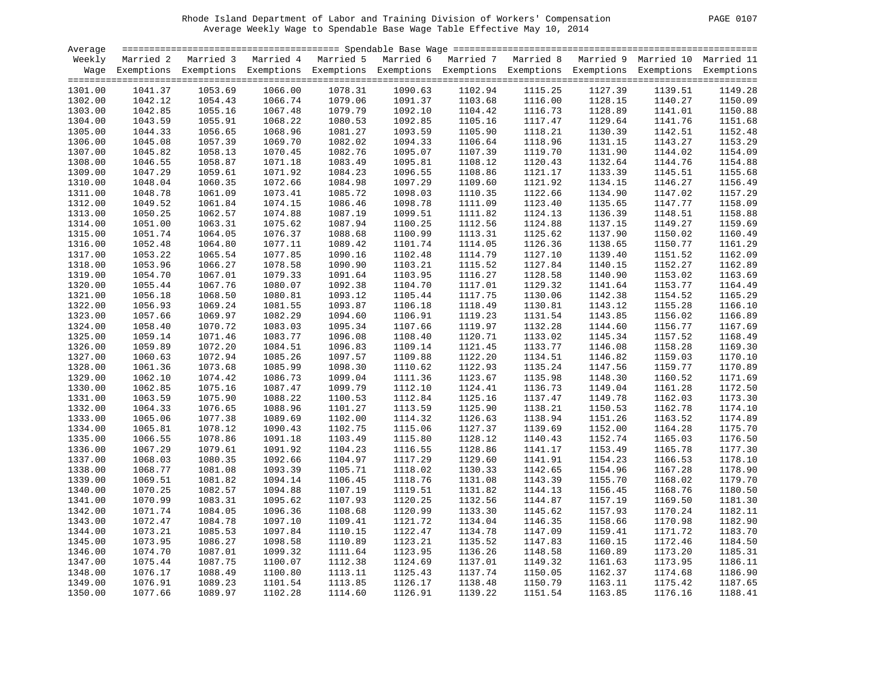Rhode Island Department of Labor and Training Division of Workers' Compensation
Average Weekly Wage to Spendable Base Wage Table Effective May 10, 2014

| Average Weekly Wage | Spendable Base Wage | | | | | | | | | |
|---|---|---|---|---|---|---|---|---|---|---|
| | Married 2 Exemptions | Married 3 Exemptions | Married 4 Exemptions | Married 5 Exemptions | Married 6 Exemptions | Married 7 Exemptions | Married 8 Exemptions | Married 9 Exemptions | Married 10 Exemptions | Married 11 Exemptions |
| 1301.00 | 1041.37 | 1053.69 | 1066.00 | 1078.31 | 1090.63 | 1102.94 | 1115.25 | 1127.39 | 1139.51 | 1149.28 |
| 1302.00 | 1042.12 | 1054.43 | 1066.74 | 1079.06 | 1091.37 | 1103.68 | 1116.00 | 1128.15 | 1140.27 | 1150.09 |
| 1303.00 | 1042.85 | 1055.16 | 1067.48 | 1079.79 | 1092.10 | 1104.42 | 1116.73 | 1128.89 | 1141.01 | 1150.88 |
| 1304.00 | 1043.59 | 1055.91 | 1068.22 | 1080.53 | 1092.85 | 1105.16 | 1117.47 | 1129.64 | 1141.76 | 1151.68 |
| 1305.00 | 1044.33 | 1056.65 | 1068.96 | 1081.27 | 1093.59 | 1105.90 | 1118.21 | 1130.39 | 1142.51 | 1152.48 |
| 1306.00 | 1045.08 | 1057.39 | 1069.70 | 1082.02 | 1094.33 | 1106.64 | 1118.96 | 1131.15 | 1143.27 | 1153.29 |
| 1307.00 | 1045.82 | 1058.13 | 1070.45 | 1082.76 | 1095.07 | 1107.39 | 1119.70 | 1131.90 | 1144.02 | 1154.09 |
| 1308.00 | 1046.55 | 1058.87 | 1071.18 | 1083.49 | 1095.81 | 1108.12 | 1120.43 | 1132.64 | 1144.76 | 1154.88 |
| 1309.00 | 1047.29 | 1059.61 | 1071.92 | 1084.23 | 1096.55 | 1108.86 | 1121.17 | 1133.39 | 1145.51 | 1155.68 |
| 1310.00 | 1048.04 | 1060.35 | 1072.66 | 1084.98 | 1097.29 | 1109.60 | 1121.92 | 1134.15 | 1146.27 | 1156.49 |
| 1311.00 | 1048.78 | 1061.09 | 1073.41 | 1085.72 | 1098.03 | 1110.35 | 1122.66 | 1134.90 | 1147.02 | 1157.29 |
| 1312.00 | 1049.52 | 1061.84 | 1074.15 | 1086.46 | 1098.78 | 1111.09 | 1123.40 | 1135.65 | 1147.77 | 1158.09 |
| 1313.00 | 1050.25 | 1062.57 | 1074.88 | 1087.19 | 1099.51 | 1111.82 | 1124.13 | 1136.39 | 1148.51 | 1158.88 |
| 1314.00 | 1051.00 | 1063.31 | 1075.62 | 1087.94 | 1100.25 | 1112.56 | 1124.88 | 1137.15 | 1149.27 | 1159.69 |
| 1315.00 | 1051.74 | 1064.05 | 1076.37 | 1088.68 | 1100.99 | 1113.31 | 1125.62 | 1137.90 | 1150.02 | 1160.49 |
| 1316.00 | 1052.48 | 1064.80 | 1077.11 | 1089.42 | 1101.74 | 1114.05 | 1126.36 | 1138.65 | 1150.77 | 1161.29 |
| 1317.00 | 1053.22 | 1065.54 | 1077.85 | 1090.16 | 1102.48 | 1114.79 | 1127.10 | 1139.40 | 1151.52 | 1162.09 |
| 1318.00 | 1053.96 | 1066.27 | 1078.58 | 1090.90 | 1103.21 | 1115.52 | 1127.84 | 1140.15 | 1152.27 | 1162.89 |
| 1319.00 | 1054.70 | 1067.01 | 1079.33 | 1091.64 | 1103.95 | 1116.27 | 1128.58 | 1140.90 | 1153.02 | 1163.69 |
| 1320.00 | 1055.44 | 1067.76 | 1080.07 | 1092.38 | 1104.70 | 1117.01 | 1129.32 | 1141.64 | 1153.77 | 1164.49 |
| 1321.00 | 1056.18 | 1068.50 | 1080.81 | 1093.12 | 1105.44 | 1117.75 | 1130.06 | 1142.38 | 1154.52 | 1165.29 |
| 1322.00 | 1056.93 | 1069.24 | 1081.55 | 1093.87 | 1106.18 | 1118.49 | 1130.81 | 1143.12 | 1155.28 | 1166.10 |
| 1323.00 | 1057.66 | 1069.97 | 1082.29 | 1094.60 | 1106.91 | 1119.23 | 1131.54 | 1143.85 | 1156.02 | 1166.89 |
| 1324.00 | 1058.40 | 1070.72 | 1083.03 | 1095.34 | 1107.66 | 1119.97 | 1132.28 | 1144.60 | 1156.77 | 1167.69 |
| 1325.00 | 1059.14 | 1071.46 | 1083.77 | 1096.08 | 1108.40 | 1120.71 | 1133.02 | 1145.34 | 1157.52 | 1168.49 |
| 1326.00 | 1059.89 | 1072.20 | 1084.51 | 1096.83 | 1109.14 | 1121.45 | 1133.77 | 1146.08 | 1158.28 | 1169.30 |
| 1327.00 | 1060.63 | 1072.94 | 1085.26 | 1097.57 | 1109.88 | 1122.20 | 1134.51 | 1146.82 | 1159.03 | 1170.10 |
| 1328.00 | 1061.36 | 1073.68 | 1085.99 | 1098.30 | 1110.62 | 1122.93 | 1135.24 | 1147.56 | 1159.77 | 1170.89 |
| 1329.00 | 1062.10 | 1074.42 | 1086.73 | 1099.04 | 1111.36 | 1123.67 | 1135.98 | 1148.30 | 1160.52 | 1171.69 |
| 1330.00 | 1062.85 | 1075.16 | 1087.47 | 1099.79 | 1112.10 | 1124.41 | 1136.73 | 1149.04 | 1161.28 | 1172.50 |
| 1331.00 | 1063.59 | 1075.90 | 1088.22 | 1100.53 | 1112.84 | 1125.16 | 1137.47 | 1149.78 | 1162.03 | 1173.30 |
| 1332.00 | 1064.33 | 1076.65 | 1088.96 | 1101.27 | 1113.59 | 1125.90 | 1138.21 | 1150.53 | 1162.78 | 1174.10 |
| 1333.00 | 1065.06 | 1077.38 | 1089.69 | 1102.00 | 1114.32 | 1126.63 | 1138.94 | 1151.26 | 1163.52 | 1174.89 |
| 1334.00 | 1065.81 | 1078.12 | 1090.43 | 1102.75 | 1115.06 | 1127.37 | 1139.69 | 1152.00 | 1164.28 | 1175.70 |
| 1335.00 | 1066.55 | 1078.86 | 1091.18 | 1103.49 | 1115.80 | 1128.12 | 1140.43 | 1152.74 | 1165.03 | 1176.50 |
| 1336.00 | 1067.29 | 1079.61 | 1091.92 | 1104.23 | 1116.55 | 1128.86 | 1141.17 | 1153.49 | 1165.78 | 1177.30 |
| 1337.00 | 1068.03 | 1080.35 | 1092.66 | 1104.97 | 1117.29 | 1129.60 | 1141.91 | 1154.23 | 1166.53 | 1178.10 |
| 1338.00 | 1068.77 | 1081.08 | 1093.39 | 1105.71 | 1118.02 | 1130.33 | 1142.65 | 1154.96 | 1167.28 | 1178.90 |
| 1339.00 | 1069.51 | 1081.82 | 1094.14 | 1106.45 | 1118.76 | 1131.08 | 1143.39 | 1155.70 | 1168.02 | 1179.70 |
| 1340.00 | 1070.25 | 1082.57 | 1094.88 | 1107.19 | 1119.51 | 1131.82 | 1144.13 | 1156.45 | 1168.76 | 1180.50 |
| 1341.00 | 1070.99 | 1083.31 | 1095.62 | 1107.93 | 1120.25 | 1132.56 | 1144.87 | 1157.19 | 1169.50 | 1181.30 |
| 1342.00 | 1071.74 | 1084.05 | 1096.36 | 1108.68 | 1120.99 | 1133.30 | 1145.62 | 1157.93 | 1170.24 | 1182.11 |
| 1343.00 | 1072.47 | 1084.78 | 1097.10 | 1109.41 | 1121.72 | 1134.04 | 1146.35 | 1158.66 | 1170.98 | 1182.90 |
| 1344.00 | 1073.21 | 1085.53 | 1097.84 | 1110.15 | 1122.47 | 1134.78 | 1147.09 | 1159.41 | 1171.72 | 1183.70 |
| 1345.00 | 1073.95 | 1086.27 | 1098.58 | 1110.89 | 1123.21 | 1135.52 | 1147.83 | 1160.15 | 1172.46 | 1184.50 |
| 1346.00 | 1074.70 | 1087.01 | 1099.32 | 1111.64 | 1123.95 | 1136.26 | 1148.58 | 1160.89 | 1173.20 | 1185.31 |
| 1347.00 | 1075.44 | 1087.75 | 1100.07 | 1112.38 | 1124.69 | 1137.01 | 1149.32 | 1161.63 | 1173.95 | 1186.11 |
| 1348.00 | 1076.17 | 1088.49 | 1100.80 | 1113.11 | 1125.43 | 1137.74 | 1150.05 | 1162.37 | 1174.68 | 1186.90 |
| 1349.00 | 1076.91 | 1089.23 | 1101.54 | 1113.85 | 1126.17 | 1138.48 | 1150.79 | 1163.11 | 1175.42 | 1187.65 |
| 1350.00 | 1077.66 | 1089.97 | 1102.28 | 1114.60 | 1126.91 | 1139.22 | 1151.54 | 1163.85 | 1176.16 | 1188.41 |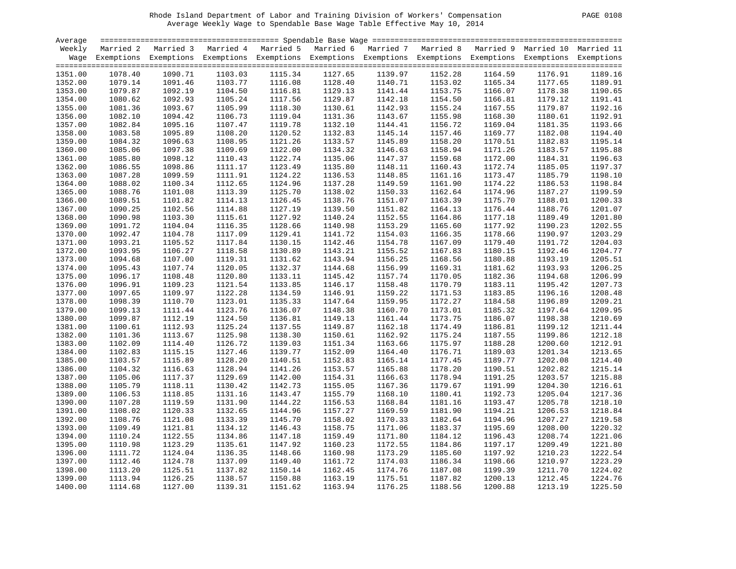Rhode Island Department of Labor and Training Division of Workers' Compensation
Average Weekly Wage to Spendable Base Wage Table Effective May 10, 2014

| Average Weekly Wage | Married 2 Exemptions | Married 3 Exemptions | Married 4 Exemptions | Married 5 Exemptions | Married 6 Exemptions | Married 7 Exemptions | Married 8 Exemptions | Married 9 Exemptions | Married 10 Exemptions | Married 11 Exemptions |
|---|---|---|---|---|---|---|---|---|---|---|
| 1351.00 | 1078.40 | 1090.71 | 1103.03 | 1115.34 | 1127.65 | 1139.97 | 1152.28 | 1164.59 | 1176.91 | 1189.16 |
| 1352.00 | 1079.14 | 1091.46 | 1103.77 | 1116.08 | 1128.40 | 1140.71 | 1153.02 | 1165.34 | 1177.65 | 1189.91 |
| 1353.00 | 1079.87 | 1092.19 | 1104.50 | 1116.81 | 1129.13 | 1141.44 | 1153.75 | 1166.07 | 1178.38 | 1190.65 |
| 1354.00 | 1080.62 | 1092.93 | 1105.24 | 1117.56 | 1129.87 | 1142.18 | 1154.50 | 1166.81 | 1179.12 | 1191.41 |
| 1355.00 | 1081.36 | 1093.67 | 1105.99 | 1118.30 | 1130.61 | 1142.93 | 1155.24 | 1167.55 | 1179.87 | 1192.16 |
| 1356.00 | 1082.10 | 1094.42 | 1106.73 | 1119.04 | 1131.36 | 1143.67 | 1155.98 | 1168.30 | 1180.61 | 1192.91 |
| 1357.00 | 1082.84 | 1095.16 | 1107.47 | 1119.78 | 1132.10 | 1144.41 | 1156.72 | 1169.04 | 1181.35 | 1193.66 |
| 1358.00 | 1083.58 | 1095.89 | 1108.20 | 1120.52 | 1132.83 | 1145.14 | 1157.46 | 1169.77 | 1182.08 | 1194.40 |
| 1359.00 | 1084.32 | 1096.63 | 1108.95 | 1121.26 | 1133.57 | 1145.89 | 1158.20 | 1170.51 | 1182.83 | 1195.14 |
| 1360.00 | 1085.06 | 1097.38 | 1109.69 | 1122.00 | 1134.32 | 1146.63 | 1158.94 | 1171.26 | 1183.57 | 1195.88 |
| 1361.00 | 1085.80 | 1098.12 | 1110.43 | 1122.74 | 1135.06 | 1147.37 | 1159.68 | 1172.00 | 1184.31 | 1196.63 |
| 1362.00 | 1086.55 | 1098.86 | 1111.17 | 1123.49 | 1135.80 | 1148.11 | 1160.43 | 1172.74 | 1185.05 | 1197.37 |
| 1363.00 | 1087.28 | 1099.59 | 1111.91 | 1124.22 | 1136.53 | 1148.85 | 1161.16 | 1173.47 | 1185.79 | 1198.10 |
| 1364.00 | 1088.02 | 1100.34 | 1112.65 | 1124.96 | 1137.28 | 1149.59 | 1161.90 | 1174.22 | 1186.53 | 1198.84 |
| 1365.00 | 1088.76 | 1101.08 | 1113.39 | 1125.70 | 1138.02 | 1150.33 | 1162.64 | 1174.96 | 1187.27 | 1199.59 |
| 1366.00 | 1089.51 | 1101.82 | 1114.13 | 1126.45 | 1138.76 | 1151.07 | 1163.39 | 1175.70 | 1188.01 | 1200.33 |
| 1367.00 | 1090.25 | 1102.56 | 1114.88 | 1127.19 | 1139.50 | 1151.82 | 1164.13 | 1176.44 | 1188.76 | 1201.07 |
| 1368.00 | 1090.98 | 1103.30 | 1115.61 | 1127.92 | 1140.24 | 1152.55 | 1164.86 | 1177.18 | 1189.49 | 1201.80 |
| 1369.00 | 1091.72 | 1104.04 | 1116.35 | 1128.66 | 1140.98 | 1153.29 | 1165.60 | 1177.92 | 1190.23 | 1202.55 |
| 1370.00 | 1092.47 | 1104.78 | 1117.09 | 1129.41 | 1141.72 | 1154.03 | 1166.35 | 1178.66 | 1190.97 | 1203.29 |
| 1371.00 | 1093.21 | 1105.52 | 1117.84 | 1130.15 | 1142.46 | 1154.78 | 1167.09 | 1179.40 | 1191.72 | 1204.03 |
| 1372.00 | 1093.95 | 1106.27 | 1118.58 | 1130.89 | 1143.21 | 1155.52 | 1167.83 | 1180.15 | 1192.46 | 1204.77 |
| 1373.00 | 1094.68 | 1107.00 | 1119.31 | 1131.62 | 1143.94 | 1156.25 | 1168.56 | 1180.88 | 1193.19 | 1205.51 |
| 1374.00 | 1095.43 | 1107.74 | 1120.05 | 1132.37 | 1144.68 | 1156.99 | 1169.31 | 1181.62 | 1193.93 | 1206.25 |
| 1375.00 | 1096.17 | 1108.48 | 1120.80 | 1133.11 | 1145.42 | 1157.74 | 1170.05 | 1182.36 | 1194.68 | 1206.99 |
| 1376.00 | 1096.91 | 1109.23 | 1121.54 | 1133.85 | 1146.17 | 1158.48 | 1170.79 | 1183.11 | 1195.42 | 1207.73 |
| 1377.00 | 1097.65 | 1109.97 | 1122.28 | 1134.59 | 1146.91 | 1159.22 | 1171.53 | 1183.85 | 1196.16 | 1208.48 |
| 1378.00 | 1098.39 | 1110.70 | 1123.01 | 1135.33 | 1147.64 | 1159.95 | 1172.27 | 1184.58 | 1196.89 | 1209.21 |
| 1379.00 | 1099.13 | 1111.44 | 1123.76 | 1136.07 | 1148.38 | 1160.70 | 1173.01 | 1185.32 | 1197.64 | 1209.95 |
| 1380.00 | 1099.87 | 1112.19 | 1124.50 | 1136.81 | 1149.13 | 1161.44 | 1173.75 | 1186.07 | 1198.38 | 1210.69 |
| 1381.00 | 1100.61 | 1112.93 | 1125.24 | 1137.55 | 1149.87 | 1162.18 | 1174.49 | 1186.81 | 1199.12 | 1211.44 |
| 1382.00 | 1101.36 | 1113.67 | 1125.98 | 1138.30 | 1150.61 | 1162.92 | 1175.24 | 1187.55 | 1199.86 | 1212.18 |
| 1383.00 | 1102.09 | 1114.40 | 1126.72 | 1139.03 | 1151.34 | 1163.66 | 1175.97 | 1188.28 | 1200.60 | 1212.91 |
| 1384.00 | 1102.83 | 1115.15 | 1127.46 | 1139.77 | 1152.09 | 1164.40 | 1176.71 | 1189.03 | 1201.34 | 1213.65 |
| 1385.00 | 1103.57 | 1115.89 | 1128.20 | 1140.51 | 1152.83 | 1165.14 | 1177.45 | 1189.77 | 1202.08 | 1214.40 |
| 1386.00 | 1104.32 | 1116.63 | 1128.94 | 1141.26 | 1153.57 | 1165.88 | 1178.20 | 1190.51 | 1202.82 | 1215.14 |
| 1387.00 | 1105.06 | 1117.37 | 1129.69 | 1142.00 | 1154.31 | 1166.63 | 1178.94 | 1191.25 | 1203.57 | 1215.88 |
| 1388.00 | 1105.79 | 1118.11 | 1130.42 | 1142.73 | 1155.05 | 1167.36 | 1179.67 | 1191.99 | 1204.30 | 1216.61 |
| 1389.00 | 1106.53 | 1118.85 | 1131.16 | 1143.47 | 1155.79 | 1168.10 | 1180.41 | 1192.73 | 1205.04 | 1217.36 |
| 1390.00 | 1107.28 | 1119.59 | 1131.90 | 1144.22 | 1156.53 | 1168.84 | 1181.16 | 1193.47 | 1205.78 | 1218.10 |
| 1391.00 | 1108.02 | 1120.33 | 1132.65 | 1144.96 | 1157.27 | 1169.59 | 1181.90 | 1194.21 | 1206.53 | 1218.84 |
| 1392.00 | 1108.76 | 1121.08 | 1133.39 | 1145.70 | 1158.02 | 1170.33 | 1182.64 | 1194.96 | 1207.27 | 1219.58 |
| 1393.00 | 1109.49 | 1121.81 | 1134.12 | 1146.43 | 1158.75 | 1171.06 | 1183.37 | 1195.69 | 1208.00 | 1220.32 |
| 1394.00 | 1110.24 | 1122.55 | 1134.86 | 1147.18 | 1159.49 | 1171.80 | 1184.12 | 1196.43 | 1208.74 | 1221.06 |
| 1395.00 | 1110.98 | 1123.29 | 1135.61 | 1147.92 | 1160.23 | 1172.55 | 1184.86 | 1197.17 | 1209.49 | 1221.80 |
| 1396.00 | 1111.72 | 1124.04 | 1136.35 | 1148.66 | 1160.98 | 1173.29 | 1185.60 | 1197.92 | 1210.23 | 1222.54 |
| 1397.00 | 1112.46 | 1124.78 | 1137.09 | 1149.40 | 1161.72 | 1174.03 | 1186.34 | 1198.66 | 1210.97 | 1223.29 |
| 1398.00 | 1113.20 | 1125.51 | 1137.82 | 1150.14 | 1162.45 | 1174.76 | 1187.08 | 1199.39 | 1211.70 | 1224.02 |
| 1399.00 | 1113.94 | 1126.25 | 1138.57 | 1150.88 | 1163.19 | 1175.51 | 1187.82 | 1200.13 | 1212.45 | 1224.76 |
| 1400.00 | 1114.68 | 1127.00 | 1139.31 | 1151.62 | 1163.94 | 1176.25 | 1188.56 | 1200.88 | 1213.19 | 1225.50 |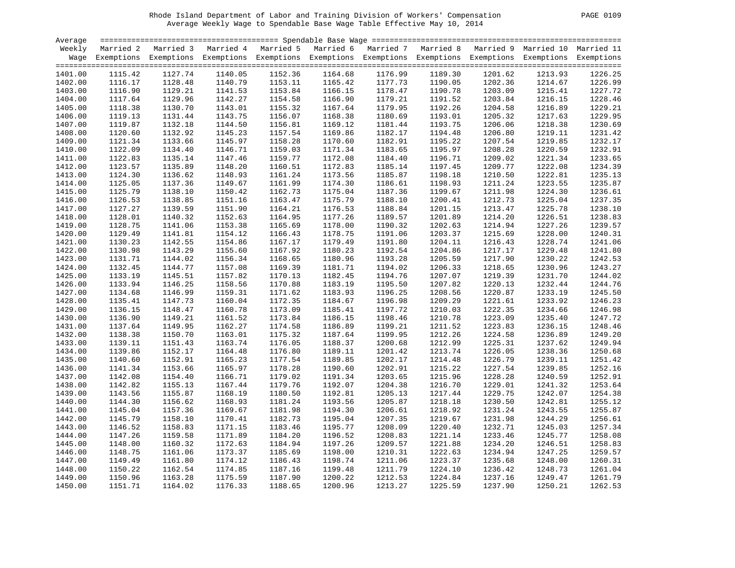Rhode Island Department of Labor and Training Division of Workers' Compensation
Average Weekly Wage to Spendable Base Wage Table Effective May 10, 2014

| Average Weekly Wage | Married 2 Exemptions | Married 3 Exemptions | Married 4 Exemptions | Married 5 Exemptions | Married 6 Exemptions | Married 7 Exemptions | Married 8 Exemptions | Married 9 Exemptions | Married 10 Exemptions | Married 11 Exemptions |
|---|---|---|---|---|---|---|---|---|---|---|
| 1401.00 | 1115.42 | 1127.74 | 1140.05 | 1152.36 | 1164.68 | 1176.99 | 1189.30 | 1201.62 | 1213.93 | 1226.25 |
| 1402.00 | 1116.17 | 1128.48 | 1140.79 | 1153.11 | 1165.42 | 1177.73 | 1190.05 | 1202.36 | 1214.67 | 1226.99 |
| 1403.00 | 1116.90 | 1129.21 | 1141.53 | 1153.84 | 1166.15 | 1178.47 | 1190.78 | 1203.09 | 1215.41 | 1227.72 |
| 1404.00 | 1117.64 | 1129.96 | 1142.27 | 1154.58 | 1166.90 | 1179.21 | 1191.52 | 1203.84 | 1216.15 | 1228.46 |
| 1405.00 | 1118.38 | 1130.70 | 1143.01 | 1155.32 | 1167.64 | 1179.95 | 1192.26 | 1204.58 | 1216.89 | 1229.21 |
| 1406.00 | 1119.13 | 1131.44 | 1143.75 | 1156.07 | 1168.38 | 1180.69 | 1193.01 | 1205.32 | 1217.63 | 1229.95 |
| 1407.00 | 1119.87 | 1132.18 | 1144.50 | 1156.81 | 1169.12 | 1181.44 | 1193.75 | 1206.06 | 1218.38 | 1230.69 |
| 1408.00 | 1120.60 | 1132.92 | 1145.23 | 1157.54 | 1169.86 | 1182.17 | 1194.48 | 1206.80 | 1219.11 | 1231.42 |
| 1409.00 | 1121.34 | 1133.66 | 1145.97 | 1158.28 | 1170.60 | 1182.91 | 1195.22 | 1207.54 | 1219.85 | 1232.17 |
| 1410.00 | 1122.09 | 1134.40 | 1146.71 | 1159.03 | 1171.34 | 1183.65 | 1195.97 | 1208.28 | 1220.59 | 1232.91 |
| 1411.00 | 1122.83 | 1135.14 | 1147.46 | 1159.77 | 1172.08 | 1184.40 | 1196.71 | 1209.02 | 1221.34 | 1233.65 |
| 1412.00 | 1123.57 | 1135.89 | 1148.20 | 1160.51 | 1172.83 | 1185.14 | 1197.45 | 1209.77 | 1222.08 | 1234.39 |
| 1413.00 | 1124.30 | 1136.62 | 1148.93 | 1161.24 | 1173.56 | 1185.87 | 1198.18 | 1210.50 | 1222.81 | 1235.13 |
| 1414.00 | 1125.05 | 1137.36 | 1149.67 | 1161.99 | 1174.30 | 1186.61 | 1198.93 | 1211.24 | 1223.55 | 1235.87 |
| 1415.00 | 1125.79 | 1138.10 | 1150.42 | 1162.73 | 1175.04 | 1187.36 | 1199.67 | 1211.98 | 1224.30 | 1236.61 |
| 1416.00 | 1126.53 | 1138.85 | 1151.16 | 1163.47 | 1175.79 | 1188.10 | 1200.41 | 1212.73 | 1225.04 | 1237.35 |
| 1417.00 | 1127.27 | 1139.59 | 1151.90 | 1164.21 | 1176.53 | 1188.84 | 1201.15 | 1213.47 | 1225.78 | 1238.10 |
| 1418.00 | 1128.01 | 1140.32 | 1152.63 | 1164.95 | 1177.26 | 1189.57 | 1201.89 | 1214.20 | 1226.51 | 1238.83 |
| 1419.00 | 1128.75 | 1141.06 | 1153.38 | 1165.69 | 1178.00 | 1190.32 | 1202.63 | 1214.94 | 1227.26 | 1239.57 |
| 1420.00 | 1129.49 | 1141.81 | 1154.12 | 1166.43 | 1178.75 | 1191.06 | 1203.37 | 1215.69 | 1228.00 | 1240.31 |
| 1421.00 | 1130.23 | 1142.55 | 1154.86 | 1167.17 | 1179.49 | 1191.80 | 1204.11 | 1216.43 | 1228.74 | 1241.06 |
| 1422.00 | 1130.98 | 1143.29 | 1155.60 | 1167.92 | 1180.23 | 1192.54 | 1204.86 | 1217.17 | 1229.48 | 1241.80 |
| 1423.00 | 1131.71 | 1144.02 | 1156.34 | 1168.65 | 1180.96 | 1193.28 | 1205.59 | 1217.90 | 1230.22 | 1242.53 |
| 1424.00 | 1132.45 | 1144.77 | 1157.08 | 1169.39 | 1181.71 | 1194.02 | 1206.33 | 1218.65 | 1230.96 | 1243.27 |
| 1425.00 | 1133.19 | 1145.51 | 1157.82 | 1170.13 | 1182.45 | 1194.76 | 1207.07 | 1219.39 | 1231.70 | 1244.02 |
| 1426.00 | 1133.94 | 1146.25 | 1158.56 | 1170.88 | 1183.19 | 1195.50 | 1207.82 | 1220.13 | 1232.44 | 1244.76 |
| 1427.00 | 1134.68 | 1146.99 | 1159.31 | 1171.62 | 1183.93 | 1196.25 | 1208.56 | 1220.87 | 1233.19 | 1245.50 |
| 1428.00 | 1135.41 | 1147.73 | 1160.04 | 1172.35 | 1184.67 | 1196.98 | 1209.29 | 1221.61 | 1233.92 | 1246.23 |
| 1429.00 | 1136.15 | 1148.47 | 1160.78 | 1173.09 | 1185.41 | 1197.72 | 1210.03 | 1222.35 | 1234.66 | 1246.98 |
| 1430.00 | 1136.90 | 1149.21 | 1161.52 | 1173.84 | 1186.15 | 1198.46 | 1210.78 | 1223.09 | 1235.40 | 1247.72 |
| 1431.00 | 1137.64 | 1149.95 | 1162.27 | 1174.58 | 1186.89 | 1199.21 | 1211.52 | 1223.83 | 1236.15 | 1248.46 |
| 1432.00 | 1138.38 | 1150.70 | 1163.01 | 1175.32 | 1187.64 | 1199.95 | 1212.26 | 1224.58 | 1236.89 | 1249.20 |
| 1433.00 | 1139.11 | 1151.43 | 1163.74 | 1176.05 | 1188.37 | 1200.68 | 1212.99 | 1225.31 | 1237.62 | 1249.94 |
| 1434.00 | 1139.86 | 1152.17 | 1164.48 | 1176.80 | 1189.11 | 1201.42 | 1213.74 | 1226.05 | 1238.36 | 1250.68 |
| 1435.00 | 1140.60 | 1152.91 | 1165.23 | 1177.54 | 1189.85 | 1202.17 | 1214.48 | 1226.79 | 1239.11 | 1251.42 |
| 1436.00 | 1141.34 | 1153.66 | 1165.97 | 1178.28 | 1190.60 | 1202.91 | 1215.22 | 1227.54 | 1239.85 | 1252.16 |
| 1437.00 | 1142.08 | 1154.40 | 1166.71 | 1179.02 | 1191.34 | 1203.65 | 1215.96 | 1228.28 | 1240.59 | 1252.91 |
| 1438.00 | 1142.82 | 1155.13 | 1167.44 | 1179.76 | 1192.07 | 1204.38 | 1216.70 | 1229.01 | 1241.32 | 1253.64 |
| 1439.00 | 1143.56 | 1155.87 | 1168.19 | 1180.50 | 1192.81 | 1205.13 | 1217.44 | 1229.75 | 1242.07 | 1254.38 |
| 1440.00 | 1144.30 | 1156.62 | 1168.93 | 1181.24 | 1193.56 | 1205.87 | 1218.18 | 1230.50 | 1242.81 | 1255.12 |
| 1441.00 | 1145.04 | 1157.36 | 1169.67 | 1181.98 | 1194.30 | 1206.61 | 1218.92 | 1231.24 | 1243.55 | 1255.87 |
| 1442.00 | 1145.79 | 1158.10 | 1170.41 | 1182.73 | 1195.04 | 1207.35 | 1219.67 | 1231.98 | 1244.29 | 1256.61 |
| 1443.00 | 1146.52 | 1158.83 | 1171.15 | 1183.46 | 1195.77 | 1208.09 | 1220.40 | 1232.71 | 1245.03 | 1257.34 |
| 1444.00 | 1147.26 | 1159.58 | 1171.89 | 1184.20 | 1196.52 | 1208.83 | 1221.14 | 1233.46 | 1245.77 | 1258.08 |
| 1445.00 | 1148.00 | 1160.32 | 1172.63 | 1184.94 | 1197.26 | 1209.57 | 1221.88 | 1234.20 | 1246.51 | 1258.83 |
| 1446.00 | 1148.75 | 1161.06 | 1173.37 | 1185.69 | 1198.00 | 1210.31 | 1222.63 | 1234.94 | 1247.25 | 1259.57 |
| 1447.00 | 1149.49 | 1161.80 | 1174.12 | 1186.43 | 1198.74 | 1211.06 | 1223.37 | 1235.68 | 1248.00 | 1260.31 |
| 1448.00 | 1150.22 | 1162.54 | 1174.85 | 1187.16 | 1199.48 | 1211.79 | 1224.10 | 1236.42 | 1248.73 | 1261.04 |
| 1449.00 | 1150.96 | 1163.28 | 1175.59 | 1187.90 | 1200.22 | 1212.53 | 1224.84 | 1237.16 | 1249.47 | 1261.79 |
| 1450.00 | 1151.71 | 1164.02 | 1176.33 | 1188.65 | 1200.96 | 1213.27 | 1225.59 | 1237.90 | 1250.21 | 1262.53 |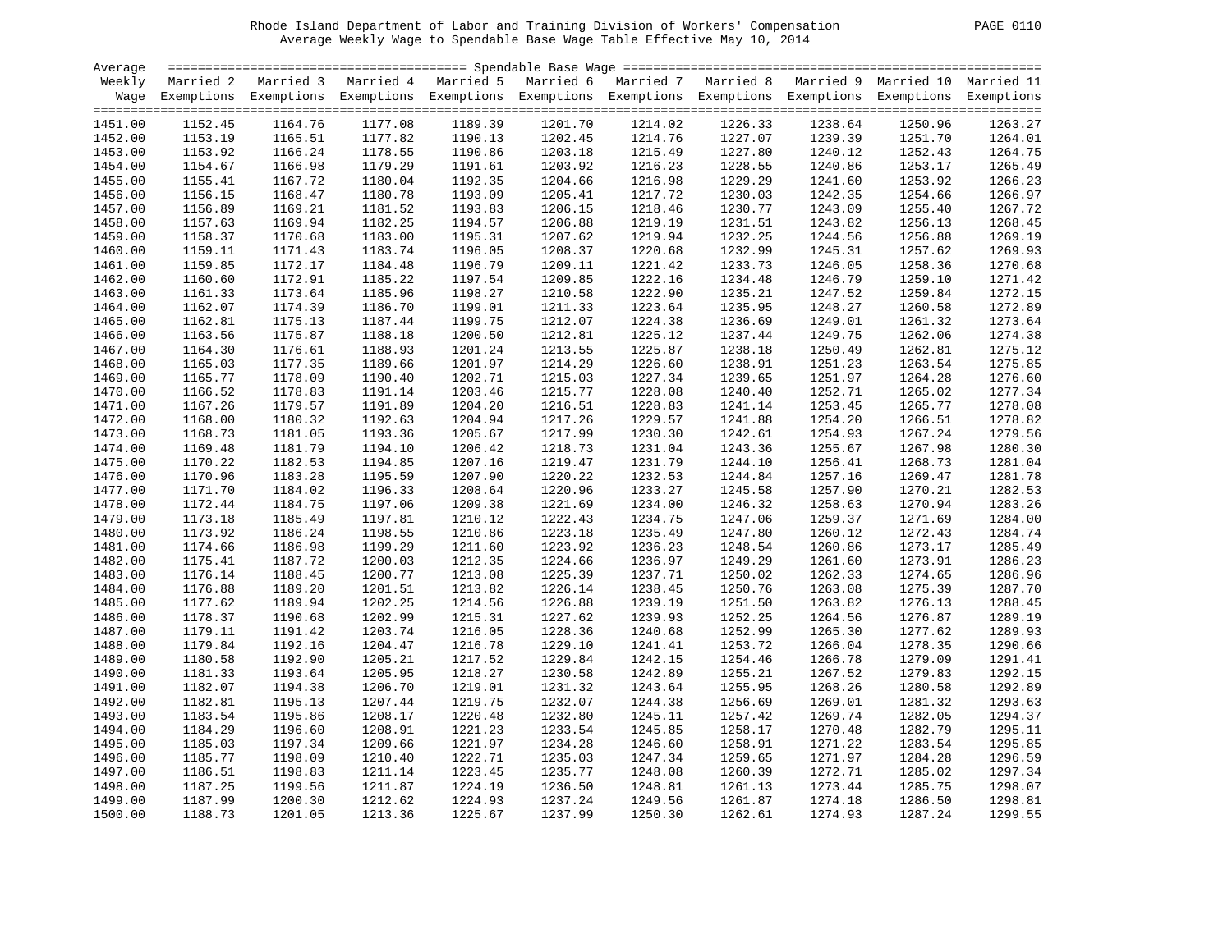Rhode Island Department of Labor and Training Division of Workers' Compensation

Average Weekly Wage to Spendable Base Wage Table Effective May 10, 2014

| Average Weekly Wage | Spendable Base Wage | | | | | | | | | |
|---|---|---|---|---|---|---|---|---|---|---|
| | Married 2 Exemptions | Married 3 Exemptions | Married 4 Exemptions | Married 5 Exemptions | Married 6 Exemptions | Married 7 Exemptions | Married 8 Exemptions | Married 9 Exemptions | Married 10 Exemptions | Married 11 Exemptions |
| 1451.00 | 1152.45 | 1164.76 | 1177.08 | 1189.39 | 1201.70 | 1214.02 | 1226.33 | 1238.64 | 1250.96 | 1263.27 |
| 1452.00 | 1153.19 | 1165.51 | 1177.82 | 1190.13 | 1202.45 | 1214.76 | 1227.07 | 1239.39 | 1251.70 | 1264.01 |
| 1453.00 | 1153.92 | 1166.24 | 1178.55 | 1190.86 | 1203.18 | 1215.49 | 1227.80 | 1240.12 | 1252.43 | 1264.75 |
| 1454.00 | 1154.67 | 1166.98 | 1179.29 | 1191.61 | 1203.92 | 1216.23 | 1228.55 | 1240.86 | 1253.17 | 1265.49 |
| 1455.00 | 1155.41 | 1167.72 | 1180.04 | 1192.35 | 1204.66 | 1216.98 | 1229.29 | 1241.60 | 1253.92 | 1266.23 |
| 1456.00 | 1156.15 | 1168.47 | 1180.78 | 1193.09 | 1205.41 | 1217.72 | 1230.03 | 1242.35 | 1254.66 | 1266.97 |
| 1457.00 | 1156.89 | 1169.21 | 1181.52 | 1193.83 | 1206.15 | 1218.46 | 1230.77 | 1243.09 | 1255.40 | 1267.72 |
| 1458.00 | 1157.63 | 1169.94 | 1182.25 | 1194.57 | 1206.88 | 1219.19 | 1231.51 | 1243.82 | 1256.13 | 1268.45 |
| 1459.00 | 1158.37 | 1170.68 | 1183.00 | 1195.31 | 1207.62 | 1219.94 | 1232.25 | 1244.56 | 1256.88 | 1269.19 |
| 1460.00 | 1159.11 | 1171.43 | 1183.74 | 1196.05 | 1208.37 | 1220.68 | 1232.99 | 1245.31 | 1257.62 | 1269.93 |
| 1461.00 | 1159.85 | 1172.17 | 1184.48 | 1196.79 | 1209.11 | 1221.42 | 1233.73 | 1246.05 | 1258.36 | 1270.68 |
| 1462.00 | 1160.60 | 1172.91 | 1185.22 | 1197.54 | 1209.85 | 1222.16 | 1234.48 | 1246.79 | 1259.10 | 1271.42 |
| 1463.00 | 1161.33 | 1173.64 | 1185.96 | 1198.27 | 1210.58 | 1222.90 | 1235.21 | 1247.52 | 1259.84 | 1272.15 |
| 1464.00 | 1162.07 | 1174.39 | 1186.70 | 1199.01 | 1211.33 | 1223.64 | 1235.95 | 1248.27 | 1260.58 | 1272.89 |
| 1465.00 | 1162.81 | 1175.13 | 1187.44 | 1199.75 | 1212.07 | 1224.38 | 1236.69 | 1249.01 | 1261.32 | 1273.64 |
| 1466.00 | 1163.56 | 1175.87 | 1188.18 | 1200.50 | 1212.81 | 1225.12 | 1237.44 | 1249.75 | 1262.06 | 1274.38 |
| 1467.00 | 1164.30 | 1176.61 | 1188.93 | 1201.24 | 1213.55 | 1225.87 | 1238.18 | 1250.49 | 1262.81 | 1275.12 |
| 1468.00 | 1165.03 | 1177.35 | 1189.66 | 1201.97 | 1214.29 | 1226.60 | 1238.91 | 1251.23 | 1263.54 | 1275.85 |
| 1469.00 | 1165.77 | 1178.09 | 1190.40 | 1202.71 | 1215.03 | 1227.34 | 1239.65 | 1251.97 | 1264.28 | 1276.60 |
| 1470.00 | 1166.52 | 1178.83 | 1191.14 | 1203.46 | 1215.77 | 1228.08 | 1240.40 | 1252.71 | 1265.02 | 1277.34 |
| 1471.00 | 1167.26 | 1179.57 | 1191.89 | 1204.20 | 1216.51 | 1228.83 | 1241.14 | 1253.45 | 1265.77 | 1278.08 |
| 1472.00 | 1168.00 | 1180.32 | 1192.63 | 1204.94 | 1217.26 | 1229.57 | 1241.88 | 1254.20 | 1266.51 | 1278.82 |
| 1473.00 | 1168.73 | 1181.05 | 1193.36 | 1205.67 | 1217.99 | 1230.30 | 1242.61 | 1254.93 | 1267.24 | 1279.56 |
| 1474.00 | 1169.48 | 1181.79 | 1194.10 | 1206.42 | 1218.73 | 1231.04 | 1243.36 | 1255.67 | 1267.98 | 1280.30 |
| 1475.00 | 1170.22 | 1182.53 | 1194.85 | 1207.16 | 1219.47 | 1231.79 | 1244.10 | 1256.41 | 1268.73 | 1281.04 |
| 1476.00 | 1170.96 | 1183.28 | 1195.59 | 1207.90 | 1220.22 | 1232.53 | 1244.84 | 1257.16 | 1269.47 | 1281.78 |
| 1477.00 | 1171.70 | 1184.02 | 1196.33 | 1208.64 | 1220.96 | 1233.27 | 1245.58 | 1257.90 | 1270.21 | 1282.53 |
| 1478.00 | 1172.44 | 1184.75 | 1197.06 | 1209.38 | 1221.69 | 1234.00 | 1246.32 | 1258.63 | 1270.94 | 1283.26 |
| 1479.00 | 1173.18 | 1185.49 | 1197.81 | 1210.12 | 1222.43 | 1234.75 | 1247.06 | 1259.37 | 1271.69 | 1284.00 |
| 1480.00 | 1173.92 | 1186.24 | 1198.55 | 1210.86 | 1223.18 | 1235.49 | 1247.80 | 1260.12 | 1272.43 | 1284.74 |
| 1481.00 | 1174.66 | 1186.98 | 1199.29 | 1211.60 | 1223.92 | 1236.23 | 1248.54 | 1260.86 | 1273.17 | 1285.49 |
| 1482.00 | 1175.41 | 1187.72 | 1200.03 | 1212.35 | 1224.66 | 1236.97 | 1249.29 | 1261.60 | 1273.91 | 1286.23 |
| 1483.00 | 1176.14 | 1188.45 | 1200.77 | 1213.08 | 1225.39 | 1237.71 | 1250.02 | 1262.33 | 1274.65 | 1286.96 |
| 1484.00 | 1176.88 | 1189.20 | 1201.51 | 1213.82 | 1226.14 | 1238.45 | 1250.76 | 1263.08 | 1275.39 | 1287.70 |
| 1485.00 | 1177.62 | 1189.94 | 1202.25 | 1214.56 | 1226.88 | 1239.19 | 1251.50 | 1263.82 | 1276.13 | 1288.45 |
| 1486.00 | 1178.37 | 1190.68 | 1202.99 | 1215.31 | 1227.62 | 1239.93 | 1252.25 | 1264.56 | 1276.87 | 1289.19 |
| 1487.00 | 1179.11 | 1191.42 | 1203.74 | 1216.05 | 1228.36 | 1240.68 | 1252.99 | 1265.30 | 1277.62 | 1289.93 |
| 1488.00 | 1179.84 | 1192.16 | 1204.47 | 1216.78 | 1229.10 | 1241.41 | 1253.72 | 1266.04 | 1278.35 | 1290.66 |
| 1489.00 | 1180.58 | 1192.90 | 1205.21 | 1217.52 | 1229.84 | 1242.15 | 1254.46 | 1266.78 | 1279.09 | 1291.41 |
| 1490.00 | 1181.33 | 1193.64 | 1205.95 | 1218.27 | 1230.58 | 1242.89 | 1255.21 | 1267.52 | 1279.83 | 1292.15 |
| 1491.00 | 1182.07 | 1194.38 | 1206.70 | 1219.01 | 1231.32 | 1243.64 | 1255.95 | 1268.26 | 1280.58 | 1292.89 |
| 1492.00 | 1182.81 | 1195.13 | 1207.44 | 1219.75 | 1232.07 | 1244.38 | 1256.69 | 1269.01 | 1281.32 | 1293.63 |
| 1493.00 | 1183.54 | 1195.86 | 1208.17 | 1220.48 | 1232.80 | 1245.11 | 1257.42 | 1269.74 | 1282.05 | 1294.37 |
| 1494.00 | 1184.29 | 1196.60 | 1208.91 | 1221.23 | 1233.54 | 1245.85 | 1258.17 | 1270.48 | 1282.79 | 1295.11 |
| 1495.00 | 1185.03 | 1197.34 | 1209.66 | 1221.97 | 1234.28 | 1246.60 | 1258.91 | 1271.22 | 1283.54 | 1295.85 |
| 1496.00 | 1185.77 | 1198.09 | 1210.40 | 1222.71 | 1235.03 | 1247.34 | 1259.65 | 1271.97 | 1284.28 | 1296.59 |
| 1497.00 | 1186.51 | 1198.83 | 1211.14 | 1223.45 | 1235.77 | 1248.08 | 1260.39 | 1272.71 | 1285.02 | 1297.34 |
| 1498.00 | 1187.25 | 1199.56 | 1211.87 | 1224.19 | 1236.50 | 1248.81 | 1261.13 | 1273.44 | 1285.75 | 1298.07 |
| 1499.00 | 1187.99 | 1200.30 | 1212.62 | 1224.93 | 1237.24 | 1249.56 | 1261.87 | 1274.18 | 1286.50 | 1298.81 |
| 1500.00 | 1188.73 | 1201.05 | 1213.36 | 1225.67 | 1237.99 | 1250.30 | 1262.61 | 1274.93 | 1287.24 | 1299.55 |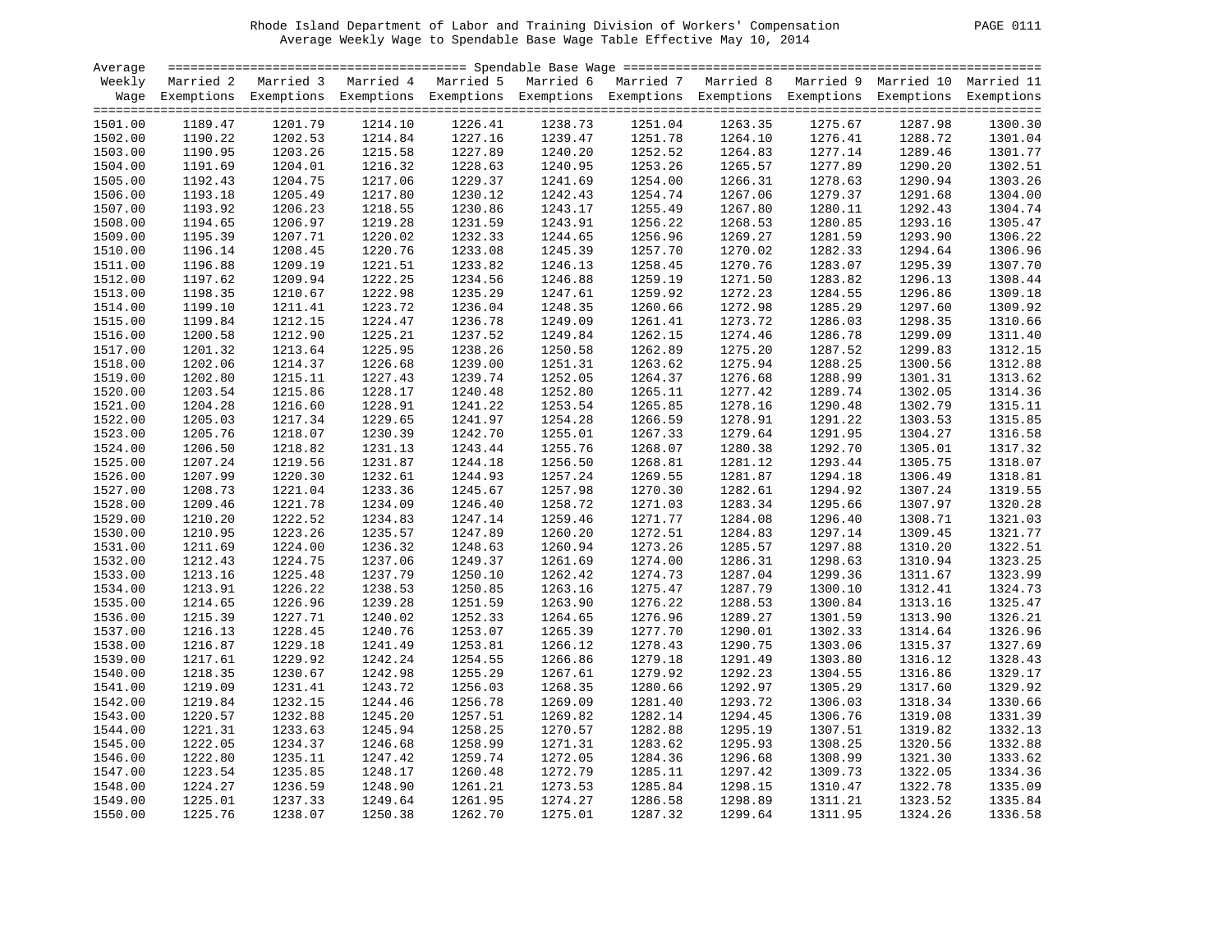Rhode Island Department of Labor and Training Division of Workers' Compensation

Average Weekly Wage to Spendable Base Wage Table Effective May 10, 2014

| Average Weekly Wage | Spendable Base Wage | | | | | | | | | |
|---|---|---|---|---|---|---|---|---|---|---|
| | Married 2 Exemptions | Married 3 Exemptions | Married 4 Exemptions | Married 5 Exemptions | Married 6 Exemptions | Married 7 Exemptions | Married 8 Exemptions | Married 9 Exemptions | Married 10 Exemptions | Married 11 Exemptions |
| 1501.00 | 1189.47 | 1201.79 | 1214.10 | 1226.41 | 1238.73 | 1251.04 | 1263.35 | 1275.67 | 1287.98 | 1300.30 |
| 1502.00 | 1190.22 | 1202.53 | 1214.84 | 1227.16 | 1239.47 | 1251.78 | 1264.10 | 1276.41 | 1288.72 | 1301.04 |
| 1503.00 | 1190.95 | 1203.26 | 1215.58 | 1227.89 | 1240.20 | 1252.52 | 1264.83 | 1277.14 | 1289.46 | 1301.77 |
| 1504.00 | 1191.69 | 1204.01 | 1216.32 | 1228.63 | 1240.95 | 1253.26 | 1265.57 | 1277.89 | 1290.20 | 1302.51 |
| 1505.00 | 1192.43 | 1204.75 | 1217.06 | 1229.37 | 1241.69 | 1254.00 | 1266.31 | 1278.63 | 1290.94 | 1303.26 |
| 1506.00 | 1193.18 | 1205.49 | 1217.80 | 1230.12 | 1242.43 | 1254.74 | 1267.06 | 1279.37 | 1291.68 | 1304.00 |
| 1507.00 | 1193.92 | 1206.23 | 1218.55 | 1230.86 | 1243.17 | 1255.49 | 1267.80 | 1280.11 | 1292.43 | 1304.74 |
| 1508.00 | 1194.65 | 1206.97 | 1219.28 | 1231.59 | 1243.91 | 1256.22 | 1268.53 | 1280.85 | 1293.16 | 1305.47 |
| 1509.00 | 1195.39 | 1207.71 | 1220.02 | 1232.33 | 1244.65 | 1256.96 | 1269.27 | 1281.59 | 1293.90 | 1306.22 |
| 1510.00 | 1196.14 | 1208.45 | 1220.76 | 1233.08 | 1245.39 | 1257.70 | 1270.02 | 1282.33 | 1294.64 | 1306.96 |
| 1511.00 | 1196.88 | 1209.19 | 1221.51 | 1233.82 | 1246.13 | 1258.45 | 1270.76 | 1283.07 | 1295.39 | 1307.70 |
| 1512.00 | 1197.62 | 1209.94 | 1222.25 | 1234.56 | 1246.88 | 1259.19 | 1271.50 | 1283.82 | 1296.13 | 1308.44 |
| 1513.00 | 1198.35 | 1210.67 | 1222.98 | 1235.29 | 1247.61 | 1259.92 | 1272.23 | 1284.55 | 1296.86 | 1309.18 |
| 1514.00 | 1199.10 | 1211.41 | 1223.72 | 1236.04 | 1248.35 | 1260.66 | 1272.98 | 1285.29 | 1297.60 | 1309.92 |
| 1515.00 | 1199.84 | 1212.15 | 1224.47 | 1236.78 | 1249.09 | 1261.41 | 1273.72 | 1286.03 | 1298.35 | 1310.66 |
| 1516.00 | 1200.58 | 1212.90 | 1225.21 | 1237.52 | 1249.84 | 1262.15 | 1274.46 | 1286.78 | 1299.09 | 1311.40 |
| 1517.00 | 1201.32 | 1213.64 | 1225.95 | 1238.26 | 1250.58 | 1262.89 | 1275.20 | 1287.52 | 1299.83 | 1312.15 |
| 1518.00 | 1202.06 | 1214.37 | 1226.68 | 1239.00 | 1251.31 | 1263.62 | 1275.94 | 1288.25 | 1300.56 | 1312.88 |
| 1519.00 | 1202.80 | 1215.11 | 1227.43 | 1239.74 | 1252.05 | 1264.37 | 1276.68 | 1288.99 | 1301.31 | 1313.62 |
| 1520.00 | 1203.54 | 1215.86 | 1228.17 | 1240.48 | 1252.80 | 1265.11 | 1277.42 | 1289.74 | 1302.05 | 1314.36 |
| 1521.00 | 1204.28 | 1216.60 | 1228.91 | 1241.22 | 1253.54 | 1265.85 | 1278.16 | 1290.48 | 1302.79 | 1315.11 |
| 1522.00 | 1205.03 | 1217.34 | 1229.65 | 1241.97 | 1254.28 | 1266.59 | 1278.91 | 1291.22 | 1303.53 | 1315.85 |
| 1523.00 | 1205.76 | 1218.07 | 1230.39 | 1242.70 | 1255.01 | 1267.33 | 1279.64 | 1291.95 | 1304.27 | 1316.58 |
| 1524.00 | 1206.50 | 1218.82 | 1231.13 | 1243.44 | 1255.76 | 1268.07 | 1280.38 | 1292.70 | 1305.01 | 1317.32 |
| 1525.00 | 1207.24 | 1219.56 | 1231.87 | 1244.18 | 1256.50 | 1268.81 | 1281.12 | 1293.44 | 1305.75 | 1318.07 |
| 1526.00 | 1207.99 | 1220.30 | 1232.61 | 1244.93 | 1257.24 | 1269.55 | 1281.87 | 1294.18 | 1306.49 | 1318.81 |
| 1527.00 | 1208.73 | 1221.04 | 1233.36 | 1245.67 | 1257.98 | 1270.30 | 1282.61 | 1294.92 | 1307.24 | 1319.55 |
| 1528.00 | 1209.46 | 1221.78 | 1234.09 | 1246.40 | 1258.72 | 1271.03 | 1283.34 | 1295.66 | 1307.97 | 1320.28 |
| 1529.00 | 1210.20 | 1222.52 | 1234.83 | 1247.14 | 1259.46 | 1271.77 | 1284.08 | 1296.40 | 1308.71 | 1321.03 |
| 1530.00 | 1210.95 | 1223.26 | 1235.57 | 1247.89 | 1260.20 | 1272.51 | 1284.83 | 1297.14 | 1309.45 | 1321.77 |
| 1531.00 | 1211.69 | 1224.00 | 1236.32 | 1248.63 | 1260.94 | 1273.26 | 1285.57 | 1297.88 | 1310.20 | 1322.51 |
| 1532.00 | 1212.43 | 1224.75 | 1237.06 | 1249.37 | 1261.69 | 1274.00 | 1286.31 | 1298.63 | 1310.94 | 1323.25 |
| 1533.00 | 1213.16 | 1225.48 | 1237.79 | 1250.10 | 1262.42 | 1274.73 | 1287.04 | 1299.36 | 1311.67 | 1323.99 |
| 1534.00 | 1213.91 | 1226.22 | 1238.53 | 1250.85 | 1263.16 | 1275.47 | 1287.79 | 1300.10 | 1312.41 | 1324.73 |
| 1535.00 | 1214.65 | 1226.96 | 1239.28 | 1251.59 | 1263.90 | 1276.22 | 1288.53 | 1300.84 | 1313.16 | 1325.47 |
| 1536.00 | 1215.39 | 1227.71 | 1240.02 | 1252.33 | 1264.65 | 1276.96 | 1289.27 | 1301.59 | 1313.90 | 1326.21 |
| 1537.00 | 1216.13 | 1228.45 | 1240.76 | 1253.07 | 1265.39 | 1277.70 | 1290.01 | 1302.33 | 1314.64 | 1326.96 |
| 1538.00 | 1216.87 | 1229.18 | 1241.49 | 1253.81 | 1266.12 | 1278.43 | 1290.75 | 1303.06 | 1315.37 | 1327.69 |
| 1539.00 | 1217.61 | 1229.92 | 1242.24 | 1254.55 | 1266.86 | 1279.18 | 1291.49 | 1303.80 | 1316.12 | 1328.43 |
| 1540.00 | 1218.35 | 1230.67 | 1242.98 | 1255.29 | 1267.61 | 1279.92 | 1292.23 | 1304.55 | 1316.86 | 1329.17 |
| 1541.00 | 1219.09 | 1231.41 | 1243.72 | 1256.03 | 1268.35 | 1280.66 | 1292.97 | 1305.29 | 1317.60 | 1329.92 |
| 1542.00 | 1219.84 | 1232.15 | 1244.46 | 1256.78 | 1269.09 | 1281.40 | 1293.72 | 1306.03 | 1318.34 | 1330.66 |
| 1543.00 | 1220.57 | 1232.88 | 1245.20 | 1257.51 | 1269.82 | 1282.14 | 1294.45 | 1306.76 | 1319.08 | 1331.39 |
| 1544.00 | 1221.31 | 1233.63 | 1245.94 | 1258.25 | 1270.57 | 1282.88 | 1295.19 | 1307.51 | 1319.82 | 1332.13 |
| 1545.00 | 1222.05 | 1234.37 | 1246.68 | 1258.99 | 1271.31 | 1283.62 | 1295.93 | 1308.25 | 1320.56 | 1332.88 |
| 1546.00 | 1222.80 | 1235.11 | 1247.42 | 1259.74 | 1272.05 | 1284.36 | 1296.68 | 1308.99 | 1321.30 | 1333.62 |
| 1547.00 | 1223.54 | 1235.85 | 1248.17 | 1260.48 | 1272.79 | 1285.11 | 1297.42 | 1309.73 | 1322.05 | 1334.36 |
| 1548.00 | 1224.27 | 1236.59 | 1248.90 | 1261.21 | 1273.53 | 1285.84 | 1298.15 | 1310.47 | 1322.78 | 1335.09 |
| 1549.00 | 1225.01 | 1237.33 | 1249.64 | 1261.95 | 1274.27 | 1286.58 | 1298.89 | 1311.21 | 1323.52 | 1335.84 |
| 1550.00 | 1225.76 | 1238.07 | 1250.38 | 1262.70 | 1275.01 | 1287.32 | 1299.64 | 1311.95 | 1324.26 | 1336.58 |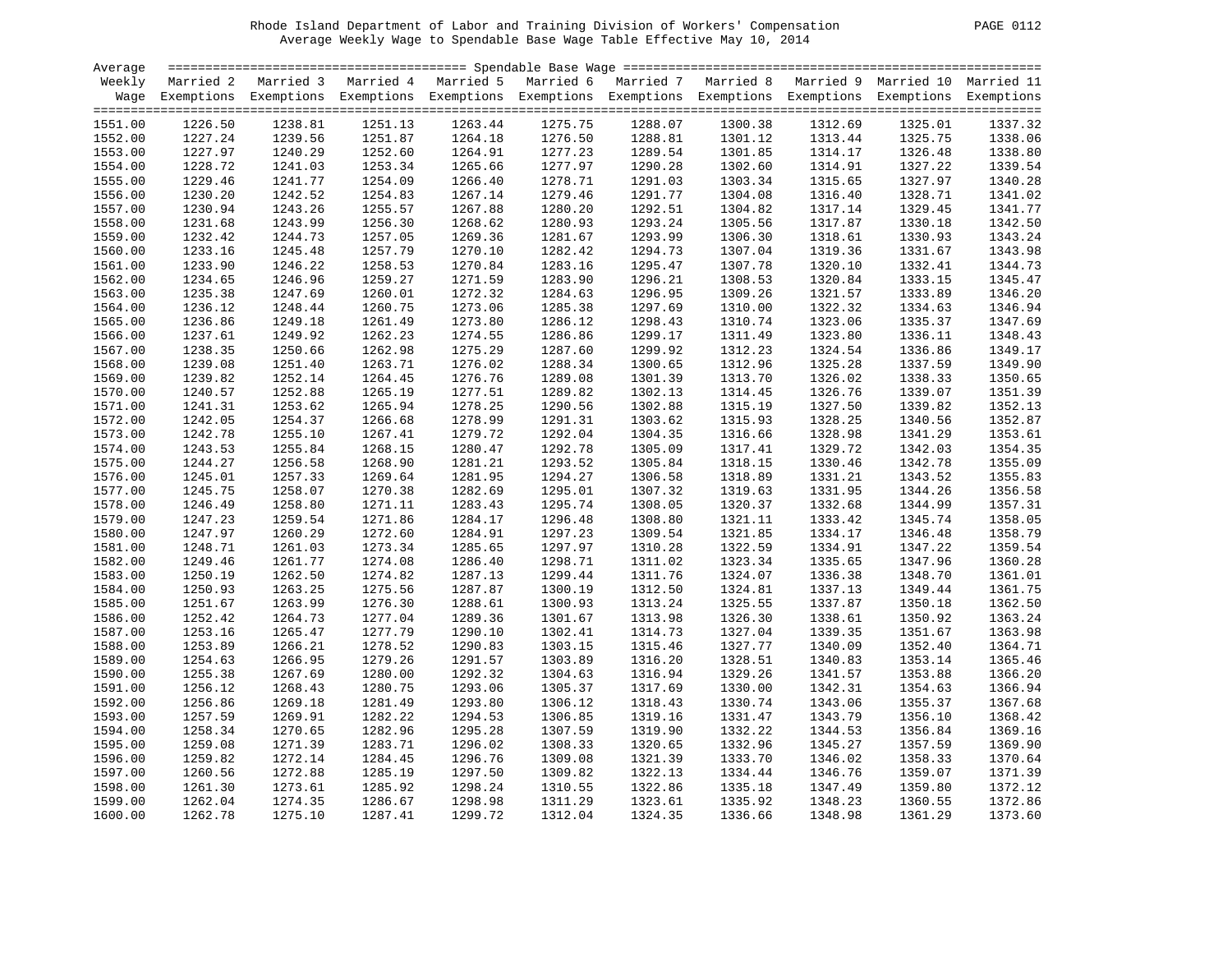Rhode Island Department of Labor and Training Division of Workers' Compensation

Average Weekly Wage to Spendable Base Wage Table Effective May 10, 2014

| Average Weekly Wage | Spendable Base Wage | | | | | | | | | |
|---|---|---|---|---|---|---|---|---|---|---|
| | Married 2 Exemptions | Married 3 Exemptions | Married 4 Exemptions | Married 5 Exemptions | Married 6 Exemptions | Married 7 Exemptions | Married 8 Exemptions | Married 9 Exemptions | Married 10 Exemptions | Married 11 Exemptions |
| 1551.00 | 1226.50 | 1238.81 | 1251.13 | 1263.44 | 1275.75 | 1288.07 | 1300.38 | 1312.69 | 1325.01 | 1337.32 |
| 1552.00 | 1227.24 | 1239.56 | 1251.87 | 1264.18 | 1276.50 | 1288.81 | 1301.12 | 1313.44 | 1325.75 | 1338.06 |
| 1553.00 | 1227.97 | 1240.29 | 1252.60 | 1264.91 | 1277.23 | 1289.54 | 1301.85 | 1314.17 | 1326.48 | 1338.80 |
| 1554.00 | 1228.72 | 1241.03 | 1253.34 | 1265.66 | 1277.97 | 1290.28 | 1302.60 | 1314.91 | 1327.22 | 1339.54 |
| 1555.00 | 1229.46 | 1241.77 | 1254.09 | 1266.40 | 1278.71 | 1291.03 | 1303.34 | 1315.65 | 1327.97 | 1340.28 |
| 1556.00 | 1230.20 | 1242.52 | 1254.83 | 1267.14 | 1279.46 | 1291.77 | 1304.08 | 1316.40 | 1328.71 | 1341.02 |
| 1557.00 | 1230.94 | 1243.26 | 1255.57 | 1267.88 | 1280.20 | 1292.51 | 1304.82 | 1317.14 | 1329.45 | 1341.77 |
| 1558.00 | 1231.68 | 1243.99 | 1256.30 | 1268.62 | 1280.93 | 1293.24 | 1305.56 | 1317.87 | 1330.18 | 1342.50 |
| 1559.00 | 1232.42 | 1244.73 | 1257.05 | 1269.36 | 1281.67 | 1293.99 | 1306.30 | 1318.61 | 1330.93 | 1343.24 |
| 1560.00 | 1233.16 | 1245.48 | 1257.79 | 1270.10 | 1282.42 | 1294.73 | 1307.04 | 1319.36 | 1331.67 | 1343.98 |
| 1561.00 | 1233.90 | 1246.22 | 1258.53 | 1270.84 | 1283.16 | 1295.47 | 1307.78 | 1320.10 | 1332.41 | 1344.73 |
| 1562.00 | 1234.65 | 1246.96 | 1259.27 | 1271.59 | 1283.90 | 1296.21 | 1308.53 | 1320.84 | 1333.15 | 1345.47 |
| 1563.00 | 1235.38 | 1247.69 | 1260.01 | 1272.32 | 1284.63 | 1296.95 | 1309.26 | 1321.57 | 1333.89 | 1346.20 |
| 1564.00 | 1236.12 | 1248.44 | 1260.75 | 1273.06 | 1285.38 | 1297.69 | 1310.00 | 1322.32 | 1334.63 | 1346.94 |
| 1565.00 | 1236.86 | 1249.18 | 1261.49 | 1273.80 | 1286.12 | 1298.43 | 1310.74 | 1323.06 | 1335.37 | 1347.69 |
| 1566.00 | 1237.61 | 1249.92 | 1262.23 | 1274.55 | 1286.86 | 1299.17 | 1311.49 | 1323.80 | 1336.11 | 1348.43 |
| 1567.00 | 1238.35 | 1250.66 | 1262.98 | 1275.29 | 1287.60 | 1299.92 | 1312.23 | 1324.54 | 1336.86 | 1349.17 |
| 1568.00 | 1239.08 | 1251.40 | 1263.71 | 1276.02 | 1288.34 | 1300.65 | 1312.96 | 1325.28 | 1337.59 | 1349.90 |
| 1569.00 | 1239.82 | 1252.14 | 1264.45 | 1276.76 | 1289.08 | 1301.39 | 1313.70 | 1326.02 | 1338.33 | 1350.65 |
| 1570.00 | 1240.57 | 1252.88 | 1265.19 | 1277.51 | 1289.82 | 1302.13 | 1314.45 | 1326.76 | 1339.07 | 1351.39 |
| 1571.00 | 1241.31 | 1253.62 | 1265.94 | 1278.25 | 1290.56 | 1302.88 | 1315.19 | 1327.50 | 1339.82 | 1352.13 |
| 1572.00 | 1242.05 | 1254.37 | 1266.68 | 1278.99 | 1291.31 | 1303.62 | 1315.93 | 1328.25 | 1340.56 | 1352.87 |
| 1573.00 | 1242.78 | 1255.10 | 1267.41 | 1279.72 | 1292.04 | 1304.35 | 1316.66 | 1328.98 | 1341.29 | 1353.61 |
| 1574.00 | 1243.53 | 1255.84 | 1268.15 | 1280.47 | 1292.78 | 1305.09 | 1317.41 | 1329.72 | 1342.03 | 1354.35 |
| 1575.00 | 1244.27 | 1256.58 | 1268.90 | 1281.21 | 1293.52 | 1305.84 | 1318.15 | 1330.46 | 1342.78 | 1355.09 |
| 1576.00 | 1245.01 | 1257.33 | 1269.64 | 1281.95 | 1294.27 | 1306.58 | 1318.89 | 1331.21 | 1343.52 | 1355.83 |
| 1577.00 | 1245.75 | 1258.07 | 1270.38 | 1282.69 | 1295.01 | 1307.32 | 1319.63 | 1331.95 | 1344.26 | 1356.58 |
| 1578.00 | 1246.49 | 1258.80 | 1271.11 | 1283.43 | 1295.74 | 1308.05 | 1320.37 | 1332.68 | 1344.99 | 1357.31 |
| 1579.00 | 1247.23 | 1259.54 | 1271.86 | 1284.17 | 1296.48 | 1308.80 | 1321.11 | 1333.42 | 1345.74 | 1358.05 |
| 1580.00 | 1247.97 | 1260.29 | 1272.60 | 1284.91 | 1297.23 | 1309.54 | 1321.85 | 1334.17 | 1346.48 | 1358.79 |
| 1581.00 | 1248.71 | 1261.03 | 1273.34 | 1285.65 | 1297.97 | 1310.28 | 1322.59 | 1334.91 | 1347.22 | 1359.54 |
| 1582.00 | 1249.46 | 1261.77 | 1274.08 | 1286.40 | 1298.71 | 1311.02 | 1323.34 | 1335.65 | 1347.96 | 1360.28 |
| 1583.00 | 1250.19 | 1262.50 | 1274.82 | 1287.13 | 1299.44 | 1311.76 | 1324.07 | 1336.38 | 1348.70 | 1361.01 |
| 1584.00 | 1250.93 | 1263.25 | 1275.56 | 1287.87 | 1300.19 | 1312.50 | 1324.81 | 1337.13 | 1349.44 | 1361.75 |
| 1585.00 | 1251.67 | 1263.99 | 1276.30 | 1288.61 | 1300.93 | 1313.24 | 1325.55 | 1337.87 | 1350.18 | 1362.50 |
| 1586.00 | 1252.42 | 1264.73 | 1277.04 | 1289.36 | 1301.67 | 1313.98 | 1326.30 | 1338.61 | 1350.92 | 1363.24 |
| 1587.00 | 1253.16 | 1265.47 | 1277.79 | 1290.10 | 1302.41 | 1314.73 | 1327.04 | 1339.35 | 1351.67 | 1363.98 |
| 1588.00 | 1253.89 | 1266.21 | 1278.52 | 1290.83 | 1303.15 | 1315.46 | 1327.77 | 1340.09 | 1352.40 | 1364.71 |
| 1589.00 | 1254.63 | 1266.95 | 1279.26 | 1291.57 | 1303.89 | 1316.20 | 1328.51 | 1340.83 | 1353.14 | 1365.46 |
| 1590.00 | 1255.38 | 1267.69 | 1280.00 | 1292.32 | 1304.63 | 1316.94 | 1329.26 | 1341.57 | 1353.88 | 1366.20 |
| 1591.00 | 1256.12 | 1268.43 | 1280.75 | 1293.06 | 1305.37 | 1317.69 | 1330.00 | 1342.31 | 1354.63 | 1366.94 |
| 1592.00 | 1256.86 | 1269.18 | 1281.49 | 1293.80 | 1306.12 | 1318.43 | 1330.74 | 1343.06 | 1355.37 | 1367.68 |
| 1593.00 | 1257.59 | 1269.91 | 1282.22 | 1294.53 | 1306.85 | 1319.16 | 1331.47 | 1343.79 | 1356.10 | 1368.42 |
| 1594.00 | 1258.34 | 1270.65 | 1282.96 | 1295.28 | 1307.59 | 1319.90 | 1332.22 | 1344.53 | 1356.84 | 1369.16 |
| 1595.00 | 1259.08 | 1271.39 | 1283.71 | 1296.02 | 1308.33 | 1320.65 | 1332.96 | 1345.27 | 1357.59 | 1369.90 |
| 1596.00 | 1259.82 | 1272.14 | 1284.45 | 1296.76 | 1309.08 | 1321.39 | 1333.70 | 1346.02 | 1358.33 | 1370.64 |
| 1597.00 | 1260.56 | 1272.88 | 1285.19 | 1297.50 | 1309.82 | 1322.13 | 1334.44 | 1346.76 | 1359.07 | 1371.39 |
| 1598.00 | 1261.30 | 1273.61 | 1285.92 | 1298.24 | 1310.55 | 1322.86 | 1335.18 | 1347.49 | 1359.80 | 1372.12 |
| 1599.00 | 1262.04 | 1274.35 | 1286.67 | 1298.98 | 1311.29 | 1323.61 | 1335.92 | 1348.23 | 1360.55 | 1372.86 |
| 1600.00 | 1262.78 | 1275.10 | 1287.41 | 1299.72 | 1312.04 | 1324.35 | 1336.66 | 1348.98 | 1361.29 | 1373.60 |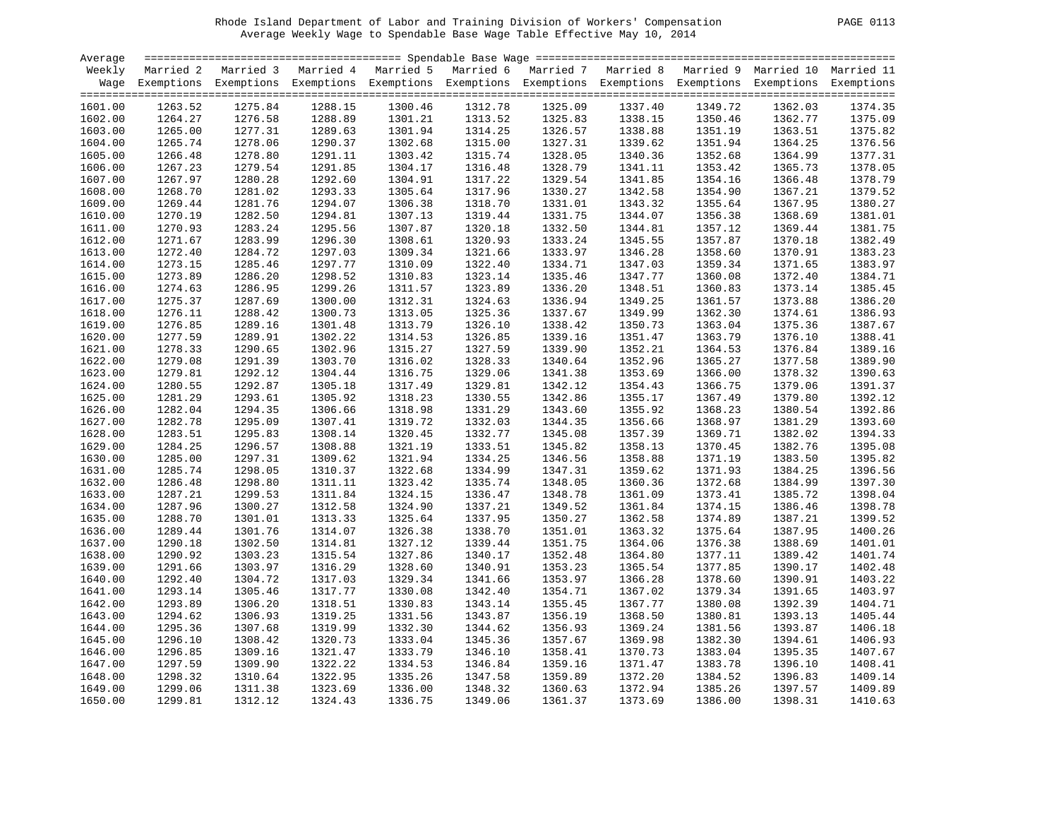Rhode Island Department of Labor and Training Division of Workers' Compensation

Average Weekly Wage to Spendable Base Wage Table Effective May 10, 2014

| Average Weekly Wage | Married 2 Exemptions | Married 3 Exemptions | Married 4 Exemptions | Married 5 Exemptions | Married 6 Exemptions | Married 7 Exemptions | Married 8 Exemptions | Married 9 Exemptions | Married 10 Exemptions | Married 11 Exemptions |
|---|---|---|---|---|---|---|---|---|---|---|
| 1601.00 | 1263.52 | 1275.84 | 1288.15 | 1300.46 | 1312.78 | 1325.09 | 1337.40 | 1349.72 | 1362.03 | 1374.35 |
| 1602.00 | 1264.27 | 1276.58 | 1288.89 | 1301.21 | 1313.52 | 1325.83 | 1338.15 | 1350.46 | 1362.77 | 1375.09 |
| 1603.00 | 1265.00 | 1277.31 | 1289.63 | 1301.94 | 1314.25 | 1326.57 | 1338.88 | 1351.19 | 1363.51 | 1375.82 |
| 1604.00 | 1265.74 | 1278.06 | 1290.37 | 1302.68 | 1315.00 | 1327.31 | 1339.62 | 1351.94 | 1364.25 | 1376.56 |
| 1605.00 | 1266.48 | 1278.80 | 1291.11 | 1303.42 | 1315.74 | 1328.05 | 1340.36 | 1352.68 | 1364.99 | 1377.31 |
| 1606.00 | 1267.23 | 1279.54 | 1291.85 | 1304.17 | 1316.48 | 1328.79 | 1341.11 | 1353.42 | 1365.73 | 1378.05 |
| 1607.00 | 1267.97 | 1280.28 | 1292.60 | 1304.91 | 1317.22 | 1329.54 | 1341.85 | 1354.16 | 1366.48 | 1378.79 |
| 1608.00 | 1268.70 | 1281.02 | 1293.33 | 1305.64 | 1317.96 | 1330.27 | 1342.58 | 1354.90 | 1367.21 | 1379.52 |
| 1609.00 | 1269.44 | 1281.76 | 1294.07 | 1306.38 | 1318.70 | 1331.01 | 1343.32 | 1355.64 | 1367.95 | 1380.27 |
| 1610.00 | 1270.19 | 1282.50 | 1294.81 | 1307.13 | 1319.44 | 1331.75 | 1344.07 | 1356.38 | 1368.69 | 1381.01 |
| 1611.00 | 1270.93 | 1283.24 | 1295.56 | 1307.87 | 1320.18 | 1332.50 | 1344.81 | 1357.12 | 1369.44 | 1381.75 |
| 1612.00 | 1271.67 | 1283.99 | 1296.30 | 1308.61 | 1320.93 | 1333.24 | 1345.55 | 1357.87 | 1370.18 | 1382.49 |
| 1613.00 | 1272.40 | 1284.72 | 1297.03 | 1309.34 | 1321.66 | 1333.97 | 1346.28 | 1358.60 | 1370.91 | 1383.23 |
| 1614.00 | 1273.15 | 1285.46 | 1297.77 | 1310.09 | 1322.40 | 1334.71 | 1347.03 | 1359.34 | 1371.65 | 1383.97 |
| 1615.00 | 1273.89 | 1286.20 | 1298.52 | 1310.83 | 1323.14 | 1335.46 | 1347.77 | 1360.08 | 1372.40 | 1384.71 |
| 1616.00 | 1274.63 | 1286.95 | 1299.26 | 1311.57 | 1323.89 | 1336.20 | 1348.51 | 1360.83 | 1373.14 | 1385.45 |
| 1617.00 | 1275.37 | 1287.69 | 1300.00 | 1312.31 | 1324.63 | 1336.94 | 1349.25 | 1361.57 | 1373.88 | 1386.20 |
| 1618.00 | 1276.11 | 1288.42 | 1300.73 | 1313.05 | 1325.36 | 1337.67 | 1349.99 | 1362.30 | 1374.61 | 1386.93 |
| 1619.00 | 1276.85 | 1289.16 | 1301.48 | 1313.79 | 1326.10 | 1338.42 | 1350.73 | 1363.04 | 1375.36 | 1387.67 |
| 1620.00 | 1277.59 | 1289.91 | 1302.22 | 1314.53 | 1326.85 | 1339.16 | 1351.47 | 1363.79 | 1376.10 | 1388.41 |
| 1621.00 | 1278.33 | 1290.65 | 1302.96 | 1315.27 | 1327.59 | 1339.90 | 1352.21 | 1364.53 | 1376.84 | 1389.16 |
| 1622.00 | 1279.08 | 1291.39 | 1303.70 | 1316.02 | 1328.33 | 1340.64 | 1352.96 | 1365.27 | 1377.58 | 1389.90 |
| 1623.00 | 1279.81 | 1292.12 | 1304.44 | 1316.75 | 1329.06 | 1341.38 | 1353.69 | 1366.00 | 1378.32 | 1390.63 |
| 1624.00 | 1280.55 | 1292.87 | 1305.18 | 1317.49 | 1329.81 | 1342.12 | 1354.43 | 1366.75 | 1379.06 | 1391.37 |
| 1625.00 | 1281.29 | 1293.61 | 1305.92 | 1318.23 | 1330.55 | 1342.86 | 1355.17 | 1367.49 | 1379.80 | 1392.12 |
| 1626.00 | 1282.04 | 1294.35 | 1306.66 | 1318.98 | 1331.29 | 1343.60 | 1355.92 | 1368.23 | 1380.54 | 1392.86 |
| 1627.00 | 1282.78 | 1295.09 | 1307.41 | 1319.72 | 1332.03 | 1344.35 | 1356.66 | 1368.97 | 1381.29 | 1393.60 |
| 1628.00 | 1283.51 | 1295.83 | 1308.14 | 1320.45 | 1332.77 | 1345.08 | 1357.39 | 1369.71 | 1382.02 | 1394.33 |
| 1629.00 | 1284.25 | 1296.57 | 1308.88 | 1321.19 | 1333.51 | 1345.82 | 1358.13 | 1370.45 | 1382.76 | 1395.08 |
| 1630.00 | 1285.00 | 1297.31 | 1309.62 | 1321.94 | 1334.25 | 1346.56 | 1358.88 | 1371.19 | 1383.50 | 1395.82 |
| 1631.00 | 1285.74 | 1298.05 | 1310.37 | 1322.68 | 1334.99 | 1347.31 | 1359.62 | 1371.93 | 1384.25 | 1396.56 |
| 1632.00 | 1286.48 | 1298.80 | 1311.11 | 1323.42 | 1335.74 | 1348.05 | 1360.36 | 1372.68 | 1384.99 | 1397.30 |
| 1633.00 | 1287.21 | 1299.53 | 1311.84 | 1324.15 | 1336.47 | 1348.78 | 1361.09 | 1373.41 | 1385.72 | 1398.04 |
| 1634.00 | 1287.96 | 1300.27 | 1312.58 | 1324.90 | 1337.21 | 1349.52 | 1361.84 | 1374.15 | 1386.46 | 1398.78 |
| 1635.00 | 1288.70 | 1301.01 | 1313.33 | 1325.64 | 1337.95 | 1350.27 | 1362.58 | 1374.89 | 1387.21 | 1399.52 |
| 1636.00 | 1289.44 | 1301.76 | 1314.07 | 1326.38 | 1338.70 | 1351.01 | 1363.32 | 1375.64 | 1387.95 | 1400.26 |
| 1637.00 | 1290.18 | 1302.50 | 1314.81 | 1327.12 | 1339.44 | 1351.75 | 1364.06 | 1376.38 | 1388.69 | 1401.01 |
| 1638.00 | 1290.92 | 1303.23 | 1315.54 | 1327.86 | 1340.17 | 1352.48 | 1364.80 | 1377.11 | 1389.42 | 1401.74 |
| 1639.00 | 1291.66 | 1303.97 | 1316.29 | 1328.60 | 1340.91 | 1353.23 | 1365.54 | 1377.85 | 1390.17 | 1402.48 |
| 1640.00 | 1292.40 | 1304.72 | 1317.03 | 1329.34 | 1341.66 | 1353.97 | 1366.28 | 1378.60 | 1390.91 | 1403.22 |
| 1641.00 | 1293.14 | 1305.46 | 1317.77 | 1330.08 | 1342.40 | 1354.71 | 1367.02 | 1379.34 | 1391.65 | 1403.97 |
| 1642.00 | 1293.89 | 1306.20 | 1318.51 | 1330.83 | 1343.14 | 1355.45 | 1367.77 | 1380.08 | 1392.39 | 1404.71 |
| 1643.00 | 1294.62 | 1306.93 | 1319.25 | 1331.56 | 1343.87 | 1356.19 | 1368.50 | 1380.81 | 1393.13 | 1405.44 |
| 1644.00 | 1295.36 | 1307.68 | 1319.99 | 1332.30 | 1344.62 | 1356.93 | 1369.24 | 1381.56 | 1393.87 | 1406.18 |
| 1645.00 | 1296.10 | 1308.42 | 1320.73 | 1333.04 | 1345.36 | 1357.67 | 1369.98 | 1382.30 | 1394.61 | 1406.93 |
| 1646.00 | 1296.85 | 1309.16 | 1321.47 | 1333.79 | 1346.10 | 1358.41 | 1370.73 | 1383.04 | 1395.35 | 1407.67 |
| 1647.00 | 1297.59 | 1309.90 | 1322.22 | 1334.53 | 1346.84 | 1359.16 | 1371.47 | 1383.78 | 1396.10 | 1408.41 |
| 1648.00 | 1298.32 | 1310.64 | 1322.95 | 1335.26 | 1347.58 | 1359.89 | 1372.20 | 1384.52 | 1396.83 | 1409.14 |
| 1649.00 | 1299.06 | 1311.38 | 1323.69 | 1336.00 | 1348.32 | 1360.63 | 1372.94 | 1385.26 | 1397.57 | 1409.89 |
| 1650.00 | 1299.81 | 1312.12 | 1324.43 | 1336.75 | 1349.06 | 1361.37 | 1373.69 | 1386.00 | 1398.31 | 1410.63 |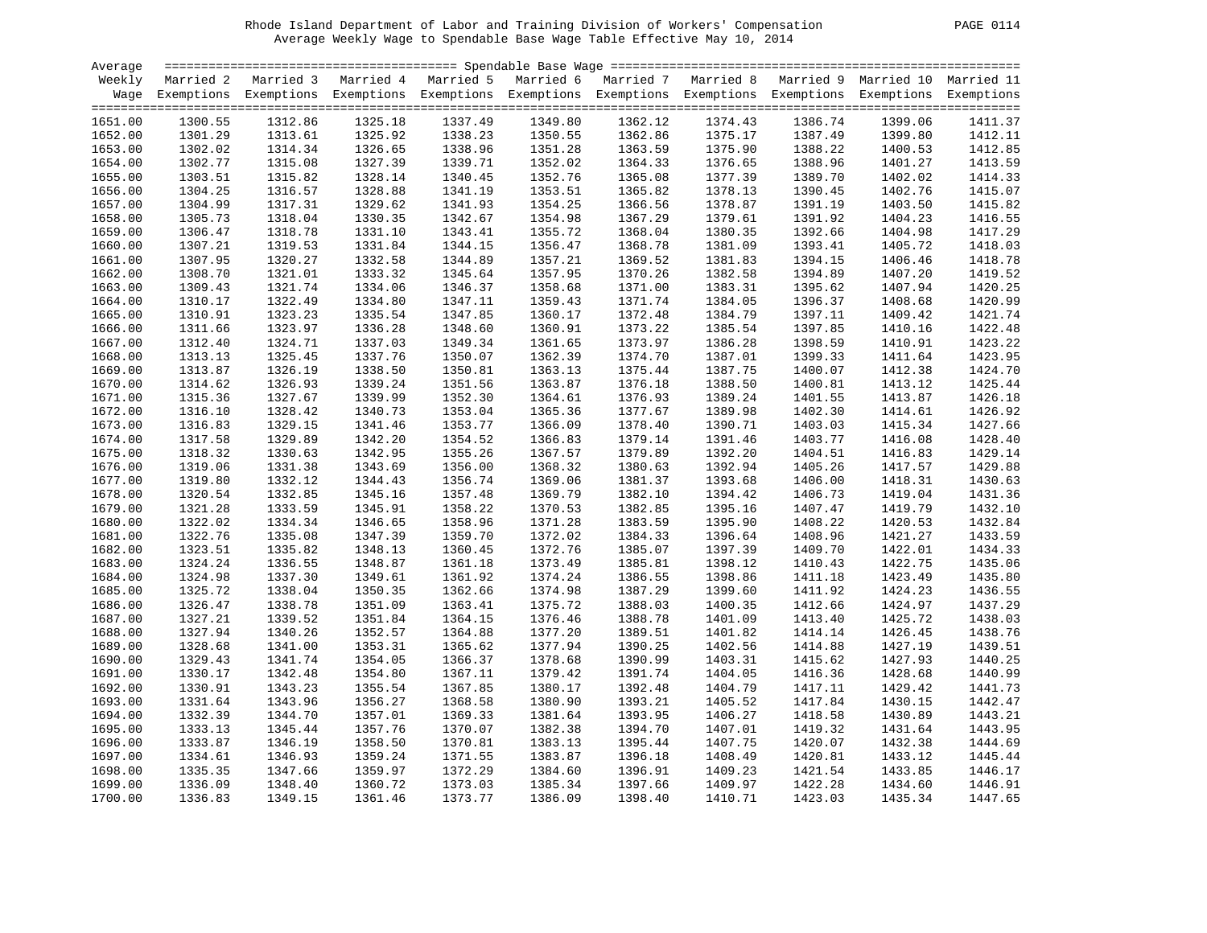Rhode Island Department of Labor and Training Division of Workers' Compensation

Average Weekly Wage to Spendable Base Wage Table Effective May 10, 2014

| Average Weekly Wage | Married 2 Exemptions | Married 3 Exemptions | Married 4 Exemptions | Married 5 Exemptions | Married 6 Exemptions | Married 7 Exemptions | Married 8 Exemptions | Married 9 Exemptions | Married 10 Exemptions | Married 11 Exemptions |
|---|---|---|---|---|---|---|---|---|---|---|
| 1651.00 | 1300.55 | 1312.86 | 1325.18 | 1337.49 | 1349.80 | 1362.12 | 1374.43 | 1386.74 | 1399.06 | 1411.37 |
| 1652.00 | 1301.29 | 1313.61 | 1325.92 | 1338.23 | 1350.55 | 1362.86 | 1375.17 | 1387.49 | 1399.80 | 1412.11 |
| 1653.00 | 1302.02 | 1314.34 | 1326.65 | 1338.96 | 1351.28 | 1363.59 | 1375.90 | 1388.22 | 1400.53 | 1412.85 |
| 1654.00 | 1302.77 | 1315.08 | 1327.39 | 1339.71 | 1352.02 | 1364.33 | 1376.65 | 1388.96 | 1401.27 | 1413.59 |
| 1655.00 | 1303.51 | 1315.82 | 1328.14 | 1340.45 | 1352.76 | 1365.08 | 1377.39 | 1389.70 | 1402.02 | 1414.33 |
| 1656.00 | 1304.25 | 1316.57 | 1328.88 | 1341.19 | 1353.51 | 1365.82 | 1378.13 | 1390.45 | 1402.76 | 1415.07 |
| 1657.00 | 1304.99 | 1317.31 | 1329.62 | 1341.93 | 1354.25 | 1366.56 | 1378.87 | 1391.19 | 1403.50 | 1415.82 |
| 1658.00 | 1305.73 | 1318.04 | 1330.35 | 1342.67 | 1354.98 | 1367.29 | 1379.61 | 1391.92 | 1404.23 | 1416.55 |
| 1659.00 | 1306.47 | 1318.78 | 1331.10 | 1343.41 | 1355.72 | 1368.04 | 1380.35 | 1392.66 | 1404.98 | 1417.29 |
| 1660.00 | 1307.21 | 1319.53 | 1331.84 | 1344.15 | 1356.47 | 1368.78 | 1381.09 | 1393.41 | 1405.72 | 1418.03 |
| 1661.00 | 1307.95 | 1320.27 | 1332.58 | 1344.89 | 1357.21 | 1369.52 | 1381.83 | 1394.15 | 1406.46 | 1418.78 |
| 1662.00 | 1308.70 | 1321.01 | 1333.32 | 1345.64 | 1357.95 | 1370.26 | 1382.58 | 1394.89 | 1407.20 | 1419.52 |
| 1663.00 | 1309.43 | 1321.74 | 1334.06 | 1346.37 | 1358.68 | 1371.00 | 1383.31 | 1395.62 | 1407.94 | 1420.25 |
| 1664.00 | 1310.17 | 1322.49 | 1334.80 | 1347.11 | 1359.43 | 1371.74 | 1384.05 | 1396.37 | 1408.68 | 1420.99 |
| 1665.00 | 1310.91 | 1323.23 | 1335.54 | 1347.85 | 1360.17 | 1372.48 | 1384.79 | 1397.11 | 1409.42 | 1421.74 |
| 1666.00 | 1311.66 | 1323.97 | 1336.28 | 1348.60 | 1360.91 | 1373.22 | 1385.54 | 1397.85 | 1410.16 | 1422.48 |
| 1667.00 | 1312.40 | 1324.71 | 1337.03 | 1349.34 | 1361.65 | 1373.97 | 1386.28 | 1398.59 | 1410.91 | 1423.22 |
| 1668.00 | 1313.13 | 1325.45 | 1337.76 | 1350.07 | 1362.39 | 1374.70 | 1387.01 | 1399.33 | 1411.64 | 1423.95 |
| 1669.00 | 1313.87 | 1326.19 | 1338.50 | 1350.81 | 1363.13 | 1375.44 | 1387.75 | 1400.07 | 1412.38 | 1424.70 |
| 1670.00 | 1314.62 | 1326.93 | 1339.24 | 1351.56 | 1363.87 | 1376.18 | 1388.50 | 1400.81 | 1413.12 | 1425.44 |
| 1671.00 | 1315.36 | 1327.67 | 1339.99 | 1352.30 | 1364.61 | 1376.93 | 1389.24 | 1401.55 | 1413.87 | 1426.18 |
| 1672.00 | 1316.10 | 1328.42 | 1340.73 | 1353.04 | 1365.36 | 1377.67 | 1389.98 | 1402.30 | 1414.61 | 1426.92 |
| 1673.00 | 1316.83 | 1329.15 | 1341.46 | 1353.77 | 1366.09 | 1378.40 | 1390.71 | 1403.03 | 1415.34 | 1427.66 |
| 1674.00 | 1317.58 | 1329.89 | 1342.20 | 1354.52 | 1366.83 | 1379.14 | 1391.46 | 1403.77 | 1416.08 | 1428.40 |
| 1675.00 | 1318.32 | 1330.63 | 1342.95 | 1355.26 | 1367.57 | 1379.89 | 1392.20 | 1404.51 | 1416.83 | 1429.14 |
| 1676.00 | 1319.06 | 1331.38 | 1343.69 | 1356.00 | 1368.32 | 1380.63 | 1392.94 | 1405.26 | 1417.57 | 1429.88 |
| 1677.00 | 1319.80 | 1332.12 | 1344.43 | 1356.74 | 1369.06 | 1381.37 | 1393.68 | 1406.00 | 1418.31 | 1430.63 |
| 1678.00 | 1320.54 | 1332.85 | 1345.16 | 1357.48 | 1369.79 | 1382.10 | 1394.42 | 1406.73 | 1419.04 | 1431.36 |
| 1679.00 | 1321.28 | 1333.59 | 1345.91 | 1358.22 | 1370.53 | 1382.85 | 1395.16 | 1407.47 | 1419.79 | 1432.10 |
| 1680.00 | 1322.02 | 1334.34 | 1346.65 | 1358.96 | 1371.28 | 1383.59 | 1395.90 | 1408.22 | 1420.53 | 1432.84 |
| 1681.00 | 1322.76 | 1335.08 | 1347.39 | 1359.70 | 1372.02 | 1384.33 | 1396.64 | 1408.96 | 1421.27 | 1433.59 |
| 1682.00 | 1323.51 | 1335.82 | 1348.13 | 1360.45 | 1372.76 | 1385.07 | 1397.39 | 1409.70 | 1422.01 | 1434.33 |
| 1683.00 | 1324.24 | 1336.55 | 1348.87 | 1361.18 | 1373.49 | 1385.81 | 1398.12 | 1410.43 | 1422.75 | 1435.06 |
| 1684.00 | 1324.98 | 1337.30 | 1349.61 | 1361.92 | 1374.24 | 1386.55 | 1398.86 | 1411.18 | 1423.49 | 1435.80 |
| 1685.00 | 1325.72 | 1338.04 | 1350.35 | 1362.66 | 1374.98 | 1387.29 | 1399.60 | 1411.92 | 1424.23 | 1436.55 |
| 1686.00 | 1326.47 | 1338.78 | 1351.09 | 1363.41 | 1375.72 | 1388.03 | 1400.35 | 1412.66 | 1424.97 | 1437.29 |
| 1687.00 | 1327.21 | 1339.52 | 1351.84 | 1364.15 | 1376.46 | 1388.78 | 1401.09 | 1413.40 | 1425.72 | 1438.03 |
| 1688.00 | 1327.94 | 1340.26 | 1352.57 | 1364.88 | 1377.20 | 1389.51 | 1401.82 | 1414.14 | 1426.45 | 1438.76 |
| 1689.00 | 1328.68 | 1341.00 | 1353.31 | 1365.62 | 1377.94 | 1390.25 | 1402.56 | 1414.88 | 1427.19 | 1439.51 |
| 1690.00 | 1329.43 | 1341.74 | 1354.05 | 1366.37 | 1378.68 | 1390.99 | 1403.31 | 1415.62 | 1427.93 | 1440.25 |
| 1691.00 | 1330.17 | 1342.48 | 1354.80 | 1367.11 | 1379.42 | 1391.74 | 1404.05 | 1416.36 | 1428.68 | 1440.99 |
| 1692.00 | 1330.91 | 1343.23 | 1355.54 | 1367.85 | 1380.17 | 1392.48 | 1404.79 | 1417.11 | 1429.42 | 1441.73 |
| 1693.00 | 1331.64 | 1343.96 | 1356.27 | 1368.58 | 1380.90 | 1393.21 | 1405.52 | 1417.84 | 1430.15 | 1442.47 |
| 1694.00 | 1332.39 | 1344.70 | 1357.01 | 1369.33 | 1381.64 | 1393.95 | 1406.27 | 1418.58 | 1430.89 | 1443.21 |
| 1695.00 | 1333.13 | 1345.44 | 1357.76 | 1370.07 | 1382.38 | 1394.70 | 1407.01 | 1419.32 | 1431.64 | 1443.95 |
| 1696.00 | 1333.87 | 1346.19 | 1358.50 | 1370.81 | 1383.13 | 1395.44 | 1407.75 | 1420.07 | 1432.38 | 1444.69 |
| 1697.00 | 1334.61 | 1346.93 | 1359.24 | 1371.55 | 1383.87 | 1396.18 | 1408.49 | 1420.81 | 1433.12 | 1445.44 |
| 1698.00 | 1335.35 | 1347.66 | 1359.97 | 1372.29 | 1384.60 | 1396.91 | 1409.23 | 1421.54 | 1433.85 | 1446.17 |
| 1699.00 | 1336.09 | 1348.40 | 1360.72 | 1373.03 | 1385.34 | 1397.66 | 1409.97 | 1422.28 | 1434.60 | 1446.91 |
| 1700.00 | 1336.83 | 1349.15 | 1361.46 | 1373.77 | 1386.09 | 1398.40 | 1410.71 | 1423.03 | 1435.34 | 1447.65 |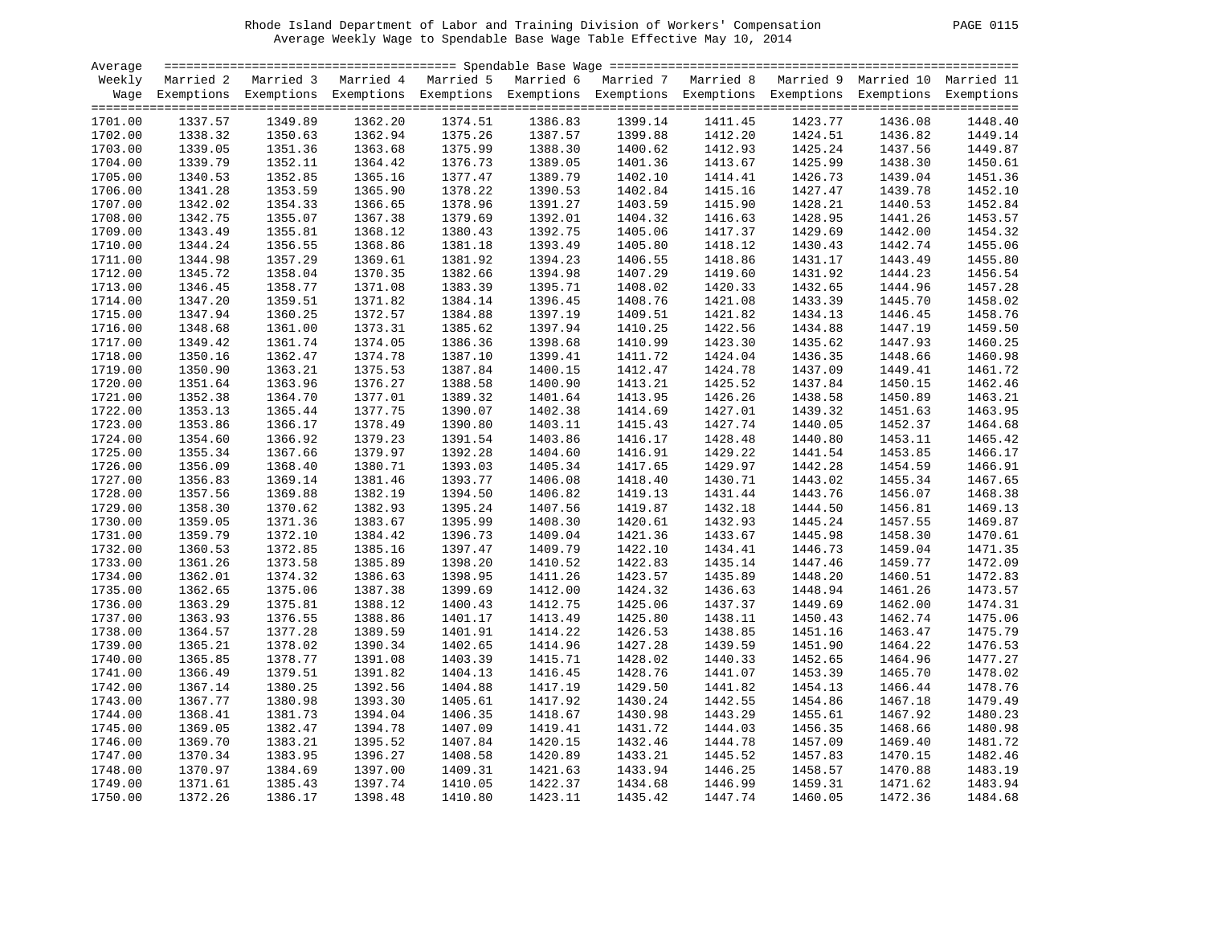Rhode Island Department of Labor and Training Division of Workers' Compensation
Average Weekly Wage to Spendable Base Wage Table Effective May 10, 2014

| Average Weekly Wage | Spendable Base Wage | | | | | | | | | |
|---|---|---|---|---|---|---|---|---|---|---|
| | Married 2 Exemptions | Married 3 Exemptions | Married 4 Exemptions | Married 5 Exemptions | Married 6 Exemptions | Married 7 Exemptions | Married 8 Exemptions | Married 9 Exemptions | Married 10 Exemptions | Married 11 Exemptions |
| 1701.00 | 1337.57 | 1349.89 | 1362.20 | 1374.51 | 1386.83 | 1399.14 | 1411.45 | 1423.77 | 1436.08 | 1448.40 |
| 1702.00 | 1338.32 | 1350.63 | 1362.94 | 1375.26 | 1387.57 | 1399.88 | 1412.20 | 1424.51 | 1436.82 | 1449.14 |
| 1703.00 | 1339.05 | 1351.36 | 1363.68 | 1375.99 | 1388.30 | 1400.62 | 1412.93 | 1425.24 | 1437.56 | 1449.87 |
| 1704.00 | 1339.79 | 1352.11 | 1364.42 | 1376.73 | 1389.05 | 1401.36 | 1413.67 | 1425.99 | 1438.30 | 1450.61 |
| 1705.00 | 1340.53 | 1352.85 | 1365.16 | 1377.47 | 1389.79 | 1402.10 | 1414.41 | 1426.73 | 1439.04 | 1451.36 |
| 1706.00 | 1341.28 | 1353.59 | 1365.90 | 1378.22 | 1390.53 | 1402.84 | 1415.16 | 1427.47 | 1439.78 | 1452.10 |
| 1707.00 | 1342.02 | 1354.33 | 1366.65 | 1378.96 | 1391.27 | 1403.59 | 1415.90 | 1428.21 | 1440.53 | 1452.84 |
| 1708.00 | 1342.75 | 1355.07 | 1367.38 | 1379.69 | 1392.01 | 1404.32 | 1416.63 | 1428.95 | 1441.26 | 1453.57 |
| 1709.00 | 1343.49 | 1355.81 | 1368.12 | 1380.43 | 1392.75 | 1405.06 | 1417.37 | 1429.69 | 1442.00 | 1454.32 |
| 1710.00 | 1344.24 | 1356.55 | 1368.86 | 1381.18 | 1393.49 | 1405.80 | 1418.12 | 1430.43 | 1442.74 | 1455.06 |
| 1711.00 | 1344.98 | 1357.29 | 1369.61 | 1381.92 | 1394.23 | 1406.55 | 1418.86 | 1431.17 | 1443.49 | 1455.80 |
| 1712.00 | 1345.72 | 1358.04 | 1370.35 | 1382.66 | 1394.98 | 1407.29 | 1419.60 | 1431.92 | 1444.23 | 1456.54 |
| 1713.00 | 1346.45 | 1358.77 | 1371.08 | 1383.39 | 1395.71 | 1408.02 | 1420.33 | 1432.65 | 1444.96 | 1457.28 |
| 1714.00 | 1347.20 | 1359.51 | 1371.82 | 1384.14 | 1396.45 | 1408.76 | 1421.08 | 1433.39 | 1445.70 | 1458.02 |
| 1715.00 | 1347.94 | 1360.25 | 1372.57 | 1384.88 | 1397.19 | 1409.51 | 1421.82 | 1434.13 | 1446.45 | 1458.76 |
| 1716.00 | 1348.68 | 1361.00 | 1373.31 | 1385.62 | 1397.94 | 1410.25 | 1422.56 | 1434.88 | 1447.19 | 1459.50 |
| 1717.00 | 1349.42 | 1361.74 | 1374.05 | 1386.36 | 1398.68 | 1410.99 | 1423.30 | 1435.62 | 1447.93 | 1460.25 |
| 1718.00 | 1350.16 | 1362.47 | 1374.78 | 1387.10 | 1399.41 | 1411.72 | 1424.04 | 1436.35 | 1448.66 | 1460.98 |
| 1719.00 | 1350.90 | 1363.21 | 1375.53 | 1387.84 | 1400.15 | 1412.47 | 1424.78 | 1437.09 | 1449.41 | 1461.72 |
| 1720.00 | 1351.64 | 1363.96 | 1376.27 | 1388.58 | 1400.90 | 1413.21 | 1425.52 | 1437.84 | 1450.15 | 1462.46 |
| 1721.00 | 1352.38 | 1364.70 | 1377.01 | 1389.32 | 1401.64 | 1413.95 | 1426.26 | 1438.58 | 1450.89 | 1463.21 |
| 1722.00 | 1353.13 | 1365.44 | 1377.75 | 1390.07 | 1402.38 | 1414.69 | 1427.01 | 1439.32 | 1451.63 | 1463.95 |
| 1723.00 | 1353.86 | 1366.17 | 1378.49 | 1390.80 | 1403.11 | 1415.43 | 1427.74 | 1440.05 | 1452.37 | 1464.68 |
| 1724.00 | 1354.60 | 1366.92 | 1379.23 | 1391.54 | 1403.86 | 1416.17 | 1428.48 | 1440.80 | 1453.11 | 1465.42 |
| 1725.00 | 1355.34 | 1367.66 | 1379.97 | 1392.28 | 1404.60 | 1416.91 | 1429.22 | 1441.54 | 1453.85 | 1466.17 |
| 1726.00 | 1356.09 | 1368.40 | 1380.71 | 1393.03 | 1405.34 | 1417.65 | 1429.97 | 1442.28 | 1454.59 | 1466.91 |
| 1727.00 | 1356.83 | 1369.14 | 1381.46 | 1393.77 | 1406.08 | 1418.40 | 1430.71 | 1443.02 | 1455.34 | 1467.65 |
| 1728.00 | 1357.56 | 1369.88 | 1382.19 | 1394.50 | 1406.82 | 1419.13 | 1431.44 | 1443.76 | 1456.07 | 1468.38 |
| 1729.00 | 1358.30 | 1370.62 | 1382.93 | 1395.24 | 1407.56 | 1419.87 | 1432.18 | 1444.50 | 1456.81 | 1469.13 |
| 1730.00 | 1359.05 | 1371.36 | 1383.67 | 1395.99 | 1408.30 | 1420.61 | 1432.93 | 1445.24 | 1457.55 | 1469.87 |
| 1731.00 | 1359.79 | 1372.10 | 1384.42 | 1396.73 | 1409.04 | 1421.36 | 1433.67 | 1445.98 | 1458.30 | 1470.61 |
| 1732.00 | 1360.53 | 1372.85 | 1385.16 | 1397.47 | 1409.79 | 1422.10 | 1434.41 | 1446.73 | 1459.04 | 1471.35 |
| 1733.00 | 1361.26 | 1373.58 | 1385.89 | 1398.20 | 1410.52 | 1422.83 | 1435.14 | 1447.46 | 1459.77 | 1472.09 |
| 1734.00 | 1362.01 | 1374.32 | 1386.63 | 1398.95 | 1411.26 | 1423.57 | 1435.89 | 1448.20 | 1460.51 | 1472.83 |
| 1735.00 | 1362.65 | 1375.06 | 1387.38 | 1399.69 | 1412.00 | 1424.32 | 1436.63 | 1448.94 | 1461.26 | 1473.57 |
| 1736.00 | 1363.29 | 1375.81 | 1388.12 | 1400.43 | 1412.75 | 1425.06 | 1437.37 | 1449.69 | 1462.00 | 1474.31 |
| 1737.00 | 1363.93 | 1376.55 | 1388.86 | 1401.17 | 1413.49 | 1425.80 | 1438.11 | 1450.43 | 1462.74 | 1475.06 |
| 1738.00 | 1364.57 | 1377.28 | 1389.59 | 1401.91 | 1414.22 | 1426.53 | 1438.85 | 1451.16 | 1463.47 | 1475.79 |
| 1739.00 | 1365.21 | 1378.02 | 1390.34 | 1402.65 | 1414.96 | 1427.28 | 1439.59 | 1451.90 | 1464.22 | 1476.53 |
| 1740.00 | 1365.85 | 1378.77 | 1391.08 | 1403.39 | 1415.71 | 1428.02 | 1440.33 | 1452.65 | 1464.96 | 1477.27 |
| 1741.00 | 1366.49 | 1379.51 | 1391.82 | 1404.13 | 1416.45 | 1428.76 | 1441.07 | 1453.39 | 1465.70 | 1478.02 |
| 1742.00 | 1367.14 | 1380.25 | 1392.56 | 1404.88 | 1417.19 | 1429.50 | 1441.82 | 1454.13 | 1466.44 | 1478.76 |
| 1743.00 | 1367.77 | 1380.98 | 1393.30 | 1405.61 | 1417.92 | 1430.24 | 1442.55 | 1454.86 | 1467.18 | 1479.49 |
| 1744.00 | 1368.41 | 1381.73 | 1394.04 | 1406.35 | 1418.67 | 1430.98 | 1443.29 | 1455.61 | 1467.92 | 1480.23 |
| 1745.00 | 1369.05 | 1382.47 | 1394.78 | 1407.09 | 1419.41 | 1431.72 | 1444.03 | 1456.35 | 1468.66 | 1480.98 |
| 1746.00 | 1369.70 | 1383.21 | 1395.52 | 1407.84 | 1420.15 | 1432.46 | 1444.78 | 1457.09 | 1469.40 | 1481.72 |
| 1747.00 | 1370.34 | 1383.95 | 1396.27 | 1408.58 | 1420.89 | 1433.21 | 1445.52 | 1457.83 | 1470.15 | 1482.46 |
| 1748.00 | 1370.97 | 1384.69 | 1397.00 | 1409.31 | 1421.63 | 1433.94 | 1446.25 | 1458.57 | 1470.88 | 1483.19 |
| 1749.00 | 1371.61 | 1385.43 | 1397.74 | 1410.05 | 1422.37 | 1434.68 | 1446.99 | 1459.31 | 1471.62 | 1483.94 |
| 1750.00 | 1372.26 | 1386.17 | 1398.48 | 1410.80 | 1423.11 | 1435.42 | 1447.74 | 1460.05 | 1472.36 | 1484.68 |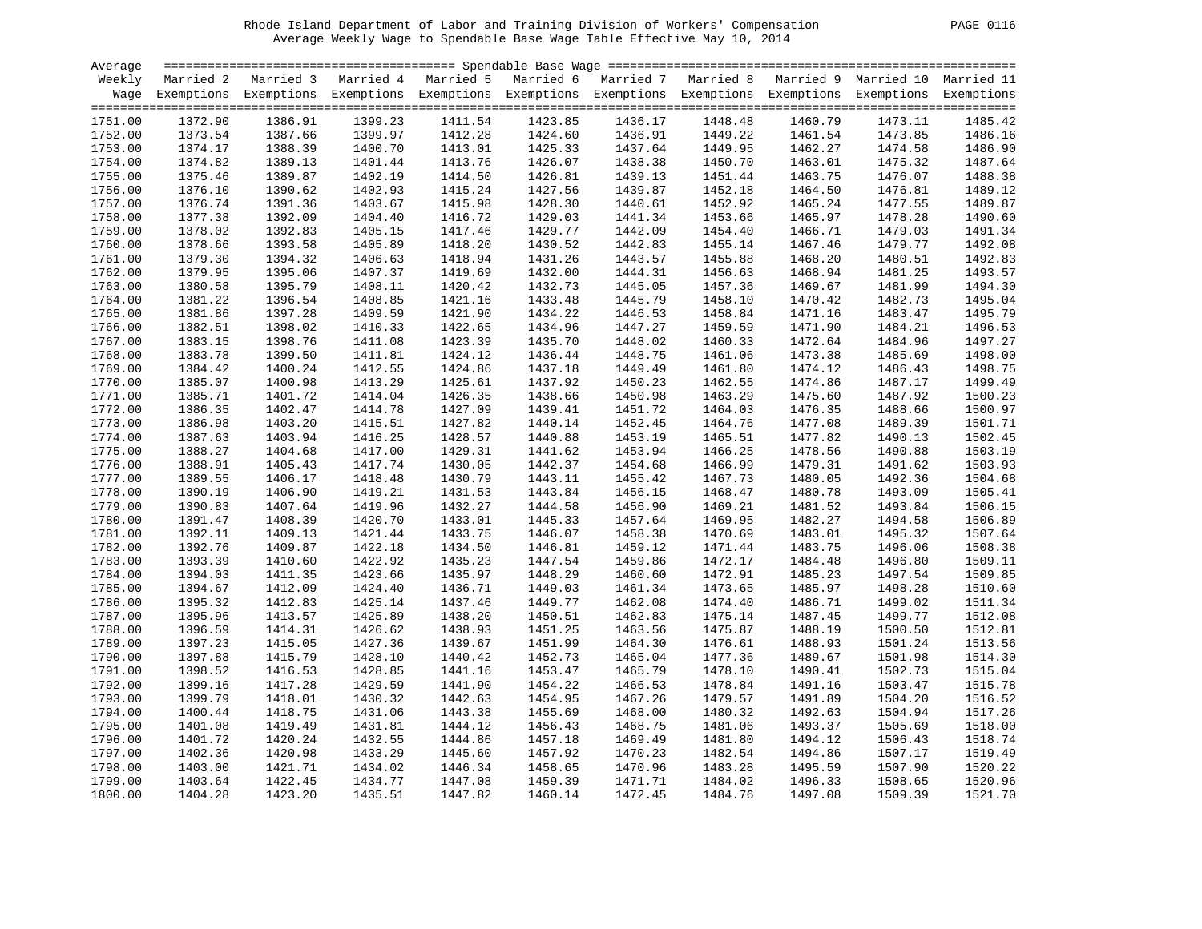Rhode Island Department of Labor and Training Division of Workers' Compensation

Average Weekly Wage to Spendable Base Wage Table Effective May 10, 2014

| Average Weekly Wage | Spendable Base Wage | | | | | | | | | |
|---|---|---|---|---|---|---|---|---|---|---|
| | Married 2 Exemptions | Married 3 Exemptions | Married 4 Exemptions | Married 5 Exemptions | Married 6 Exemptions | Married 7 Exemptions | Married 8 Exemptions | Married 9 Exemptions | Married 10 Exemptions | Married 11 Exemptions |
| 1751.00 | 1372.90 | 1386.91 | 1399.23 | 1411.54 | 1423.85 | 1436.17 | 1448.48 | 1460.79 | 1473.11 | 1485.42 |
| 1752.00 | 1373.54 | 1387.66 | 1399.97 | 1412.28 | 1424.60 | 1436.91 | 1449.22 | 1461.54 | 1473.85 | 1486.16 |
| 1753.00 | 1374.17 | 1388.39 | 1400.70 | 1413.01 | 1425.33 | 1437.64 | 1449.95 | 1462.27 | 1474.58 | 1486.90 |
| 1754.00 | 1374.82 | 1389.13 | 1401.44 | 1413.76 | 1426.07 | 1438.38 | 1450.70 | 1463.01 | 1475.32 | 1487.64 |
| 1755.00 | 1375.46 | 1389.87 | 1402.19 | 1414.50 | 1426.81 | 1439.13 | 1451.44 | 1463.75 | 1476.07 | 1488.38 |
| 1756.00 | 1376.10 | 1390.62 | 1402.93 | 1415.24 | 1427.56 | 1439.87 | 1452.18 | 1464.50 | 1476.81 | 1489.12 |
| 1757.00 | 1376.74 | 1391.36 | 1403.67 | 1415.98 | 1428.30 | 1440.61 | 1452.92 | 1465.24 | 1477.55 | 1489.87 |
| 1758.00 | 1377.38 | 1392.09 | 1404.40 | 1416.72 | 1429.03 | 1441.34 | 1453.66 | 1465.97 | 1478.28 | 1490.60 |
| 1759.00 | 1378.02 | 1392.83 | 1405.15 | 1417.46 | 1429.77 | 1442.09 | 1454.40 | 1466.71 | 1479.03 | 1491.34 |
| 1760.00 | 1378.66 | 1393.58 | 1405.89 | 1418.20 | 1430.52 | 1442.83 | 1455.14 | 1467.46 | 1479.77 | 1492.08 |
| 1761.00 | 1379.30 | 1394.32 | 1406.63 | 1418.94 | 1431.26 | 1443.57 | 1455.88 | 1468.20 | 1480.51 | 1492.83 |
| 1762.00 | 1379.95 | 1395.06 | 1407.37 | 1419.69 | 1432.00 | 1444.31 | 1456.63 | 1468.94 | 1481.25 | 1493.57 |
| 1763.00 | 1380.58 | 1395.79 | 1408.11 | 1420.42 | 1432.73 | 1445.05 | 1457.36 | 1469.67 | 1481.99 | 1494.30 |
| 1764.00 | 1381.22 | 1396.54 | 1408.85 | 1421.16 | 1433.48 | 1445.79 | 1458.10 | 1470.42 | 1482.73 | 1495.04 |
| 1765.00 | 1381.86 | 1397.28 | 1409.59 | 1421.90 | 1434.22 | 1446.53 | 1458.84 | 1471.16 | 1483.47 | 1495.79 |
| 1766.00 | 1382.51 | 1398.02 | 1410.33 | 1422.65 | 1434.96 | 1447.27 | 1459.59 | 1471.90 | 1484.21 | 1496.53 |
| 1767.00 | 1383.15 | 1398.76 | 1411.08 | 1423.39 | 1435.70 | 1448.02 | 1460.33 | 1472.64 | 1484.96 | 1497.27 |
| 1768.00 | 1383.78 | 1399.50 | 1411.81 | 1424.12 | 1436.44 | 1448.75 | 1461.06 | 1473.38 | 1485.69 | 1498.00 |
| 1769.00 | 1384.42 | 1400.24 | 1412.55 | 1424.86 | 1437.18 | 1449.49 | 1461.80 | 1474.12 | 1486.43 | 1498.75 |
| 1770.00 | 1385.07 | 1400.98 | 1413.29 | 1425.61 | 1437.92 | 1450.23 | 1462.55 | 1474.86 | 1487.17 | 1499.49 |
| 1771.00 | 1385.71 | 1401.72 | 1414.04 | 1426.35 | 1438.66 | 1450.98 | 1463.29 | 1475.60 | 1487.92 | 1500.23 |
| 1772.00 | 1386.35 | 1402.47 | 1414.78 | 1427.09 | 1439.41 | 1451.72 | 1464.03 | 1476.35 | 1488.66 | 1500.97 |
| 1773.00 | 1386.98 | 1403.20 | 1415.51 | 1427.82 | 1440.14 | 1452.45 | 1464.76 | 1477.08 | 1489.39 | 1501.71 |
| 1774.00 | 1387.63 | 1403.94 | 1416.25 | 1428.57 | 1440.88 | 1453.19 | 1465.51 | 1477.82 | 1490.13 | 1502.45 |
| 1775.00 | 1388.27 | 1404.68 | 1417.00 | 1429.31 | 1441.62 | 1453.94 | 1466.25 | 1478.56 | 1490.88 | 1503.19 |
| 1776.00 | 1388.91 | 1405.43 | 1417.74 | 1430.05 | 1442.37 | 1454.68 | 1466.99 | 1479.31 | 1491.62 | 1503.93 |
| 1777.00 | 1389.55 | 1406.17 | 1418.48 | 1430.79 | 1443.11 | 1455.42 | 1467.73 | 1480.05 | 1492.36 | 1504.68 |
| 1778.00 | 1390.19 | 1406.90 | 1419.21 | 1431.53 | 1443.84 | 1456.15 | 1468.47 | 1480.78 | 1493.09 | 1505.41 |
| 1779.00 | 1390.83 | 1407.64 | 1419.96 | 1432.27 | 1444.58 | 1456.90 | 1469.21 | 1481.52 | 1493.84 | 1506.15 |
| 1780.00 | 1391.47 | 1408.39 | 1420.70 | 1433.01 | 1445.33 | 1457.64 | 1469.95 | 1482.27 | 1494.58 | 1506.89 |
| 1781.00 | 1392.11 | 1409.13 | 1421.44 | 1433.75 | 1446.07 | 1458.38 | 1470.69 | 1483.01 | 1495.32 | 1507.64 |
| 1782.00 | 1392.76 | 1409.87 | 1422.18 | 1434.50 | 1446.81 | 1459.12 | 1471.44 | 1483.75 | 1496.06 | 1508.38 |
| 1783.00 | 1393.39 | 1410.60 | 1422.92 | 1435.23 | 1447.54 | 1459.86 | 1472.17 | 1484.48 | 1496.80 | 1509.11 |
| 1784.00 | 1394.03 | 1411.35 | 1423.66 | 1435.97 | 1448.29 | 1460.60 | 1472.91 | 1485.23 | 1497.54 | 1509.85 |
| 1785.00 | 1394.67 | 1412.09 | 1424.40 | 1436.71 | 1449.03 | 1461.34 | 1473.65 | 1485.97 | 1498.28 | 1510.60 |
| 1786.00 | 1395.32 | 1412.83 | 1425.14 | 1437.46 | 1449.77 | 1462.08 | 1474.40 | 1486.71 | 1499.02 | 1511.34 |
| 1787.00 | 1395.96 | 1413.57 | 1425.89 | 1438.20 | 1450.51 | 1462.83 | 1475.14 | 1487.45 | 1499.77 | 1512.08 |
| 1788.00 | 1396.59 | 1414.31 | 1426.62 | 1438.93 | 1451.25 | 1463.56 | 1475.87 | 1488.19 | 1500.50 | 1512.81 |
| 1789.00 | 1397.23 | 1415.05 | 1427.36 | 1439.67 | 1451.99 | 1464.30 | 1476.61 | 1488.93 | 1501.24 | 1513.56 |
| 1790.00 | 1397.88 | 1415.79 | 1428.10 | 1440.42 | 1452.73 | 1465.04 | 1477.36 | 1489.67 | 1501.98 | 1514.30 |
| 1791.00 | 1398.52 | 1416.53 | 1428.85 | 1441.16 | 1453.47 | 1465.79 | 1478.10 | 1490.41 | 1502.73 | 1515.04 |
| 1792.00 | 1399.16 | 1417.28 | 1429.59 | 1441.90 | 1454.22 | 1466.53 | 1478.84 | 1491.16 | 1503.47 | 1515.78 |
| 1793.00 | 1399.79 | 1418.01 | 1430.32 | 1442.63 | 1454.95 | 1467.26 | 1479.57 | 1491.89 | 1504.20 | 1516.52 |
| 1794.00 | 1400.44 | 1418.75 | 1431.06 | 1443.38 | 1455.69 | 1468.00 | 1480.32 | 1492.63 | 1504.94 | 1517.26 |
| 1795.00 | 1401.08 | 1419.49 | 1431.81 | 1444.12 | 1456.43 | 1468.75 | 1481.06 | 1493.37 | 1505.69 | 1518.00 |
| 1796.00 | 1401.72 | 1420.24 | 1432.55 | 1444.86 | 1457.18 | 1469.49 | 1481.80 | 1494.12 | 1506.43 | 1518.74 |
| 1797.00 | 1402.36 | 1420.98 | 1433.29 | 1445.60 | 1457.92 | 1470.23 | 1482.54 | 1494.86 | 1507.17 | 1519.49 |
| 1798.00 | 1403.00 | 1421.71 | 1434.02 | 1446.34 | 1458.65 | 1470.96 | 1483.28 | 1495.59 | 1507.90 | 1520.22 |
| 1799.00 | 1403.64 | 1422.45 | 1434.77 | 1447.08 | 1459.39 | 1471.71 | 1484.02 | 1496.33 | 1508.65 | 1520.96 |
| 1800.00 | 1404.28 | 1423.20 | 1435.51 | 1447.82 | 1460.14 | 1472.45 | 1484.76 | 1497.08 | 1509.39 | 1521.70 |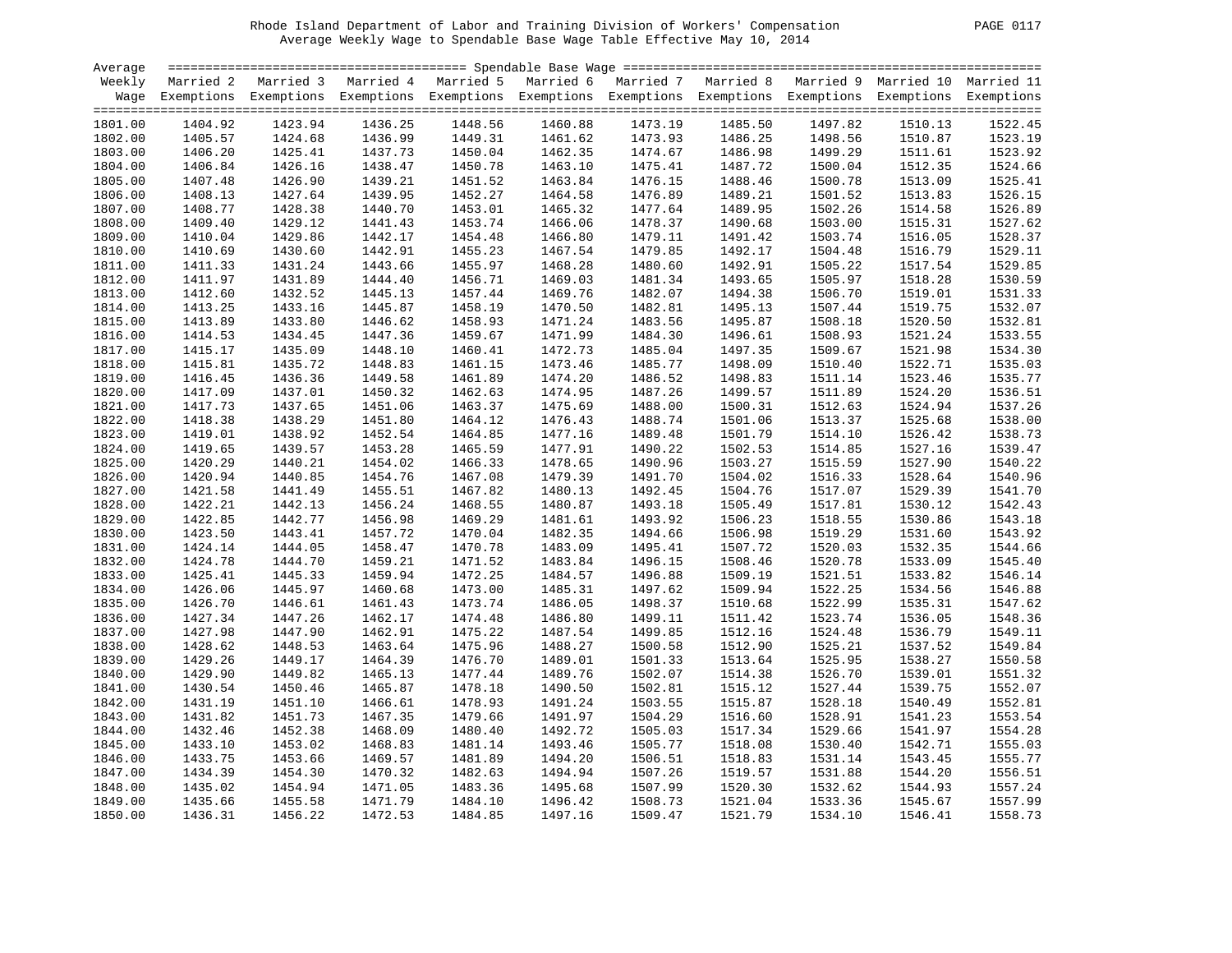Rhode Island Department of Labor and Training Division of Workers' Compensation

Average Weekly Wage to Spendable Base Wage Table Effective May 10, 2014

| Average Weekly Wage | Married 2 Exemptions | Married 3 Exemptions | Married 4 Exemptions | Married 5 Exemptions | Married 6 Exemptions | Married 7 Exemptions | Married 8 Exemptions | Married 9 Exemptions | Married 10 Exemptions | Married 11 Exemptions |
|---|---|---|---|---|---|---|---|---|---|---|
| 1801.00 | 1404.92 | 1423.94 | 1436.25 | 1448.56 | 1460.88 | 1473.19 | 1485.50 | 1497.82 | 1510.13 | 1522.45 |
| 1802.00 | 1405.57 | 1424.68 | 1436.99 | 1449.31 | 1461.62 | 1473.93 | 1486.25 | 1498.56 | 1510.87 | 1523.19 |
| 1803.00 | 1406.20 | 1425.41 | 1437.73 | 1450.04 | 1462.35 | 1474.67 | 1486.98 | 1499.29 | 1511.61 | 1523.92 |
| 1804.00 | 1406.84 | 1426.16 | 1438.47 | 1450.78 | 1463.10 | 1475.41 | 1487.72 | 1500.04 | 1512.35 | 1524.66 |
| 1805.00 | 1407.48 | 1426.90 | 1439.21 | 1451.52 | 1463.84 | 1476.15 | 1488.46 | 1500.78 | 1513.09 | 1525.41 |
| 1806.00 | 1408.13 | 1427.64 | 1439.95 | 1452.27 | 1464.58 | 1476.89 | 1489.21 | 1501.52 | 1513.83 | 1526.15 |
| 1807.00 | 1408.77 | 1428.38 | 1440.70 | 1453.01 | 1465.32 | 1477.64 | 1489.95 | 1502.26 | 1514.58 | 1526.89 |
| 1808.00 | 1409.40 | 1429.12 | 1441.43 | 1453.74 | 1466.06 | 1478.37 | 1490.68 | 1503.00 | 1515.31 | 1527.62 |
| 1809.00 | 1410.04 | 1429.86 | 1442.17 | 1454.48 | 1466.80 | 1479.11 | 1491.42 | 1503.74 | 1516.05 | 1528.37 |
| 1810.00 | 1410.69 | 1430.60 | 1442.91 | 1455.23 | 1467.54 | 1479.85 | 1492.17 | 1504.48 | 1516.79 | 1529.11 |
| 1811.00 | 1411.33 | 1431.24 | 1443.66 | 1455.97 | 1468.28 | 1480.60 | 1492.91 | 1505.22 | 1517.54 | 1529.85 |
| 1812.00 | 1411.97 | 1431.89 | 1444.40 | 1456.71 | 1469.03 | 1481.34 | 1493.65 | 1505.97 | 1518.28 | 1530.59 |
| 1813.00 | 1412.60 | 1432.52 | 1445.13 | 1457.44 | 1469.76 | 1482.07 | 1494.38 | 1506.70 | 1519.01 | 1531.33 |
| 1814.00 | 1413.25 | 1433.16 | 1445.87 | 1458.19 | 1470.50 | 1482.81 | 1495.13 | 1507.44 | 1519.75 | 1532.07 |
| 1815.00 | 1413.89 | 1433.80 | 1446.62 | 1458.93 | 1471.24 | 1483.56 | 1495.87 | 1508.18 | 1520.50 | 1532.81 |
| 1816.00 | 1414.53 | 1434.45 | 1447.36 | 1459.67 | 1471.99 | 1484.30 | 1496.61 | 1508.93 | 1521.24 | 1533.55 |
| 1817.00 | 1415.17 | 1435.09 | 1448.10 | 1460.41 | 1472.73 | 1485.04 | 1497.35 | 1509.67 | 1521.98 | 1534.30 |
| 1818.00 | 1415.81 | 1435.72 | 1448.83 | 1461.15 | 1473.46 | 1485.77 | 1498.09 | 1510.40 | 1522.71 | 1535.03 |
| 1819.00 | 1416.45 | 1436.36 | 1449.58 | 1461.89 | 1474.20 | 1486.52 | 1498.83 | 1511.14 | 1523.46 | 1535.77 |
| 1820.00 | 1417.09 | 1437.01 | 1450.32 | 1462.63 | 1474.95 | 1487.26 | 1499.57 | 1511.89 | 1524.20 | 1536.51 |
| 1821.00 | 1417.73 | 1437.65 | 1451.06 | 1463.37 | 1475.69 | 1488.00 | 1500.31 | 1512.63 | 1524.94 | 1537.26 |
| 1822.00 | 1418.38 | 1438.29 | 1451.80 | 1464.12 | 1476.43 | 1488.74 | 1501.06 | 1513.37 | 1525.68 | 1538.00 |
| 1823.00 | 1419.01 | 1438.92 | 1452.54 | 1464.85 | 1477.16 | 1489.48 | 1501.79 | 1514.10 | 1526.42 | 1538.73 |
| 1824.00 | 1419.65 | 1439.57 | 1453.28 | 1465.59 | 1477.91 | 1490.22 | 1502.53 | 1514.85 | 1527.16 | 1539.47 |
| 1825.00 | 1420.29 | 1440.21 | 1454.02 | 1466.33 | 1478.65 | 1490.96 | 1503.27 | 1515.59 | 1527.90 | 1540.22 |
| 1826.00 | 1420.94 | 1440.85 | 1454.76 | 1467.08 | 1479.39 | 1491.70 | 1504.02 | 1516.33 | 1528.64 | 1540.96 |
| 1827.00 | 1421.58 | 1441.49 | 1455.51 | 1467.82 | 1480.13 | 1492.45 | 1504.76 | 1517.07 | 1529.39 | 1541.70 |
| 1828.00 | 1422.21 | 1442.13 | 1456.24 | 1468.55 | 1480.87 | 1493.18 | 1505.49 | 1517.81 | 1530.12 | 1542.43 |
| 1829.00 | 1422.85 | 1442.77 | 1456.98 | 1469.29 | 1481.61 | 1493.92 | 1506.23 | 1518.55 | 1530.86 | 1543.18 |
| 1830.00 | 1423.50 | 1443.41 | 1457.72 | 1470.04 | 1482.35 | 1494.66 | 1506.98 | 1519.29 | 1531.60 | 1543.92 |
| 1831.00 | 1424.14 | 1444.05 | 1458.47 | 1470.78 | 1483.09 | 1495.41 | 1507.72 | 1520.03 | 1532.35 | 1544.66 |
| 1832.00 | 1424.78 | 1444.70 | 1459.21 | 1471.52 | 1483.84 | 1496.15 | 1508.46 | 1520.78 | 1533.09 | 1545.40 |
| 1833.00 | 1425.41 | 1445.33 | 1459.94 | 1472.25 | 1484.57 | 1496.88 | 1509.19 | 1521.51 | 1533.82 | 1546.14 |
| 1834.00 | 1426.06 | 1445.97 | 1460.68 | 1473.00 | 1485.31 | 1497.62 | 1509.94 | 1522.25 | 1534.56 | 1546.88 |
| 1835.00 | 1426.70 | 1446.61 | 1461.43 | 1473.74 | 1486.05 | 1498.37 | 1510.68 | 1522.99 | 1535.31 | 1547.62 |
| 1836.00 | 1427.34 | 1447.26 | 1462.17 | 1474.48 | 1486.80 | 1499.11 | 1511.42 | 1523.74 | 1536.05 | 1548.36 |
| 1837.00 | 1427.98 | 1447.90 | 1462.91 | 1475.22 | 1487.54 | 1499.85 | 1512.16 | 1524.48 | 1536.79 | 1549.11 |
| 1838.00 | 1428.62 | 1448.53 | 1463.64 | 1475.96 | 1488.27 | 1500.58 | 1512.90 | 1525.21 | 1537.52 | 1549.84 |
| 1839.00 | 1429.26 | 1449.17 | 1464.39 | 1476.70 | 1489.01 | 1501.33 | 1513.64 | 1525.95 | 1538.27 | 1550.58 |
| 1840.00 | 1429.90 | 1449.82 | 1465.13 | 1477.44 | 1489.76 | 1502.07 | 1514.38 | 1526.70 | 1539.01 | 1551.32 |
| 1841.00 | 1430.54 | 1450.46 | 1465.87 | 1478.18 | 1490.50 | 1502.81 | 1515.12 | 1527.44 | 1539.75 | 1552.07 |
| 1842.00 | 1431.19 | 1451.10 | 1466.61 | 1478.93 | 1491.24 | 1503.55 | 1515.87 | 1528.18 | 1540.49 | 1552.81 |
| 1843.00 | 1431.82 | 1451.73 | 1467.35 | 1479.66 | 1491.97 | 1504.29 | 1516.60 | 1528.91 | 1541.23 | 1553.54 |
| 1844.00 | 1432.46 | 1452.38 | 1468.09 | 1480.40 | 1492.72 | 1505.03 | 1517.34 | 1529.66 | 1541.97 | 1554.28 |
| 1845.00 | 1433.10 | 1453.02 | 1468.83 | 1481.14 | 1493.46 | 1505.77 | 1518.08 | 1530.40 | 1542.71 | 1555.03 |
| 1846.00 | 1433.75 | 1453.66 | 1469.57 | 1481.89 | 1494.20 | 1506.51 | 1518.83 | 1531.14 | 1543.45 | 1555.77 |
| 1847.00 | 1434.39 | 1454.30 | 1470.32 | 1482.63 | 1494.94 | 1507.26 | 1519.57 | 1531.88 | 1544.20 | 1556.51 |
| 1848.00 | 1435.02 | 1454.94 | 1471.05 | 1483.36 | 1495.68 | 1507.99 | 1520.30 | 1532.62 | 1544.93 | 1557.24 |
| 1849.00 | 1435.66 | 1455.58 | 1471.79 | 1484.10 | 1496.42 | 1508.73 | 1521.04 | 1533.36 | 1545.67 | 1557.99 |
| 1850.00 | 1436.31 | 1456.22 | 1472.53 | 1484.85 | 1497.16 | 1509.47 | 1521.79 | 1534.10 | 1546.41 | 1558.73 |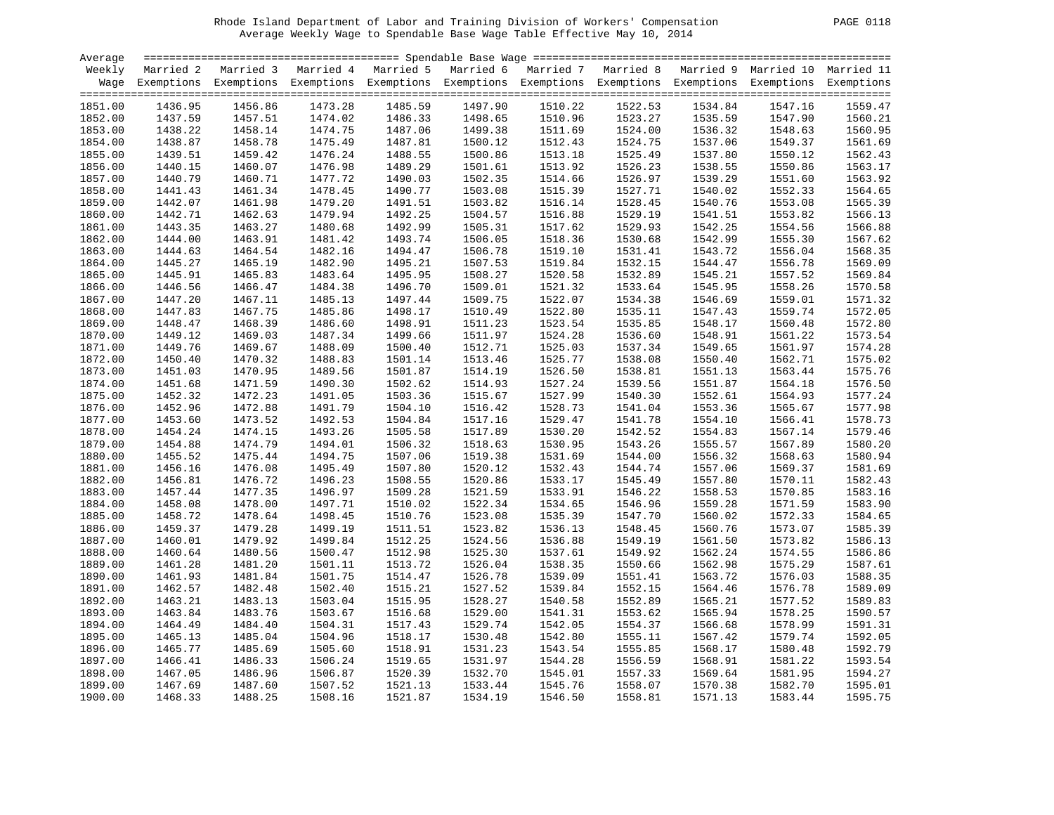# Rhode Island Department of Labor and Training Division of Workers' Compensation

## Average Weekly Wage to Spendable Base Wage Table Effective May 10, 2014

| Average Weekly Wage | Married 2 Exemptions | Married 3 Exemptions | Married 4 Exemptions | Married 5 Exemptions | Married 6 Exemptions | Married 7 Exemptions | Married 8 Exemptions | Married 9 Exemptions | Married 10 Exemptions | Married 11 Exemptions |
|---|---|---|---|---|---|---|---|---|---|---|
| | Spendable Base Wage | | | | | | | | | |
| 1851.00 | 1436.95 | 1456.86 | 1473.28 | 1485.59 | 1497.90 | 1510.22 | 1522.53 | 1534.84 | 1547.16 | 1559.47 |
| 1852.00 | 1437.59 | 1457.51 | 1474.02 | 1486.33 | 1498.65 | 1510.96 | 1523.27 | 1535.59 | 1547.90 | 1560.21 |
| 1853.00 | 1438.22 | 1458.14 | 1474.75 | 1487.06 | 1499.38 | 1511.69 | 1524.00 | 1536.32 | 1548.63 | 1560.95 |
| 1854.00 | 1438.87 | 1458.78 | 1475.49 | 1487.81 | 1500.12 | 1512.43 | 1524.75 | 1537.06 | 1549.37 | 1561.69 |
| 1855.00 | 1439.51 | 1459.42 | 1476.24 | 1488.55 | 1500.86 | 1513.18 | 1525.49 | 1537.80 | 1550.12 | 1562.43 |
| 1856.00 | 1440.15 | 1460.07 | 1476.98 | 1489.29 | 1501.61 | 1513.92 | 1526.23 | 1538.55 | 1550.86 | 1563.17 |
| 1857.00 | 1440.79 | 1460.71 | 1477.72 | 1490.03 | 1502.35 | 1514.66 | 1526.97 | 1539.29 | 1551.60 | 1563.92 |
| 1858.00 | 1441.43 | 1461.34 | 1478.45 | 1490.77 | 1503.08 | 1515.39 | 1527.71 | 1540.02 | 1552.33 | 1564.65 |
| 1859.00 | 1442.07 | 1461.98 | 1479.20 | 1491.51 | 1503.82 | 1516.14 | 1528.45 | 1540.76 | 1553.08 | 1565.39 |
| 1860.00 | 1442.71 | 1462.63 | 1479.94 | 1492.25 | 1504.57 | 1516.88 | 1529.19 | 1541.51 | 1553.82 | 1566.13 |
| 1861.00 | 1443.35 | 1463.27 | 1480.68 | 1492.99 | 1505.31 | 1517.62 | 1529.93 | 1542.25 | 1554.56 | 1566.88 |
| 1862.00 | 1444.00 | 1463.91 | 1481.42 | 1493.74 | 1506.05 | 1518.36 | 1530.68 | 1542.99 | 1555.30 | 1567.62 |
| 1863.00 | 1444.63 | 1464.54 | 1482.16 | 1494.47 | 1506.78 | 1519.10 | 1531.41 | 1543.72 | 1556.04 | 1568.35 |
| 1864.00 | 1445.27 | 1465.19 | 1482.90 | 1495.21 | 1507.53 | 1519.84 | 1532.15 | 1544.47 | 1556.78 | 1569.09 |
| 1865.00 | 1445.91 | 1465.83 | 1483.64 | 1495.95 | 1508.27 | 1520.58 | 1532.89 | 1545.21 | 1557.52 | 1569.84 |
| 1866.00 | 1446.56 | 1466.47 | 1484.38 | 1496.70 | 1509.01 | 1521.32 | 1533.64 | 1545.95 | 1558.26 | 1570.58 |
| 1867.00 | 1447.20 | 1467.11 | 1485.13 | 1497.44 | 1509.75 | 1522.07 | 1534.38 | 1546.69 | 1559.01 | 1571.32 |
| 1868.00 | 1447.83 | 1467.75 | 1485.86 | 1498.17 | 1510.49 | 1522.80 | 1535.11 | 1547.43 | 1559.74 | 1572.05 |
| 1869.00 | 1448.47 | 1468.39 | 1486.60 | 1498.91 | 1511.23 | 1523.54 | 1535.85 | 1548.17 | 1560.48 | 1572.80 |
| 1870.00 | 1449.12 | 1469.03 | 1487.34 | 1499.66 | 1511.97 | 1524.28 | 1536.60 | 1548.91 | 1561.22 | 1573.54 |
| 1871.00 | 1449.76 | 1469.67 | 1488.09 | 1500.40 | 1512.71 | 1525.03 | 1537.34 | 1549.65 | 1561.97 | 1574.28 |
| 1872.00 | 1450.40 | 1470.32 | 1488.83 | 1501.14 | 1513.46 | 1525.77 | 1538.08 | 1550.40 | 1562.71 | 1575.02 |
| 1873.00 | 1451.03 | 1470.95 | 1489.56 | 1501.87 | 1514.19 | 1526.50 | 1538.81 | 1551.13 | 1563.44 | 1575.76 |
| 1874.00 | 1451.68 | 1471.59 | 1490.30 | 1502.62 | 1514.93 | 1527.24 | 1539.56 | 1551.87 | 1564.18 | 1576.50 |
| 1875.00 | 1452.32 | 1472.23 | 1491.05 | 1503.36 | 1515.67 | 1527.99 | 1540.30 | 1552.61 | 1564.93 | 1577.24 |
| 1876.00 | 1452.96 | 1472.88 | 1491.79 | 1504.10 | 1516.42 | 1528.73 | 1541.04 | 1553.36 | 1565.67 | 1577.98 |
| 1877.00 | 1453.60 | 1473.52 | 1492.53 | 1504.84 | 1517.16 | 1529.47 | 1541.78 | 1554.10 | 1566.41 | 1578.73 |
| 1878.00 | 1454.24 | 1474.15 | 1493.26 | 1505.58 | 1517.89 | 1530.20 | 1542.52 | 1554.83 | 1567.14 | 1579.46 |
| 1879.00 | 1454.88 | 1474.79 | 1494.01 | 1506.32 | 1518.63 | 1530.95 | 1543.26 | 1555.57 | 1567.89 | 1580.20 |
| 1880.00 | 1455.52 | 1475.44 | 1494.75 | 1507.06 | 1519.38 | 1531.69 | 1544.00 | 1556.32 | 1568.63 | 1580.94 |
| 1881.00 | 1456.16 | 1476.08 | 1495.49 | 1507.80 | 1520.12 | 1532.43 | 1544.74 | 1557.06 | 1569.37 | 1581.69 |
| 1882.00 | 1456.81 | 1476.72 | 1496.23 | 1508.55 | 1520.86 | 1533.17 | 1545.49 | 1557.80 | 1570.11 | 1582.43 |
| 1883.00 | 1457.44 | 1477.35 | 1496.97 | 1509.28 | 1521.59 | 1533.91 | 1546.22 | 1558.53 | 1570.85 | 1583.16 |
| 1884.00 | 1458.08 | 1478.00 | 1497.71 | 1510.02 | 1522.34 | 1534.65 | 1546.96 | 1559.28 | 1571.59 | 1583.90 |
| 1885.00 | 1458.72 | 1478.64 | 1498.45 | 1510.76 | 1523.08 | 1535.39 | 1547.70 | 1560.02 | 1572.33 | 1584.65 |
| 1886.00 | 1459.37 | 1479.28 | 1499.19 | 1511.51 | 1523.82 | 1536.13 | 1548.45 | 1560.76 | 1573.07 | 1585.39 |
| 1887.00 | 1460.01 | 1479.92 | 1499.84 | 1512.25 | 1524.56 | 1536.88 | 1549.19 | 1561.50 | 1573.82 | 1586.13 |
| 1888.00 | 1460.64 | 1480.56 | 1500.47 | 1512.98 | 1525.30 | 1537.61 | 1549.92 | 1562.24 | 1574.55 | 1586.86 |
| 1889.00 | 1461.28 | 1481.20 | 1501.11 | 1513.72 | 1526.04 | 1538.35 | 1550.66 | 1562.98 | 1575.29 | 1587.61 |
| 1890.00 | 1461.93 | 1481.84 | 1501.75 | 1514.47 | 1526.78 | 1539.09 | 1551.41 | 1563.72 | 1576.03 | 1588.35 |
| 1891.00 | 1462.57 | 1482.48 | 1502.40 | 1515.21 | 1527.52 | 1539.84 | 1552.15 | 1564.46 | 1576.78 | 1589.09 |
| 1892.00 | 1463.21 | 1483.13 | 1503.04 | 1515.95 | 1528.27 | 1540.58 | 1552.89 | 1565.21 | 1577.52 | 1589.83 |
| 1893.00 | 1463.84 | 1483.76 | 1503.67 | 1516.68 | 1529.00 | 1541.31 | 1553.62 | 1565.94 | 1578.25 | 1590.57 |
| 1894.00 | 1464.49 | 1484.40 | 1504.31 | 1517.43 | 1529.74 | 1542.05 | 1554.37 | 1566.68 | 1578.99 | 1591.31 |
| 1895.00 | 1465.13 | 1485.04 | 1504.96 | 1518.17 | 1530.48 | 1542.80 | 1555.11 | 1567.42 | 1579.74 | 1592.05 |
| 1896.00 | 1465.77 | 1485.69 | 1505.60 | 1518.91 | 1531.23 | 1543.54 | 1555.85 | 1568.17 | 1580.48 | 1592.79 |
| 1897.00 | 1466.41 | 1486.33 | 1506.24 | 1519.65 | 1531.97 | 1544.28 | 1556.59 | 1568.91 | 1581.22 | 1593.54 |
| 1898.00 | 1467.05 | 1486.96 | 1506.87 | 1520.39 | 1532.70 | 1545.01 | 1557.33 | 1569.64 | 1581.95 | 1594.27 |
| 1899.00 | 1467.69 | 1487.60 | 1507.52 | 1521.13 | 1533.44 | 1545.76 | 1558.07 | 1570.38 | 1582.70 | 1595.01 |
| 1900.00 | 1468.33 | 1488.25 | 1508.16 | 1521.87 | 1534.19 | 1546.50 | 1558.81 | 1571.13 | 1583.44 | 1595.75 |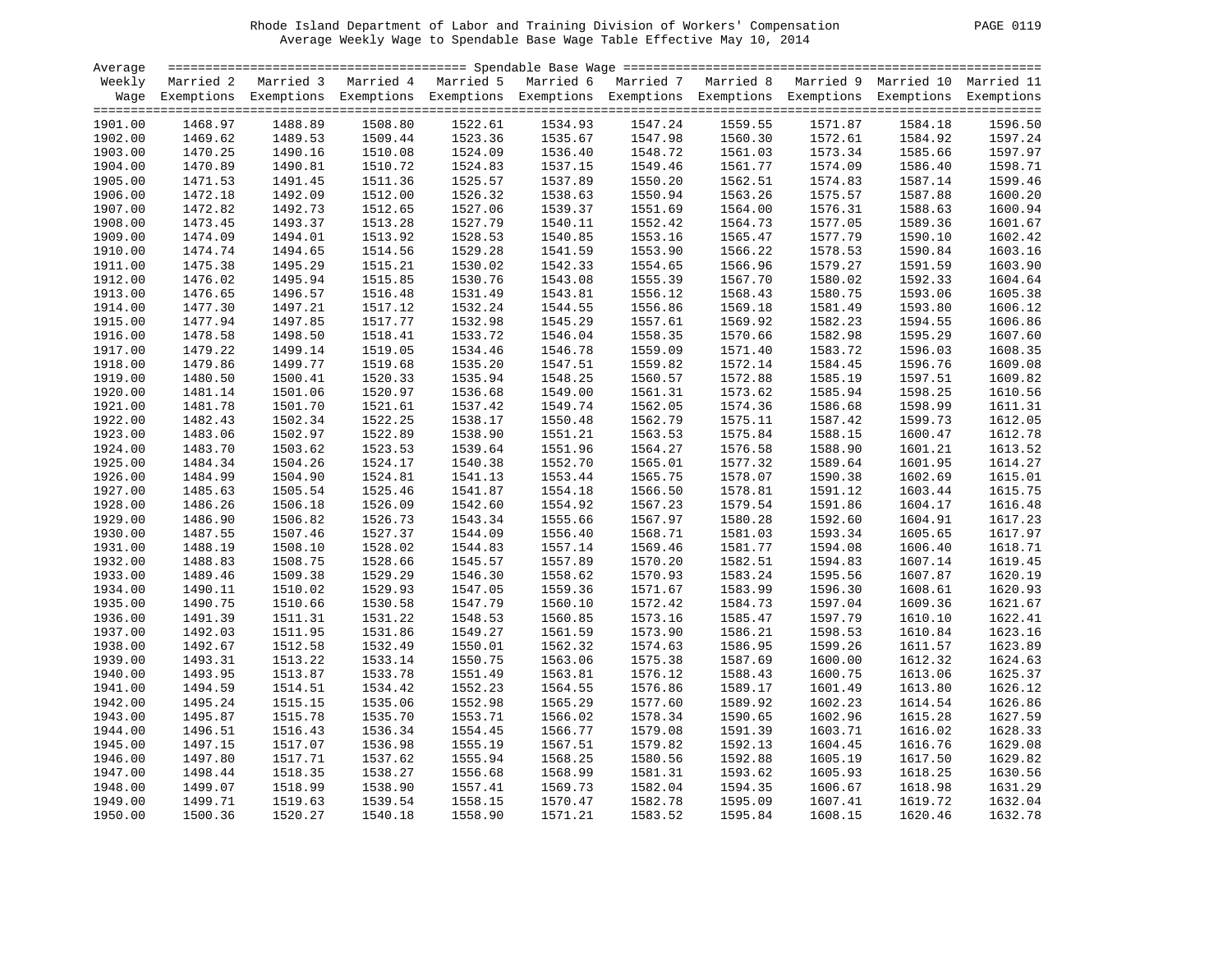Rhode Island Department of Labor and Training Division of Workers' Compensation

Average Weekly Wage to Spendable Base Wage Table Effective May 10, 2014

| Average Weekly Wage | Married 2 Exemptions | Married 3 Exemptions | Married 4 Exemptions | Married 5 Exemptions | Married 6 Exemptions | Married 7 Exemptions | Married 8 Exemptions | Married 9 Exemptions | Married 10 Exemptions | Married 11 Exemptions |
|---|---|---|---|---|---|---|---|---|---|---|
| 1901.00 | 1468.97 | 1488.89 | 1508.80 | 1522.61 | 1534.93 | 1547.24 | 1559.55 | 1571.87 | 1584.18 | 1596.50 |
| 1902.00 | 1469.62 | 1489.53 | 1509.44 | 1523.36 | 1535.67 | 1547.98 | 1560.30 | 1572.61 | 1584.92 | 1597.24 |
| 1903.00 | 1470.25 | 1490.16 | 1510.08 | 1524.09 | 1536.40 | 1548.72 | 1561.03 | 1573.34 | 1585.66 | 1597.97 |
| 1904.00 | 1470.89 | 1490.81 | 1510.72 | 1524.83 | 1537.15 | 1549.46 | 1561.77 | 1574.09 | 1586.40 | 1598.71 |
| 1905.00 | 1471.53 | 1491.45 | 1511.36 | 1525.57 | 1537.89 | 1550.20 | 1562.51 | 1574.83 | 1587.14 | 1599.46 |
| 1906.00 | 1472.18 | 1492.09 | 1512.00 | 1526.32 | 1538.63 | 1550.94 | 1563.26 | 1575.57 | 1587.88 | 1600.20 |
| 1907.00 | 1472.82 | 1492.73 | 1512.65 | 1527.06 | 1539.37 | 1551.69 | 1564.00 | 1576.31 | 1588.63 | 1600.94 |
| 1908.00 | 1473.45 | 1493.37 | 1513.28 | 1527.79 | 1540.11 | 1552.42 | 1564.73 | 1577.05 | 1589.36 | 1601.67 |
| 1909.00 | 1474.09 | 1494.01 | 1513.92 | 1528.53 | 1540.85 | 1553.16 | 1565.47 | 1577.79 | 1590.10 | 1602.42 |
| 1910.00 | 1474.74 | 1494.65 | 1514.56 | 1529.28 | 1541.59 | 1553.90 | 1566.22 | 1578.53 | 1590.84 | 1603.16 |
| 1911.00 | 1475.38 | 1495.29 | 1515.21 | 1530.02 | 1542.33 | 1554.65 | 1566.96 | 1579.27 | 1591.59 | 1603.90 |
| 1912.00 | 1476.02 | 1495.94 | 1515.85 | 1530.76 | 1543.08 | 1555.39 | 1567.70 | 1580.02 | 1592.33 | 1604.64 |
| 1913.00 | 1476.65 | 1496.57 | 1516.48 | 1531.49 | 1543.81 | 1556.12 | 1568.43 | 1580.75 | 1593.06 | 1605.38 |
| 1914.00 | 1477.30 | 1497.21 | 1517.12 | 1532.24 | 1544.55 | 1556.86 | 1569.18 | 1581.49 | 1593.80 | 1606.12 |
| 1915.00 | 1477.94 | 1497.85 | 1517.77 | 1532.98 | 1545.29 | 1557.61 | 1569.92 | 1582.23 | 1594.55 | 1606.86 |
| 1916.00 | 1478.58 | 1498.50 | 1518.41 | 1533.72 | 1546.04 | 1558.35 | 1570.66 | 1582.98 | 1595.29 | 1607.60 |
| 1917.00 | 1479.22 | 1499.14 | 1519.05 | 1534.46 | 1546.78 | 1559.09 | 1571.40 | 1583.72 | 1596.03 | 1608.35 |
| 1918.00 | 1479.86 | 1499.77 | 1519.68 | 1535.20 | 1547.51 | 1559.82 | 1572.14 | 1584.45 | 1596.76 | 1609.08 |
| 1919.00 | 1480.50 | 1500.41 | 1520.33 | 1535.94 | 1548.25 | 1560.57 | 1572.88 | 1585.19 | 1597.51 | 1609.82 |
| 1920.00 | 1481.14 | 1501.06 | 1520.97 | 1536.68 | 1549.00 | 1561.31 | 1573.62 | 1585.94 | 1598.25 | 1610.56 |
| 1921.00 | 1481.78 | 1501.70 | 1521.61 | 1537.42 | 1549.74 | 1562.05 | 1574.36 | 1586.68 | 1598.99 | 1611.31 |
| 1922.00 | 1482.43 | 1502.34 | 1522.25 | 1538.17 | 1550.48 | 1562.79 | 1575.11 | 1587.42 | 1599.73 | 1612.05 |
| 1923.00 | 1483.06 | 1502.97 | 1522.89 | 1538.90 | 1551.21 | 1563.53 | 1575.84 | 1588.15 | 1600.47 | 1612.78 |
| 1924.00 | 1483.70 | 1503.62 | 1523.53 | 1539.64 | 1551.96 | 1564.27 | 1576.58 | 1588.90 | 1601.21 | 1613.52 |
| 1925.00 | 1484.34 | 1504.26 | 1524.17 | 1540.38 | 1552.70 | 1565.01 | 1577.32 | 1589.64 | 1601.95 | 1614.27 |
| 1926.00 | 1484.99 | 1504.90 | 1524.81 | 1541.13 | 1553.44 | 1565.75 | 1578.07 | 1590.38 | 1602.69 | 1615.01 |
| 1927.00 | 1485.63 | 1505.54 | 1525.46 | 1541.87 | 1554.18 | 1566.50 | 1578.81 | 1591.12 | 1603.44 | 1615.75 |
| 1928.00 | 1486.26 | 1506.18 | 1526.09 | 1542.60 | 1554.92 | 1567.23 | 1579.54 | 1591.86 | 1604.17 | 1616.48 |
| 1929.00 | 1486.90 | 1506.82 | 1526.73 | 1543.34 | 1555.66 | 1567.97 | 1580.28 | 1592.60 | 1604.91 | 1617.23 |
| 1930.00 | 1487.55 | 1507.46 | 1527.37 | 1544.09 | 1556.40 | 1568.71 | 1581.03 | 1593.34 | 1605.65 | 1617.97 |
| 1931.00 | 1488.19 | 1508.10 | 1528.02 | 1544.83 | 1557.14 | 1569.46 | 1581.77 | 1594.08 | 1606.40 | 1618.71 |
| 1932.00 | 1488.83 | 1508.75 | 1528.66 | 1545.57 | 1557.89 | 1570.20 | 1582.51 | 1594.83 | 1607.14 | 1619.45 |
| 1933.00 | 1489.46 | 1509.38 | 1529.29 | 1546.30 | 1558.62 | 1570.93 | 1583.24 | 1595.56 | 1607.87 | 1620.19 |
| 1934.00 | 1490.11 | 1510.02 | 1529.93 | 1547.05 | 1559.36 | 1571.67 | 1583.99 | 1596.30 | 1608.61 | 1620.93 |
| 1935.00 | 1490.75 | 1510.66 | 1530.58 | 1547.79 | 1560.10 | 1572.42 | 1584.73 | 1597.04 | 1609.36 | 1621.67 |
| 1936.00 | 1491.39 | 1511.31 | 1531.22 | 1548.53 | 1560.85 | 1573.16 | 1585.47 | 1597.79 | 1610.10 | 1622.41 |
| 1937.00 | 1492.03 | 1511.95 | 1531.86 | 1549.27 | 1561.59 | 1573.90 | 1586.21 | 1598.53 | 1610.84 | 1623.16 |
| 1938.00 | 1492.67 | 1512.58 | 1532.49 | 1550.01 | 1562.32 | 1574.63 | 1586.95 | 1599.26 | 1611.57 | 1623.89 |
| 1939.00 | 1493.31 | 1513.22 | 1533.14 | 1550.75 | 1563.06 | 1575.38 | 1587.69 | 1600.00 | 1612.32 | 1624.63 |
| 1940.00 | 1493.95 | 1513.87 | 1533.78 | 1551.49 | 1563.81 | 1576.12 | 1588.43 | 1600.75 | 1613.06 | 1625.37 |
| 1941.00 | 1494.59 | 1514.51 | 1534.42 | 1552.23 | 1564.55 | 1576.86 | 1589.17 | 1601.49 | 1613.80 | 1626.12 |
| 1942.00 | 1495.24 | 1515.15 | 1535.06 | 1552.98 | 1565.29 | 1577.60 | 1589.92 | 1602.23 | 1614.54 | 1626.86 |
| 1943.00 | 1495.87 | 1515.78 | 1535.70 | 1553.71 | 1566.02 | 1578.34 | 1590.65 | 1602.96 | 1615.28 | 1627.59 |
| 1944.00 | 1496.51 | 1516.43 | 1536.34 | 1554.45 | 1566.77 | 1579.08 | 1591.39 | 1603.71 | 1616.02 | 1628.33 |
| 1945.00 | 1497.15 | 1517.07 | 1536.98 | 1555.19 | 1567.51 | 1579.82 | 1592.13 | 1604.45 | 1616.76 | 1629.08 |
| 1946.00 | 1497.80 | 1517.71 | 1537.62 | 1555.94 | 1568.25 | 1580.56 | 1592.88 | 1605.19 | 1617.50 | 1629.82 |
| 1947.00 | 1498.44 | 1518.35 | 1538.27 | 1556.68 | 1568.99 | 1581.31 | 1593.62 | 1605.93 | 1618.25 | 1630.56 |
| 1948.00 | 1499.07 | 1518.99 | 1538.90 | 1557.41 | 1569.73 | 1582.04 | 1594.35 | 1606.67 | 1618.98 | 1631.29 |
| 1949.00 | 1499.71 | 1519.63 | 1539.54 | 1558.15 | 1570.47 | 1582.78 | 1595.09 | 1607.41 | 1619.72 | 1632.04 |
| 1950.00 | 1500.36 | 1520.27 | 1540.18 | 1558.90 | 1571.21 | 1583.52 | 1595.84 | 1608.15 | 1620.46 | 1632.78 |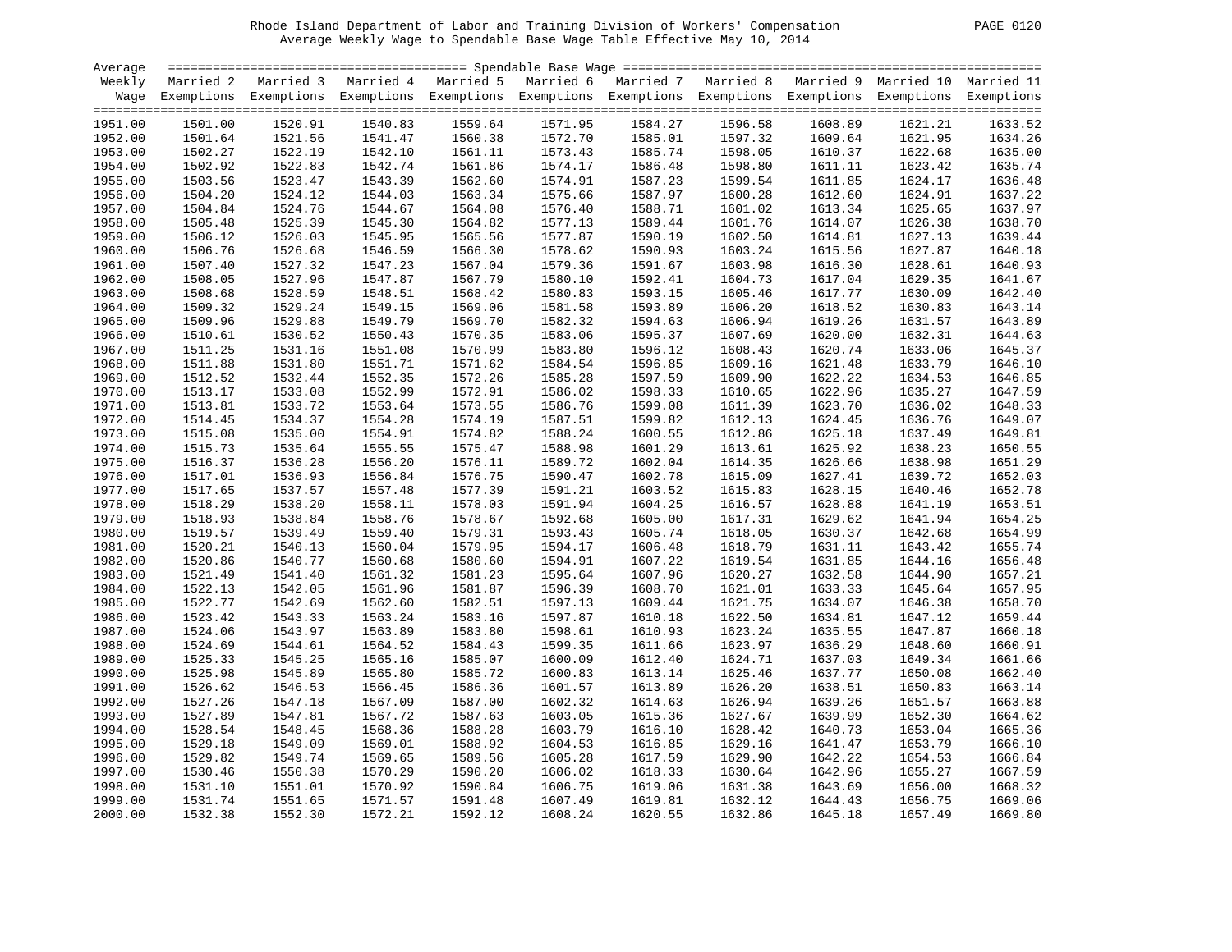Rhode Island Department of Labor and Training Division of Workers' Compensation
Average Weekly Wage to Spendable Base Wage Table Effective May 10, 2014

| Average Weekly Wage | Married 2 Exemptions | Married 3 Exemptions | Married 4 Exemptions | Married 5 Exemptions | Married 6 Exemptions | Married 7 Exemptions | Married 8 Exemptions | Married 9 Exemptions | Married 10 Exemptions | Married 11 Exemptions |
|---|---|---|---|---|---|---|---|---|---|---|
| 1951.00 | 1501.00 | 1520.91 | 1540.83 | 1559.64 | 1571.95 | 1584.27 | 1596.58 | 1608.89 | 1621.21 | 1633.52 |
| 1952.00 | 1501.64 | 1521.56 | 1541.47 | 1560.38 | 1572.70 | 1585.01 | 1597.32 | 1609.64 | 1621.95 | 1634.26 |
| 1953.00 | 1502.27 | 1522.19 | 1542.10 | 1561.11 | 1573.43 | 1585.74 | 1598.05 | 1610.37 | 1622.68 | 1635.00 |
| 1954.00 | 1502.92 | 1522.83 | 1542.74 | 1561.86 | 1574.17 | 1586.48 | 1598.80 | 1611.11 | 1623.42 | 1635.74 |
| 1955.00 | 1503.56 | 1523.47 | 1543.39 | 1562.60 | 1574.91 | 1587.23 | 1599.54 | 1611.85 | 1624.17 | 1636.48 |
| 1956.00 | 1504.20 | 1524.12 | 1544.03 | 1563.34 | 1575.66 | 1587.97 | 1600.28 | 1612.60 | 1624.91 | 1637.22 |
| 1957.00 | 1504.84 | 1524.76 | 1544.67 | 1564.08 | 1576.40 | 1588.71 | 1601.02 | 1613.34 | 1625.65 | 1637.97 |
| 1958.00 | 1505.48 | 1525.39 | 1545.30 | 1564.82 | 1577.13 | 1589.44 | 1601.76 | 1614.07 | 1626.38 | 1638.70 |
| 1959.00 | 1506.12 | 1526.03 | 1545.95 | 1565.56 | 1577.87 | 1590.19 | 1602.50 | 1614.81 | 1627.13 | 1639.44 |
| 1960.00 | 1506.76 | 1526.68 | 1546.59 | 1566.30 | 1578.62 | 1590.93 | 1603.24 | 1615.56 | 1627.87 | 1640.18 |
| 1961.00 | 1507.40 | 1527.32 | 1547.23 | 1567.04 | 1579.36 | 1591.67 | 1603.98 | 1616.30 | 1628.61 | 1640.93 |
| 1962.00 | 1508.05 | 1527.96 | 1547.87 | 1567.79 | 1580.10 | 1592.41 | 1604.73 | 1617.04 | 1629.35 | 1641.67 |
| 1963.00 | 1508.68 | 1528.59 | 1548.51 | 1568.42 | 1580.83 | 1593.15 | 1605.46 | 1617.77 | 1630.09 | 1642.40 |
| 1964.00 | 1509.32 | 1529.24 | 1549.15 | 1569.06 | 1581.58 | 1593.89 | 1606.20 | 1618.52 | 1630.83 | 1643.14 |
| 1965.00 | 1509.96 | 1529.88 | 1549.79 | 1569.70 | 1582.32 | 1594.63 | 1606.94 | 1619.26 | 1631.57 | 1643.89 |
| 1966.00 | 1510.61 | 1530.52 | 1550.43 | 1570.35 | 1583.06 | 1595.37 | 1607.69 | 1620.00 | 1632.31 | 1644.63 |
| 1967.00 | 1511.25 | 1531.16 | 1551.08 | 1570.99 | 1583.80 | 1596.12 | 1608.43 | 1620.74 | 1633.06 | 1645.37 |
| 1968.00 | 1511.88 | 1531.80 | 1551.71 | 1571.62 | 1584.54 | 1596.85 | 1609.16 | 1621.48 | 1633.79 | 1646.10 |
| 1969.00 | 1512.52 | 1532.44 | 1552.35 | 1572.26 | 1585.28 | 1597.59 | 1609.90 | 1622.22 | 1634.53 | 1646.85 |
| 1970.00 | 1513.17 | 1533.08 | 1552.99 | 1572.91 | 1586.02 | 1598.33 | 1610.65 | 1622.96 | 1635.27 | 1647.59 |
| 1971.00 | 1513.81 | 1533.72 | 1553.64 | 1573.55 | 1586.76 | 1599.08 | 1611.39 | 1623.70 | 1636.02 | 1648.33 |
| 1972.00 | 1514.45 | 1534.37 | 1554.28 | 1574.19 | 1587.51 | 1599.82 | 1612.13 | 1624.45 | 1636.76 | 1649.07 |
| 1973.00 | 1515.08 | 1535.00 | 1554.91 | 1574.82 | 1588.24 | 1600.55 | 1612.86 | 1625.18 | 1637.49 | 1649.81 |
| 1974.00 | 1515.73 | 1535.64 | 1555.55 | 1575.47 | 1588.98 | 1601.29 | 1613.61 | 1625.92 | 1638.23 | 1650.55 |
| 1975.00 | 1516.37 | 1536.28 | 1556.20 | 1576.11 | 1589.72 | 1602.04 | 1614.35 | 1626.66 | 1638.98 | 1651.29 |
| 1976.00 | 1517.01 | 1536.93 | 1556.84 | 1576.75 | 1590.47 | 1602.78 | 1615.09 | 1627.41 | 1639.72 | 1652.03 |
| 1977.00 | 1517.65 | 1537.57 | 1557.48 | 1577.39 | 1591.21 | 1603.52 | 1615.83 | 1628.15 | 1640.46 | 1652.78 |
| 1978.00 | 1518.29 | 1538.20 | 1558.11 | 1578.03 | 1591.94 | 1604.25 | 1616.57 | 1628.88 | 1641.19 | 1653.51 |
| 1979.00 | 1518.93 | 1538.84 | 1558.76 | 1578.67 | 1592.68 | 1605.00 | 1617.31 | 1629.62 | 1641.94 | 1654.25 |
| 1980.00 | 1519.57 | 1539.49 | 1559.40 | 1579.31 | 1593.43 | 1605.74 | 1618.05 | 1630.37 | 1642.68 | 1654.99 |
| 1981.00 | 1520.21 | 1540.13 | 1560.04 | 1579.95 | 1594.17 | 1606.48 | 1618.79 | 1631.11 | 1643.42 | 1655.74 |
| 1982.00 | 1520.86 | 1540.77 | 1560.68 | 1580.60 | 1594.91 | 1607.22 | 1619.54 | 1631.85 | 1644.16 | 1656.48 |
| 1983.00 | 1521.49 | 1541.40 | 1561.32 | 1581.23 | 1595.64 | 1607.96 | 1620.27 | 1632.58 | 1644.90 | 1657.21 |
| 1984.00 | 1522.13 | 1542.05 | 1561.96 | 1581.87 | 1596.39 | 1608.70 | 1621.01 | 1633.33 | 1645.64 | 1657.95 |
| 1985.00 | 1522.77 | 1542.69 | 1562.60 | 1582.51 | 1597.13 | 1609.44 | 1621.75 | 1634.07 | 1646.38 | 1658.70 |
| 1986.00 | 1523.42 | 1543.33 | 1563.24 | 1583.16 | 1597.87 | 1610.18 | 1622.50 | 1634.81 | 1647.12 | 1659.44 |
| 1987.00 | 1524.06 | 1543.97 | 1563.89 | 1583.80 | 1598.61 | 1610.93 | 1623.24 | 1635.55 | 1647.87 | 1660.18 |
| 1988.00 | 1524.69 | 1544.61 | 1564.52 | 1584.43 | 1599.35 | 1611.66 | 1623.97 | 1636.29 | 1648.60 | 1660.91 |
| 1989.00 | 1525.33 | 1545.25 | 1565.16 | 1585.07 | 1600.09 | 1612.40 | 1624.71 | 1637.03 | 1649.34 | 1661.66 |
| 1990.00 | 1525.98 | 1545.89 | 1565.80 | 1585.72 | 1600.83 | 1613.14 | 1625.46 | 1637.77 | 1650.08 | 1662.40 |
| 1991.00 | 1526.62 | 1546.53 | 1566.45 | 1586.36 | 1601.57 | 1613.89 | 1626.20 | 1638.51 | 1650.83 | 1663.14 |
| 1992.00 | 1527.26 | 1547.18 | 1567.09 | 1587.00 | 1602.32 | 1614.63 | 1626.94 | 1639.26 | 1651.57 | 1663.88 |
| 1993.00 | 1527.89 | 1547.81 | 1567.72 | 1587.63 | 1603.05 | 1615.36 | 1627.67 | 1639.99 | 1652.30 | 1664.62 |
| 1994.00 | 1528.54 | 1548.45 | 1568.36 | 1588.28 | 1603.79 | 1616.10 | 1628.42 | 1640.73 | 1653.04 | 1665.36 |
| 1995.00 | 1529.18 | 1549.09 | 1569.01 | 1588.92 | 1604.53 | 1616.85 | 1629.16 | 1641.47 | 1653.79 | 1666.10 |
| 1996.00 | 1529.82 | 1549.74 | 1569.65 | 1589.56 | 1605.28 | 1617.59 | 1629.90 | 1642.22 | 1654.53 | 1666.84 |
| 1997.00 | 1530.46 | 1550.38 | 1570.29 | 1590.20 | 1606.02 | 1618.33 | 1630.64 | 1642.96 | 1655.27 | 1667.59 |
| 1998.00 | 1531.10 | 1551.01 | 1570.92 | 1590.84 | 1606.75 | 1619.06 | 1631.38 | 1643.69 | 1656.00 | 1668.32 |
| 1999.00 | 1531.74 | 1551.65 | 1571.57 | 1591.48 | 1607.49 | 1619.81 | 1632.12 | 1644.43 | 1656.75 | 1669.06 |
| 2000.00 | 1532.38 | 1552.30 | 1572.21 | 1592.12 | 1608.24 | 1620.55 | 1632.86 | 1645.18 | 1657.49 | 1669.80 |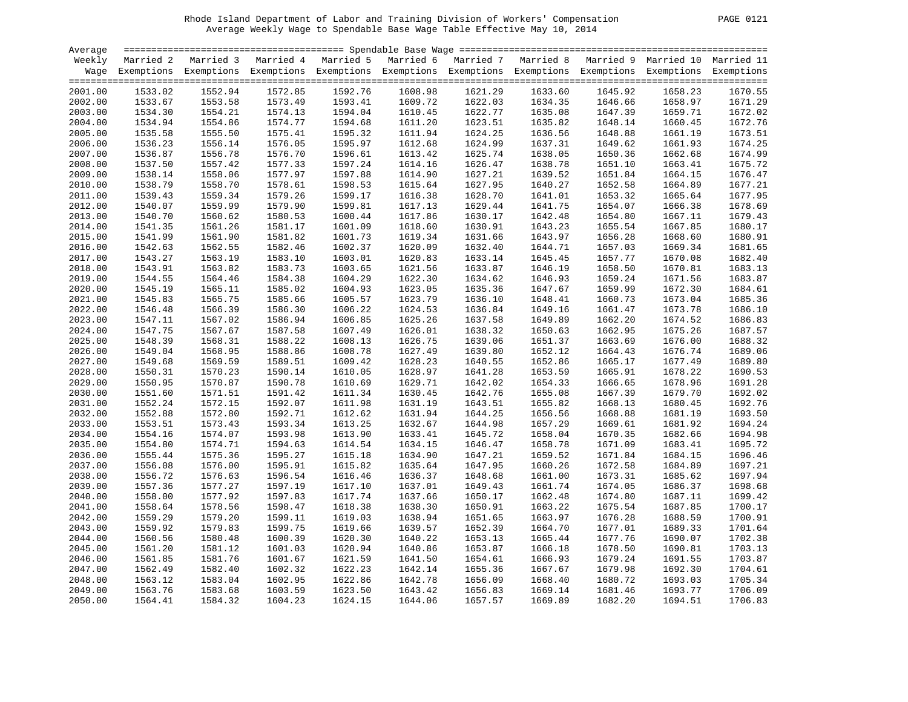Rhode Island Department of Labor and Training Division of Workers' Compensation

Average Weekly Wage to Spendable Base Wage Table Effective May 10, 2014

| Average Weekly Wage | Spendable Base Wage | | | | | | | | | |
|---|---|---|---|---|---|---|---|---|---|---|
| | Married 2 Exemptions | Married 3 Exemptions | Married 4 Exemptions | Married 5 Exemptions | Married 6 Exemptions | Married 7 Exemptions | Married 8 Exemptions | Married 9 Exemptions | Married 10 Exemptions | Married 11 Exemptions |
| 2001.00 | 1533.02 | 1552.94 | 1572.85 | 1592.76 | 1608.98 | 1621.29 | 1633.60 | 1645.92 | 1658.23 | 1670.55 |
| 2002.00 | 1533.67 | 1553.58 | 1573.49 | 1593.41 | 1609.72 | 1622.03 | 1634.35 | 1646.66 | 1658.97 | 1671.29 |
| 2003.00 | 1534.30 | 1554.21 | 1574.13 | 1594.04 | 1610.45 | 1622.77 | 1635.08 | 1647.39 | 1659.71 | 1672.02 |
| 2004.00 | 1534.94 | 1554.86 | 1574.77 | 1594.68 | 1611.20 | 1623.51 | 1635.82 | 1648.14 | 1660.45 | 1672.76 |
| 2005.00 | 1535.58 | 1555.50 | 1575.41 | 1595.32 | 1611.94 | 1624.25 | 1636.56 | 1648.88 | 1661.19 | 1673.51 |
| 2006.00 | 1536.23 | 1556.14 | 1576.05 | 1595.97 | 1612.68 | 1624.99 | 1637.31 | 1649.62 | 1661.93 | 1674.25 |
| 2007.00 | 1536.87 | 1556.78 | 1576.70 | 1596.61 | 1613.42 | 1625.74 | 1638.05 | 1650.36 | 1662.68 | 1674.99 |
| 2008.00 | 1537.50 | 1557.42 | 1577.33 | 1597.24 | 1614.16 | 1626.47 | 1638.78 | 1651.10 | 1663.41 | 1675.72 |
| 2009.00 | 1538.14 | 1558.06 | 1577.97 | 1597.88 | 1614.90 | 1627.21 | 1639.52 | 1651.84 | 1664.15 | 1676.47 |
| 2010.00 | 1538.79 | 1558.70 | 1578.61 | 1598.53 | 1615.64 | 1627.95 | 1640.27 | 1652.58 | 1664.89 | 1677.21 |
| 2011.00 | 1539.43 | 1559.34 | 1579.26 | 1599.17 | 1616.38 | 1628.70 | 1641.01 | 1653.32 | 1665.64 | 1677.95 |
| 2012.00 | 1540.07 | 1559.99 | 1579.90 | 1599.81 | 1617.13 | 1629.44 | 1641.75 | 1654.07 | 1666.38 | 1678.69 |
| 2013.00 | 1540.70 | 1560.62 | 1580.53 | 1600.44 | 1617.86 | 1630.17 | 1642.48 | 1654.80 | 1667.11 | 1679.43 |
| 2014.00 | 1541.35 | 1561.26 | 1581.17 | 1601.09 | 1618.60 | 1630.91 | 1643.23 | 1655.54 | 1667.85 | 1680.17 |
| 2015.00 | 1541.99 | 1561.90 | 1581.82 | 1601.73 | 1619.34 | 1631.66 | 1643.97 | 1656.28 | 1668.60 | 1680.91 |
| 2016.00 | 1542.63 | 1562.55 | 1582.46 | 1602.37 | 1620.09 | 1632.40 | 1644.71 | 1657.03 | 1669.34 | 1681.65 |
| 2017.00 | 1543.27 | 1563.19 | 1583.10 | 1603.01 | 1620.83 | 1633.14 | 1645.45 | 1657.77 | 1670.08 | 1682.40 |
| 2018.00 | 1543.91 | 1563.82 | 1583.73 | 1603.65 | 1621.56 | 1633.87 | 1646.19 | 1658.50 | 1670.81 | 1683.13 |
| 2019.00 | 1544.55 | 1564.46 | 1584.38 | 1604.29 | 1622.30 | 1634.62 | 1646.93 | 1659.24 | 1671.56 | 1683.87 |
| 2020.00 | 1545.19 | 1565.11 | 1585.02 | 1604.93 | 1623.05 | 1635.36 | 1647.67 | 1659.99 | 1672.30 | 1684.61 |
| 2021.00 | 1545.83 | 1565.75 | 1585.66 | 1605.57 | 1623.79 | 1636.10 | 1648.41 | 1660.73 | 1673.04 | 1685.36 |
| 2022.00 | 1546.48 | 1566.39 | 1586.30 | 1606.22 | 1624.53 | 1636.84 | 1649.16 | 1661.47 | 1673.78 | 1686.10 |
| 2023.00 | 1547.11 | 1567.02 | 1586.94 | 1606.85 | 1625.26 | 1637.58 | 1649.89 | 1662.20 | 1674.52 | 1686.83 |
| 2024.00 | 1547.75 | 1567.67 | 1587.58 | 1607.49 | 1626.01 | 1638.32 | 1650.63 | 1662.95 | 1675.26 | 1687.57 |
| 2025.00 | 1548.39 | 1568.31 | 1588.22 | 1608.13 | 1626.75 | 1639.06 | 1651.37 | 1663.69 | 1676.00 | 1688.32 |
| 2026.00 | 1549.04 | 1568.95 | 1588.86 | 1608.78 | 1627.49 | 1639.80 | 1652.12 | 1664.43 | 1676.74 | 1689.06 |
| 2027.00 | 1549.68 | 1569.59 | 1589.51 | 1609.42 | 1628.23 | 1640.55 | 1652.86 | 1665.17 | 1677.49 | 1689.80 |
| 2028.00 | 1550.31 | 1570.23 | 1590.14 | 1610.05 | 1628.97 | 1641.28 | 1653.59 | 1665.91 | 1678.22 | 1690.53 |
| 2029.00 | 1550.95 | 1570.87 | 1590.78 | 1610.69 | 1629.71 | 1642.02 | 1654.33 | 1666.65 | 1678.96 | 1691.28 |
| 2030.00 | 1551.60 | 1571.51 | 1591.42 | 1611.34 | 1630.45 | 1642.76 | 1655.08 | 1667.39 | 1679.70 | 1692.02 |
| 2031.00 | 1552.24 | 1572.15 | 1592.07 | 1611.98 | 1631.19 | 1643.51 | 1655.82 | 1668.13 | 1680.45 | 1692.76 |
| 2032.00 | 1552.88 | 1572.80 | 1592.71 | 1612.62 | 1631.94 | 1644.25 | 1656.56 | 1668.88 | 1681.19 | 1693.50 |
| 2033.00 | 1553.51 | 1573.43 | 1593.34 | 1613.25 | 1632.67 | 1644.98 | 1657.29 | 1669.61 | 1681.92 | 1694.24 |
| 2034.00 | 1554.16 | 1574.07 | 1593.98 | 1613.90 | 1633.41 | 1645.72 | 1658.04 | 1670.35 | 1682.66 | 1694.98 |
| 2035.00 | 1554.80 | 1574.71 | 1594.63 | 1614.54 | 1634.15 | 1646.47 | 1658.78 | 1671.09 | 1683.41 | 1695.72 |
| 2036.00 | 1555.44 | 1575.36 | 1595.27 | 1615.18 | 1634.90 | 1647.21 | 1659.52 | 1671.84 | 1684.15 | 1696.46 |
| 2037.00 | 1556.08 | 1576.00 | 1595.91 | 1615.82 | 1635.64 | 1647.95 | 1660.26 | 1672.58 | 1684.89 | 1697.21 |
| 2038.00 | 1556.72 | 1576.63 | 1596.54 | 1616.46 | 1636.37 | 1648.68 | 1661.00 | 1673.31 | 1685.62 | 1697.94 |
| 2039.00 | 1557.36 | 1577.27 | 1597.19 | 1617.10 | 1637.01 | 1649.43 | 1661.74 | 1674.05 | 1686.37 | 1698.68 |
| 2040.00 | 1558.00 | 1577.92 | 1597.83 | 1617.74 | 1637.66 | 1650.17 | 1662.48 | 1674.80 | 1687.11 | 1699.42 |
| 2041.00 | 1558.64 | 1578.56 | 1598.47 | 1618.38 | 1638.30 | 1650.91 | 1663.22 | 1675.54 | 1687.85 | 1700.17 |
| 2042.00 | 1559.29 | 1579.20 | 1599.11 | 1619.03 | 1638.94 | 1651.65 | 1663.97 | 1676.28 | 1688.59 | 1700.91 |
| 2043.00 | 1559.92 | 1579.83 | 1599.75 | 1619.66 | 1639.57 | 1652.39 | 1664.70 | 1677.01 | 1689.33 | 1701.64 |
| 2044.00 | 1560.56 | 1580.48 | 1600.39 | 1620.30 | 1640.22 | 1653.13 | 1665.44 | 1677.76 | 1690.07 | 1702.38 |
| 2045.00 | 1561.20 | 1581.12 | 1601.03 | 1620.94 | 1640.86 | 1653.87 | 1666.18 | 1678.50 | 1690.81 | 1703.13 |
| 2046.00 | 1561.85 | 1581.76 | 1601.67 | 1621.59 | 1641.50 | 1654.61 | 1666.93 | 1679.24 | 1691.55 | 1703.87 |
| 2047.00 | 1562.49 | 1582.40 | 1602.32 | 1622.23 | 1642.14 | 1655.36 | 1667.67 | 1679.98 | 1692.30 | 1704.61 |
| 2048.00 | 1563.12 | 1583.04 | 1602.95 | 1622.86 | 1642.78 | 1656.09 | 1668.40 | 1680.72 | 1693.03 | 1705.34 |
| 2049.00 | 1563.76 | 1583.68 | 1603.59 | 1623.50 | 1643.42 | 1656.83 | 1669.14 | 1681.46 | 1693.77 | 1706.09 |
| 2050.00 | 1564.41 | 1584.32 | 1604.23 | 1624.15 | 1644.06 | 1657.57 | 1669.89 | 1682.20 | 1694.51 | 1706.83 |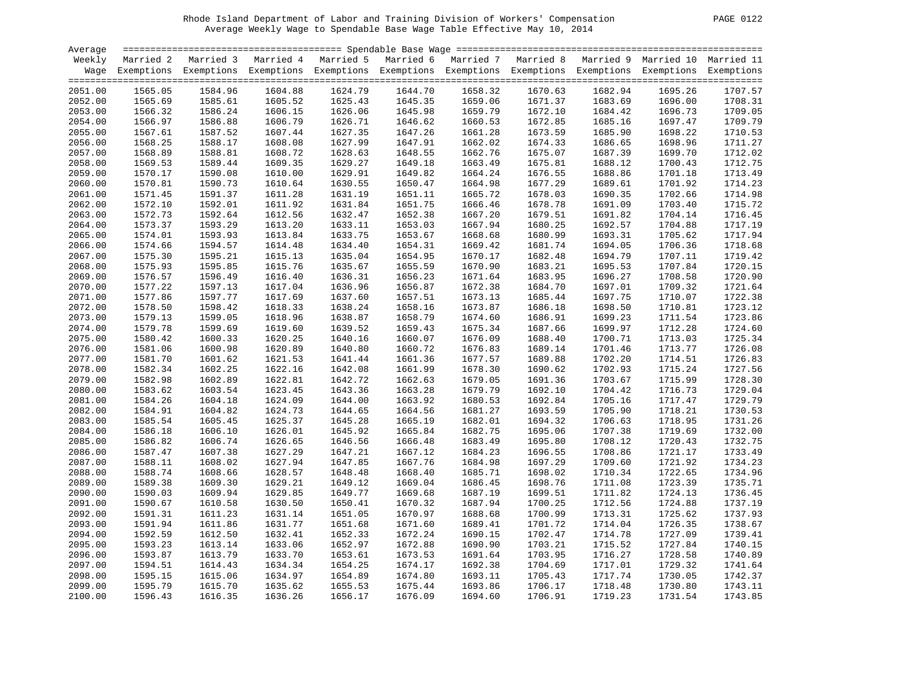Rhode Island Department of Labor and Training Division of Workers' Compensation
Average Weekly Wage to Spendable Base Wage Table Effective May 10, 2014

| Average Weekly Wage | Married 2 Exemptions | Married 3 Exemptions | Married 4 Exemptions | Married 5 Exemptions | Married 6 Exemptions | Married 7 Exemptions | Married 8 Exemptions | Married 9 Exemptions | Married 10 Exemptions | Married 11 Exemptions |
|---|---|---|---|---|---|---|---|---|---|---|
| 2051.00 | 1565.05 | 1584.96 | 1604.88 | 1624.79 | 1644.70 | 1658.32 | 1670.63 | 1682.94 | 1695.26 | 1707.57 |
| 2052.00 | 1565.69 | 1585.61 | 1605.52 | 1625.43 | 1645.35 | 1659.06 | 1671.37 | 1683.69 | 1696.00 | 1708.31 |
| 2053.00 | 1566.32 | 1586.24 | 1606.15 | 1626.06 | 1645.98 | 1659.79 | 1672.10 | 1684.42 | 1696.73 | 1709.05 |
| 2054.00 | 1566.97 | 1586.88 | 1606.79 | 1626.71 | 1646.62 | 1660.53 | 1672.85 | 1685.16 | 1697.47 | 1709.79 |
| 2055.00 | 1567.61 | 1587.52 | 1607.44 | 1627.35 | 1647.26 | 1661.28 | 1673.59 | 1685.90 | 1698.22 | 1710.53 |
| 2056.00 | 1568.25 | 1588.17 | 1608.08 | 1627.99 | 1647.91 | 1662.02 | 1674.33 | 1686.65 | 1698.96 | 1711.27 |
| 2057.00 | 1568.89 | 1588.81 | 1608.72 | 1628.63 | 1648.55 | 1662.76 | 1675.07 | 1687.39 | 1699.70 | 1712.02 |
| 2058.00 | 1569.53 | 1589.44 | 1609.35 | 1629.27 | 1649.18 | 1663.49 | 1675.81 | 1688.12 | 1700.43 | 1712.75 |
| 2059.00 | 1570.17 | 1590.08 | 1610.00 | 1629.91 | 1649.82 | 1664.24 | 1676.55 | 1688.86 | 1701.18 | 1713.49 |
| 2060.00 | 1570.81 | 1590.73 | 1610.64 | 1630.55 | 1650.47 | 1664.98 | 1677.29 | 1689.61 | 1701.92 | 1714.23 |
| 2061.00 | 1571.45 | 1591.37 | 1611.28 | 1631.19 | 1651.11 | 1665.72 | 1678.03 | 1690.35 | 1702.66 | 1714.98 |
| 2062.00 | 1572.10 | 1592.01 | 1611.92 | 1631.84 | 1651.75 | 1666.46 | 1678.78 | 1691.09 | 1703.40 | 1715.72 |
| 2063.00 | 1572.73 | 1592.64 | 1612.56 | 1632.47 | 1652.38 | 1667.20 | 1679.51 | 1691.82 | 1704.14 | 1716.45 |
| 2064.00 | 1573.37 | 1593.29 | 1613.20 | 1633.11 | 1653.03 | 1667.94 | 1680.25 | 1692.57 | 1704.88 | 1717.19 |
| 2065.00 | 1574.01 | 1593.93 | 1613.84 | 1633.75 | 1653.67 | 1668.68 | 1680.99 | 1693.31 | 1705.62 | 1717.94 |
| 2066.00 | 1574.66 | 1594.57 | 1614.48 | 1634.40 | 1654.31 | 1669.42 | 1681.74 | 1694.05 | 1706.36 | 1718.68 |
| 2067.00 | 1575.30 | 1595.21 | 1615.13 | 1635.04 | 1654.95 | 1670.17 | 1682.48 | 1694.79 | 1707.11 | 1719.42 |
| 2068.00 | 1575.93 | 1595.85 | 1615.76 | 1635.67 | 1655.59 | 1670.90 | 1683.21 | 1695.53 | 1707.84 | 1720.15 |
| 2069.00 | 1576.57 | 1596.49 | 1616.40 | 1636.31 | 1656.23 | 1671.64 | 1683.95 | 1696.27 | 1708.58 | 1720.90 |
| 2070.00 | 1577.22 | 1597.13 | 1617.04 | 1636.96 | 1656.87 | 1672.38 | 1684.70 | 1697.01 | 1709.32 | 1721.64 |
| 2071.00 | 1577.86 | 1597.77 | 1617.69 | 1637.60 | 1657.51 | 1673.13 | 1685.44 | 1697.75 | 1710.07 | 1722.38 |
| 2072.00 | 1578.50 | 1598.42 | 1618.33 | 1638.24 | 1658.16 | 1673.87 | 1686.18 | 1698.50 | 1710.81 | 1723.12 |
| 2073.00 | 1579.13 | 1599.05 | 1618.96 | 1638.87 | 1658.79 | 1674.60 | 1686.91 | 1699.23 | 1711.54 | 1723.86 |
| 2074.00 | 1579.78 | 1599.69 | 1619.60 | 1639.52 | 1659.43 | 1675.34 | 1687.66 | 1699.97 | 1712.28 | 1724.60 |
| 2075.00 | 1580.42 | 1600.33 | 1620.25 | 1640.16 | 1660.07 | 1676.09 | 1688.40 | 1700.71 | 1713.03 | 1725.34 |
| 2076.00 | 1581.06 | 1600.98 | 1620.89 | 1640.80 | 1660.72 | 1676.83 | 1689.14 | 1701.46 | 1713.77 | 1726.08 |
| 2077.00 | 1581.70 | 1601.62 | 1621.53 | 1641.44 | 1661.36 | 1677.57 | 1689.88 | 1702.20 | 1714.51 | 1726.83 |
| 2078.00 | 1582.34 | 1602.25 | 1622.16 | 1642.08 | 1661.99 | 1678.30 | 1690.62 | 1702.93 | 1715.24 | 1727.56 |
| 2079.00 | 1582.98 | 1602.89 | 1622.81 | 1642.72 | 1662.63 | 1679.05 | 1691.36 | 1703.67 | 1715.99 | 1728.30 |
| 2080.00 | 1583.62 | 1603.54 | 1623.45 | 1643.36 | 1663.28 | 1679.79 | 1692.10 | 1704.42 | 1716.73 | 1729.04 |
| 2081.00 | 1584.26 | 1604.18 | 1624.09 | 1644.00 | 1663.92 | 1680.53 | 1692.84 | 1705.16 | 1717.47 | 1729.79 |
| 2082.00 | 1584.91 | 1604.82 | 1624.73 | 1644.65 | 1664.56 | 1681.27 | 1693.59 | 1705.90 | 1718.21 | 1730.53 |
| 2083.00 | 1585.54 | 1605.45 | 1625.37 | 1645.28 | 1665.19 | 1682.01 | 1694.32 | 1706.63 | 1718.95 | 1731.26 |
| 2084.00 | 1586.18 | 1606.10 | 1626.01 | 1645.92 | 1665.84 | 1682.75 | 1695.06 | 1707.38 | 1719.69 | 1732.00 |
| 2085.00 | 1586.82 | 1606.74 | 1626.65 | 1646.56 | 1666.48 | 1683.49 | 1695.80 | 1708.12 | 1720.43 | 1732.75 |
| 2086.00 | 1587.47 | 1607.38 | 1627.29 | 1647.21 | 1667.12 | 1684.23 | 1696.55 | 1708.86 | 1721.17 | 1733.49 |
| 2087.00 | 1588.11 | 1608.02 | 1627.94 | 1647.85 | 1667.76 | 1684.98 | 1697.29 | 1709.60 | 1721.92 | 1734.23 |
| 2088.00 | 1588.74 | 1608.66 | 1628.57 | 1648.48 | 1668.40 | 1685.71 | 1698.02 | 1710.34 | 1722.65 | 1734.96 |
| 2089.00 | 1589.38 | 1609.30 | 1629.21 | 1649.12 | 1669.04 | 1686.45 | 1698.76 | 1711.08 | 1723.39 | 1735.71 |
| 2090.00 | 1590.03 | 1609.94 | 1629.85 | 1649.77 | 1669.68 | 1687.19 | 1699.51 | 1711.82 | 1724.13 | 1736.45 |
| 2091.00 | 1590.67 | 1610.58 | 1630.50 | 1650.41 | 1670.32 | 1687.94 | 1700.25 | 1712.56 | 1724.88 | 1737.19 |
| 2092.00 | 1591.31 | 1611.23 | 1631.14 | 1651.05 | 1670.97 | 1688.68 | 1700.99 | 1713.31 | 1725.62 | 1737.93 |
| 2093.00 | 1591.94 | 1611.86 | 1631.77 | 1651.68 | 1671.60 | 1689.41 | 1701.72 | 1714.04 | 1726.35 | 1738.67 |
| 2094.00 | 1592.59 | 1612.50 | 1632.41 | 1652.33 | 1672.24 | 1690.15 | 1702.47 | 1714.78 | 1727.09 | 1739.41 |
| 2095.00 | 1593.23 | 1613.14 | 1633.06 | 1652.97 | 1672.88 | 1690.90 | 1703.21 | 1715.52 | 1727.84 | 1740.15 |
| 2096.00 | 1593.87 | 1613.79 | 1633.70 | 1653.61 | 1673.53 | 1691.64 | 1703.95 | 1716.27 | 1728.58 | 1740.89 |
| 2097.00 | 1594.51 | 1614.43 | 1634.34 | 1654.25 | 1674.17 | 1692.38 | 1704.69 | 1717.01 | 1729.32 | 1741.64 |
| 2098.00 | 1595.15 | 1615.06 | 1634.97 | 1654.89 | 1674.80 | 1693.11 | 1705.43 | 1717.74 | 1730.05 | 1742.37 |
| 2099.00 | 1595.79 | 1615.70 | 1635.62 | 1655.53 | 1675.44 | 1693.86 | 1706.17 | 1718.48 | 1730.80 | 1743.11 |
| 2100.00 | 1596.43 | 1616.35 | 1636.26 | 1656.17 | 1676.09 | 1694.60 | 1706.91 | 1719.23 | 1731.54 | 1743.85 |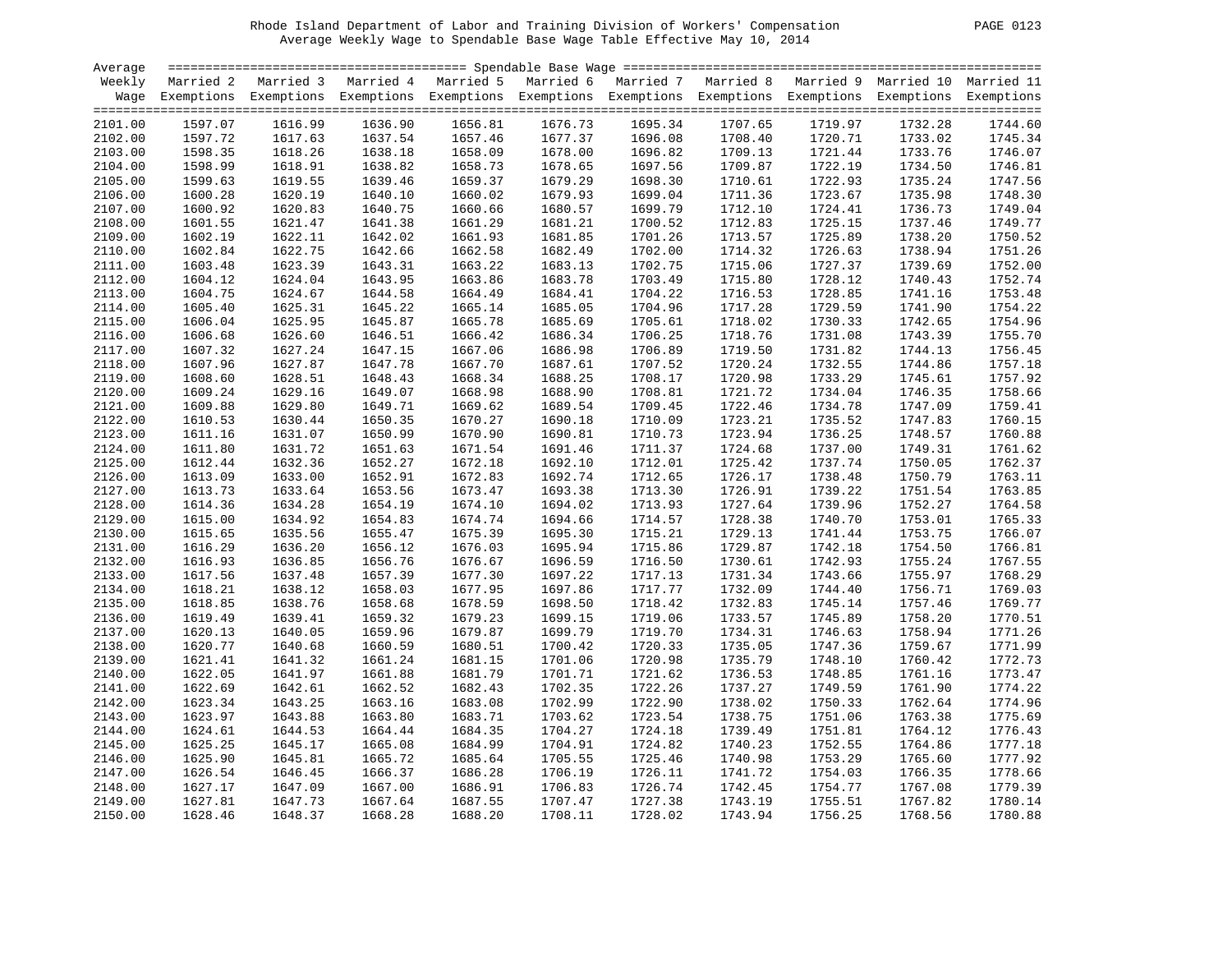Rhode Island Department of Labor and Training Division of Workers' Compensation

Average Weekly Wage to Spendable Base Wage Table Effective May 10, 2014

| Average Weekly Wage | Married 2 Exemptions | Married 3 Exemptions | Married 4 Exemptions | Married 5 Exemptions | Married 6 Exemptions | Married 7 Exemptions | Married 8 Exemptions | Married 9 Exemptions | Married 10 Exemptions | Married 11 Exemptions |
|---|---|---|---|---|---|---|---|---|---|---|
| 2101.00 | 1597.07 | 1616.99 | 1636.90 | 1656.81 | 1676.73 | 1695.34 | 1707.65 | 1719.97 | 1732.28 | 1744.60 |
| 2102.00 | 1597.72 | 1617.63 | 1637.54 | 1657.46 | 1677.37 | 1696.08 | 1708.40 | 1720.71 | 1733.02 | 1745.34 |
| 2103.00 | 1598.35 | 1618.26 | 1638.18 | 1658.09 | 1678.00 | 1696.82 | 1709.13 | 1721.44 | 1733.76 | 1746.07 |
| 2104.00 | 1598.99 | 1618.91 | 1638.82 | 1658.73 | 1678.65 | 1697.56 | 1709.87 | 1722.19 | 1734.50 | 1746.81 |
| 2105.00 | 1599.63 | 1619.55 | 1639.46 | 1659.37 | 1679.29 | 1698.30 | 1710.61 | 1722.93 | 1735.24 | 1747.56 |
| 2106.00 | 1600.28 | 1620.19 | 1640.10 | 1660.02 | 1679.93 | 1699.04 | 1711.36 | 1723.67 | 1735.98 | 1748.30 |
| 2107.00 | 1600.92 | 1620.83 | 1640.75 | 1660.66 | 1680.57 | 1699.79 | 1712.10 | 1724.41 | 1736.73 | 1749.04 |
| 2108.00 | 1601.55 | 1621.47 | 1641.38 | 1661.29 | 1681.21 | 1700.52 | 1712.83 | 1725.15 | 1737.46 | 1749.77 |
| 2109.00 | 1602.19 | 1622.11 | 1642.02 | 1661.93 | 1681.85 | 1701.26 | 1713.57 | 1725.89 | 1738.20 | 1750.52 |
| 2110.00 | 1602.84 | 1622.75 | 1642.66 | 1662.58 | 1682.49 | 1702.00 | 1714.32 | 1726.63 | 1738.94 | 1751.26 |
| 2111.00 | 1603.48 | 1623.39 | 1643.31 | 1663.22 | 1683.13 | 1702.75 | 1715.06 | 1727.37 | 1739.69 | 1752.00 |
| 2112.00 | 1604.12 | 1624.04 | 1643.95 | 1663.86 | 1683.78 | 1703.49 | 1715.80 | 1728.12 | 1740.43 | 1752.74 |
| 2113.00 | 1604.75 | 1624.67 | 1644.58 | 1664.49 | 1684.41 | 1704.22 | 1716.53 | 1728.85 | 1741.16 | 1753.48 |
| 2114.00 | 1605.40 | 1625.31 | 1645.22 | 1665.14 | 1685.05 | 1704.96 | 1717.28 | 1729.59 | 1741.90 | 1754.22 |
| 2115.00 | 1606.04 | 1625.95 | 1645.87 | 1665.78 | 1685.69 | 1705.61 | 1718.02 | 1730.33 | 1742.65 | 1754.96 |
| 2116.00 | 1606.68 | 1626.60 | 1646.51 | 1666.42 | 1686.34 | 1706.25 | 1718.76 | 1731.08 | 1743.39 | 1755.70 |
| 2117.00 | 1607.32 | 1627.24 | 1647.15 | 1667.06 | 1686.98 | 1706.89 | 1719.50 | 1731.82 | 1744.13 | 1756.45 |
| 2118.00 | 1607.96 | 1627.87 | 1647.78 | 1667.70 | 1687.61 | 1707.52 | 1720.24 | 1732.55 | 1744.86 | 1757.18 |
| 2119.00 | 1608.60 | 1628.51 | 1648.43 | 1668.34 | 1688.25 | 1708.17 | 1720.98 | 1733.29 | 1745.61 | 1757.92 |
| 2120.00 | 1609.24 | 1629.16 | 1649.07 | 1668.98 | 1688.90 | 1708.81 | 1721.72 | 1734.04 | 1746.35 | 1758.66 |
| 2121.00 | 1609.88 | 1629.80 | 1649.71 | 1669.62 | 1689.54 | 1709.45 | 1722.46 | 1734.78 | 1747.09 | 1759.41 |
| 2122.00 | 1610.53 | 1630.44 | 1650.35 | 1670.27 | 1690.18 | 1710.09 | 1723.21 | 1735.52 | 1747.83 | 1760.15 |
| 2123.00 | 1611.16 | 1631.07 | 1650.99 | 1670.90 | 1690.81 | 1710.73 | 1723.94 | 1736.25 | 1748.57 | 1760.88 |
| 2124.00 | 1611.80 | 1631.72 | 1651.63 | 1671.54 | 1691.46 | 1711.37 | 1724.68 | 1737.00 | 1749.31 | 1761.62 |
| 2125.00 | 1612.44 | 1632.36 | 1652.27 | 1672.18 | 1692.10 | 1712.01 | 1725.42 | 1737.74 | 1750.05 | 1762.37 |
| 2126.00 | 1613.09 | 1633.00 | 1652.91 | 1672.83 | 1692.74 | 1712.65 | 1726.17 | 1738.48 | 1750.79 | 1763.11 |
| 2127.00 | 1613.73 | 1633.64 | 1653.56 | 1673.47 | 1693.38 | 1713.30 | 1726.91 | 1739.22 | 1751.54 | 1763.85 |
| 2128.00 | 1614.36 | 1634.28 | 1654.19 | 1674.10 | 1694.02 | 1713.93 | 1727.64 | 1739.96 | 1752.27 | 1764.58 |
| 2129.00 | 1615.00 | 1634.92 | 1654.83 | 1674.74 | 1694.66 | 1714.57 | 1728.38 | 1740.70 | 1753.01 | 1765.33 |
| 2130.00 | 1615.65 | 1635.56 | 1655.47 | 1675.39 | 1695.30 | 1715.21 | 1729.13 | 1741.44 | 1753.75 | 1766.07 |
| 2131.00 | 1616.29 | 1636.20 | 1656.12 | 1676.03 | 1695.94 | 1715.86 | 1729.87 | 1742.18 | 1754.50 | 1766.81 |
| 2132.00 | 1616.93 | 1636.85 | 1656.76 | 1676.67 | 1696.59 | 1716.50 | 1730.61 | 1742.93 | 1755.24 | 1767.55 |
| 2133.00 | 1617.56 | 1637.48 | 1657.39 | 1677.30 | 1697.22 | 1717.13 | 1731.34 | 1743.66 | 1755.97 | 1768.29 |
| 2134.00 | 1618.21 | 1638.12 | 1658.03 | 1677.95 | 1697.86 | 1717.77 | 1732.09 | 1744.40 | 1756.71 | 1769.03 |
| 2135.00 | 1618.85 | 1638.76 | 1658.68 | 1678.59 | 1698.50 | 1718.42 | 1732.83 | 1745.14 | 1757.46 | 1769.77 |
| 2136.00 | 1619.49 | 1639.41 | 1659.32 | 1679.23 | 1699.15 | 1719.06 | 1733.57 | 1745.89 | 1758.20 | 1770.51 |
| 2137.00 | 1620.13 | 1640.05 | 1659.96 | 1679.87 | 1699.79 | 1719.70 | 1734.31 | 1746.63 | 1758.94 | 1771.26 |
| 2138.00 | 1620.77 | 1640.68 | 1660.59 | 1680.51 | 1700.42 | 1720.33 | 1735.05 | 1747.36 | 1759.67 | 1771.99 |
| 2139.00 | 1621.41 | 1641.32 | 1661.24 | 1681.15 | 1701.06 | 1720.98 | 1735.79 | 1748.10 | 1760.42 | 1772.73 |
| 2140.00 | 1622.05 | 1641.97 | 1661.88 | 1681.79 | 1701.71 | 1721.62 | 1736.53 | 1748.85 | 1761.16 | 1773.47 |
| 2141.00 | 1622.69 | 1642.61 | 1662.52 | 1682.43 | 1702.35 | 1722.26 | 1737.27 | 1749.59 | 1761.90 | 1774.22 |
| 2142.00 | 1623.34 | 1643.25 | 1663.16 | 1683.08 | 1702.99 | 1722.90 | 1738.02 | 1750.33 | 1762.64 | 1774.96 |
| 2143.00 | 1623.97 | 1643.88 | 1663.80 | 1683.71 | 1703.62 | 1723.54 | 1738.75 | 1751.06 | 1763.38 | 1775.69 |
| 2144.00 | 1624.61 | 1644.53 | 1664.44 | 1684.35 | 1704.27 | 1724.18 | 1739.49 | 1751.81 | 1764.12 | 1776.43 |
| 2145.00 | 1625.25 | 1645.17 | 1665.08 | 1684.99 | 1704.91 | 1724.82 | 1740.23 | 1752.55 | 1764.86 | 1777.18 |
| 2146.00 | 1625.90 | 1645.81 | 1665.72 | 1685.64 | 1705.55 | 1725.46 | 1740.98 | 1753.29 | 1765.60 | 1777.92 |
| 2147.00 | 1626.54 | 1646.45 | 1666.37 | 1686.28 | 1706.19 | 1726.11 | 1741.72 | 1754.03 | 1766.35 | 1778.66 |
| 2148.00 | 1627.17 | 1647.09 | 1667.00 | 1686.91 | 1706.83 | 1726.74 | 1742.45 | 1754.77 | 1767.08 | 1779.39 |
| 2149.00 | 1627.81 | 1647.73 | 1667.64 | 1687.55 | 1707.47 | 1727.38 | 1743.19 | 1755.51 | 1767.82 | 1780.14 |
| 2150.00 | 1628.46 | 1648.37 | 1668.28 | 1688.20 | 1708.11 | 1728.02 | 1743.94 | 1756.25 | 1768.56 | 1780.88 |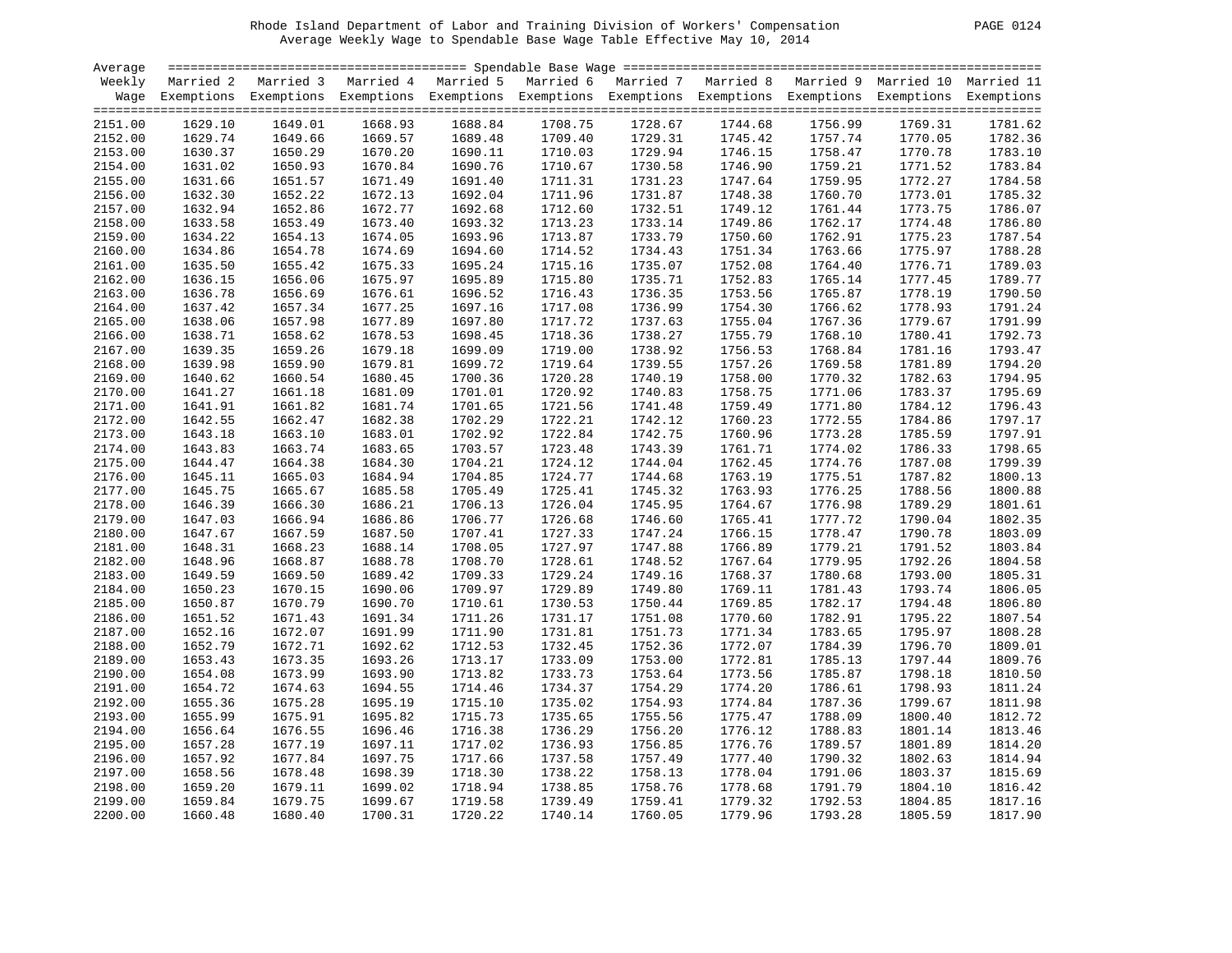Rhode Island Department of Labor and Training Division of Workers' Compensation

Average Weekly Wage to Spendable Base Wage Table Effective May 10, 2014

| Average Weekly Wage | Spendable Base Wage | | | | | | | | | |
|---|---|---|---|---|---|---|---|---|---|---|
| | Married 2 Exemptions | Married 3 Exemptions | Married 4 Exemptions | Married 5 Exemptions | Married 6 Exemptions | Married 7 Exemptions | Married 8 Exemptions | Married 9 Exemptions | Married 10 Exemptions | Married 11 Exemptions |
| 2151.00 | 1629.10 | 1649.01 | 1668.93 | 1688.84 | 1708.75 | 1728.67 | 1744.68 | 1756.99 | 1769.31 | 1781.62 |
| 2152.00 | 1629.74 | 1649.66 | 1669.57 | 1689.48 | 1709.40 | 1729.31 | 1745.42 | 1757.74 | 1770.05 | 1782.36 |
| 2153.00 | 1630.37 | 1650.29 | 1670.20 | 1690.11 | 1710.03 | 1729.94 | 1746.15 | 1758.47 | 1770.78 | 1783.10 |
| 2154.00 | 1631.02 | 1650.93 | 1670.84 | 1690.76 | 1710.67 | 1730.58 | 1746.90 | 1759.21 | 1771.52 | 1783.84 |
| 2155.00 | 1631.66 | 1651.57 | 1671.49 | 1691.40 | 1711.31 | 1731.23 | 1747.64 | 1759.95 | 1772.27 | 1784.58 |
| 2156.00 | 1632.30 | 1652.22 | 1672.13 | 1692.04 | 1711.96 | 1731.87 | 1748.38 | 1760.70 | 1773.01 | 1785.32 |
| 2157.00 | 1632.94 | 1652.86 | 1672.77 | 1692.68 | 1712.60 | 1732.51 | 1749.12 | 1761.44 | 1773.75 | 1786.07 |
| 2158.00 | 1633.58 | 1653.49 | 1673.40 | 1693.32 | 1713.23 | 1733.14 | 1749.86 | 1762.17 | 1774.48 | 1786.80 |
| 2159.00 | 1634.22 | 1654.13 | 1674.05 | 1693.96 | 1713.87 | 1733.79 | 1750.60 | 1762.91 | 1775.23 | 1787.54 |
| 2160.00 | 1634.86 | 1654.78 | 1674.69 | 1694.60 | 1714.52 | 1734.43 | 1751.34 | 1763.66 | 1775.97 | 1788.28 |
| 2161.00 | 1635.50 | 1655.42 | 1675.33 | 1695.24 | 1715.16 | 1735.07 | 1752.08 | 1764.40 | 1776.71 | 1789.03 |
| 2162.00 | 1636.15 | 1656.06 | 1675.97 | 1695.89 | 1715.80 | 1735.71 | 1752.83 | 1765.14 | 1777.45 | 1789.77 |
| 2163.00 | 1636.78 | 1656.69 | 1676.61 | 1696.52 | 1716.43 | 1736.35 | 1753.56 | 1765.87 | 1778.19 | 1790.50 |
| 2164.00 | 1637.42 | 1657.34 | 1677.25 | 1697.16 | 1717.08 | 1736.99 | 1754.30 | 1766.62 | 1778.93 | 1791.24 |
| 2165.00 | 1638.06 | 1657.98 | 1677.89 | 1697.80 | 1717.72 | 1737.63 | 1755.04 | 1767.36 | 1779.67 | 1791.99 |
| 2166.00 | 1638.71 | 1658.62 | 1678.53 | 1698.45 | 1718.36 | 1738.27 | 1755.79 | 1768.10 | 1780.41 | 1792.73 |
| 2167.00 | 1639.35 | 1659.26 | 1679.18 | 1699.09 | 1719.00 | 1738.92 | 1756.53 | 1768.84 | 1781.16 | 1793.47 |
| 2168.00 | 1639.98 | 1659.90 | 1679.81 | 1699.72 | 1719.64 | 1739.55 | 1757.26 | 1769.58 | 1781.89 | 1794.20 |
| 2169.00 | 1640.62 | 1660.54 | 1680.45 | 1700.36 | 1720.28 | 1740.19 | 1758.00 | 1770.32 | 1782.63 | 1794.95 |
| 2170.00 | 1641.27 | 1661.18 | 1681.09 | 1701.01 | 1720.92 | 1740.83 | 1758.75 | 1771.06 | 1783.37 | 1795.69 |
| 2171.00 | 1641.91 | 1661.82 | 1681.74 | 1701.65 | 1721.56 | 1741.48 | 1759.49 | 1771.80 | 1784.12 | 1796.43 |
| 2172.00 | 1642.55 | 1662.47 | 1682.38 | 1702.29 | 1722.21 | 1742.12 | 1760.23 | 1772.55 | 1784.86 | 1797.17 |
| 2173.00 | 1643.18 | 1663.10 | 1683.01 | 1702.92 | 1722.84 | 1742.75 | 1760.96 | 1773.28 | 1785.59 | 1797.91 |
| 2174.00 | 1643.83 | 1663.74 | 1683.65 | 1703.57 | 1723.48 | 1743.39 | 1761.71 | 1774.02 | 1786.33 | 1798.65 |
| 2175.00 | 1644.47 | 1664.38 | 1684.30 | 1704.21 | 1724.12 | 1744.04 | 1762.45 | 1774.76 | 1787.08 | 1799.39 |
| 2176.00 | 1645.11 | 1665.03 | 1684.94 | 1704.85 | 1724.77 | 1744.68 | 1763.19 | 1775.51 | 1787.82 | 1800.13 |
| 2177.00 | 1645.75 | 1665.67 | 1685.58 | 1705.49 | 1725.41 | 1745.32 | 1763.93 | 1776.25 | 1788.56 | 1800.88 |
| 2178.00 | 1646.39 | 1666.30 | 1686.21 | 1706.13 | 1726.04 | 1745.95 | 1764.67 | 1776.98 | 1789.29 | 1801.61 |
| 2179.00 | 1647.03 | 1666.94 | 1686.86 | 1706.77 | 1726.68 | 1746.60 | 1765.41 | 1777.72 | 1790.04 | 1802.35 |
| 2180.00 | 1647.67 | 1667.59 | 1687.50 | 1707.41 | 1727.33 | 1747.24 | 1766.15 | 1778.47 | 1790.78 | 1803.09 |
| 2181.00 | 1648.31 | 1668.23 | 1688.14 | 1708.05 | 1727.97 | 1747.88 | 1766.89 | 1779.21 | 1791.52 | 1803.84 |
| 2182.00 | 1648.96 | 1668.87 | 1688.78 | 1708.70 | 1728.61 | 1748.52 | 1767.64 | 1779.95 | 1792.26 | 1804.58 |
| 2183.00 | 1649.59 | 1669.50 | 1689.42 | 1709.33 | 1729.24 | 1749.16 | 1768.37 | 1780.68 | 1793.00 | 1805.31 |
| 2184.00 | 1650.23 | 1670.15 | 1690.06 | 1709.97 | 1729.89 | 1749.80 | 1769.11 | 1781.43 | 1793.74 | 1806.05 |
| 2185.00 | 1650.87 | 1670.79 | 1690.70 | 1710.61 | 1730.53 | 1750.44 | 1769.85 | 1782.17 | 1794.48 | 1806.80 |
| 2186.00 | 1651.52 | 1671.43 | 1691.34 | 1711.26 | 1731.17 | 1751.08 | 1770.60 | 1782.91 | 1795.22 | 1807.54 |
| 2187.00 | 1652.16 | 1672.07 | 1691.99 | 1711.90 | 1731.81 | 1751.73 | 1771.34 | 1783.65 | 1795.97 | 1808.28 |
| 2188.00 | 1652.79 | 1672.71 | 1692.62 | 1712.53 | 1732.45 | 1752.36 | 1772.07 | 1784.39 | 1796.70 | 1809.01 |
| 2189.00 | 1653.43 | 1673.35 | 1693.26 | 1713.17 | 1733.09 | 1753.00 | 1772.81 | 1785.13 | 1797.44 | 1809.76 |
| 2190.00 | 1654.08 | 1673.99 | 1693.90 | 1713.82 | 1733.73 | 1753.64 | 1773.56 | 1785.87 | 1798.18 | 1810.50 |
| 2191.00 | 1654.72 | 1674.63 | 1694.55 | 1714.46 | 1734.37 | 1754.29 | 1774.20 | 1786.61 | 1798.93 | 1811.24 |
| 2192.00 | 1655.36 | 1675.28 | 1695.19 | 1715.10 | 1735.02 | 1754.93 | 1774.84 | 1787.36 | 1799.67 | 1811.98 |
| 2193.00 | 1655.99 | 1675.91 | 1695.82 | 1715.73 | 1735.65 | 1755.56 | 1775.47 | 1788.09 | 1800.40 | 1812.72 |
| 2194.00 | 1656.64 | 1676.55 | 1696.46 | 1716.38 | 1736.29 | 1756.20 | 1776.12 | 1788.83 | 1801.14 | 1813.46 |
| 2195.00 | 1657.28 | 1677.19 | 1697.11 | 1717.02 | 1736.93 | 1756.85 | 1776.76 | 1789.57 | 1801.89 | 1814.20 |
| 2196.00 | 1657.92 | 1677.84 | 1697.75 | 1717.66 | 1737.58 | 1757.49 | 1777.40 | 1790.32 | 1802.63 | 1814.94 |
| 2197.00 | 1658.56 | 1678.48 | 1698.39 | 1718.30 | 1738.22 | 1758.13 | 1778.04 | 1791.06 | 1803.37 | 1815.69 |
| 2198.00 | 1659.20 | 1679.11 | 1699.02 | 1718.94 | 1738.85 | 1758.76 | 1778.68 | 1791.79 | 1804.10 | 1816.42 |
| 2199.00 | 1659.84 | 1679.75 | 1699.67 | 1719.58 | 1739.49 | 1759.41 | 1779.32 | 1792.53 | 1804.85 | 1817.16 |
| 2200.00 | 1660.48 | 1680.40 | 1700.31 | 1720.22 | 1740.14 | 1760.05 | 1779.96 | 1793.28 | 1805.59 | 1817.90 |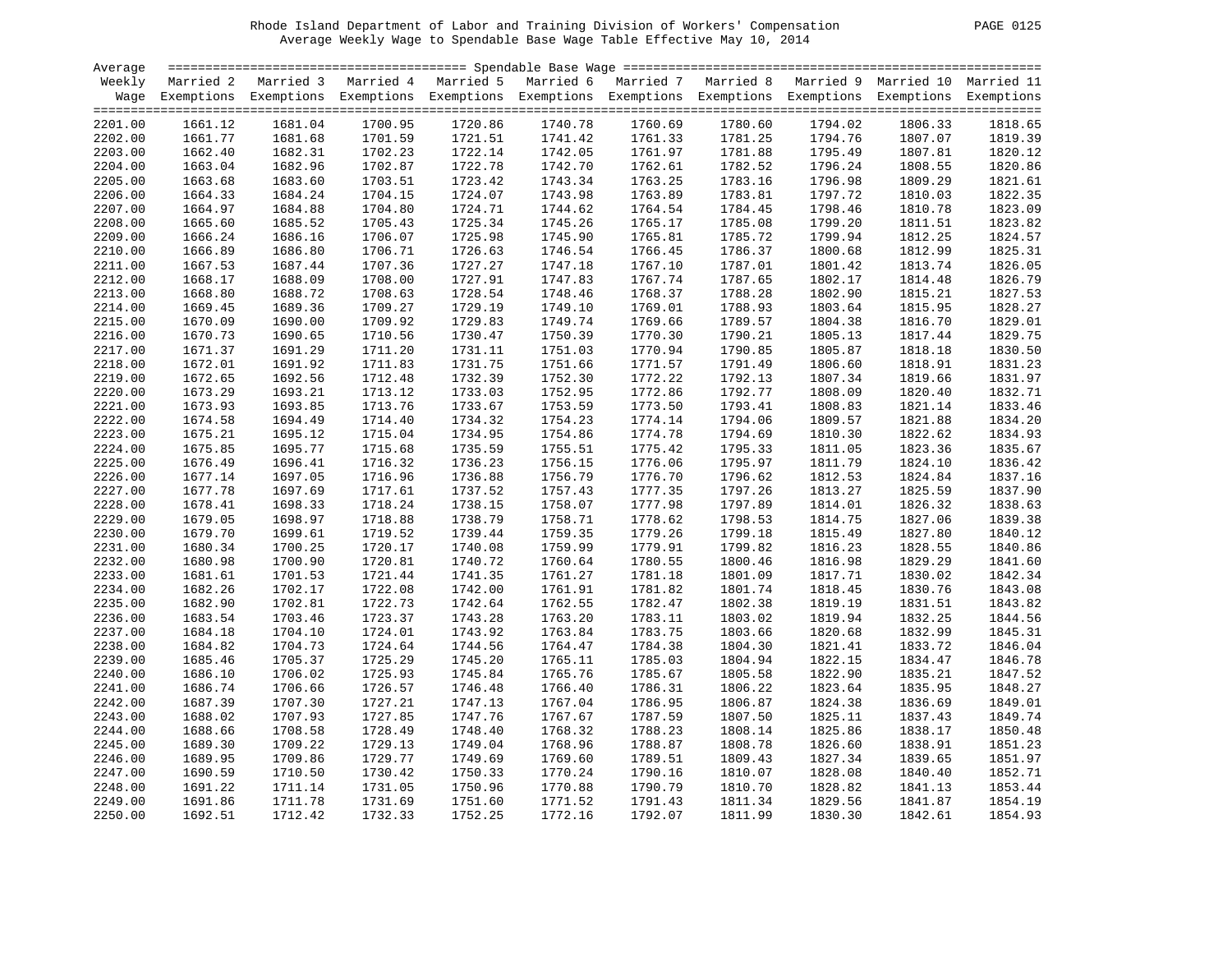Rhode Island Department of Labor and Training Division of Workers' Compensation
Average Weekly Wage to Spendable Base Wage Table Effective May 10, 2014

| Average Weekly Wage | Married 2 Exemptions | Married 3 Exemptions | Married 4 Exemptions | Married 5 Exemptions | Married 6 Exemptions | Married 7 Exemptions | Married 8 Exemptions | Married 9 Exemptions | Married 10 Exemptions | Married 11 Exemptions |
|---|---|---|---|---|---|---|---|---|---|---|
| 2201.00 | 1661.12 | 1681.04 | 1700.95 | 1720.86 | 1740.78 | 1760.69 | 1780.60 | 1794.02 | 1806.33 | 1818.65 |
| 2202.00 | 1661.77 | 1681.68 | 1701.59 | 1721.51 | 1741.42 | 1761.33 | 1781.25 | 1794.76 | 1807.07 | 1819.39 |
| 2203.00 | 1662.40 | 1682.31 | 1702.23 | 1722.14 | 1742.05 | 1761.97 | 1781.88 | 1795.49 | 1807.81 | 1820.12 |
| 2204.00 | 1663.04 | 1682.96 | 1702.87 | 1722.78 | 1742.70 | 1762.61 | 1782.52 | 1796.24 | 1808.55 | 1820.86 |
| 2205.00 | 1663.68 | 1683.60 | 1703.51 | 1723.42 | 1743.34 | 1763.25 | 1783.16 | 1796.98 | 1809.29 | 1821.61 |
| 2206.00 | 1664.33 | 1684.24 | 1704.15 | 1724.07 | 1743.98 | 1763.89 | 1783.81 | 1797.72 | 1810.03 | 1822.35 |
| 2207.00 | 1664.97 | 1684.88 | 1704.80 | 1724.71 | 1744.62 | 1764.54 | 1784.45 | 1798.46 | 1810.78 | 1823.09 |
| 2208.00 | 1665.60 | 1685.52 | 1705.43 | 1725.34 | 1745.26 | 1765.17 | 1785.08 | 1799.20 | 1811.51 | 1823.82 |
| 2209.00 | 1666.24 | 1686.16 | 1706.07 | 1725.98 | 1745.90 | 1765.81 | 1785.72 | 1799.94 | 1812.25 | 1824.57 |
| 2210.00 | 1666.89 | 1686.80 | 1706.71 | 1726.63 | 1746.54 | 1766.45 | 1786.37 | 1800.68 | 1812.99 | 1825.31 |
| 2211.00 | 1667.53 | 1687.44 | 1707.36 | 1727.27 | 1747.18 | 1767.10 | 1787.01 | 1801.42 | 1813.74 | 1826.05 |
| 2212.00 | 1668.17 | 1688.09 | 1708.00 | 1727.91 | 1747.83 | 1767.74 | 1787.65 | 1802.17 | 1814.48 | 1826.79 |
| 2213.00 | 1668.80 | 1688.72 | 1708.63 | 1728.54 | 1748.46 | 1768.37 | 1788.28 | 1802.90 | 1815.21 | 1827.53 |
| 2214.00 | 1669.45 | 1689.36 | 1709.27 | 1729.19 | 1749.10 | 1769.01 | 1788.93 | 1803.64 | 1815.95 | 1828.27 |
| 2215.00 | 1670.09 | 1690.00 | 1709.92 | 1729.83 | 1749.74 | 1769.66 | 1789.57 | 1804.38 | 1816.70 | 1829.01 |
| 2216.00 | 1670.73 | 1690.65 | 1710.56 | 1730.47 | 1750.39 | 1770.30 | 1790.21 | 1805.13 | 1817.44 | 1829.75 |
| 2217.00 | 1671.37 | 1691.29 | 1711.20 | 1731.11 | 1751.03 | 1770.94 | 1790.85 | 1805.87 | 1818.18 | 1830.50 |
| 2218.00 | 1672.01 | 1691.92 | 1711.83 | 1731.75 | 1751.66 | 1771.57 | 1791.49 | 1806.60 | 1818.91 | 1831.23 |
| 2219.00 | 1672.65 | 1692.56 | 1712.48 | 1732.39 | 1752.30 | 1772.22 | 1792.13 | 1807.34 | 1819.66 | 1831.97 |
| 2220.00 | 1673.29 | 1693.21 | 1713.12 | 1733.03 | 1752.95 | 1772.86 | 1792.77 | 1808.09 | 1820.40 | 1832.71 |
| 2221.00 | 1673.93 | 1693.85 | 1713.76 | 1733.67 | 1753.59 | 1773.50 | 1793.41 | 1808.83 | 1821.14 | 1833.46 |
| 2222.00 | 1674.58 | 1694.49 | 1714.40 | 1734.32 | 1754.23 | 1774.14 | 1794.06 | 1809.57 | 1821.88 | 1834.20 |
| 2223.00 | 1675.21 | 1695.12 | 1715.04 | 1734.95 | 1754.86 | 1774.78 | 1794.69 | 1810.30 | 1822.62 | 1834.93 |
| 2224.00 | 1675.85 | 1695.77 | 1715.68 | 1735.59 | 1755.51 | 1775.42 | 1795.33 | 1811.05 | 1823.36 | 1835.67 |
| 2225.00 | 1676.49 | 1696.41 | 1716.32 | 1736.23 | 1756.15 | 1776.06 | 1795.97 | 1811.79 | 1824.10 | 1836.42 |
| 2226.00 | 1677.14 | 1697.05 | 1716.96 | 1736.88 | 1756.79 | 1776.70 | 1796.62 | 1812.53 | 1824.84 | 1837.16 |
| 2227.00 | 1677.78 | 1697.69 | 1717.61 | 1737.52 | 1757.43 | 1777.35 | 1797.26 | 1813.27 | 1825.59 | 1837.90 |
| 2228.00 | 1678.41 | 1698.33 | 1718.24 | 1738.15 | 1758.07 | 1777.98 | 1797.89 | 1814.01 | 1826.32 | 1838.63 |
| 2229.00 | 1679.05 | 1698.97 | 1718.88 | 1738.79 | 1758.71 | 1778.62 | 1798.53 | 1814.75 | 1827.06 | 1839.38 |
| 2230.00 | 1679.70 | 1699.61 | 1719.52 | 1739.44 | 1759.35 | 1779.26 | 1799.18 | 1815.49 | 1827.80 | 1840.12 |
| 2231.00 | 1680.34 | 1700.25 | 1720.17 | 1740.08 | 1759.99 | 1779.91 | 1799.82 | 1816.23 | 1828.55 | 1840.86 |
| 2232.00 | 1680.98 | 1700.90 | 1720.81 | 1740.72 | 1760.64 | 1780.55 | 1800.46 | 1816.98 | 1829.29 | 1841.60 |
| 2233.00 | 1681.61 | 1701.53 | 1721.44 | 1741.35 | 1761.27 | 1781.18 | 1801.09 | 1817.71 | 1830.02 | 1842.34 |
| 2234.00 | 1682.26 | 1702.17 | 1722.08 | 1742.00 | 1761.91 | 1781.82 | 1801.74 | 1818.45 | 1830.76 | 1843.08 |
| 2235.00 | 1682.90 | 1702.81 | 1722.73 | 1742.64 | 1762.55 | 1782.47 | 1802.38 | 1819.19 | 1831.51 | 1843.82 |
| 2236.00 | 1683.54 | 1703.46 | 1723.37 | 1743.28 | 1763.20 | 1783.11 | 1803.02 | 1819.94 | 1832.25 | 1844.56 |
| 2237.00 | 1684.18 | 1704.10 | 1724.01 | 1743.92 | 1763.84 | 1783.75 | 1803.66 | 1820.68 | 1832.99 | 1845.31 |
| 2238.00 | 1684.82 | 1704.73 | 1724.64 | 1744.56 | 1764.47 | 1784.38 | 1804.30 | 1821.41 | 1833.72 | 1846.04 |
| 2239.00 | 1685.46 | 1705.37 | 1725.29 | 1745.20 | 1765.11 | 1785.03 | 1804.94 | 1822.15 | 1834.47 | 1846.78 |
| 2240.00 | 1686.10 | 1706.02 | 1725.93 | 1745.84 | 1765.76 | 1785.67 | 1805.58 | 1822.90 | 1835.21 | 1847.52 |
| 2241.00 | 1686.74 | 1706.66 | 1726.57 | 1746.48 | 1766.40 | 1786.31 | 1806.22 | 1823.64 | 1835.95 | 1848.27 |
| 2242.00 | 1687.39 | 1707.30 | 1727.21 | 1747.13 | 1767.04 | 1786.95 | 1806.87 | 1824.38 | 1836.69 | 1849.01 |
| 2243.00 | 1688.02 | 1707.93 | 1727.85 | 1747.76 | 1767.67 | 1787.59 | 1807.50 | 1825.11 | 1837.43 | 1849.74 |
| 2244.00 | 1688.66 | 1708.58 | 1728.49 | 1748.40 | 1768.32 | 1788.23 | 1808.14 | 1825.86 | 1838.17 | 1850.48 |
| 2245.00 | 1689.30 | 1709.22 | 1729.13 | 1749.04 | 1768.96 | 1788.87 | 1808.78 | 1826.60 | 1838.91 | 1851.23 |
| 2246.00 | 1689.95 | 1709.86 | 1729.77 | 1749.69 | 1769.60 | 1789.51 | 1809.43 | 1827.34 | 1839.65 | 1851.97 |
| 2247.00 | 1690.59 | 1710.50 | 1730.42 | 1750.33 | 1770.24 | 1790.16 | 1810.07 | 1828.08 | 1840.40 | 1852.71 |
| 2248.00 | 1691.22 | 1711.14 | 1731.05 | 1750.96 | 1770.88 | 1790.79 | 1810.70 | 1828.82 | 1841.13 | 1853.44 |
| 2249.00 | 1691.86 | 1711.78 | 1731.69 | 1751.60 | 1771.52 | 1791.43 | 1811.34 | 1829.56 | 1841.87 | 1854.19 |
| 2250.00 | 1692.51 | 1712.42 | 1732.33 | 1752.25 | 1772.16 | 1792.07 | 1811.99 | 1830.30 | 1842.61 | 1854.93 |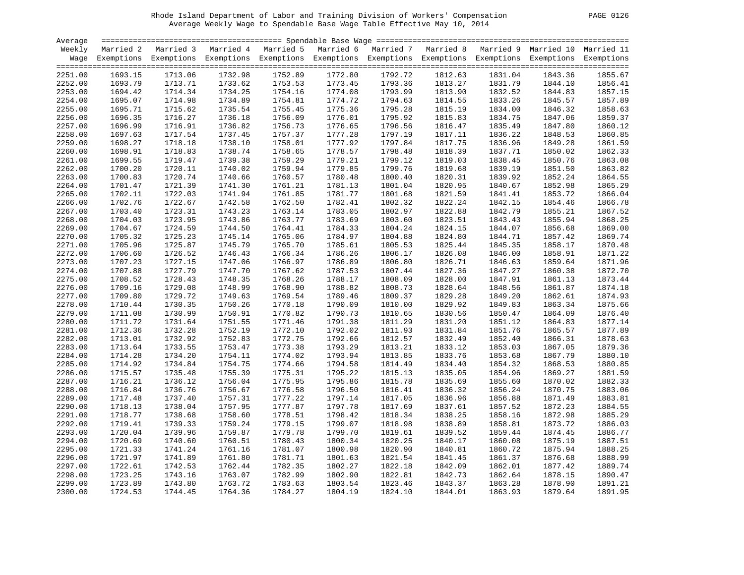Rhode Island Department of Labor and Training Division of Workers' Compensation
Average Weekly Wage to Spendable Base Wage Table Effective May 10, 2014

| Average Weekly Wage | Married 2 Exemptions | Married 3 Exemptions | Married 4 Exemptions | Married 5 Exemptions | Married 6 Exemptions | Married 7 Exemptions | Married 8 Exemptions | Married 9 Exemptions | Married 10 Exemptions | Married 11 Exemptions |
|---|---|---|---|---|---|---|---|---|---|---|
| 2251.00 | 1693.15 | 1713.06 | 1732.98 | 1752.89 | 1772.80 | 1792.72 | 1812.63 | 1831.04 | 1843.36 | 1855.67 |
| 2252.00 | 1693.79 | 1713.71 | 1733.62 | 1753.53 | 1773.45 | 1793.36 | 1813.27 | 1831.79 | 1844.10 | 1856.41 |
| 2253.00 | 1694.42 | 1714.34 | 1734.25 | 1754.16 | 1774.08 | 1793.99 | 1813.90 | 1832.52 | 1844.83 | 1857.15 |
| 2254.00 | 1695.07 | 1714.98 | 1734.89 | 1754.81 | 1774.72 | 1794.63 | 1814.55 | 1833.26 | 1845.57 | 1857.89 |
| 2255.00 | 1695.71 | 1715.62 | 1735.54 | 1755.45 | 1775.36 | 1795.28 | 1815.19 | 1834.00 | 1846.32 | 1858.63 |
| 2256.00 | 1696.35 | 1716.27 | 1736.18 | 1756.09 | 1776.01 | 1795.92 | 1815.83 | 1834.75 | 1847.06 | 1859.37 |
| 2257.00 | 1696.99 | 1716.91 | 1736.82 | 1756.73 | 1776.65 | 1796.56 | 1816.47 | 1835.49 | 1847.80 | 1860.12 |
| 2258.00 | 1697.63 | 1717.54 | 1737.45 | 1757.37 | 1777.28 | 1797.19 | 1817.11 | 1836.22 | 1848.53 | 1860.85 |
| 2259.00 | 1698.27 | 1718.18 | 1738.10 | 1758.01 | 1777.92 | 1797.84 | 1817.75 | 1836.96 | 1849.28 | 1861.59 |
| 2260.00 | 1698.91 | 1718.83 | 1738.74 | 1758.65 | 1778.57 | 1798.48 | 1818.39 | 1837.71 | 1850.02 | 1862.33 |
| 2261.00 | 1699.55 | 1719.47 | 1739.38 | 1759.29 | 1779.21 | 1799.12 | 1819.03 | 1838.45 | 1850.76 | 1863.08 |
| 2262.00 | 1700.20 | 1720.11 | 1740.02 | 1759.94 | 1779.85 | 1799.76 | 1819.68 | 1839.19 | 1851.50 | 1863.82 |
| 2263.00 | 1700.83 | 1720.74 | 1740.66 | 1760.57 | 1780.48 | 1800.40 | 1820.31 | 1839.92 | 1852.24 | 1864.55 |
| 2264.00 | 1701.47 | 1721.39 | 1741.30 | 1761.21 | 1781.13 | 1801.04 | 1820.95 | 1840.67 | 1852.98 | 1865.29 |
| 2265.00 | 1702.11 | 1722.03 | 1741.94 | 1761.85 | 1781.77 | 1801.68 | 1821.59 | 1841.41 | 1853.72 | 1866.04 |
| 2266.00 | 1702.76 | 1722.67 | 1742.58 | 1762.50 | 1782.41 | 1802.32 | 1822.24 | 1842.15 | 1854.46 | 1866.78 |
| 2267.00 | 1703.40 | 1723.31 | 1743.23 | 1763.14 | 1783.05 | 1802.97 | 1822.88 | 1842.79 | 1855.21 | 1867.52 |
| 2268.00 | 1704.03 | 1723.95 | 1743.86 | 1763.77 | 1783.69 | 1803.60 | 1823.51 | 1843.43 | 1855.94 | 1868.25 |
| 2269.00 | 1704.67 | 1724.59 | 1744.50 | 1764.41 | 1784.33 | 1804.24 | 1824.15 | 1844.07 | 1856.68 | 1869.00 |
| 2270.00 | 1705.32 | 1725.23 | 1745.14 | 1765.06 | 1784.97 | 1804.88 | 1824.80 | 1844.71 | 1857.42 | 1869.74 |
| 2271.00 | 1705.96 | 1725.87 | 1745.79 | 1765.70 | 1785.61 | 1805.53 | 1825.44 | 1845.35 | 1858.17 | 1870.48 |
| 2272.00 | 1706.60 | 1726.52 | 1746.43 | 1766.34 | 1786.26 | 1806.17 | 1826.08 | 1846.00 | 1858.91 | 1871.22 |
| 2273.00 | 1707.23 | 1727.15 | 1747.06 | 1766.97 | 1786.89 | 1806.80 | 1826.71 | 1846.63 | 1859.64 | 1871.96 |
| 2274.00 | 1707.88 | 1727.79 | 1747.70 | 1767.62 | 1787.53 | 1807.44 | 1827.36 | 1847.27 | 1860.38 | 1872.70 |
| 2275.00 | 1708.52 | 1728.43 | 1748.35 | 1768.26 | 1788.17 | 1808.09 | 1828.00 | 1847.91 | 1861.13 | 1873.44 |
| 2276.00 | 1709.16 | 1729.08 | 1748.99 | 1768.90 | 1788.82 | 1808.73 | 1828.64 | 1848.56 | 1861.87 | 1874.18 |
| 2277.00 | 1709.80 | 1729.72 | 1749.63 | 1769.54 | 1789.46 | 1809.37 | 1829.28 | 1849.20 | 1862.61 | 1874.93 |
| 2278.00 | 1710.44 | 1730.35 | 1750.26 | 1770.18 | 1790.09 | 1810.00 | 1829.92 | 1849.83 | 1863.34 | 1875.66 |
| 2279.00 | 1711.08 | 1730.99 | 1750.91 | 1770.82 | 1790.73 | 1810.65 | 1830.56 | 1850.47 | 1864.09 | 1876.40 |
| 2280.00 | 1711.72 | 1731.64 | 1751.55 | 1771.46 | 1791.38 | 1811.29 | 1831.20 | 1851.12 | 1864.83 | 1877.14 |
| 2281.00 | 1712.36 | 1732.28 | 1752.19 | 1772.10 | 1792.02 | 1811.93 | 1831.84 | 1851.76 | 1865.57 | 1877.89 |
| 2282.00 | 1713.01 | 1732.92 | 1752.83 | 1772.75 | 1792.66 | 1812.57 | 1832.49 | 1852.40 | 1866.31 | 1878.63 |
| 2283.00 | 1713.64 | 1733.55 | 1753.47 | 1773.38 | 1793.29 | 1813.21 | 1833.12 | 1853.03 | 1867.05 | 1879.36 |
| 2284.00 | 1714.28 | 1734.20 | 1754.11 | 1774.02 | 1793.94 | 1813.85 | 1833.76 | 1853.68 | 1867.79 | 1880.10 |
| 2285.00 | 1714.92 | 1734.84 | 1754.75 | 1774.66 | 1794.58 | 1814.49 | 1834.40 | 1854.32 | 1868.53 | 1880.85 |
| 2286.00 | 1715.57 | 1735.48 | 1755.39 | 1775.31 | 1795.22 | 1815.13 | 1835.05 | 1854.96 | 1869.27 | 1881.59 |
| 2287.00 | 1716.21 | 1736.12 | 1756.04 | 1775.95 | 1795.86 | 1815.78 | 1835.69 | 1855.60 | 1870.02 | 1882.33 |
| 2288.00 | 1716.84 | 1736.76 | 1756.67 | 1776.58 | 1796.50 | 1816.41 | 1836.32 | 1856.24 | 1870.75 | 1883.06 |
| 2289.00 | 1717.48 | 1737.40 | 1757.31 | 1777.22 | 1797.14 | 1817.05 | 1836.96 | 1856.88 | 1871.49 | 1883.81 |
| 2290.00 | 1718.13 | 1738.04 | 1757.95 | 1777.87 | 1797.78 | 1817.69 | 1837.61 | 1857.52 | 1872.23 | 1884.55 |
| 2291.00 | 1718.77 | 1738.68 | 1758.60 | 1778.51 | 1798.42 | 1818.34 | 1838.25 | 1858.16 | 1872.98 | 1885.29 |
| 2292.00 | 1719.41 | 1739.33 | 1759.24 | 1779.15 | 1799.07 | 1818.98 | 1838.89 | 1858.81 | 1873.72 | 1886.03 |
| 2293.00 | 1720.04 | 1739.96 | 1759.87 | 1779.78 | 1799.70 | 1819.61 | 1839.52 | 1859.44 | 1874.45 | 1886.77 |
| 2294.00 | 1720.69 | 1740.60 | 1760.51 | 1780.43 | 1800.34 | 1820.25 | 1840.17 | 1860.08 | 1875.19 | 1887.51 |
| 2295.00 | 1721.33 | 1741.24 | 1761.16 | 1781.07 | 1800.98 | 1820.90 | 1840.81 | 1860.72 | 1875.94 | 1888.25 |
| 2296.00 | 1721.97 | 1741.89 | 1761.80 | 1781.71 | 1801.63 | 1821.54 | 1841.45 | 1861.37 | 1876.68 | 1888.99 |
| 2297.00 | 1722.61 | 1742.53 | 1762.44 | 1782.35 | 1802.27 | 1822.18 | 1842.09 | 1862.01 | 1877.42 | 1889.74 |
| 2298.00 | 1723.25 | 1743.16 | 1763.07 | 1782.99 | 1802.90 | 1822.81 | 1842.73 | 1862.64 | 1878.15 | 1890.47 |
| 2299.00 | 1723.89 | 1743.80 | 1763.72 | 1783.63 | 1803.54 | 1823.46 | 1843.37 | 1863.28 | 1878.90 | 1891.21 |
| 2300.00 | 1724.53 | 1744.45 | 1764.36 | 1784.27 | 1804.19 | 1824.10 | 1844.01 | 1863.93 | 1879.64 | 1891.95 |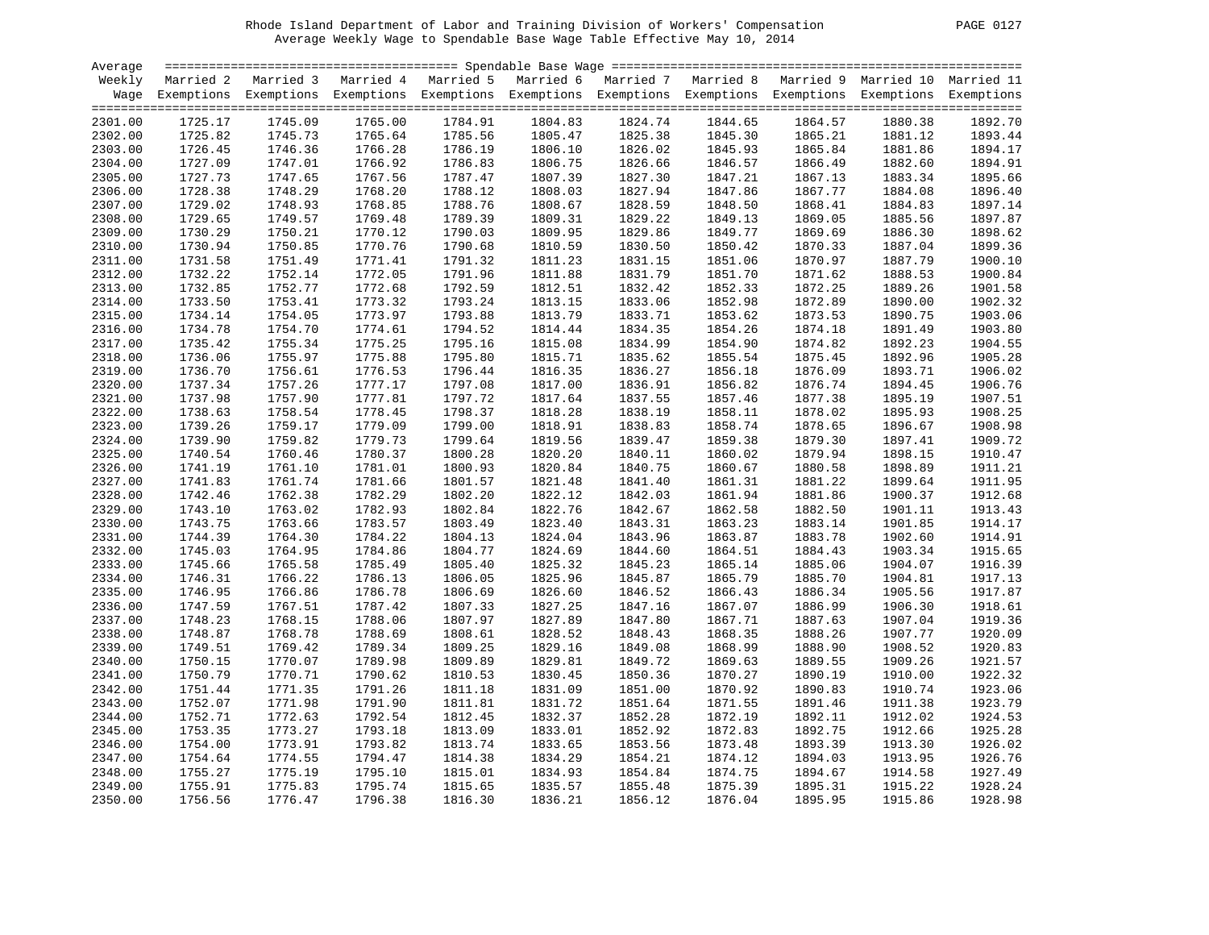Rhode Island Department of Labor and Training Division of Workers' Compensation

Average Weekly Wage to Spendable Base Wage Table Effective May 10, 2014

| Average Weekly Wage | Married 2 Exemptions | Married 3 Exemptions | Married 4 Exemptions | Married 5 Exemptions | Married 6 Exemptions | Married 7 Exemptions | Married 8 Exemptions | Married 9 Exemptions | Married 10 Exemptions | Married 11 Exemptions |
|---|---|---|---|---|---|---|---|---|---|---|
| 2301.00 | 1725.17 | 1745.09 | 1765.00 | 1784.91 | 1804.83 | 1824.74 | 1844.65 | 1864.57 | 1880.38 | 1892.70 |
| 2302.00 | 1725.82 | 1745.73 | 1765.64 | 1785.56 | 1805.47 | 1825.38 | 1845.30 | 1865.21 | 1881.12 | 1893.44 |
| 2303.00 | 1726.45 | 1746.36 | 1766.28 | 1786.19 | 1806.10 | 1826.02 | 1845.93 | 1865.84 | 1881.86 | 1894.17 |
| 2304.00 | 1727.09 | 1747.01 | 1766.92 | 1786.83 | 1806.75 | 1826.66 | 1846.57 | 1866.49 | 1882.60 | 1894.91 |
| 2305.00 | 1727.73 | 1747.65 | 1767.56 | 1787.47 | 1807.39 | 1827.30 | 1847.21 | 1867.13 | 1883.34 | 1895.66 |
| 2306.00 | 1728.38 | 1748.29 | 1768.20 | 1788.12 | 1808.03 | 1827.94 | 1847.86 | 1867.77 | 1884.08 | 1896.40 |
| 2307.00 | 1729.02 | 1748.93 | 1768.85 | 1788.76 | 1808.67 | 1828.59 | 1848.50 | 1868.41 | 1884.83 | 1897.14 |
| 2308.00 | 1729.65 | 1749.57 | 1769.48 | 1789.39 | 1809.31 | 1829.22 | 1849.13 | 1869.05 | 1885.56 | 1897.87 |
| 2309.00 | 1730.29 | 1750.21 | 1770.12 | 1790.03 | 1809.95 | 1829.86 | 1849.77 | 1869.69 | 1886.30 | 1898.62 |
| 2310.00 | 1730.94 | 1750.85 | 1770.76 | 1790.68 | 1810.59 | 1830.50 | 1850.42 | 1870.33 | 1887.04 | 1899.36 |
| 2311.00 | 1731.58 | 1751.49 | 1771.41 | 1791.32 | 1811.23 | 1831.15 | 1851.06 | 1870.97 | 1887.79 | 1900.10 |
| 2312.00 | 1732.22 | 1752.14 | 1772.05 | 1791.96 | 1811.88 | 1831.79 | 1851.70 | 1871.62 | 1888.53 | 1900.84 |
| 2313.00 | 1732.85 | 1752.77 | 1772.68 | 1792.59 | 1812.51 | 1832.42 | 1852.33 | 1872.25 | 1889.26 | 1901.58 |
| 2314.00 | 1733.50 | 1753.41 | 1773.32 | 1793.24 | 1813.15 | 1833.06 | 1852.98 | 1872.89 | 1890.00 | 1902.32 |
| 2315.00 | 1734.14 | 1754.05 | 1773.97 | 1793.88 | 1813.79 | 1833.71 | 1853.62 | 1873.53 | 1890.75 | 1903.06 |
| 2316.00 | 1734.78 | 1754.70 | 1774.61 | 1794.52 | 1814.44 | 1834.35 | 1854.26 | 1874.18 | 1891.49 | 1903.80 |
| 2317.00 | 1735.42 | 1755.34 | 1775.25 | 1795.16 | 1815.08 | 1834.99 | 1854.90 | 1874.82 | 1892.23 | 1904.55 |
| 2318.00 | 1736.06 | 1755.97 | 1775.88 | 1795.80 | 1815.71 | 1835.62 | 1855.54 | 1875.45 | 1892.96 | 1905.28 |
| 2319.00 | 1736.70 | 1756.61 | 1776.53 | 1796.44 | 1816.35 | 1836.27 | 1856.18 | 1876.09 | 1893.71 | 1906.02 |
| 2320.00 | 1737.34 | 1757.26 | 1777.17 | 1797.08 | 1817.00 | 1836.91 | 1856.82 | 1876.74 | 1894.45 | 1906.76 |
| 2321.00 | 1737.98 | 1757.90 | 1777.81 | 1797.72 | 1817.64 | 1837.55 | 1857.46 | 1877.38 | 1895.19 | 1907.51 |
| 2322.00 | 1738.63 | 1758.54 | 1778.45 | 1798.37 | 1818.28 | 1838.19 | 1858.11 | 1878.02 | 1895.93 | 1908.25 |
| 2323.00 | 1739.26 | 1759.17 | 1779.09 | 1799.00 | 1818.91 | 1838.83 | 1858.74 | 1878.65 | 1896.67 | 1908.98 |
| 2324.00 | 1739.90 | 1759.82 | 1779.73 | 1799.64 | 1819.56 | 1839.47 | 1859.38 | 1879.30 | 1897.41 | 1909.72 |
| 2325.00 | 1740.54 | 1760.46 | 1780.37 | 1800.28 | 1820.20 | 1840.11 | 1860.02 | 1879.94 | 1898.15 | 1910.47 |
| 2326.00 | 1741.19 | 1761.10 | 1781.01 | 1800.93 | 1820.84 | 1840.75 | 1860.67 | 1880.58 | 1898.89 | 1911.21 |
| 2327.00 | 1741.83 | 1761.74 | 1781.66 | 1801.57 | 1821.48 | 1841.40 | 1861.31 | 1881.22 | 1899.64 | 1911.95 |
| 2328.00 | 1742.46 | 1762.38 | 1782.29 | 1802.20 | 1822.12 | 1842.03 | 1861.94 | 1881.86 | 1900.37 | 1912.68 |
| 2329.00 | 1743.10 | 1763.02 | 1782.93 | 1802.84 | 1822.76 | 1842.67 | 1862.58 | 1882.50 | 1901.11 | 1913.43 |
| 2330.00 | 1743.75 | 1763.66 | 1783.57 | 1803.49 | 1823.40 | 1843.31 | 1863.23 | 1883.14 | 1901.85 | 1914.17 |
| 2331.00 | 1744.39 | 1764.30 | 1784.22 | 1804.13 | 1824.04 | 1843.96 | 1863.87 | 1883.78 | 1902.60 | 1914.91 |
| 2332.00 | 1745.03 | 1764.95 | 1784.86 | 1804.77 | 1824.69 | 1844.60 | 1864.51 | 1884.43 | 1903.34 | 1915.65 |
| 2333.00 | 1745.66 | 1765.58 | 1785.49 | 1805.40 | 1825.32 | 1845.23 | 1865.14 | 1885.06 | 1904.07 | 1916.39 |
| 2334.00 | 1746.31 | 1766.22 | 1786.13 | 1806.05 | 1825.96 | 1845.87 | 1865.79 | 1885.70 | 1904.81 | 1917.13 |
| 2335.00 | 1746.95 | 1766.86 | 1786.78 | 1806.69 | 1826.60 | 1846.52 | 1866.43 | 1886.34 | 1905.56 | 1917.87 |
| 2336.00 | 1747.59 | 1767.51 | 1787.42 | 1807.33 | 1827.25 | 1847.16 | 1867.07 | 1886.99 | 1906.30 | 1918.61 |
| 2337.00 | 1748.23 | 1768.15 | 1788.06 | 1807.97 | 1827.89 | 1847.80 | 1867.71 | 1887.63 | 1907.04 | 1919.36 |
| 2338.00 | 1748.87 | 1768.78 | 1788.69 | 1808.61 | 1828.52 | 1848.43 | 1868.35 | 1888.26 | 1907.77 | 1920.09 |
| 2339.00 | 1749.51 | 1769.42 | 1789.34 | 1809.25 | 1829.16 | 1849.08 | 1868.99 | 1888.90 | 1908.52 | 1920.83 |
| 2340.00 | 1750.15 | 1770.07 | 1789.98 | 1809.89 | 1829.81 | 1849.72 | 1869.63 | 1889.55 | 1909.26 | 1921.57 |
| 2341.00 | 1750.79 | 1770.71 | 1790.62 | 1810.53 | 1830.45 | 1850.36 | 1870.27 | 1890.19 | 1910.00 | 1922.32 |
| 2342.00 | 1751.44 | 1771.35 | 1791.26 | 1811.18 | 1831.09 | 1851.00 | 1870.92 | 1890.83 | 1910.74 | 1923.06 |
| 2343.00 | 1752.07 | 1771.98 | 1791.90 | 1811.81 | 1831.72 | 1851.64 | 1871.55 | 1891.46 | 1911.38 | 1923.79 |
| 2344.00 | 1752.71 | 1772.63 | 1792.54 | 1812.45 | 1832.37 | 1852.28 | 1872.19 | 1892.11 | 1912.02 | 1924.53 |
| 2345.00 | 1753.35 | 1773.27 | 1793.18 | 1813.09 | 1833.01 | 1852.92 | 1872.83 | 1892.75 | 1912.66 | 1925.28 |
| 2346.00 | 1754.00 | 1773.91 | 1793.82 | 1813.74 | 1833.65 | 1853.56 | 1873.48 | 1893.39 | 1913.30 | 1926.02 |
| 2347.00 | 1754.64 | 1774.55 | 1794.47 | 1814.38 | 1834.29 | 1854.21 | 1874.12 | 1894.03 | 1913.95 | 1926.76 |
| 2348.00 | 1755.27 | 1775.19 | 1795.10 | 1815.01 | 1834.93 | 1854.84 | 1874.75 | 1894.67 | 1914.58 | 1927.49 |
| 2349.00 | 1755.91 | 1775.83 | 1795.74 | 1815.65 | 1835.57 | 1855.48 | 1875.39 | 1895.31 | 1915.22 | 1928.24 |
| 2350.00 | 1756.56 | 1776.47 | 1796.38 | 1816.30 | 1836.21 | 1856.12 | 1876.04 | 1895.95 | 1915.86 | 1928.98 |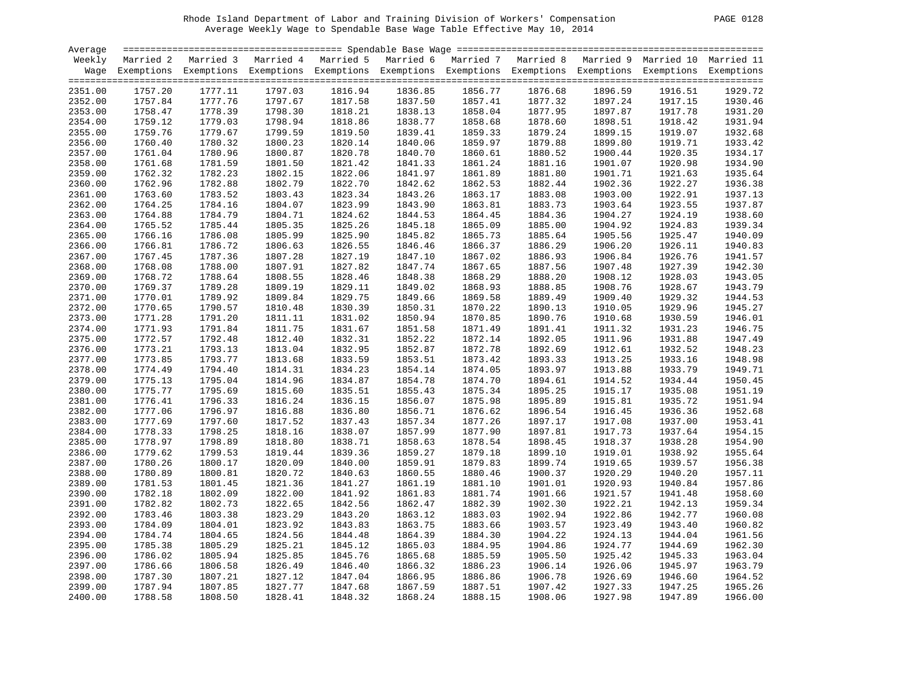Rhode Island Department of Labor and Training Division of Workers' Compensation

Average Weekly Wage to Spendable Base Wage Table Effective May 10, 2014

| Average Weekly Wage | Married 2 Exemptions | Married 3 Exemptions | Married 4 Exemptions | Married 5 Exemptions | Married 6 Exemptions | Married 7 Exemptions | Married 8 Exemptions | Married 9 Exemptions | Married 10 Exemptions | Married 11 Exemptions |
|---|---|---|---|---|---|---|---|---|---|---|
| 2351.00 | 1757.20 | 1777.11 | 1797.03 | 1816.94 | 1836.85 | 1856.77 | 1876.68 | 1896.59 | 1916.51 | 1929.72 |
| 2352.00 | 1757.84 | 1777.76 | 1797.67 | 1817.58 | 1837.50 | 1857.41 | 1877.32 | 1897.24 | 1917.15 | 1930.46 |
| 2353.00 | 1758.47 | 1778.39 | 1798.30 | 1818.21 | 1838.13 | 1858.04 | 1877.95 | 1897.87 | 1917.78 | 1931.20 |
| 2354.00 | 1759.12 | 1779.03 | 1798.94 | 1818.86 | 1838.77 | 1858.68 | 1878.60 | 1898.51 | 1918.42 | 1931.94 |
| 2355.00 | 1759.76 | 1779.67 | 1799.59 | 1819.50 | 1839.41 | 1859.33 | 1879.24 | 1899.15 | 1919.07 | 1932.68 |
| 2356.00 | 1760.40 | 1780.32 | 1800.23 | 1820.14 | 1840.06 | 1859.97 | 1879.88 | 1899.80 | 1919.71 | 1933.42 |
| 2357.00 | 1761.04 | 1780.96 | 1800.87 | 1820.78 | 1840.70 | 1860.61 | 1880.52 | 1900.44 | 1920.35 | 1934.17 |
| 2358.00 | 1761.68 | 1781.59 | 1801.50 | 1821.42 | 1841.33 | 1861.24 | 1881.16 | 1901.07 | 1920.98 | 1934.90 |
| 2359.00 | 1762.32 | 1782.23 | 1802.15 | 1822.06 | 1841.97 | 1861.89 | 1881.80 | 1901.71 | 1921.63 | 1935.64 |
| 2360.00 | 1762.96 | 1782.88 | 1802.79 | 1822.70 | 1842.62 | 1862.53 | 1882.44 | 1902.36 | 1922.27 | 1936.38 |
| 2361.00 | 1763.60 | 1783.52 | 1803.43 | 1823.34 | 1843.26 | 1863.17 | 1883.08 | 1903.00 | 1922.91 | 1937.13 |
| 2362.00 | 1764.25 | 1784.16 | 1804.07 | 1823.99 | 1843.90 | 1863.81 | 1883.73 | 1903.64 | 1923.55 | 1937.87 |
| 2363.00 | 1764.88 | 1784.79 | 1804.71 | 1824.62 | 1844.53 | 1864.45 | 1884.36 | 1904.27 | 1924.19 | 1938.60 |
| 2364.00 | 1765.52 | 1785.44 | 1805.35 | 1825.26 | 1845.18 | 1865.09 | 1885.00 | 1904.92 | 1924.83 | 1939.34 |
| 2365.00 | 1766.16 | 1786.08 | 1805.99 | 1825.90 | 1845.82 | 1865.73 | 1885.64 | 1905.56 | 1925.47 | 1940.09 |
| 2366.00 | 1766.81 | 1786.72 | 1806.63 | 1826.55 | 1846.46 | 1866.37 | 1886.29 | 1906.20 | 1926.11 | 1940.83 |
| 2367.00 | 1767.45 | 1787.36 | 1807.28 | 1827.19 | 1847.10 | 1867.02 | 1886.93 | 1906.84 | 1926.76 | 1941.57 |
| 2368.00 | 1768.08 | 1788.00 | 1807.91 | 1827.82 | 1847.74 | 1867.65 | 1887.56 | 1907.48 | 1927.39 | 1942.30 |
| 2369.00 | 1768.72 | 1788.64 | 1808.55 | 1828.46 | 1848.38 | 1868.29 | 1888.20 | 1908.12 | 1928.03 | 1943.05 |
| 2370.00 | 1769.37 | 1789.28 | 1809.19 | 1829.11 | 1849.02 | 1868.93 | 1888.85 | 1908.76 | 1928.67 | 1943.79 |
| 2371.00 | 1770.01 | 1789.92 | 1809.84 | 1829.75 | 1849.66 | 1869.58 | 1889.49 | 1909.40 | 1929.32 | 1944.53 |
| 2372.00 | 1770.65 | 1790.57 | 1810.48 | 1830.39 | 1850.31 | 1870.22 | 1890.13 | 1910.05 | 1929.96 | 1945.27 |
| 2373.00 | 1771.28 | 1791.20 | 1811.11 | 1831.02 | 1850.94 | 1870.85 | 1890.76 | 1910.68 | 1930.59 | 1946.01 |
| 2374.00 | 1771.93 | 1791.84 | 1811.75 | 1831.67 | 1851.58 | 1871.49 | 1891.41 | 1911.32 | 1931.23 | 1946.75 |
| 2375.00 | 1772.57 | 1792.48 | 1812.40 | 1832.31 | 1852.22 | 1872.14 | 1892.05 | 1911.96 | 1931.88 | 1947.49 |
| 2376.00 | 1773.21 | 1793.13 | 1813.04 | 1832.95 | 1852.87 | 1872.78 | 1892.69 | 1912.61 | 1932.52 | 1948.23 |
| 2377.00 | 1773.85 | 1793.77 | 1813.68 | 1833.59 | 1853.51 | 1873.42 | 1893.33 | 1913.25 | 1933.16 | 1948.98 |
| 2378.00 | 1774.49 | 1794.40 | 1814.31 | 1834.23 | 1854.14 | 1874.05 | 1893.97 | 1913.88 | 1933.79 | 1949.71 |
| 2379.00 | 1775.13 | 1795.04 | 1814.96 | 1834.87 | 1854.78 | 1874.70 | 1894.61 | 1914.52 | 1934.44 | 1950.45 |
| 2380.00 | 1775.77 | 1795.69 | 1815.60 | 1835.51 | 1855.43 | 1875.34 | 1895.25 | 1915.17 | 1935.08 | 1951.19 |
| 2381.00 | 1776.41 | 1796.33 | 1816.24 | 1836.15 | 1856.07 | 1875.98 | 1895.89 | 1915.81 | 1935.72 | 1951.94 |
| 2382.00 | 1777.06 | 1796.97 | 1816.88 | 1836.80 | 1856.71 | 1876.62 | 1896.54 | 1916.45 | 1936.36 | 1952.68 |
| 2383.00 | 1777.69 | 1797.60 | 1817.52 | 1837.43 | 1857.34 | 1877.26 | 1897.17 | 1917.08 | 1937.00 | 1953.41 |
| 2384.00 | 1778.33 | 1798.25 | 1818.16 | 1838.07 | 1857.99 | 1877.90 | 1897.81 | 1917.73 | 1937.64 | 1954.15 |
| 2385.00 | 1778.97 | 1798.89 | 1818.80 | 1838.71 | 1858.63 | 1878.54 | 1898.45 | 1918.37 | 1938.28 | 1954.90 |
| 2386.00 | 1779.62 | 1799.53 | 1819.44 | 1839.36 | 1859.27 | 1879.18 | 1899.10 | 1919.01 | 1938.92 | 1955.64 |
| 2387.00 | 1780.26 | 1800.17 | 1820.09 | 1840.00 | 1859.91 | 1879.83 | 1899.74 | 1919.65 | 1939.57 | 1956.38 |
| 2388.00 | 1780.89 | 1800.81 | 1820.72 | 1840.63 | 1860.55 | 1880.46 | 1900.37 | 1920.29 | 1940.20 | 1957.11 |
| 2389.00 | 1781.53 | 1801.45 | 1821.36 | 1841.27 | 1861.19 | 1881.10 | 1901.01 | 1920.93 | 1940.84 | 1957.86 |
| 2390.00 | 1782.18 | 1802.09 | 1822.00 | 1841.92 | 1861.83 | 1881.74 | 1901.66 | 1921.57 | 1941.48 | 1958.60 |
| 2391.00 | 1782.82 | 1802.73 | 1822.65 | 1842.56 | 1862.47 | 1882.39 | 1902.30 | 1922.21 | 1942.13 | 1959.34 |
| 2392.00 | 1783.46 | 1803.38 | 1823.29 | 1843.20 | 1863.12 | 1883.03 | 1902.94 | 1922.86 | 1942.77 | 1960.08 |
| 2393.00 | 1784.09 | 1804.01 | 1823.92 | 1843.83 | 1863.75 | 1883.66 | 1903.57 | 1923.49 | 1943.40 | 1960.82 |
| 2394.00 | 1784.74 | 1804.65 | 1824.56 | 1844.48 | 1864.39 | 1884.30 | 1904.22 | 1924.13 | 1944.04 | 1961.56 |
| 2395.00 | 1785.38 | 1805.29 | 1825.21 | 1845.12 | 1865.03 | 1884.95 | 1904.86 | 1924.77 | 1944.69 | 1962.30 |
| 2396.00 | 1786.02 | 1805.94 | 1825.85 | 1845.76 | 1865.68 | 1885.59 | 1905.50 | 1925.42 | 1945.33 | 1963.04 |
| 2397.00 | 1786.66 | 1806.58 | 1826.49 | 1846.40 | 1866.32 | 1886.23 | 1906.14 | 1926.06 | 1945.97 | 1963.79 |
| 2398.00 | 1787.30 | 1807.21 | 1827.12 | 1847.04 | 1866.95 | 1886.86 | 1906.78 | 1926.69 | 1946.60 | 1964.52 |
| 2399.00 | 1787.94 | 1807.85 | 1827.77 | 1847.68 | 1867.59 | 1887.51 | 1907.42 | 1927.33 | 1947.25 | 1965.26 |
| 2400.00 | 1788.58 | 1808.50 | 1828.41 | 1848.32 | 1868.24 | 1888.15 | 1908.06 | 1927.98 | 1947.89 | 1966.00 |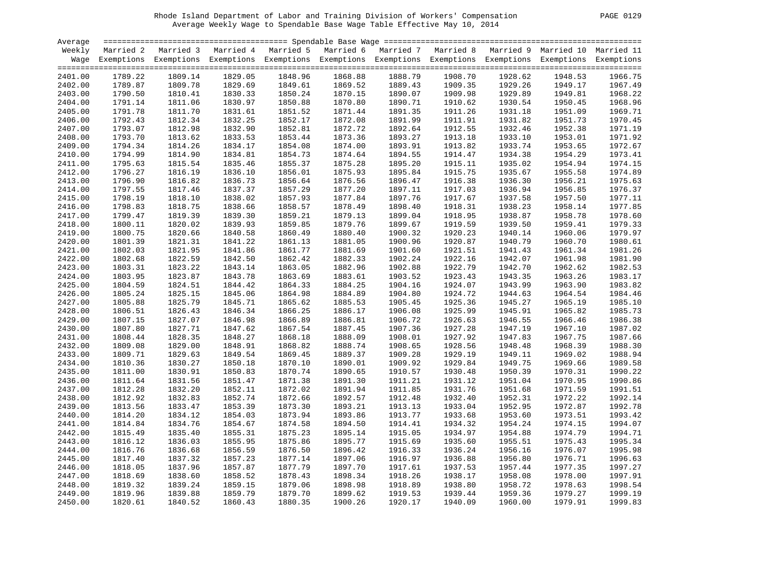Rhode Island Department of Labor and Training Division of Workers' Compensation

Average Weekly Wage to Spendable Base Wage Table Effective May 10, 2014

| Average Weekly Wage | Married 2 Exemptions | Married 3 Exemptions | Married 4 Exemptions | Married 5 Exemptions | Married 6 Exemptions | Married 7 Exemptions | Married 8 Exemptions | Married 9 Exemptions | Married 10 Exemptions | Married 11 Exemptions |
|---|---|---|---|---|---|---|---|---|---|---|
| 2401.00 | 1789.22 | 1809.14 | 1829.05 | 1848.96 | 1868.88 | 1888.79 | 1908.70 | 1928.62 | 1948.53 | 1966.75 |
| 2402.00 | 1789.87 | 1809.78 | 1829.69 | 1849.61 | 1869.52 | 1889.43 | 1909.35 | 1929.26 | 1949.17 | 1967.49 |
| 2403.00 | 1790.50 | 1810.41 | 1830.33 | 1850.24 | 1870.15 | 1890.07 | 1909.98 | 1929.89 | 1949.81 | 1968.22 |
| 2404.00 | 1791.14 | 1811.06 | 1830.97 | 1850.88 | 1870.80 | 1890.71 | 1910.62 | 1930.54 | 1950.45 | 1968.96 |
| 2405.00 | 1791.78 | 1811.70 | 1831.61 | 1851.52 | 1871.44 | 1891.35 | 1911.26 | 1931.18 | 1951.09 | 1969.71 |
| 2406.00 | 1792.43 | 1812.34 | 1832.25 | 1852.17 | 1872.08 | 1891.99 | 1911.91 | 1931.82 | 1951.73 | 1970.45 |
| 2407.00 | 1793.07 | 1812.98 | 1832.90 | 1852.81 | 1872.72 | 1892.64 | 1912.55 | 1932.46 | 1952.38 | 1971.19 |
| 2408.00 | 1793.70 | 1813.62 | 1833.53 | 1853.44 | 1873.36 | 1893.27 | 1913.18 | 1933.10 | 1953.01 | 1971.92 |
| 2409.00 | 1794.34 | 1814.26 | 1834.17 | 1854.08 | 1874.00 | 1893.91 | 1913.82 | 1933.74 | 1953.65 | 1972.67 |
| 2410.00 | 1794.99 | 1814.90 | 1834.81 | 1854.73 | 1874.64 | 1894.55 | 1914.47 | 1934.38 | 1954.29 | 1973.41 |
| 2411.00 | 1795.63 | 1815.54 | 1835.46 | 1855.37 | 1875.28 | 1895.20 | 1915.11 | 1935.02 | 1954.94 | 1974.15 |
| 2412.00 | 1796.27 | 1816.19 | 1836.10 | 1856.01 | 1875.93 | 1895.84 | 1915.75 | 1935.67 | 1955.58 | 1974.89 |
| 2413.00 | 1796.90 | 1816.82 | 1836.73 | 1856.64 | 1876.56 | 1896.47 | 1916.38 | 1936.30 | 1956.21 | 1975.63 |
| 2414.00 | 1797.55 | 1817.46 | 1837.37 | 1857.29 | 1877.20 | 1897.11 | 1917.03 | 1936.94 | 1956.85 | 1976.37 |
| 2415.00 | 1798.19 | 1818.10 | 1838.02 | 1857.93 | 1877.84 | 1897.76 | 1917.67 | 1937.58 | 1957.50 | 1977.11 |
| 2416.00 | 1798.83 | 1818.75 | 1838.66 | 1858.57 | 1878.49 | 1898.40 | 1918.31 | 1938.23 | 1958.14 | 1977.85 |
| 2417.00 | 1799.47 | 1819.39 | 1839.30 | 1859.21 | 1879.13 | 1899.04 | 1918.95 | 1938.87 | 1958.78 | 1978.60 |
| 2418.00 | 1800.11 | 1820.02 | 1839.93 | 1859.85 | 1879.76 | 1899.67 | 1919.59 | 1939.50 | 1959.41 | 1979.33 |
| 2419.00 | 1800.75 | 1820.66 | 1840.58 | 1860.49 | 1880.40 | 1900.32 | 1920.23 | 1940.14 | 1960.06 | 1979.97 |
| 2420.00 | 1801.39 | 1821.31 | 1841.22 | 1861.13 | 1881.05 | 1900.96 | 1920.87 | 1940.79 | 1960.70 | 1980.61 |
| 2421.00 | 1802.03 | 1821.95 | 1841.86 | 1861.77 | 1881.69 | 1901.60 | 1921.51 | 1941.43 | 1961.34 | 1981.26 |
| 2422.00 | 1802.68 | 1822.59 | 1842.50 | 1862.42 | 1882.33 | 1902.24 | 1922.16 | 1942.07 | 1961.98 | 1981.90 |
| 2423.00 | 1803.31 | 1823.22 | 1843.14 | 1863.05 | 1882.96 | 1902.88 | 1922.79 | 1942.70 | 1962.62 | 1982.53 |
| 2424.00 | 1803.95 | 1823.87 | 1843.78 | 1863.69 | 1883.61 | 1903.52 | 1923.43 | 1943.35 | 1963.26 | 1983.17 |
| 2425.00 | 1804.59 | 1824.51 | 1844.42 | 1864.33 | 1884.25 | 1904.16 | 1924.07 | 1943.99 | 1963.90 | 1983.82 |
| 2426.00 | 1805.24 | 1825.15 | 1845.06 | 1864.98 | 1884.89 | 1904.80 | 1924.72 | 1944.63 | 1964.54 | 1984.46 |
| 2427.00 | 1805.88 | 1825.79 | 1845.71 | 1865.62 | 1885.53 | 1905.45 | 1925.36 | 1945.27 | 1965.19 | 1985.10 |
| 2428.00 | 1806.51 | 1826.43 | 1846.34 | 1866.25 | 1886.17 | 1906.08 | 1925.99 | 1945.91 | 1965.82 | 1985.73 |
| 2429.00 | 1807.15 | 1827.07 | 1846.98 | 1866.89 | 1886.81 | 1906.72 | 1926.63 | 1946.55 | 1966.46 | 1986.38 |
| 2430.00 | 1807.80 | 1827.71 | 1847.62 | 1867.54 | 1887.45 | 1907.36 | 1927.28 | 1947.19 | 1967.10 | 1987.02 |
| 2431.00 | 1808.44 | 1828.35 | 1848.27 | 1868.18 | 1888.09 | 1908.01 | 1927.92 | 1947.83 | 1967.75 | 1987.66 |
| 2432.00 | 1809.08 | 1829.00 | 1848.91 | 1868.82 | 1888.74 | 1908.65 | 1928.56 | 1948.48 | 1968.39 | 1988.30 |
| 2433.00 | 1809.71 | 1829.63 | 1849.54 | 1869.45 | 1889.37 | 1909.28 | 1929.19 | 1949.11 | 1969.02 | 1988.94 |
| 2434.00 | 1810.36 | 1830.27 | 1850.18 | 1870.10 | 1890.01 | 1909.92 | 1929.84 | 1949.75 | 1969.66 | 1989.58 |
| 2435.00 | 1811.00 | 1830.91 | 1850.83 | 1870.74 | 1890.65 | 1910.57 | 1930.48 | 1950.39 | 1970.31 | 1990.22 |
| 2436.00 | 1811.64 | 1831.56 | 1851.47 | 1871.38 | 1891.30 | 1911.21 | 1931.12 | 1951.04 | 1970.95 | 1990.86 |
| 2437.00 | 1812.28 | 1832.20 | 1852.11 | 1872.02 | 1891.94 | 1911.85 | 1931.76 | 1951.68 | 1971.59 | 1991.51 |
| 2438.00 | 1812.92 | 1832.83 | 1852.74 | 1872.66 | 1892.57 | 1912.48 | 1932.40 | 1952.31 | 1972.22 | 1992.14 |
| 2439.00 | 1813.56 | 1833.47 | 1853.39 | 1873.30 | 1893.21 | 1913.13 | 1933.04 | 1952.95 | 1972.87 | 1992.78 |
| 2440.00 | 1814.20 | 1834.12 | 1854.03 | 1873.94 | 1893.86 | 1913.77 | 1933.68 | 1953.60 | 1973.51 | 1993.42 |
| 2441.00 | 1814.84 | 1834.76 | 1854.67 | 1874.58 | 1894.50 | 1914.41 | 1934.32 | 1954.24 | 1974.15 | 1994.07 |
| 2442.00 | 1815.49 | 1835.40 | 1855.31 | 1875.23 | 1895.14 | 1915.05 | 1934.97 | 1954.88 | 1974.79 | 1994.71 |
| 2443.00 | 1816.12 | 1836.03 | 1855.95 | 1875.86 | 1895.77 | 1915.69 | 1935.60 | 1955.51 | 1975.43 | 1995.34 |
| 2444.00 | 1816.76 | 1836.68 | 1856.59 | 1876.50 | 1896.42 | 1916.33 | 1936.24 | 1956.16 | 1976.07 | 1995.98 |
| 2445.00 | 1817.40 | 1837.32 | 1857.23 | 1877.14 | 1897.06 | 1916.97 | 1936.88 | 1956.80 | 1976.71 | 1996.63 |
| 2446.00 | 1818.05 | 1837.96 | 1857.87 | 1877.79 | 1897.70 | 1917.61 | 1937.53 | 1957.44 | 1977.35 | 1997.27 |
| 2447.00 | 1818.69 | 1838.60 | 1858.52 | 1878.43 | 1898.34 | 1918.26 | 1938.17 | 1958.08 | 1978.00 | 1997.91 |
| 2448.00 | 1819.32 | 1839.24 | 1859.15 | 1879.06 | 1898.98 | 1918.89 | 1938.80 | 1958.72 | 1978.63 | 1998.54 |
| 2449.00 | 1819.96 | 1839.88 | 1859.79 | 1879.70 | 1899.62 | 1919.53 | 1939.44 | 1959.36 | 1979.27 | 1999.19 |
| 2450.00 | 1820.61 | 1840.52 | 1860.43 | 1880.35 | 1900.26 | 1920.17 | 1940.09 | 1960.00 | 1979.91 | 1999.83 |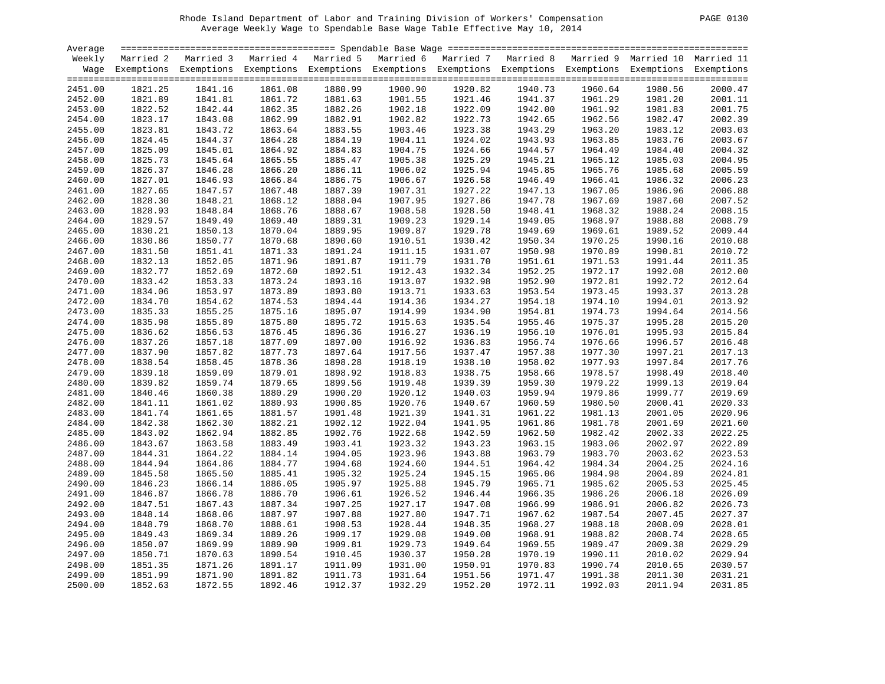Rhode Island Department of Labor and Training Division of Workers' Compensation
Average Weekly Wage to Spendable Base Wage Table Effective May 10, 2014

| Average Weekly Wage | Married 2 Exemptions | Married 3 Exemptions | Married 4 Exemptions | Married 5 Exemptions | Married 6 Exemptions | Married 7 Exemptions | Married 8 Exemptions | Married 9 Exemptions | Married 10 Exemptions | Married 11 Exemptions |
|---|---|---|---|---|---|---|---|---|---|---|
| 2451.00 | 1821.25 | 1841.16 | 1861.08 | 1880.99 | 1900.90 | 1920.82 | 1940.73 | 1960.64 | 1980.56 | 2000.47 |
| 2452.00 | 1821.89 | 1841.81 | 1861.72 | 1881.63 | 1901.55 | 1921.46 | 1941.37 | 1961.29 | 1981.20 | 2001.11 |
| 2453.00 | 1822.52 | 1842.44 | 1862.35 | 1882.26 | 1902.18 | 1922.09 | 1942.00 | 1961.92 | 1981.83 | 2001.75 |
| 2454.00 | 1823.17 | 1843.08 | 1862.99 | 1882.91 | 1902.82 | 1922.73 | 1942.65 | 1962.56 | 1982.47 | 2002.39 |
| 2455.00 | 1823.81 | 1843.72 | 1863.64 | 1883.55 | 1903.46 | 1923.38 | 1943.29 | 1963.20 | 1983.12 | 2003.03 |
| 2456.00 | 1824.45 | 1844.37 | 1864.28 | 1884.19 | 1904.11 | 1924.02 | 1943.93 | 1963.85 | 1983.76 | 2003.67 |
| 2457.00 | 1825.09 | 1845.01 | 1864.92 | 1884.83 | 1904.75 | 1924.66 | 1944.57 | 1964.49 | 1984.40 | 2004.32 |
| 2458.00 | 1825.73 | 1845.64 | 1865.55 | 1885.47 | 1905.38 | 1925.29 | 1945.21 | 1965.12 | 1985.03 | 2004.95 |
| 2459.00 | 1826.37 | 1846.28 | 1866.20 | 1886.11 | 1906.02 | 1925.94 | 1945.85 | 1965.76 | 1985.68 | 2005.59 |
| 2460.00 | 1827.01 | 1846.93 | 1866.84 | 1886.75 | 1906.67 | 1926.58 | 1946.49 | 1966.41 | 1986.32 | 2006.23 |
| 2461.00 | 1827.65 | 1847.57 | 1867.48 | 1887.39 | 1907.31 | 1927.22 | 1947.13 | 1967.05 | 1986.96 | 2006.88 |
| 2462.00 | 1828.30 | 1848.21 | 1868.12 | 1888.04 | 1907.95 | 1927.86 | 1947.78 | 1967.69 | 1987.60 | 2007.52 |
| 2463.00 | 1828.93 | 1848.84 | 1868.76 | 1888.67 | 1908.58 | 1928.50 | 1948.41 | 1968.32 | 1988.24 | 2008.15 |
| 2464.00 | 1829.57 | 1849.49 | 1869.40 | 1889.31 | 1909.23 | 1929.14 | 1949.05 | 1968.97 | 1988.88 | 2008.79 |
| 2465.00 | 1830.21 | 1850.13 | 1870.04 | 1889.95 | 1909.87 | 1929.78 | 1949.69 | 1969.61 | 1989.52 | 2009.44 |
| 2466.00 | 1830.86 | 1850.77 | 1870.68 | 1890.60 | 1910.51 | 1930.42 | 1950.34 | 1970.25 | 1990.16 | 2010.08 |
| 2467.00 | 1831.50 | 1851.41 | 1871.33 | 1891.24 | 1911.15 | 1931.07 | 1950.98 | 1970.89 | 1990.81 | 2010.72 |
| 2468.00 | 1832.13 | 1852.05 | 1871.96 | 1891.87 | 1911.79 | 1931.70 | 1951.61 | 1971.53 | 1991.44 | 2011.35 |
| 2469.00 | 1832.77 | 1852.69 | 1872.60 | 1892.51 | 1912.43 | 1932.34 | 1952.25 | 1972.17 | 1992.08 | 2012.00 |
| 2470.00 | 1833.42 | 1853.33 | 1873.24 | 1893.16 | 1913.07 | 1932.98 | 1952.90 | 1972.81 | 1992.72 | 2012.64 |
| 2471.00 | 1834.06 | 1853.97 | 1873.89 | 1893.80 | 1913.71 | 1933.63 | 1953.54 | 1973.45 | 1993.37 | 2013.28 |
| 2472.00 | 1834.70 | 1854.62 | 1874.53 | 1894.44 | 1914.36 | 1934.27 | 1954.18 | 1974.10 | 1994.01 | 2013.92 |
| 2473.00 | 1835.33 | 1855.25 | 1875.16 | 1895.07 | 1914.99 | 1934.90 | 1954.81 | 1974.73 | 1994.64 | 2014.56 |
| 2474.00 | 1835.98 | 1855.89 | 1875.80 | 1895.72 | 1915.63 | 1935.54 | 1955.46 | 1975.37 | 1995.28 | 2015.20 |
| 2475.00 | 1836.62 | 1856.53 | 1876.45 | 1896.36 | 1916.27 | 1936.19 | 1956.10 | 1976.01 | 1995.93 | 2015.84 |
| 2476.00 | 1837.26 | 1857.18 | 1877.09 | 1897.00 | 1916.92 | 1936.83 | 1956.74 | 1976.66 | 1996.57 | 2016.48 |
| 2477.00 | 1837.90 | 1857.82 | 1877.73 | 1897.64 | 1917.56 | 1937.47 | 1957.38 | 1977.30 | 1997.21 | 2017.13 |
| 2478.00 | 1838.54 | 1858.45 | 1878.36 | 1898.28 | 1918.19 | 1938.10 | 1958.02 | 1977.93 | 1997.84 | 2017.76 |
| 2479.00 | 1839.18 | 1859.09 | 1879.01 | 1898.92 | 1918.83 | 1938.75 | 1958.66 | 1978.57 | 1998.49 | 2018.40 |
| 2480.00 | 1839.82 | 1859.74 | 1879.65 | 1899.56 | 1919.48 | 1939.39 | 1959.30 | 1979.22 | 1999.13 | 2019.04 |
| 2481.00 | 1840.46 | 1860.38 | 1880.29 | 1900.20 | 1920.12 | 1940.03 | 1959.94 | 1979.86 | 1999.77 | 2019.69 |
| 2482.00 | 1841.11 | 1861.02 | 1880.93 | 1900.85 | 1920.76 | 1940.67 | 1960.59 | 1980.50 | 2000.41 | 2020.33 |
| 2483.00 | 1841.74 | 1861.65 | 1881.57 | 1901.48 | 1921.39 | 1941.31 | 1961.22 | 1981.13 | 2001.05 | 2020.96 |
| 2484.00 | 1842.38 | 1862.30 | 1882.21 | 1902.12 | 1922.04 | 1941.95 | 1961.86 | 1981.78 | 2001.69 | 2021.60 |
| 2485.00 | 1843.02 | 1862.94 | 1882.85 | 1902.76 | 1922.68 | 1942.59 | 1962.50 | 1982.42 | 2002.33 | 2022.25 |
| 2486.00 | 1843.67 | 1863.58 | 1883.49 | 1903.41 | 1923.32 | 1943.23 | 1963.15 | 1983.06 | 2002.97 | 2022.89 |
| 2487.00 | 1844.31 | 1864.22 | 1884.14 | 1904.05 | 1923.96 | 1943.88 | 1963.79 | 1983.70 | 2003.62 | 2023.53 |
| 2488.00 | 1844.94 | 1864.86 | 1884.77 | 1904.68 | 1924.60 | 1944.51 | 1964.42 | 1984.34 | 2004.25 | 2024.16 |
| 2489.00 | 1845.58 | 1865.50 | 1885.41 | 1905.32 | 1925.24 | 1945.15 | 1965.06 | 1984.98 | 2004.89 | 2024.81 |
| 2490.00 | 1846.23 | 1866.14 | 1886.05 | 1905.97 | 1925.88 | 1945.79 | 1965.71 | 1985.62 | 2005.53 | 2025.45 |
| 2491.00 | 1846.87 | 1866.78 | 1886.70 | 1906.61 | 1926.52 | 1946.44 | 1966.35 | 1986.26 | 2006.18 | 2026.09 |
| 2492.00 | 1847.51 | 1867.43 | 1887.34 | 1907.25 | 1927.17 | 1947.08 | 1966.99 | 1986.91 | 2006.82 | 2026.73 |
| 2493.00 | 1848.14 | 1868.06 | 1887.97 | 1907.88 | 1927.80 | 1947.71 | 1967.62 | 1987.54 | 2007.45 | 2027.37 |
| 2494.00 | 1848.79 | 1868.70 | 1888.61 | 1908.53 | 1928.44 | 1948.35 | 1968.27 | 1988.18 | 2008.09 | 2028.01 |
| 2495.00 | 1849.43 | 1869.34 | 1889.26 | 1909.17 | 1929.08 | 1949.00 | 1968.91 | 1988.82 | 2008.74 | 2028.65 |
| 2496.00 | 1850.07 | 1869.99 | 1889.90 | 1909.81 | 1929.73 | 1949.64 | 1969.55 | 1989.47 | 2009.38 | 2029.29 |
| 2497.00 | 1850.71 | 1870.63 | 1890.54 | 1910.45 | 1930.37 | 1950.28 | 1970.19 | 1990.11 | 2010.02 | 2029.94 |
| 2498.00 | 1851.35 | 1871.26 | 1891.17 | 1911.09 | 1931.00 | 1950.91 | 1970.83 | 1990.74 | 2010.65 | 2030.57 |
| 2499.00 | 1851.99 | 1871.90 | 1891.82 | 1911.73 | 1931.64 | 1951.56 | 1971.47 | 1991.38 | 2011.30 | 2031.21 |
| 2500.00 | 1852.63 | 1872.55 | 1892.46 | 1912.37 | 1932.29 | 1952.20 | 1972.11 | 1992.03 | 2011.94 | 2031.85 |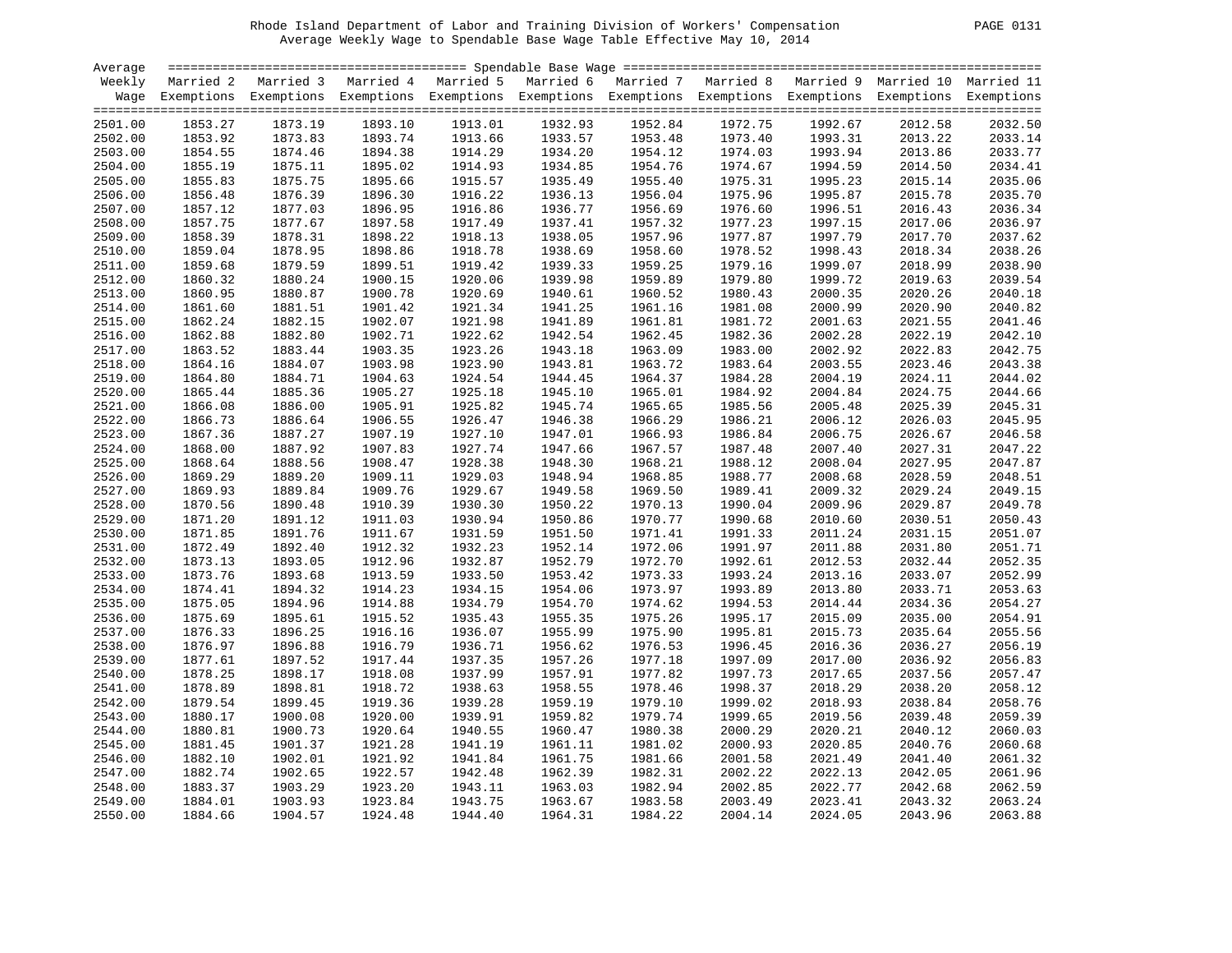Rhode Island Department of Labor and Training Division of Workers' Compensation

Average Weekly Wage to Spendable Base Wage Table Effective May 10, 2014

| Average Weekly Wage | Married 2 Exemptions | Married 3 Exemptions | Married 4 Exemptions | Married 5 Exemptions | Married 6 Exemptions | Married 7 Exemptions | Married 8 Exemptions | Married 9 Exemptions | Married 10 Exemptions | Married 11 Exemptions |
|---|---|---|---|---|---|---|---|---|---|---|
| 2501.00 | 1853.27 | 1873.19 | 1893.10 | 1913.01 | 1932.93 | 1952.84 | 1972.75 | 1992.67 | 2012.58 | 2032.50 |
| 2502.00 | 1853.92 | 1873.83 | 1893.74 | 1913.66 | 1933.57 | 1953.48 | 1973.40 | 1993.31 | 2013.22 | 2033.14 |
| 2503.00 | 1854.55 | 1874.46 | 1894.38 | 1914.29 | 1934.20 | 1954.12 | 1974.03 | 1993.94 | 2013.86 | 2033.77 |
| 2504.00 | 1855.19 | 1875.11 | 1895.02 | 1914.93 | 1934.85 | 1954.76 | 1974.67 | 1994.59 | 2014.50 | 2034.41 |
| 2505.00 | 1855.83 | 1875.75 | 1895.66 | 1915.57 | 1935.49 | 1955.40 | 1975.31 | 1995.23 | 2015.14 | 2035.06 |
| 2506.00 | 1856.48 | 1876.39 | 1896.30 | 1916.22 | 1936.13 | 1956.04 | 1975.96 | 1995.87 | 2015.78 | 2035.70 |
| 2507.00 | 1857.12 | 1877.03 | 1896.95 | 1916.86 | 1936.77 | 1956.69 | 1976.60 | 1996.51 | 2016.43 | 2036.34 |
| 2508.00 | 1857.75 | 1877.67 | 1897.58 | 1917.49 | 1937.41 | 1957.32 | 1977.23 | 1997.15 | 2017.06 | 2036.97 |
| 2509.00 | 1858.39 | 1878.31 | 1898.22 | 1918.13 | 1938.05 | 1957.96 | 1977.87 | 1997.79 | 2017.70 | 2037.62 |
| 2510.00 | 1859.04 | 1878.95 | 1898.86 | 1918.78 | 1938.69 | 1958.60 | 1978.52 | 1998.43 | 2018.34 | 2038.26 |
| 2511.00 | 1859.68 | 1879.59 | 1899.51 | 1919.42 | 1939.33 | 1959.25 | 1979.16 | 1999.07 | 2018.99 | 2038.90 |
| 2512.00 | 1860.32 | 1880.24 | 1900.15 | 1920.06 | 1939.98 | 1959.89 | 1979.80 | 1999.72 | 2019.63 | 2039.54 |
| 2513.00 | 1860.95 | 1880.87 | 1900.78 | 1920.69 | 1940.61 | 1960.52 | 1980.43 | 2000.35 | 2020.26 | 2040.18 |
| 2514.00 | 1861.60 | 1881.51 | 1901.42 | 1921.34 | 1941.25 | 1961.16 | 1981.08 | 2000.99 | 2020.90 | 2040.82 |
| 2515.00 | 1862.24 | 1882.15 | 1902.07 | 1921.98 | 1941.89 | 1961.81 | 1981.72 | 2001.63 | 2021.55 | 2041.46 |
| 2516.00 | 1862.88 | 1882.80 | 1902.71 | 1922.62 | 1942.54 | 1962.45 | 1982.36 | 2002.28 | 2022.19 | 2042.10 |
| 2517.00 | 1863.52 | 1883.44 | 1903.35 | 1923.26 | 1943.18 | 1963.09 | 1983.00 | 2002.92 | 2022.83 | 2042.75 |
| 2518.00 | 1864.16 | 1884.07 | 1903.98 | 1923.90 | 1943.81 | 1963.72 | 1983.64 | 2003.55 | 2023.46 | 2043.38 |
| 2519.00 | 1864.80 | 1884.71 | 1904.63 | 1924.54 | 1944.45 | 1964.37 | 1984.28 | 2004.19 | 2024.11 | 2044.02 |
| 2520.00 | 1865.44 | 1885.36 | 1905.27 | 1925.18 | 1945.10 | 1965.01 | 1984.92 | 2004.84 | 2024.75 | 2044.66 |
| 2521.00 | 1866.08 | 1886.00 | 1905.91 | 1925.82 | 1945.74 | 1965.65 | 1985.56 | 2005.48 | 2025.39 | 2045.31 |
| 2522.00 | 1866.73 | 1886.64 | 1906.55 | 1926.47 | 1946.38 | 1966.29 | 1986.21 | 2006.12 | 2026.03 | 2045.95 |
| 2523.00 | 1867.36 | 1887.27 | 1907.19 | 1927.10 | 1947.01 | 1966.93 | 1986.84 | 2006.75 | 2026.67 | 2046.58 |
| 2524.00 | 1868.00 | 1887.92 | 1907.83 | 1927.74 | 1947.66 | 1967.57 | 1987.48 | 2007.40 | 2027.31 | 2047.22 |
| 2525.00 | 1868.64 | 1888.56 | 1908.47 | 1928.38 | 1948.30 | 1968.21 | 1988.12 | 2008.04 | 2027.95 | 2047.87 |
| 2526.00 | 1869.29 | 1889.20 | 1909.11 | 1929.03 | 1948.94 | 1968.85 | 1988.77 | 2008.68 | 2028.59 | 2048.51 |
| 2527.00 | 1869.93 | 1889.84 | 1909.76 | 1929.67 | 1949.58 | 1969.50 | 1989.41 | 2009.32 | 2029.24 | 2049.15 |
| 2528.00 | 1870.56 | 1890.48 | 1910.39 | 1930.30 | 1950.22 | 1970.13 | 1990.04 | 2009.96 | 2029.87 | 2049.78 |
| 2529.00 | 1871.20 | 1891.12 | 1911.03 | 1930.94 | 1950.86 | 1970.77 | 1990.68 | 2010.60 | 2030.51 | 2050.43 |
| 2530.00 | 1871.85 | 1891.76 | 1911.67 | 1931.59 | 1951.50 | 1971.41 | 1991.33 | 2011.24 | 2031.15 | 2051.07 |
| 2531.00 | 1872.49 | 1892.40 | 1912.32 | 1932.23 | 1952.14 | 1972.06 | 1991.97 | 2011.88 | 2031.80 | 2051.71 |
| 2532.00 | 1873.13 | 1893.05 | 1912.96 | 1932.87 | 1952.79 | 1972.70 | 1992.61 | 2012.53 | 2032.44 | 2052.35 |
| 2533.00 | 1873.76 | 1893.68 | 1913.59 | 1933.50 | 1953.42 | 1973.33 | 1993.24 | 2013.16 | 2033.07 | 2052.99 |
| 2534.00 | 1874.41 | 1894.32 | 1914.23 | 1934.15 | 1954.06 | 1973.97 | 1993.89 | 2013.80 | 2033.71 | 2053.63 |
| 2535.00 | 1875.05 | 1894.96 | 1914.88 | 1934.79 | 1954.70 | 1974.62 | 1994.53 | 2014.44 | 2034.36 | 2054.27 |
| 2536.00 | 1875.69 | 1895.61 | 1915.52 | 1935.43 | 1955.35 | 1975.26 | 1995.17 | 2015.09 | 2035.00 | 2054.91 |
| 2537.00 | 1876.33 | 1896.25 | 1916.16 | 1936.07 | 1955.99 | 1975.90 | 1995.81 | 2015.73 | 2035.64 | 2055.56 |
| 2538.00 | 1876.97 | 1896.88 | 1916.79 | 1936.71 | 1956.62 | 1976.53 | 1996.45 | 2016.36 | 2036.27 | 2056.19 |
| 2539.00 | 1877.61 | 1897.52 | 1917.44 | 1937.35 | 1957.26 | 1977.18 | 1997.09 | 2017.00 | 2036.92 | 2056.83 |
| 2540.00 | 1878.25 | 1898.17 | 1918.08 | 1937.99 | 1957.91 | 1977.82 | 1997.73 | 2017.65 | 2037.56 | 2057.47 |
| 2541.00 | 1878.89 | 1898.81 | 1918.72 | 1938.63 | 1958.55 | 1978.46 | 1998.37 | 2018.29 | 2038.20 | 2058.12 |
| 2542.00 | 1879.54 | 1899.45 | 1919.36 | 1939.28 | 1959.19 | 1979.10 | 1999.02 | 2018.93 | 2038.84 | 2058.76 |
| 2543.00 | 1880.17 | 1900.08 | 1920.00 | 1939.91 | 1959.82 | 1979.74 | 1999.65 | 2019.56 | 2039.48 | 2059.39 |
| 2544.00 | 1880.81 | 1900.73 | 1920.64 | 1940.55 | 1960.47 | 1980.38 | 2000.29 | 2020.21 | 2040.12 | 2060.03 |
| 2545.00 | 1881.45 | 1901.37 | 1921.28 | 1941.19 | 1961.11 | 1981.02 | 2000.93 | 2020.85 | 2040.76 | 2060.68 |
| 2546.00 | 1882.10 | 1902.01 | 1921.92 | 1941.84 | 1961.75 | 1981.66 | 2001.58 | 2021.49 | 2041.40 | 2061.32 |
| 2547.00 | 1882.74 | 1902.65 | 1922.57 | 1942.48 | 1962.39 | 1982.31 | 2002.22 | 2022.13 | 2042.05 | 2061.96 |
| 2548.00 | 1883.37 | 1903.29 | 1923.20 | 1943.11 | 1963.03 | 1982.94 | 2002.85 | 2022.77 | 2042.68 | 2062.59 |
| 2549.00 | 1884.01 | 1903.93 | 1923.84 | 1943.75 | 1963.67 | 1983.58 | 2003.49 | 2023.41 | 2043.32 | 2063.24 |
| 2550.00 | 1884.66 | 1904.57 | 1924.48 | 1944.40 | 1964.31 | 1984.22 | 2004.14 | 2024.05 | 2043.96 | 2063.88 |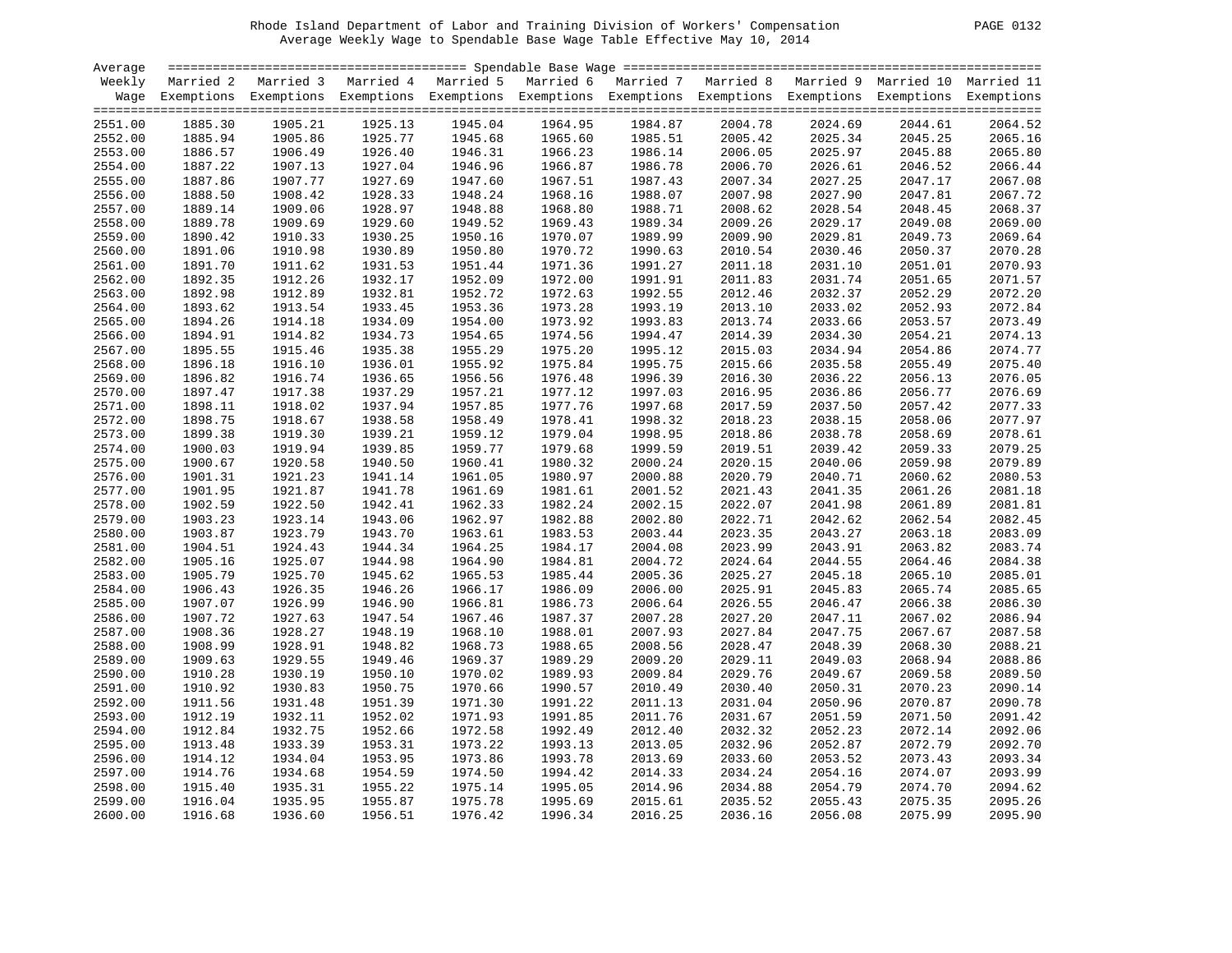Rhode Island Department of Labor and Training Division of Workers' Compensation
Average Weekly Wage to Spendable Base Wage Table Effective May 10, 2014

| Average Weekly Wage | Married 2 Exemptions | Married 3 Exemptions | Married 4 Exemptions | Married 5 Exemptions | Married 6 Exemptions | Married 7 Exemptions | Married 8 Exemptions | Married 9 Exemptions | Married 10 Exemptions | Married 11 Exemptions |
|---|---|---|---|---|---|---|---|---|---|---|
| 2551.00 | 1885.30 | 1905.21 | 1925.13 | 1945.04 | 1964.95 | 1984.87 | 2004.78 | 2024.69 | 2044.61 | 2064.52 |
| 2552.00 | 1885.94 | 1905.86 | 1925.77 | 1945.68 | 1965.60 | 1985.51 | 2005.42 | 2025.34 | 2045.25 | 2065.16 |
| 2553.00 | 1886.57 | 1906.49 | 1926.40 | 1946.31 | 1966.23 | 1986.14 | 2006.05 | 2025.97 | 2045.88 | 2065.80 |
| 2554.00 | 1887.22 | 1907.13 | 1927.04 | 1946.96 | 1966.87 | 1986.78 | 2006.70 | 2026.61 | 2046.52 | 2066.44 |
| 2555.00 | 1887.86 | 1907.77 | 1927.69 | 1947.60 | 1967.51 | 1987.43 | 2007.34 | 2027.25 | 2047.17 | 2067.08 |
| 2556.00 | 1888.50 | 1908.42 | 1928.33 | 1948.24 | 1968.16 | 1988.07 | 2007.98 | 2027.90 | 2047.81 | 2067.72 |
| 2557.00 | 1889.14 | 1909.06 | 1928.97 | 1948.88 | 1968.80 | 1988.71 | 2008.62 | 2028.54 | 2048.45 | 2068.37 |
| 2558.00 | 1889.78 | 1909.69 | 1929.60 | 1949.52 | 1969.43 | 1989.34 | 2009.26 | 2029.17 | 2049.08 | 2069.00 |
| 2559.00 | 1890.42 | 1910.33 | 1930.25 | 1950.16 | 1970.07 | 1989.99 | 2009.90 | 2029.81 | 2049.73 | 2069.64 |
| 2560.00 | 1891.06 | 1910.98 | 1930.89 | 1950.80 | 1970.72 | 1990.63 | 2010.54 | 2030.46 | 2050.37 | 2070.28 |
| 2561.00 | 1891.70 | 1911.62 | 1931.53 | 1951.44 | 1971.36 | 1991.27 | 2011.18 | 2031.10 | 2051.01 | 2070.93 |
| 2562.00 | 1892.35 | 1912.26 | 1932.17 | 1952.09 | 1972.00 | 1991.91 | 2011.83 | 2031.74 | 2051.65 | 2071.57 |
| 2563.00 | 1892.98 | 1912.89 | 1932.81 | 1952.72 | 1972.63 | 1992.55 | 2012.46 | 2032.37 | 2052.29 | 2072.20 |
| 2564.00 | 1893.62 | 1913.54 | 1933.45 | 1953.36 | 1973.28 | 1993.19 | 2013.10 | 2033.02 | 2052.93 | 2072.84 |
| 2565.00 | 1894.26 | 1914.18 | 1934.09 | 1954.00 | 1973.92 | 1993.83 | 2013.74 | 2033.66 | 2053.57 | 2073.49 |
| 2566.00 | 1894.91 | 1914.82 | 1934.73 | 1954.65 | 1974.56 | 1994.47 | 2014.39 | 2034.30 | 2054.21 | 2074.13 |
| 2567.00 | 1895.55 | 1915.46 | 1935.38 | 1955.29 | 1975.20 | 1995.12 | 2015.03 | 2034.94 | 2054.86 | 2074.77 |
| 2568.00 | 1896.18 | 1916.10 | 1936.01 | 1955.92 | 1975.84 | 1995.75 | 2015.66 | 2035.58 | 2055.49 | 2075.40 |
| 2569.00 | 1896.82 | 1916.74 | 1936.65 | 1956.56 | 1976.48 | 1996.39 | 2016.30 | 2036.22 | 2056.13 | 2076.05 |
| 2570.00 | 1897.47 | 1917.38 | 1937.29 | 1957.21 | 1977.12 | 1997.03 | 2016.95 | 2036.86 | 2056.77 | 2076.69 |
| 2571.00 | 1898.11 | 1918.02 | 1937.94 | 1957.85 | 1977.76 | 1997.68 | 2017.59 | 2037.50 | 2057.42 | 2077.33 |
| 2572.00 | 1898.75 | 1918.67 | 1938.58 | 1958.49 | 1978.41 | 1998.32 | 2018.23 | 2038.15 | 2058.06 | 2077.97 |
| 2573.00 | 1899.38 | 1919.30 | 1939.21 | 1959.12 | 1979.04 | 1998.95 | 2018.86 | 2038.78 | 2058.69 | 2078.61 |
| 2574.00 | 1900.03 | 1919.94 | 1939.85 | 1959.77 | 1979.68 | 1999.59 | 2019.51 | 2039.42 | 2059.33 | 2079.25 |
| 2575.00 | 1900.67 | 1920.58 | 1940.50 | 1960.41 | 1980.32 | 2000.24 | 2020.15 | 2040.06 | 2059.98 | 2079.89 |
| 2576.00 | 1901.31 | 1921.23 | 1941.14 | 1961.05 | 1980.97 | 2000.88 | 2020.79 | 2040.71 | 2060.62 | 2080.53 |
| 2577.00 | 1901.95 | 1921.87 | 1941.78 | 1961.69 | 1981.61 | 2001.52 | 2021.43 | 2041.35 | 2061.26 | 2081.18 |
| 2578.00 | 1902.59 | 1922.50 | 1942.41 | 1962.33 | 1982.24 | 2002.15 | 2022.07 | 2041.98 | 2061.89 | 2081.81 |
| 2579.00 | 1903.23 | 1923.14 | 1943.06 | 1962.97 | 1982.88 | 2002.80 | 2022.71 | 2042.62 | 2062.54 | 2082.45 |
| 2580.00 | 1903.87 | 1923.79 | 1943.70 | 1963.61 | 1983.53 | 2003.44 | 2023.35 | 2043.27 | 2063.18 | 2083.09 |
| 2581.00 | 1904.51 | 1924.43 | 1944.34 | 1964.25 | 1984.17 | 2004.08 | 2023.99 | 2043.91 | 2063.82 | 2083.74 |
| 2582.00 | 1905.16 | 1925.07 | 1944.98 | 1964.90 | 1984.81 | 2004.72 | 2024.64 | 2044.55 | 2064.46 | 2084.38 |
| 2583.00 | 1905.79 | 1925.70 | 1945.62 | 1965.53 | 1985.44 | 2005.36 | 2025.27 | 2045.18 | 2065.10 | 2085.01 |
| 2584.00 | 1906.43 | 1926.35 | 1946.26 | 1966.17 | 1986.09 | 2006.00 | 2025.91 | 2045.83 | 2065.74 | 2085.65 |
| 2585.00 | 1907.07 | 1926.99 | 1946.90 | 1966.81 | 1986.73 | 2006.64 | 2026.55 | 2046.47 | 2066.38 | 2086.30 |
| 2586.00 | 1907.72 | 1927.63 | 1947.54 | 1967.46 | 1987.37 | 2007.28 | 2027.20 | 2047.11 | 2067.02 | 2086.94 |
| 2587.00 | 1908.36 | 1928.27 | 1948.19 | 1968.10 | 1988.01 | 2007.93 | 2027.84 | 2047.75 | 2067.67 | 2087.58 |
| 2588.00 | 1908.99 | 1928.91 | 1948.82 | 1968.73 | 1988.65 | 2008.56 | 2028.47 | 2048.39 | 2068.30 | 2088.21 |
| 2589.00 | 1909.63 | 1929.55 | 1949.46 | 1969.37 | 1989.29 | 2009.20 | 2029.11 | 2049.03 | 2068.94 | 2088.86 |
| 2590.00 | 1910.28 | 1930.19 | 1950.10 | 1970.02 | 1989.93 | 2009.84 | 2029.76 | 2049.67 | 2069.58 | 2089.50 |
| 2591.00 | 1910.92 | 1930.83 | 1950.75 | 1970.66 | 1990.57 | 2010.49 | 2030.40 | 2050.31 | 2070.23 | 2090.14 |
| 2592.00 | 1911.56 | 1931.48 | 1951.39 | 1971.30 | 1991.22 | 2011.13 | 2031.04 | 2050.96 | 2070.87 | 2090.78 |
| 2593.00 | 1912.19 | 1932.11 | 1952.02 | 1971.93 | 1991.85 | 2011.76 | 2031.67 | 2051.59 | 2071.50 | 2091.42 |
| 2594.00 | 1912.84 | 1932.75 | 1952.66 | 1972.58 | 1992.49 | 2012.40 | 2032.32 | 2052.23 | 2072.14 | 2092.06 |
| 2595.00 | 1913.48 | 1933.39 | 1953.31 | 1973.22 | 1993.13 | 2013.05 | 2032.96 | 2052.87 | 2072.79 | 2092.70 |
| 2596.00 | 1914.12 | 1934.04 | 1953.95 | 1973.86 | 1993.78 | 2013.69 | 2033.60 | 2053.52 | 2073.43 | 2093.34 |
| 2597.00 | 1914.76 | 1934.68 | 1954.59 | 1974.50 | 1994.42 | 2014.33 | 2034.24 | 2054.16 | 2074.07 | 2093.99 |
| 2598.00 | 1915.40 | 1935.31 | 1955.22 | 1975.14 | 1995.05 | 2014.96 | 2034.88 | 2054.79 | 2074.70 | 2094.62 |
| 2599.00 | 1916.04 | 1935.95 | 1955.87 | 1975.78 | 1995.69 | 2015.61 | 2035.52 | 2055.43 | 2075.35 | 2095.26 |
| 2600.00 | 1916.68 | 1936.60 | 1956.51 | 1976.42 | 1996.34 | 2016.25 | 2036.16 | 2056.08 | 2075.99 | 2095.90 |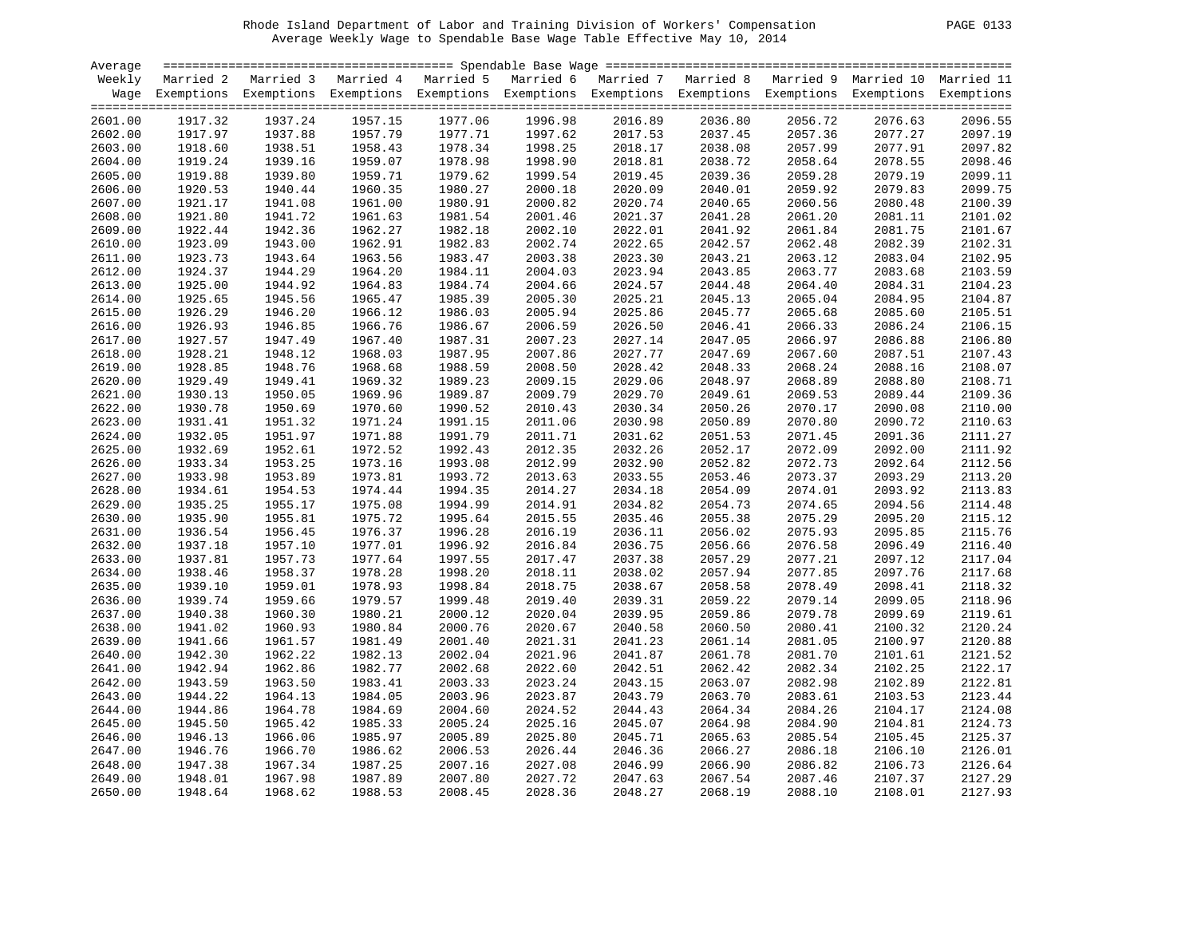Rhode Island Department of Labor and Training Division of Workers' Compensation

Average Weekly Wage to Spendable Base Wage Table Effective May 10, 2014

| Average Weekly Wage | Spendable Base Wage | | | | | | | | | |
|---|---|---|---|---|---|---|---|---|---|---|
| | Married 2 Exemptions | Married 3 Exemptions | Married 4 Exemptions | Married 5 Exemptions | Married 6 Exemptions | Married 7 Exemptions | Married 8 Exemptions | Married 9 Exemptions | Married 10 Exemptions | Married 11 Exemptions |
| 2601.00 | 1917.32 | 1937.24 | 1957.15 | 1977.06 | 1996.98 | 2016.89 | 2036.80 | 2056.72 | 2076.63 | 2096.55 |
| 2602.00 | 1917.97 | 1937.88 | 1957.79 | 1977.71 | 1997.62 | 2017.53 | 2037.45 | 2057.36 | 2077.27 | 2097.19 |
| 2603.00 | 1918.60 | 1938.51 | 1958.43 | 1978.34 | 1998.25 | 2018.17 | 2038.08 | 2057.99 | 2077.91 | 2097.82 |
| 2604.00 | 1919.24 | 1939.16 | 1959.07 | 1978.98 | 1998.90 | 2018.81 | 2038.72 | 2058.64 | 2078.55 | 2098.46 |
| 2605.00 | 1919.88 | 1939.80 | 1959.71 | 1979.62 | 1999.54 | 2019.45 | 2039.36 | 2059.28 | 2079.19 | 2099.11 |
| 2606.00 | 1920.53 | 1940.44 | 1960.35 | 1980.27 | 2000.18 | 2020.09 | 2040.01 | 2059.92 | 2079.83 | 2099.75 |
| 2607.00 | 1921.17 | 1941.08 | 1961.00 | 1980.91 | 2000.82 | 2020.74 | 2040.65 | 2060.56 | 2080.48 | 2100.39 |
| 2608.00 | 1921.80 | 1941.72 | 1961.63 | 1981.54 | 2001.46 | 2021.37 | 2041.28 | 2061.20 | 2081.11 | 2101.02 |
| 2609.00 | 1922.44 | 1942.36 | 1962.27 | 1982.18 | 2002.10 | 2022.01 | 2041.92 | 2061.84 | 2081.75 | 2101.67 |
| 2610.00 | 1923.09 | 1943.00 | 1962.91 | 1982.83 | 2002.74 | 2022.65 | 2042.57 | 2062.48 | 2082.39 | 2102.31 |
| 2611.00 | 1923.73 | 1943.64 | 1963.56 | 1983.47 | 2003.38 | 2023.30 | 2043.21 | 2063.12 | 2083.04 | 2102.95 |
| 2612.00 | 1924.37 | 1944.29 | 1964.20 | 1984.11 | 2004.03 | 2023.94 | 2043.85 | 2063.77 | 2083.68 | 2103.59 |
| 2613.00 | 1925.00 | 1944.92 | 1964.83 | 1984.74 | 2004.66 | 2024.57 | 2044.48 | 2064.40 | 2084.31 | 2104.23 |
| 2614.00 | 1925.65 | 1945.56 | 1965.47 | 1985.39 | 2005.30 | 2025.21 | 2045.13 | 2065.04 | 2084.95 | 2104.87 |
| 2615.00 | 1926.29 | 1946.20 | 1966.12 | 1986.03 | 2005.94 | 2025.86 | 2045.77 | 2065.68 | 2085.60 | 2105.51 |
| 2616.00 | 1926.93 | 1946.85 | 1966.76 | 1986.67 | 2006.59 | 2026.50 | 2046.41 | 2066.33 | 2086.24 | 2106.15 |
| 2617.00 | 1927.57 | 1947.49 | 1967.40 | 1987.31 | 2007.23 | 2027.14 | 2047.05 | 2066.97 | 2086.88 | 2106.80 |
| 2618.00 | 1928.21 | 1948.12 | 1968.03 | 1987.95 | 2007.86 | 2027.77 | 2047.69 | 2067.60 | 2087.51 | 2107.43 |
| 2619.00 | 1928.85 | 1948.76 | 1968.68 | 1988.59 | 2008.50 | 2028.42 | 2048.33 | 2068.24 | 2088.16 | 2108.07 |
| 2620.00 | 1929.49 | 1949.41 | 1969.32 | 1989.23 | 2009.15 | 2029.06 | 2048.97 | 2068.89 | 2088.80 | 2108.71 |
| 2621.00 | 1930.13 | 1950.05 | 1969.96 | 1989.87 | 2009.79 | 2029.70 | 2049.61 | 2069.53 | 2089.44 | 2109.36 |
| 2622.00 | 1930.78 | 1950.69 | 1970.60 | 1990.52 | 2010.43 | 2030.34 | 2050.26 | 2070.17 | 2090.08 | 2110.00 |
| 2623.00 | 1931.41 | 1951.32 | 1971.24 | 1991.15 | 2011.06 | 2030.98 | 2050.89 | 2070.80 | 2090.72 | 2110.63 |
| 2624.00 | 1932.05 | 1951.97 | 1971.88 | 1991.79 | 2011.71 | 2031.62 | 2051.53 | 2071.45 | 2091.36 | 2111.27 |
| 2625.00 | 1932.69 | 1952.61 | 1972.52 | 1992.43 | 2012.35 | 2032.26 | 2052.17 | 2072.09 | 2092.00 | 2111.92 |
| 2626.00 | 1933.34 | 1953.25 | 1973.16 | 1993.08 | 2012.99 | 2032.90 | 2052.82 | 2072.73 | 2092.64 | 2112.56 |
| 2627.00 | 1933.98 | 1953.89 | 1973.81 | 1993.72 | 2013.63 | 2033.55 | 2053.46 | 2073.37 | 2093.29 | 2113.20 |
| 2628.00 | 1934.61 | 1954.53 | 1974.44 | 1994.35 | 2014.27 | 2034.18 | 2054.09 | 2074.01 | 2093.92 | 2113.83 |
| 2629.00 | 1935.25 | 1955.17 | 1975.08 | 1994.99 | 2014.91 | 2034.82 | 2054.73 | 2074.65 | 2094.56 | 2114.48 |
| 2630.00 | 1935.90 | 1955.81 | 1975.72 | 1995.64 | 2015.55 | 2035.46 | 2055.38 | 2075.29 | 2095.20 | 2115.12 |
| 2631.00 | 1936.54 | 1956.45 | 1976.37 | 1996.28 | 2016.19 | 2036.11 | 2056.02 | 2075.93 | 2095.85 | 2115.76 |
| 2632.00 | 1937.18 | 1957.10 | 1977.01 | 1996.92 | 2016.84 | 2036.75 | 2056.66 | 2076.58 | 2096.49 | 2116.40 |
| 2633.00 | 1937.81 | 1957.73 | 1977.64 | 1997.55 | 2017.47 | 2037.38 | 2057.29 | 2077.21 | 2097.12 | 2117.04 |
| 2634.00 | 1938.46 | 1958.37 | 1978.28 | 1998.20 | 2018.11 | 2038.02 | 2057.94 | 2077.85 | 2097.76 | 2117.68 |
| 2635.00 | 1939.10 | 1959.01 | 1978.93 | 1998.84 | 2018.75 | 2038.67 | 2058.58 | 2078.49 | 2098.41 | 2118.32 |
| 2636.00 | 1939.74 | 1959.66 | 1979.57 | 1999.48 | 2019.40 | 2039.31 | 2059.22 | 2079.14 | 2099.05 | 2118.96 |
| 2637.00 | 1940.38 | 1960.30 | 1980.21 | 2000.12 | 2020.04 | 2039.95 | 2059.86 | 2079.78 | 2099.69 | 2119.61 |
| 2638.00 | 1941.02 | 1960.93 | 1980.84 | 2000.76 | 2020.67 | 2040.58 | 2060.50 | 2080.41 | 2100.32 | 2120.24 |
| 2639.00 | 1941.66 | 1961.57 | 1981.49 | 2001.40 | 2021.31 | 2041.23 | 2061.14 | 2081.05 | 2100.97 | 2120.88 |
| 2640.00 | 1942.30 | 1962.22 | 1982.13 | 2002.04 | 2021.96 | 2041.87 | 2061.78 | 2081.70 | 2101.61 | 2121.52 |
| 2641.00 | 1942.94 | 1962.86 | 1982.77 | 2002.68 | 2022.60 | 2042.51 | 2062.42 | 2082.34 | 2102.25 | 2122.17 |
| 2642.00 | 1943.59 | 1963.50 | 1983.41 | 2003.33 | 2023.24 | 2043.15 | 2063.07 | 2082.98 | 2102.89 | 2122.81 |
| 2643.00 | 1944.22 | 1964.13 | 1984.05 | 2003.96 | 2023.87 | 2043.79 | 2063.70 | 2083.61 | 2103.53 | 2123.44 |
| 2644.00 | 1944.86 | 1964.78 | 1984.69 | 2004.60 | 2024.52 | 2044.43 | 2064.34 | 2084.26 | 2104.17 | 2124.08 |
| 2645.00 | 1945.50 | 1965.42 | 1985.33 | 2005.24 | 2025.16 | 2045.07 | 2064.98 | 2084.90 | 2104.81 | 2124.73 |
| 2646.00 | 1946.13 | 1966.06 | 1985.97 | 2005.89 | 2025.80 | 2045.71 | 2065.63 | 2085.54 | 2105.45 | 2125.37 |
| 2647.00 | 1946.76 | 1966.70 | 1986.62 | 2006.53 | 2026.44 | 2046.36 | 2066.27 | 2086.18 | 2106.10 | 2126.01 |
| 2648.00 | 1947.38 | 1967.34 | 1987.25 | 2007.16 | 2027.08 | 2046.99 | 2066.90 | 2086.82 | 2106.73 | 2126.64 |
| 2649.00 | 1948.01 | 1967.98 | 1987.89 | 2007.80 | 2027.72 | 2047.63 | 2067.54 | 2087.46 | 2107.37 | 2127.29 |
| 2650.00 | 1948.64 | 1968.62 | 1988.53 | 2008.45 | 2028.36 | 2048.27 | 2068.19 | 2088.10 | 2108.01 | 2127.93 |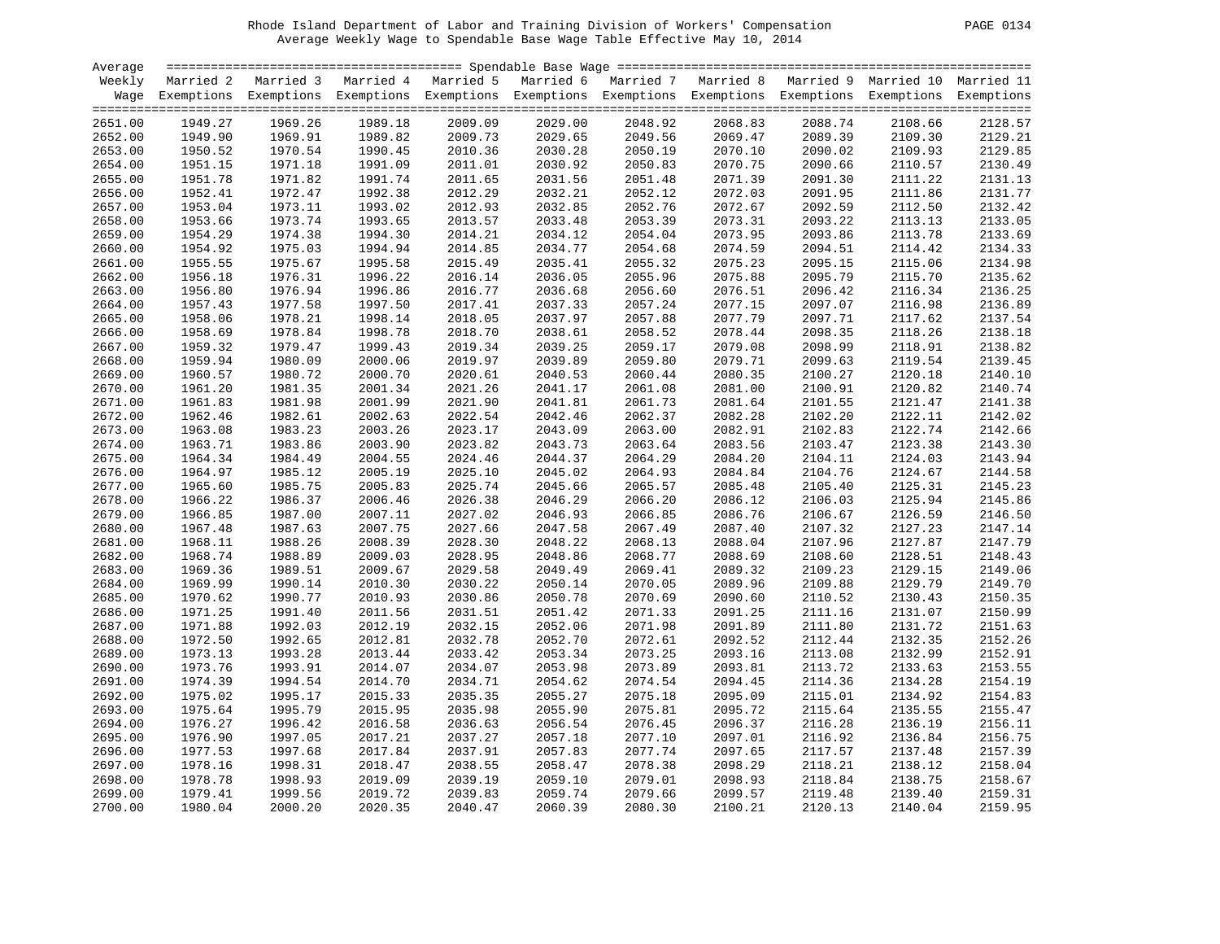Rhode Island Department of Labor and Training Division of Workers' Compensation

Average Weekly Wage to Spendable Base Wage Table Effective May 10, 2014

| Average Weekly Wage | Married 2 Exemptions | Married 3 Exemptions | Married 4 Exemptions | Married 5 Exemptions | Married 6 Exemptions | Married 7 Exemptions | Married 8 Exemptions | Married 9 Exemptions | Married 10 Exemptions | Married 11 Exemptions |
|---|---|---|---|---|---|---|---|---|---|---|
| 2651.00 | 1949.27 | 1969.26 | 1989.18 | 2009.09 | 2029.00 | 2048.92 | 2068.83 | 2088.74 | 2108.66 | 2128.57 |
| 2652.00 | 1949.90 | 1969.91 | 1989.82 | 2009.73 | 2029.65 | 2049.56 | 2069.47 | 2089.39 | 2109.30 | 2129.21 |
| 2653.00 | 1950.52 | 1970.54 | 1990.45 | 2010.36 | 2030.28 | 2050.19 | 2070.10 | 2090.02 | 2109.93 | 2129.85 |
| 2654.00 | 1951.15 | 1971.18 | 1991.09 | 2011.01 | 2030.92 | 2050.83 | 2070.75 | 2090.66 | 2110.57 | 2130.49 |
| 2655.00 | 1951.78 | 1971.82 | 1991.74 | 2011.65 | 2031.56 | 2051.48 | 2071.39 | 2091.30 | 2111.22 | 2131.13 |
| 2656.00 | 1952.41 | 1972.47 | 1992.38 | 2012.29 | 2032.21 | 2052.12 | 2072.03 | 2091.95 | 2111.86 | 2131.77 |
| 2657.00 | 1953.04 | 1973.11 | 1993.02 | 2012.93 | 2032.85 | 2052.76 | 2072.67 | 2092.59 | 2112.50 | 2132.42 |
| 2658.00 | 1953.66 | 1973.74 | 1993.65 | 2013.57 | 2033.48 | 2053.39 | 2073.31 | 2093.22 | 2113.13 | 2133.05 |
| 2659.00 | 1954.29 | 1974.38 | 1994.30 | 2014.21 | 2034.12 | 2054.04 | 2073.95 | 2093.86 | 2113.78 | 2133.69 |
| 2660.00 | 1954.92 | 1975.03 | 1994.94 | 2014.85 | 2034.77 | 2054.68 | 2074.59 | 2094.51 | 2114.42 | 2134.33 |
| 2661.00 | 1955.55 | 1975.67 | 1995.58 | 2015.49 | 2035.41 | 2055.32 | 2075.23 | 2095.15 | 2115.06 | 2134.98 |
| 2662.00 | 1956.18 | 1976.31 | 1996.22 | 2016.14 | 2036.05 | 2055.96 | 2075.88 | 2095.79 | 2115.70 | 2135.62 |
| 2663.00 | 1956.80 | 1976.94 | 1996.86 | 2016.77 | 2036.68 | 2056.60 | 2076.51 | 2096.42 | 2116.34 | 2136.25 |
| 2664.00 | 1957.43 | 1977.58 | 1997.50 | 2017.41 | 2037.33 | 2057.24 | 2077.15 | 2097.07 | 2116.98 | 2136.89 |
| 2665.00 | 1958.06 | 1978.21 | 1998.14 | 2018.05 | 2037.97 | 2057.88 | 2077.79 | 2097.71 | 2117.62 | 2137.54 |
| 2666.00 | 1958.69 | 1978.84 | 1998.78 | 2018.70 | 2038.61 | 2058.52 | 2078.44 | 2098.35 | 2118.26 | 2138.18 |
| 2667.00 | 1959.32 | 1979.47 | 1999.43 | 2019.34 | 2039.25 | 2059.17 | 2079.08 | 2098.99 | 2118.91 | 2138.82 |
| 2668.00 | 1959.94 | 1980.09 | 2000.06 | 2019.97 | 2039.89 | 2059.80 | 2079.71 | 2099.63 | 2119.54 | 2139.45 |
| 2669.00 | 1960.57 | 1980.72 | 2000.70 | 2020.61 | 2040.53 | 2060.44 | 2080.35 | 2100.27 | 2120.18 | 2140.10 |
| 2670.00 | 1961.20 | 1981.35 | 2001.34 | 2021.26 | 2041.17 | 2061.08 | 2081.00 | 2100.91 | 2120.82 | 2140.74 |
| 2671.00 | 1961.83 | 1981.98 | 2001.99 | 2021.90 | 2041.81 | 2061.73 | 2081.64 | 2101.55 | 2121.47 | 2141.38 |
| 2672.00 | 1962.46 | 1982.61 | 2002.63 | 2022.54 | 2042.46 | 2062.37 | 2082.28 | 2102.20 | 2122.11 | 2142.02 |
| 2673.00 | 1963.08 | 1983.23 | 2003.26 | 2023.17 | 2043.09 | 2063.00 | 2082.91 | 2102.83 | 2122.74 | 2142.66 |
| 2674.00 | 1963.71 | 1983.86 | 2003.90 | 2023.82 | 2043.73 | 2063.64 | 2083.56 | 2103.47 | 2123.38 | 2143.30 |
| 2675.00 | 1964.34 | 1984.49 | 2004.55 | 2024.46 | 2044.37 | 2064.29 | 2084.20 | 2104.11 | 2124.03 | 2143.94 |
| 2676.00 | 1964.97 | 1985.12 | 2005.19 | 2025.10 | 2045.02 | 2064.93 | 2084.84 | 2104.76 | 2124.67 | 2144.58 |
| 2677.00 | 1965.60 | 1985.75 | 2005.83 | 2025.74 | 2045.66 | 2065.57 | 2085.48 | 2105.40 | 2125.31 | 2145.23 |
| 2678.00 | 1966.22 | 1986.37 | 2006.46 | 2026.38 | 2046.29 | 2066.20 | 2086.12 | 2106.03 | 2125.94 | 2145.86 |
| 2679.00 | 1966.85 | 1987.00 | 2007.11 | 2027.02 | 2046.93 | 2066.85 | 2086.76 | 2106.67 | 2126.59 | 2146.50 |
| 2680.00 | 1967.48 | 1987.63 | 2007.75 | 2027.66 | 2047.58 | 2067.49 | 2087.40 | 2107.32 | 2127.23 | 2147.14 |
| 2681.00 | 1968.11 | 1988.26 | 2008.39 | 2028.30 | 2048.22 | 2068.13 | 2088.04 | 2107.96 | 2127.87 | 2147.79 |
| 2682.00 | 1968.74 | 1988.89 | 2009.03 | 2028.95 | 2048.86 | 2068.77 | 2088.69 | 2108.60 | 2128.51 | 2148.43 |
| 2683.00 | 1969.36 | 1989.51 | 2009.67 | 2029.58 | 2049.49 | 2069.41 | 2089.32 | 2109.23 | 2129.15 | 2149.06 |
| 2684.00 | 1969.99 | 1990.14 | 2010.30 | 2030.22 | 2050.14 | 2070.05 | 2089.96 | 2109.88 | 2129.79 | 2149.70 |
| 2685.00 | 1970.62 | 1990.77 | 2010.93 | 2030.86 | 2050.78 | 2070.69 | 2090.60 | 2110.52 | 2130.43 | 2150.35 |
| 2686.00 | 1971.25 | 1991.40 | 2011.56 | 2031.51 | 2051.42 | 2071.33 | 2091.25 | 2111.16 | 2131.07 | 2150.99 |
| 2687.00 | 1971.88 | 1992.03 | 2012.19 | 2032.15 | 2052.06 | 2071.98 | 2091.89 | 2111.80 | 2131.72 | 2151.63 |
| 2688.00 | 1972.50 | 1992.65 | 2012.81 | 2032.78 | 2052.70 | 2072.61 | 2092.52 | 2112.44 | 2132.35 | 2152.26 |
| 2689.00 | 1973.13 | 1993.28 | 2013.44 | 2033.42 | 2053.34 | 2073.25 | 2093.16 | 2113.08 | 2132.99 | 2152.91 |
| 2690.00 | 1973.76 | 1993.91 | 2014.07 | 2034.07 | 2053.98 | 2073.89 | 2093.81 | 2113.72 | 2133.63 | 2153.55 |
| 2691.00 | 1974.39 | 1994.54 | 2014.70 | 2034.71 | 2054.62 | 2074.54 | 2094.45 | 2114.36 | 2134.28 | 2154.19 |
| 2692.00 | 1975.02 | 1995.17 | 2015.33 | 2035.35 | 2055.27 | 2075.18 | 2095.09 | 2115.01 | 2134.92 | 2154.83 |
| 2693.00 | 1975.64 | 1995.79 | 2015.95 | 2035.98 | 2055.90 | 2075.81 | 2095.72 | 2115.64 | 2135.55 | 2155.47 |
| 2694.00 | 1976.27 | 1996.42 | 2016.58 | 2036.63 | 2056.54 | 2076.45 | 2096.37 | 2116.28 | 2136.19 | 2156.11 |
| 2695.00 | 1976.90 | 1997.05 | 2017.21 | 2037.27 | 2057.18 | 2077.10 | 2097.01 | 2116.92 | 2136.84 | 2156.75 |
| 2696.00 | 1977.53 | 1997.68 | 2017.84 | 2037.91 | 2057.83 | 2077.74 | 2097.65 | 2117.57 | 2137.48 | 2157.39 |
| 2697.00 | 1978.16 | 1998.31 | 2018.47 | 2038.55 | 2058.47 | 2078.38 | 2098.29 | 2118.21 | 2138.12 | 2158.04 |
| 2698.00 | 1978.78 | 1998.93 | 2019.09 | 2039.19 | 2059.10 | 2079.01 | 2098.93 | 2118.84 | 2138.75 | 2158.67 |
| 2699.00 | 1979.41 | 1999.56 | 2019.72 | 2039.83 | 2059.74 | 2079.66 | 2099.57 | 2119.48 | 2139.40 | 2159.31 |
| 2700.00 | 1980.04 | 2000.20 | 2020.35 | 2040.47 | 2060.39 | 2080.30 | 2100.21 | 2120.13 | 2140.04 | 2159.95 |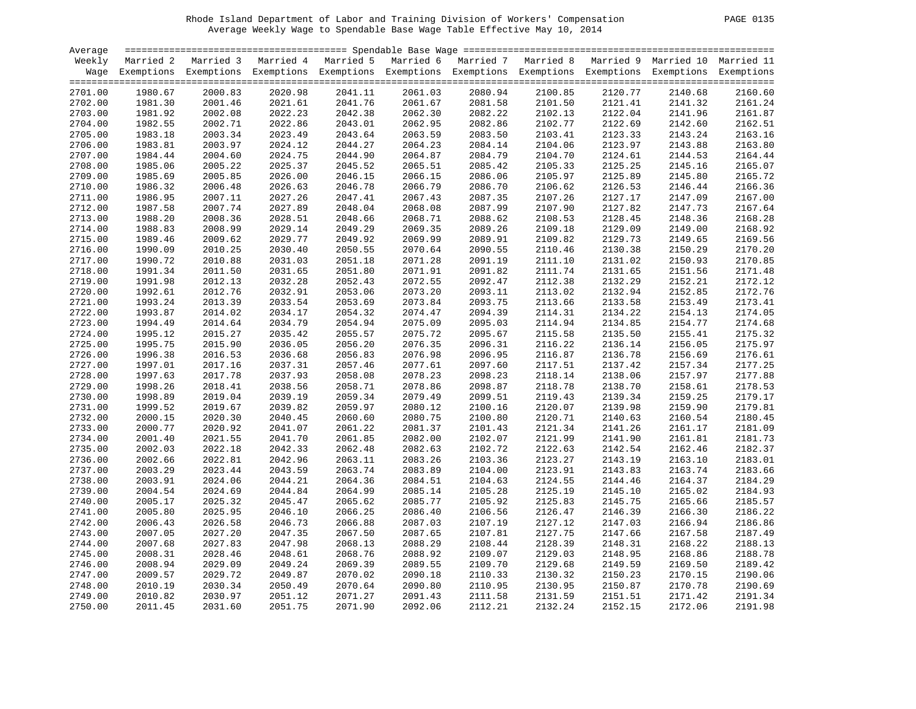Rhode Island Department of Labor and Training Division of Workers' Compensation
Average Weekly Wage to Spendable Base Wage Table Effective May 10, 2014

| Average Weekly Wage | Married 2 Exemptions | Married 3 Exemptions | Married 4 Exemptions | Married 5 Exemptions | Married 6 Exemptions | Married 7 Exemptions | Married 8 Exemptions | Married 9 Exemptions | Married 10 Exemptions | Married 11 Exemptions |
|---|---|---|---|---|---|---|---|---|---|---|
| 2701.00 | 1980.67 | 2000.83 | 2020.98 | 2041.11 | 2061.03 | 2080.94 | 2100.85 | 2120.77 | 2140.68 | 2160.60 |
| 2702.00 | 1981.30 | 2001.46 | 2021.61 | 2041.76 | 2061.67 | 2081.58 | 2101.50 | 2121.41 | 2141.32 | 2161.24 |
| 2703.00 | 1981.92 | 2002.08 | 2022.23 | 2042.38 | 2062.30 | 2082.22 | 2102.13 | 2122.04 | 2141.96 | 2161.87 |
| 2704.00 | 1982.55 | 2002.71 | 2022.86 | 2043.01 | 2062.95 | 2082.86 | 2102.77 | 2122.69 | 2142.60 | 2162.51 |
| 2705.00 | 1983.18 | 2003.34 | 2023.49 | 2043.64 | 2063.59 | 2083.50 | 2103.41 | 2123.33 | 2143.24 | 2163.16 |
| 2706.00 | 1983.81 | 2003.97 | 2024.12 | 2044.27 | 2064.23 | 2084.14 | 2104.06 | 2123.97 | 2143.88 | 2163.80 |
| 2707.00 | 1984.44 | 2004.60 | 2024.75 | 2044.90 | 2064.87 | 2084.79 | 2104.70 | 2124.61 | 2144.53 | 2164.44 |
| 2708.00 | 1985.06 | 2005.22 | 2025.37 | 2045.52 | 2065.51 | 2085.42 | 2105.33 | 2125.25 | 2145.16 | 2165.07 |
| 2709.00 | 1985.69 | 2005.85 | 2026.00 | 2046.15 | 2066.15 | 2086.06 | 2105.97 | 2125.89 | 2145.80 | 2165.72 |
| 2710.00 | 1986.32 | 2006.48 | 2026.63 | 2046.78 | 2066.79 | 2086.70 | 2106.62 | 2126.53 | 2146.44 | 2166.36 |
| 2711.00 | 1986.95 | 2007.11 | 2027.26 | 2047.41 | 2067.43 | 2087.35 | 2107.26 | 2127.17 | 2147.09 | 2167.00 |
| 2712.00 | 1987.58 | 2007.74 | 2027.89 | 2048.04 | 2068.08 | 2087.99 | 2107.90 | 2127.82 | 2147.73 | 2167.64 |
| 2713.00 | 1988.20 | 2008.36 | 2028.51 | 2048.66 | 2068.71 | 2088.62 | 2108.53 | 2128.45 | 2148.36 | 2168.28 |
| 2714.00 | 1988.83 | 2008.99 | 2029.14 | 2049.29 | 2069.35 | 2089.26 | 2109.18 | 2129.09 | 2149.00 | 2168.92 |
| 2715.00 | 1989.46 | 2009.62 | 2029.77 | 2049.92 | 2069.99 | 2089.91 | 2109.82 | 2129.73 | 2149.65 | 2169.56 |
| 2716.00 | 1990.09 | 2010.25 | 2030.40 | 2050.55 | 2070.64 | 2090.55 | 2110.46 | 2130.38 | 2150.29 | 2170.20 |
| 2717.00 | 1990.72 | 2010.88 | 2031.03 | 2051.18 | 2071.28 | 2091.19 | 2111.10 | 2131.02 | 2150.93 | 2170.85 |
| 2718.00 | 1991.34 | 2011.50 | 2031.65 | 2051.80 | 2071.91 | 2091.82 | 2111.74 | 2131.65 | 2151.56 | 2171.48 |
| 2719.00 | 1991.98 | 2012.13 | 2032.28 | 2052.43 | 2072.55 | 2092.47 | 2112.38 | 2132.29 | 2152.21 | 2172.12 |
| 2720.00 | 1992.61 | 2012.76 | 2032.91 | 2053.06 | 2073.20 | 2093.11 | 2113.02 | 2132.94 | 2152.85 | 2172.76 |
| 2721.00 | 1993.24 | 2013.39 | 2033.54 | 2053.69 | 2073.84 | 2093.75 | 2113.66 | 2133.58 | 2153.49 | 2173.41 |
| 2722.00 | 1993.87 | 2014.02 | 2034.17 | 2054.32 | 2074.47 | 2094.39 | 2114.31 | 2134.22 | 2154.13 | 2174.05 |
| 2723.00 | 1994.49 | 2014.64 | 2034.79 | 2054.94 | 2075.09 | 2095.03 | 2114.94 | 2134.85 | 2154.77 | 2174.68 |
| 2724.00 | 1995.12 | 2015.27 | 2035.42 | 2055.57 | 2075.72 | 2095.67 | 2115.58 | 2135.50 | 2155.41 | 2175.32 |
| 2725.00 | 1995.75 | 2015.90 | 2036.05 | 2056.20 | 2076.35 | 2096.31 | 2116.22 | 2136.14 | 2156.05 | 2175.97 |
| 2726.00 | 1996.38 | 2016.53 | 2036.68 | 2056.83 | 2076.98 | 2096.95 | 2116.87 | 2136.78 | 2156.69 | 2176.61 |
| 2727.00 | 1997.01 | 2017.16 | 2037.31 | 2057.46 | 2077.61 | 2097.60 | 2117.51 | 2137.42 | 2157.34 | 2177.25 |
| 2728.00 | 1997.63 | 2017.78 | 2037.93 | 2058.08 | 2078.23 | 2098.23 | 2118.14 | 2138.06 | 2157.97 | 2177.88 |
| 2729.00 | 1998.26 | 2018.41 | 2038.56 | 2058.71 | 2078.86 | 2098.87 | 2118.78 | 2138.70 | 2158.61 | 2178.53 |
| 2730.00 | 1998.89 | 2019.04 | 2039.19 | 2059.34 | 2079.49 | 2099.51 | 2119.43 | 2139.34 | 2159.25 | 2179.17 |
| 2731.00 | 1999.52 | 2019.67 | 2039.82 | 2059.97 | 2080.12 | 2100.16 | 2120.07 | 2139.98 | 2159.90 | 2179.81 |
| 2732.00 | 2000.15 | 2020.30 | 2040.45 | 2060.60 | 2080.75 | 2100.80 | 2120.71 | 2140.63 | 2160.54 | 2180.45 |
| 2733.00 | 2000.77 | 2020.92 | 2041.07 | 2061.22 | 2081.37 | 2101.43 | 2121.34 | 2141.26 | 2161.17 | 2181.09 |
| 2734.00 | 2001.40 | 2021.55 | 2041.70 | 2061.85 | 2082.00 | 2102.07 | 2121.99 | 2141.90 | 2161.81 | 2181.73 |
| 2735.00 | 2002.03 | 2022.18 | 2042.33 | 2062.48 | 2082.63 | 2102.72 | 2122.63 | 2142.54 | 2162.46 | 2182.37 |
| 2736.00 | 2002.66 | 2022.81 | 2042.96 | 2063.11 | 2083.26 | 2103.36 | 2123.27 | 2143.19 | 2163.10 | 2183.01 |
| 2737.00 | 2003.29 | 2023.44 | 2043.59 | 2063.74 | 2083.89 | 2104.00 | 2123.91 | 2143.83 | 2163.74 | 2183.66 |
| 2738.00 | 2003.91 | 2024.06 | 2044.21 | 2064.36 | 2084.51 | 2104.63 | 2124.55 | 2144.46 | 2164.37 | 2184.29 |
| 2739.00 | 2004.54 | 2024.69 | 2044.84 | 2064.99 | 2085.14 | 2105.28 | 2125.19 | 2145.10 | 2165.02 | 2184.93 |
| 2740.00 | 2005.17 | 2025.32 | 2045.47 | 2065.62 | 2085.77 | 2105.92 | 2125.83 | 2145.75 | 2165.66 | 2185.57 |
| 2741.00 | 2005.80 | 2025.95 | 2046.10 | 2066.25 | 2086.40 | 2106.56 | 2126.47 | 2146.39 | 2166.30 | 2186.22 |
| 2742.00 | 2006.43 | 2026.58 | 2046.73 | 2066.88 | 2087.03 | 2107.19 | 2127.12 | 2147.03 | 2166.94 | 2186.86 |
| 2743.00 | 2007.05 | 2027.20 | 2047.35 | 2067.50 | 2087.65 | 2107.81 | 2127.75 | 2147.66 | 2167.58 | 2187.49 |
| 2744.00 | 2007.68 | 2027.83 | 2047.98 | 2068.13 | 2088.29 | 2108.44 | 2128.39 | 2148.31 | 2168.22 | 2188.13 |
| 2745.00 | 2008.31 | 2028.46 | 2048.61 | 2068.76 | 2088.92 | 2109.07 | 2129.03 | 2148.95 | 2168.86 | 2188.78 |
| 2746.00 | 2008.94 | 2029.09 | 2049.24 | 2069.39 | 2089.55 | 2109.70 | 2129.68 | 2149.59 | 2169.50 | 2189.42 |
| 2747.00 | 2009.57 | 2029.72 | 2049.87 | 2070.02 | 2090.18 | 2110.33 | 2130.32 | 2150.23 | 2170.15 | 2190.06 |
| 2748.00 | 2010.19 | 2030.34 | 2050.49 | 2070.64 | 2090.80 | 2110.95 | 2130.95 | 2150.87 | 2170.78 | 2190.69 |
| 2749.00 | 2010.82 | 2030.97 | 2051.12 | 2071.27 | 2091.43 | 2111.58 | 2131.59 | 2151.51 | 2171.42 | 2191.34 |
| 2750.00 | 2011.45 | 2031.60 | 2051.75 | 2071.90 | 2092.06 | 2112.21 | 2132.24 | 2152.15 | 2172.06 | 2191.98 |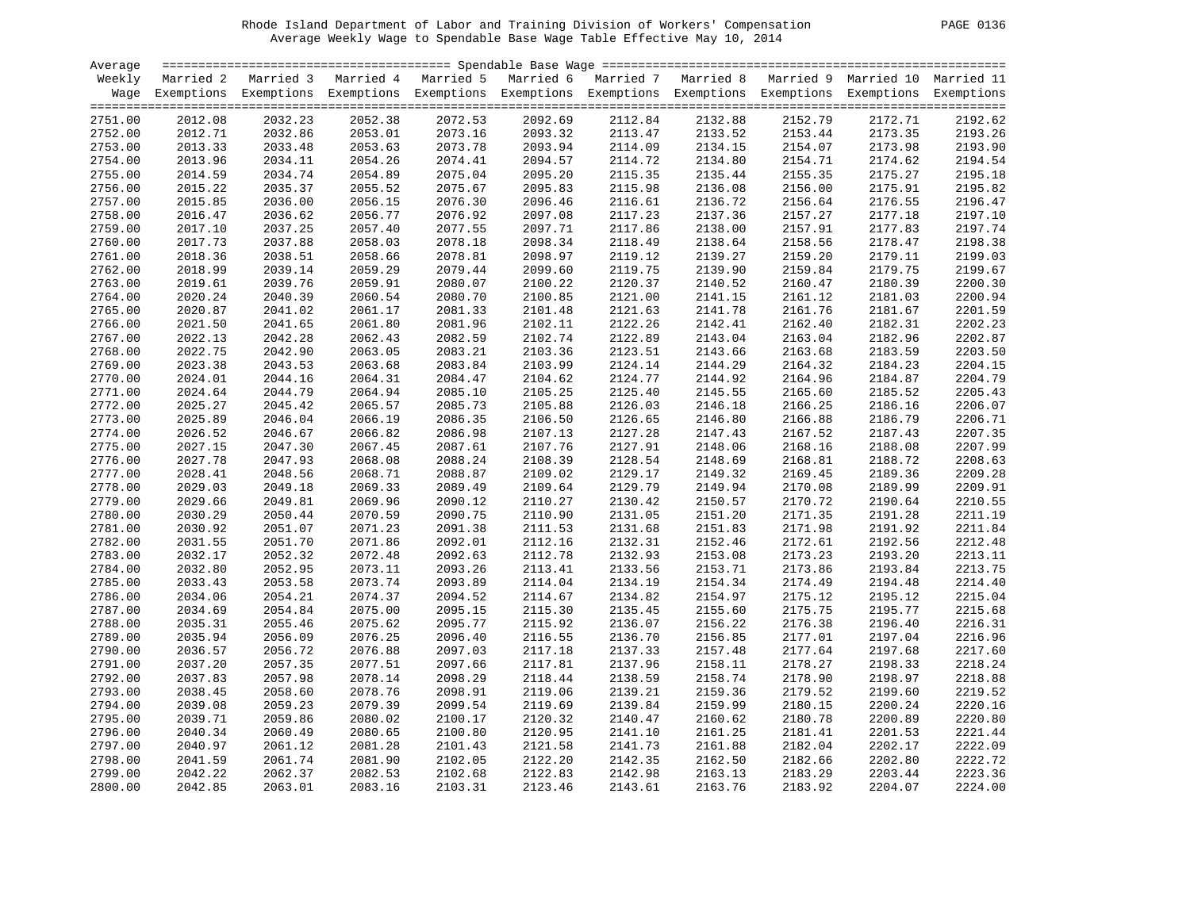Rhode Island Department of Labor and Training Division of Workers' Compensation
Average Weekly Wage to Spendable Base Wage Table Effective May 10, 2014

| Average Weekly Wage | Married 2 Exemptions | Married 3 Exemptions | Married 4 Exemptions | Married 5 Exemptions | Married 6 Exemptions | Married 7 Exemptions | Married 8 Exemptions | Married 9 Exemptions | Married 10 Exemptions | Married 11 Exemptions |
|---|---|---|---|---|---|---|---|---|---|---|
| 2751.00 | 2012.08 | 2032.23 | 2052.38 | 2072.53 | 2092.69 | 2112.84 | 2132.88 | 2152.79 | 2172.71 | 2192.62 |
| 2752.00 | 2012.71 | 2032.86 | 2053.01 | 2073.16 | 2093.32 | 2113.47 | 2133.52 | 2153.44 | 2173.35 | 2193.26 |
| 2753.00 | 2013.33 | 2033.48 | 2053.63 | 2073.78 | 2093.94 | 2114.09 | 2134.15 | 2154.07 | 2173.98 | 2193.90 |
| 2754.00 | 2013.96 | 2034.11 | 2054.26 | 2074.41 | 2094.57 | 2114.72 | 2134.80 | 2154.71 | 2174.62 | 2194.54 |
| 2755.00 | 2014.59 | 2034.74 | 2054.89 | 2075.04 | 2095.20 | 2115.35 | 2135.44 | 2155.35 | 2175.27 | 2195.18 |
| 2756.00 | 2015.22 | 2035.37 | 2055.52 | 2075.67 | 2095.83 | 2115.98 | 2136.08 | 2156.00 | 2175.91 | 2195.82 |
| 2757.00 | 2015.85 | 2036.00 | 2056.15 | 2076.30 | 2096.46 | 2116.61 | 2136.72 | 2156.64 | 2176.55 | 2196.47 |
| 2758.00 | 2016.47 | 2036.62 | 2056.77 | 2076.92 | 2097.08 | 2117.23 | 2137.36 | 2157.27 | 2177.18 | 2197.10 |
| 2759.00 | 2017.10 | 2037.25 | 2057.40 | 2077.55 | 2097.71 | 2117.86 | 2138.00 | 2157.91 | 2177.83 | 2197.74 |
| 2760.00 | 2017.73 | 2037.88 | 2058.03 | 2078.18 | 2098.34 | 2118.49 | 2138.64 | 2158.56 | 2178.47 | 2198.38 |
| 2761.00 | 2018.36 | 2038.51 | 2058.66 | 2078.81 | 2098.97 | 2119.12 | 2139.27 | 2159.20 | 2179.11 | 2199.03 |
| 2762.00 | 2018.99 | 2039.14 | 2059.29 | 2079.44 | 2099.60 | 2119.75 | 2139.90 | 2159.84 | 2179.75 | 2199.67 |
| 2763.00 | 2019.61 | 2039.76 | 2059.91 | 2080.07 | 2100.22 | 2120.37 | 2140.52 | 2160.47 | 2180.39 | 2200.30 |
| 2764.00 | 2020.24 | 2040.39 | 2060.54 | 2080.70 | 2100.85 | 2121.00 | 2141.15 | 2161.12 | 2181.03 | 2200.94 |
| 2765.00 | 2020.87 | 2041.02 | 2061.17 | 2081.33 | 2101.48 | 2121.63 | 2141.78 | 2161.76 | 2181.67 | 2201.59 |
| 2766.00 | 2021.50 | 2041.65 | 2061.80 | 2081.96 | 2102.11 | 2122.26 | 2142.41 | 2162.40 | 2182.31 | 2202.23 |
| 2767.00 | 2022.13 | 2042.28 | 2062.43 | 2082.59 | 2102.74 | 2122.89 | 2143.04 | 2163.04 | 2182.96 | 2202.87 |
| 2768.00 | 2022.75 | 2042.90 | 2063.05 | 2083.21 | 2103.36 | 2123.51 | 2143.66 | 2163.68 | 2183.59 | 2203.50 |
| 2769.00 | 2023.38 | 2043.53 | 2063.68 | 2083.84 | 2103.99 | 2124.14 | 2144.29 | 2164.32 | 2184.23 | 2204.15 |
| 2770.00 | 2024.01 | 2044.16 | 2064.31 | 2084.47 | 2104.62 | 2124.77 | 2144.92 | 2164.96 | 2184.87 | 2204.79 |
| 2771.00 | 2024.64 | 2044.79 | 2064.94 | 2085.10 | 2105.25 | 2125.40 | 2145.55 | 2165.60 | 2185.52 | 2205.43 |
| 2772.00 | 2025.27 | 2045.42 | 2065.57 | 2085.73 | 2105.88 | 2126.03 | 2146.18 | 2166.25 | 2186.16 | 2206.07 |
| 2773.00 | 2025.89 | 2046.04 | 2066.19 | 2086.35 | 2106.50 | 2126.65 | 2146.80 | 2166.88 | 2186.79 | 2206.71 |
| 2774.00 | 2026.52 | 2046.67 | 2066.82 | 2086.98 | 2107.13 | 2127.28 | 2147.43 | 2167.52 | 2187.43 | 2207.35 |
| 2775.00 | 2027.15 | 2047.30 | 2067.45 | 2087.61 | 2107.76 | 2127.91 | 2148.06 | 2168.16 | 2188.08 | 2207.99 |
| 2776.00 | 2027.78 | 2047.93 | 2068.08 | 2088.24 | 2108.39 | 2128.54 | 2148.69 | 2168.81 | 2188.72 | 2208.63 |
| 2777.00 | 2028.41 | 2048.56 | 2068.71 | 2088.87 | 2109.02 | 2129.17 | 2149.32 | 2169.45 | 2189.36 | 2209.28 |
| 2778.00 | 2029.03 | 2049.18 | 2069.33 | 2089.49 | 2109.64 | 2129.79 | 2149.94 | 2170.08 | 2189.99 | 2209.91 |
| 2779.00 | 2029.66 | 2049.81 | 2069.96 | 2090.12 | 2110.27 | 2130.42 | 2150.57 | 2170.72 | 2190.64 | 2210.55 |
| 2780.00 | 2030.29 | 2050.44 | 2070.59 | 2090.75 | 2110.90 | 2131.05 | 2151.20 | 2171.35 | 2191.28 | 2211.19 |
| 2781.00 | 2030.92 | 2051.07 | 2071.23 | 2091.38 | 2111.53 | 2131.68 | 2151.83 | 2171.98 | 2191.92 | 2211.84 |
| 2782.00 | 2031.55 | 2051.70 | 2071.86 | 2092.01 | 2112.16 | 2132.31 | 2152.46 | 2172.61 | 2192.56 | 2212.48 |
| 2783.00 | 2032.17 | 2052.32 | 2072.48 | 2092.63 | 2112.78 | 2132.93 | 2153.08 | 2173.23 | 2193.20 | 2213.11 |
| 2784.00 | 2032.80 | 2052.95 | 2073.11 | 2093.26 | 2113.41 | 2133.56 | 2153.71 | 2173.86 | 2193.84 | 2213.75 |
| 2785.00 | 2033.43 | 2053.58 | 2073.74 | 2093.89 | 2114.04 | 2134.19 | 2154.34 | 2174.49 | 2194.48 | 2214.40 |
| 2786.00 | 2034.06 | 2054.21 | 2074.37 | 2094.52 | 2114.67 | 2134.82 | 2154.97 | 2175.12 | 2195.12 | 2215.04 |
| 2787.00 | 2034.69 | 2054.84 | 2075.00 | 2095.15 | 2115.30 | 2135.45 | 2155.60 | 2175.75 | 2195.77 | 2215.68 |
| 2788.00 | 2035.31 | 2055.46 | 2075.62 | 2095.77 | 2115.92 | 2136.07 | 2156.22 | 2176.38 | 2196.40 | 2216.31 |
| 2789.00 | 2035.94 | 2056.09 | 2076.25 | 2096.40 | 2116.55 | 2136.70 | 2156.85 | 2177.01 | 2197.04 | 2216.96 |
| 2790.00 | 2036.57 | 2056.72 | 2076.88 | 2097.03 | 2117.18 | 2137.33 | 2157.48 | 2177.64 | 2197.68 | 2217.60 |
| 2791.00 | 2037.20 | 2057.35 | 2077.51 | 2097.66 | 2117.81 | 2137.96 | 2158.11 | 2178.27 | 2198.33 | 2218.24 |
| 2792.00 | 2037.83 | 2057.98 | 2078.14 | 2098.29 | 2118.44 | 2138.59 | 2158.74 | 2178.90 | 2198.97 | 2218.88 |
| 2793.00 | 2038.45 | 2058.60 | 2078.76 | 2098.91 | 2119.06 | 2139.21 | 2159.36 | 2179.52 | 2199.60 | 2219.52 |
| 2794.00 | 2039.08 | 2059.23 | 2079.39 | 2099.54 | 2119.69 | 2139.84 | 2159.99 | 2180.15 | 2200.24 | 2220.16 |
| 2795.00 | 2039.71 | 2059.86 | 2080.02 | 2100.17 | 2120.32 | 2140.47 | 2160.62 | 2180.78 | 2200.89 | 2220.80 |
| 2796.00 | 2040.34 | 2060.49 | 2080.65 | 2100.80 | 2120.95 | 2141.10 | 2161.25 | 2181.41 | 2201.53 | 2221.44 |
| 2797.00 | 2040.97 | 2061.12 | 2081.28 | 2101.43 | 2121.58 | 2141.73 | 2161.88 | 2182.04 | 2202.17 | 2222.09 |
| 2798.00 | 2041.59 | 2061.74 | 2081.90 | 2102.05 | 2122.20 | 2142.35 | 2162.50 | 2182.66 | 2202.80 | 2222.72 |
| 2799.00 | 2042.22 | 2062.37 | 2082.53 | 2102.68 | 2122.83 | 2142.98 | 2163.13 | 2183.29 | 2203.44 | 2223.36 |
| 2800.00 | 2042.85 | 2063.01 | 2083.16 | 2103.31 | 2123.46 | 2143.61 | 2163.76 | 2183.92 | 2204.07 | 2224.00 |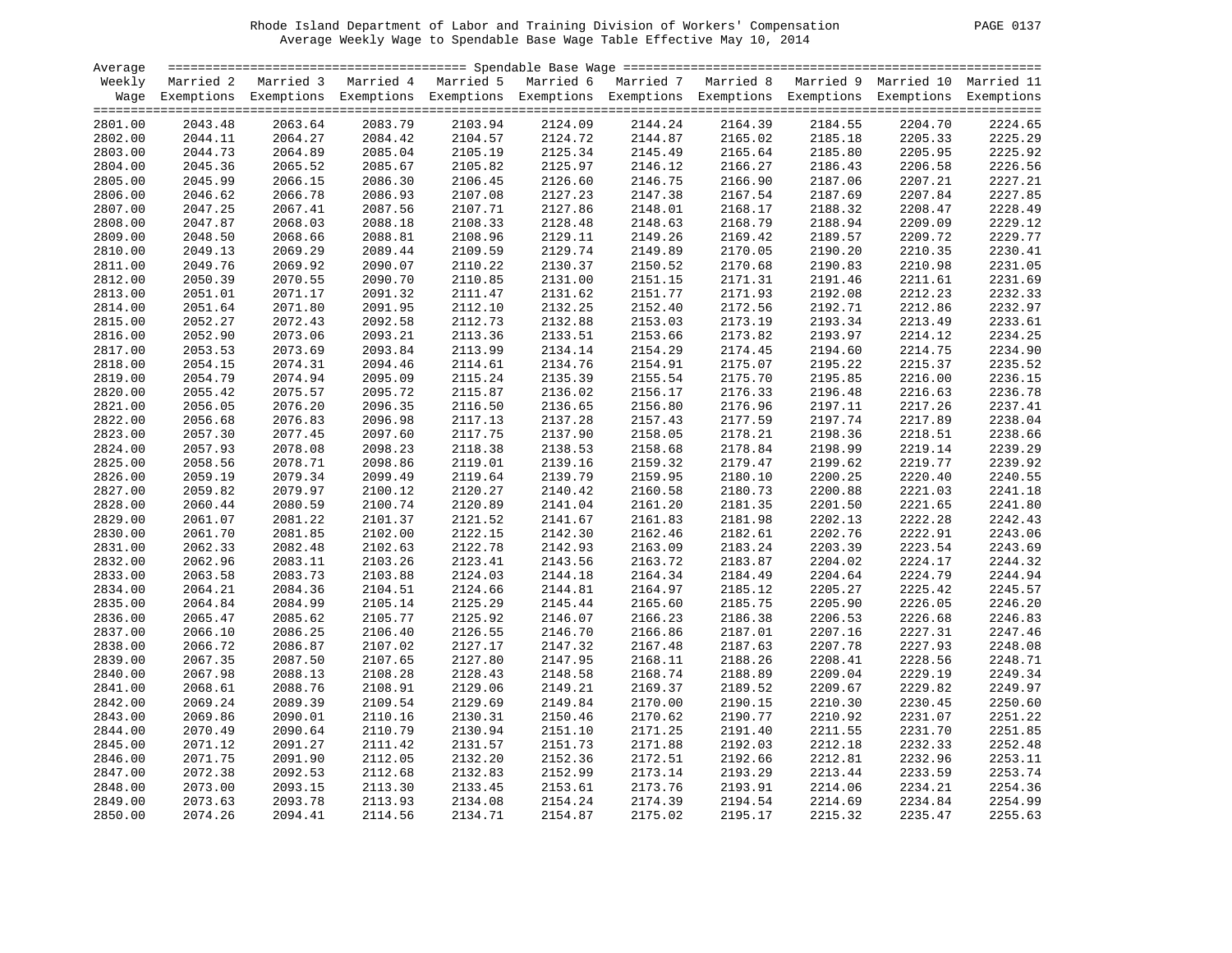Rhode Island Department of Labor and Training Division of Workers' Compensation

Average Weekly Wage to Spendable Base Wage Table Effective May 10, 2014

| Average Weekly Wage | Married 2 Exemptions | Married 3 Exemptions | Married 4 Exemptions | Married 5 Exemptions | Married 6 Exemptions | Married 7 Exemptions | Married 8 Exemptions | Married 9 Exemptions | Married 10 Exemptions | Married 11 Exemptions |
|---|---|---|---|---|---|---|---|---|---|---|
| 2801.00 | 2043.48 | 2063.64 | 2083.79 | 2103.94 | 2124.09 | 2144.24 | 2164.39 | 2184.55 | 2204.70 | 2224.65 |
| 2802.00 | 2044.11 | 2064.27 | 2084.42 | 2104.57 | 2124.72 | 2144.87 | 2165.02 | 2185.18 | 2205.33 | 2225.29 |
| 2803.00 | 2044.73 | 2064.89 | 2085.04 | 2105.19 | 2125.34 | 2145.49 | 2165.64 | 2185.80 | 2205.95 | 2225.92 |
| 2804.00 | 2045.36 | 2065.52 | 2085.67 | 2105.82 | 2125.97 | 2146.12 | 2166.27 | 2186.43 | 2206.58 | 2226.56 |
| 2805.00 | 2045.99 | 2066.15 | 2086.30 | 2106.45 | 2126.60 | 2146.75 | 2166.90 | 2187.06 | 2207.21 | 2227.21 |
| 2806.00 | 2046.62 | 2066.78 | 2086.93 | 2107.08 | 2127.23 | 2147.38 | 2167.54 | 2187.69 | 2207.84 | 2227.85 |
| 2807.00 | 2047.25 | 2067.41 | 2087.56 | 2107.71 | 2127.86 | 2148.01 | 2168.17 | 2188.32 | 2208.47 | 2228.49 |
| 2808.00 | 2047.87 | 2068.03 | 2088.18 | 2108.33 | 2128.48 | 2148.63 | 2168.79 | 2188.94 | 2209.09 | 2229.12 |
| 2809.00 | 2048.50 | 2068.66 | 2088.81 | 2108.96 | 2129.11 | 2149.26 | 2169.42 | 2189.57 | 2209.72 | 2229.77 |
| 2810.00 | 2049.13 | 2069.29 | 2089.44 | 2109.59 | 2129.74 | 2149.89 | 2170.05 | 2190.20 | 2210.35 | 2230.41 |
| 2811.00 | 2049.76 | 2069.92 | 2090.07 | 2110.22 | 2130.37 | 2150.52 | 2170.68 | 2190.83 | 2210.98 | 2231.05 |
| 2812.00 | 2050.39 | 2070.55 | 2090.70 | 2110.85 | 2131.00 | 2151.15 | 2171.31 | 2191.46 | 2211.61 | 2231.69 |
| 2813.00 | 2051.01 | 2071.17 | 2091.32 | 2111.47 | 2131.62 | 2151.77 | 2171.93 | 2192.08 | 2212.23 | 2232.33 |
| 2814.00 | 2051.64 | 2071.80 | 2091.95 | 2112.10 | 2132.25 | 2152.40 | 2172.56 | 2192.71 | 2212.86 | 2232.97 |
| 2815.00 | 2052.27 | 2072.43 | 2092.58 | 2112.73 | 2132.88 | 2153.03 | 2173.19 | 2193.34 | 2213.49 | 2233.61 |
| 2816.00 | 2052.90 | 2073.06 | 2093.21 | 2113.36 | 2133.51 | 2153.66 | 2173.82 | 2193.97 | 2214.12 | 2234.25 |
| 2817.00 | 2053.53 | 2073.69 | 2093.84 | 2113.99 | 2134.14 | 2154.29 | 2174.45 | 2194.60 | 2214.75 | 2234.90 |
| 2818.00 | 2054.15 | 2074.31 | 2094.46 | 2114.61 | 2134.76 | 2154.91 | 2175.07 | 2195.22 | 2215.37 | 2235.52 |
| 2819.00 | 2054.79 | 2074.94 | 2095.09 | 2115.24 | 2135.39 | 2155.54 | 2175.70 | 2195.85 | 2216.00 | 2236.15 |
| 2820.00 | 2055.42 | 2075.57 | 2095.72 | 2115.87 | 2136.02 | 2156.17 | 2176.33 | 2196.48 | 2216.63 | 2236.78 |
| 2821.00 | 2056.05 | 2076.20 | 2096.35 | 2116.50 | 2136.65 | 2156.80 | 2176.96 | 2197.11 | 2217.26 | 2237.41 |
| 2822.00 | 2056.68 | 2076.83 | 2096.98 | 2117.13 | 2137.28 | 2157.43 | 2177.59 | 2197.74 | 2217.89 | 2238.04 |
| 2823.00 | 2057.30 | 2077.45 | 2097.60 | 2117.75 | 2137.90 | 2158.05 | 2178.21 | 2198.36 | 2218.51 | 2238.66 |
| 2824.00 | 2057.93 | 2078.08 | 2098.23 | 2118.38 | 2138.53 | 2158.68 | 2178.84 | 2198.99 | 2219.14 | 2239.29 |
| 2825.00 | 2058.56 | 2078.71 | 2098.86 | 2119.01 | 2139.16 | 2159.32 | 2179.47 | 2199.62 | 2219.77 | 2239.92 |
| 2826.00 | 2059.19 | 2079.34 | 2099.49 | 2119.64 | 2139.79 | 2159.95 | 2180.10 | 2200.25 | 2220.40 | 2240.55 |
| 2827.00 | 2059.82 | 2079.97 | 2100.12 | 2120.27 | 2140.42 | 2160.58 | 2180.73 | 2200.88 | 2221.03 | 2241.18 |
| 2828.00 | 2060.44 | 2080.59 | 2100.74 | 2120.89 | 2141.04 | 2161.20 | 2181.35 | 2201.50 | 2221.65 | 2241.80 |
| 2829.00 | 2061.07 | 2081.22 | 2101.37 | 2121.52 | 2141.67 | 2161.83 | 2181.98 | 2202.13 | 2222.28 | 2242.43 |
| 2830.00 | 2061.70 | 2081.85 | 2102.00 | 2122.15 | 2142.30 | 2162.46 | 2182.61 | 2202.76 | 2222.91 | 2243.06 |
| 2831.00 | 2062.33 | 2082.48 | 2102.63 | 2122.78 | 2142.93 | 2163.09 | 2183.24 | 2203.39 | 2223.54 | 2243.69 |
| 2832.00 | 2062.96 | 2083.11 | 2103.26 | 2123.41 | 2143.56 | 2163.72 | 2183.87 | 2204.02 | 2224.17 | 2244.32 |
| 2833.00 | 2063.58 | 2083.73 | 2103.88 | 2124.03 | 2144.18 | 2164.34 | 2184.49 | 2204.64 | 2224.79 | 2244.94 |
| 2834.00 | 2064.21 | 2084.36 | 2104.51 | 2124.66 | 2144.81 | 2164.97 | 2185.12 | 2205.27 | 2225.42 | 2245.57 |
| 2835.00 | 2064.84 | 2084.99 | 2105.14 | 2125.29 | 2145.44 | 2165.60 | 2185.75 | 2205.90 | 2226.05 | 2246.20 |
| 2836.00 | 2065.47 | 2085.62 | 2105.77 | 2125.92 | 2146.07 | 2166.23 | 2186.38 | 2206.53 | 2226.68 | 2246.83 |
| 2837.00 | 2066.10 | 2086.25 | 2106.40 | 2126.55 | 2146.70 | 2166.86 | 2187.01 | 2207.16 | 2227.31 | 2247.46 |
| 2838.00 | 2066.72 | 2086.87 | 2107.02 | 2127.17 | 2147.32 | 2167.48 | 2187.63 | 2207.78 | 2227.93 | 2248.08 |
| 2839.00 | 2067.35 | 2087.50 | 2107.65 | 2127.80 | 2147.95 | 2168.11 | 2188.26 | 2208.41 | 2228.56 | 2248.71 |
| 2840.00 | 2067.98 | 2088.13 | 2108.28 | 2128.43 | 2148.58 | 2168.74 | 2188.89 | 2209.04 | 2229.19 | 2249.34 |
| 2841.00 | 2068.61 | 2088.76 | 2108.91 | 2129.06 | 2149.21 | 2169.37 | 2189.52 | 2209.67 | 2229.82 | 2249.97 |
| 2842.00 | 2069.24 | 2089.39 | 2109.54 | 2129.69 | 2149.84 | 2170.00 | 2190.15 | 2210.30 | 2230.45 | 2250.60 |
| 2843.00 | 2069.86 | 2090.01 | 2110.16 | 2130.31 | 2150.46 | 2170.62 | 2190.77 | 2210.92 | 2231.07 | 2251.22 |
| 2844.00 | 2070.49 | 2090.64 | 2110.79 | 2130.94 | 2151.10 | 2171.25 | 2191.40 | 2211.55 | 2231.70 | 2251.85 |
| 2845.00 | 2071.12 | 2091.27 | 2111.42 | 2131.57 | 2151.73 | 2171.88 | 2192.03 | 2212.18 | 2232.33 | 2252.48 |
| 2846.00 | 2071.75 | 2091.90 | 2112.05 | 2132.20 | 2152.36 | 2172.51 | 2192.66 | 2212.81 | 2232.96 | 2253.11 |
| 2847.00 | 2072.38 | 2092.53 | 2112.68 | 2132.83 | 2152.99 | 2173.14 | 2193.29 | 2213.44 | 2233.59 | 2253.74 |
| 2848.00 | 2073.00 | 2093.15 | 2113.30 | 2133.45 | 2153.61 | 2173.76 | 2193.91 | 2214.06 | 2234.21 | 2254.36 |
| 2849.00 | 2073.63 | 2093.78 | 2113.93 | 2134.08 | 2154.24 | 2174.39 | 2194.54 | 2214.69 | 2234.84 | 2254.99 |
| 2850.00 | 2074.26 | 2094.41 | 2114.56 | 2134.71 | 2154.87 | 2175.02 | 2195.17 | 2215.32 | 2235.47 | 2255.63 |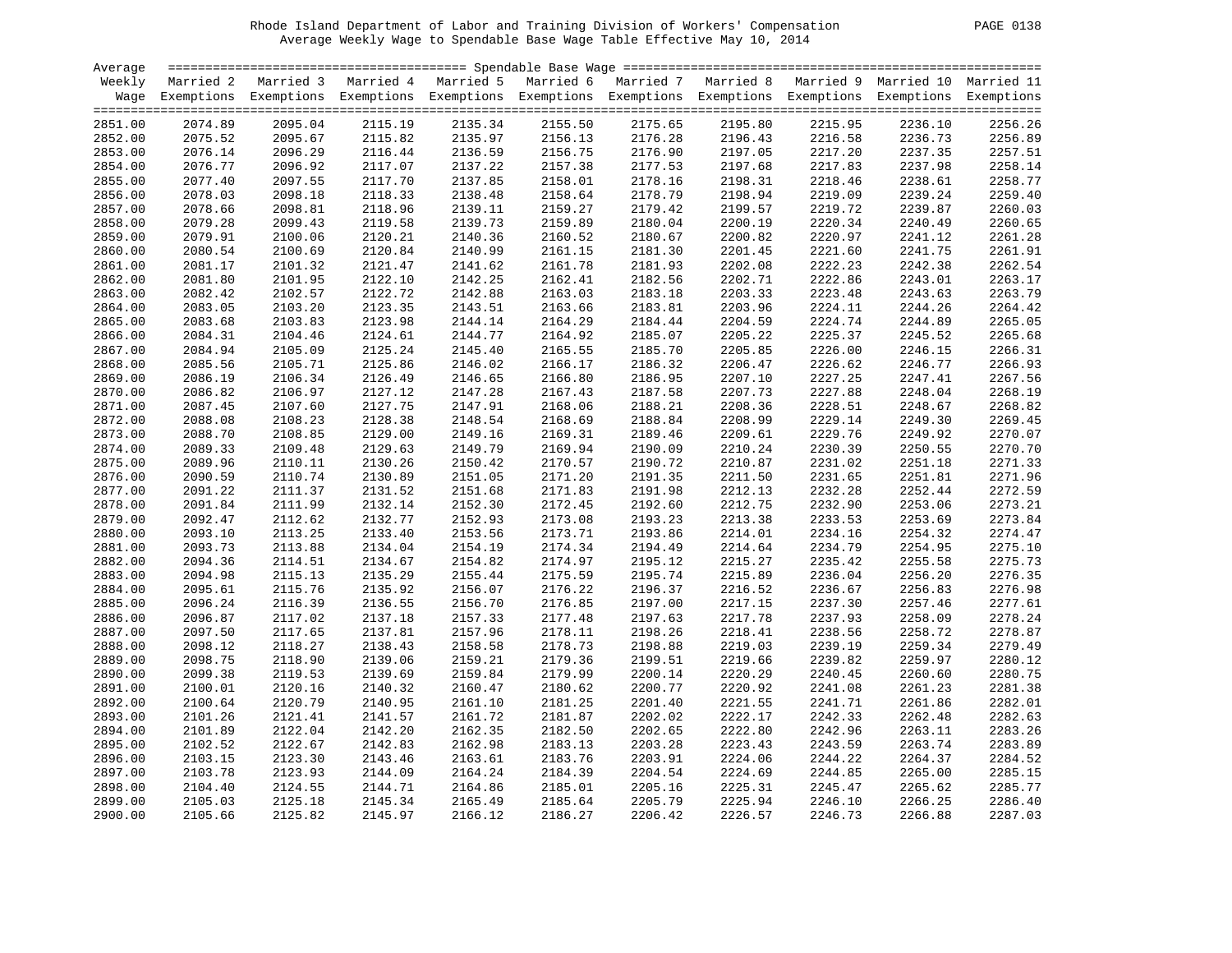Rhode Island Department of Labor and Training Division of Workers' Compensation
Average Weekly Wage to Spendable Base Wage Table Effective May 10, 2014

| Average Weekly Wage | Married 2 Exemptions | Married 3 Exemptions | Married 4 Exemptions | Married 5 Exemptions | Married 6 Exemptions | Married 7 Exemptions | Married 8 Exemptions | Married 9 Exemptions | Married 10 Exemptions | Married 11 Exemptions |
|---|---|---|---|---|---|---|---|---|---|---|
| 2851.00 | 2074.89 | 2095.04 | 2115.19 | 2135.34 | 2155.50 | 2175.65 | 2195.80 | 2215.95 | 2236.10 | 2256.26 |
| 2852.00 | 2075.52 | 2095.67 | 2115.82 | 2135.97 | 2156.13 | 2176.28 | 2196.43 | 2216.58 | 2236.73 | 2256.89 |
| 2853.00 | 2076.14 | 2096.29 | 2116.44 | 2136.59 | 2156.75 | 2176.90 | 2197.05 | 2217.20 | 2237.35 | 2257.51 |
| 2854.00 | 2076.77 | 2096.92 | 2117.07 | 2137.22 | 2157.38 | 2177.53 | 2197.68 | 2217.83 | 2237.98 | 2258.14 |
| 2855.00 | 2077.40 | 2097.55 | 2117.70 | 2137.85 | 2158.01 | 2178.16 | 2198.31 | 2218.46 | 2238.61 | 2258.77 |
| 2856.00 | 2078.03 | 2098.18 | 2118.33 | 2138.48 | 2158.64 | 2178.79 | 2198.94 | 2219.09 | 2239.24 | 2259.40 |
| 2857.00 | 2078.66 | 2098.81 | 2118.96 | 2139.11 | 2159.27 | 2179.42 | 2199.57 | 2219.72 | 2239.87 | 2260.03 |
| 2858.00 | 2079.28 | 2099.43 | 2119.58 | 2139.73 | 2159.89 | 2180.04 | 2200.19 | 2220.34 | 2240.49 | 2260.65 |
| 2859.00 | 2079.91 | 2100.06 | 2120.21 | 2140.36 | 2160.52 | 2180.67 | 2200.82 | 2220.97 | 2241.12 | 2261.28 |
| 2860.00 | 2080.54 | 2100.69 | 2120.84 | 2140.99 | 2161.15 | 2181.30 | 2201.45 | 2221.60 | 2241.75 | 2261.91 |
| 2861.00 | 2081.17 | 2101.32 | 2121.47 | 2141.62 | 2161.78 | 2181.93 | 2202.08 | 2222.23 | 2242.38 | 2262.54 |
| 2862.00 | 2081.80 | 2101.95 | 2122.10 | 2142.25 | 2162.41 | 2182.56 | 2202.71 | 2222.86 | 2243.01 | 2263.17 |
| 2863.00 | 2082.42 | 2102.57 | 2122.72 | 2142.88 | 2163.03 | 2183.18 | 2203.33 | 2223.48 | 2243.63 | 2263.79 |
| 2864.00 | 2083.05 | 2103.20 | 2123.35 | 2143.51 | 2163.66 | 2183.81 | 2203.96 | 2224.11 | 2244.26 | 2264.42 |
| 2865.00 | 2083.68 | 2103.83 | 2123.98 | 2144.14 | 2164.29 | 2184.44 | 2204.59 | 2224.74 | 2244.89 | 2265.05 |
| 2866.00 | 2084.31 | 2104.46 | 2124.61 | 2144.77 | 2164.92 | 2185.07 | 2205.22 | 2225.37 | 2245.52 | 2265.68 |
| 2867.00 | 2084.94 | 2105.09 | 2125.24 | 2145.40 | 2165.55 | 2185.70 | 2205.85 | 2226.00 | 2246.15 | 2266.31 |
| 2868.00 | 2085.56 | 2105.71 | 2125.86 | 2146.02 | 2166.17 | 2186.32 | 2206.47 | 2226.62 | 2246.77 | 2266.93 |
| 2869.00 | 2086.19 | 2106.34 | 2126.49 | 2146.65 | 2166.80 | 2186.95 | 2207.10 | 2227.25 | 2247.41 | 2267.56 |
| 2870.00 | 2086.82 | 2106.97 | 2127.12 | 2147.28 | 2167.43 | 2187.58 | 2207.73 | 2227.88 | 2248.04 | 2268.19 |
| 2871.00 | 2087.45 | 2107.60 | 2127.75 | 2147.91 | 2168.06 | 2188.21 | 2208.36 | 2228.51 | 2248.67 | 2268.82 |
| 2872.00 | 2088.08 | 2108.23 | 2128.38 | 2148.54 | 2168.69 | 2188.84 | 2208.99 | 2229.14 | 2249.30 | 2269.45 |
| 2873.00 | 2088.70 | 2108.85 | 2129.00 | 2149.16 | 2169.31 | 2189.46 | 2209.61 | 2229.76 | 2249.92 | 2270.07 |
| 2874.00 | 2089.33 | 2109.48 | 2129.63 | 2149.79 | 2169.94 | 2190.09 | 2210.24 | 2230.39 | 2250.55 | 2270.70 |
| 2875.00 | 2089.96 | 2110.11 | 2130.26 | 2150.42 | 2170.57 | 2190.72 | 2210.87 | 2231.02 | 2251.18 | 2271.33 |
| 2876.00 | 2090.59 | 2110.74 | 2130.89 | 2151.05 | 2171.20 | 2191.35 | 2211.50 | 2231.65 | 2251.81 | 2271.96 |
| 2877.00 | 2091.22 | 2111.37 | 2131.52 | 2151.68 | 2171.83 | 2191.98 | 2212.13 | 2232.28 | 2252.44 | 2272.59 |
| 2878.00 | 2091.84 | 2111.99 | 2132.14 | 2152.30 | 2172.45 | 2192.60 | 2212.75 | 2232.90 | 2253.06 | 2273.21 |
| 2879.00 | 2092.47 | 2112.62 | 2132.77 | 2152.93 | 2173.08 | 2193.23 | 2213.38 | 2233.53 | 2253.69 | 2273.84 |
| 2880.00 | 2093.10 | 2113.25 | 2133.40 | 2153.56 | 2173.71 | 2193.86 | 2214.01 | 2234.16 | 2254.32 | 2274.47 |
| 2881.00 | 2093.73 | 2113.88 | 2134.04 | 2154.19 | 2174.34 | 2194.49 | 2214.64 | 2234.79 | 2254.95 | 2275.10 |
| 2882.00 | 2094.36 | 2114.51 | 2134.67 | 2154.82 | 2174.97 | 2195.12 | 2215.27 | 2235.42 | 2255.58 | 2275.73 |
| 2883.00 | 2094.98 | 2115.13 | 2135.29 | 2155.44 | 2175.59 | 2195.74 | 2215.89 | 2236.04 | 2256.20 | 2276.35 |
| 2884.00 | 2095.61 | 2115.76 | 2135.92 | 2156.07 | 2176.22 | 2196.37 | 2216.52 | 2236.67 | 2256.83 | 2276.98 |
| 2885.00 | 2096.24 | 2116.39 | 2136.55 | 2156.70 | 2176.85 | 2197.00 | 2217.15 | 2237.30 | 2257.46 | 2277.61 |
| 2886.00 | 2096.87 | 2117.02 | 2137.18 | 2157.33 | 2177.48 | 2197.63 | 2217.78 | 2237.93 | 2258.09 | 2278.24 |
| 2887.00 | 2097.50 | 2117.65 | 2137.81 | 2157.96 | 2178.11 | 2198.26 | 2218.41 | 2238.56 | 2258.72 | 2278.87 |
| 2888.00 | 2098.12 | 2118.27 | 2138.43 | 2158.58 | 2178.73 | 2198.88 | 2219.03 | 2239.19 | 2259.34 | 2279.49 |
| 2889.00 | 2098.75 | 2118.90 | 2139.06 | 2159.21 | 2179.36 | 2199.51 | 2219.66 | 2239.82 | 2259.97 | 2280.12 |
| 2890.00 | 2099.38 | 2119.53 | 2139.69 | 2159.84 | 2179.99 | 2200.14 | 2220.29 | 2240.45 | 2260.60 | 2280.75 |
| 2891.00 | 2100.01 | 2120.16 | 2140.32 | 2160.47 | 2180.62 | 2200.77 | 2220.92 | 2241.08 | 2261.23 | 2281.38 |
| 2892.00 | 2100.64 | 2120.79 | 2140.95 | 2161.10 | 2181.25 | 2201.40 | 2221.55 | 2241.71 | 2261.86 | 2282.01 |
| 2893.00 | 2101.26 | 2121.41 | 2141.57 | 2161.72 | 2181.87 | 2202.02 | 2222.17 | 2242.33 | 2262.48 | 2282.63 |
| 2894.00 | 2101.89 | 2122.04 | 2142.20 | 2162.35 | 2182.50 | 2202.65 | 2222.80 | 2242.96 | 2263.11 | 2283.26 |
| 2895.00 | 2102.52 | 2122.67 | 2142.83 | 2162.98 | 2183.13 | 2203.28 | 2223.43 | 2243.59 | 2263.74 | 2283.89 |
| 2896.00 | 2103.15 | 2123.30 | 2143.46 | 2163.61 | 2183.76 | 2203.91 | 2224.06 | 2244.22 | 2264.37 | 2284.52 |
| 2897.00 | 2103.78 | 2123.93 | 2144.09 | 2164.24 | 2184.39 | 2204.54 | 2224.69 | 2244.85 | 2265.00 | 2285.15 |
| 2898.00 | 2104.40 | 2124.55 | 2144.71 | 2164.86 | 2185.01 | 2205.16 | 2225.31 | 2245.47 | 2265.62 | 2285.77 |
| 2899.00 | 2105.03 | 2125.18 | 2145.34 | 2165.49 | 2185.64 | 2205.79 | 2225.94 | 2246.10 | 2266.25 | 2286.40 |
| 2900.00 | 2105.66 | 2125.82 | 2145.97 | 2166.12 | 2186.27 | 2206.42 | 2226.57 | 2246.73 | 2266.88 | 2287.03 |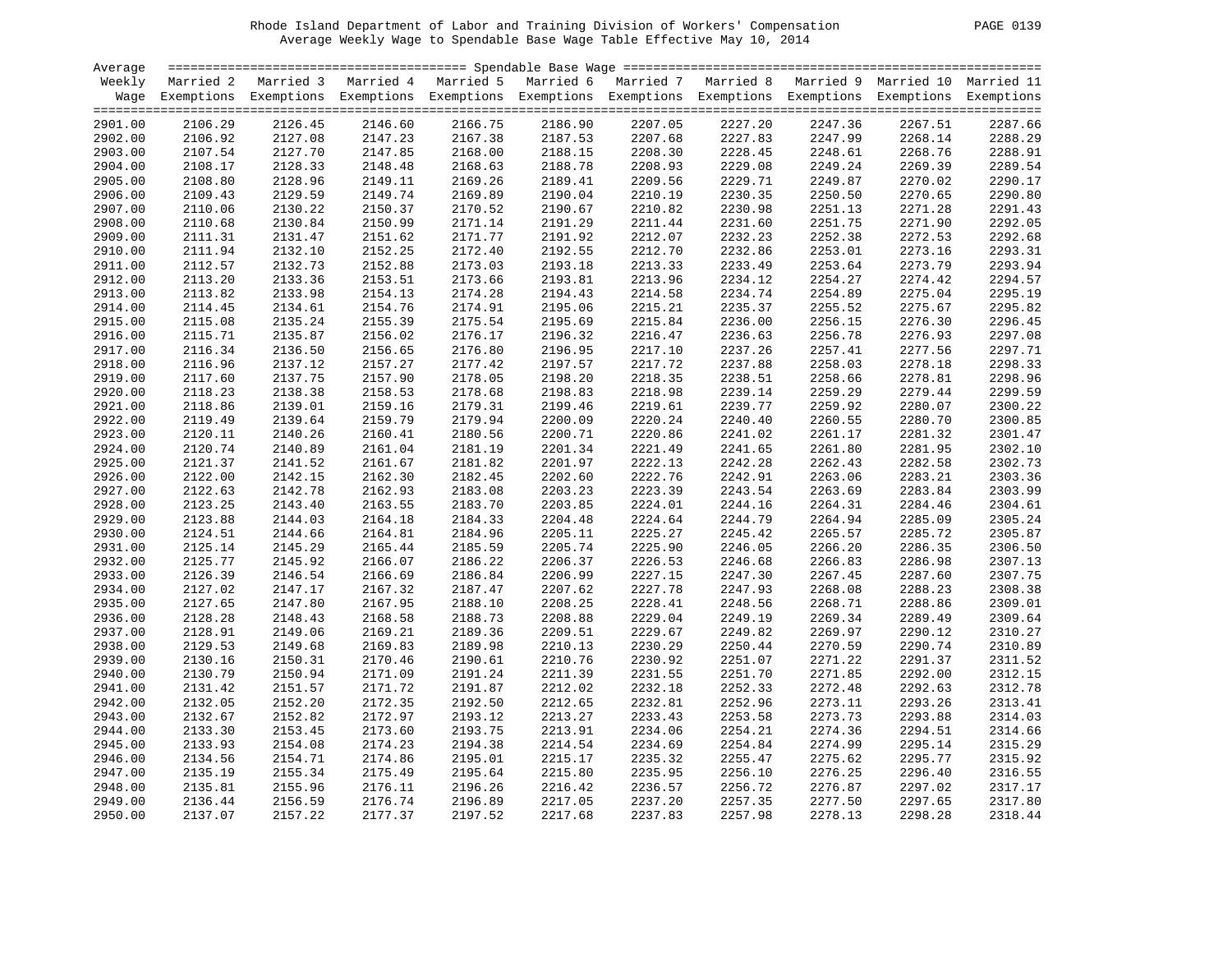Rhode Island Department of Labor and Training Division of Workers' Compensation
Average Weekly Wage to Spendable Base Wage Table Effective May 10, 2014

| Average Weekly Wage | Married 2 Exemptions | Married 3 Exemptions | Married 4 Exemptions | Married 5 Exemptions | Married 6 Exemptions | Married 7 Exemptions | Married 8 Exemptions | Married 9 Exemptions | Married 10 Exemptions | Married 11 Exemptions |
|---|---|---|---|---|---|---|---|---|---|---|
| 2901.00 | 2106.29 | 2126.45 | 2146.60 | 2166.75 | 2186.90 | 2207.05 | 2227.20 | 2247.36 | 2267.51 | 2287.66 |
| 2902.00 | 2106.92 | 2127.08 | 2147.23 | 2167.38 | 2187.53 | 2207.68 | 2227.83 | 2247.99 | 2268.14 | 2288.29 |
| 2903.00 | 2107.54 | 2127.70 | 2147.85 | 2168.00 | 2188.15 | 2208.30 | 2228.45 | 2248.61 | 2268.76 | 2288.91 |
| 2904.00 | 2108.17 | 2128.33 | 2148.48 | 2168.63 | 2188.78 | 2208.93 | 2229.08 | 2249.24 | 2269.39 | 2289.54 |
| 2905.00 | 2108.80 | 2128.96 | 2149.11 | 2169.26 | 2189.41 | 2209.56 | 2229.71 | 2249.87 | 2270.02 | 2290.17 |
| 2906.00 | 2109.43 | 2129.59 | 2149.74 | 2169.89 | 2190.04 | 2210.19 | 2230.35 | 2250.50 | 2270.65 | 2290.80 |
| 2907.00 | 2110.06 | 2130.22 | 2150.37 | 2170.52 | 2190.67 | 2210.82 | 2230.98 | 2251.13 | 2271.28 | 2291.43 |
| 2908.00 | 2110.68 | 2130.84 | 2150.99 | 2171.14 | 2191.29 | 2211.44 | 2231.60 | 2251.75 | 2271.90 | 2292.05 |
| 2909.00 | 2111.31 | 2131.47 | 2151.62 | 2171.77 | 2191.92 | 2212.07 | 2232.23 | 2252.38 | 2272.53 | 2292.68 |
| 2910.00 | 2111.94 | 2132.10 | 2152.25 | 2172.40 | 2192.55 | 2212.70 | 2232.86 | 2253.01 | 2273.16 | 2293.31 |
| 2911.00 | 2112.57 | 2132.73 | 2152.88 | 2173.03 | 2193.18 | 2213.33 | 2233.49 | 2253.64 | 2273.79 | 2293.94 |
| 2912.00 | 2113.20 | 2133.36 | 2153.51 | 2173.66 | 2193.81 | 2213.96 | 2234.12 | 2254.27 | 2274.42 | 2294.57 |
| 2913.00 | 2113.82 | 2133.98 | 2154.13 | 2174.28 | 2194.43 | 2214.58 | 2234.74 | 2254.89 | 2275.04 | 2295.19 |
| 2914.00 | 2114.45 | 2134.61 | 2154.76 | 2174.91 | 2195.06 | 2215.21 | 2235.37 | 2255.52 | 2275.67 | 2295.82 |
| 2915.00 | 2115.08 | 2135.24 | 2155.39 | 2175.54 | 2195.69 | 2215.84 | 2236.00 | 2256.15 | 2276.30 | 2296.45 |
| 2916.00 | 2115.71 | 2135.87 | 2156.02 | 2176.17 | 2196.32 | 2216.47 | 2236.63 | 2256.78 | 2276.93 | 2297.08 |
| 2917.00 | 2116.34 | 2136.50 | 2156.65 | 2176.80 | 2196.95 | 2217.10 | 2237.26 | 2257.41 | 2277.56 | 2297.71 |
| 2918.00 | 2116.96 | 2137.12 | 2157.27 | 2177.42 | 2197.57 | 2217.72 | 2237.88 | 2258.03 | 2278.18 | 2298.33 |
| 2919.00 | 2117.60 | 2137.75 | 2157.90 | 2178.05 | 2198.20 | 2218.35 | 2238.51 | 2258.66 | 2278.81 | 2298.96 |
| 2920.00 | 2118.23 | 2138.38 | 2158.53 | 2178.68 | 2198.83 | 2218.98 | 2239.14 | 2259.29 | 2279.44 | 2299.59 |
| 2921.00 | 2118.86 | 2139.01 | 2159.16 | 2179.31 | 2199.46 | 2219.61 | 2239.77 | 2259.92 | 2280.07 | 2300.22 |
| 2922.00 | 2119.49 | 2139.64 | 2159.79 | 2179.94 | 2200.09 | 2220.24 | 2240.40 | 2260.55 | 2280.70 | 2300.85 |
| 2923.00 | 2120.11 | 2140.26 | 2160.41 | 2180.56 | 2200.71 | 2220.86 | 2241.02 | 2261.17 | 2281.32 | 2301.47 |
| 2924.00 | 2120.74 | 2140.89 | 2161.04 | 2181.19 | 2201.34 | 2221.49 | 2241.65 | 2261.80 | 2281.95 | 2302.10 |
| 2925.00 | 2121.37 | 2141.52 | 2161.67 | 2181.82 | 2201.97 | 2222.13 | 2242.28 | 2262.43 | 2282.58 | 2302.73 |
| 2926.00 | 2122.00 | 2142.15 | 2162.30 | 2182.45 | 2202.60 | 2222.76 | 2242.91 | 2263.06 | 2283.21 | 2303.36 |
| 2927.00 | 2122.63 | 2142.78 | 2162.93 | 2183.08 | 2203.23 | 2223.39 | 2243.54 | 2263.69 | 2283.84 | 2303.99 |
| 2928.00 | 2123.25 | 2143.40 | 2163.55 | 2183.70 | 2203.85 | 2224.01 | 2244.16 | 2264.31 | 2284.46 | 2304.61 |
| 2929.00 | 2123.88 | 2144.03 | 2164.18 | 2184.33 | 2204.48 | 2224.64 | 2244.79 | 2264.94 | 2285.09 | 2305.24 |
| 2930.00 | 2124.51 | 2144.66 | 2164.81 | 2184.96 | 2205.11 | 2225.27 | 2245.42 | 2265.57 | 2285.72 | 2305.87 |
| 2931.00 | 2125.14 | 2145.29 | 2165.44 | 2185.59 | 2205.74 | 2225.90 | 2246.05 | 2266.20 | 2286.35 | 2306.50 |
| 2932.00 | 2125.77 | 2145.92 | 2166.07 | 2186.22 | 2206.37 | 2226.53 | 2246.68 | 2266.83 | 2286.98 | 2307.13 |
| 2933.00 | 2126.39 | 2146.54 | 2166.69 | 2186.84 | 2206.99 | 2227.15 | 2247.30 | 2267.45 | 2287.60 | 2307.75 |
| 2934.00 | 2127.02 | 2147.17 | 2167.32 | 2187.47 | 2207.62 | 2227.78 | 2247.93 | 2268.08 | 2288.23 | 2308.38 |
| 2935.00 | 2127.65 | 2147.80 | 2167.95 | 2188.10 | 2208.25 | 2228.41 | 2248.56 | 2268.71 | 2288.86 | 2309.01 |
| 2936.00 | 2128.28 | 2148.43 | 2168.58 | 2188.73 | 2208.88 | 2229.04 | 2249.19 | 2269.34 | 2289.49 | 2309.64 |
| 2937.00 | 2128.91 | 2149.06 | 2169.21 | 2189.36 | 2209.51 | 2229.67 | 2249.82 | 2269.97 | 2290.12 | 2310.27 |
| 2938.00 | 2129.53 | 2149.68 | 2169.83 | 2189.98 | 2210.13 | 2230.29 | 2250.44 | 2270.59 | 2290.74 | 2310.89 |
| 2939.00 | 2130.16 | 2150.31 | 2170.46 | 2190.61 | 2210.76 | 2230.92 | 2251.07 | 2271.22 | 2291.37 | 2311.52 |
| 2940.00 | 2130.79 | 2150.94 | 2171.09 | 2191.24 | 2211.39 | 2231.55 | 2251.70 | 2271.85 | 2292.00 | 2312.15 |
| 2941.00 | 2131.42 | 2151.57 | 2171.72 | 2191.87 | 2212.02 | 2232.18 | 2252.33 | 2272.48 | 2292.63 | 2312.78 |
| 2942.00 | 2132.05 | 2152.20 | 2172.35 | 2192.50 | 2212.65 | 2232.81 | 2252.96 | 2273.11 | 2293.26 | 2313.41 |
| 2943.00 | 2132.67 | 2152.82 | 2172.97 | 2193.12 | 2213.27 | 2233.43 | 2253.58 | 2273.73 | 2293.88 | 2314.03 |
| 2944.00 | 2133.30 | 2153.45 | 2173.60 | 2193.75 | 2213.91 | 2234.06 | 2254.21 | 2274.36 | 2294.51 | 2314.66 |
| 2945.00 | 2133.93 | 2154.08 | 2174.23 | 2194.38 | 2214.54 | 2234.69 | 2254.84 | 2274.99 | 2295.14 | 2315.29 |
| 2946.00 | 2134.56 | 2154.71 | 2174.86 | 2195.01 | 2215.17 | 2235.32 | 2255.47 | 2275.62 | 2295.77 | 2315.92 |
| 2947.00 | 2135.19 | 2155.34 | 2175.49 | 2195.64 | 2215.80 | 2235.95 | 2256.10 | 2276.25 | 2296.40 | 2316.55 |
| 2948.00 | 2135.81 | 2155.96 | 2176.11 | 2196.26 | 2216.42 | 2236.57 | 2256.72 | 2276.87 | 2297.02 | 2317.17 |
| 2949.00 | 2136.44 | 2156.59 | 2176.74 | 2196.89 | 2217.05 | 2237.20 | 2257.35 | 2277.50 | 2297.65 | 2317.80 |
| 2950.00 | 2137.07 | 2157.22 | 2177.37 | 2197.52 | 2217.68 | 2237.83 | 2257.98 | 2278.13 | 2298.28 | 2318.44 |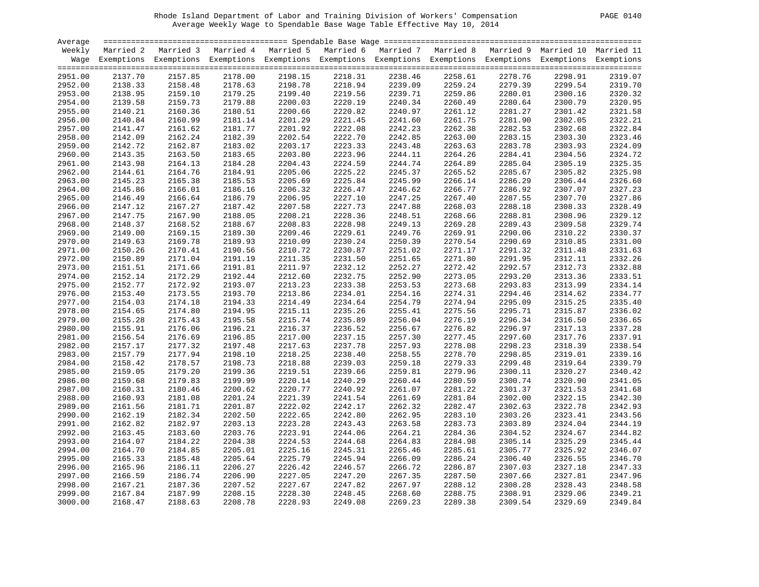Rhode Island Department of Labor and Training Division of Workers' Compensation
Average Weekly Wage to Spendable Base Wage Table Effective May 10, 2014

| Average Weekly Wage | Married 2 Exemptions | Married 3 Exemptions | Married 4 Exemptions | Married 5 Exemptions | Married 6 Exemptions | Married 7 Exemptions | Married 8 Exemptions | Married 9 Exemptions | Married 10 Exemptions | Married 11 Exemptions |
|---|---|---|---|---|---|---|---|---|---|---|
| 2951.00 | 2137.70 | 2157.85 | 2178.00 | 2198.15 | 2218.31 | 2238.46 | 2258.61 | 2278.76 | 2298.91 | 2319.07 |
| 2952.00 | 2138.33 | 2158.48 | 2178.63 | 2198.78 | 2218.94 | 2239.09 | 2259.24 | 2279.39 | 2299.54 | 2319.70 |
| 2953.00 | 2138.95 | 2159.10 | 2179.25 | 2199.40 | 2219.56 | 2239.71 | 2259.86 | 2280.01 | 2300.16 | 2320.32 |
| 2954.00 | 2139.58 | 2159.73 | 2179.88 | 2200.03 | 2220.19 | 2240.34 | 2260.49 | 2280.64 | 2300.79 | 2320.95 |
| 2955.00 | 2140.21 | 2160.36 | 2180.51 | 2200.66 | 2220.82 | 2240.97 | 2261.12 | 2281.27 | 2301.42 | 2321.58 |
| 2956.00 | 2140.84 | 2160.99 | 2181.14 | 2201.29 | 2221.45 | 2241.60 | 2261.75 | 2281.90 | 2302.05 | 2322.21 |
| 2957.00 | 2141.47 | 2161.62 | 2181.77 | 2201.92 | 2222.08 | 2242.23 | 2262.38 | 2282.53 | 2302.68 | 2322.84 |
| 2958.00 | 2142.09 | 2162.24 | 2182.39 | 2202.54 | 2222.70 | 2242.85 | 2263.00 | 2283.15 | 2303.30 | 2323.46 |
| 2959.00 | 2142.72 | 2162.87 | 2183.02 | 2203.17 | 2223.33 | 2243.48 | 2263.63 | 2283.78 | 2303.93 | 2324.09 |
| 2960.00 | 2143.35 | 2163.50 | 2183.65 | 2203.80 | 2223.96 | 2244.11 | 2264.26 | 2284.41 | 2304.56 | 2324.72 |
| 2961.00 | 2143.98 | 2164.13 | 2184.28 | 2204.43 | 2224.59 | 2244.74 | 2264.89 | 2285.04 | 2305.19 | 2325.35 |
| 2962.00 | 2144.61 | 2164.76 | 2184.91 | 2205.06 | 2225.22 | 2245.37 | 2265.52 | 2285.67 | 2305.82 | 2325.98 |
| 2963.00 | 2145.23 | 2165.38 | 2185.53 | 2205.69 | 2225.84 | 2245.99 | 2266.14 | 2286.29 | 2306.44 | 2326.60 |
| 2964.00 | 2145.86 | 2166.01 | 2186.16 | 2206.32 | 2226.47 | 2246.62 | 2266.77 | 2286.92 | 2307.07 | 2327.23 |
| 2965.00 | 2146.49 | 2166.64 | 2186.79 | 2206.95 | 2227.10 | 2247.25 | 2267.40 | 2287.55 | 2307.70 | 2327.86 |
| 2966.00 | 2147.12 | 2167.27 | 2187.42 | 2207.58 | 2227.73 | 2247.88 | 2268.03 | 2288.18 | 2308.33 | 2328.49 |
| 2967.00 | 2147.75 | 2167.90 | 2188.05 | 2208.21 | 2228.36 | 2248.51 | 2268.66 | 2288.81 | 2308.96 | 2329.12 |
| 2968.00 | 2148.37 | 2168.52 | 2188.67 | 2208.83 | 2228.98 | 2249.13 | 2269.28 | 2289.43 | 2309.58 | 2329.74 |
| 2969.00 | 2149.00 | 2169.15 | 2189.30 | 2209.46 | 2229.61 | 2249.76 | 2269.91 | 2290.06 | 2310.22 | 2330.37 |
| 2970.00 | 2149.63 | 2169.78 | 2189.93 | 2210.09 | 2230.24 | 2250.39 | 2270.54 | 2290.69 | 2310.85 | 2331.00 |
| 2971.00 | 2150.26 | 2170.41 | 2190.56 | 2210.72 | 2230.87 | 2251.02 | 2271.17 | 2291.32 | 2311.48 | 2331.63 |
| 2972.00 | 2150.89 | 2171.04 | 2191.19 | 2211.35 | 2231.50 | 2251.65 | 2271.80 | 2291.95 | 2312.11 | 2332.26 |
| 2973.00 | 2151.51 | 2171.66 | 2191.81 | 2211.97 | 2232.12 | 2252.27 | 2272.42 | 2292.57 | 2312.73 | 2332.88 |
| 2974.00 | 2152.14 | 2172.29 | 2192.44 | 2212.60 | 2232.75 | 2252.90 | 2273.05 | 2293.20 | 2313.36 | 2333.51 |
| 2975.00 | 2152.77 | 2172.92 | 2193.07 | 2213.23 | 2233.38 | 2253.53 | 2273.68 | 2293.83 | 2313.99 | 2334.14 |
| 2976.00 | 2153.40 | 2173.55 | 2193.70 | 2213.86 | 2234.01 | 2254.16 | 2274.31 | 2294.46 | 2314.62 | 2334.77 |
| 2977.00 | 2154.03 | 2174.18 | 2194.33 | 2214.49 | 2234.64 | 2254.79 | 2274.94 | 2295.09 | 2315.25 | 2335.40 |
| 2978.00 | 2154.65 | 2174.80 | 2194.95 | 2215.11 | 2235.26 | 2255.41 | 2275.56 | 2295.71 | 2315.87 | 2336.02 |
| 2979.00 | 2155.28 | 2175.43 | 2195.58 | 2215.74 | 2235.89 | 2256.04 | 2276.19 | 2296.34 | 2316.50 | 2336.65 |
| 2980.00 | 2155.91 | 2176.06 | 2196.21 | 2216.37 | 2236.52 | 2256.67 | 2276.82 | 2296.97 | 2317.13 | 2337.28 |
| 2981.00 | 2156.54 | 2176.69 | 2196.85 | 2217.00 | 2237.15 | 2257.30 | 2277.45 | 2297.60 | 2317.76 | 2337.91 |
| 2982.00 | 2157.17 | 2177.32 | 2197.48 | 2217.63 | 2237.78 | 2257.93 | 2278.08 | 2298.23 | 2318.39 | 2338.54 |
| 2983.00 | 2157.79 | 2177.94 | 2198.10 | 2218.25 | 2238.40 | 2258.55 | 2278.70 | 2298.85 | 2319.01 | 2339.16 |
| 2984.00 | 2158.42 | 2178.57 | 2198.73 | 2218.88 | 2239.03 | 2259.18 | 2279.33 | 2299.48 | 2319.64 | 2339.79 |
| 2985.00 | 2159.05 | 2179.20 | 2199.36 | 2219.51 | 2239.66 | 2259.81 | 2279.96 | 2300.11 | 2320.27 | 2340.42 |
| 2986.00 | 2159.68 | 2179.83 | 2199.99 | 2220.14 | 2240.29 | 2260.44 | 2280.59 | 2300.74 | 2320.90 | 2341.05 |
| 2987.00 | 2160.31 | 2180.46 | 2200.62 | 2220.77 | 2240.92 | 2261.07 | 2281.22 | 2301.37 | 2321.53 | 2341.68 |
| 2988.00 | 2160.93 | 2181.08 | 2201.24 | 2221.39 | 2241.54 | 2261.69 | 2281.84 | 2302.00 | 2322.15 | 2342.30 |
| 2989.00 | 2161.56 | 2181.71 | 2201.87 | 2222.02 | 2242.17 | 2262.32 | 2282.47 | 2302.63 | 2322.78 | 2342.93 |
| 2990.00 | 2162.19 | 2182.34 | 2202.50 | 2222.65 | 2242.80 | 2262.95 | 2283.10 | 2303.26 | 2323.41 | 2343.56 |
| 2991.00 | 2162.82 | 2182.97 | 2203.13 | 2223.28 | 2243.43 | 2263.58 | 2283.73 | 2303.89 | 2324.04 | 2344.19 |
| 2992.00 | 2163.45 | 2183.60 | 2203.76 | 2223.91 | 2244.06 | 2264.21 | 2284.36 | 2304.52 | 2324.67 | 2344.82 |
| 2993.00 | 2164.07 | 2184.22 | 2204.38 | 2224.53 | 2244.68 | 2264.83 | 2284.98 | 2305.14 | 2325.29 | 2345.44 |
| 2994.00 | 2164.70 | 2184.85 | 2205.01 | 2225.16 | 2245.31 | 2265.46 | 2285.61 | 2305.77 | 2325.92 | 2346.07 |
| 2995.00 | 2165.33 | 2185.48 | 2205.64 | 2225.79 | 2245.94 | 2266.09 | 2286.24 | 2306.40 | 2326.55 | 2346.70 |
| 2996.00 | 2165.96 | 2186.11 | 2206.27 | 2226.42 | 2246.57 | 2266.72 | 2286.87 | 2307.03 | 2327.18 | 2347.33 |
| 2997.00 | 2166.59 | 2186.74 | 2206.90 | 2227.05 | 2247.20 | 2267.35 | 2287.50 | 2307.66 | 2327.81 | 2347.96 |
| 2998.00 | 2167.21 | 2187.36 | 2207.52 | 2227.67 | 2247.82 | 2267.97 | 2288.12 | 2308.28 | 2328.43 | 2348.58 |
| 2999.00 | 2167.84 | 2187.99 | 2208.15 | 2228.30 | 2248.45 | 2268.60 | 2288.75 | 2308.91 | 2329.06 | 2349.21 |
| 3000.00 | 2168.47 | 2188.63 | 2208.78 | 2228.93 | 2249.08 | 2269.23 | 2289.38 | 2309.54 | 2329.69 | 2349.84 |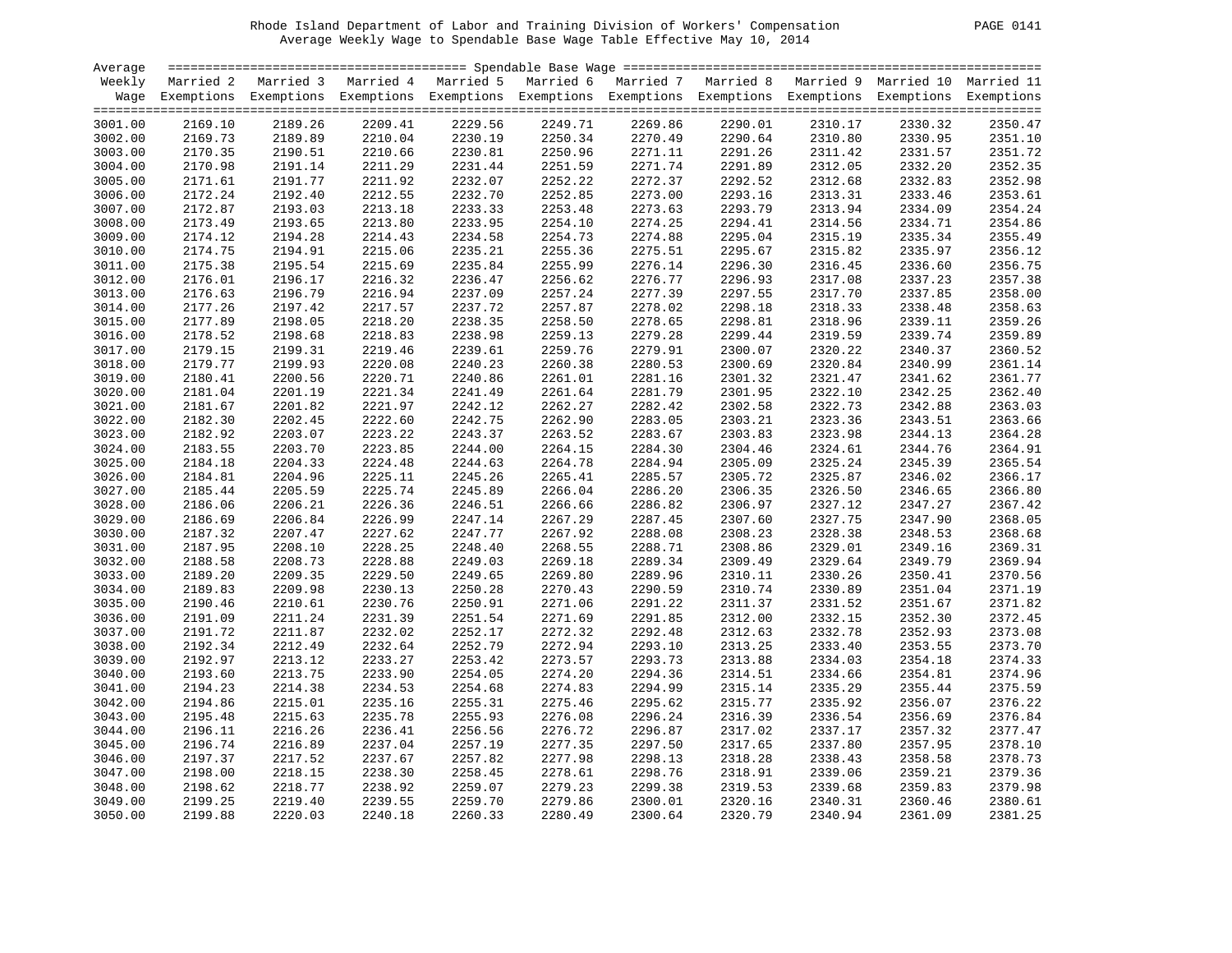Rhode Island Department of Labor and Training Division of Workers' Compensation

Average Weekly Wage to Spendable Base Wage Table Effective May 10, 2014

| Average Weekly Wage | Spendable Base Wage | | | | | | | | | |
|---|---|---|---|---|---|---|---|---|---|---|
| | Married 2 Exemptions | Married 3 Exemptions | Married 4 Exemptions | Married 5 Exemptions | Married 6 Exemptions | Married 7 Exemptions | Married 8 Exemptions | Married 9 Exemptions | Married 10 Exemptions | Married 11 Exemptions |
| 3001.00 | 2169.10 | 2189.26 | 2209.41 | 2229.56 | 2249.71 | 2269.86 | 2290.01 | 2310.17 | 2330.32 | 2350.47 |
| 3002.00 | 2169.73 | 2189.89 | 2210.04 | 2230.19 | 2250.34 | 2270.49 | 2290.64 | 2310.80 | 2330.95 | 2351.10 |
| 3003.00 | 2170.35 | 2190.51 | 2210.66 | 2230.81 | 2250.96 | 2271.11 | 2291.26 | 2311.42 | 2331.57 | 2351.72 |
| 3004.00 | 2170.98 | 2191.14 | 2211.29 | 2231.44 | 2251.59 | 2271.74 | 2291.89 | 2312.05 | 2332.20 | 2352.35 |
| 3005.00 | 2171.61 | 2191.77 | 2211.92 | 2232.07 | 2252.22 | 2272.37 | 2292.52 | 2312.68 | 2332.83 | 2352.98 |
| 3006.00 | 2172.24 | 2192.40 | 2212.55 | 2232.70 | 2252.85 | 2273.00 | 2293.16 | 2313.31 | 2333.46 | 2353.61 |
| 3007.00 | 2172.87 | 2193.03 | 2213.18 | 2233.33 | 2253.48 | 2273.63 | 2293.79 | 2313.94 | 2334.09 | 2354.24 |
| 3008.00 | 2173.49 | 2193.65 | 2213.80 | 2233.95 | 2254.10 | 2274.25 | 2294.41 | 2314.56 | 2334.71 | 2354.86 |
| 3009.00 | 2174.12 | 2194.28 | 2214.43 | 2234.58 | 2254.73 | 2274.88 | 2295.04 | 2315.19 | 2335.34 | 2355.49 |
| 3010.00 | 2174.75 | 2194.91 | 2215.06 | 2235.21 | 2255.36 | 2275.51 | 2295.67 | 2315.82 | 2335.97 | 2356.12 |
| 3011.00 | 2175.38 | 2195.54 | 2215.69 | 2235.84 | 2255.99 | 2276.14 | 2296.30 | 2316.45 | 2336.60 | 2356.75 |
| 3012.00 | 2176.01 | 2196.17 | 2216.32 | 2236.47 | 2256.62 | 2276.77 | 2296.93 | 2317.08 | 2337.23 | 2357.38 |
| 3013.00 | 2176.63 | 2196.79 | 2216.94 | 2237.09 | 2257.24 | 2277.39 | 2297.55 | 2317.70 | 2337.85 | 2358.00 |
| 3014.00 | 2177.26 | 2197.42 | 2217.57 | 2237.72 | 2257.87 | 2278.02 | 2298.18 | 2318.33 | 2338.48 | 2358.63 |
| 3015.00 | 2177.89 | 2198.05 | 2218.20 | 2238.35 | 2258.50 | 2278.65 | 2298.81 | 2318.96 | 2339.11 | 2359.26 |
| 3016.00 | 2178.52 | 2198.68 | 2218.83 | 2238.98 | 2259.13 | 2279.28 | 2299.44 | 2319.59 | 2339.74 | 2359.89 |
| 3017.00 | 2179.15 | 2199.31 | 2219.46 | 2239.61 | 2259.76 | 2279.91 | 2300.07 | 2320.22 | 2340.37 | 2360.52 |
| 3018.00 | 2179.77 | 2199.93 | 2220.08 | 2240.23 | 2260.38 | 2280.53 | 2300.69 | 2320.84 | 2340.99 | 2361.14 |
| 3019.00 | 2180.41 | 2200.56 | 2220.71 | 2240.86 | 2261.01 | 2281.16 | 2301.32 | 2321.47 | 2341.62 | 2361.77 |
| 3020.00 | 2181.04 | 2201.19 | 2221.34 | 2241.49 | 2261.64 | 2281.79 | 2301.95 | 2322.10 | 2342.25 | 2362.40 |
| 3021.00 | 2181.67 | 2201.82 | 2221.97 | 2242.12 | 2262.27 | 2282.42 | 2302.58 | 2322.73 | 2342.88 | 2363.03 |
| 3022.00 | 2182.30 | 2202.45 | 2222.60 | 2242.75 | 2262.90 | 2283.05 | 2303.21 | 2323.36 | 2343.51 | 2363.66 |
| 3023.00 | 2182.92 | 2203.07 | 2223.22 | 2243.37 | 2263.52 | 2283.67 | 2303.83 | 2323.98 | 2344.13 | 2364.28 |
| 3024.00 | 2183.55 | 2203.70 | 2223.85 | 2244.00 | 2264.15 | 2284.30 | 2304.46 | 2324.61 | 2344.76 | 2364.91 |
| 3025.00 | 2184.18 | 2204.33 | 2224.48 | 2244.63 | 2264.78 | 2284.94 | 2305.09 | 2325.24 | 2345.39 | 2365.54 |
| 3026.00 | 2184.81 | 2204.96 | 2225.11 | 2245.26 | 2265.41 | 2285.57 | 2305.72 | 2325.87 | 2346.02 | 2366.17 |
| 3027.00 | 2185.44 | 2205.59 | 2225.74 | 2245.89 | 2266.04 | 2286.20 | 2306.35 | 2326.50 | 2346.65 | 2366.80 |
| 3028.00 | 2186.06 | 2206.21 | 2226.36 | 2246.51 | 2266.66 | 2286.82 | 2306.97 | 2327.12 | 2347.27 | 2367.42 |
| 3029.00 | 2186.69 | 2206.84 | 2226.99 | 2247.14 | 2267.29 | 2287.45 | 2307.60 | 2327.75 | 2347.90 | 2368.05 |
| 3030.00 | 2187.32 | 2207.47 | 2227.62 | 2247.77 | 2267.92 | 2288.08 | 2308.23 | 2328.38 | 2348.53 | 2368.68 |
| 3031.00 | 2187.95 | 2208.10 | 2228.25 | 2248.40 | 2268.55 | 2288.71 | 2308.86 | 2329.01 | 2349.16 | 2369.31 |
| 3032.00 | 2188.58 | 2208.73 | 2228.88 | 2249.03 | 2269.18 | 2289.34 | 2309.49 | 2329.64 | 2349.79 | 2369.94 |
| 3033.00 | 2189.20 | 2209.35 | 2229.50 | 2249.65 | 2269.80 | 2289.96 | 2310.11 | 2330.26 | 2350.41 | 2370.56 |
| 3034.00 | 2189.83 | 2209.98 | 2230.13 | 2250.28 | 2270.43 | 2290.59 | 2310.74 | 2330.89 | 2351.04 | 2371.19 |
| 3035.00 | 2190.46 | 2210.61 | 2230.76 | 2250.91 | 2271.06 | 2291.22 | 2311.37 | 2331.52 | 2351.67 | 2371.82 |
| 3036.00 | 2191.09 | 2211.24 | 2231.39 | 2251.54 | 2271.69 | 2291.85 | 2312.00 | 2332.15 | 2352.30 | 2372.45 |
| 3037.00 | 2191.72 | 2211.87 | 2232.02 | 2252.17 | 2272.32 | 2292.48 | 2312.63 | 2332.78 | 2352.93 | 2373.08 |
| 3038.00 | 2192.34 | 2212.49 | 2232.64 | 2252.79 | 2272.94 | 2293.10 | 2313.25 | 2333.40 | 2353.55 | 2373.70 |
| 3039.00 | 2192.97 | 2213.12 | 2233.27 | 2253.42 | 2273.57 | 2293.73 | 2313.88 | 2334.03 | 2354.18 | 2374.33 |
| 3040.00 | 2193.60 | 2213.75 | 2233.90 | 2254.05 | 2274.20 | 2294.36 | 2314.51 | 2334.66 | 2354.81 | 2374.96 |
| 3041.00 | 2194.23 | 2214.38 | 2234.53 | 2254.68 | 2274.83 | 2294.99 | 2315.14 | 2335.29 | 2355.44 | 2375.59 |
| 3042.00 | 2194.86 | 2215.01 | 2235.16 | 2255.31 | 2275.46 | 2295.62 | 2315.77 | 2335.92 | 2356.07 | 2376.22 |
| 3043.00 | 2195.48 | 2215.63 | 2235.78 | 2255.93 | 2276.08 | 2296.24 | 2316.39 | 2336.54 | 2356.69 | 2376.84 |
| 3044.00 | 2196.11 | 2216.26 | 2236.41 | 2256.56 | 2276.72 | 2296.87 | 2317.02 | 2337.17 | 2357.32 | 2377.47 |
| 3045.00 | 2196.74 | 2216.89 | 2237.04 | 2257.19 | 2277.35 | 2297.50 | 2317.65 | 2337.80 | 2357.95 | 2378.10 |
| 3046.00 | 2197.37 | 2217.52 | 2237.67 | 2257.82 | 2277.98 | 2298.13 | 2318.28 | 2338.43 | 2358.58 | 2378.73 |
| 3047.00 | 2198.00 | 2218.15 | 2238.30 | 2258.45 | 2278.61 | 2298.76 | 2318.91 | 2339.06 | 2359.21 | 2379.36 |
| 3048.00 | 2198.62 | 2218.77 | 2238.92 | 2259.07 | 2279.23 | 2299.38 | 2319.53 | 2339.68 | 2359.83 | 2379.98 |
| 3049.00 | 2199.25 | 2219.40 | 2239.55 | 2259.70 | 2279.86 | 2300.01 | 2320.16 | 2340.31 | 2360.46 | 2380.61 |
| 3050.00 | 2199.88 | 2220.03 | 2240.18 | 2260.33 | 2280.49 | 2300.64 | 2320.79 | 2340.94 | 2361.09 | 2381.25 |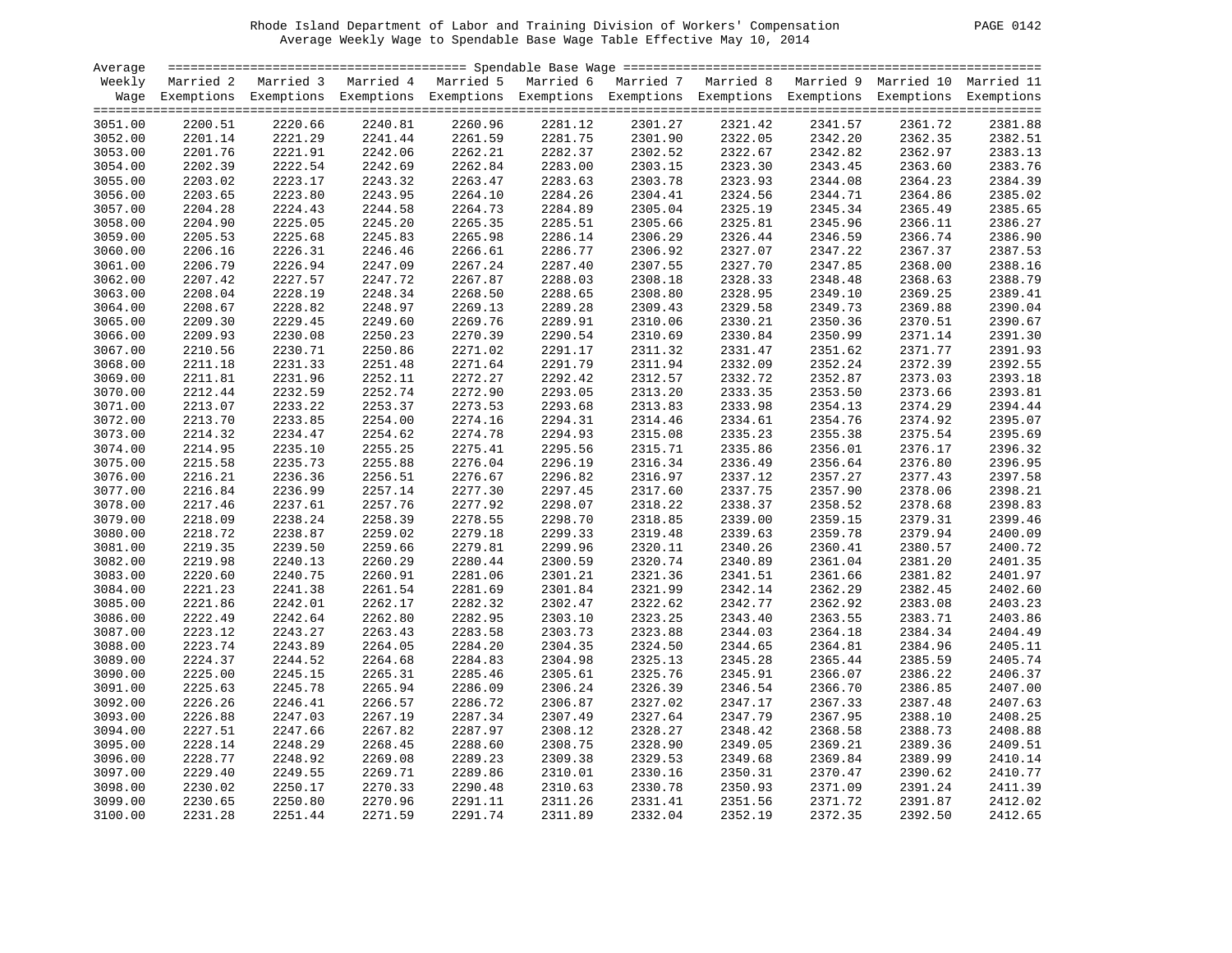Rhode Island Department of Labor and Training Division of Workers' Compensation

Average Weekly Wage to Spendable Base Wage Table Effective May 10, 2014

| Average Weekly Wage | Married 2 Exemptions | Married 3 Exemptions | Married 4 Exemptions | Married 5 Exemptions | Married 6 Exemptions | Married 7 Exemptions | Married 8 Exemptions | Married 9 Exemptions | Married 10 Exemptions | Married 11 Exemptions |
|---|---|---|---|---|---|---|---|---|---|---|
| 3051.00 | 2200.51 | 2220.66 | 2240.81 | 2260.96 | 2281.12 | 2301.27 | 2321.42 | 2341.57 | 2361.72 | 2381.88 |
| 3052.00 | 2201.14 | 2221.29 | 2241.44 | 2261.59 | 2281.75 | 2301.90 | 2322.05 | 2342.20 | 2362.35 | 2382.51 |
| 3053.00 | 2201.76 | 2221.91 | 2242.06 | 2262.21 | 2282.37 | 2302.52 | 2322.67 | 2342.82 | 2362.97 | 2383.13 |
| 3054.00 | 2202.39 | 2222.54 | 2242.69 | 2262.84 | 2283.00 | 2303.15 | 2323.30 | 2343.45 | 2363.60 | 2383.76 |
| 3055.00 | 2203.02 | 2223.17 | 2243.32 | 2263.47 | 2283.63 | 2303.78 | 2323.93 | 2344.08 | 2364.23 | 2384.39 |
| 3056.00 | 2203.65 | 2223.80 | 2243.95 | 2264.10 | 2284.26 | 2304.41 | 2324.56 | 2344.71 | 2364.86 | 2385.02 |
| 3057.00 | 2204.28 | 2224.43 | 2244.58 | 2264.73 | 2284.89 | 2305.04 | 2325.19 | 2345.34 | 2365.49 | 2385.65 |
| 3058.00 | 2204.90 | 2225.05 | 2245.20 | 2265.35 | 2285.51 | 2305.66 | 2325.81 | 2345.96 | 2366.11 | 2386.27 |
| 3059.00 | 2205.53 | 2225.68 | 2245.83 | 2265.98 | 2286.14 | 2306.29 | 2326.44 | 2346.59 | 2366.74 | 2386.90 |
| 3060.00 | 2206.16 | 2226.31 | 2246.46 | 2266.61 | 2286.77 | 2306.92 | 2327.07 | 2347.22 | 2367.37 | 2387.53 |
| 3061.00 | 2206.79 | 2226.94 | 2247.09 | 2267.24 | 2287.40 | 2307.55 | 2327.70 | 2347.85 | 2368.00 | 2388.16 |
| 3062.00 | 2207.42 | 2227.57 | 2247.72 | 2267.87 | 2288.03 | 2308.18 | 2328.33 | 2348.48 | 2368.63 | 2388.79 |
| 3063.00 | 2208.04 | 2228.19 | 2248.34 | 2268.50 | 2288.65 | 2308.80 | 2328.95 | 2349.10 | 2369.25 | 2389.41 |
| 3064.00 | 2208.67 | 2228.82 | 2248.97 | 2269.13 | 2289.28 | 2309.43 | 2329.58 | 2349.73 | 2369.88 | 2390.04 |
| 3065.00 | 2209.30 | 2229.45 | 2249.60 | 2269.76 | 2289.91 | 2310.06 | 2330.21 | 2350.36 | 2370.51 | 2390.67 |
| 3066.00 | 2209.93 | 2230.08 | 2250.23 | 2270.39 | 2290.54 | 2310.69 | 2330.84 | 2350.99 | 2371.14 | 2391.30 |
| 3067.00 | 2210.56 | 2230.71 | 2250.86 | 2271.02 | 2291.17 | 2311.32 | 2331.47 | 2351.62 | 2371.77 | 2391.93 |
| 3068.00 | 2211.18 | 2231.33 | 2251.48 | 2271.64 | 2291.79 | 2311.94 | 2332.09 | 2352.24 | 2372.39 | 2392.55 |
| 3069.00 | 2211.81 | 2231.96 | 2252.11 | 2272.27 | 2292.42 | 2312.57 | 2332.72 | 2352.87 | 2373.03 | 2393.18 |
| 3070.00 | 2212.44 | 2232.59 | 2252.74 | 2272.90 | 2293.05 | 2313.20 | 2333.35 | 2353.50 | 2373.66 | 2393.81 |
| 3071.00 | 2213.07 | 2233.22 | 2253.37 | 2273.53 | 2293.68 | 2313.83 | 2333.98 | 2354.13 | 2374.29 | 2394.44 |
| 3072.00 | 2213.70 | 2233.85 | 2254.00 | 2274.16 | 2294.31 | 2314.46 | 2334.61 | 2354.76 | 2374.92 | 2395.07 |
| 3073.00 | 2214.32 | 2234.47 | 2254.62 | 2274.78 | 2294.93 | 2315.08 | 2335.23 | 2355.38 | 2375.54 | 2395.69 |
| 3074.00 | 2214.95 | 2235.10 | 2255.25 | 2275.41 | 2295.56 | 2315.71 | 2335.86 | 2356.01 | 2376.17 | 2396.32 |
| 3075.00 | 2215.58 | 2235.73 | 2255.88 | 2276.04 | 2296.19 | 2316.34 | 2336.49 | 2356.64 | 2376.80 | 2396.95 |
| 3076.00 | 2216.21 | 2236.36 | 2256.51 | 2276.67 | 2296.82 | 2316.97 | 2337.12 | 2357.27 | 2377.43 | 2397.58 |
| 3077.00 | 2216.84 | 2236.99 | 2257.14 | 2277.30 | 2297.45 | 2317.60 | 2337.75 | 2357.90 | 2378.06 | 2398.21 |
| 3078.00 | 2217.46 | 2237.61 | 2257.76 | 2277.92 | 2298.07 | 2318.22 | 2338.37 | 2358.52 | 2378.68 | 2398.83 |
| 3079.00 | 2218.09 | 2238.24 | 2258.39 | 2278.55 | 2298.70 | 2318.85 | 2339.00 | 2359.15 | 2379.31 | 2399.46 |
| 3080.00 | 2218.72 | 2238.87 | 2259.02 | 2279.18 | 2299.33 | 2319.48 | 2339.63 | 2359.78 | 2379.94 | 2400.09 |
| 3081.00 | 2219.35 | 2239.50 | 2259.66 | 2279.81 | 2299.96 | 2320.11 | 2340.26 | 2360.41 | 2380.57 | 2400.72 |
| 3082.00 | 2219.98 | 2240.13 | 2260.29 | 2280.44 | 2300.59 | 2320.74 | 2340.89 | 2361.04 | 2381.20 | 2401.35 |
| 3083.00 | 2220.60 | 2240.75 | 2260.91 | 2281.06 | 2301.21 | 2321.36 | 2341.51 | 2361.66 | 2381.82 | 2401.97 |
| 3084.00 | 2221.23 | 2241.38 | 2261.54 | 2281.69 | 2301.84 | 2321.99 | 2342.14 | 2362.29 | 2382.45 | 2402.60 |
| 3085.00 | 2221.86 | 2242.01 | 2262.17 | 2282.32 | 2302.47 | 2322.62 | 2342.77 | 2362.92 | 2383.08 | 2403.23 |
| 3086.00 | 2222.49 | 2242.64 | 2262.80 | 2282.95 | 2303.10 | 2323.25 | 2343.40 | 2363.55 | 2383.71 | 2403.86 |
| 3087.00 | 2223.12 | 2243.27 | 2263.43 | 2283.58 | 2303.73 | 2323.88 | 2344.03 | 2364.18 | 2384.34 | 2404.49 |
| 3088.00 | 2223.74 | 2243.89 | 2264.05 | 2284.20 | 2304.35 | 2324.50 | 2344.65 | 2364.81 | 2384.96 | 2405.11 |
| 3089.00 | 2224.37 | 2244.52 | 2264.68 | 2284.83 | 2304.98 | 2325.13 | 2345.28 | 2365.44 | 2385.59 | 2405.74 |
| 3090.00 | 2225.00 | 2245.15 | 2265.31 | 2285.46 | 2305.61 | 2325.76 | 2345.91 | 2366.07 | 2386.22 | 2406.37 |
| 3091.00 | 2225.63 | 2245.78 | 2265.94 | 2286.09 | 2306.24 | 2326.39 | 2346.54 | 2366.70 | 2386.85 | 2407.00 |
| 3092.00 | 2226.26 | 2246.41 | 2266.57 | 2286.72 | 2306.87 | 2327.02 | 2347.17 | 2367.33 | 2387.48 | 2407.63 |
| 3093.00 | 2226.88 | 2247.03 | 2267.19 | 2287.34 | 2307.49 | 2327.64 | 2347.79 | 2367.95 | 2388.10 | 2408.25 |
| 3094.00 | 2227.51 | 2247.66 | 2267.82 | 2287.97 | 2308.12 | 2328.27 | 2348.42 | 2368.58 | 2388.73 | 2408.88 |
| 3095.00 | 2228.14 | 2248.29 | 2268.45 | 2288.60 | 2308.75 | 2328.90 | 2349.05 | 2369.21 | 2389.36 | 2409.51 |
| 3096.00 | 2228.77 | 2248.92 | 2269.08 | 2289.23 | 2309.38 | 2329.53 | 2349.68 | 2369.84 | 2389.99 | 2410.14 |
| 3097.00 | 2229.40 | 2249.55 | 2269.71 | 2289.86 | 2310.01 | 2330.16 | 2350.31 | 2370.47 | 2390.62 | 2410.77 |
| 3098.00 | 2230.02 | 2250.17 | 2270.33 | 2290.48 | 2310.63 | 2330.78 | 2350.93 | 2371.09 | 2391.24 | 2411.39 |
| 3099.00 | 2230.65 | 2250.80 | 2270.96 | 2291.11 | 2311.26 | 2331.41 | 2351.56 | 2371.72 | 2391.87 | 2412.02 |
| 3100.00 | 2231.28 | 2251.44 | 2271.59 | 2291.74 | 2311.89 | 2332.04 | 2352.19 | 2372.35 | 2392.50 | 2412.65 |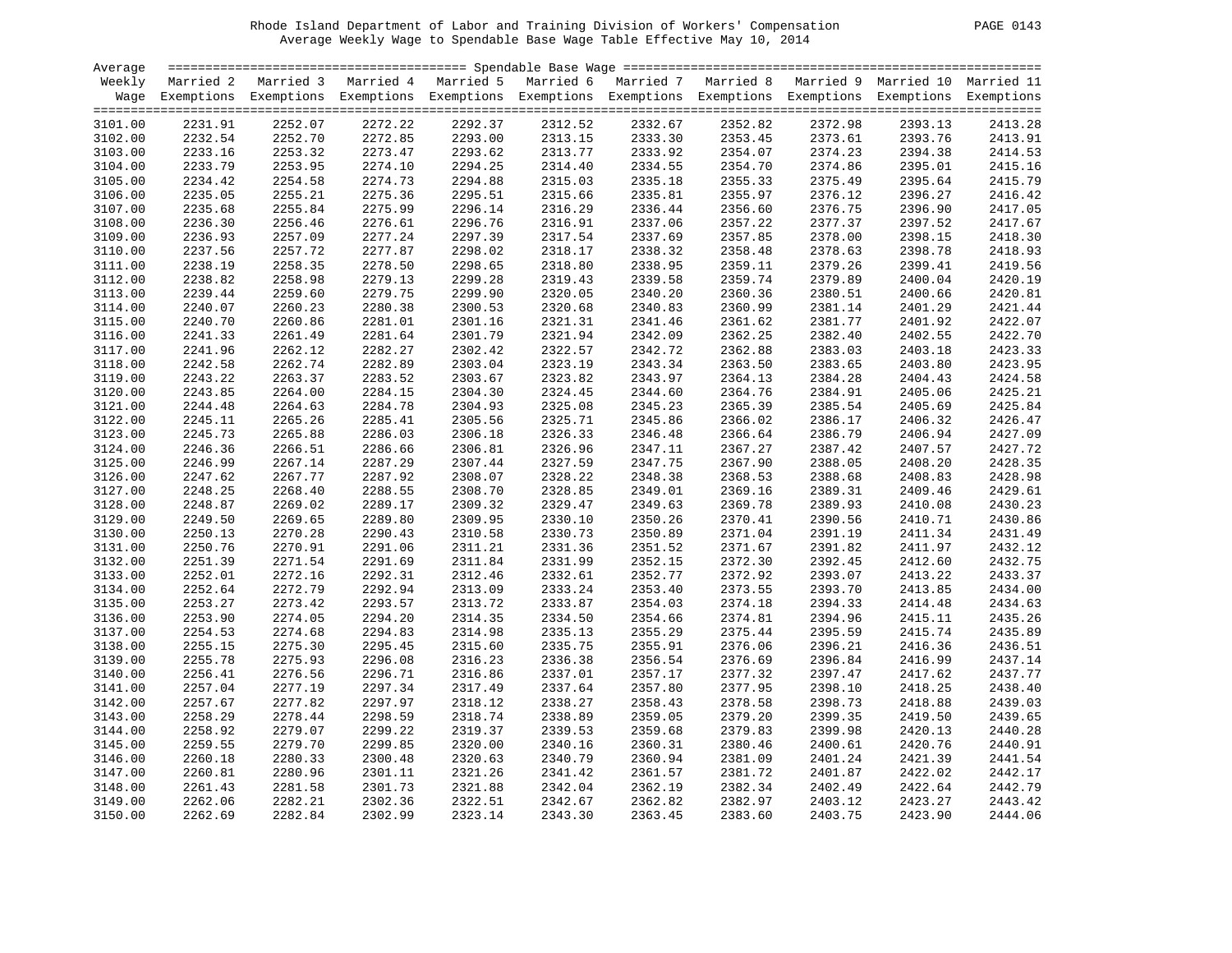Rhode Island Department of Labor and Training Division of Workers' Compensation

Average Weekly Wage to Spendable Base Wage Table Effective May 10, 2014

| Average Weekly Wage | Married 2 Exemptions | Married 3 Exemptions | Married 4 Exemptions | Married 5 Exemptions | Married 6 Exemptions | Married 7 Exemptions | Married 8 Exemptions | Married 9 Exemptions | Married 10 Exemptions | Married 11 Exemptions |
|---|---|---|---|---|---|---|---|---|---|---|
| 3101.00 | 2231.91 | 2252.07 | 2272.22 | 2292.37 | 2312.52 | 2332.67 | 2352.82 | 2372.98 | 2393.13 | 2413.28 |
| 3102.00 | 2232.54 | 2252.70 | 2272.85 | 2293.00 | 2313.15 | 2333.30 | 2353.45 | 2373.61 | 2393.76 | 2413.91 |
| 3103.00 | 2233.16 | 2253.32 | 2273.47 | 2293.62 | 2313.77 | 2333.92 | 2354.07 | 2374.23 | 2394.38 | 2414.53 |
| 3104.00 | 2233.79 | 2253.95 | 2274.10 | 2294.25 | 2314.40 | 2334.55 | 2354.70 | 2374.86 | 2395.01 | 2415.16 |
| 3105.00 | 2234.42 | 2254.58 | 2274.73 | 2294.88 | 2315.03 | 2335.18 | 2355.33 | 2375.49 | 2395.64 | 2415.79 |
| 3106.00 | 2235.05 | 2255.21 | 2275.36 | 2295.51 | 2315.66 | 2335.81 | 2355.97 | 2376.12 | 2396.27 | 2416.42 |
| 3107.00 | 2235.68 | 2255.84 | 2275.99 | 2296.14 | 2316.29 | 2336.44 | 2356.60 | 2376.75 | 2396.90 | 2417.05 |
| 3108.00 | 2236.30 | 2256.46 | 2276.61 | 2296.76 | 2316.91 | 2337.06 | 2357.22 | 2377.37 | 2397.52 | 2417.67 |
| 3109.00 | 2236.93 | 2257.09 | 2277.24 | 2297.39 | 2317.54 | 2337.69 | 2357.85 | 2378.00 | 2398.15 | 2418.30 |
| 3110.00 | 2237.56 | 2257.72 | 2277.87 | 2298.02 | 2318.17 | 2338.32 | 2358.48 | 2378.63 | 2398.78 | 2418.93 |
| 3111.00 | 2238.19 | 2258.35 | 2278.50 | 2298.65 | 2318.80 | 2338.95 | 2359.11 | 2379.26 | 2399.41 | 2419.56 |
| 3112.00 | 2238.82 | 2258.98 | 2279.13 | 2299.28 | 2319.43 | 2339.58 | 2359.74 | 2379.89 | 2400.04 | 2420.19 |
| 3113.00 | 2239.44 | 2259.60 | 2279.75 | 2299.90 | 2320.05 | 2340.20 | 2360.36 | 2380.51 | 2400.66 | 2420.81 |
| 3114.00 | 2240.07 | 2260.23 | 2280.38 | 2300.53 | 2320.68 | 2340.83 | 2360.99 | 2381.14 | 2401.29 | 2421.44 |
| 3115.00 | 2240.70 | 2260.86 | 2281.01 | 2301.16 | 2321.31 | 2341.46 | 2361.62 | 2381.77 | 2401.92 | 2422.07 |
| 3116.00 | 2241.33 | 2261.49 | 2281.64 | 2301.79 | 2321.94 | 2342.09 | 2362.25 | 2382.40 | 2402.55 | 2422.70 |
| 3117.00 | 2241.96 | 2262.12 | 2282.27 | 2302.42 | 2322.57 | 2342.72 | 2362.88 | 2383.03 | 2403.18 | 2423.33 |
| 3118.00 | 2242.58 | 2262.74 | 2282.89 | 2303.04 | 2323.19 | 2343.34 | 2363.50 | 2383.65 | 2403.80 | 2423.95 |
| 3119.00 | 2243.22 | 2263.37 | 2283.52 | 2303.67 | 2323.82 | 2343.97 | 2364.13 | 2384.28 | 2404.43 | 2424.58 |
| 3120.00 | 2243.85 | 2264.00 | 2284.15 | 2304.30 | 2324.45 | 2344.60 | 2364.76 | 2384.91 | 2405.06 | 2425.21 |
| 3121.00 | 2244.48 | 2264.63 | 2284.78 | 2304.93 | 2325.08 | 2345.23 | 2365.39 | 2385.54 | 2405.69 | 2425.84 |
| 3122.00 | 2245.11 | 2265.26 | 2285.41 | 2305.56 | 2325.71 | 2345.86 | 2366.02 | 2386.17 | 2406.32 | 2426.47 |
| 3123.00 | 2245.73 | 2265.88 | 2286.03 | 2306.18 | 2326.33 | 2346.48 | 2366.64 | 2386.79 | 2406.94 | 2427.09 |
| 3124.00 | 2246.36 | 2266.51 | 2286.66 | 2306.81 | 2326.96 | 2347.11 | 2367.27 | 2387.42 | 2407.57 | 2427.72 |
| 3125.00 | 2246.99 | 2267.14 | 2287.29 | 2307.44 | 2327.59 | 2347.75 | 2367.90 | 2388.05 | 2408.20 | 2428.35 |
| 3126.00 | 2247.62 | 2267.77 | 2287.92 | 2308.07 | 2328.22 | 2348.38 | 2368.53 | 2388.68 | 2408.83 | 2428.98 |
| 3127.00 | 2248.25 | 2268.40 | 2288.55 | 2308.70 | 2328.85 | 2349.01 | 2369.16 | 2389.31 | 2409.46 | 2429.61 |
| 3128.00 | 2248.87 | 2269.02 | 2289.17 | 2309.32 | 2329.47 | 2349.63 | 2369.78 | 2389.93 | 2410.08 | 2430.23 |
| 3129.00 | 2249.50 | 2269.65 | 2289.80 | 2309.95 | 2330.10 | 2350.26 | 2370.41 | 2390.56 | 2410.71 | 2430.86 |
| 3130.00 | 2250.13 | 2270.28 | 2290.43 | 2310.58 | 2330.73 | 2350.89 | 2371.04 | 2391.19 | 2411.34 | 2431.49 |
| 3131.00 | 2250.76 | 2270.91 | 2291.06 | 2311.21 | 2331.36 | 2351.52 | 2371.67 | 2391.82 | 2411.97 | 2432.12 |
| 3132.00 | 2251.39 | 2271.54 | 2291.69 | 2311.84 | 2331.99 | 2352.15 | 2372.30 | 2392.45 | 2412.60 | 2432.75 |
| 3133.00 | 2252.01 | 2272.16 | 2292.31 | 2312.46 | 2332.61 | 2352.77 | 2372.92 | 2393.07 | 2413.22 | 2433.37 |
| 3134.00 | 2252.64 | 2272.79 | 2292.94 | 2313.09 | 2333.24 | 2353.40 | 2373.55 | 2393.70 | 2413.85 | 2434.00 |
| 3135.00 | 2253.27 | 2273.42 | 2293.57 | 2313.72 | 2333.87 | 2354.03 | 2374.18 | 2394.33 | 2414.48 | 2434.63 |
| 3136.00 | 2253.90 | 2274.05 | 2294.20 | 2314.35 | 2334.50 | 2354.66 | 2374.81 | 2394.96 | 2415.11 | 2435.26 |
| 3137.00 | 2254.53 | 2274.68 | 2294.83 | 2314.98 | 2335.13 | 2355.29 | 2375.44 | 2395.59 | 2415.74 | 2435.89 |
| 3138.00 | 2255.15 | 2275.30 | 2295.45 | 2315.60 | 2335.75 | 2355.91 | 2376.06 | 2396.21 | 2416.36 | 2436.51 |
| 3139.00 | 2255.78 | 2275.93 | 2296.08 | 2316.23 | 2336.38 | 2356.54 | 2376.69 | 2396.84 | 2416.99 | 2437.14 |
| 3140.00 | 2256.41 | 2276.56 | 2296.71 | 2316.86 | 2337.01 | 2357.17 | 2377.32 | 2397.47 | 2417.62 | 2437.77 |
| 3141.00 | 2257.04 | 2277.19 | 2297.34 | 2317.49 | 2337.64 | 2357.80 | 2377.95 | 2398.10 | 2418.25 | 2438.40 |
| 3142.00 | 2257.67 | 2277.82 | 2297.97 | 2318.12 | 2338.27 | 2358.43 | 2378.58 | 2398.73 | 2418.88 | 2439.03 |
| 3143.00 | 2258.29 | 2278.44 | 2298.59 | 2318.74 | 2338.89 | 2359.05 | 2379.20 | 2399.35 | 2419.50 | 2439.65 |
| 3144.00 | 2258.92 | 2279.07 | 2299.22 | 2319.37 | 2339.53 | 2359.68 | 2379.83 | 2399.98 | 2420.13 | 2440.28 |
| 3145.00 | 2259.55 | 2279.70 | 2299.85 | 2320.00 | 2340.16 | 2360.31 | 2380.46 | 2400.61 | 2420.76 | 2440.91 |
| 3146.00 | 2260.18 | 2280.33 | 2300.48 | 2320.63 | 2340.79 | 2360.94 | 2381.09 | 2401.24 | 2421.39 | 2441.54 |
| 3147.00 | 2260.81 | 2280.96 | 2301.11 | 2321.26 | 2341.42 | 2361.57 | 2381.72 | 2401.87 | 2422.02 | 2442.17 |
| 3148.00 | 2261.43 | 2281.58 | 2301.73 | 2321.88 | 2342.04 | 2362.19 | 2382.34 | 2402.49 | 2422.64 | 2442.79 |
| 3149.00 | 2262.06 | 2282.21 | 2302.36 | 2322.51 | 2342.67 | 2362.82 | 2382.97 | 2403.12 | 2423.27 | 2443.42 |
| 3150.00 | 2262.69 | 2282.84 | 2302.99 | 2323.14 | 2343.30 | 2363.45 | 2383.60 | 2403.75 | 2423.90 | 2444.06 |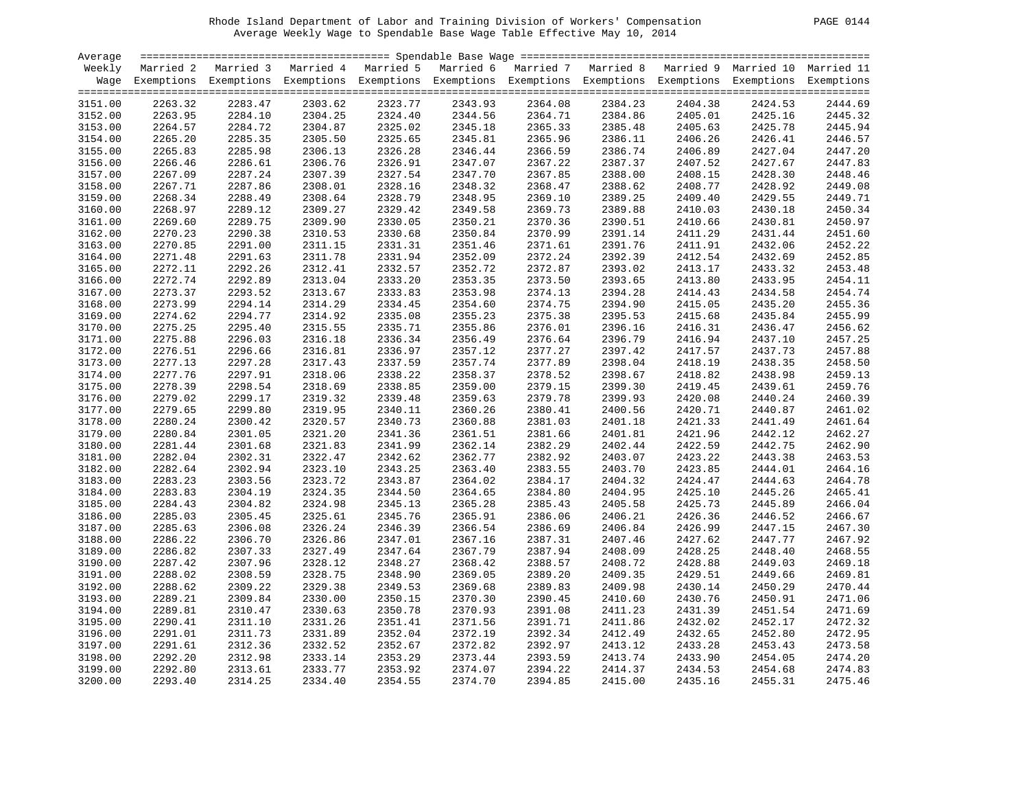Rhode Island Department of Labor and Training Division of Workers' Compensation

Average Weekly Wage to Spendable Base Wage Table Effective May 10, 2014

| Average Weekly Wage | Married 2 Exemptions | Married 3 Exemptions | Married 4 Exemptions | Married 5 Exemptions | Married 6 Exemptions | Married 7 Exemptions | Married 8 Exemptions | Married 9 Exemptions | Married 10 Exemptions | Married 11 Exemptions |
|---|---|---|---|---|---|---|---|---|---|---|
| 3151.00 | 2263.32 | 2283.47 | 2303.62 | 2323.77 | 2343.93 | 2364.08 | 2384.23 | 2404.38 | 2424.53 | 2444.69 |
| 3152.00 | 2263.95 | 2284.10 | 2304.25 | 2324.40 | 2344.56 | 2364.71 | 2384.86 | 2405.01 | 2425.16 | 2445.32 |
| 3153.00 | 2264.57 | 2284.72 | 2304.87 | 2325.02 | 2345.18 | 2365.33 | 2385.48 | 2405.63 | 2425.78 | 2445.94 |
| 3154.00 | 2265.20 | 2285.35 | 2305.50 | 2325.65 | 2345.81 | 2365.96 | 2386.11 | 2406.26 | 2426.41 | 2446.57 |
| 3155.00 | 2265.83 | 2285.98 | 2306.13 | 2326.28 | 2346.44 | 2366.59 | 2386.74 | 2406.89 | 2427.04 | 2447.20 |
| 3156.00 | 2266.46 | 2286.61 | 2306.76 | 2326.91 | 2347.07 | 2367.22 | 2387.37 | 2407.52 | 2427.67 | 2447.83 |
| 3157.00 | 2267.09 | 2287.24 | 2307.39 | 2327.54 | 2347.70 | 2367.85 | 2388.00 | 2408.15 | 2428.30 | 2448.46 |
| 3158.00 | 2267.71 | 2287.86 | 2308.01 | 2328.16 | 2348.32 | 2368.47 | 2388.62 | 2408.77 | 2428.92 | 2449.08 |
| 3159.00 | 2268.34 | 2288.49 | 2308.64 | 2328.79 | 2348.95 | 2369.10 | 2389.25 | 2409.40 | 2429.55 | 2449.71 |
| 3160.00 | 2268.97 | 2289.12 | 2309.27 | 2329.42 | 2349.58 | 2369.73 | 2389.88 | 2410.03 | 2430.18 | 2450.34 |
| 3161.00 | 2269.60 | 2289.75 | 2309.90 | 2330.05 | 2350.21 | 2370.36 | 2390.51 | 2410.66 | 2430.81 | 2450.97 |
| 3162.00 | 2270.23 | 2290.38 | 2310.53 | 2330.68 | 2350.84 | 2370.99 | 2391.14 | 2411.29 | 2431.44 | 2451.60 |
| 3163.00 | 2270.85 | 2291.00 | 2311.15 | 2331.31 | 2351.46 | 2371.61 | 2391.76 | 2411.91 | 2432.06 | 2452.22 |
| 3164.00 | 2271.48 | 2291.63 | 2311.78 | 2331.94 | 2352.09 | 2372.24 | 2392.39 | 2412.54 | 2432.69 | 2452.85 |
| 3165.00 | 2272.11 | 2292.26 | 2312.41 | 2332.57 | 2352.72 | 2372.87 | 2393.02 | 2413.17 | 2433.32 | 2453.48 |
| 3166.00 | 2272.74 | 2292.89 | 2313.04 | 2333.20 | 2353.35 | 2373.50 | 2393.65 | 2413.80 | 2433.95 | 2454.11 |
| 3167.00 | 2273.37 | 2293.52 | 2313.67 | 2333.83 | 2353.98 | 2374.13 | 2394.28 | 2414.43 | 2434.58 | 2454.74 |
| 3168.00 | 2273.99 | 2294.14 | 2314.29 | 2334.45 | 2354.60 | 2374.75 | 2394.90 | 2415.05 | 2435.20 | 2455.36 |
| 3169.00 | 2274.62 | 2294.77 | 2314.92 | 2335.08 | 2355.23 | 2375.38 | 2395.53 | 2415.68 | 2435.84 | 2455.99 |
| 3170.00 | 2275.25 | 2295.40 | 2315.55 | 2335.71 | 2355.86 | 2376.01 | 2396.16 | 2416.31 | 2436.47 | 2456.62 |
| 3171.00 | 2275.88 | 2296.03 | 2316.18 | 2336.34 | 2356.49 | 2376.64 | 2396.79 | 2416.94 | 2437.10 | 2457.25 |
| 3172.00 | 2276.51 | 2296.66 | 2316.81 | 2336.97 | 2357.12 | 2377.27 | 2397.42 | 2417.57 | 2437.73 | 2457.88 |
| 3173.00 | 2277.13 | 2297.28 | 2317.43 | 2337.59 | 2357.74 | 2377.89 | 2398.04 | 2418.19 | 2438.35 | 2458.50 |
| 3174.00 | 2277.76 | 2297.91 | 2318.06 | 2338.22 | 2358.37 | 2378.52 | 2398.67 | 2418.82 | 2438.98 | 2459.13 |
| 3175.00 | 2278.39 | 2298.54 | 2318.69 | 2338.85 | 2359.00 | 2379.15 | 2399.30 | 2419.45 | 2439.61 | 2459.76 |
| 3176.00 | 2279.02 | 2299.17 | 2319.32 | 2339.48 | 2359.63 | 2379.78 | 2399.93 | 2420.08 | 2440.24 | 2460.39 |
| 3177.00 | 2279.65 | 2299.80 | 2319.95 | 2340.11 | 2360.26 | 2380.41 | 2400.56 | 2420.71 | 2440.87 | 2461.02 |
| 3178.00 | 2280.24 | 2300.42 | 2320.57 | 2340.73 | 2360.88 | 2381.03 | 2401.18 | 2421.33 | 2441.49 | 2461.64 |
| 3179.00 | 2280.84 | 2301.05 | 2321.20 | 2341.36 | 2361.51 | 2381.66 | 2401.81 | 2421.96 | 2442.12 | 2462.27 |
| 3180.00 | 2281.44 | 2301.68 | 2321.83 | 2341.99 | 2362.14 | 2382.29 | 2402.44 | 2422.59 | 2442.75 | 2462.90 |
| 3181.00 | 2282.04 | 2302.31 | 2322.47 | 2342.62 | 2362.77 | 2382.92 | 2403.07 | 2423.22 | 2443.38 | 2463.53 |
| 3182.00 | 2282.64 | 2302.94 | 2323.10 | 2343.25 | 2363.40 | 2383.55 | 2403.70 | 2423.85 | 2444.01 | 2464.16 |
| 3183.00 | 2283.23 | 2303.56 | 2323.72 | 2343.87 | 2364.02 | 2384.17 | 2404.32 | 2424.47 | 2444.63 | 2464.78 |
| 3184.00 | 2283.83 | 2304.19 | 2324.35 | 2344.50 | 2364.65 | 2384.80 | 2404.95 | 2425.10 | 2445.26 | 2465.41 |
| 3185.00 | 2284.43 | 2304.82 | 2324.98 | 2345.13 | 2365.28 | 2385.43 | 2405.58 | 2425.73 | 2445.89 | 2466.04 |
| 3186.00 | 2285.03 | 2305.45 | 2325.61 | 2345.76 | 2365.91 | 2386.06 | 2406.21 | 2426.36 | 2446.52 | 2466.67 |
| 3187.00 | 2285.63 | 2306.08 | 2326.24 | 2346.39 | 2366.54 | 2386.69 | 2406.84 | 2426.99 | 2447.15 | 2467.30 |
| 3188.00 | 2286.22 | 2306.70 | 2326.86 | 2347.01 | 2367.16 | 2387.31 | 2407.46 | 2427.62 | 2447.77 | 2467.92 |
| 3189.00 | 2286.82 | 2307.33 | 2327.49 | 2347.64 | 2367.79 | 2387.94 | 2408.09 | 2428.25 | 2448.40 | 2468.55 |
| 3190.00 | 2287.42 | 2307.96 | 2328.12 | 2348.27 | 2368.42 | 2388.57 | 2408.72 | 2428.88 | 2449.03 | 2469.18 |
| 3191.00 | 2288.02 | 2308.59 | 2328.75 | 2348.90 | 2369.05 | 2389.20 | 2409.35 | 2429.51 | 2449.66 | 2469.81 |
| 3192.00 | 2288.62 | 2309.22 | 2329.38 | 2349.53 | 2369.68 | 2389.83 | 2409.98 | 2430.14 | 2450.29 | 2470.44 |
| 3193.00 | 2289.21 | 2309.84 | 2330.00 | 2350.15 | 2370.30 | 2390.45 | 2410.60 | 2430.76 | 2450.91 | 2471.06 |
| 3194.00 | 2289.81 | 2310.47 | 2330.63 | 2350.78 | 2370.93 | 2391.08 | 2411.23 | 2431.39 | 2451.54 | 2471.69 |
| 3195.00 | 2290.41 | 2311.10 | 2331.26 | 2351.41 | 2371.56 | 2391.71 | 2411.86 | 2432.02 | 2452.17 | 2472.32 |
| 3196.00 | 2291.01 | 2311.73 | 2331.89 | 2352.04 | 2372.19 | 2392.34 | 2412.49 | 2432.65 | 2452.80 | 2472.95 |
| 3197.00 | 2291.61 | 2312.36 | 2332.52 | 2352.67 | 2372.82 | 2392.97 | 2413.12 | 2433.28 | 2453.43 | 2473.58 |
| 3198.00 | 2292.20 | 2312.98 | 2333.14 | 2353.29 | 2373.44 | 2393.59 | 2413.74 | 2433.90 | 2454.05 | 2474.20 |
| 3199.00 | 2292.80 | 2313.61 | 2333.77 | 2353.92 | 2374.07 | 2394.22 | 2414.37 | 2434.53 | 2454.68 | 2474.83 |
| 3200.00 | 2293.40 | 2314.25 | 2334.40 | 2354.55 | 2374.70 | 2394.85 | 2415.00 | 2435.16 | 2455.31 | 2475.46 |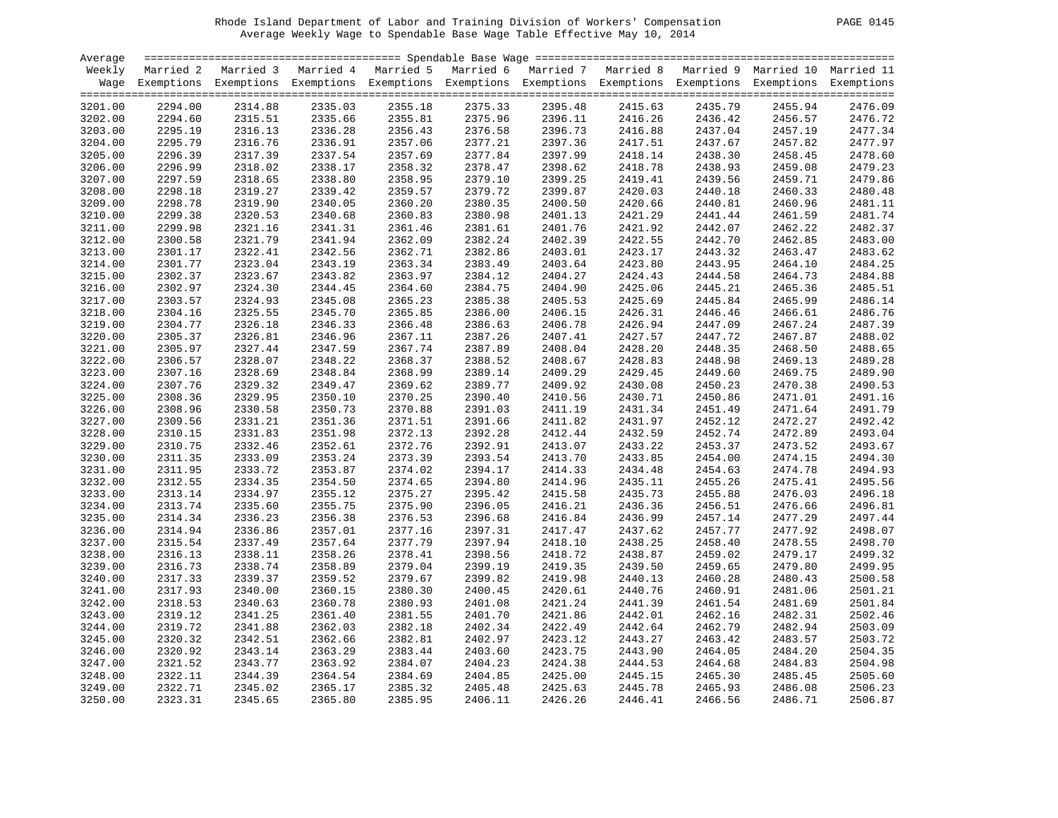Rhode Island Department of Labor and Training Division of Workers' Compensation
Average Weekly Wage to Spendable Base Wage Table Effective May 10, 2014

| Average Weekly Wage | Married 2 Exemptions | Married 3 Exemptions | Married 4 Exemptions | Married 5 Exemptions | Married 6 Exemptions | Married 7 Exemptions | Married 8 Exemptions | Married 9 Exemptions | Married 10 Exemptions | Married 11 Exemptions |
|---|---|---|---|---|---|---|---|---|---|---|
| 3201.00 | 2294.00 | 2314.88 | 2335.03 | 2355.18 | 2375.33 | 2395.48 | 2415.63 | 2435.79 | 2455.94 | 2476.09 |
| 3202.00 | 2294.60 | 2315.51 | 2335.66 | 2355.81 | 2375.96 | 2396.11 | 2416.26 | 2436.42 | 2456.57 | 2476.72 |
| 3203.00 | 2295.19 | 2316.13 | 2336.28 | 2356.43 | 2376.58 | 2396.73 | 2416.88 | 2437.04 | 2457.19 | 2477.34 |
| 3204.00 | 2295.79 | 2316.76 | 2336.91 | 2357.06 | 2377.21 | 2397.36 | 2417.51 | 2437.67 | 2457.82 | 2477.97 |
| 3205.00 | 2296.39 | 2317.39 | 2337.54 | 2357.69 | 2377.84 | 2397.99 | 2418.14 | 2438.30 | 2458.45 | 2478.60 |
| 3206.00 | 2296.99 | 2318.02 | 2338.17 | 2358.32 | 2378.47 | 2398.62 | 2418.78 | 2438.93 | 2459.08 | 2479.23 |
| 3207.00 | 2297.59 | 2318.65 | 2338.80 | 2358.95 | 2379.10 | 2399.25 | 2419.41 | 2439.56 | 2459.71 | 2479.86 |
| 3208.00 | 2298.18 | 2319.27 | 2339.42 | 2359.57 | 2379.72 | 2399.87 | 2420.03 | 2440.18 | 2460.33 | 2480.48 |
| 3209.00 | 2298.78 | 2319.90 | 2340.05 | 2360.20 | 2380.35 | 2400.50 | 2420.66 | 2440.81 | 2460.96 | 2481.11 |
| 3210.00 | 2299.38 | 2320.53 | 2340.68 | 2360.83 | 2380.98 | 2401.13 | 2421.29 | 2441.44 | 2461.59 | 2481.74 |
| 3211.00 | 2299.98 | 2321.16 | 2341.31 | 2361.46 | 2381.61 | 2401.76 | 2421.92 | 2442.07 | 2462.22 | 2482.37 |
| 3212.00 | 2300.58 | 2321.79 | 2341.94 | 2362.09 | 2382.24 | 2402.39 | 2422.55 | 2442.70 | 2462.85 | 2483.00 |
| 3213.00 | 2301.17 | 2322.41 | 2342.56 | 2362.71 | 2382.86 | 2403.01 | 2423.17 | 2443.32 | 2463.47 | 2483.62 |
| 3214.00 | 2301.77 | 2323.04 | 2343.19 | 2363.34 | 2383.49 | 2403.64 | 2423.80 | 2443.95 | 2464.10 | 2484.25 |
| 3215.00 | 2302.37 | 2323.67 | 2343.82 | 2363.97 | 2384.12 | 2404.27 | 2424.43 | 2444.58 | 2464.73 | 2484.88 |
| 3216.00 | 2302.97 | 2324.30 | 2344.45 | 2364.60 | 2384.75 | 2404.90 | 2425.06 | 2445.21 | 2465.36 | 2485.51 |
| 3217.00 | 2303.57 | 2324.93 | 2345.08 | 2365.23 | 2385.38 | 2405.53 | 2425.69 | 2445.84 | 2465.99 | 2486.14 |
| 3218.00 | 2304.16 | 2325.55 | 2345.70 | 2365.85 | 2386.00 | 2406.15 | 2426.31 | 2446.46 | 2466.61 | 2486.76 |
| 3219.00 | 2304.77 | 2326.18 | 2346.33 | 2366.48 | 2386.63 | 2406.78 | 2426.94 | 2447.09 | 2467.24 | 2487.39 |
| 3220.00 | 2305.37 | 2326.81 | 2346.96 | 2367.11 | 2387.26 | 2407.41 | 2427.57 | 2447.72 | 2467.87 | 2488.02 |
| 3221.00 | 2305.97 | 2327.44 | 2347.59 | 2367.74 | 2387.89 | 2408.04 | 2428.20 | 2448.35 | 2468.50 | 2488.65 |
| 3222.00 | 2306.57 | 2328.07 | 2348.22 | 2368.37 | 2388.52 | 2408.67 | 2428.83 | 2448.98 | 2469.13 | 2489.28 |
| 3223.00 | 2307.16 | 2328.69 | 2348.84 | 2368.99 | 2389.14 | 2409.29 | 2429.45 | 2449.60 | 2469.75 | 2489.90 |
| 3224.00 | 2307.76 | 2329.32 | 2349.47 | 2369.62 | 2389.77 | 2409.92 | 2430.08 | 2450.23 | 2470.38 | 2490.53 |
| 3225.00 | 2308.36 | 2329.95 | 2350.10 | 2370.25 | 2390.40 | 2410.56 | 2430.71 | 2450.86 | 2471.01 | 2491.16 |
| 3226.00 | 2308.96 | 2330.58 | 2350.73 | 2370.88 | 2391.03 | 2411.19 | 2431.34 | 2451.49 | 2471.64 | 2491.79 |
| 3227.00 | 2309.56 | 2331.21 | 2351.36 | 2371.51 | 2391.66 | 2411.82 | 2431.97 | 2452.12 | 2472.27 | 2492.42 |
| 3228.00 | 2310.15 | 2331.83 | 2351.98 | 2372.13 | 2392.28 | 2412.44 | 2432.59 | 2452.74 | 2472.89 | 2493.04 |
| 3229.00 | 2310.75 | 2332.46 | 2352.61 | 2372.76 | 2392.91 | 2413.07 | 2433.22 | 2453.37 | 2473.52 | 2493.67 |
| 3230.00 | 2311.35 | 2333.09 | 2353.24 | 2373.39 | 2393.54 | 2413.70 | 2433.85 | 2454.00 | 2474.15 | 2494.30 |
| 3231.00 | 2311.95 | 2333.72 | 2353.87 | 2374.02 | 2394.17 | 2414.33 | 2434.48 | 2454.63 | 2474.78 | 2494.93 |
| 3232.00 | 2312.55 | 2334.35 | 2354.50 | 2374.65 | 2394.80 | 2414.96 | 2435.11 | 2455.26 | 2475.41 | 2495.56 |
| 3233.00 | 2313.14 | 2334.97 | 2355.12 | 2375.27 | 2395.42 | 2415.58 | 2435.73 | 2455.88 | 2476.03 | 2496.18 |
| 3234.00 | 2313.74 | 2335.60 | 2355.75 | 2375.90 | 2396.05 | 2416.21 | 2436.36 | 2456.51 | 2476.66 | 2496.81 |
| 3235.00 | 2314.34 | 2336.23 | 2356.38 | 2376.53 | 2396.68 | 2416.84 | 2436.99 | 2457.14 | 2477.29 | 2497.44 |
| 3236.00 | 2314.94 | 2336.86 | 2357.01 | 2377.16 | 2397.31 | 2417.47 | 2437.62 | 2457.77 | 2477.92 | 2498.07 |
| 3237.00 | 2315.54 | 2337.49 | 2357.64 | 2377.79 | 2397.94 | 2418.10 | 2438.25 | 2458.40 | 2478.55 | 2498.70 |
| 3238.00 | 2316.13 | 2338.11 | 2358.26 | 2378.41 | 2398.56 | 2418.72 | 2438.87 | 2459.02 | 2479.17 | 2499.32 |
| 3239.00 | 2316.73 | 2338.74 | 2358.89 | 2379.04 | 2399.19 | 2419.35 | 2439.50 | 2459.65 | 2479.80 | 2499.95 |
| 3240.00 | 2317.33 | 2339.37 | 2359.52 | 2379.67 | 2399.82 | 2419.98 | 2440.13 | 2460.28 | 2480.43 | 2500.58 |
| 3241.00 | 2317.93 | 2340.00 | 2360.15 | 2380.30 | 2400.45 | 2420.61 | 2440.76 | 2460.91 | 2481.06 | 2501.21 |
| 3242.00 | 2318.53 | 2340.63 | 2360.78 | 2380.93 | 2401.08 | 2421.24 | 2441.39 | 2461.54 | 2481.69 | 2501.84 |
| 3243.00 | 2319.12 | 2341.25 | 2361.40 | 2381.55 | 2401.70 | 2421.86 | 2442.01 | 2462.16 | 2482.31 | 2502.46 |
| 3244.00 | 2319.72 | 2341.88 | 2362.03 | 2382.18 | 2402.34 | 2422.49 | 2442.64 | 2462.79 | 2482.94 | 2503.09 |
| 3245.00 | 2320.32 | 2342.51 | 2362.66 | 2382.81 | 2402.97 | 2423.12 | 2443.27 | 2463.42 | 2483.57 | 2503.72 |
| 3246.00 | 2320.92 | 2343.14 | 2363.29 | 2383.44 | 2403.60 | 2423.75 | 2443.90 | 2464.05 | 2484.20 | 2504.35 |
| 3247.00 | 2321.52 | 2343.77 | 2363.92 | 2384.07 | 2404.23 | 2424.38 | 2444.53 | 2464.68 | 2484.83 | 2504.98 |
| 3248.00 | 2322.11 | 2344.39 | 2364.54 | 2384.69 | 2404.85 | 2425.00 | 2445.15 | 2465.30 | 2485.45 | 2505.60 |
| 3249.00 | 2322.71 | 2345.02 | 2365.17 | 2385.32 | 2405.48 | 2425.63 | 2445.78 | 2465.93 | 2486.08 | 2506.23 |
| 3250.00 | 2323.31 | 2345.65 | 2365.80 | 2385.95 | 2406.11 | 2426.26 | 2446.41 | 2466.56 | 2486.71 | 2506.87 |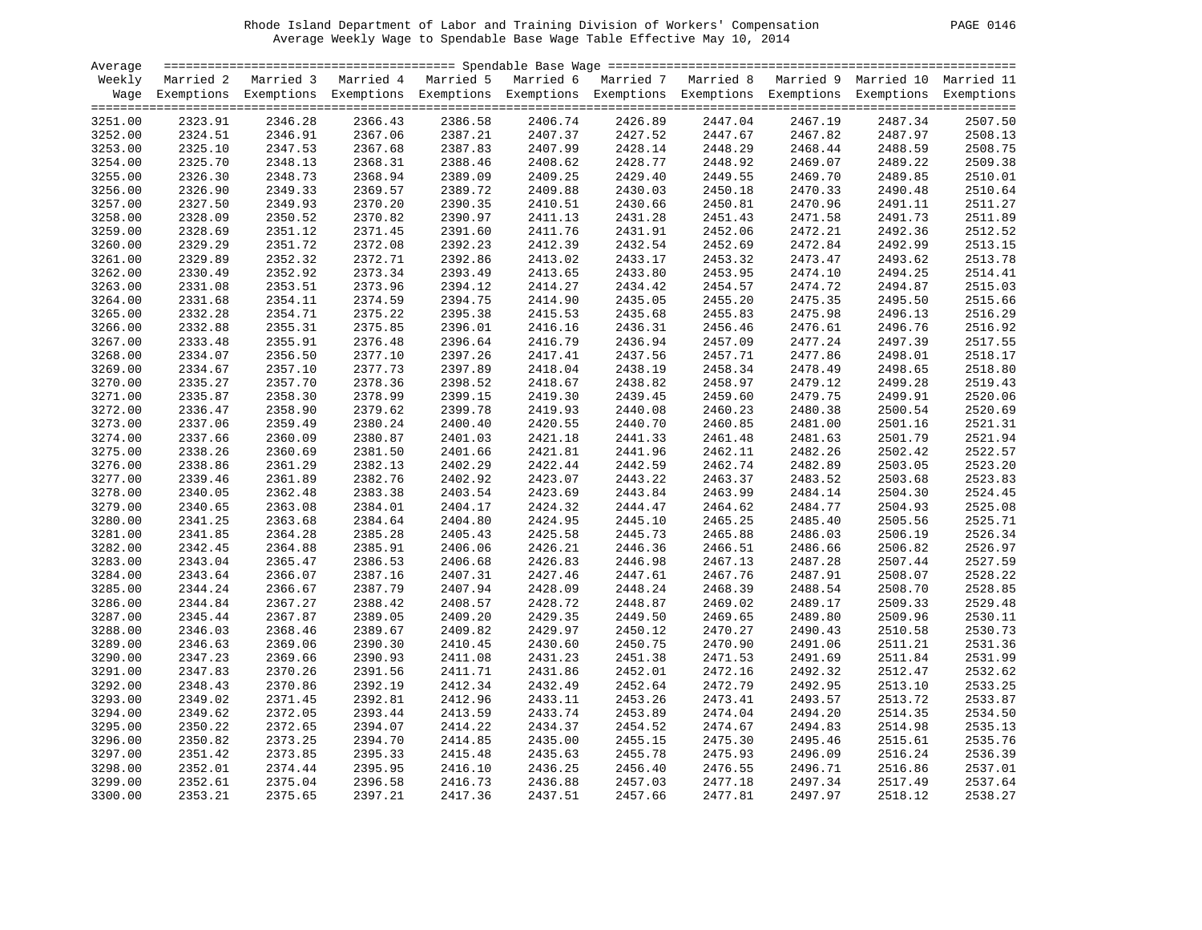Rhode Island Department of Labor and Training Division of Workers' Compensation

Average Weekly Wage to Spendable Base Wage Table Effective May 10, 2014

| Average Weekly Wage | Married 2 Exemptions | Married 3 Exemptions | Married 4 Exemptions | Married 5 Exemptions | Married 6 Exemptions | Married 7 Exemptions | Married 8 Exemptions | Married 9 Exemptions | Married 10 Exemptions | Married 11 Exemptions |
|---|---|---|---|---|---|---|---|---|---|---|
| 3251.00 | 2323.91 | 2346.28 | 2366.43 | 2386.58 | 2406.74 | 2426.89 | 2447.04 | 2467.19 | 2487.34 | 2507.50 |
| 3252.00 | 2324.51 | 2346.91 | 2367.06 | 2387.21 | 2407.37 | 2427.52 | 2447.67 | 2467.82 | 2487.97 | 2508.13 |
| 3253.00 | 2325.10 | 2347.53 | 2367.68 | 2387.83 | 2407.99 | 2428.14 | 2448.29 | 2468.44 | 2488.59 | 2508.75 |
| 3254.00 | 2325.70 | 2348.13 | 2368.31 | 2388.46 | 2408.62 | 2428.77 | 2448.92 | 2469.07 | 2489.22 | 2509.38 |
| 3255.00 | 2326.30 | 2348.73 | 2368.94 | 2389.09 | 2409.25 | 2429.40 | 2449.55 | 2469.70 | 2489.85 | 2510.01 |
| 3256.00 | 2326.90 | 2349.33 | 2369.57 | 2389.72 | 2409.88 | 2430.03 | 2450.18 | 2470.33 | 2490.48 | 2510.64 |
| 3257.00 | 2327.50 | 2349.93 | 2370.20 | 2390.35 | 2410.51 | 2430.66 | 2450.81 | 2470.96 | 2491.11 | 2511.27 |
| 3258.00 | 2328.09 | 2350.52 | 2370.82 | 2390.97 | 2411.13 | 2431.28 | 2451.43 | 2471.58 | 2491.73 | 2511.89 |
| 3259.00 | 2328.69 | 2351.12 | 2371.45 | 2391.60 | 2411.76 | 2431.91 | 2452.06 | 2472.21 | 2492.36 | 2512.52 |
| 3260.00 | 2329.29 | 2351.72 | 2372.08 | 2392.23 | 2412.39 | 2432.54 | 2452.69 | 2472.84 | 2492.99 | 2513.15 |
| 3261.00 | 2329.89 | 2352.32 | 2372.71 | 2392.86 | 2413.02 | 2433.17 | 2453.32 | 2473.47 | 2493.62 | 2513.78 |
| 3262.00 | 2330.49 | 2352.92 | 2373.34 | 2393.49 | 2413.65 | 2433.80 | 2453.95 | 2474.10 | 2494.25 | 2514.41 |
| 3263.00 | 2331.08 | 2353.51 | 2373.96 | 2394.12 | 2414.27 | 2434.42 | 2454.57 | 2474.72 | 2494.87 | 2515.03 |
| 3264.00 | 2331.68 | 2354.11 | 2374.59 | 2394.75 | 2414.90 | 2435.05 | 2455.20 | 2475.35 | 2495.50 | 2515.66 |
| 3265.00 | 2332.28 | 2354.71 | 2375.22 | 2395.38 | 2415.53 | 2435.68 | 2455.83 | 2475.98 | 2496.13 | 2516.29 |
| 3266.00 | 2332.88 | 2355.31 | 2375.85 | 2396.01 | 2416.16 | 2436.31 | 2456.46 | 2476.61 | 2496.76 | 2516.92 |
| 3267.00 | 2333.48 | 2355.91 | 2376.48 | 2396.64 | 2416.79 | 2436.94 | 2457.09 | 2477.24 | 2497.39 | 2517.55 |
| 3268.00 | 2334.07 | 2356.50 | 2377.10 | 2397.26 | 2417.41 | 2437.56 | 2457.71 | 2477.86 | 2498.01 | 2518.17 |
| 3269.00 | 2334.67 | 2357.10 | 2377.73 | 2397.89 | 2418.04 | 2438.19 | 2458.34 | 2478.49 | 2498.65 | 2518.80 |
| 3270.00 | 2335.27 | 2357.70 | 2378.36 | 2398.52 | 2418.67 | 2438.82 | 2458.97 | 2479.12 | 2499.28 | 2519.43 |
| 3271.00 | 2335.87 | 2358.30 | 2378.99 | 2399.15 | 2419.30 | 2439.45 | 2459.60 | 2479.75 | 2499.91 | 2520.06 |
| 3272.00 | 2336.47 | 2358.90 | 2379.62 | 2399.78 | 2419.93 | 2440.08 | 2460.23 | 2480.38 | 2500.54 | 2520.69 |
| 3273.00 | 2337.06 | 2359.49 | 2380.24 | 2400.40 | 2420.55 | 2440.70 | 2460.85 | 2481.00 | 2501.16 | 2521.31 |
| 3274.00 | 2337.66 | 2360.09 | 2380.87 | 2401.03 | 2421.18 | 2441.33 | 2461.48 | 2481.63 | 2501.79 | 2521.94 |
| 3275.00 | 2338.26 | 2360.69 | 2381.50 | 2401.66 | 2421.81 | 2441.96 | 2462.11 | 2482.26 | 2502.42 | 2522.57 |
| 3276.00 | 2338.86 | 2361.29 | 2382.13 | 2402.29 | 2422.44 | 2442.59 | 2462.74 | 2482.89 | 2503.05 | 2523.20 |
| 3277.00 | 2339.46 | 2361.89 | 2382.76 | 2402.92 | 2423.07 | 2443.22 | 2463.37 | 2483.52 | 2503.68 | 2523.83 |
| 3278.00 | 2340.05 | 2362.48 | 2383.38 | 2403.54 | 2423.69 | 2443.84 | 2463.99 | 2484.14 | 2504.30 | 2524.45 |
| 3279.00 | 2340.65 | 2363.08 | 2384.01 | 2404.17 | 2424.32 | 2444.47 | 2464.62 | 2484.77 | 2504.93 | 2525.08 |
| 3280.00 | 2341.25 | 2363.68 | 2384.64 | 2404.80 | 2424.95 | 2445.10 | 2465.25 | 2485.40 | 2505.56 | 2525.71 |
| 3281.00 | 2341.85 | 2364.28 | 2385.28 | 2405.43 | 2425.58 | 2445.73 | 2465.88 | 2486.03 | 2506.19 | 2526.34 |
| 3282.00 | 2342.45 | 2364.88 | 2385.91 | 2406.06 | 2426.21 | 2446.36 | 2466.51 | 2486.66 | 2506.82 | 2526.97 |
| 3283.00 | 2343.04 | 2365.47 | 2386.53 | 2406.68 | 2426.83 | 2446.98 | 2467.13 | 2487.28 | 2507.44 | 2527.59 |
| 3284.00 | 2343.64 | 2366.07 | 2387.16 | 2407.31 | 2427.46 | 2447.61 | 2467.76 | 2487.91 | 2508.07 | 2528.22 |
| 3285.00 | 2344.24 | 2366.67 | 2387.79 | 2407.94 | 2428.09 | 2448.24 | 2468.39 | 2488.54 | 2508.70 | 2528.85 |
| 3286.00 | 2344.84 | 2367.27 | 2388.42 | 2408.57 | 2428.72 | 2448.87 | 2469.02 | 2489.17 | 2509.33 | 2529.48 |
| 3287.00 | 2345.44 | 2367.87 | 2389.05 | 2409.20 | 2429.35 | 2449.50 | 2469.65 | 2489.80 | 2509.96 | 2530.11 |
| 3288.00 | 2346.03 | 2368.46 | 2389.67 | 2409.82 | 2429.97 | 2450.12 | 2470.27 | 2490.43 | 2510.58 | 2530.73 |
| 3289.00 | 2346.63 | 2369.06 | 2390.30 | 2410.45 | 2430.60 | 2450.75 | 2470.90 | 2491.06 | 2511.21 | 2531.36 |
| 3290.00 | 2347.23 | 2369.66 | 2390.93 | 2411.08 | 2431.23 | 2451.38 | 2471.53 | 2491.69 | 2511.84 | 2531.99 |
| 3291.00 | 2347.83 | 2370.26 | 2391.56 | 2411.71 | 2431.86 | 2452.01 | 2472.16 | 2492.32 | 2512.47 | 2532.62 |
| 3292.00 | 2348.43 | 2370.86 | 2392.19 | 2412.34 | 2432.49 | 2452.64 | 2472.79 | 2492.95 | 2513.10 | 2533.25 |
| 3293.00 | 2349.02 | 2371.45 | 2392.81 | 2412.96 | 2433.11 | 2453.26 | 2473.41 | 2493.57 | 2513.72 | 2533.87 |
| 3294.00 | 2349.62 | 2372.05 | 2393.44 | 2413.59 | 2433.74 | 2453.89 | 2474.04 | 2494.20 | 2514.35 | 2534.50 |
| 3295.00 | 2350.22 | 2372.65 | 2394.07 | 2414.22 | 2434.37 | 2454.52 | 2474.67 | 2494.83 | 2514.98 | 2535.13 |
| 3296.00 | 2350.82 | 2373.25 | 2394.70 | 2414.85 | 2435.00 | 2455.15 | 2475.30 | 2495.46 | 2515.61 | 2535.76 |
| 3297.00 | 2351.42 | 2373.85 | 2395.33 | 2415.48 | 2435.63 | 2455.78 | 2475.93 | 2496.09 | 2516.24 | 2536.39 |
| 3298.00 | 2352.01 | 2374.44 | 2395.95 | 2416.10 | 2436.25 | 2456.40 | 2476.55 | 2496.71 | 2516.86 | 2537.01 |
| 3299.00 | 2352.61 | 2375.04 | 2396.58 | 2416.73 | 2436.88 | 2457.03 | 2477.18 | 2497.34 | 2517.49 | 2537.64 |
| 3300.00 | 2353.21 | 2375.65 | 2397.21 | 2417.36 | 2437.51 | 2457.66 | 2477.81 | 2497.97 | 2518.12 | 2538.27 |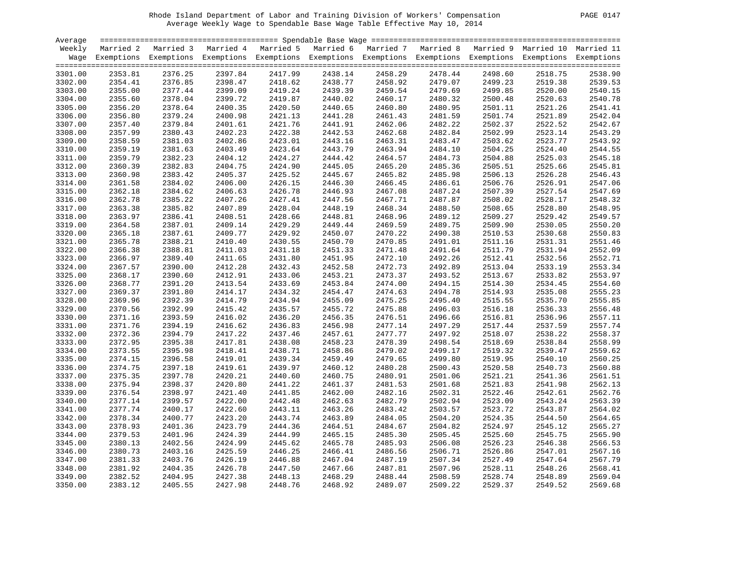Rhode Island Department of Labor and Training Division of Workers' Compensation

Average Weekly Wage to Spendable Base Wage Table Effective May 10, 2014

| Average Weekly Wage | Spendable Base Wage | | | | | | | | | |
|---|---|---|---|---|---|---|---|---|---|---|
| | Married 2 Exemptions | Married 3 Exemptions | Married 4 Exemptions | Married 5 Exemptions | Married 6 Exemptions | Married 7 Exemptions | Married 8 Exemptions | Married 9 Exemptions | Married 10 Exemptions | Married 11 Exemptions |
| 3301.00 | 2353.81 | 2376.25 | 2397.84 | 2417.99 | 2438.14 | 2458.29 | 2478.44 | 2498.60 | 2518.75 | 2538.90 |
| 3302.00 | 2354.41 | 2376.85 | 2398.47 | 2418.62 | 2438.77 | 2458.92 | 2479.07 | 2499.23 | 2519.38 | 2539.53 |
| 3303.00 | 2355.00 | 2377.44 | 2399.09 | 2419.24 | 2439.39 | 2459.54 | 2479.69 | 2499.85 | 2520.00 | 2540.15 |
| 3304.00 | 2355.60 | 2378.04 | 2399.72 | 2419.87 | 2440.02 | 2460.17 | 2480.32 | 2500.48 | 2520.63 | 2540.78 |
| 3305.00 | 2356.20 | 2378.64 | 2400.35 | 2420.50 | 2440.65 | 2460.80 | 2480.95 | 2501.11 | 2521.26 | 2541.41 |
| 3306.00 | 2356.80 | 2379.24 | 2400.98 | 2421.13 | 2441.28 | 2461.43 | 2481.59 | 2501.74 | 2521.89 | 2542.04 |
| 3307.00 | 2357.40 | 2379.84 | 2401.61 | 2421.76 | 2441.91 | 2462.06 | 2482.22 | 2502.37 | 2522.52 | 2542.67 |
| 3308.00 | 2357.99 | 2380.43 | 2402.23 | 2422.38 | 2442.53 | 2462.68 | 2482.84 | 2502.99 | 2523.14 | 2543.29 |
| 3309.00 | 2358.59 | 2381.03 | 2402.86 | 2423.01 | 2443.16 | 2463.31 | 2483.47 | 2503.62 | 2523.77 | 2543.92 |
| 3310.00 | 2359.19 | 2381.63 | 2403.49 | 2423.64 | 2443.79 | 2463.94 | 2484.10 | 2504.25 | 2524.40 | 2544.55 |
| 3311.00 | 2359.79 | 2382.23 | 2404.12 | 2424.27 | 2444.42 | 2464.57 | 2484.73 | 2504.88 | 2525.03 | 2545.18 |
| 3312.00 | 2360.39 | 2382.83 | 2404.75 | 2424.90 | 2445.05 | 2465.20 | 2485.36 | 2505.51 | 2525.66 | 2545.81 |
| 3313.00 | 2360.98 | 2383.42 | 2405.37 | 2425.52 | 2445.67 | 2465.82 | 2485.98 | 2506.13 | 2526.28 | 2546.43 |
| 3314.00 | 2361.58 | 2384.02 | 2406.00 | 2426.15 | 2446.30 | 2466.45 | 2486.61 | 2506.76 | 2526.91 | 2547.06 |
| 3315.00 | 2362.18 | 2384.62 | 2406.63 | 2426.78 | 2446.93 | 2467.08 | 2487.24 | 2507.39 | 2527.54 | 2547.69 |
| 3316.00 | 2362.78 | 2385.22 | 2407.26 | 2427.41 | 2447.56 | 2467.71 | 2487.87 | 2508.02 | 2528.17 | 2548.32 |
| 3317.00 | 2363.38 | 2385.82 | 2407.89 | 2428.04 | 2448.19 | 2468.34 | 2488.50 | 2508.65 | 2528.80 | 2548.95 |
| 3318.00 | 2363.97 | 2386.41 | 2408.51 | 2428.66 | 2448.81 | 2468.96 | 2489.12 | 2509.27 | 2529.42 | 2549.57 |
| 3319.00 | 2364.58 | 2387.01 | 2409.14 | 2429.29 | 2449.44 | 2469.59 | 2489.75 | 2509.90 | 2530.05 | 2550.20 |
| 3320.00 | 2365.18 | 2387.61 | 2409.77 | 2429.92 | 2450.07 | 2470.22 | 2490.38 | 2510.53 | 2530.68 | 2550.83 |
| 3321.00 | 2365.78 | 2388.21 | 2410.40 | 2430.55 | 2450.70 | 2470.85 | 2491.01 | 2511.16 | 2531.31 | 2551.46 |
| 3322.00 | 2366.38 | 2388.81 | 2411.03 | 2431.18 | 2451.33 | 2471.48 | 2491.64 | 2511.79 | 2531.94 | 2552.09 |
| 3323.00 | 2366.97 | 2389.40 | 2411.65 | 2431.80 | 2451.95 | 2472.10 | 2492.26 | 2512.41 | 2532.56 | 2552.71 |
| 3324.00 | 2367.57 | 2390.00 | 2412.28 | 2432.43 | 2452.58 | 2472.73 | 2492.89 | 2513.04 | 2533.19 | 2553.34 |
| 3325.00 | 2368.17 | 2390.60 | 2412.91 | 2433.06 | 2453.21 | 2473.37 | 2493.52 | 2513.67 | 2533.82 | 2553.97 |
| 3326.00 | 2368.77 | 2391.20 | 2413.54 | 2433.69 | 2453.84 | 2474.00 | 2494.15 | 2514.30 | 2534.45 | 2554.60 |
| 3327.00 | 2369.37 | 2391.80 | 2414.17 | 2434.32 | 2454.47 | 2474.63 | 2494.78 | 2514.93 | 2535.08 | 2555.23 |
| 3328.00 | 2369.96 | 2392.39 | 2414.79 | 2434.94 | 2455.09 | 2475.25 | 2495.40 | 2515.55 | 2535.70 | 2555.85 |
| 3329.00 | 2370.56 | 2392.99 | 2415.42 | 2435.57 | 2455.72 | 2475.88 | 2496.03 | 2516.18 | 2536.33 | 2556.48 |
| 3330.00 | 2371.16 | 2393.59 | 2416.02 | 2436.20 | 2456.35 | 2476.51 | 2496.66 | 2516.81 | 2536.96 | 2557.11 |
| 3331.00 | 2371.76 | 2394.19 | 2416.62 | 2436.83 | 2456.98 | 2477.14 | 2497.29 | 2517.44 | 2537.59 | 2557.74 |
| 3332.00 | 2372.36 | 2394.79 | 2417.22 | 2437.46 | 2457.61 | 2477.77 | 2497.92 | 2518.07 | 2538.22 | 2558.37 |
| 3333.00 | 2372.95 | 2395.38 | 2417.81 | 2438.08 | 2458.23 | 2478.39 | 2498.54 | 2518.69 | 2538.84 | 2558.99 |
| 3334.00 | 2373.55 | 2395.98 | 2418.41 | 2438.71 | 2458.86 | 2479.02 | 2499.17 | 2519.32 | 2539.47 | 2559.62 |
| 3335.00 | 2374.15 | 2396.58 | 2419.01 | 2439.34 | 2459.49 | 2479.65 | 2499.80 | 2519.95 | 2540.10 | 2560.25 |
| 3336.00 | 2374.75 | 2397.18 | 2419.61 | 2439.97 | 2460.12 | 2480.28 | 2500.43 | 2520.58 | 2540.73 | 2560.88 |
| 3337.00 | 2375.35 | 2397.78 | 2420.21 | 2440.60 | 2460.75 | 2480.91 | 2501.06 | 2521.21 | 2541.36 | 2561.51 |
| 3338.00 | 2375.94 | 2398.37 | 2420.80 | 2441.22 | 2461.37 | 2481.53 | 2501.68 | 2521.83 | 2541.98 | 2562.13 |
| 3339.00 | 2376.54 | 2398.97 | 2421.40 | 2441.85 | 2462.00 | 2482.16 | 2502.31 | 2522.46 | 2542.61 | 2562.76 |
| 3340.00 | 2377.14 | 2399.57 | 2422.00 | 2442.48 | 2462.63 | 2482.79 | 2502.94 | 2523.09 | 2543.24 | 2563.39 |
| 3341.00 | 2377.74 | 2400.17 | 2422.60 | 2443.11 | 2463.26 | 2483.42 | 2503.57 | 2523.72 | 2543.87 | 2564.02 |
| 3342.00 | 2378.34 | 2400.77 | 2423.20 | 2443.74 | 2463.89 | 2484.05 | 2504.20 | 2524.35 | 2544.50 | 2564.65 |
| 3343.00 | 2378.93 | 2401.36 | 2423.79 | 2444.36 | 2464.51 | 2484.67 | 2504.82 | 2524.97 | 2545.12 | 2565.27 |
| 3344.00 | 2379.53 | 2401.96 | 2424.39 | 2444.99 | 2465.15 | 2485.30 | 2505.45 | 2525.60 | 2545.75 | 2565.90 |
| 3345.00 | 2380.13 | 2402.56 | 2424.99 | 2445.62 | 2465.78 | 2485.93 | 2506.08 | 2526.23 | 2546.38 | 2566.53 |
| 3346.00 | 2380.73 | 2403.16 | 2425.59 | 2446.25 | 2466.41 | 2486.56 | 2506.71 | 2526.86 | 2547.01 | 2567.16 |
| 3347.00 | 2381.33 | 2403.76 | 2426.19 | 2446.88 | 2467.04 | 2487.19 | 2507.34 | 2527.49 | 2547.64 | 2567.79 |
| 3348.00 | 2381.92 | 2404.35 | 2426.78 | 2447.50 | 2467.66 | 2487.81 | 2507.96 | 2528.11 | 2548.26 | 2568.41 |
| 3349.00 | 2382.52 | 2404.95 | 2427.38 | 2448.13 | 2468.29 | 2488.44 | 2508.59 | 2528.74 | 2548.89 | 2569.04 |
| 3350.00 | 2383.12 | 2405.55 | 2427.98 | 2448.76 | 2468.92 | 2489.07 | 2509.22 | 2529.37 | 2549.52 | 2569.68 |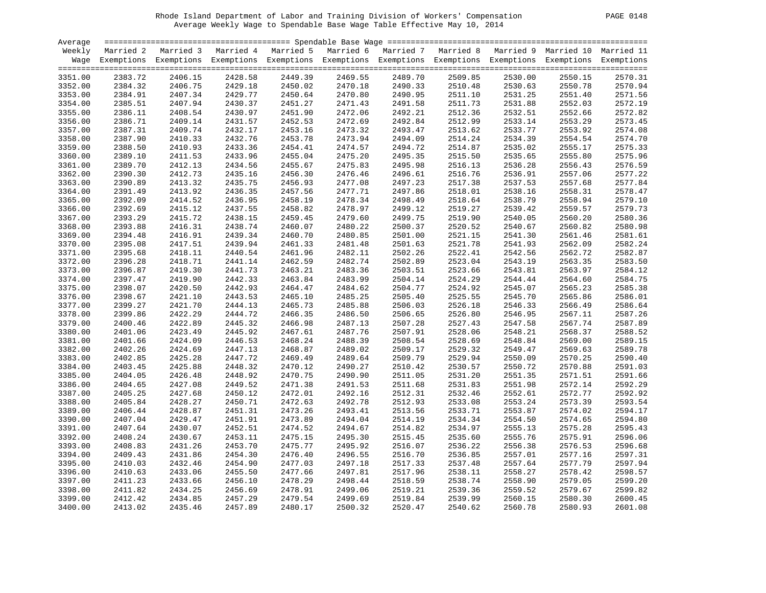Rhode Island Department of Labor and Training Division of Workers' Compensation
Average Weekly Wage to Spendable Base Wage Table Effective May 10, 2014

| Average Weekly Wage | Married 2 Exemptions | Married 3 Exemptions | Married 4 Exemptions | Married 5 Exemptions | Married 6 Exemptions | Married 7 Exemptions | Married 8 Exemptions | Married 9 Exemptions | Married 10 Exemptions | Married 11 Exemptions |
|---|---|---|---|---|---|---|---|---|---|---|
| | Spendable Base Wage | | | | | | | | | |
| 3351.00 | 2383.72 | 2406.15 | 2428.58 | 2449.39 | 2469.55 | 2489.70 | 2509.85 | 2530.00 | 2550.15 | 2570.31 |
| 3352.00 | 2384.32 | 2406.75 | 2429.18 | 2450.02 | 2470.18 | 2490.33 | 2510.48 | 2530.63 | 2550.78 | 2570.94 |
| 3353.00 | 2384.91 | 2407.34 | 2429.77 | 2450.64 | 2470.80 | 2490.95 | 2511.10 | 2531.25 | 2551.40 | 2571.56 |
| 3354.00 | 2385.51 | 2407.94 | 2430.37 | 2451.27 | 2471.43 | 2491.58 | 2511.73 | 2531.88 | 2552.03 | 2572.19 |
| 3355.00 | 2386.11 | 2408.54 | 2430.97 | 2451.90 | 2472.06 | 2492.21 | 2512.36 | 2532.51 | 2552.66 | 2572.82 |
| 3356.00 | 2386.71 | 2409.14 | 2431.57 | 2452.53 | 2472.69 | 2492.84 | 2512.99 | 2533.14 | 2553.29 | 2573.45 |
| 3357.00 | 2387.31 | 2409.74 | 2432.17 | 2453.16 | 2473.32 | 2493.47 | 2513.62 | 2533.77 | 2553.92 | 2574.08 |
| 3358.00 | 2387.90 | 2410.33 | 2432.76 | 2453.78 | 2473.94 | 2494.09 | 2514.24 | 2534.39 | 2554.54 | 2574.70 |
| 3359.00 | 2388.50 | 2410.93 | 2433.36 | 2454.41 | 2474.57 | 2494.72 | 2514.87 | 2535.02 | 2555.17 | 2575.33 |
| 3360.00 | 2389.10 | 2411.53 | 2433.96 | 2455.04 | 2475.20 | 2495.35 | 2515.50 | 2535.65 | 2555.80 | 2575.96 |
| 3361.00 | 2389.70 | 2412.13 | 2434.56 | 2455.67 | 2475.83 | 2495.98 | 2516.13 | 2536.28 | 2556.43 | 2576.59 |
| 3362.00 | 2390.30 | 2412.73 | 2435.16 | 2456.30 | 2476.46 | 2496.61 | 2516.76 | 2536.91 | 2557.06 | 2577.22 |
| 3363.00 | 2390.89 | 2413.32 | 2435.75 | 2456.93 | 2477.08 | 2497.23 | 2517.38 | 2537.53 | 2557.68 | 2577.84 |
| 3364.00 | 2391.49 | 2413.92 | 2436.35 | 2457.56 | 2477.71 | 2497.86 | 2518.01 | 2538.16 | 2558.31 | 2578.47 |
| 3365.00 | 2392.09 | 2414.52 | 2436.95 | 2458.19 | 2478.34 | 2498.49 | 2518.64 | 2538.79 | 2558.94 | 2579.10 |
| 3366.00 | 2392.69 | 2415.12 | 2437.55 | 2458.82 | 2478.97 | 2499.12 | 2519.27 | 2539.42 | 2559.57 | 2579.73 |
| 3367.00 | 2393.29 | 2415.72 | 2438.15 | 2459.45 | 2479.60 | 2499.75 | 2519.90 | 2540.05 | 2560.20 | 2580.36 |
| 3368.00 | 2393.88 | 2416.31 | 2438.74 | 2460.07 | 2480.22 | 2500.37 | 2520.52 | 2540.67 | 2560.82 | 2580.98 |
| 3369.00 | 2394.48 | 2416.91 | 2439.34 | 2460.70 | 2480.85 | 2501.00 | 2521.15 | 2541.30 | 2561.46 | 2581.61 |
| 3370.00 | 2395.08 | 2417.51 | 2439.94 | 2461.33 | 2481.48 | 2501.63 | 2521.78 | 2541.93 | 2562.09 | 2582.24 |
| 3371.00 | 2395.68 | 2418.11 | 2440.54 | 2461.96 | 2482.11 | 2502.26 | 2522.41 | 2542.56 | 2562.72 | 2582.87 |
| 3372.00 | 2396.28 | 2418.71 | 2441.14 | 2462.59 | 2482.74 | 2502.89 | 2523.04 | 2543.19 | 2563.35 | 2583.50 |
| 3373.00 | 2396.87 | 2419.30 | 2441.73 | 2463.21 | 2483.36 | 2503.51 | 2523.66 | 2543.81 | 2563.97 | 2584.12 |
| 3374.00 | 2397.47 | 2419.90 | 2442.33 | 2463.84 | 2483.99 | 2504.14 | 2524.29 | 2544.44 | 2564.60 | 2584.75 |
| 3375.00 | 2398.07 | 2420.50 | 2442.93 | 2464.47 | 2484.62 | 2504.77 | 2524.92 | 2545.07 | 2565.23 | 2585.38 |
| 3376.00 | 2398.67 | 2421.10 | 2443.53 | 2465.10 | 2485.25 | 2505.40 | 2525.55 | 2545.70 | 2565.86 | 2586.01 |
| 3377.00 | 2399.27 | 2421.70 | 2444.13 | 2465.73 | 2485.88 | 2506.03 | 2526.18 | 2546.33 | 2566.49 | 2586.64 |
| 3378.00 | 2399.86 | 2422.29 | 2444.72 | 2466.35 | 2486.50 | 2506.65 | 2526.80 | 2546.95 | 2567.11 | 2587.26 |
| 3379.00 | 2400.46 | 2422.89 | 2445.32 | 2466.98 | 2487.13 | 2507.28 | 2527.43 | 2547.58 | 2567.74 | 2587.89 |
| 3380.00 | 2401.06 | 2423.49 | 2445.92 | 2467.61 | 2487.76 | 2507.91 | 2528.06 | 2548.21 | 2568.37 | 2588.52 |
| 3381.00 | 2401.66 | 2424.09 | 2446.53 | 2468.24 | 2488.39 | 2508.54 | 2528.69 | 2548.84 | 2569.00 | 2589.15 |
| 3382.00 | 2402.26 | 2424.69 | 2447.13 | 2468.87 | 2489.02 | 2509.17 | 2529.32 | 2549.47 | 2569.63 | 2589.78 |
| 3383.00 | 2402.85 | 2425.28 | 2447.72 | 2469.49 | 2489.64 | 2509.79 | 2529.94 | 2550.09 | 2570.25 | 2590.40 |
| 3384.00 | 2403.45 | 2425.88 | 2448.32 | 2470.12 | 2490.27 | 2510.42 | 2530.57 | 2550.72 | 2570.88 | 2591.03 |
| 3385.00 | 2404.05 | 2426.48 | 2448.92 | 2470.75 | 2490.90 | 2511.05 | 2531.20 | 2551.35 | 2571.51 | 2591.66 |
| 3386.00 | 2404.65 | 2427.08 | 2449.52 | 2471.38 | 2491.53 | 2511.68 | 2531.83 | 2551.98 | 2572.14 | 2592.29 |
| 3387.00 | 2405.25 | 2427.68 | 2450.12 | 2472.01 | 2492.16 | 2512.31 | 2532.46 | 2552.61 | 2572.77 | 2592.92 |
| 3388.00 | 2405.84 | 2428.27 | 2450.71 | 2472.63 | 2492.78 | 2512.93 | 2533.08 | 2553.24 | 2573.39 | 2593.54 |
| 3389.00 | 2406.44 | 2428.87 | 2451.31 | 2473.26 | 2493.41 | 2513.56 | 2533.71 | 2553.87 | 2574.02 | 2594.17 |
| 3390.00 | 2407.04 | 2429.47 | 2451.91 | 2473.89 | 2494.04 | 2514.19 | 2534.34 | 2554.50 | 2574.65 | 2594.80 |
| 3391.00 | 2407.64 | 2430.07 | 2452.51 | 2474.52 | 2494.67 | 2514.82 | 2534.97 | 2555.13 | 2575.28 | 2595.43 |
| 3392.00 | 2408.24 | 2430.67 | 2453.11 | 2475.15 | 2495.30 | 2515.45 | 2535.60 | 2555.76 | 2575.91 | 2596.06 |
| 3393.00 | 2408.83 | 2431.26 | 2453.70 | 2475.77 | 2495.92 | 2516.07 | 2536.22 | 2556.38 | 2576.53 | 2596.68 |
| 3394.00 | 2409.43 | 2431.86 | 2454.30 | 2476.40 | 2496.55 | 2516.70 | 2536.85 | 2557.01 | 2577.16 | 2597.31 |
| 3395.00 | 2410.03 | 2432.46 | 2454.90 | 2477.03 | 2497.18 | 2517.33 | 2537.48 | 2557.64 | 2577.79 | 2597.94 |
| 3396.00 | 2410.63 | 2433.06 | 2455.50 | 2477.66 | 2497.81 | 2517.96 | 2538.11 | 2558.27 | 2578.42 | 2598.57 |
| 3397.00 | 2411.23 | 2433.66 | 2456.10 | 2478.29 | 2498.44 | 2518.59 | 2538.74 | 2558.90 | 2579.05 | 2599.20 |
| 3398.00 | 2411.82 | 2434.25 | 2456.69 | 2478.91 | 2499.06 | 2519.21 | 2539.36 | 2559.52 | 2579.67 | 2599.82 |
| 3399.00 | 2412.42 | 2434.85 | 2457.29 | 2479.54 | 2499.69 | 2519.84 | 2539.99 | 2560.15 | 2580.30 | 2600.45 |
| 3400.00 | 2413.02 | 2435.46 | 2457.89 | 2480.17 | 2500.32 | 2520.47 | 2540.62 | 2560.78 | 2580.93 | 2601.08 |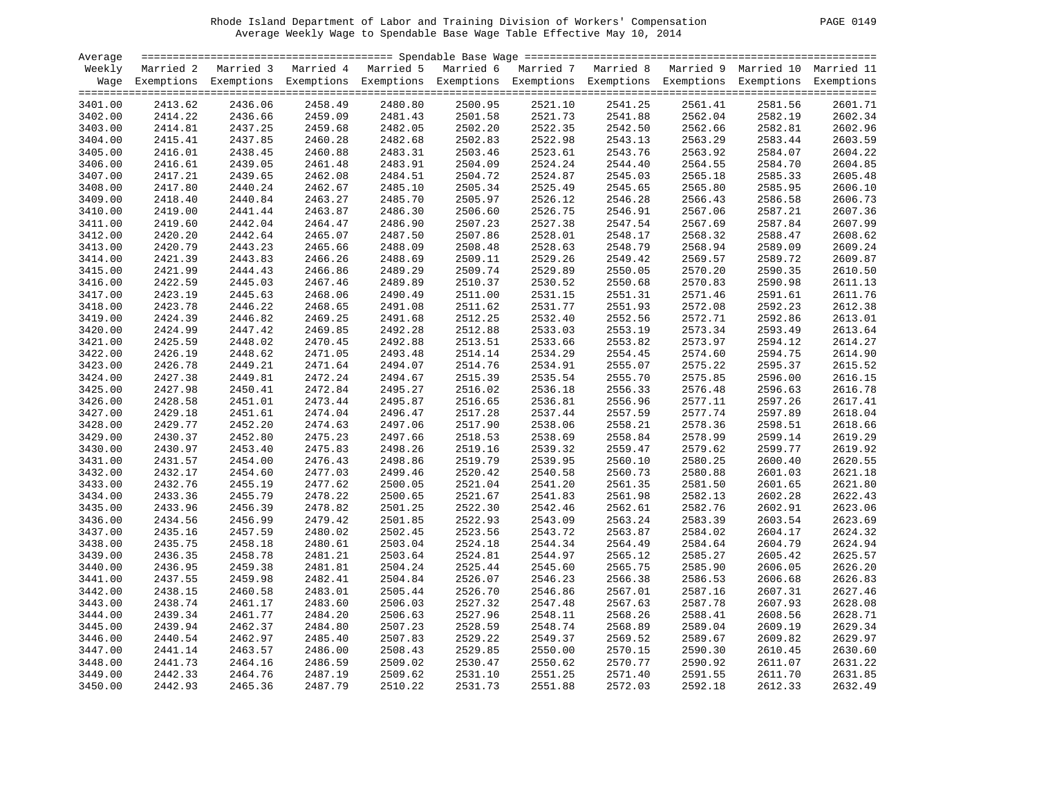Rhode Island Department of Labor and Training Division of Workers' Compensation
Average Weekly Wage to Spendable Base Wage Table Effective May 10, 2014

| Average Weekly Wage | Married 2 Exemptions | Married 3 Exemptions | Married 4 Exemptions | Married 5 Exemptions | Married 6 Exemptions | Married 7 Exemptions | Married 8 Exemptions | Married 9 Exemptions | Married 10 Exemptions | Married 11 Exemptions |
|---|---|---|---|---|---|---|---|---|---|---|
| 3401.00 | 2413.62 | 2436.06 | 2458.49 | 2480.80 | 2500.95 | 2521.10 | 2541.25 | 2561.41 | 2581.56 | 2601.71 |
| 3402.00 | 2414.22 | 2436.66 | 2459.09 | 2481.43 | 2501.58 | 2521.73 | 2541.88 | 2562.04 | 2582.19 | 2602.34 |
| 3403.00 | 2414.81 | 2437.25 | 2459.68 | 2482.05 | 2502.20 | 2522.35 | 2542.50 | 2562.66 | 2582.81 | 2602.96 |
| 3404.00 | 2415.41 | 2437.85 | 2460.28 | 2482.68 | 2502.83 | 2522.98 | 2543.13 | 2563.29 | 2583.44 | 2603.59 |
| 3405.00 | 2416.01 | 2438.45 | 2460.88 | 2483.31 | 2503.46 | 2523.61 | 2543.76 | 2563.92 | 2584.07 | 2604.22 |
| 3406.00 | 2416.61 | 2439.05 | 2461.48 | 2483.91 | 2504.09 | 2524.24 | 2544.40 | 2564.55 | 2584.70 | 2604.85 |
| 3407.00 | 2417.21 | 2439.65 | 2462.08 | 2484.51 | 2504.72 | 2524.87 | 2545.03 | 2565.18 | 2585.33 | 2605.48 |
| 3408.00 | 2417.80 | 2440.24 | 2462.67 | 2485.10 | 2505.34 | 2525.49 | 2545.65 | 2565.80 | 2585.95 | 2606.10 |
| 3409.00 | 2418.40 | 2440.84 | 2463.27 | 2485.70 | 2505.97 | 2526.12 | 2546.28 | 2566.43 | 2586.58 | 2606.73 |
| 3410.00 | 2419.00 | 2441.44 | 2463.87 | 2486.30 | 2506.60 | 2526.75 | 2546.91 | 2567.06 | 2587.21 | 2607.36 |
| 3411.00 | 2419.60 | 2442.04 | 2464.47 | 2486.90 | 2507.23 | 2527.38 | 2547.54 | 2567.69 | 2587.84 | 2607.99 |
| 3412.00 | 2420.20 | 2442.64 | 2465.07 | 2487.50 | 2507.86 | 2528.01 | 2548.17 | 2568.32 | 2588.47 | 2608.62 |
| 3413.00 | 2420.79 | 2443.23 | 2465.66 | 2488.09 | 2508.48 | 2528.63 | 2548.79 | 2568.94 | 2589.09 | 2609.24 |
| 3414.00 | 2421.39 | 2443.83 | 2466.26 | 2488.69 | 2509.11 | 2529.26 | 2549.42 | 2569.57 | 2589.72 | 2609.87 |
| 3415.00 | 2421.99 | 2444.43 | 2466.86 | 2489.29 | 2509.74 | 2529.89 | 2550.05 | 2570.20 | 2590.35 | 2610.50 |
| 3416.00 | 2422.59 | 2445.03 | 2467.46 | 2489.89 | 2510.37 | 2530.52 | 2550.68 | 2570.83 | 2590.98 | 2611.13 |
| 3417.00 | 2423.19 | 2445.63 | 2468.06 | 2490.49 | 2511.00 | 2531.15 | 2551.31 | 2571.46 | 2591.61 | 2611.76 |
| 3418.00 | 2423.78 | 2446.22 | 2468.65 | 2491.08 | 2511.62 | 2531.77 | 2551.93 | 2572.08 | 2592.23 | 2612.38 |
| 3419.00 | 2424.39 | 2446.82 | 2469.25 | 2491.68 | 2512.25 | 2532.40 | 2552.56 | 2572.71 | 2592.86 | 2613.01 |
| 3420.00 | 2424.99 | 2447.42 | 2469.85 | 2492.28 | 2512.88 | 2533.03 | 2553.19 | 2573.34 | 2593.49 | 2613.64 |
| 3421.00 | 2425.59 | 2448.02 | 2470.45 | 2492.88 | 2513.51 | 2533.66 | 2553.82 | 2573.97 | 2594.12 | 2614.27 |
| 3422.00 | 2426.19 | 2448.62 | 2471.05 | 2493.48 | 2514.14 | 2534.29 | 2554.45 | 2574.60 | 2594.75 | 2614.90 |
| 3423.00 | 2426.78 | 2449.21 | 2471.64 | 2494.07 | 2514.76 | 2534.91 | 2555.07 | 2575.22 | 2595.37 | 2615.52 |
| 3424.00 | 2427.38 | 2449.81 | 2472.24 | 2494.67 | 2515.39 | 2535.54 | 2555.70 | 2575.85 | 2596.00 | 2616.15 |
| 3425.00 | 2427.98 | 2450.41 | 2472.84 | 2495.27 | 2516.02 | 2536.18 | 2556.33 | 2576.48 | 2596.63 | 2616.78 |
| 3426.00 | 2428.58 | 2451.01 | 2473.44 | 2495.87 | 2516.65 | 2536.81 | 2556.96 | 2577.11 | 2597.26 | 2617.41 |
| 3427.00 | 2429.18 | 2451.61 | 2474.04 | 2496.47 | 2517.28 | 2537.44 | 2557.59 | 2577.74 | 2597.89 | 2618.04 |
| 3428.00 | 2429.77 | 2452.20 | 2474.63 | 2497.06 | 2517.90 | 2538.06 | 2558.21 | 2578.36 | 2598.51 | 2618.66 |
| 3429.00 | 2430.37 | 2452.80 | 2475.23 | 2497.66 | 2518.53 | 2538.69 | 2558.84 | 2578.99 | 2599.14 | 2619.29 |
| 3430.00 | 2430.97 | 2453.40 | 2475.83 | 2498.26 | 2519.16 | 2539.32 | 2559.47 | 2579.62 | 2599.77 | 2619.92 |
| 3431.00 | 2431.57 | 2454.00 | 2476.43 | 2498.86 | 2519.79 | 2539.95 | 2560.10 | 2580.25 | 2600.40 | 2620.55 |
| 3432.00 | 2432.17 | 2454.60 | 2477.03 | 2499.46 | 2520.42 | 2540.58 | 2560.73 | 2580.88 | 2601.03 | 2621.18 |
| 3433.00 | 2432.76 | 2455.19 | 2477.62 | 2500.05 | 2521.04 | 2541.20 | 2561.35 | 2581.50 | 2601.65 | 2621.80 |
| 3434.00 | 2433.36 | 2455.79 | 2478.22 | 2500.65 | 2521.67 | 2541.83 | 2561.98 | 2582.13 | 2602.28 | 2622.43 |
| 3435.00 | 2433.96 | 2456.39 | 2478.82 | 2501.25 | 2522.30 | 2542.46 | 2562.61 | 2582.76 | 2602.91 | 2623.06 |
| 3436.00 | 2434.56 | 2456.99 | 2479.42 | 2501.85 | 2522.93 | 2543.09 | 2563.24 | 2583.39 | 2603.54 | 2623.69 |
| 3437.00 | 2435.16 | 2457.59 | 2480.02 | 2502.45 | 2523.56 | 2543.72 | 2563.87 | 2584.02 | 2604.17 | 2624.32 |
| 3438.00 | 2435.75 | 2458.18 | 2480.61 | 2503.04 | 2524.18 | 2544.34 | 2564.49 | 2584.64 | 2604.79 | 2624.94 |
| 3439.00 | 2436.35 | 2458.78 | 2481.21 | 2503.64 | 2524.81 | 2544.97 | 2565.12 | 2585.27 | 2605.42 | 2625.57 |
| 3440.00 | 2436.95 | 2459.38 | 2481.81 | 2504.24 | 2525.44 | 2545.60 | 2565.75 | 2585.90 | 2606.05 | 2626.20 |
| 3441.00 | 2437.55 | 2459.98 | 2482.41 | 2504.84 | 2526.07 | 2546.23 | 2566.38 | 2586.53 | 2606.68 | 2626.83 |
| 3442.00 | 2438.15 | 2460.58 | 2483.01 | 2505.44 | 2526.70 | 2546.86 | 2567.01 | 2587.16 | 2607.31 | 2627.46 |
| 3443.00 | 2438.74 | 2461.17 | 2483.60 | 2506.03 | 2527.32 | 2547.48 | 2567.63 | 2587.78 | 2607.93 | 2628.08 |
| 3444.00 | 2439.34 | 2461.77 | 2484.20 | 2506.63 | 2527.96 | 2548.11 | 2568.26 | 2588.41 | 2608.56 | 2628.71 |
| 3445.00 | 2439.94 | 2462.37 | 2484.80 | 2507.23 | 2528.59 | 2548.74 | 2568.89 | 2589.04 | 2609.19 | 2629.34 |
| 3446.00 | 2440.54 | 2462.97 | 2485.40 | 2507.83 | 2529.22 | 2549.37 | 2569.52 | 2589.67 | 2609.82 | 2629.97 |
| 3447.00 | 2441.14 | 2463.57 | 2486.00 | 2508.43 | 2529.85 | 2550.00 | 2570.15 | 2590.30 | 2610.45 | 2630.60 |
| 3448.00 | 2441.73 | 2464.16 | 2486.59 | 2509.02 | 2530.47 | 2550.62 | 2570.77 | 2590.92 | 2611.07 | 2631.22 |
| 3449.00 | 2442.33 | 2464.76 | 2487.19 | 2509.62 | 2531.10 | 2551.25 | 2571.40 | 2591.55 | 2611.70 | 2631.85 |
| 3450.00 | 2442.93 | 2465.36 | 2487.79 | 2510.22 | 2531.73 | 2551.88 | 2572.03 | 2592.18 | 2612.33 | 2632.49 |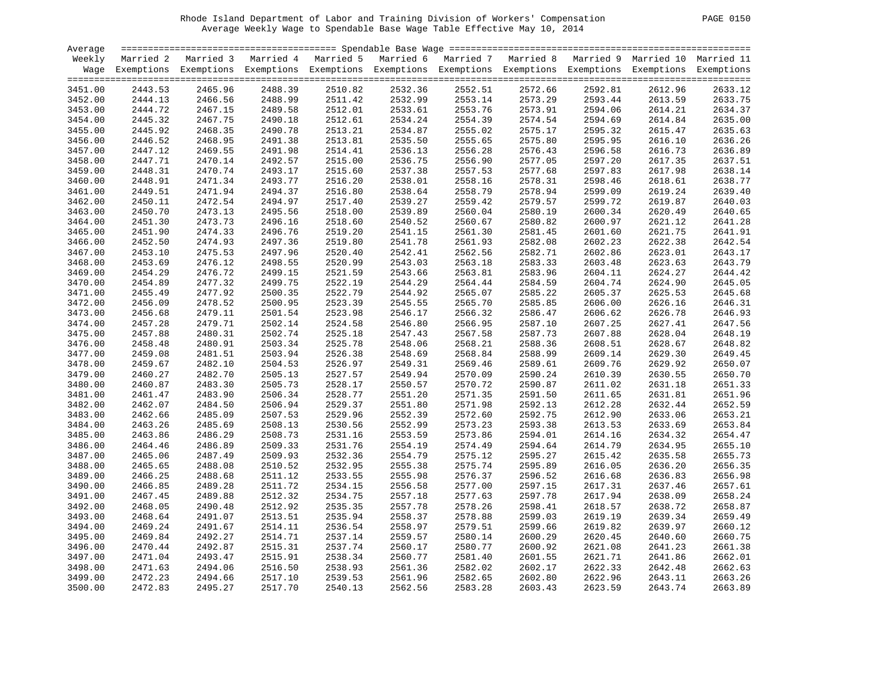Rhode Island Department of Labor and Training Division of Workers' Compensation

Average Weekly Wage to Spendable Base Wage Table Effective May 10, 2014

| Average Weekly Wage | Married 2 Exemptions | Married 3 Exemptions | Married 4 Exemptions | Married 5 Exemptions | Married 6 Exemptions | Married 7 Exemptions | Married 8 Exemptions | Married 9 Exemptions | Married 10 Exemptions | Married 11 Exemptions |
|---|---|---|---|---|---|---|---|---|---|---|
| 3451.00 | 2443.53 | 2465.96 | 2488.39 | 2510.82 | 2532.36 | 2552.51 | 2572.66 | 2592.81 | 2612.96 | 2633.12 |
| 3452.00 | 2444.13 | 2466.56 | 2488.99 | 2511.42 | 2532.99 | 2553.14 | 2573.29 | 2593.44 | 2613.59 | 2633.75 |
| 3453.00 | 2444.72 | 2467.15 | 2489.58 | 2512.01 | 2533.61 | 2553.76 | 2573.91 | 2594.06 | 2614.21 | 2634.37 |
| 3454.00 | 2445.32 | 2467.75 | 2490.18 | 2512.61 | 2534.24 | 2554.39 | 2574.54 | 2594.69 | 2614.84 | 2635.00 |
| 3455.00 | 2445.92 | 2468.35 | 2490.78 | 2513.21 | 2534.87 | 2555.02 | 2575.17 | 2595.32 | 2615.47 | 2635.63 |
| 3456.00 | 2446.52 | 2468.95 | 2491.38 | 2513.81 | 2535.50 | 2555.65 | 2575.80 | 2595.95 | 2616.10 | 2636.26 |
| 3457.00 | 2447.12 | 2469.55 | 2491.98 | 2514.41 | 2536.13 | 2556.28 | 2576.43 | 2596.58 | 2616.73 | 2636.89 |
| 3458.00 | 2447.71 | 2470.14 | 2492.57 | 2515.00 | 2536.75 | 2556.90 | 2577.05 | 2597.20 | 2617.35 | 2637.51 |
| 3459.00 | 2448.31 | 2470.74 | 2493.17 | 2515.60 | 2537.38 | 2557.53 | 2577.68 | 2597.83 | 2617.98 | 2638.14 |
| 3460.00 | 2448.91 | 2471.34 | 2493.77 | 2516.20 | 2538.01 | 2558.16 | 2578.31 | 2598.46 | 2618.61 | 2638.77 |
| 3461.00 | 2449.51 | 2471.94 | 2494.37 | 2516.80 | 2538.64 | 2558.79 | 2578.94 | 2599.09 | 2619.24 | 2639.40 |
| 3462.00 | 2450.11 | 2472.54 | 2494.97 | 2517.40 | 2539.27 | 2559.42 | 2579.57 | 2599.72 | 2619.87 | 2640.03 |
| 3463.00 | 2450.70 | 2473.13 | 2495.56 | 2518.00 | 2539.89 | 2560.04 | 2580.19 | 2600.34 | 2620.49 | 2640.65 |
| 3464.00 | 2451.30 | 2473.73 | 2496.16 | 2518.60 | 2540.52 | 2560.67 | 2580.82 | 2600.97 | 2621.12 | 2641.28 |
| 3465.00 | 2451.90 | 2474.33 | 2496.76 | 2519.20 | 2541.15 | 2561.30 | 2581.45 | 2601.60 | 2621.75 | 2641.91 |
| 3466.00 | 2452.50 | 2474.93 | 2497.36 | 2519.80 | 2541.78 | 2561.93 | 2582.08 | 2602.23 | 2622.38 | 2642.54 |
| 3467.00 | 2453.10 | 2475.53 | 2497.96 | 2520.40 | 2542.41 | 2562.56 | 2582.71 | 2602.86 | 2623.01 | 2643.17 |
| 3468.00 | 2453.69 | 2476.12 | 2498.55 | 2520.99 | 2543.03 | 2563.18 | 2583.33 | 2603.48 | 2623.63 | 2643.79 |
| 3469.00 | 2454.29 | 2476.72 | 2499.15 | 2521.59 | 2543.66 | 2563.81 | 2583.96 | 2604.11 | 2624.27 | 2644.42 |
| 3470.00 | 2454.89 | 2477.32 | 2499.75 | 2522.19 | 2544.29 | 2564.44 | 2584.59 | 2604.74 | 2624.90 | 2645.05 |
| 3471.00 | 2455.49 | 2477.92 | 2500.35 | 2522.79 | 2544.92 | 2565.07 | 2585.22 | 2605.37 | 2625.53 | 2645.68 |
| 3472.00 | 2456.09 | 2478.52 | 2500.95 | 2523.39 | 2545.55 | 2565.70 | 2585.85 | 2606.00 | 2626.16 | 2646.31 |
| 3473.00 | 2456.68 | 2479.11 | 2501.54 | 2523.98 | 2546.17 | 2566.32 | 2586.47 | 2606.62 | 2626.78 | 2646.93 |
| 3474.00 | 2457.28 | 2479.71 | 2502.14 | 2524.58 | 2546.80 | 2566.95 | 2587.10 | 2607.25 | 2627.41 | 2647.56 |
| 3475.00 | 2457.88 | 2480.31 | 2502.74 | 2525.18 | 2547.43 | 2567.58 | 2587.73 | 2607.88 | 2628.04 | 2648.19 |
| 3476.00 | 2458.48 | 2480.91 | 2503.34 | 2525.78 | 2548.06 | 2568.21 | 2588.36 | 2608.51 | 2628.67 | 2648.82 |
| 3477.00 | 2459.08 | 2481.51 | 2503.94 | 2526.38 | 2548.69 | 2568.84 | 2588.99 | 2609.14 | 2629.30 | 2649.45 |
| 3478.00 | 2459.67 | 2482.10 | 2504.53 | 2526.97 | 2549.31 | 2569.46 | 2589.61 | 2609.76 | 2629.92 | 2650.07 |
| 3479.00 | 2460.27 | 2482.70 | 2505.13 | 2527.57 | 2549.94 | 2570.09 | 2590.24 | 2610.39 | 2630.55 | 2650.70 |
| 3480.00 | 2460.87 | 2483.30 | 2505.73 | 2528.17 | 2550.57 | 2570.72 | 2590.87 | 2611.02 | 2631.18 | 2651.33 |
| 3481.00 | 2461.47 | 2483.90 | 2506.34 | 2528.77 | 2551.20 | 2571.35 | 2591.50 | 2611.65 | 2631.81 | 2651.96 |
| 3482.00 | 2462.07 | 2484.50 | 2506.94 | 2529.37 | 2551.80 | 2571.98 | 2592.13 | 2612.28 | 2632.44 | 2652.59 |
| 3483.00 | 2462.66 | 2485.09 | 2507.53 | 2529.96 | 2552.39 | 2572.60 | 2592.75 | 2612.90 | 2633.06 | 2653.21 |
| 3484.00 | 2463.26 | 2485.69 | 2508.13 | 2530.56 | 2552.99 | 2573.23 | 2593.38 | 2613.53 | 2633.69 | 2653.84 |
| 3485.00 | 2463.86 | 2486.29 | 2508.73 | 2531.16 | 2553.59 | 2573.86 | 2594.01 | 2614.16 | 2634.32 | 2654.47 |
| 3486.00 | 2464.46 | 2486.89 | 2509.33 | 2531.76 | 2554.19 | 2574.49 | 2594.64 | 2614.79 | 2634.95 | 2655.10 |
| 3487.00 | 2465.06 | 2487.49 | 2509.93 | 2532.36 | 2554.79 | 2575.12 | 2595.27 | 2615.42 | 2635.58 | 2655.73 |
| 3488.00 | 2465.65 | 2488.08 | 2510.52 | 2532.95 | 2555.38 | 2575.74 | 2595.89 | 2616.05 | 2636.20 | 2656.35 |
| 3489.00 | 2466.25 | 2488.68 | 2511.12 | 2533.55 | 2555.98 | 2576.37 | 2596.52 | 2616.68 | 2636.83 | 2656.98 |
| 3490.00 | 2466.85 | 2489.28 | 2511.72 | 2534.15 | 2556.58 | 2577.00 | 2597.15 | 2617.31 | 2637.46 | 2657.61 |
| 3491.00 | 2467.45 | 2489.88 | 2512.32 | 2534.75 | 2557.18 | 2577.63 | 2597.78 | 2617.94 | 2638.09 | 2658.24 |
| 3492.00 | 2468.05 | 2490.48 | 2512.92 | 2535.35 | 2557.78 | 2578.26 | 2598.41 | 2618.57 | 2638.72 | 2658.87 |
| 3493.00 | 2468.64 | 2491.07 | 2513.51 | 2535.94 | 2558.37 | 2578.88 | 2599.03 | 2619.19 | 2639.34 | 2659.49 |
| 3494.00 | 2469.24 | 2491.67 | 2514.11 | 2536.54 | 2558.97 | 2579.51 | 2599.66 | 2619.82 | 2639.97 | 2660.12 |
| 3495.00 | 2469.84 | 2492.27 | 2514.71 | 2537.14 | 2559.57 | 2580.14 | 2600.29 | 2620.45 | 2640.60 | 2660.75 |
| 3496.00 | 2470.44 | 2492.87 | 2515.31 | 2537.74 | 2560.17 | 2580.77 | 2600.92 | 2621.08 | 2641.23 | 2661.38 |
| 3497.00 | 2471.04 | 2493.47 | 2515.91 | 2538.34 | 2560.77 | 2581.40 | 2601.55 | 2621.71 | 2641.86 | 2662.01 |
| 3498.00 | 2471.63 | 2494.06 | 2516.50 | 2538.93 | 2561.36 | 2582.02 | 2602.17 | 2622.33 | 2642.48 | 2662.63 |
| 3499.00 | 2472.23 | 2494.66 | 2517.10 | 2539.53 | 2561.96 | 2582.65 | 2602.80 | 2622.96 | 2643.11 | 2663.26 |
| 3500.00 | 2472.83 | 2495.27 | 2517.70 | 2540.13 | 2562.56 | 2583.28 | 2603.43 | 2623.59 | 2643.74 | 2663.89 |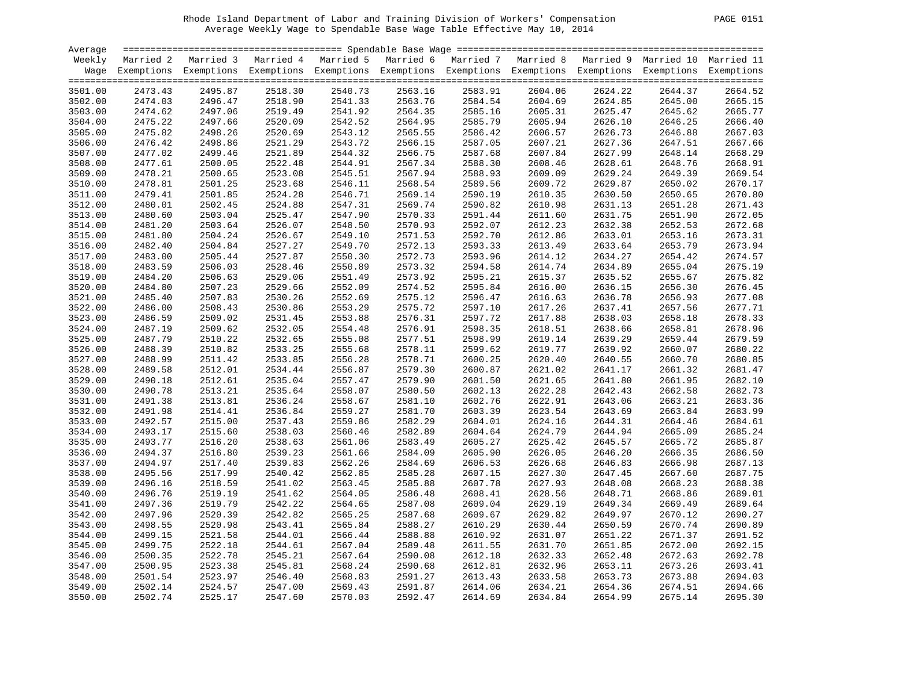Rhode Island Department of Labor and Training Division of Workers' Compensation

Average Weekly Wage to Spendable Base Wage Table Effective May 10, 2014

| Average Weekly Wage | Married 2 Exemptions | Married 3 Exemptions | Married 4 Exemptions | Married 5 Exemptions | Married 6 Exemptions | Married 7 Exemptions | Married 8 Exemptions | Married 9 Exemptions | Married 10 Exemptions | Married 11 Exemptions |
|---|---|---|---|---|---|---|---|---|---|---|
| 3501.00 | 2473.43 | 2495.87 | 2518.30 | 2540.73 | 2563.16 | 2583.91 | 2604.06 | 2624.22 | 2644.37 | 2664.52 |
| 3502.00 | 2474.03 | 2496.47 | 2518.90 | 2541.33 | 2563.76 | 2584.54 | 2604.69 | 2624.85 | 2645.00 | 2665.15 |
| 3503.00 | 2474.62 | 2497.06 | 2519.49 | 2541.92 | 2564.35 | 2585.16 | 2605.31 | 2625.47 | 2645.62 | 2665.77 |
| 3504.00 | 2475.22 | 2497.66 | 2520.09 | 2542.52 | 2564.95 | 2585.79 | 2605.94 | 2626.10 | 2646.25 | 2666.40 |
| 3505.00 | 2475.82 | 2498.26 | 2520.69 | 2543.12 | 2565.55 | 2586.42 | 2606.57 | 2626.73 | 2646.88 | 2667.03 |
| 3506.00 | 2476.42 | 2498.86 | 2521.29 | 2543.72 | 2566.15 | 2587.05 | 2607.21 | 2627.36 | 2647.51 | 2667.66 |
| 3507.00 | 2477.02 | 2499.46 | 2521.89 | 2544.32 | 2566.75 | 2587.68 | 2607.84 | 2627.99 | 2648.14 | 2668.29 |
| 3508.00 | 2477.61 | 2500.05 | 2522.48 | 2544.91 | 2567.34 | 2588.30 | 2608.46 | 2628.61 | 2648.76 | 2668.91 |
| 3509.00 | 2478.21 | 2500.65 | 2523.08 | 2545.51 | 2567.94 | 2588.93 | 2609.09 | 2629.24 | 2649.39 | 2669.54 |
| 3510.00 | 2478.81 | 2501.25 | 2523.68 | 2546.11 | 2568.54 | 2589.56 | 2609.72 | 2629.87 | 2650.02 | 2670.17 |
| 3511.00 | 2479.41 | 2501.85 | 2524.28 | 2546.71 | 2569.14 | 2590.19 | 2610.35 | 2630.50 | 2650.65 | 2670.80 |
| 3512.00 | 2480.01 | 2502.45 | 2524.88 | 2547.31 | 2569.74 | 2590.82 | 2610.98 | 2631.13 | 2651.28 | 2671.43 |
| 3513.00 | 2480.60 | 2503.04 | 2525.47 | 2547.90 | 2570.33 | 2591.44 | 2611.60 | 2631.75 | 2651.90 | 2672.05 |
| 3514.00 | 2481.20 | 2503.64 | 2526.07 | 2548.50 | 2570.93 | 2592.07 | 2612.23 | 2632.38 | 2652.53 | 2672.68 |
| 3515.00 | 2481.80 | 2504.24 | 2526.67 | 2549.10 | 2571.53 | 2592.70 | 2612.86 | 2633.01 | 2653.16 | 2673.31 |
| 3516.00 | 2482.40 | 2504.84 | 2527.27 | 2549.70 | 2572.13 | 2593.33 | 2613.49 | 2633.64 | 2653.79 | 2673.94 |
| 3517.00 | 2483.00 | 2505.44 | 2527.87 | 2550.30 | 2572.73 | 2593.96 | 2614.12 | 2634.27 | 2654.42 | 2674.57 |
| 3518.00 | 2483.59 | 2506.03 | 2528.46 | 2550.89 | 2573.32 | 2594.58 | 2614.74 | 2634.89 | 2655.04 | 2675.19 |
| 3519.00 | 2484.20 | 2506.63 | 2529.06 | 2551.49 | 2573.92 | 2595.21 | 2615.37 | 2635.52 | 2655.67 | 2675.82 |
| 3520.00 | 2484.80 | 2507.23 | 2529.66 | 2552.09 | 2574.52 | 2595.84 | 2616.00 | 2636.15 | 2656.30 | 2676.45 |
| 3521.00 | 2485.40 | 2507.83 | 2530.26 | 2552.69 | 2575.12 | 2596.47 | 2616.63 | 2636.78 | 2656.93 | 2677.08 |
| 3522.00 | 2486.00 | 2508.43 | 2530.86 | 2553.29 | 2575.72 | 2597.10 | 2617.26 | 2637.41 | 2657.56 | 2677.71 |
| 3523.00 | 2486.59 | 2509.02 | 2531.45 | 2553.88 | 2576.31 | 2597.72 | 2617.88 | 2638.03 | 2658.18 | 2678.33 |
| 3524.00 | 2487.19 | 2509.62 | 2532.05 | 2554.48 | 2576.91 | 2598.35 | 2618.51 | 2638.66 | 2658.81 | 2678.96 |
| 3525.00 | 2487.79 | 2510.22 | 2532.65 | 2555.08 | 2577.51 | 2598.99 | 2619.14 | 2639.29 | 2659.44 | 2679.59 |
| 3526.00 | 2488.39 | 2510.82 | 2533.25 | 2555.68 | 2578.11 | 2599.62 | 2619.77 | 2639.92 | 2660.07 | 2680.22 |
| 3527.00 | 2488.99 | 2511.42 | 2533.85 | 2556.28 | 2578.71 | 2600.25 | 2620.40 | 2640.55 | 2660.70 | 2680.85 |
| 3528.00 | 2489.58 | 2512.01 | 2534.44 | 2556.87 | 2579.30 | 2600.87 | 2621.02 | 2641.17 | 2661.32 | 2681.47 |
| 3529.00 | 2490.18 | 2512.61 | 2535.04 | 2557.47 | 2579.90 | 2601.50 | 2621.65 | 2641.80 | 2661.95 | 2682.10 |
| 3530.00 | 2490.78 | 2513.21 | 2535.64 | 2558.07 | 2580.50 | 2602.13 | 2622.28 | 2642.43 | 2662.58 | 2682.73 |
| 3531.00 | 2491.38 | 2513.81 | 2536.24 | 2558.67 | 2581.10 | 2602.76 | 2622.91 | 2643.06 | 2663.21 | 2683.36 |
| 3532.00 | 2491.98 | 2514.41 | 2536.84 | 2559.27 | 2581.70 | 2603.39 | 2623.54 | 2643.69 | 2663.84 | 2683.99 |
| 3533.00 | 2492.57 | 2515.00 | 2537.43 | 2559.86 | 2582.29 | 2604.01 | 2624.16 | 2644.31 | 2664.46 | 2684.61 |
| 3534.00 | 2493.17 | 2515.60 | 2538.03 | 2560.46 | 2582.89 | 2604.64 | 2624.79 | 2644.94 | 2665.09 | 2685.24 |
| 3535.00 | 2493.77 | 2516.20 | 2538.63 | 2561.06 | 2583.49 | 2605.27 | 2625.42 | 2645.57 | 2665.72 | 2685.87 |
| 3536.00 | 2494.37 | 2516.80 | 2539.23 | 2561.66 | 2584.09 | 2605.90 | 2626.05 | 2646.20 | 2666.35 | 2686.50 |
| 3537.00 | 2494.97 | 2517.40 | 2539.83 | 2562.26 | 2584.69 | 2606.53 | 2626.68 | 2646.83 | 2666.98 | 2687.13 |
| 3538.00 | 2495.56 | 2517.99 | 2540.42 | 2562.85 | 2585.28 | 2607.15 | 2627.30 | 2647.45 | 2667.60 | 2687.75 |
| 3539.00 | 2496.16 | 2518.59 | 2541.02 | 2563.45 | 2585.88 | 2607.78 | 2627.93 | 2648.08 | 2668.23 | 2688.38 |
| 3540.00 | 2496.76 | 2519.19 | 2541.62 | 2564.05 | 2586.48 | 2608.41 | 2628.56 | 2648.71 | 2668.86 | 2689.01 |
| 3541.00 | 2497.36 | 2519.79 | 2542.22 | 2564.65 | 2587.08 | 2609.04 | 2629.19 | 2649.34 | 2669.49 | 2689.64 |
| 3542.00 | 2497.96 | 2520.39 | 2542.82 | 2565.25 | 2587.68 | 2609.67 | 2629.82 | 2649.97 | 2670.12 | 2690.27 |
| 3543.00 | 2498.55 | 2520.98 | 2543.41 | 2565.84 | 2588.27 | 2610.29 | 2630.44 | 2650.59 | 2670.74 | 2690.89 |
| 3544.00 | 2499.15 | 2521.58 | 2544.01 | 2566.44 | 2588.88 | 2610.92 | 2631.07 | 2651.22 | 2671.37 | 2691.52 |
| 3545.00 | 2499.75 | 2522.18 | 2544.61 | 2567.04 | 2589.48 | 2611.55 | 2631.70 | 2651.85 | 2672.00 | 2692.15 |
| 3546.00 | 2500.35 | 2522.78 | 2545.21 | 2567.64 | 2590.08 | 2612.18 | 2632.33 | 2652.48 | 2672.63 | 2692.78 |
| 3547.00 | 2500.95 | 2523.38 | 2545.81 | 2568.24 | 2590.68 | 2612.81 | 2632.96 | 2653.11 | 2673.26 | 2693.41 |
| 3548.00 | 2501.54 | 2523.97 | 2546.40 | 2568.83 | 2591.27 | 2613.43 | 2633.58 | 2653.73 | 2673.88 | 2694.03 |
| 3549.00 | 2502.14 | 2524.57 | 2547.00 | 2569.43 | 2591.87 | 2614.06 | 2634.21 | 2654.36 | 2674.51 | 2694.66 |
| 3550.00 | 2502.74 | 2525.17 | 2547.60 | 2570.03 | 2592.47 | 2614.69 | 2634.84 | 2654.99 | 2675.14 | 2695.30 |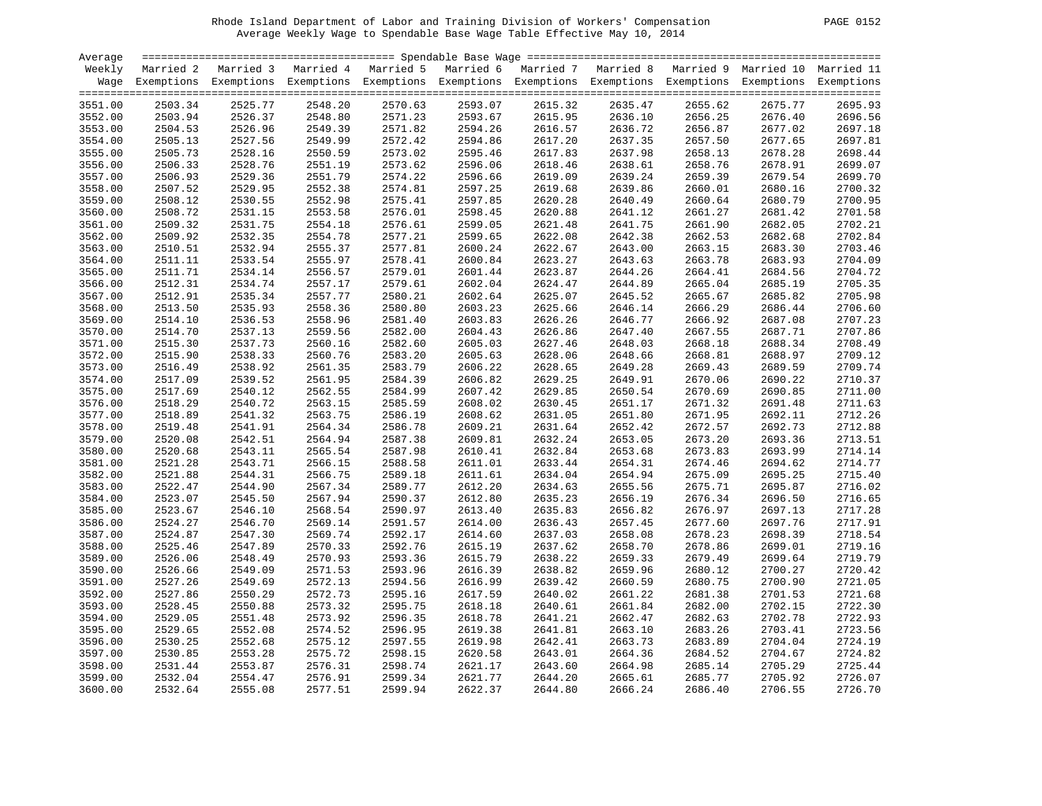Rhode Island Department of Labor and Training Division of Workers' Compensation
Average Weekly Wage to Spendable Base Wage Table Effective May 10, 2014

| Average Weekly Wage | Married 2 Exemptions | Married 3 Exemptions | Married 4 Exemptions | Married 5 Exemptions | Married 6 Exemptions | Married 7 Exemptions | Married 8 Exemptions | Married 9 Exemptions | Married 10 Exemptions | Married 11 Exemptions |
|---|---|---|---|---|---|---|---|---|---|---|
| 3551.00 | 2503.34 | 2525.77 | 2548.20 | 2570.63 | 2593.07 | 2615.32 | 2635.47 | 2655.62 | 2675.77 | 2695.93 |
| 3552.00 | 2503.94 | 2526.37 | 2548.80 | 2571.23 | 2593.67 | 2615.95 | 2636.10 | 2656.25 | 2676.40 | 2696.56 |
| 3553.00 | 2504.53 | 2526.96 | 2549.39 | 2571.82 | 2594.26 | 2616.57 | 2636.72 | 2656.87 | 2677.02 | 2697.18 |
| 3554.00 | 2505.13 | 2527.56 | 2549.99 | 2572.42 | 2594.86 | 2617.20 | 2637.35 | 2657.50 | 2677.65 | 2697.81 |
| 3555.00 | 2505.73 | 2528.16 | 2550.59 | 2573.02 | 2595.46 | 2617.83 | 2637.98 | 2658.13 | 2678.28 | 2698.44 |
| 3556.00 | 2506.33 | 2528.76 | 2551.19 | 2573.62 | 2596.06 | 2618.46 | 2638.61 | 2658.76 | 2678.91 | 2699.07 |
| 3557.00 | 2506.93 | 2529.36 | 2551.79 | 2574.22 | 2596.66 | 2619.09 | 2639.24 | 2659.39 | 2679.54 | 2699.70 |
| 3558.00 | 2507.52 | 2529.95 | 2552.38 | 2574.81 | 2597.25 | 2619.68 | 2639.86 | 2660.01 | 2680.16 | 2700.32 |
| 3559.00 | 2508.12 | 2530.55 | 2552.98 | 2575.41 | 2597.85 | 2620.28 | 2640.49 | 2660.64 | 2680.79 | 2700.95 |
| 3560.00 | 2508.72 | 2531.15 | 2553.58 | 2576.01 | 2598.45 | 2620.88 | 2641.12 | 2661.27 | 2681.42 | 2701.58 |
| 3561.00 | 2509.32 | 2531.75 | 2554.18 | 2576.61 | 2599.05 | 2621.48 | 2641.75 | 2661.90 | 2682.05 | 2702.21 |
| 3562.00 | 2509.92 | 2532.35 | 2554.78 | 2577.21 | 2599.65 | 2622.08 | 2642.38 | 2662.53 | 2682.68 | 2702.84 |
| 3563.00 | 2510.51 | 2532.94 | 2555.37 | 2577.81 | 2600.24 | 2622.67 | 2643.00 | 2663.15 | 2683.30 | 2703.46 |
| 3564.00 | 2511.11 | 2533.54 | 2555.97 | 2578.41 | 2600.84 | 2623.27 | 2643.63 | 2663.78 | 2683.93 | 2704.09 |
| 3565.00 | 2511.71 | 2534.14 | 2556.57 | 2579.01 | 2601.44 | 2623.87 | 2644.26 | 2664.41 | 2684.56 | 2704.72 |
| 3566.00 | 2512.31 | 2534.74 | 2557.17 | 2579.61 | 2602.04 | 2624.47 | 2644.89 | 2665.04 | 2685.19 | 2705.35 |
| 3567.00 | 2512.91 | 2535.34 | 2557.77 | 2580.21 | 2602.64 | 2625.07 | 2645.52 | 2665.67 | 2685.82 | 2705.98 |
| 3568.00 | 2513.50 | 2535.93 | 2558.36 | 2580.80 | 2603.23 | 2625.66 | 2646.14 | 2666.29 | 2686.44 | 2706.60 |
| 3569.00 | 2514.10 | 2536.53 | 2558.96 | 2581.40 | 2603.83 | 2626.26 | 2646.77 | 2666.92 | 2687.08 | 2707.23 |
| 3570.00 | 2514.70 | 2537.13 | 2559.56 | 2582.00 | 2604.43 | 2626.86 | 2647.40 | 2667.55 | 2687.71 | 2707.86 |
| 3571.00 | 2515.30 | 2537.73 | 2560.16 | 2582.60 | 2605.03 | 2627.46 | 2648.03 | 2668.18 | 2688.34 | 2708.49 |
| 3572.00 | 2515.90 | 2538.33 | 2560.76 | 2583.20 | 2605.63 | 2628.06 | 2648.66 | 2668.81 | 2688.97 | 2709.12 |
| 3573.00 | 2516.49 | 2538.92 | 2561.35 | 2583.79 | 2606.22 | 2628.65 | 2649.28 | 2669.43 | 2689.59 | 2709.74 |
| 3574.00 | 2517.09 | 2539.52 | 2561.95 | 2584.39 | 2606.82 | 2629.25 | 2649.91 | 2670.06 | 2690.22 | 2710.37 |
| 3575.00 | 2517.69 | 2540.12 | 2562.55 | 2584.99 | 2607.42 | 2629.85 | 2650.54 | 2670.69 | 2690.85 | 2711.00 |
| 3576.00 | 2518.29 | 2540.72 | 2563.15 | 2585.59 | 2608.02 | 2630.45 | 2651.17 | 2671.32 | 2691.48 | 2711.63 |
| 3577.00 | 2518.89 | 2541.32 | 2563.75 | 2586.19 | 2608.62 | 2631.05 | 2651.80 | 2671.95 | 2692.11 | 2712.26 |
| 3578.00 | 2519.48 | 2541.91 | 2564.34 | 2586.78 | 2609.21 | 2631.64 | 2652.42 | 2672.57 | 2692.73 | 2712.88 |
| 3579.00 | 2520.08 | 2542.51 | 2564.94 | 2587.38 | 2609.81 | 2632.24 | 2653.05 | 2673.20 | 2693.36 | 2713.51 |
| 3580.00 | 2520.68 | 2543.11 | 2565.54 | 2587.98 | 2610.41 | 2632.84 | 2653.68 | 2673.83 | 2693.99 | 2714.14 |
| 3581.00 | 2521.28 | 2543.71 | 2566.15 | 2588.58 | 2611.01 | 2633.44 | 2654.31 | 2674.46 | 2694.62 | 2714.77 |
| 3582.00 | 2521.88 | 2544.31 | 2566.75 | 2589.18 | 2611.61 | 2634.04 | 2654.94 | 2675.09 | 2695.25 | 2715.40 |
| 3583.00 | 2522.47 | 2544.90 | 2567.34 | 2589.77 | 2612.20 | 2634.63 | 2655.56 | 2675.71 | 2695.87 | 2716.02 |
| 3584.00 | 2523.07 | 2545.50 | 2567.94 | 2590.37 | 2612.80 | 2635.23 | 2656.19 | 2676.34 | 2696.50 | 2716.65 |
| 3585.00 | 2523.67 | 2546.10 | 2568.54 | 2590.97 | 2613.40 | 2635.83 | 2656.82 | 2676.97 | 2697.13 | 2717.28 |
| 3586.00 | 2524.27 | 2546.70 | 2569.14 | 2591.57 | 2614.00 | 2636.43 | 2657.45 | 2677.60 | 2697.76 | 2717.91 |
| 3587.00 | 2524.87 | 2547.30 | 2569.74 | 2592.17 | 2614.60 | 2637.03 | 2658.08 | 2678.23 | 2698.39 | 2718.54 |
| 3588.00 | 2525.46 | 2547.89 | 2570.33 | 2592.76 | 2615.19 | 2637.62 | 2658.70 | 2678.86 | 2699.01 | 2719.16 |
| 3589.00 | 2526.06 | 2548.49 | 2570.93 | 2593.36 | 2615.79 | 2638.22 | 2659.33 | 2679.49 | 2699.64 | 2719.79 |
| 3590.00 | 2526.66 | 2549.09 | 2571.53 | 2593.96 | 2616.39 | 2638.82 | 2659.96 | 2680.12 | 2700.27 | 2720.42 |
| 3591.00 | 2527.26 | 2549.69 | 2572.13 | 2594.56 | 2616.99 | 2639.42 | 2660.59 | 2680.75 | 2700.90 | 2721.05 |
| 3592.00 | 2527.86 | 2550.29 | 2572.73 | 2595.16 | 2617.59 | 2640.02 | 2661.22 | 2681.38 | 2701.53 | 2721.68 |
| 3593.00 | 2528.45 | 2550.88 | 2573.32 | 2595.75 | 2618.18 | 2640.61 | 2661.84 | 2682.00 | 2702.15 | 2722.30 |
| 3594.00 | 2529.05 | 2551.48 | 2573.92 | 2596.35 | 2618.78 | 2641.21 | 2662.47 | 2682.63 | 2702.78 | 2722.93 |
| 3595.00 | 2529.65 | 2552.08 | 2574.52 | 2596.95 | 2619.38 | 2641.81 | 2663.10 | 2683.26 | 2703.41 | 2723.56 |
| 3596.00 | 2530.25 | 2552.68 | 2575.12 | 2597.55 | 2619.98 | 2642.41 | 2663.73 | 2683.89 | 2704.04 | 2724.19 |
| 3597.00 | 2530.85 | 2553.28 | 2575.72 | 2598.15 | 2620.58 | 2643.01 | 2664.36 | 2684.52 | 2704.67 | 2724.82 |
| 3598.00 | 2531.44 | 2553.87 | 2576.31 | 2598.74 | 2621.17 | 2643.60 | 2664.98 | 2685.14 | 2705.29 | 2725.44 |
| 3599.00 | 2532.04 | 2554.47 | 2576.91 | 2599.34 | 2621.77 | 2644.20 | 2665.61 | 2685.77 | 2705.92 | 2726.07 |
| 3600.00 | 2532.64 | 2555.08 | 2577.51 | 2599.94 | 2622.37 | 2644.80 | 2666.24 | 2686.40 | 2706.55 | 2726.70 |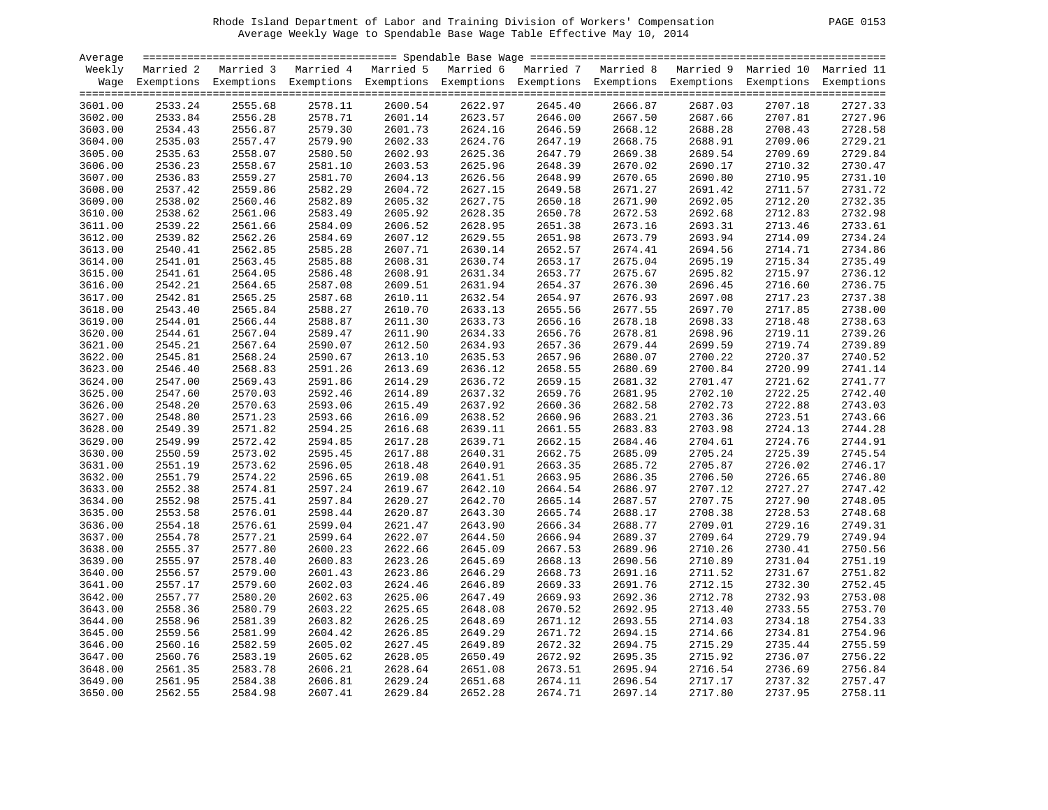Rhode Island Department of Labor and Training Division of Workers' Compensation

Average Weekly Wage to Spendable Base Wage Table Effective May 10, 2014

| Average Weekly Wage | Married 2 Exemptions | Married 3 Exemptions | Married 4 Exemptions | Married 5 Exemptions | Married 6 Exemptions | Married 7 Exemptions | Married 8 Exemptions | Married 9 Exemptions | Married 10 Exemptions | Married 11 Exemptions |
|---|---|---|---|---|---|---|---|---|---|---|
| 3601.00 | 2533.24 | 2555.68 | 2578.11 | 2600.54 | 2622.97 | 2645.40 | 2666.87 | 2687.03 | 2707.18 | 2727.33 |
| 3602.00 | 2533.84 | 2556.28 | 2578.71 | 2601.14 | 2623.57 | 2646.00 | 2667.50 | 2687.66 | 2707.81 | 2727.96 |
| 3603.00 | 2534.43 | 2556.87 | 2579.30 | 2601.73 | 2624.16 | 2646.59 | 2668.12 | 2688.28 | 2708.43 | 2728.58 |
| 3604.00 | 2535.03 | 2557.47 | 2579.90 | 2602.33 | 2624.76 | 2647.19 | 2668.75 | 2688.91 | 2709.06 | 2729.21 |
| 3605.00 | 2535.63 | 2558.07 | 2580.50 | 2602.93 | 2625.36 | 2647.79 | 2669.38 | 2689.54 | 2709.69 | 2729.84 |
| 3606.00 | 2536.23 | 2558.67 | 2581.10 | 2603.53 | 2625.96 | 2648.39 | 2670.02 | 2690.17 | 2710.32 | 2730.47 |
| 3607.00 | 2536.83 | 2559.27 | 2581.70 | 2604.13 | 2626.56 | 2648.99 | 2670.65 | 2690.80 | 2710.95 | 2731.10 |
| 3608.00 | 2537.42 | 2559.86 | 2582.29 | 2604.72 | 2627.15 | 2649.58 | 2671.27 | 2691.42 | 2711.57 | 2731.72 |
| 3609.00 | 2538.02 | 2560.46 | 2582.89 | 2605.32 | 2627.75 | 2650.18 | 2671.90 | 2692.05 | 2712.20 | 2732.35 |
| 3610.00 | 2538.62 | 2561.06 | 2583.49 | 2605.92 | 2628.35 | 2650.78 | 2672.53 | 2692.68 | 2712.83 | 2732.98 |
| 3611.00 | 2539.22 | 2561.66 | 2584.09 | 2606.52 | 2628.95 | 2651.38 | 2673.16 | 2693.31 | 2713.46 | 2733.61 |
| 3612.00 | 2539.82 | 2562.26 | 2584.69 | 2607.12 | 2629.55 | 2651.98 | 2673.79 | 2693.94 | 2714.09 | 2734.24 |
| 3613.00 | 2540.41 | 2562.85 | 2585.28 | 2607.71 | 2630.14 | 2652.57 | 2674.41 | 2694.56 | 2714.71 | 2734.86 |
| 3614.00 | 2541.01 | 2563.45 | 2585.88 | 2608.31 | 2630.74 | 2653.17 | 2675.04 | 2695.19 | 2715.34 | 2735.49 |
| 3615.00 | 2541.61 | 2564.05 | 2586.48 | 2608.91 | 2631.34 | 2653.77 | 2675.67 | 2695.82 | 2715.97 | 2736.12 |
| 3616.00 | 2542.21 | 2564.65 | 2587.08 | 2609.51 | 2631.94 | 2654.37 | 2676.30 | 2696.45 | 2716.60 | 2736.75 |
| 3617.00 | 2542.81 | 2565.25 | 2587.68 | 2610.11 | 2632.54 | 2654.97 | 2676.93 | 2697.08 | 2717.23 | 2737.38 |
| 3618.00 | 2543.40 | 2565.84 | 2588.27 | 2610.70 | 2633.13 | 2655.56 | 2677.55 | 2697.70 | 2717.85 | 2738.00 |
| 3619.00 | 2544.01 | 2566.44 | 2588.87 | 2611.30 | 2633.73 | 2656.16 | 2678.18 | 2698.33 | 2718.48 | 2738.63 |
| 3620.00 | 2544.61 | 2567.04 | 2589.47 | 2611.90 | 2634.33 | 2656.76 | 2678.81 | 2698.96 | 2719.11 | 2739.26 |
| 3621.00 | 2545.21 | 2567.64 | 2590.07 | 2612.50 | 2634.93 | 2657.36 | 2679.44 | 2699.59 | 2719.74 | 2739.89 |
| 3622.00 | 2545.81 | 2568.24 | 2590.67 | 2613.10 | 2635.53 | 2657.96 | 2680.07 | 2700.22 | 2720.37 | 2740.52 |
| 3623.00 | 2546.40 | 2568.83 | 2591.26 | 2613.69 | 2636.12 | 2658.55 | 2680.69 | 2700.84 | 2720.99 | 2741.14 |
| 3624.00 | 2547.00 | 2569.43 | 2591.86 | 2614.29 | 2636.72 | 2659.15 | 2681.32 | 2701.47 | 2721.62 | 2741.77 |
| 3625.00 | 2547.60 | 2570.03 | 2592.46 | 2614.89 | 2637.32 | 2659.76 | 2681.95 | 2702.10 | 2722.25 | 2742.40 |
| 3626.00 | 2548.20 | 2570.63 | 2593.06 | 2615.49 | 2637.92 | 2660.36 | 2682.58 | 2702.73 | 2722.88 | 2743.03 |
| 3627.00 | 2548.80 | 2571.23 | 2593.66 | 2616.09 | 2638.52 | 2660.96 | 2683.21 | 2703.36 | 2723.51 | 2743.66 |
| 3628.00 | 2549.39 | 2571.82 | 2594.25 | 2616.68 | 2639.11 | 2661.55 | 2683.83 | 2703.98 | 2724.13 | 2744.28 |
| 3629.00 | 2549.99 | 2572.42 | 2594.85 | 2617.28 | 2639.71 | 2662.15 | 2684.46 | 2704.61 | 2724.76 | 2744.91 |
| 3630.00 | 2550.59 | 2573.02 | 2595.45 | 2617.88 | 2640.31 | 2662.75 | 2685.09 | 2705.24 | 2725.39 | 2745.54 |
| 3631.00 | 2551.19 | 2573.62 | 2596.05 | 2618.48 | 2640.91 | 2663.35 | 2685.72 | 2705.87 | 2726.02 | 2746.17 |
| 3632.00 | 2551.79 | 2574.22 | 2596.65 | 2619.08 | 2641.51 | 2663.95 | 2686.35 | 2706.50 | 2726.65 | 2746.80 |
| 3633.00 | 2552.38 | 2574.81 | 2597.24 | 2619.67 | 2642.10 | 2664.54 | 2686.97 | 2707.12 | 2727.27 | 2747.42 |
| 3634.00 | 2552.98 | 2575.41 | 2597.84 | 2620.27 | 2642.70 | 2665.14 | 2687.57 | 2707.75 | 2727.90 | 2748.05 |
| 3635.00 | 2553.58 | 2576.01 | 2598.44 | 2620.87 | 2643.30 | 2665.74 | 2688.17 | 2708.38 | 2728.53 | 2748.68 |
| 3636.00 | 2554.18 | 2576.61 | 2599.04 | 2621.47 | 2643.90 | 2666.34 | 2688.77 | 2709.01 | 2729.16 | 2749.31 |
| 3637.00 | 2554.78 | 2577.21 | 2599.64 | 2622.07 | 2644.50 | 2666.94 | 2689.37 | 2709.64 | 2729.79 | 2749.94 |
| 3638.00 | 2555.37 | 2577.80 | 2600.23 | 2622.66 | 2645.09 | 2667.53 | 2689.96 | 2710.26 | 2730.41 | 2750.56 |
| 3639.00 | 2555.97 | 2578.40 | 2600.83 | 2623.26 | 2645.69 | 2668.13 | 2690.56 | 2710.89 | 2731.04 | 2751.19 |
| 3640.00 | 2556.57 | 2579.00 | 2601.43 | 2623.86 | 2646.29 | 2668.73 | 2691.16 | 2711.52 | 2731.67 | 2751.82 |
| 3641.00 | 2557.17 | 2579.60 | 2602.03 | 2624.46 | 2646.89 | 2669.33 | 2691.76 | 2712.15 | 2732.30 | 2752.45 |
| 3642.00 | 2557.77 | 2580.20 | 2602.63 | 2625.06 | 2647.49 | 2669.93 | 2692.36 | 2712.78 | 2732.93 | 2753.08 |
| 3643.00 | 2558.36 | 2580.79 | 2603.22 | 2625.65 | 2648.08 | 2670.52 | 2692.95 | 2713.40 | 2733.55 | 2753.70 |
| 3644.00 | 2558.96 | 2581.39 | 2603.82 | 2626.25 | 2648.69 | 2671.12 | 2693.55 | 2714.03 | 2734.18 | 2754.33 |
| 3645.00 | 2559.56 | 2581.99 | 2604.42 | 2626.85 | 2649.29 | 2671.72 | 2694.15 | 2714.66 | 2734.81 | 2754.96 |
| 3646.00 | 2560.16 | 2582.59 | 2605.02 | 2627.45 | 2649.89 | 2672.32 | 2694.75 | 2715.29 | 2735.44 | 2755.59 |
| 3647.00 | 2560.76 | 2583.19 | 2605.62 | 2628.05 | 2650.49 | 2672.92 | 2695.35 | 2715.92 | 2736.07 | 2756.22 |
| 3648.00 | 2561.35 | 2583.78 | 2606.21 | 2628.64 | 2651.08 | 2673.51 | 2695.94 | 2716.54 | 2736.69 | 2756.84 |
| 3649.00 | 2561.95 | 2584.38 | 2606.81 | 2629.24 | 2651.68 | 2674.11 | 2696.54 | 2717.17 | 2737.32 | 2757.47 |
| 3650.00 | 2562.55 | 2584.98 | 2607.41 | 2629.84 | 2652.28 | 2674.71 | 2697.14 | 2717.80 | 2737.95 | 2758.11 |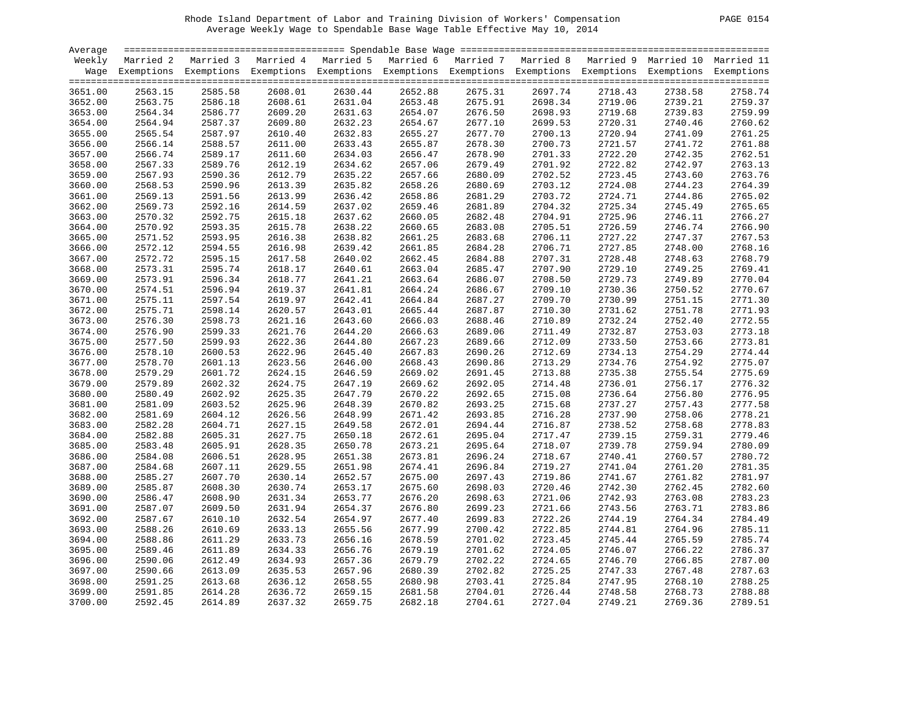Rhode Island Department of Labor and Training Division of Workers' Compensation
Average Weekly Wage to Spendable Base Wage Table Effective May 10, 2014

| Average Weekly Wage | Married 2 Exemptions | Married 3 Exemptions | Married 4 Exemptions | Married 5 Exemptions | Married 6 Exemptions | Married 7 Exemptions | Married 8 Exemptions | Married 9 Exemptions | Married 10 Exemptions | Married 11 Exemptions |
|---|---|---|---|---|---|---|---|---|---|---|
| 3651.00 | 2563.15 | 2585.58 | 2608.01 | 2630.44 | 2652.88 | 2675.31 | 2697.74 | 2718.43 | 2738.58 | 2758.74 |
| 3652.00 | 2563.75 | 2586.18 | 2608.61 | 2631.04 | 2653.48 | 2675.91 | 2698.34 | 2719.06 | 2739.21 | 2759.37 |
| 3653.00 | 2564.34 | 2586.77 | 2609.20 | 2631.63 | 2654.07 | 2676.50 | 2698.93 | 2719.68 | 2739.83 | 2759.99 |
| 3654.00 | 2564.94 | 2587.37 | 2609.80 | 2632.23 | 2654.67 | 2677.10 | 2699.53 | 2720.31 | 2740.46 | 2760.62 |
| 3655.00 | 2565.54 | 2587.97 | 2610.40 | 2632.83 | 2655.27 | 2677.70 | 2700.13 | 2720.94 | 2741.09 | 2761.25 |
| 3656.00 | 2566.14 | 2588.57 | 2611.00 | 2633.43 | 2655.87 | 2678.30 | 2700.73 | 2721.57 | 2741.72 | 2761.88 |
| 3657.00 | 2566.74 | 2589.17 | 2611.60 | 2634.03 | 2656.47 | 2678.90 | 2701.33 | 2722.20 | 2742.35 | 2762.51 |
| 3658.00 | 2567.33 | 2589.76 | 2612.19 | 2634.62 | 2657.06 | 2679.49 | 2701.92 | 2722.82 | 2742.97 | 2763.13 |
| 3659.00 | 2567.93 | 2590.36 | 2612.79 | 2635.22 | 2657.66 | 2680.09 | 2702.52 | 2723.45 | 2743.60 | 2763.76 |
| 3660.00 | 2568.53 | 2590.96 | 2613.39 | 2635.82 | 2658.26 | 2680.69 | 2703.12 | 2724.08 | 2744.23 | 2764.39 |
| 3661.00 | 2569.13 | 2591.56 | 2613.99 | 2636.42 | 2658.86 | 2681.29 | 2703.72 | 2724.71 | 2744.86 | 2765.02 |
| 3662.00 | 2569.73 | 2592.16 | 2614.59 | 2637.02 | 2659.46 | 2681.89 | 2704.32 | 2725.34 | 2745.49 | 2765.65 |
| 3663.00 | 2570.32 | 2592.75 | 2615.18 | 2637.62 | 2660.05 | 2682.48 | 2704.91 | 2725.96 | 2746.11 | 2766.27 |
| 3664.00 | 2570.92 | 2593.35 | 2615.78 | 2638.22 | 2660.65 | 2683.08 | 2705.51 | 2726.59 | 2746.74 | 2766.90 |
| 3665.00 | 2571.52 | 2593.95 | 2616.38 | 2638.82 | 2661.25 | 2683.68 | 2706.11 | 2727.22 | 2747.37 | 2767.53 |
| 3666.00 | 2572.12 | 2594.55 | 2616.98 | 2639.42 | 2661.85 | 2684.28 | 2706.71 | 2727.85 | 2748.00 | 2768.16 |
| 3667.00 | 2572.72 | 2595.15 | 2617.58 | 2640.02 | 2662.45 | 2684.88 | 2707.31 | 2728.48 | 2748.63 | 2768.79 |
| 3668.00 | 2573.31 | 2595.74 | 2618.17 | 2640.61 | 2663.04 | 2685.47 | 2707.90 | 2729.10 | 2749.25 | 2769.41 |
| 3669.00 | 2573.91 | 2596.34 | 2618.77 | 2641.21 | 2663.64 | 2686.07 | 2708.50 | 2729.73 | 2749.89 | 2770.04 |
| 3670.00 | 2574.51 | 2596.94 | 2619.37 | 2641.81 | 2664.24 | 2686.67 | 2709.10 | 2730.36 | 2750.52 | 2770.67 |
| 3671.00 | 2575.11 | 2597.54 | 2619.97 | 2642.41 | 2664.84 | 2687.27 | 2709.70 | 2730.99 | 2751.15 | 2771.30 |
| 3672.00 | 2575.71 | 2598.14 | 2620.57 | 2643.01 | 2665.44 | 2687.87 | 2710.30 | 2731.62 | 2751.78 | 2771.93 |
| 3673.00 | 2576.30 | 2598.73 | 2621.16 | 2643.60 | 2666.03 | 2688.46 | 2710.89 | 2732.24 | 2752.40 | 2772.55 |
| 3674.00 | 2576.90 | 2599.33 | 2621.76 | 2644.20 | 2666.63 | 2689.06 | 2711.49 | 2732.87 | 2753.03 | 2773.18 |
| 3675.00 | 2577.50 | 2599.93 | 2622.36 | 2644.80 | 2667.23 | 2689.66 | 2712.09 | 2733.50 | 2753.66 | 2773.81 |
| 3676.00 | 2578.10 | 2600.53 | 2622.96 | 2645.40 | 2667.83 | 2690.26 | 2712.69 | 2734.13 | 2754.29 | 2774.44 |
| 3677.00 | 2578.70 | 2601.13 | 2623.56 | 2646.00 | 2668.43 | 2690.86 | 2713.29 | 2734.76 | 2754.92 | 2775.07 |
| 3678.00 | 2579.29 | 2601.72 | 2624.15 | 2646.59 | 2669.02 | 2691.45 | 2713.88 | 2735.38 | 2755.54 | 2775.69 |
| 3679.00 | 2579.89 | 2602.32 | 2624.75 | 2647.19 | 2669.62 | 2692.05 | 2714.48 | 2736.01 | 2756.17 | 2776.32 |
| 3680.00 | 2580.49 | 2602.92 | 2625.35 | 2647.79 | 2670.22 | 2692.65 | 2715.08 | 2736.64 | 2756.80 | 2776.95 |
| 3681.00 | 2581.09 | 2603.52 | 2625.96 | 2648.39 | 2670.82 | 2693.25 | 2715.68 | 2737.27 | 2757.43 | 2777.58 |
| 3682.00 | 2581.69 | 2604.12 | 2626.56 | 2648.99 | 2671.42 | 2693.85 | 2716.28 | 2737.90 | 2758.06 | 2778.21 |
| 3683.00 | 2582.28 | 2604.71 | 2627.15 | 2649.58 | 2672.01 | 2694.44 | 2716.87 | 2738.52 | 2758.68 | 2778.83 |
| 3684.00 | 2582.88 | 2605.31 | 2627.75 | 2650.18 | 2672.61 | 2695.04 | 2717.47 | 2739.15 | 2759.31 | 2779.46 |
| 3685.00 | 2583.48 | 2605.91 | 2628.35 | 2650.78 | 2673.21 | 2695.64 | 2718.07 | 2739.78 | 2759.94 | 2780.09 |
| 3686.00 | 2584.08 | 2606.51 | 2628.95 | 2651.38 | 2673.81 | 2696.24 | 2718.67 | 2740.41 | 2760.57 | 2780.72 |
| 3687.00 | 2584.68 | 2607.11 | 2629.55 | 2651.98 | 2674.41 | 2696.84 | 2719.27 | 2741.04 | 2761.20 | 2781.35 |
| 3688.00 | 2585.27 | 2607.70 | 2630.14 | 2652.57 | 2675.00 | 2697.43 | 2719.86 | 2741.67 | 2761.82 | 2781.97 |
| 3689.00 | 2585.87 | 2608.30 | 2630.74 | 2653.17 | 2675.60 | 2698.03 | 2720.46 | 2742.30 | 2762.45 | 2782.60 |
| 3690.00 | 2586.47 | 2608.90 | 2631.34 | 2653.77 | 2676.20 | 2698.63 | 2721.06 | 2742.93 | 2763.08 | 2783.23 |
| 3691.00 | 2587.07 | 2609.50 | 2631.94 | 2654.37 | 2676.80 | 2699.23 | 2721.66 | 2743.56 | 2763.71 | 2783.86 |
| 3692.00 | 2587.67 | 2610.10 | 2632.54 | 2654.97 | 2677.40 | 2699.83 | 2722.26 | 2744.19 | 2764.34 | 2784.49 |
| 3693.00 | 2588.26 | 2610.69 | 2633.13 | 2655.56 | 2677.99 | 2700.42 | 2722.85 | 2744.81 | 2764.96 | 2785.11 |
| 3694.00 | 2588.86 | 2611.29 | 2633.73 | 2656.16 | 2678.59 | 2701.02 | 2723.45 | 2745.44 | 2765.59 | 2785.74 |
| 3695.00 | 2589.46 | 2611.89 | 2634.33 | 2656.76 | 2679.19 | 2701.62 | 2724.05 | 2746.07 | 2766.22 | 2786.37 |
| 3696.00 | 2590.06 | 2612.49 | 2634.93 | 2657.36 | 2679.79 | 2702.22 | 2724.65 | 2746.70 | 2766.85 | 2787.00 |
| 3697.00 | 2590.66 | 2613.09 | 2635.53 | 2657.96 | 2680.39 | 2702.82 | 2725.25 | 2747.33 | 2767.48 | 2787.63 |
| 3698.00 | 2591.25 | 2613.68 | 2636.12 | 2658.55 | 2680.98 | 2703.41 | 2725.84 | 2747.95 | 2768.10 | 2788.25 |
| 3699.00 | 2591.85 | 2614.28 | 2636.72 | 2659.15 | 2681.58 | 2704.01 | 2726.44 | 2748.58 | 2768.73 | 2788.88 |
| 3700.00 | 2592.45 | 2614.89 | 2637.32 | 2659.75 | 2682.18 | 2704.61 | 2727.04 | 2749.21 | 2769.36 | 2789.51 |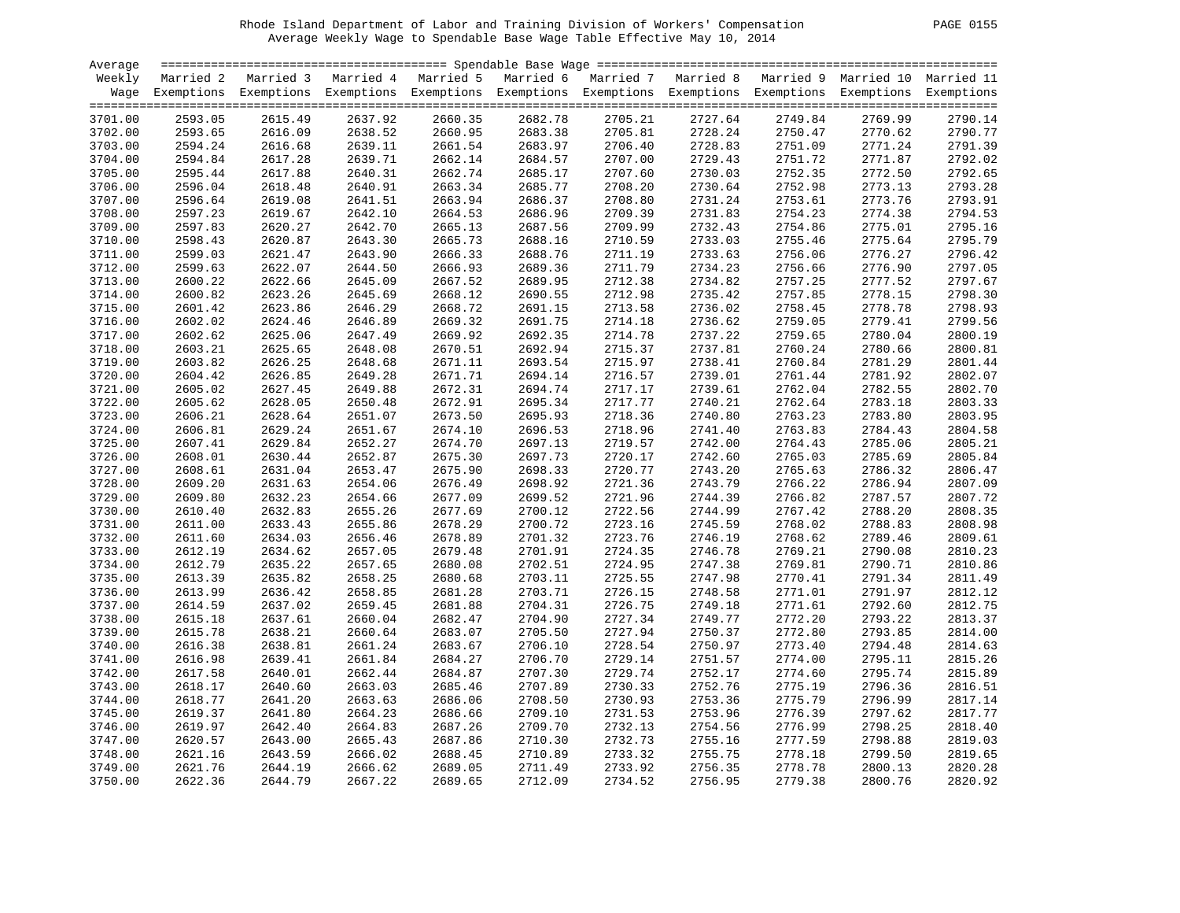Rhode Island Department of Labor and Training Division of Workers' Compensation
Average Weekly Wage to Spendable Base Wage Table Effective May 10, 2014

| Average Weekly Wage | Married 2 Exemptions | Married 3 Exemptions | Married 4 Exemptions | Married 5 Exemptions | Married 6 Exemptions | Married 7 Exemptions | Married 8 Exemptions | Married 9 Exemptions | Married 10 Exemptions | Married 11 Exemptions |
|---|---|---|---|---|---|---|---|---|---|---|
| 3701.00 | 2593.05 | 2615.49 | 2637.92 | 2660.35 | 2682.78 | 2705.21 | 2727.64 | 2749.84 | 2769.99 | 2790.14 |
| 3702.00 | 2593.65 | 2616.09 | 2638.52 | 2660.95 | 2683.38 | 2705.81 | 2728.24 | 2750.47 | 2770.62 | 2790.77 |
| 3703.00 | 2594.24 | 2616.68 | 2639.11 | 2661.54 | 2683.97 | 2706.40 | 2728.83 | 2751.09 | 2771.24 | 2791.39 |
| 3704.00 | 2594.84 | 2617.28 | 2639.71 | 2662.14 | 2684.57 | 2707.00 | 2729.43 | 2751.72 | 2771.87 | 2792.02 |
| 3705.00 | 2595.44 | 2617.88 | 2640.31 | 2662.74 | 2685.17 | 2707.60 | 2730.03 | 2752.35 | 2772.50 | 2792.65 |
| 3706.00 | 2596.04 | 2618.48 | 2640.91 | 2663.34 | 2685.77 | 2708.20 | 2730.64 | 2752.98 | 2773.13 | 2793.28 |
| 3707.00 | 2596.64 | 2619.08 | 2641.51 | 2663.94 | 2686.37 | 2708.80 | 2731.24 | 2753.61 | 2773.76 | 2793.91 |
| 3708.00 | 2597.23 | 2619.67 | 2642.10 | 2664.53 | 2686.96 | 2709.39 | 2731.83 | 2754.23 | 2774.38 | 2794.53 |
| 3709.00 | 2597.83 | 2620.27 | 2642.70 | 2665.13 | 2687.56 | 2709.99 | 2732.43 | 2754.86 | 2775.01 | 2795.16 |
| 3710.00 | 2598.43 | 2620.87 | 2643.30 | 2665.73 | 2688.16 | 2710.59 | 2733.03 | 2755.46 | 2775.64 | 2795.79 |
| 3711.00 | 2599.03 | 2621.47 | 2643.90 | 2666.33 | 2688.76 | 2711.19 | 2733.63 | 2756.06 | 2776.27 | 2796.42 |
| 3712.00 | 2599.63 | 2622.07 | 2644.50 | 2666.93 | 2689.36 | 2711.79 | 2734.23 | 2756.66 | 2776.90 | 2797.05 |
| 3713.00 | 2600.22 | 2622.66 | 2645.09 | 2667.52 | 2689.95 | 2712.38 | 2734.82 | 2757.25 | 2777.52 | 2797.67 |
| 3714.00 | 2600.82 | 2623.26 | 2645.69 | 2668.12 | 2690.55 | 2712.98 | 2735.42 | 2757.85 | 2778.15 | 2798.30 |
| 3715.00 | 2601.42 | 2623.86 | 2646.29 | 2668.72 | 2691.15 | 2713.58 | 2736.02 | 2758.45 | 2778.78 | 2798.93 |
| 3716.00 | 2602.02 | 2624.46 | 2646.89 | 2669.32 | 2691.75 | 2714.18 | 2736.62 | 2759.05 | 2779.41 | 2799.56 |
| 3717.00 | 2602.62 | 2625.06 | 2647.49 | 2669.92 | 2692.35 | 2714.78 | 2737.22 | 2759.65 | 2780.04 | 2800.19 |
| 3718.00 | 2603.21 | 2625.65 | 2648.08 | 2670.51 | 2692.94 | 2715.37 | 2737.81 | 2760.24 | 2780.66 | 2800.81 |
| 3719.00 | 2603.82 | 2626.25 | 2648.68 | 2671.11 | 2693.54 | 2715.97 | 2738.41 | 2760.84 | 2781.29 | 2801.44 |
| 3720.00 | 2604.42 | 2626.85 | 2649.28 | 2671.71 | 2694.14 | 2716.57 | 2739.01 | 2761.44 | 2781.92 | 2802.07 |
| 3721.00 | 2605.02 | 2627.45 | 2649.88 | 2672.31 | 2694.74 | 2717.17 | 2739.61 | 2762.04 | 2782.55 | 2802.70 |
| 3722.00 | 2605.62 | 2628.05 | 2650.48 | 2672.91 | 2695.34 | 2717.77 | 2740.21 | 2762.64 | 2783.18 | 2803.33 |
| 3723.00 | 2606.21 | 2628.64 | 2651.07 | 2673.50 | 2695.93 | 2718.36 | 2740.80 | 2763.23 | 2783.80 | 2803.95 |
| 3724.00 | 2606.81 | 2629.24 | 2651.67 | 2674.10 | 2696.53 | 2718.96 | 2741.40 | 2763.83 | 2784.43 | 2804.58 |
| 3725.00 | 2607.41 | 2629.84 | 2652.27 | 2674.70 | 2697.13 | 2719.57 | 2742.00 | 2764.43 | 2785.06 | 2805.21 |
| 3726.00 | 2608.01 | 2630.44 | 2652.87 | 2675.30 | 2697.73 | 2720.17 | 2742.60 | 2765.03 | 2785.69 | 2805.84 |
| 3727.00 | 2608.61 | 2631.04 | 2653.47 | 2675.90 | 2698.33 | 2720.77 | 2743.20 | 2765.63 | 2786.32 | 2806.47 |
| 3728.00 | 2609.20 | 2631.63 | 2654.06 | 2676.49 | 2698.92 | 2721.36 | 2743.79 | 2766.22 | 2786.94 | 2807.09 |
| 3729.00 | 2609.80 | 2632.23 | 2654.66 | 2677.09 | 2699.52 | 2721.96 | 2744.39 | 2766.82 | 2787.57 | 2807.72 |
| 3730.00 | 2610.40 | 2632.83 | 2655.26 | 2677.69 | 2700.12 | 2722.56 | 2744.99 | 2767.42 | 2788.20 | 2808.35 |
| 3731.00 | 2611.00 | 2633.43 | 2655.86 | 2678.29 | 2700.72 | 2723.16 | 2745.59 | 2768.02 | 2788.83 | 2808.98 |
| 3732.00 | 2611.60 | 2634.03 | 2656.46 | 2678.89 | 2701.32 | 2723.76 | 2746.19 | 2768.62 | 2789.46 | 2809.61 |
| 3733.00 | 2612.19 | 2634.62 | 2657.05 | 2679.48 | 2701.91 | 2724.35 | 2746.78 | 2769.21 | 2790.08 | 2810.23 |
| 3734.00 | 2612.79 | 2635.22 | 2657.65 | 2680.08 | 2702.51 | 2724.95 | 2747.38 | 2769.81 | 2790.71 | 2810.86 |
| 3735.00 | 2613.39 | 2635.82 | 2658.25 | 2680.68 | 2703.11 | 2725.55 | 2747.98 | 2770.41 | 2791.34 | 2811.49 |
| 3736.00 | 2613.99 | 2636.42 | 2658.85 | 2681.28 | 2703.71 | 2726.15 | 2748.58 | 2771.01 | 2791.97 | 2812.12 |
| 3737.00 | 2614.59 | 2637.02 | 2659.45 | 2681.88 | 2704.31 | 2726.75 | 2749.18 | 2771.61 | 2792.60 | 2812.75 |
| 3738.00 | 2615.18 | 2637.61 | 2660.04 | 2682.47 | 2704.90 | 2727.34 | 2749.77 | 2772.20 | 2793.22 | 2813.37 |
| 3739.00 | 2615.78 | 2638.21 | 2660.64 | 2683.07 | 2705.50 | 2727.94 | 2750.37 | 2772.80 | 2793.85 | 2814.00 |
| 3740.00 | 2616.38 | 2638.81 | 2661.24 | 2683.67 | 2706.10 | 2728.54 | 2750.97 | 2773.40 | 2794.48 | 2814.63 |
| 3741.00 | 2616.98 | 2639.41 | 2661.84 | 2684.27 | 2706.70 | 2729.14 | 2751.57 | 2774.00 | 2795.11 | 2815.26 |
| 3742.00 | 2617.58 | 2640.01 | 2662.44 | 2684.87 | 2707.30 | 2729.74 | 2752.17 | 2774.60 | 2795.74 | 2815.89 |
| 3743.00 | 2618.17 | 2640.60 | 2663.03 | 2685.46 | 2707.89 | 2730.33 | 2752.76 | 2775.19 | 2796.36 | 2816.51 |
| 3744.00 | 2618.77 | 2641.20 | 2663.63 | 2686.06 | 2708.50 | 2730.93 | 2753.36 | 2775.79 | 2796.99 | 2817.14 |
| 3745.00 | 2619.37 | 2641.80 | 2664.23 | 2686.66 | 2709.10 | 2731.53 | 2753.96 | 2776.39 | 2797.62 | 2817.77 |
| 3746.00 | 2619.97 | 2642.40 | 2664.83 | 2687.26 | 2709.70 | 2732.13 | 2754.56 | 2776.99 | 2798.25 | 2818.40 |
| 3747.00 | 2620.57 | 2643.00 | 2665.43 | 2687.86 | 2710.30 | 2732.73 | 2755.16 | 2777.59 | 2798.88 | 2819.03 |
| 3748.00 | 2621.16 | 2643.59 | 2666.02 | 2688.45 | 2710.89 | 2733.32 | 2755.75 | 2778.18 | 2799.50 | 2819.65 |
| 3749.00 | 2621.76 | 2644.19 | 2666.62 | 2689.05 | 2711.49 | 2733.92 | 2756.35 | 2778.78 | 2800.13 | 2820.28 |
| 3750.00 | 2622.36 | 2644.79 | 2667.22 | 2689.65 | 2712.09 | 2734.52 | 2756.95 | 2779.38 | 2800.76 | 2820.92 |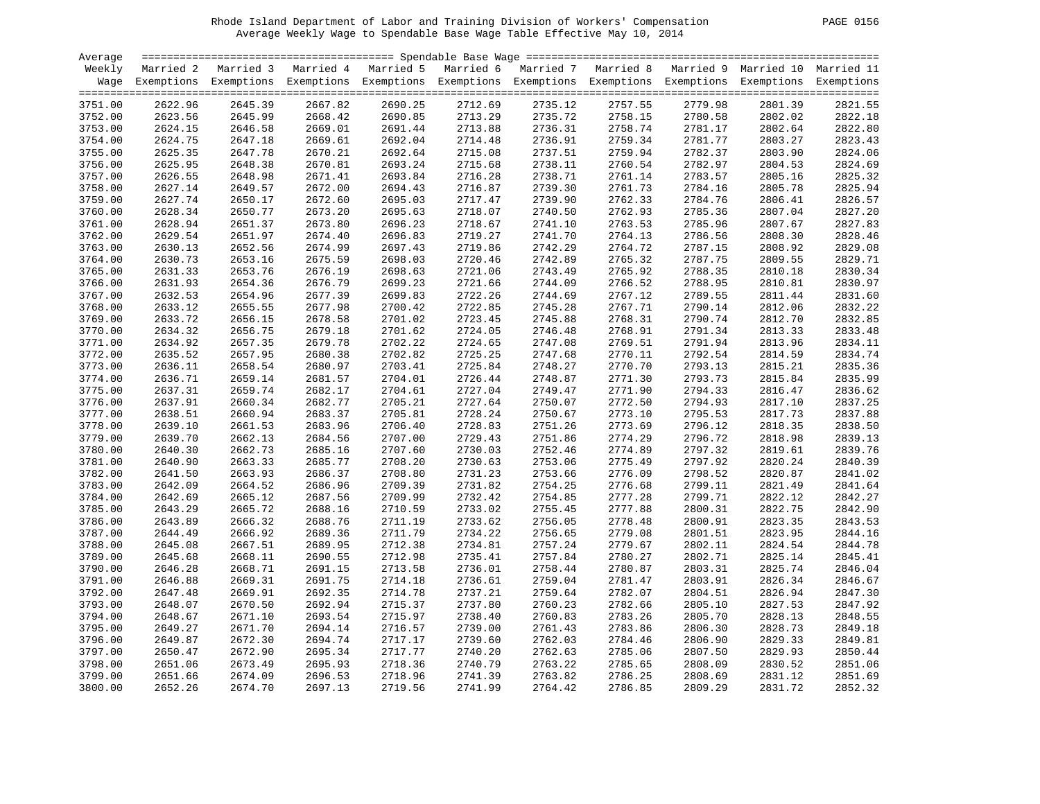Rhode Island Department of Labor and Training Division of Workers' Compensation

Average Weekly Wage to Spendable Base Wage Table Effective May 10, 2014

| Average Weekly Wage | Spendable Base Wage | | | | | | | | | |
|---|---|---|---|---|---|---|---|---|---|---|
| | Married 2 Exemptions | Married 3 Exemptions | Married 4 Exemptions | Married 5 Exemptions | Married 6 Exemptions | Married 7 Exemptions | Married 8 Exemptions | Married 9 Exemptions | Married 10 Exemptions | Married 11 Exemptions |
| 3751.00 | 2622.96 | 2645.39 | 2667.82 | 2690.25 | 2712.69 | 2735.12 | 2757.55 | 2779.98 | 2801.39 | 2821.55 |
| 3752.00 | 2623.56 | 2645.99 | 2668.42 | 2690.85 | 2713.29 | 2735.72 | 2758.15 | 2780.58 | 2802.02 | 2822.18 |
| 3753.00 | 2624.15 | 2646.58 | 2669.01 | 2691.44 | 2713.88 | 2736.31 | 2758.74 | 2781.17 | 2802.64 | 2822.80 |
| 3754.00 | 2624.75 | 2647.18 | 2669.61 | 2692.04 | 2714.48 | 2736.91 | 2759.34 | 2781.77 | 2803.27 | 2823.43 |
| 3755.00 | 2625.35 | 2647.78 | 2670.21 | 2692.64 | 2715.08 | 2737.51 | 2759.94 | 2782.37 | 2803.90 | 2824.06 |
| 3756.00 | 2625.95 | 2648.38 | 2670.81 | 2693.24 | 2715.68 | 2738.11 | 2760.54 | 2782.97 | 2804.53 | 2824.69 |
| 3757.00 | 2626.55 | 2648.98 | 2671.41 | 2693.84 | 2716.28 | 2738.71 | 2761.14 | 2783.57 | 2805.16 | 2825.32 |
| 3758.00 | 2627.14 | 2649.57 | 2672.00 | 2694.43 | 2716.87 | 2739.30 | 2761.73 | 2784.16 | 2805.78 | 2825.94 |
| 3759.00 | 2627.74 | 2650.17 | 2672.60 | 2695.03 | 2717.47 | 2739.90 | 2762.33 | 2784.76 | 2806.41 | 2826.57 |
| 3760.00 | 2628.34 | 2650.77 | 2673.20 | 2695.63 | 2718.07 | 2740.50 | 2762.93 | 2785.36 | 2807.04 | 2827.20 |
| 3761.00 | 2628.94 | 2651.37 | 2673.80 | 2696.23 | 2718.67 | 2741.10 | 2763.53 | 2785.96 | 2807.67 | 2827.83 |
| 3762.00 | 2629.54 | 2651.97 | 2674.40 | 2696.83 | 2719.27 | 2741.70 | 2764.13 | 2786.56 | 2808.30 | 2828.46 |
| 3763.00 | 2630.13 | 2652.56 | 2674.99 | 2697.43 | 2719.86 | 2742.29 | 2764.72 | 2787.15 | 2808.92 | 2829.08 |
| 3764.00 | 2630.73 | 2653.16 | 2675.59 | 2698.03 | 2720.46 | 2742.89 | 2765.32 | 2787.75 | 2809.55 | 2829.71 |
| 3765.00 | 2631.33 | 2653.76 | 2676.19 | 2698.63 | 2721.06 | 2743.49 | 2765.92 | 2788.35 | 2810.18 | 2830.34 |
| 3766.00 | 2631.93 | 2654.36 | 2676.79 | 2699.23 | 2721.66 | 2744.09 | 2766.52 | 2788.95 | 2810.81 | 2830.97 |
| 3767.00 | 2632.53 | 2654.96 | 2677.39 | 2699.83 | 2722.26 | 2744.69 | 2767.12 | 2789.55 | 2811.44 | 2831.60 |
| 3768.00 | 2633.12 | 2655.55 | 2677.98 | 2700.42 | 2722.85 | 2745.28 | 2767.71 | 2790.14 | 2812.06 | 2832.22 |
| 3769.00 | 2633.72 | 2656.15 | 2678.58 | 2701.02 | 2723.45 | 2745.88 | 2768.31 | 2790.74 | 2812.70 | 2832.85 |
| 3770.00 | 2634.32 | 2656.75 | 2679.18 | 2701.62 | 2724.05 | 2746.48 | 2768.91 | 2791.34 | 2813.33 | 2833.48 |
| 3771.00 | 2634.92 | 2657.35 | 2679.78 | 2702.22 | 2724.65 | 2747.08 | 2769.51 | 2791.94 | 2813.96 | 2834.11 |
| 3772.00 | 2635.52 | 2657.95 | 2680.38 | 2702.82 | 2725.25 | 2747.68 | 2770.11 | 2792.54 | 2814.59 | 2834.74 |
| 3773.00 | 2636.11 | 2658.54 | 2680.97 | 2703.41 | 2725.84 | 2748.27 | 2770.70 | 2793.13 | 2815.21 | 2835.36 |
| 3774.00 | 2636.71 | 2659.14 | 2681.57 | 2704.01 | 2726.44 | 2748.87 | 2771.30 | 2793.73 | 2815.84 | 2835.99 |
| 3775.00 | 2637.31 | 2659.74 | 2682.17 | 2704.61 | 2727.04 | 2749.47 | 2771.90 | 2794.33 | 2816.47 | 2836.62 |
| 3776.00 | 2637.91 | 2660.34 | 2682.77 | 2705.21 | 2727.64 | 2750.07 | 2772.50 | 2794.93 | 2817.10 | 2837.25 |
| 3777.00 | 2638.51 | 2660.94 | 2683.37 | 2705.81 | 2728.24 | 2750.67 | 2773.10 | 2795.53 | 2817.73 | 2837.88 |
| 3778.00 | 2639.10 | 2661.53 | 2683.96 | 2706.40 | 2728.83 | 2751.26 | 2773.69 | 2796.12 | 2818.35 | 2838.50 |
| 3779.00 | 2639.70 | 2662.13 | 2684.56 | 2707.00 | 2729.43 | 2751.86 | 2774.29 | 2796.72 | 2818.98 | 2839.13 |
| 3780.00 | 2640.30 | 2662.73 | 2685.16 | 2707.60 | 2730.03 | 2752.46 | 2774.89 | 2797.32 | 2819.61 | 2839.76 |
| 3781.00 | 2640.90 | 2663.33 | 2685.77 | 2708.20 | 2730.63 | 2753.06 | 2775.49 | 2797.92 | 2820.24 | 2840.39 |
| 3782.00 | 2641.50 | 2663.93 | 2686.37 | 2708.80 | 2731.23 | 2753.66 | 2776.09 | 2798.52 | 2820.87 | 2841.02 |
| 3783.00 | 2642.09 | 2664.52 | 2686.96 | 2709.39 | 2731.82 | 2754.25 | 2776.68 | 2799.11 | 2821.49 | 2841.64 |
| 3784.00 | 2642.69 | 2665.12 | 2687.56 | 2709.99 | 2732.42 | 2754.85 | 2777.28 | 2799.71 | 2822.12 | 2842.27 |
| 3785.00 | 2643.29 | 2665.72 | 2688.16 | 2710.59 | 2733.02 | 2755.45 | 2777.88 | 2800.31 | 2822.75 | 2842.90 |
| 3786.00 | 2643.89 | 2666.32 | 2688.76 | 2711.19 | 2733.62 | 2756.05 | 2778.48 | 2800.91 | 2823.35 | 2843.53 |
| 3787.00 | 2644.49 | 2666.92 | 2689.36 | 2711.79 | 2734.22 | 2756.65 | 2779.08 | 2801.51 | 2823.95 | 2844.16 |
| 3788.00 | 2645.08 | 2667.51 | 2689.95 | 2712.38 | 2734.81 | 2757.24 | 2779.67 | 2802.11 | 2824.54 | 2844.78 |
| 3789.00 | 2645.68 | 2668.11 | 2690.55 | 2712.98 | 2735.41 | 2757.84 | 2780.27 | 2802.71 | 2825.14 | 2845.41 |
| 3790.00 | 2646.28 | 2668.71 | 2691.15 | 2713.58 | 2736.01 | 2758.44 | 2780.87 | 2803.31 | 2825.74 | 2846.04 |
| 3791.00 | 2646.88 | 2669.31 | 2691.75 | 2714.18 | 2736.61 | 2759.04 | 2781.47 | 2803.91 | 2826.34 | 2846.67 |
| 3792.00 | 2647.48 | 2669.91 | 2692.35 | 2714.78 | 2737.21 | 2759.64 | 2782.07 | 2804.51 | 2826.94 | 2847.30 |
| 3793.00 | 2648.07 | 2670.50 | 2692.94 | 2715.37 | 2737.80 | 2760.23 | 2782.66 | 2805.10 | 2827.53 | 2847.92 |
| 3794.00 | 2648.67 | 2671.10 | 2693.54 | 2715.97 | 2738.40 | 2760.83 | 2783.26 | 2805.70 | 2828.13 | 2848.55 |
| 3795.00 | 2649.27 | 2671.70 | 2694.14 | 2716.57 | 2739.00 | 2761.43 | 2783.86 | 2806.30 | 2828.73 | 2849.18 |
| 3796.00 | 2649.87 | 2672.30 | 2694.74 | 2717.17 | 2739.60 | 2762.03 | 2784.46 | 2806.90 | 2829.33 | 2849.81 |
| 3797.00 | 2650.47 | 2672.90 | 2695.34 | 2717.77 | 2740.20 | 2762.63 | 2785.06 | 2807.50 | 2829.93 | 2850.44 |
| 3798.00 | 2651.06 | 2673.49 | 2695.93 | 2718.36 | 2740.79 | 2763.22 | 2785.65 | 2808.09 | 2830.52 | 2851.06 |
| 3799.00 | 2651.66 | 2674.09 | 2696.53 | 2718.96 | 2741.39 | 2763.82 | 2786.25 | 2808.69 | 2831.12 | 2851.69 |
| 3800.00 | 2652.26 | 2674.70 | 2697.13 | 2719.56 | 2741.99 | 2764.42 | 2786.85 | 2809.29 | 2831.72 | 2852.32 |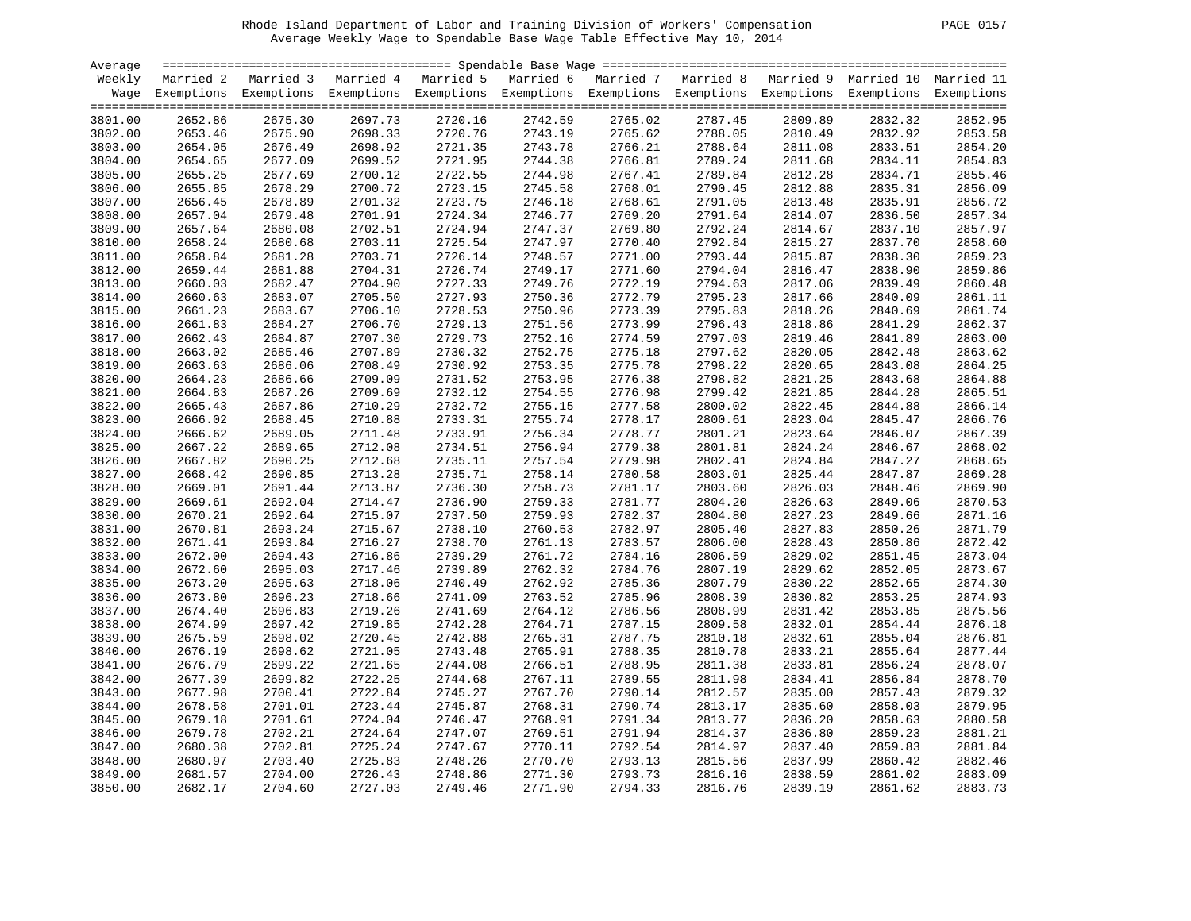Rhode Island Department of Labor and Training Division of Workers' Compensation

Average Weekly Wage to Spendable Base Wage Table Effective May 10, 2014

| Average Weekly Wage | Married 2 Exemptions | Married 3 Exemptions | Married 4 Exemptions | Married 5 Exemptions | Married 6 Exemptions | Married 7 Exemptions | Married 8 Exemptions | Married 9 Exemptions | Married 10 Exemptions | Married 11 Exemptions |
|---|---|---|---|---|---|---|---|---|---|---|
| 3801.00 | 2652.86 | 2675.30 | 2697.73 | 2720.16 | 2742.59 | 2765.02 | 2787.45 | 2809.89 | 2832.32 | 2852.95 |
| 3802.00 | 2653.46 | 2675.90 | 2698.33 | 2720.76 | 2743.19 | 2765.62 | 2788.05 | 2810.49 | 2832.92 | 2853.58 |
| 3803.00 | 2654.05 | 2676.49 | 2698.92 | 2721.35 | 2743.78 | 2766.21 | 2788.64 | 2811.08 | 2833.51 | 2854.20 |
| 3804.00 | 2654.65 | 2677.09 | 2699.52 | 2721.95 | 2744.38 | 2766.81 | 2789.24 | 2811.68 | 2834.11 | 2854.83 |
| 3805.00 | 2655.25 | 2677.69 | 2700.12 | 2722.55 | 2744.98 | 2767.41 | 2789.84 | 2812.28 | 2834.71 | 2855.46 |
| 3806.00 | 2655.85 | 2678.29 | 2700.72 | 2723.15 | 2745.58 | 2768.01 | 2790.45 | 2812.88 | 2835.31 | 2856.09 |
| 3807.00 | 2656.45 | 2678.89 | 2701.32 | 2723.75 | 2746.18 | 2768.61 | 2791.05 | 2813.48 | 2835.91 | 2856.72 |
| 3808.00 | 2657.04 | 2679.48 | 2701.91 | 2724.34 | 2746.77 | 2769.20 | 2791.64 | 2814.07 | 2836.50 | 2857.34 |
| 3809.00 | 2657.64 | 2680.08 | 2702.51 | 2724.94 | 2747.37 | 2769.80 | 2792.24 | 2814.67 | 2837.10 | 2857.97 |
| 3810.00 | 2658.24 | 2680.68 | 2703.11 | 2725.54 | 2747.97 | 2770.40 | 2792.84 | 2815.27 | 2837.70 | 2858.60 |
| 3811.00 | 2658.84 | 2681.28 | 2703.71 | 2726.14 | 2748.57 | 2771.00 | 2793.44 | 2815.87 | 2838.30 | 2859.23 |
| 3812.00 | 2659.44 | 2681.88 | 2704.31 | 2726.74 | 2749.17 | 2771.60 | 2794.04 | 2816.47 | 2838.90 | 2859.86 |
| 3813.00 | 2660.03 | 2682.47 | 2704.90 | 2727.33 | 2749.76 | 2772.19 | 2794.63 | 2817.06 | 2839.49 | 2860.48 |
| 3814.00 | 2660.63 | 2683.07 | 2705.50 | 2727.93 | 2750.36 | 2772.79 | 2795.23 | 2817.66 | 2840.09 | 2861.11 |
| 3815.00 | 2661.23 | 2683.67 | 2706.10 | 2728.53 | 2750.96 | 2773.39 | 2795.83 | 2818.26 | 2840.69 | 2861.74 |
| 3816.00 | 2661.83 | 2684.27 | 2706.70 | 2729.13 | 2751.56 | 2773.99 | 2796.43 | 2818.86 | 2841.29 | 2862.37 |
| 3817.00 | 2662.43 | 2684.87 | 2707.30 | 2729.73 | 2752.16 | 2774.59 | 2797.03 | 2819.46 | 2841.89 | 2863.00 |
| 3818.00 | 2663.02 | 2685.46 | 2707.89 | 2730.32 | 2752.75 | 2775.18 | 2797.62 | 2820.05 | 2842.48 | 2863.62 |
| 3819.00 | 2663.63 | 2686.06 | 2708.49 | 2730.92 | 2753.35 | 2775.78 | 2798.22 | 2820.65 | 2843.08 | 2864.25 |
| 3820.00 | 2664.23 | 2686.66 | 2709.09 | 2731.52 | 2753.95 | 2776.38 | 2798.82 | 2821.25 | 2843.68 | 2864.88 |
| 3821.00 | 2664.83 | 2687.26 | 2709.69 | 2732.12 | 2754.55 | 2776.98 | 2799.42 | 2821.85 | 2844.28 | 2865.51 |
| 3822.00 | 2665.43 | 2687.86 | 2710.29 | 2732.72 | 2755.15 | 2777.58 | 2800.02 | 2822.45 | 2844.88 | 2866.14 |
| 3823.00 | 2666.02 | 2688.45 | 2710.88 | 2733.31 | 2755.74 | 2778.17 | 2800.61 | 2823.04 | 2845.47 | 2866.76 |
| 3824.00 | 2666.62 | 2689.05 | 2711.48 | 2733.91 | 2756.34 | 2778.77 | 2801.21 | 2823.64 | 2846.07 | 2867.39 |
| 3825.00 | 2667.22 | 2689.65 | 2712.08 | 2734.51 | 2756.94 | 2779.38 | 2801.81 | 2824.24 | 2846.67 | 2868.02 |
| 3826.00 | 2667.82 | 2690.25 | 2712.68 | 2735.11 | 2757.54 | 2779.98 | 2802.41 | 2824.84 | 2847.27 | 2868.65 |
| 3827.00 | 2668.42 | 2690.85 | 2713.28 | 2735.71 | 2758.14 | 2780.58 | 2803.01 | 2825.44 | 2847.87 | 2869.28 |
| 3828.00 | 2669.01 | 2691.44 | 2713.87 | 2736.30 | 2758.73 | 2781.17 | 2803.60 | 2826.03 | 2848.46 | 2869.90 |
| 3829.00 | 2669.61 | 2692.04 | 2714.47 | 2736.90 | 2759.33 | 2781.77 | 2804.20 | 2826.63 | 2849.06 | 2870.53 |
| 3830.00 | 2670.21 | 2692.64 | 2715.07 | 2737.50 | 2759.93 | 2782.37 | 2804.80 | 2827.23 | 2849.66 | 2871.16 |
| 3831.00 | 2670.81 | 2693.24 | 2715.67 | 2738.10 | 2760.53 | 2782.97 | 2805.40 | 2827.83 | 2850.26 | 2871.79 |
| 3832.00 | 2671.41 | 2693.84 | 2716.27 | 2738.70 | 2761.13 | 2783.57 | 2806.00 | 2828.43 | 2850.86 | 2872.42 |
| 3833.00 | 2672.00 | 2694.43 | 2716.86 | 2739.29 | 2761.72 | 2784.16 | 2806.59 | 2829.02 | 2851.45 | 2873.04 |
| 3834.00 | 2672.60 | 2695.03 | 2717.46 | 2739.89 | 2762.32 | 2784.76 | 2807.19 | 2829.62 | 2852.05 | 2873.67 |
| 3835.00 | 2673.20 | 2695.63 | 2718.06 | 2740.49 | 2762.92 | 2785.36 | 2807.79 | 2830.22 | 2852.65 | 2874.30 |
| 3836.00 | 2673.80 | 2696.23 | 2718.66 | 2741.09 | 2763.52 | 2785.96 | 2808.39 | 2830.82 | 2853.25 | 2874.93 |
| 3837.00 | 2674.40 | 2696.83 | 2719.26 | 2741.69 | 2764.12 | 2786.56 | 2808.99 | 2831.42 | 2853.85 | 2875.56 |
| 3838.00 | 2674.99 | 2697.42 | 2719.85 | 2742.28 | 2764.71 | 2787.15 | 2809.58 | 2832.01 | 2854.44 | 2876.18 |
| 3839.00 | 2675.59 | 2698.02 | 2720.45 | 2742.88 | 2765.31 | 2787.75 | 2810.18 | 2832.61 | 2855.04 | 2876.81 |
| 3840.00 | 2676.19 | 2698.62 | 2721.05 | 2743.48 | 2765.91 | 2788.35 | 2810.78 | 2833.21 | 2855.64 | 2877.44 |
| 3841.00 | 2676.79 | 2699.22 | 2721.65 | 2744.08 | 2766.51 | 2788.95 | 2811.38 | 2833.81 | 2856.24 | 2878.07 |
| 3842.00 | 2677.39 | 2699.82 | 2722.25 | 2744.68 | 2767.11 | 2789.55 | 2811.98 | 2834.41 | 2856.84 | 2878.70 |
| 3843.00 | 2677.98 | 2700.41 | 2722.84 | 2745.27 | 2767.70 | 2790.14 | 2812.57 | 2835.00 | 2857.43 | 2879.32 |
| 3844.00 | 2678.58 | 2701.01 | 2723.44 | 2745.87 | 2768.31 | 2790.74 | 2813.17 | 2835.60 | 2858.03 | 2879.95 |
| 3845.00 | 2679.18 | 2701.61 | 2724.04 | 2746.47 | 2768.91 | 2791.34 | 2813.77 | 2836.20 | 2858.63 | 2880.58 |
| 3846.00 | 2679.78 | 2702.21 | 2724.64 | 2747.07 | 2769.51 | 2791.94 | 2814.37 | 2836.80 | 2859.23 | 2881.21 |
| 3847.00 | 2680.38 | 2702.81 | 2725.24 | 2747.67 | 2770.11 | 2792.54 | 2814.97 | 2837.40 | 2859.83 | 2881.84 |
| 3848.00 | 2680.97 | 2703.40 | 2725.83 | 2748.26 | 2770.70 | 2793.13 | 2815.56 | 2837.99 | 2860.42 | 2882.46 |
| 3849.00 | 2681.57 | 2704.00 | 2726.43 | 2748.86 | 2771.30 | 2793.73 | 2816.16 | 2838.59 | 2861.02 | 2883.09 |
| 3850.00 | 2682.17 | 2704.60 | 2727.03 | 2749.46 | 2771.90 | 2794.33 | 2816.76 | 2839.19 | 2861.62 | 2883.73 |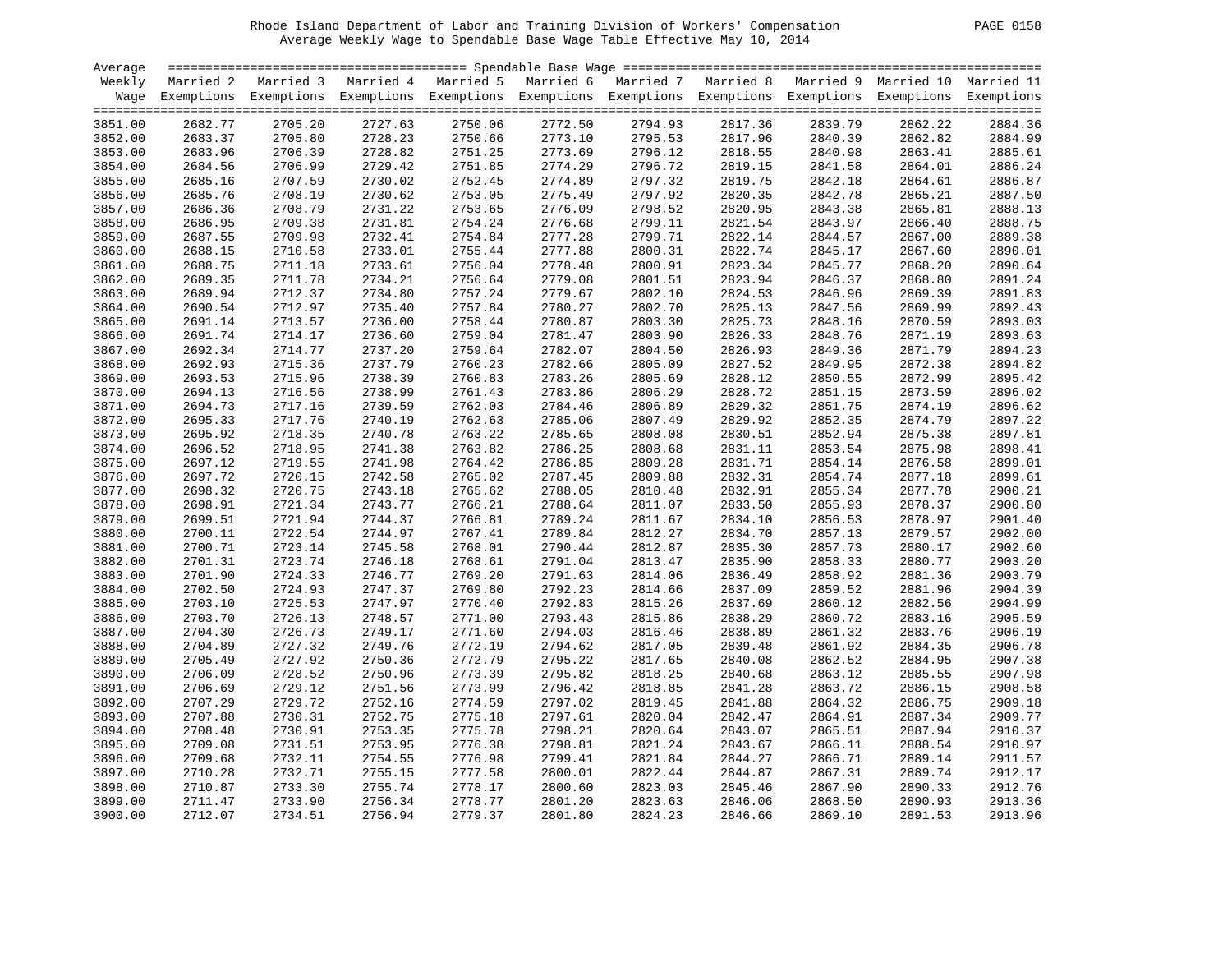Rhode Island Department of Labor and Training Division of Workers' Compensation

Average Weekly Wage to Spendable Base Wage Table Effective May 10, 2014

| Average Weekly Wage | Spendable Base Wage | | | | | | | | | |
|---|---|---|---|---|---|---|---|---|---|---|
| | Married 2 Exemptions | Married 3 Exemptions | Married 4 Exemptions | Married 5 Exemptions | Married 6 Exemptions | Married 7 Exemptions | Married 8 Exemptions | Married 9 Exemptions | Married 10 Exemptions | Married 11 Exemptions |
| 3851.00 | 2682.77 | 2705.20 | 2727.63 | 2750.06 | 2772.50 | 2794.93 | 2817.36 | 2839.79 | 2862.22 | 2884.36 |
| 3852.00 | 2683.37 | 2705.80 | 2728.23 | 2750.66 | 2773.10 | 2795.53 | 2817.96 | 2840.39 | 2862.82 | 2884.99 |
| 3853.00 | 2683.96 | 2706.39 | 2728.82 | 2751.25 | 2773.69 | 2796.12 | 2818.55 | 2840.98 | 2863.41 | 2885.61 |
| 3854.00 | 2684.56 | 2706.99 | 2729.42 | 2751.85 | 2774.29 | 2796.72 | 2819.15 | 2841.58 | 2864.01 | 2886.24 |
| 3855.00 | 2685.16 | 2707.59 | 2730.02 | 2752.45 | 2774.89 | 2797.32 | 2819.75 | 2842.18 | 2864.61 | 2886.87 |
| 3856.00 | 2685.76 | 2708.19 | 2730.62 | 2753.05 | 2775.49 | 2797.92 | 2820.35 | 2842.78 | 2865.21 | 2887.50 |
| 3857.00 | 2686.36 | 2708.79 | 2731.22 | 2753.65 | 2776.09 | 2798.52 | 2820.95 | 2843.38 | 2865.81 | 2888.13 |
| 3858.00 | 2686.95 | 2709.38 | 2731.81 | 2754.24 | 2776.68 | 2799.11 | 2821.54 | 2843.97 | 2866.40 | 2888.75 |
| 3859.00 | 2687.55 | 2709.98 | 2732.41 | 2754.84 | 2777.28 | 2799.71 | 2822.14 | 2844.57 | 2867.00 | 2889.38 |
| 3860.00 | 2688.15 | 2710.58 | 2733.01 | 2755.44 | 2777.88 | 2800.31 | 2822.74 | 2845.17 | 2867.60 | 2890.01 |
| 3861.00 | 2688.75 | 2711.18 | 2733.61 | 2756.04 | 2778.48 | 2800.91 | 2823.34 | 2845.77 | 2868.20 | 2890.64 |
| 3862.00 | 2689.35 | 2711.78 | 2734.21 | 2756.64 | 2779.08 | 2801.51 | 2823.94 | 2846.37 | 2868.80 | 2891.24 |
| 3863.00 | 2689.94 | 2712.37 | 2734.80 | 2757.24 | 2779.67 | 2802.10 | 2824.53 | 2846.96 | 2869.39 | 2891.83 |
| 3864.00 | 2690.54 | 2712.97 | 2735.40 | 2757.84 | 2780.27 | 2802.70 | 2825.13 | 2847.56 | 2869.99 | 2892.43 |
| 3865.00 | 2691.14 | 2713.57 | 2736.00 | 2758.44 | 2780.87 | 2803.30 | 2825.73 | 2848.16 | 2870.59 | 2893.03 |
| 3866.00 | 2691.74 | 2714.17 | 2736.60 | 2759.04 | 2781.47 | 2803.90 | 2826.33 | 2848.76 | 2871.19 | 2893.63 |
| 3867.00 | 2692.34 | 2714.77 | 2737.20 | 2759.64 | 2782.07 | 2804.50 | 2826.93 | 2849.36 | 2871.79 | 2894.23 |
| 3868.00 | 2692.93 | 2715.36 | 2737.79 | 2760.23 | 2782.66 | 2805.09 | 2827.52 | 2849.95 | 2872.38 | 2894.82 |
| 3869.00 | 2693.53 | 2715.96 | 2738.39 | 2760.83 | 2783.26 | 2805.69 | 2828.12 | 2850.55 | 2872.99 | 2895.42 |
| 3870.00 | 2694.13 | 2716.56 | 2738.99 | 2761.43 | 2783.86 | 2806.29 | 2828.72 | 2851.15 | 2873.59 | 2896.02 |
| 3871.00 | 2694.73 | 2717.16 | 2739.59 | 2762.03 | 2784.46 | 2806.89 | 2829.32 | 2851.75 | 2874.19 | 2896.62 |
| 3872.00 | 2695.33 | 2717.76 | 2740.19 | 2762.63 | 2785.06 | 2807.49 | 2829.92 | 2852.35 | 2874.79 | 2897.22 |
| 3873.00 | 2695.92 | 2718.35 | 2740.78 | 2763.22 | 2785.65 | 2808.08 | 2830.51 | 2852.94 | 2875.38 | 2897.81 |
| 3874.00 | 2696.52 | 2718.95 | 2741.38 | 2763.82 | 2786.25 | 2808.68 | 2831.11 | 2853.54 | 2875.98 | 2898.41 |
| 3875.00 | 2697.12 | 2719.55 | 2741.98 | 2764.42 | 2786.85 | 2809.28 | 2831.71 | 2854.14 | 2876.58 | 2899.01 |
| 3876.00 | 2697.72 | 2720.15 | 2742.58 | 2765.02 | 2787.45 | 2809.88 | 2832.31 | 2854.74 | 2877.18 | 2899.61 |
| 3877.00 | 2698.32 | 2720.75 | 2743.18 | 2765.62 | 2788.05 | 2810.48 | 2832.91 | 2855.34 | 2877.78 | 2900.21 |
| 3878.00 | 2698.91 | 2721.34 | 2743.77 | 2766.21 | 2788.64 | 2811.07 | 2833.50 | 2855.93 | 2878.37 | 2900.80 |
| 3879.00 | 2699.51 | 2721.94 | 2744.37 | 2766.81 | 2789.24 | 2811.67 | 2834.10 | 2856.53 | 2878.97 | 2901.40 |
| 3880.00 | 2700.11 | 2722.54 | 2744.97 | 2767.41 | 2789.84 | 2812.27 | 2834.70 | 2857.13 | 2879.57 | 2902.00 |
| 3881.00 | 2700.71 | 2723.14 | 2745.58 | 2768.01 | 2790.44 | 2812.87 | 2835.30 | 2857.73 | 2880.17 | 2902.60 |
| 3882.00 | 2701.31 | 2723.74 | 2746.18 | 2768.61 | 2791.04 | 2813.47 | 2835.90 | 2858.33 | 2880.77 | 2903.20 |
| 3883.00 | 2701.90 | 2724.33 | 2746.77 | 2769.20 | 2791.63 | 2814.06 | 2836.49 | 2858.92 | 2881.36 | 2903.79 |
| 3884.00 | 2702.50 | 2724.93 | 2747.37 | 2769.80 | 2792.23 | 2814.66 | 2837.09 | 2859.52 | 2881.96 | 2904.39 |
| 3885.00 | 2703.10 | 2725.53 | 2747.97 | 2770.40 | 2792.83 | 2815.26 | 2837.69 | 2860.12 | 2882.56 | 2904.99 |
| 3886.00 | 2703.70 | 2726.13 | 2748.57 | 2771.00 | 2793.43 | 2815.86 | 2838.29 | 2860.72 | 2883.16 | 2905.59 |
| 3887.00 | 2704.30 | 2726.73 | 2749.17 | 2771.60 | 2794.03 | 2816.46 | 2838.89 | 2861.32 | 2883.76 | 2906.19 |
| 3888.00 | 2704.89 | 2727.32 | 2749.76 | 2772.19 | 2794.62 | 2817.05 | 2839.48 | 2861.92 | 2884.35 | 2906.78 |
| 3889.00 | 2705.49 | 2727.92 | 2750.36 | 2772.79 | 2795.22 | 2817.65 | 2840.08 | 2862.52 | 2884.95 | 2907.38 |
| 3890.00 | 2706.09 | 2728.52 | 2750.96 | 2773.39 | 2795.82 | 2818.25 | 2840.68 | 2863.12 | 2885.55 | 2907.98 |
| 3891.00 | 2706.69 | 2729.12 | 2751.56 | 2773.99 | 2796.42 | 2818.85 | 2841.28 | 2863.72 | 2886.15 | 2908.58 |
| 3892.00 | 2707.29 | 2729.72 | 2752.16 | 2774.59 | 2797.02 | 2819.45 | 2841.88 | 2864.32 | 2886.75 | 2909.18 |
| 3893.00 | 2707.88 | 2730.31 | 2752.75 | 2775.18 | 2797.61 | 2820.04 | 2842.47 | 2864.91 | 2887.34 | 2909.77 |
| 3894.00 | 2708.48 | 2730.91 | 2753.35 | 2775.78 | 2798.21 | 2820.64 | 2843.07 | 2865.51 | 2887.94 | 2910.37 |
| 3895.00 | 2709.08 | 2731.51 | 2753.95 | 2776.38 | 2798.81 | 2821.24 | 2843.67 | 2866.11 | 2888.54 | 2910.97 |
| 3896.00 | 2709.68 | 2732.11 | 2754.55 | 2776.98 | 2799.41 | 2821.84 | 2844.27 | 2866.71 | 2889.14 | 2911.57 |
| 3897.00 | 2710.28 | 2732.71 | 2755.15 | 2777.58 | 2800.01 | 2822.44 | 2844.87 | 2867.31 | 2889.74 | 2912.17 |
| 3898.00 | 2710.87 | 2733.30 | 2755.74 | 2778.17 | 2800.60 | 2823.03 | 2845.46 | 2867.90 | 2890.33 | 2912.76 |
| 3899.00 | 2711.47 | 2733.90 | 2756.34 | 2778.77 | 2801.20 | 2823.63 | 2846.06 | 2868.50 | 2890.93 | 2913.36 |
| 3900.00 | 2712.07 | 2734.51 | 2756.94 | 2779.37 | 2801.80 | 2824.23 | 2846.66 | 2869.10 | 2891.53 | 2913.96 |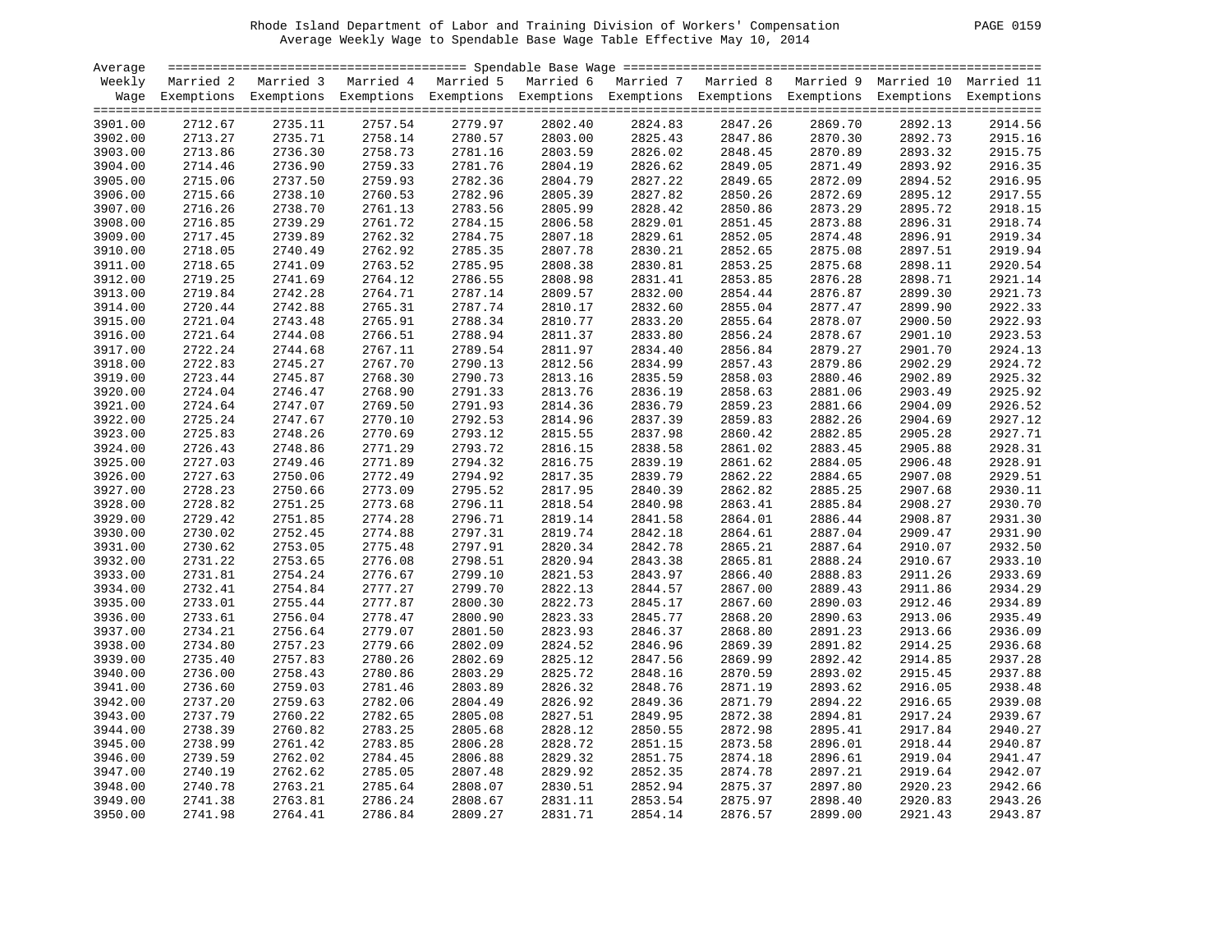Rhode Island Department of Labor and Training Division of Workers' Compensation

Average Weekly Wage to Spendable Base Wage Table Effective May 10, 2014

| Average Weekly Wage | Married 2 Exemptions | Married 3 Exemptions | Married 4 Exemptions | Married 5 Exemptions | Married 6 Exemptions | Married 7 Exemptions | Married 8 Exemptions | Married 9 Exemptions | Married 10 Exemptions | Married 11 Exemptions |
|---|---|---|---|---|---|---|---|---|---|---|
| 3901.00 | 2712.67 | 2735.11 | 2757.54 | 2779.97 | 2802.40 | 2824.83 | 2847.26 | 2869.70 | 2892.13 | 2914.56 |
| 3902.00 | 2713.27 | 2735.71 | 2758.14 | 2780.57 | 2803.00 | 2825.43 | 2847.86 | 2870.30 | 2892.73 | 2915.16 |
| 3903.00 | 2713.86 | 2736.30 | 2758.73 | 2781.16 | 2803.59 | 2826.02 | 2848.45 | 2870.89 | 2893.32 | 2915.75 |
| 3904.00 | 2714.46 | 2736.90 | 2759.33 | 2781.76 | 2804.19 | 2826.62 | 2849.05 | 2871.49 | 2893.92 | 2916.35 |
| 3905.00 | 2715.06 | 2737.50 | 2759.93 | 2782.36 | 2804.79 | 2827.22 | 2849.65 | 2872.09 | 2894.52 | 2916.95 |
| 3906.00 | 2715.66 | 2738.10 | 2760.53 | 2782.96 | 2805.39 | 2827.82 | 2850.26 | 2872.69 | 2895.12 | 2917.55 |
| 3907.00 | 2716.26 | 2738.70 | 2761.13 | 2783.56 | 2805.99 | 2828.42 | 2850.86 | 2873.29 | 2895.72 | 2918.15 |
| 3908.00 | 2716.85 | 2739.29 | 2761.72 | 2784.15 | 2806.58 | 2829.01 | 2851.45 | 2873.88 | 2896.31 | 2918.74 |
| 3909.00 | 2717.45 | 2739.89 | 2762.32 | 2784.75 | 2807.18 | 2829.61 | 2852.05 | 2874.48 | 2896.91 | 2919.34 |
| 3910.00 | 2718.05 | 2740.49 | 2762.92 | 2785.35 | 2807.78 | 2830.21 | 2852.65 | 2875.08 | 2897.51 | 2919.94 |
| 3911.00 | 2718.65 | 2741.09 | 2763.52 | 2785.95 | 2808.38 | 2830.81 | 2853.25 | 2875.68 | 2898.11 | 2920.54 |
| 3912.00 | 2719.25 | 2741.69 | 2764.12 | 2786.55 | 2808.98 | 2831.41 | 2853.85 | 2876.28 | 2898.71 | 2921.14 |
| 3913.00 | 2719.84 | 2742.28 | 2764.71 | 2787.14 | 2809.57 | 2832.00 | 2854.44 | 2876.87 | 2899.30 | 2921.73 |
| 3914.00 | 2720.44 | 2742.88 | 2765.31 | 2787.74 | 2810.17 | 2832.60 | 2855.04 | 2877.47 | 2899.90 | 2922.33 |
| 3915.00 | 2721.04 | 2743.48 | 2765.91 | 2788.34 | 2810.77 | 2833.20 | 2855.64 | 2878.07 | 2900.50 | 2922.93 |
| 3916.00 | 2721.64 | 2744.08 | 2766.51 | 2788.94 | 2811.37 | 2833.80 | 2856.24 | 2878.67 | 2901.10 | 2923.53 |
| 3917.00 | 2722.24 | 2744.68 | 2767.11 | 2789.54 | 2811.97 | 2834.40 | 2856.84 | 2879.27 | 2901.70 | 2924.13 |
| 3918.00 | 2722.83 | 2745.27 | 2767.70 | 2790.13 | 2812.56 | 2834.99 | 2857.43 | 2879.86 | 2902.29 | 2924.72 |
| 3919.00 | 2723.44 | 2745.87 | 2768.30 | 2790.73 | 2813.16 | 2835.59 | 2858.03 | 2880.46 | 2902.89 | 2925.32 |
| 3920.00 | 2724.04 | 2746.47 | 2768.90 | 2791.33 | 2813.76 | 2836.19 | 2858.63 | 2881.06 | 2903.49 | 2925.92 |
| 3921.00 | 2724.64 | 2747.07 | 2769.50 | 2791.93 | 2814.36 | 2836.79 | 2859.23 | 2881.66 | 2904.09 | 2926.52 |
| 3922.00 | 2725.24 | 2747.67 | 2770.10 | 2792.53 | 2814.96 | 2837.39 | 2859.83 | 2882.26 | 2904.69 | 2927.12 |
| 3923.00 | 2725.83 | 2748.26 | 2770.69 | 2793.12 | 2815.55 | 2837.98 | 2860.42 | 2882.85 | 2905.28 | 2927.71 |
| 3924.00 | 2726.43 | 2748.86 | 2771.29 | 2793.72 | 2816.15 | 2838.58 | 2861.02 | 2883.45 | 2905.88 | 2928.31 |
| 3925.00 | 2727.03 | 2749.46 | 2771.89 | 2794.32 | 2816.75 | 2839.19 | 2861.62 | 2884.05 | 2906.48 | 2928.91 |
| 3926.00 | 2727.63 | 2750.06 | 2772.49 | 2794.92 | 2817.35 | 2839.79 | 2862.22 | 2884.65 | 2907.08 | 2929.51 |
| 3927.00 | 2728.23 | 2750.66 | 2773.09 | 2795.52 | 2817.95 | 2840.39 | 2862.82 | 2885.25 | 2907.68 | 2930.11 |
| 3928.00 | 2728.82 | 2751.25 | 2773.68 | 2796.11 | 2818.54 | 2840.98 | 2863.41 | 2885.84 | 2908.27 | 2930.70 |
| 3929.00 | 2729.42 | 2751.85 | 2774.28 | 2796.71 | 2819.14 | 2841.58 | 2864.01 | 2886.44 | 2908.87 | 2931.30 |
| 3930.00 | 2730.02 | 2752.45 | 2774.88 | 2797.31 | 2819.74 | 2842.18 | 2864.61 | 2887.04 | 2909.47 | 2931.90 |
| 3931.00 | 2730.62 | 2753.05 | 2775.48 | 2797.91 | 2820.34 | 2842.78 | 2865.21 | 2887.64 | 2910.07 | 2932.50 |
| 3932.00 | 2731.22 | 2753.65 | 2776.08 | 2798.51 | 2820.94 | 2843.38 | 2865.81 | 2888.24 | 2910.67 | 2933.10 |
| 3933.00 | 2731.81 | 2754.24 | 2776.67 | 2799.10 | 2821.53 | 2843.97 | 2866.40 | 2888.83 | 2911.26 | 2933.69 |
| 3934.00 | 2732.41 | 2754.84 | 2777.27 | 2799.70 | 2822.13 | 2844.57 | 2867.00 | 2889.43 | 2911.86 | 2934.29 |
| 3935.00 | 2733.01 | 2755.44 | 2777.87 | 2800.30 | 2822.73 | 2845.17 | 2867.60 | 2890.03 | 2912.46 | 2934.89 |
| 3936.00 | 2733.61 | 2756.04 | 2778.47 | 2800.90 | 2823.33 | 2845.77 | 2868.20 | 2890.63 | 2913.06 | 2935.49 |
| 3937.00 | 2734.21 | 2756.64 | 2779.07 | 2801.50 | 2823.93 | 2846.37 | 2868.80 | 2891.23 | 2913.66 | 2936.09 |
| 3938.00 | 2734.80 | 2757.23 | 2779.66 | 2802.09 | 2824.52 | 2846.96 | 2869.39 | 2891.82 | 2914.25 | 2936.68 |
| 3939.00 | 2735.40 | 2757.83 | 2780.26 | 2802.69 | 2825.12 | 2847.56 | 2869.99 | 2892.42 | 2914.85 | 2937.28 |
| 3940.00 | 2736.00 | 2758.43 | 2780.86 | 2803.29 | 2825.72 | 2848.16 | 2870.59 | 2893.02 | 2915.45 | 2937.88 |
| 3941.00 | 2736.60 | 2759.03 | 2781.46 | 2803.89 | 2826.32 | 2848.76 | 2871.19 | 2893.62 | 2916.05 | 2938.48 |
| 3942.00 | 2737.20 | 2759.63 | 2782.06 | 2804.49 | 2826.92 | 2849.36 | 2871.79 | 2894.22 | 2916.65 | 2939.08 |
| 3943.00 | 2737.79 | 2760.22 | 2782.65 | 2805.08 | 2827.51 | 2849.95 | 2872.38 | 2894.81 | 2917.24 | 2939.67 |
| 3944.00 | 2738.39 | 2760.82 | 2783.25 | 2805.68 | 2828.12 | 2850.55 | 2872.98 | 2895.41 | 2917.84 | 2940.27 |
| 3945.00 | 2738.99 | 2761.42 | 2783.85 | 2806.28 | 2828.72 | 2851.15 | 2873.58 | 2896.01 | 2918.44 | 2940.87 |
| 3946.00 | 2739.59 | 2762.02 | 2784.45 | 2806.88 | 2829.32 | 2851.75 | 2874.18 | 2896.61 | 2919.04 | 2941.47 |
| 3947.00 | 2740.19 | 2762.62 | 2785.05 | 2807.48 | 2829.92 | 2852.35 | 2874.78 | 2897.21 | 2919.64 | 2942.07 |
| 3948.00 | 2740.78 | 2763.21 | 2785.64 | 2808.07 | 2830.51 | 2852.94 | 2875.37 | 2897.80 | 2920.23 | 2942.66 |
| 3949.00 | 2741.38 | 2763.81 | 2786.24 | 2808.67 | 2831.11 | 2853.54 | 2875.97 | 2898.40 | 2920.83 | 2943.26 |
| 3950.00 | 2741.98 | 2764.41 | 2786.84 | 2809.27 | 2831.71 | 2854.14 | 2876.57 | 2899.00 | 2921.43 | 2943.87 |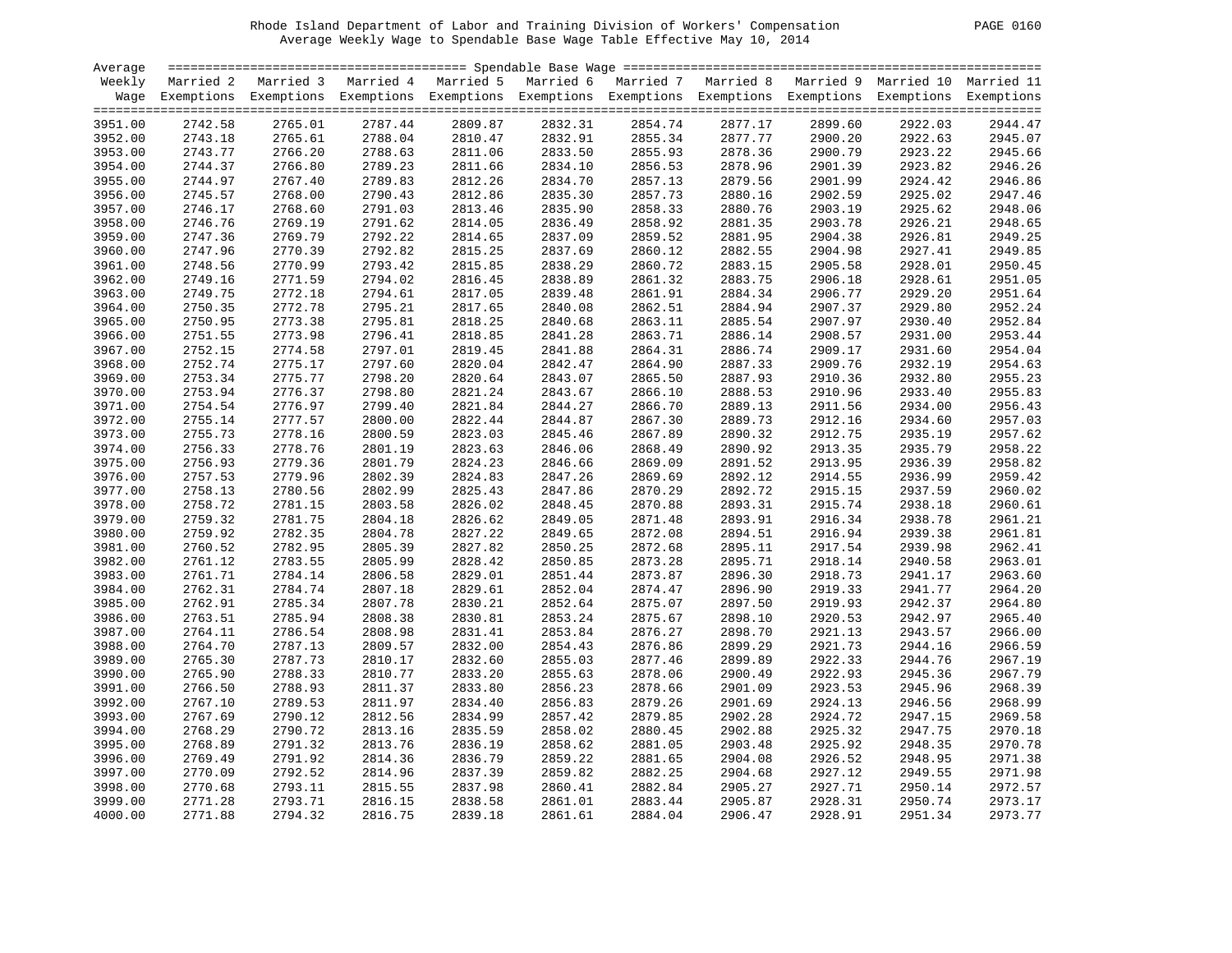Rhode Island Department of Labor and Training Division of Workers' Compensation
Average Weekly Wage to Spendable Base Wage Table Effective May 10, 2014

| Average Weekly Wage | Spendable Base Wage | | | | | | | | | |
|---|---|---|---|---|---|---|---|---|---|---|
| | Married 2 Exemptions | Married 3 Exemptions | Married 4 Exemptions | Married 5 Exemptions | Married 6 Exemptions | Married 7 Exemptions | Married 8 Exemptions | Married 9 Exemptions | Married 10 Exemptions | Married 11 Exemptions |
| 3951.00 | 2742.58 | 2765.01 | 2787.44 | 2809.87 | 2832.31 | 2854.74 | 2877.17 | 2899.60 | 2922.03 | 2944.47 |
| 3952.00 | 2743.18 | 2765.61 | 2788.04 | 2810.47 | 2832.91 | 2855.34 | 2877.77 | 2900.20 | 2922.63 | 2945.07 |
| 3953.00 | 2743.77 | 2766.20 | 2788.63 | 2811.06 | 2833.50 | 2855.93 | 2878.36 | 2900.79 | 2923.22 | 2945.66 |
| 3954.00 | 2744.37 | 2766.80 | 2789.23 | 2811.66 | 2834.10 | 2856.53 | 2878.96 | 2901.39 | 2923.82 | 2946.26 |
| 3955.00 | 2744.97 | 2767.40 | 2789.83 | 2812.26 | 2834.70 | 2857.13 | 2879.56 | 2901.99 | 2924.42 | 2946.86 |
| 3956.00 | 2745.57 | 2768.00 | 2790.43 | 2812.86 | 2835.30 | 2857.73 | 2880.16 | 2902.59 | 2925.02 | 2947.46 |
| 3957.00 | 2746.17 | 2768.60 | 2791.03 | 2813.46 | 2835.90 | 2858.33 | 2880.76 | 2903.19 | 2925.62 | 2948.06 |
| 3958.00 | 2746.76 | 2769.19 | 2791.62 | 2814.05 | 2836.49 | 2858.92 | 2881.35 | 2903.78 | 2926.21 | 2948.65 |
| 3959.00 | 2747.36 | 2769.79 | 2792.22 | 2814.65 | 2837.09 | 2859.52 | 2881.95 | 2904.38 | 2926.81 | 2949.25 |
| 3960.00 | 2747.96 | 2770.39 | 2792.82 | 2815.25 | 2837.69 | 2860.12 | 2882.55 | 2904.98 | 2927.41 | 2949.85 |
| 3961.00 | 2748.56 | 2770.99 | 2793.42 | 2815.85 | 2838.29 | 2860.72 | 2883.15 | 2905.58 | 2928.01 | 2950.45 |
| 3962.00 | 2749.16 | 2771.59 | 2794.02 | 2816.45 | 2838.89 | 2861.32 | 2883.75 | 2906.18 | 2928.61 | 2951.05 |
| 3963.00 | 2749.75 | 2772.18 | 2794.61 | 2817.05 | 2839.48 | 2861.91 | 2884.34 | 2906.77 | 2929.20 | 2951.64 |
| 3964.00 | 2750.35 | 2772.78 | 2795.21 | 2817.65 | 2840.08 | 2862.51 | 2884.94 | 2907.37 | 2929.80 | 2952.24 |
| 3965.00 | 2750.95 | 2773.38 | 2795.81 | 2818.25 | 2840.68 | 2863.11 | 2885.54 | 2907.97 | 2930.40 | 2952.84 |
| 3966.00 | 2751.55 | 2773.98 | 2796.41 | 2818.85 | 2841.28 | 2863.71 | 2886.14 | 2908.57 | 2931.00 | 2953.44 |
| 3967.00 | 2752.15 | 2774.58 | 2797.01 | 2819.45 | 2841.88 | 2864.31 | 2886.74 | 2909.17 | 2931.60 | 2954.04 |
| 3968.00 | 2752.74 | 2775.17 | 2797.60 | 2820.04 | 2842.47 | 2864.90 | 2887.33 | 2909.76 | 2932.19 | 2954.63 |
| 3969.00 | 2753.34 | 2775.77 | 2798.20 | 2820.64 | 2843.07 | 2865.50 | 2887.93 | 2910.36 | 2932.80 | 2955.23 |
| 3970.00 | 2753.94 | 2776.37 | 2798.80 | 2821.24 | 2843.67 | 2866.10 | 2888.53 | 2910.96 | 2933.40 | 2955.83 |
| 3971.00 | 2754.54 | 2776.97 | 2799.40 | 2821.84 | 2844.27 | 2866.70 | 2889.13 | 2911.56 | 2934.00 | 2956.43 |
| 3972.00 | 2755.14 | 2777.57 | 2800.00 | 2822.44 | 2844.87 | 2867.30 | 2889.73 | 2912.16 | 2934.60 | 2957.03 |
| 3973.00 | 2755.73 | 2778.16 | 2800.59 | 2823.03 | 2845.46 | 2867.89 | 2890.32 | 2912.75 | 2935.19 | 2957.62 |
| 3974.00 | 2756.33 | 2778.76 | 2801.19 | 2823.63 | 2846.06 | 2868.49 | 2890.92 | 2913.35 | 2935.79 | 2958.22 |
| 3975.00 | 2756.93 | 2779.36 | 2801.79 | 2824.23 | 2846.66 | 2869.09 | 2891.52 | 2913.95 | 2936.39 | 2958.82 |
| 3976.00 | 2757.53 | 2779.96 | 2802.39 | 2824.83 | 2847.26 | 2869.69 | 2892.12 | 2914.55 | 2936.99 | 2959.42 |
| 3977.00 | 2758.13 | 2780.56 | 2802.99 | 2825.43 | 2847.86 | 2870.29 | 2892.72 | 2915.15 | 2937.59 | 2960.02 |
| 3978.00 | 2758.72 | 2781.15 | 2803.58 | 2826.02 | 2848.45 | 2870.88 | 2893.31 | 2915.74 | 2938.18 | 2960.61 |
| 3979.00 | 2759.32 | 2781.75 | 2804.18 | 2826.62 | 2849.05 | 2871.48 | 2893.91 | 2916.34 | 2938.78 | 2961.21 |
| 3980.00 | 2759.92 | 2782.35 | 2804.78 | 2827.22 | 2849.65 | 2872.08 | 2894.51 | 2916.94 | 2939.38 | 2961.81 |
| 3981.00 | 2760.52 | 2782.95 | 2805.39 | 2827.82 | 2850.25 | 2872.68 | 2895.11 | 2917.54 | 2939.98 | 2962.41 |
| 3982.00 | 2761.12 | 2783.55 | 2805.99 | 2828.42 | 2850.85 | 2873.28 | 2895.71 | 2918.14 | 2940.58 | 2963.01 |
| 3983.00 | 2761.71 | 2784.14 | 2806.58 | 2829.01 | 2851.44 | 2873.87 | 2896.30 | 2918.73 | 2941.17 | 2963.60 |
| 3984.00 | 2762.31 | 2784.74 | 2807.18 | 2829.61 | 2852.04 | 2874.47 | 2896.90 | 2919.33 | 2941.77 | 2964.20 |
| 3985.00 | 2762.91 | 2785.34 | 2807.78 | 2830.21 | 2852.64 | 2875.07 | 2897.50 | 2919.93 | 2942.37 | 2964.80 |
| 3986.00 | 2763.51 | 2785.94 | 2808.38 | 2830.81 | 2853.24 | 2875.67 | 2898.10 | 2920.53 | 2942.97 | 2965.40 |
| 3987.00 | 2764.11 | 2786.54 | 2808.98 | 2831.41 | 2853.84 | 2876.27 | 2898.70 | 2921.13 | 2943.57 | 2966.00 |
| 3988.00 | 2764.70 | 2787.13 | 2809.57 | 2832.00 | 2854.43 | 2876.86 | 2899.29 | 2921.73 | 2944.16 | 2966.59 |
| 3989.00 | 2765.30 | 2787.73 | 2810.17 | 2832.60 | 2855.03 | 2877.46 | 2899.89 | 2922.33 | 2944.76 | 2967.19 |
| 3990.00 | 2765.90 | 2788.33 | 2810.77 | 2833.20 | 2855.63 | 2878.06 | 2900.49 | 2922.93 | 2945.36 | 2967.79 |
| 3991.00 | 2766.50 | 2788.93 | 2811.37 | 2833.80 | 2856.23 | 2878.66 | 2901.09 | 2923.53 | 2945.96 | 2968.39 |
| 3992.00 | 2767.10 | 2789.53 | 2811.97 | 2834.40 | 2856.83 | 2879.26 | 2901.69 | 2924.13 | 2946.56 | 2968.99 |
| 3993.00 | 2767.69 | 2790.12 | 2812.56 | 2834.99 | 2857.42 | 2879.85 | 2902.28 | 2924.72 | 2947.15 | 2969.58 |
| 3994.00 | 2768.29 | 2790.72 | 2813.16 | 2835.59 | 2858.02 | 2880.45 | 2902.88 | 2925.32 | 2947.75 | 2970.18 |
| 3995.00 | 2768.89 | 2791.32 | 2813.76 | 2836.19 | 2858.62 | 2881.05 | 2903.48 | 2925.92 | 2948.35 | 2970.78 |
| 3996.00 | 2769.49 | 2791.92 | 2814.36 | 2836.79 | 2859.22 | 2881.65 | 2904.08 | 2926.52 | 2948.95 | 2971.38 |
| 3997.00 | 2770.09 | 2792.52 | 2814.96 | 2837.39 | 2859.82 | 2882.25 | 2904.68 | 2927.12 | 2949.55 | 2971.98 |
| 3998.00 | 2770.68 | 2793.11 | 2815.55 | 2837.98 | 2860.41 | 2882.84 | 2905.27 | 2927.71 | 2950.14 | 2972.57 |
| 3999.00 | 2771.28 | 2793.71 | 2816.15 | 2838.58 | 2861.01 | 2883.44 | 2905.87 | 2928.31 | 2950.74 | 2973.17 |
| 4000.00 | 2771.88 | 2794.32 | 2816.75 | 2839.18 | 2861.61 | 2884.04 | 2906.47 | 2928.91 | 2951.34 | 2973.77 |